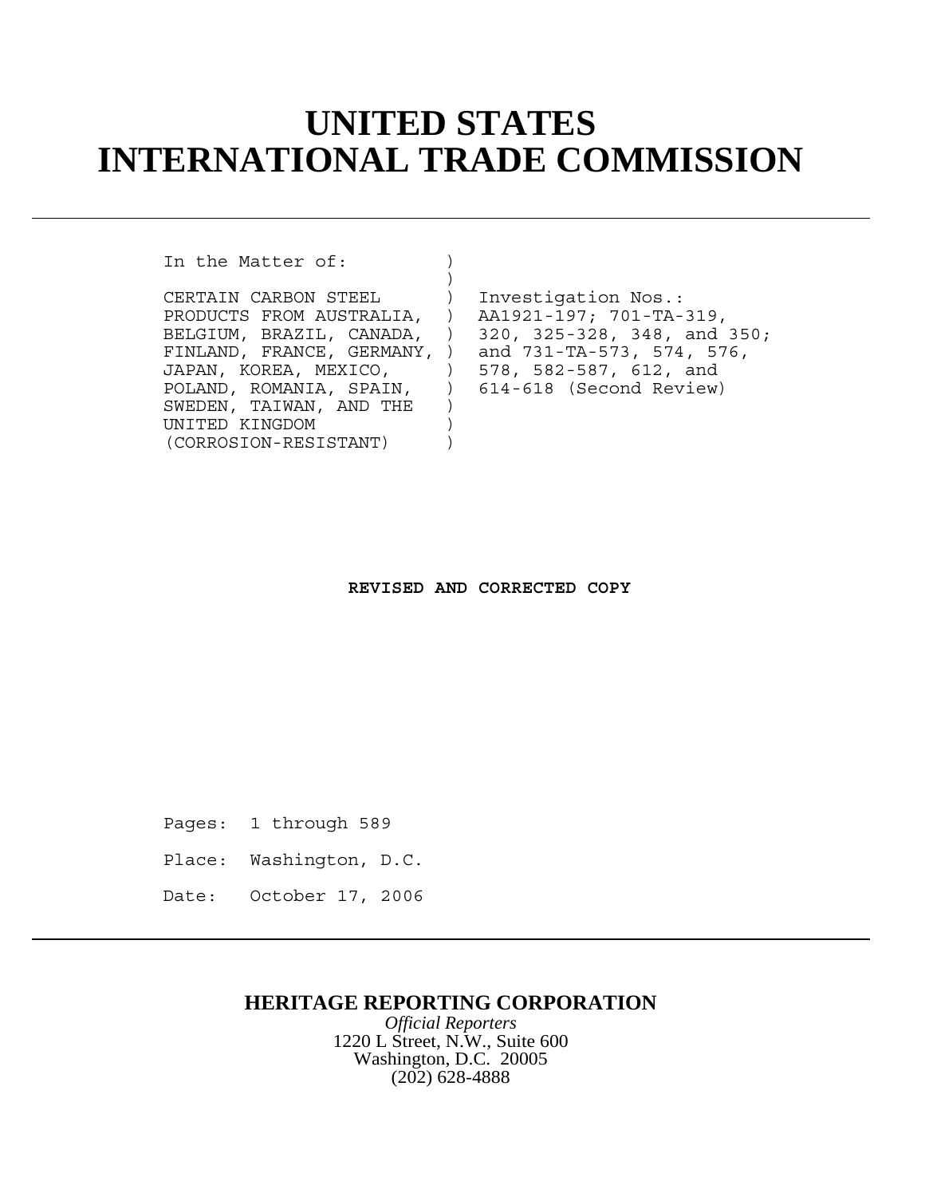# UNITED STATES INTERNATIONAL TRADE COMMISSION

---

```
In the Matter of:          )
                           )
CERTAIN CARBON STEEL       )  Investigation Nos.:
PRODUCTS FROM AUSTRALIA,   )  AA1921-197; 701-TA-319,
BELGIUM, BRAZIL, CANADA,   )  320, 325-328, 348, and 350;
FINLAND, FRANCE, GERMANY,  )  and 731-TA-573, 574, 576,
JAPAN, KOREA, MEXICO,      )  578, 582-587, 612, and
POLAND, ROMANIA, SPAIN,    )  614-618 (Second Review)
SWEDEN, TAIWAN, AND THE    )
UNITED KINGDOM             )
(CORROSION-RESISTANT)      )
```

**REVISED AND CORRECTED COPY**

Pages: 1 through 589

Place: Washington, D.C.

Date: October 17, 2006

---

**HERITAGE REPORTING CORPORATION**

*Official Reporters*

1220 L Street, N.W., Suite 600

Washington, D.C. 20005

(202) 628-4888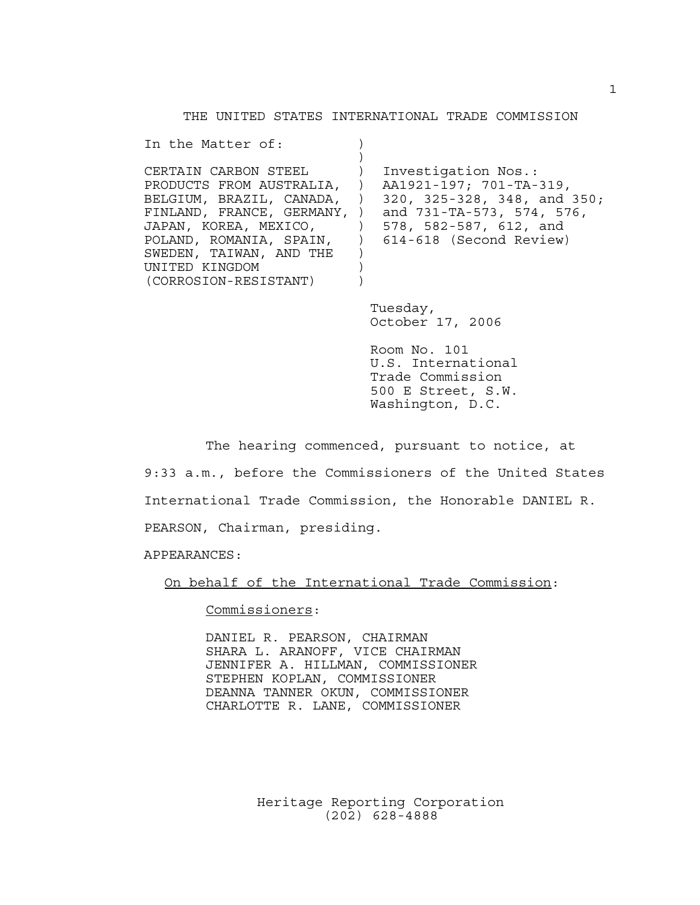# THE UNITED STATES INTERNATIONAL TRADE COMMISSION

| | | |
|---|---|---|
| In the Matter of: | ) | |
| | ) | |
| CERTAIN CARBON STEEL | ) | Investigation Nos.: |
| PRODUCTS FROM AUSTRALIA, | ) | AA1921-197; 701-TA-319, |
| BELGIUM, BRAZIL, CANADA, | ) | 320, 325-328, 348, and 350; |
| FINLAND, FRANCE, GERMANY, | ) | and 731-TA-573, 574, 576, |
| JAPAN, KOREA, MEXICO, | ) | 578, 582-587, 612, and |
| POLAND, ROMANIA, SPAIN, | ) | 614-618 (Second Review) |
| SWEDEN, TAIWAN, AND THE | ) | |
| UNITED KINGDOM | ) | |
| (CORROSION-RESISTANT) | ) | |

Tuesday,
October 17, 2006

Room No. 101
U.S. International
Trade Commission
500 E Street, S.W.
Washington, D.C.

The hearing commenced, pursuant to notice, at 9:33 a.m., before the Commissioners of the United States International Trade Commission, the Honorable DANIEL R. PEARSON, Chairman, presiding.

APPEARANCES:

On behalf of the International Trade Commission:

Commissioners:

DANIEL R. PEARSON, CHAIRMAN
SHARA L. ARANOFF, VICE CHAIRMAN
JENNIFER A. HILLMAN, COMMISSIONER
STEPHEN KOPLAN, COMMISSIONER
DEANNA TANNER OKUN, COMMISSIONER
CHARLOTTE R. LANE, COMMISSIONER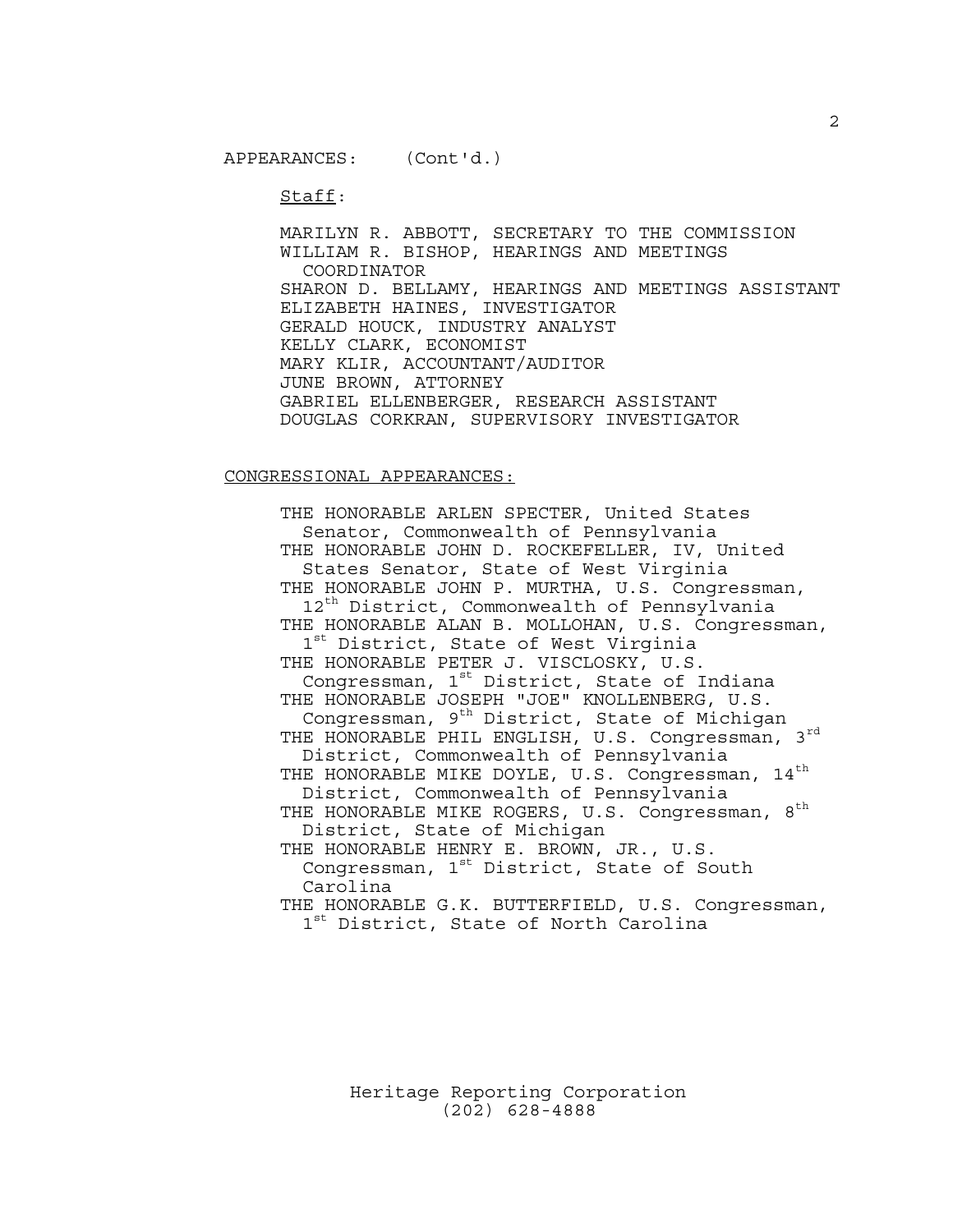APPEARANCES: (Cont'd.)

Staff:

MARILYN R. ABBOTT, SECRETARY TO THE COMMISSION
WILLIAM R. BISHOP, HEARINGS AND MEETINGS COORDINATOR
SHARON D. BELLAMY, HEARINGS AND MEETINGS ASSISTANT
ELIZABETH HAINES, INVESTIGATOR
GERALD HOUCK, INDUSTRY ANALYST
KELLY CLARK, ECONOMIST
MARY KLIR, ACCOUNTANT/AUDITOR
JUNE BROWN, ATTORNEY
GABRIEL ELLENBERGER, RESEARCH ASSISTANT
DOUGLAS CORKRAN, SUPERVISORY INVESTIGATOR

CONGRESSIONAL APPEARANCES:

THE HONORABLE ARLEN SPECTER, United States Senator, Commonwealth of Pennsylvania
THE HONORABLE JOHN D. ROCKEFELLER, IV, United States Senator, State of West Virginia
THE HONORABLE JOHN P. MURTHA, U.S. Congressman, 12th District, Commonwealth of Pennsylvania
THE HONORABLE ALAN B. MOLLOHAN, U.S. Congressman, 1st District, State of West Virginia
THE HONORABLE PETER J. VISCLOSKY, U.S. Congressman, 1st District, State of Indiana
THE HONORABLE JOSEPH "JOE" KNOLLENBERG, U.S. Congressman, 9th District, State of Michigan
THE HONORABLE PHIL ENGLISH, U.S. Congressman, 3rd District, Commonwealth of Pennsylvania
THE HONORABLE MIKE DOYLE, U.S. Congressman, 14th District, Commonwealth of Pennsylvania
THE HONORABLE MIKE ROGERS, U.S. Congressman, 8th District, State of Michigan
THE HONORABLE HENRY E. BROWN, JR., U.S. Congressman, 1st District, State of South Carolina
THE HONORABLE G.K. BUTTERFIELD, U.S. Congressman, 1st District, State of North Carolina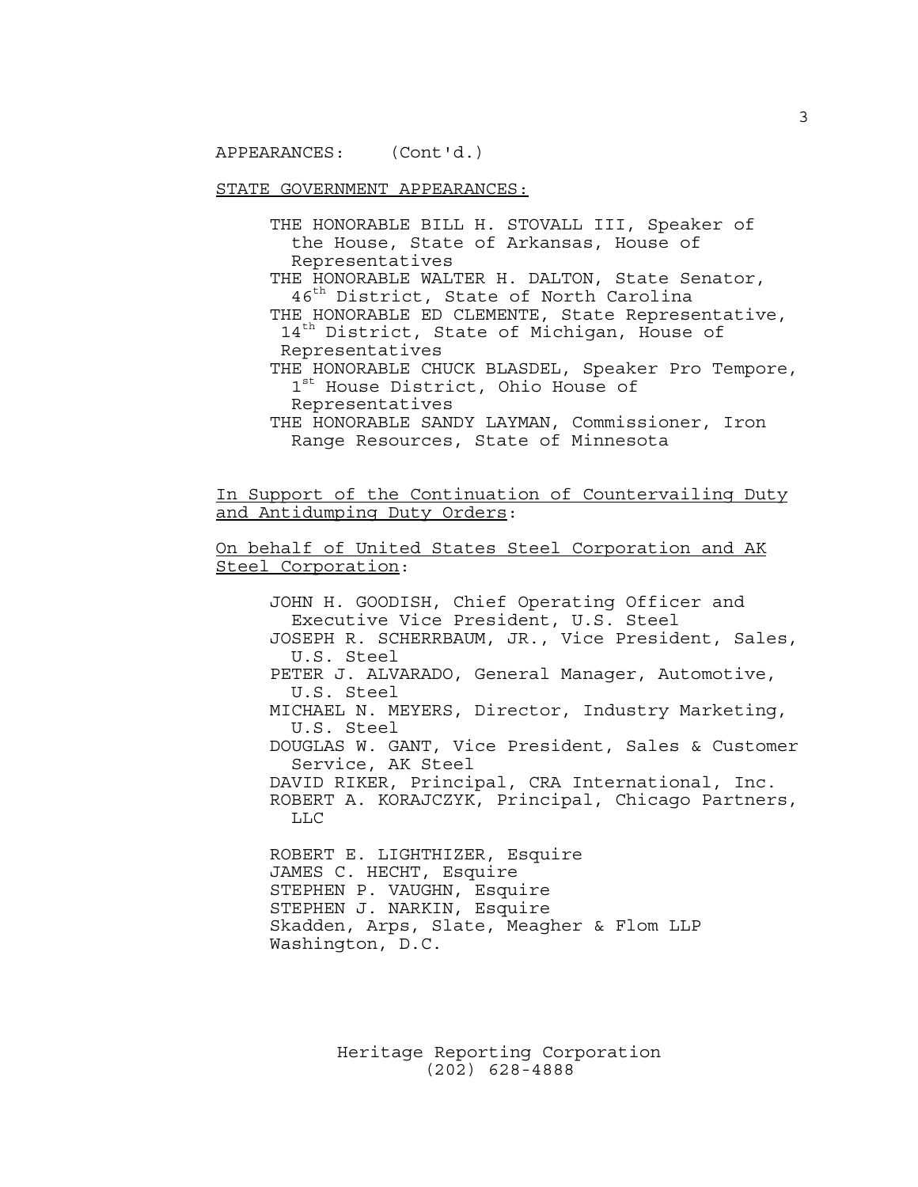APPEARANCES: (Cont'd.)

STATE GOVERNMENT APPEARANCES:

THE HONORABLE BILL H. STOVALL III, Speaker of the House, State of Arkansas, House of Representatives
THE HONORABLE WALTER H. DALTON, State Senator, 46th District, State of North Carolina
THE HONORABLE ED CLEMENTE, State Representative, 14th District, State of Michigan, House of Representatives
THE HONORABLE CHUCK BLASDEL, Speaker Pro Tempore, 1st House District, Ohio House of Representatives
THE HONORABLE SANDY LAYMAN, Commissioner, Iron Range Resources, State of Minnesota

In Support of the Continuation of Countervailing Duty and Antidumping Duty Orders:

On behalf of United States Steel Corporation and AK Steel Corporation:

JOHN H. GOODISH, Chief Operating Officer and Executive Vice President, U.S. Steel
JOSEPH R. SCHERRBAUM, JR., Vice President, Sales, U.S. Steel
PETER J. ALVARADO, General Manager, Automotive, U.S. Steel
MICHAEL N. MEYERS, Director, Industry Marketing, U.S. Steel
DOUGLAS W. GANT, Vice President, Sales & Customer Service, AK Steel
DAVID RIKER, Principal, CRA International, Inc.
ROBERT A. KORAJCZYK, Principal, Chicago Partners, LLC

ROBERT E. LIGHTHIZER, Esquire
JAMES C. HECHT, Esquire
STEPHEN P. VAUGHN, Esquire
STEPHEN J. NARKIN, Esquire
Skadden, Arps, Slate, Meagher & Flom LLP
Washington, D.C.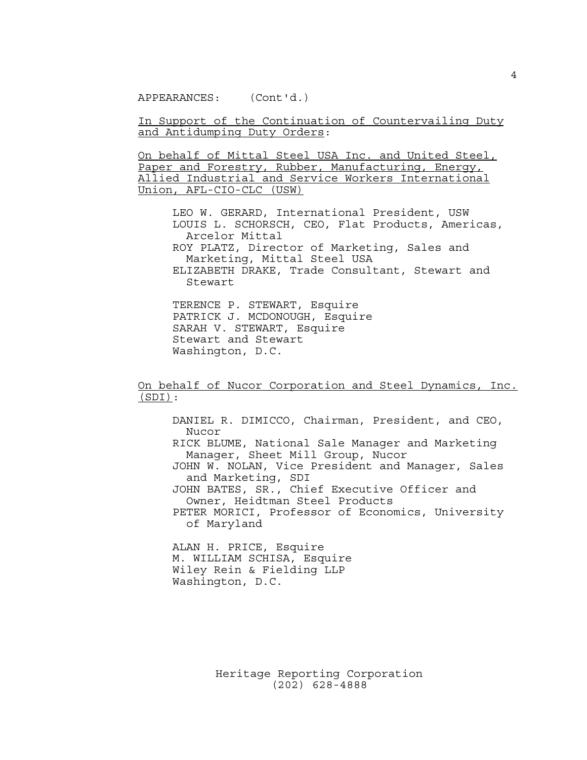APPEARANCES: (Cont'd.)

In Support of the Continuation of Countervailing Duty and Antidumping Duty Orders:

On behalf of Mittal Steel USA Inc. and United Steel, Paper and Forestry, Rubber, Manufacturing, Energy, Allied Industrial and Service Workers International Union, AFL-CIO-CLC (USW)

LEO W. GERARD, International President, USW
LOUIS L. SCHORSCH, CEO, Flat Products, Americas, Arcelor Mittal
ROY PLATZ, Director of Marketing, Sales and Marketing, Mittal Steel USA
ELIZABETH DRAKE, Trade Consultant, Stewart and Stewart

TERENCE P. STEWART, Esquire
PATRICK J. MCDONOUGH, Esquire
SARAH V. STEWART, Esquire
Stewart and Stewart
Washington, D.C.

On behalf of Nucor Corporation and Steel Dynamics, Inc. (SDI):

DANIEL R. DIMICCO, Chairman, President, and CEO, Nucor
RICK BLUME, National Sale Manager and Marketing Manager, Sheet Mill Group, Nucor
JOHN W. NOLAN, Vice President and Manager, Sales and Marketing, SDI
JOHN BATES, SR., Chief Executive Officer and Owner, Heidtman Steel Products
PETER MORICI, Professor of Economics, University of Maryland

ALAN H. PRICE, Esquire
M. WILLIAM SCHISA, Esquire
Wiley Rein & Fielding LLP
Washington, D.C.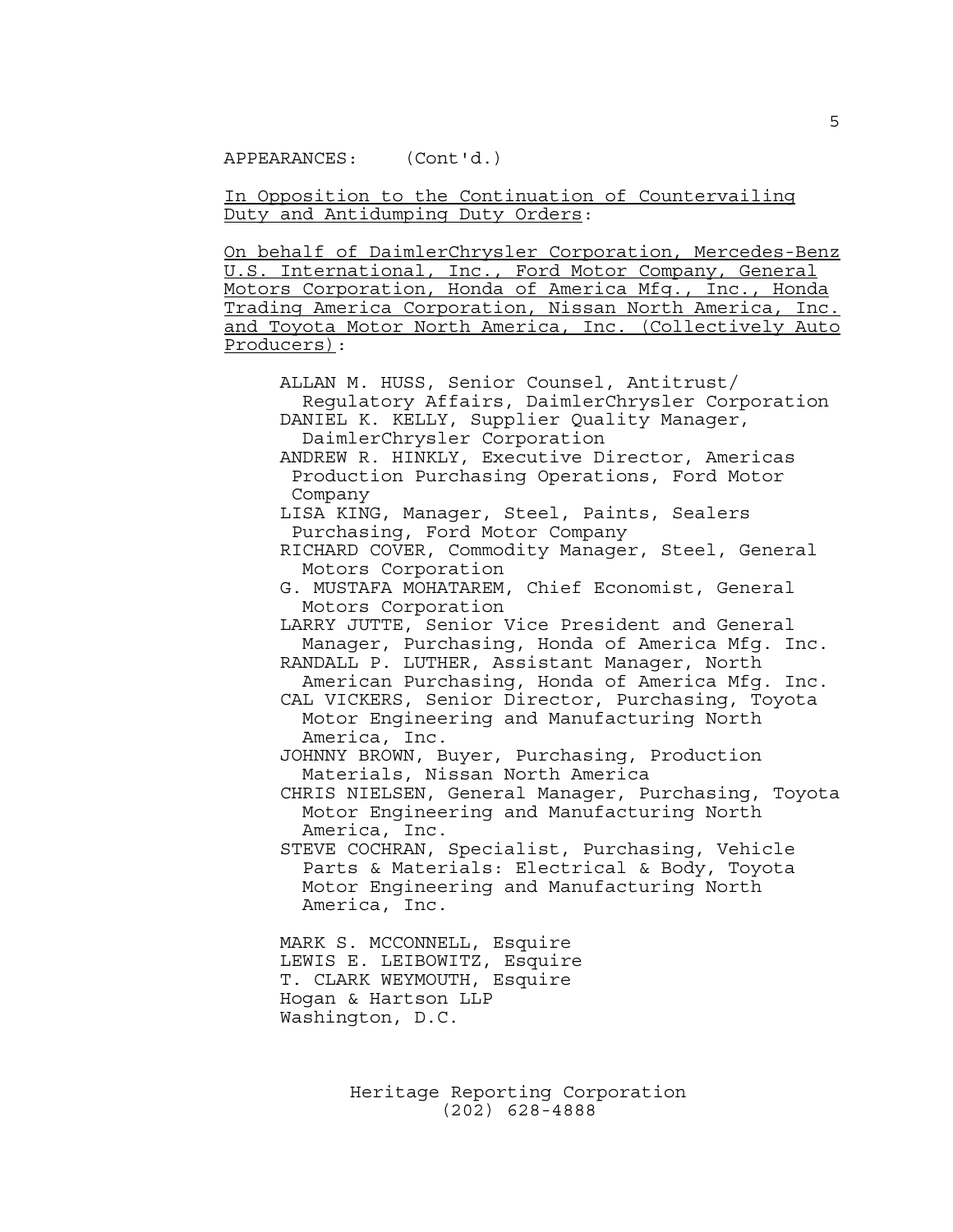APPEARANCES: (Cont'd.)

In Opposition to the Continuation of Countervailing Duty and Antidumping Duty Orders:

On behalf of DaimlerChrysler Corporation, Mercedes-Benz U.S. International, Inc., Ford Motor Company, General Motors Corporation, Honda of America Mfg., Inc., Honda Trading America Corporation, Nissan North America, Inc. and Toyota Motor North America, Inc. (Collectively Auto Producers):

ALLAN M. HUSS, Senior Counsel, Antitrust/ Regulatory Affairs, DaimlerChrysler Corporation
DANIEL K. KELLY, Supplier Quality Manager, DaimlerChrysler Corporation
ANDREW R. HINKLY, Executive Director, Americas Production Purchasing Operations, Ford Motor Company
LISA KING, Manager, Steel, Paints, Sealers Purchasing, Ford Motor Company
RICHARD COVER, Commodity Manager, Steel, General Motors Corporation
G. MUSTAFA MOHATAREM, Chief Economist, General Motors Corporation
LARRY JUTTE, Senior Vice President and General Manager, Purchasing, Honda of America Mfg. Inc.
RANDALL P. LUTHER, Assistant Manager, North American Purchasing, Honda of America Mfg. Inc.
CAL VICKERS, Senior Director, Purchasing, Toyota Motor Engineering and Manufacturing North America, Inc.
JOHNNY BROWN, Buyer, Purchasing, Production Materials, Nissan North America
CHRIS NIELSEN, General Manager, Purchasing, Toyota Motor Engineering and Manufacturing North America, Inc.
STEVE COCHRAN, Specialist, Purchasing, Vehicle Parts & Materials: Electrical & Body, Toyota Motor Engineering and Manufacturing North America, Inc.

MARK S. MCCONNELL, Esquire
LEWIS E. LEIBOWITZ, Esquire
T. CLARK WEYMOUTH, Esquire
Hogan & Hartson LLP
Washington, D.C.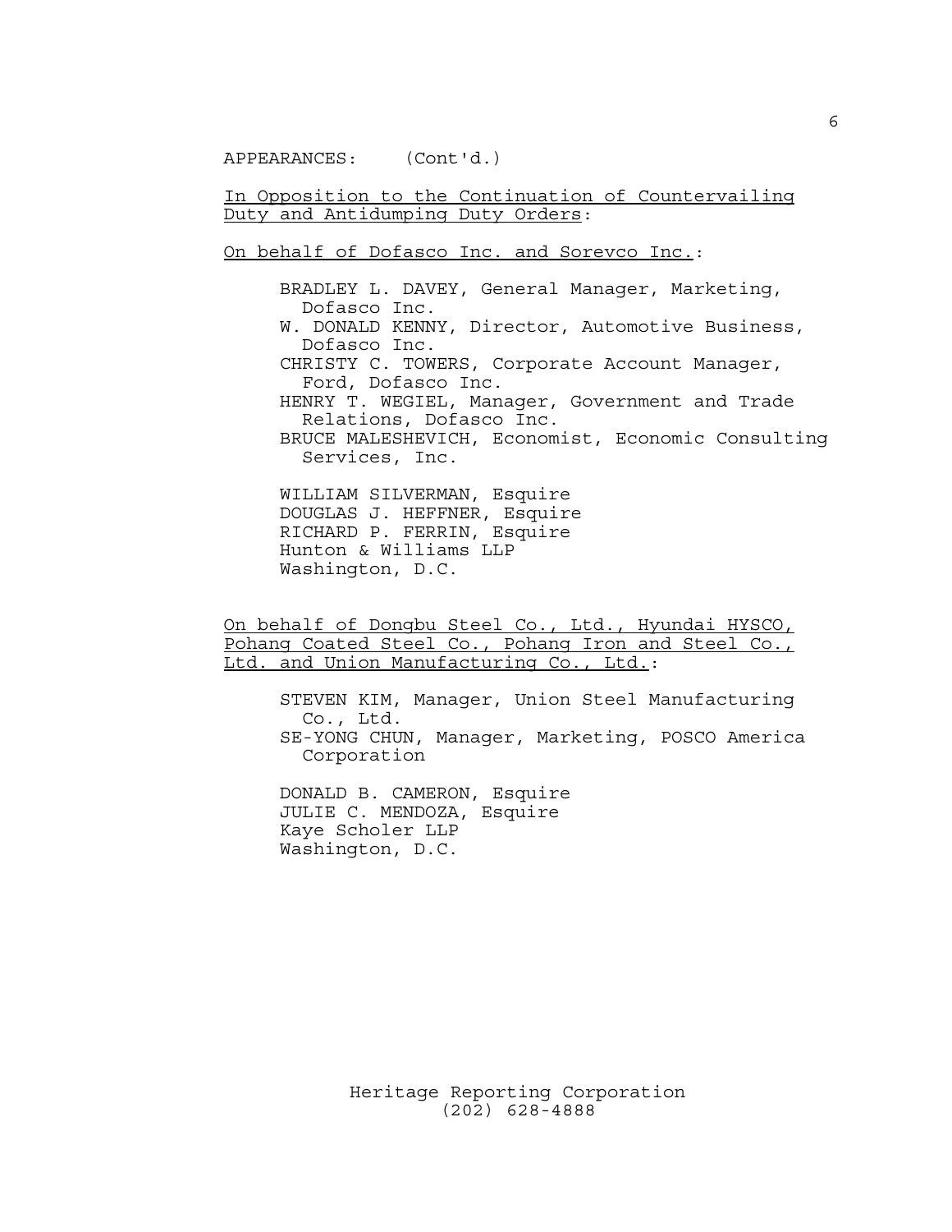APPEARANCES: (Cont'd.)

<u>In Opposition to the Continuation of Countervailing Duty and Antidumping Duty Orders</u>:

<u>On behalf of Dofasco Inc. and Sorevco Inc.</u>:

BRADLEY L. DAVEY, General Manager, Marketing, Dofasco Inc.
W. DONALD KENNY, Director, Automotive Business, Dofasco Inc.
CHRISTY C. TOWERS, Corporate Account Manager, Ford, Dofasco Inc.
HENRY T. WEGIEL, Manager, Government and Trade Relations, Dofasco Inc.
BRUCE MALESHEVICH, Economist, Economic Consulting Services, Inc.

WILLIAM SILVERMAN, Esquire
DOUGLAS J. HEFFNER, Esquire
RICHARD P. FERRIN, Esquire
Hunton & Williams LLP
Washington, D.C.

<u>On behalf of Dongbu Steel Co., Ltd., Hyundai HYSCO, Pohang Coated Steel Co., Pohang Iron and Steel Co., Ltd. and Union Manufacturing Co., Ltd.</u>:

STEVEN KIM, Manager, Union Steel Manufacturing Co., Ltd.
SE-YONG CHUN, Manager, Marketing, POSCO America Corporation

DONALD B. CAMERON, Esquire
JULIE C. MENDOZA, Esquire
Kaye Scholer LLP
Washington, D.C.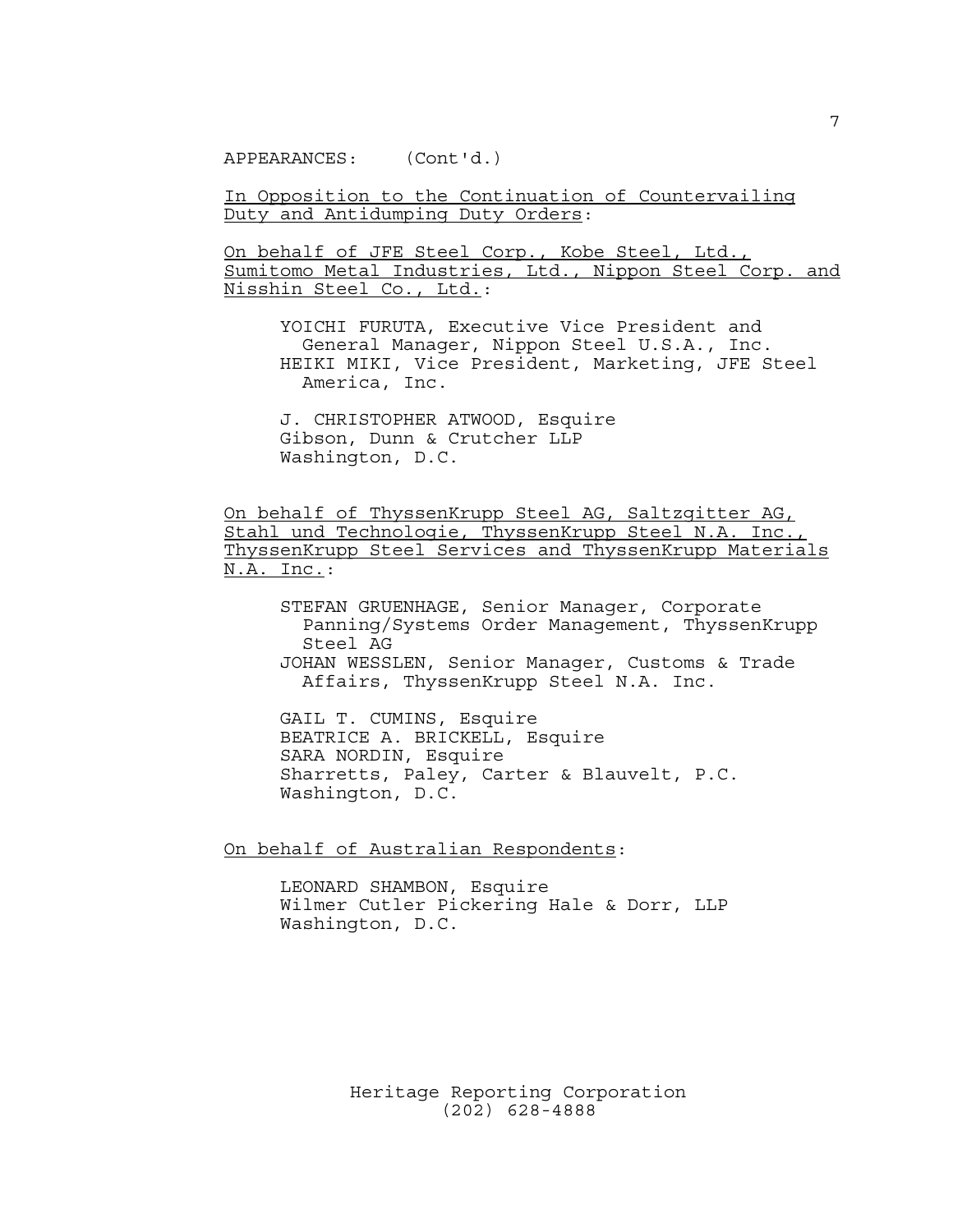APPEARANCES: (Cont'd.)

In Opposition to the Continuation of Countervailing Duty and Antidumping Duty Orders:

On behalf of JFE Steel Corp., Kobe Steel, Ltd., Sumitomo Metal Industries, Ltd., Nippon Steel Corp. and Nisshin Steel Co., Ltd.:

YOICHI FURUTA, Executive Vice President and General Manager, Nippon Steel U.S.A., Inc.
HEIKI MIKI, Vice President, Marketing, JFE Steel America, Inc.

J. CHRISTOPHER ATWOOD, Esquire
Gibson, Dunn & Crutcher LLP
Washington, D.C.

On behalf of ThyssenKrupp Steel AG, Saltzgitter AG, Stahl und Technologie, ThyssenKrupp Steel N.A. Inc., ThyssenKrupp Steel Services and ThyssenKrupp Materials N.A. Inc.:

STEFAN GRUENHAGE, Senior Manager, Corporate Panning/Systems Order Management, ThyssenKrupp Steel AG
JOHAN WESSLEN, Senior Manager, Customs & Trade Affairs, ThyssenKrupp Steel N.A. Inc.

GAIL T. CUMINS, Esquire
BEATRICE A. BRICKELL, Esquire
SARA NORDIN, Esquire
Sharretts, Paley, Carter & Blauvelt, P.C.
Washington, D.C.

On behalf of Australian Respondents:

LEONARD SHAMBON, Esquire
Wilmer Cutler Pickering Hale & Dorr, LLP
Washington, D.C.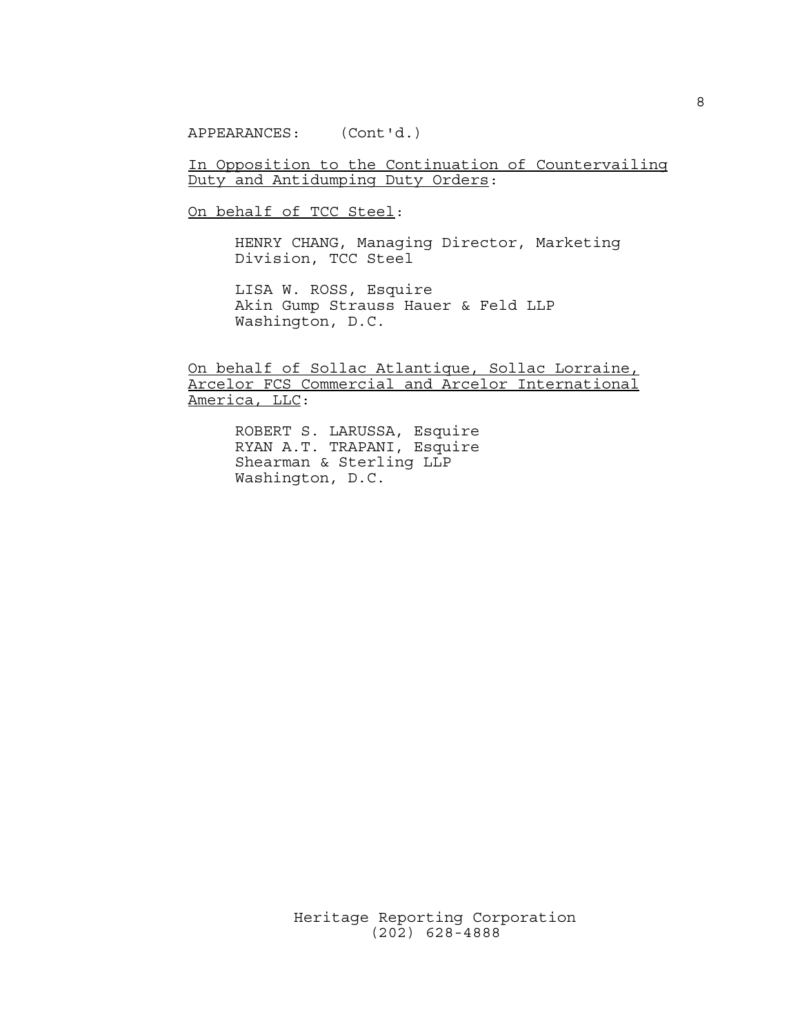APPEARANCES: (Cont'd.)

In Opposition to the Continuation of Countervailing Duty and Antidumping Duty Orders:

On behalf of TCC Steel:

HENRY CHANG, Managing Director, Marketing Division, TCC Steel

LISA W. ROSS, Esquire
Akin Gump Strauss Hauer & Feld LLP
Washington, D.C.

On behalf of Sollac Atlantique, Sollac Lorraine, Arcelor FCS Commercial and Arcelor International America, LLC:

ROBERT S. LARUSSA, Esquire
RYAN A.T. TRAPANI, Esquire
Shearman & Sterling LLP
Washington, D.C.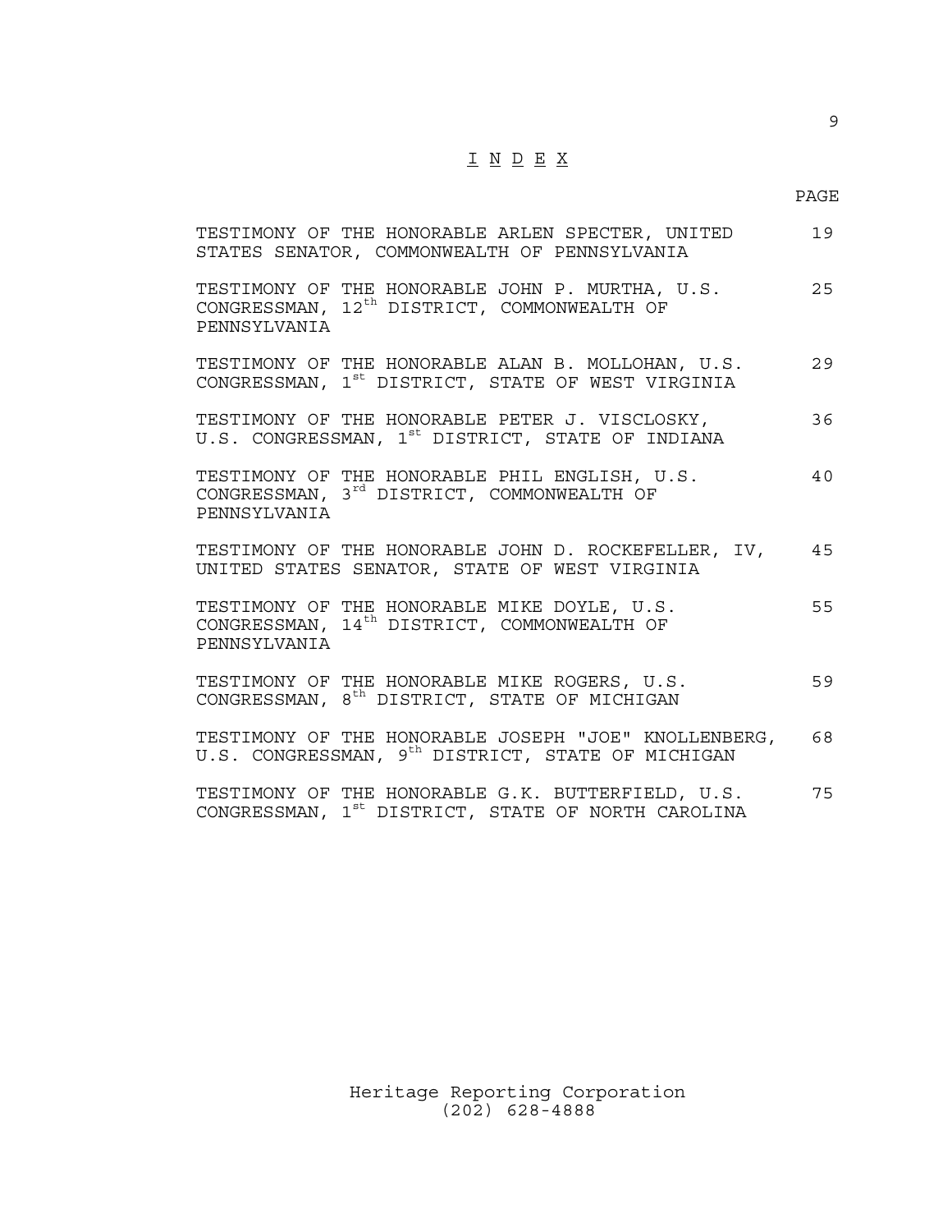# I N D E X

| | PAGE |
|---|---|
| TESTIMONY OF THE HONORABLE ARLEN SPECTER, UNITED STATES SENATOR, COMMONWEALTH OF PENNSYLVANIA | 19 |
| TESTIMONY OF THE HONORABLE JOHN P. MURTHA, U.S. CONGRESSMAN, 12th DISTRICT, COMMONWEALTH OF PENNSYLVANIA | 25 |
| TESTIMONY OF THE HONORABLE ALAN B. MOLLOHAN, U.S. CONGRESSMAN, 1st DISTRICT, STATE OF WEST VIRGINIA | 29 |
| TESTIMONY OF THE HONORABLE PETER J. VISCLOSKY, U.S. CONGRESSMAN, 1st DISTRICT, STATE OF INDIANA | 36 |
| TESTIMONY OF THE HONORABLE PHIL ENGLISH, U.S. CONGRESSMAN, 3rd DISTRICT, COMMONWEALTH OF PENNSYLVANIA | 40 |
| TESTIMONY OF THE HONORABLE JOHN D. ROCKEFELLER, IV, UNITED STATES SENATOR, STATE OF WEST VIRGINIA | 45 |
| TESTIMONY OF THE HONORABLE MIKE DOYLE, U.S. CONGRESSMAN, 14th DISTRICT, COMMONWEALTH OF PENNSYLVANIA | 55 |
| TESTIMONY OF THE HONORABLE MIKE ROGERS, U.S. CONGRESSMAN, 8th DISTRICT, STATE OF MICHIGAN | 59 |
| TESTIMONY OF THE HONORABLE JOSEPH "JOE" KNOLLENBERG, U.S. CONGRESSMAN, 9th DISTRICT, STATE OF MICHIGAN | 68 |
| TESTIMONY OF THE HONORABLE G.K. BUTTERFIELD, U.S. CONGRESSMAN, 1st DISTRICT, STATE OF NORTH CAROLINA | 75 |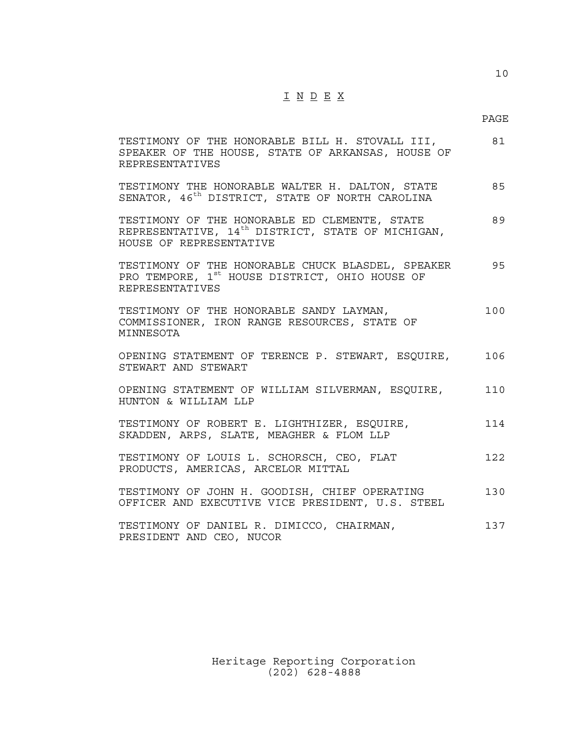# I N D E X

| | PAGE |
|---|---|
| TESTIMONY OF THE HONORABLE BILL H. STOVALL III, SPEAKER OF THE HOUSE, STATE OF ARKANSAS, HOUSE OF REPRESENTATIVES | 81 |
| TESTIMONY THE HONORABLE WALTER H. DALTON, STATE SENATOR, 46th DISTRICT, STATE OF NORTH CAROLINA | 85 |
| TESTIMONY OF THE HONORABLE ED CLEMENTE, STATE REPRESENTATIVE, 14th DISTRICT, STATE OF MICHIGAN, HOUSE OF REPRESENTATIVE | 89 |
| TESTIMONY OF THE HONORABLE CHUCK BLASDEL, SPEAKER PRO TEMPORE, 1st HOUSE DISTRICT, OHIO HOUSE OF REPRESENTATIVES | 95 |
| TESTIMONY OF THE HONORABLE SANDY LAYMAN, COMMISSIONER, IRON RANGE RESOURCES, STATE OF MINNESOTA | 100 |
| OPENING STATEMENT OF TERENCE P. STEWART, ESQUIRE, STEWART AND STEWART | 106 |
| OPENING STATEMENT OF WILLIAM SILVERMAN, ESQUIRE, HUNTON & WILLIAM LLP | 110 |
| TESTIMONY OF ROBERT E. LIGHTHIZER, ESQUIRE, SKADDEN, ARPS, SLATE, MEAGHER & FLOM LLP | 114 |
| TESTIMONY OF LOUIS L. SCHORSCH, CEO, FLAT PRODUCTS, AMERICAS, ARCELOR MITTAL | 122 |
| TESTIMONY OF JOHN H. GOODISH, CHIEF OPERATING OFFICER AND EXECUTIVE VICE PRESIDENT, U.S. STEEL | 130 |
| TESTIMONY OF DANIEL R. DIMICCO, CHAIRMAN, PRESIDENT AND CEO, NUCOR | 137 |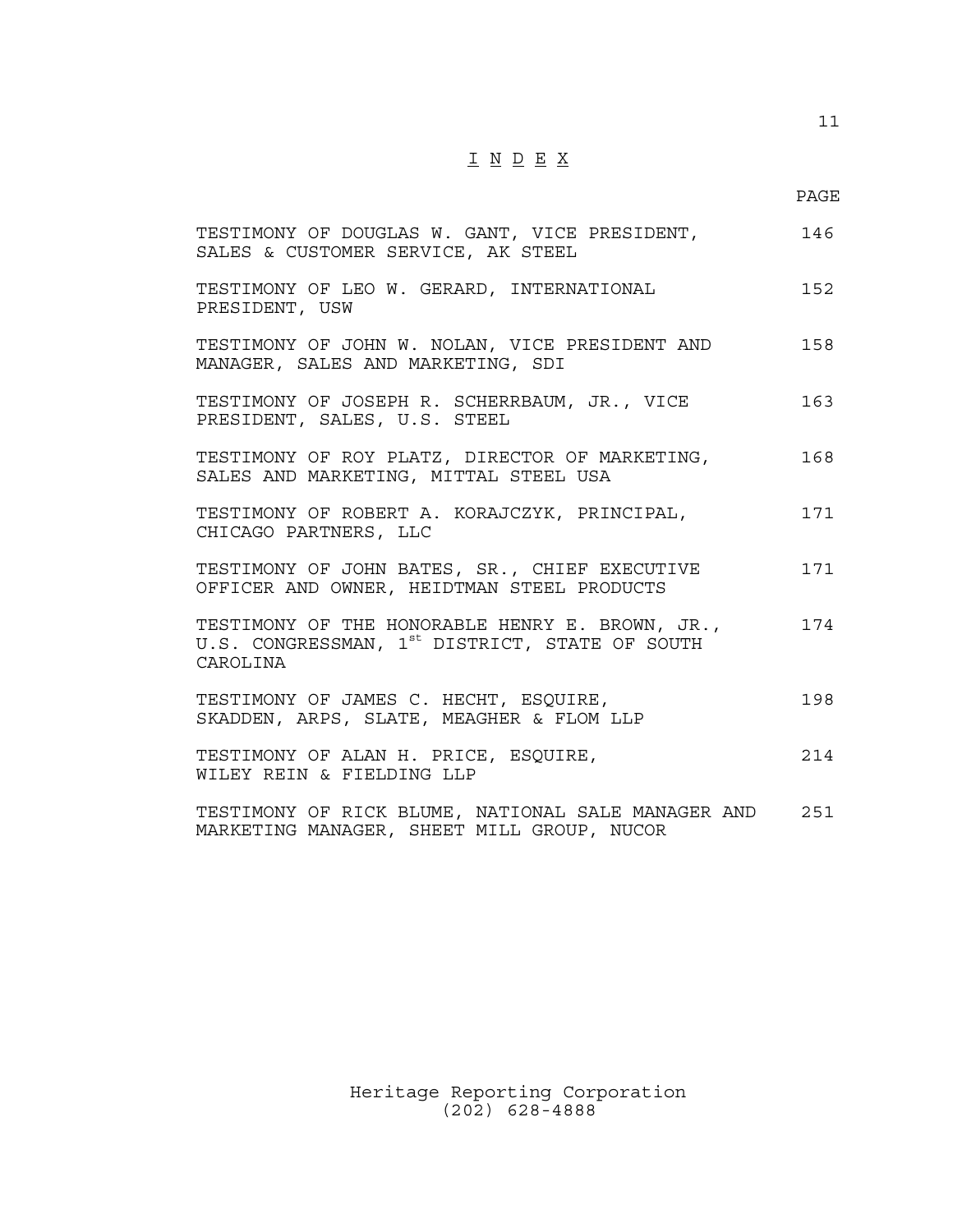# I N D E X

| | PAGE |
|---|---|
| TESTIMONY OF DOUGLAS W. GANT, VICE PRESIDENT, SALES & CUSTOMER SERVICE, AK STEEL | 146 |
| TESTIMONY OF LEO W. GERARD, INTERNATIONAL PRESIDENT, USW | 152 |
| TESTIMONY OF JOHN W. NOLAN, VICE PRESIDENT AND MANAGER, SALES AND MARKETING, SDI | 158 |
| TESTIMONY OF JOSEPH R. SCHERRBAUM, JR., VICE PRESIDENT, SALES, U.S. STEEL | 163 |
| TESTIMONY OF ROY PLATZ, DIRECTOR OF MARKETING, SALES AND MARKETING, MITTAL STEEL USA | 168 |
| TESTIMONY OF ROBERT A. KORAJCZYK, PRINCIPAL, CHICAGO PARTNERS, LLC | 171 |
| TESTIMONY OF JOHN BATES, SR., CHIEF EXECUTIVE OFFICER AND OWNER, HEIDTMAN STEEL PRODUCTS | 171 |
| TESTIMONY OF THE HONORABLE HENRY E. BROWN, JR., U.S. CONGRESSMAN, 1st DISTRICT, STATE OF SOUTH CAROLINA | 174 |
| TESTIMONY OF JAMES C. HECHT, ESQUIRE, SKADDEN, ARPS, SLATE, MEAGHER & FLOM LLP | 198 |
| TESTIMONY OF ALAN H. PRICE, ESQUIRE, WILEY REIN & FIELDING LLP | 214 |
| TESTIMONY OF RICK BLUME, NATIONAL SALE MANAGER AND MARKETING MANAGER, SHEET MILL GROUP, NUCOR | 251 |

Heritage Reporting Corporation
(202) 628-4888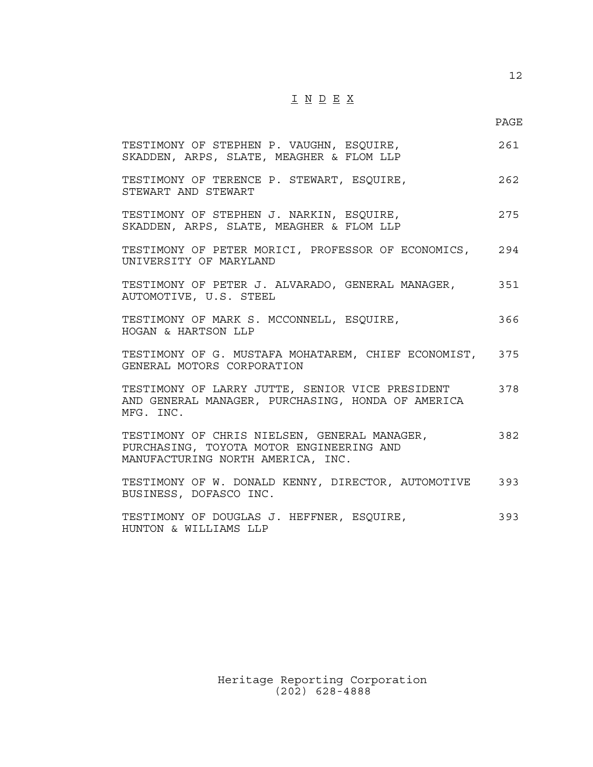# I N D E X

| | PAGE |
|---|---|
| TESTIMONY OF STEPHEN P. VAUGHN, ESQUIRE, SKADDEN, ARPS, SLATE, MEAGHER & FLOM LLP | 261 |
| TESTIMONY OF TERENCE P. STEWART, ESQUIRE, STEWART AND STEWART | 262 |
| TESTIMONY OF STEPHEN J. NARKIN, ESQUIRE, SKADDEN, ARPS, SLATE, MEAGHER & FLOM LLP | 275 |
| TESTIMONY OF PETER MORICI, PROFESSOR OF ECONOMICS, UNIVERSITY OF MARYLAND | 294 |
| TESTIMONY OF PETER J. ALVARADO, GENERAL MANAGER, AUTOMOTIVE, U.S. STEEL | 351 |
| TESTIMONY OF MARK S. MCCONNELL, ESQUIRE, HOGAN & HARTSON LLP | 366 |
| TESTIMONY OF G. MUSTAFA MOHATAREM, CHIEF ECONOMIST, GENERAL MOTORS CORPORATION | 375 |
| TESTIMONY OF LARRY JUTTE, SENIOR VICE PRESIDENT AND GENERAL MANAGER, PURCHASING, HONDA OF AMERICA MFG. INC. | 378 |
| TESTIMONY OF CHRIS NIELSEN, GENERAL MANAGER, PURCHASING, TOYOTA MOTOR ENGINEERING AND MANUFACTURING NORTH AMERICA, INC. | 382 |
| TESTIMONY OF W. DONALD KENNY, DIRECTOR, AUTOMOTIVE BUSINESS, DOFASCO INC. | 393 |
| TESTIMONY OF DOUGLAS J. HEFFNER, ESQUIRE, HUNTON & WILLIAMS LLP | 393 |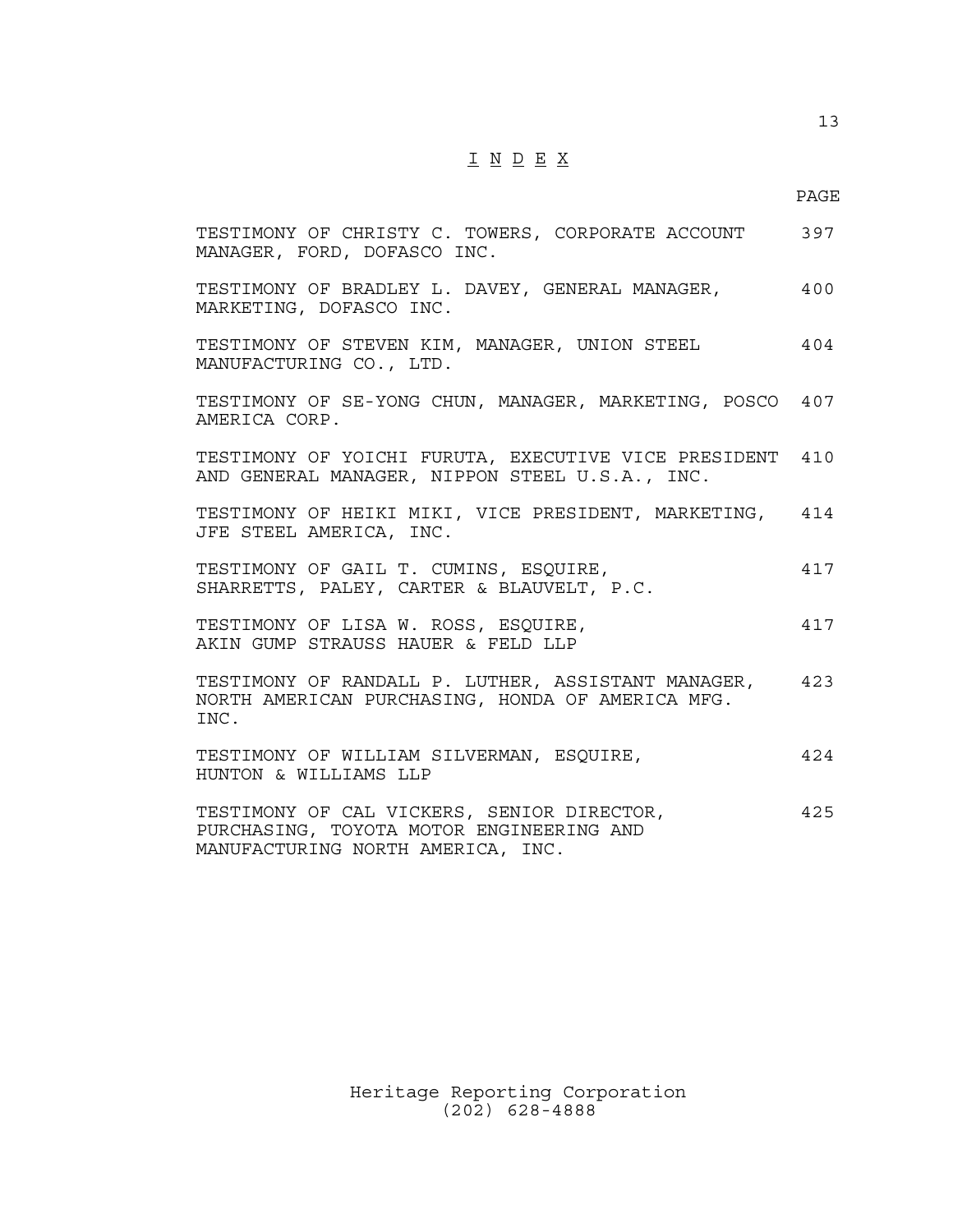# I N D E X

| | PAGE |
|---|---|
| TESTIMONY OF CHRISTY C. TOWERS, CORPORATE ACCOUNT MANAGER, FORD, DOFASCO INC. | 397 |
| TESTIMONY OF BRADLEY L. DAVEY, GENERAL MANAGER, MARKETING, DOFASCO INC. | 400 |
| TESTIMONY OF STEVEN KIM, MANAGER, UNION STEEL MANUFACTURING CO., LTD. | 404 |
| TESTIMONY OF SE-YONG CHUN, MANAGER, MARKETING, POSCO AMERICA CORP. | 407 |
| TESTIMONY OF YOICHI FURUTA, EXECUTIVE VICE PRESIDENT AND GENERAL MANAGER, NIPPON STEEL U.S.A., INC. | 410 |
| TESTIMONY OF HEIKI MIKI, VICE PRESIDENT, MARKETING, JFE STEEL AMERICA, INC. | 414 |
| TESTIMONY OF GAIL T. CUMINS, ESQUIRE, SHARRETTS, PALEY, CARTER & BLAUVELT, P.C. | 417 |
| TESTIMONY OF LISA W. ROSS, ESQUIRE, AKIN GUMP STRAUSS HAUER & FELD LLP | 417 |
| TESTIMONY OF RANDALL P. LUTHER, ASSISTANT MANAGER, NORTH AMERICAN PURCHASING, HONDA OF AMERICA MFG. INC. | 423 |
| TESTIMONY OF WILLIAM SILVERMAN, ESQUIRE, HUNTON & WILLIAMS LLP | 424 |
| TESTIMONY OF CAL VICKERS, SENIOR DIRECTOR, PURCHASING, TOYOTA MOTOR ENGINEERING AND MANUFACTURING NORTH AMERICA, INC. | 425 |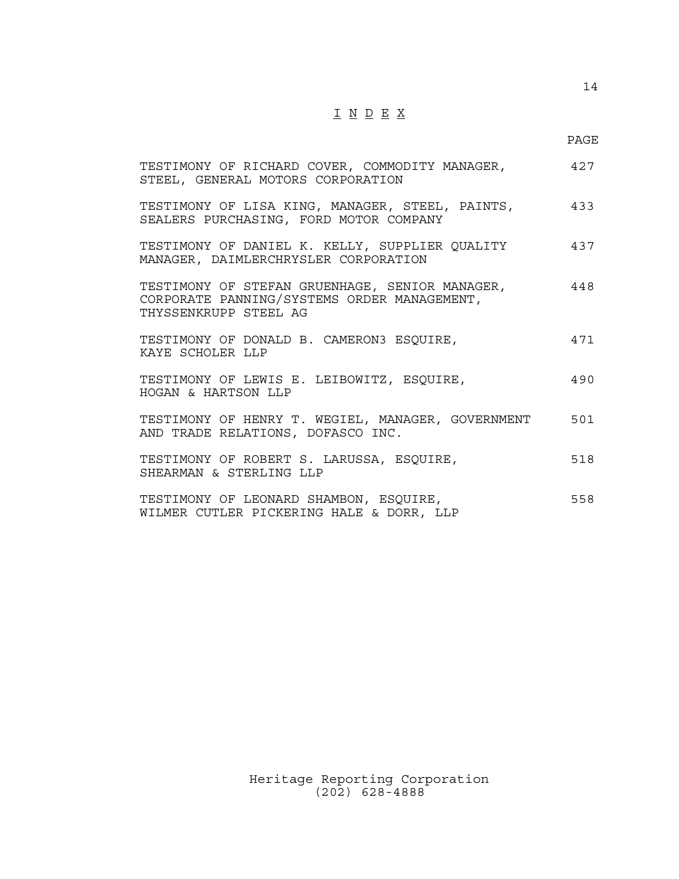# I N D E X

| | PAGE |
|---|---|
| TESTIMONY OF RICHARD COVER, COMMODITY MANAGER, STEEL, GENERAL MOTORS CORPORATION | 427 |
| TESTIMONY OF LISA KING, MANAGER, STEEL, PAINTS, SEALERS PURCHASING, FORD MOTOR COMPANY | 433 |
| TESTIMONY OF DANIEL K. KELLY, SUPPLIER QUALITY MANAGER, DAIMLERCHRYSLER CORPORATION | 437 |
| TESTIMONY OF STEFAN GRUENHAGE, SENIOR MANAGER, CORPORATE PANNING/SYSTEMS ORDER MANAGEMENT, THYSSENKRUPP STEEL AG | 448 |
| TESTIMONY OF DONALD B. CAMERON3 ESQUIRE, KAYE SCHOLER LLP | 471 |
| TESTIMONY OF LEWIS E. LEIBOWITZ, ESQUIRE, HOGAN & HARTSON LLP | 490 |
| TESTIMONY OF HENRY T. WEGIEL, MANAGER, GOVERNMENT AND TRADE RELATIONS, DOFASCO INC. | 501 |
| TESTIMONY OF ROBERT S. LARUSSA, ESQUIRE, SHEARMAN & STERLING LLP | 518 |
| TESTIMONY OF LEONARD SHAMBON, ESQUIRE, WILMER CUTLER PICKERING HALE & DORR, LLP | 558 |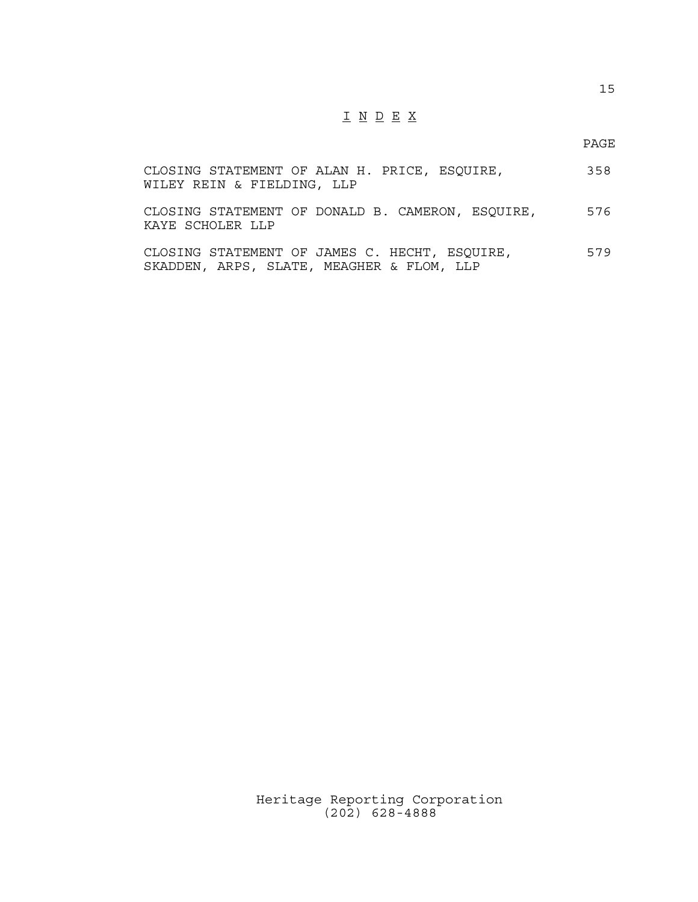# I N D E X

| | PAGE |
|---|---|
| CLOSING STATEMENT OF ALAN H. PRICE, ESQUIRE, WILEY REIN & FIELDING, LLP | 358 |
| CLOSING STATEMENT OF DONALD B. CAMERON, ESQUIRE, KAYE SCHOLER LLP | 576 |
| CLOSING STATEMENT OF JAMES C. HECHT, ESQUIRE, SKADDEN, ARPS, SLATE, MEAGHER & FLOM, LLP | 579 |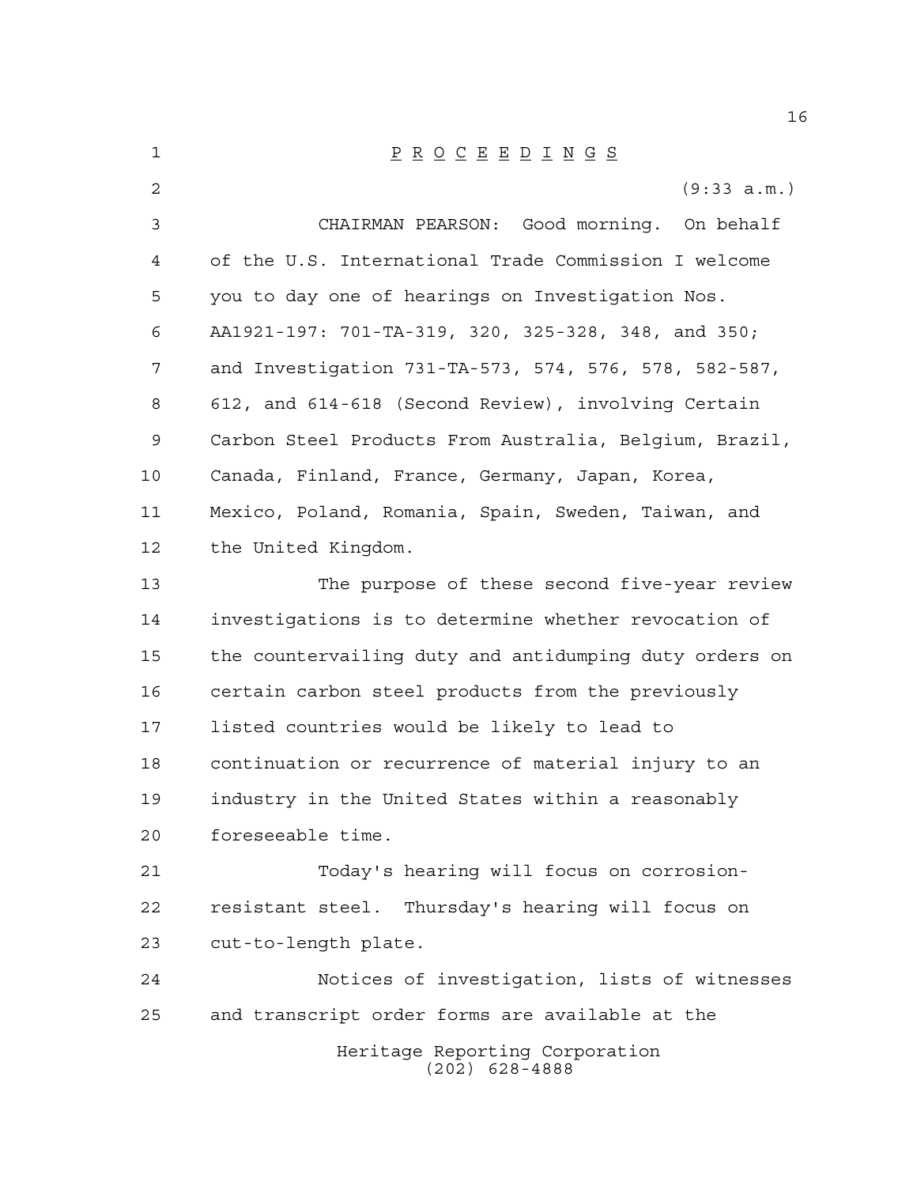P R O C E E D I N G S

(9:33 a.m.)

CHAIRMAN PEARSON: Good morning. On behalf of the U.S. International Trade Commission I welcome you to day one of hearings on Investigation Nos. AA1921-197: 701-TA-319, 320, 325-328, 348, and 350; and Investigation 731-TA-573, 574, 576, 578, 582-587, 612, and 614-618 (Second Review), involving Certain Carbon Steel Products From Australia, Belgium, Brazil, Canada, Finland, France, Germany, Japan, Korea, Mexico, Poland, Romania, Spain, Sweden, Taiwan, and the United Kingdom.

The purpose of these second five-year review investigations is to determine whether revocation of the countervailing duty and antidumping duty orders on certain carbon steel products from the previously listed countries would be likely to lead to continuation or recurrence of material injury to an industry in the United States within a reasonably foreseeable time.

Today's hearing will focus on corrosion-resistant steel. Thursday's hearing will focus on cut-to-length plate.

Notices of investigation, lists of witnesses and transcript order forms are available at the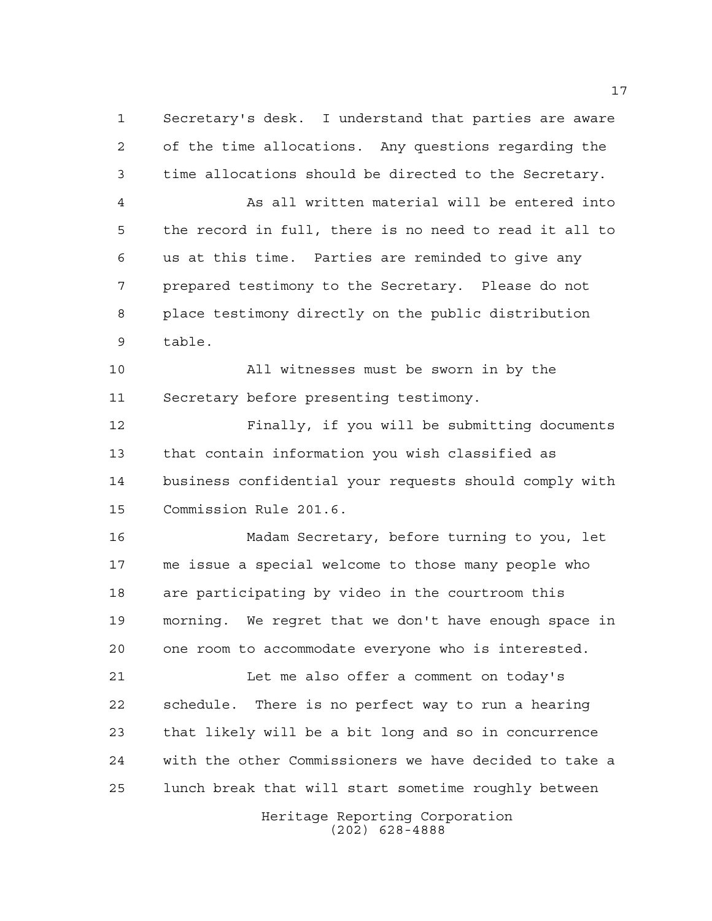Secretary's desk. I understand that parties are aware of the time allocations. Any questions regarding the time allocations should be directed to the Secretary.

As all written material will be entered into the record in full, there is no need to read it all to us at this time. Parties are reminded to give any prepared testimony to the Secretary. Please do not place testimony directly on the public distribution table.

All witnesses must be sworn in by the Secretary before presenting testimony.

Finally, if you will be submitting documents that contain information you wish classified as business confidential your requests should comply with Commission Rule 201.6.

Madam Secretary, before turning to you, let me issue a special welcome to those many people who are participating by video in the courtroom this morning. We regret that we don't have enough space in one room to accommodate everyone who is interested.

Let me also offer a comment on today's schedule. There is no perfect way to run a hearing that likely will be a bit long and so in concurrence with the other Commissioners we have decided to take a lunch break that will start sometime roughly between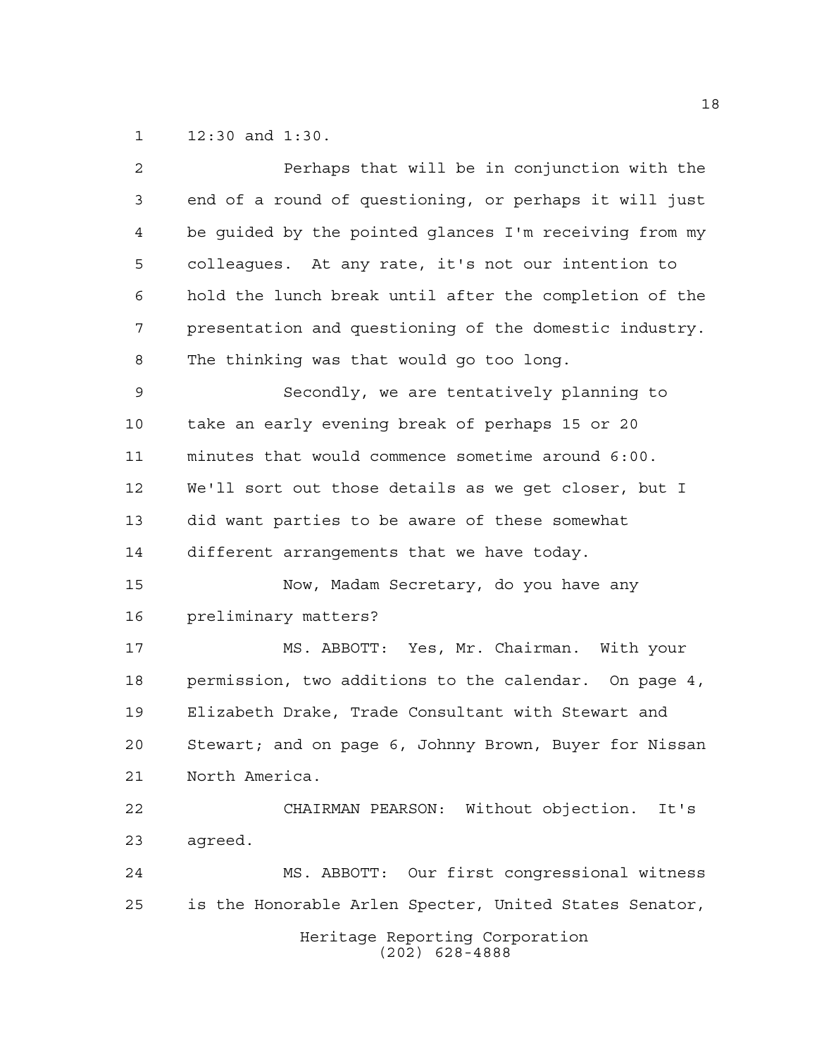12:30 and 1:30.

Perhaps that will be in conjunction with the end of a round of questioning, or perhaps it will just be guided by the pointed glances I'm receiving from my colleagues. At any rate, it's not our intention to hold the lunch break until after the completion of the presentation and questioning of the domestic industry. The thinking was that would go too long.

Secondly, we are tentatively planning to take an early evening break of perhaps 15 or 20 minutes that would commence sometime around 6:00. We'll sort out those details as we get closer, but I did want parties to be aware of these somewhat different arrangements that we have today.

Now, Madam Secretary, do you have any preliminary matters?

MS. ABBOTT: Yes, Mr. Chairman. With your permission, two additions to the calendar. On page 4, Elizabeth Drake, Trade Consultant with Stewart and Stewart; and on page 6, Johnny Brown, Buyer for Nissan North America.

CHAIRMAN PEARSON: Without objection. It's agreed.

MS. ABBOTT: Our first congressional witness is the Honorable Arlen Specter, United States Senator,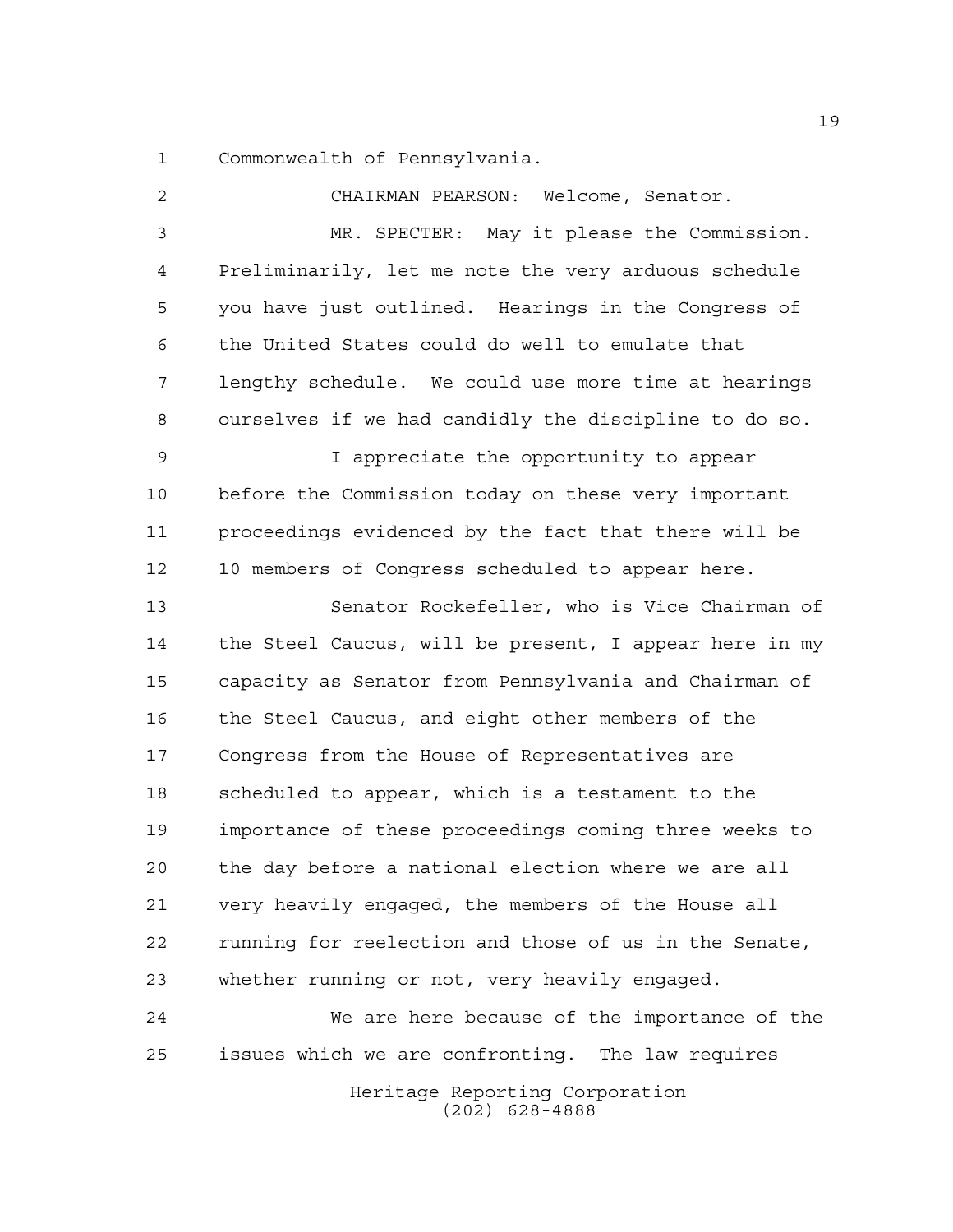Commonwealth of Pennsylvania.

CHAIRMAN PEARSON: Welcome, Senator.

MR. SPECTER: May it please the Commission. Preliminarily, let me note the very arduous schedule you have just outlined. Hearings in the Congress of the United States could do well to emulate that lengthy schedule. We could use more time at hearings ourselves if we had candidly the discipline to do so.

I appreciate the opportunity to appear before the Commission today on these very important proceedings evidenced by the fact that there will be 10 members of Congress scheduled to appear here.

Senator Rockefeller, who is Vice Chairman of the Steel Caucus, will be present, I appear here in my capacity as Senator from Pennsylvania and Chairman of the Steel Caucus, and eight other members of the Congress from the House of Representatives are scheduled to appear, which is a testament to the importance of these proceedings coming three weeks to the day before a national election where we are all very heavily engaged, the members of the House all running for reelection and those of us in the Senate, whether running or not, very heavily engaged.

We are here because of the importance of the issues which we are confronting. The law requires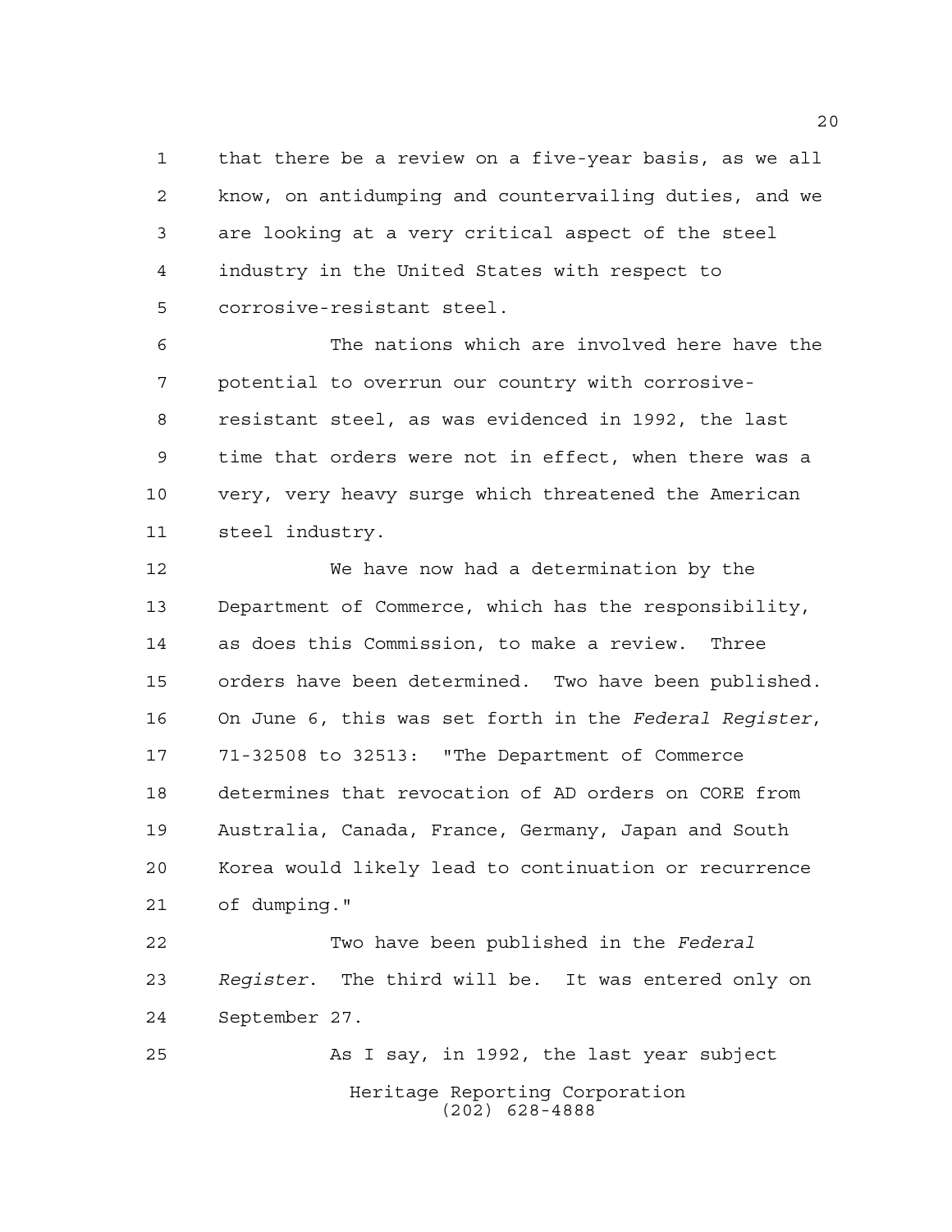that there be a review on a five-year basis, as we all know, on antidumping and countervailing duties, and we are looking at a very critical aspect of the steel industry in the United States with respect to corrosive-resistant steel.

The nations which are involved here have the potential to overrun our country with corrosive-resistant steel, as was evidenced in 1992, the last time that orders were not in effect, when there was a very, very heavy surge which threatened the American steel industry.

We have now had a determination by the Department of Commerce, which has the responsibility, as does this Commission, to make a review. Three orders have been determined. Two have been published. On June 6, this was set forth in the *Federal Register*, 71-32508 to 32513: "The Department of Commerce determines that revocation of AD orders on CORE from Australia, Canada, France, Germany, Japan and South Korea would likely lead to continuation or recurrence of dumping."

Two have been published in the *Federal Register*. The third will be. It was entered only on September 27.

As I say, in 1992, the last year subject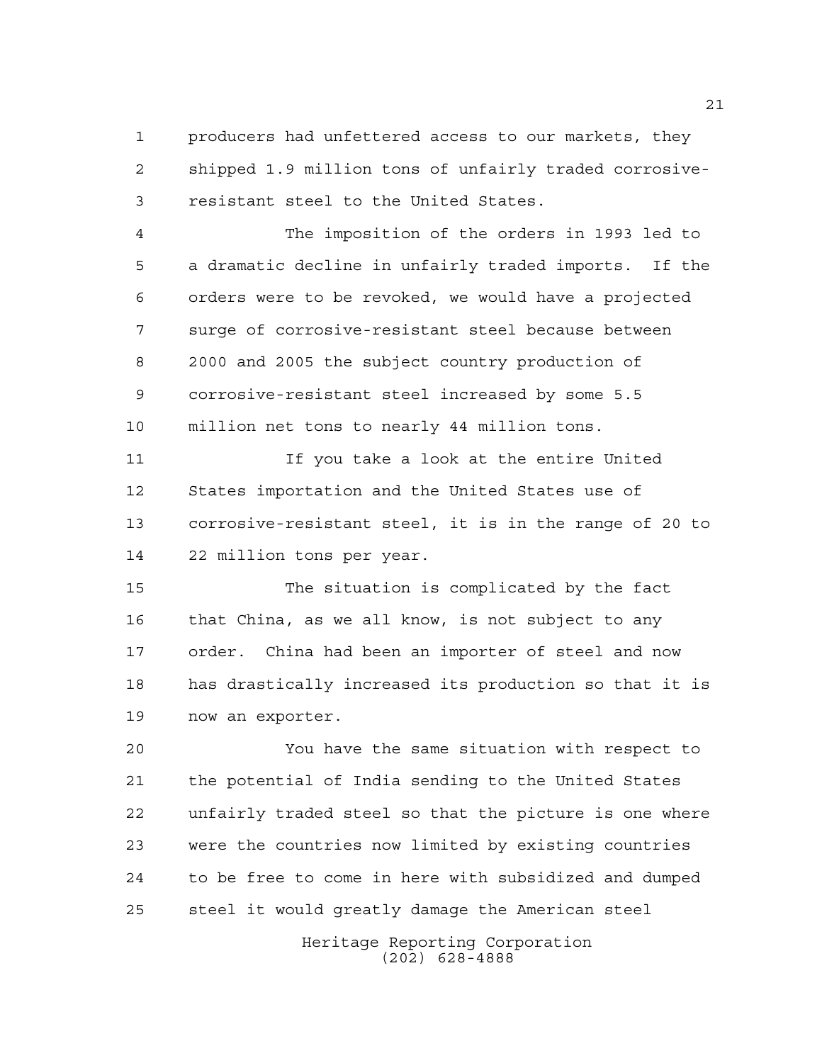producers had unfettered access to our markets, they shipped 1.9 million tons of unfairly traded corrosive-resistant steel to the United States.

The imposition of the orders in 1993 led to a dramatic decline in unfairly traded imports. If the orders were to be revoked, we would have a projected surge of corrosive-resistant steel because between 2000 and 2005 the subject country production of corrosive-resistant steel increased by some 5.5 million net tons to nearly 44 million tons.

If you take a look at the entire United States importation and the United States use of corrosive-resistant steel, it is in the range of 20 to 22 million tons per year.

The situation is complicated by the fact that China, as we all know, is not subject to any order. China had been an importer of steel and now has drastically increased its production so that it is now an exporter.

You have the same situation with respect to the potential of India sending to the United States unfairly traded steel so that the picture is one where were the countries now limited by existing countries to be free to come in here with subsidized and dumped steel it would greatly damage the American steel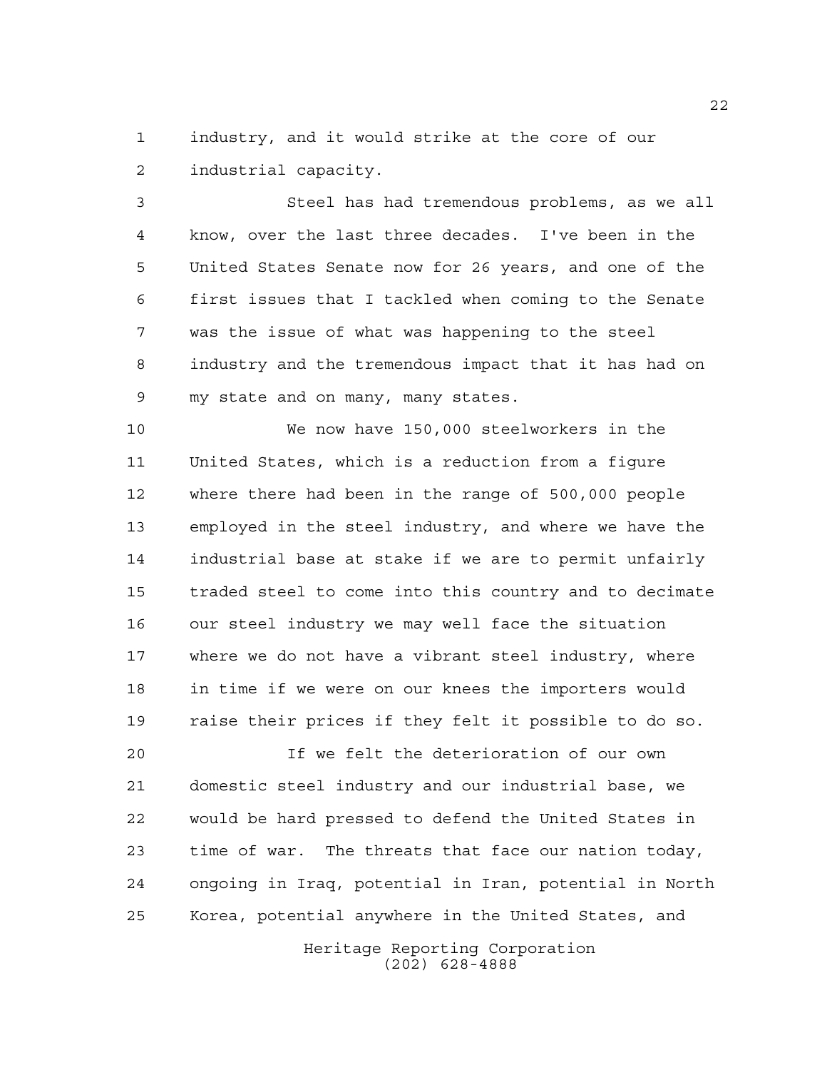industry, and it would strike at the core of our industrial capacity.

Steel has had tremendous problems, as we all know, over the last three decades. I've been in the United States Senate now for 26 years, and one of the first issues that I tackled when coming to the Senate was the issue of what was happening to the steel industry and the tremendous impact that it has had on my state and on many, many states.

We now have 150,000 steelworkers in the United States, which is a reduction from a figure where there had been in the range of 500,000 people employed in the steel industry, and where we have the industrial base at stake if we are to permit unfairly traded steel to come into this country and to decimate our steel industry we may well face the situation where we do not have a vibrant steel industry, where in time if we were on our knees the importers would raise their prices if they felt it possible to do so.

If we felt the deterioration of our own domestic steel industry and our industrial base, we would be hard pressed to defend the United States in time of war. The threats that face our nation today, ongoing in Iraq, potential in Iran, potential in North Korea, potential anywhere in the United States, and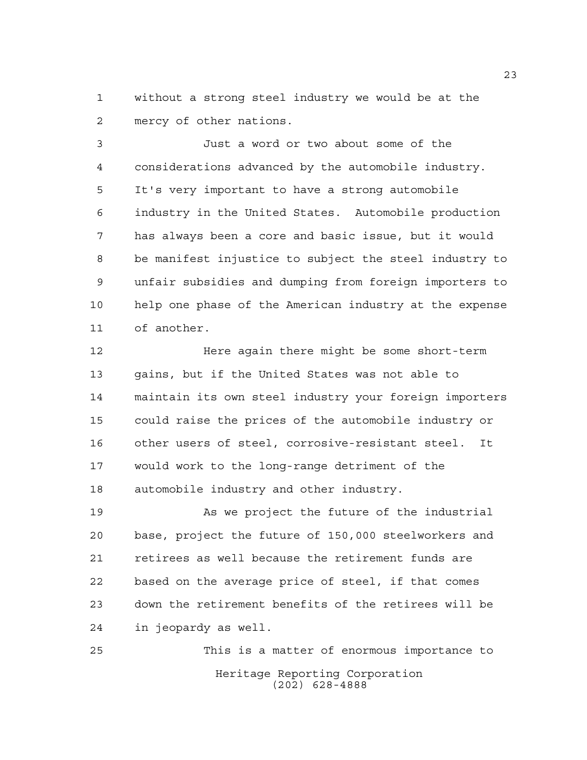without a strong steel industry we would be at the mercy of other nations.

Just a word or two about some of the considerations advanced by the automobile industry. It's very important to have a strong automobile industry in the United States. Automobile production has always been a core and basic issue, but it would be manifest injustice to subject the steel industry to unfair subsidies and dumping from foreign importers to help one phase of the American industry at the expense of another.

Here again there might be some short-term gains, but if the United States was not able to maintain its own steel industry your foreign importers could raise the prices of the automobile industry or other users of steel, corrosive-resistant steel. It would work to the long-range detriment of the automobile industry and other industry.

As we project the future of the industrial base, project the future of 150,000 steelworkers and retirees as well because the retirement funds are based on the average price of steel, if that comes down the retirement benefits of the retirees will be in jeopardy as well.

This is a matter of enormous importance to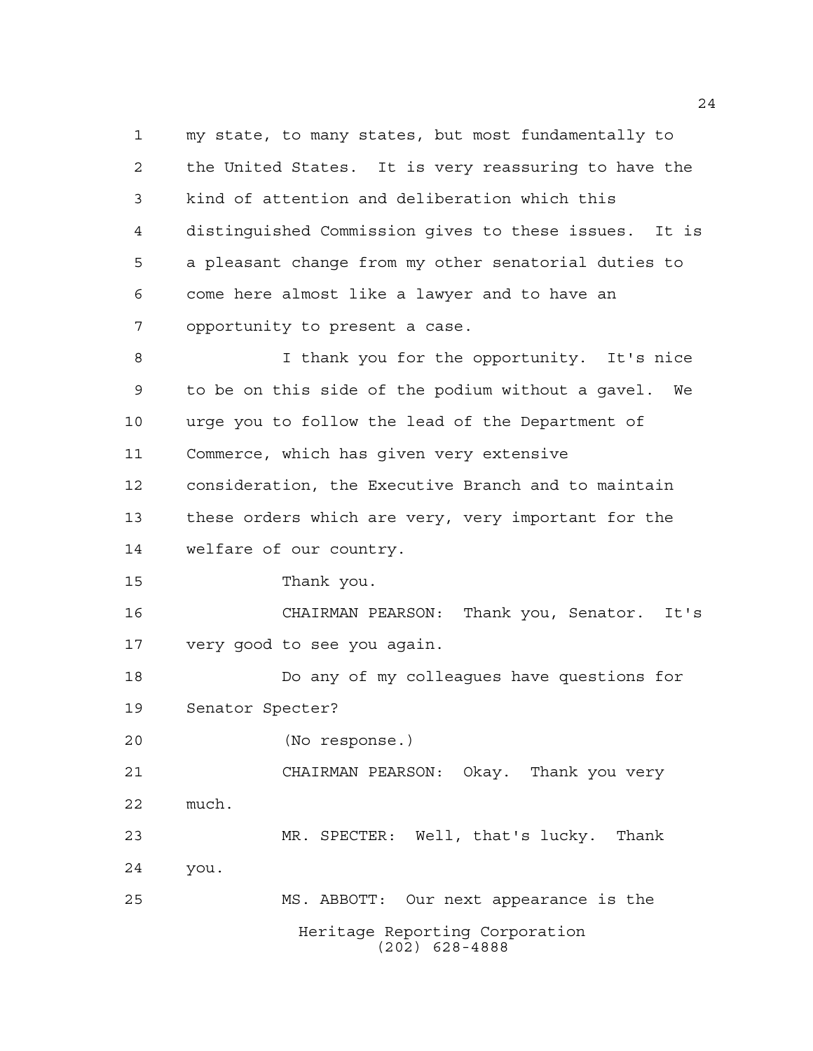my state, to many states, but most fundamentally to the United States. It is very reassuring to have the kind of attention and deliberation which this distinguished Commission gives to these issues. It is a pleasant change from my other senatorial duties to come here almost like a lawyer and to have an opportunity to present a case.

I thank you for the opportunity. It's nice to be on this side of the podium without a gavel. We urge you to follow the lead of the Department of Commerce, which has given very extensive consideration, the Executive Branch and to maintain these orders which are very, very important for the welfare of our country.

Thank you.

CHAIRMAN PEARSON: Thank you, Senator. It's very good to see you again.

Do any of my colleagues have questions for Senator Specter?

(No response.)

CHAIRMAN PEARSON: Okay. Thank you very much.

MR. SPECTER: Well, that's lucky. Thank you.

MS. ABBOTT: Our next appearance is the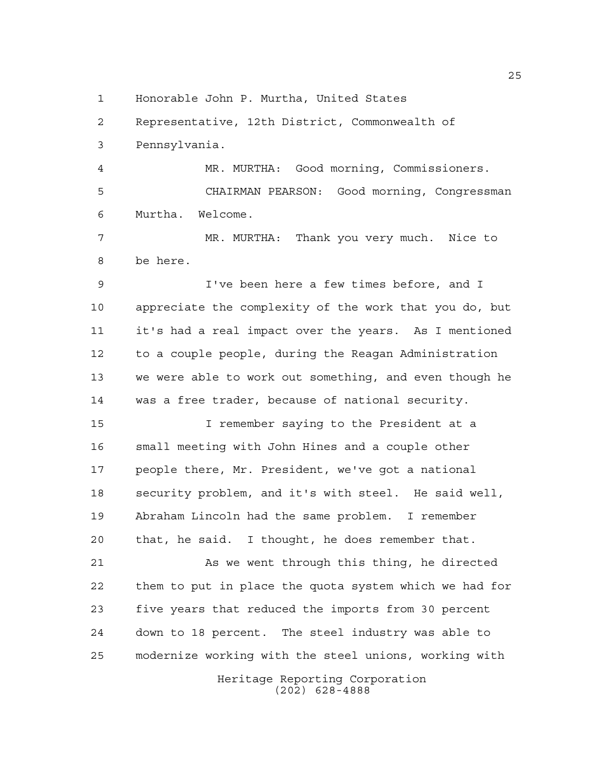Honorable John P. Murtha, United States Representative, 12th District, Commonwealth of Pennsylvania.

MR. MURTHA: Good morning, Commissioners.

CHAIRMAN PEARSON: Good morning, Congressman Murtha. Welcome.

MR. MURTHA: Thank you very much. Nice to be here.

I've been here a few times before, and I appreciate the complexity of the work that you do, but it's had a real impact over the years. As I mentioned to a couple people, during the Reagan Administration we were able to work out something, and even though he was a free trader, because of national security.

I remember saying to the President at a small meeting with John Hines and a couple other people there, Mr. President, we've got a national security problem, and it's with steel. He said well, Abraham Lincoln had the same problem. I remember that, he said. I thought, he does remember that.

As we went through this thing, he directed them to put in place the quota system which we had for five years that reduced the imports from 30 percent down to 18 percent. The steel industry was able to modernize working with the steel unions, working with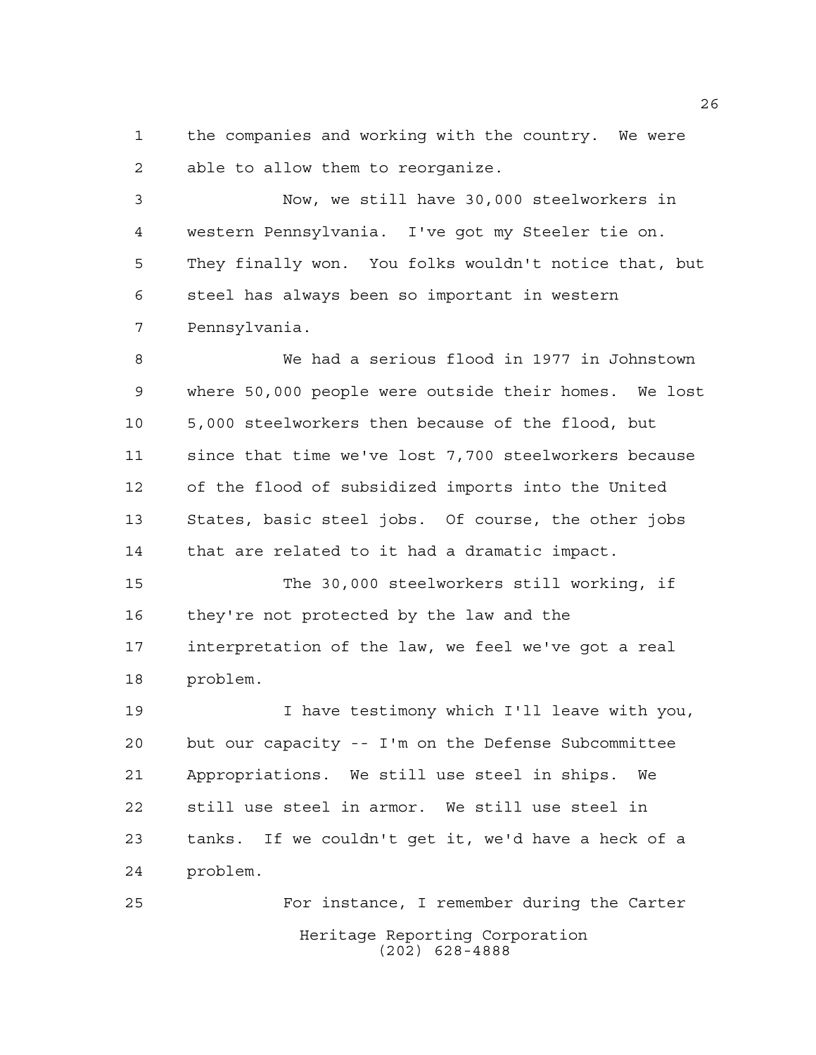the companies and working with the country. We were able to allow them to reorganize.

Now, we still have 30,000 steelworkers in western Pennsylvania. I've got my Steeler tie on. They finally won. You folks wouldn't notice that, but steel has always been so important in western Pennsylvania.

We had a serious flood in 1977 in Johnstown where 50,000 people were outside their homes. We lost 5,000 steelworkers then because of the flood, but since that time we've lost 7,700 steelworkers because of the flood of subsidized imports into the United States, basic steel jobs. Of course, the other jobs that are related to it had a dramatic impact.

The 30,000 steelworkers still working, if they're not protected by the law and the interpretation of the law, we feel we've got a real problem.

I have testimony which I'll leave with you, but our capacity -- I'm on the Defense Subcommittee Appropriations. We still use steel in ships. We still use steel in armor. We still use steel in tanks. If we couldn't get it, we'd have a heck of a problem.

For instance, I remember during the Carter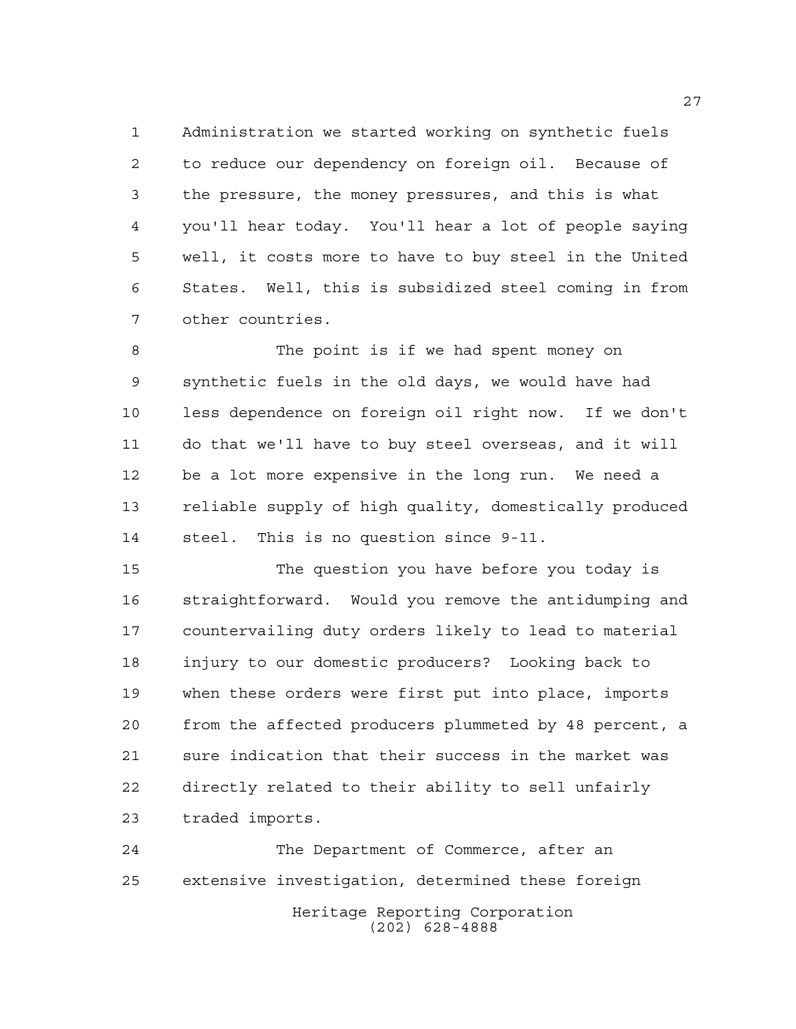Administration we started working on synthetic fuels to reduce our dependency on foreign oil. Because of the pressure, the money pressures, and this is what you'll hear today. You'll hear a lot of people saying well, it costs more to have to buy steel in the United States. Well, this is subsidized steel coming in from other countries.

The point is if we had spent money on synthetic fuels in the old days, we would have had less dependence on foreign oil right now. If we don't do that we'll have to buy steel overseas, and it will be a lot more expensive in the long run. We need a reliable supply of high quality, domestically produced steel. This is no question since 9-11.

The question you have before you today is straightforward. Would you remove the antidumping and countervailing duty orders likely to lead to material injury to our domestic producers? Looking back to when these orders were first put into place, imports from the affected producers plummeted by 48 percent, a sure indication that their success in the market was directly related to their ability to sell unfairly traded imports.

The Department of Commerce, after an extensive investigation, determined these foreign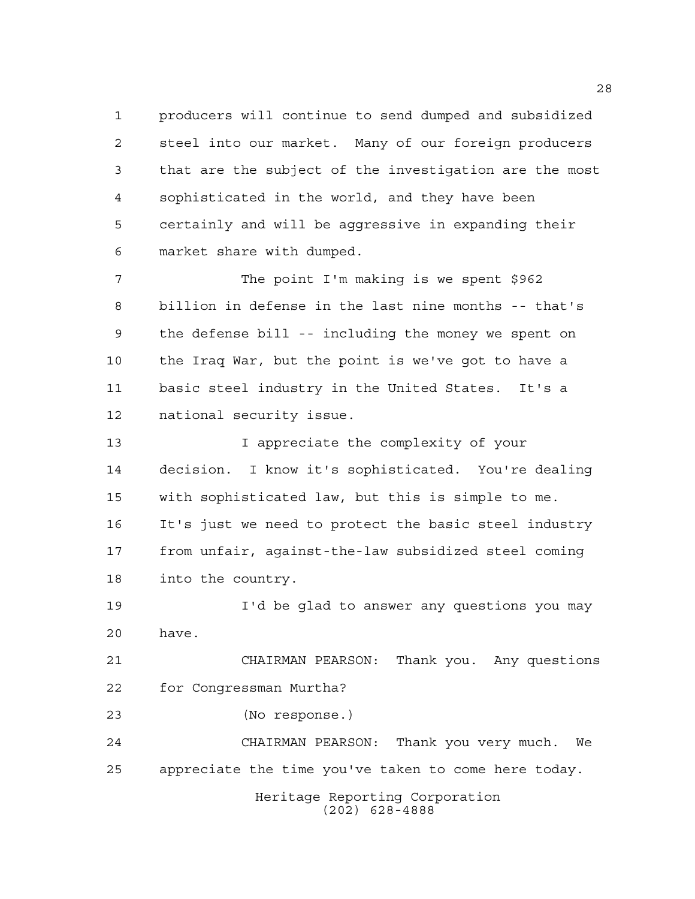producers will continue to send dumped and subsidized steel into our market. Many of our foreign producers that are the subject of the investigation are the most sophisticated in the world, and they have been certainly and will be aggressive in expanding their market share with dumped.

The point I'm making is we spent $962 billion in defense in the last nine months -- that's the defense bill -- including the money we spent on the Iraq War, but the point is we've got to have a basic steel industry in the United States. It's a national security issue.

I appreciate the complexity of your decision. I know it's sophisticated. You're dealing with sophisticated law, but this is simple to me. It's just we need to protect the basic steel industry from unfair, against-the-law subsidized steel coming into the country.

I'd be glad to answer any questions you may have.

CHAIRMAN PEARSON: Thank you. Any questions for Congressman Murtha?

(No response.)

CHAIRMAN PEARSON: Thank you very much. We appreciate the time you've taken to come here today.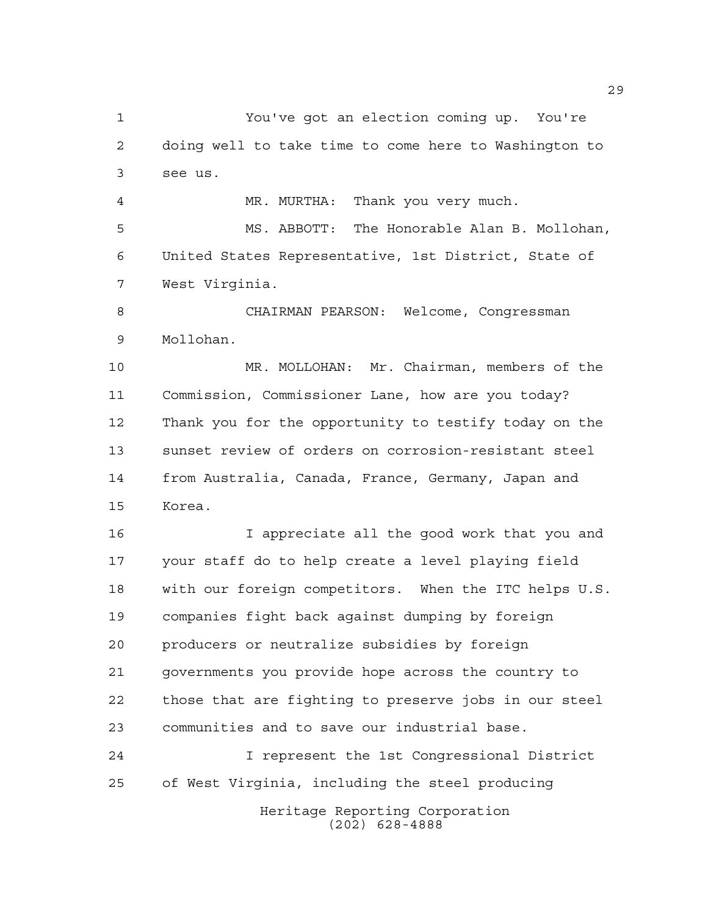You've got an election coming up. You're doing well to take time to come here to Washington to see us.

MR. MURTHA: Thank you very much.

MS. ABBOTT: The Honorable Alan B. Mollohan, United States Representative, 1st District, State of West Virginia.

CHAIRMAN PEARSON: Welcome, Congressman Mollohan.

MR. MOLLOHAN: Mr. Chairman, members of the Commission, Commissioner Lane, how are you today? Thank you for the opportunity to testify today on the sunset review of orders on corrosion-resistant steel from Australia, Canada, France, Germany, Japan and Korea.

I appreciate all the good work that you and your staff do to help create a level playing field with our foreign competitors. When the ITC helps U.S. companies fight back against dumping by foreign producers or neutralize subsidies by foreign governments you provide hope across the country to those that are fighting to preserve jobs in our steel communities and to save our industrial base.

I represent the 1st Congressional District of West Virginia, including the steel producing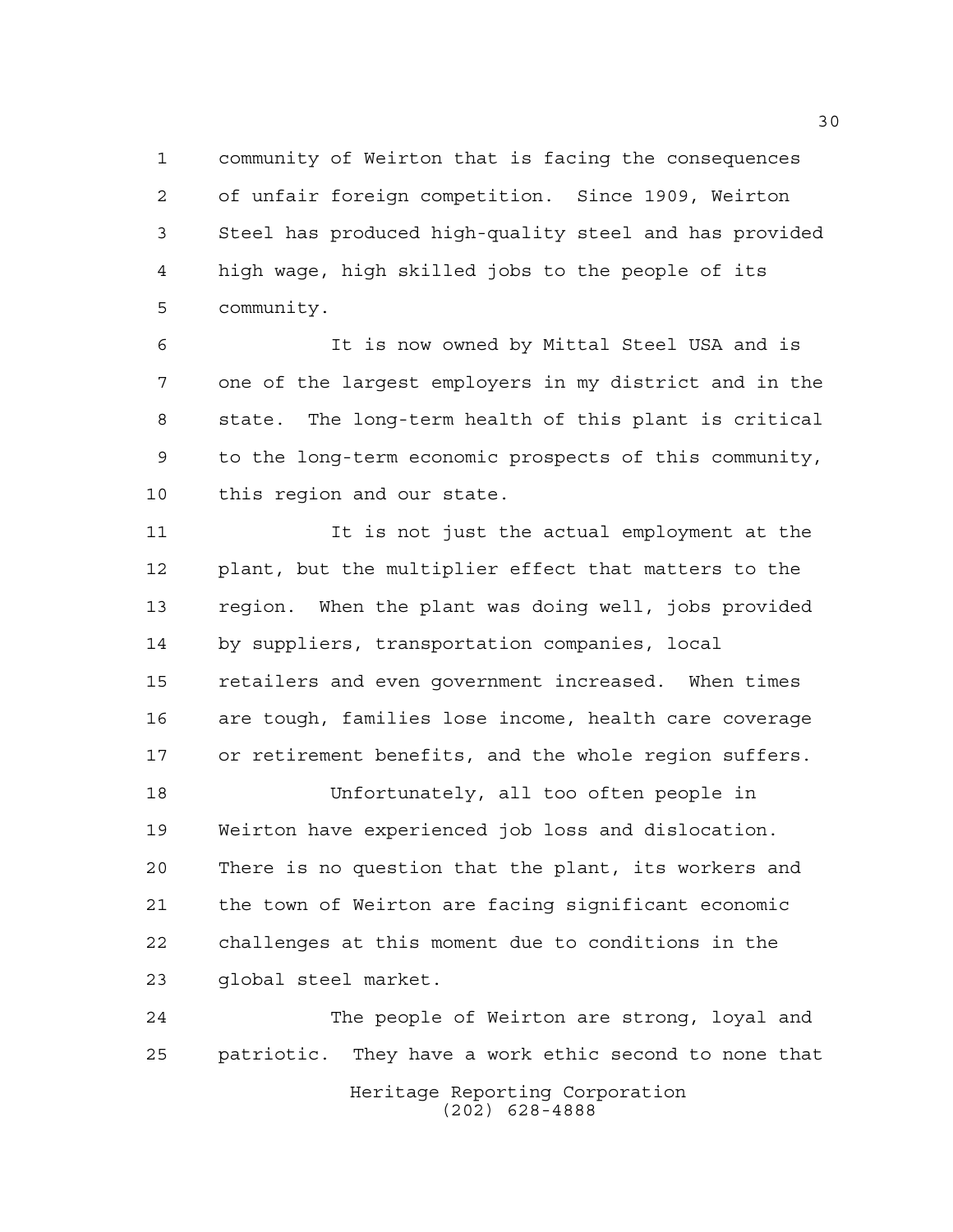community of Weirton that is facing the consequences of unfair foreign competition. Since 1909, Weirton Steel has produced high-quality steel and has provided high wage, high skilled jobs to the people of its community.

It is now owned by Mittal Steel USA and is one of the largest employers in my district and in the state. The long-term health of this plant is critical to the long-term economic prospects of this community, this region and our state.

It is not just the actual employment at the plant, but the multiplier effect that matters to the region. When the plant was doing well, jobs provided by suppliers, transportation companies, local retailers and even government increased. When times are tough, families lose income, health care coverage or retirement benefits, and the whole region suffers.

Unfortunately, all too often people in Weirton have experienced job loss and dislocation. There is no question that the plant, its workers and the town of Weirton are facing significant economic challenges at this moment due to conditions in the global steel market.

The people of Weirton are strong, loyal and patriotic. They have a work ethic second to none that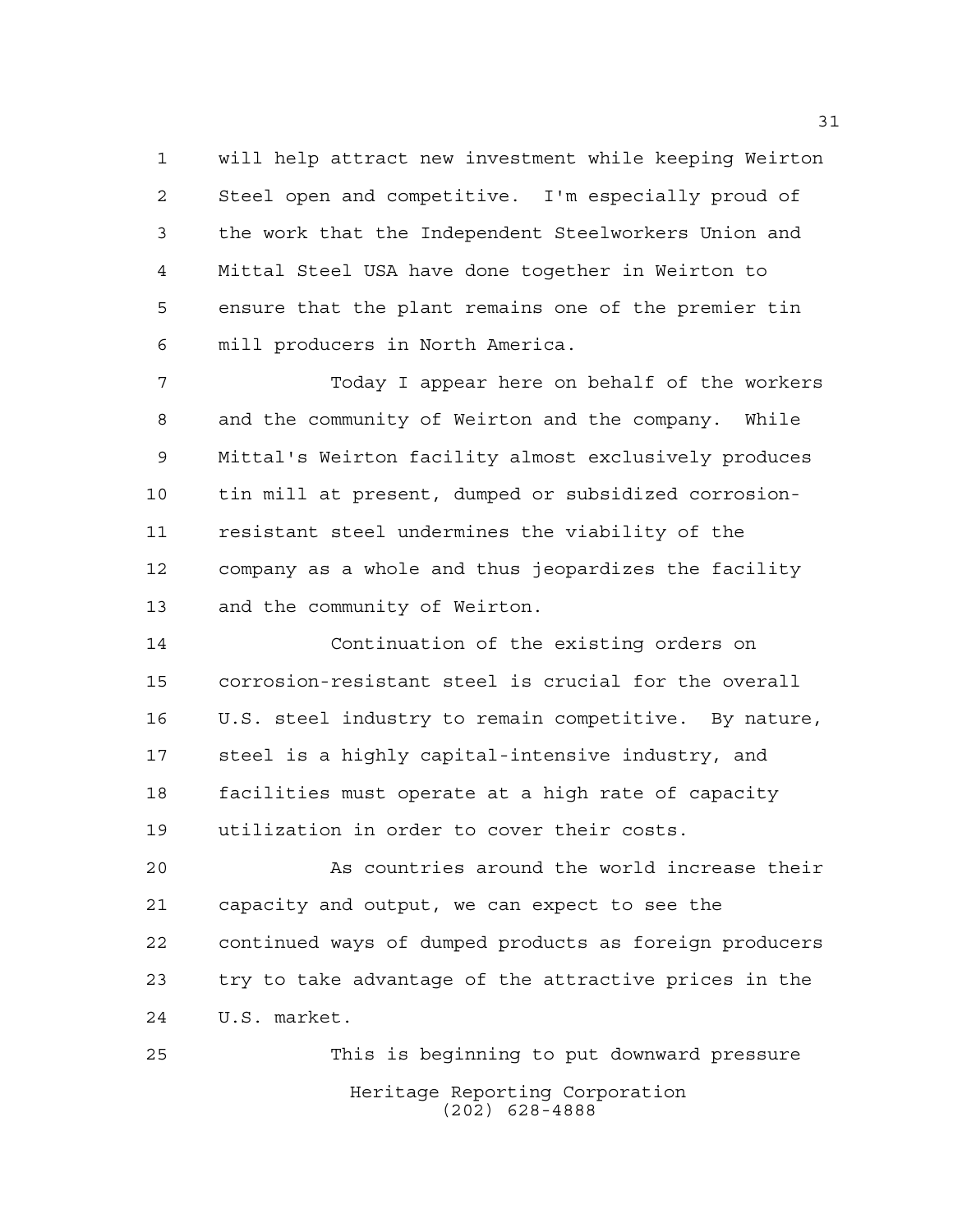will help attract new investment while keeping Weirton Steel open and competitive. I'm especially proud of the work that the Independent Steelworkers Union and Mittal Steel USA have done together in Weirton to ensure that the plant remains one of the premier tin mill producers in North America.

Today I appear here on behalf of the workers and the community of Weirton and the company. While Mittal's Weirton facility almost exclusively produces tin mill at present, dumped or subsidized corrosion-resistant steel undermines the viability of the company as a whole and thus jeopardizes the facility and the community of Weirton.

Continuation of the existing orders on corrosion-resistant steel is crucial for the overall U.S. steel industry to remain competitive. By nature, steel is a highly capital-intensive industry, and facilities must operate at a high rate of capacity utilization in order to cover their costs.

As countries around the world increase their capacity and output, we can expect to see the continued ways of dumped products as foreign producers try to take advantage of the attractive prices in the U.S. market.

This is beginning to put downward pressure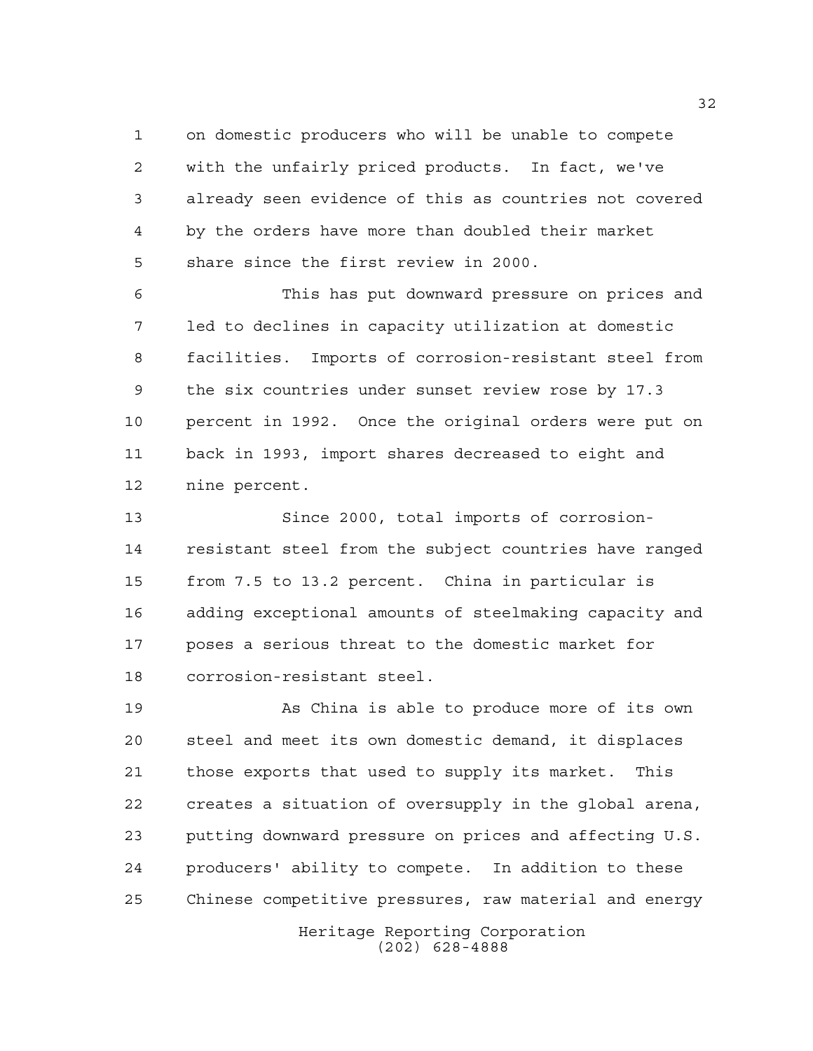on domestic producers who will be unable to compete with the unfairly priced products. In fact, we've already seen evidence of this as countries not covered by the orders have more than doubled their market share since the first review in 2000.

This has put downward pressure on prices and led to declines in capacity utilization at domestic facilities. Imports of corrosion-resistant steel from the six countries under sunset review rose by 17.3 percent in 1992. Once the original orders were put on back in 1993, import shares decreased to eight and nine percent.

Since 2000, total imports of corrosion-resistant steel from the subject countries have ranged from 7.5 to 13.2 percent. China in particular is adding exceptional amounts of steelmaking capacity and poses a serious threat to the domestic market for corrosion-resistant steel.

As China is able to produce more of its own steel and meet its own domestic demand, it displaces those exports that used to supply its market. This creates a situation of oversupply in the global arena, putting downward pressure on prices and affecting U.S. producers' ability to compete. In addition to these Chinese competitive pressures, raw material and energy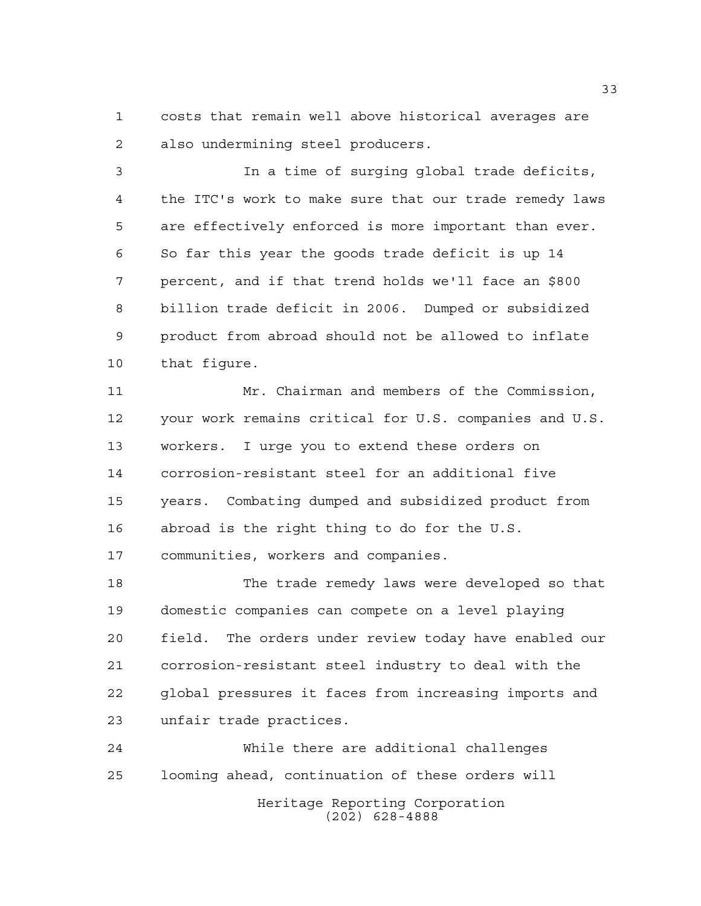costs that remain well above historical averages are also undermining steel producers.

In a time of surging global trade deficits, the ITC's work to make sure that our trade remedy laws are effectively enforced is more important than ever. So far this year the goods trade deficit is up 14 percent, and if that trend holds we'll face an $800 billion trade deficit in 2006. Dumped or subsidized product from abroad should not be allowed to inflate that figure.

Mr. Chairman and members of the Commission, your work remains critical for U.S. companies and U.S. workers. I urge you to extend these orders on corrosion-resistant steel for an additional five years. Combating dumped and subsidized product from abroad is the right thing to do for the U.S. communities, workers and companies.

The trade remedy laws were developed so that domestic companies can compete on a level playing field. The orders under review today have enabled our corrosion-resistant steel industry to deal with the global pressures it faces from increasing imports and unfair trade practices.

While there are additional challenges looming ahead, continuation of these orders will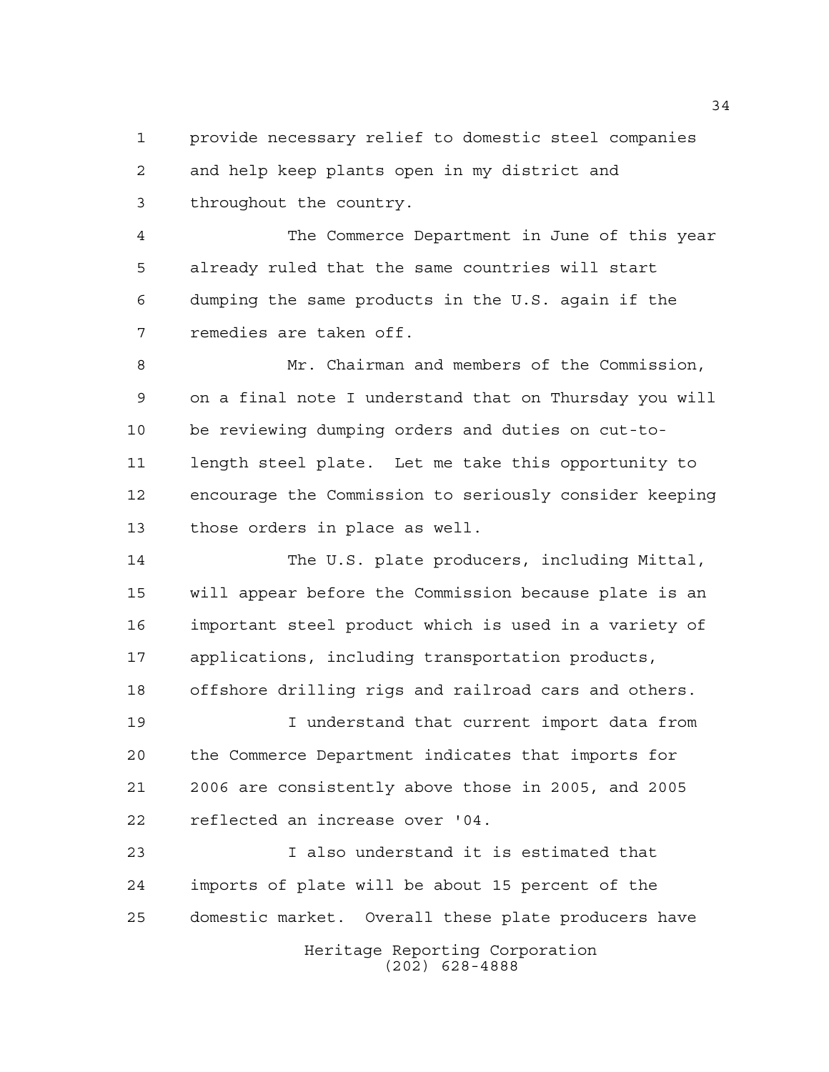provide necessary relief to domestic steel companies and help keep plants open in my district and throughout the country.

The Commerce Department in June of this year already ruled that the same countries will start dumping the same products in the U.S. again if the remedies are taken off.

Mr. Chairman and members of the Commission, on a final note I understand that on Thursday you will be reviewing dumping orders and duties on cut-to-length steel plate. Let me take this opportunity to encourage the Commission to seriously consider keeping those orders in place as well.

The U.S. plate producers, including Mittal, will appear before the Commission because plate is an important steel product which is used in a variety of applications, including transportation products, offshore drilling rigs and railroad cars and others.

I understand that current import data from the Commerce Department indicates that imports for 2006 are consistently above those in 2005, and 2005 reflected an increase over '04.

I also understand it is estimated that imports of plate will be about 15 percent of the domestic market. Overall these plate producers have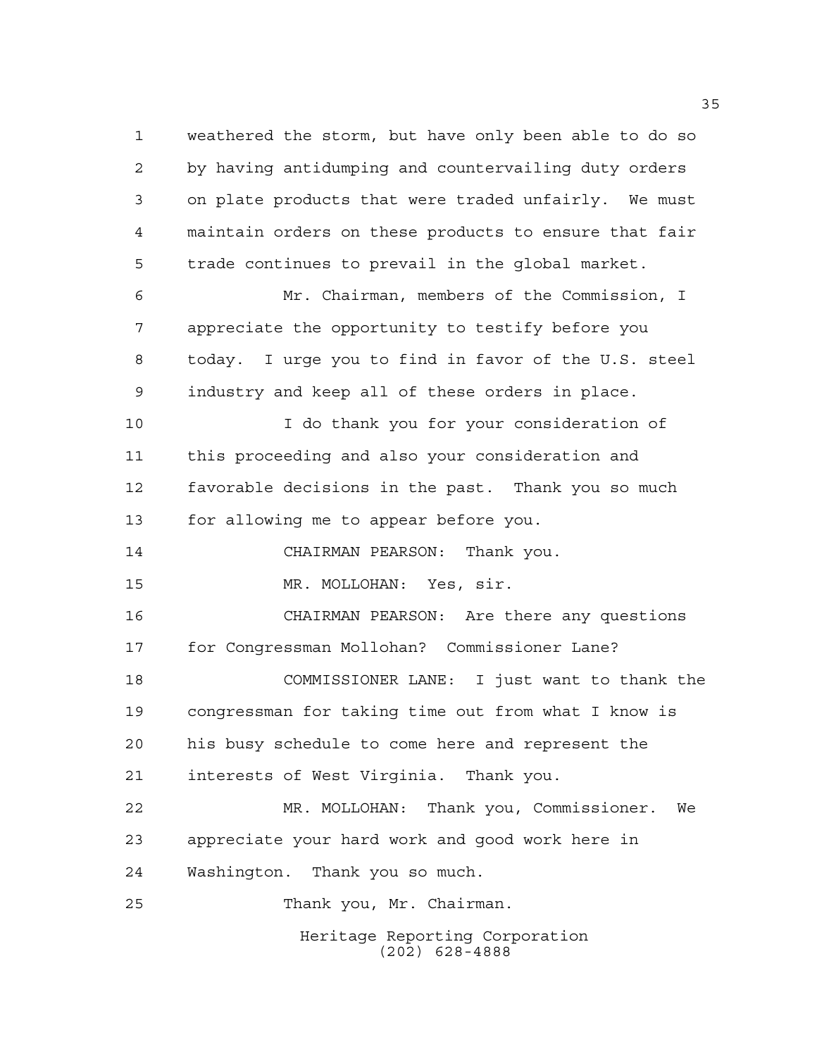weathered the storm, but have only been able to do so by having antidumping and countervailing duty orders on plate products that were traded unfairly. We must maintain orders on these products to ensure that fair trade continues to prevail in the global market.

Mr. Chairman, members of the Commission, I appreciate the opportunity to testify before you today. I urge you to find in favor of the U.S. steel industry and keep all of these orders in place.

I do thank you for your consideration of this proceeding and also your consideration and favorable decisions in the past. Thank you so much for allowing me to appear before you.

CHAIRMAN PEARSON: Thank you.

MR. MOLLOHAN: Yes, sir.

CHAIRMAN PEARSON: Are there any questions for Congressman Mollohan? Commissioner Lane?

COMMISSIONER LANE: I just want to thank the congressman for taking time out from what I know is his busy schedule to come here and represent the interests of West Virginia. Thank you.

MR. MOLLOHAN: Thank you, Commissioner. We appreciate your hard work and good work here in Washington. Thank you so much.

Thank you, Mr. Chairman.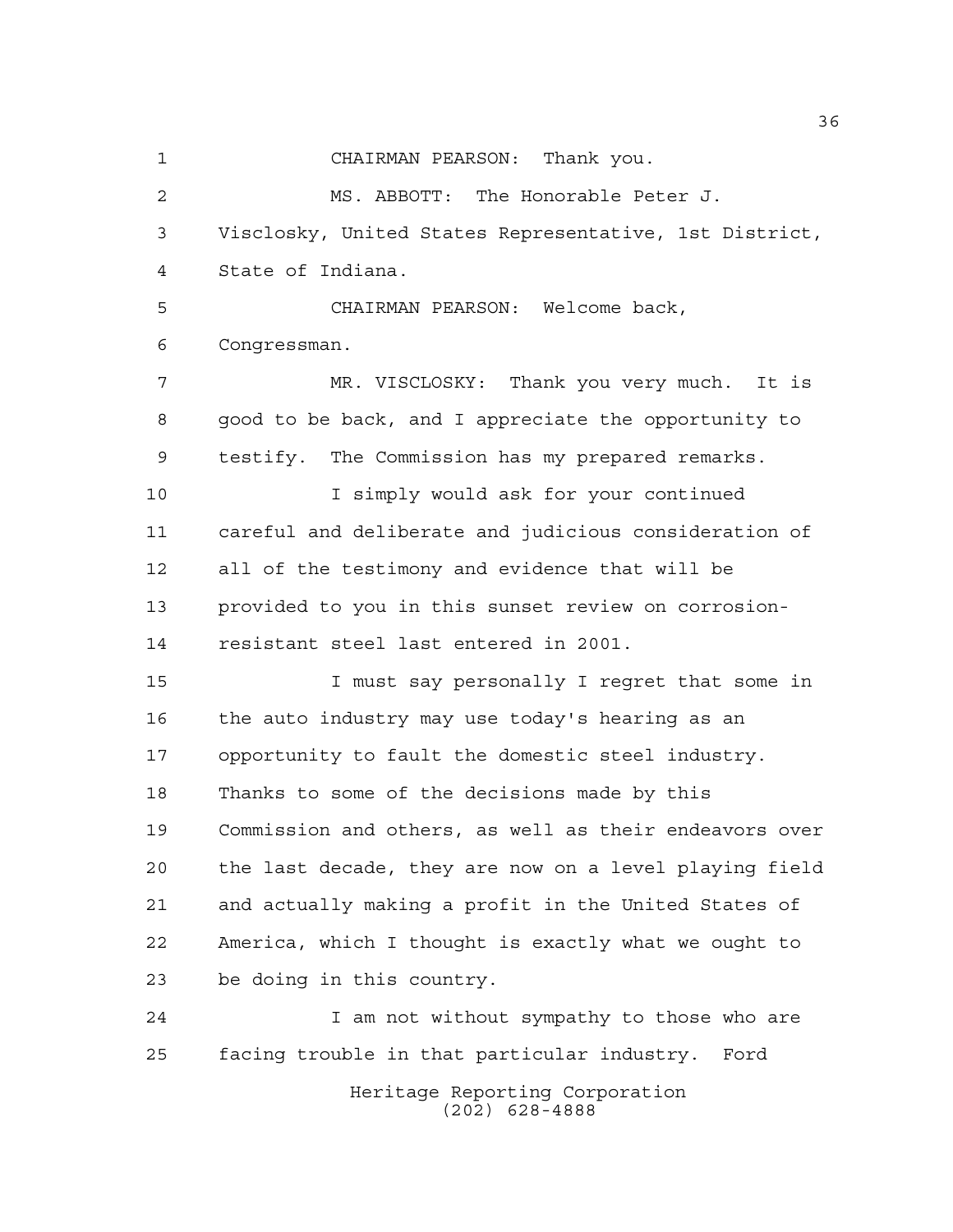CHAIRMAN PEARSON: Thank you.

MS. ABBOTT: The Honorable Peter J. Visclosky, United States Representative, 1st District, State of Indiana.

CHAIRMAN PEARSON: Welcome back, Congressman.

MR. VISCLOSKY: Thank you very much. It is good to be back, and I appreciate the opportunity to testify. The Commission has my prepared remarks.

I simply would ask for your continued careful and deliberate and judicious consideration of all of the testimony and evidence that will be provided to you in this sunset review on corrosion-resistant steel last entered in 2001.

I must say personally I regret that some in the auto industry may use today's hearing as an opportunity to fault the domestic steel industry. Thanks to some of the decisions made by this Commission and others, as well as their endeavors over the last decade, they are now on a level playing field and actually making a profit in the United States of America, which I thought is exactly what we ought to be doing in this country.

I am not without sympathy to those who are facing trouble in that particular industry. Ford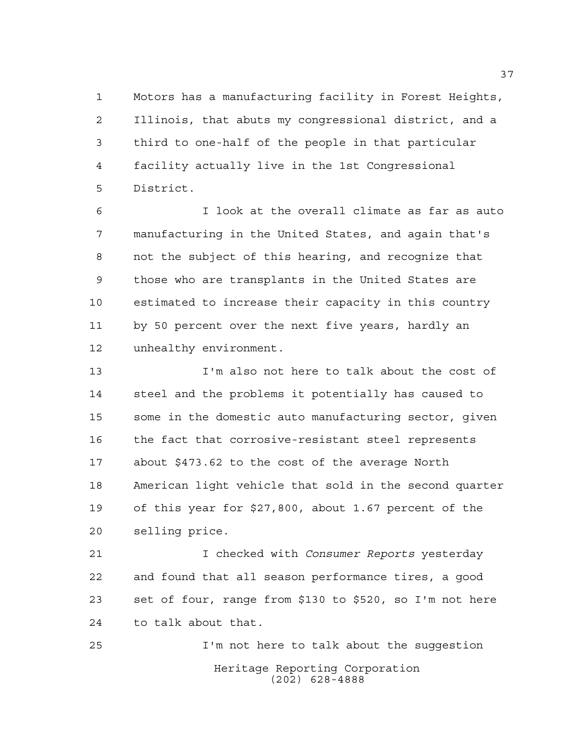Motors has a manufacturing facility in Forest Heights, Illinois, that abuts my congressional district, and a third to one-half of the people in that particular facility actually live in the 1st Congressional District.

I look at the overall climate as far as auto manufacturing in the United States, and again that's not the subject of this hearing, and recognize that those who are transplants in the United States are estimated to increase their capacity in this country by 50 percent over the next five years, hardly an unhealthy environment.

I'm also not here to talk about the cost of steel and the problems it potentially has caused to some in the domestic auto manufacturing sector, given the fact that corrosive-resistant steel represents about $473.62 to the cost of the average North American light vehicle that sold in the second quarter of this year for $27,800, about 1.67 percent of the selling price.

I checked with *Consumer Reports* yesterday and found that all season performance tires, a good set of four, range from $130 to $520, so I'm not here to talk about that.

I'm not here to talk about the suggestion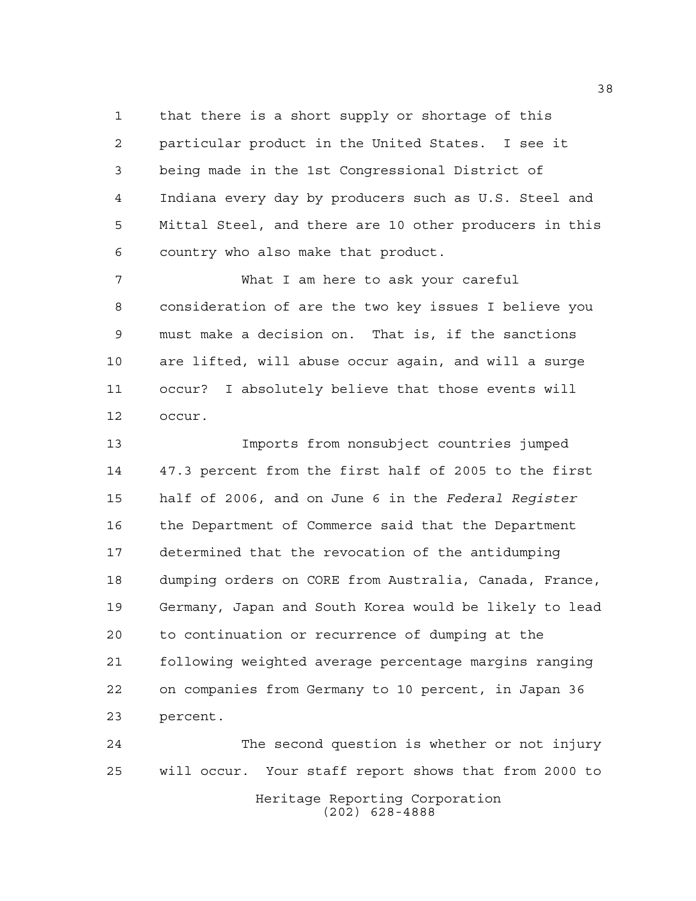that there is a short supply or shortage of this particular product in the United States. I see it being made in the 1st Congressional District of Indiana every day by producers such as U.S. Steel and Mittal Steel, and there are 10 other producers in this country who also make that product.

What I am here to ask your careful consideration of are the two key issues I believe you must make a decision on. That is, if the sanctions are lifted, will abuse occur again, and will a surge occur? I absolutely believe that those events will occur.

Imports from nonsubject countries jumped 47.3 percent from the first half of 2005 to the first half of 2006, and on June 6 in the *Federal Register* the Department of Commerce said that the Department determined that the revocation of the antidumping dumping orders on CORE from Australia, Canada, France, Germany, Japan and South Korea would be likely to lead to continuation or recurrence of dumping at the following weighted average percentage margins ranging on companies from Germany to 10 percent, in Japan 36 percent.

The second question is whether or not injury will occur. Your staff report shows that from 2000 to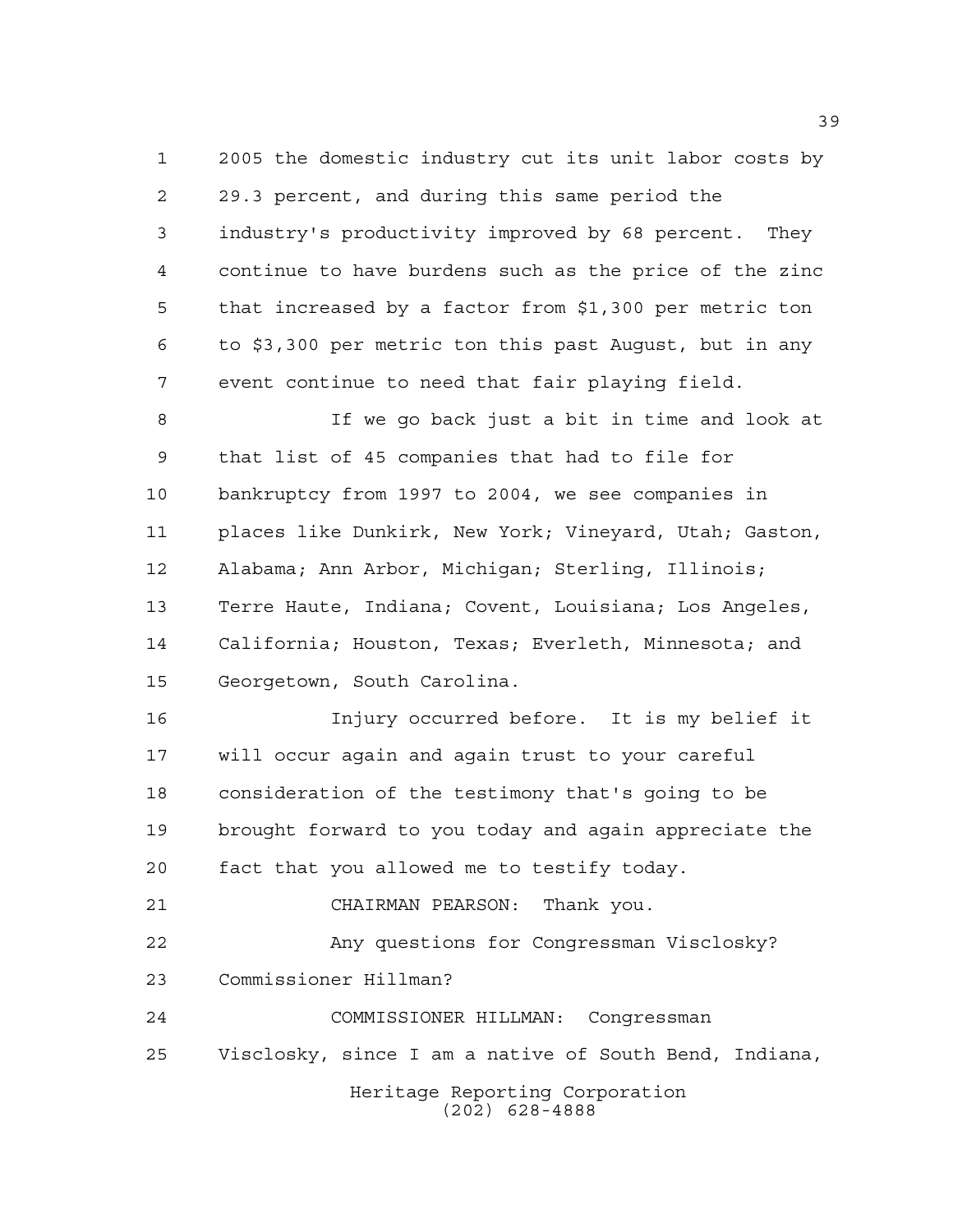2005 the domestic industry cut its unit labor costs by 29.3 percent, and during this same period the industry's productivity improved by 68 percent. They continue to have burdens such as the price of the zinc that increased by a factor from $1,300 per metric ton to $3,300 per metric ton this past August, but in any event continue to need that fair playing field.

If we go back just a bit in time and look at that list of 45 companies that had to file for bankruptcy from 1997 to 2004, we see companies in places like Dunkirk, New York; Vineyard, Utah; Gaston, Alabama; Ann Arbor, Michigan; Sterling, Illinois; Terre Haute, Indiana; Covent, Louisiana; Los Angeles, California; Houston, Texas; Everleth, Minnesota; and Georgetown, South Carolina.

Injury occurred before. It is my belief it will occur again and again trust to your careful consideration of the testimony that's going to be brought forward to you today and again appreciate the fact that you allowed me to testify today.

CHAIRMAN PEARSON: Thank you.

Any questions for Congressman Visclosky? Commissioner Hillman?

COMMISSIONER HILLMAN: Congressman Visclosky, since I am a native of South Bend, Indiana,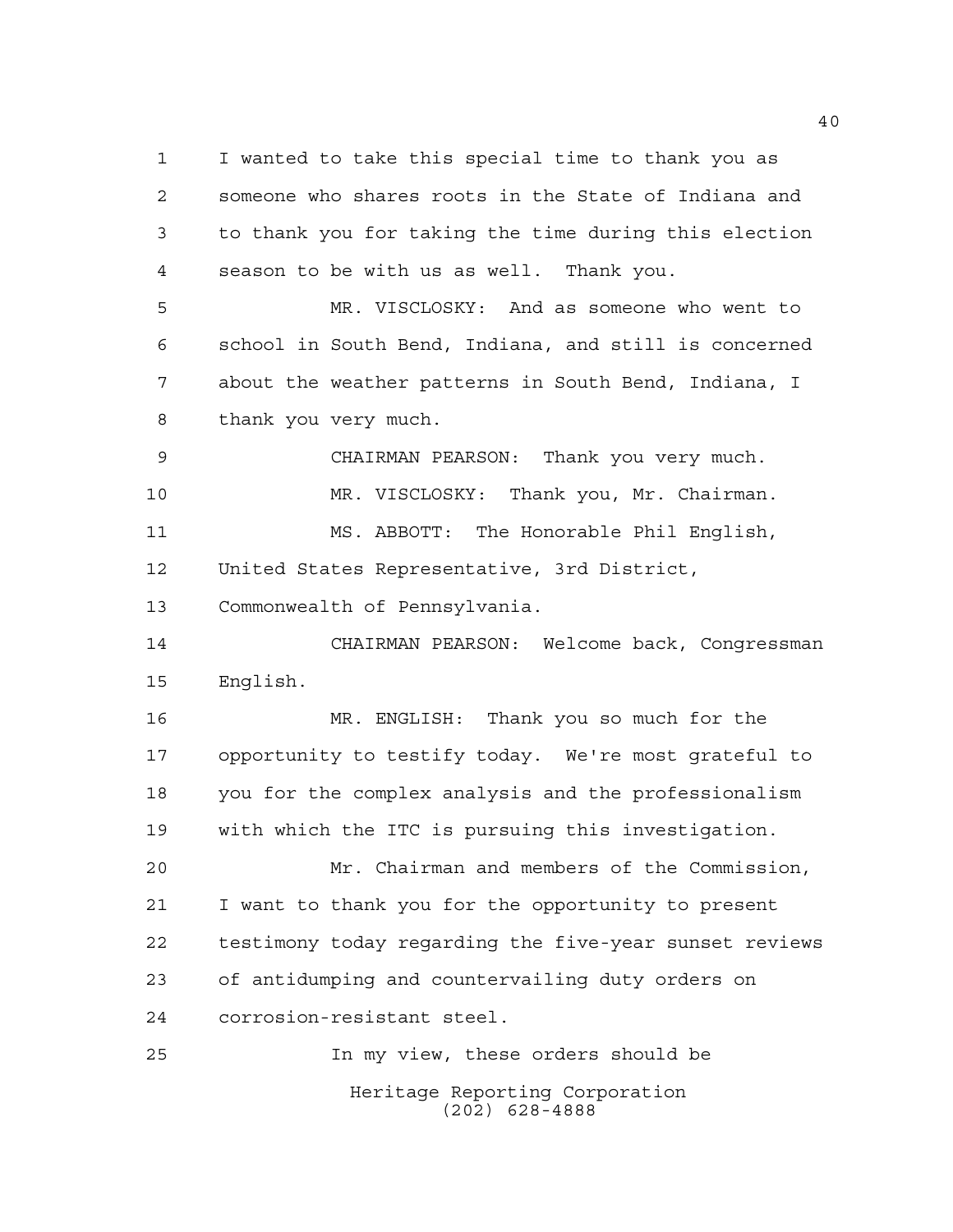I wanted to take this special time to thank you as someone who shares roots in the State of Indiana and to thank you for taking the time during this election season to be with us as well. Thank you.

MR. VISCLOSKY: And as someone who went to school in South Bend, Indiana, and still is concerned about the weather patterns in South Bend, Indiana, I thank you very much.

CHAIRMAN PEARSON: Thank you very much.

MR. VISCLOSKY: Thank you, Mr. Chairman.

MS. ABBOTT: The Honorable Phil English, United States Representative, 3rd District, Commonwealth of Pennsylvania.

CHAIRMAN PEARSON: Welcome back, Congressman English.

MR. ENGLISH: Thank you so much for the opportunity to testify today. We're most grateful to you for the complex analysis and the professionalism with which the ITC is pursuing this investigation.

Mr. Chairman and members of the Commission, I want to thank you for the opportunity to present testimony today regarding the five-year sunset reviews of antidumping and countervailing duty orders on corrosion-resistant steel.

In my view, these orders should be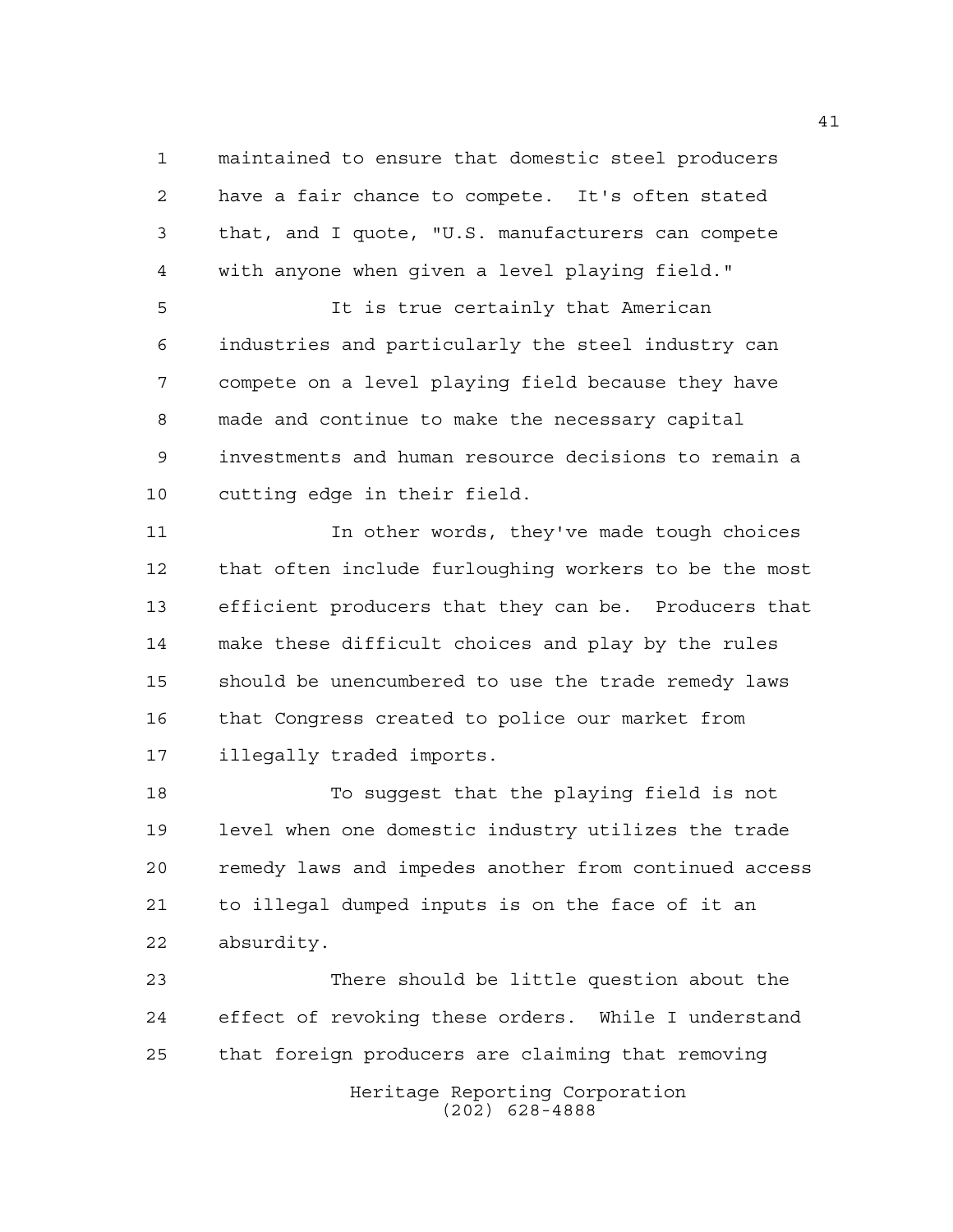maintained to ensure that domestic steel producers have a fair chance to compete. It's often stated that, and I quote, "U.S. manufacturers can compete with anyone when given a level playing field."

It is true certainly that American industries and particularly the steel industry can compete on a level playing field because they have made and continue to make the necessary capital investments and human resource decisions to remain a cutting edge in their field.

In other words, they've made tough choices that often include furloughing workers to be the most efficient producers that they can be. Producers that make these difficult choices and play by the rules should be unencumbered to use the trade remedy laws that Congress created to police our market from illegally traded imports.

To suggest that the playing field is not level when one domestic industry utilizes the trade remedy laws and impedes another from continued access to illegal dumped inputs is on the face of it an absurdity.

There should be little question about the effect of revoking these orders. While I understand that foreign producers are claiming that removing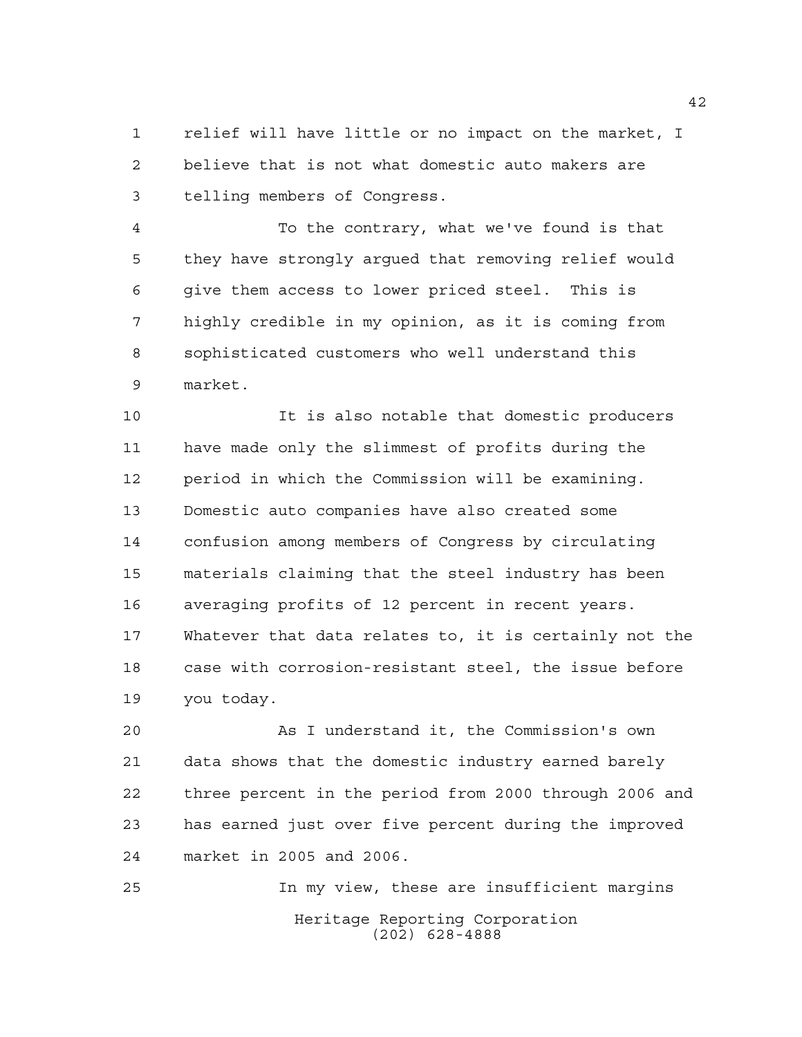relief will have little or no impact on the market, I believe that is not what domestic auto makers are telling members of Congress.

To the contrary, what we've found is that they have strongly argued that removing relief would give them access to lower priced steel. This is highly credible in my opinion, as it is coming from sophisticated customers who well understand this market.

It is also notable that domestic producers have made only the slimmest of profits during the period in which the Commission will be examining. Domestic auto companies have also created some confusion among members of Congress by circulating materials claiming that the steel industry has been averaging profits of 12 percent in recent years. Whatever that data relates to, it is certainly not the case with corrosion-resistant steel, the issue before you today.

As I understand it, the Commission's own data shows that the domestic industry earned barely three percent in the period from 2000 through 2006 and has earned just over five percent during the improved market in 2005 and 2006.

In my view, these are insufficient margins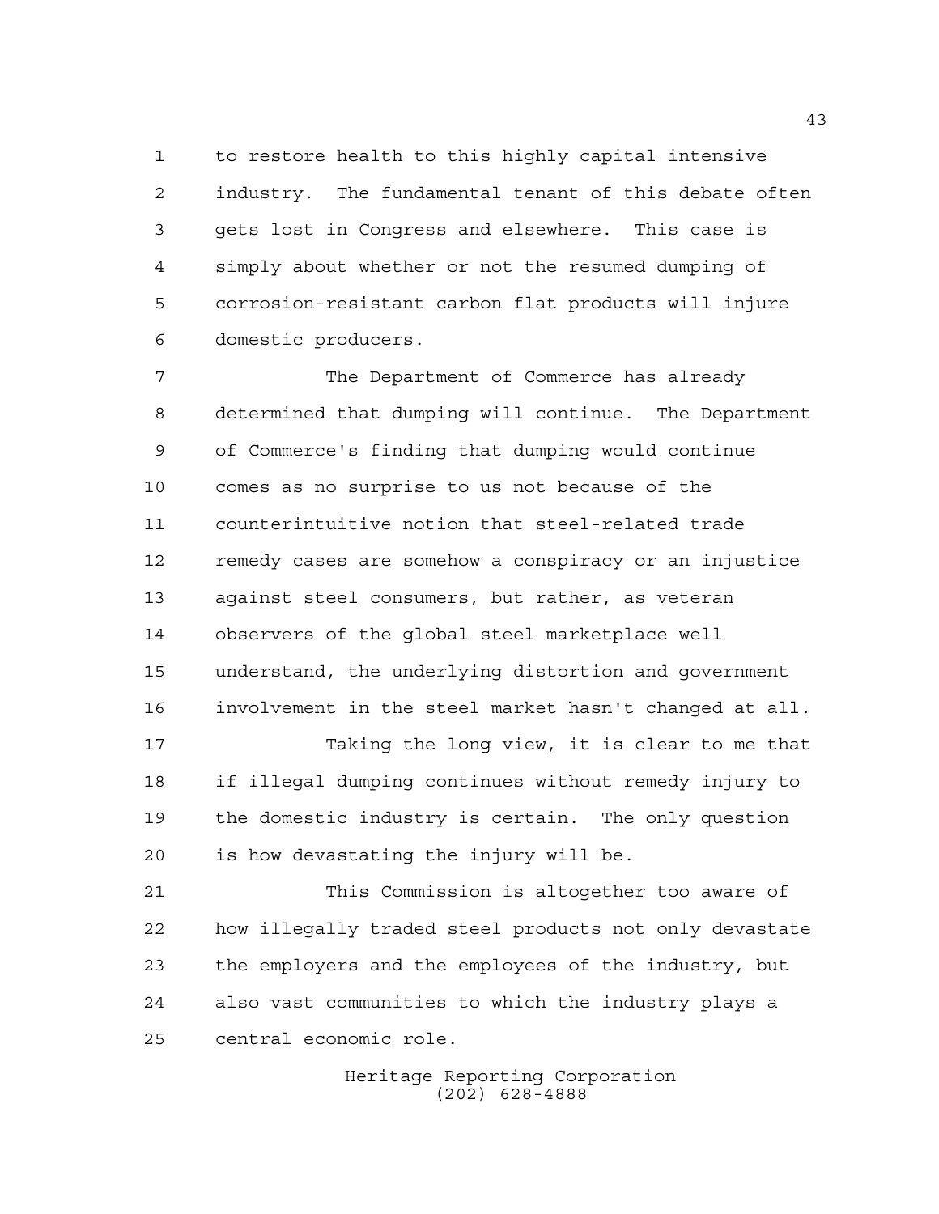to restore health to this highly capital intensive industry. The fundamental tenant of this debate often gets lost in Congress and elsewhere. This case is simply about whether or not the resumed dumping of corrosion-resistant carbon flat products will injure domestic producers.

The Department of Commerce has already determined that dumping will continue. The Department of Commerce's finding that dumping would continue comes as no surprise to us not because of the counterintuitive notion that steel-related trade remedy cases are somehow a conspiracy or an injustice against steel consumers, but rather, as veteran observers of the global steel marketplace well understand, the underlying distortion and government involvement in the steel market hasn't changed at all.

Taking the long view, it is clear to me that if illegal dumping continues without remedy injury to the domestic industry is certain. The only question is how devastating the injury will be.

This Commission is altogether too aware of how illegally traded steel products not only devastate the employers and the employees of the industry, but also vast communities to which the industry plays a central economic role.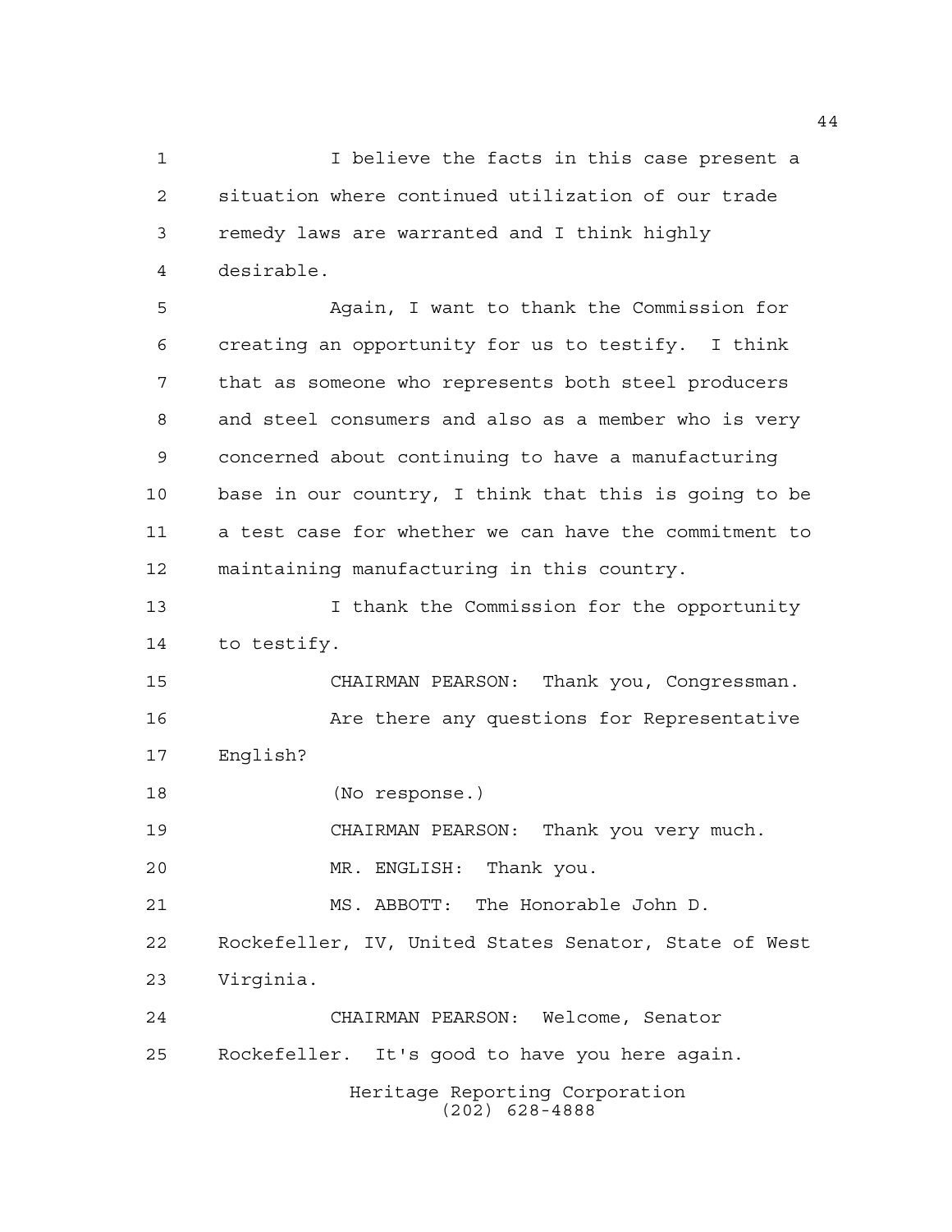I believe the facts in this case present a situation where continued utilization of our trade remedy laws are warranted and I think highly desirable.

Again, I want to thank the Commission for creating an opportunity for us to testify. I think that as someone who represents both steel producers and steel consumers and also as a member who is very concerned about continuing to have a manufacturing base in our country, I think that this is going to be a test case for whether we can have the commitment to maintaining manufacturing in this country.

I thank the Commission for the opportunity to testify.

CHAIRMAN PEARSON: Thank you, Congressman.

Are there any questions for Representative English?

(No response.)

CHAIRMAN PEARSON: Thank you very much.

MR. ENGLISH: Thank you.

MS. ABBOTT: The Honorable John D. Rockefeller, IV, United States Senator, State of West Virginia.

CHAIRMAN PEARSON: Welcome, Senator Rockefeller. It's good to have you here again.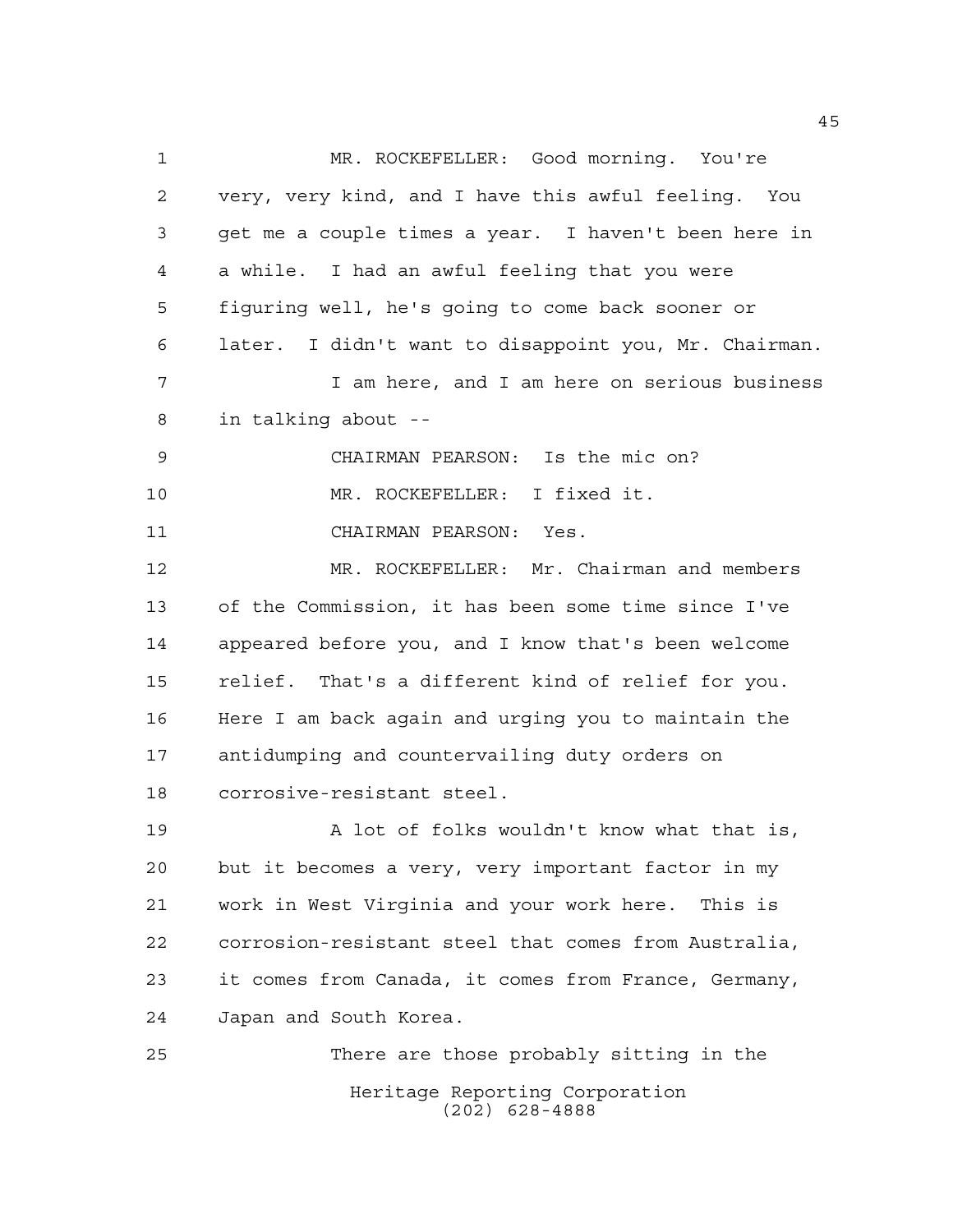MR. ROCKEFELLER: Good morning. You're very, very kind, and I have this awful feeling. You get me a couple times a year. I haven't been here in a while. I had an awful feeling that you were figuring well, he's going to come back sooner or later. I didn't want to disappoint you, Mr. Chairman.

I am here, and I am here on serious business in talking about --

CHAIRMAN PEARSON: Is the mic on?

MR. ROCKEFELLER: I fixed it.

CHAIRMAN PEARSON: Yes.

MR. ROCKEFELLER: Mr. Chairman and members of the Commission, it has been some time since I've appeared before you, and I know that's been welcome relief. That's a different kind of relief for you. Here I am back again and urging you to maintain the antidumping and countervailing duty orders on corrosive-resistant steel.

A lot of folks wouldn't know what that is, but it becomes a very, very important factor in my work in West Virginia and your work here. This is corrosion-resistant steel that comes from Australia, it comes from Canada, it comes from France, Germany, Japan and South Korea.

There are those probably sitting in the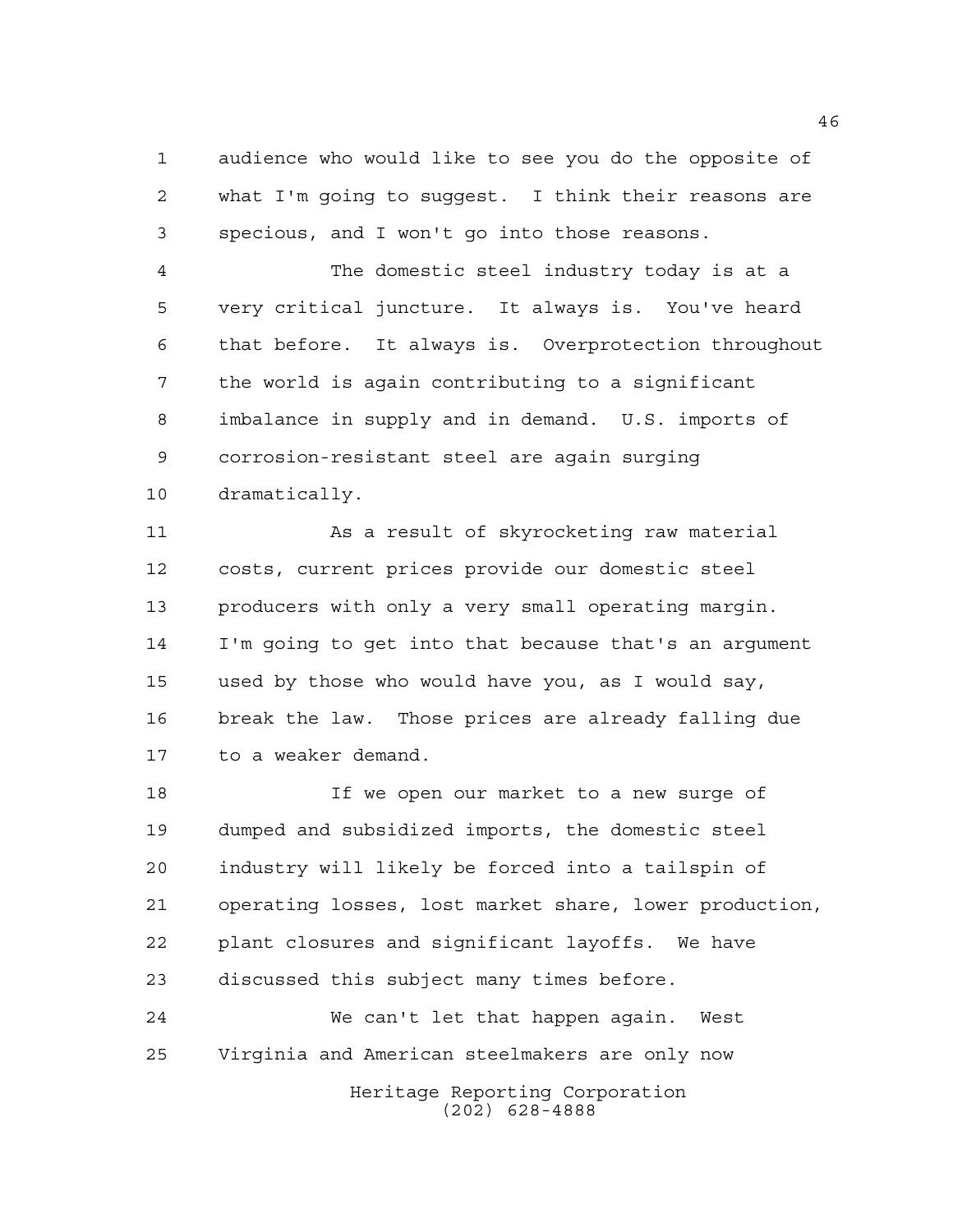audience who would like to see you do the opposite of what I'm going to suggest. I think their reasons are specious, and I won't go into those reasons.

The domestic steel industry today is at a very critical juncture. It always is. You've heard that before. It always is. Overprotection throughout the world is again contributing to a significant imbalance in supply and in demand. U.S. imports of corrosion-resistant steel are again surging dramatically.

As a result of skyrocketing raw material costs, current prices provide our domestic steel producers with only a very small operating margin. I'm going to get into that because that's an argument used by those who would have you, as I would say, break the law. Those prices are already falling due to a weaker demand.

If we open our market to a new surge of dumped and subsidized imports, the domestic steel industry will likely be forced into a tailspin of operating losses, lost market share, lower production, plant closures and significant layoffs. We have discussed this subject many times before.

We can't let that happen again. West Virginia and American steelmakers are only now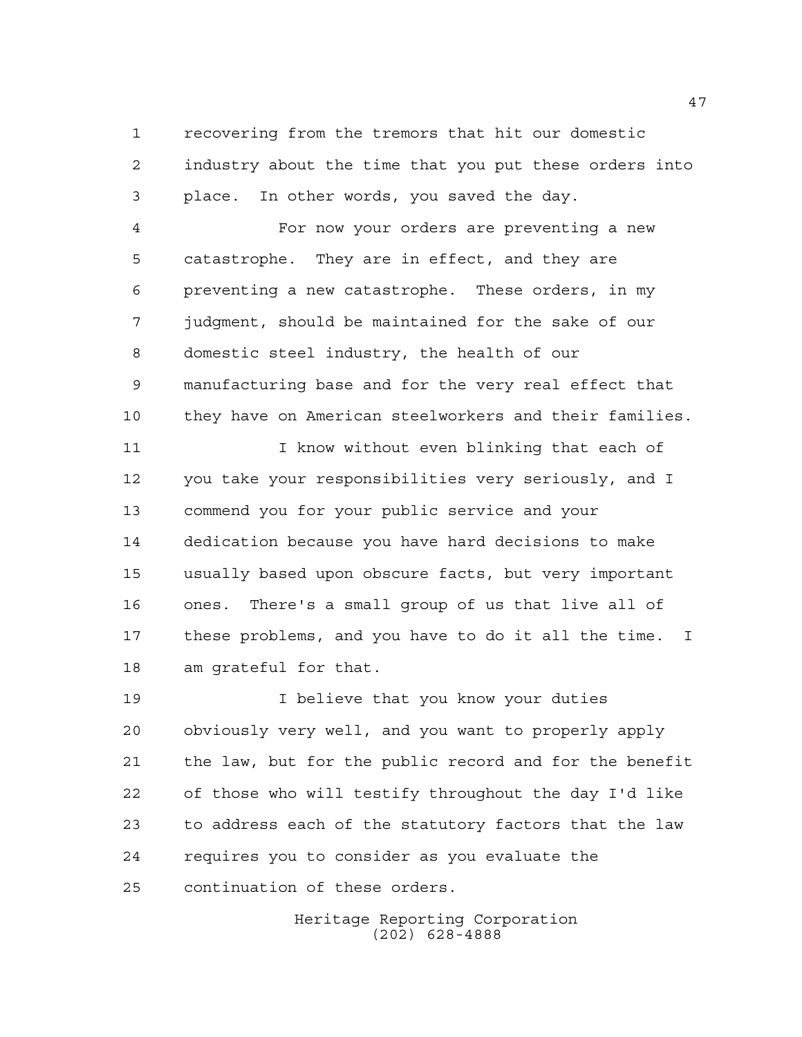recovering from the tremors that hit our domestic industry about the time that you put these orders into place. In other words, you saved the day.

For now your orders are preventing a new catastrophe. They are in effect, and they are preventing a new catastrophe. These orders, in my judgment, should be maintained for the sake of our domestic steel industry, the health of our manufacturing base and for the very real effect that they have on American steelworkers and their families.

I know without even blinking that each of you take your responsibilities very seriously, and I commend you for your public service and your dedication because you have hard decisions to make usually based upon obscure facts, but very important ones. There's a small group of us that live all of these problems, and you have to do it all the time. I am grateful for that.

I believe that you know your duties obviously very well, and you want to properly apply the law, but for the public record and for the benefit of those who will testify throughout the day I'd like to address each of the statutory factors that the law requires you to consider as you evaluate the continuation of these orders.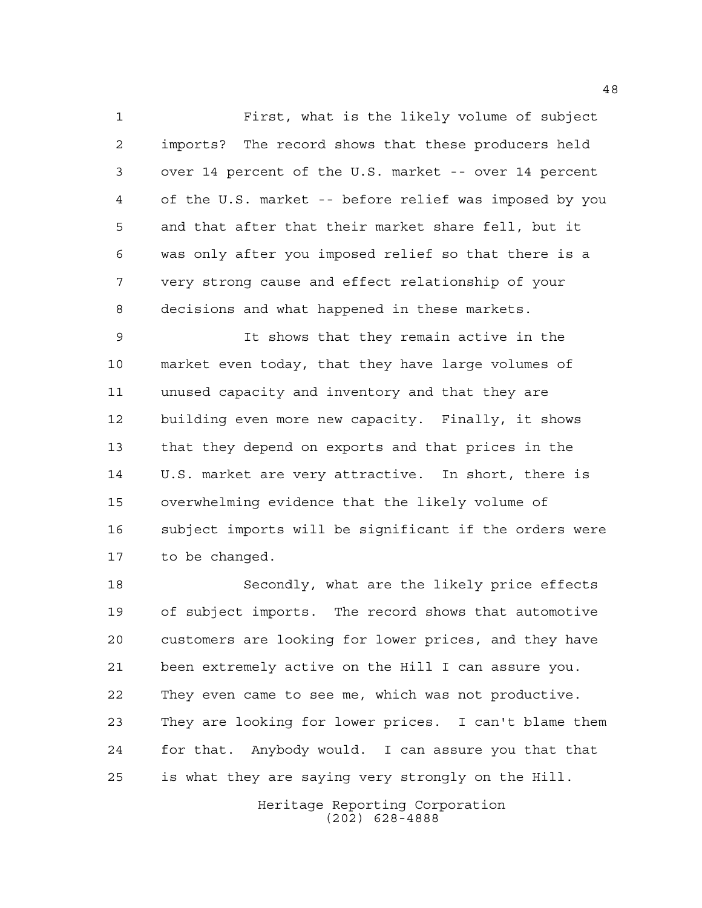First, what is the likely volume of subject imports? The record shows that these producers held over 14 percent of the U.S. market -- over 14 percent of the U.S. market -- before relief was imposed by you and that after that their market share fell, but it was only after you imposed relief so that there is a very strong cause and effect relationship of your decisions and what happened in these markets.

It shows that they remain active in the market even today, that they have large volumes of unused capacity and inventory and that they are building even more new capacity. Finally, it shows that they depend on exports and that prices in the U.S. market are very attractive. In short, there is overwhelming evidence that the likely volume of subject imports will be significant if the orders were to be changed.

Secondly, what are the likely price effects of subject imports. The record shows that automotive customers are looking for lower prices, and they have been extremely active on the Hill I can assure you. They even came to see me, which was not productive. They are looking for lower prices. I can't blame them for that. Anybody would. I can assure you that that is what they are saying very strongly on the Hill.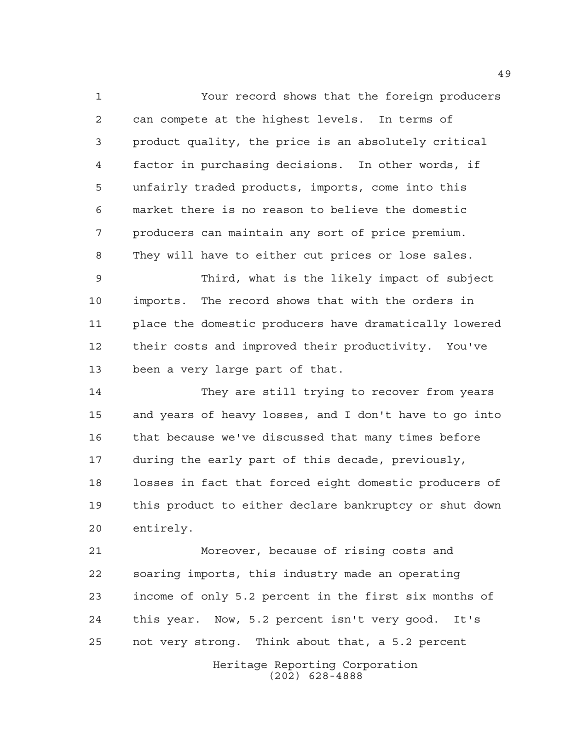Your record shows that the foreign producers can compete at the highest levels. In terms of product quality, the price is an absolutely critical factor in purchasing decisions. In other words, if unfairly traded products, imports, come into this market there is no reason to believe the domestic producers can maintain any sort of price premium. They will have to either cut prices or lose sales.

Third, what is the likely impact of subject imports. The record shows that with the orders in place the domestic producers have dramatically lowered their costs and improved their productivity. You've been a very large part of that.

They are still trying to recover from years and years of heavy losses, and I don't have to go into that because we've discussed that many times before during the early part of this decade, previously, losses in fact that forced eight domestic producers of this product to either declare bankruptcy or shut down entirely.

Moreover, because of rising costs and soaring imports, this industry made an operating income of only 5.2 percent in the first six months of this year. Now, 5.2 percent isn't very good. It's not very strong. Think about that, a 5.2 percent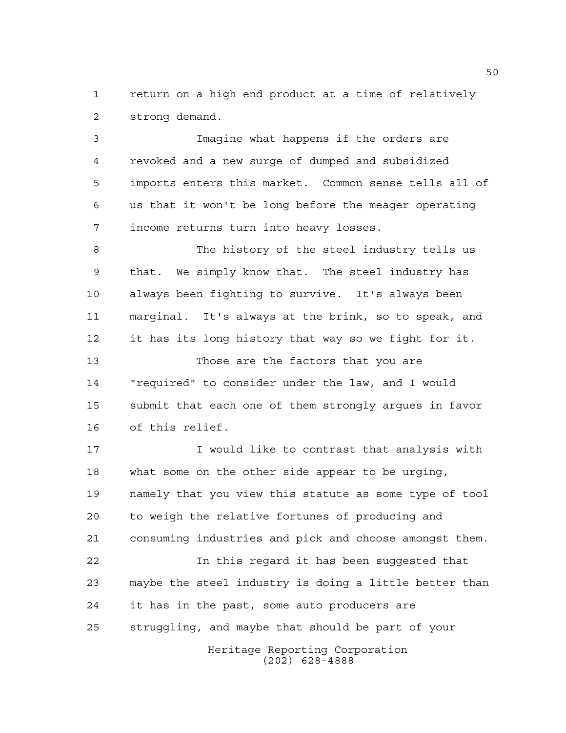return on a high end product at a time of relatively strong demand.

Imagine what happens if the orders are revoked and a new surge of dumped and subsidized imports enters this market. Common sense tells all of us that it won't be long before the meager operating income returns turn into heavy losses.

The history of the steel industry tells us that. We simply know that. The steel industry has always been fighting to survive. It's always been marginal. It's always at the brink, so to speak, and it has its long history that way so we fight for it.

Those are the factors that you are "required" to consider under the law, and I would submit that each one of them strongly argues in favor of this relief.

I would like to contrast that analysis with what some on the other side appear to be urging, namely that you view this statute as some type of tool to weigh the relative fortunes of producing and consuming industries and pick and choose amongst them.

In this regard it has been suggested that maybe the steel industry is doing a little better than it has in the past, some auto producers are struggling, and maybe that should be part of your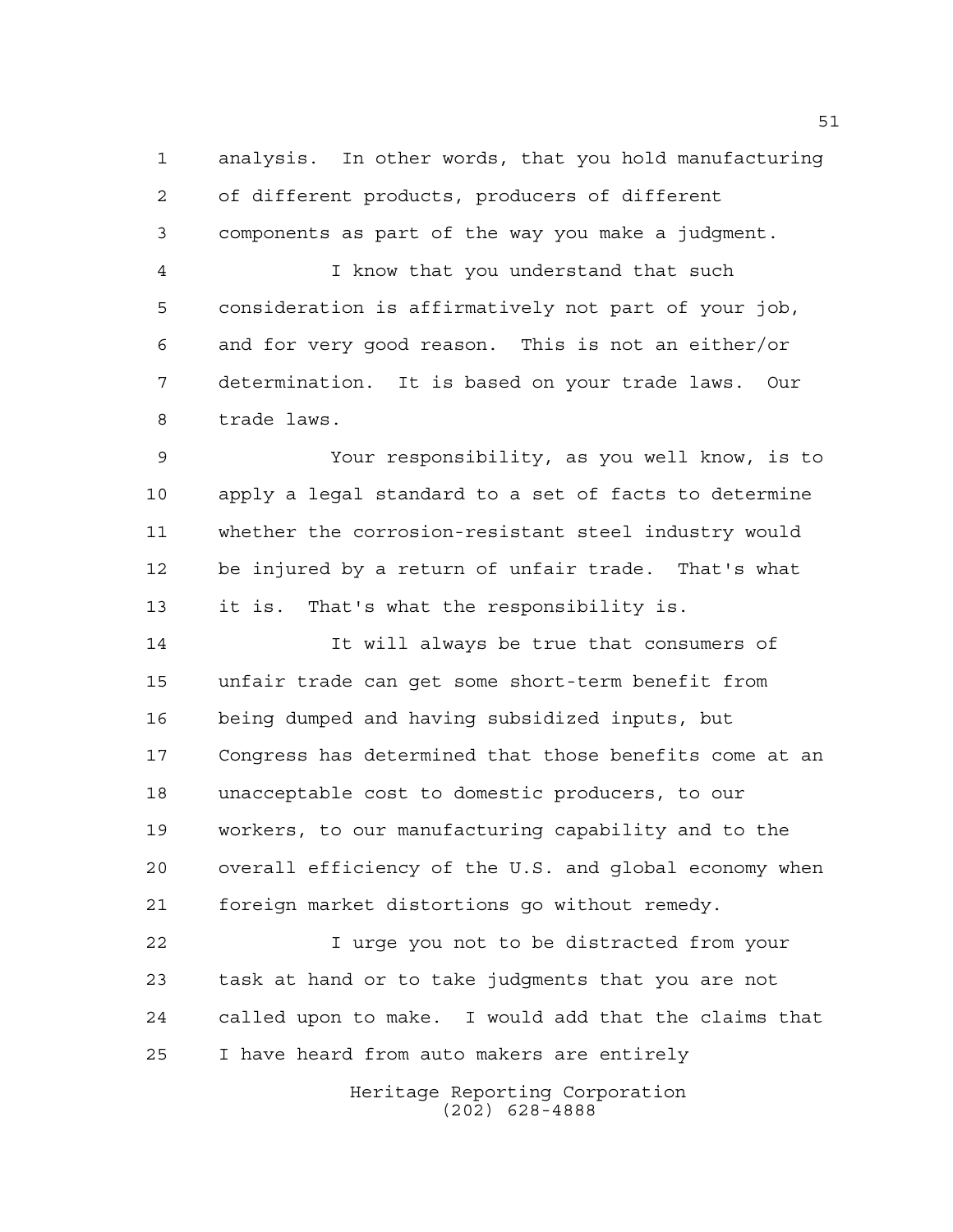analysis. In other words, that you hold manufacturing of different products, producers of different components as part of the way you make a judgment.

I know that you understand that such consideration is affirmatively not part of your job, and for very good reason. This is not an either/or determination. It is based on your trade laws. Our trade laws.

Your responsibility, as you well know, is to apply a legal standard to a set of facts to determine whether the corrosion-resistant steel industry would be injured by a return of unfair trade. That's what it is. That's what the responsibility is.

It will always be true that consumers of unfair trade can get some short-term benefit from being dumped and having subsidized inputs, but Congress has determined that those benefits come at an unacceptable cost to domestic producers, to our workers, to our manufacturing capability and to the overall efficiency of the U.S. and global economy when foreign market distortions go without remedy.

I urge you not to be distracted from your task at hand or to take judgments that you are not called upon to make. I would add that the claims that I have heard from auto makers are entirely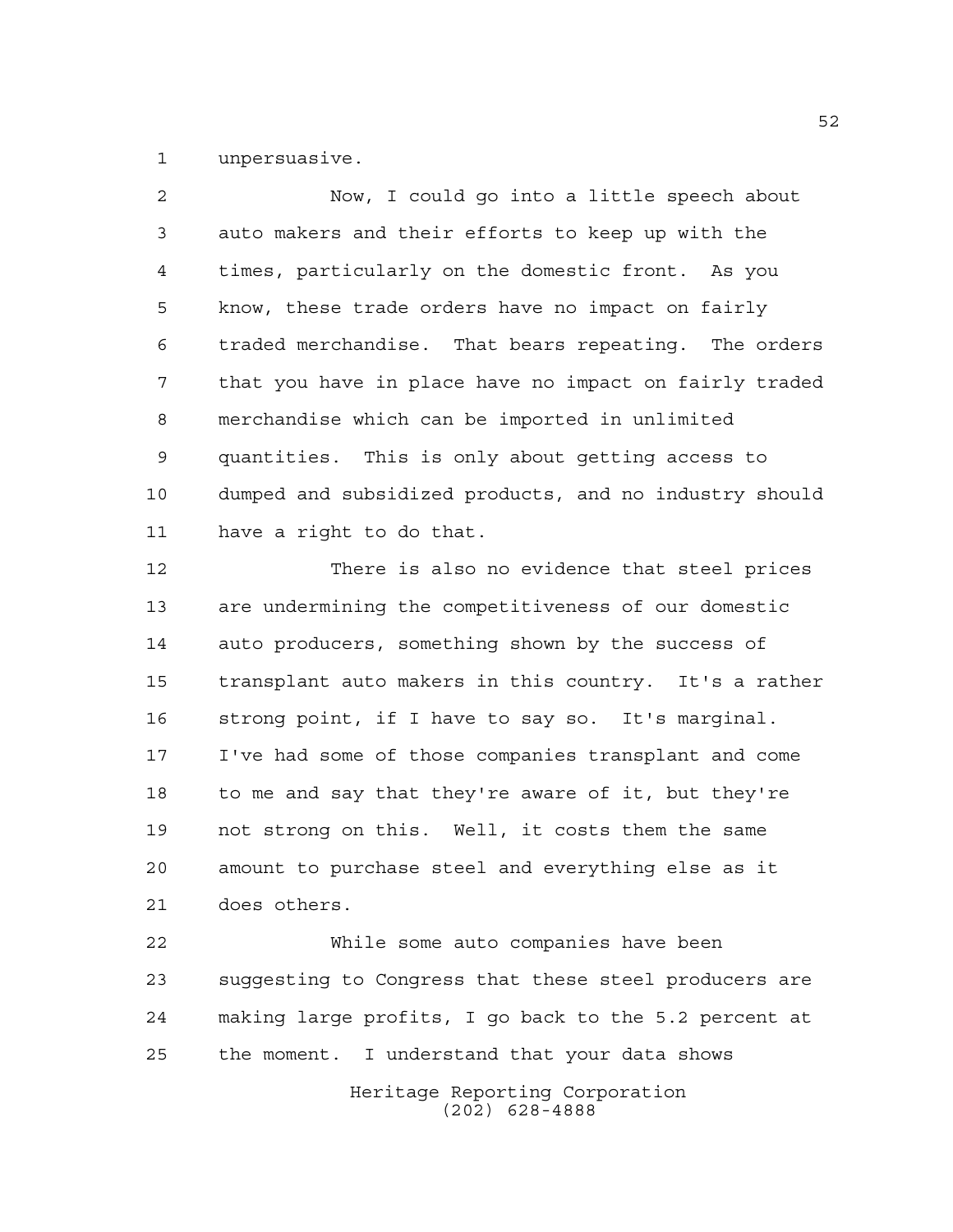unpersuasive.

Now, I could go into a little speech about auto makers and their efforts to keep up with the times, particularly on the domestic front. As you know, these trade orders have no impact on fairly traded merchandise. That bears repeating. The orders that you have in place have no impact on fairly traded merchandise which can be imported in unlimited quantities. This is only about getting access to dumped and subsidized products, and no industry should have a right to do that.

There is also no evidence that steel prices are undermining the competitiveness of our domestic auto producers, something shown by the success of transplant auto makers in this country. It's a rather strong point, if I have to say so. It's marginal. I've had some of those companies transplant and come to me and say that they're aware of it, but they're not strong on this. Well, it costs them the same amount to purchase steel and everything else as it does others.

While some auto companies have been suggesting to Congress that these steel producers are making large profits, I go back to the 5.2 percent at the moment. I understand that your data shows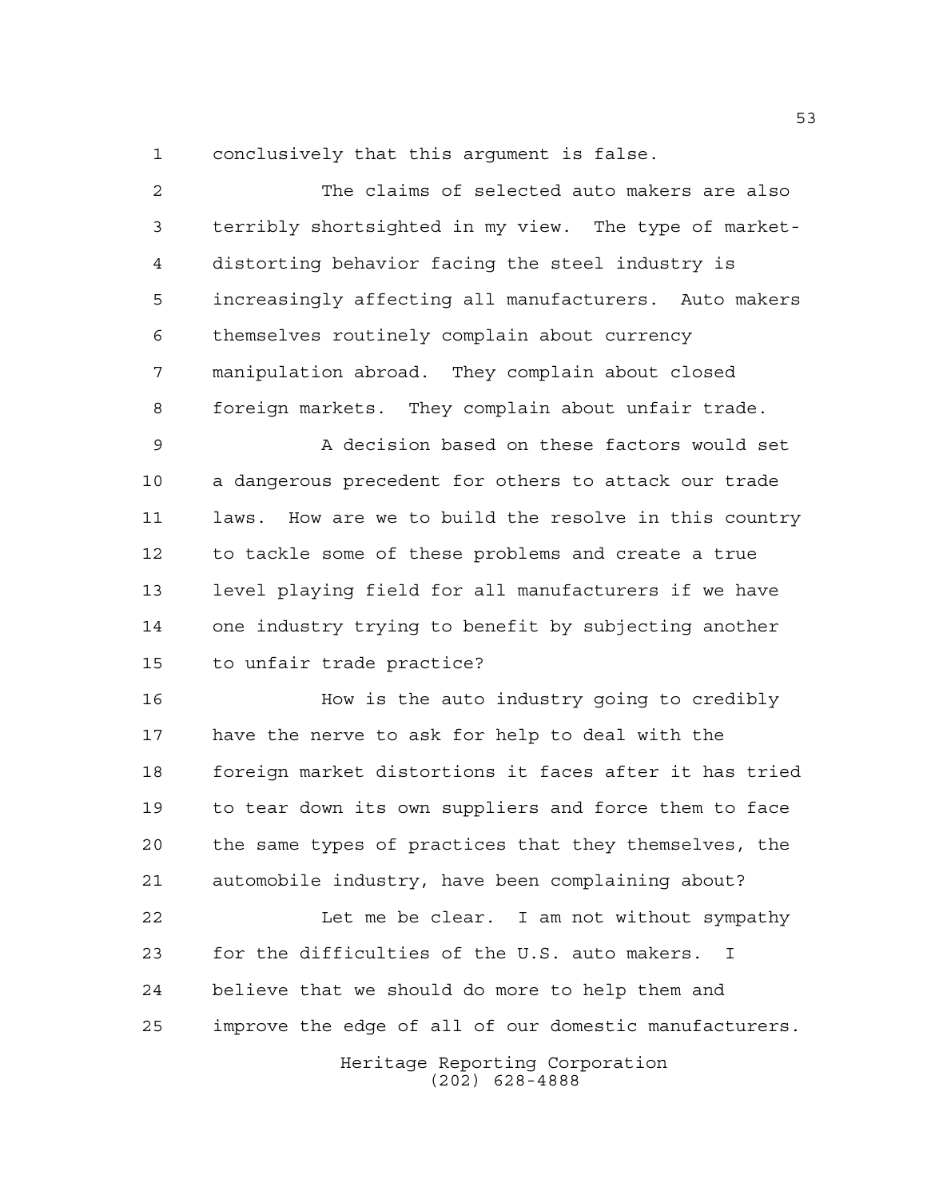conclusively that this argument is false.

The claims of selected auto makers are also terribly shortsighted in my view. The type of market-distorting behavior facing the steel industry is increasingly affecting all manufacturers. Auto makers themselves routinely complain about currency manipulation abroad. They complain about closed foreign markets. They complain about unfair trade.

A decision based on these factors would set a dangerous precedent for others to attack our trade laws. How are we to build the resolve in this country to tackle some of these problems and create a true level playing field for all manufacturers if we have one industry trying to benefit by subjecting another to unfair trade practice?

How is the auto industry going to credibly have the nerve to ask for help to deal with the foreign market distortions it faces after it has tried to tear down its own suppliers and force them to face the same types of practices that they themselves, the automobile industry, have been complaining about?

Let me be clear. I am not without sympathy for the difficulties of the U.S. auto makers. I believe that we should do more to help them and improve the edge of all of our domestic manufacturers.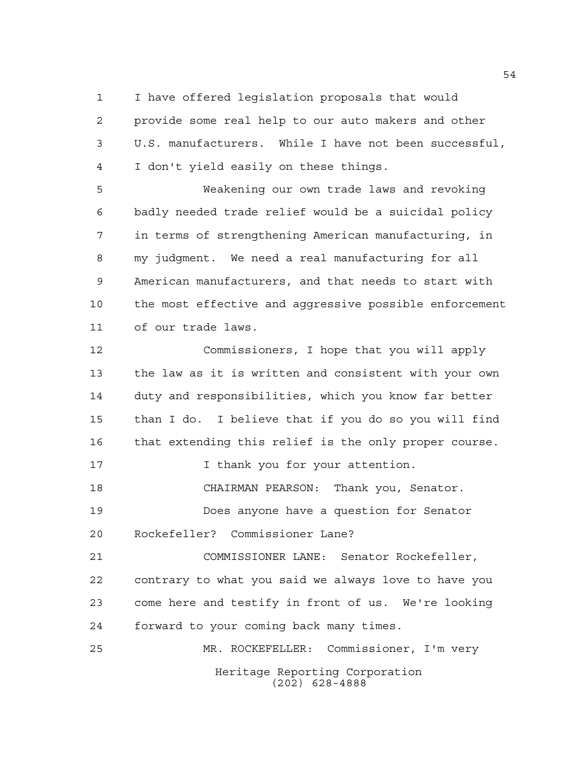I have offered legislation proposals that would provide some real help to our auto makers and other U.S. manufacturers. While I have not been successful, I don't yield easily on these things.

Weakening our own trade laws and revoking badly needed trade relief would be a suicidal policy in terms of strengthening American manufacturing, in my judgment. We need a real manufacturing for all American manufacturers, and that needs to start with the most effective and aggressive possible enforcement of our trade laws.

Commissioners, I hope that you will apply the law as it is written and consistent with your own duty and responsibilities, which you know far better than I do. I believe that if you do so you will find that extending this relief is the only proper course.

I thank you for your attention.

CHAIRMAN PEARSON: Thank you, Senator.

Does anyone have a question for Senator Rockefeller? Commissioner Lane?

COMMISSIONER LANE: Senator Rockefeller, contrary to what you said we always love to have you come here and testify in front of us. We're looking forward to your coming back many times.

MR. ROCKEFELLER: Commissioner, I'm very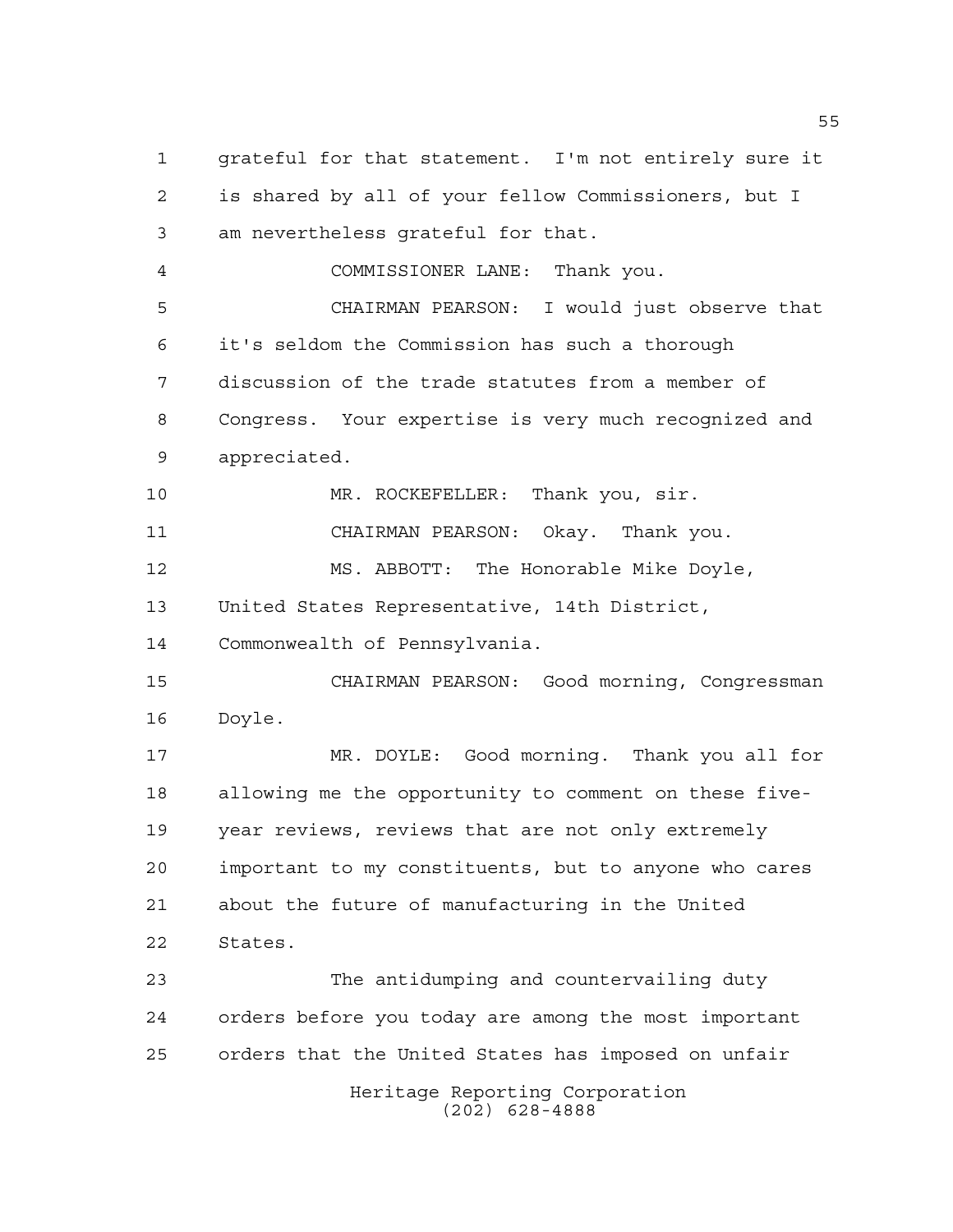grateful for that statement. I'm not entirely sure it is shared by all of your fellow Commissioners, but I am nevertheless grateful for that.

COMMISSIONER LANE: Thank you.

CHAIRMAN PEARSON: I would just observe that it's seldom the Commission has such a thorough discussion of the trade statutes from a member of Congress. Your expertise is very much recognized and appreciated.

MR. ROCKEFELLER: Thank you, sir.

CHAIRMAN PEARSON: Okay. Thank you.

MS. ABBOTT: The Honorable Mike Doyle, United States Representative, 14th District, Commonwealth of Pennsylvania.

CHAIRMAN PEARSON: Good morning, Congressman Doyle.

MR. DOYLE: Good morning. Thank you all for allowing me the opportunity to comment on these five-year reviews, reviews that are not only extremely important to my constituents, but to anyone who cares about the future of manufacturing in the United States.

The antidumping and countervailing duty orders before you today are among the most important orders that the United States has imposed on unfair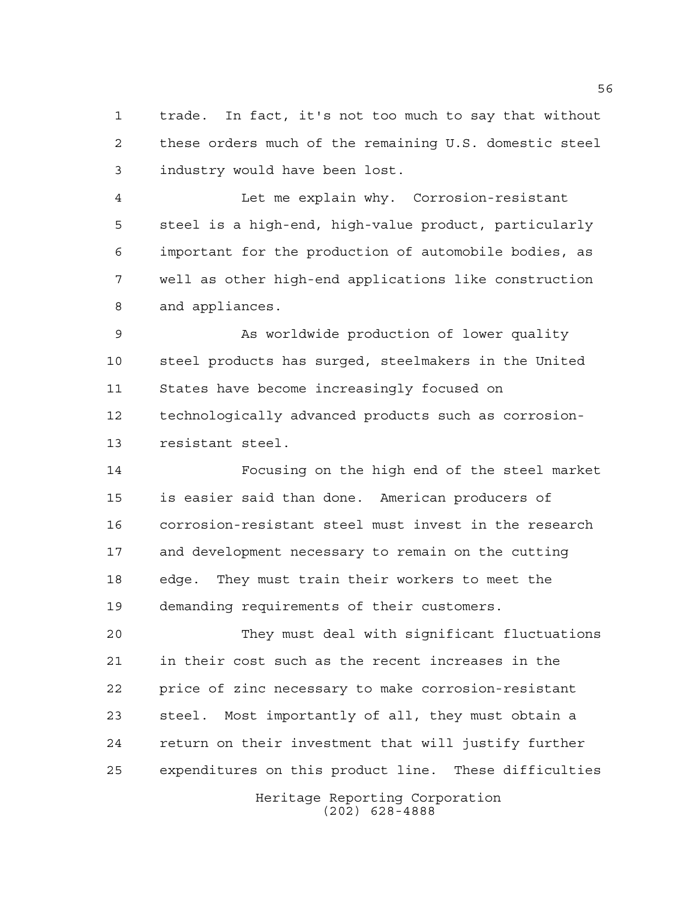trade. In fact, it's not too much to say that without these orders much of the remaining U.S. domestic steel industry would have been lost.

Let me explain why. Corrosion-resistant steel is a high-end, high-value product, particularly important for the production of automobile bodies, as well as other high-end applications like construction and appliances.

As worldwide production of lower quality steel products has surged, steelmakers in the United States have become increasingly focused on technologically advanced products such as corrosion-resistant steel.

Focusing on the high end of the steel market is easier said than done. American producers of corrosion-resistant steel must invest in the research and development necessary to remain on the cutting edge. They must train their workers to meet the demanding requirements of their customers.

They must deal with significant fluctuations in their cost such as the recent increases in the price of zinc necessary to make corrosion-resistant steel. Most importantly of all, they must obtain a return on their investment that will justify further expenditures on this product line. These difficulties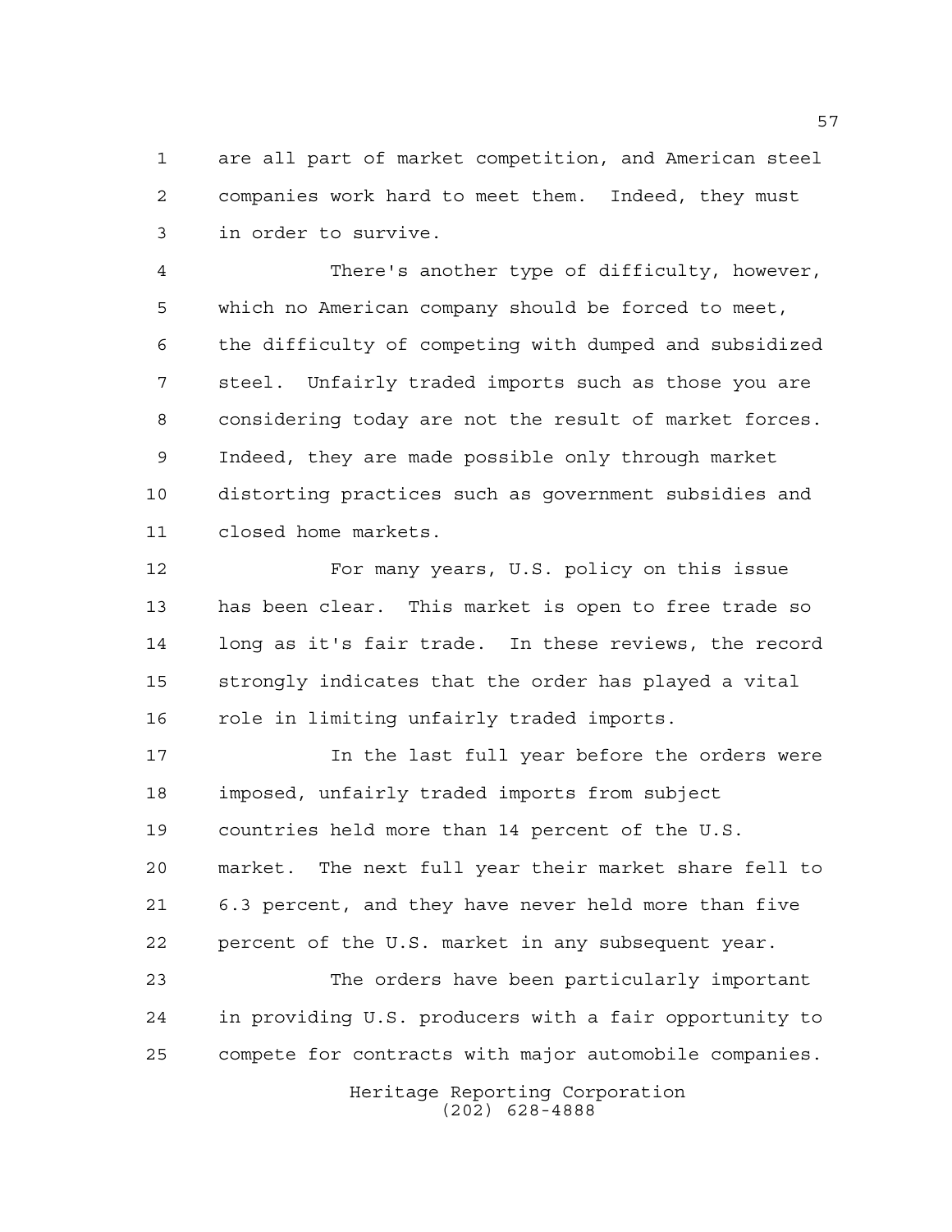are all part of market competition, and American steel companies work hard to meet them. Indeed, they must in order to survive.

There's another type of difficulty, however, which no American company should be forced to meet, the difficulty of competing with dumped and subsidized steel. Unfairly traded imports such as those you are considering today are not the result of market forces. Indeed, they are made possible only through market distorting practices such as government subsidies and closed home markets.

For many years, U.S. policy on this issue has been clear. This market is open to free trade so long as it's fair trade. In these reviews, the record strongly indicates that the order has played a vital role in limiting unfairly traded imports.

In the last full year before the orders were imposed, unfairly traded imports from subject countries held more than 14 percent of the U.S. market. The next full year their market share fell to 6.3 percent, and they have never held more than five percent of the U.S. market in any subsequent year.

The orders have been particularly important in providing U.S. producers with a fair opportunity to compete for contracts with major automobile companies.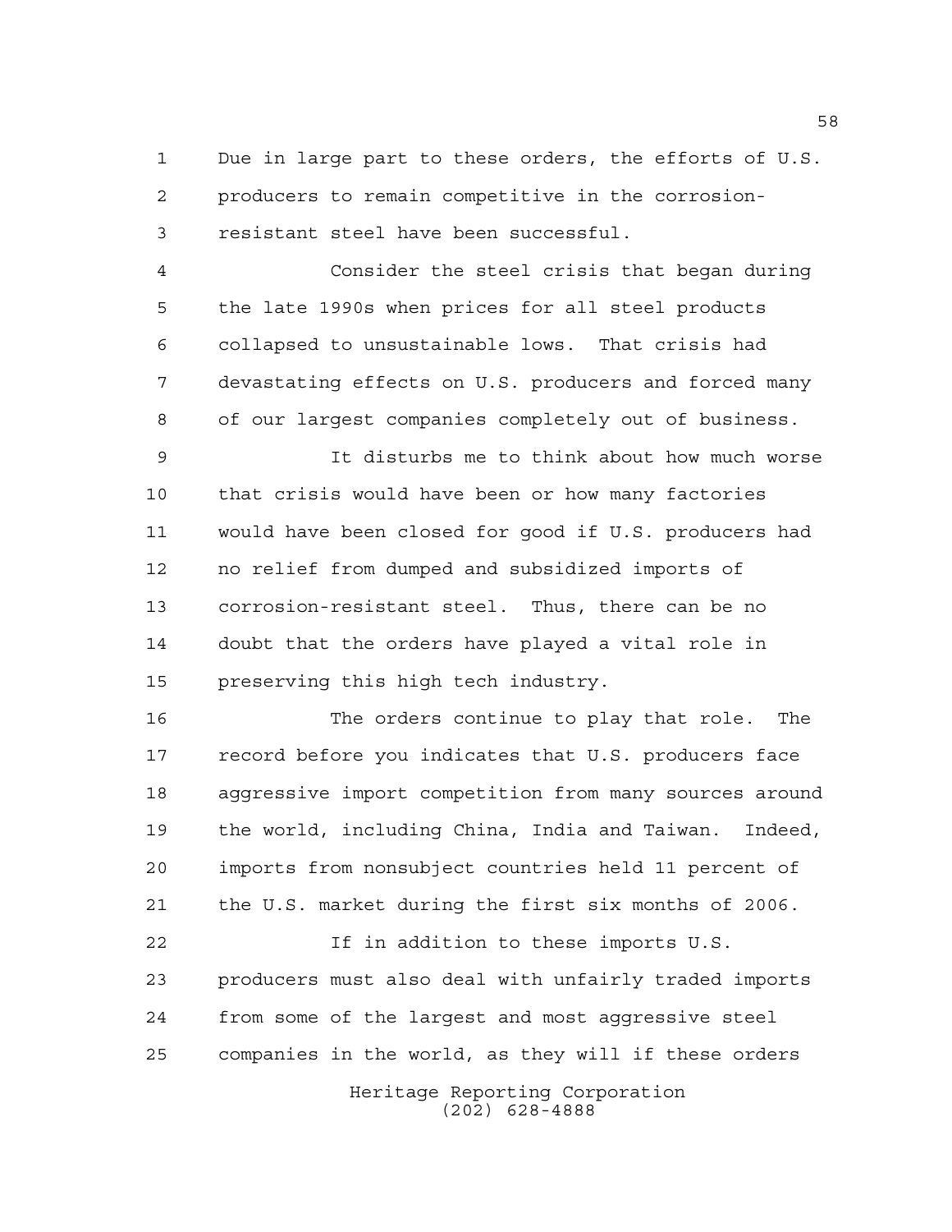Due in large part to these orders, the efforts of U.S. producers to remain competitive in the corrosion-resistant steel have been successful.

Consider the steel crisis that began during the late 1990s when prices for all steel products collapsed to unsustainable lows. That crisis had devastating effects on U.S. producers and forced many of our largest companies completely out of business.

It disturbs me to think about how much worse that crisis would have been or how many factories would have been closed for good if U.S. producers had no relief from dumped and subsidized imports of corrosion-resistant steel. Thus, there can be no doubt that the orders have played a vital role in preserving this high tech industry.

The orders continue to play that role. The record before you indicates that U.S. producers face aggressive import competition from many sources around the world, including China, India and Taiwan. Indeed, imports from nonsubject countries held 11 percent of the U.S. market during the first six months of 2006.

If in addition to these imports U.S. producers must also deal with unfairly traded imports from some of the largest and most aggressive steel companies in the world, as they will if these orders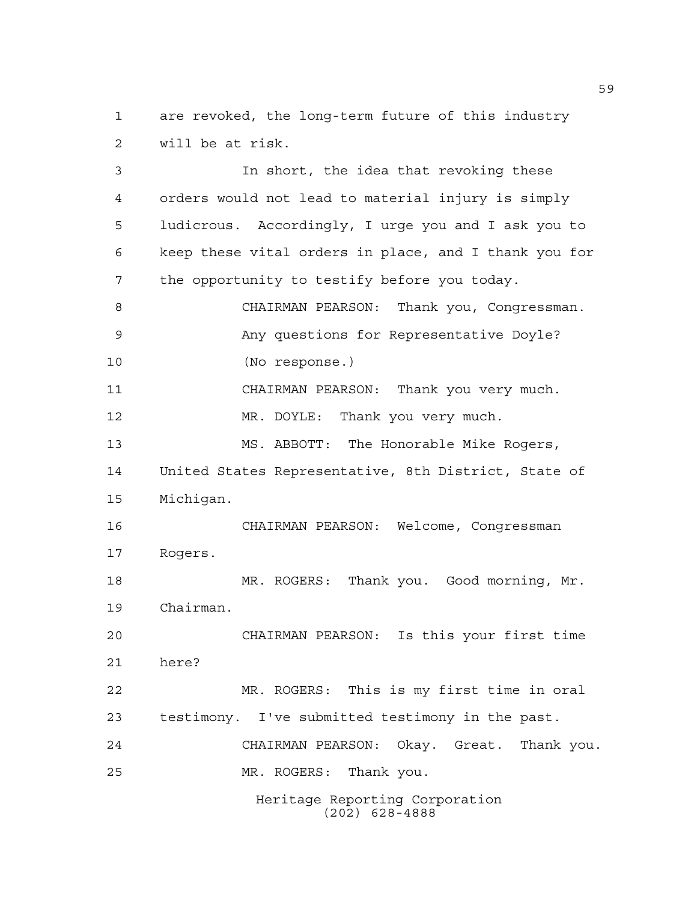are revoked, the long-term future of this industry will be at risk.

In short, the idea that revoking these orders would not lead to material injury is simply ludicrous. Accordingly, I urge you and I ask you to keep these vital orders in place, and I thank you for the opportunity to testify before you today.

CHAIRMAN PEARSON: Thank you, Congressman.

Any questions for Representative Doyle?

(No response.)

CHAIRMAN PEARSON: Thank you very much.

MR. DOYLE: Thank you very much.

MS. ABBOTT: The Honorable Mike Rogers, United States Representative, 8th District, State of Michigan.

CHAIRMAN PEARSON: Welcome, Congressman Rogers.

MR. ROGERS: Thank you. Good morning, Mr. Chairman.

CHAIRMAN PEARSON: Is this your first time here?

MR. ROGERS: This is my first time in oral testimony. I've submitted testimony in the past.

CHAIRMAN PEARSON: Okay. Great. Thank you.

MR. ROGERS: Thank you.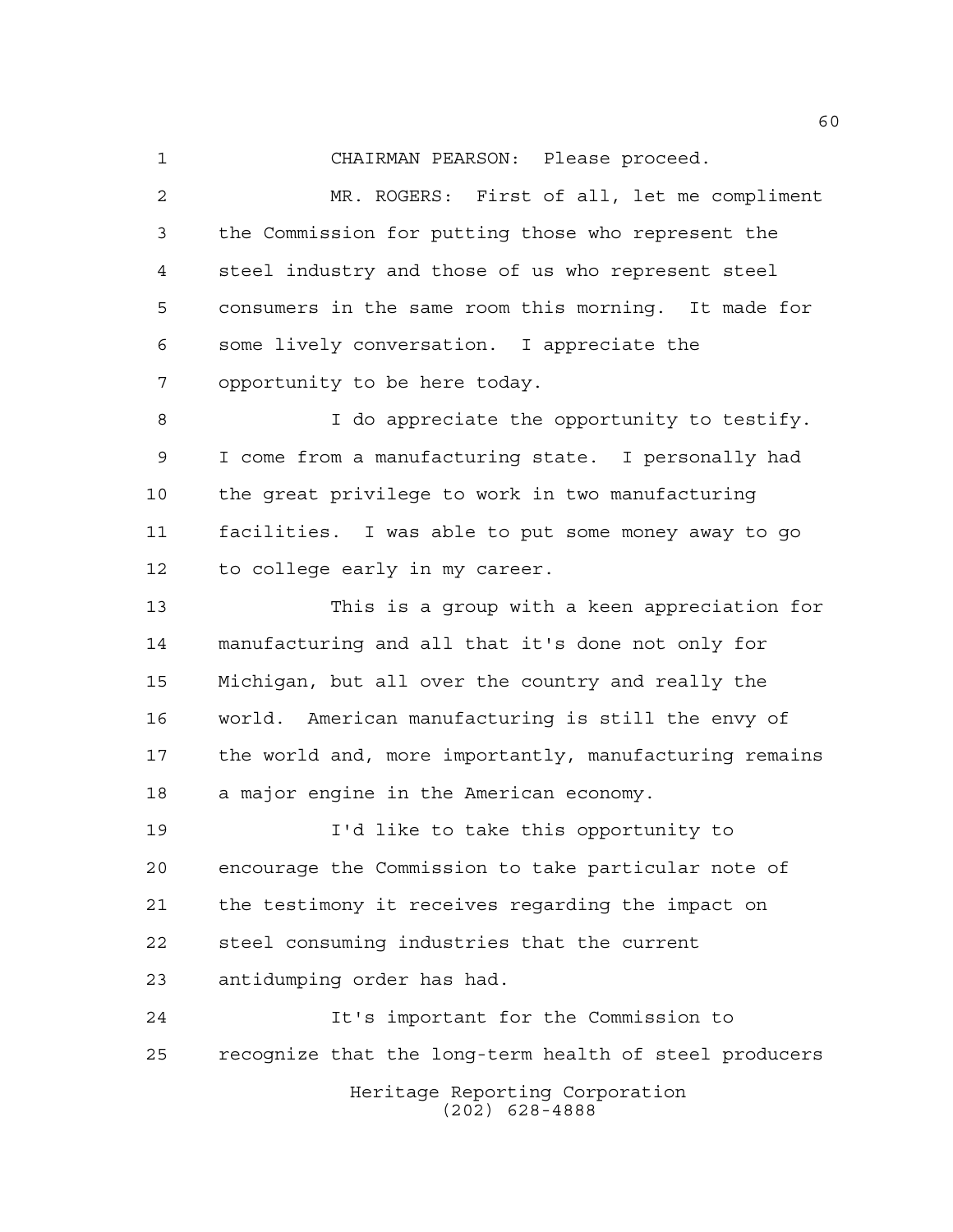CHAIRMAN PEARSON: Please proceed.

MR. ROGERS: First of all, let me compliment the Commission for putting those who represent the steel industry and those of us who represent steel consumers in the same room this morning. It made for some lively conversation. I appreciate the opportunity to be here today.

I do appreciate the opportunity to testify. I come from a manufacturing state. I personally had the great privilege to work in two manufacturing facilities. I was able to put some money away to go to college early in my career.

This is a group with a keen appreciation for manufacturing and all that it's done not only for Michigan, but all over the country and really the world. American manufacturing is still the envy of the world and, more importantly, manufacturing remains a major engine in the American economy.

I'd like to take this opportunity to encourage the Commission to take particular note of the testimony it receives regarding the impact on steel consuming industries that the current antidumping order has had.

It's important for the Commission to recognize that the long-term health of steel producers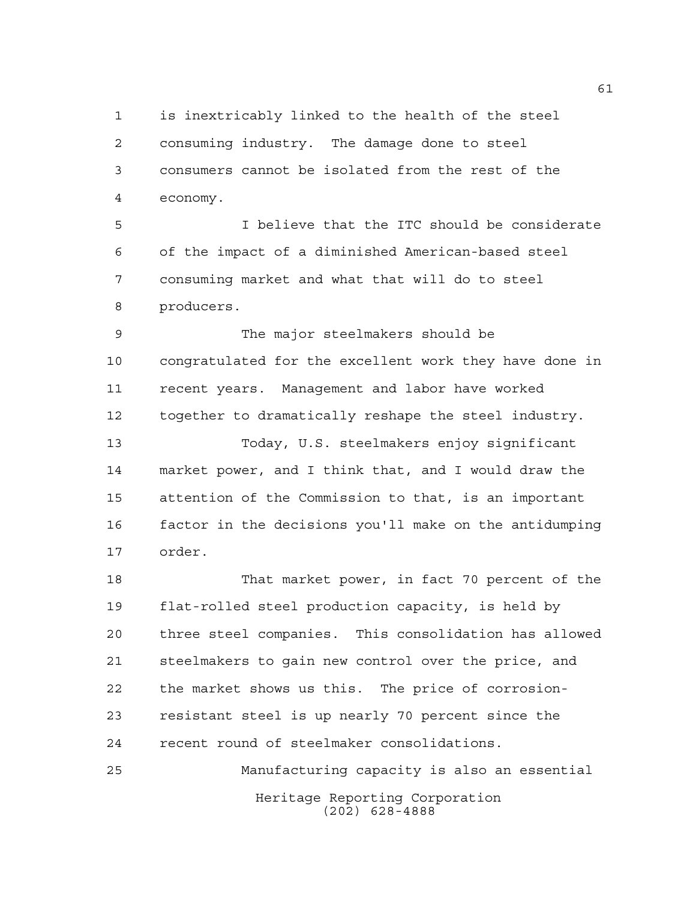is inextricably linked to the health of the steel consuming industry. The damage done to steel consumers cannot be isolated from the rest of the economy.

I believe that the ITC should be considerate of the impact of a diminished American-based steel consuming market and what that will do to steel producers.

The major steelmakers should be congratulated for the excellent work they have done in recent years. Management and labor have worked together to dramatically reshape the steel industry.

Today, U.S. steelmakers enjoy significant market power, and I think that, and I would draw the attention of the Commission to that, is an important factor in the decisions you'll make on the antidumping order.

That market power, in fact 70 percent of the flat-rolled steel production capacity, is held by three steel companies. This consolidation has allowed steelmakers to gain new control over the price, and the market shows us this. The price of corrosion-resistant steel is up nearly 70 percent since the recent round of steelmaker consolidations.

Manufacturing capacity is also an essential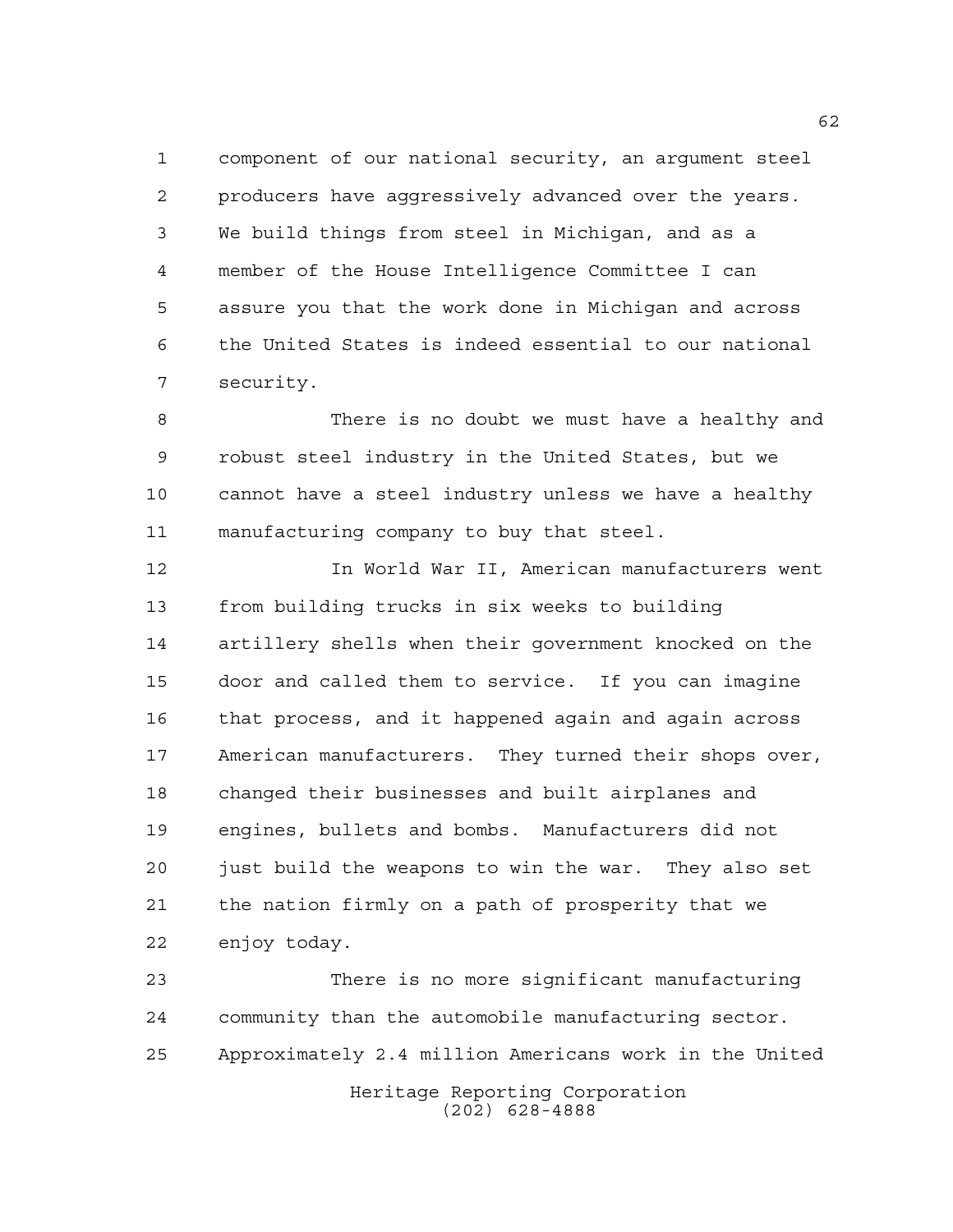component of our national security, an argument steel producers have aggressively advanced over the years. We build things from steel in Michigan, and as a member of the House Intelligence Committee I can assure you that the work done in Michigan and across the United States is indeed essential to our national security.

There is no doubt we must have a healthy and robust steel industry in the United States, but we cannot have a steel industry unless we have a healthy manufacturing company to buy that steel.

In World War II, American manufacturers went from building trucks in six weeks to building artillery shells when their government knocked on the door and called them to service. If you can imagine that process, and it happened again and again across American manufacturers. They turned their shops over, changed their businesses and built airplanes and engines, bullets and bombs. Manufacturers did not just build the weapons to win the war. They also set the nation firmly on a path of prosperity that we enjoy today.

There is no more significant manufacturing community than the automobile manufacturing sector. Approximately 2.4 million Americans work in the United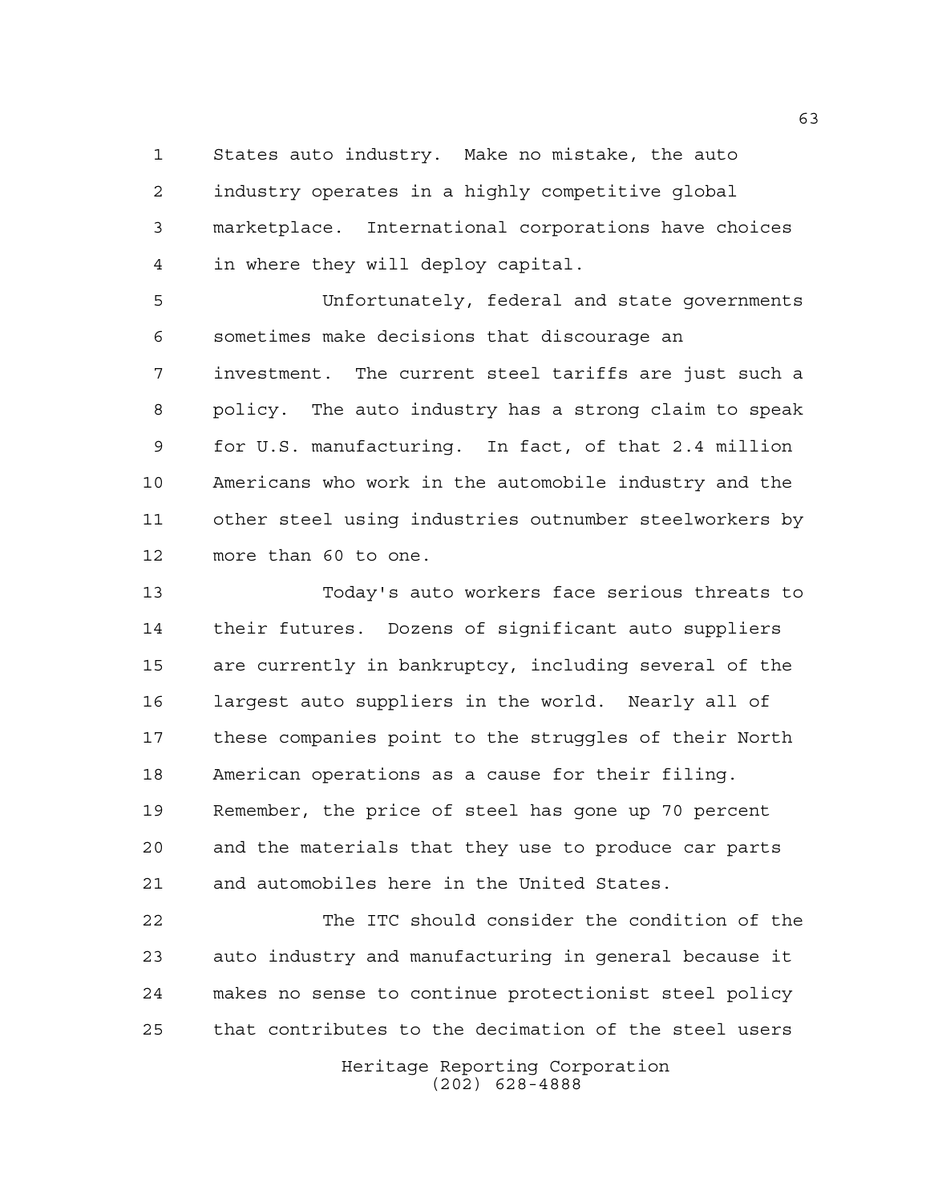States auto industry. Make no mistake, the auto industry operates in a highly competitive global marketplace. International corporations have choices in where they will deploy capital.

Unfortunately, federal and state governments sometimes make decisions that discourage an investment. The current steel tariffs are just such a policy. The auto industry has a strong claim to speak for U.S. manufacturing. In fact, of that 2.4 million Americans who work in the automobile industry and the other steel using industries outnumber steelworkers by more than 60 to one.

Today's auto workers face serious threats to their futures. Dozens of significant auto suppliers are currently in bankruptcy, including several of the largest auto suppliers in the world. Nearly all of these companies point to the struggles of their North American operations as a cause for their filing. Remember, the price of steel has gone up 70 percent and the materials that they use to produce car parts and automobiles here in the United States.

The ITC should consider the condition of the auto industry and manufacturing in general because it makes no sense to continue protectionist steel policy that contributes to the decimation of the steel users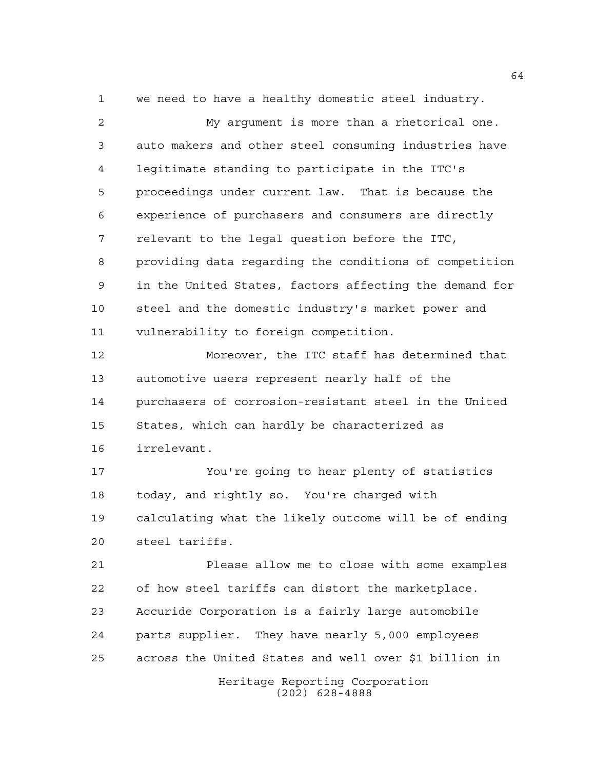we need to have a healthy domestic steel industry.

My argument is more than a rhetorical one. auto makers and other steel consuming industries have legitimate standing to participate in the ITC's proceedings under current law. That is because the experience of purchasers and consumers are directly relevant to the legal question before the ITC, providing data regarding the conditions of competition in the United States, factors affecting the demand for steel and the domestic industry's market power and vulnerability to foreign competition.

Moreover, the ITC staff has determined that automotive users represent nearly half of the purchasers of corrosion-resistant steel in the United States, which can hardly be characterized as irrelevant.

You're going to hear plenty of statistics today, and rightly so. You're charged with calculating what the likely outcome will be of ending steel tariffs.

Please allow me to close with some examples of how steel tariffs can distort the marketplace. Accuride Corporation is a fairly large automobile parts supplier. They have nearly 5,000 employees across the United States and well over $1 billion in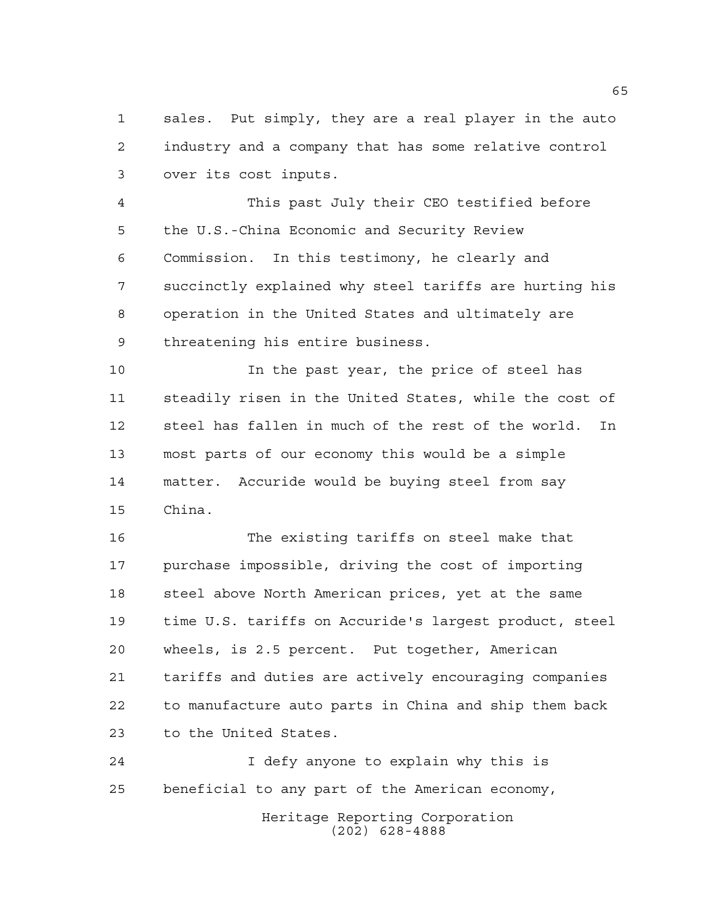sales. Put simply, they are a real player in the auto industry and a company that has some relative control over its cost inputs.

This past July their CEO testified before the U.S.-China Economic and Security Review Commission. In this testimony, he clearly and succinctly explained why steel tariffs are hurting his operation in the United States and ultimately are threatening his entire business.

In the past year, the price of steel has steadily risen in the United States, while the cost of steel has fallen in much of the rest of the world. In most parts of our economy this would be a simple matter. Accuride would be buying steel from say China.

The existing tariffs on steel make that purchase impossible, driving the cost of importing steel above North American prices, yet at the same time U.S. tariffs on Accuride's largest product, steel wheels, is 2.5 percent. Put together, American tariffs and duties are actively encouraging companies to manufacture auto parts in China and ship them back to the United States.

I defy anyone to explain why this is beneficial to any part of the American economy,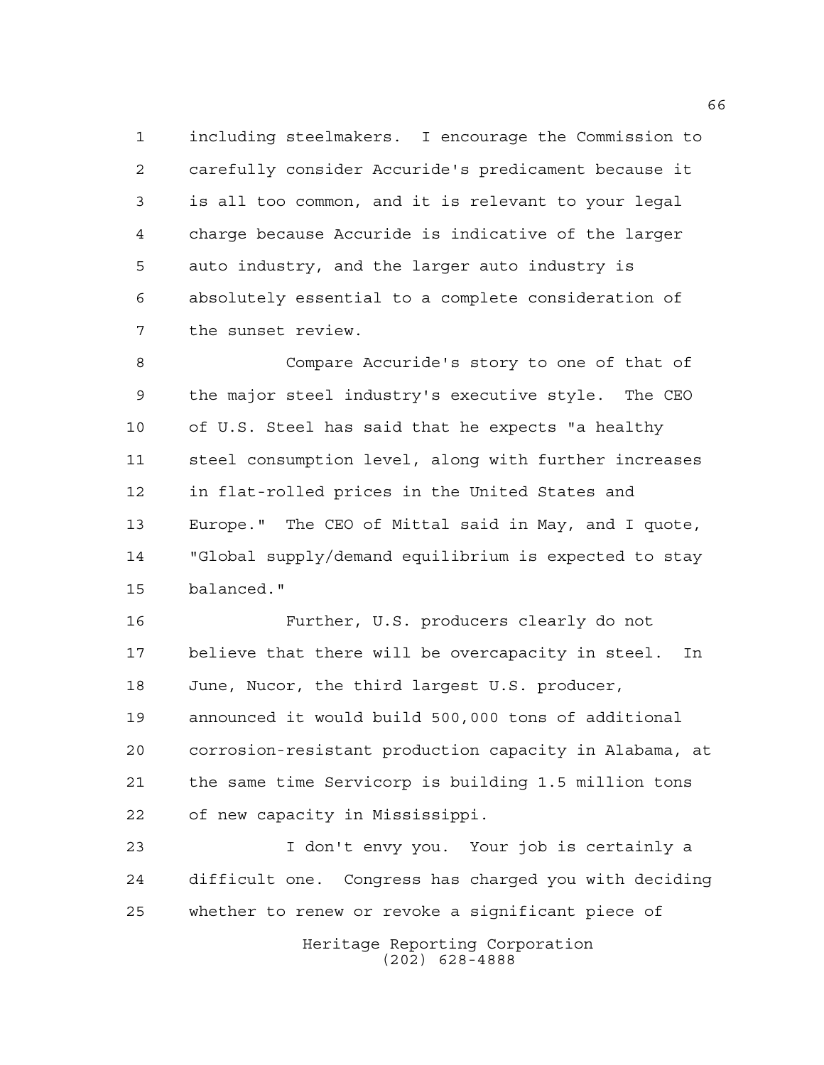including steelmakers. I encourage the Commission to carefully consider Accuride's predicament because it is all too common, and it is relevant to your legal charge because Accuride is indicative of the larger auto industry, and the larger auto industry is absolutely essential to a complete consideration of the sunset review.

Compare Accuride's story to one of that of the major steel industry's executive style. The CEO of U.S. Steel has said that he expects "a healthy steel consumption level, along with further increases in flat-rolled prices in the United States and Europe." The CEO of Mittal said in May, and I quote, "Global supply/demand equilibrium is expected to stay balanced."

Further, U.S. producers clearly do not believe that there will be overcapacity in steel. In June, Nucor, the third largest U.S. producer, announced it would build 500,000 tons of additional corrosion-resistant production capacity in Alabama, at the same time Servicorp is building 1.5 million tons of new capacity in Mississippi.

I don't envy you. Your job is certainly a difficult one. Congress has charged you with deciding whether to renew or revoke a significant piece of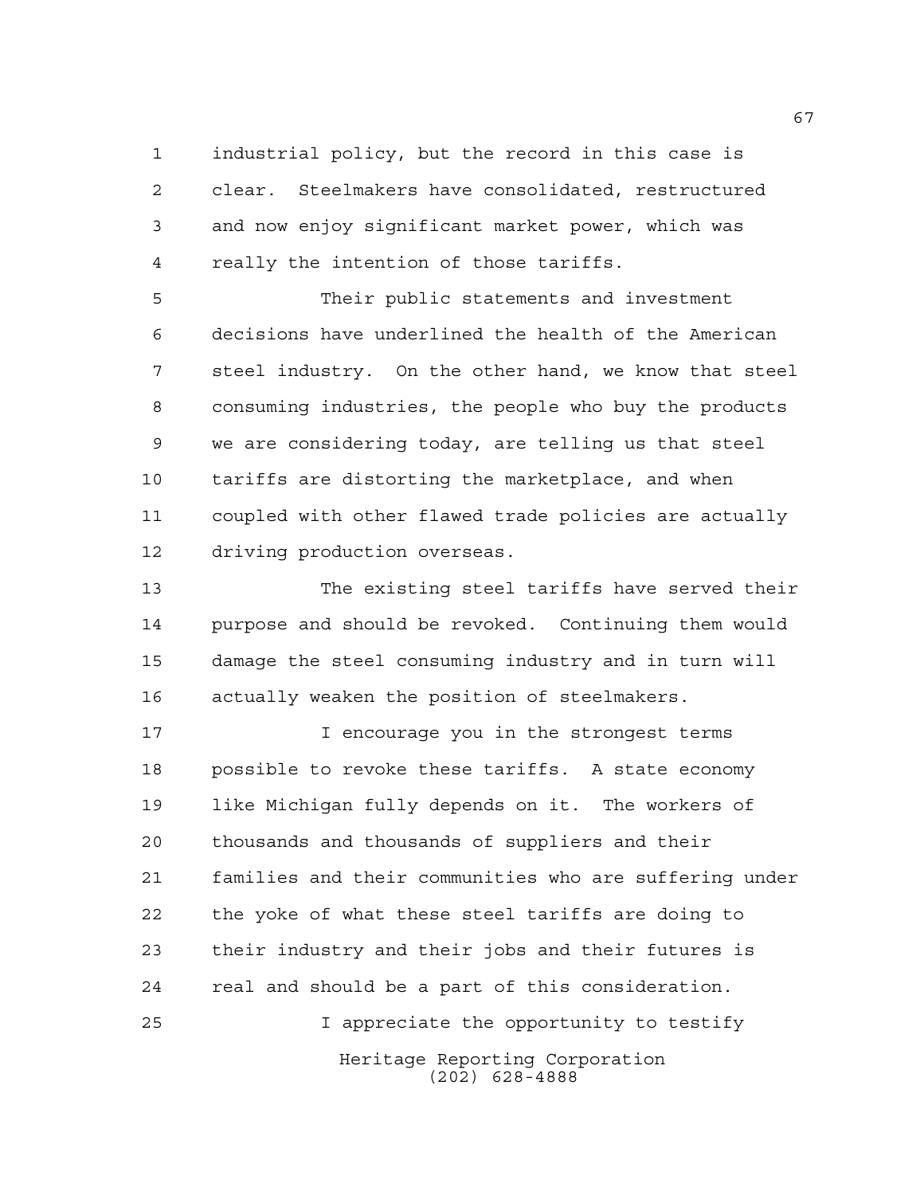industrial policy, but the record in this case is clear. Steelmakers have consolidated, restructured and now enjoy significant market power, which was really the intention of those tariffs.

Their public statements and investment decisions have underlined the health of the American steel industry. On the other hand, we know that steel consuming industries, the people who buy the products we are considering today, are telling us that steel tariffs are distorting the marketplace, and when coupled with other flawed trade policies are actually driving production overseas.

The existing steel tariffs have served their purpose and should be revoked. Continuing them would damage the steel consuming industry and in turn will actually weaken the position of steelmakers.

I encourage you in the strongest terms possible to revoke these tariffs. A state economy like Michigan fully depends on it. The workers of thousands and thousands of suppliers and their families and their communities who are suffering under the yoke of what these steel tariffs are doing to their industry and their jobs and their futures is real and should be a part of this consideration.

I appreciate the opportunity to testify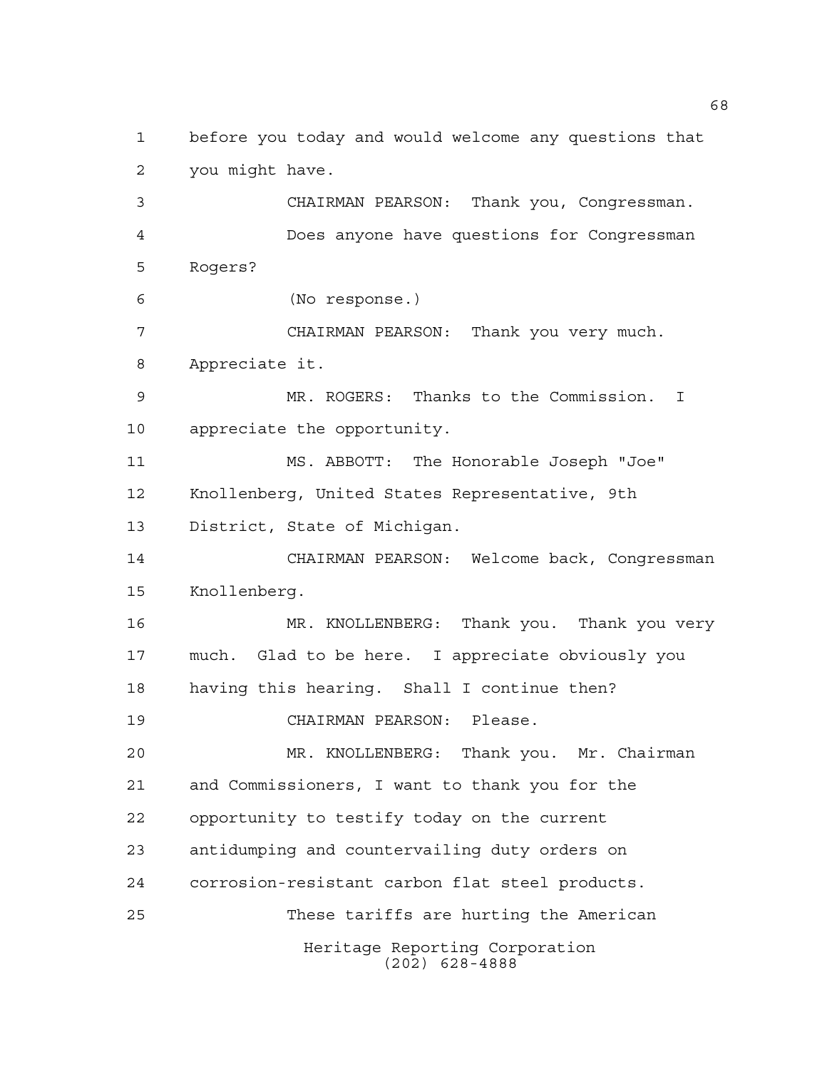before you today and would welcome any questions that you might have.

CHAIRMAN PEARSON: Thank you, Congressman.

Does anyone have questions for Congressman Rogers?

(No response.)

CHAIRMAN PEARSON: Thank you very much. Appreciate it.

MR. ROGERS: Thanks to the Commission. I appreciate the opportunity.

MS. ABBOTT: The Honorable Joseph "Joe" Knollenberg, United States Representative, 9th District, State of Michigan.

CHAIRMAN PEARSON: Welcome back, Congressman Knollenberg.

MR. KNOLLENBERG: Thank you. Thank you very much. Glad to be here. I appreciate obviously you having this hearing. Shall I continue then?

CHAIRMAN PEARSON: Please.

MR. KNOLLENBERG: Thank you. Mr. Chairman and Commissioners, I want to thank you for the opportunity to testify today on the current antidumping and countervailing duty orders on corrosion-resistant carbon flat steel products.

These tariffs are hurting the American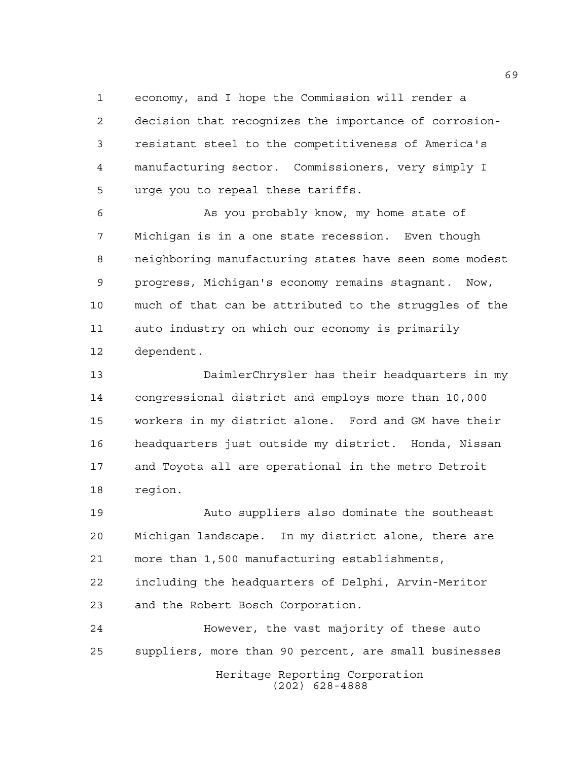economy, and I hope the Commission will render a decision that recognizes the importance of corrosion-resistant steel to the competitiveness of America's manufacturing sector. Commissioners, very simply I urge you to repeal these tariffs.

As you probably know, my home state of Michigan is in a one state recession. Even though neighboring manufacturing states have seen some modest progress, Michigan's economy remains stagnant. Now, much of that can be attributed to the struggles of the auto industry on which our economy is primarily dependent.

DaimlerChrysler has their headquarters in my congressional district and employs more than 10,000 workers in my district alone. Ford and GM have their headquarters just outside my district. Honda, Nissan and Toyota all are operational in the metro Detroit region.

Auto suppliers also dominate the southeast Michigan landscape. In my district alone, there are more than 1,500 manufacturing establishments, including the headquarters of Delphi, Arvin-Meritor and the Robert Bosch Corporation.

However, the vast majority of these auto suppliers, more than 90 percent, are small businesses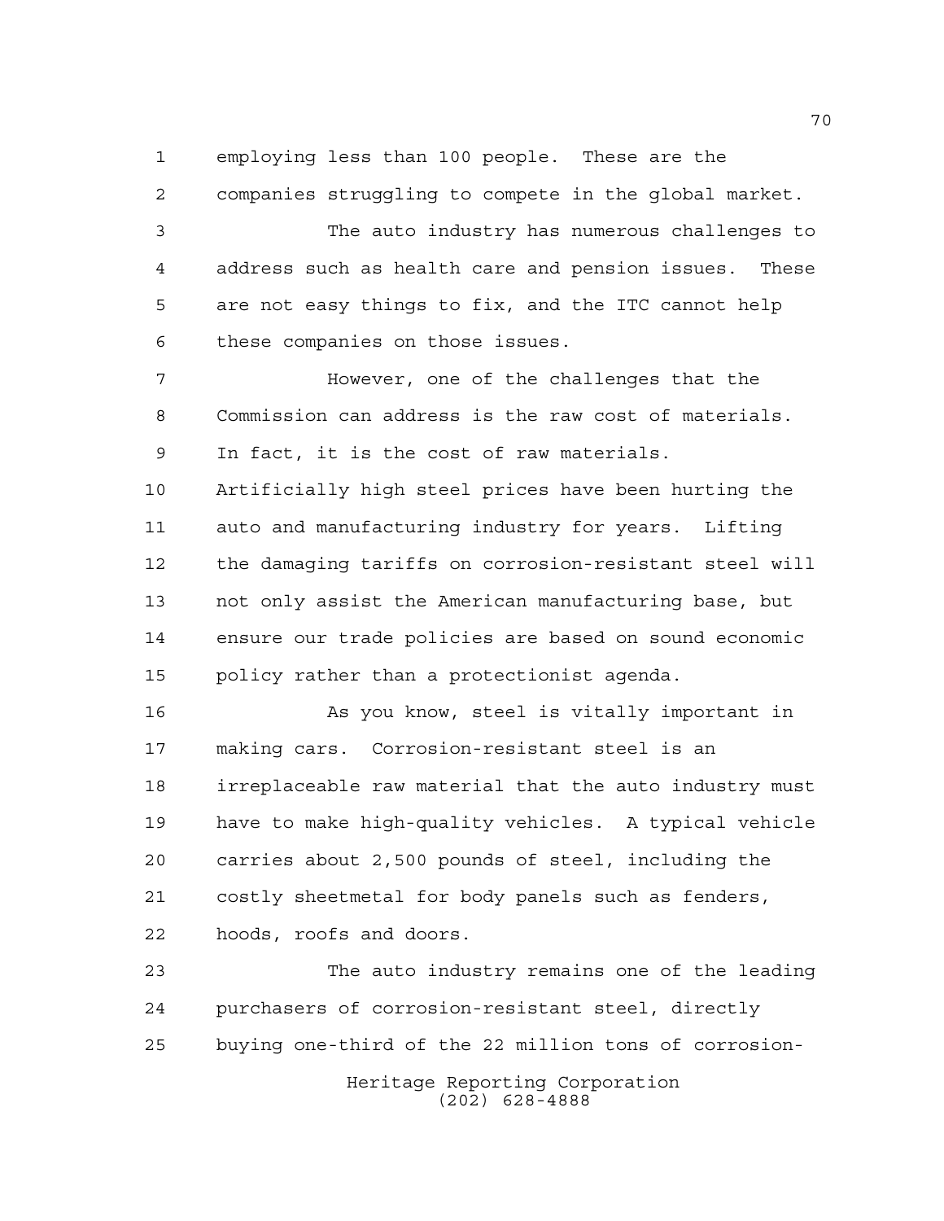employing less than 100 people. These are the companies struggling to compete in the global market.

The auto industry has numerous challenges to address such as health care and pension issues. These are not easy things to fix, and the ITC cannot help these companies on those issues.

However, one of the challenges that the Commission can address is the raw cost of materials. In fact, it is the cost of raw materials. Artificially high steel prices have been hurting the auto and manufacturing industry for years. Lifting the damaging tariffs on corrosion-resistant steel will not only assist the American manufacturing base, but ensure our trade policies are based on sound economic policy rather than a protectionist agenda.

As you know, steel is vitally important in making cars. Corrosion-resistant steel is an irreplaceable raw material that the auto industry must have to make high-quality vehicles. A typical vehicle carries about 2,500 pounds of steel, including the costly sheetmetal for body panels such as fenders, hoods, roofs and doors.

The auto industry remains one of the leading purchasers of corrosion-resistant steel, directly buying one-third of the 22 million tons of corrosion-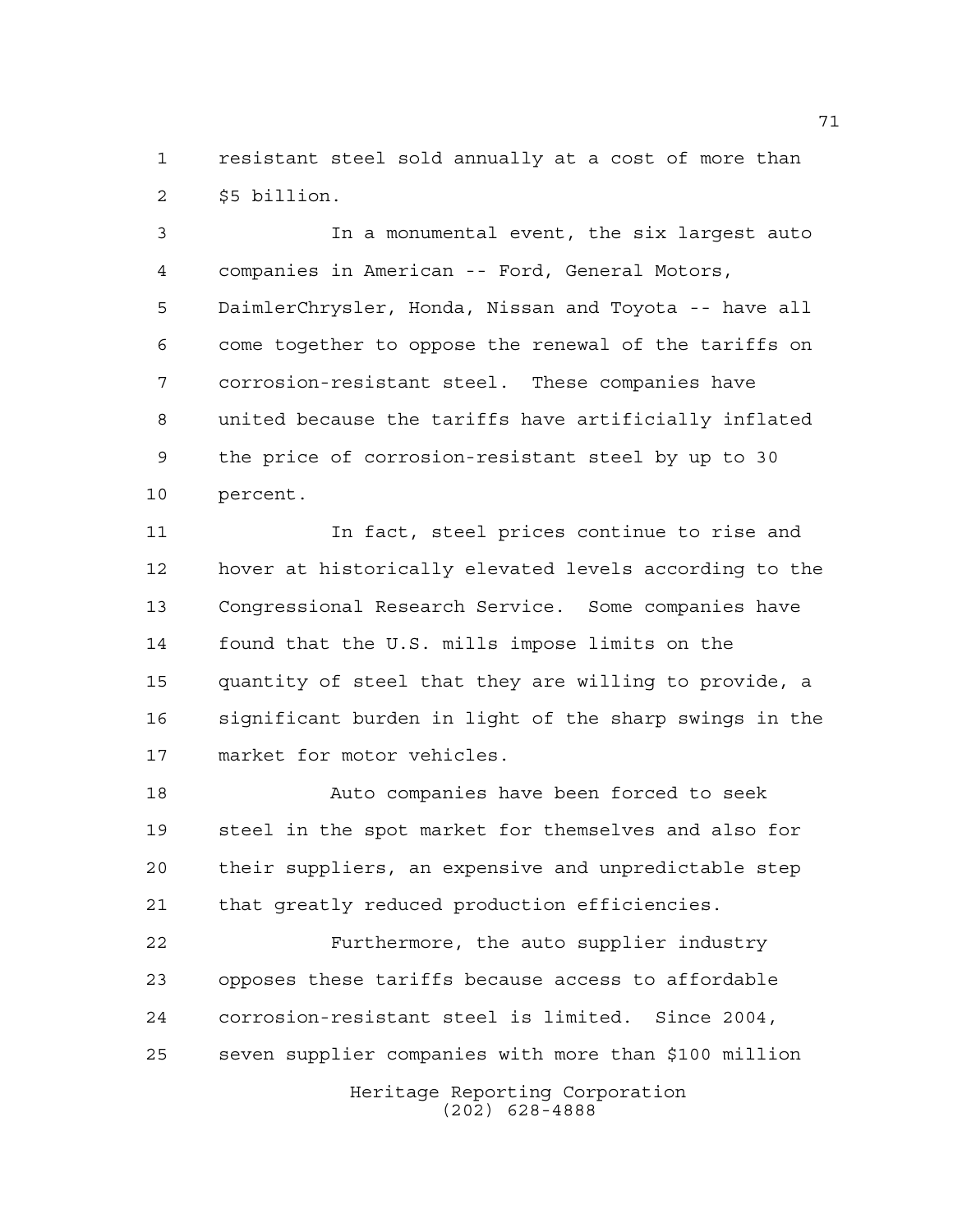resistant steel sold annually at a cost of more than $5 billion.

In a monumental event, the six largest auto companies in American -- Ford, General Motors, DaimlerChrysler, Honda, Nissan and Toyota -- have all come together to oppose the renewal of the tariffs on corrosion-resistant steel. These companies have united because the tariffs have artificially inflated the price of corrosion-resistant steel by up to 30 percent.

In fact, steel prices continue to rise and hover at historically elevated levels according to the Congressional Research Service. Some companies have found that the U.S. mills impose limits on the quantity of steel that they are willing to provide, a significant burden in light of the sharp swings in the market for motor vehicles.

Auto companies have been forced to seek steel in the spot market for themselves and also for their suppliers, an expensive and unpredictable step that greatly reduced production efficiencies.

Furthermore, the auto supplier industry opposes these tariffs because access to affordable corrosion-resistant steel is limited. Since 2004, seven supplier companies with more than $100 million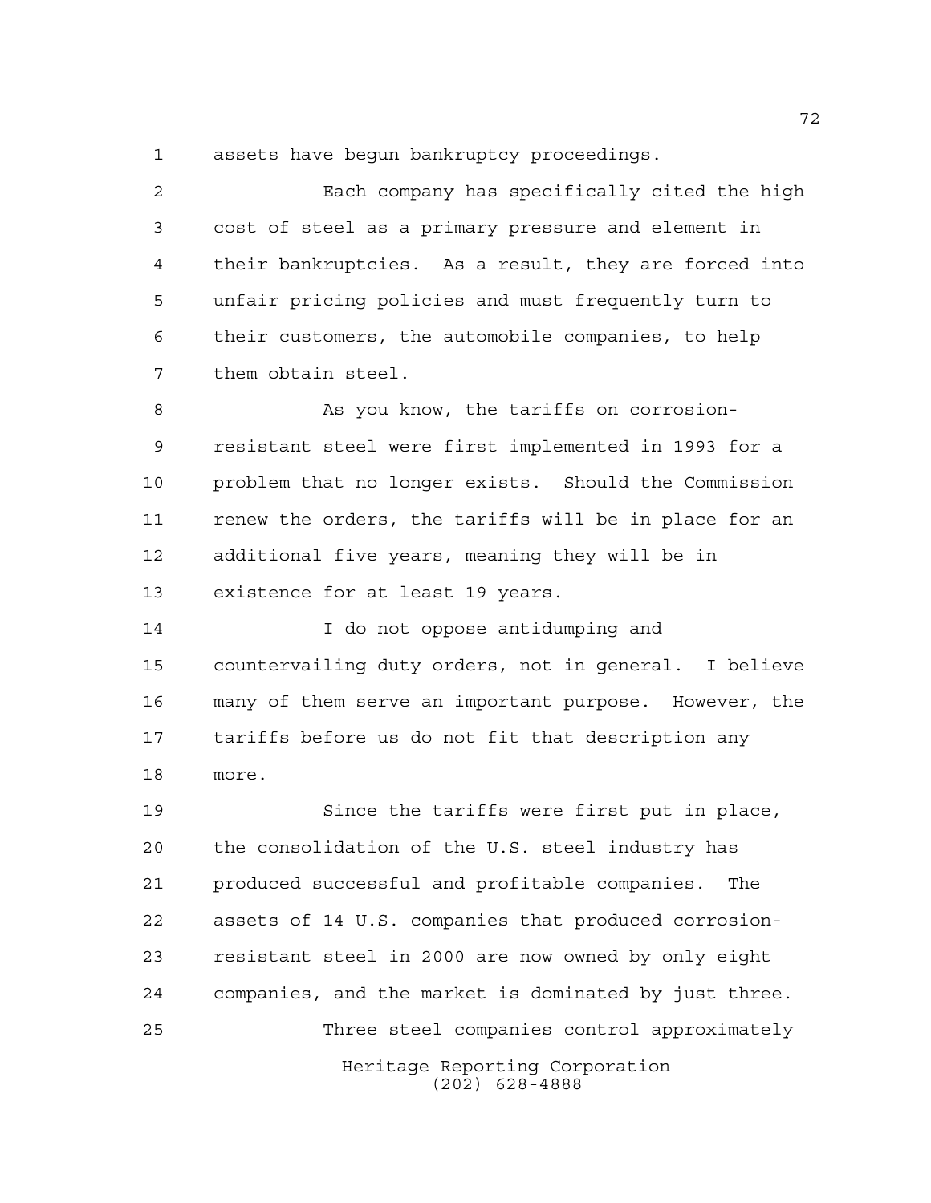assets have begun bankruptcy proceedings.

Each company has specifically cited the high cost of steel as a primary pressure and element in their bankruptcies. As a result, they are forced into unfair pricing policies and must frequently turn to their customers, the automobile companies, to help them obtain steel.

As you know, the tariffs on corrosion-resistant steel were first implemented in 1993 for a problem that no longer exists. Should the Commission renew the orders, the tariffs will be in place for an additional five years, meaning they will be in existence for at least 19 years.

I do not oppose antidumping and countervailing duty orders, not in general. I believe many of them serve an important purpose. However, the tariffs before us do not fit that description any more.

Since the tariffs were first put in place, the consolidation of the U.S. steel industry has produced successful and profitable companies. The assets of 14 U.S. companies that produced corrosion-resistant steel in 2000 are now owned by only eight companies, and the market is dominated by just three.

Three steel companies control approximately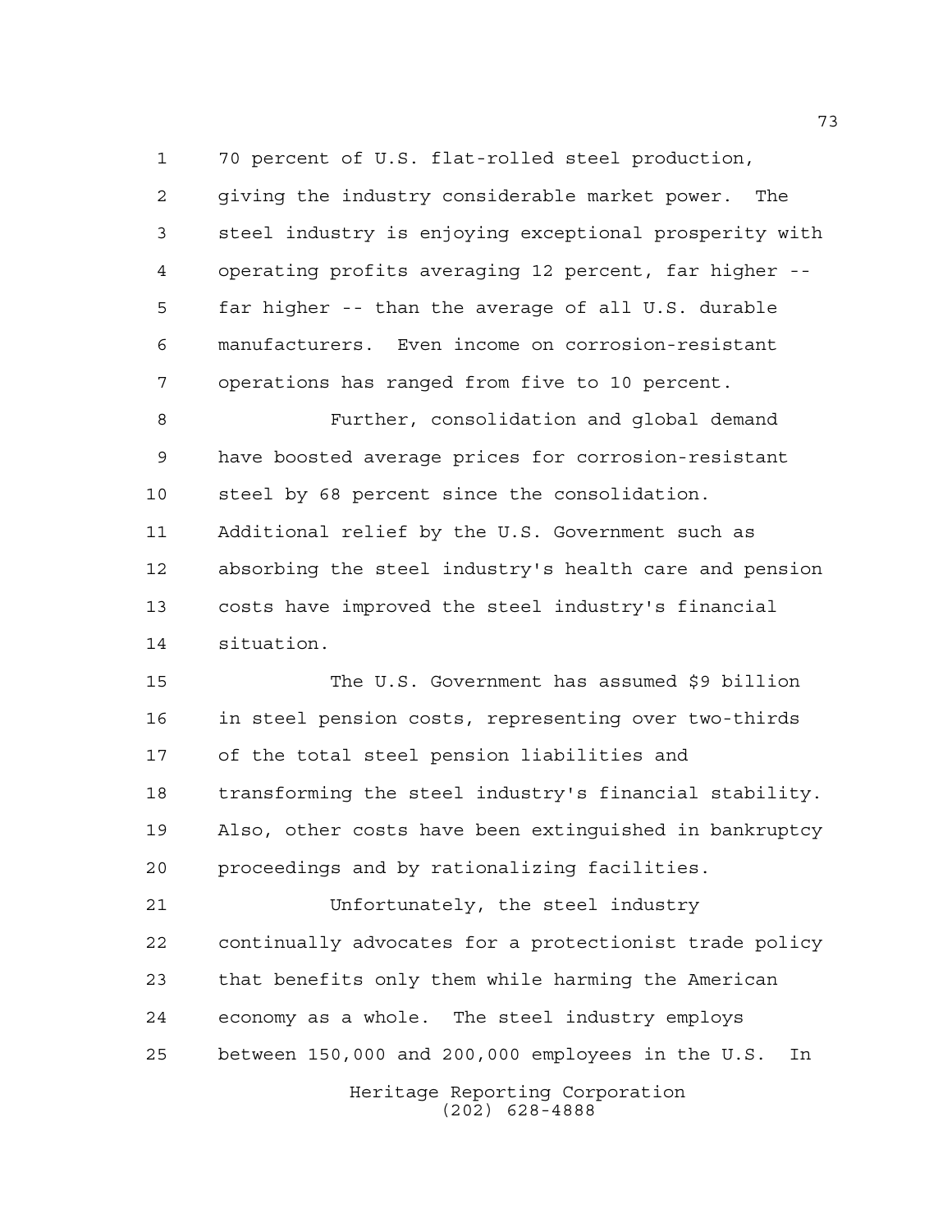70 percent of U.S. flat-rolled steel production, giving the industry considerable market power. The steel industry is enjoying exceptional prosperity with operating profits averaging 12 percent, far higher -- far higher -- than the average of all U.S. durable manufacturers. Even income on corrosion-resistant operations has ranged from five to 10 percent.

Further, consolidation and global demand have boosted average prices for corrosion-resistant steel by 68 percent since the consolidation. Additional relief by the U.S. Government such as absorbing the steel industry's health care and pension costs have improved the steel industry's financial situation.

The U.S. Government has assumed $9 billion in steel pension costs, representing over two-thirds of the total steel pension liabilities and transforming the steel industry's financial stability. Also, other costs have been extinguished in bankruptcy proceedings and by rationalizing facilities.

Unfortunately, the steel industry continually advocates for a protectionist trade policy that benefits only them while harming the American economy as a whole. The steel industry employs between 150,000 and 200,000 employees in the U.S. In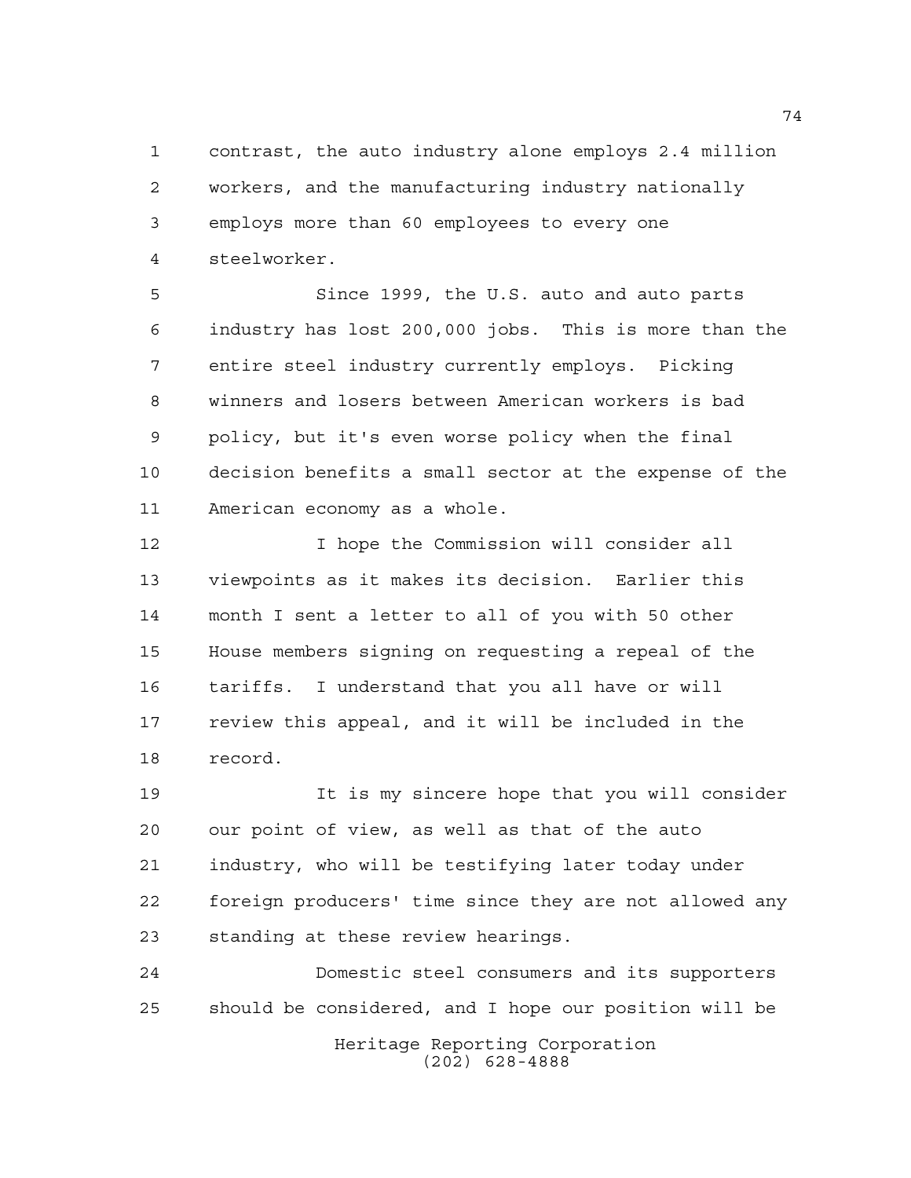contrast, the auto industry alone employs 2.4 million workers, and the manufacturing industry nationally employs more than 60 employees to every one steelworker.

Since 1999, the U.S. auto and auto parts industry has lost 200,000 jobs. This is more than the entire steel industry currently employs. Picking winners and losers between American workers is bad policy, but it's even worse policy when the final decision benefits a small sector at the expense of the American economy as a whole.

I hope the Commission will consider all viewpoints as it makes its decision. Earlier this month I sent a letter to all of you with 50 other House members signing on requesting a repeal of the tariffs. I understand that you all have or will review this appeal, and it will be included in the record.

It is my sincere hope that you will consider our point of view, as well as that of the auto industry, who will be testifying later today under foreign producers' time since they are not allowed any standing at these review hearings.

Domestic steel consumers and its supporters should be considered, and I hope our position will be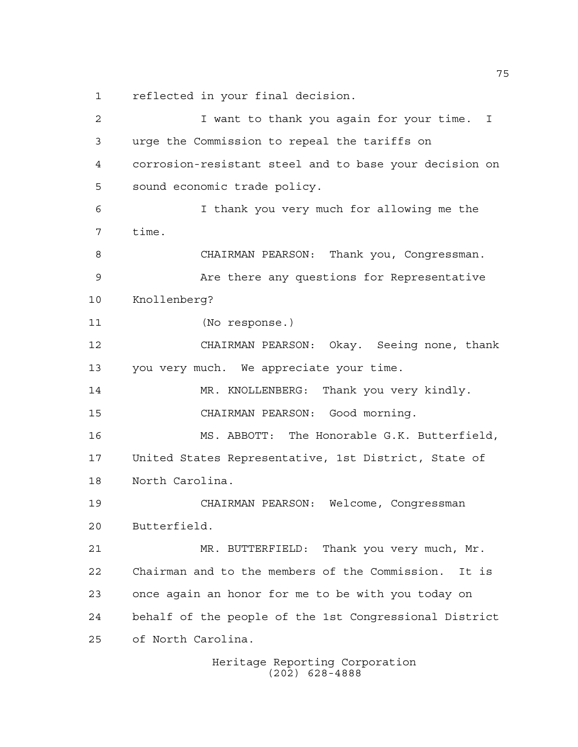reflected in your final decision.

I want to thank you again for your time. I urge the Commission to repeal the tariffs on corrosion-resistant steel and to base your decision on sound economic trade policy.

I thank you very much for allowing me the time.

CHAIRMAN PEARSON: Thank you, Congressman.

Are there any questions for Representative Knollenberg?

(No response.)

CHAIRMAN PEARSON: Okay. Seeing none, thank you very much. We appreciate your time.

MR. KNOLLENBERG: Thank you very kindly.

CHAIRMAN PEARSON: Good morning.

MS. ABBOTT: The Honorable G.K. Butterfield, United States Representative, 1st District, State of North Carolina.

CHAIRMAN PEARSON: Welcome, Congressman Butterfield.

MR. BUTTERFIELD: Thank you very much, Mr. Chairman and to the members of the Commission. It is once again an honor for me to be with you today on behalf of the people of the 1st Congressional District of North Carolina.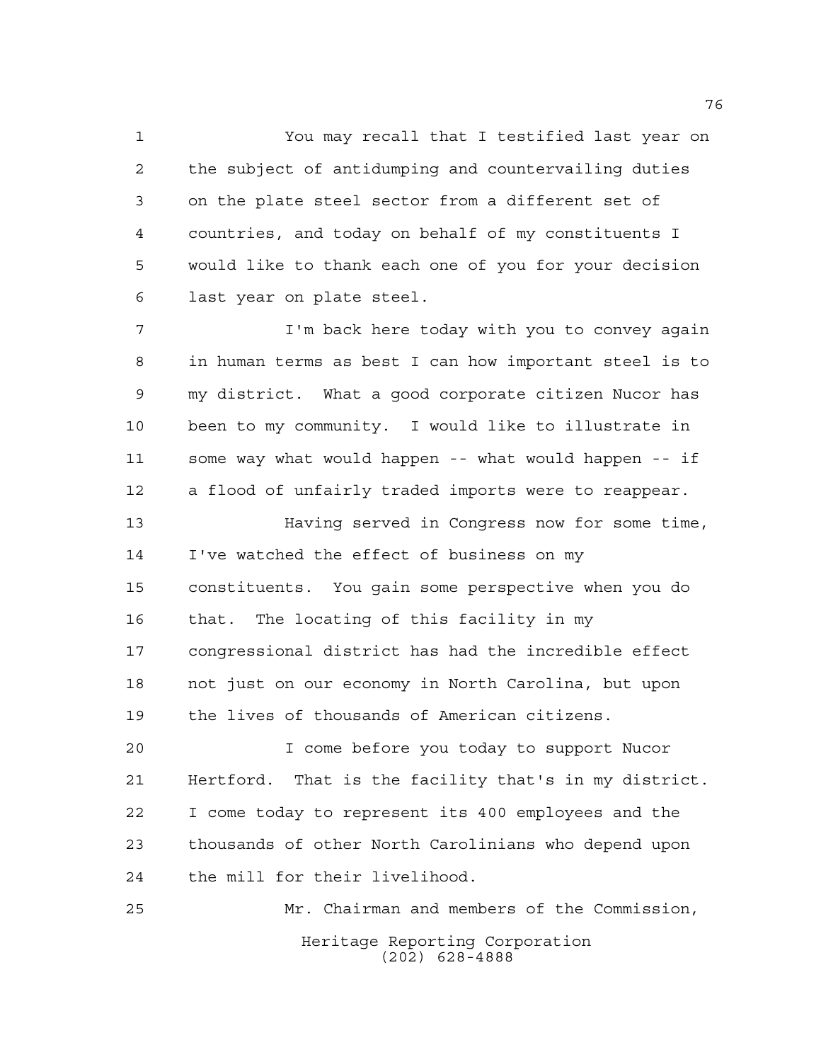You may recall that I testified last year on the subject of antidumping and countervailing duties on the plate steel sector from a different set of countries, and today on behalf of my constituents I would like to thank each one of you for your decision last year on plate steel.

I'm back here today with you to convey again in human terms as best I can how important steel is to my district. What a good corporate citizen Nucor has been to my community. I would like to illustrate in some way what would happen -- what would happen -- if a flood of unfairly traded imports were to reappear.

Having served in Congress now for some time, I've watched the effect of business on my constituents. You gain some perspective when you do that. The locating of this facility in my congressional district has had the incredible effect not just on our economy in North Carolina, but upon the lives of thousands of American citizens.

I come before you today to support Nucor Hertford. That is the facility that's in my district. I come today to represent its 400 employees and the thousands of other North Carolinians who depend upon the mill for their livelihood.

Mr. Chairman and members of the Commission,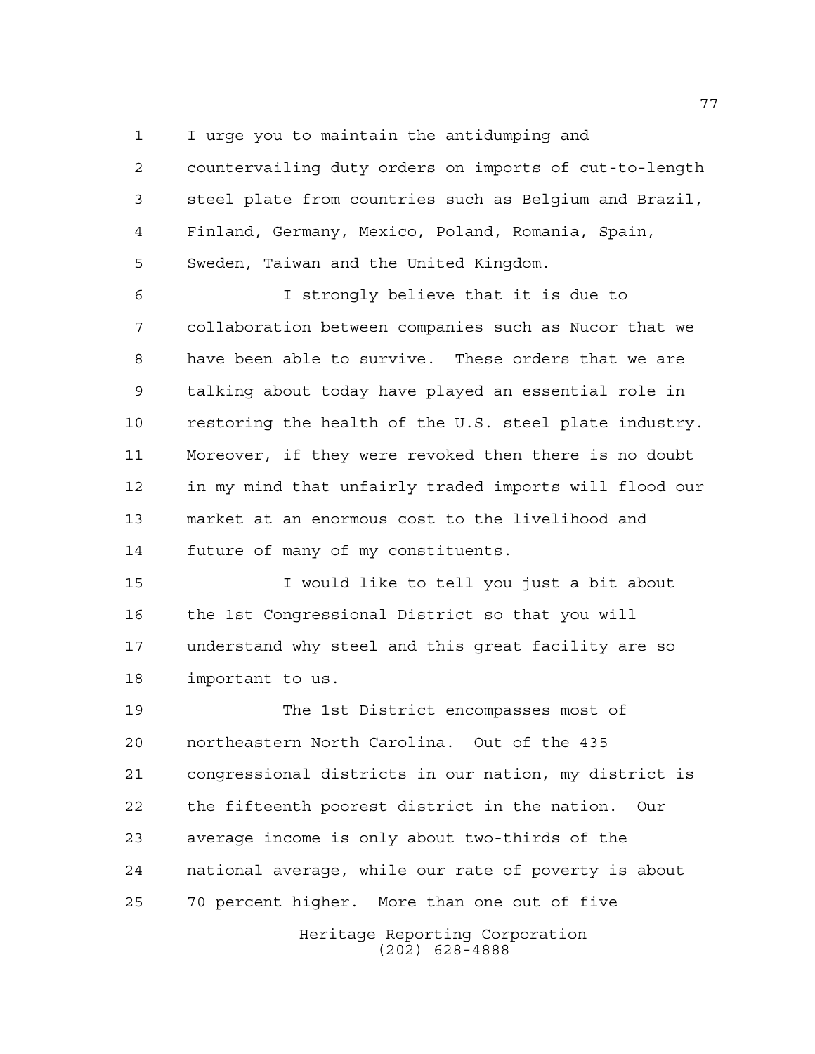I urge you to maintain the antidumping and countervailing duty orders on imports of cut-to-length steel plate from countries such as Belgium and Brazil, Finland, Germany, Mexico, Poland, Romania, Spain, Sweden, Taiwan and the United Kingdom.

I strongly believe that it is due to collaboration between companies such as Nucor that we have been able to survive. These orders that we are talking about today have played an essential role in restoring the health of the U.S. steel plate industry. Moreover, if they were revoked then there is no doubt in my mind that unfairly traded imports will flood our market at an enormous cost to the livelihood and future of many of my constituents.

I would like to tell you just a bit about the 1st Congressional District so that you will understand why steel and this great facility are so important to us.

The 1st District encompasses most of northeastern North Carolina. Out of the 435 congressional districts in our nation, my district is the fifteenth poorest district in the nation. Our average income is only about two-thirds of the national average, while our rate of poverty is about 70 percent higher. More than one out of five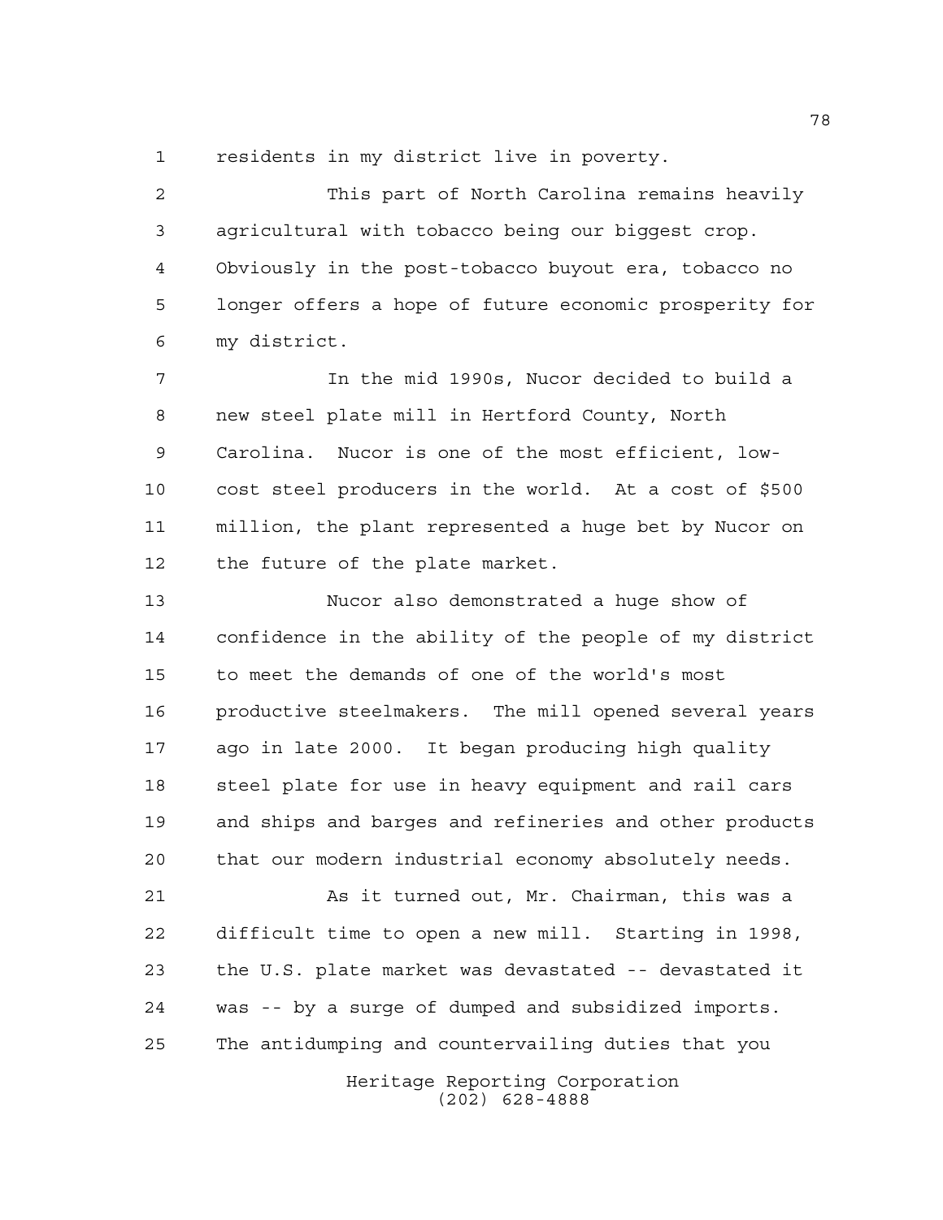residents in my district live in poverty.

This part of North Carolina remains heavily agricultural with tobacco being our biggest crop. Obviously in the post-tobacco buyout era, tobacco no longer offers a hope of future economic prosperity for my district.

In the mid 1990s, Nucor decided to build a new steel plate mill in Hertford County, North Carolina. Nucor is one of the most efficient, low-cost steel producers in the world. At a cost of $500 million, the plant represented a huge bet by Nucor on the future of the plate market.

Nucor also demonstrated a huge show of confidence in the ability of the people of my district to meet the demands of one of the world's most productive steelmakers. The mill opened several years ago in late 2000. It began producing high quality steel plate for use in heavy equipment and rail cars and ships and barges and refineries and other products that our modern industrial economy absolutely needs.

As it turned out, Mr. Chairman, this was a difficult time to open a new mill. Starting in 1998, the U.S. plate market was devastated -- devastated it was -- by a surge of dumped and subsidized imports. The antidumping and countervailing duties that you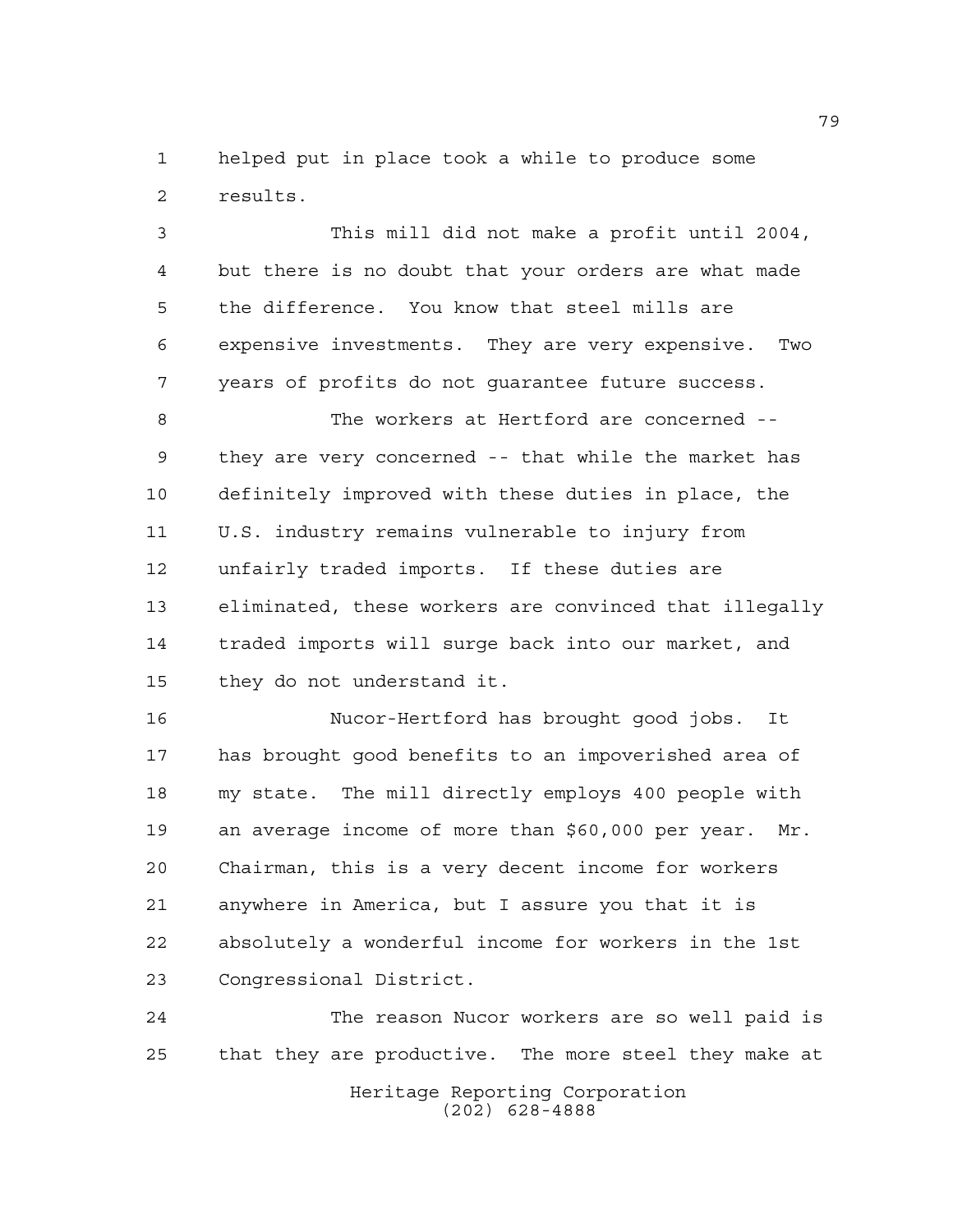helped put in place took a while to produce some results.

This mill did not make a profit until 2004, but there is no doubt that your orders are what made the difference. You know that steel mills are expensive investments. They are very expensive. Two years of profits do not guarantee future success.

The workers at Hertford are concerned -- they are very concerned -- that while the market has definitely improved with these duties in place, the U.S. industry remains vulnerable to injury from unfairly traded imports. If these duties are eliminated, these workers are convinced that illegally traded imports will surge back into our market, and they do not understand it.

Nucor-Hertford has brought good jobs. It has brought good benefits to an impoverished area of my state. The mill directly employs 400 people with an average income of more than $60,000 per year. Mr. Chairman, this is a very decent income for workers anywhere in America, but I assure you that it is absolutely a wonderful income for workers in the 1st Congressional District.

The reason Nucor workers are so well paid is that they are productive. The more steel they make at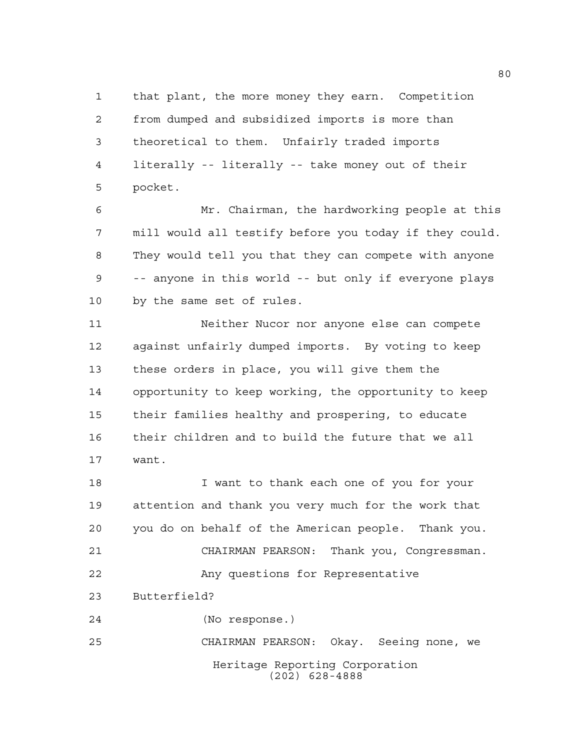that plant, the more money they earn. Competition from dumped and subsidized imports is more than theoretical to them. Unfairly traded imports literally -- literally -- take money out of their pocket.

Mr. Chairman, the hardworking people at this mill would all testify before you today if they could. They would tell you that they can compete with anyone -- anyone in this world -- but only if everyone plays by the same set of rules.

Neither Nucor nor anyone else can compete against unfairly dumped imports. By voting to keep these orders in place, you will give them the opportunity to keep working, the opportunity to keep their families healthy and prospering, to educate their children and to build the future that we all want.

I want to thank each one of you for your attention and thank you very much for the work that you do on behalf of the American people. Thank you.

CHAIRMAN PEARSON: Thank you, Congressman.

Any questions for Representative Butterfield?

(No response.)

CHAIRMAN PEARSON: Okay. Seeing none, we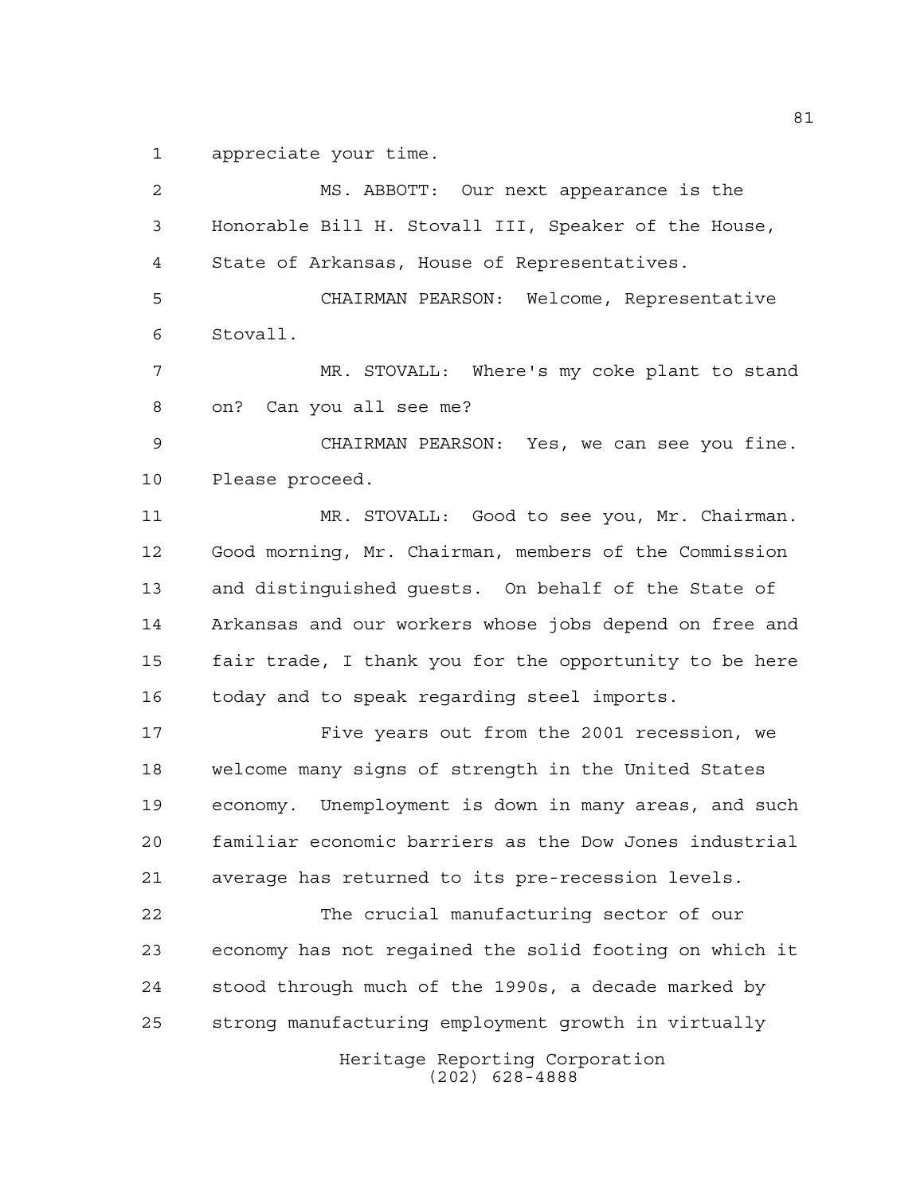appreciate your time.

MS. ABBOTT: Our next appearance is the Honorable Bill H. Stovall III, Speaker of the House, State of Arkansas, House of Representatives.

CHAIRMAN PEARSON: Welcome, Representative Stovall.

MR. STOVALL: Where's my coke plant to stand on? Can you all see me?

CHAIRMAN PEARSON: Yes, we can see you fine. Please proceed.

MR. STOVALL: Good to see you, Mr. Chairman. Good morning, Mr. Chairman, members of the Commission and distinguished guests. On behalf of the State of Arkansas and our workers whose jobs depend on free and fair trade, I thank you for the opportunity to be here today and to speak regarding steel imports.

Five years out from the 2001 recession, we welcome many signs of strength in the United States economy. Unemployment is down in many areas, and such familiar economic barriers as the Dow Jones industrial average has returned to its pre-recession levels.

The crucial manufacturing sector of our economy has not regained the solid footing on which it stood through much of the 1990s, a decade marked by strong manufacturing employment growth in virtually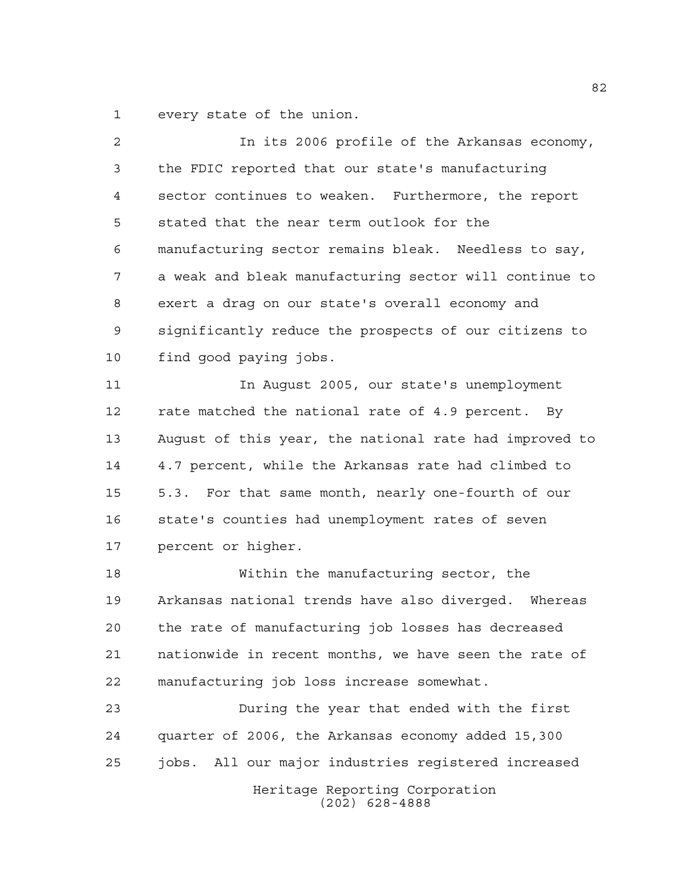every state of the union.

In its 2006 profile of the Arkansas economy, the FDIC reported that our state's manufacturing sector continues to weaken. Furthermore, the report stated that the near term outlook for the manufacturing sector remains bleak. Needless to say, a weak and bleak manufacturing sector will continue to exert a drag on our state's overall economy and significantly reduce the prospects of our citizens to find good paying jobs.

In August 2005, our state's unemployment rate matched the national rate of 4.9 percent. By August of this year, the national rate had improved to 4.7 percent, while the Arkansas rate had climbed to 5.3. For that same month, nearly one-fourth of our state's counties had unemployment rates of seven percent or higher.

Within the manufacturing sector, the Arkansas national trends have also diverged. Whereas the rate of manufacturing job losses has decreased nationwide in recent months, we have seen the rate of manufacturing job loss increase somewhat.

During the year that ended with the first quarter of 2006, the Arkansas economy added 15,300 jobs. All our major industries registered increased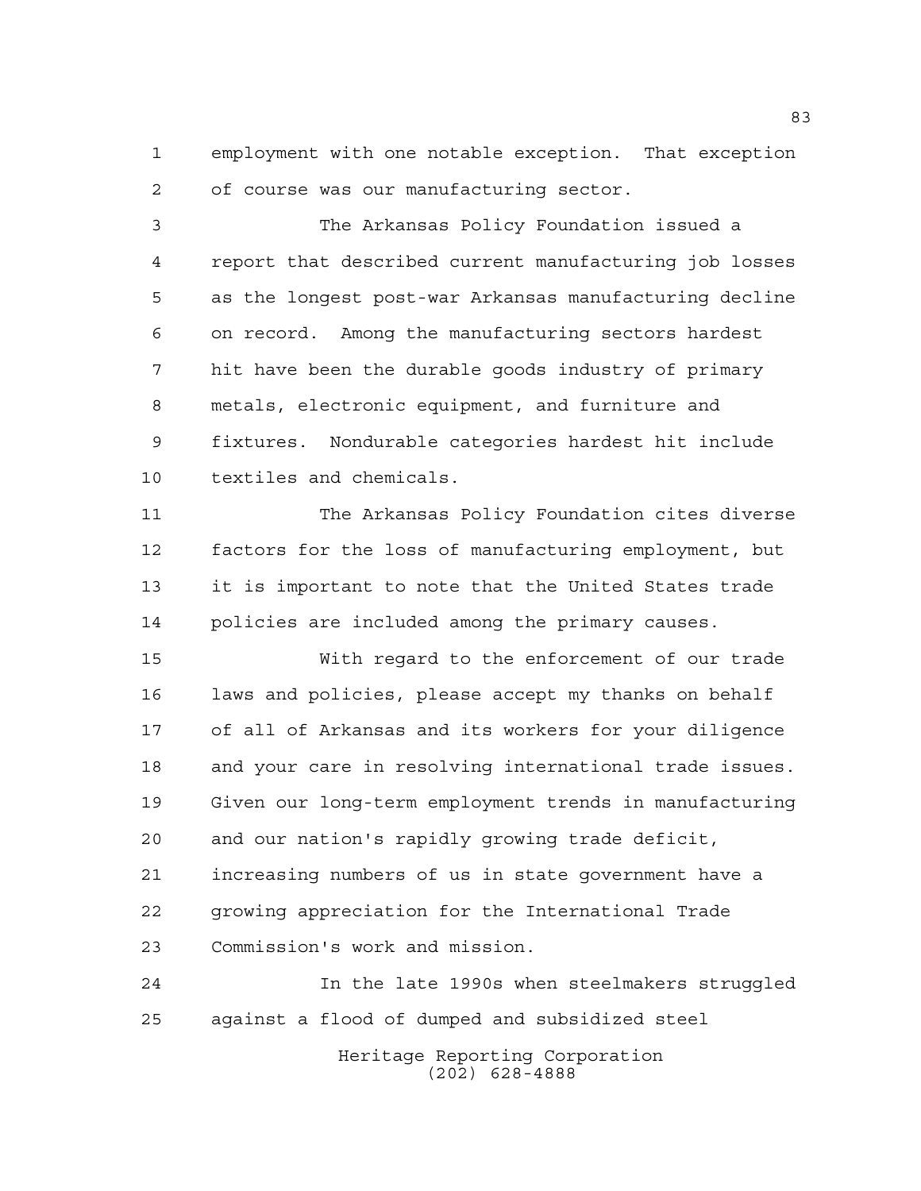employment with one notable exception. That exception of course was our manufacturing sector.

The Arkansas Policy Foundation issued a report that described current manufacturing job losses as the longest post-war Arkansas manufacturing decline on record. Among the manufacturing sectors hardest hit have been the durable goods industry of primary metals, electronic equipment, and furniture and fixtures. Nondurable categories hardest hit include textiles and chemicals.

The Arkansas Policy Foundation cites diverse factors for the loss of manufacturing employment, but it is important to note that the United States trade policies are included among the primary causes.

With regard to the enforcement of our trade laws and policies, please accept my thanks on behalf of all of Arkansas and its workers for your diligence and your care in resolving international trade issues. Given our long-term employment trends in manufacturing and our nation's rapidly growing trade deficit, increasing numbers of us in state government have a growing appreciation for the International Trade Commission's work and mission.

In the late 1990s when steelmakers struggled against a flood of dumped and subsidized steel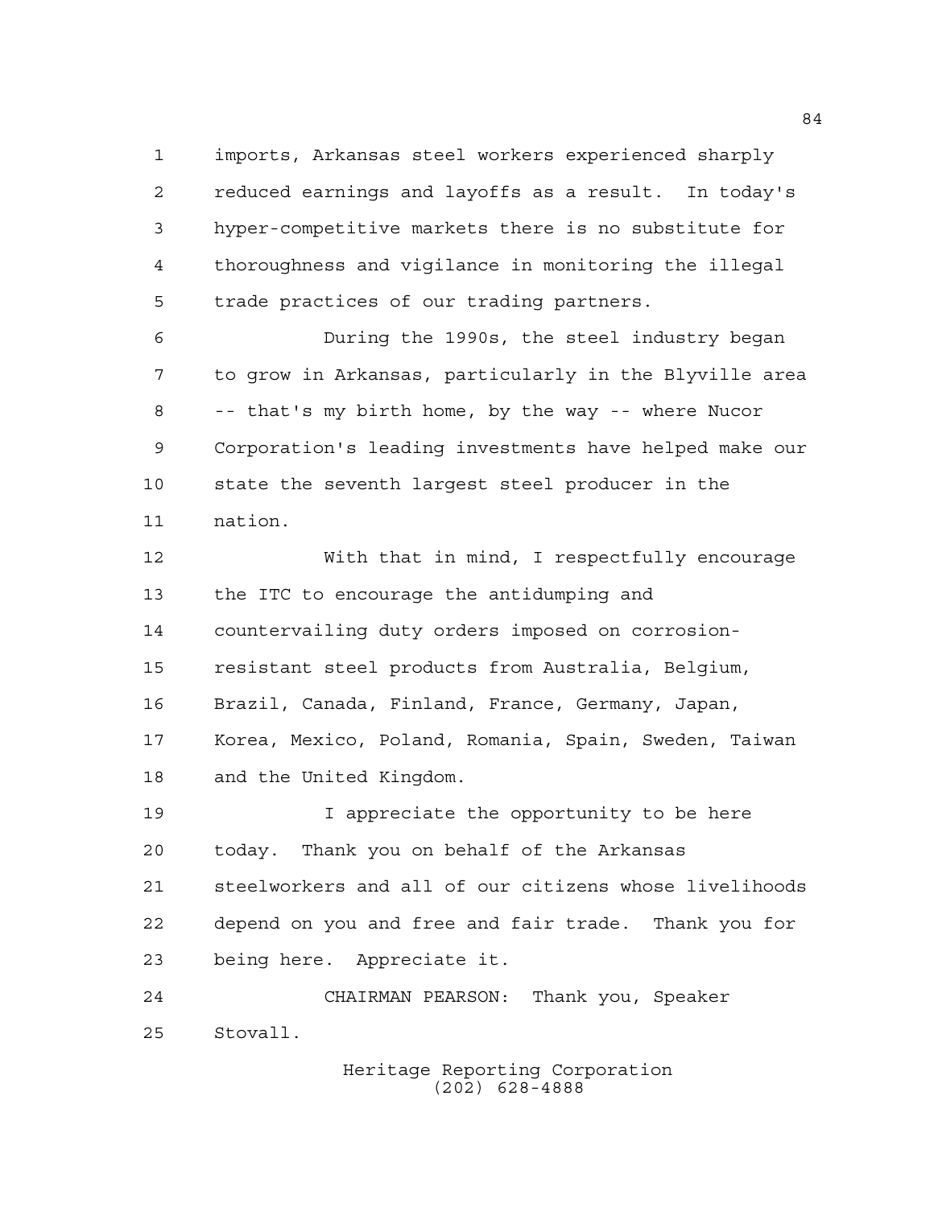imports, Arkansas steel workers experienced sharply reduced earnings and layoffs as a result. In today's hyper-competitive markets there is no substitute for thoroughness and vigilance in monitoring the illegal trade practices of our trading partners.

During the 1990s, the steel industry began to grow in Arkansas, particularly in the Blyville area -- that's my birth home, by the way -- where Nucor Corporation's leading investments have helped make our state the seventh largest steel producer in the nation.

With that in mind, I respectfully encourage the ITC to encourage the antidumping and countervailing duty orders imposed on corrosion-resistant steel products from Australia, Belgium, Brazil, Canada, Finland, France, Germany, Japan, Korea, Mexico, Poland, Romania, Spain, Sweden, Taiwan and the United Kingdom.

I appreciate the opportunity to be here today. Thank you on behalf of the Arkansas steelworkers and all of our citizens whose livelihoods depend on you and free and fair trade. Thank you for being here. Appreciate it.

CHAIRMAN PEARSON: Thank you, Speaker Stovall.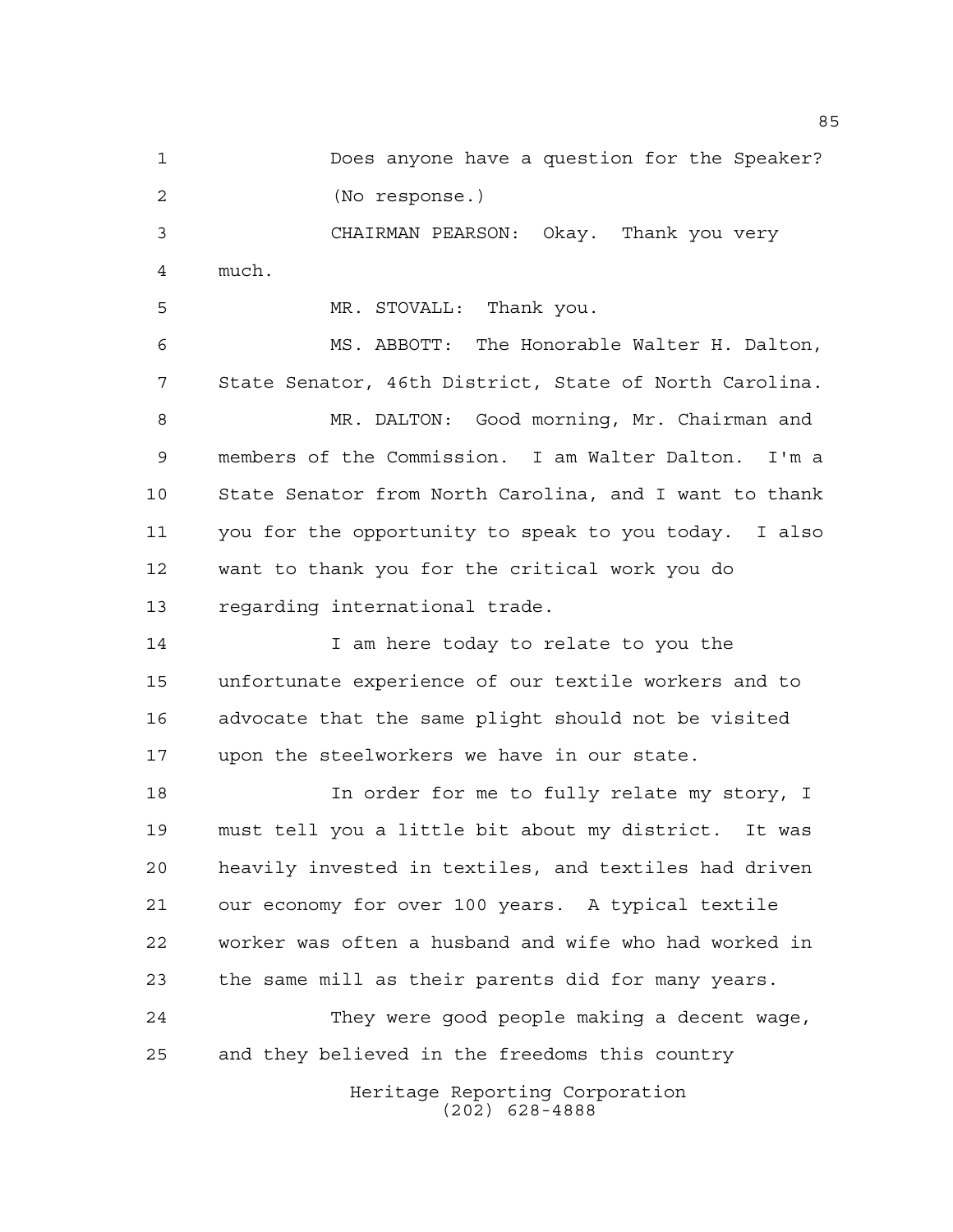Does anyone have a question for the Speaker?

(No response.)

CHAIRMAN PEARSON: Okay. Thank you very much.

MR. STOVALL: Thank you.

MS. ABBOTT: The Honorable Walter H. Dalton, State Senator, 46th District, State of North Carolina.

MR. DALTON: Good morning, Mr. Chairman and members of the Commission. I am Walter Dalton. I'm a State Senator from North Carolina, and I want to thank you for the opportunity to speak to you today. I also want to thank you for the critical work you do regarding international trade.

I am here today to relate to you the unfortunate experience of our textile workers and to advocate that the same plight should not be visited upon the steelworkers we have in our state.

In order for me to fully relate my story, I must tell you a little bit about my district. It was heavily invested in textiles, and textiles had driven our economy for over 100 years. A typical textile worker was often a husband and wife who had worked in the same mill as their parents did for many years.

They were good people making a decent wage, and they believed in the freedoms this country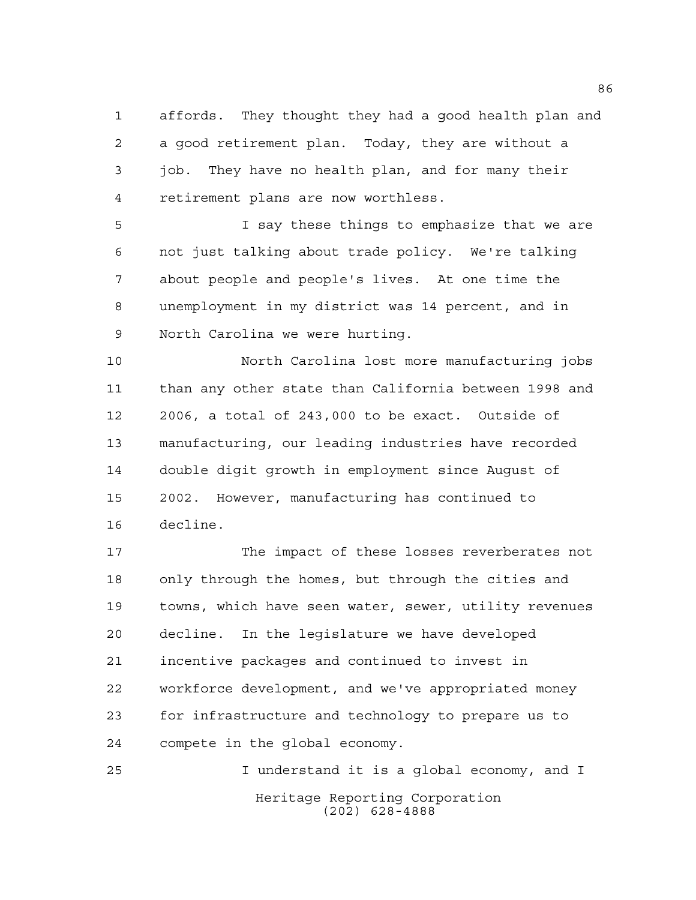affords. They thought they had a good health plan and a good retirement plan. Today, they are without a job. They have no health plan, and for many their retirement plans are now worthless.

I say these things to emphasize that we are not just talking about trade policy. We're talking about people and people's lives. At one time the unemployment in my district was 14 percent, and in North Carolina we were hurting.

North Carolina lost more manufacturing jobs than any other state than California between 1998 and 2006, a total of 243,000 to be exact. Outside of manufacturing, our leading industries have recorded double digit growth in employment since August of 2002. However, manufacturing has continued to decline.

The impact of these losses reverberates not only through the homes, but through the cities and towns, which have seen water, sewer, utility revenues decline. In the legislature we have developed incentive packages and continued to invest in workforce development, and we've appropriated money for infrastructure and technology to prepare us to compete in the global economy.

I understand it is a global economy, and I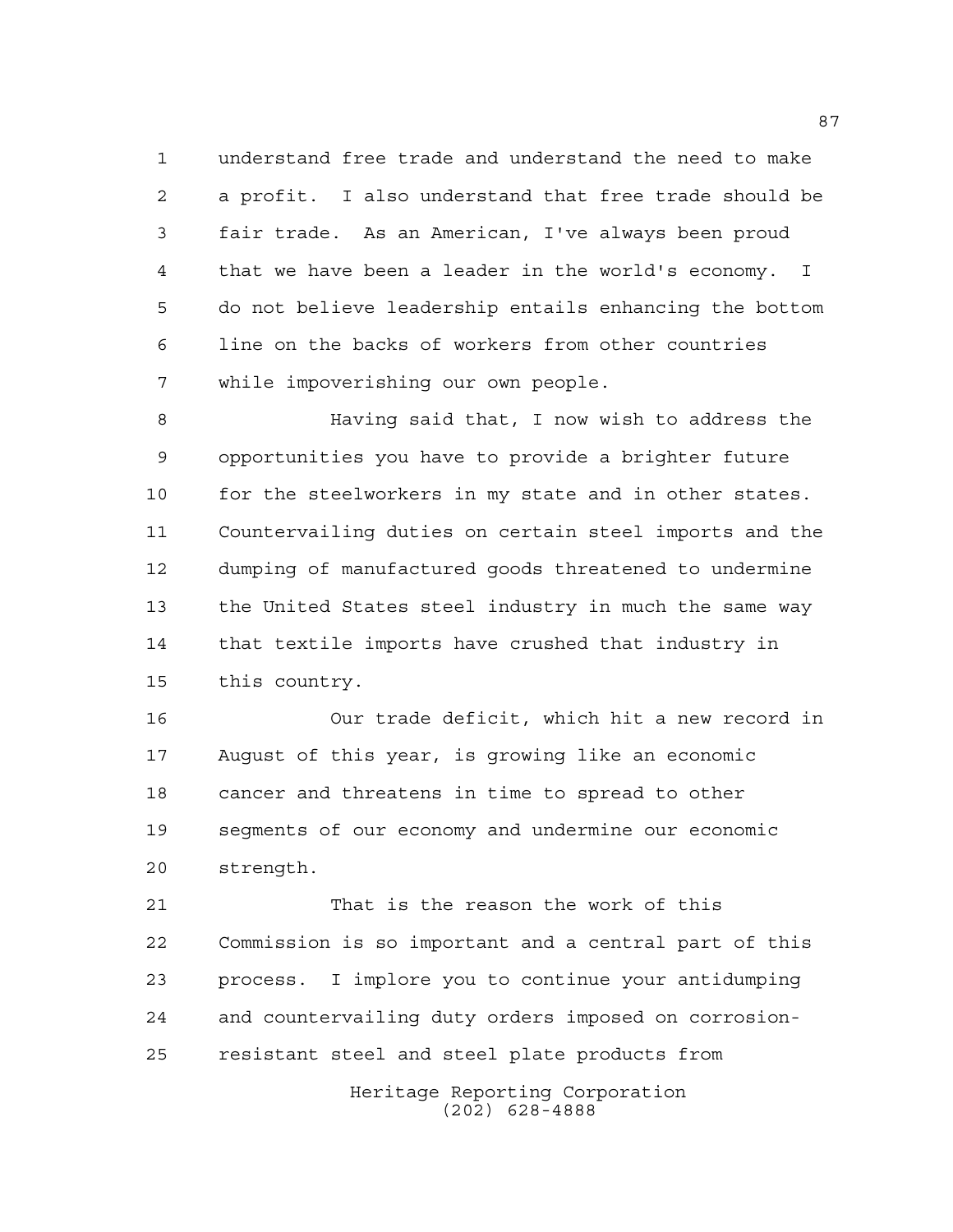understand free trade and understand the need to make a profit. I also understand that free trade should be fair trade. As an American, I've always been proud that we have been a leader in the world's economy. I do not believe leadership entails enhancing the bottom line on the backs of workers from other countries while impoverishing our own people.

Having said that, I now wish to address the opportunities you have to provide a brighter future for the steelworkers in my state and in other states. Countervailing duties on certain steel imports and the dumping of manufactured goods threatened to undermine the United States steel industry in much the same way that textile imports have crushed that industry in this country.

Our trade deficit, which hit a new record in August of this year, is growing like an economic cancer and threatens in time to spread to other segments of our economy and undermine our economic strength.

That is the reason the work of this Commission is so important and a central part of this process. I implore you to continue your antidumping and countervailing duty orders imposed on corrosion-resistant steel and steel plate products from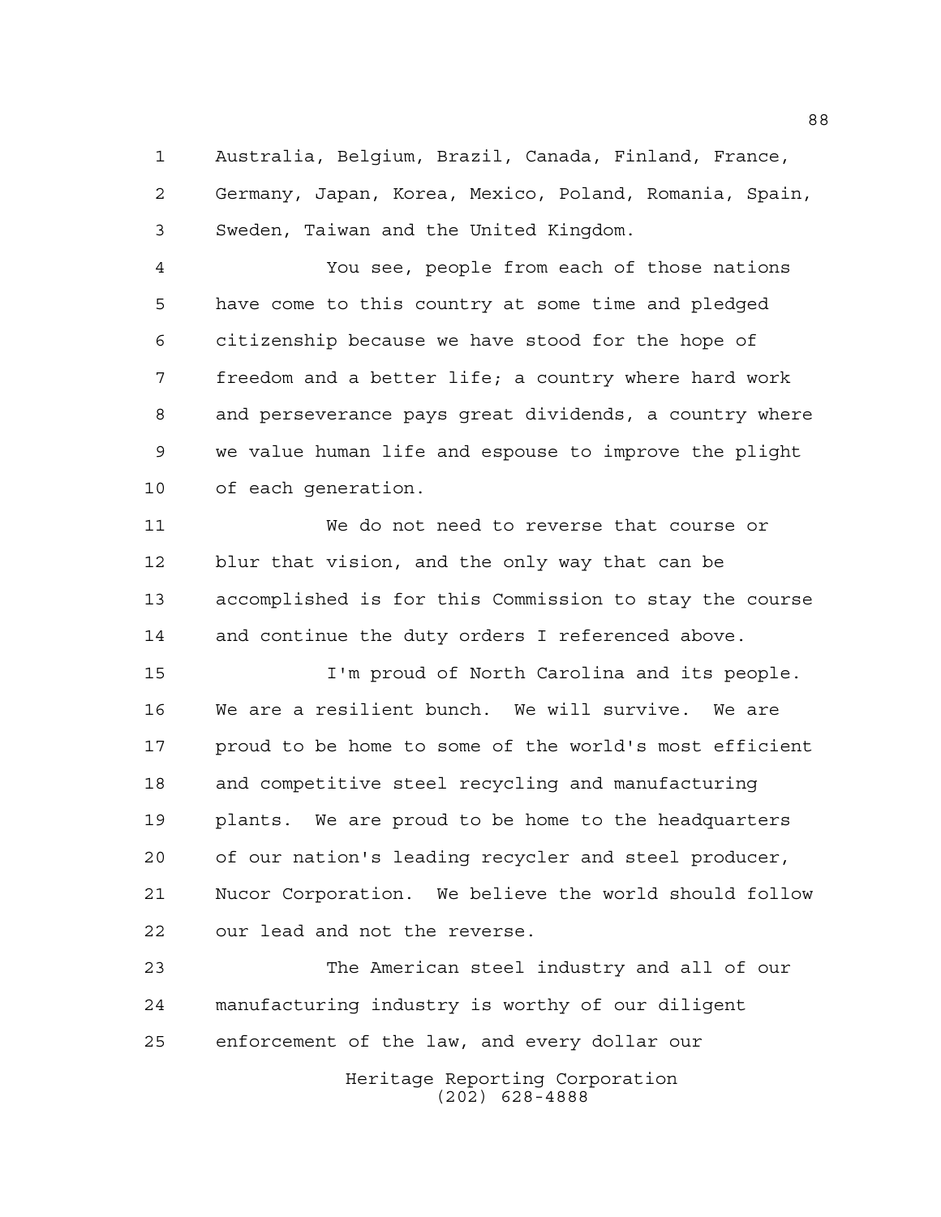Australia, Belgium, Brazil, Canada, Finland, France, Germany, Japan, Korea, Mexico, Poland, Romania, Spain, Sweden, Taiwan and the United Kingdom.

You see, people from each of those nations have come to this country at some time and pledged citizenship because we have stood for the hope of freedom and a better life; a country where hard work and perseverance pays great dividends, a country where we value human life and espouse to improve the plight of each generation.

We do not need to reverse that course or blur that vision, and the only way that can be accomplished is for this Commission to stay the course and continue the duty orders I referenced above.

I'm proud of North Carolina and its people. We are a resilient bunch. We will survive. We are proud to be home to some of the world's most efficient and competitive steel recycling and manufacturing plants. We are proud to be home to the headquarters of our nation's leading recycler and steel producer, Nucor Corporation. We believe the world should follow our lead and not the reverse.

The American steel industry and all of our manufacturing industry is worthy of our diligent enforcement of the law, and every dollar our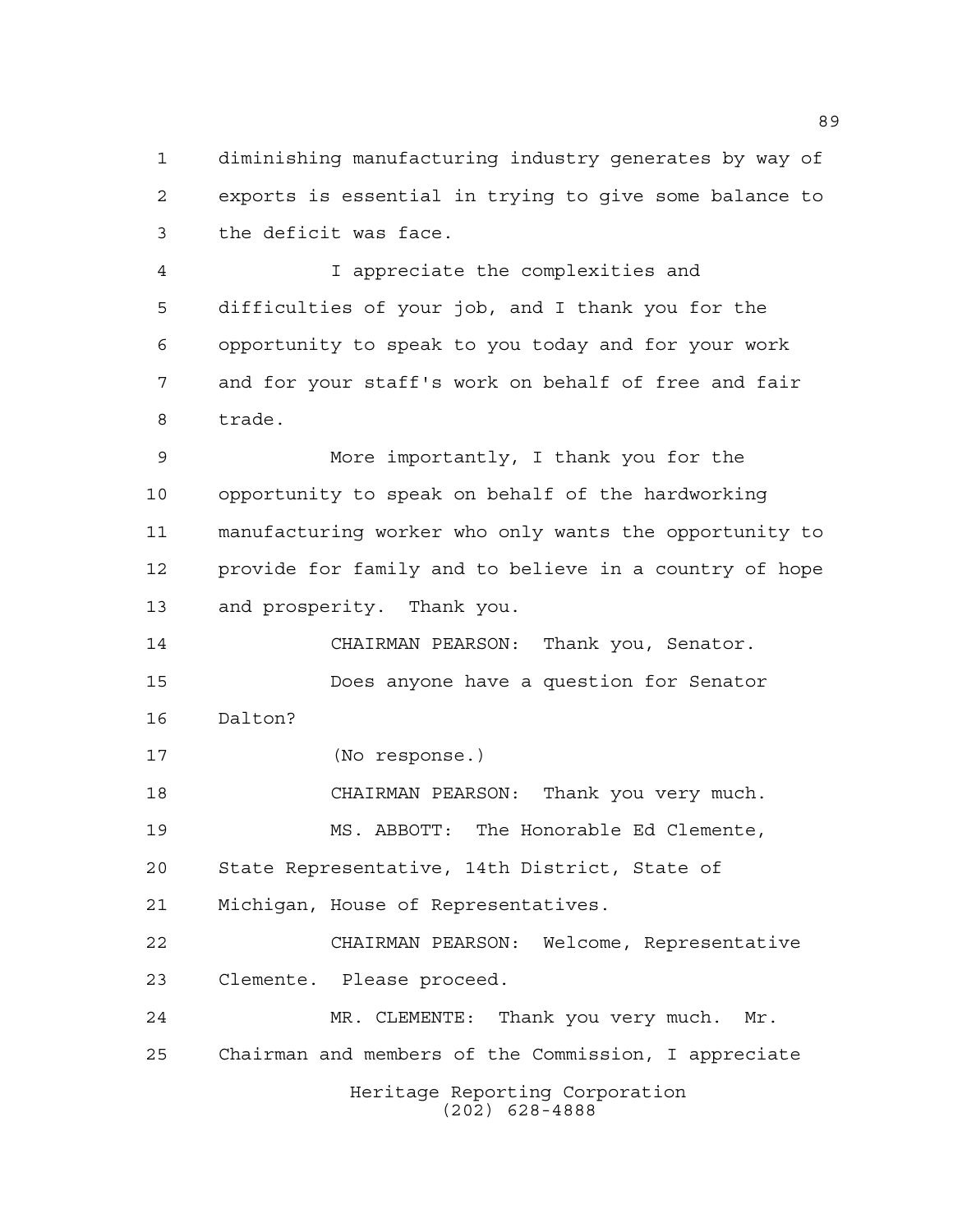diminishing manufacturing industry generates by way of exports is essential in trying to give some balance to the deficit was face.

I appreciate the complexities and difficulties of your job, and I thank you for the opportunity to speak to you today and for your work and for your staff's work on behalf of free and fair trade.

More importantly, I thank you for the opportunity to speak on behalf of the hardworking manufacturing worker who only wants the opportunity to provide for family and to believe in a country of hope and prosperity. Thank you.

CHAIRMAN PEARSON: Thank you, Senator.

Does anyone have a question for Senator Dalton?

(No response.)

CHAIRMAN PEARSON: Thank you very much.

MS. ABBOTT: The Honorable Ed Clemente, State Representative, 14th District, State of Michigan, House of Representatives.

CHAIRMAN PEARSON: Welcome, Representative Clemente. Please proceed.

MR. CLEMENTE: Thank you very much. Mr. Chairman and members of the Commission, I appreciate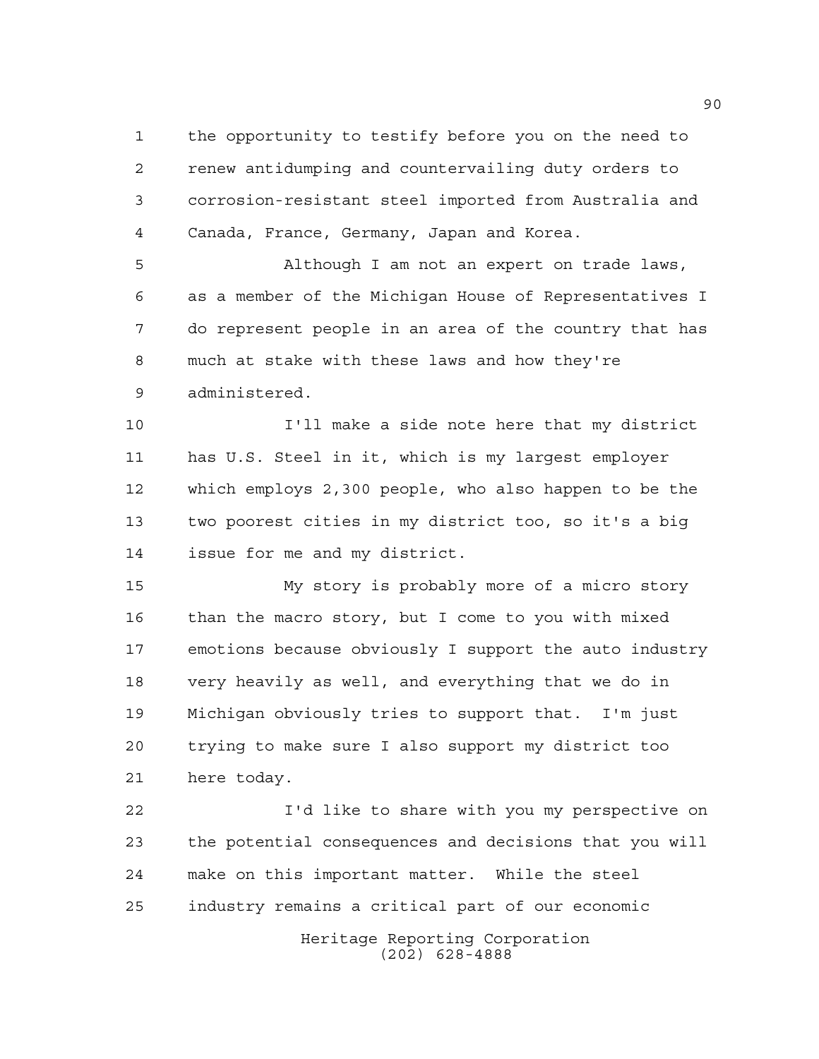the opportunity to testify before you on the need to renew antidumping and countervailing duty orders to corrosion-resistant steel imported from Australia and Canada, France, Germany, Japan and Korea.

Although I am not an expert on trade laws, as a member of the Michigan House of Representatives I do represent people in an area of the country that has much at stake with these laws and how they're administered.

I'll make a side note here that my district has U.S. Steel in it, which is my largest employer which employs 2,300 people, who also happen to be the two poorest cities in my district too, so it's a big issue for me and my district.

My story is probably more of a micro story than the macro story, but I come to you with mixed emotions because obviously I support the auto industry very heavily as well, and everything that we do in Michigan obviously tries to support that. I'm just trying to make sure I also support my district too here today.

I'd like to share with you my perspective on the potential consequences and decisions that you will make on this important matter. While the steel industry remains a critical part of our economic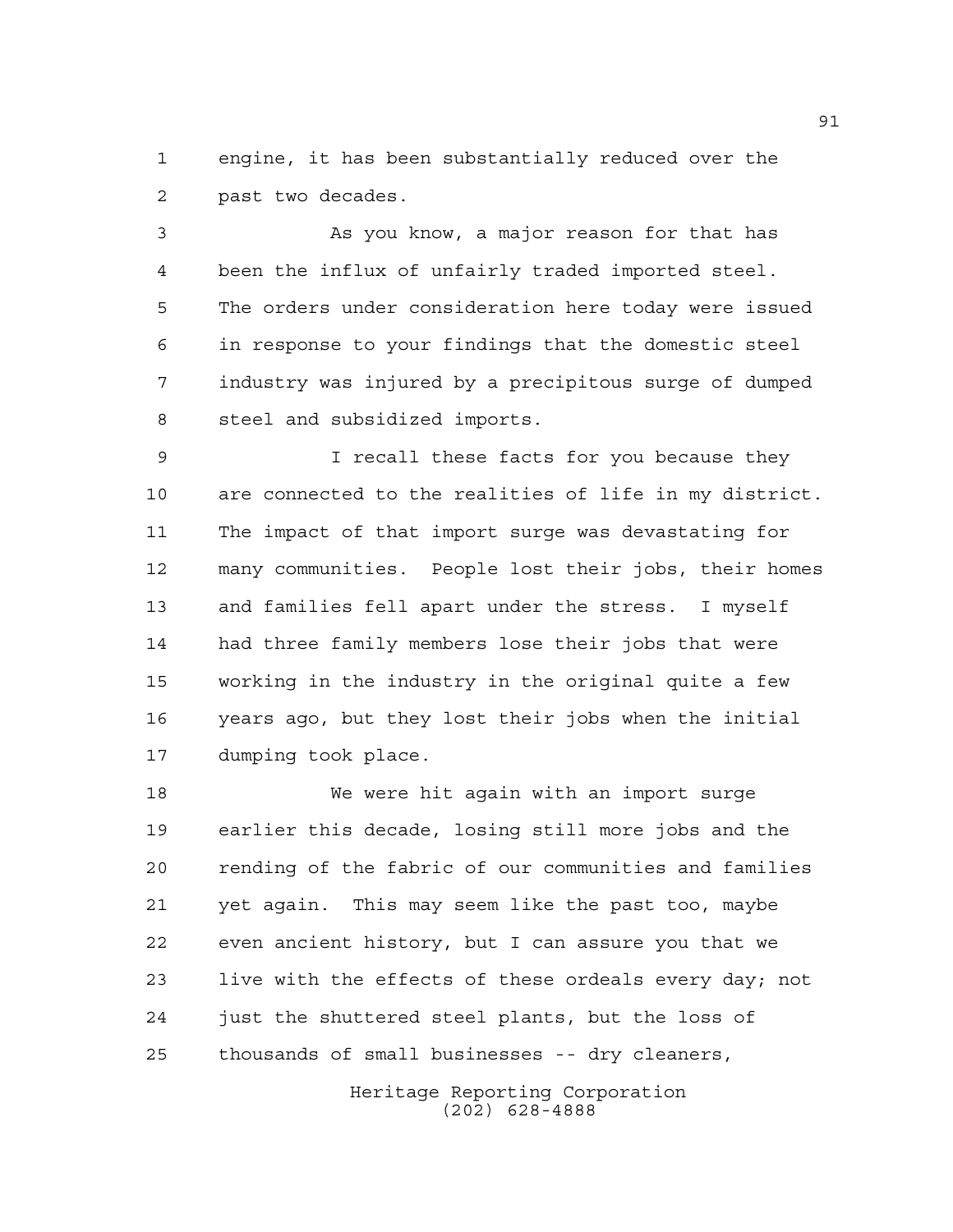engine, it has been substantially reduced over the past two decades.

As you know, a major reason for that has been the influx of unfairly traded imported steel. The orders under consideration here today were issued in response to your findings that the domestic steel industry was injured by a precipitous surge of dumped steel and subsidized imports.

I recall these facts for you because they are connected to the realities of life in my district. The impact of that import surge was devastating for many communities. People lost their jobs, their homes and families fell apart under the stress. I myself had three family members lose their jobs that were working in the industry in the original quite a few years ago, but they lost their jobs when the initial dumping took place.

We were hit again with an import surge earlier this decade, losing still more jobs and the rending of the fabric of our communities and families yet again. This may seem like the past too, maybe even ancient history, but I can assure you that we live with the effects of these ordeals every day; not just the shuttered steel plants, but the loss of thousands of small businesses -- dry cleaners,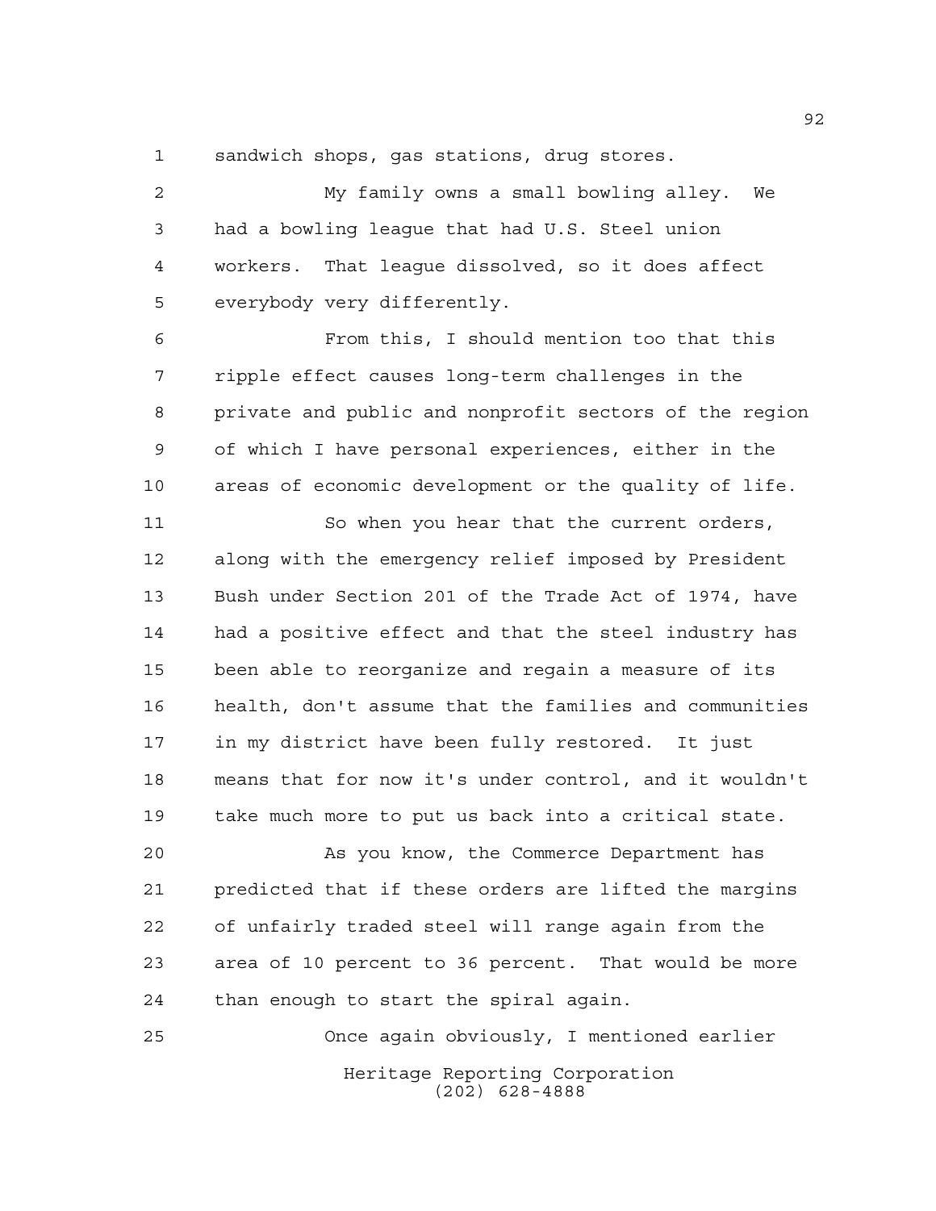sandwich shops, gas stations, drug stores.

My family owns a small bowling alley. We had a bowling league that had U.S. Steel union workers. That league dissolved, so it does affect everybody very differently.

From this, I should mention too that this ripple effect causes long-term challenges in the private and public and nonprofit sectors of the region of which I have personal experiences, either in the areas of economic development or the quality of life.

So when you hear that the current orders, along with the emergency relief imposed by President Bush under Section 201 of the Trade Act of 1974, have had a positive effect and that the steel industry has been able to reorganize and regain a measure of its health, don't assume that the families and communities in my district have been fully restored. It just means that for now it's under control, and it wouldn't take much more to put us back into a critical state.

As you know, the Commerce Department has predicted that if these orders are lifted the margins of unfairly traded steel will range again from the area of 10 percent to 36 percent. That would be more than enough to start the spiral again.

Once again obviously, I mentioned earlier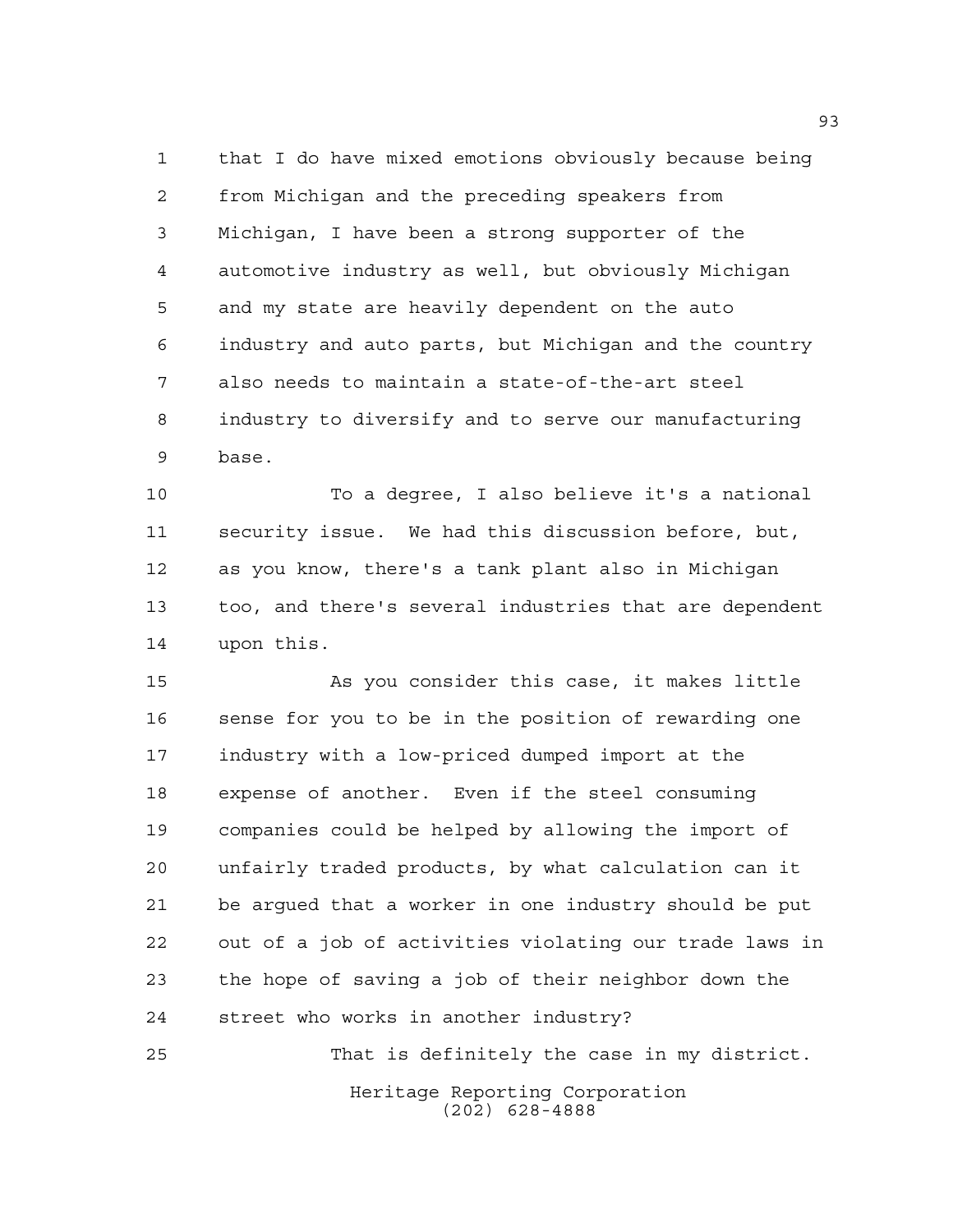that I do have mixed emotions obviously because being from Michigan and the preceding speakers from Michigan, I have been a strong supporter of the automotive industry as well, but obviously Michigan and my state are heavily dependent on the auto industry and auto parts, but Michigan and the country also needs to maintain a state-of-the-art steel industry to diversify and to serve our manufacturing base.

To a degree, I also believe it's a national security issue. We had this discussion before, but, as you know, there's a tank plant also in Michigan too, and there's several industries that are dependent upon this.

As you consider this case, it makes little sense for you to be in the position of rewarding one industry with a low-priced dumped import at the expense of another. Even if the steel consuming companies could be helped by allowing the import of unfairly traded products, by what calculation can it be argued that a worker in one industry should be put out of a job of activities violating our trade laws in the hope of saving a job of their neighbor down the street who works in another industry?

That is definitely the case in my district.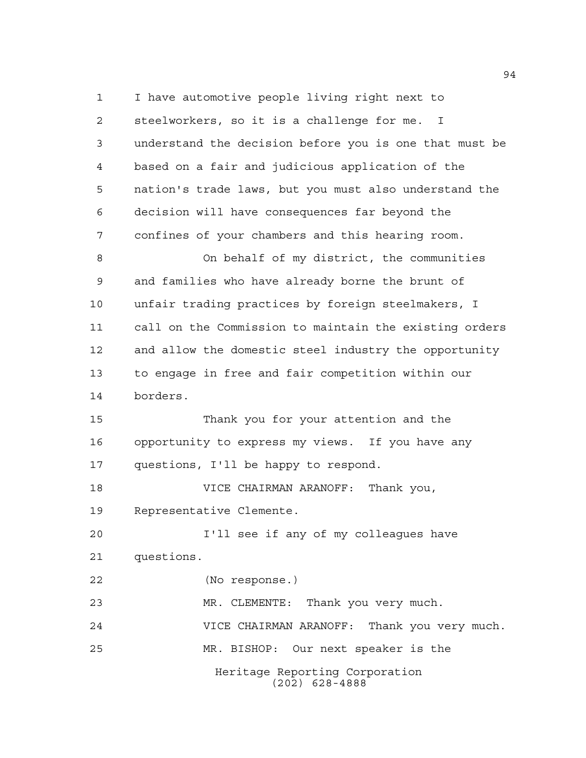I have automotive people living right next to steelworkers, so it is a challenge for me. I understand the decision before you is one that must be based on a fair and judicious application of the nation's trade laws, but you must also understand the decision will have consequences far beyond the confines of your chambers and this hearing room.

On behalf of my district, the communities and families who have already borne the brunt of unfair trading practices by foreign steelmakers, I call on the Commission to maintain the existing orders and allow the domestic steel industry the opportunity to engage in free and fair competition within our borders.

Thank you for your attention and the opportunity to express my views. If you have any questions, I'll be happy to respond.

VICE CHAIRMAN ARANOFF: Thank you, Representative Clemente.

I'll see if any of my colleagues have questions.

(No response.)

MR. CLEMENTE: Thank you very much.

VICE CHAIRMAN ARANOFF: Thank you very much.

MR. BISHOP: Our next speaker is the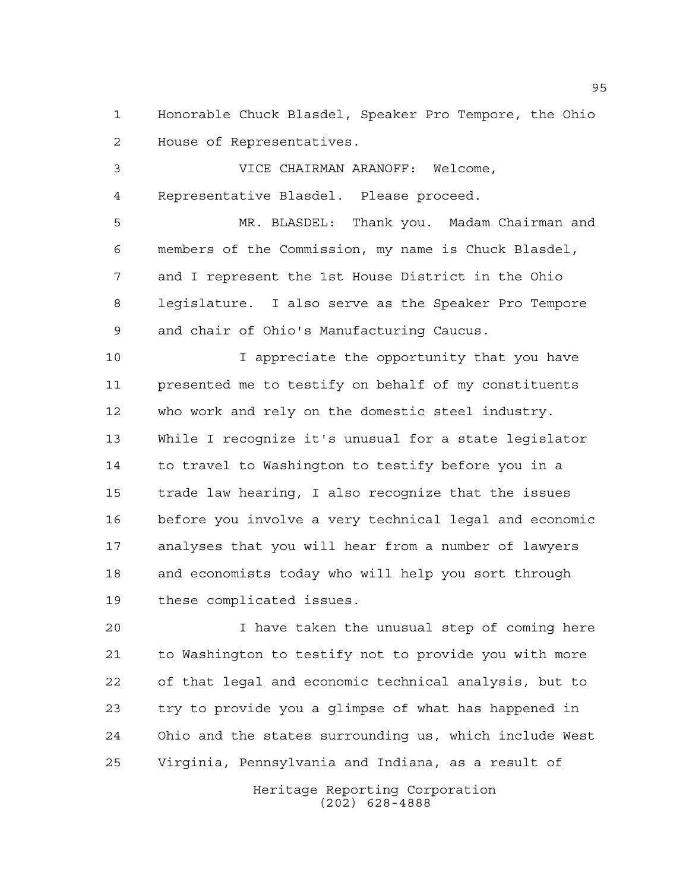Honorable Chuck Blasdel, Speaker Pro Tempore, the Ohio House of Representatives.

VICE CHAIRMAN ARANOFF: Welcome, Representative Blasdel. Please proceed.

MR. BLASDEL: Thank you. Madam Chairman and members of the Commission, my name is Chuck Blasdel, and I represent the 1st House District in the Ohio legislature. I also serve as the Speaker Pro Tempore and chair of Ohio's Manufacturing Caucus.

I appreciate the opportunity that you have presented me to testify on behalf of my constituents who work and rely on the domestic steel industry. While I recognize it's unusual for a state legislator to travel to Washington to testify before you in a trade law hearing, I also recognize that the issues before you involve a very technical legal and economic analyses that you will hear from a number of lawyers and economists today who will help you sort through these complicated issues.

I have taken the unusual step of coming here to Washington to testify not to provide you with more of that legal and economic technical analysis, but to try to provide you a glimpse of what has happened in Ohio and the states surrounding us, which include West Virginia, Pennsylvania and Indiana, as a result of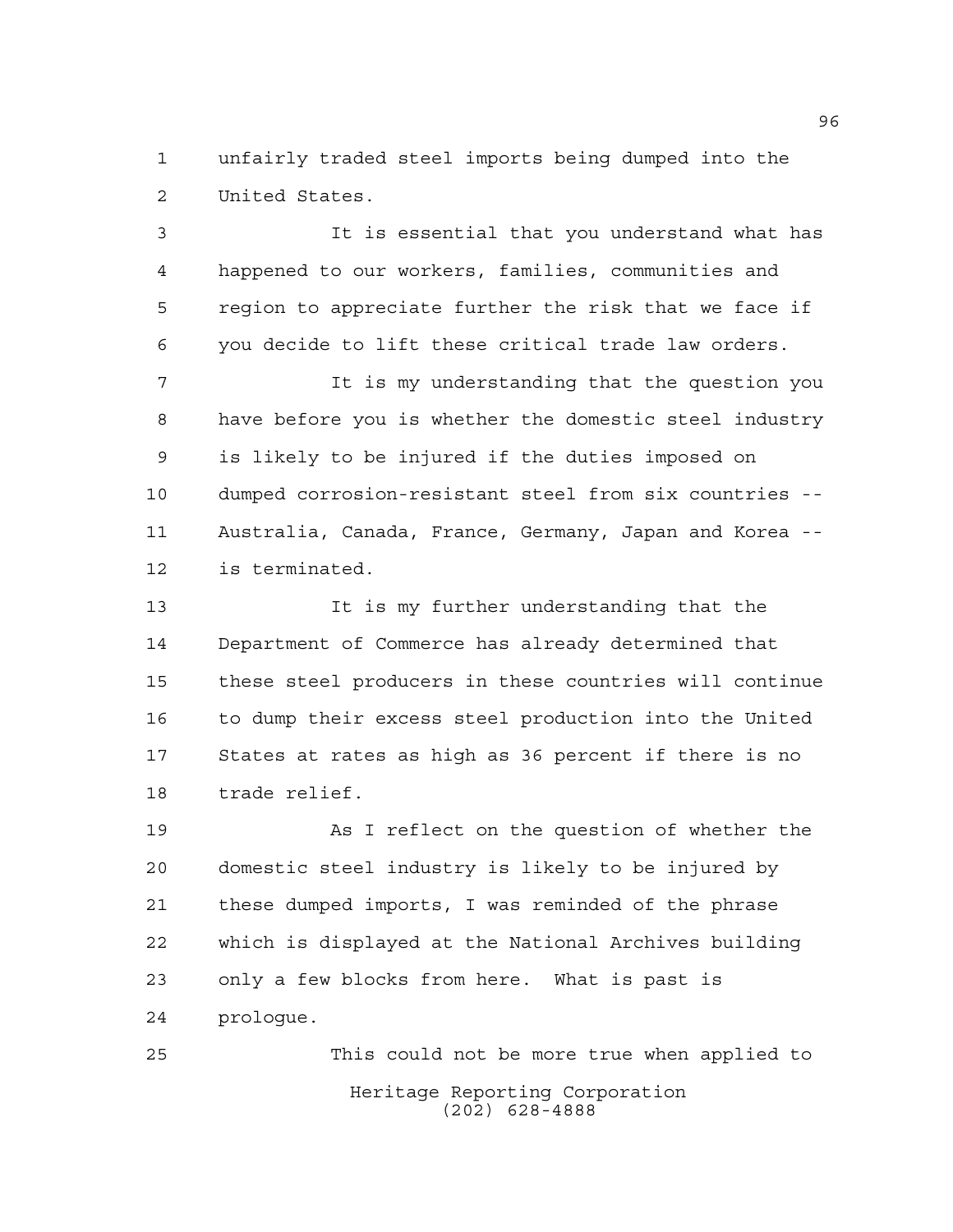unfairly traded steel imports being dumped into the United States.

It is essential that you understand what has happened to our workers, families, communities and region to appreciate further the risk that we face if you decide to lift these critical trade law orders.

It is my understanding that the question you have before you is whether the domestic steel industry is likely to be injured if the duties imposed on dumped corrosion-resistant steel from six countries -- Australia, Canada, France, Germany, Japan and Korea -- is terminated.

It is my further understanding that the Department of Commerce has already determined that these steel producers in these countries will continue to dump their excess steel production into the United States at rates as high as 36 percent if there is no trade relief.

As I reflect on the question of whether the domestic steel industry is likely to be injured by these dumped imports, I was reminded of the phrase which is displayed at the National Archives building only a few blocks from here. What is past is prologue.

This could not be more true when applied to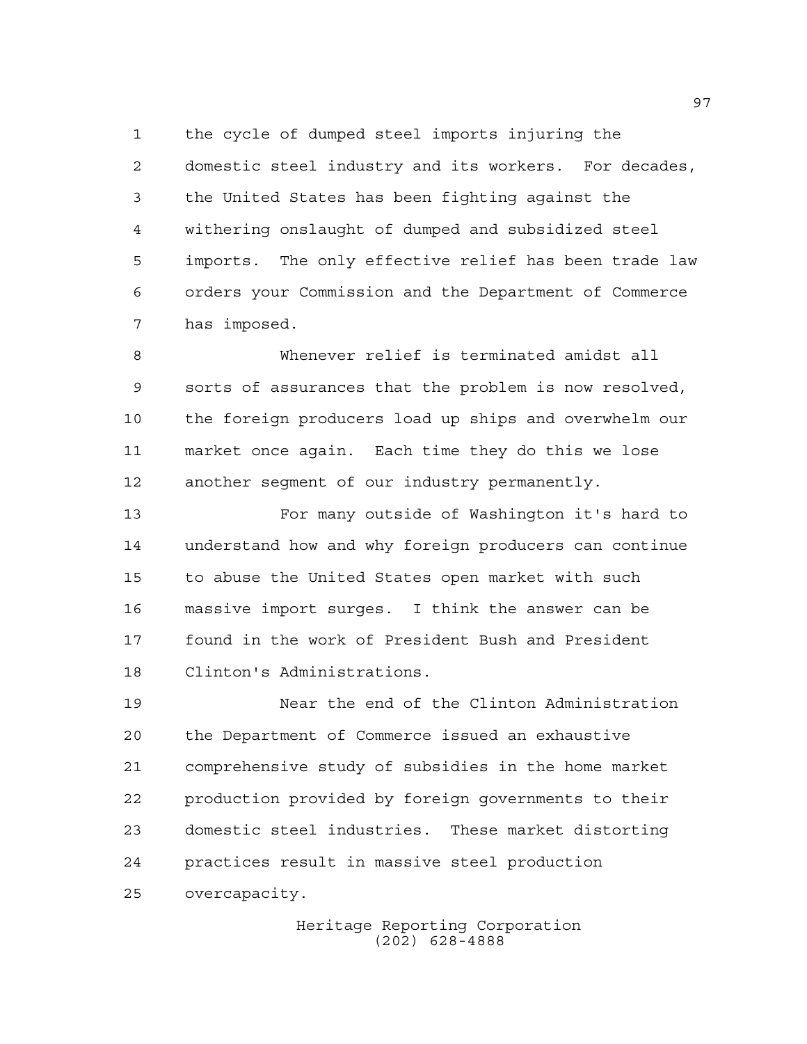the cycle of dumped steel imports injuring the domestic steel industry and its workers. For decades, the United States has been fighting against the withering onslaught of dumped and subsidized steel imports. The only effective relief has been trade law orders your Commission and the Department of Commerce has imposed.

Whenever relief is terminated amidst all sorts of assurances that the problem is now resolved, the foreign producers load up ships and overwhelm our market once again. Each time they do this we lose another segment of our industry permanently.

For many outside of Washington it's hard to understand how and why foreign producers can continue to abuse the United States open market with such massive import surges. I think the answer can be found in the work of President Bush and President Clinton's Administrations.

Near the end of the Clinton Administration the Department of Commerce issued an exhaustive comprehensive study of subsidies in the home market production provided by foreign governments to their domestic steel industries. These market distorting practices result in massive steel production overcapacity.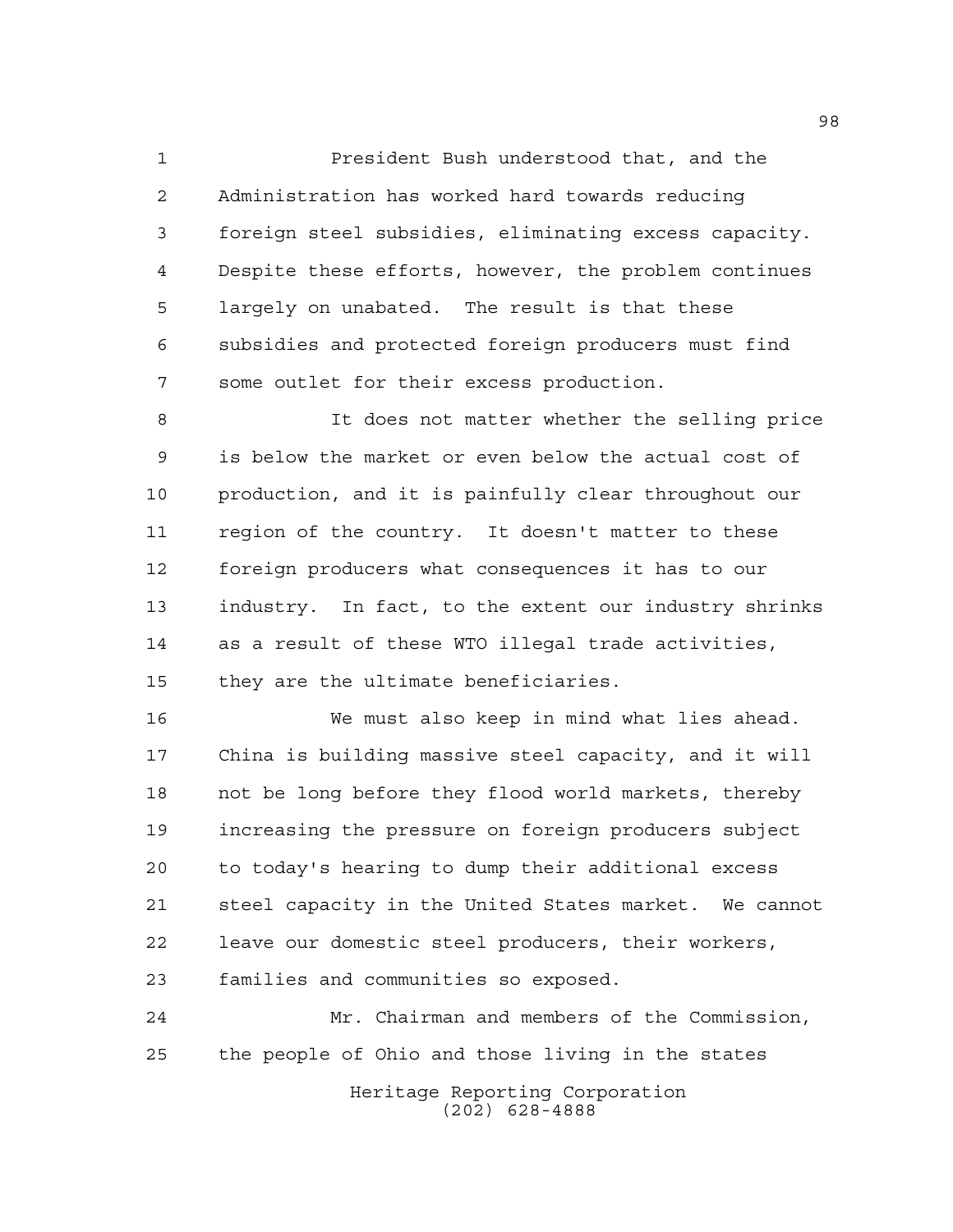President Bush understood that, and the Administration has worked hard towards reducing foreign steel subsidies, eliminating excess capacity. Despite these efforts, however, the problem continues largely on unabated. The result is that these subsidies and protected foreign producers must find some outlet for their excess production.

It does not matter whether the selling price is below the market or even below the actual cost of production, and it is painfully clear throughout our region of the country. It doesn't matter to these foreign producers what consequences it has to our industry. In fact, to the extent our industry shrinks as a result of these WTO illegal trade activities, they are the ultimate beneficiaries.

We must also keep in mind what lies ahead. China is building massive steel capacity, and it will not be long before they flood world markets, thereby increasing the pressure on foreign producers subject to today's hearing to dump their additional excess steel capacity in the United States market. We cannot leave our domestic steel producers, their workers, families and communities so exposed.

Mr. Chairman and members of the Commission, the people of Ohio and those living in the states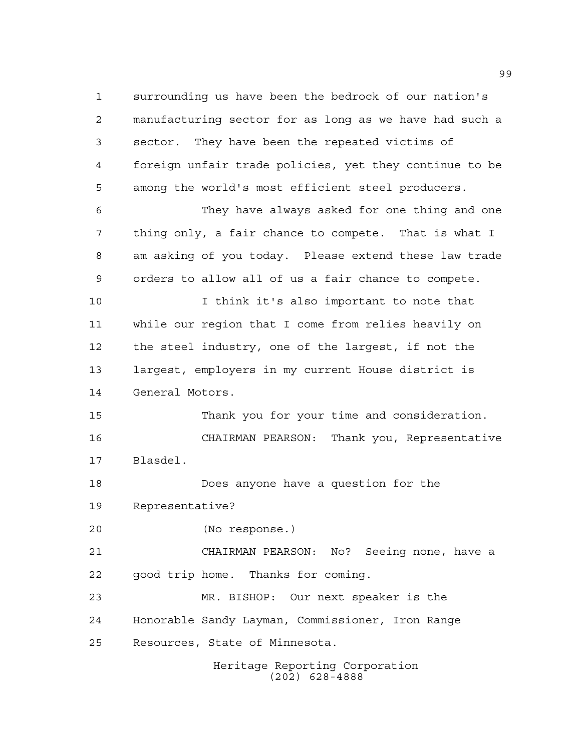surrounding us have been the bedrock of our nation's manufacturing sector for as long as we have had such a sector. They have been the repeated victims of foreign unfair trade policies, yet they continue to be among the world's most efficient steel producers.

They have always asked for one thing and one thing only, a fair chance to compete. That is what I am asking of you today. Please extend these law trade orders to allow all of us a fair chance to compete.

I think it's also important to note that while our region that I come from relies heavily on the steel industry, one of the largest, if not the largest, employers in my current House district is General Motors.

Thank you for your time and consideration.

CHAIRMAN PEARSON: Thank you, Representative Blasdel.

Does anyone have a question for the Representative?

(No response.)

CHAIRMAN PEARSON: No? Seeing none, have a good trip home. Thanks for coming.

MR. BISHOP: Our next speaker is the Honorable Sandy Layman, Commissioner, Iron Range Resources, State of Minnesota.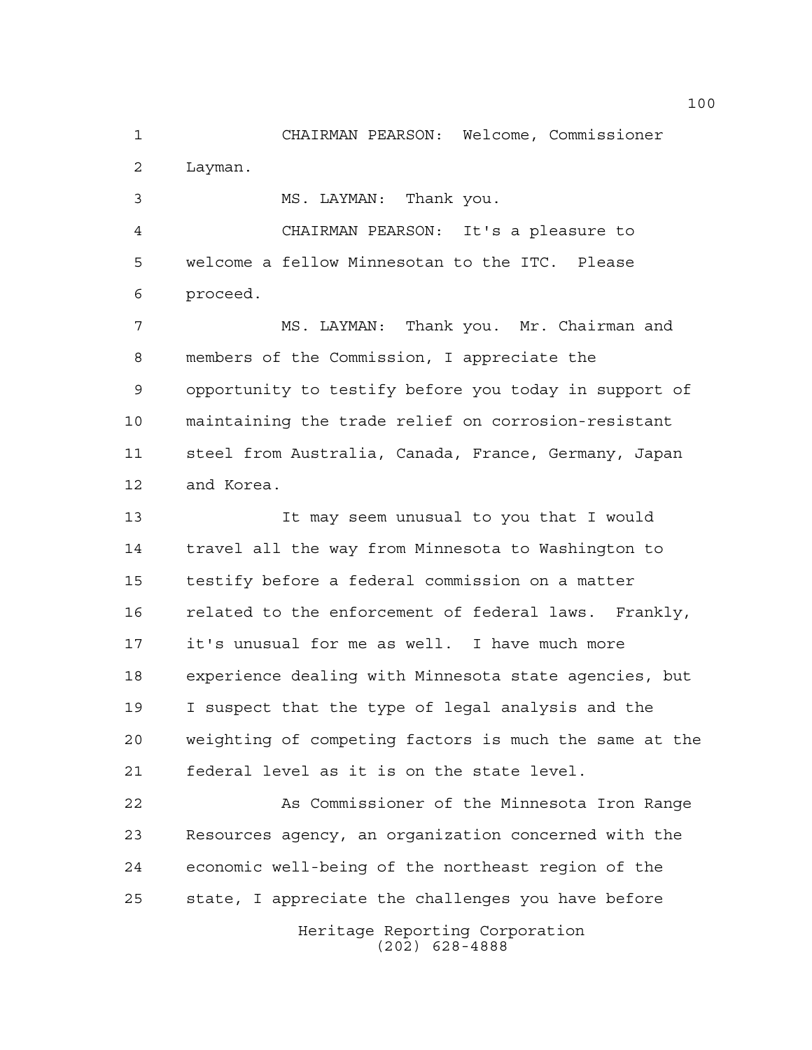CHAIRMAN PEARSON: Welcome, Commissioner Layman.

MS. LAYMAN: Thank you.

CHAIRMAN PEARSON: It's a pleasure to welcome a fellow Minnesotan to the ITC. Please proceed.

MS. LAYMAN: Thank you. Mr. Chairman and members of the Commission, I appreciate the opportunity to testify before you today in support of maintaining the trade relief on corrosion-resistant steel from Australia, Canada, France, Germany, Japan and Korea.

It may seem unusual to you that I would travel all the way from Minnesota to Washington to testify before a federal commission on a matter related to the enforcement of federal laws. Frankly, it's unusual for me as well. I have much more experience dealing with Minnesota state agencies, but I suspect that the type of legal analysis and the weighting of competing factors is much the same at the federal level as it is on the state level.

As Commissioner of the Minnesota Iron Range Resources agency, an organization concerned with the economic well-being of the northeast region of the state, I appreciate the challenges you have before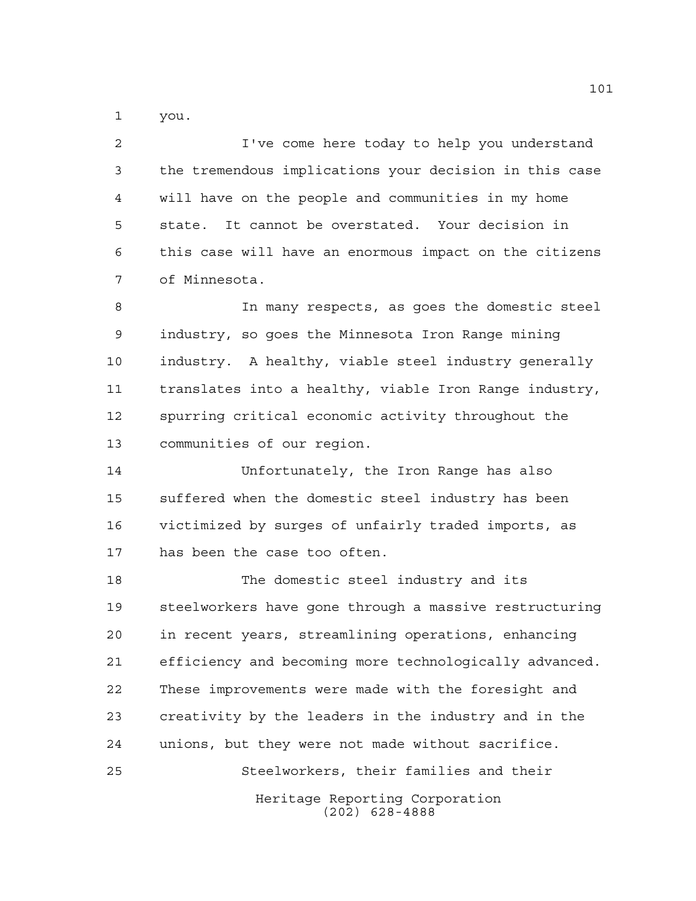you.

I've come here today to help you understand the tremendous implications your decision in this case will have on the people and communities in my home state. It cannot be overstated. Your decision in this case will have an enormous impact on the citizens of Minnesota.

In many respects, as goes the domestic steel industry, so goes the Minnesota Iron Range mining industry. A healthy, viable steel industry generally translates into a healthy, viable Iron Range industry, spurring critical economic activity throughout the communities of our region.

Unfortunately, the Iron Range has also suffered when the domestic steel industry has been victimized by surges of unfairly traded imports, as has been the case too often.

The domestic steel industry and its steelworkers have gone through a massive restructuring in recent years, streamlining operations, enhancing efficiency and becoming more technologically advanced. These improvements were made with the foresight and creativity by the leaders in the industry and in the unions, but they were not made without sacrifice.

Steelworkers, their families and their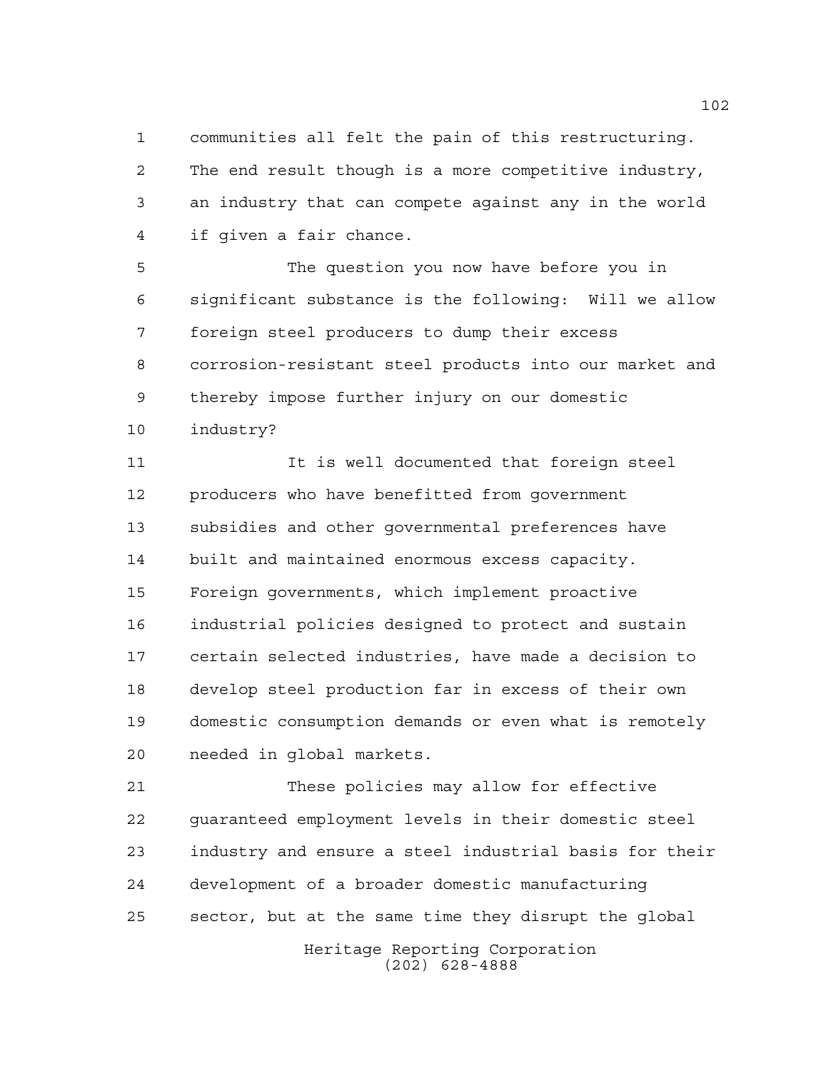communities all felt the pain of this restructuring. The end result though is a more competitive industry, an industry that can compete against any in the world if given a fair chance.

The question you now have before you in significant substance is the following: Will we allow foreign steel producers to dump their excess corrosion-resistant steel products into our market and thereby impose further injury on our domestic industry?

It is well documented that foreign steel producers who have benefitted from government subsidies and other governmental preferences have built and maintained enormous excess capacity. Foreign governments, which implement proactive industrial policies designed to protect and sustain certain selected industries, have made a decision to develop steel production far in excess of their own domestic consumption demands or even what is remotely needed in global markets.

These policies may allow for effective guaranteed employment levels in their domestic steel industry and ensure a steel industrial basis for their development of a broader domestic manufacturing sector, but at the same time they disrupt the global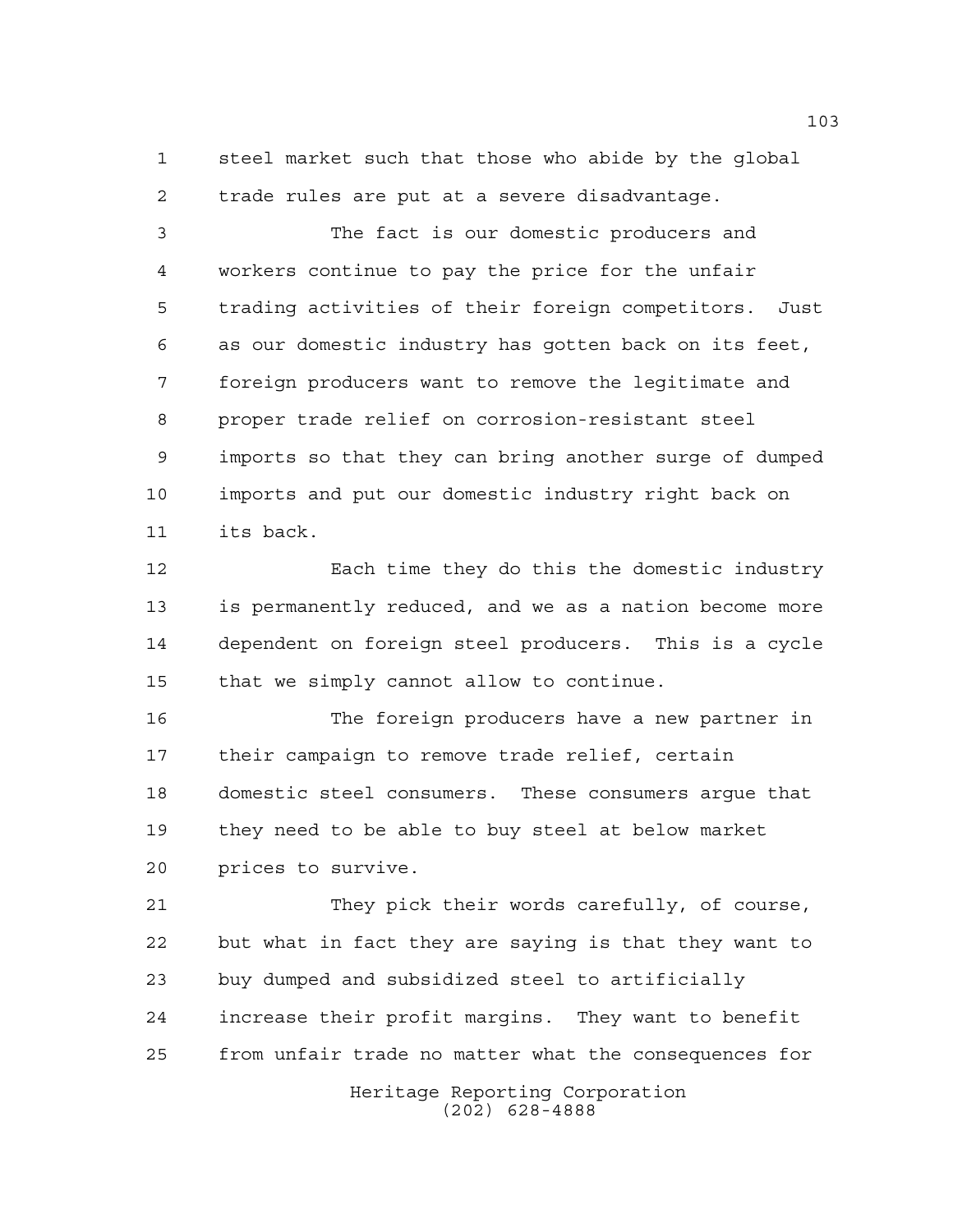steel market such that those who abide by the global trade rules are put at a severe disadvantage.

The fact is our domestic producers and workers continue to pay the price for the unfair trading activities of their foreign competitors. Just as our domestic industry has gotten back on its feet, foreign producers want to remove the legitimate and proper trade relief on corrosion-resistant steel imports so that they can bring another surge of dumped imports and put our domestic industry right back on its back.

Each time they do this the domestic industry is permanently reduced, and we as a nation become more dependent on foreign steel producers. This is a cycle that we simply cannot allow to continue.

The foreign producers have a new partner in their campaign to remove trade relief, certain domestic steel consumers. These consumers argue that they need to be able to buy steel at below market prices to survive.

They pick their words carefully, of course, but what in fact they are saying is that they want to buy dumped and subsidized steel to artificially increase their profit margins. They want to benefit from unfair trade no matter what the consequences for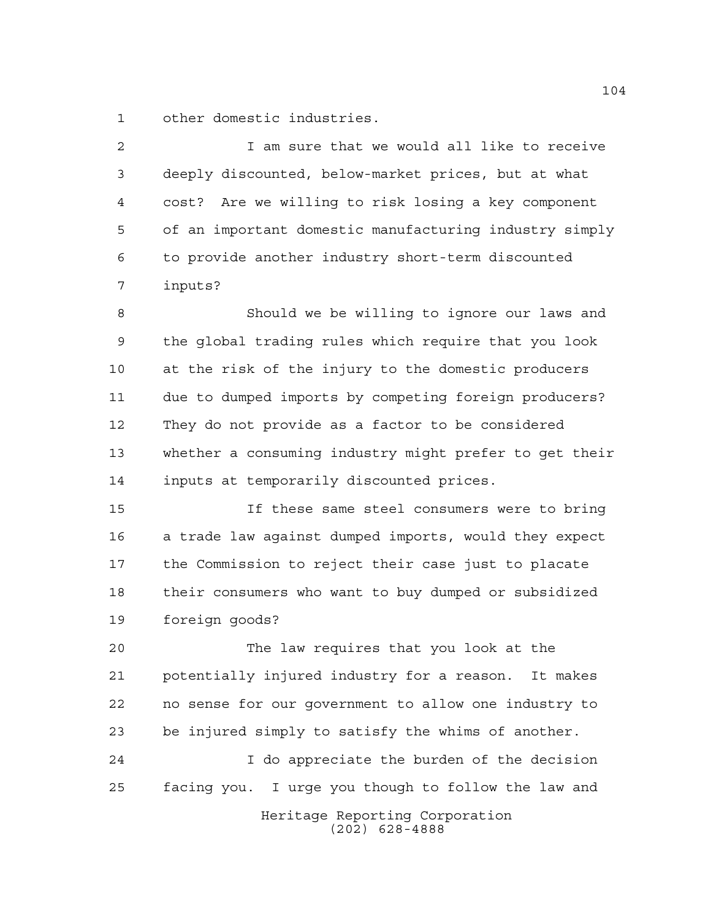other domestic industries.

I am sure that we would all like to receive deeply discounted, below-market prices, but at what cost? Are we willing to risk losing a key component of an important domestic manufacturing industry simply to provide another industry short-term discounted inputs?

Should we be willing to ignore our laws and the global trading rules which require that you look at the risk of the injury to the domestic producers due to dumped imports by competing foreign producers? They do not provide as a factor to be considered whether a consuming industry might prefer to get their inputs at temporarily discounted prices.

If these same steel consumers were to bring a trade law against dumped imports, would they expect the Commission to reject their case just to placate their consumers who want to buy dumped or subsidized foreign goods?

The law requires that you look at the potentially injured industry for a reason. It makes no sense for our government to allow one industry to be injured simply to satisfy the whims of another.

I do appreciate the burden of the decision facing you. I urge you though to follow the law and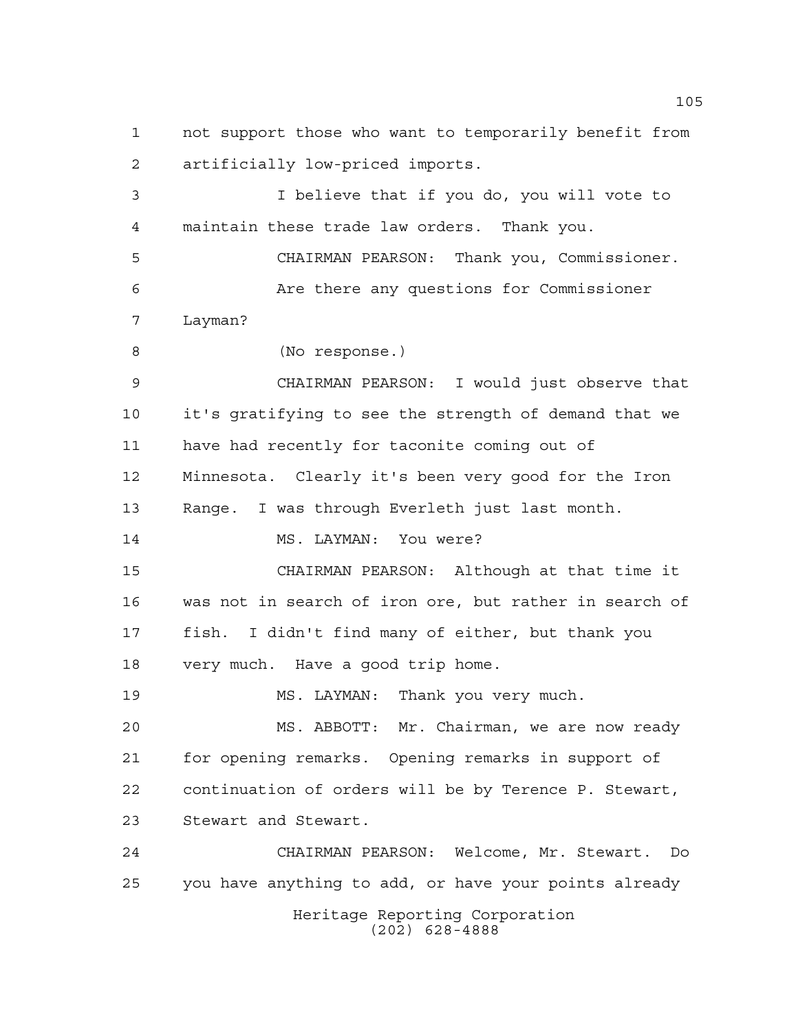not support those who want to temporarily benefit from artificially low-priced imports.

I believe that if you do, you will vote to maintain these trade law orders. Thank you.

CHAIRMAN PEARSON: Thank you, Commissioner.

Are there any questions for Commissioner Layman?

(No response.)

CHAIRMAN PEARSON: I would just observe that it's gratifying to see the strength of demand that we have had recently for taconite coming out of Minnesota. Clearly it's been very good for the Iron Range. I was through Everleth just last month.

MS. LAYMAN: You were?

CHAIRMAN PEARSON: Although at that time it was not in search of iron ore, but rather in search of fish. I didn't find many of either, but thank you very much. Have a good trip home.

MS. LAYMAN: Thank you very much.

MS. ABBOTT: Mr. Chairman, we are now ready for opening remarks. Opening remarks in support of continuation of orders will be by Terence P. Stewart, Stewart and Stewart.

CHAIRMAN PEARSON: Welcome, Mr. Stewart. Do you have anything to add, or have your points already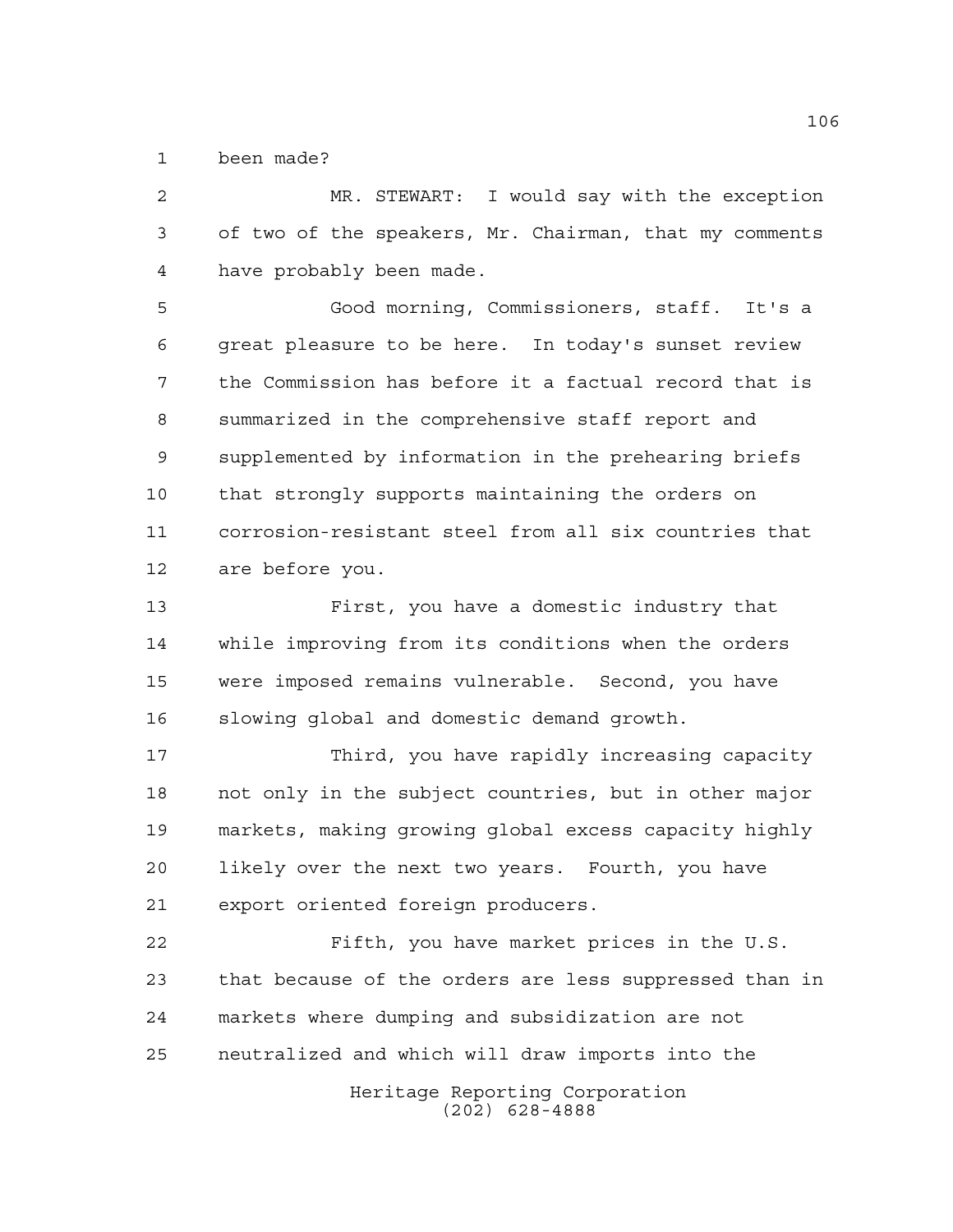been made?

MR. STEWART: I would say with the exception of two of the speakers, Mr. Chairman, that my comments have probably been made.

Good morning, Commissioners, staff. It's a great pleasure to be here. In today's sunset review the Commission has before it a factual record that is summarized in the comprehensive staff report and supplemented by information in the prehearing briefs that strongly supports maintaining the orders on corrosion-resistant steel from all six countries that are before you.

First, you have a domestic industry that while improving from its conditions when the orders were imposed remains vulnerable. Second, you have slowing global and domestic demand growth.

Third, you have rapidly increasing capacity not only in the subject countries, but in other major markets, making growing global excess capacity highly likely over the next two years. Fourth, you have export oriented foreign producers.

Fifth, you have market prices in the U.S. that because of the orders are less suppressed than in markets where dumping and subsidization are not neutralized and which will draw imports into the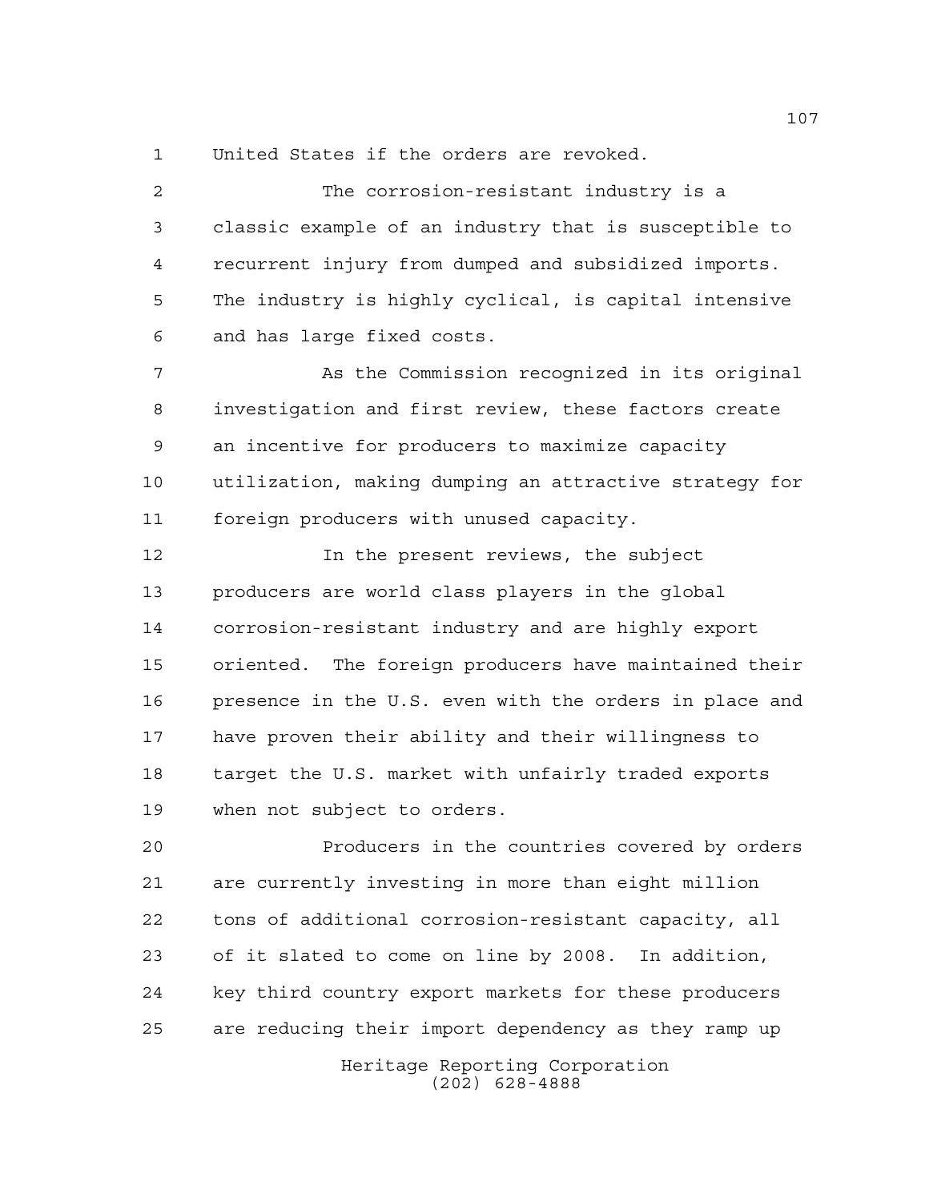United States if the orders are revoked.

The corrosion-resistant industry is a classic example of an industry that is susceptible to recurrent injury from dumped and subsidized imports. The industry is highly cyclical, is capital intensive and has large fixed costs.

As the Commission recognized in its original investigation and first review, these factors create an incentive for producers to maximize capacity utilization, making dumping an attractive strategy for foreign producers with unused capacity.

In the present reviews, the subject producers are world class players in the global corrosion-resistant industry and are highly export oriented. The foreign producers have maintained their presence in the U.S. even with the orders in place and have proven their ability and their willingness to target the U.S. market with unfairly traded exports when not subject to orders.

Producers in the countries covered by orders are currently investing in more than eight million tons of additional corrosion-resistant capacity, all of it slated to come on line by 2008. In addition, key third country export markets for these producers are reducing their import dependency as they ramp up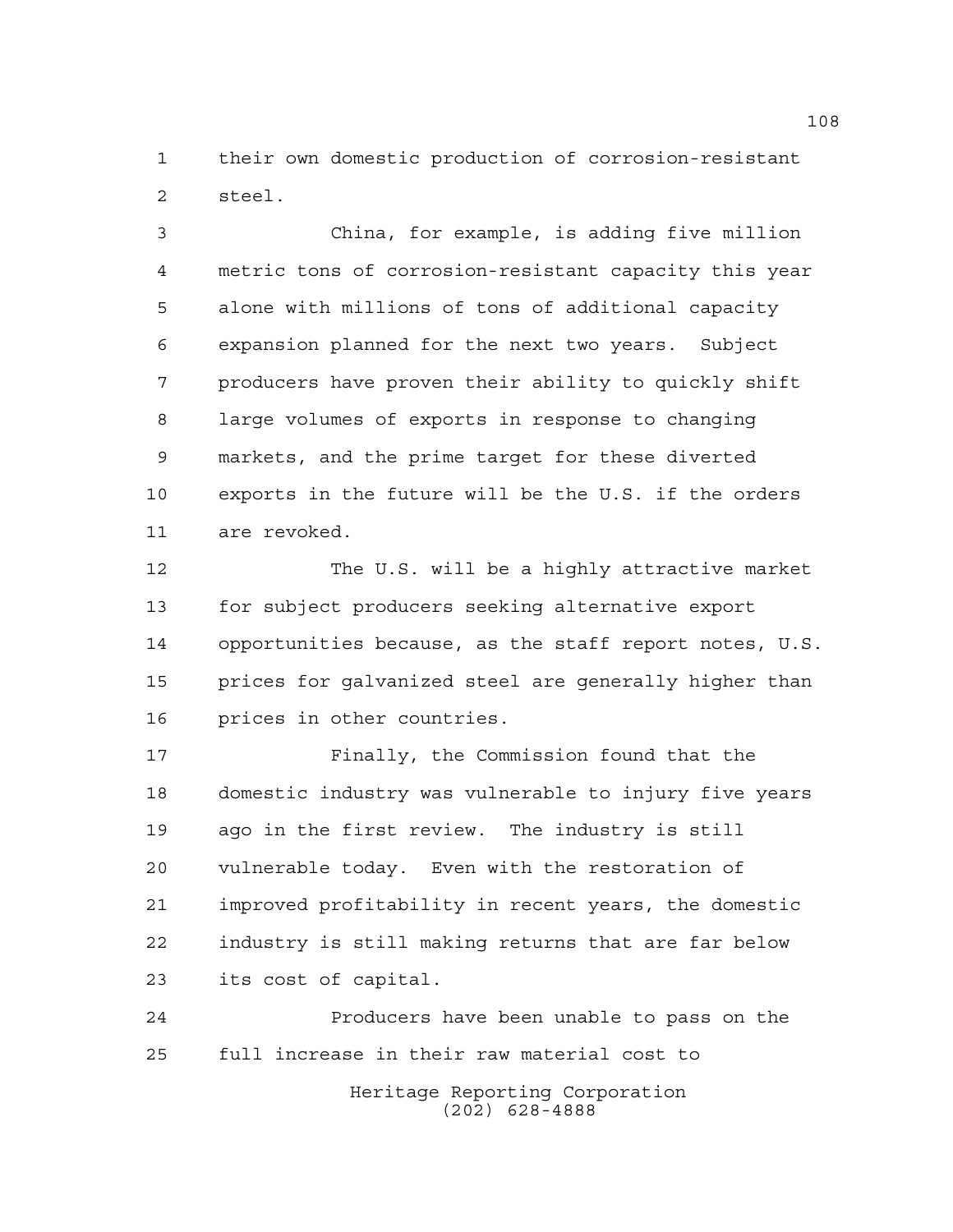their own domestic production of corrosion-resistant steel.

China, for example, is adding five million metric tons of corrosion-resistant capacity this year alone with millions of tons of additional capacity expansion planned for the next two years. Subject producers have proven their ability to quickly shift large volumes of exports in response to changing markets, and the prime target for these diverted exports in the future will be the U.S. if the orders are revoked.

The U.S. will be a highly attractive market for subject producers seeking alternative export opportunities because, as the staff report notes, U.S. prices for galvanized steel are generally higher than prices in other countries.

Finally, the Commission found that the domestic industry was vulnerable to injury five years ago in the first review. The industry is still vulnerable today. Even with the restoration of improved profitability in recent years, the domestic industry is still making returns that are far below its cost of capital.

Producers have been unable to pass on the full increase in their raw material cost to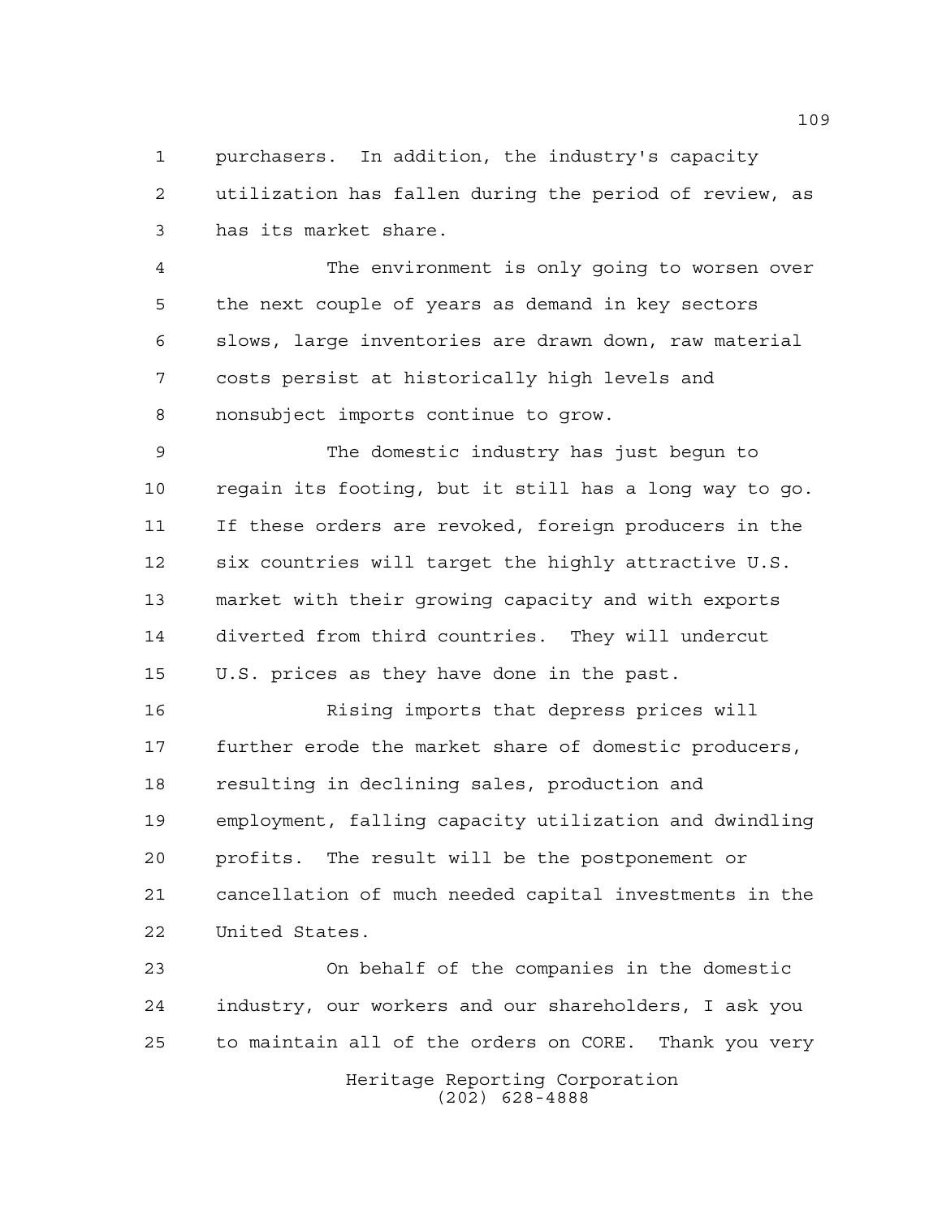purchasers. In addition, the industry's capacity utilization has fallen during the period of review, as has its market share.

The environment is only going to worsen over the next couple of years as demand in key sectors slows, large inventories are drawn down, raw material costs persist at historically high levels and nonsubject imports continue to grow.

The domestic industry has just begun to regain its footing, but it still has a long way to go. If these orders are revoked, foreign producers in the six countries will target the highly attractive U.S. market with their growing capacity and with exports diverted from third countries. They will undercut U.S. prices as they have done in the past.

Rising imports that depress prices will further erode the market share of domestic producers, resulting in declining sales, production and employment, falling capacity utilization and dwindling profits. The result will be the postponement or cancellation of much needed capital investments in the United States.

On behalf of the companies in the domestic industry, our workers and our shareholders, I ask you to maintain all of the orders on CORE. Thank you very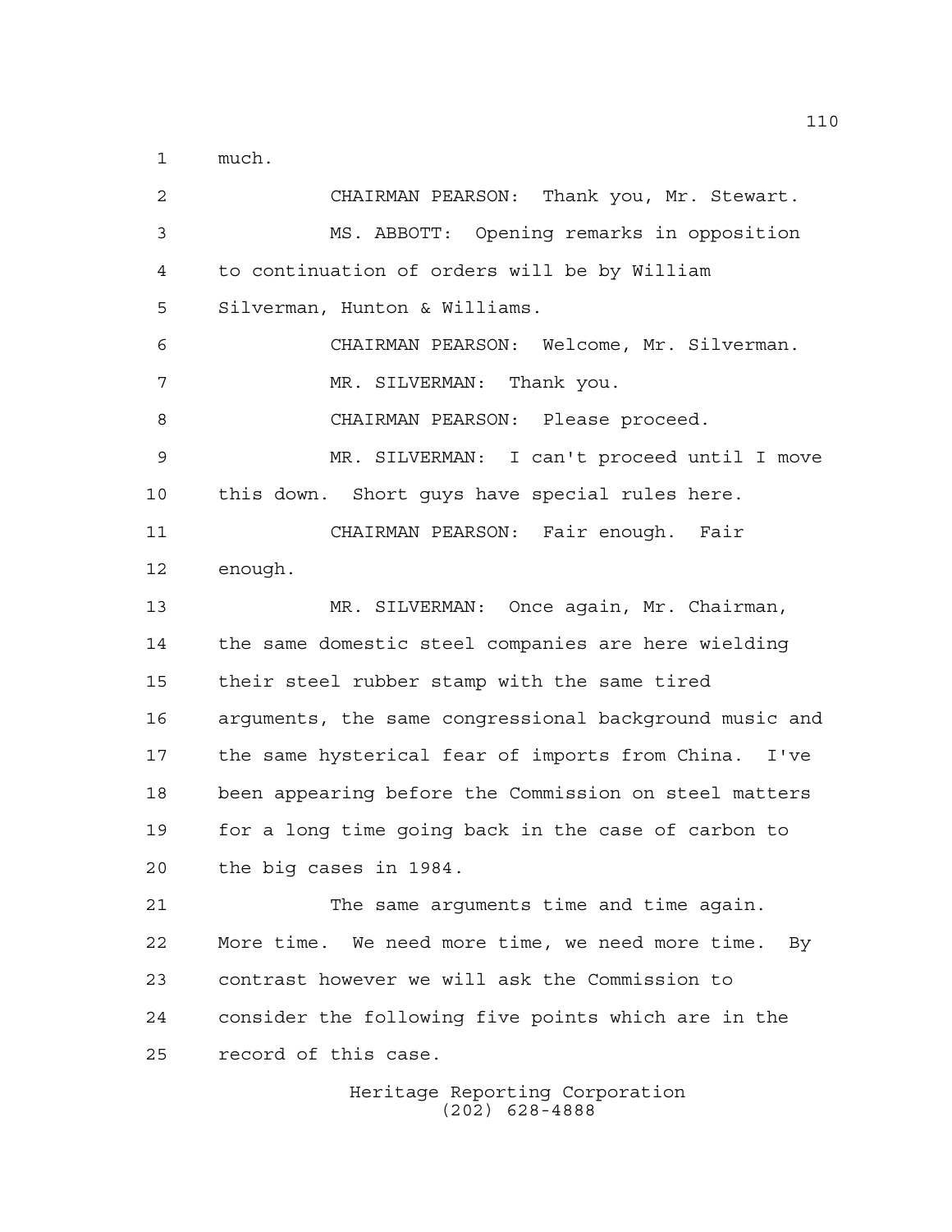much.

CHAIRMAN PEARSON: Thank you, Mr. Stewart.

MS. ABBOTT: Opening remarks in opposition to continuation of orders will be by William Silverman, Hunton & Williams.

CHAIRMAN PEARSON: Welcome, Mr. Silverman.

MR. SILVERMAN: Thank you.

CHAIRMAN PEARSON: Please proceed.

MR. SILVERMAN: I can't proceed until I move this down. Short guys have special rules here.

CHAIRMAN PEARSON: Fair enough. Fair enough.

MR. SILVERMAN: Once again, Mr. Chairman, the same domestic steel companies are here wielding their steel rubber stamp with the same tired arguments, the same congressional background music and the same hysterical fear of imports from China. I've been appearing before the Commission on steel matters for a long time going back in the case of carbon to the big cases in 1984.

The same arguments time and time again. More time. We need more time, we need more time. By contrast however we will ask the Commission to consider the following five points which are in the record of this case.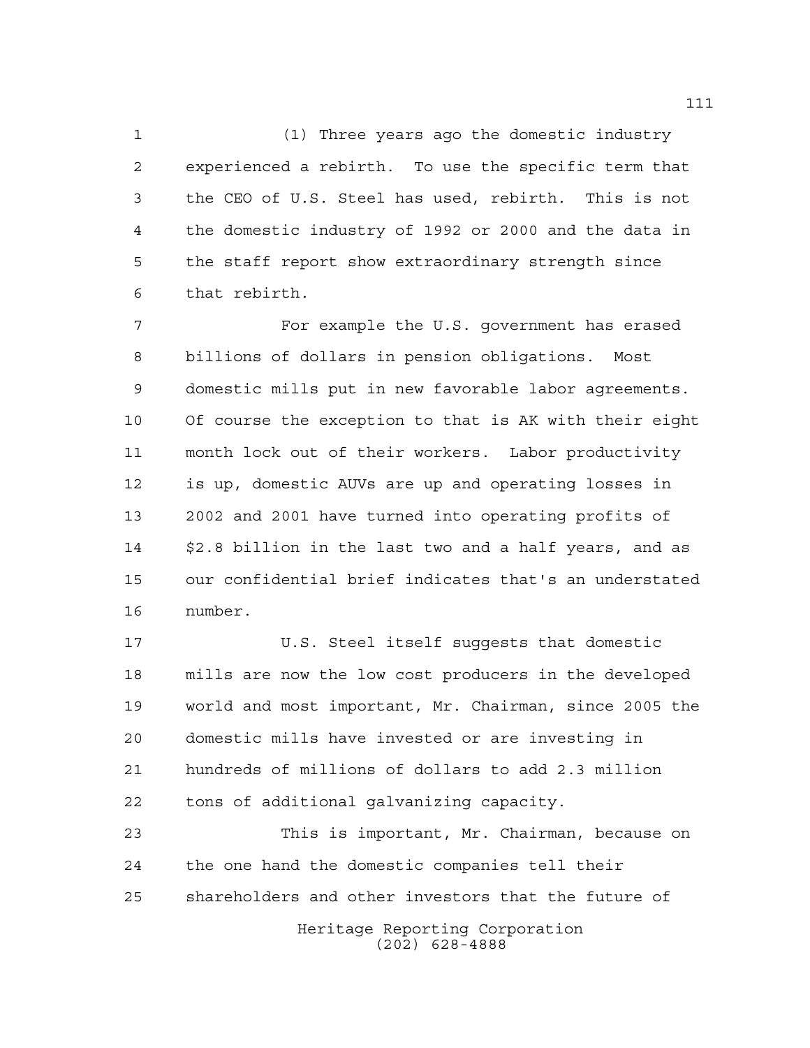(1) Three years ago the domestic industry experienced a rebirth. To use the specific term that the CEO of U.S. Steel has used, rebirth. This is not the domestic industry of 1992 or 2000 and the data in the staff report show extraordinary strength since that rebirth.

For example the U.S. government has erased billions of dollars in pension obligations. Most domestic mills put in new favorable labor agreements. Of course the exception to that is AK with their eight month lock out of their workers. Labor productivity is up, domestic AUVs are up and operating losses in 2002 and 2001 have turned into operating profits of $2.8 billion in the last two and a half years, and as our confidential brief indicates that's an understated number.

U.S. Steel itself suggests that domestic mills are now the low cost producers in the developed world and most important, Mr. Chairman, since 2005 the domestic mills have invested or are investing in hundreds of millions of dollars to add 2.3 million tons of additional galvanizing capacity.

This is important, Mr. Chairman, because on the one hand the domestic companies tell their shareholders and other investors that the future of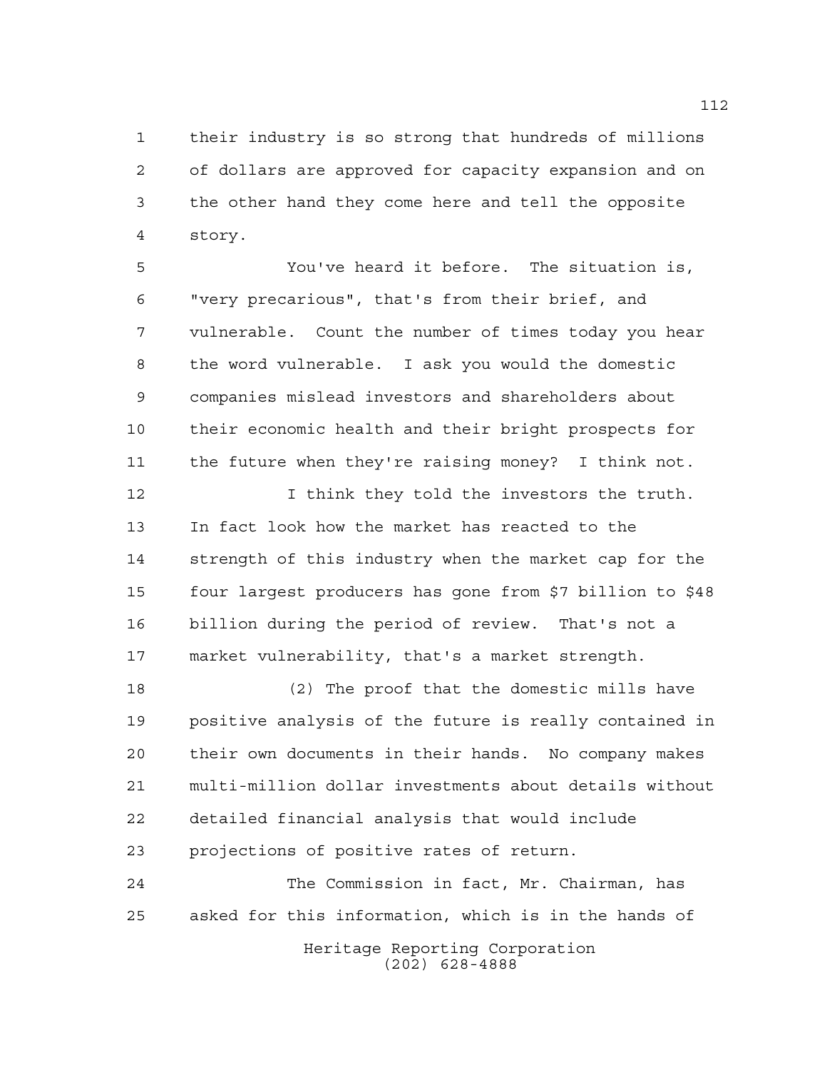their industry is so strong that hundreds of millions of dollars are approved for capacity expansion and on the other hand they come here and tell the opposite story.

You've heard it before. The situation is, "very precarious", that's from their brief, and vulnerable. Count the number of times today you hear the word vulnerable. I ask you would the domestic companies mislead investors and shareholders about their economic health and their bright prospects for the future when they're raising money? I think not.

I think they told the investors the truth. In fact look how the market has reacted to the strength of this industry when the market cap for the four largest producers has gone from $7 billion to $48 billion during the period of review. That's not a market vulnerability, that's a market strength.

(2) The proof that the domestic mills have positive analysis of the future is really contained in their own documents in their hands. No company makes multi-million dollar investments about details without detailed financial analysis that would include projections of positive rates of return.

The Commission in fact, Mr. Chairman, has asked for this information, which is in the hands of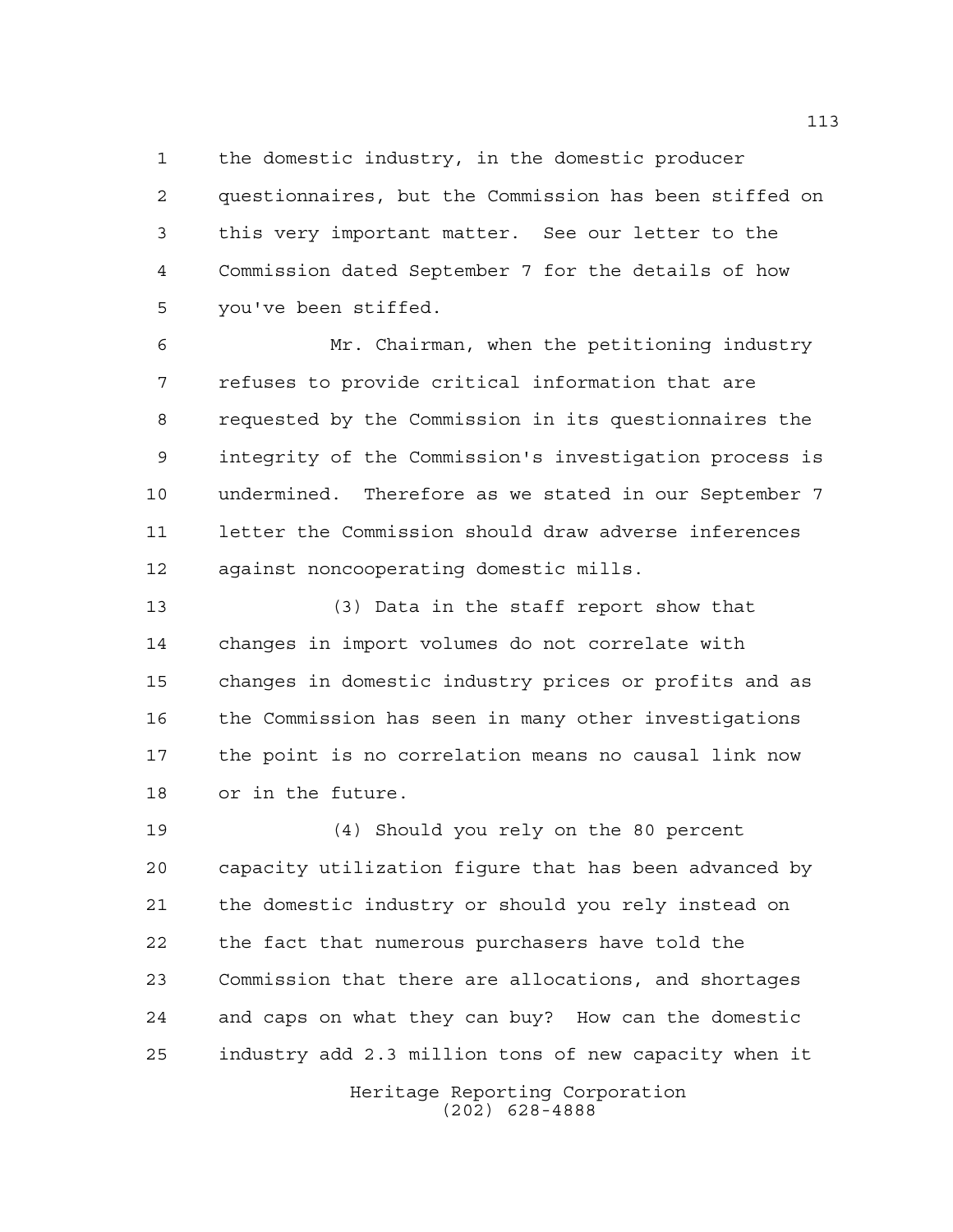the domestic industry, in the domestic producer questionnaires, but the Commission has been stiffed on this very important matter. See our letter to the Commission dated September 7 for the details of how you've been stiffed.

Mr. Chairman, when the petitioning industry refuses to provide critical information that are requested by the Commission in its questionnaires the integrity of the Commission's investigation process is undermined. Therefore as we stated in our September 7 letter the Commission should draw adverse inferences against noncooperating domestic mills.

(3) Data in the staff report show that changes in import volumes do not correlate with changes in domestic industry prices or profits and as the Commission has seen in many other investigations the point is no correlation means no causal link now or in the future.

(4) Should you rely on the 80 percent capacity utilization figure that has been advanced by the domestic industry or should you rely instead on the fact that numerous purchasers have told the Commission that there are allocations, and shortages and caps on what they can buy? How can the domestic industry add 2.3 million tons of new capacity when it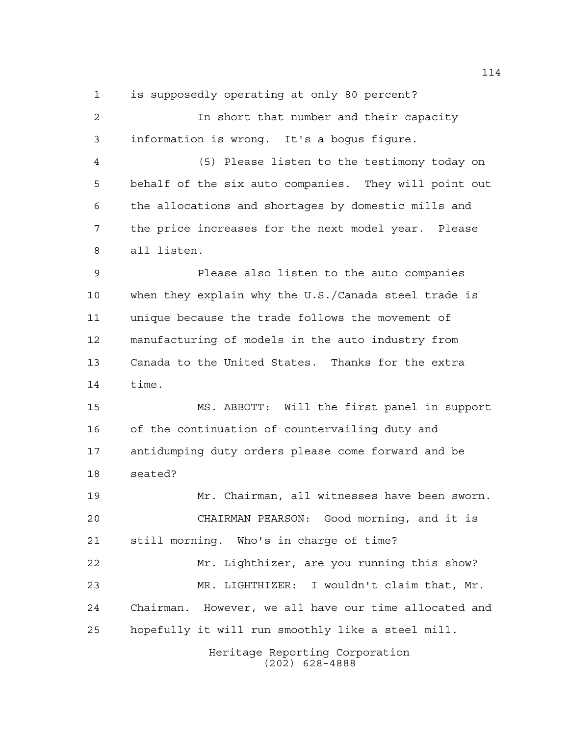is supposedly operating at only 80 percent?

In short that number and their capacity information is wrong. It's a bogus figure.

(5) Please listen to the testimony today on behalf of the six auto companies. They will point out the allocations and shortages by domestic mills and the price increases for the next model year. Please all listen.

Please also listen to the auto companies when they explain why the U.S./Canada steel trade is unique because the trade follows the movement of manufacturing of models in the auto industry from Canada to the United States. Thanks for the extra time.

MS. ABBOTT: Will the first panel in support of the continuation of countervailing duty and antidumping duty orders please come forward and be seated?

Mr. Chairman, all witnesses have been sworn.

CHAIRMAN PEARSON: Good morning, and it is still morning. Who's in charge of time?

Mr. Lighthizer, are you running this show?

MR. LIGHTHIZER: I wouldn't claim that, Mr. Chairman. However, we all have our time allocated and hopefully it will run smoothly like a steel mill.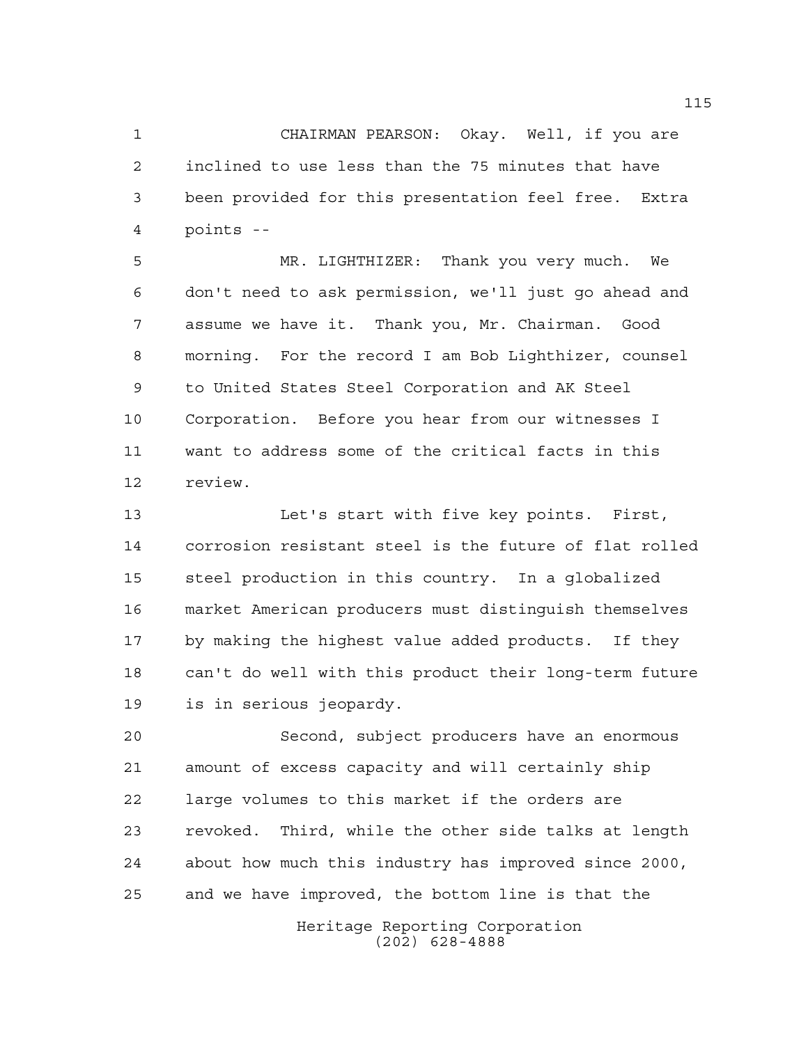CHAIRMAN PEARSON: Okay. Well, if you are inclined to use less than the 75 minutes that have been provided for this presentation feel free. Extra points --

MR. LIGHTHIZER: Thank you very much. We don't need to ask permission, we'll just go ahead and assume we have it. Thank you, Mr. Chairman. Good morning. For the record I am Bob Lighthizer, counsel to United States Steel Corporation and AK Steel Corporation. Before you hear from our witnesses I want to address some of the critical facts in this review.

Let's start with five key points. First, corrosion resistant steel is the future of flat rolled steel production in this country. In a globalized market American producers must distinguish themselves by making the highest value added products. If they can't do well with this product their long-term future is in serious jeopardy.

Second, subject producers have an enormous amount of excess capacity and will certainly ship large volumes to this market if the orders are revoked. Third, while the other side talks at length about how much this industry has improved since 2000, and we have improved, the bottom line is that the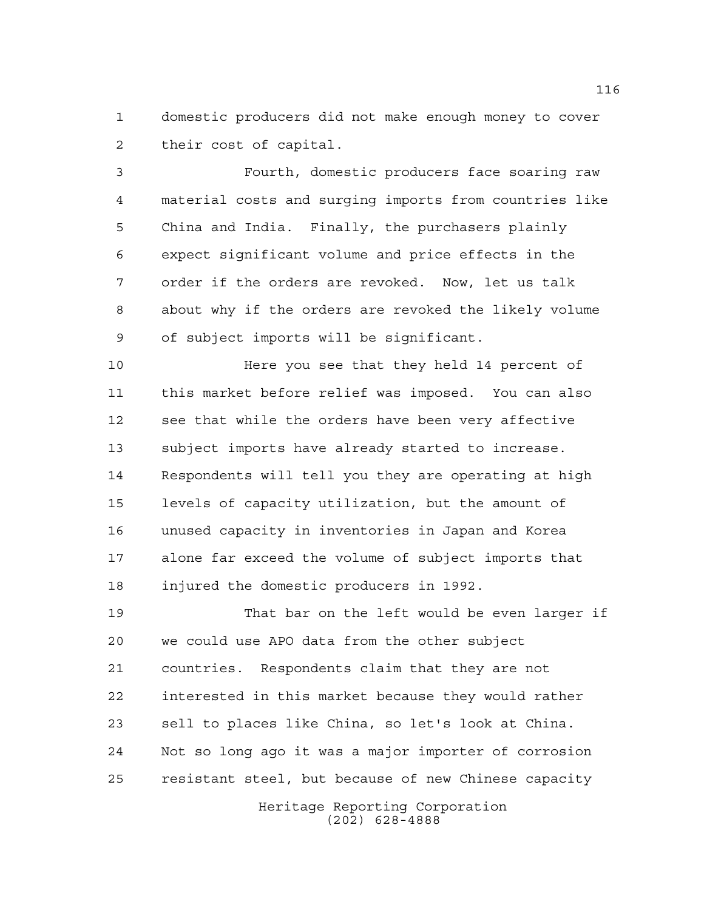domestic producers did not make enough money to cover their cost of capital.

Fourth, domestic producers face soaring raw material costs and surging imports from countries like China and India. Finally, the purchasers plainly expect significant volume and price effects in the order if the orders are revoked. Now, let us talk about why if the orders are revoked the likely volume of subject imports will be significant.

Here you see that they held 14 percent of this market before relief was imposed. You can also see that while the orders have been very affective subject imports have already started to increase. Respondents will tell you they are operating at high levels of capacity utilization, but the amount of unused capacity in inventories in Japan and Korea alone far exceed the volume of subject imports that injured the domestic producers in 1992.

That bar on the left would be even larger if we could use APO data from the other subject countries. Respondents claim that they are not interested in this market because they would rather sell to places like China, so let's look at China. Not so long ago it was a major importer of corrosion resistant steel, but because of new Chinese capacity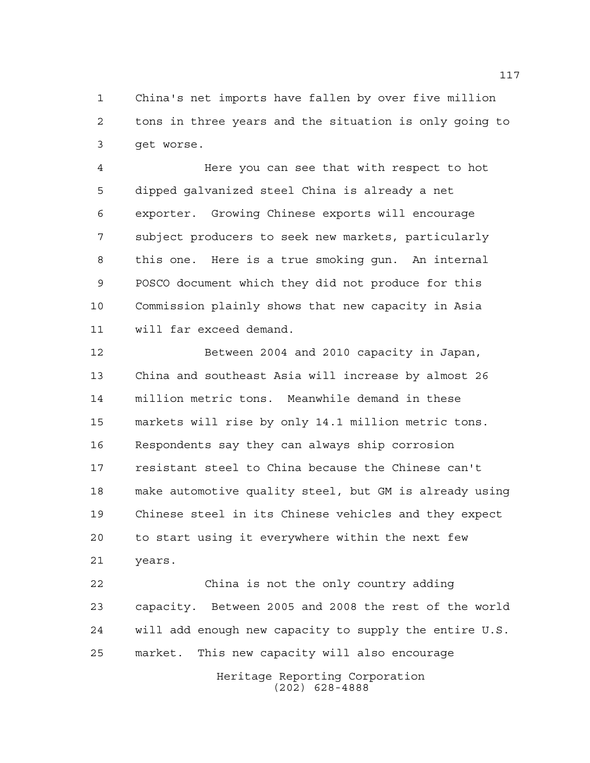China's net imports have fallen by over five million tons in three years and the situation is only going to get worse.

Here you can see that with respect to hot dipped galvanized steel China is already a net exporter. Growing Chinese exports will encourage subject producers to seek new markets, particularly this one. Here is a true smoking gun. An internal POSCO document which they did not produce for this Commission plainly shows that new capacity in Asia will far exceed demand.

Between 2004 and 2010 capacity in Japan, China and southeast Asia will increase by almost 26 million metric tons. Meanwhile demand in these markets will rise by only 14.1 million metric tons. Respondents say they can always ship corrosion resistant steel to China because the Chinese can't make automotive quality steel, but GM is already using Chinese steel in its Chinese vehicles and they expect to start using it everywhere within the next few years.

China is not the only country adding capacity. Between 2005 and 2008 the rest of the world will add enough new capacity to supply the entire U.S. market. This new capacity will also encourage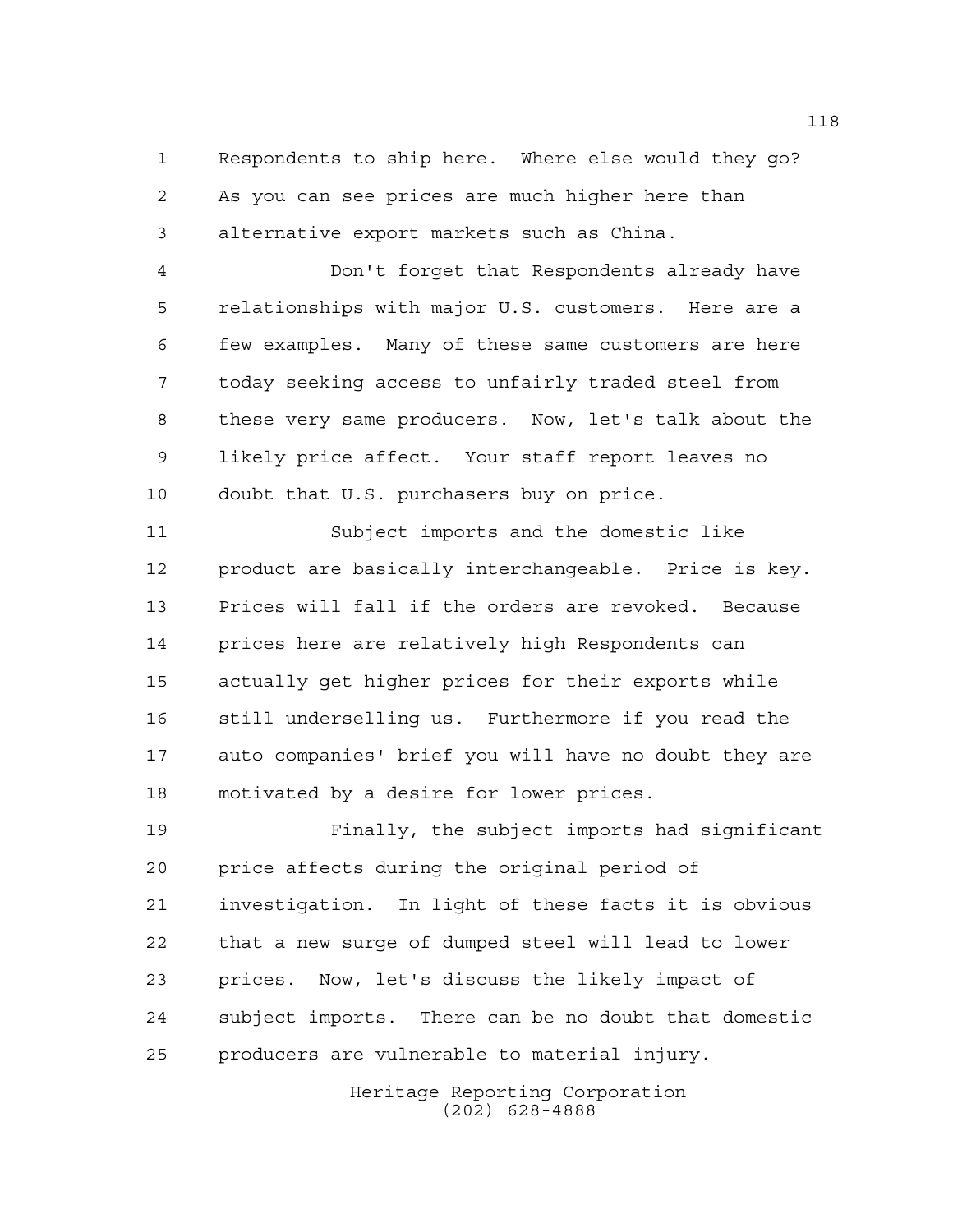Respondents to ship here. Where else would they go? As you can see prices are much higher here than alternative export markets such as China.

Don't forget that Respondents already have relationships with major U.S. customers. Here are a few examples. Many of these same customers are here today seeking access to unfairly traded steel from these very same producers. Now, let's talk about the likely price affect. Your staff report leaves no doubt that U.S. purchasers buy on price.

Subject imports and the domestic like product are basically interchangeable. Price is key. Prices will fall if the orders are revoked. Because prices here are relatively high Respondents can actually get higher prices for their exports while still underselling us. Furthermore if you read the auto companies' brief you will have no doubt they are motivated by a desire for lower prices.

Finally, the subject imports had significant price affects during the original period of investigation. In light of these facts it is obvious that a new surge of dumped steel will lead to lower prices. Now, let's discuss the likely impact of subject imports. There can be no doubt that domestic producers are vulnerable to material injury.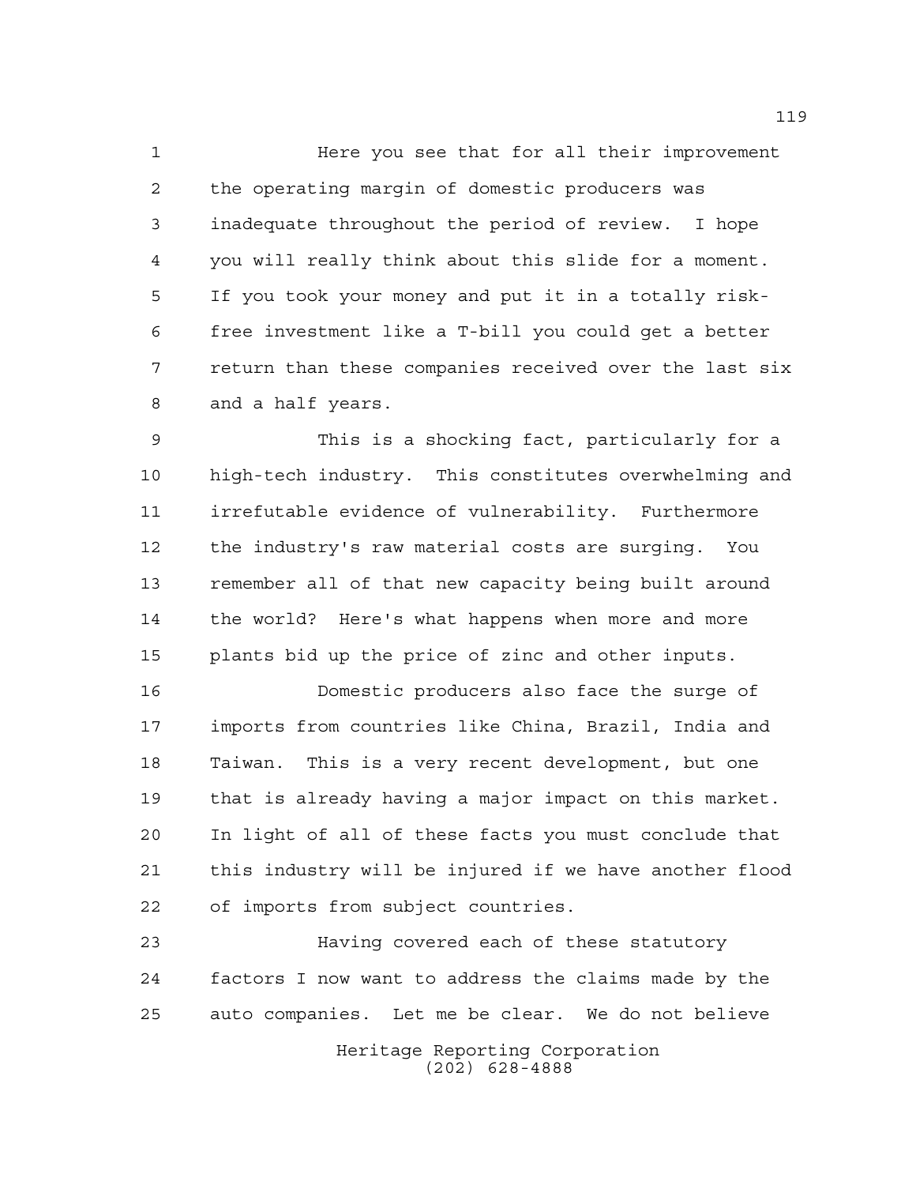Here you see that for all their improvement the operating margin of domestic producers was inadequate throughout the period of review. I hope you will really think about this slide for a moment. If you took your money and put it in a totally risk-free investment like a T-bill you could get a better return than these companies received over the last six and a half years.

This is a shocking fact, particularly for a high-tech industry. This constitutes overwhelming and irrefutable evidence of vulnerability. Furthermore the industry's raw material costs are surging. You remember all of that new capacity being built around the world? Here's what happens when more and more plants bid up the price of zinc and other inputs.

Domestic producers also face the surge of imports from countries like China, Brazil, India and Taiwan. This is a very recent development, but one that is already having a major impact on this market. In light of all of these facts you must conclude that this industry will be injured if we have another flood of imports from subject countries.

Having covered each of these statutory factors I now want to address the claims made by the auto companies. Let me be clear. We do not believe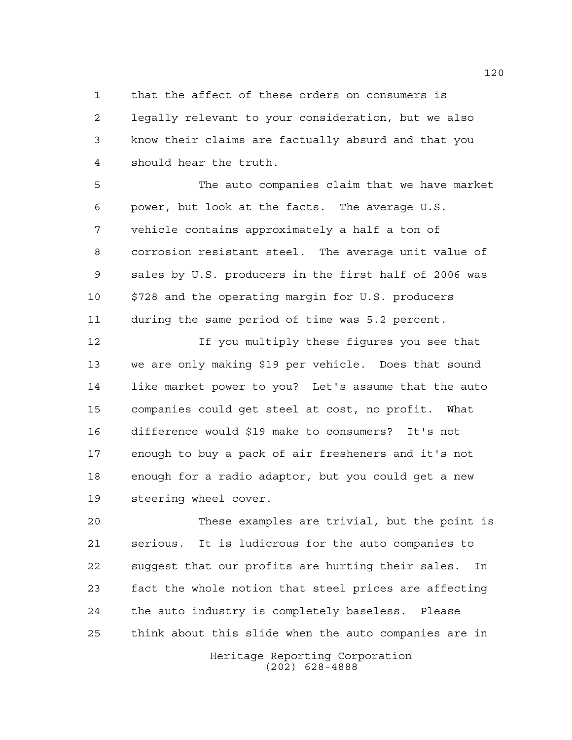that the affect of these orders on consumers is legally relevant to your consideration, but we also know their claims are factually absurd and that you should hear the truth.

The auto companies claim that we have market power, but look at the facts. The average U.S. vehicle contains approximately a half a ton of corrosion resistant steel. The average unit value of sales by U.S. producers in the first half of 2006 was $728 and the operating margin for U.S. producers during the same period of time was 5.2 percent.

If you multiply these figures you see that we are only making $19 per vehicle. Does that sound like market power to you? Let's assume that the auto companies could get steel at cost, no profit. What difference would $19 make to consumers? It's not enough to buy a pack of air fresheners and it's not enough for a radio adaptor, but you could get a new steering wheel cover.

These examples are trivial, but the point is serious. It is ludicrous for the auto companies to suggest that our profits are hurting their sales. In fact the whole notion that steel prices are affecting the auto industry is completely baseless. Please think about this slide when the auto companies are in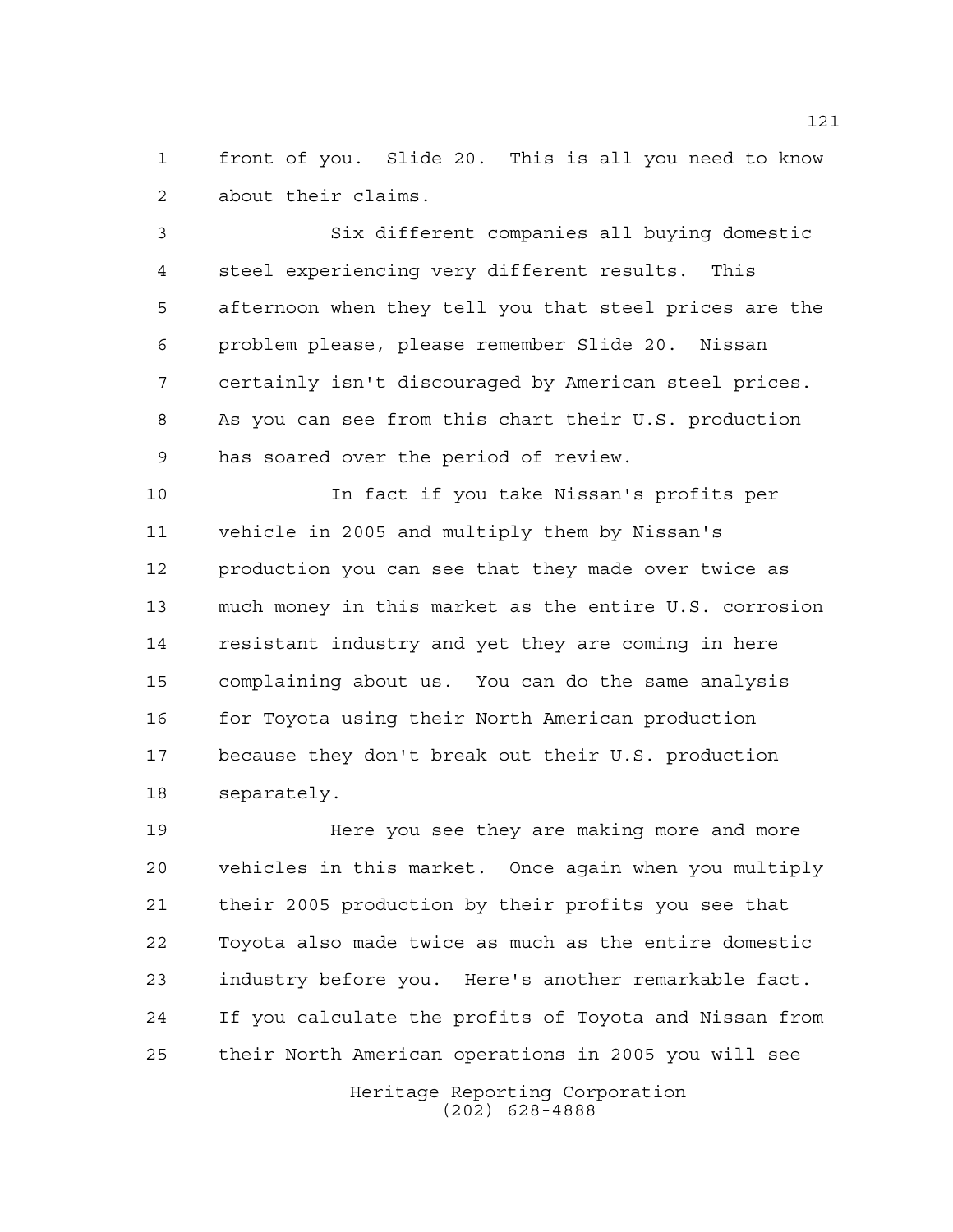front of you. Slide 20. This is all you need to know about their claims.

Six different companies all buying domestic steel experiencing very different results. This afternoon when they tell you that steel prices are the problem please, please remember Slide 20. Nissan certainly isn't discouraged by American steel prices. As you can see from this chart their U.S. production has soared over the period of review.

In fact if you take Nissan's profits per vehicle in 2005 and multiply them by Nissan's production you can see that they made over twice as much money in this market as the entire U.S. corrosion resistant industry and yet they are coming in here complaining about us. You can do the same analysis for Toyota using their North American production because they don't break out their U.S. production separately.

Here you see they are making more and more vehicles in this market. Once again when you multiply their 2005 production by their profits you see that Toyota also made twice as much as the entire domestic industry before you. Here's another remarkable fact. If you calculate the profits of Toyota and Nissan from their North American operations in 2005 you will see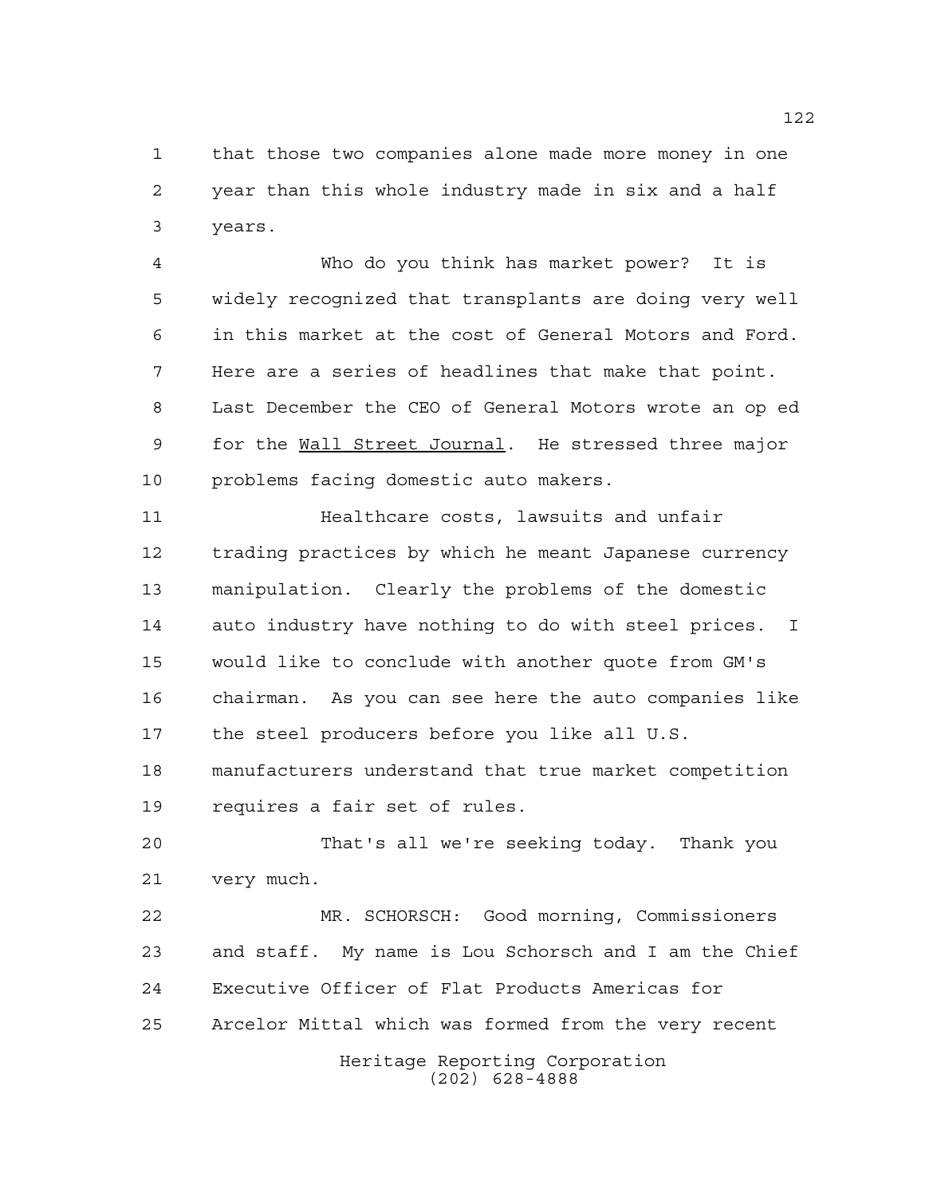that those two companies alone made more money in one year than this whole industry made in six and a half years.

Who do you think has market power? It is widely recognized that transplants are doing very well in this market at the cost of General Motors and Ford. Here are a series of headlines that make that point. Last December the CEO of General Motors wrote an op ed for the Wall Street Journal. He stressed three major problems facing domestic auto makers.

Healthcare costs, lawsuits and unfair trading practices by which he meant Japanese currency manipulation. Clearly the problems of the domestic auto industry have nothing to do with steel prices. I would like to conclude with another quote from GM's chairman. As you can see here the auto companies like the steel producers before you like all U.S. manufacturers understand that true market competition requires a fair set of rules.

That's all we're seeking today. Thank you very much.

MR. SCHORSCH: Good morning, Commissioners and staff. My name is Lou Schorsch and I am the Chief Executive Officer of Flat Products Americas for Arcelor Mittal which was formed from the very recent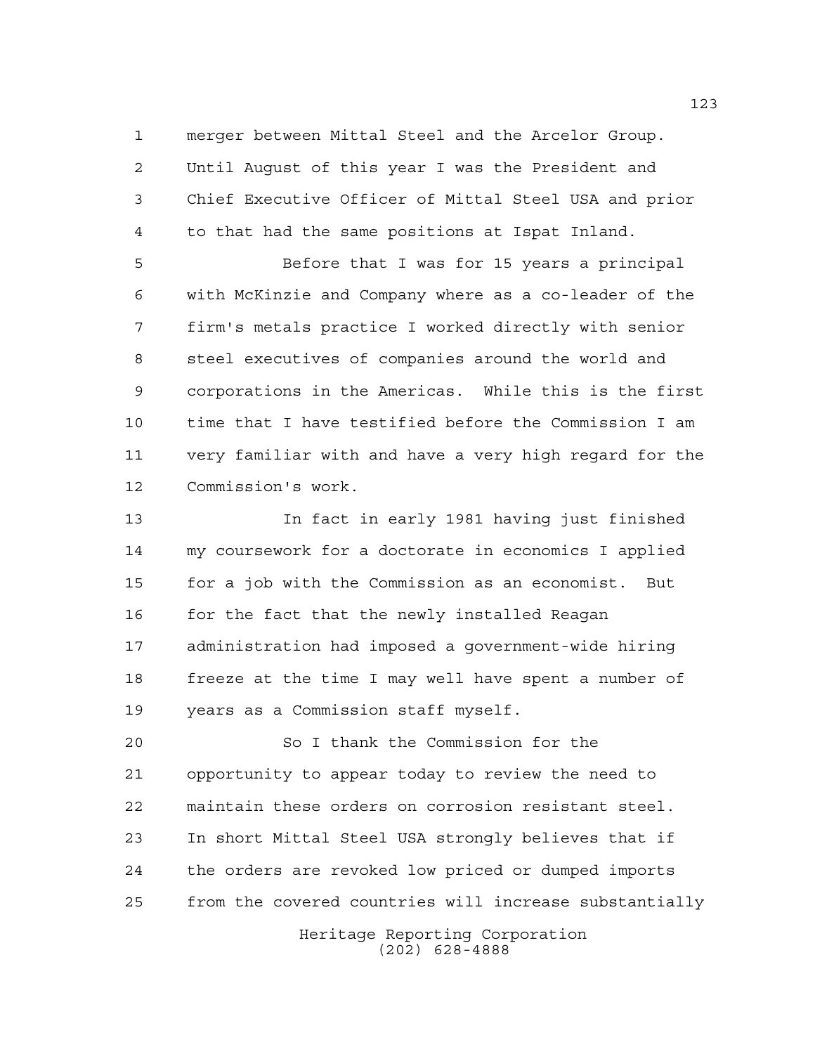merger between Mittal Steel and the Arcelor Group. Until August of this year I was the President and Chief Executive Officer of Mittal Steel USA and prior to that had the same positions at Ispat Inland.

Before that I was for 15 years a principal with McKinzie and Company where as a co-leader of the firm's metals practice I worked directly with senior steel executives of companies around the world and corporations in the Americas. While this is the first time that I have testified before the Commission I am very familiar with and have a very high regard for the Commission's work.

In fact in early 1981 having just finished my coursework for a doctorate in economics I applied for a job with the Commission as an economist. But for the fact that the newly installed Reagan administration had imposed a government-wide hiring freeze at the time I may well have spent a number of years as a Commission staff myself.

So I thank the Commission for the opportunity to appear today to review the need to maintain these orders on corrosion resistant steel. In short Mittal Steel USA strongly believes that if the orders are revoked low priced or dumped imports from the covered countries will increase substantially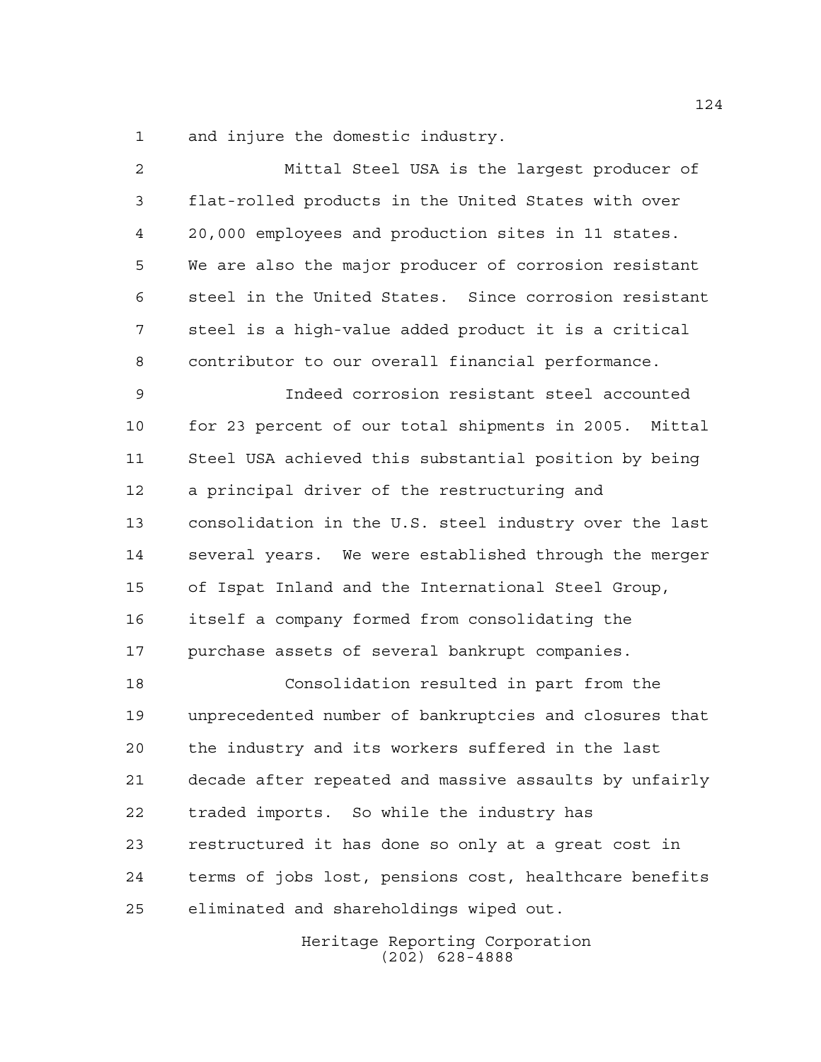and injure the domestic industry.

Mittal Steel USA is the largest producer of flat-rolled products in the United States with over 20,000 employees and production sites in 11 states. We are also the major producer of corrosion resistant steel in the United States. Since corrosion resistant steel is a high-value added product it is a critical contributor to our overall financial performance.

Indeed corrosion resistant steel accounted for 23 percent of our total shipments in 2005. Mittal Steel USA achieved this substantial position by being a principal driver of the restructuring and consolidation in the U.S. steel industry over the last several years. We were established through the merger of Ispat Inland and the International Steel Group, itself a company formed from consolidating the purchase assets of several bankrupt companies.

Consolidation resulted in part from the unprecedented number of bankruptcies and closures that the industry and its workers suffered in the last decade after repeated and massive assaults by unfairly traded imports. So while the industry has restructured it has done so only at a great cost in terms of jobs lost, pensions cost, healthcare benefits eliminated and shareholdings wiped out.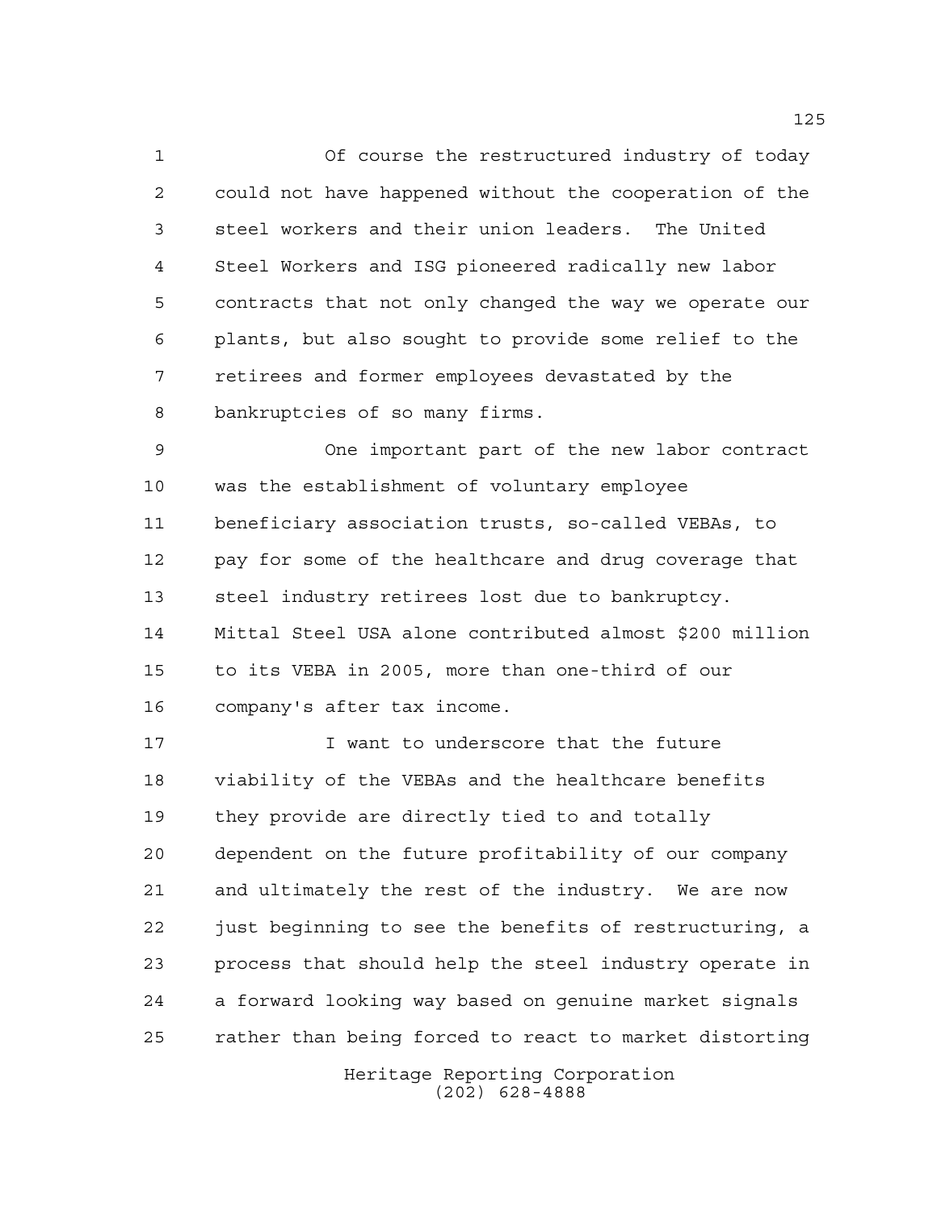Of course the restructured industry of today could not have happened without the cooperation of the steel workers and their union leaders. The United Steel Workers and ISG pioneered radically new labor contracts that not only changed the way we operate our plants, but also sought to provide some relief to the retirees and former employees devastated by the bankruptcies of so many firms.

One important part of the new labor contract was the establishment of voluntary employee beneficiary association trusts, so-called VEBAs, to pay for some of the healthcare and drug coverage that steel industry retirees lost due to bankruptcy. Mittal Steel USA alone contributed almost $200 million to its VEBA in 2005, more than one-third of our company's after tax income.

I want to underscore that the future viability of the VEBAs and the healthcare benefits they provide are directly tied to and totally dependent on the future profitability of our company and ultimately the rest of the industry. We are now just beginning to see the benefits of restructuring, a process that should help the steel industry operate in a forward looking way based on genuine market signals rather than being forced to react to market distorting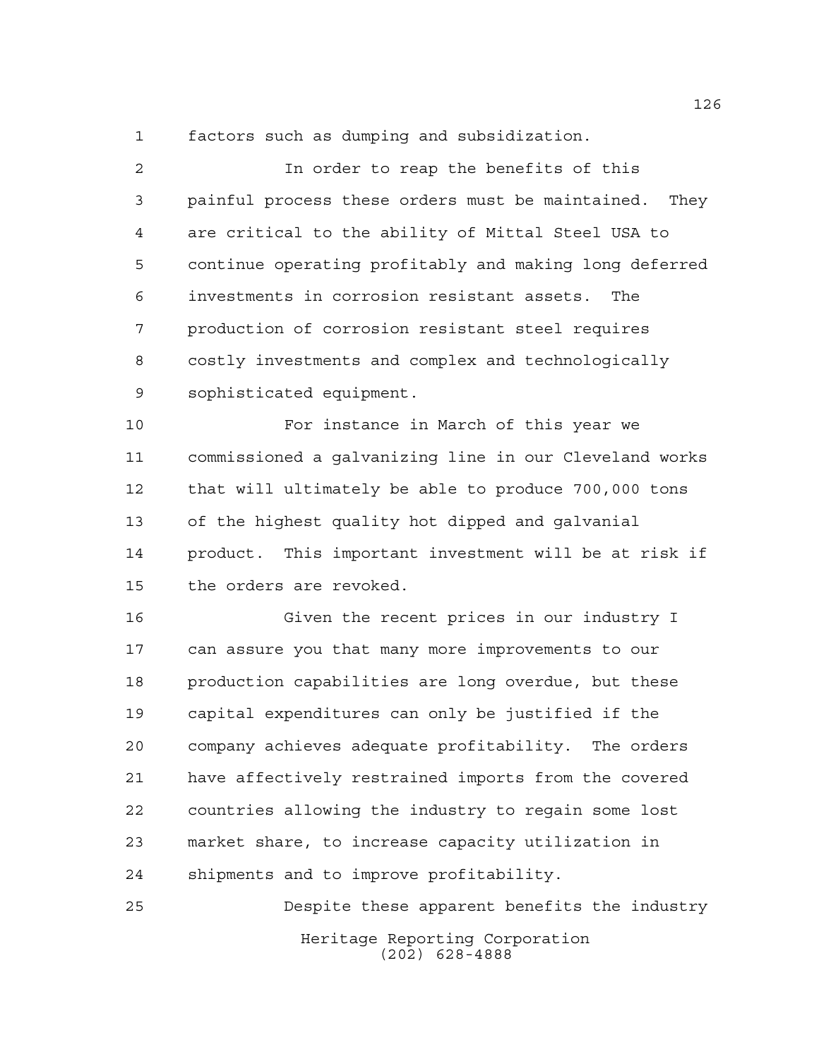factors such as dumping and subsidization.

In order to reap the benefits of this painful process these orders must be maintained. They are critical to the ability of Mittal Steel USA to continue operating profitably and making long deferred investments in corrosion resistant assets. The production of corrosion resistant steel requires costly investments and complex and technologically sophisticated equipment.

For instance in March of this year we commissioned a galvanizing line in our Cleveland works that will ultimately be able to produce 700,000 tons of the highest quality hot dipped and galvanial product. This important investment will be at risk if the orders are revoked.

Given the recent prices in our industry I can assure you that many more improvements to our production capabilities are long overdue, but these capital expenditures can only be justified if the company achieves adequate profitability. The orders have affectively restrained imports from the covered countries allowing the industry to regain some lost market share, to increase capacity utilization in shipments and to improve profitability.

Despite these apparent benefits the industry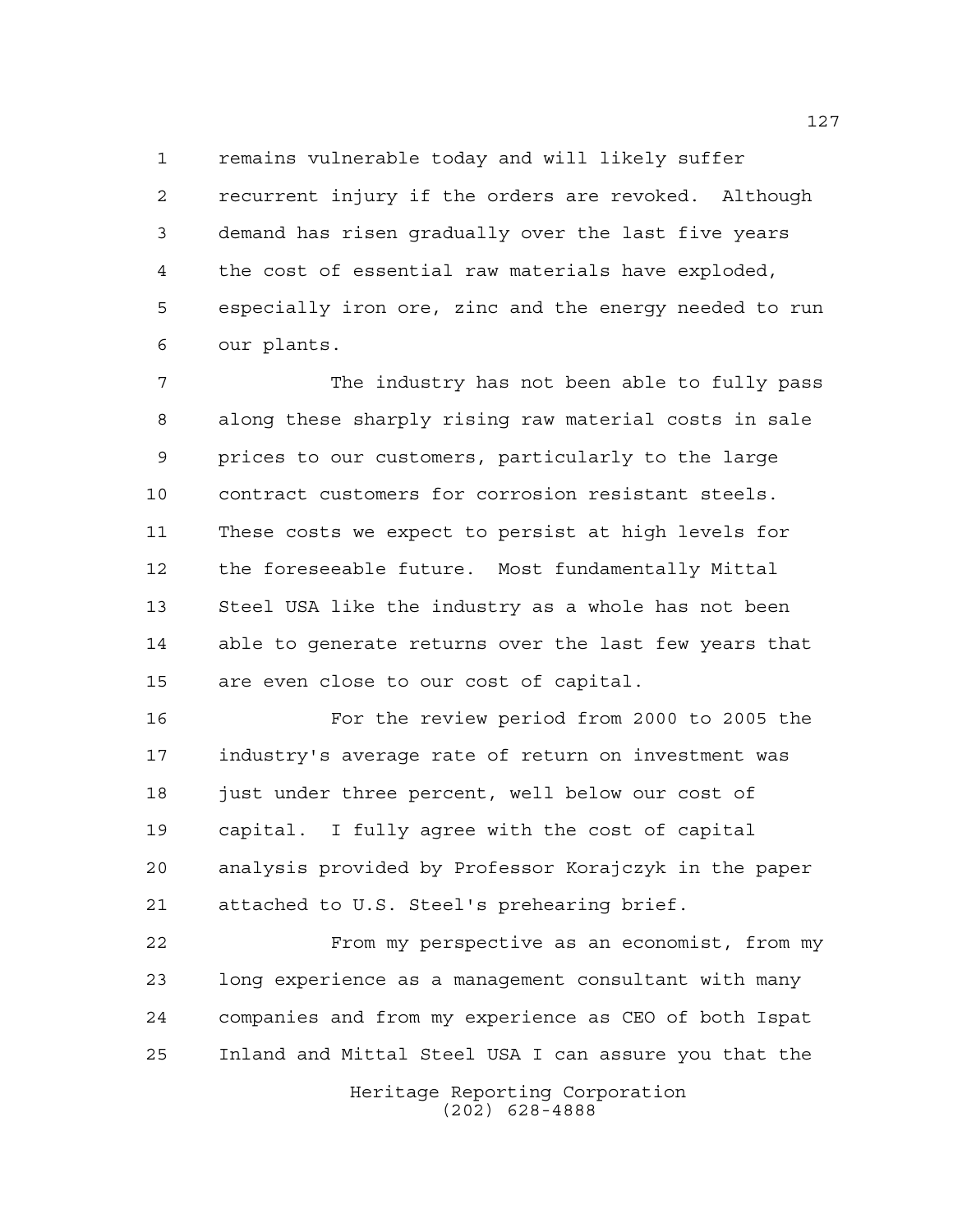remains vulnerable today and will likely suffer recurrent injury if the orders are revoked. Although demand has risen gradually over the last five years the cost of essential raw materials have exploded, especially iron ore, zinc and the energy needed to run our plants.

The industry has not been able to fully pass along these sharply rising raw material costs in sale prices to our customers, particularly to the large contract customers for corrosion resistant steels. These costs we expect to persist at high levels for the foreseeable future. Most fundamentally Mittal Steel USA like the industry as a whole has not been able to generate returns over the last few years that are even close to our cost of capital.

For the review period from 2000 to 2005 the industry's average rate of return on investment was just under three percent, well below our cost of capital. I fully agree with the cost of capital analysis provided by Professor Korajczyk in the paper attached to U.S. Steel's prehearing brief.

From my perspective as an economist, from my long experience as a management consultant with many companies and from my experience as CEO of both Ispat Inland and Mittal Steel USA I can assure you that the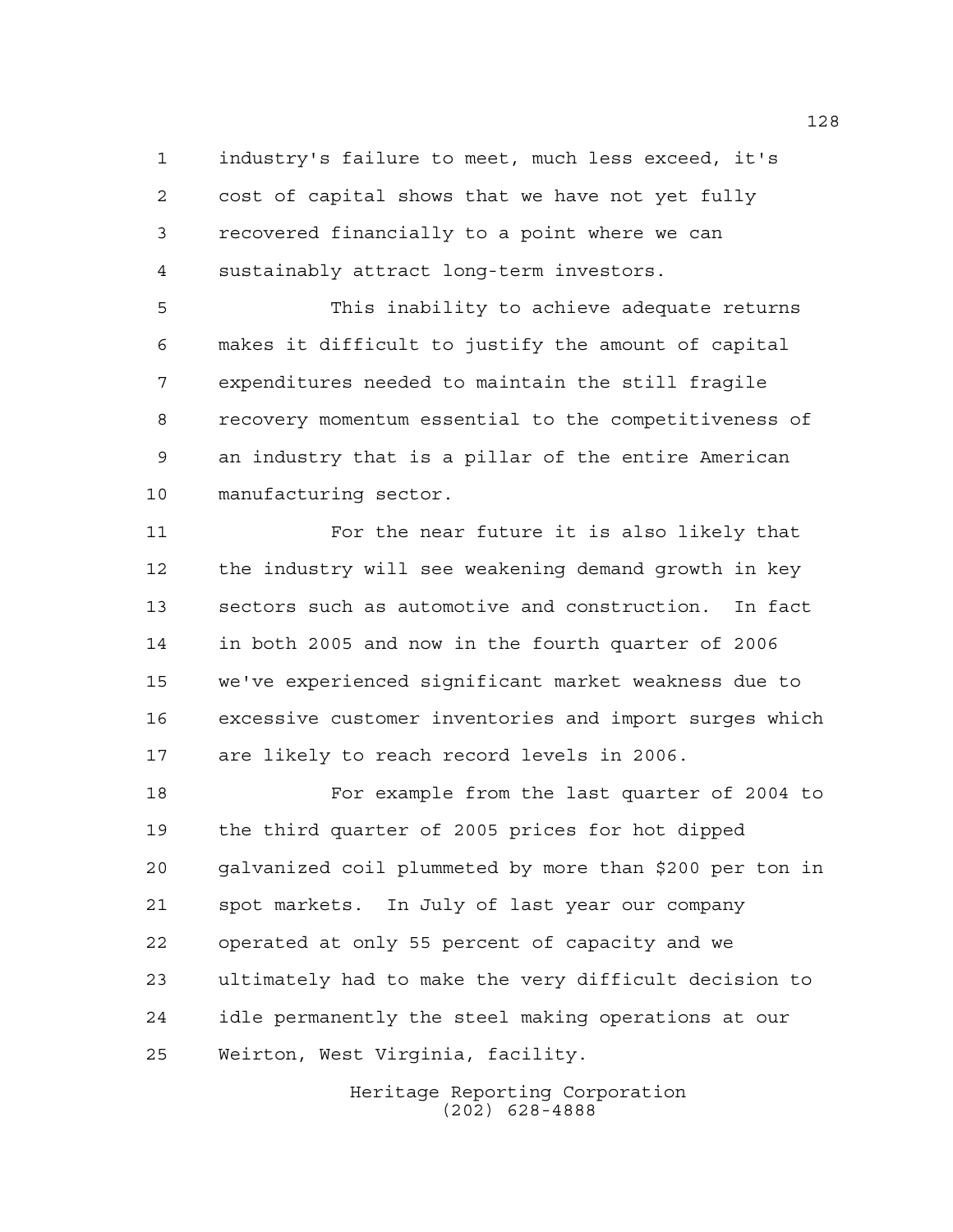industry's failure to meet, much less exceed, it's cost of capital shows that we have not yet fully recovered financially to a point where we can sustainably attract long-term investors.

This inability to achieve adequate returns makes it difficult to justify the amount of capital expenditures needed to maintain the still fragile recovery momentum essential to the competitiveness of an industry that is a pillar of the entire American manufacturing sector.

For the near future it is also likely that the industry will see weakening demand growth in key sectors such as automotive and construction. In fact in both 2005 and now in the fourth quarter of 2006 we've experienced significant market weakness due to excessive customer inventories and import surges which are likely to reach record levels in 2006.

For example from the last quarter of 2004 to the third quarter of 2005 prices for hot dipped galvanized coil plummeted by more than $200 per ton in spot markets. In July of last year our company operated at only 55 percent of capacity and we ultimately had to make the very difficult decision to idle permanently the steel making operations at our Weirton, West Virginia, facility.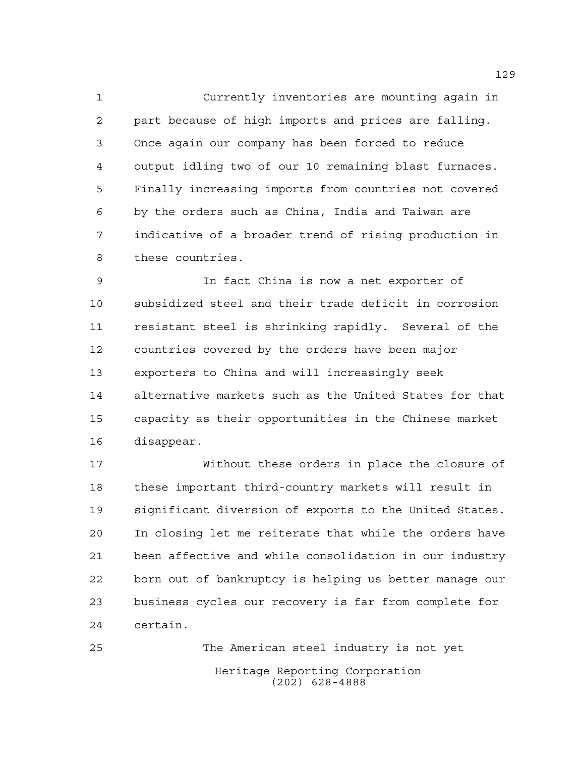Currently inventories are mounting again in part because of high imports and prices are falling. Once again our company has been forced to reduce output idling two of our 10 remaining blast furnaces. Finally increasing imports from countries not covered by the orders such as China, India and Taiwan are indicative of a broader trend of rising production in these countries.

In fact China is now a net exporter of subsidized steel and their trade deficit in corrosion resistant steel is shrinking rapidly. Several of the countries covered by the orders have been major exporters to China and will increasingly seek alternative markets such as the United States for that capacity as their opportunities in the Chinese market disappear.

Without these orders in place the closure of these important third-country markets will result in significant diversion of exports to the United States. In closing let me reiterate that while the orders have been affective and while consolidation in our industry born out of bankruptcy is helping us better manage our business cycles our recovery is far from complete for certain.

The American steel industry is not yet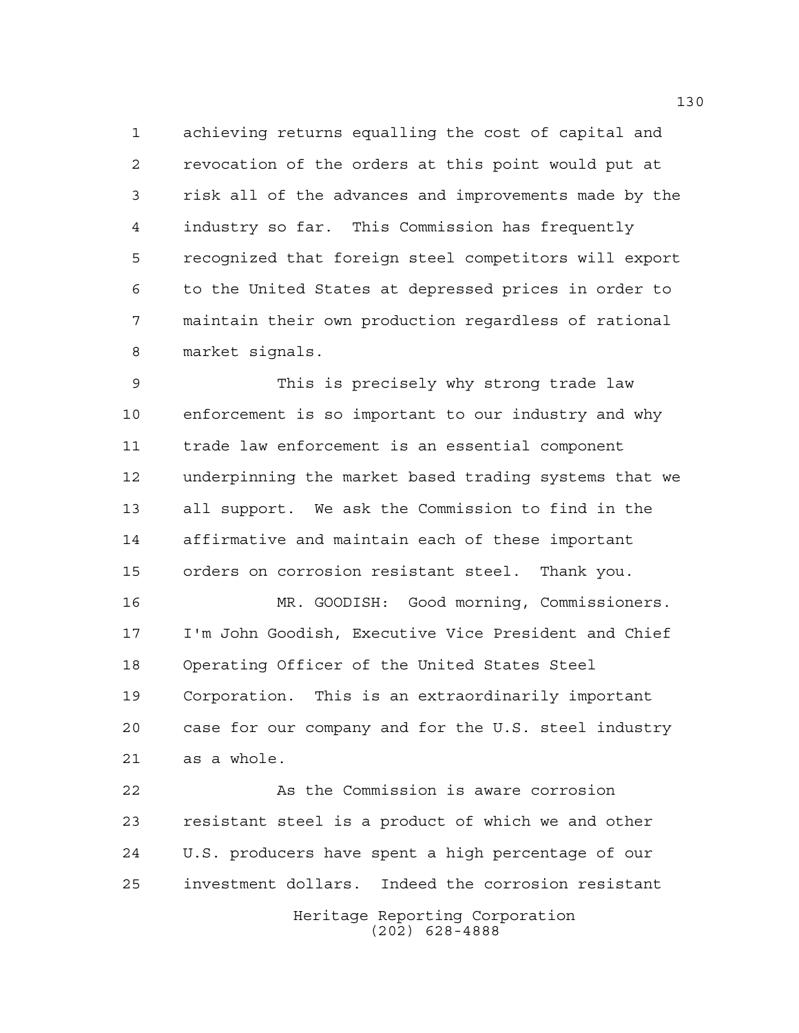achieving returns equalling the cost of capital and revocation of the orders at this point would put at risk all of the advances and improvements made by the industry so far. This Commission has frequently recognized that foreign steel competitors will export to the United States at depressed prices in order to maintain their own production regardless of rational market signals.

This is precisely why strong trade law enforcement is so important to our industry and why trade law enforcement is an essential component underpinning the market based trading systems that we all support. We ask the Commission to find in the affirmative and maintain each of these important orders on corrosion resistant steel. Thank you.

MR. GOODISH: Good morning, Commissioners. I'm John Goodish, Executive Vice President and Chief Operating Officer of the United States Steel Corporation. This is an extraordinarily important case for our company and for the U.S. steel industry as a whole.

As the Commission is aware corrosion resistant steel is a product of which we and other U.S. producers have spent a high percentage of our investment dollars. Indeed the corrosion resistant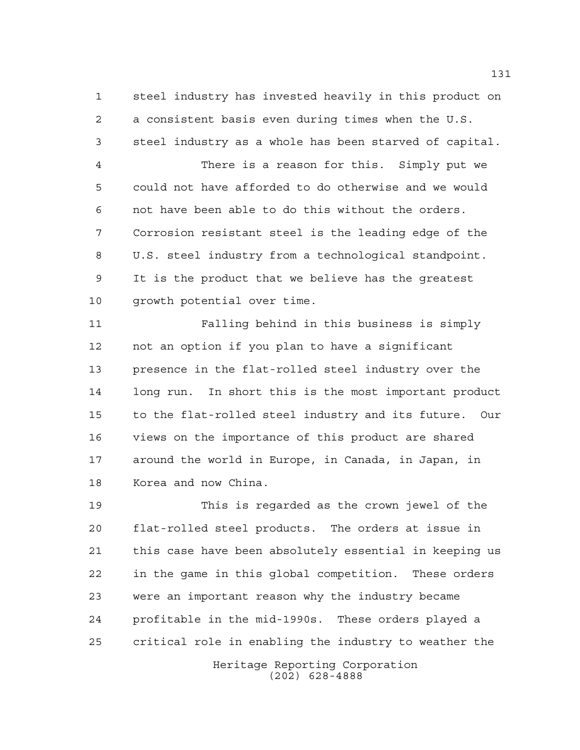steel industry has invested heavily in this product on a consistent basis even during times when the U.S. steel industry as a whole has been starved of capital.

There is a reason for this. Simply put we could not have afforded to do otherwise and we would not have been able to do this without the orders. Corrosion resistant steel is the leading edge of the U.S. steel industry from a technological standpoint. It is the product that we believe has the greatest growth potential over time.

Falling behind in this business is simply not an option if you plan to have a significant presence in the flat-rolled steel industry over the long run. In short this is the most important product to the flat-rolled steel industry and its future. Our views on the importance of this product are shared around the world in Europe, in Canada, in Japan, in Korea and now China.

This is regarded as the crown jewel of the flat-rolled steel products. The orders at issue in this case have been absolutely essential in keeping us in the game in this global competition. These orders were an important reason why the industry became profitable in the mid-1990s. These orders played a critical role in enabling the industry to weather the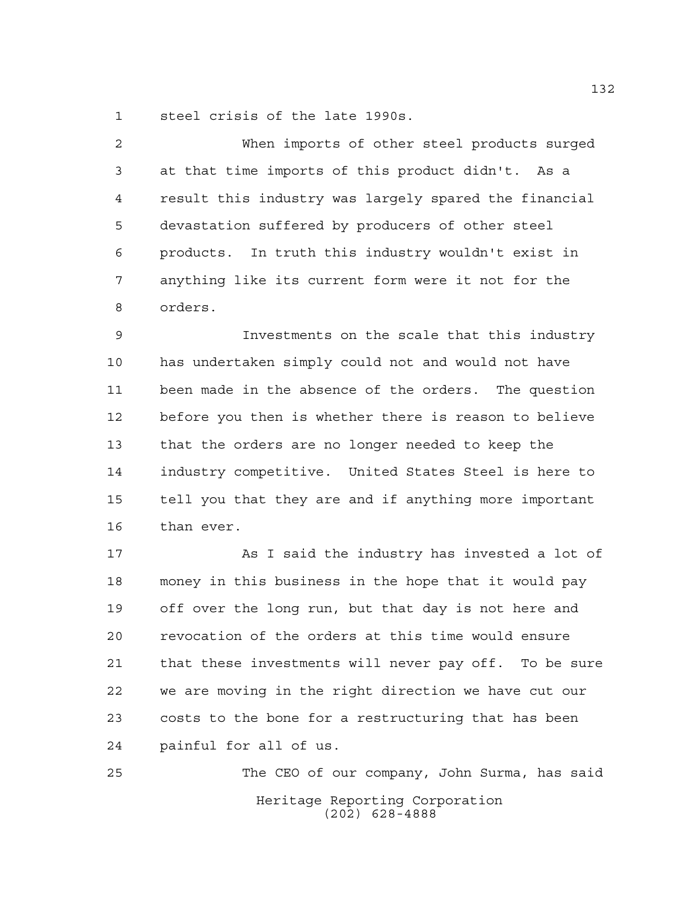steel crisis of the late 1990s.

When imports of other steel products surged at that time imports of this product didn't. As a result this industry was largely spared the financial devastation suffered by producers of other steel products. In truth this industry wouldn't exist in anything like its current form were it not for the orders.

Investments on the scale that this industry has undertaken simply could not and would not have been made in the absence of the orders. The question before you then is whether there is reason to believe that the orders are no longer needed to keep the industry competitive. United States Steel is here to tell you that they are and if anything more important than ever.

As I said the industry has invested a lot of money in this business in the hope that it would pay off over the long run, but that day is not here and revocation of the orders at this time would ensure that these investments will never pay off. To be sure we are moving in the right direction we have cut our costs to the bone for a restructuring that has been painful for all of us.

The CEO of our company, John Surma, has said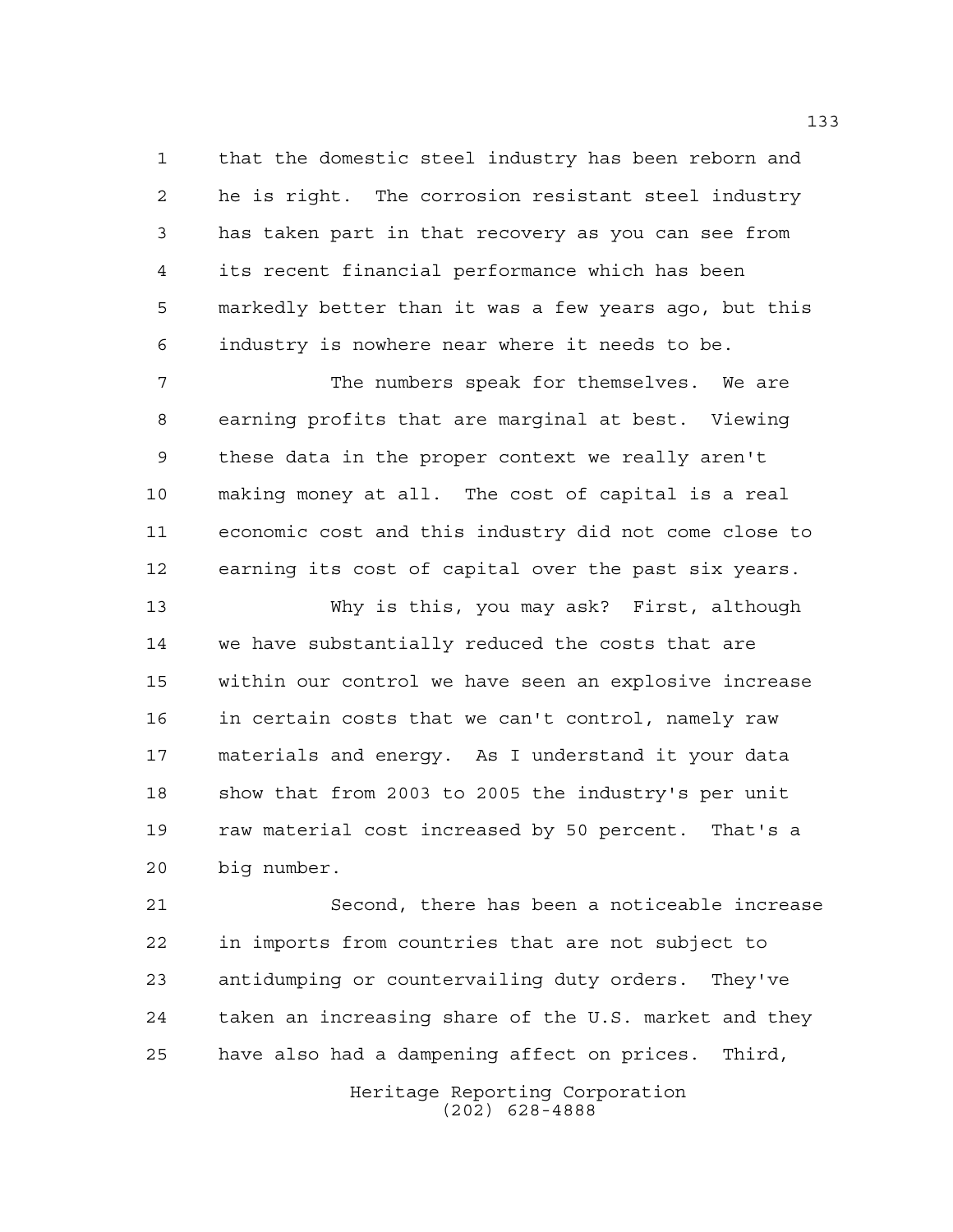that the domestic steel industry has been reborn and he is right. The corrosion resistant steel industry has taken part in that recovery as you can see from its recent financial performance which has been markedly better than it was a few years ago, but this industry is nowhere near where it needs to be.

The numbers speak for themselves. We are earning profits that are marginal at best. Viewing these data in the proper context we really aren't making money at all. The cost of capital is a real economic cost and this industry did not come close to earning its cost of capital over the past six years.

Why is this, you may ask? First, although we have substantially reduced the costs that are within our control we have seen an explosive increase in certain costs that we can't control, namely raw materials and energy. As I understand it your data show that from 2003 to 2005 the industry's per unit raw material cost increased by 50 percent. That's a big number.

Second, there has been a noticeable increase in imports from countries that are not subject to antidumping or countervailing duty orders. They've taken an increasing share of the U.S. market and they have also had a dampening affect on prices. Third,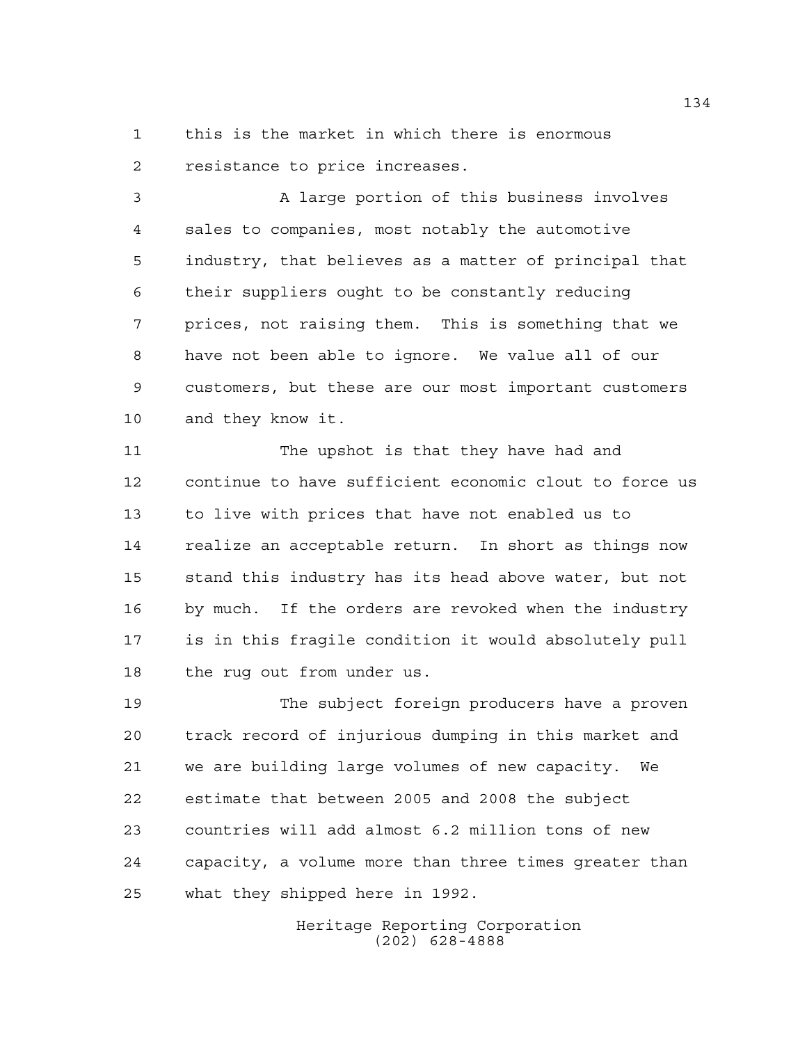this is the market in which there is enormous resistance to price increases.

A large portion of this business involves sales to companies, most notably the automotive industry, that believes as a matter of principal that their suppliers ought to be constantly reducing prices, not raising them. This is something that we have not been able to ignore. We value all of our customers, but these are our most important customers and they know it.

The upshot is that they have had and continue to have sufficient economic clout to force us to live with prices that have not enabled us to realize an acceptable return. In short as things now stand this industry has its head above water, but not by much. If the orders are revoked when the industry is in this fragile condition it would absolutely pull the rug out from under us.

The subject foreign producers have a proven track record of injurious dumping in this market and we are building large volumes of new capacity. We estimate that between 2005 and 2008 the subject countries will add almost 6.2 million tons of new capacity, a volume more than three times greater than what they shipped here in 1992.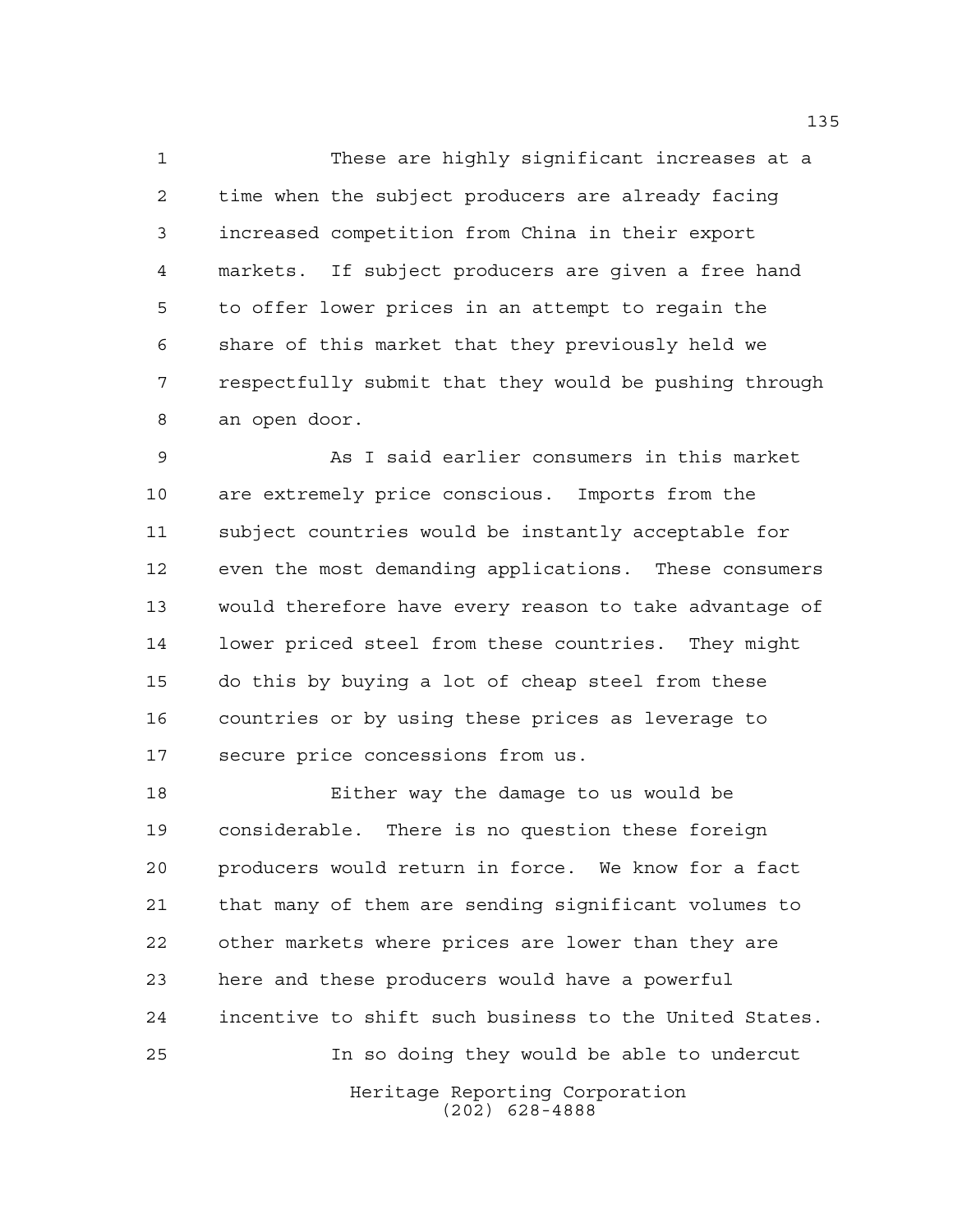These are highly significant increases at a time when the subject producers are already facing increased competition from China in their export markets. If subject producers are given a free hand to offer lower prices in an attempt to regain the share of this market that they previously held we respectfully submit that they would be pushing through an open door.

As I said earlier consumers in this market are extremely price conscious. Imports from the subject countries would be instantly acceptable for even the most demanding applications. These consumers would therefore have every reason to take advantage of lower priced steel from these countries. They might do this by buying a lot of cheap steel from these countries or by using these prices as leverage to secure price concessions from us.

Either way the damage to us would be considerable. There is no question these foreign producers would return in force. We know for a fact that many of them are sending significant volumes to other markets where prices are lower than they are here and these producers would have a powerful incentive to shift such business to the United States.

In so doing they would be able to undercut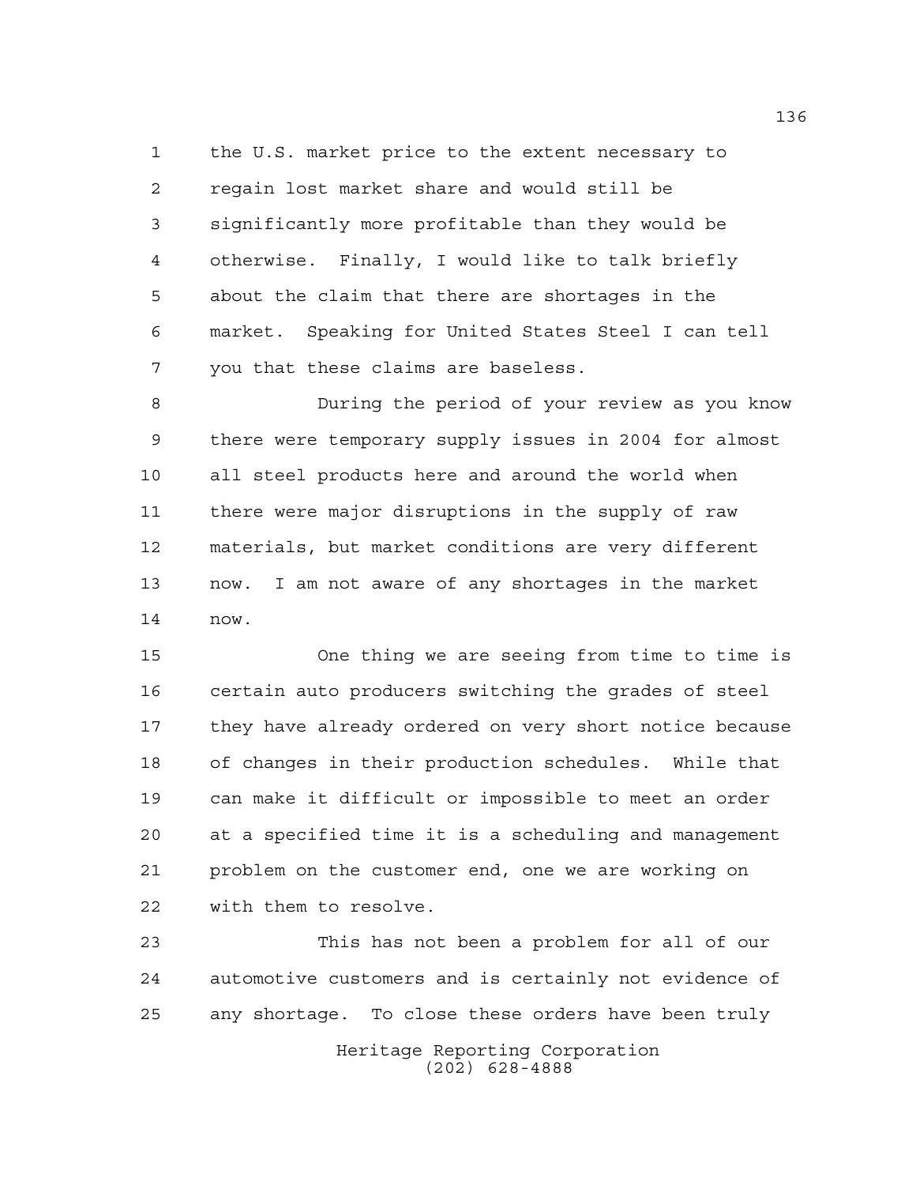the U.S. market price to the extent necessary to regain lost market share and would still be significantly more profitable than they would be otherwise. Finally, I would like to talk briefly about the claim that there are shortages in the market. Speaking for United States Steel I can tell you that these claims are baseless.

During the period of your review as you know there were temporary supply issues in 2004 for almost all steel products here and around the world when there were major disruptions in the supply of raw materials, but market conditions are very different now. I am not aware of any shortages in the market now.

One thing we are seeing from time to time is certain auto producers switching the grades of steel they have already ordered on very short notice because of changes in their production schedules. While that can make it difficult or impossible to meet an order at a specified time it is a scheduling and management problem on the customer end, one we are working on with them to resolve.

This has not been a problem for all of our automotive customers and is certainly not evidence of any shortage. To close these orders have been truly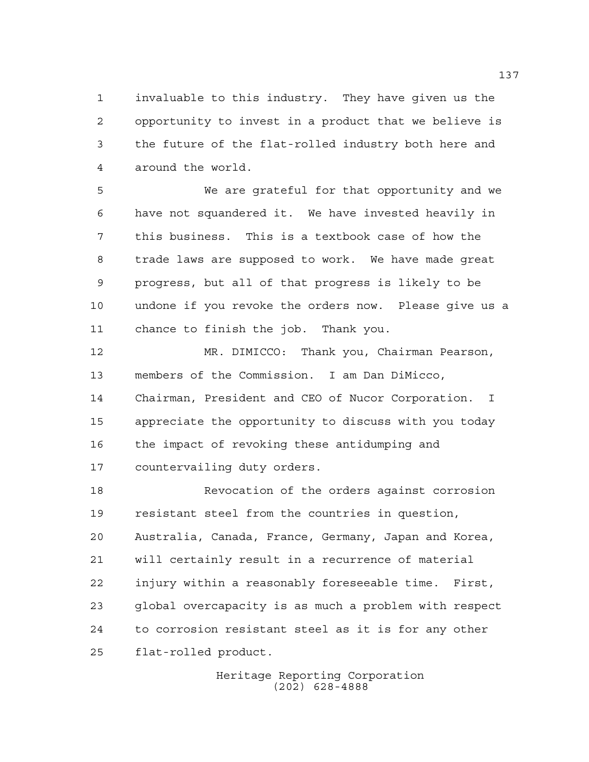invaluable to this industry. They have given us the opportunity to invest in a product that we believe is the future of the flat-rolled industry both here and around the world.

We are grateful for that opportunity and we have not squandered it. We have invested heavily in this business. This is a textbook case of how the trade laws are supposed to work. We have made great progress, but all of that progress is likely to be undone if you revoke the orders now. Please give us a chance to finish the job. Thank you.

MR. DIMICCO: Thank you, Chairman Pearson, members of the Commission. I am Dan DiMicco, Chairman, President and CEO of Nucor Corporation. I appreciate the opportunity to discuss with you today the impact of revoking these antidumping and countervailing duty orders.

Revocation of the orders against corrosion resistant steel from the countries in question, Australia, Canada, France, Germany, Japan and Korea, will certainly result in a recurrence of material injury within a reasonably foreseeable time. First, global overcapacity is as much a problem with respect to corrosion resistant steel as it is for any other flat-rolled product.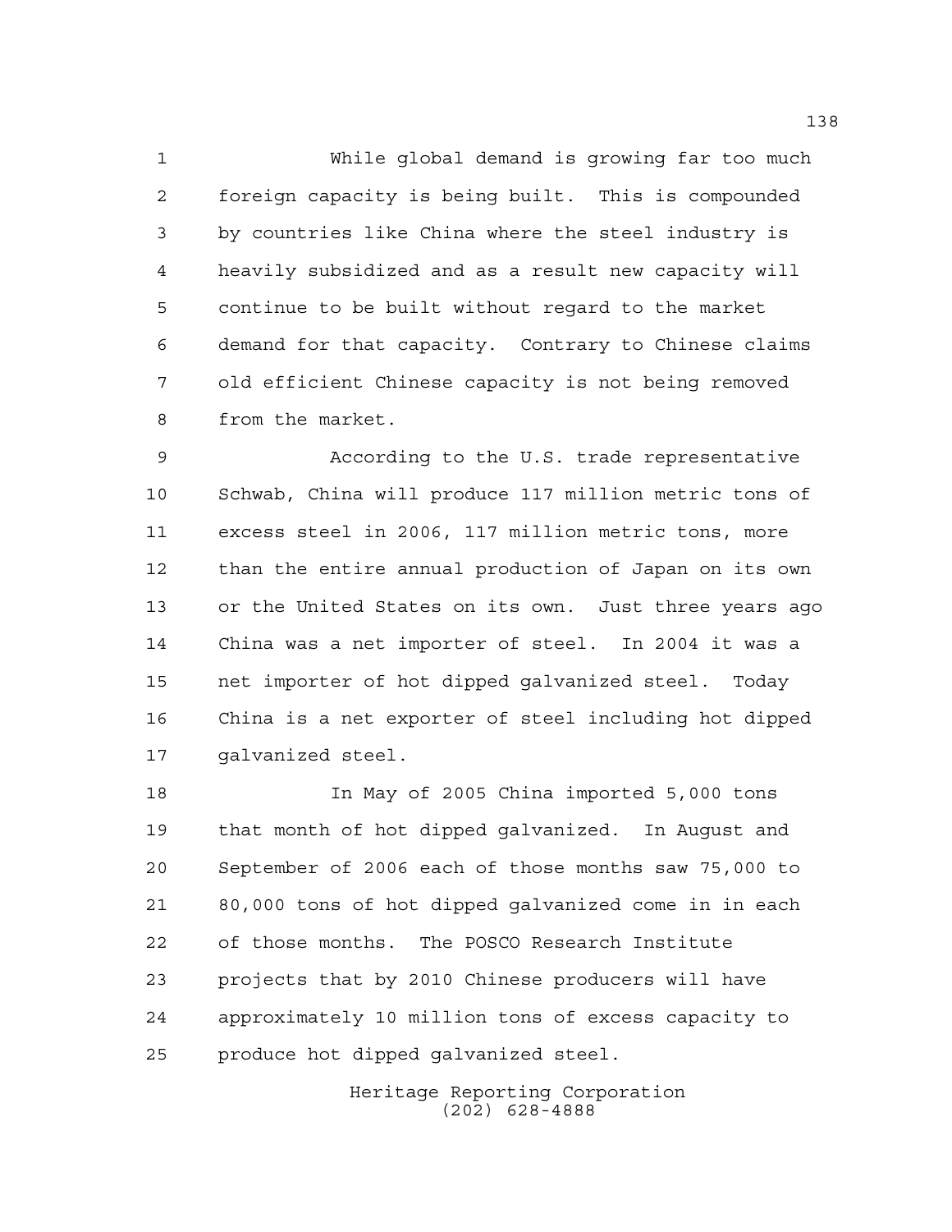While global demand is growing far too much foreign capacity is being built. This is compounded by countries like China where the steel industry is heavily subsidized and as a result new capacity will continue to be built without regard to the market demand for that capacity. Contrary to Chinese claims old efficient Chinese capacity is not being removed from the market.

According to the U.S. trade representative Schwab, China will produce 117 million metric tons of excess steel in 2006, 117 million metric tons, more than the entire annual production of Japan on its own or the United States on its own. Just three years ago China was a net importer of steel. In 2004 it was a net importer of hot dipped galvanized steel. Today China is a net exporter of steel including hot dipped galvanized steel.

In May of 2005 China imported 5,000 tons that month of hot dipped galvanized. In August and September of 2006 each of those months saw 75,000 to 80,000 tons of hot dipped galvanized come in in each of those months. The POSCO Research Institute projects that by 2010 Chinese producers will have approximately 10 million tons of excess capacity to produce hot dipped galvanized steel.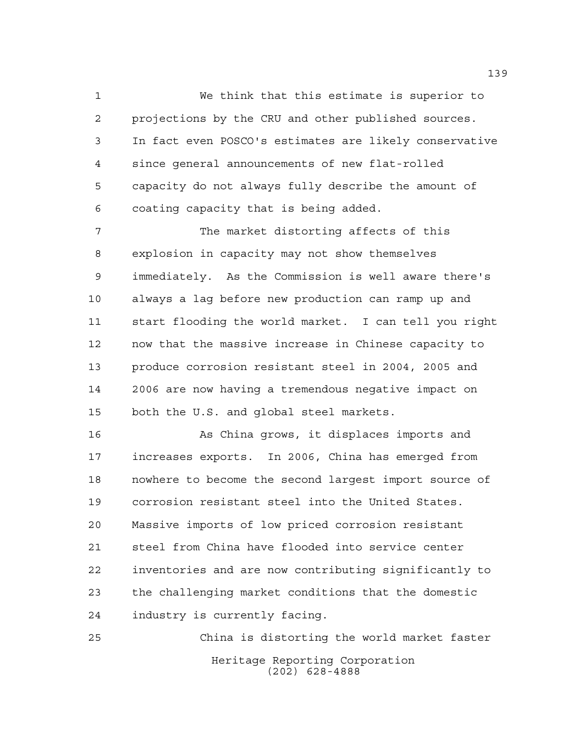We think that this estimate is superior to projections by the CRU and other published sources. In fact even POSCO's estimates are likely conservative since general announcements of new flat-rolled capacity do not always fully describe the amount of coating capacity that is being added.

The market distorting affects of this explosion in capacity may not show themselves immediately. As the Commission is well aware there's always a lag before new production can ramp up and start flooding the world market. I can tell you right now that the massive increase in Chinese capacity to produce corrosion resistant steel in 2004, 2005 and 2006 are now having a tremendous negative impact on both the U.S. and global steel markets.

As China grows, it displaces imports and increases exports. In 2006, China has emerged from nowhere to become the second largest import source of corrosion resistant steel into the United States. Massive imports of low priced corrosion resistant steel from China have flooded into service center inventories and are now contributing significantly to the challenging market conditions that the domestic industry is currently facing.

China is distorting the world market faster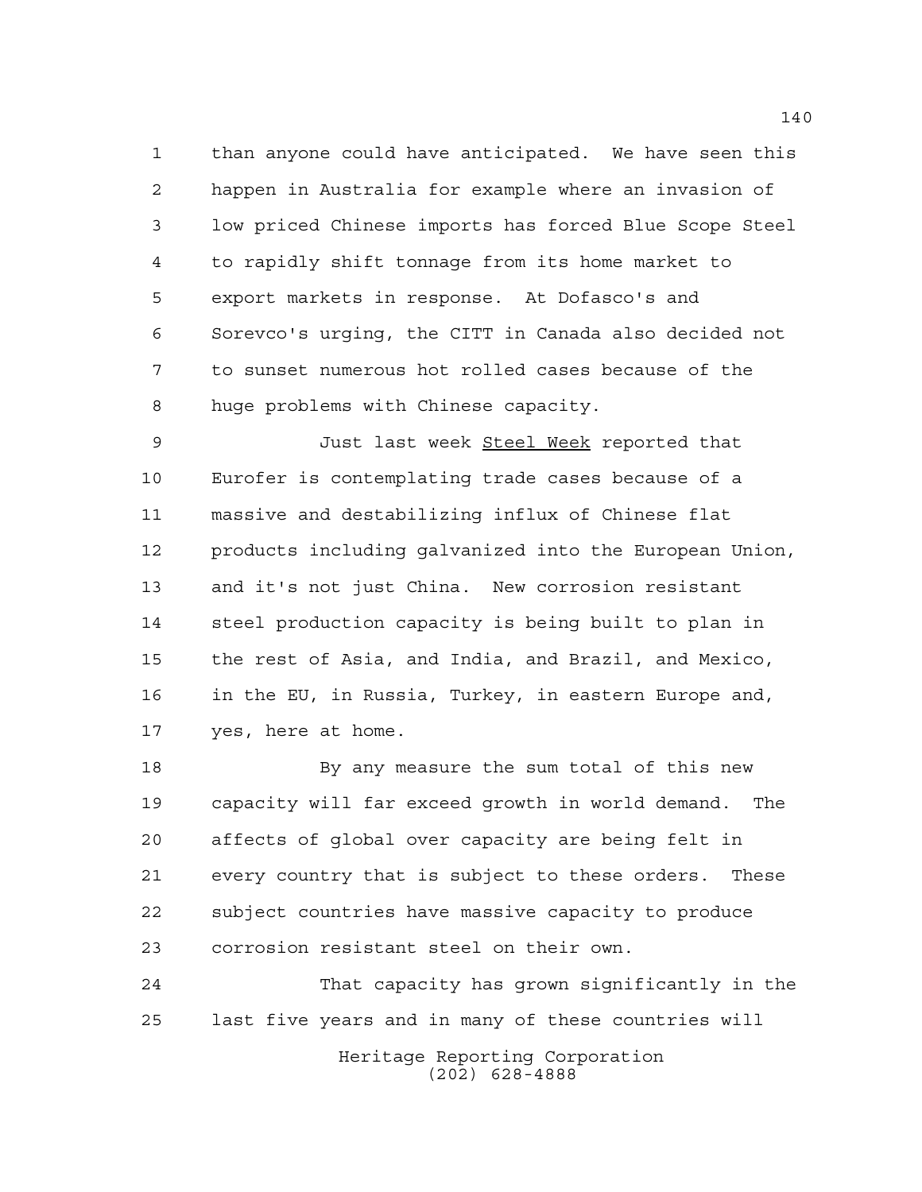than anyone could have anticipated. We have seen this happen in Australia for example where an invasion of low priced Chinese imports has forced Blue Scope Steel to rapidly shift tonnage from its home market to export markets in response. At Dofasco's and Sorevco's urging, the CITT in Canada also decided not to sunset numerous hot rolled cases because of the huge problems with Chinese capacity.

Just last week Steel Week reported that Eurofer is contemplating trade cases because of a massive and destabilizing influx of Chinese flat products including galvanized into the European Union, and it's not just China. New corrosion resistant steel production capacity is being built to plan in the rest of Asia, and India, and Brazil, and Mexico, in the EU, in Russia, Turkey, in eastern Europe and, yes, here at home.

By any measure the sum total of this new capacity will far exceed growth in world demand. The affects of global over capacity are being felt in every country that is subject to these orders. These subject countries have massive capacity to produce corrosion resistant steel on their own.

That capacity has grown significantly in the last five years and in many of these countries will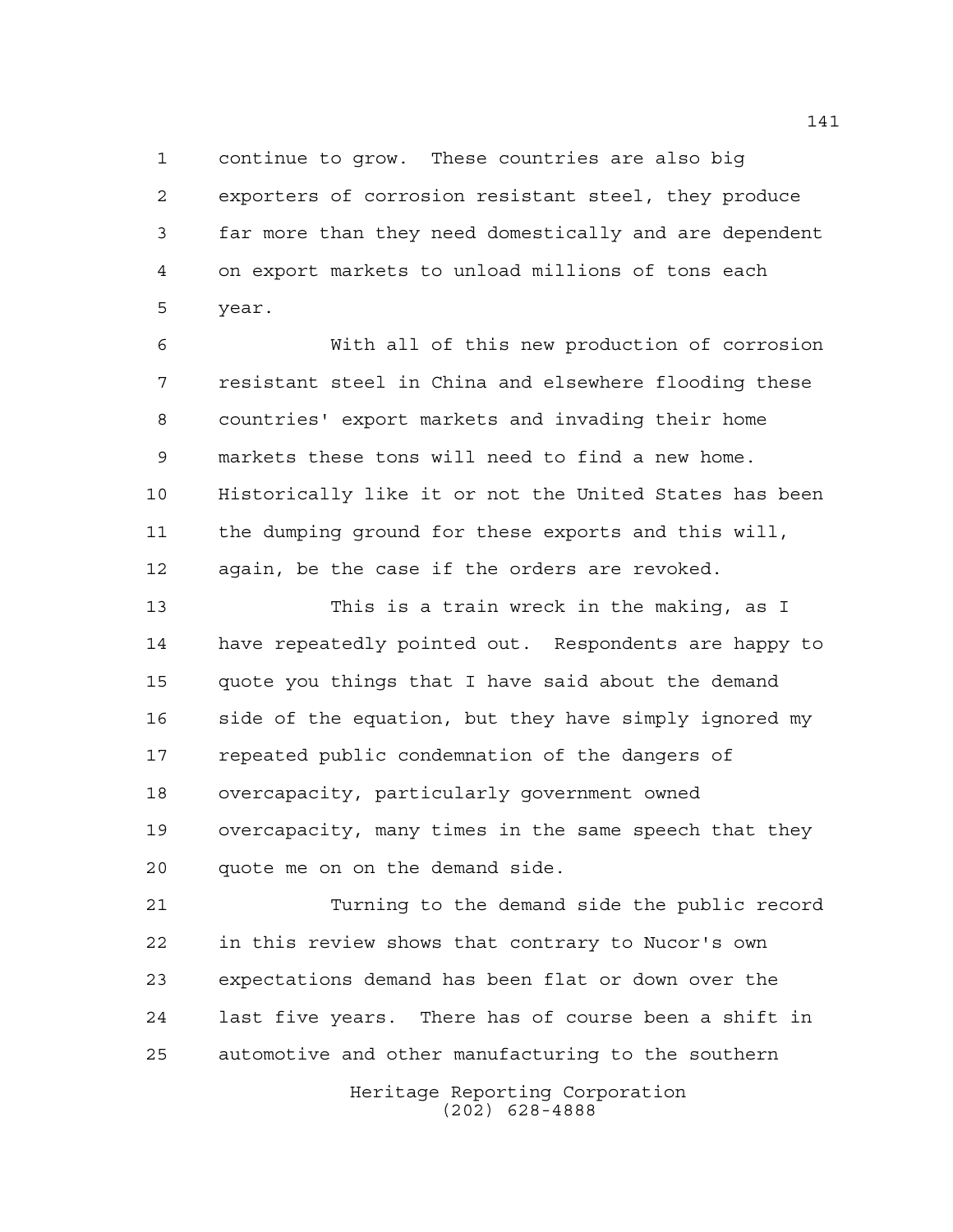continue to grow. These countries are also big exporters of corrosion resistant steel, they produce far more than they need domestically and are dependent on export markets to unload millions of tons each year.

With all of this new production of corrosion resistant steel in China and elsewhere flooding these countries' export markets and invading their home markets these tons will need to find a new home. Historically like it or not the United States has been the dumping ground for these exports and this will, again, be the case if the orders are revoked.

This is a train wreck in the making, as I have repeatedly pointed out. Respondents are happy to quote you things that I have said about the demand side of the equation, but they have simply ignored my repeated public condemnation of the dangers of overcapacity, particularly government owned overcapacity, many times in the same speech that they quote me on on the demand side.

Turning to the demand side the public record in this review shows that contrary to Nucor's own expectations demand has been flat or down over the last five years. There has of course been a shift in automotive and other manufacturing to the southern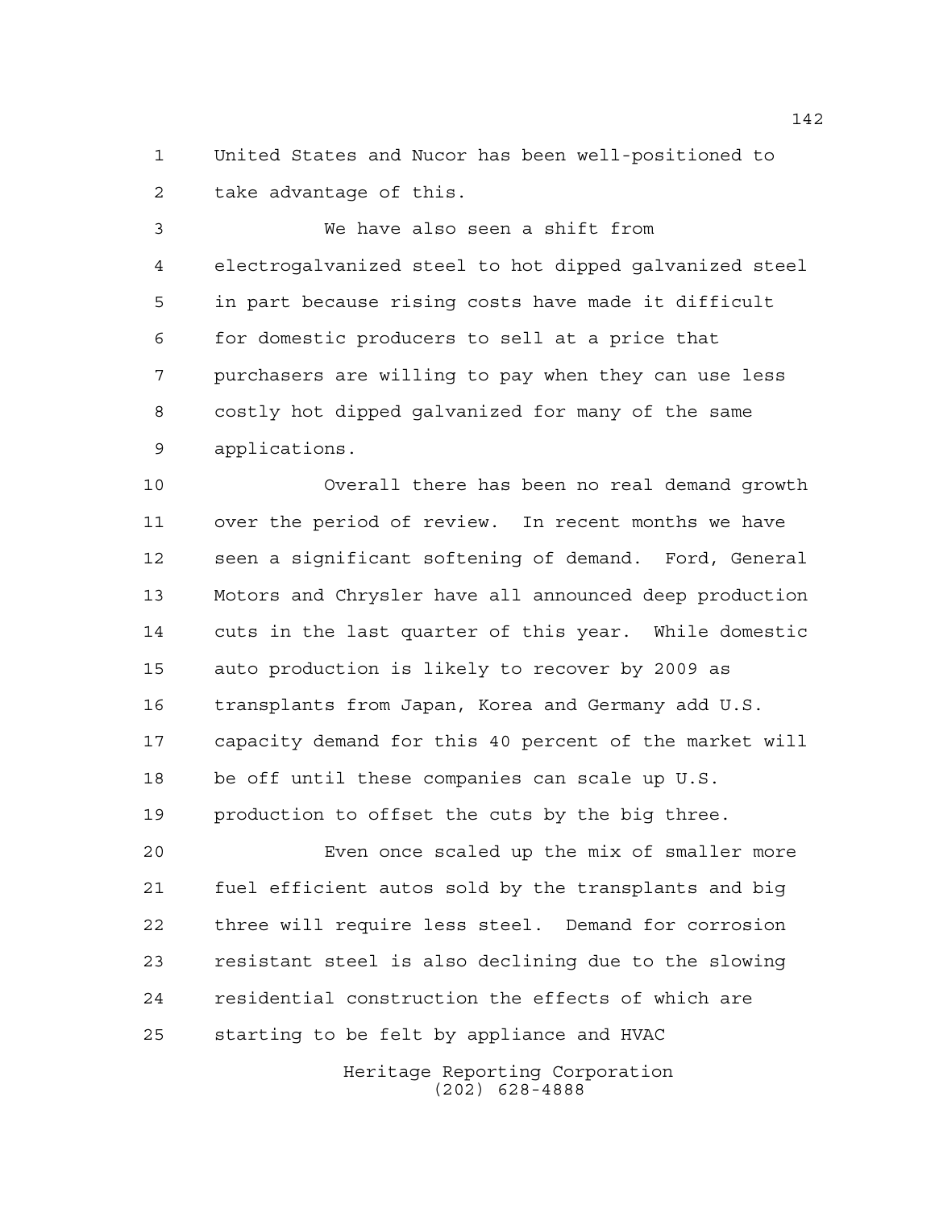United States and Nucor has been well-positioned to take advantage of this.

We have also seen a shift from electrogalvanized steel to hot dipped galvanized steel in part because rising costs have made it difficult for domestic producers to sell at a price that purchasers are willing to pay when they can use less costly hot dipped galvanized for many of the same applications.

Overall there has been no real demand growth over the period of review. In recent months we have seen a significant softening of demand. Ford, General Motors and Chrysler have all announced deep production cuts in the last quarter of this year. While domestic auto production is likely to recover by 2009 as transplants from Japan, Korea and Germany add U.S. capacity demand for this 40 percent of the market will be off until these companies can scale up U.S. production to offset the cuts by the big three.

Even once scaled up the mix of smaller more fuel efficient autos sold by the transplants and big three will require less steel. Demand for corrosion resistant steel is also declining due to the slowing residential construction the effects of which are starting to be felt by appliance and HVAC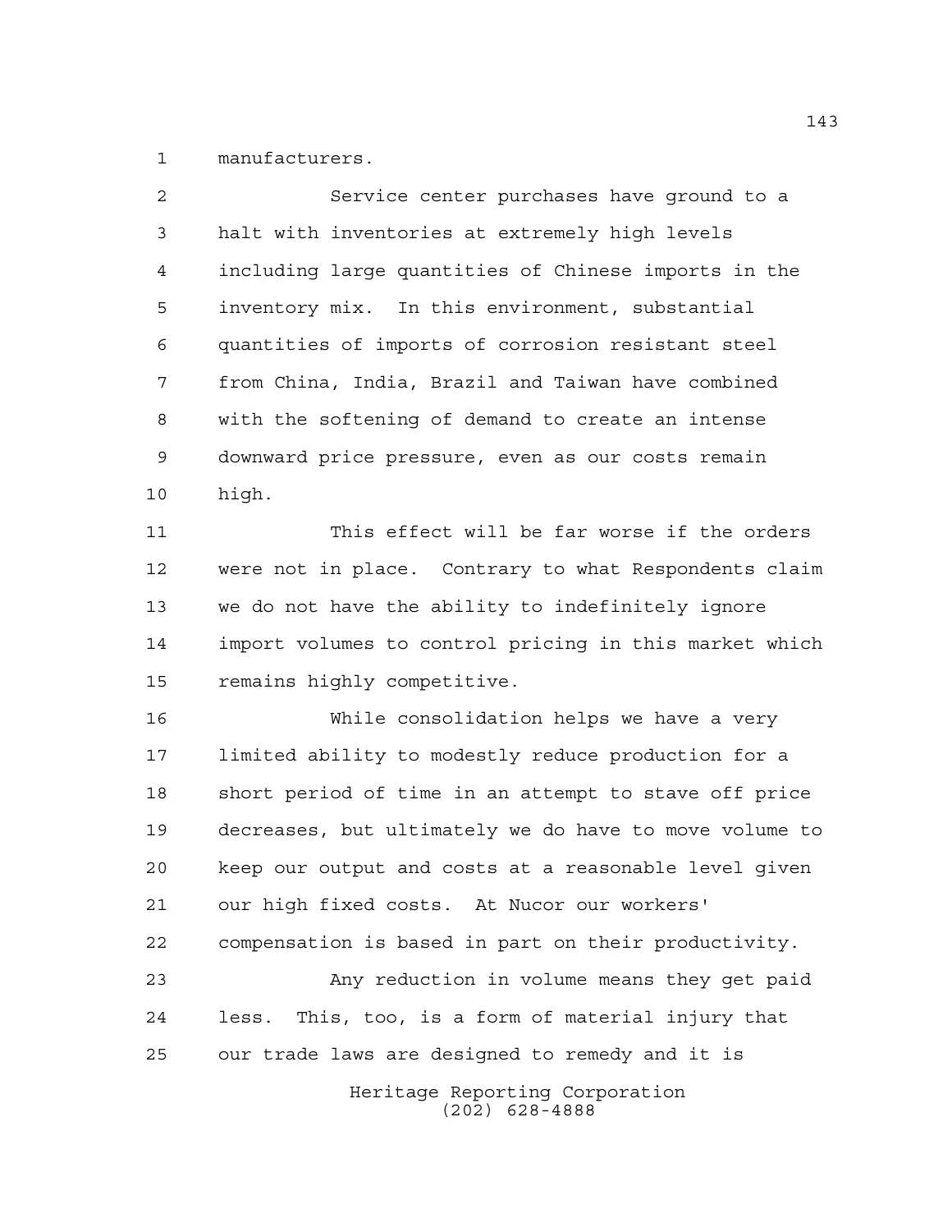manufacturers.

Service center purchases have ground to a halt with inventories at extremely high levels including large quantities of Chinese imports in the inventory mix. In this environment, substantial quantities of imports of corrosion resistant steel from China, India, Brazil and Taiwan have combined with the softening of demand to create an intense downward price pressure, even as our costs remain high.

This effect will be far worse if the orders were not in place. Contrary to what Respondents claim we do not have the ability to indefinitely ignore import volumes to control pricing in this market which remains highly competitive.

While consolidation helps we have a very limited ability to modestly reduce production for a short period of time in an attempt to stave off price decreases, but ultimately we do have to move volume to keep our output and costs at a reasonable level given our high fixed costs. At Nucor our workers' compensation is based in part on their productivity.

Any reduction in volume means they get paid less. This, too, is a form of material injury that our trade laws are designed to remedy and it is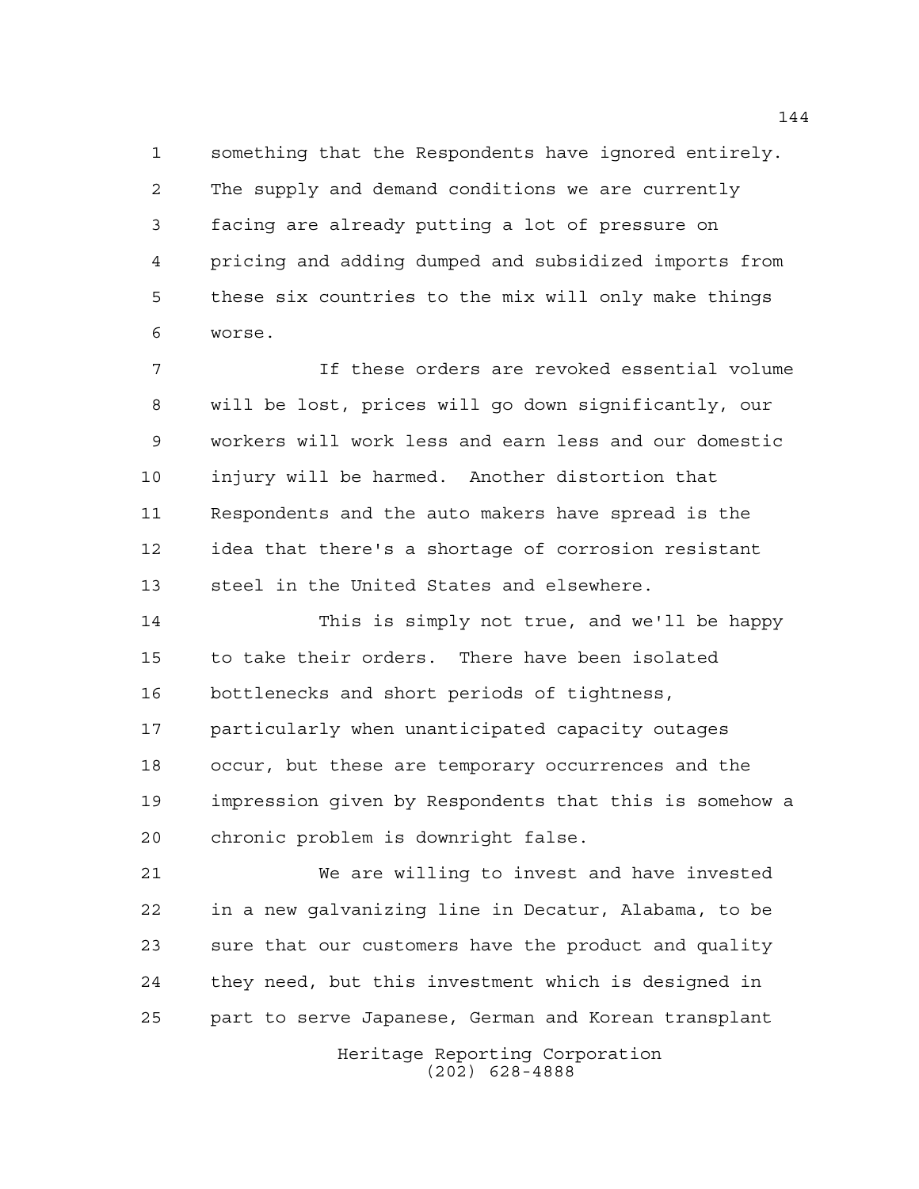something that the Respondents have ignored entirely. The supply and demand conditions we are currently facing are already putting a lot of pressure on pricing and adding dumped and subsidized imports from these six countries to the mix will only make things worse.

If these orders are revoked essential volume will be lost, prices will go down significantly, our workers will work less and earn less and our domestic injury will be harmed. Another distortion that Respondents and the auto makers have spread is the idea that there's a shortage of corrosion resistant steel in the United States and elsewhere.

This is simply not true, and we'll be happy to take their orders. There have been isolated bottlenecks and short periods of tightness, particularly when unanticipated capacity outages occur, but these are temporary occurrences and the impression given by Respondents that this is somehow a chronic problem is downright false.

We are willing to invest and have invested in a new galvanizing line in Decatur, Alabama, to be sure that our customers have the product and quality they need, but this investment which is designed in part to serve Japanese, German and Korean transplant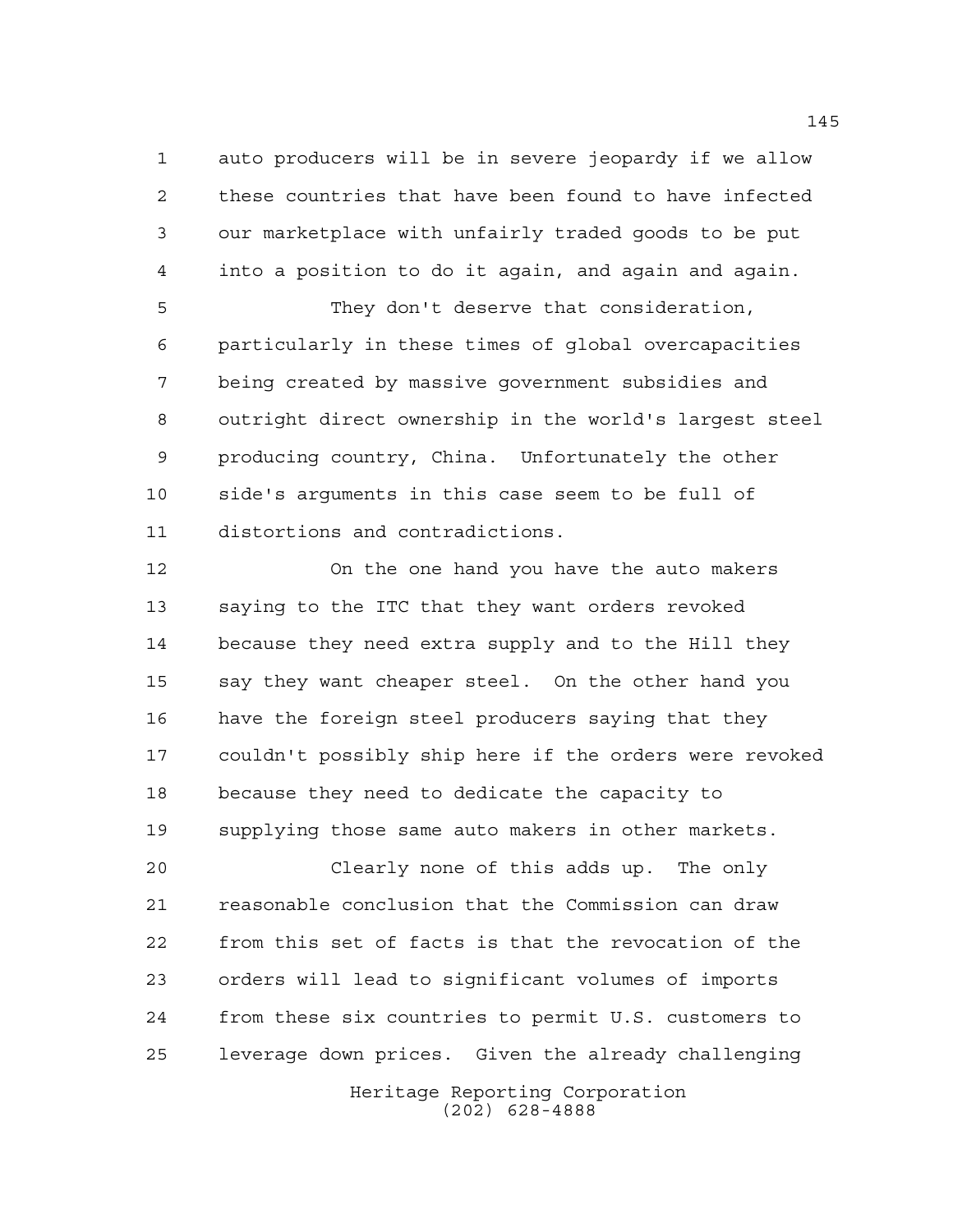auto producers will be in severe jeopardy if we allow these countries that have been found to have infected our marketplace with unfairly traded goods to be put into a position to do it again, and again and again.

They don't deserve that consideration, particularly in these times of global overcapacities being created by massive government subsidies and outright direct ownership in the world's largest steel producing country, China. Unfortunately the other side's arguments in this case seem to be full of distortions and contradictions.

On the one hand you have the auto makers saying to the ITC that they want orders revoked because they need extra supply and to the Hill they say they want cheaper steel. On the other hand you have the foreign steel producers saying that they couldn't possibly ship here if the orders were revoked because they need to dedicate the capacity to supplying those same auto makers in other markets.

Clearly none of this adds up. The only reasonable conclusion that the Commission can draw from this set of facts is that the revocation of the orders will lead to significant volumes of imports from these six countries to permit U.S. customers to leverage down prices. Given the already challenging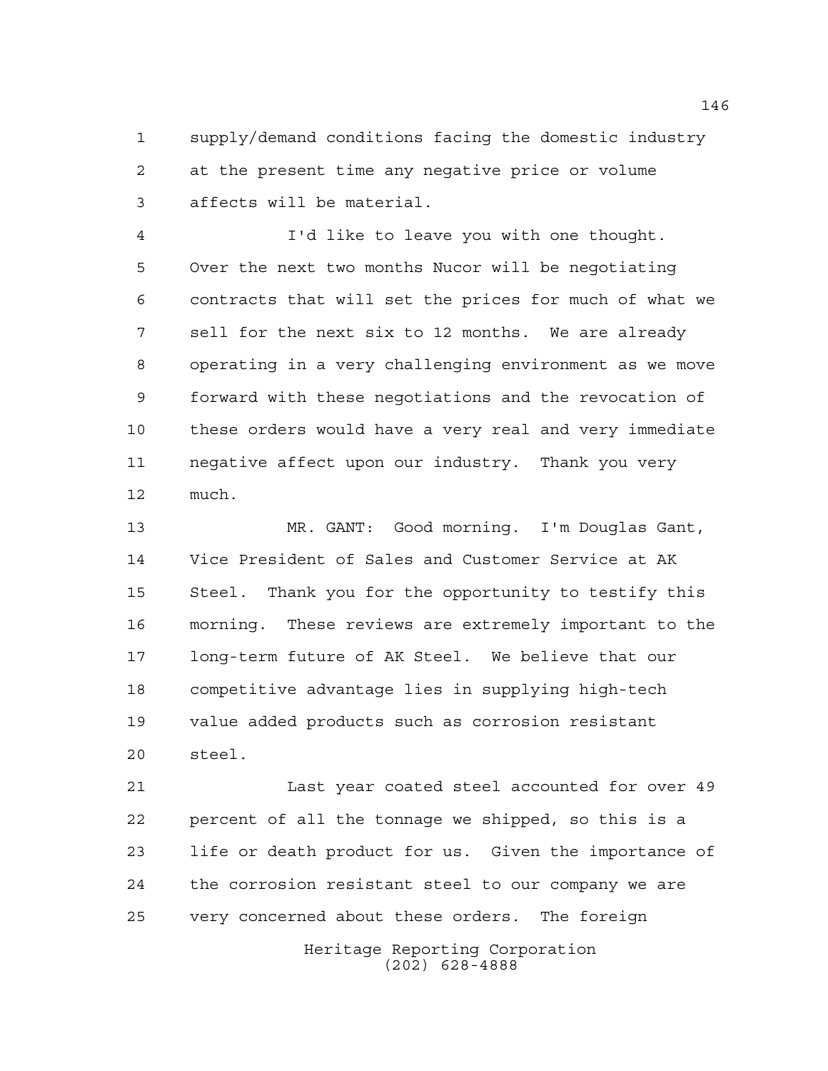supply/demand conditions facing the domestic industry at the present time any negative price or volume affects will be material.

I'd like to leave you with one thought. Over the next two months Nucor will be negotiating contracts that will set the prices for much of what we sell for the next six to 12 months. We are already operating in a very challenging environment as we move forward with these negotiations and the revocation of these orders would have a very real and very immediate negative affect upon our industry. Thank you very much.

MR. GANT: Good morning. I'm Douglas Gant, Vice President of Sales and Customer Service at AK Steel. Thank you for the opportunity to testify this morning. These reviews are extremely important to the long-term future of AK Steel. We believe that our competitive advantage lies in supplying high-tech value added products such as corrosion resistant steel.

Last year coated steel accounted for over 49 percent of all the tonnage we shipped, so this is a life or death product for us. Given the importance of the corrosion resistant steel to our company we are very concerned about these orders. The foreign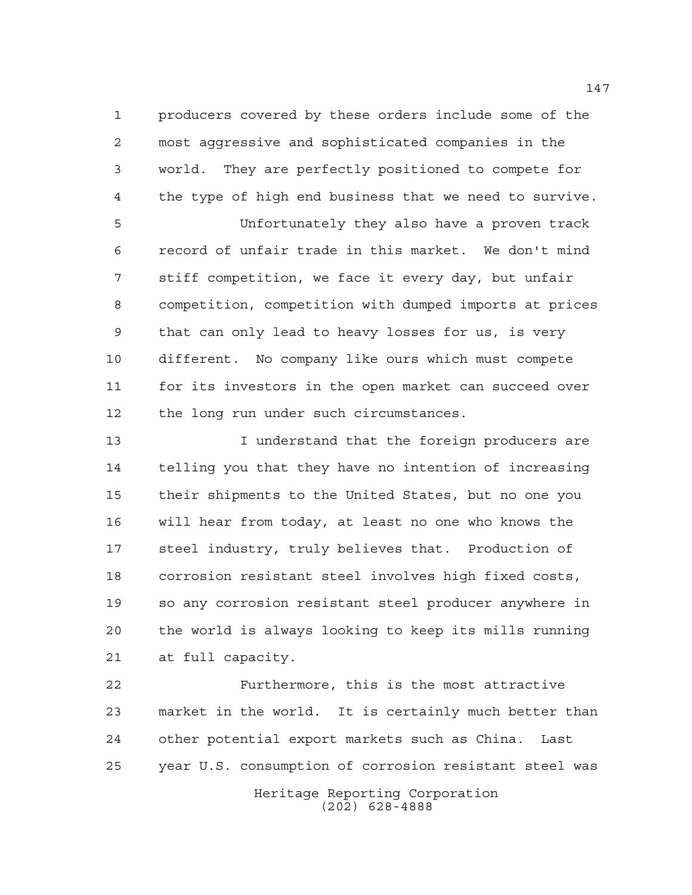producers covered by these orders include some of the most aggressive and sophisticated companies in the world. They are perfectly positioned to compete for the type of high end business that we need to survive.

Unfortunately they also have a proven track record of unfair trade in this market. We don't mind stiff competition, we face it every day, but unfair competition, competition with dumped imports at prices that can only lead to heavy losses for us, is very different. No company like ours which must compete for its investors in the open market can succeed over the long run under such circumstances.

I understand that the foreign producers are telling you that they have no intention of increasing their shipments to the United States, but no one you will hear from today, at least no one who knows the steel industry, truly believes that. Production of corrosion resistant steel involves high fixed costs, so any corrosion resistant steel producer anywhere in the world is always looking to keep its mills running at full capacity.

Furthermore, this is the most attractive market in the world. It is certainly much better than other potential export markets such as China. Last year U.S. consumption of corrosion resistant steel was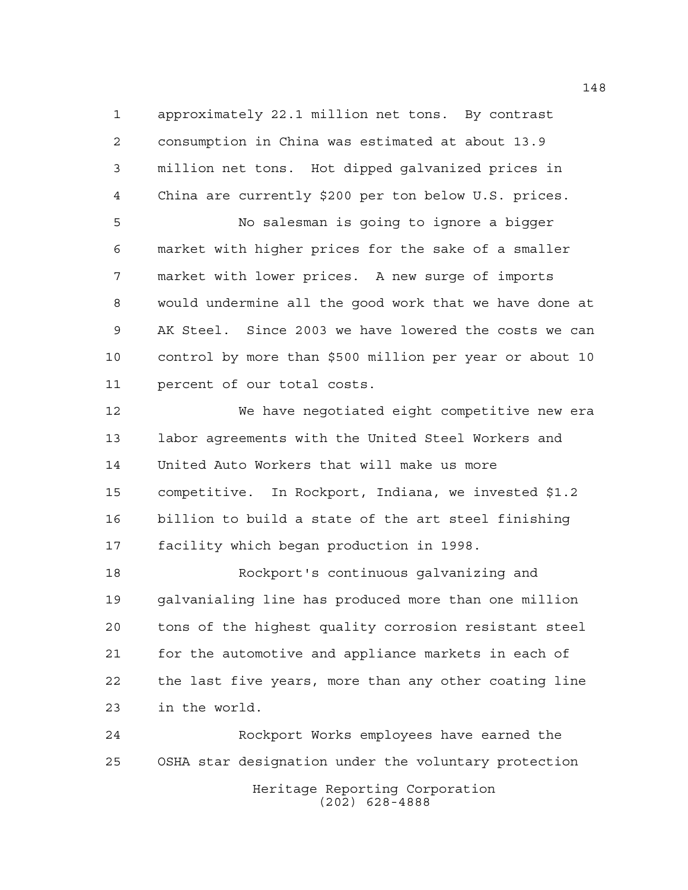approximately 22.1 million net tons. By contrast consumption in China was estimated at about 13.9 million net tons. Hot dipped galvanized prices in China are currently $200 per ton below U.S. prices.

No salesman is going to ignore a bigger market with higher prices for the sake of a smaller market with lower prices. A new surge of imports would undermine all the good work that we have done at AK Steel. Since 2003 we have lowered the costs we can control by more than $500 million per year or about 10 percent of our total costs.

We have negotiated eight competitive new era labor agreements with the United Steel Workers and United Auto Workers that will make us more competitive. In Rockport, Indiana, we invested $1.2 billion to build a state of the art steel finishing facility which began production in 1998.

Rockport's continuous galvanizing and galvanialing line has produced more than one million tons of the highest quality corrosion resistant steel for the automotive and appliance markets in each of the last five years, more than any other coating line in the world.

Rockport Works employees have earned the OSHA star designation under the voluntary protection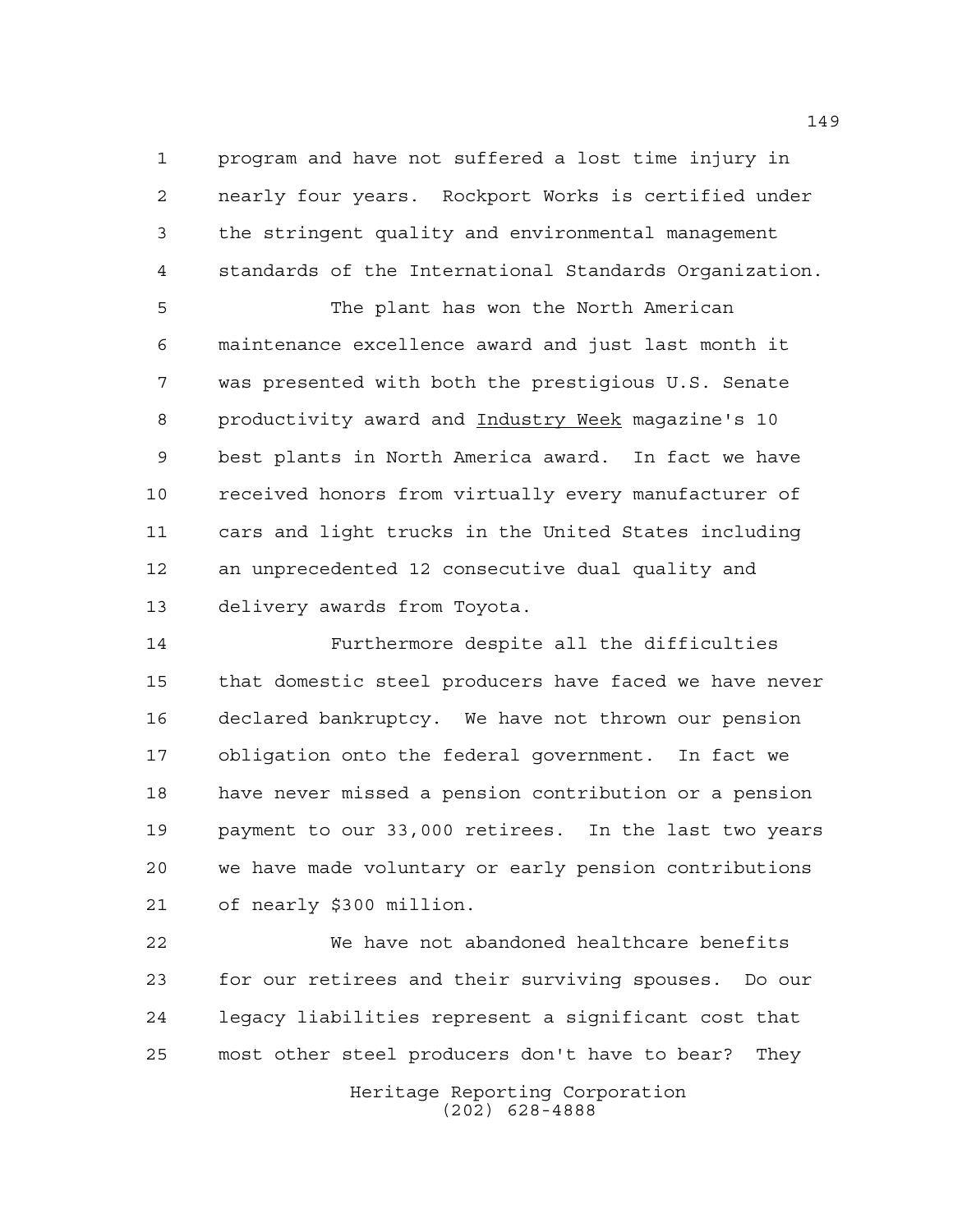program and have not suffered a lost time injury in nearly four years. Rockport Works is certified under the stringent quality and environmental management standards of the International Standards Organization.

The plant has won the North American maintenance excellence award and just last month it was presented with both the prestigious U.S. Senate productivity award and Industry Week magazine's 10 best plants in North America award. In fact we have received honors from virtually every manufacturer of cars and light trucks in the United States including an unprecedented 12 consecutive dual quality and delivery awards from Toyota.

Furthermore despite all the difficulties that domestic steel producers have faced we have never declared bankruptcy. We have not thrown our pension obligation onto the federal government. In fact we have never missed a pension contribution or a pension payment to our 33,000 retirees. In the last two years we have made voluntary or early pension contributions of nearly $300 million.

We have not abandoned healthcare benefits for our retirees and their surviving spouses. Do our legacy liabilities represent a significant cost that most other steel producers don't have to bear? They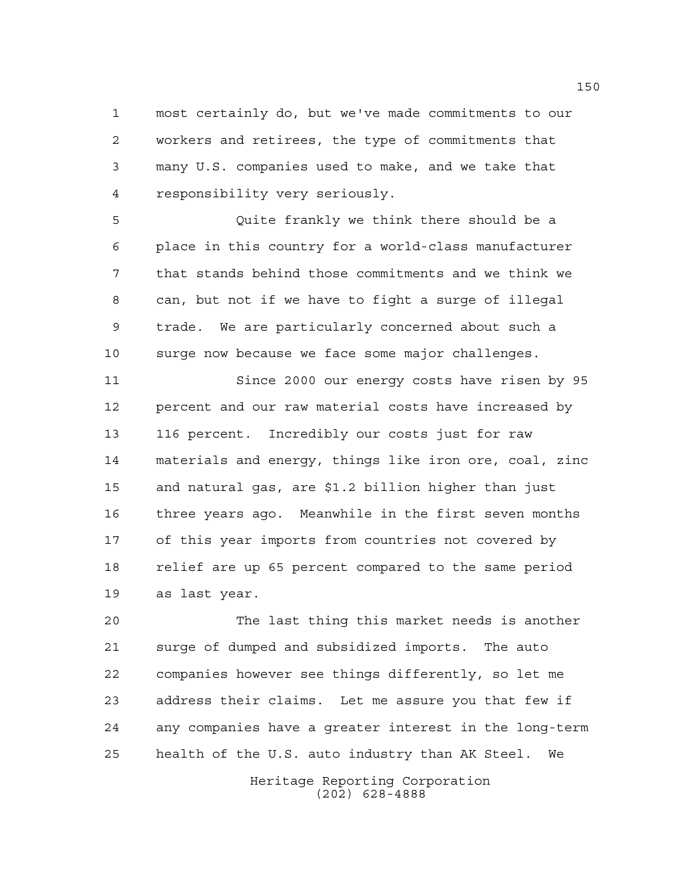most certainly do, but we've made commitments to our workers and retirees, the type of commitments that many U.S. companies used to make, and we take that responsibility very seriously.

Quite frankly we think there should be a place in this country for a world-class manufacturer that stands behind those commitments and we think we can, but not if we have to fight a surge of illegal trade. We are particularly concerned about such a surge now because we face some major challenges.

Since 2000 our energy costs have risen by 95 percent and our raw material costs have increased by 116 percent. Incredibly our costs just for raw materials and energy, things like iron ore, coal, zinc and natural gas, are $1.2 billion higher than just three years ago. Meanwhile in the first seven months of this year imports from countries not covered by relief are up 65 percent compared to the same period as last year.

The last thing this market needs is another surge of dumped and subsidized imports. The auto companies however see things differently, so let me address their claims. Let me assure you that few if any companies have a greater interest in the long-term health of the U.S. auto industry than AK Steel. We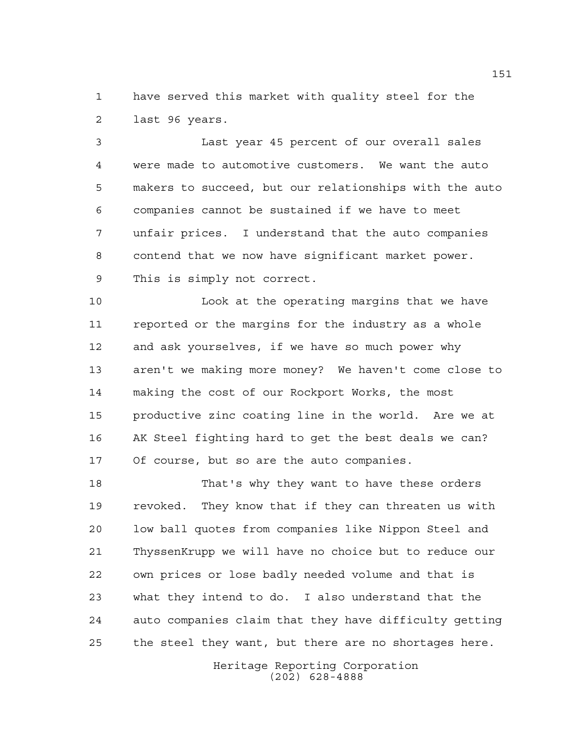have served this market with quality steel for the last 96 years.

Last year 45 percent of our overall sales were made to automotive customers. We want the auto makers to succeed, but our relationships with the auto companies cannot be sustained if we have to meet unfair prices. I understand that the auto companies contend that we now have significant market power. This is simply not correct.

Look at the operating margins that we have reported or the margins for the industry as a whole and ask yourselves, if we have so much power why aren't we making more money? We haven't come close to making the cost of our Rockport Works, the most productive zinc coating line in the world. Are we at AK Steel fighting hard to get the best deals we can? Of course, but so are the auto companies.

That's why they want to have these orders revoked. They know that if they can threaten us with low ball quotes from companies like Nippon Steel and ThyssenKrupp we will have no choice but to reduce our own prices or lose badly needed volume and that is what they intend to do. I also understand that the auto companies claim that they have difficulty getting the steel they want, but there are no shortages here.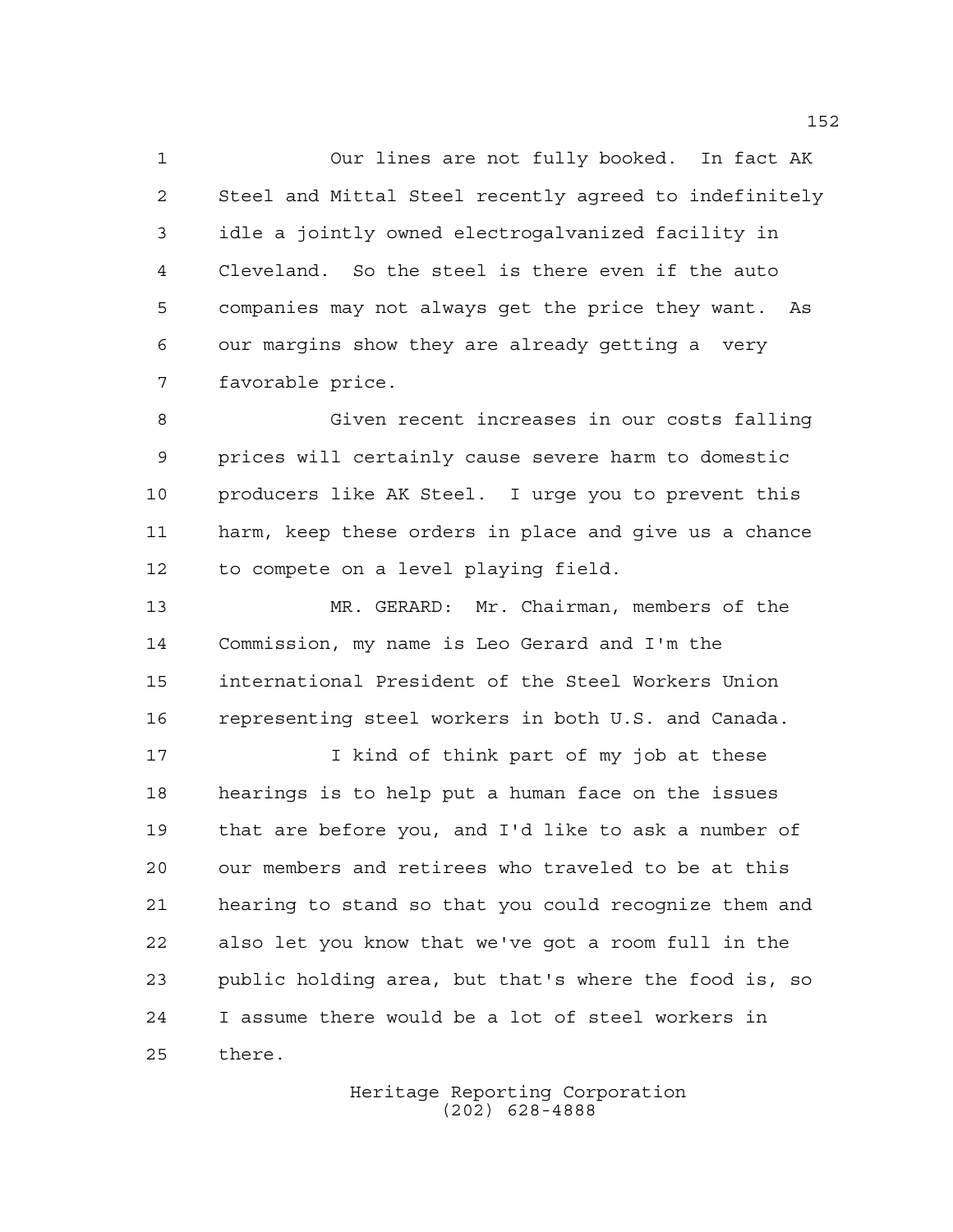Our lines are not fully booked. In fact AK Steel and Mittal Steel recently agreed to indefinitely idle a jointly owned electrogalvanized facility in Cleveland. So the steel is there even if the auto companies may not always get the price they want. As our margins show they are already getting a very favorable price.

Given recent increases in our costs falling prices will certainly cause severe harm to domestic producers like AK Steel. I urge you to prevent this harm, keep these orders in place and give us a chance to compete on a level playing field.

MR. GERARD: Mr. Chairman, members of the Commission, my name is Leo Gerard and I'm the international President of the Steel Workers Union representing steel workers in both U.S. and Canada.

I kind of think part of my job at these hearings is to help put a human face on the issues that are before you, and I'd like to ask a number of our members and retirees who traveled to be at this hearing to stand so that you could recognize them and also let you know that we've got a room full in the public holding area, but that's where the food is, so I assume there would be a lot of steel workers in there.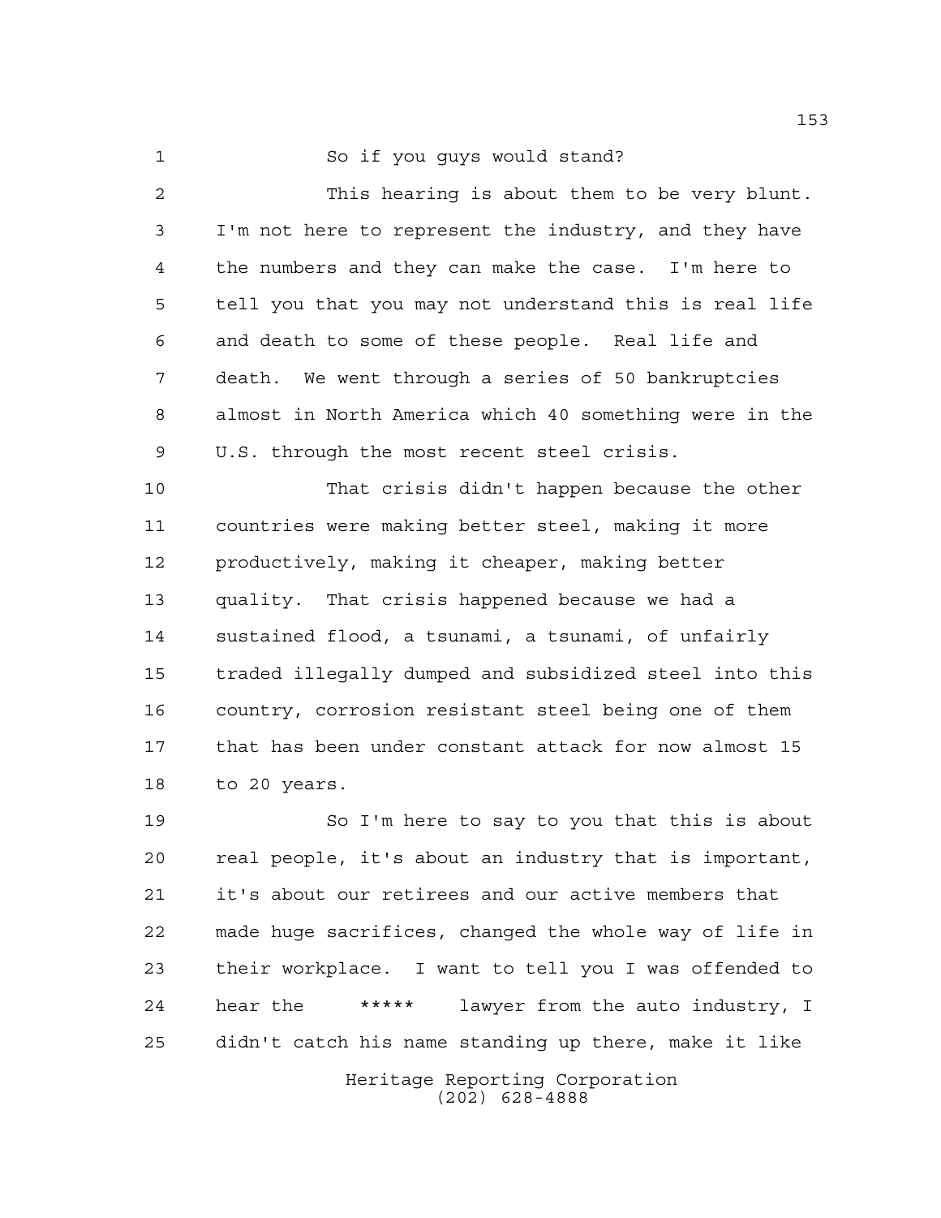So if you guys would stand?

This hearing is about them to be very blunt. I'm not here to represent the industry, and they have the numbers and they can make the case. I'm here to tell you that you may not understand this is real life and death to some of these people. Real life and death. We went through a series of 50 bankruptcies almost in North America which 40 something were in the U.S. through the most recent steel crisis.

That crisis didn't happen because the other countries were making better steel, making it more productively, making it cheaper, making better quality. That crisis happened because we had a sustained flood, a tsunami, a tsunami, of unfairly traded illegally dumped and subsidized steel into this country, corrosion resistant steel being one of them that has been under constant attack for now almost 15 to 20 years.

So I'm here to say to you that this is about real people, it's about an industry that is important, it's about our retirees and our active members that made huge sacrifices, changed the whole way of life in their workplace. I want to tell you I was offended to hear the ***** lawyer from the auto industry, I didn't catch his name standing up there, make it like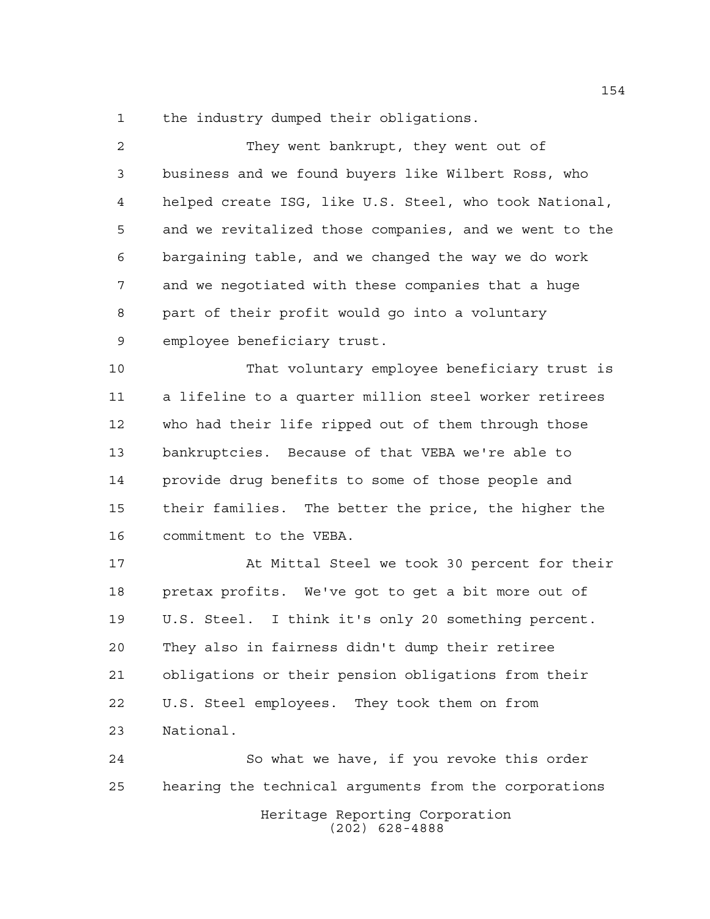the industry dumped their obligations.

They went bankrupt, they went out of business and we found buyers like Wilbert Ross, who helped create ISG, like U.S. Steel, who took National, and we revitalized those companies, and we went to the bargaining table, and we changed the way we do work and we negotiated with these companies that a huge part of their profit would go into a voluntary employee beneficiary trust.

That voluntary employee beneficiary trust is a lifeline to a quarter million steel worker retirees who had their life ripped out of them through those bankruptcies. Because of that VEBA we're able to provide drug benefits to some of those people and their families. The better the price, the higher the commitment to the VEBA.

At Mittal Steel we took 30 percent for their pretax profits. We've got to get a bit more out of U.S. Steel. I think it's only 20 something percent. They also in fairness didn't dump their retiree obligations or their pension obligations from their U.S. Steel employees. They took them on from National.

So what we have, if you revoke this order hearing the technical arguments from the corporations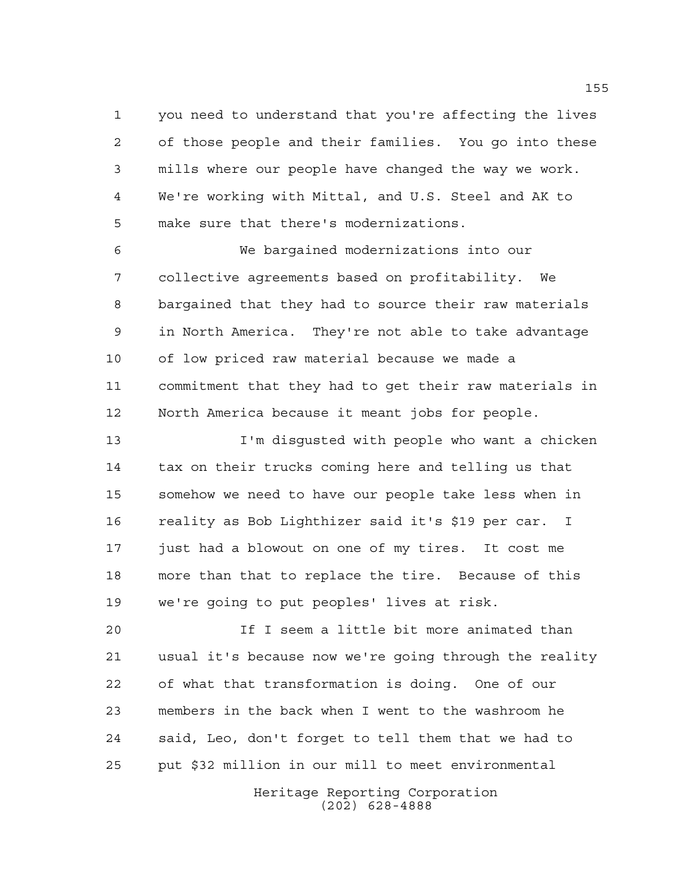you need to understand that you're affecting the lives of those people and their families. You go into these mills where our people have changed the way we work. We're working with Mittal, and U.S. Steel and AK to make sure that there's modernizations.

We bargained modernizations into our collective agreements based on profitability. We bargained that they had to source their raw materials in North America. They're not able to take advantage of low priced raw material because we made a commitment that they had to get their raw materials in North America because it meant jobs for people.

I'm disgusted with people who want a chicken tax on their trucks coming here and telling us that somehow we need to have our people take less when in reality as Bob Lighthizer said it's $19 per car. I just had a blowout on one of my tires. It cost me more than that to replace the tire. Because of this we're going to put peoples' lives at risk.

If I seem a little bit more animated than usual it's because now we're going through the reality of what that transformation is doing. One of our members in the back when I went to the washroom he said, Leo, don't forget to tell them that we had to put $32 million in our mill to meet environmental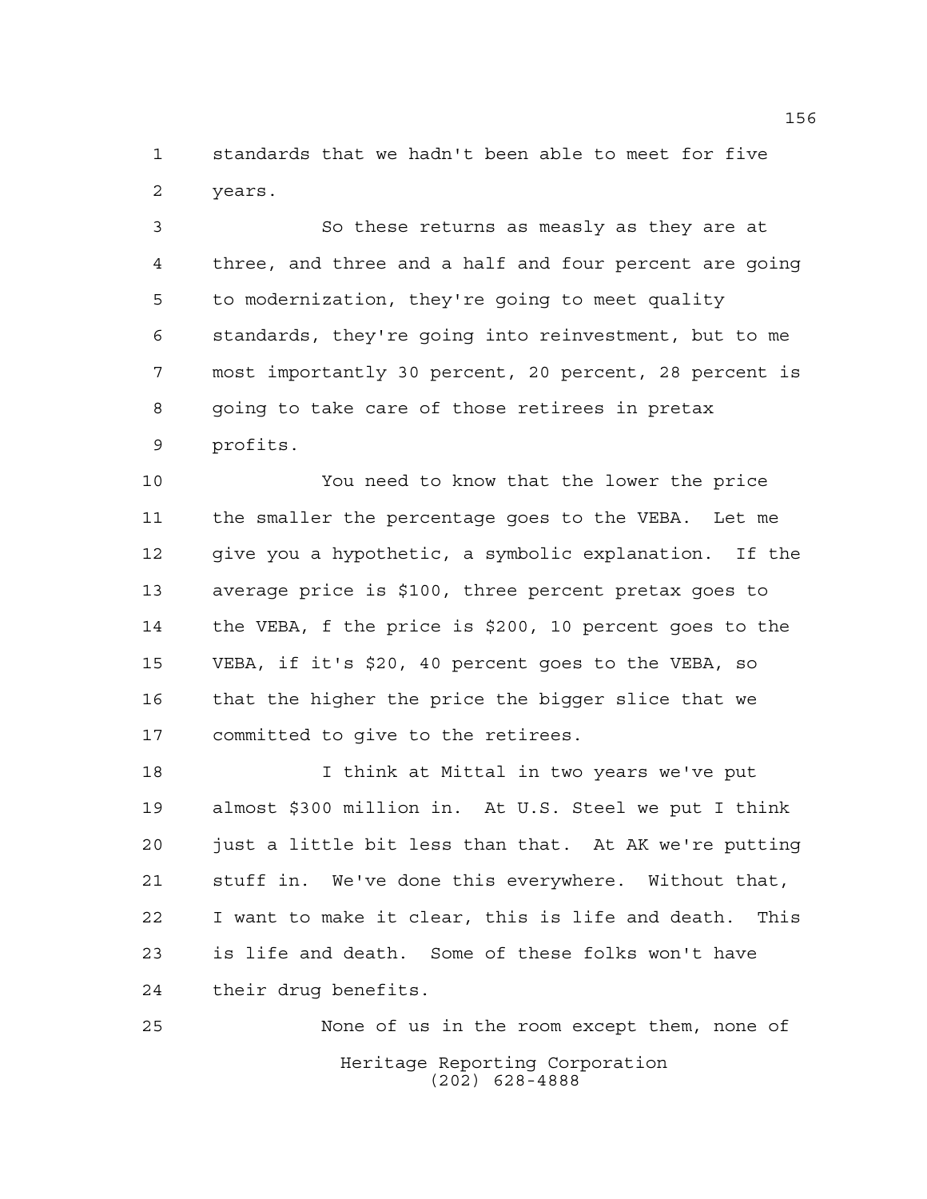standards that we hadn't been able to meet for five years.

So these returns as measly as they are at three, and three and a half and four percent are going to modernization, they're going to meet quality standards, they're going into reinvestment, but to me most importantly 30 percent, 20 percent, 28 percent is going to take care of those retirees in pretax profits.

You need to know that the lower the price the smaller the percentage goes to the VEBA. Let me give you a hypothetic, a symbolic explanation. If the average price is $100, three percent pretax goes to the VEBA, f the price is $200, 10 percent goes to the VEBA, if it's $20, 40 percent goes to the VEBA, so that the higher the price the bigger slice that we committed to give to the retirees.

I think at Mittal in two years we've put almost $300 million in. At U.S. Steel we put I think just a little bit less than that. At AK we're putting stuff in. We've done this everywhere. Without that, I want to make it clear, this is life and death. This is life and death. Some of these folks won't have their drug benefits.

None of us in the room except them, none of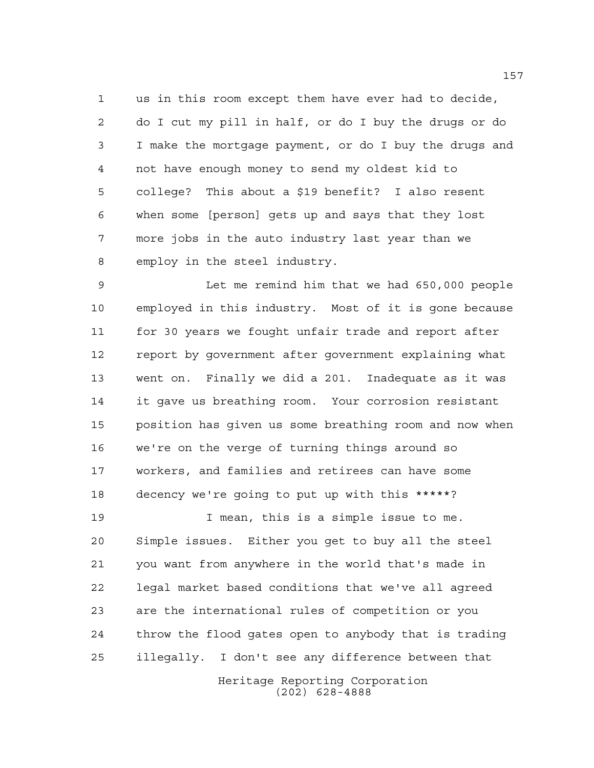us in this room except them have ever had to decide, do I cut my pill in half, or do I buy the drugs or do I make the mortgage payment, or do I buy the drugs and not have enough money to send my oldest kid to college? This about a $19 benefit? I also resent when some [person] gets up and says that they lost more jobs in the auto industry last year than we employ in the steel industry.

Let me remind him that we had 650,000 people employed in this industry. Most of it is gone because for 30 years we fought unfair trade and report after report by government after government explaining what went on. Finally we did a 201. Inadequate as it was it gave us breathing room. Your corrosion resistant position has given us some breathing room and now when we're on the verge of turning things around so workers, and families and retirees can have some decency we're going to put up with this *****?

I mean, this is a simple issue to me. Simple issues. Either you get to buy all the steel you want from anywhere in the world that's made in legal market based conditions that we've all agreed are the international rules of competition or you throw the flood gates open to anybody that is trading illegally. I don't see any difference between that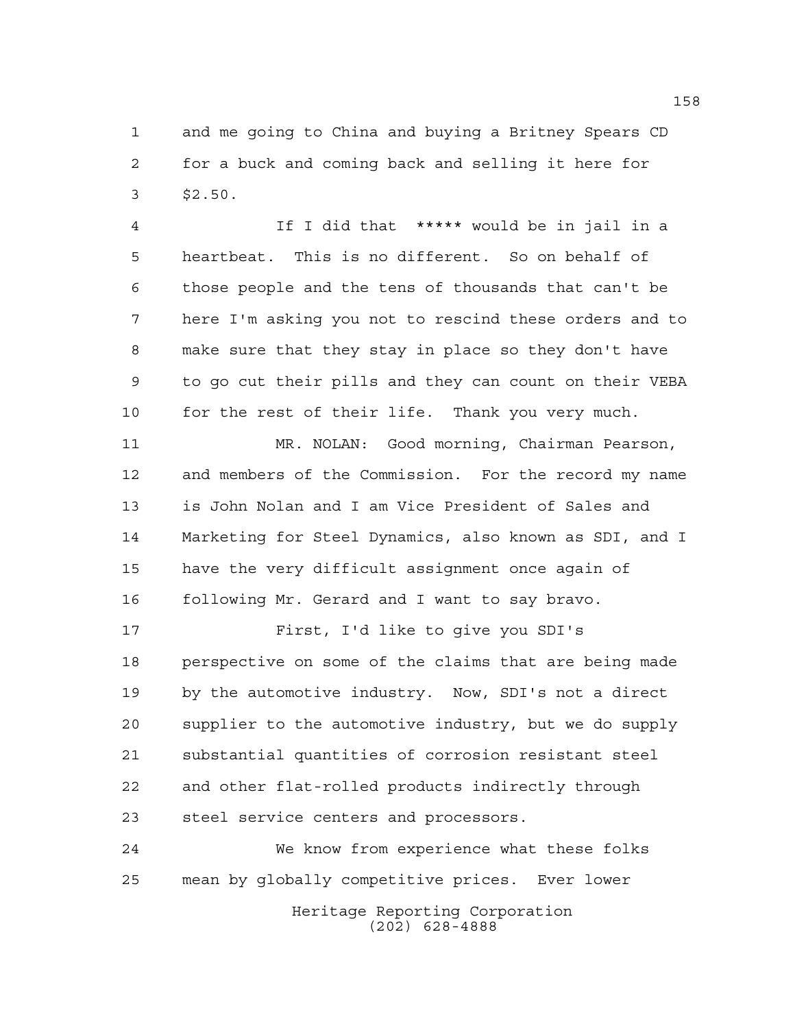and me going to China and buying a Britney Spears CD for a buck and coming back and selling it here for $2.50.

If I did that ***** would be in jail in a heartbeat. This is no different. So on behalf of those people and the tens of thousands that can't be here I'm asking you not to rescind these orders and to make sure that they stay in place so they don't have to go cut their pills and they can count on their VEBA for the rest of their life. Thank you very much.

MR. NOLAN: Good morning, Chairman Pearson, and members of the Commission. For the record my name is John Nolan and I am Vice President of Sales and Marketing for Steel Dynamics, also known as SDI, and I have the very difficult assignment once again of following Mr. Gerard and I want to say bravo.

First, I'd like to give you SDI's perspective on some of the claims that are being made by the automotive industry. Now, SDI's not a direct supplier to the automotive industry, but we do supply substantial quantities of corrosion resistant steel and other flat-rolled products indirectly through steel service centers and processors.

We know from experience what these folks mean by globally competitive prices. Ever lower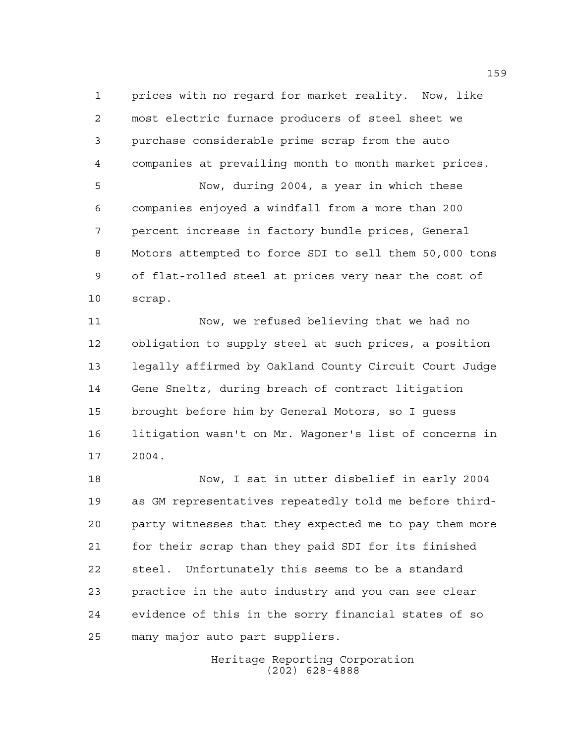prices with no regard for market reality. Now, like most electric furnace producers of steel sheet we purchase considerable prime scrap from the auto companies at prevailing month to month market prices.

Now, during 2004, a year in which these companies enjoyed a windfall from a more than 200 percent increase in factory bundle prices, General Motors attempted to force SDI to sell them 50,000 tons of flat-rolled steel at prices very near the cost of scrap.

Now, we refused believing that we had no obligation to supply steel at such prices, a position legally affirmed by Oakland County Circuit Court Judge Gene Sneltz, during breach of contract litigation brought before him by General Motors, so I guess litigation wasn't on Mr. Wagoner's list of concerns in 2004.

Now, I sat in utter disbelief in early 2004 as GM representatives repeatedly told me before third-party witnesses that they expected me to pay them more for their scrap than they paid SDI for its finished steel. Unfortunately this seems to be a standard practice in the auto industry and you can see clear evidence of this in the sorry financial states of so many major auto part suppliers.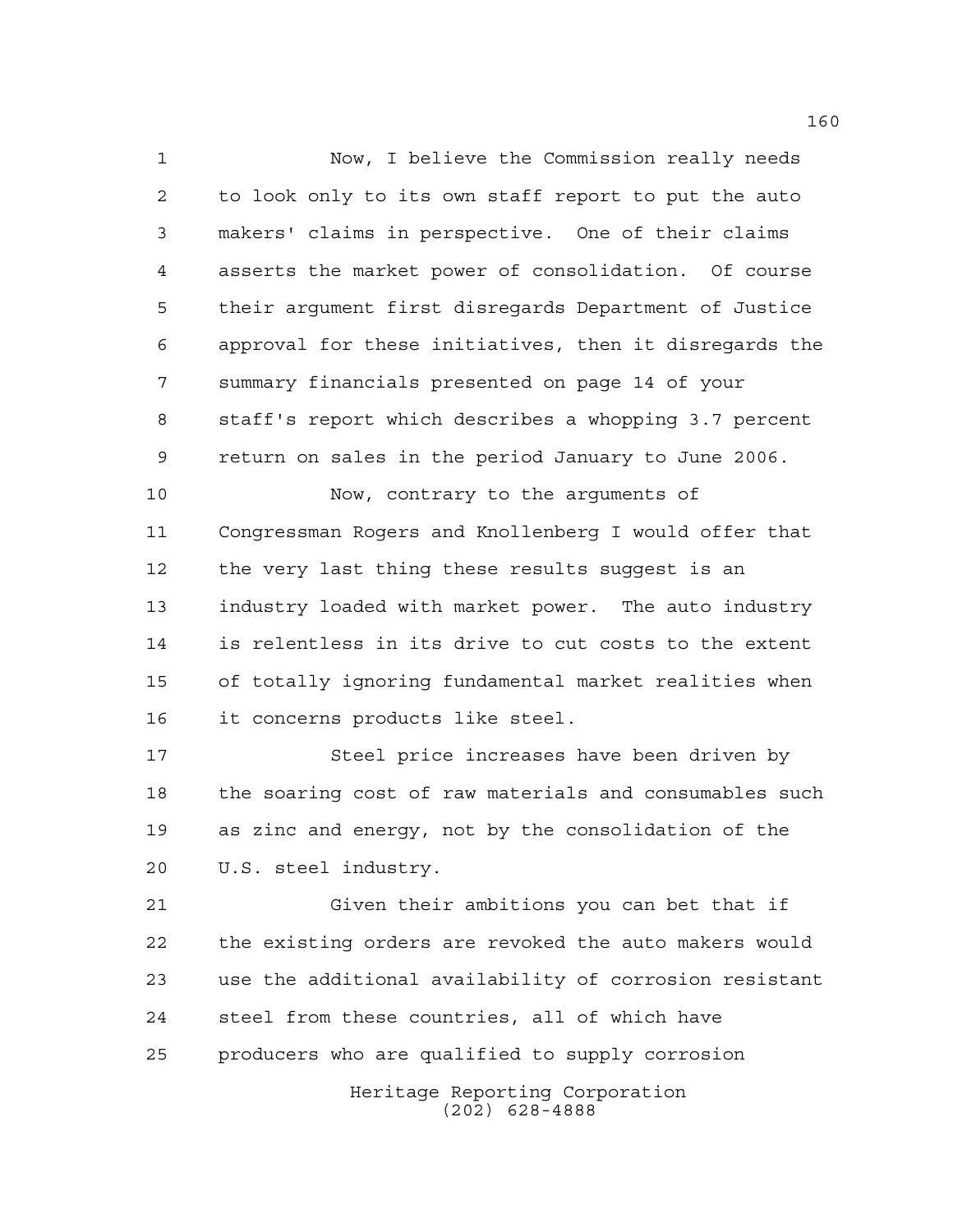Now, I believe the Commission really needs to look only to its own staff report to put the auto makers' claims in perspective. One of their claims asserts the market power of consolidation. Of course their argument first disregards Department of Justice approval for these initiatives, then it disregards the summary financials presented on page 14 of your staff's report which describes a whopping 3.7 percent return on sales in the period January to June 2006.

Now, contrary to the arguments of Congressman Rogers and Knollenberg I would offer that the very last thing these results suggest is an industry loaded with market power. The auto industry is relentless in its drive to cut costs to the extent of totally ignoring fundamental market realities when it concerns products like steel.

Steel price increases have been driven by the soaring cost of raw materials and consumables such as zinc and energy, not by the consolidation of the U.S. steel industry.

Given their ambitions you can bet that if the existing orders are revoked the auto makers would use the additional availability of corrosion resistant steel from these countries, all of which have producers who are qualified to supply corrosion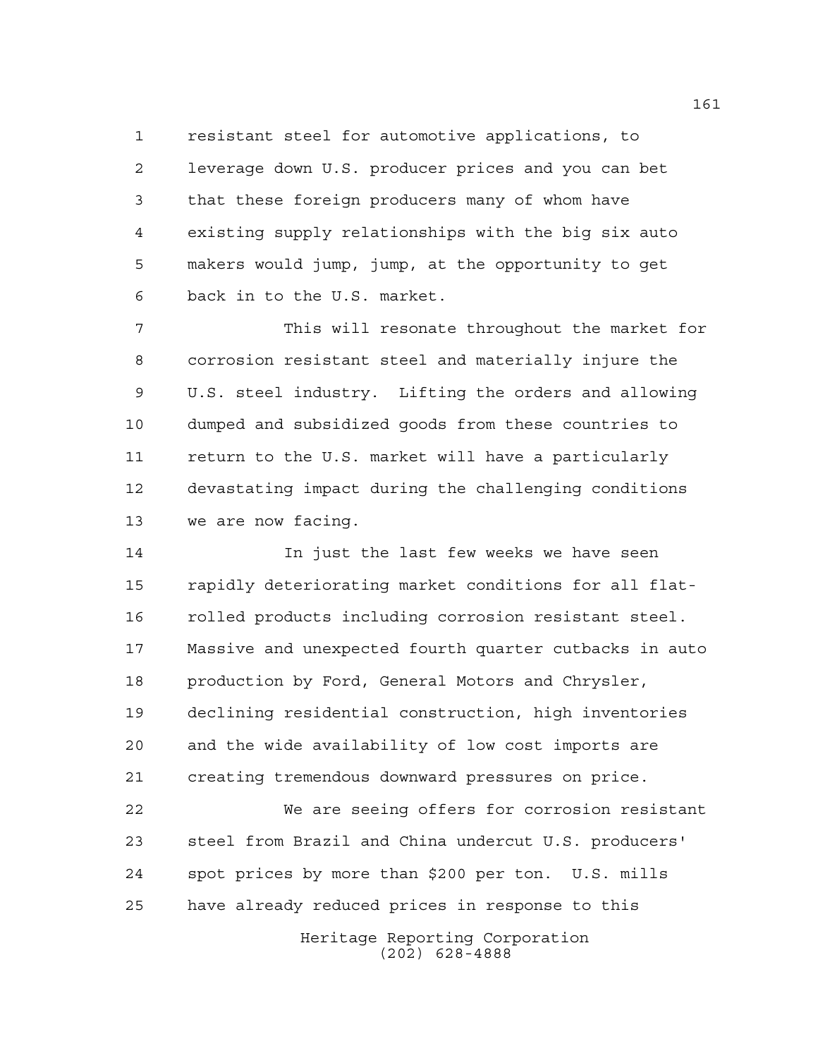resistant steel for automotive applications, to leverage down U.S. producer prices and you can bet that these foreign producers many of whom have existing supply relationships with the big six auto makers would jump, jump, at the opportunity to get back in to the U.S. market.

This will resonate throughout the market for corrosion resistant steel and materially injure the U.S. steel industry. Lifting the orders and allowing dumped and subsidized goods from these countries to return to the U.S. market will have a particularly devastating impact during the challenging conditions we are now facing.

In just the last few weeks we have seen rapidly deteriorating market conditions for all flat-rolled products including corrosion resistant steel. Massive and unexpected fourth quarter cutbacks in auto production by Ford, General Motors and Chrysler, declining residential construction, high inventories and the wide availability of low cost imports are creating tremendous downward pressures on price.

We are seeing offers for corrosion resistant steel from Brazil and China undercut U.S. producers' spot prices by more than $200 per ton. U.S. mills have already reduced prices in response to this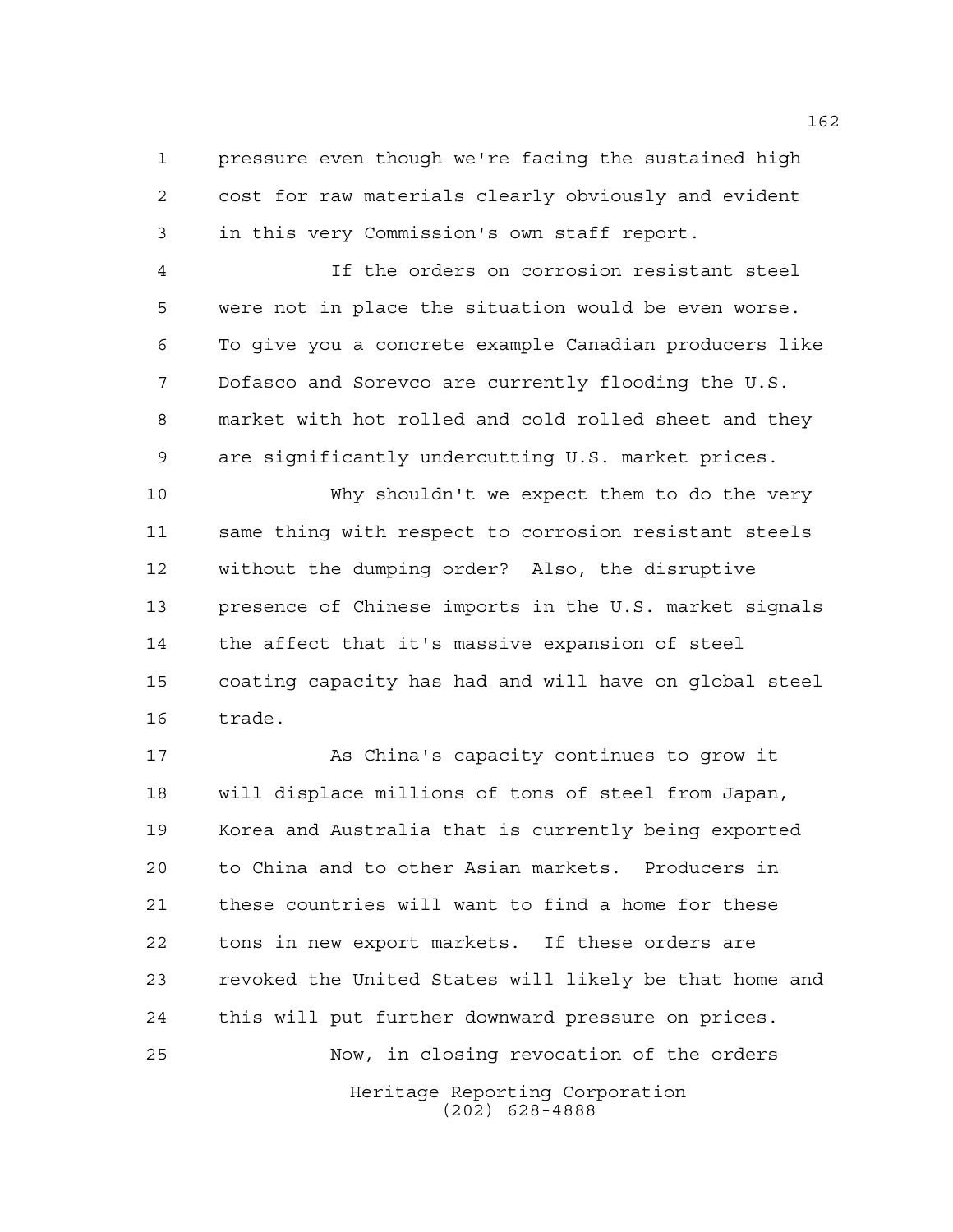pressure even though we're facing the sustained high cost for raw materials clearly obviously and evident in this very Commission's own staff report.

If the orders on corrosion resistant steel were not in place the situation would be even worse. To give you a concrete example Canadian producers like Dofasco and Sorevco are currently flooding the U.S. market with hot rolled and cold rolled sheet and they are significantly undercutting U.S. market prices.

Why shouldn't we expect them to do the very same thing with respect to corrosion resistant steels without the dumping order? Also, the disruptive presence of Chinese imports in the U.S. market signals the affect that it's massive expansion of steel coating capacity has had and will have on global steel trade.

As China's capacity continues to grow it will displace millions of tons of steel from Japan, Korea and Australia that is currently being exported to China and to other Asian markets. Producers in these countries will want to find a home for these tons in new export markets. If these orders are revoked the United States will likely be that home and this will put further downward pressure on prices.

Now, in closing revocation of the orders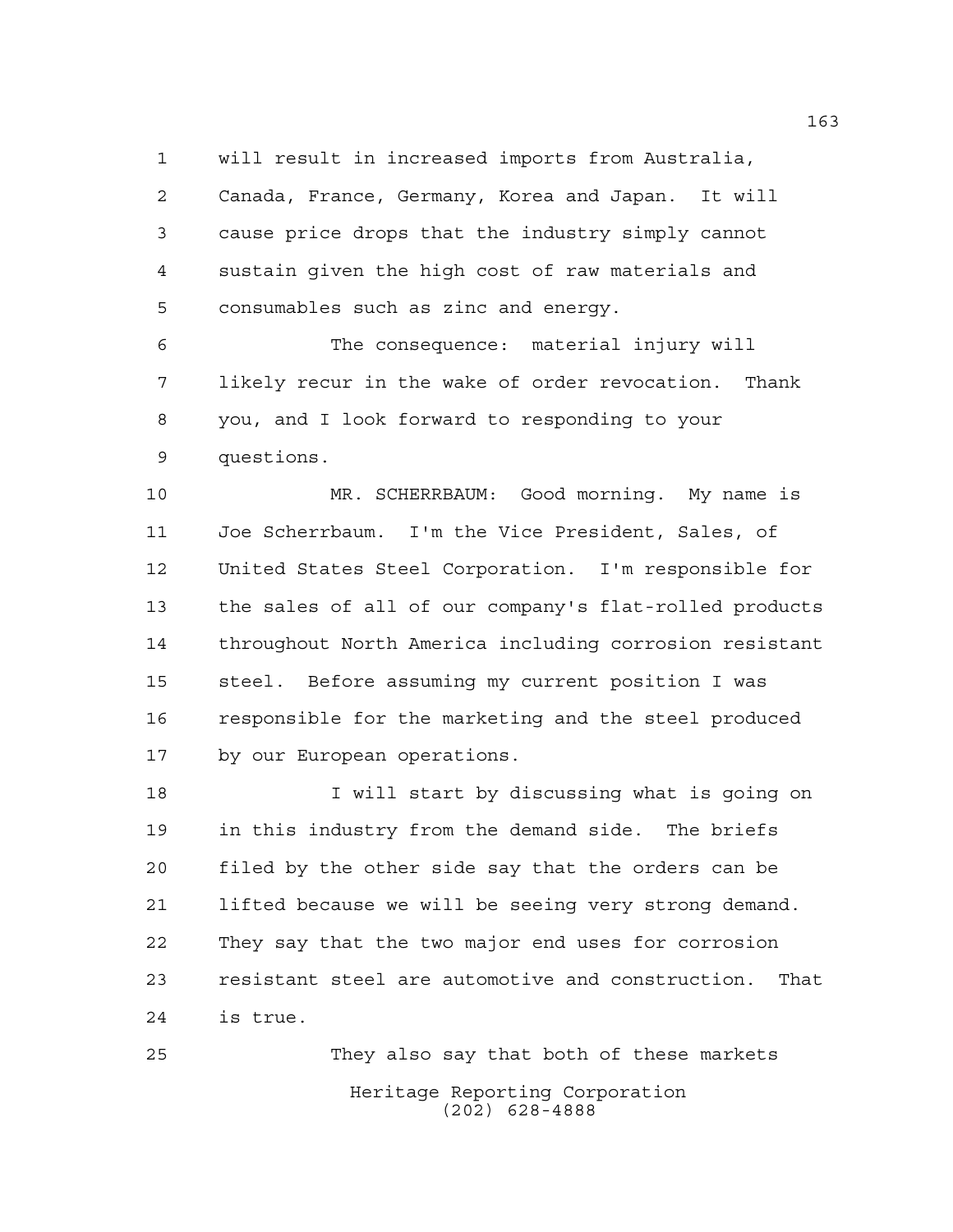will result in increased imports from Australia, Canada, France, Germany, Korea and Japan. It will cause price drops that the industry simply cannot sustain given the high cost of raw materials and consumables such as zinc and energy.

The consequence: material injury will likely recur in the wake of order revocation. Thank you, and I look forward to responding to your questions.

MR. SCHERRBAUM: Good morning. My name is Joe Scherrbaum. I'm the Vice President, Sales, of United States Steel Corporation. I'm responsible for the sales of all of our company's flat-rolled products throughout North America including corrosion resistant steel. Before assuming my current position I was responsible for the marketing and the steel produced by our European operations.

I will start by discussing what is going on in this industry from the demand side. The briefs filed by the other side say that the orders can be lifted because we will be seeing very strong demand. They say that the two major end uses for corrosion resistant steel are automotive and construction. That is true.

They also say that both of these markets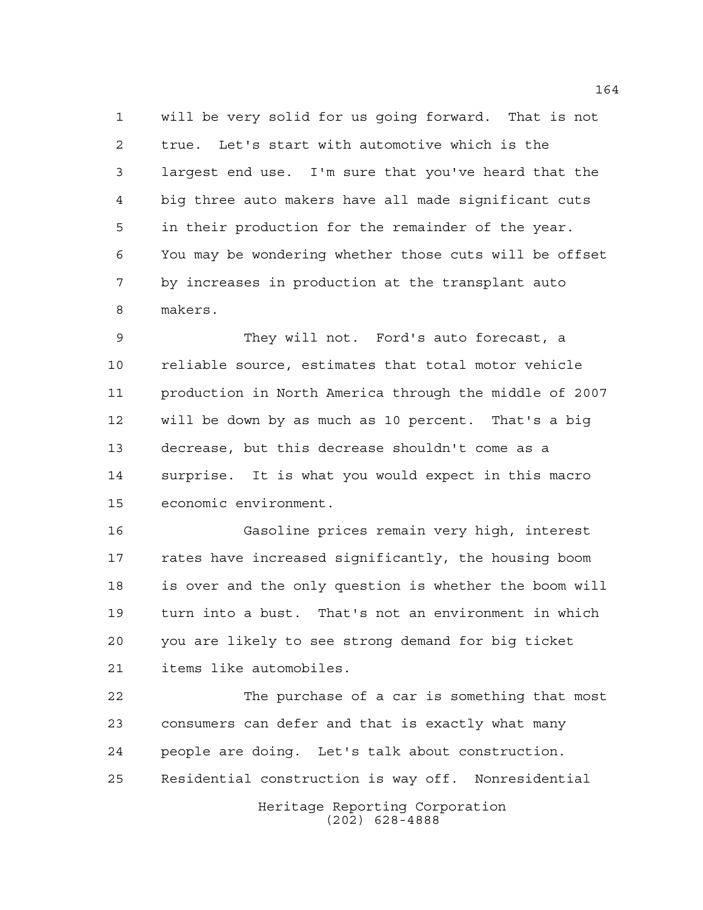will be very solid for us going forward. That is not true. Let's start with automotive which is the largest end use. I'm sure that you've heard that the big three auto makers have all made significant cuts in their production for the remainder of the year. You may be wondering whether those cuts will be offset by increases in production at the transplant auto makers.

They will not. Ford's auto forecast, a reliable source, estimates that total motor vehicle production in North America through the middle of 2007 will be down by as much as 10 percent. That's a big decrease, but this decrease shouldn't come as a surprise. It is what you would expect in this macro economic environment.

Gasoline prices remain very high, interest rates have increased significantly, the housing boom is over and the only question is whether the boom will turn into a bust. That's not an environment in which you are likely to see strong demand for big ticket items like automobiles.

The purchase of a car is something that most consumers can defer and that is exactly what many people are doing. Let's talk about construction. Residential construction is way off. Nonresidential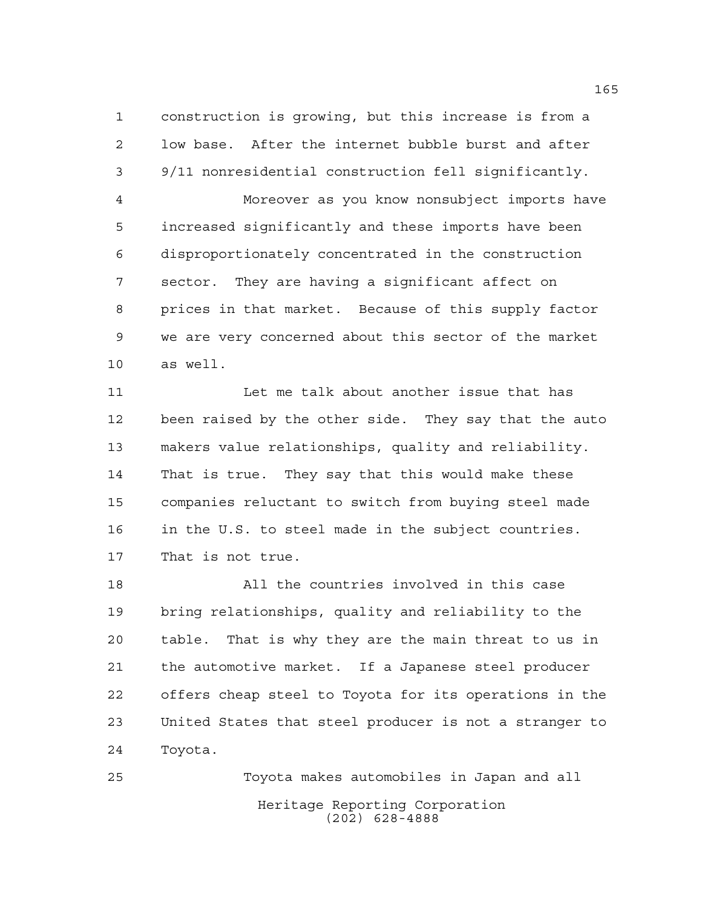construction is growing, but this increase is from a low base. After the internet bubble burst and after 9/11 nonresidential construction fell significantly.

Moreover as you know nonsubject imports have increased significantly and these imports have been disproportionately concentrated in the construction sector. They are having a significant affect on prices in that market. Because of this supply factor we are very concerned about this sector of the market as well.

Let me talk about another issue that has been raised by the other side. They say that the auto makers value relationships, quality and reliability. That is true. They say that this would make these companies reluctant to switch from buying steel made in the U.S. to steel made in the subject countries. That is not true.

All the countries involved in this case bring relationships, quality and reliability to the table. That is why they are the main threat to us in the automotive market. If a Japanese steel producer offers cheap steel to Toyota for its operations in the United States that steel producer is not a stranger to Toyota.

Toyota makes automobiles in Japan and all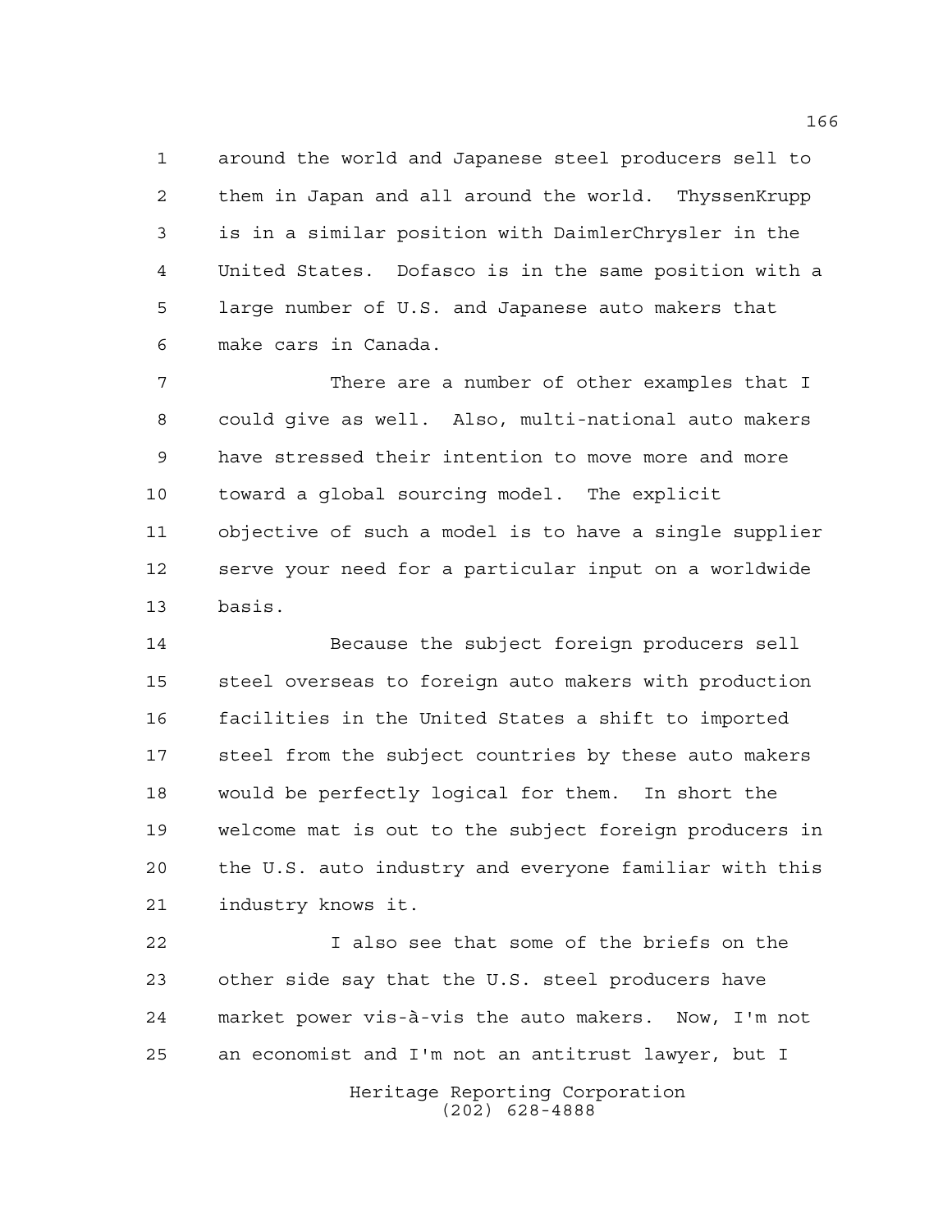around the world and Japanese steel producers sell to them in Japan and all around the world. ThyssenKrupp is in a similar position with DaimlerChrysler in the United States. Dofasco is in the same position with a large number of U.S. and Japanese auto makers that make cars in Canada.

There are a number of other examples that I could give as well. Also, multi-national auto makers have stressed their intention to move more and more toward a global sourcing model. The explicit objective of such a model is to have a single supplier serve your need for a particular input on a worldwide basis.

Because the subject foreign producers sell steel overseas to foreign auto makers with production facilities in the United States a shift to imported steel from the subject countries by these auto makers would be perfectly logical for them. In short the welcome mat is out to the subject foreign producers in the U.S. auto industry and everyone familiar with this industry knows it.

I also see that some of the briefs on the other side say that the U.S. steel producers have market power vis-à-vis the auto makers. Now, I'm not an economist and I'm not an antitrust lawyer, but I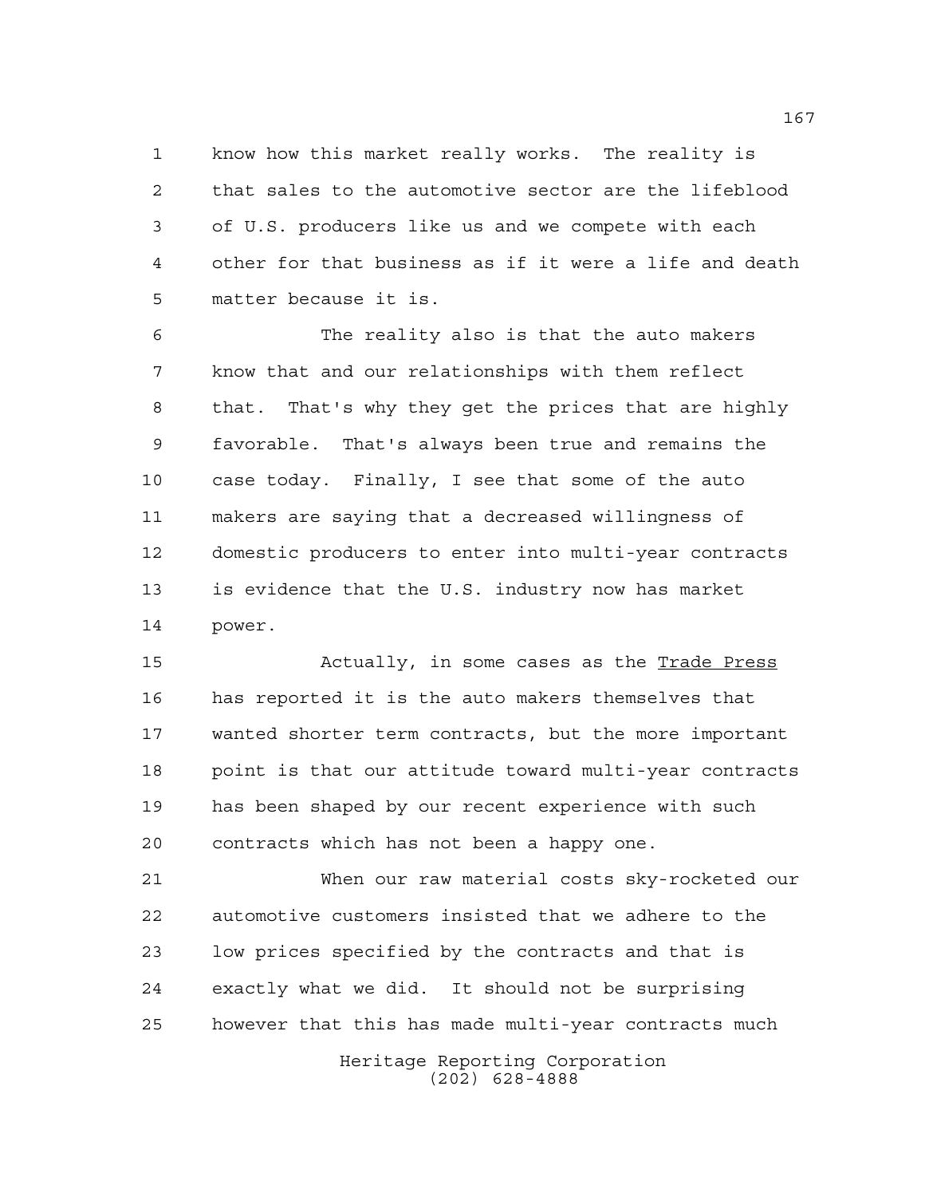know how this market really works. The reality is that sales to the automotive sector are the lifeblood of U.S. producers like us and we compete with each other for that business as if it were a life and death matter because it is.

The reality also is that the auto makers know that and our relationships with them reflect that. That's why they get the prices that are highly favorable. That's always been true and remains the case today. Finally, I see that some of the auto makers are saying that a decreased willingness of domestic producers to enter into multi-year contracts is evidence that the U.S. industry now has market power.

Actually, in some cases as the Trade Press has reported it is the auto makers themselves that wanted shorter term contracts, but the more important point is that our attitude toward multi-year contracts has been shaped by our recent experience with such contracts which has not been a happy one.

When our raw material costs sky-rocketed our automotive customers insisted that we adhere to the low prices specified by the contracts and that is exactly what we did. It should not be surprising however that this has made multi-year contracts much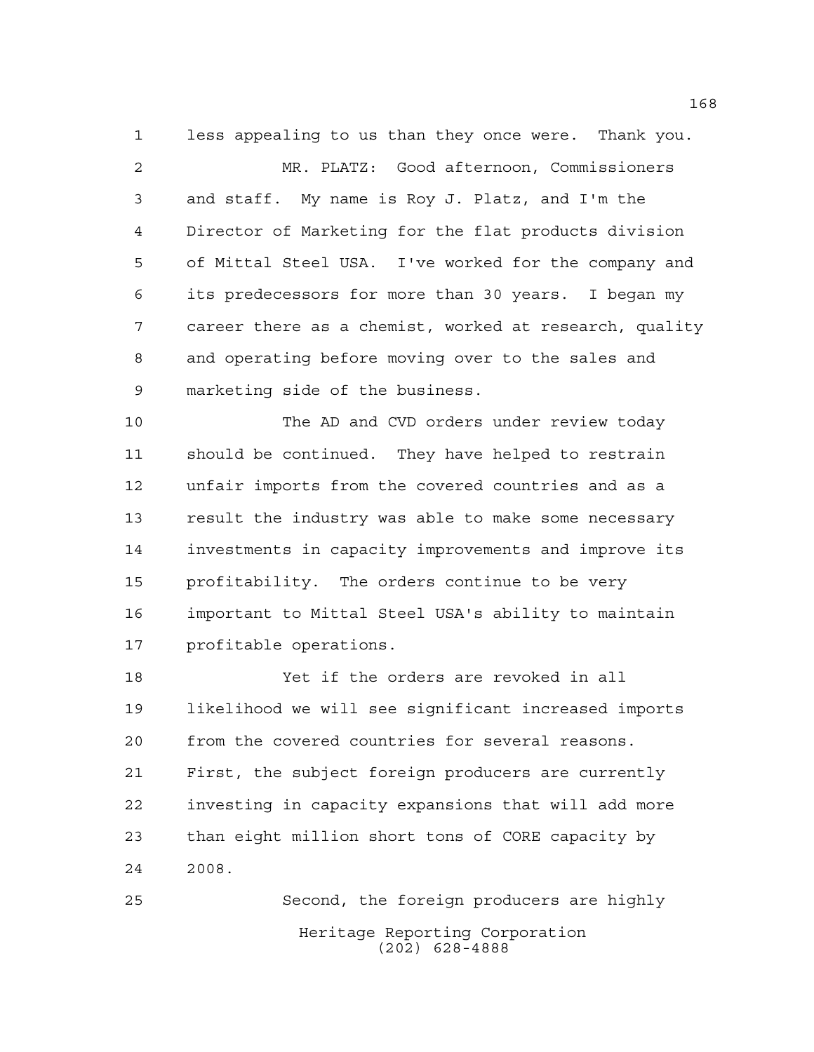less appealing to us than they once were. Thank you.

MR. PLATZ: Good afternoon, Commissioners and staff. My name is Roy J. Platz, and I'm the Director of Marketing for the flat products division of Mittal Steel USA. I've worked for the company and its predecessors for more than 30 years. I began my career there as a chemist, worked at research, quality and operating before moving over to the sales and marketing side of the business.

The AD and CVD orders under review today should be continued. They have helped to restrain unfair imports from the covered countries and as a result the industry was able to make some necessary investments in capacity improvements and improve its profitability. The orders continue to be very important to Mittal Steel USA's ability to maintain profitable operations.

Yet if the orders are revoked in all likelihood we will see significant increased imports from the covered countries for several reasons. First, the subject foreign producers are currently investing in capacity expansions that will add more than eight million short tons of CORE capacity by 2008.

Second, the foreign producers are highly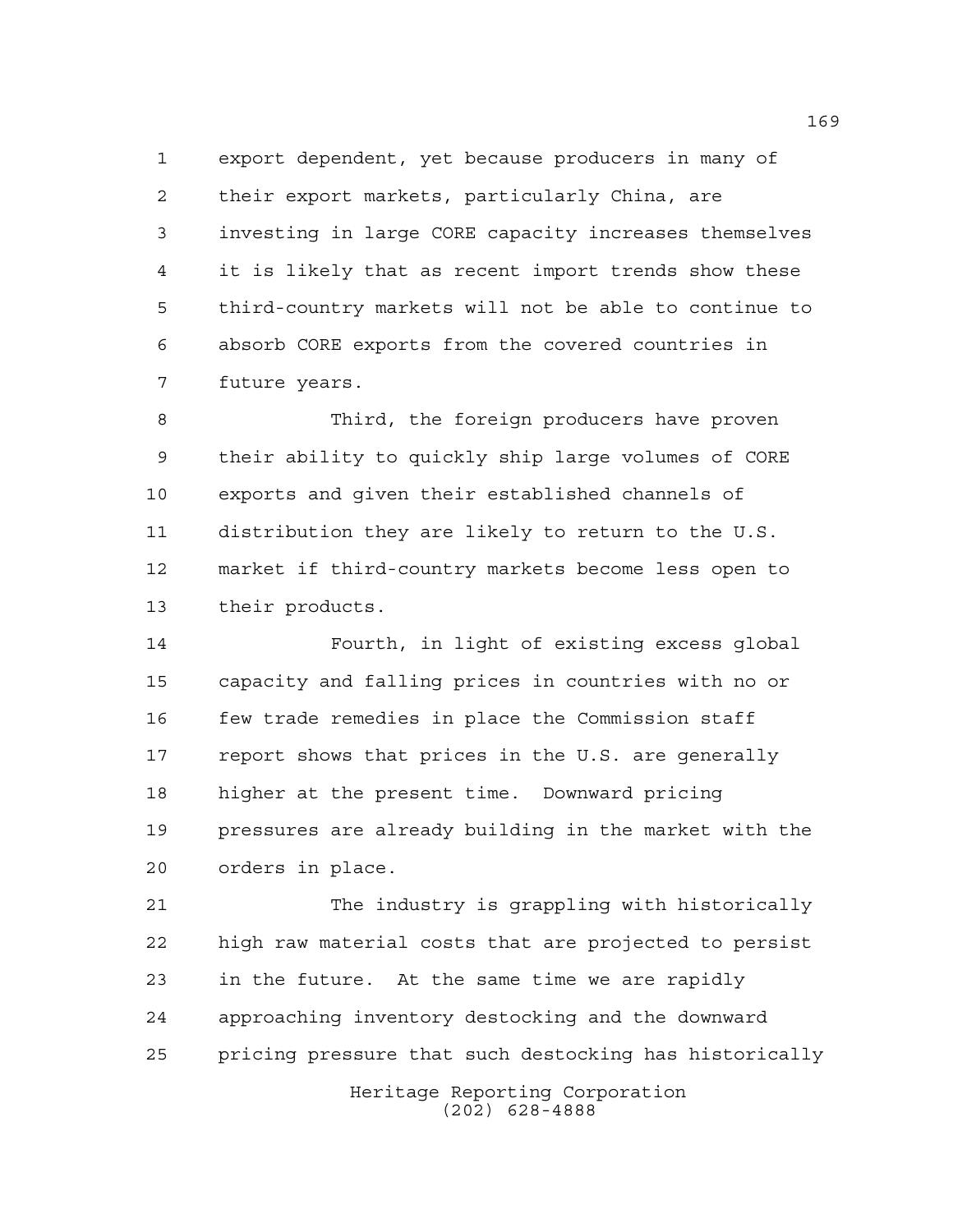export dependent, yet because producers in many of their export markets, particularly China, are investing in large CORE capacity increases themselves it is likely that as recent import trends show these third-country markets will not be able to continue to absorb CORE exports from the covered countries in future years.

Third, the foreign producers have proven their ability to quickly ship large volumes of CORE exports and given their established channels of distribution they are likely to return to the U.S. market if third-country markets become less open to their products.

Fourth, in light of existing excess global capacity and falling prices in countries with no or few trade remedies in place the Commission staff report shows that prices in the U.S. are generally higher at the present time. Downward pricing pressures are already building in the market with the orders in place.

The industry is grappling with historically high raw material costs that are projected to persist in the future. At the same time we are rapidly approaching inventory destocking and the downward pricing pressure that such destocking has historically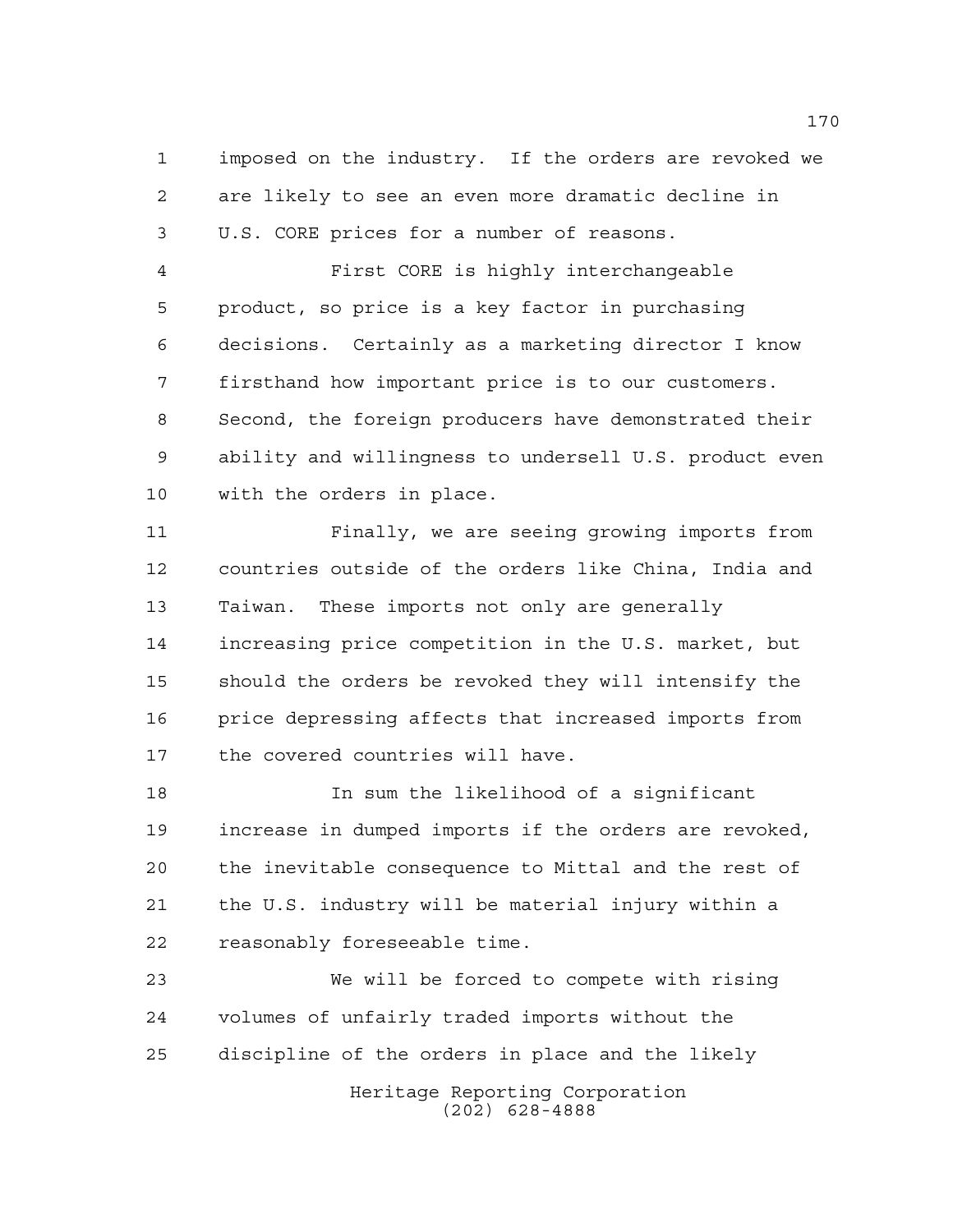imposed on the industry. If the orders are revoked we are likely to see an even more dramatic decline in U.S. CORE prices for a number of reasons.

First CORE is highly interchangeable product, so price is a key factor in purchasing decisions. Certainly as a marketing director I know firsthand how important price is to our customers. Second, the foreign producers have demonstrated their ability and willingness to undersell U.S. product even with the orders in place.

Finally, we are seeing growing imports from countries outside of the orders like China, India and Taiwan. These imports not only are generally increasing price competition in the U.S. market, but should the orders be revoked they will intensify the price depressing affects that increased imports from the covered countries will have.

In sum the likelihood of a significant increase in dumped imports if the orders are revoked, the inevitable consequence to Mittal and the rest of the U.S. industry will be material injury within a reasonably foreseeable time.

We will be forced to compete with rising volumes of unfairly traded imports without the discipline of the orders in place and the likely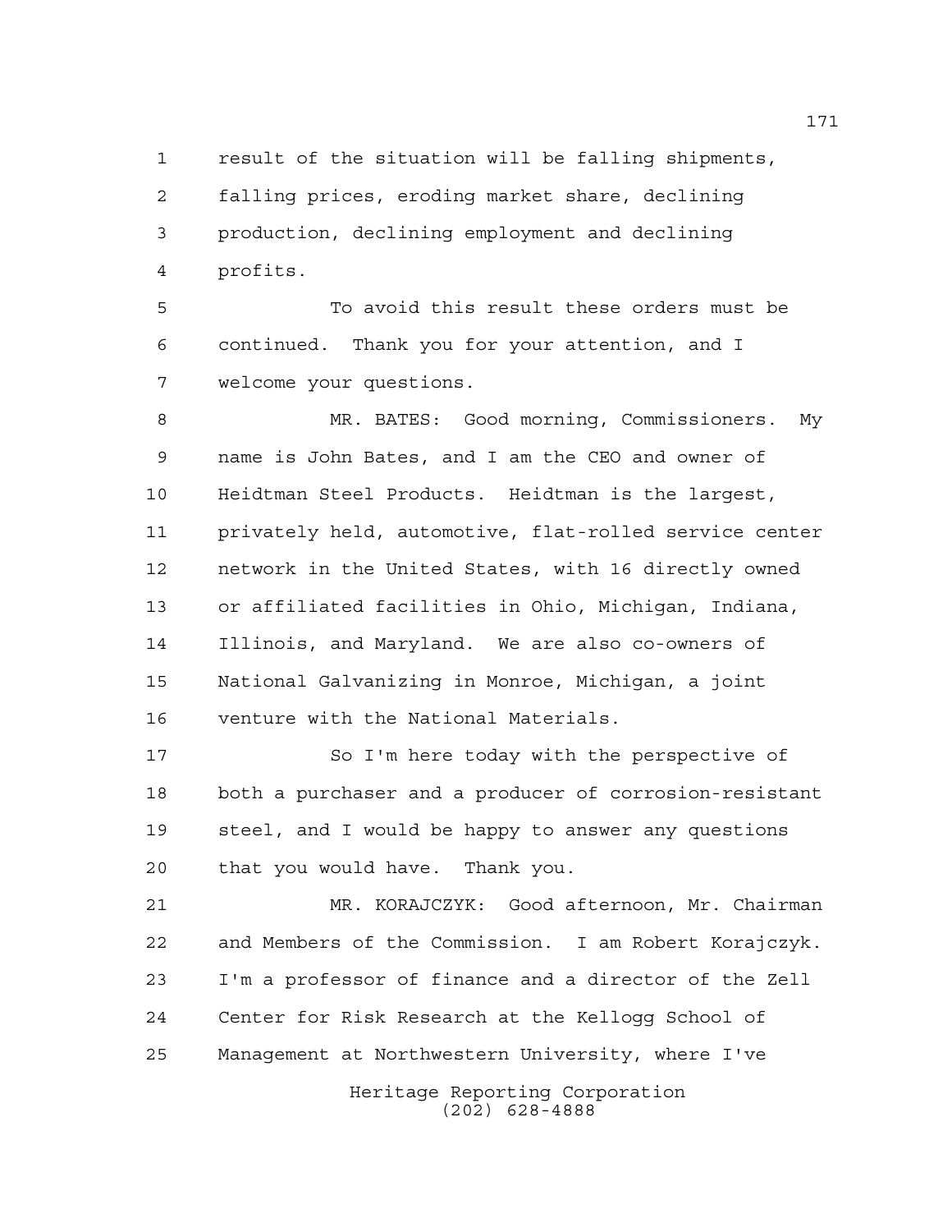result of the situation will be falling shipments, falling prices, eroding market share, declining production, declining employment and declining profits.

To avoid this result these orders must be continued. Thank you for your attention, and I welcome your questions.

MR. BATES: Good morning, Commissioners. My name is John Bates, and I am the CEO and owner of Heidtman Steel Products. Heidtman is the largest, privately held, automotive, flat-rolled service center network in the United States, with 16 directly owned or affiliated facilities in Ohio, Michigan, Indiana, Illinois, and Maryland. We are also co-owners of National Galvanizing in Monroe, Michigan, a joint venture with the National Materials.

So I'm here today with the perspective of both a purchaser and a producer of corrosion-resistant steel, and I would be happy to answer any questions that you would have. Thank you.

MR. KORAJCZYK: Good afternoon, Mr. Chairman and Members of the Commission. I am Robert Korajczyk. I'm a professor of finance and a director of the Zell Center for Risk Research at the Kellogg School of Management at Northwestern University, where I've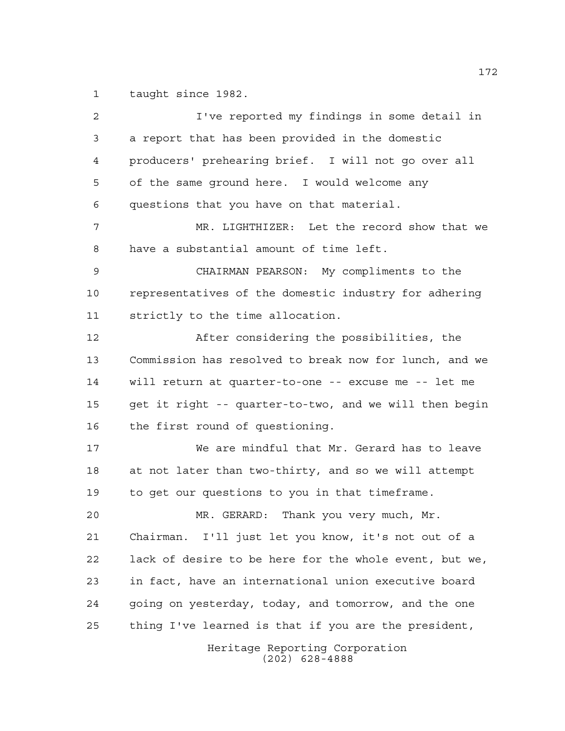taught since 1982.

I've reported my findings in some detail in a report that has been provided in the domestic producers' prehearing brief. I will not go over all of the same ground here. I would welcome any questions that you have on that material.

MR. LIGHTHIZER: Let the record show that we have a substantial amount of time left.

CHAIRMAN PEARSON: My compliments to the representatives of the domestic industry for adhering strictly to the time allocation.

After considering the possibilities, the Commission has resolved to break now for lunch, and we will return at quarter-to-one -- excuse me -- let me get it right -- quarter-to-two, and we will then begin the first round of questioning.

We are mindful that Mr. Gerard has to leave at not later than two-thirty, and so we will attempt to get our questions to you in that timeframe.

MR. GERARD: Thank you very much, Mr. Chairman. I'll just let you know, it's not out of a lack of desire to be here for the whole event, but we, in fact, have an international union executive board going on yesterday, today, and tomorrow, and the one thing I've learned is that if you are the president,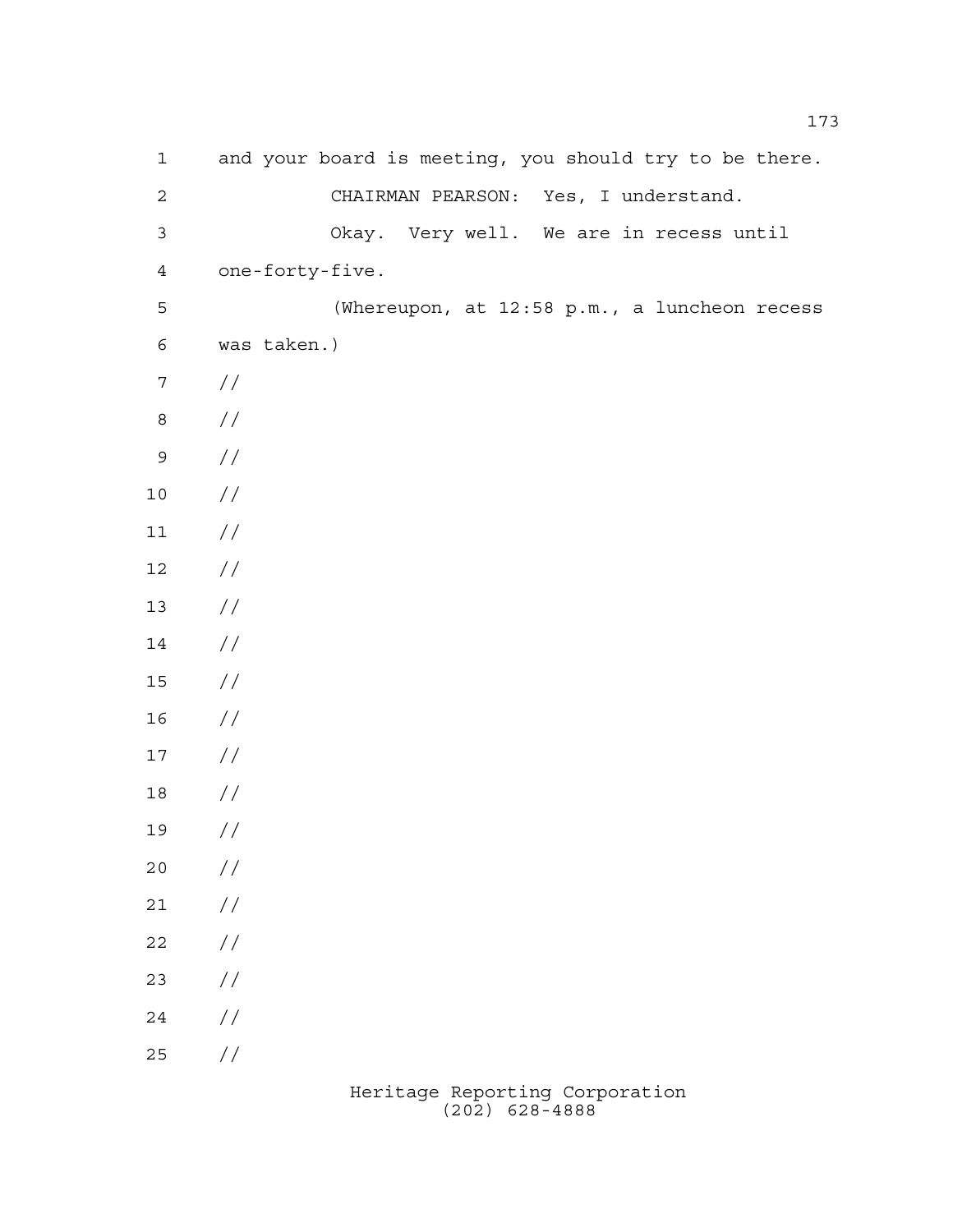and your board is meeting, you should try to be there.

CHAIRMAN PEARSON: Yes, I understand.

Okay. Very well. We are in recess until one-forty-five.

(Whereupon, at 12:58 p.m., a luncheon recess was taken.)

//

//

//

//

//

//

//

//

//

//

//

//

//

//

//

//

//

//

//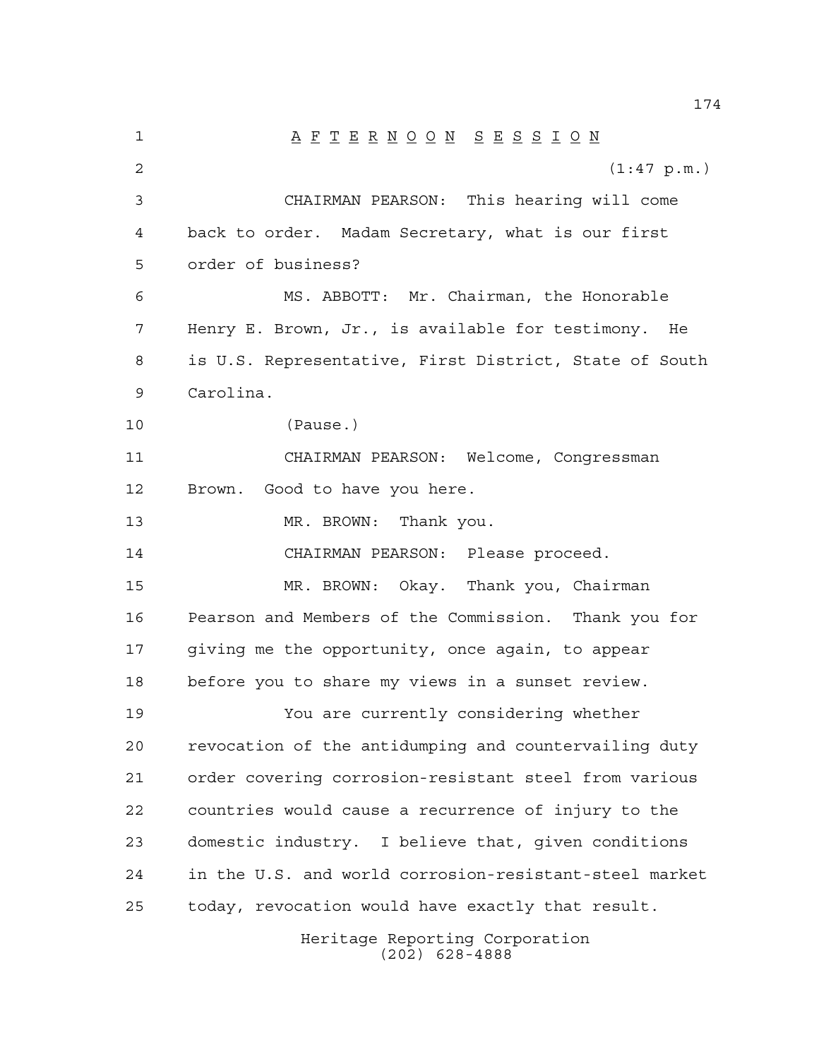A F T E R N O O N  S E S S I O N

(1:47 p.m.)

CHAIRMAN PEARSON: This hearing will come back to order. Madam Secretary, what is our first order of business?

MS. ABBOTT: Mr. Chairman, the Honorable Henry E. Brown, Jr., is available for testimony. He is U.S. Representative, First District, State of South Carolina.

(Pause.)

CHAIRMAN PEARSON: Welcome, Congressman Brown. Good to have you here.

MR. BROWN: Thank you.

CHAIRMAN PEARSON: Please proceed.

MR. BROWN: Okay. Thank you, Chairman Pearson and Members of the Commission. Thank you for giving me the opportunity, once again, to appear before you to share my views in a sunset review.

You are currently considering whether revocation of the antidumping and countervailing duty order covering corrosion-resistant steel from various countries would cause a recurrence of injury to the domestic industry. I believe that, given conditions in the U.S. and world corrosion-resistant-steel market today, revocation would have exactly that result.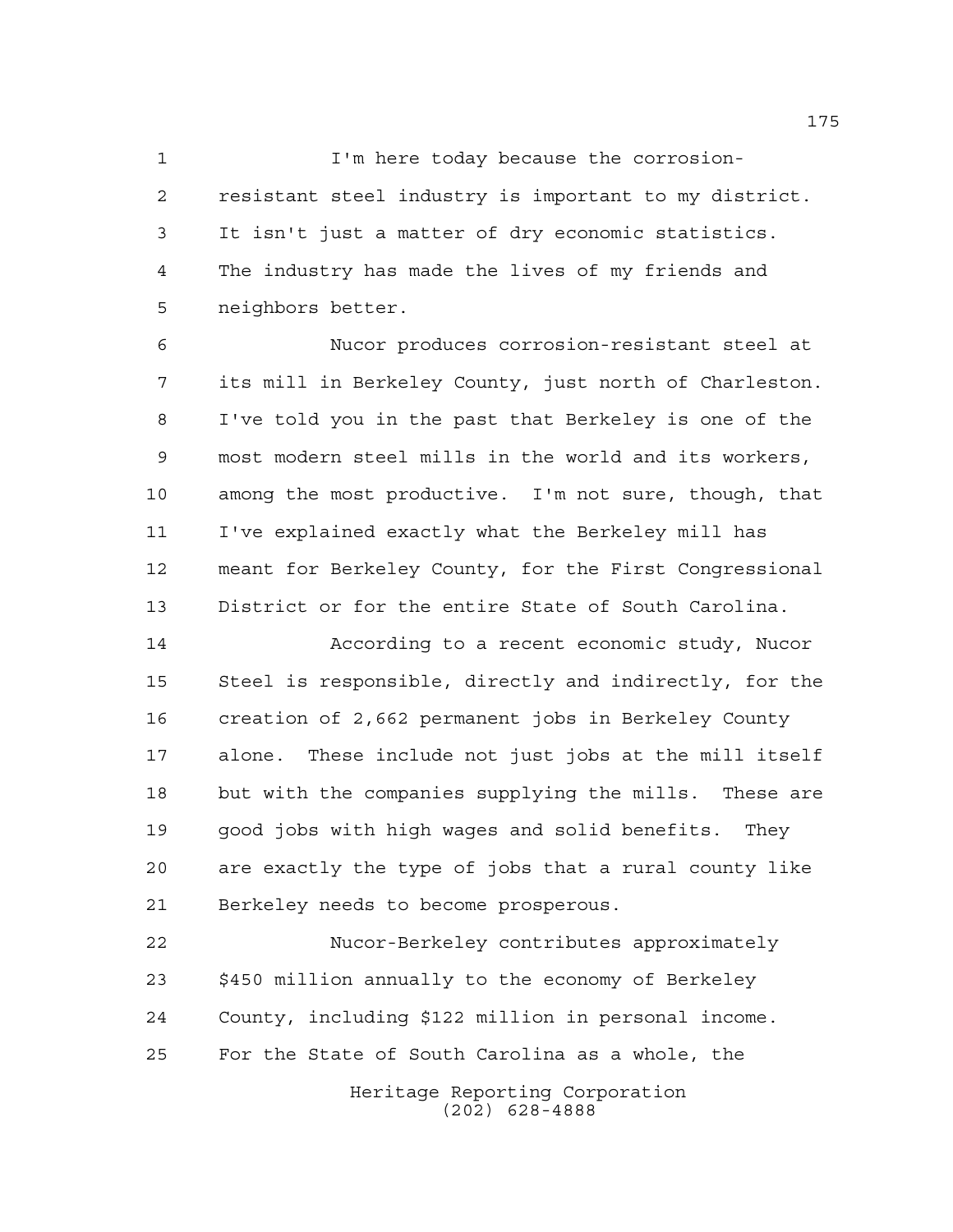I'm here today because the corrosion-resistant steel industry is important to my district. It isn't just a matter of dry economic statistics. The industry has made the lives of my friends and neighbors better.

Nucor produces corrosion-resistant steel at its mill in Berkeley County, just north of Charleston. I've told you in the past that Berkeley is one of the most modern steel mills in the world and its workers, among the most productive. I'm not sure, though, that I've explained exactly what the Berkeley mill has meant for Berkeley County, for the First Congressional District or for the entire State of South Carolina.

According to a recent economic study, Nucor Steel is responsible, directly and indirectly, for the creation of 2,662 permanent jobs in Berkeley County alone. These include not just jobs at the mill itself but with the companies supplying the mills. These are good jobs with high wages and solid benefits. They are exactly the type of jobs that a rural county like Berkeley needs to become prosperous.

Nucor-Berkeley contributes approximately $450 million annually to the economy of Berkeley County, including $122 million in personal income. For the State of South Carolina as a whole, the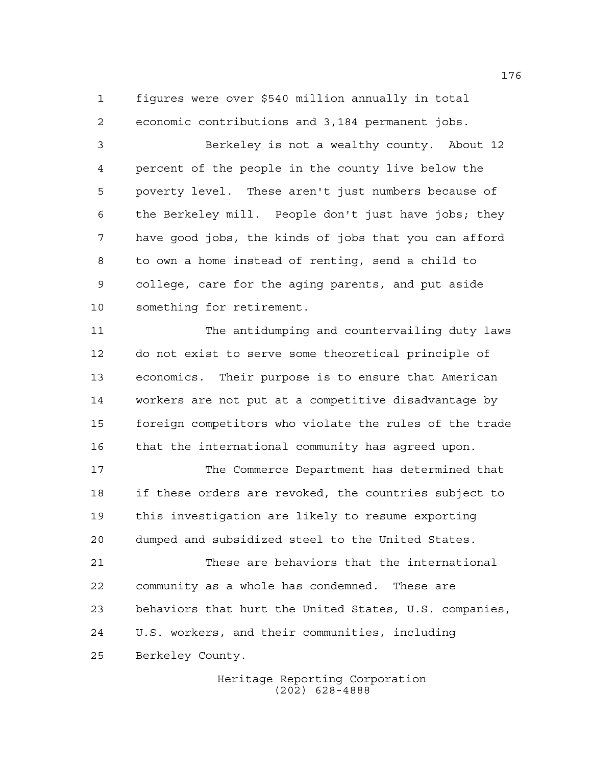figures were over $540 million annually in total economic contributions and 3,184 permanent jobs.

Berkeley is not a wealthy county. About 12 percent of the people in the county live below the poverty level. These aren't just numbers because of the Berkeley mill. People don't just have jobs; they have good jobs, the kinds of jobs that you can afford to own a home instead of renting, send a child to college, care for the aging parents, and put aside something for retirement.

The antidumping and countervailing duty laws do not exist to serve some theoretical principle of economics. Their purpose is to ensure that American workers are not put at a competitive disadvantage by foreign competitors who violate the rules of the trade that the international community has agreed upon.

The Commerce Department has determined that if these orders are revoked, the countries subject to this investigation are likely to resume exporting dumped and subsidized steel to the United States.

These are behaviors that the international community as a whole has condemned. These are behaviors that hurt the United States, U.S. companies, U.S. workers, and their communities, including Berkeley County.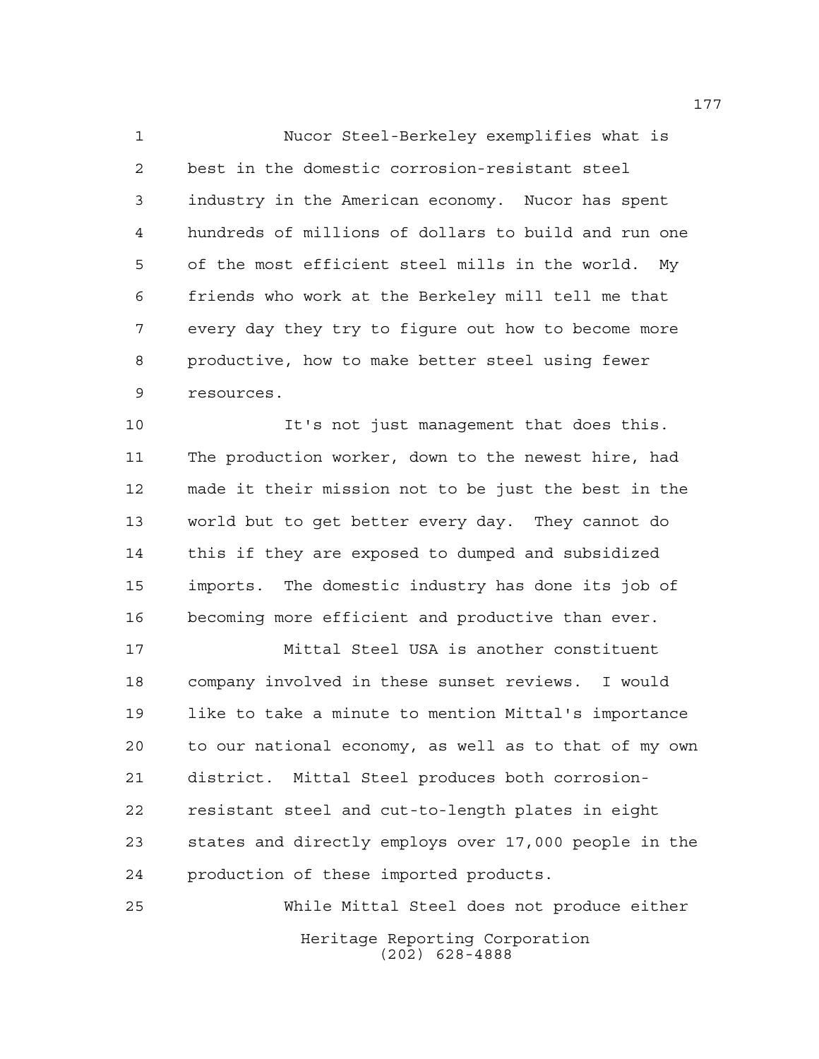Nucor Steel-Berkeley exemplifies what is best in the domestic corrosion-resistant steel industry in the American economy. Nucor has spent hundreds of millions of dollars to build and run one of the most efficient steel mills in the world. My friends who work at the Berkeley mill tell me that every day they try to figure out how to become more productive, how to make better steel using fewer resources.

It's not just management that does this. The production worker, down to the newest hire, had made it their mission not to be just the best in the world but to get better every day. They cannot do this if they are exposed to dumped and subsidized imports. The domestic industry has done its job of becoming more efficient and productive than ever.

Mittal Steel USA is another constituent company involved in these sunset reviews. I would like to take a minute to mention Mittal's importance to our national economy, as well as to that of my own district. Mittal Steel produces both corrosion-resistant steel and cut-to-length plates in eight states and directly employs over 17,000 people in the production of these imported products.

While Mittal Steel does not produce either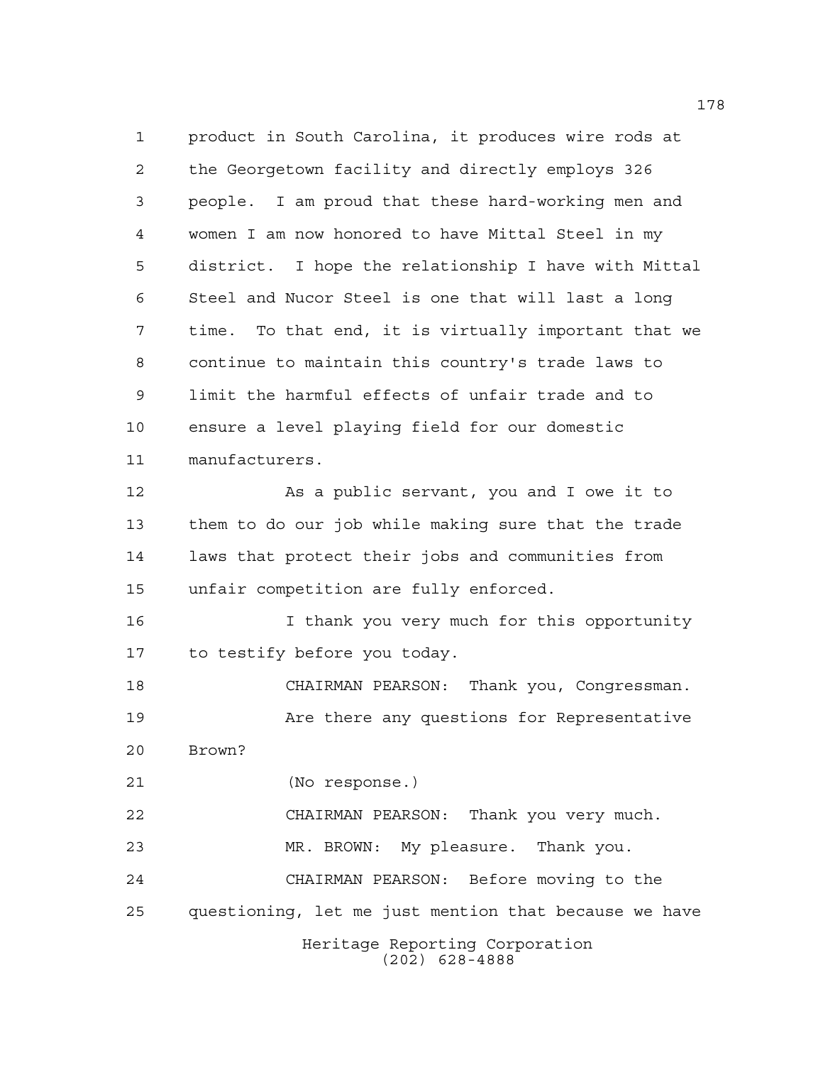product in South Carolina, it produces wire rods at the Georgetown facility and directly employs 326 people. I am proud that these hard-working men and women I am now honored to have Mittal Steel in my district. I hope the relationship I have with Mittal Steel and Nucor Steel is one that will last a long time. To that end, it is virtually important that we continue to maintain this country's trade laws to limit the harmful effects of unfair trade and to ensure a level playing field for our domestic manufacturers.

As a public servant, you and I owe it to them to do our job while making sure that the trade laws that protect their jobs and communities from unfair competition are fully enforced.

I thank you very much for this opportunity to testify before you today.

CHAIRMAN PEARSON: Thank you, Congressman.

Are there any questions for Representative Brown?

(No response.)

CHAIRMAN PEARSON: Thank you very much.

MR. BROWN: My pleasure. Thank you.

CHAIRMAN PEARSON: Before moving to the questioning, let me just mention that because we have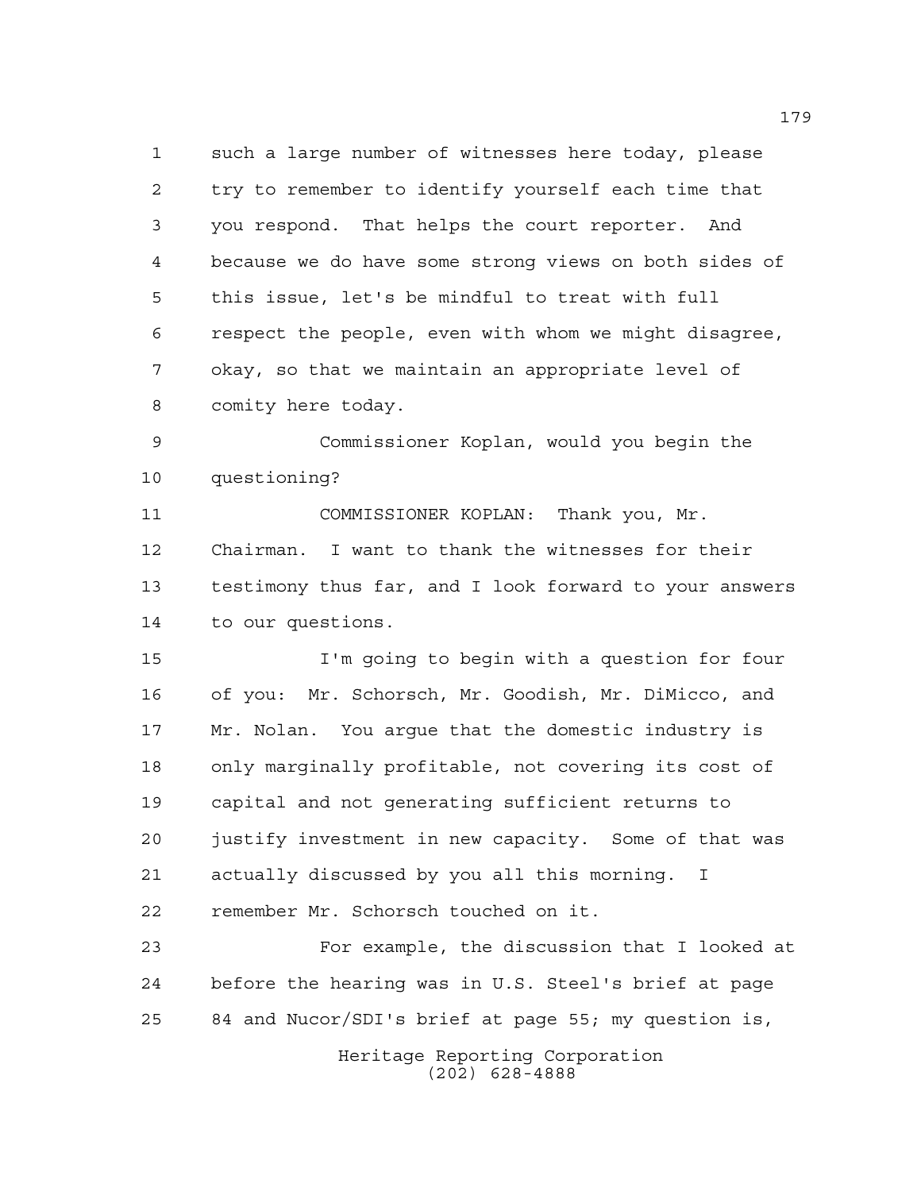such a large number of witnesses here today, please try to remember to identify yourself each time that you respond. That helps the court reporter. And because we do have some strong views on both sides of this issue, let's be mindful to treat with full respect the people, even with whom we might disagree, okay, so that we maintain an appropriate level of comity here today.

Commissioner Koplan, would you begin the questioning?

COMMISSIONER KOPLAN: Thank you, Mr. Chairman. I want to thank the witnesses for their testimony thus far, and I look forward to your answers to our questions.

I'm going to begin with a question for four of you: Mr. Schorsch, Mr. Goodish, Mr. DiMicco, and Mr. Nolan. You argue that the domestic industry is only marginally profitable, not covering its cost of capital and not generating sufficient returns to justify investment in new capacity. Some of that was actually discussed by you all this morning. I remember Mr. Schorsch touched on it.

For example, the discussion that I looked at before the hearing was in U.S. Steel's brief at page 84 and Nucor/SDI's brief at page 55; my question is,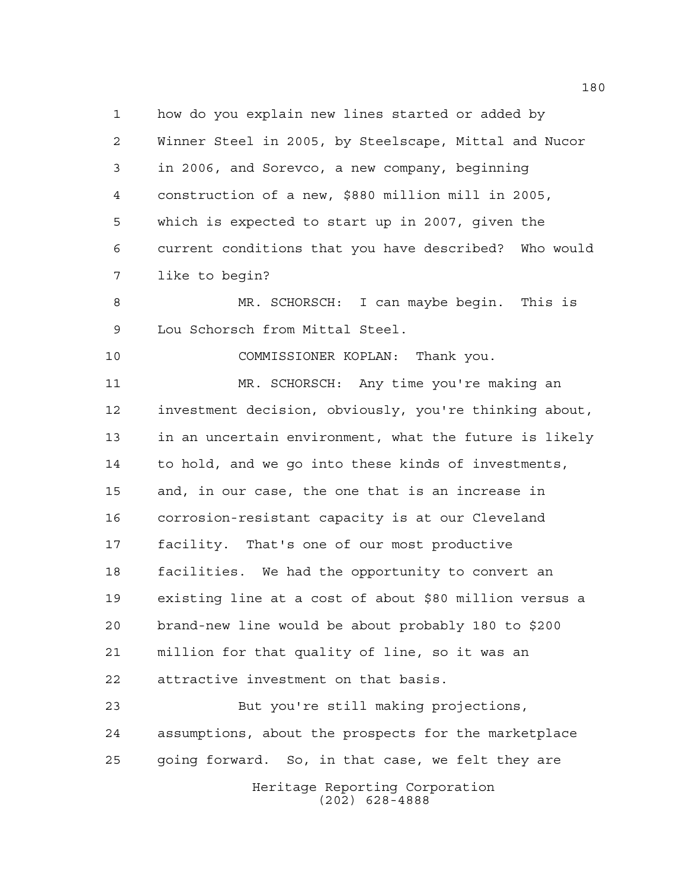how do you explain new lines started or added by Winner Steel in 2005, by Steelscape, Mittal and Nucor in 2006, and Sorevco, a new company, beginning construction of a new, $880 million mill in 2005, which is expected to start up in 2007, given the current conditions that you have described? Who would like to begin?

MR. SCHORSCH: I can maybe begin. This is Lou Schorsch from Mittal Steel.

COMMISSIONER KOPLAN: Thank you.

MR. SCHORSCH: Any time you're making an investment decision, obviously, you're thinking about, in an uncertain environment, what the future is likely to hold, and we go into these kinds of investments, and, in our case, the one that is an increase in corrosion-resistant capacity is at our Cleveland facility. That's one of our most productive facilities. We had the opportunity to convert an existing line at a cost of about $80 million versus a brand-new line would be about probably 180 to $200 million for that quality of line, so it was an attractive investment on that basis.

But you're still making projections, assumptions, about the prospects for the marketplace going forward. So, in that case, we felt they are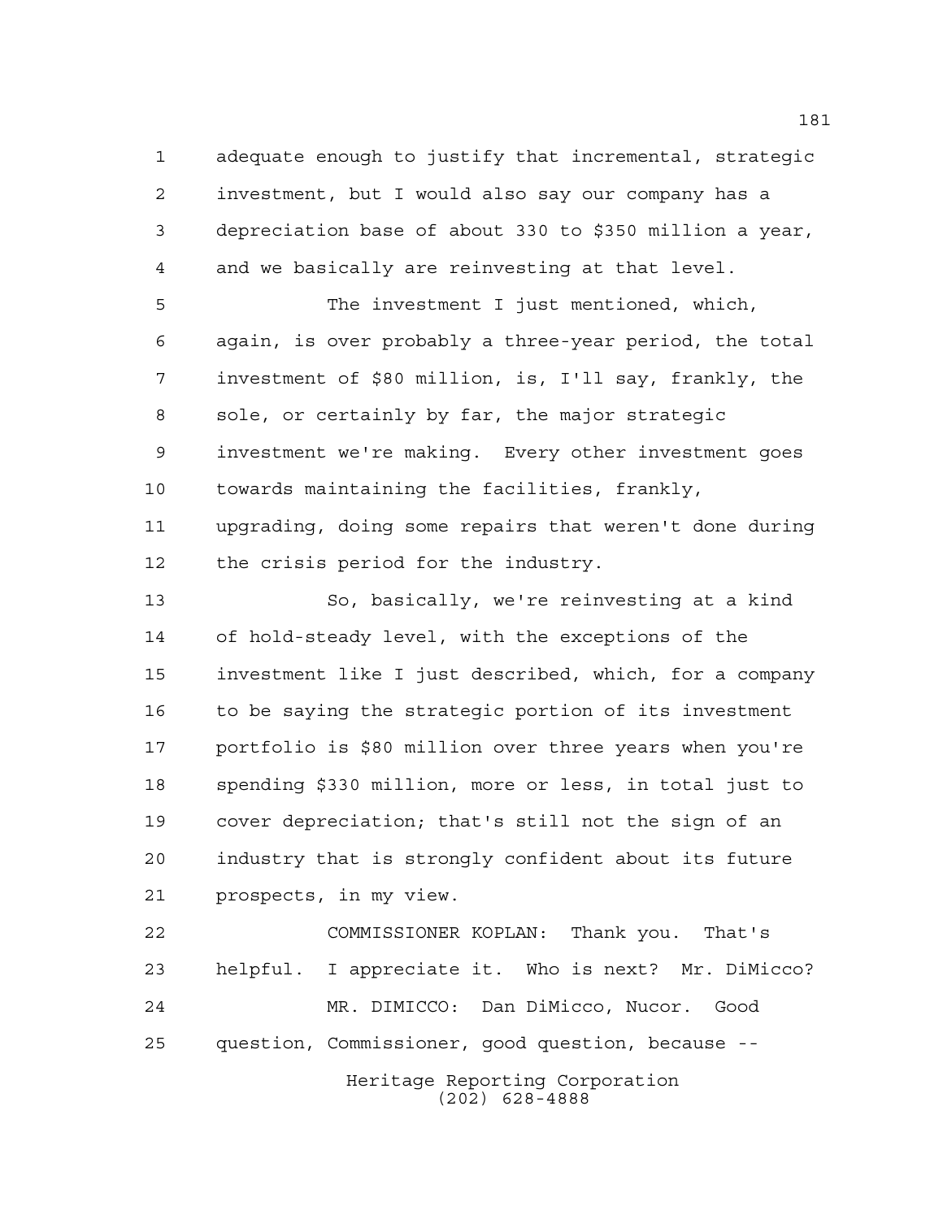adequate enough to justify that incremental, strategic investment, but I would also say our company has a depreciation base of about 330 to $350 million a year, and we basically are reinvesting at that level.

The investment I just mentioned, which, again, is over probably a three-year period, the total investment of $80 million, is, I'll say, frankly, the sole, or certainly by far, the major strategic investment we're making. Every other investment goes towards maintaining the facilities, frankly, upgrading, doing some repairs that weren't done during the crisis period for the industry.

So, basically, we're reinvesting at a kind of hold-steady level, with the exceptions of the investment like I just described, which, for a company to be saying the strategic portion of its investment portfolio is $80 million over three years when you're spending $330 million, more or less, in total just to cover depreciation; that's still not the sign of an industry that is strongly confident about its future prospects, in my view.

COMMISSIONER KOPLAN: Thank you. That's helpful. I appreciate it. Who is next? Mr. DiMicco?

MR. DIMICCO: Dan DiMicco, Nucor. Good question, Commissioner, good question, because --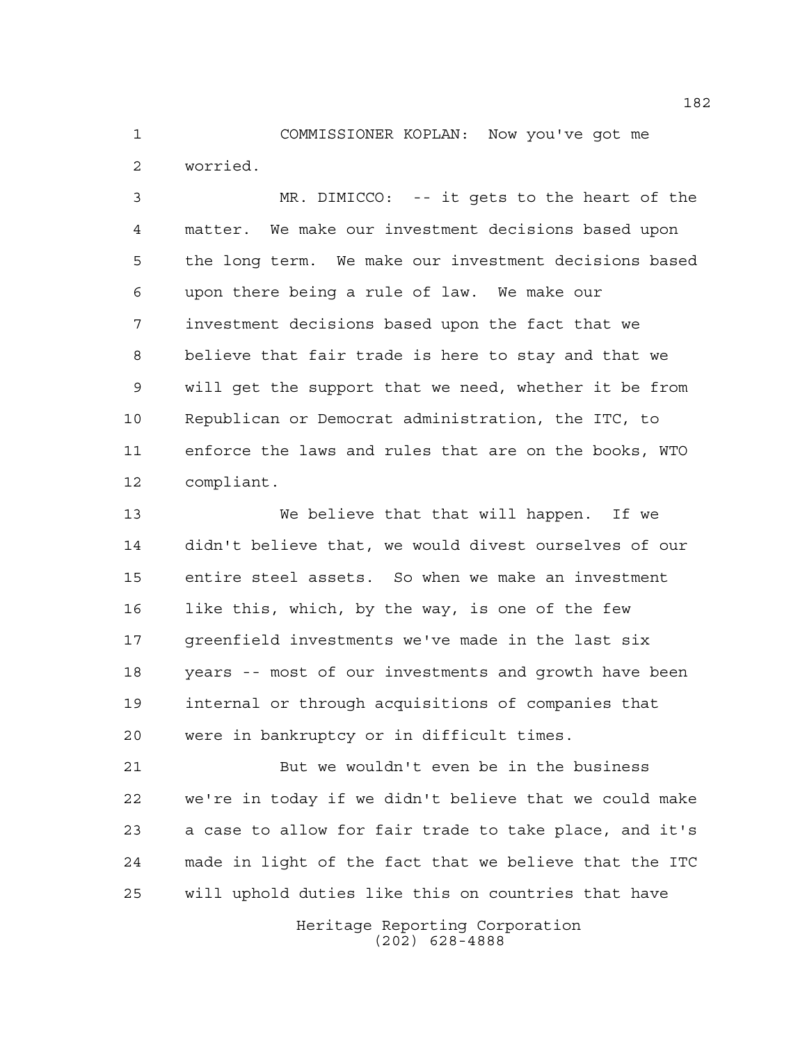COMMISSIONER KOPLAN: Now you've got me worried.

MR. DIMICCO: -- it gets to the heart of the matter. We make our investment decisions based upon the long term. We make our investment decisions based upon there being a rule of law. We make our investment decisions based upon the fact that we believe that fair trade is here to stay and that we will get the support that we need, whether it be from Republican or Democrat administration, the ITC, to enforce the laws and rules that are on the books, WTO compliant.

We believe that that will happen. If we didn't believe that, we would divest ourselves of our entire steel assets. So when we make an investment like this, which, by the way, is one of the few greenfield investments we've made in the last six years -- most of our investments and growth have been internal or through acquisitions of companies that were in bankruptcy or in difficult times.

But we wouldn't even be in the business we're in today if we didn't believe that we could make a case to allow for fair trade to take place, and it's made in light of the fact that we believe that the ITC will uphold duties like this on countries that have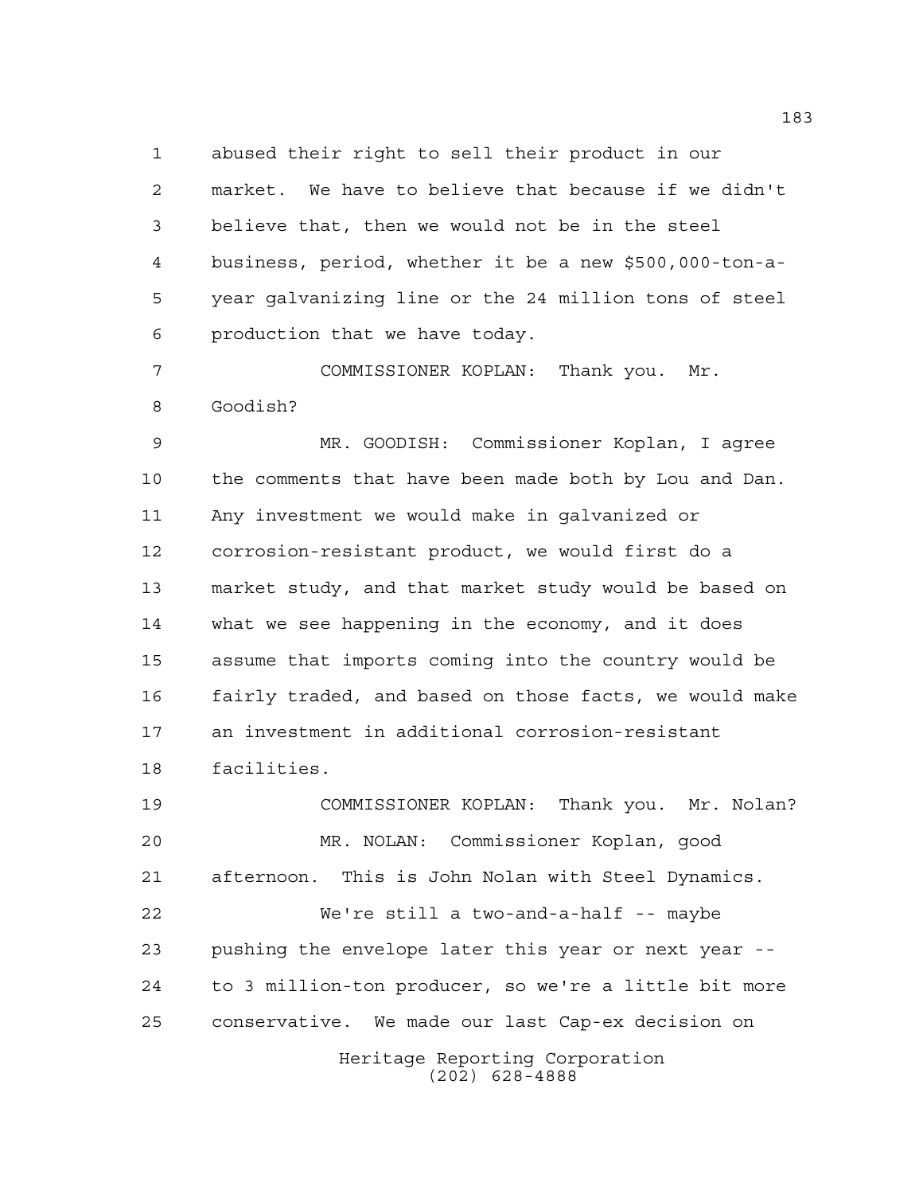abused their right to sell their product in our market. We have to believe that because if we didn't believe that, then we would not be in the steel business, period, whether it be a new $500,000-ton-a-year galvanizing line or the 24 million tons of steel production that we have today.

COMMISSIONER KOPLAN: Thank you. Mr. Goodish?

MR. GOODISH: Commissioner Koplan, I agree the comments that have been made both by Lou and Dan. Any investment we would make in galvanized or corrosion-resistant product, we would first do a market study, and that market study would be based on what we see happening in the economy, and it does assume that imports coming into the country would be fairly traded, and based on those facts, we would make an investment in additional corrosion-resistant facilities.

COMMISSIONER KOPLAN: Thank you. Mr. Nolan?

MR. NOLAN: Commissioner Koplan, good afternoon. This is John Nolan with Steel Dynamics.

We're still a two-and-a-half -- maybe pushing the envelope later this year or next year -- to 3 million-ton producer, so we're a little bit more conservative. We made our last Cap-ex decision on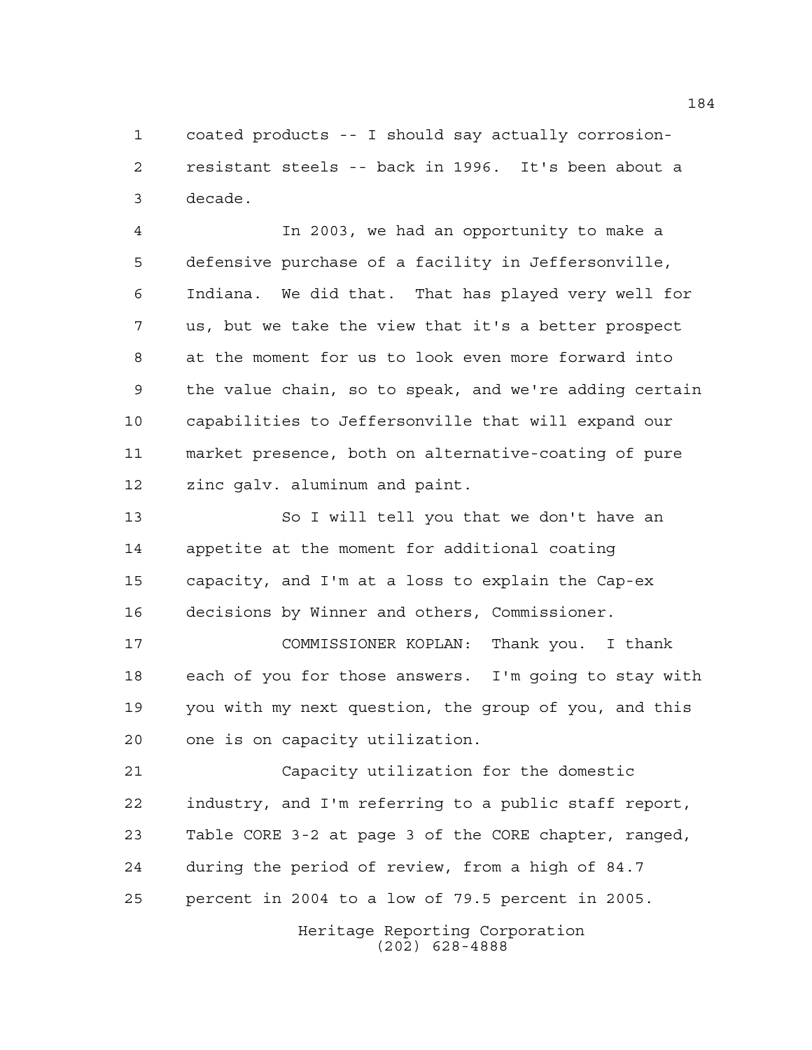coated products -- I should say actually corrosion-resistant steels -- back in 1996. It's been about a decade.

In 2003, we had an opportunity to make a defensive purchase of a facility in Jeffersonville, Indiana. We did that. That has played very well for us, but we take the view that it's a better prospect at the moment for us to look even more forward into the value chain, so to speak, and we're adding certain capabilities to Jeffersonville that will expand our market presence, both on alternative-coating of pure zinc galv. aluminum and paint.

So I will tell you that we don't have an appetite at the moment for additional coating capacity, and I'm at a loss to explain the Cap-ex decisions by Winner and others, Commissioner.

COMMISSIONER KOPLAN: Thank you. I thank each of you for those answers. I'm going to stay with you with my next question, the group of you, and this one is on capacity utilization.

Capacity utilization for the domestic industry, and I'm referring to a public staff report, Table CORE 3-2 at page 3 of the CORE chapter, ranged, during the period of review, from a high of 84.7 percent in 2004 to a low of 79.5 percent in 2005.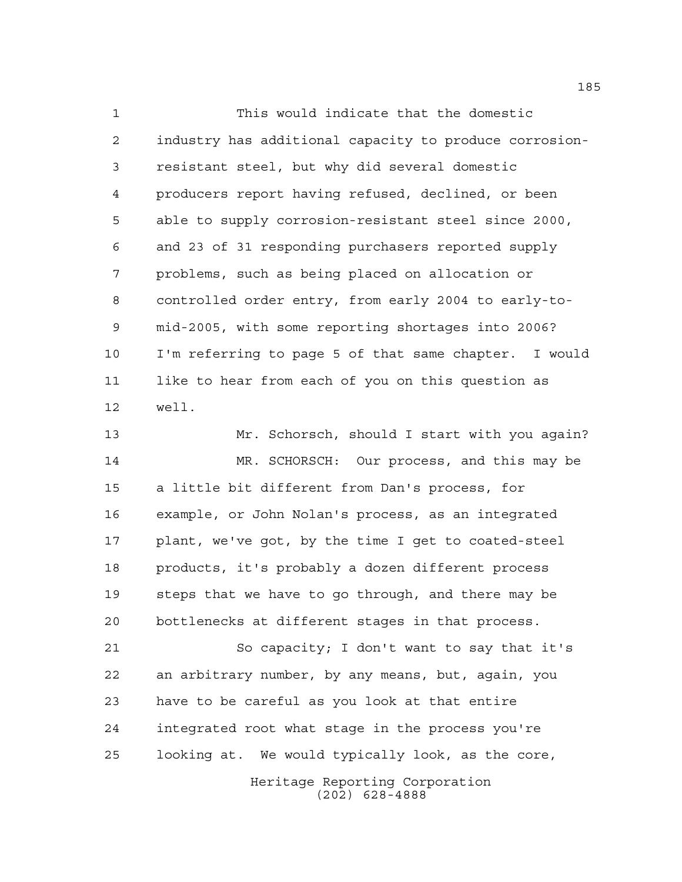This would indicate that the domestic industry has additional capacity to produce corrosion-resistant steel, but why did several domestic producers report having refused, declined, or been able to supply corrosion-resistant steel since 2000, and 23 of 31 responding purchasers reported supply problems, such as being placed on allocation or controlled order entry, from early 2004 to early-to-mid-2005, with some reporting shortages into 2006? I'm referring to page 5 of that same chapter. I would like to hear from each of you on this question as well.

Mr. Schorsch, should I start with you again?

MR. SCHORSCH: Our process, and this may be a little bit different from Dan's process, for example, or John Nolan's process, as an integrated plant, we've got, by the time I get to coated-steel products, it's probably a dozen different process steps that we have to go through, and there may be bottlenecks at different stages in that process.

So capacity; I don't want to say that it's an arbitrary number, by any means, but, again, you have to be careful as you look at that entire integrated root what stage in the process you're looking at. We would typically look, as the core,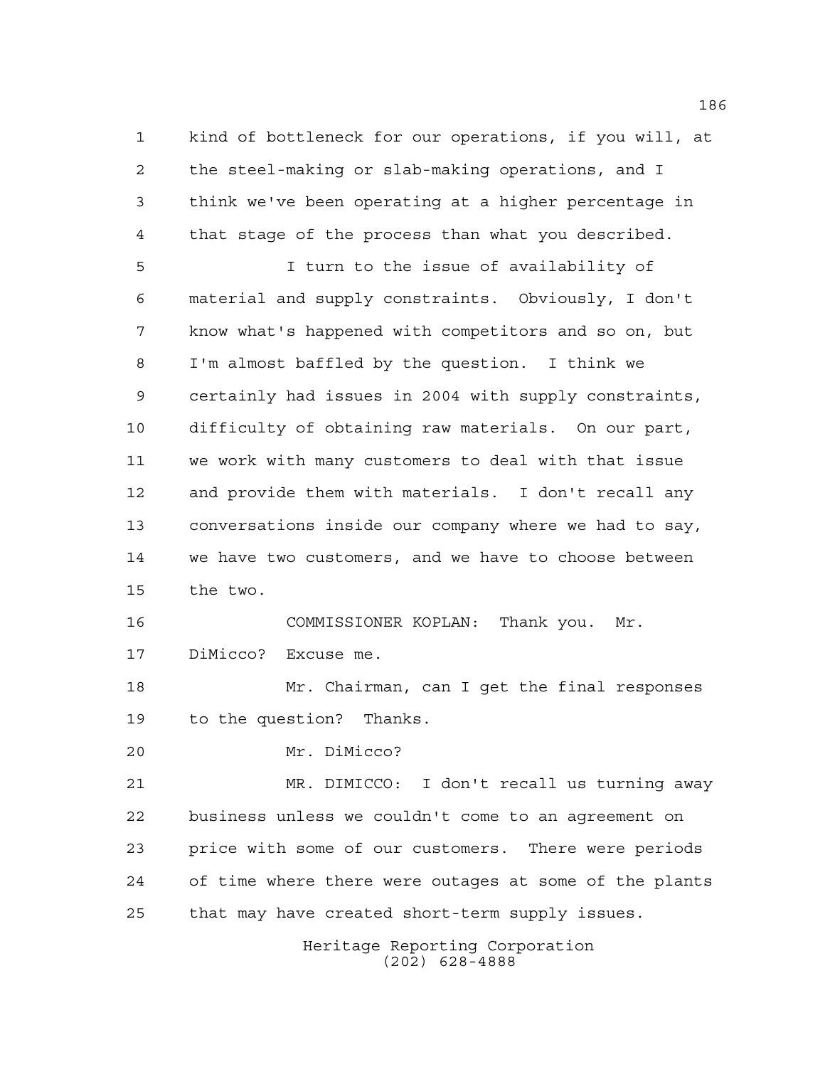kind of bottleneck for our operations, if you will, at the steel-making or slab-making operations, and I think we've been operating at a higher percentage in that stage of the process than what you described.

I turn to the issue of availability of material and supply constraints. Obviously, I don't know what's happened with competitors and so on, but I'm almost baffled by the question. I think we certainly had issues in 2004 with supply constraints, difficulty of obtaining raw materials. On our part, we work with many customers to deal with that issue and provide them with materials. I don't recall any conversations inside our company where we had to say, we have two customers, and we have to choose between the two.

COMMISSIONER KOPLAN: Thank you. Mr. DiMicco? Excuse me.

Mr. Chairman, can I get the final responses to the question? Thanks.

Mr. DiMicco?

MR. DIMICCO: I don't recall us turning away business unless we couldn't come to an agreement on price with some of our customers. There were periods of time where there were outages at some of the plants that may have created short-term supply issues.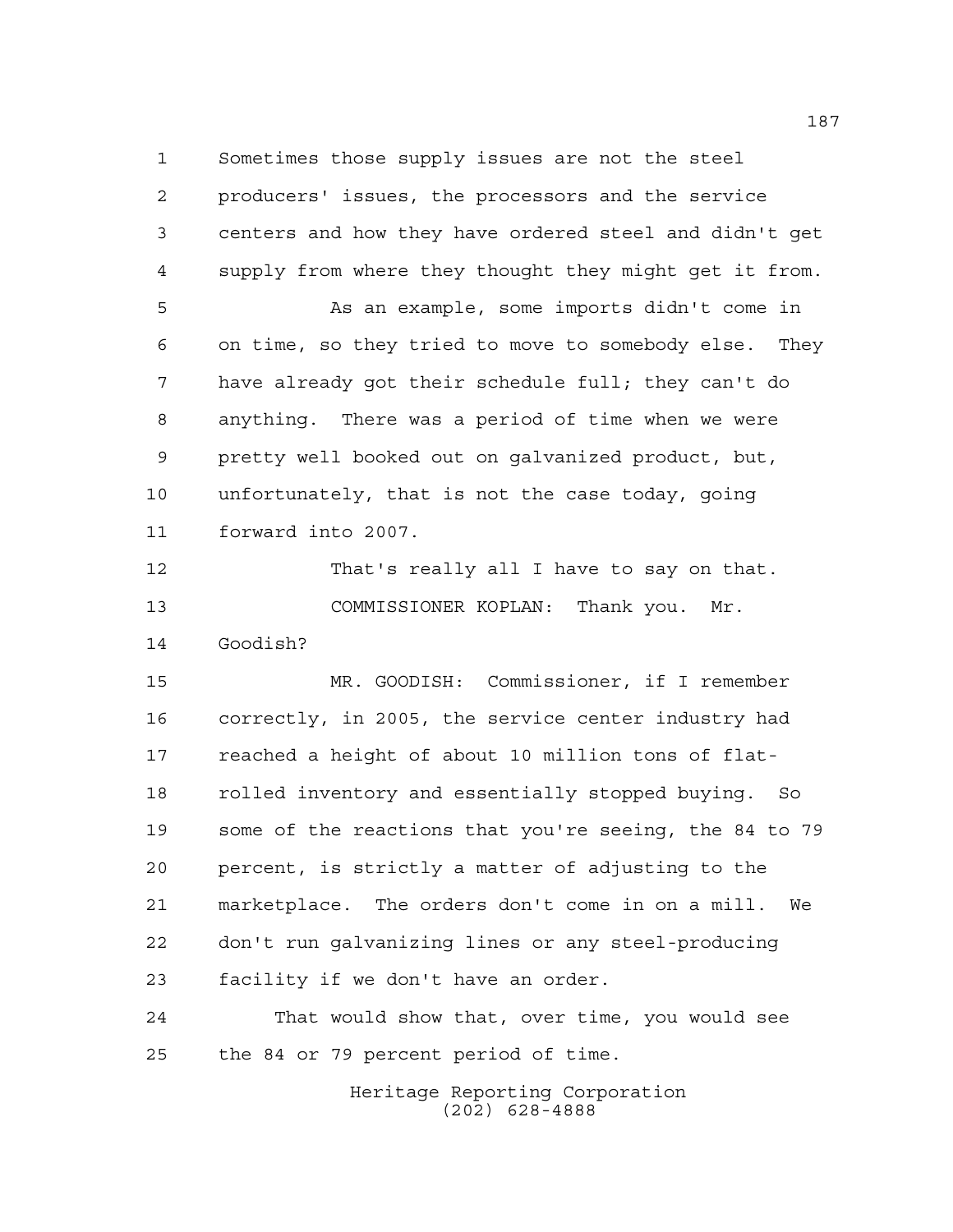Sometimes those supply issues are not the steel producers' issues, the processors and the service centers and how they have ordered steel and didn't get supply from where they thought they might get it from.

As an example, some imports didn't come in on time, so they tried to move to somebody else. They have already got their schedule full; they can't do anything. There was a period of time when we were pretty well booked out on galvanized product, but, unfortunately, that is not the case today, going forward into 2007.

That's really all I have to say on that.

COMMISSIONER KOPLAN: Thank you. Mr. Goodish?

MR. GOODISH: Commissioner, if I remember correctly, in 2005, the service center industry had reached a height of about 10 million tons of flat-rolled inventory and essentially stopped buying. So some of the reactions that you're seeing, the 84 to 79 percent, is strictly a matter of adjusting to the marketplace. The orders don't come in on a mill. We don't run galvanizing lines or any steel-producing facility if we don't have an order.

That would show that, over time, you would see the 84 or 79 percent period of time.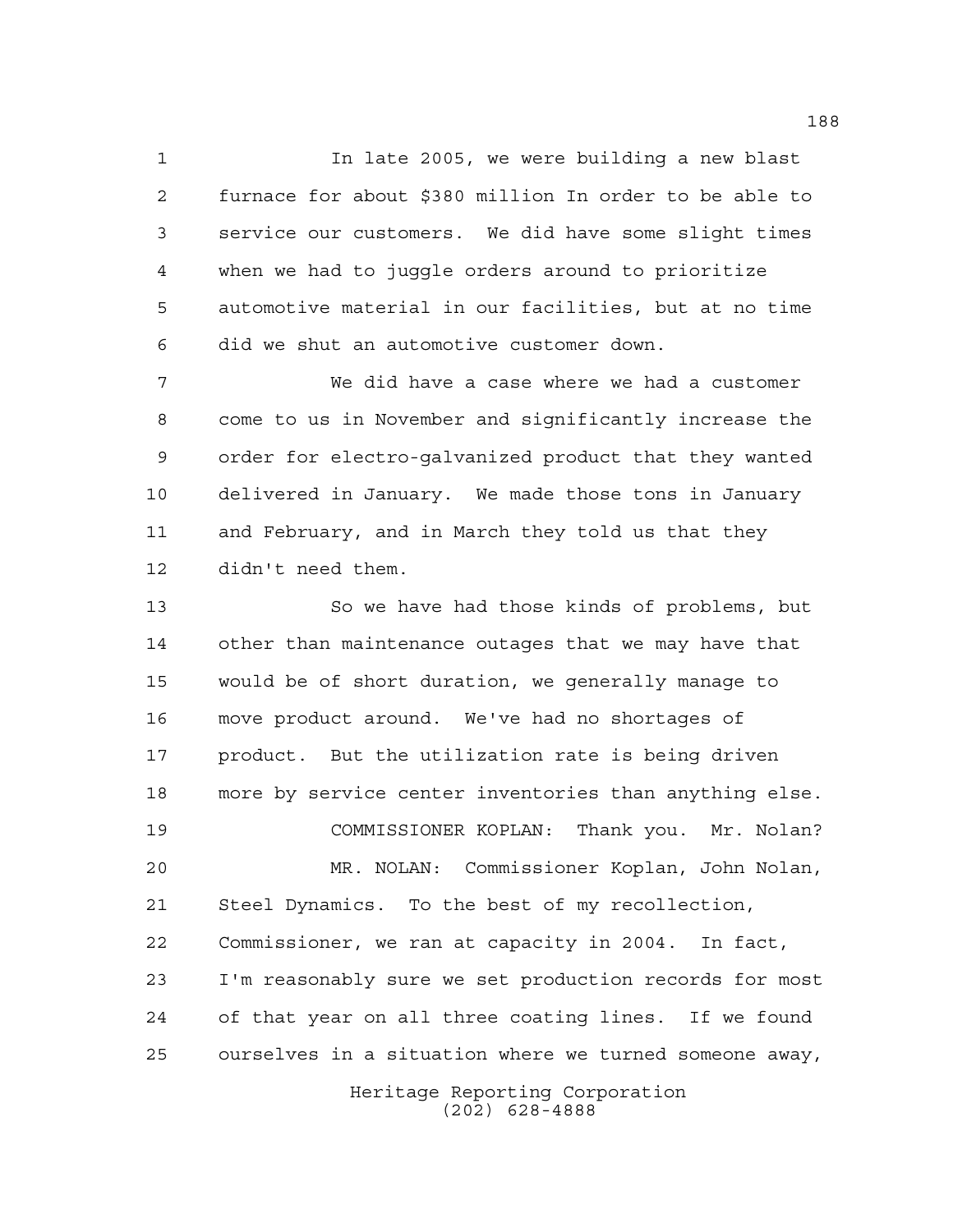In late 2005, we were building a new blast furnace for about $380 million In order to be able to service our customers. We did have some slight times when we had to juggle orders around to prioritize automotive material in our facilities, but at no time did we shut an automotive customer down.

We did have a case where we had a customer come to us in November and significantly increase the order for electro-galvanized product that they wanted delivered in January. We made those tons in January and February, and in March they told us that they didn't need them.

So we have had those kinds of problems, but other than maintenance outages that we may have that would be of short duration, we generally manage to move product around. We've had no shortages of product. But the utilization rate is being driven more by service center inventories than anything else.

COMMISSIONER KOPLAN: Thank you. Mr. Nolan?

MR. NOLAN: Commissioner Koplan, John Nolan, Steel Dynamics. To the best of my recollection, Commissioner, we ran at capacity in 2004. In fact, I'm reasonably sure we set production records for most of that year on all three coating lines. If we found ourselves in a situation where we turned someone away,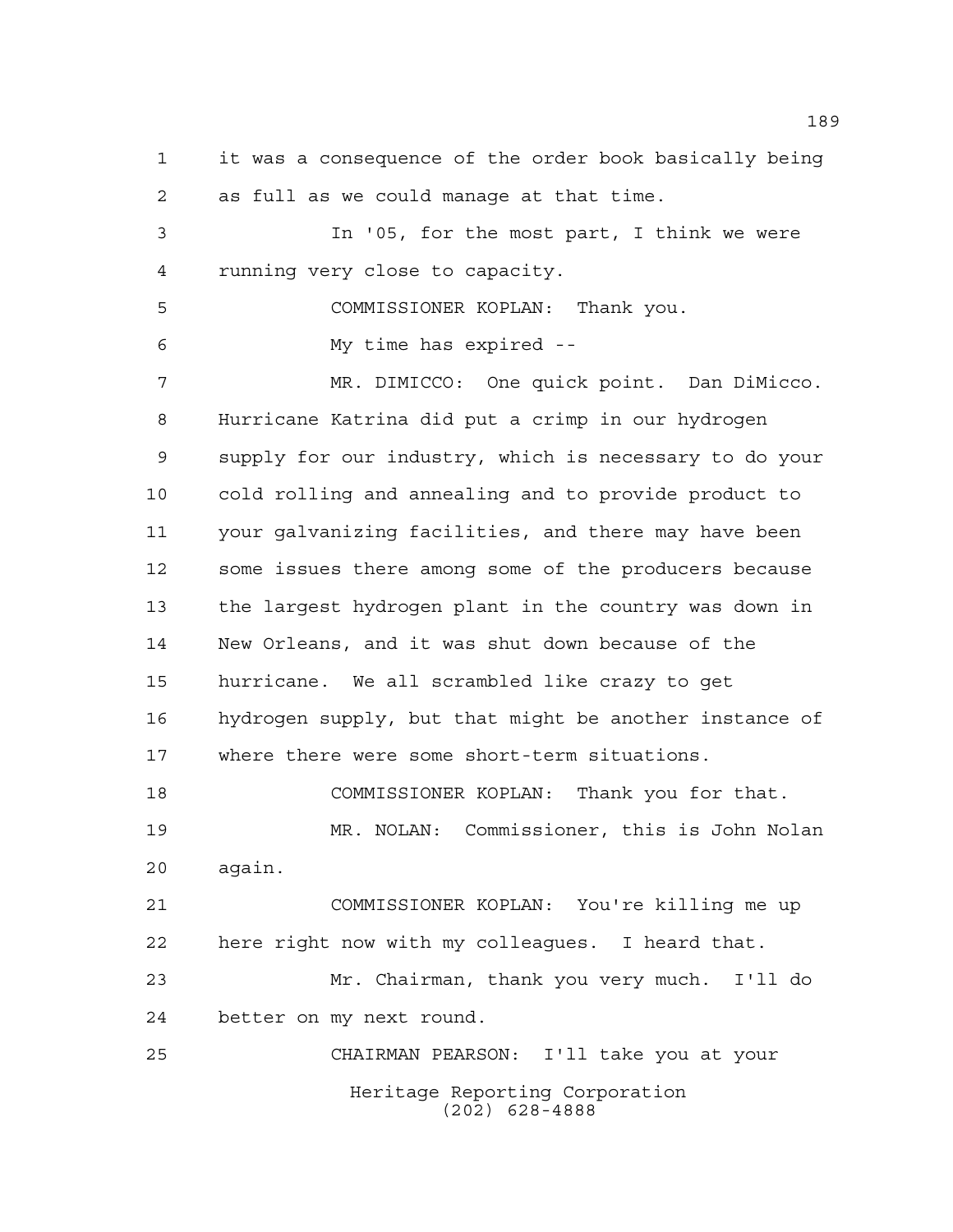it was a consequence of the order book basically being as full as we could manage at that time.

In '05, for the most part, I think we were running very close to capacity.

COMMISSIONER KOPLAN: Thank you.

My time has expired --

MR. DIMICCO: One quick point. Dan DiMicco. Hurricane Katrina did put a crimp in our hydrogen supply for our industry, which is necessary to do your cold rolling and annealing and to provide product to your galvanizing facilities, and there may have been some issues there among some of the producers because the largest hydrogen plant in the country was down in New Orleans, and it was shut down because of the hurricane. We all scrambled like crazy to get hydrogen supply, but that might be another instance of where there were some short-term situations.

COMMISSIONER KOPLAN: Thank you for that.

MR. NOLAN: Commissioner, this is John Nolan again.

COMMISSIONER KOPLAN: You're killing me up here right now with my colleagues. I heard that.

Mr. Chairman, thank you very much. I'll do better on my next round.

CHAIRMAN PEARSON: I'll take you at your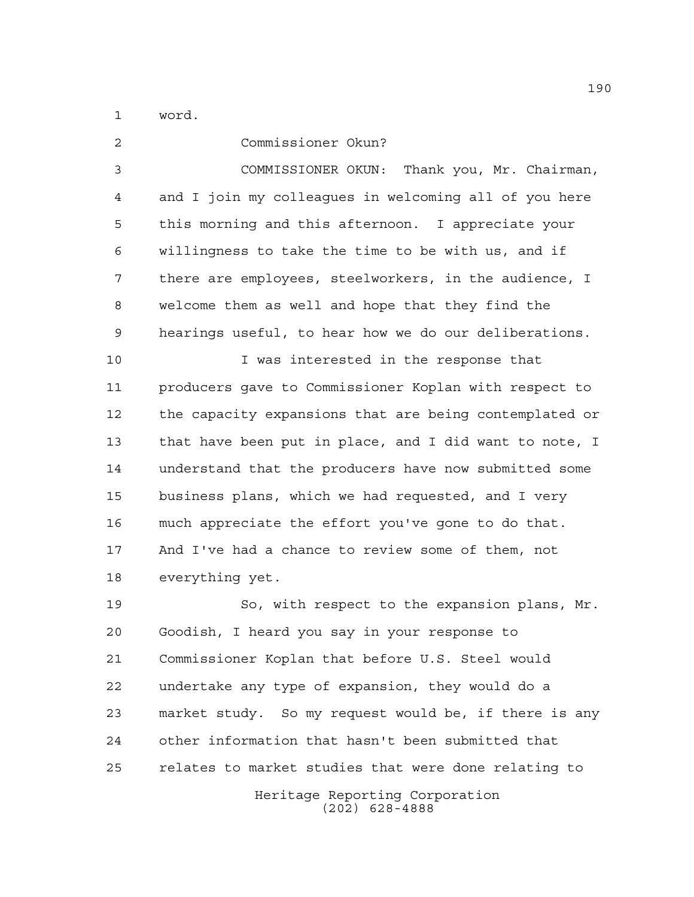word.

Commissioner Okun?

COMMISSIONER OKUN: Thank you, Mr. Chairman, and I join my colleagues in welcoming all of you here this morning and this afternoon. I appreciate your willingness to take the time to be with us, and if there are employees, steelworkers, in the audience, I welcome them as well and hope that they find the hearings useful, to hear how we do our deliberations.

I was interested in the response that producers gave to Commissioner Koplan with respect to the capacity expansions that are being contemplated or that have been put in place, and I did want to note, I understand that the producers have now submitted some business plans, which we had requested, and I very much appreciate the effort you've gone to do that. And I've had a chance to review some of them, not everything yet.

So, with respect to the expansion plans, Mr. Goodish, I heard you say in your response to Commissioner Koplan that before U.S. Steel would undertake any type of expansion, they would do a market study. So my request would be, if there is any other information that hasn't been submitted that relates to market studies that were done relating to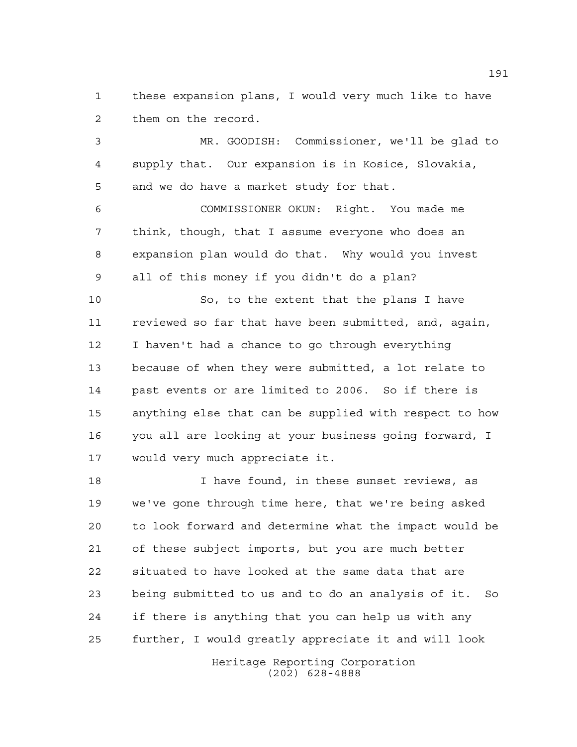these expansion plans, I would very much like to have them on the record.

MR. GOODISH: Commissioner, we'll be glad to supply that. Our expansion is in Kosice, Slovakia, and we do have a market study for that.

COMMISSIONER OKUN: Right. You made me think, though, that I assume everyone who does an expansion plan would do that. Why would you invest all of this money if you didn't do a plan?

So, to the extent that the plans I have reviewed so far that have been submitted, and, again, I haven't had a chance to go through everything because of when they were submitted, a lot relate to past events or are limited to 2006. So if there is anything else that can be supplied with respect to how you all are looking at your business going forward, I would very much appreciate it.

I have found, in these sunset reviews, as we've gone through time here, that we're being asked to look forward and determine what the impact would be of these subject imports, but you are much better situated to have looked at the same data that are being submitted to us and to do an analysis of it. So if there is anything that you can help us with any further, I would greatly appreciate it and will look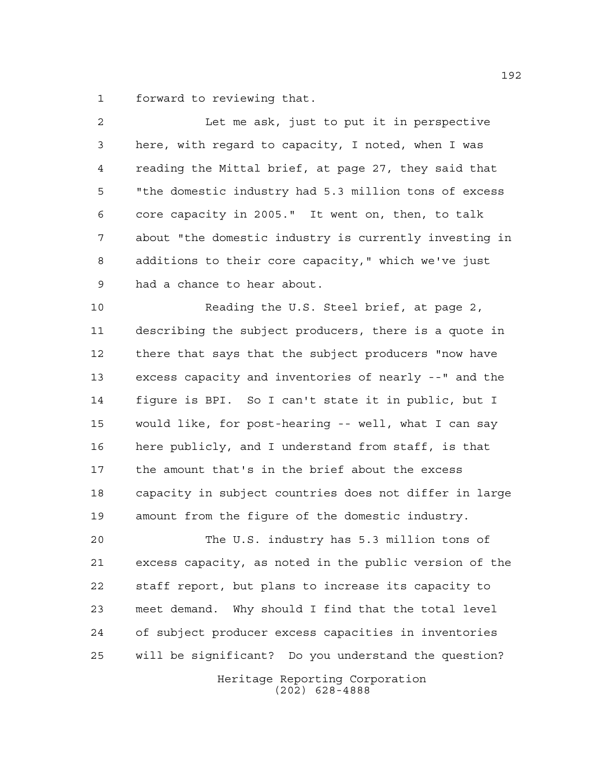forward to reviewing that.

Let me ask, just to put it in perspective here, with regard to capacity, I noted, when I was reading the Mittal brief, at page 27, they said that "the domestic industry had 5.3 million tons of excess core capacity in 2005." It went on, then, to talk about "the domestic industry is currently investing in additions to their core capacity," which we've just had a chance to hear about.

Reading the U.S. Steel brief, at page 2, describing the subject producers, there is a quote in there that says that the subject producers "now have excess capacity and inventories of nearly --" and the figure is BPI. So I can't state it in public, but I would like, for post-hearing -- well, what I can say here publicly, and I understand from staff, is that the amount that's in the brief about the excess capacity in subject countries does not differ in large amount from the figure of the domestic industry.

The U.S. industry has 5.3 million tons of excess capacity, as noted in the public version of the staff report, but plans to increase its capacity to meet demand. Why should I find that the total level of subject producer excess capacities in inventories will be significant? Do you understand the question?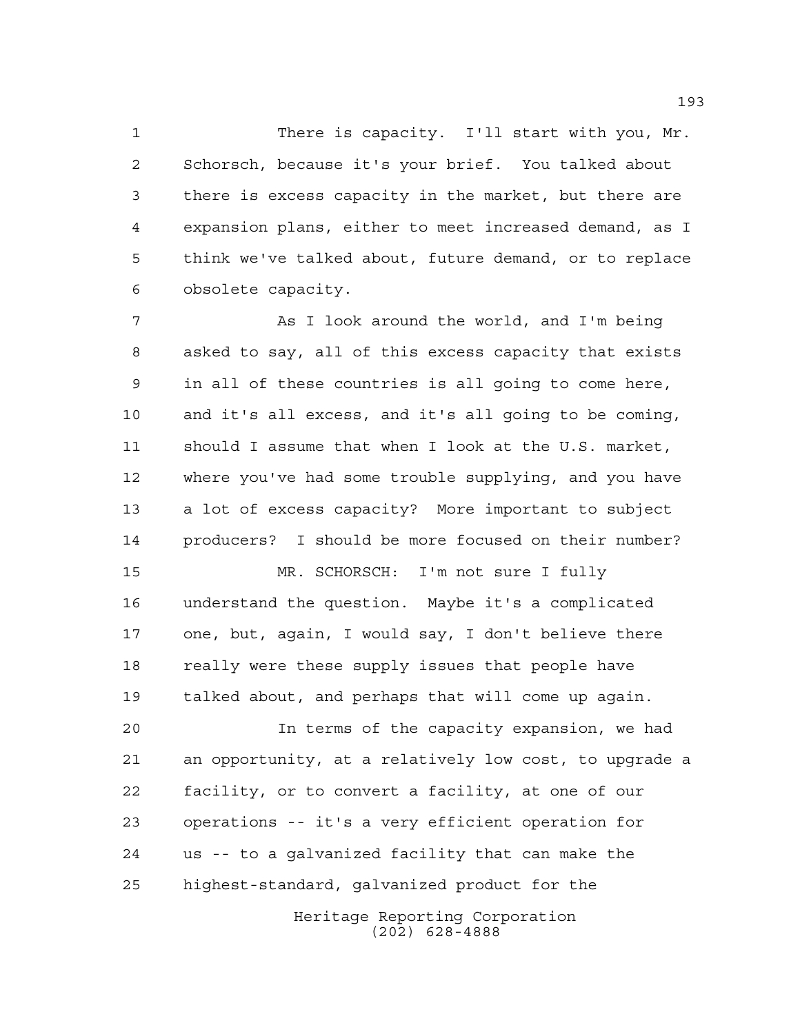There is capacity. I'll start with you, Mr. Schorsch, because it's your brief. You talked about there is excess capacity in the market, but there are expansion plans, either to meet increased demand, as I think we've talked about, future demand, or to replace obsolete capacity.

As I look around the world, and I'm being asked to say, all of this excess capacity that exists in all of these countries is all going to come here, and it's all excess, and it's all going to be coming, should I assume that when I look at the U.S. market, where you've had some trouble supplying, and you have a lot of excess capacity? More important to subject producers? I should be more focused on their number?

MR. SCHORSCH: I'm not sure I fully understand the question. Maybe it's a complicated one, but, again, I would say, I don't believe there really were these supply issues that people have talked about, and perhaps that will come up again.

In terms of the capacity expansion, we had an opportunity, at a relatively low cost, to upgrade a facility, or to convert a facility, at one of our operations -- it's a very efficient operation for us -- to a galvanized facility that can make the highest-standard, galvanized product for the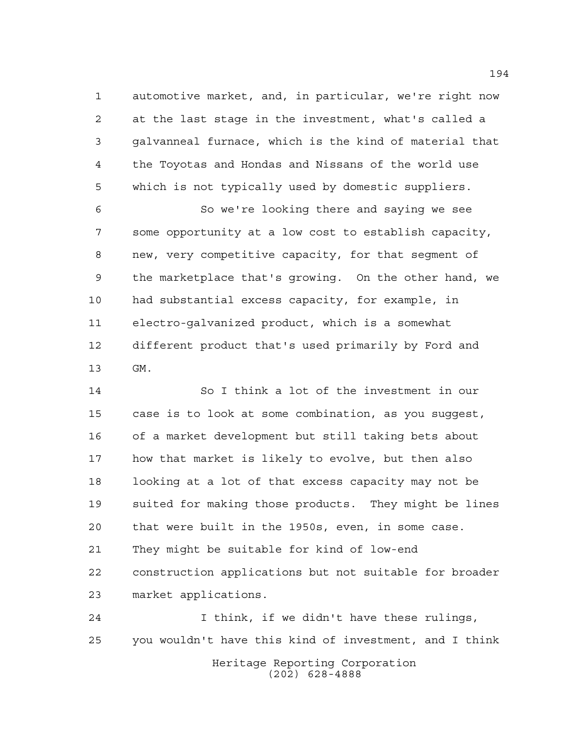automotive market, and, in particular, we're right now at the last stage in the investment, what's called a galvanneal furnace, which is the kind of material that the Toyotas and Hondas and Nissans of the world use which is not typically used by domestic suppliers.

So we're looking there and saying we see some opportunity at a low cost to establish capacity, new, very competitive capacity, for that segment of the marketplace that's growing. On the other hand, we had substantial excess capacity, for example, in electro-galvanized product, which is a somewhat different product that's used primarily by Ford and GM.

So I think a lot of the investment in our case is to look at some combination, as you suggest, of a market development but still taking bets about how that market is likely to evolve, but then also looking at a lot of that excess capacity may not be suited for making those products. They might be lines that were built in the 1950s, even, in some case. They might be suitable for kind of low-end construction applications but not suitable for broader market applications.

I think, if we didn't have these rulings, you wouldn't have this kind of investment, and I think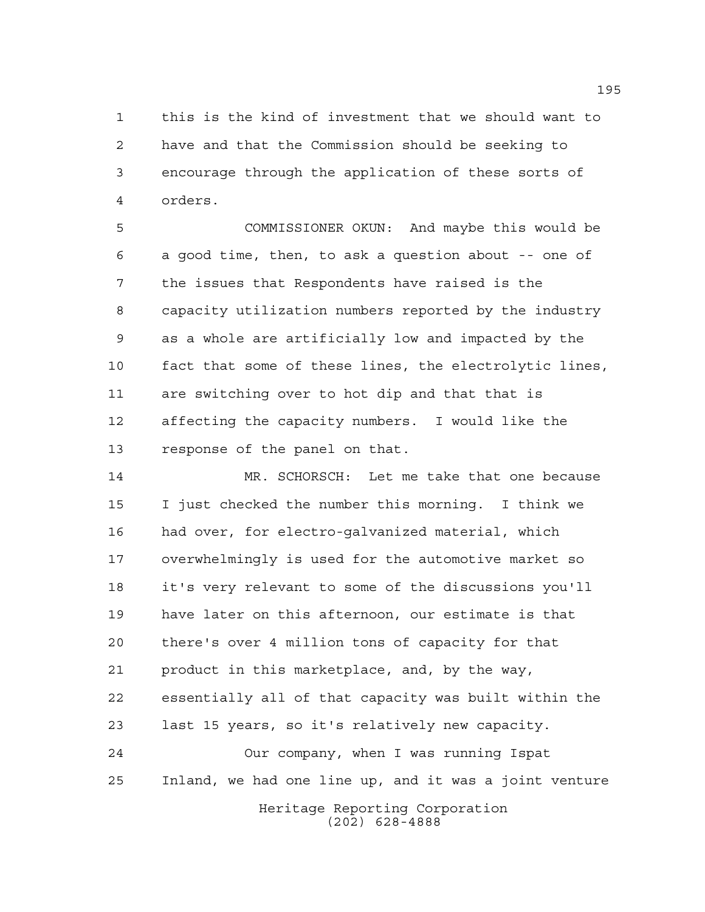this is the kind of investment that we should want to have and that the Commission should be seeking to encourage through the application of these sorts of orders.

COMMISSIONER OKUN: And maybe this would be a good time, then, to ask a question about -- one of the issues that Respondents have raised is the capacity utilization numbers reported by the industry as a whole are artificially low and impacted by the fact that some of these lines, the electrolytic lines, are switching over to hot dip and that that is affecting the capacity numbers. I would like the response of the panel on that.

MR. SCHORSCH: Let me take that one because I just checked the number this morning. I think we had over, for electro-galvanized material, which overwhelmingly is used for the automotive market so it's very relevant to some of the discussions you'll have later on this afternoon, our estimate is that there's over 4 million tons of capacity for that product in this marketplace, and, by the way, essentially all of that capacity was built within the last 15 years, so it's relatively new capacity.

Our company, when I was running Ispat Inland, we had one line up, and it was a joint venture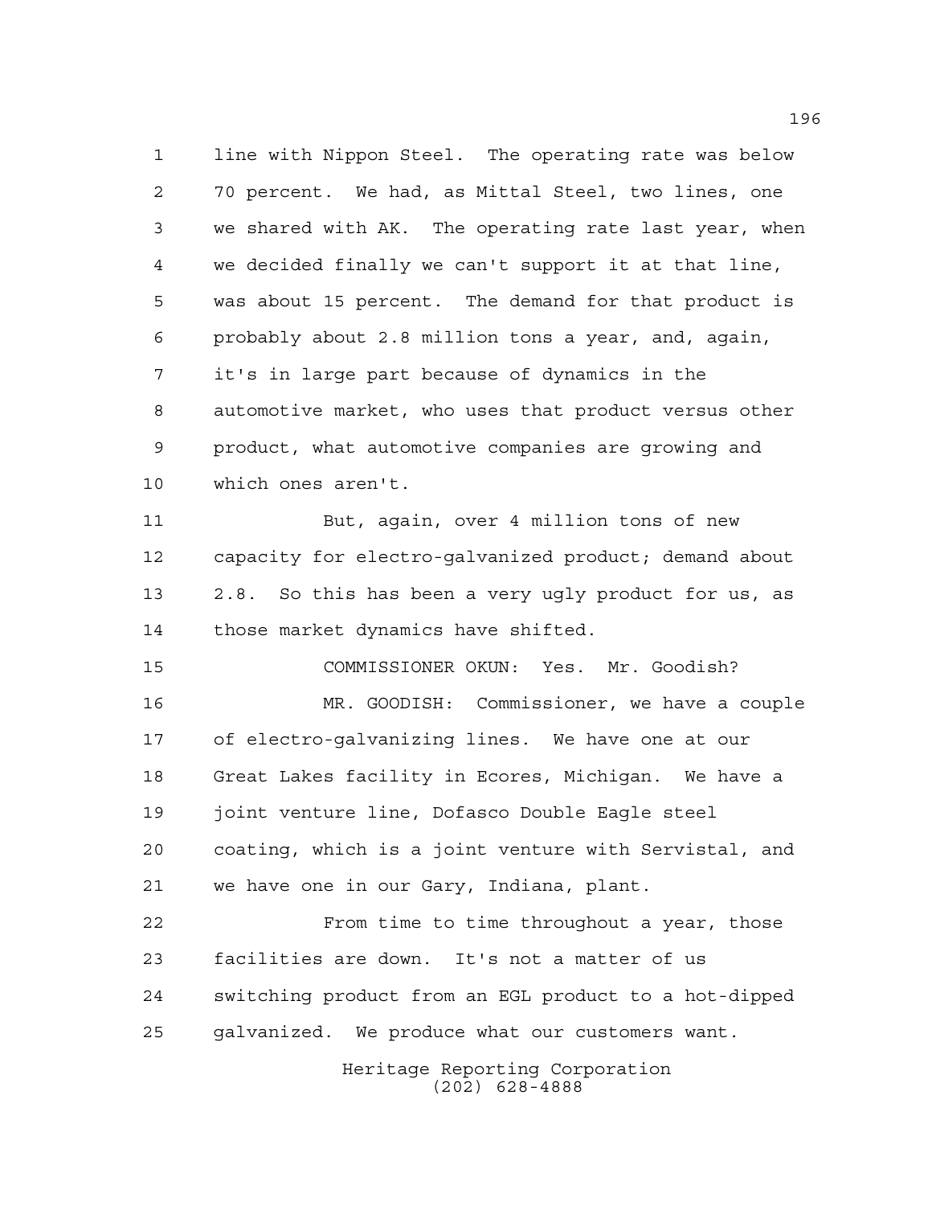line with Nippon Steel. The operating rate was below 70 percent. We had, as Mittal Steel, two lines, one we shared with AK. The operating rate last year, when we decided finally we can't support it at that line, was about 15 percent. The demand for that product is probably about 2.8 million tons a year, and, again, it's in large part because of dynamics in the automotive market, who uses that product versus other product, what automotive companies are growing and which ones aren't.

But, again, over 4 million tons of new capacity for electro-galvanized product; demand about 2.8. So this has been a very ugly product for us, as those market dynamics have shifted.

COMMISSIONER OKUN: Yes. Mr. Goodish?

MR. GOODISH: Commissioner, we have a couple of electro-galvanizing lines. We have one at our Great Lakes facility in Ecores, Michigan. We have a joint venture line, Dofasco Double Eagle steel coating, which is a joint venture with Servistal, and we have one in our Gary, Indiana, plant.

From time to time throughout a year, those facilities are down. It's not a matter of us switching product from an EGL product to a hot-dipped galvanized. We produce what our customers want.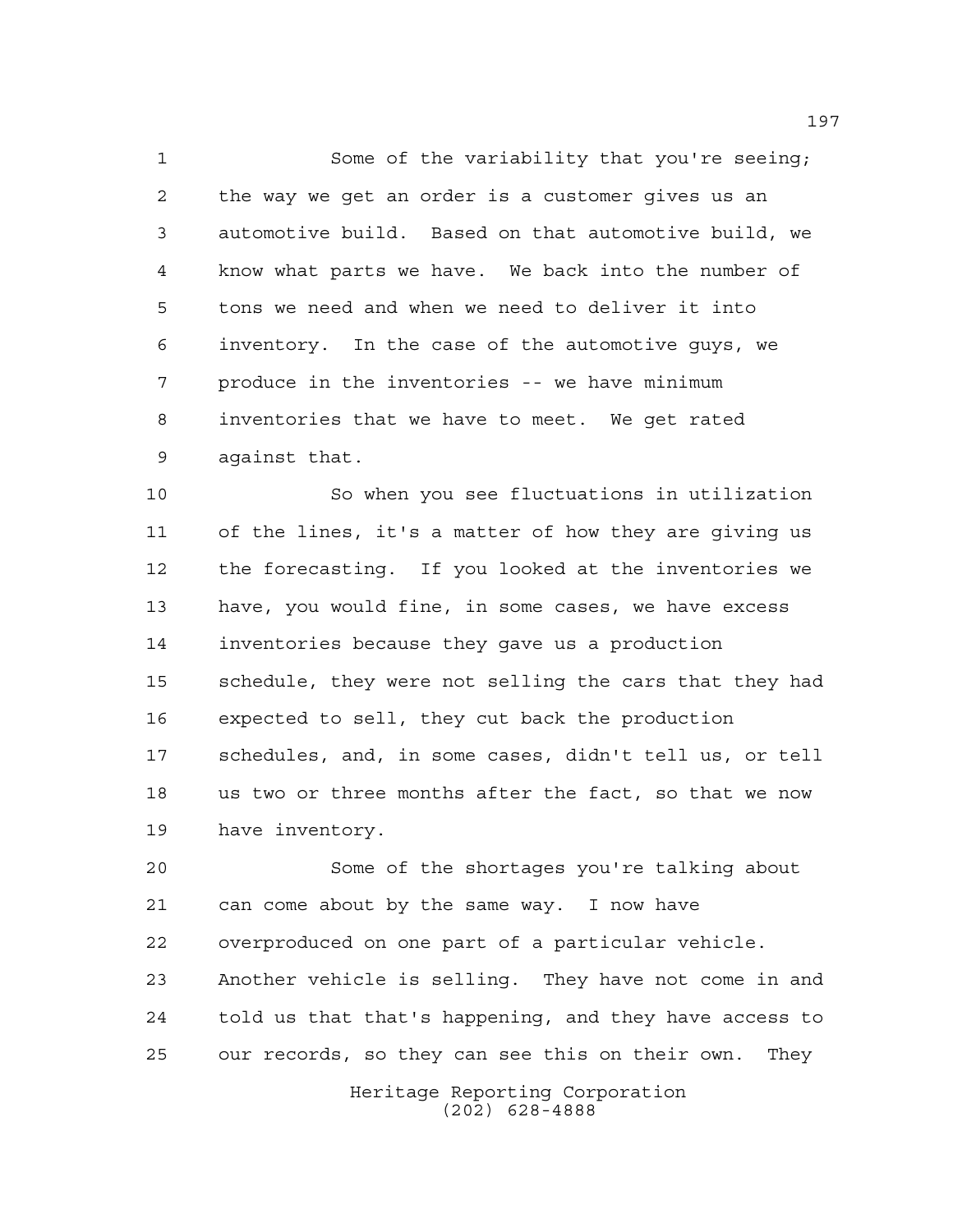Some of the variability that you're seeing; the way we get an order is a customer gives us an automotive build. Based on that automotive build, we know what parts we have. We back into the number of tons we need and when we need to deliver it into inventory. In the case of the automotive guys, we produce in the inventories -- we have minimum inventories that we have to meet. We get rated against that.

So when you see fluctuations in utilization of the lines, it's a matter of how they are giving us the forecasting. If you looked at the inventories we have, you would fine, in some cases, we have excess inventories because they gave us a production schedule, they were not selling the cars that they had expected to sell, they cut back the production schedules, and, in some cases, didn't tell us, or tell us two or three months after the fact, so that we now have inventory.

Some of the shortages you're talking about can come about by the same way. I now have overproduced on one part of a particular vehicle. Another vehicle is selling. They have not come in and told us that that's happening, and they have access to our records, so they can see this on their own. They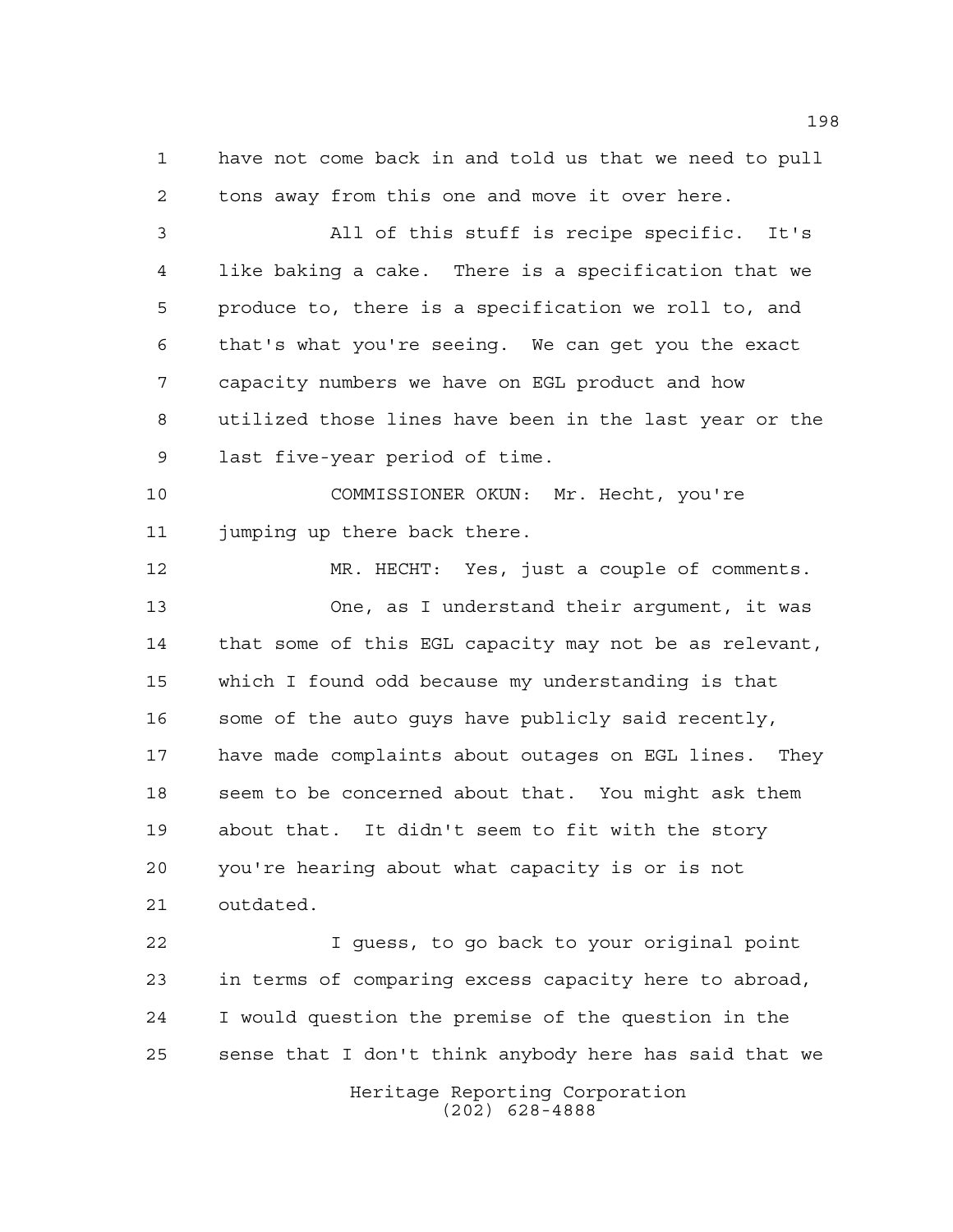have not come back in and told us that we need to pull tons away from this one and move it over here.

All of this stuff is recipe specific. It's like baking a cake. There is a specification that we produce to, there is a specification we roll to, and that's what you're seeing. We can get you the exact capacity numbers we have on EGL product and how utilized those lines have been in the last year or the last five-year period of time.

COMMISSIONER OKUN: Mr. Hecht, you're jumping up there back there.

MR. HECHT: Yes, just a couple of comments.

One, as I understand their argument, it was that some of this EGL capacity may not be as relevant, which I found odd because my understanding is that some of the auto guys have publicly said recently, have made complaints about outages on EGL lines. They seem to be concerned about that. You might ask them about that. It didn't seem to fit with the story you're hearing about what capacity is or is not outdated.

I guess, to go back to your original point in terms of comparing excess capacity here to abroad, I would question the premise of the question in the sense that I don't think anybody here has said that we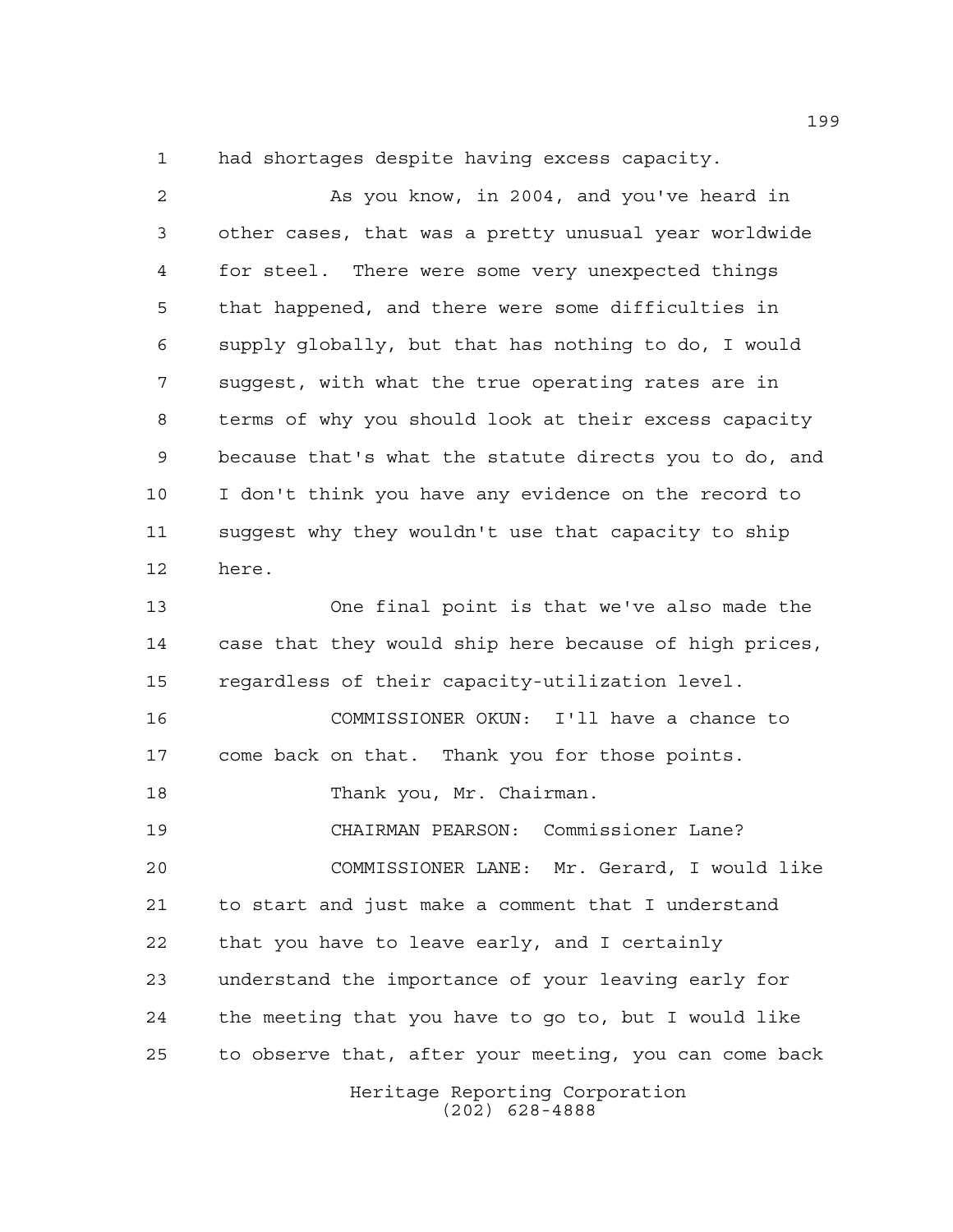had shortages despite having excess capacity.

As you know, in 2004, and you've heard in other cases, that was a pretty unusual year worldwide for steel. There were some very unexpected things that happened, and there were some difficulties in supply globally, but that has nothing to do, I would suggest, with what the true operating rates are in terms of why you should look at their excess capacity because that's what the statute directs you to do, and I don't think you have any evidence on the record to suggest why they wouldn't use that capacity to ship here.

One final point is that we've also made the case that they would ship here because of high prices, regardless of their capacity-utilization level.

COMMISSIONER OKUN: I'll have a chance to come back on that. Thank you for those points.

Thank you, Mr. Chairman.

CHAIRMAN PEARSON: Commissioner Lane?

COMMISSIONER LANE: Mr. Gerard, I would like to start and just make a comment that I understand that you have to leave early, and I certainly understand the importance of your leaving early for the meeting that you have to go to, but I would like to observe that, after your meeting, you can come back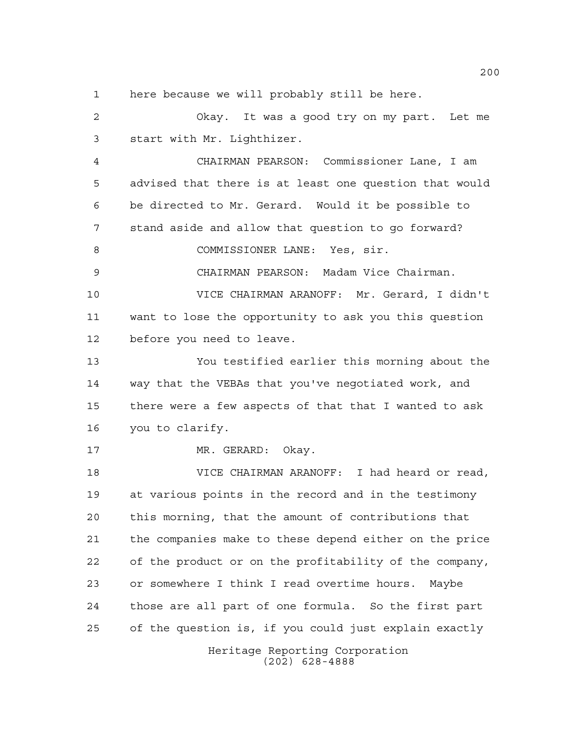here because we will probably still be here.

Okay. It was a good try on my part. Let me start with Mr. Lighthizer.

CHAIRMAN PEARSON: Commissioner Lane, I am advised that there is at least one question that would be directed to Mr. Gerard. Would it be possible to stand aside and allow that question to go forward?

COMMISSIONER LANE: Yes, sir.

CHAIRMAN PEARSON: Madam Vice Chairman.

VICE CHAIRMAN ARANOFF: Mr. Gerard, I didn't want to lose the opportunity to ask you this question before you need to leave.

You testified earlier this morning about the way that the VEBAs that you've negotiated work, and there were a few aspects of that that I wanted to ask you to clarify.

MR. GERARD: Okay.

VICE CHAIRMAN ARANOFF: I had heard or read, at various points in the record and in the testimony this morning, that the amount of contributions that the companies make to these depend either on the price of the product or on the profitability of the company, or somewhere I think I read overtime hours. Maybe those are all part of one formula. So the first part of the question is, if you could just explain exactly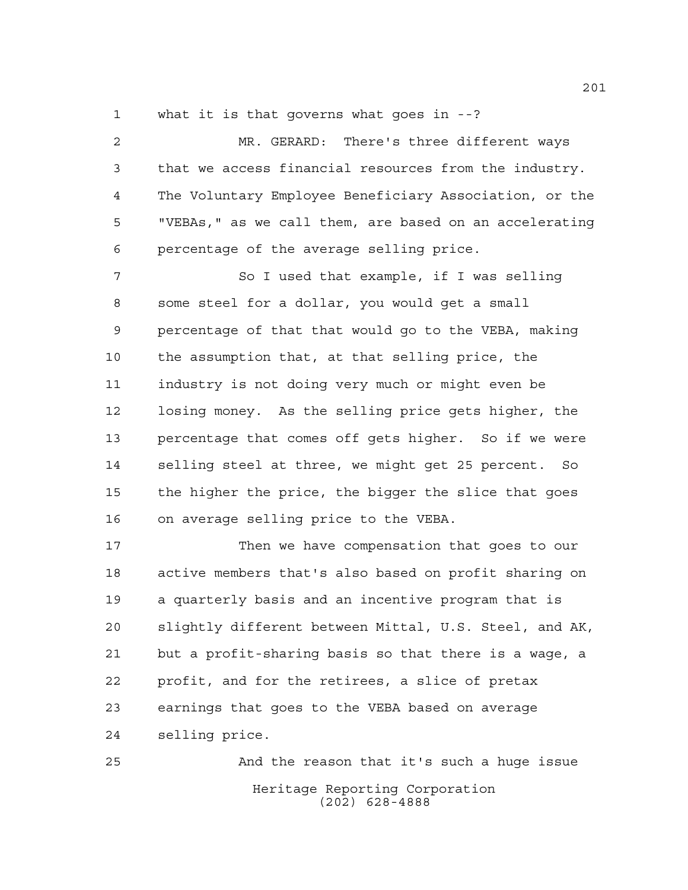what it is that governs what goes in --?

MR. GERARD: There's three different ways that we access financial resources from the industry. The Voluntary Employee Beneficiary Association, or the "VEBAs," as we call them, are based on an accelerating percentage of the average selling price.

So I used that example, if I was selling some steel for a dollar, you would get a small percentage of that that would go to the VEBA, making the assumption that, at that selling price, the industry is not doing very much or might even be losing money. As the selling price gets higher, the percentage that comes off gets higher. So if we were selling steel at three, we might get 25 percent. So the higher the price, the bigger the slice that goes on average selling price to the VEBA.

Then we have compensation that goes to our active members that's also based on profit sharing on a quarterly basis and an incentive program that is slightly different between Mittal, U.S. Steel, and AK, but a profit-sharing basis so that there is a wage, a profit, and for the retirees, a slice of pretax earnings that goes to the VEBA based on average selling price.

And the reason that it's such a huge issue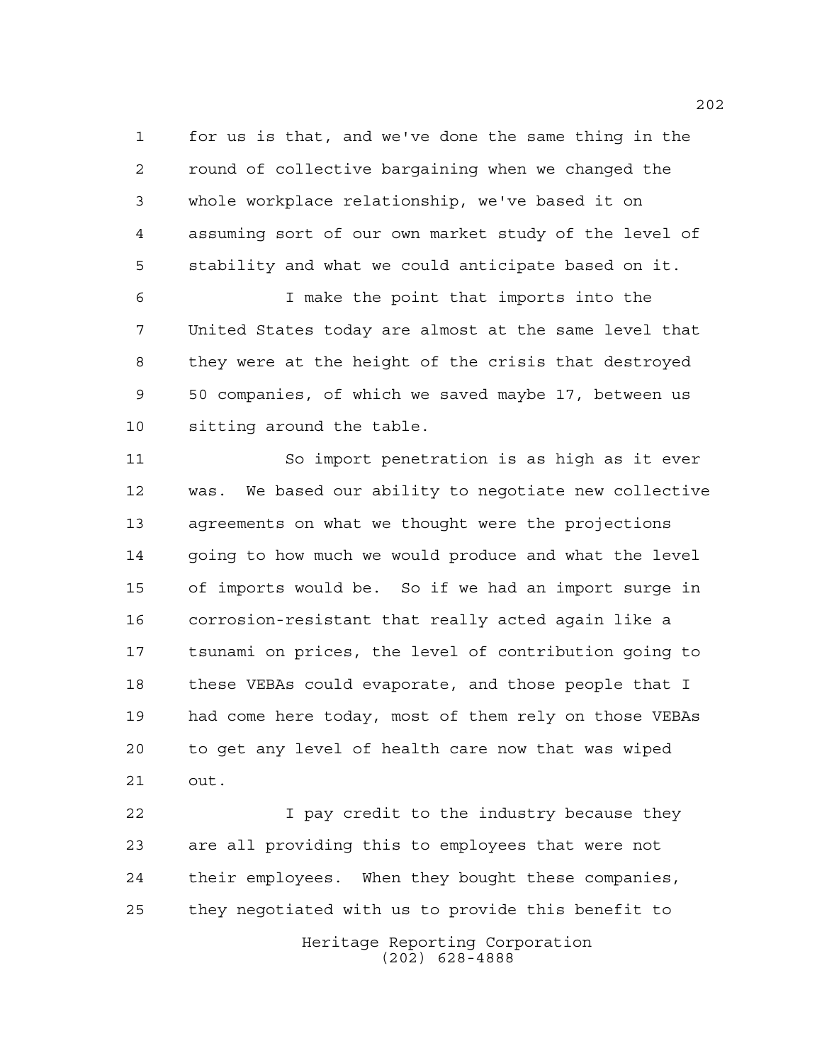for us is that, and we've done the same thing in the round of collective bargaining when we changed the whole workplace relationship, we've based it on assuming sort of our own market study of the level of stability and what we could anticipate based on it.

I make the point that imports into the United States today are almost at the same level that they were at the height of the crisis that destroyed 50 companies, of which we saved maybe 17, between us sitting around the table.

So import penetration is as high as it ever was. We based our ability to negotiate new collective agreements on what we thought were the projections going to how much we would produce and what the level of imports would be. So if we had an import surge in corrosion-resistant that really acted again like a tsunami on prices, the level of contribution going to these VEBAs could evaporate, and those people that I had come here today, most of them rely on those VEBAs to get any level of health care now that was wiped out.

I pay credit to the industry because they are all providing this to employees that were not their employees. When they bought these companies, they negotiated with us to provide this benefit to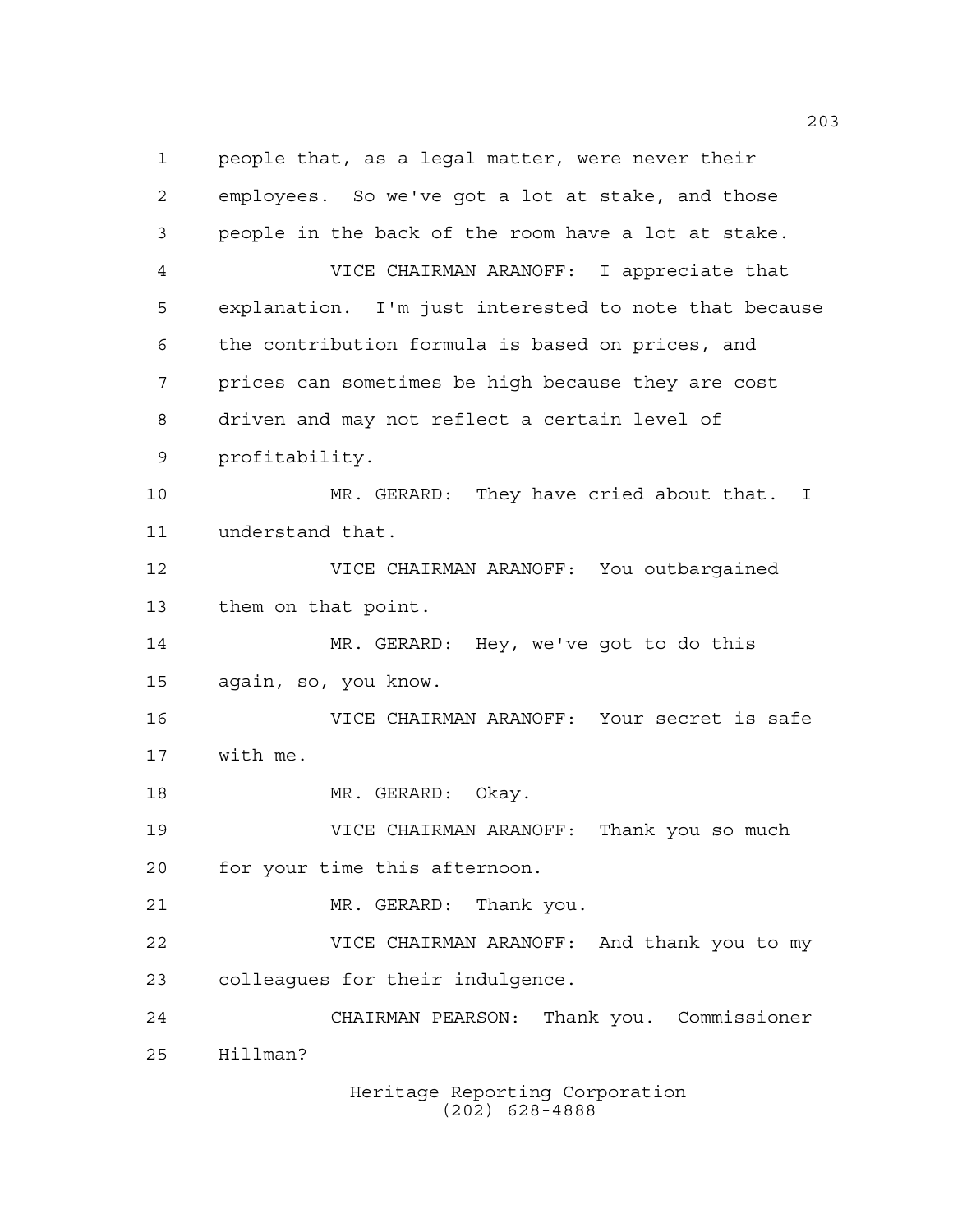people that, as a legal matter, were never their employees. So we've got a lot at stake, and those people in the back of the room have a lot at stake.

VICE CHAIRMAN ARANOFF: I appreciate that explanation. I'm just interested to note that because the contribution formula is based on prices, and prices can sometimes be high because they are cost driven and may not reflect a certain level of profitability.

MR. GERARD: They have cried about that. I understand that.

VICE CHAIRMAN ARANOFF: You outbargained them on that point.

MR. GERARD: Hey, we've got to do this again, so, you know.

VICE CHAIRMAN ARANOFF: Your secret is safe with me.

MR. GERARD: Okay.

VICE CHAIRMAN ARANOFF: Thank you so much for your time this afternoon.

MR. GERARD: Thank you.

VICE CHAIRMAN ARANOFF: And thank you to my colleagues for their indulgence.

CHAIRMAN PEARSON: Thank you. Commissioner Hillman?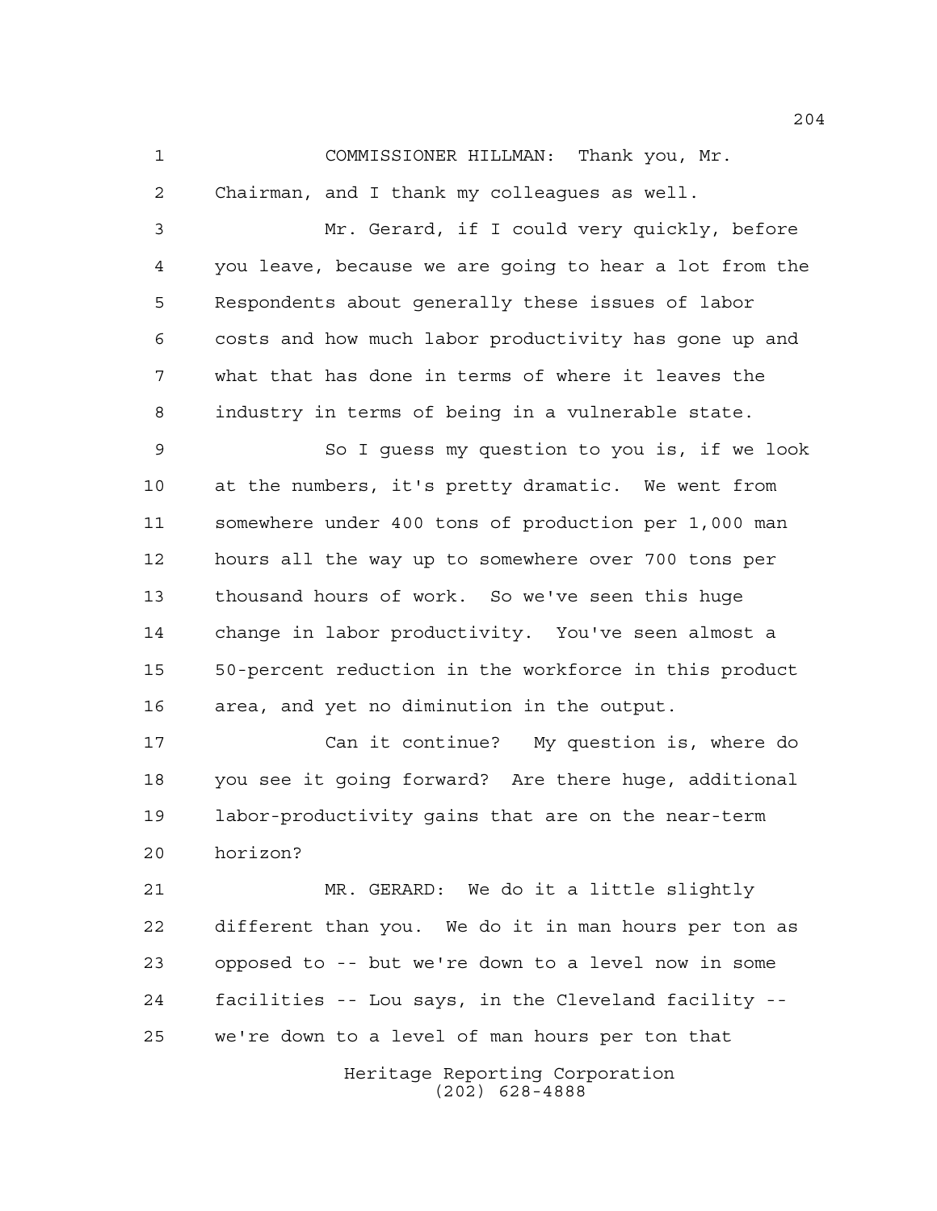COMMISSIONER HILLMAN: Thank you, Mr. Chairman, and I thank my colleagues as well.

Mr. Gerard, if I could very quickly, before you leave, because we are going to hear a lot from the Respondents about generally these issues of labor costs and how much labor productivity has gone up and what that has done in terms of where it leaves the industry in terms of being in a vulnerable state.

So I guess my question to you is, if we look at the numbers, it's pretty dramatic. We went from somewhere under 400 tons of production per 1,000 man hours all the way up to somewhere over 700 tons per thousand hours of work. So we've seen this huge change in labor productivity. You've seen almost a 50-percent reduction in the workforce in this product area, and yet no diminution in the output.

Can it continue? My question is, where do you see it going forward? Are there huge, additional labor-productivity gains that are on the near-term horizon?

MR. GERARD: We do it a little slightly different than you. We do it in man hours per ton as opposed to -- but we're down to a level now in some facilities -- Lou says, in the Cleveland facility -- we're down to a level of man hours per ton that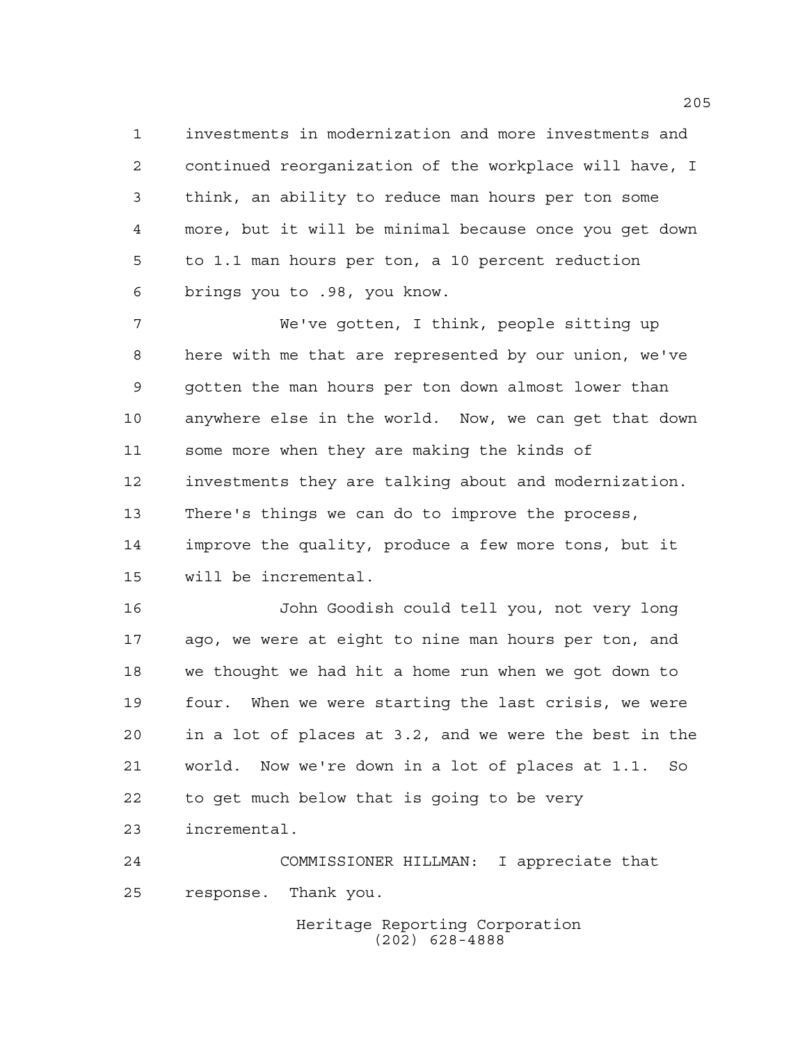investments in modernization and more investments and continued reorganization of the workplace will have, I think, an ability to reduce man hours per ton some more, but it will be minimal because once you get down to 1.1 man hours per ton, a 10 percent reduction brings you to .98, you know.

We've gotten, I think, people sitting up here with me that are represented by our union, we've gotten the man hours per ton down almost lower than anywhere else in the world. Now, we can get that down some more when they are making the kinds of investments they are talking about and modernization. There's things we can do to improve the process, improve the quality, produce a few more tons, but it will be incremental.

John Goodish could tell you, not very long ago, we were at eight to nine man hours per ton, and we thought we had hit a home run when we got down to four. When we were starting the last crisis, we were in a lot of places at 3.2, and we were the best in the world. Now we're down in a lot of places at 1.1. So to get much below that is going to be very incremental.

COMMISSIONER HILLMAN: I appreciate that response. Thank you.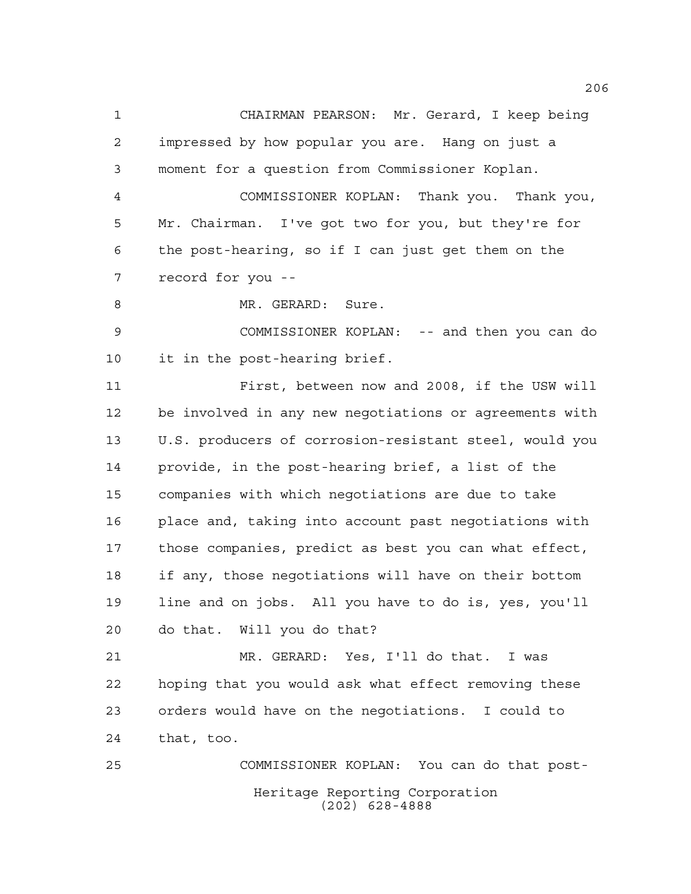CHAIRMAN PEARSON: Mr. Gerard, I keep being impressed by how popular you are. Hang on just a moment for a question from Commissioner Koplan.

COMMISSIONER KOPLAN: Thank you. Thank you, Mr. Chairman. I've got two for you, but they're for the post-hearing, so if I can just get them on the record for you --

MR. GERARD: Sure.

COMMISSIONER KOPLAN: -- and then you can do it in the post-hearing brief.

First, between now and 2008, if the USW will be involved in any new negotiations or agreements with U.S. producers of corrosion-resistant steel, would you provide, in the post-hearing brief, a list of the companies with which negotiations are due to take place and, taking into account past negotiations with those companies, predict as best you can what effect, if any, those negotiations will have on their bottom line and on jobs. All you have to do is, yes, you'll do that. Will you do that?

MR. GERARD: Yes, I'll do that. I was hoping that you would ask what effect removing these orders would have on the negotiations. I could to that, too.

COMMISSIONER KOPLAN: You can do that post-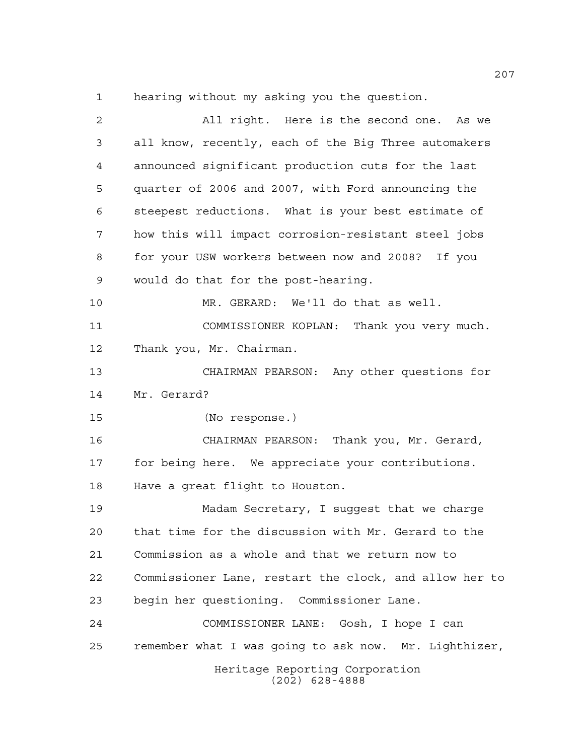hearing without my asking you the question.

All right. Here is the second one. As we all know, recently, each of the Big Three automakers announced significant production cuts for the last quarter of 2006 and 2007, with Ford announcing the steepest reductions. What is your best estimate of how this will impact corrosion-resistant steel jobs for your USW workers between now and 2008? If you would do that for the post-hearing.

MR. GERARD: We'll do that as well.

COMMISSIONER KOPLAN: Thank you very much. Thank you, Mr. Chairman.

CHAIRMAN PEARSON: Any other questions for Mr. Gerard?

(No response.)

CHAIRMAN PEARSON: Thank you, Mr. Gerard, for being here. We appreciate your contributions. Have a great flight to Houston.

Madam Secretary, I suggest that we charge that time for the discussion with Mr. Gerard to the Commission as a whole and that we return now to Commissioner Lane, restart the clock, and allow her to begin her questioning. Commissioner Lane.

COMMISSIONER LANE: Gosh, I hope I can remember what I was going to ask now. Mr. Lighthizer,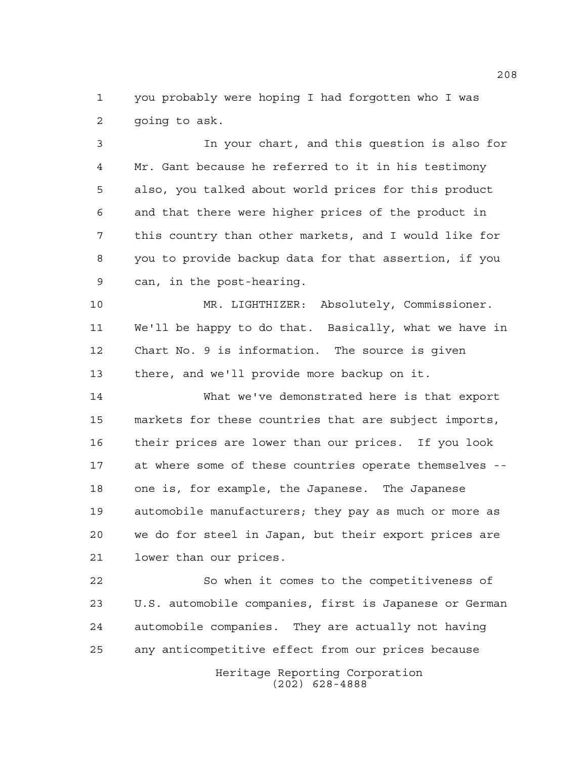you probably were hoping I had forgotten who I was going to ask.

In your chart, and this question is also for Mr. Gant because he referred to it in his testimony also, you talked about world prices for this product and that there were higher prices of the product in this country than other markets, and I would like for you to provide backup data for that assertion, if you can, in the post-hearing.

MR. LIGHTHIZER: Absolutely, Commissioner. We'll be happy to do that. Basically, what we have in Chart No. 9 is information. The source is given there, and we'll provide more backup on it.

What we've demonstrated here is that export markets for these countries that are subject imports, their prices are lower than our prices. If you look at where some of these countries operate themselves -- one is, for example, the Japanese. The Japanese automobile manufacturers; they pay as much or more as we do for steel in Japan, but their export prices are lower than our prices.

So when it comes to the competitiveness of U.S. automobile companies, first is Japanese or German automobile companies. They are actually not having any anticompetitive effect from our prices because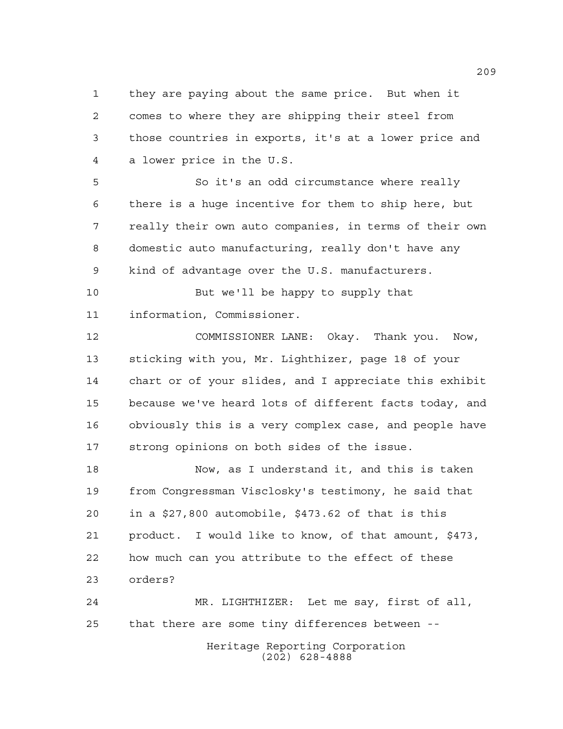they are paying about the same price. But when it comes to where they are shipping their steel from those countries in exports, it's at a lower price and a lower price in the U.S.

So it's an odd circumstance where really there is a huge incentive for them to ship here, but really their own auto companies, in terms of their own domestic auto manufacturing, really don't have any kind of advantage over the U.S. manufacturers.

But we'll be happy to supply that information, Commissioner.

COMMISSIONER LANE: Okay. Thank you. Now, sticking with you, Mr. Lighthizer, page 18 of your chart or of your slides, and I appreciate this exhibit because we've heard lots of different facts today, and obviously this is a very complex case, and people have strong opinions on both sides of the issue.

Now, as I understand it, and this is taken from Congressman Visclosky's testimony, he said that in a $27,800 automobile, $473.62 of that is this product. I would like to know, of that amount, $473, how much can you attribute to the effect of these orders?

MR. LIGHTHIZER: Let me say, first of all, that there are some tiny differences between --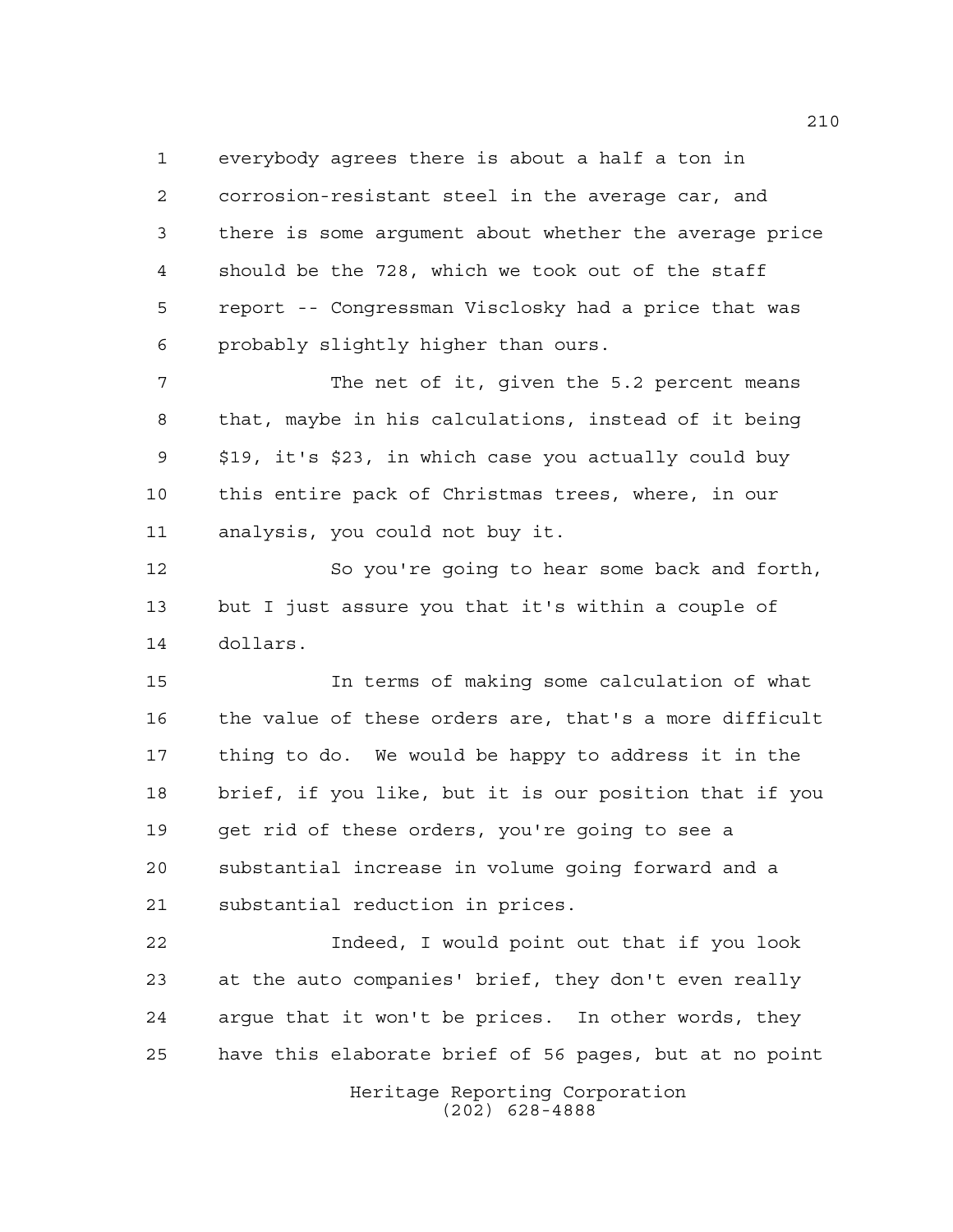everybody agrees there is about a half a ton in corrosion-resistant steel in the average car, and there is some argument about whether the average price should be the 728, which we took out of the staff report -- Congressman Visclosky had a price that was probably slightly higher than ours.

The net of it, given the 5.2 percent means that, maybe in his calculations, instead of it being $19, it's $23, in which case you actually could buy this entire pack of Christmas trees, where, in our analysis, you could not buy it.

So you're going to hear some back and forth, but I just assure you that it's within a couple of dollars.

In terms of making some calculation of what the value of these orders are, that's a more difficult thing to do. We would be happy to address it in the brief, if you like, but it is our position that if you get rid of these orders, you're going to see a substantial increase in volume going forward and a substantial reduction in prices.

Indeed, I would point out that if you look at the auto companies' brief, they don't even really argue that it won't be prices. In other words, they have this elaborate brief of 56 pages, but at no point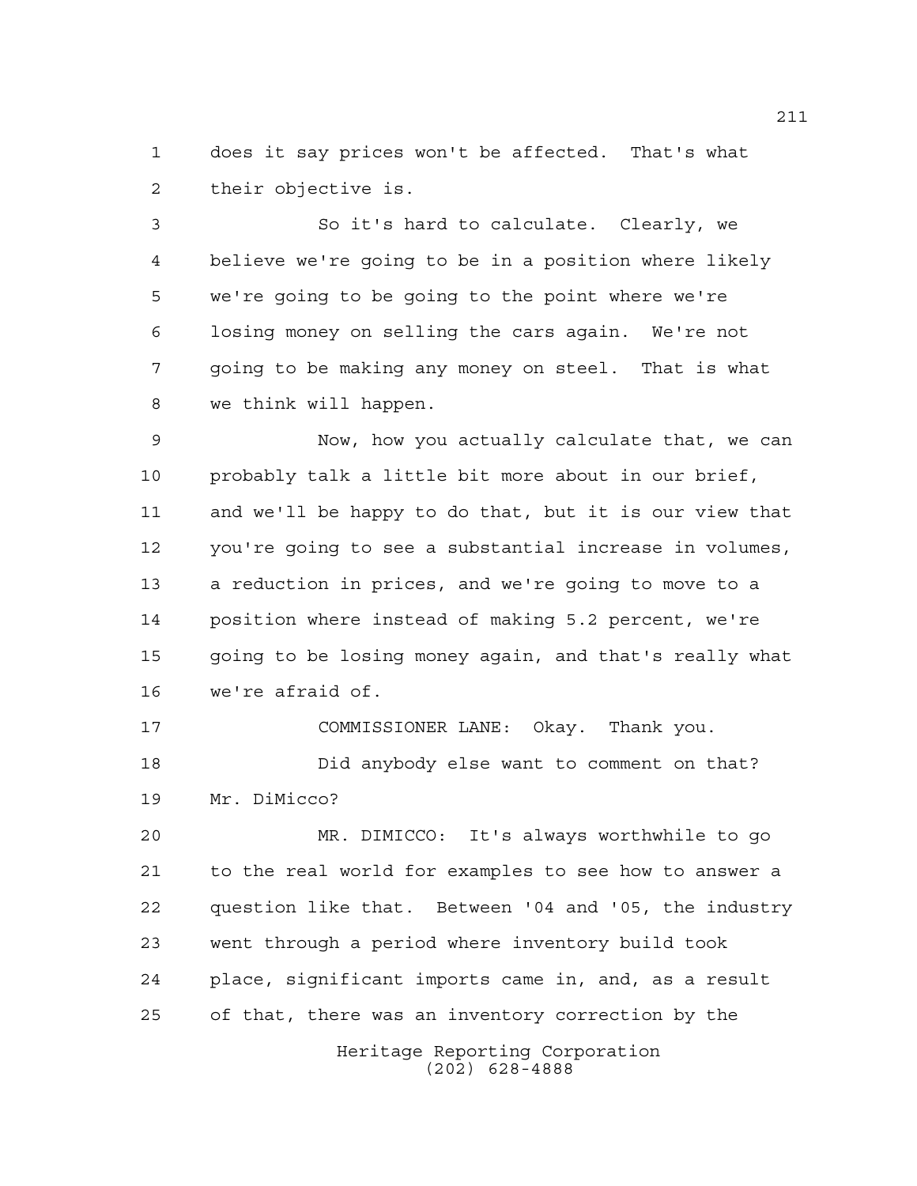does it say prices won't be affected. That's what their objective is.

So it's hard to calculate. Clearly, we believe we're going to be in a position where likely we're going to be going to the point where we're losing money on selling the cars again. We're not going to be making any money on steel. That is what we think will happen.

Now, how you actually calculate that, we can probably talk a little bit more about in our brief, and we'll be happy to do that, but it is our view that you're going to see a substantial increase in volumes, a reduction in prices, and we're going to move to a position where instead of making 5.2 percent, we're going to be losing money again, and that's really what we're afraid of.

COMMISSIONER LANE: Okay. Thank you.

Did anybody else want to comment on that? Mr. DiMicco?

MR. DIMICCO: It's always worthwhile to go to the real world for examples to see how to answer a question like that. Between '04 and '05, the industry went through a period where inventory build took place, significant imports came in, and, as a result of that, there was an inventory correction by the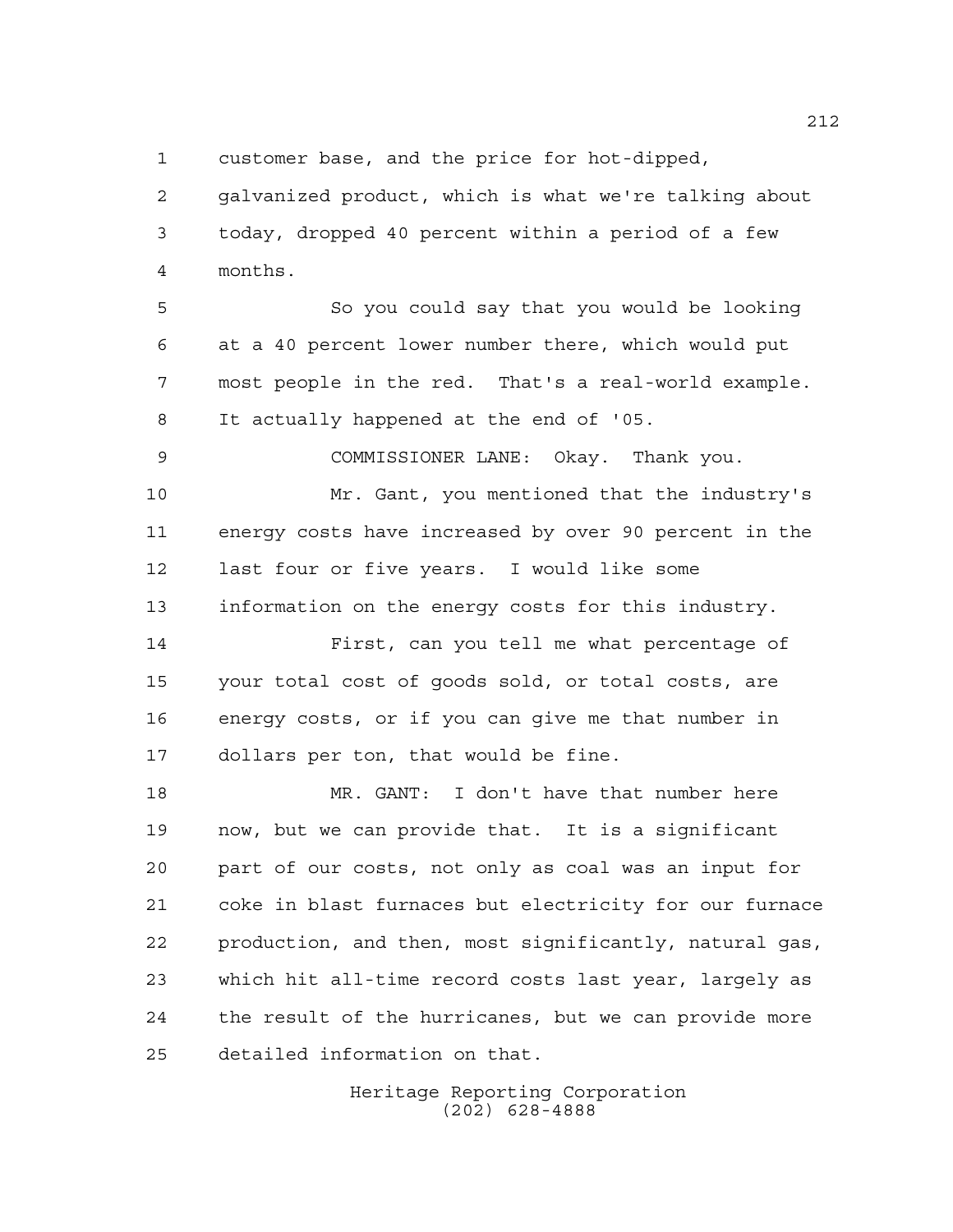customer base, and the price for hot-dipped, galvanized product, which is what we're talking about today, dropped 40 percent within a period of a few months.

So you could say that you would be looking at a 40 percent lower number there, which would put most people in the red. That's a real-world example. It actually happened at the end of '05.

COMMISSIONER LANE: Okay. Thank you.

Mr. Gant, you mentioned that the industry's energy costs have increased by over 90 percent in the last four or five years. I would like some information on the energy costs for this industry.

First, can you tell me what percentage of your total cost of goods sold, or total costs, are energy costs, or if you can give me that number in dollars per ton, that would be fine.

MR. GANT: I don't have that number here now, but we can provide that. It is a significant part of our costs, not only as coal was an input for coke in blast furnaces but electricity for our furnace production, and then, most significantly, natural gas, which hit all-time record costs last year, largely as the result of the hurricanes, but we can provide more detailed information on that.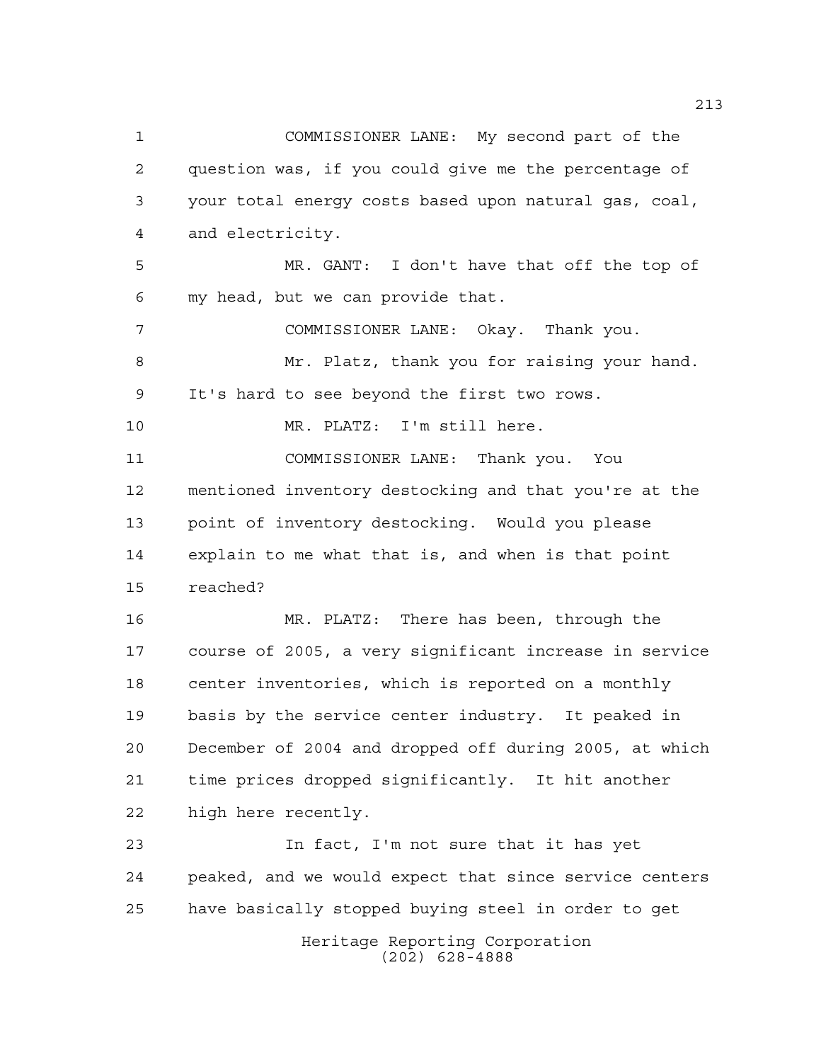COMMISSIONER LANE: My second part of the question was, if you could give me the percentage of your total energy costs based upon natural gas, coal, and electricity.

MR. GANT: I don't have that off the top of my head, but we can provide that.

COMMISSIONER LANE: Okay. Thank you.

Mr. Platz, thank you for raising your hand. It's hard to see beyond the first two rows.

MR. PLATZ: I'm still here.

COMMISSIONER LANE: Thank you. You mentioned inventory destocking and that you're at the point of inventory destocking. Would you please explain to me what that is, and when is that point reached?

MR. PLATZ: There has been, through the course of 2005, a very significant increase in service center inventories, which is reported on a monthly basis by the service center industry. It peaked in December of 2004 and dropped off during 2005, at which time prices dropped significantly. It hit another high here recently.

In fact, I'm not sure that it has yet peaked, and we would expect that since service centers have basically stopped buying steel in order to get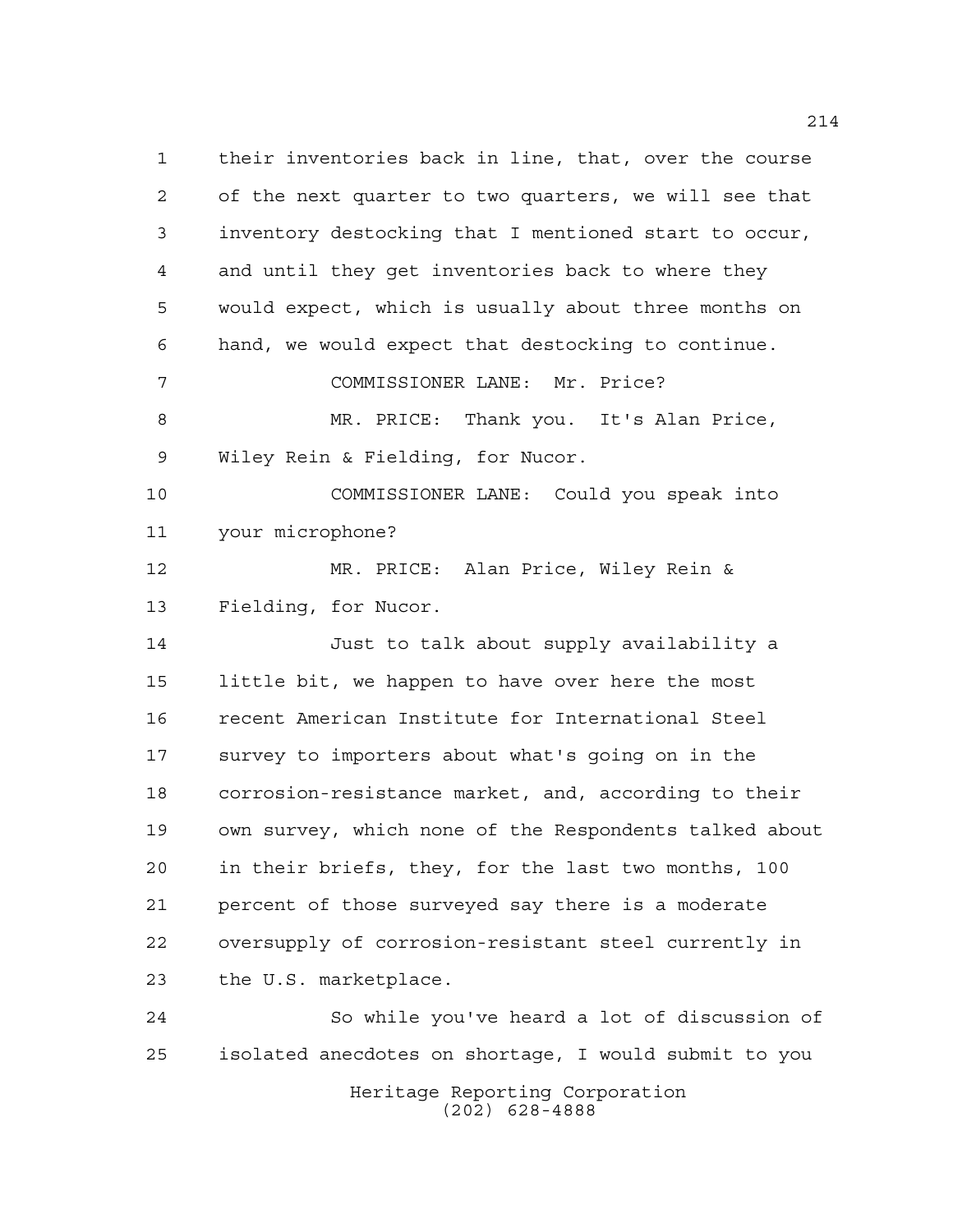their inventories back in line, that, over the course of the next quarter to two quarters, we will see that inventory destocking that I mentioned start to occur, and until they get inventories back to where they would expect, which is usually about three months on hand, we would expect that destocking to continue.

COMMISSIONER LANE: Mr. Price?

MR. PRICE: Thank you. It's Alan Price, Wiley Rein & Fielding, for Nucor.

COMMISSIONER LANE: Could you speak into your microphone?

MR. PRICE: Alan Price, Wiley Rein & Fielding, for Nucor.

Just to talk about supply availability a little bit, we happen to have over here the most recent American Institute for International Steel survey to importers about what's going on in the corrosion-resistance market, and, according to their own survey, which none of the Respondents talked about in their briefs, they, for the last two months, 100 percent of those surveyed say there is a moderate oversupply of corrosion-resistant steel currently in the U.S. marketplace.

So while you've heard a lot of discussion of isolated anecdotes on shortage, I would submit to you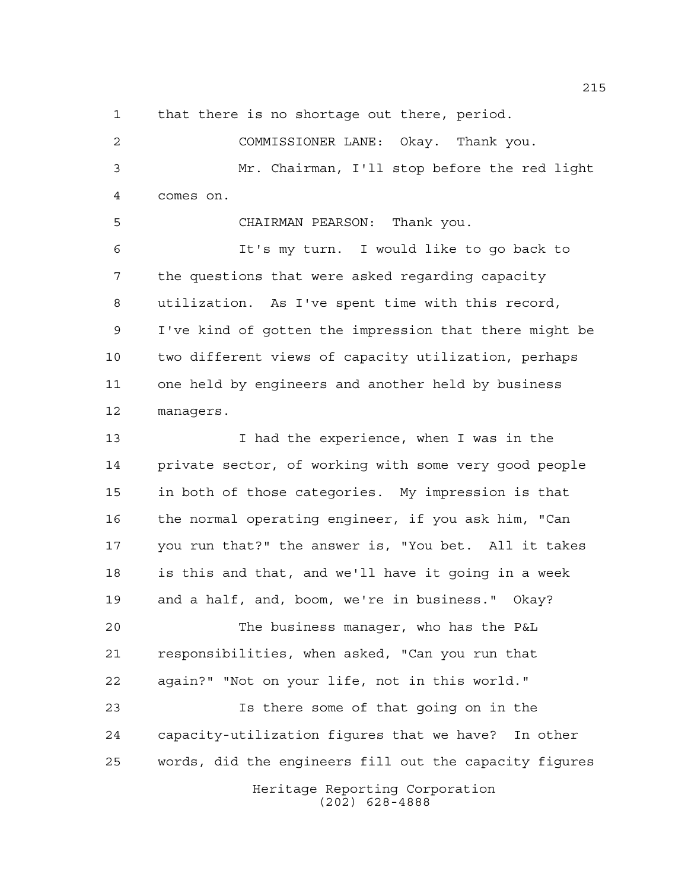that there is no shortage out there, period.

COMMISSIONER LANE: Okay. Thank you.

Mr. Chairman, I'll stop before the red light comes on.

CHAIRMAN PEARSON: Thank you.

It's my turn. I would like to go back to the questions that were asked regarding capacity utilization. As I've spent time with this record, I've kind of gotten the impression that there might be two different views of capacity utilization, perhaps one held by engineers and another held by business managers.

I had the experience, when I was in the private sector, of working with some very good people in both of those categories. My impression is that the normal operating engineer, if you ask him, "Can you run that?" the answer is, "You bet. All it takes is this and that, and we'll have it going in a week and a half, and, boom, we're in business." Okay?

The business manager, who has the P&L responsibilities, when asked, "Can you run that again?" "Not on your life, not in this world."

Is there some of that going on in the capacity-utilization figures that we have? In other words, did the engineers fill out the capacity figures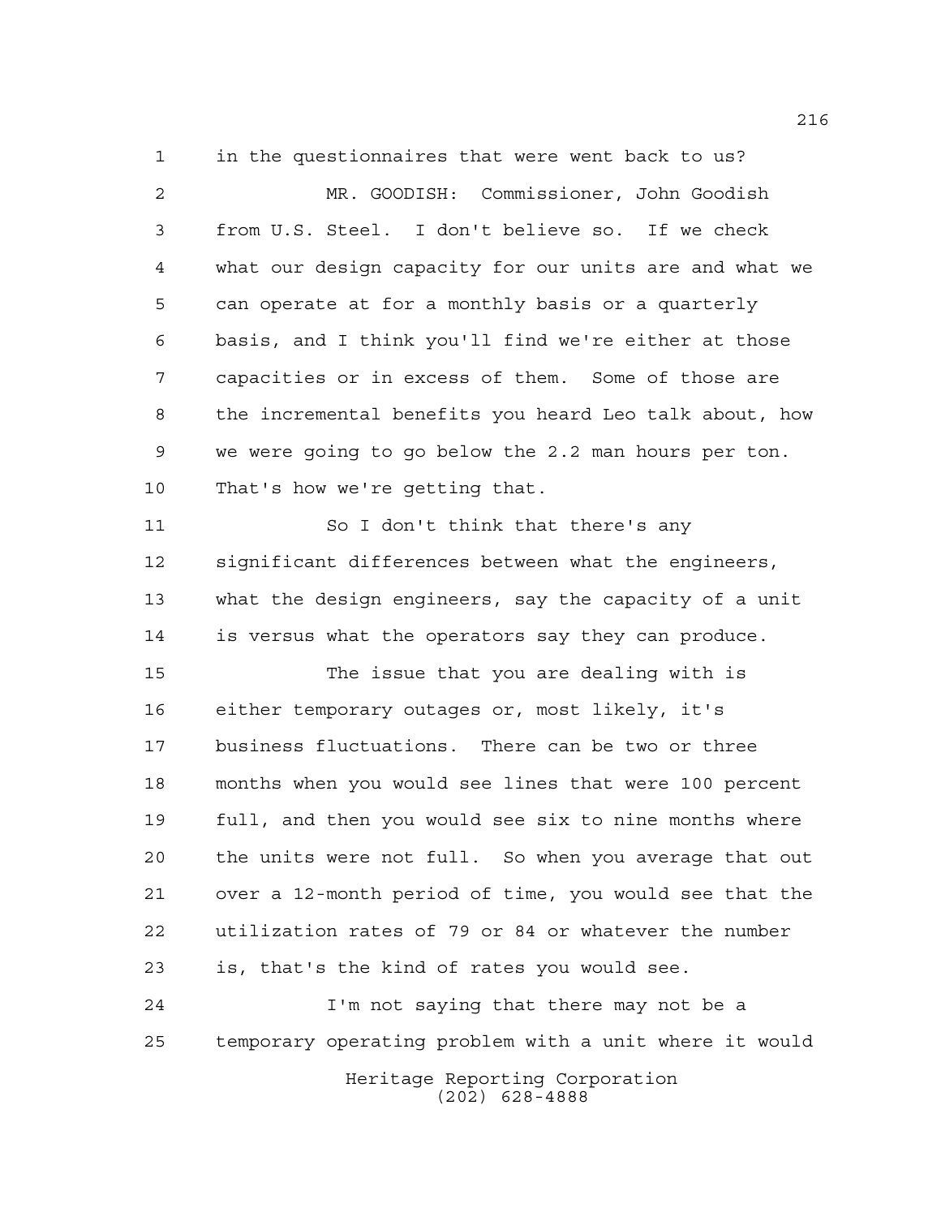in the questionnaires that were went back to us?

MR. GOODISH: Commissioner, John Goodish from U.S. Steel. I don't believe so. If we check what our design capacity for our units are and what we can operate at for a monthly basis or a quarterly basis, and I think you'll find we're either at those capacities or in excess of them. Some of those are the incremental benefits you heard Leo talk about, how we were going to go below the 2.2 man hours per ton. That's how we're getting that.

So I don't think that there's any significant differences between what the engineers, what the design engineers, say the capacity of a unit is versus what the operators say they can produce.

The issue that you are dealing with is either temporary outages or, most likely, it's business fluctuations. There can be two or three months when you would see lines that were 100 percent full, and then you would see six to nine months where the units were not full. So when you average that out over a 12-month period of time, you would see that the utilization rates of 79 or 84 or whatever the number is, that's the kind of rates you would see.

I'm not saying that there may not be a temporary operating problem with a unit where it would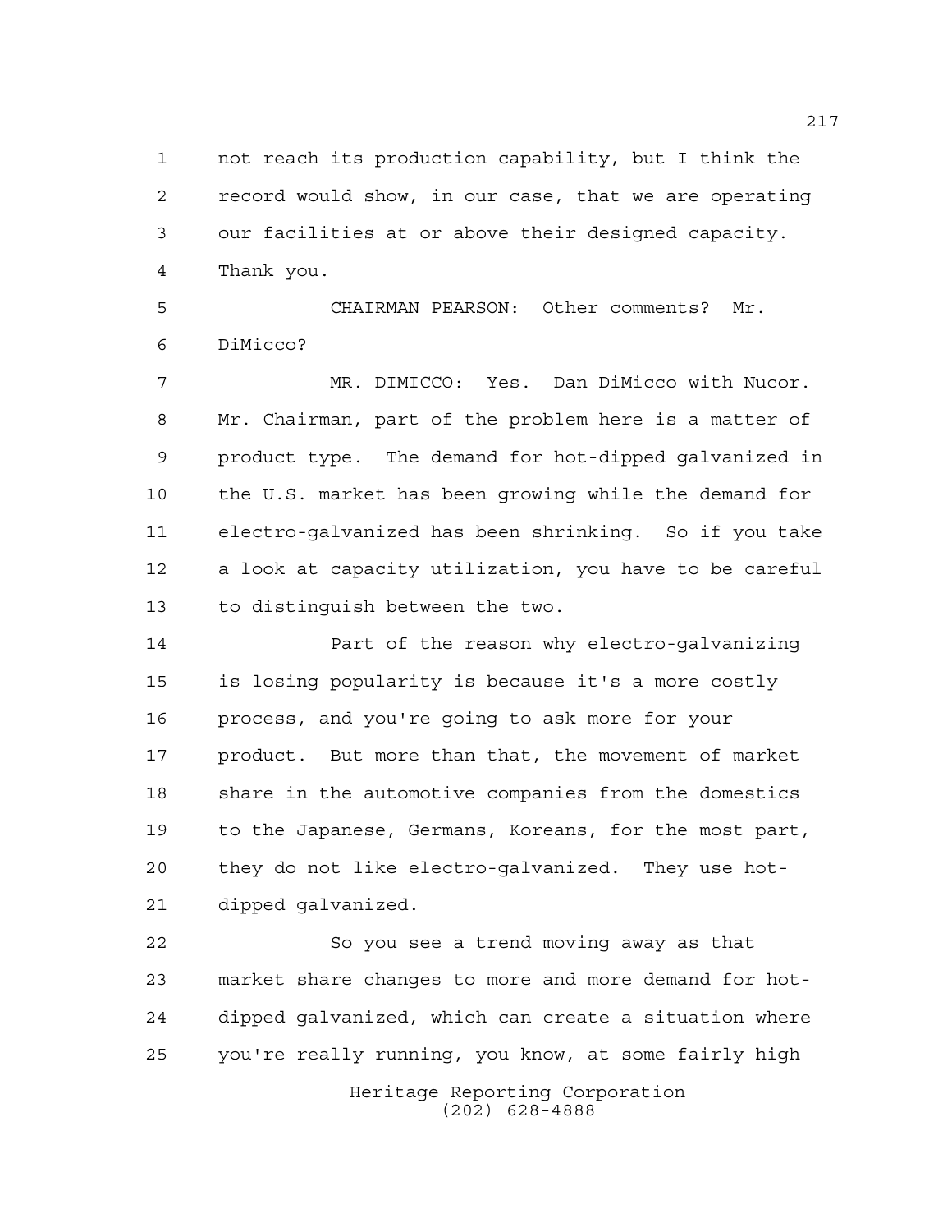not reach its production capability, but I think the record would show, in our case, that we are operating our facilities at or above their designed capacity. Thank you.

CHAIRMAN PEARSON: Other comments? Mr. DiMicco?

MR. DIMICCO: Yes. Dan DiMicco with Nucor. Mr. Chairman, part of the problem here is a matter of product type. The demand for hot-dipped galvanized in the U.S. market has been growing while the demand for electro-galvanized has been shrinking. So if you take a look at capacity utilization, you have to be careful to distinguish between the two.

Part of the reason why electro-galvanizing is losing popularity is because it's a more costly process, and you're going to ask more for your product. But more than that, the movement of market share in the automotive companies from the domestics to the Japanese, Germans, Koreans, for the most part, they do not like electro-galvanized. They use hot-dipped galvanized.

So you see a trend moving away as that market share changes to more and more demand for hot-dipped galvanized, which can create a situation where you're really running, you know, at some fairly high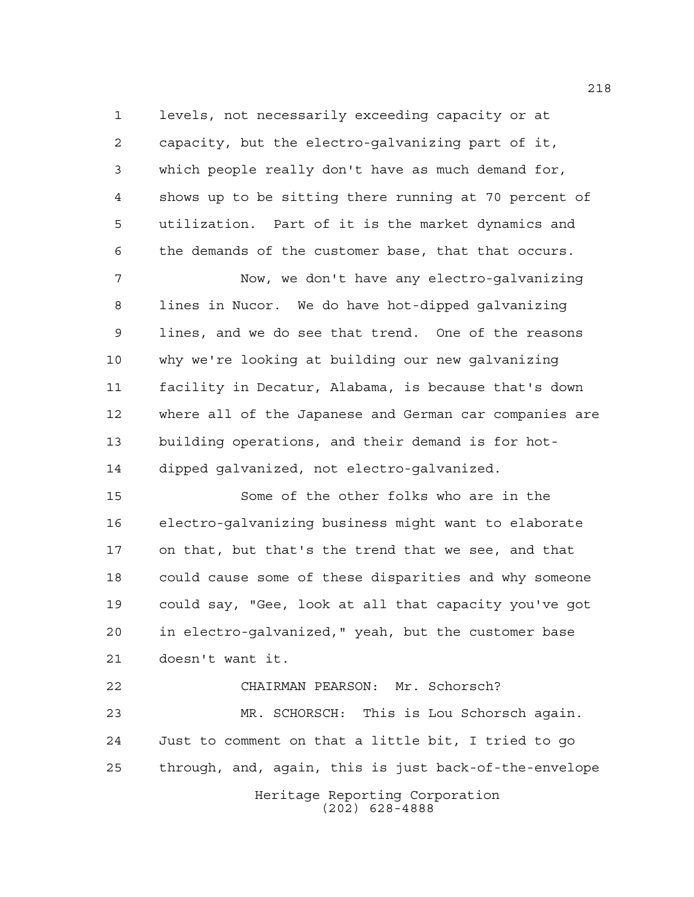levels, not necessarily exceeding capacity or at capacity, but the electro-galvanizing part of it, which people really don't have as much demand for, shows up to be sitting there running at 70 percent of utilization. Part of it is the market dynamics and the demands of the customer base, that that occurs.

Now, we don't have any electro-galvanizing lines in Nucor. We do have hot-dipped galvanizing lines, and we do see that trend. One of the reasons why we're looking at building our new galvanizing facility in Decatur, Alabama, is because that's down where all of the Japanese and German car companies are building operations, and their demand is for hot-dipped galvanized, not electro-galvanized.

Some of the other folks who are in the electro-galvanizing business might want to elaborate on that, but that's the trend that we see, and that could cause some of these disparities and why someone could say, "Gee, look at all that capacity you've got in electro-galvanized," yeah, but the customer base doesn't want it.

CHAIRMAN PEARSON: Mr. Schorsch?

MR. SCHORSCH: This is Lou Schorsch again. Just to comment on that a little bit, I tried to go through, and, again, this is just back-of-the-envelope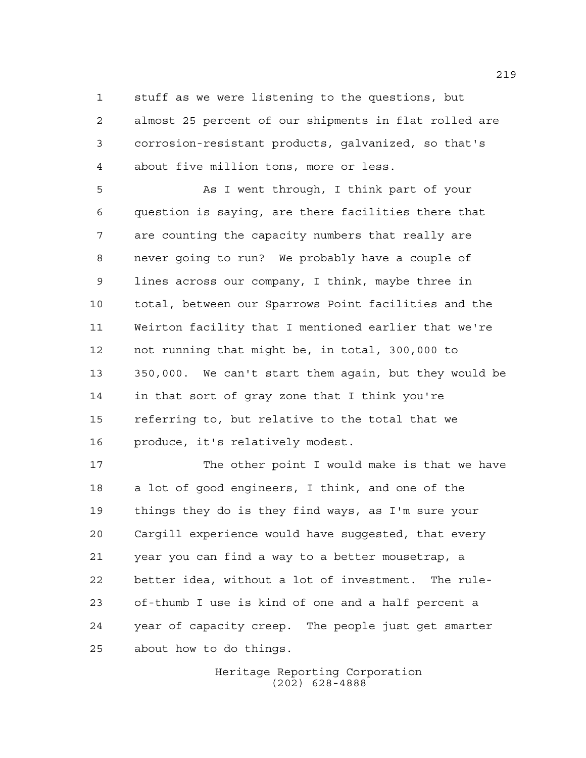stuff as we were listening to the questions, but almost 25 percent of our shipments in flat rolled are corrosion-resistant products, galvanized, so that's about five million tons, more or less.

As I went through, I think part of your question is saying, are there facilities there that are counting the capacity numbers that really are never going to run? We probably have a couple of lines across our company, I think, maybe three in total, between our Sparrows Point facilities and the Weirton facility that I mentioned earlier that we're not running that might be, in total, 300,000 to 350,000. We can't start them again, but they would be in that sort of gray zone that I think you're referring to, but relative to the total that we produce, it's relatively modest.

The other point I would make is that we have a lot of good engineers, I think, and one of the things they do is they find ways, as I'm sure your Cargill experience would have suggested, that every year you can find a way to a better mousetrap, a better idea, without a lot of investment. The rule-of-thumb I use is kind of one and a half percent a year of capacity creep. The people just get smarter about how to do things.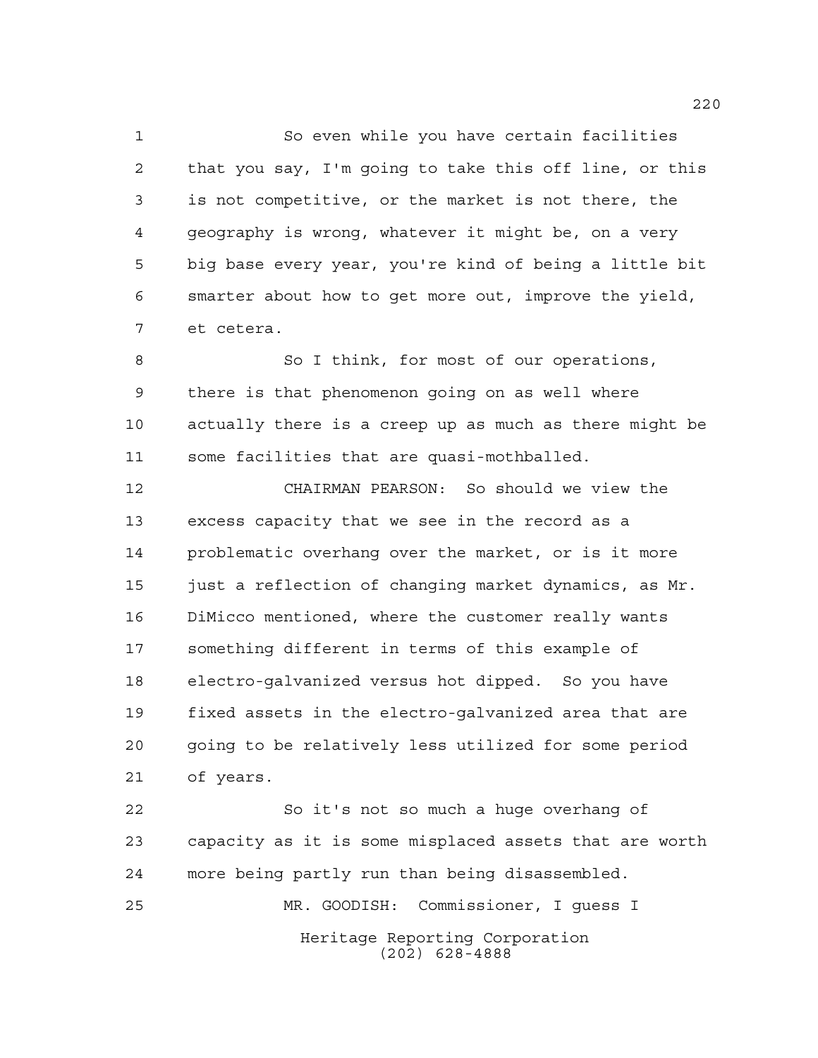So even while you have certain facilities that you say, I'm going to take this off line, or this is not competitive, or the market is not there, the geography is wrong, whatever it might be, on a very big base every year, you're kind of being a little bit smarter about how to get more out, improve the yield, et cetera.

So I think, for most of our operations, there is that phenomenon going on as well where actually there is a creep up as much as there might be some facilities that are quasi-mothballed.

CHAIRMAN PEARSON: So should we view the excess capacity that we see in the record as a problematic overhang over the market, or is it more just a reflection of changing market dynamics, as Mr. DiMicco mentioned, where the customer really wants something different in terms of this example of electro-galvanized versus hot dipped. So you have fixed assets in the electro-galvanized area that are going to be relatively less utilized for some period of years.

So it's not so much a huge overhang of capacity as it is some misplaced assets that are worth more being partly run than being disassembled.

MR. GOODISH: Commissioner, I guess I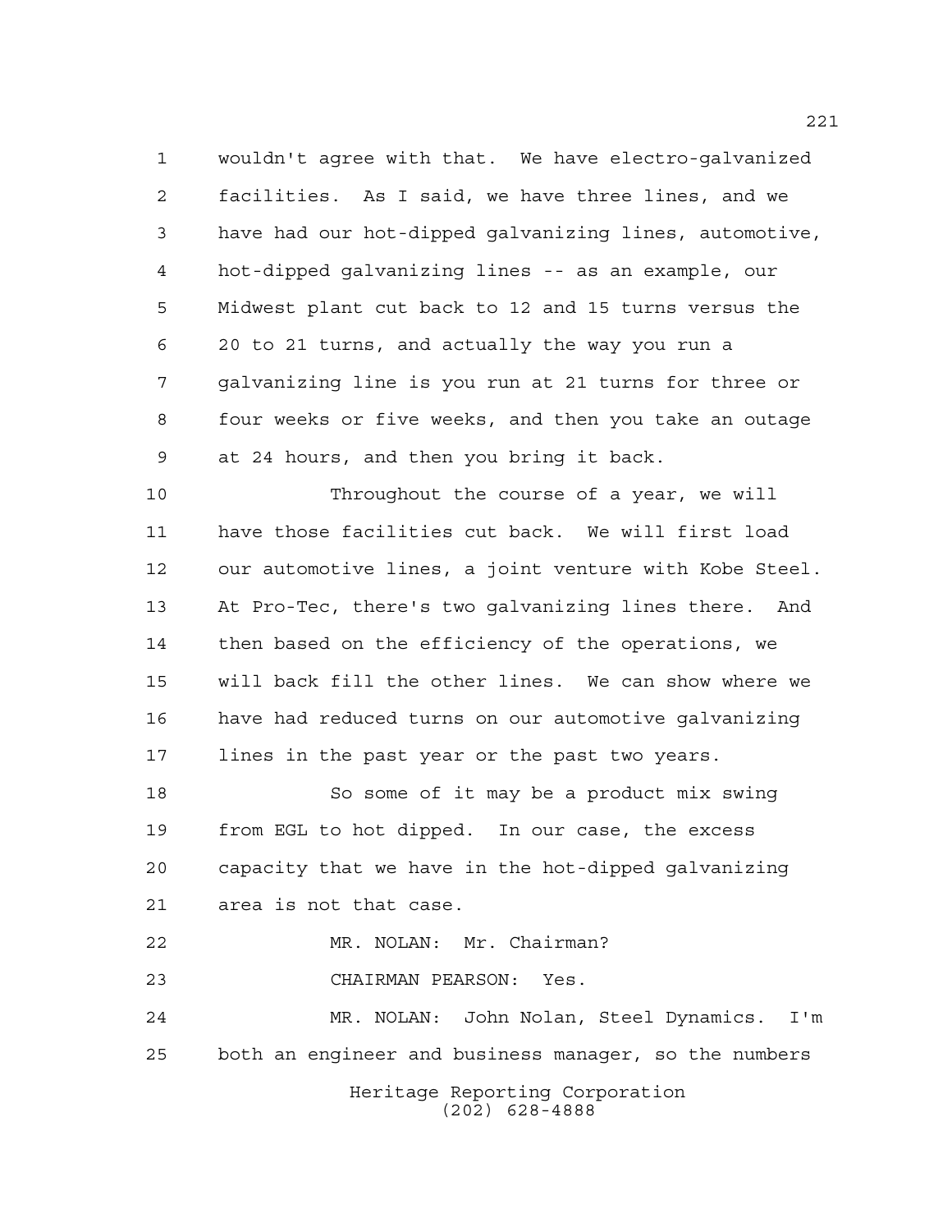wouldn't agree with that. We have electro-galvanized facilities. As I said, we have three lines, and we have had our hot-dipped galvanizing lines, automotive, hot-dipped galvanizing lines -- as an example, our Midwest plant cut back to 12 and 15 turns versus the 20 to 21 turns, and actually the way you run a galvanizing line is you run at 21 turns for three or four weeks or five weeks, and then you take an outage at 24 hours, and then you bring it back.

Throughout the course of a year, we will have those facilities cut back. We will first load our automotive lines, a joint venture with Kobe Steel. At Pro-Tec, there's two galvanizing lines there. And then based on the efficiency of the operations, we will back fill the other lines. We can show where we have had reduced turns on our automotive galvanizing lines in the past year or the past two years.

So some of it may be a product mix swing from EGL to hot dipped. In our case, the excess capacity that we have in the hot-dipped galvanizing area is not that case.

MR. NOLAN: Mr. Chairman?

CHAIRMAN PEARSON: Yes.

MR. NOLAN: John Nolan, Steel Dynamics. I'm both an engineer and business manager, so the numbers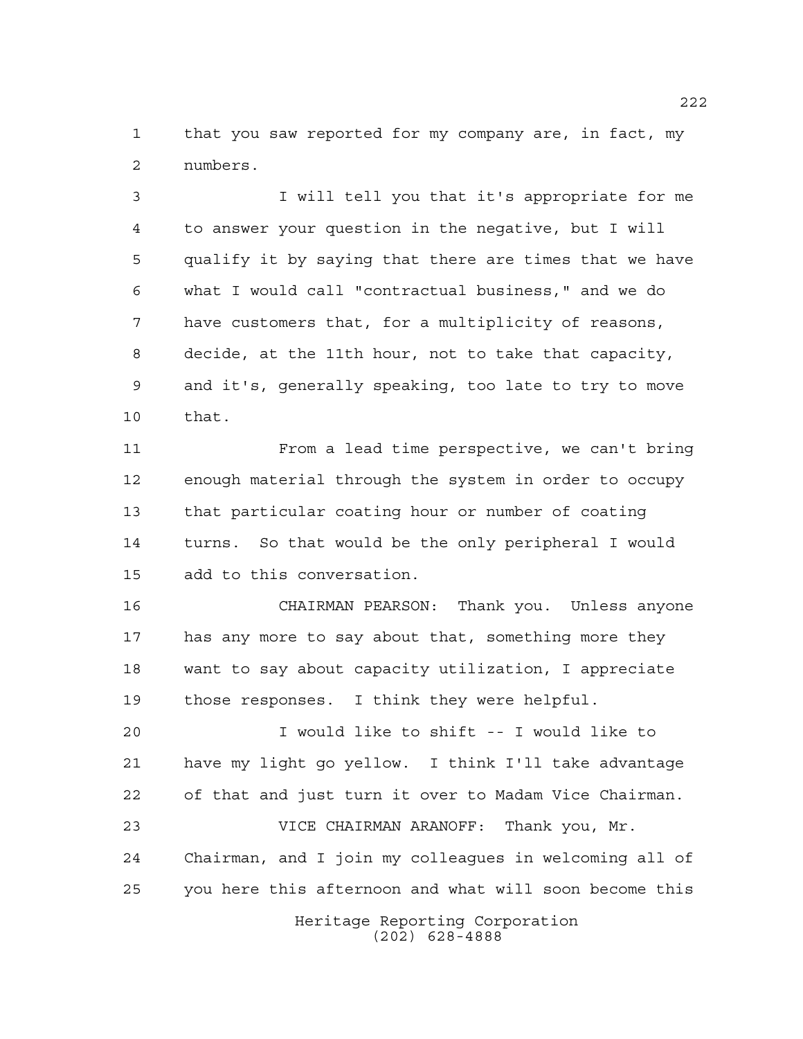that you saw reported for my company are, in fact, my numbers.

I will tell you that it's appropriate for me to answer your question in the negative, but I will qualify it by saying that there are times that we have what I would call "contractual business," and we do have customers that, for a multiplicity of reasons, decide, at the 11th hour, not to take that capacity, and it's, generally speaking, too late to try to move that.

From a lead time perspective, we can't bring enough material through the system in order to occupy that particular coating hour or number of coating turns. So that would be the only peripheral I would add to this conversation.

CHAIRMAN PEARSON: Thank you. Unless anyone has any more to say about that, something more they want to say about capacity utilization, I appreciate those responses. I think they were helpful.

I would like to shift -- I would like to have my light go yellow. I think I'll take advantage of that and just turn it over to Madam Vice Chairman.

VICE CHAIRMAN ARANOFF: Thank you, Mr. Chairman, and I join my colleagues in welcoming all of you here this afternoon and what will soon become this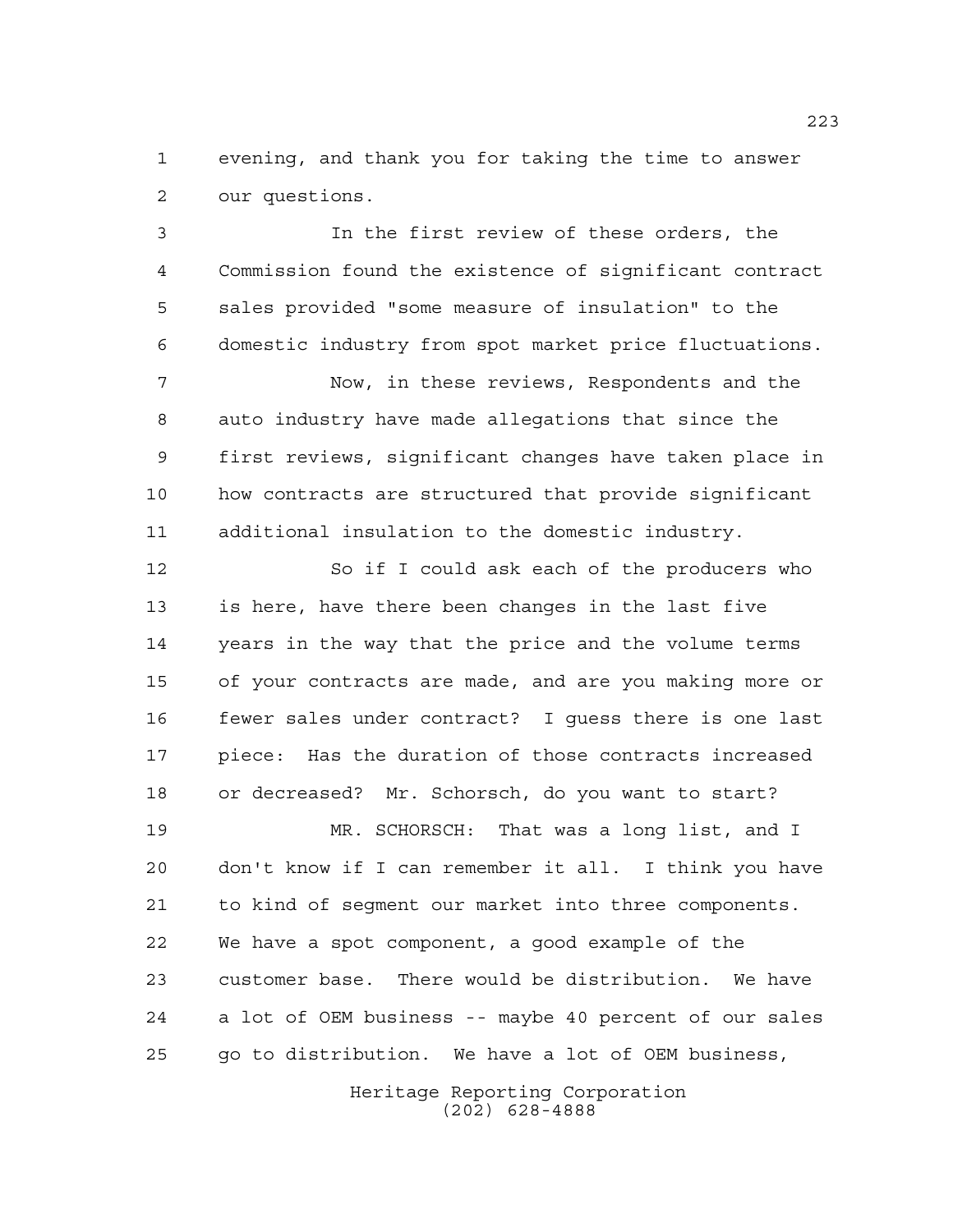evening, and thank you for taking the time to answer our questions.

In the first review of these orders, the Commission found the existence of significant contract sales provided "some measure of insulation" to the domestic industry from spot market price fluctuations.

Now, in these reviews, Respondents and the auto industry have made allegations that since the first reviews, significant changes have taken place in how contracts are structured that provide significant additional insulation to the domestic industry.

So if I could ask each of the producers who is here, have there been changes in the last five years in the way that the price and the volume terms of your contracts are made, and are you making more or fewer sales under contract? I guess there is one last piece: Has the duration of those contracts increased or decreased? Mr. Schorsch, do you want to start?

MR. SCHORSCH: That was a long list, and I don't know if I can remember it all. I think you have to kind of segment our market into three components. We have a spot component, a good example of the customer base. There would be distribution. We have a lot of OEM business -- maybe 40 percent of our sales go to distribution. We have a lot of OEM business,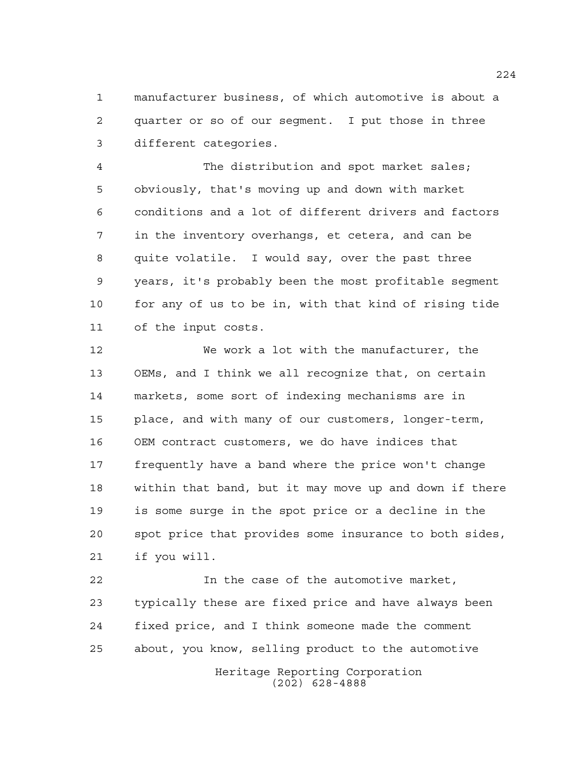manufacturer business, of which automotive is about a quarter or so of our segment. I put those in three different categories.

The distribution and spot market sales; obviously, that's moving up and down with market conditions and a lot of different drivers and factors in the inventory overhangs, et cetera, and can be quite volatile. I would say, over the past three years, it's probably been the most profitable segment for any of us to be in, with that kind of rising tide of the input costs.

We work a lot with the manufacturer, the OEMs, and I think we all recognize that, on certain markets, some sort of indexing mechanisms are in place, and with many of our customers, longer-term, OEM contract customers, we do have indices that frequently have a band where the price won't change within that band, but it may move up and down if there is some surge in the spot price or a decline in the spot price that provides some insurance to both sides, if you will.

In the case of the automotive market, typically these are fixed price and have always been fixed price, and I think someone made the comment about, you know, selling product to the automotive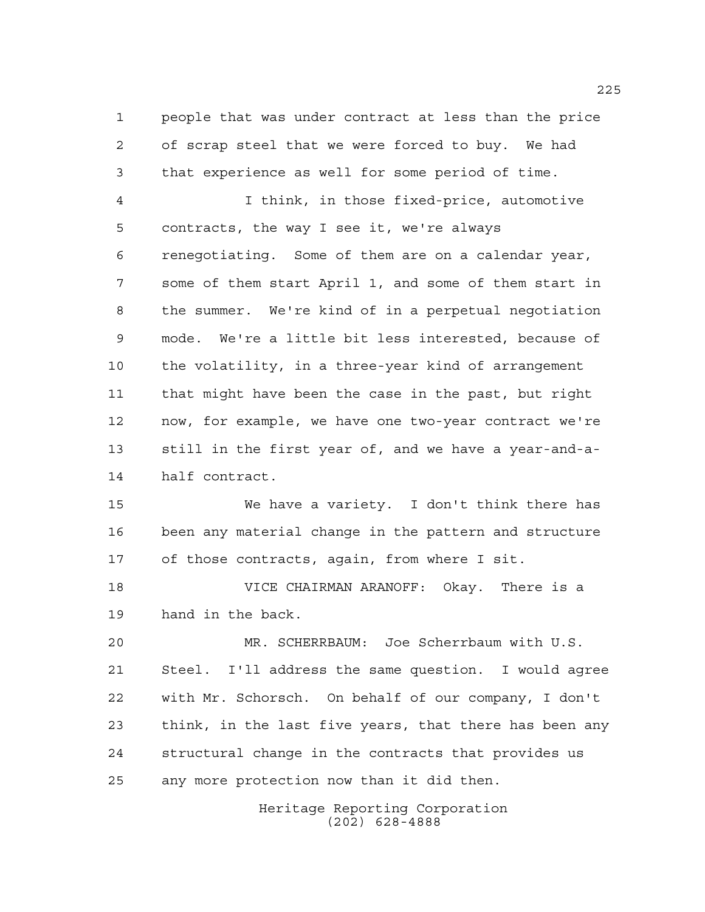people that was under contract at less than the price of scrap steel that we were forced to buy. We had that experience as well for some period of time.

I think, in those fixed-price, automotive contracts, the way I see it, we're always renegotiating. Some of them are on a calendar year, some of them start April 1, and some of them start in the summer. We're kind of in a perpetual negotiation mode. We're a little bit less interested, because of the volatility, in a three-year kind of arrangement that might have been the case in the past, but right now, for example, we have one two-year contract we're still in the first year of, and we have a year-and-a-half contract.

We have a variety. I don't think there has been any material change in the pattern and structure of those contracts, again, from where I sit.

VICE CHAIRMAN ARANOFF: Okay. There is a hand in the back.

MR. SCHERRBAUM: Joe Scherrbaum with U.S. Steel. I'll address the same question. I would agree with Mr. Schorsch. On behalf of our company, I don't think, in the last five years, that there has been any structural change in the contracts that provides us any more protection now than it did then.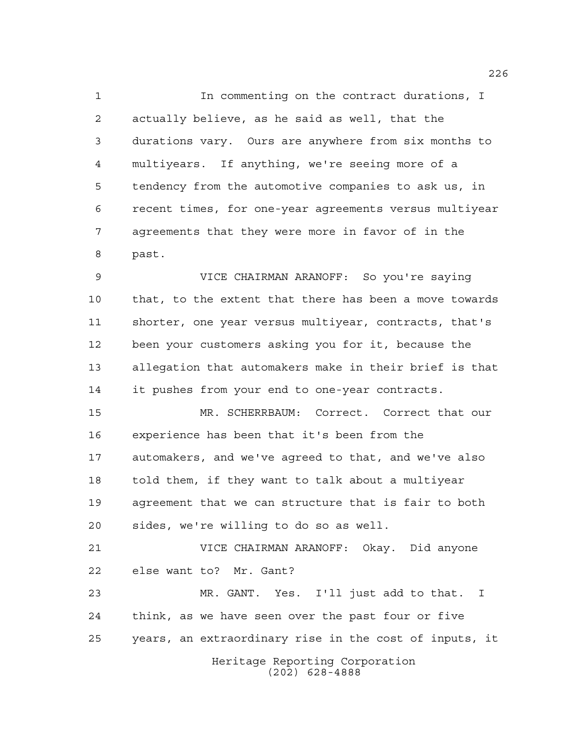In commenting on the contract durations, I actually believe, as he said as well, that the durations vary. Ours are anywhere from six months to multiyears. If anything, we're seeing more of a tendency from the automotive companies to ask us, in recent times, for one-year agreements versus multiyear agreements that they were more in favor of in the past.

VICE CHAIRMAN ARANOFF: So you're saying that, to the extent that there has been a move towards shorter, one year versus multiyear, contracts, that's been your customers asking you for it, because the allegation that automakers make in their brief is that it pushes from your end to one-year contracts.

MR. SCHERRBAUM: Correct. Correct that our experience has been that it's been from the automakers, and we've agreed to that, and we've also told them, if they want to talk about a multiyear agreement that we can structure that is fair to both sides, we're willing to do so as well.

VICE CHAIRMAN ARANOFF: Okay. Did anyone else want to? Mr. Gant?

MR. GANT. Yes. I'll just add to that. I think, as we have seen over the past four or five years, an extraordinary rise in the cost of inputs, it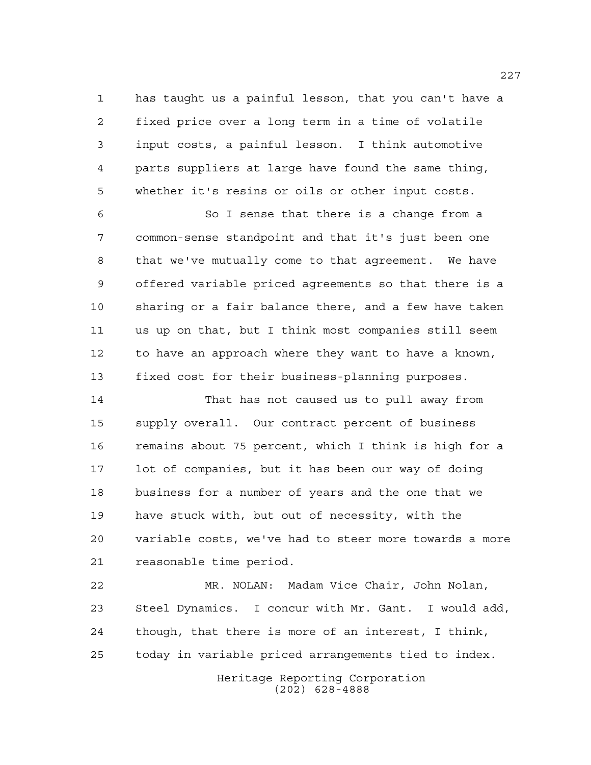has taught us a painful lesson, that you can't have a fixed price over a long term in a time of volatile input costs, a painful lesson. I think automotive parts suppliers at large have found the same thing, whether it's resins or oils or other input costs.

So I sense that there is a change from a common-sense standpoint and that it's just been one that we've mutually come to that agreement. We have offered variable priced agreements so that there is a sharing or a fair balance there, and a few have taken us up on that, but I think most companies still seem to have an approach where they want to have a known, fixed cost for their business-planning purposes.

That has not caused us to pull away from supply overall. Our contract percent of business remains about 75 percent, which I think is high for a lot of companies, but it has been our way of doing business for a number of years and the one that we have stuck with, but out of necessity, with the variable costs, we've had to steer more towards a more reasonable time period.

MR. NOLAN: Madam Vice Chair, John Nolan, Steel Dynamics. I concur with Mr. Gant. I would add, though, that there is more of an interest, I think, today in variable priced arrangements tied to index.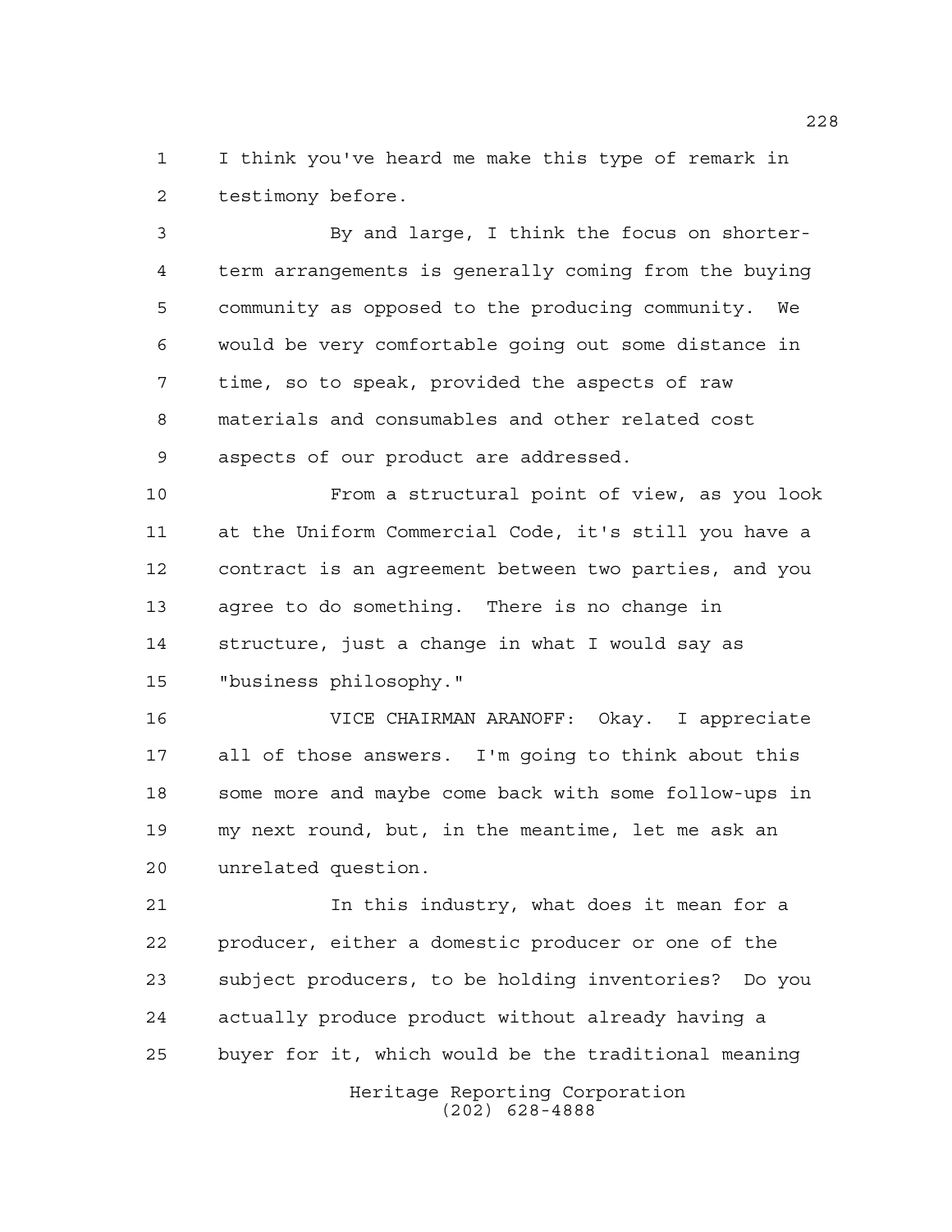I think you've heard me make this type of remark in testimony before.

By and large, I think the focus on shorter-term arrangements is generally coming from the buying community as opposed to the producing community. We would be very comfortable going out some distance in time, so to speak, provided the aspects of raw materials and consumables and other related cost aspects of our product are addressed.

From a structural point of view, as you look at the Uniform Commercial Code, it's still you have a contract is an agreement between two parties, and you agree to do something. There is no change in structure, just a change in what I would say as "business philosophy."

VICE CHAIRMAN ARANOFF: Okay. I appreciate all of those answers. I'm going to think about this some more and maybe come back with some follow-ups in my next round, but, in the meantime, let me ask an unrelated question.

In this industry, what does it mean for a producer, either a domestic producer or one of the subject producers, to be holding inventories? Do you actually produce product without already having a buyer for it, which would be the traditional meaning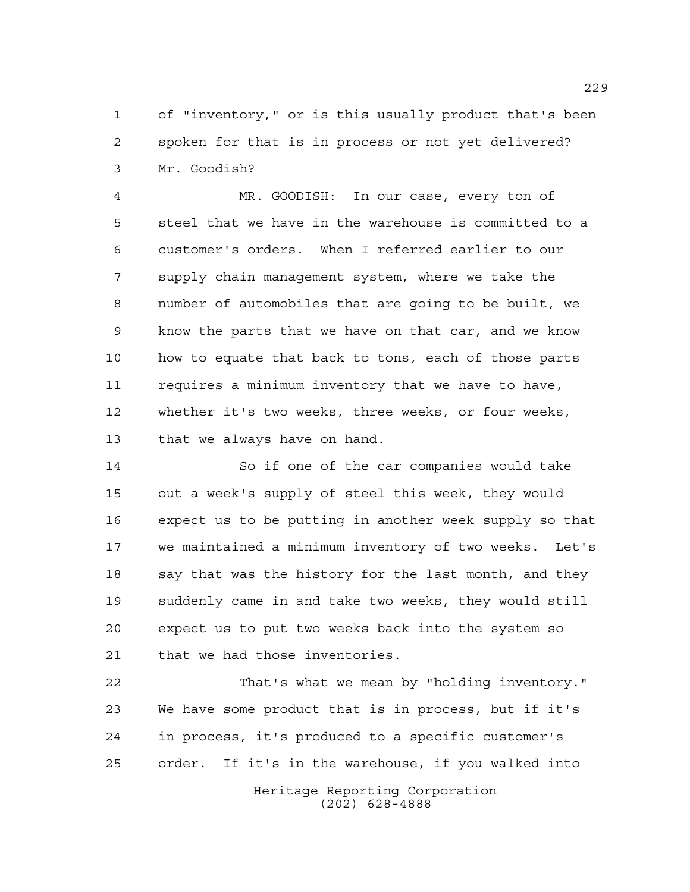of "inventory," or is this usually product that's been spoken for that is in process or not yet delivered? Mr. Goodish?

MR. GOODISH: In our case, every ton of steel that we have in the warehouse is committed to a customer's orders. When I referred earlier to our supply chain management system, where we take the number of automobiles that are going to be built, we know the parts that we have on that car, and we know how to equate that back to tons, each of those parts requires a minimum inventory that we have to have, whether it's two weeks, three weeks, or four weeks, that we always have on hand.

So if one of the car companies would take out a week's supply of steel this week, they would expect us to be putting in another week supply so that we maintained a minimum inventory of two weeks. Let's say that was the history for the last month, and they suddenly came in and take two weeks, they would still expect us to put two weeks back into the system so that we had those inventories.

That's what we mean by "holding inventory." We have some product that is in process, but if it's in process, it's produced to a specific customer's order. If it's in the warehouse, if you walked into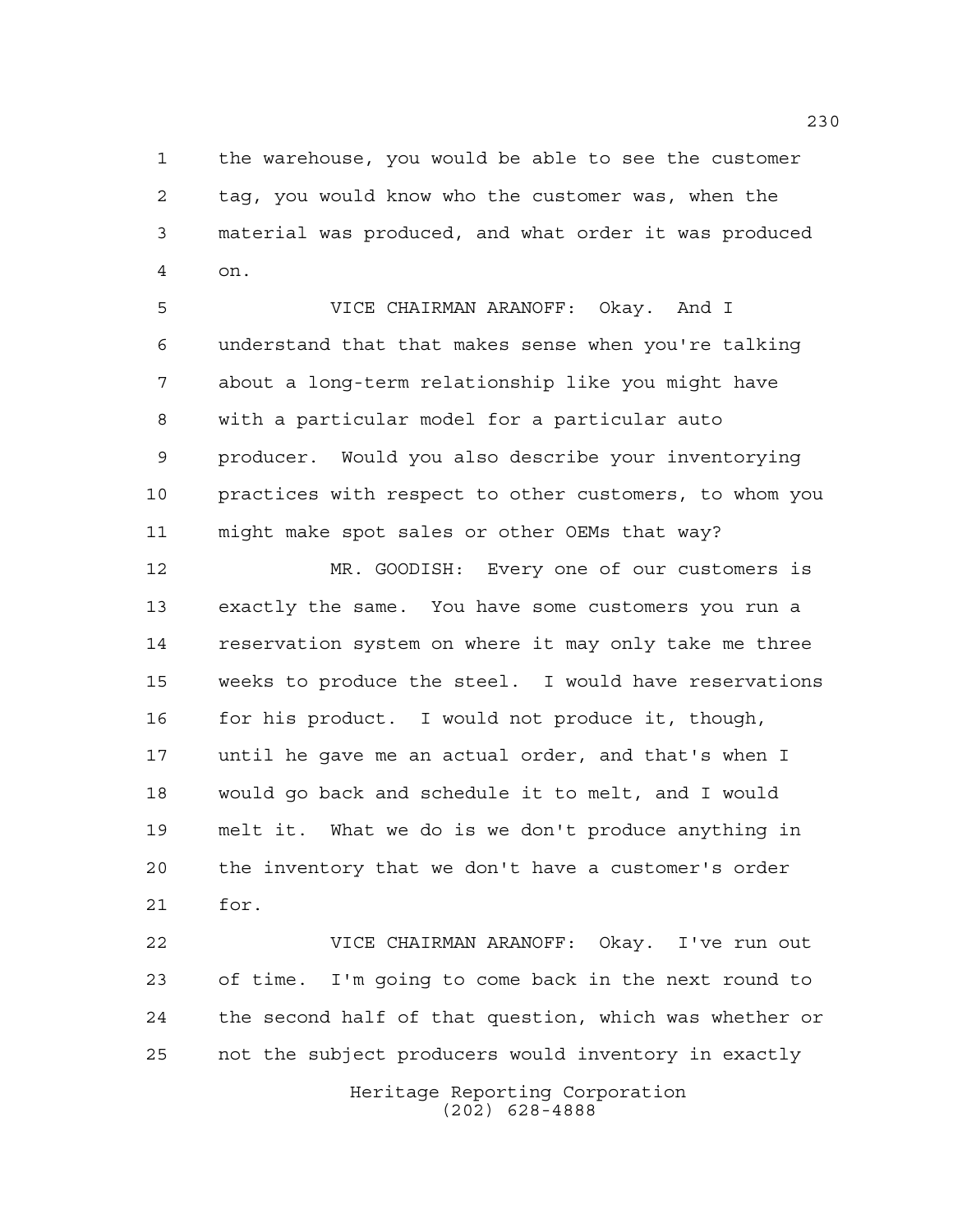the warehouse, you would be able to see the customer tag, you would know who the customer was, when the material was produced, and what order it was produced on.

VICE CHAIRMAN ARANOFF: Okay. And I understand that that makes sense when you're talking about a long-term relationship like you might have with a particular model for a particular auto producer. Would you also describe your inventorying practices with respect to other customers, to whom you might make spot sales or other OEMs that way?

MR. GOODISH: Every one of our customers is exactly the same. You have some customers you run a reservation system on where it may only take me three weeks to produce the steel. I would have reservations for his product. I would not produce it, though, until he gave me an actual order, and that's when I would go back and schedule it to melt, and I would melt it. What we do is we don't produce anything in the inventory that we don't have a customer's order for.

VICE CHAIRMAN ARANOFF: Okay. I've run out of time. I'm going to come back in the next round to the second half of that question, which was whether or not the subject producers would inventory in exactly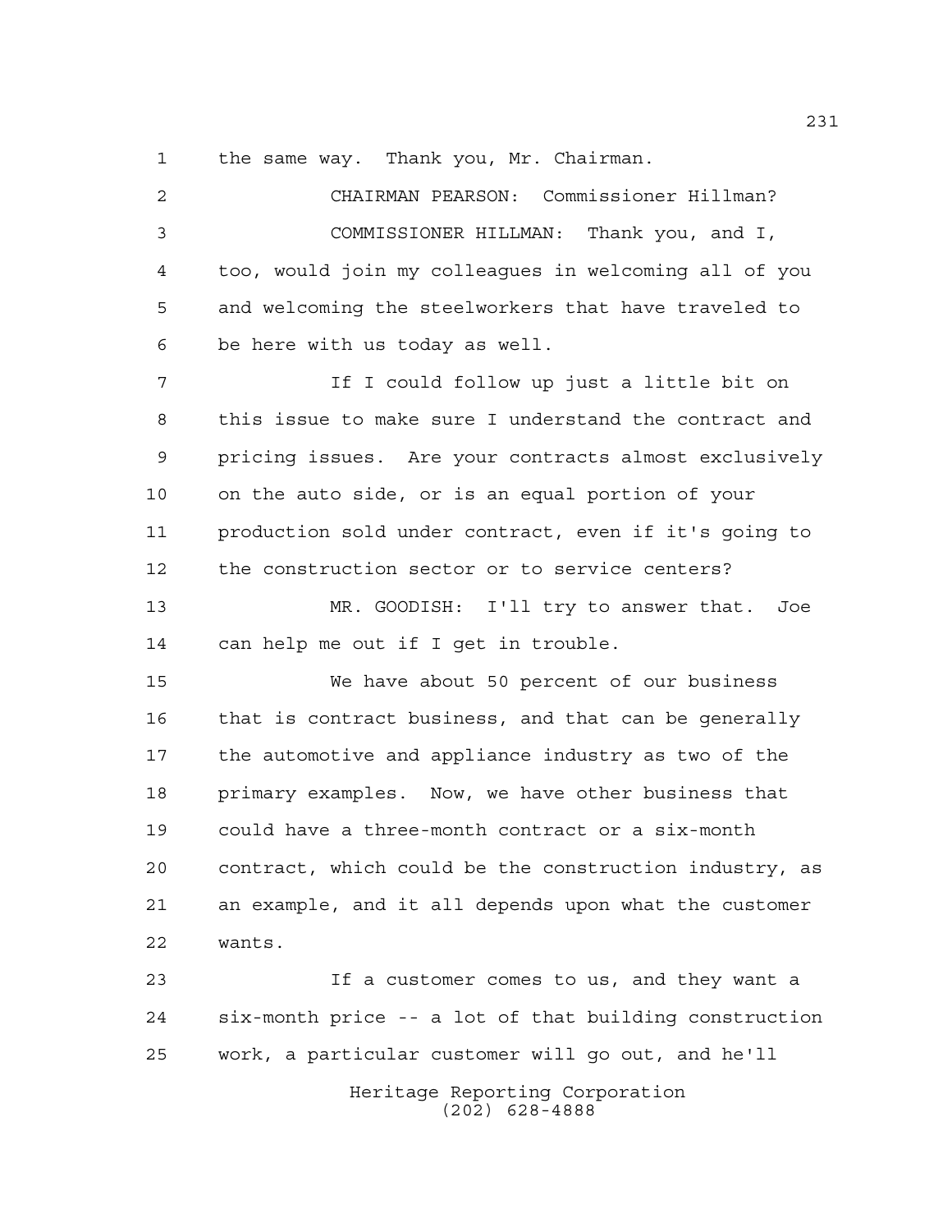the same way. Thank you, Mr. Chairman.

CHAIRMAN PEARSON: Commissioner Hillman?

COMMISSIONER HILLMAN: Thank you, and I, too, would join my colleagues in welcoming all of you and welcoming the steelworkers that have traveled to be here with us today as well.

If I could follow up just a little bit on this issue to make sure I understand the contract and pricing issues. Are your contracts almost exclusively on the auto side, or is an equal portion of your production sold under contract, even if it's going to the construction sector or to service centers?

MR. GOODISH: I'll try to answer that. Joe can help me out if I get in trouble.

We have about 50 percent of our business that is contract business, and that can be generally the automotive and appliance industry as two of the primary examples. Now, we have other business that could have a three-month contract or a six-month contract, which could be the construction industry, as an example, and it all depends upon what the customer wants.

If a customer comes to us, and they want a six-month price -- a lot of that building construction work, a particular customer will go out, and he'll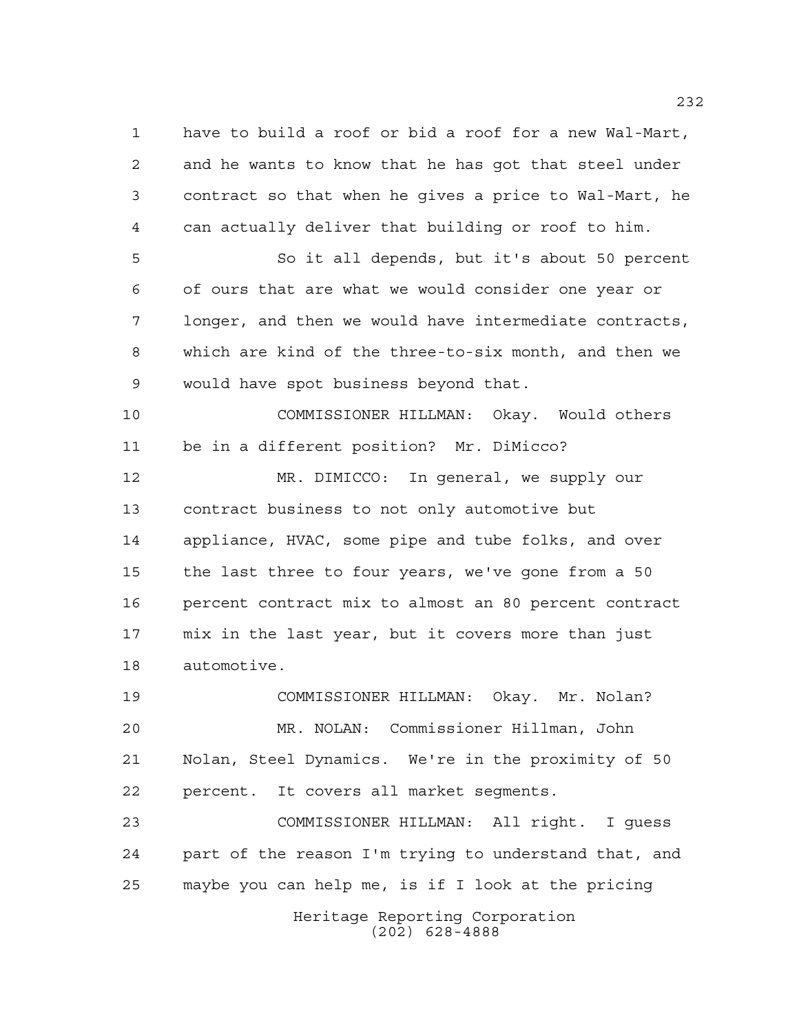have to build a roof or bid a roof for a new Wal-Mart, and he wants to know that he has got that steel under contract so that when he gives a price to Wal-Mart, he can actually deliver that building or roof to him.

So it all depends, but it's about 50 percent of ours that are what we would consider one year or longer, and then we would have intermediate contracts, which are kind of the three-to-six month, and then we would have spot business beyond that.

COMMISSIONER HILLMAN: Okay. Would others be in a different position? Mr. DiMicco?

MR. DIMICCO: In general, we supply our contract business to not only automotive but appliance, HVAC, some pipe and tube folks, and over the last three to four years, we've gone from a 50 percent contract mix to almost an 80 percent contract mix in the last year, but it covers more than just automotive.

COMMISSIONER HILLMAN: Okay. Mr. Nolan?

MR. NOLAN: Commissioner Hillman, John Nolan, Steel Dynamics. We're in the proximity of 50 percent. It covers all market segments.

COMMISSIONER HILLMAN: All right. I guess part of the reason I'm trying to understand that, and maybe you can help me, is if I look at the pricing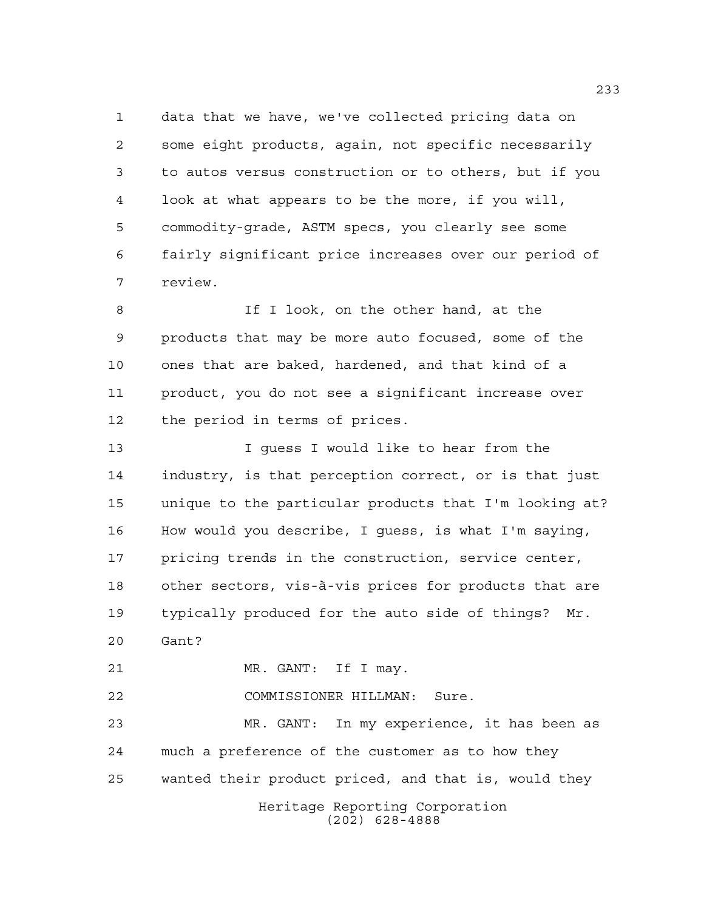data that we have, we've collected pricing data on some eight products, again, not specific necessarily to autos versus construction or to others, but if you look at what appears to be the more, if you will, commodity-grade, ASTM specs, you clearly see some fairly significant price increases over our period of review.

If I look, on the other hand, at the products that may be more auto focused, some of the ones that are baked, hardened, and that kind of a product, you do not see a significant increase over the period in terms of prices.

I guess I would like to hear from the industry, is that perception correct, or is that just unique to the particular products that I'm looking at? How would you describe, I guess, is what I'm saying, pricing trends in the construction, service center, other sectors, vis-à-vis prices for products that are typically produced for the auto side of things? Mr. Gant?

MR. GANT: If I may.

COMMISSIONER HILLMAN: Sure.

MR. GANT: In my experience, it has been as much a preference of the customer as to how they wanted their product priced, and that is, would they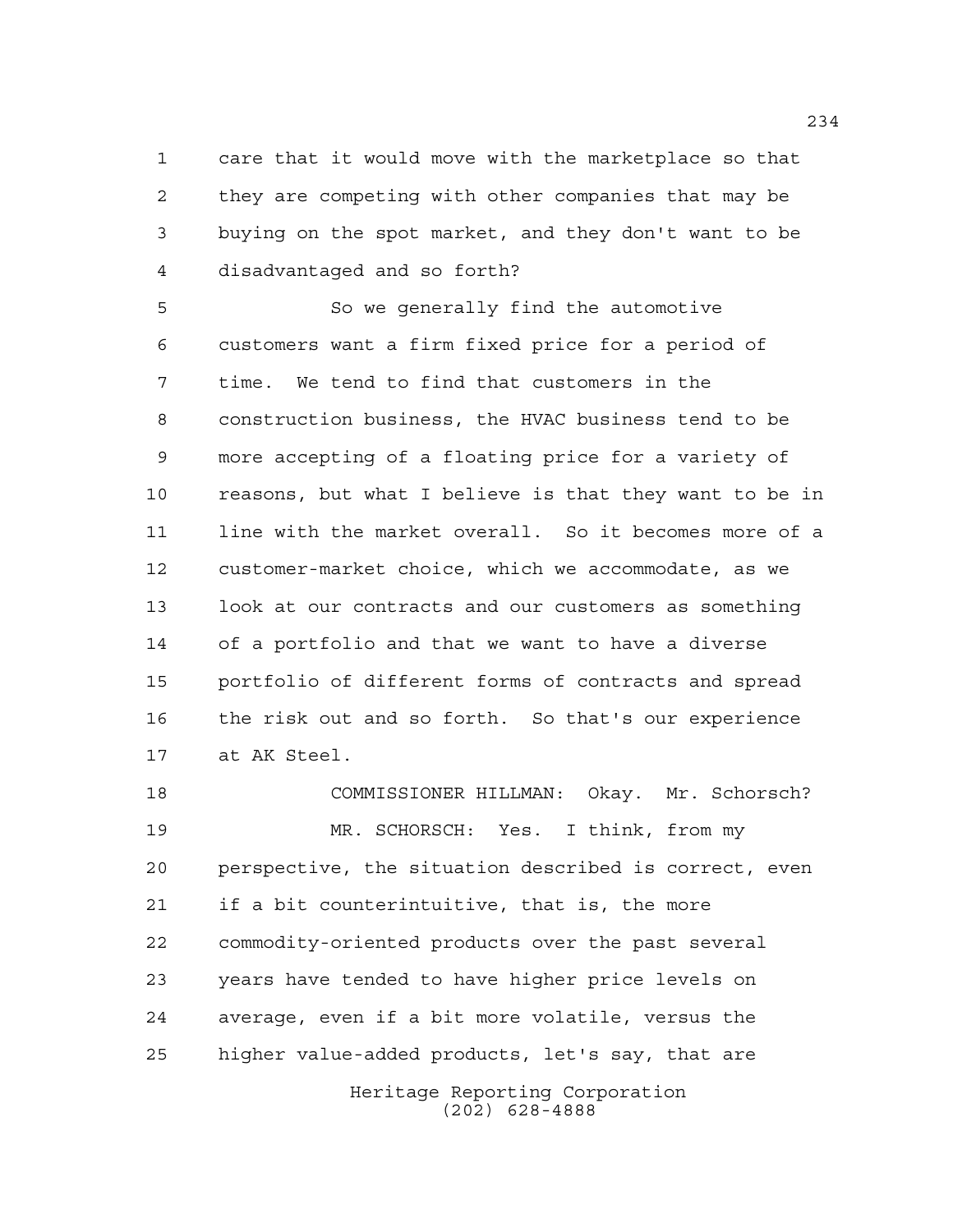care that it would move with the marketplace so that they are competing with other companies that may be buying on the spot market, and they don't want to be disadvantaged and so forth?

So we generally find the automotive customers want a firm fixed price for a period of time. We tend to find that customers in the construction business, the HVAC business tend to be more accepting of a floating price for a variety of reasons, but what I believe is that they want to be in line with the market overall. So it becomes more of a customer-market choice, which we accommodate, as we look at our contracts and our customers as something of a portfolio and that we want to have a diverse portfolio of different forms of contracts and spread the risk out and so forth. So that's our experience at AK Steel.

COMMISSIONER HILLMAN: Okay. Mr. Schorsch?

MR. SCHORSCH: Yes. I think, from my perspective, the situation described is correct, even if a bit counterintuitive, that is, the more commodity-oriented products over the past several years have tended to have higher price levels on average, even if a bit more volatile, versus the higher value-added products, let's say, that are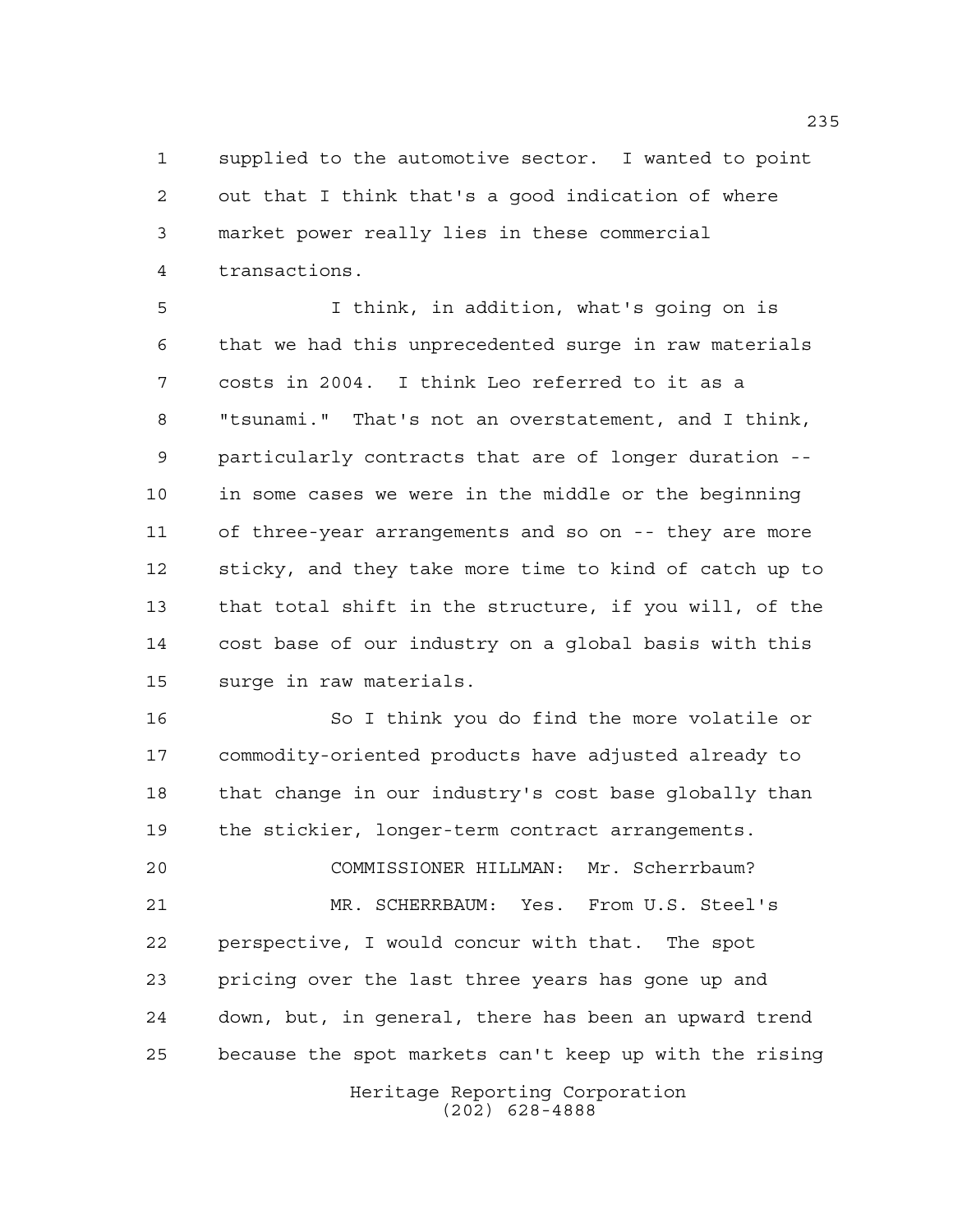supplied to the automotive sector. I wanted to point out that I think that's a good indication of where market power really lies in these commercial transactions.

I think, in addition, what's going on is that we had this unprecedented surge in raw materials costs in 2004. I think Leo referred to it as a "tsunami." That's not an overstatement, and I think, particularly contracts that are of longer duration -- in some cases we were in the middle or the beginning of three-year arrangements and so on -- they are more sticky, and they take more time to kind of catch up to that total shift in the structure, if you will, of the cost base of our industry on a global basis with this surge in raw materials.

So I think you do find the more volatile or commodity-oriented products have adjusted already to that change in our industry's cost base globally than the stickier, longer-term contract arrangements.

COMMISSIONER HILLMAN: Mr. Scherrbaum?

MR. SCHERRBAUM: Yes. From U.S. Steel's perspective, I would concur with that. The spot pricing over the last three years has gone up and down, but, in general, there has been an upward trend because the spot markets can't keep up with the rising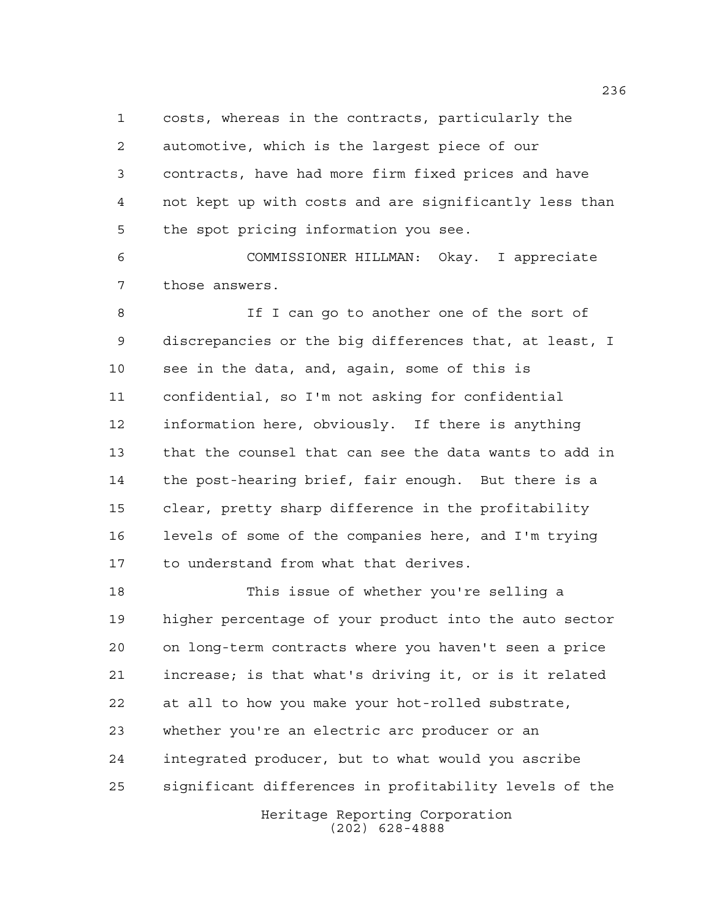costs, whereas in the contracts, particularly the automotive, which is the largest piece of our contracts, have had more firm fixed prices and have not kept up with costs and are significantly less than the spot pricing information you see.

COMMISSIONER HILLMAN: Okay. I appreciate those answers.

If I can go to another one of the sort of discrepancies or the big differences that, at least, I see in the data, and, again, some of this is confidential, so I'm not asking for confidential information here, obviously. If there is anything that the counsel that can see the data wants to add in the post-hearing brief, fair enough. But there is a clear, pretty sharp difference in the profitability levels of some of the companies here, and I'm trying to understand from what that derives.

This issue of whether you're selling a higher percentage of your product into the auto sector on long-term contracts where you haven't seen a price increase; is that what's driving it, or is it related at all to how you make your hot-rolled substrate, whether you're an electric arc producer or an integrated producer, but to what would you ascribe significant differences in profitability levels of the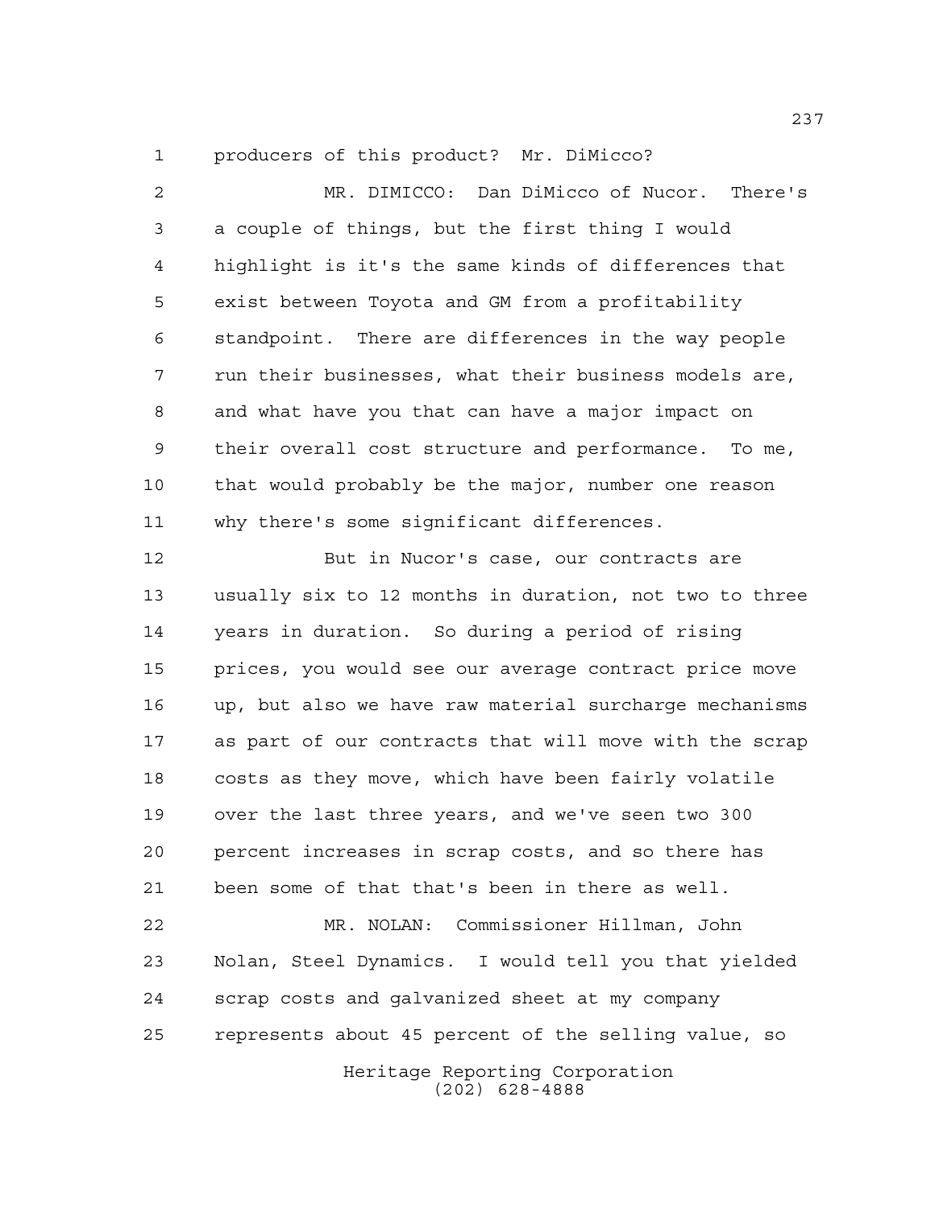producers of this product? Mr. DiMicco?

MR. DIMICCO: Dan DiMicco of Nucor. There's a couple of things, but the first thing I would highlight is it's the same kinds of differences that exist between Toyota and GM from a profitability standpoint. There are differences in the way people run their businesses, what their business models are, and what have you that can have a major impact on their overall cost structure and performance. To me, that would probably be the major, number one reason why there's some significant differences.

But in Nucor's case, our contracts are usually six to 12 months in duration, not two to three years in duration. So during a period of rising prices, you would see our average contract price move up, but also we have raw material surcharge mechanisms as part of our contracts that will move with the scrap costs as they move, which have been fairly volatile over the last three years, and we've seen two 300 percent increases in scrap costs, and so there has been some of that that's been in there as well.

MR. NOLAN: Commissioner Hillman, John Nolan, Steel Dynamics. I would tell you that yielded scrap costs and galvanized sheet at my company represents about 45 percent of the selling value, so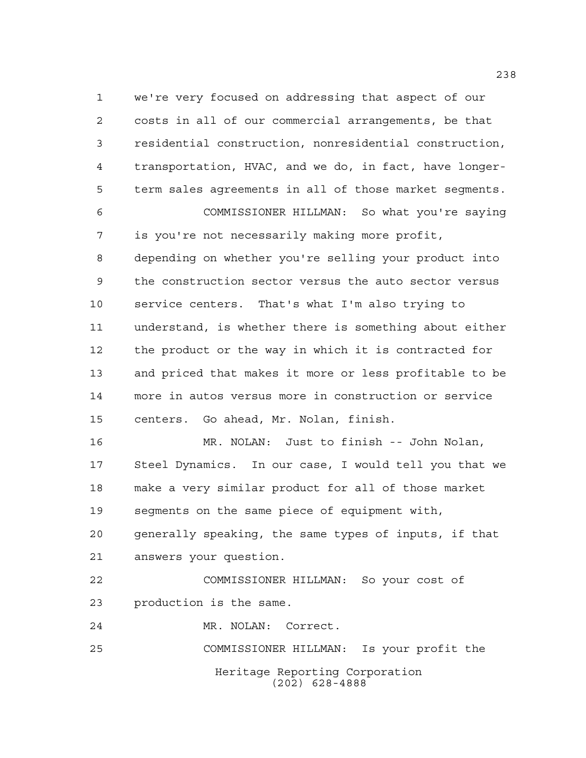we're very focused on addressing that aspect of our costs in all of our commercial arrangements, be that residential construction, nonresidential construction, transportation, HVAC, and we do, in fact, have longer-term sales agreements in all of those market segments.

COMMISSIONER HILLMAN: So what you're saying is you're not necessarily making more profit, depending on whether you're selling your product into the construction sector versus the auto sector versus service centers. That's what I'm also trying to understand, is whether there is something about either the product or the way in which it is contracted for and priced that makes it more or less profitable to be more in autos versus more in construction or service centers. Go ahead, Mr. Nolan, finish.

MR. NOLAN: Just to finish -- John Nolan, Steel Dynamics. In our case, I would tell you that we make a very similar product for all of those market segments on the same piece of equipment with, generally speaking, the same types of inputs, if that answers your question.

COMMISSIONER HILLMAN: So your cost of production is the same.

MR. NOLAN: Correct.

COMMISSIONER HILLMAN: Is your profit the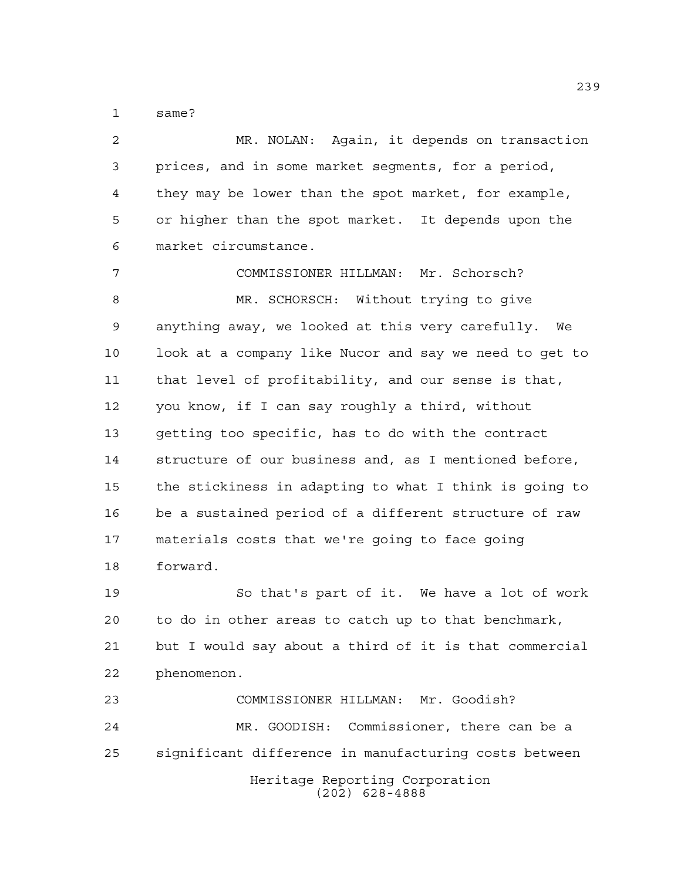same?

MR. NOLAN: Again, it depends on transaction prices, and in some market segments, for a period, they may be lower than the spot market, for example, or higher than the spot market. It depends upon the market circumstance.

COMMISSIONER HILLMAN: Mr. Schorsch?

MR. SCHORSCH: Without trying to give anything away, we looked at this very carefully. We look at a company like Nucor and say we need to get to that level of profitability, and our sense is that, you know, if I can say roughly a third, without getting too specific, has to do with the contract structure of our business and, as I mentioned before, the stickiness in adapting to what I think is going to be a sustained period of a different structure of raw materials costs that we're going to face going forward.

So that's part of it. We have a lot of work to do in other areas to catch up to that benchmark, but I would say about a third of it is that commercial phenomenon.

COMMISSIONER HILLMAN: Mr. Goodish?

MR. GOODISH: Commissioner, there can be a significant difference in manufacturing costs between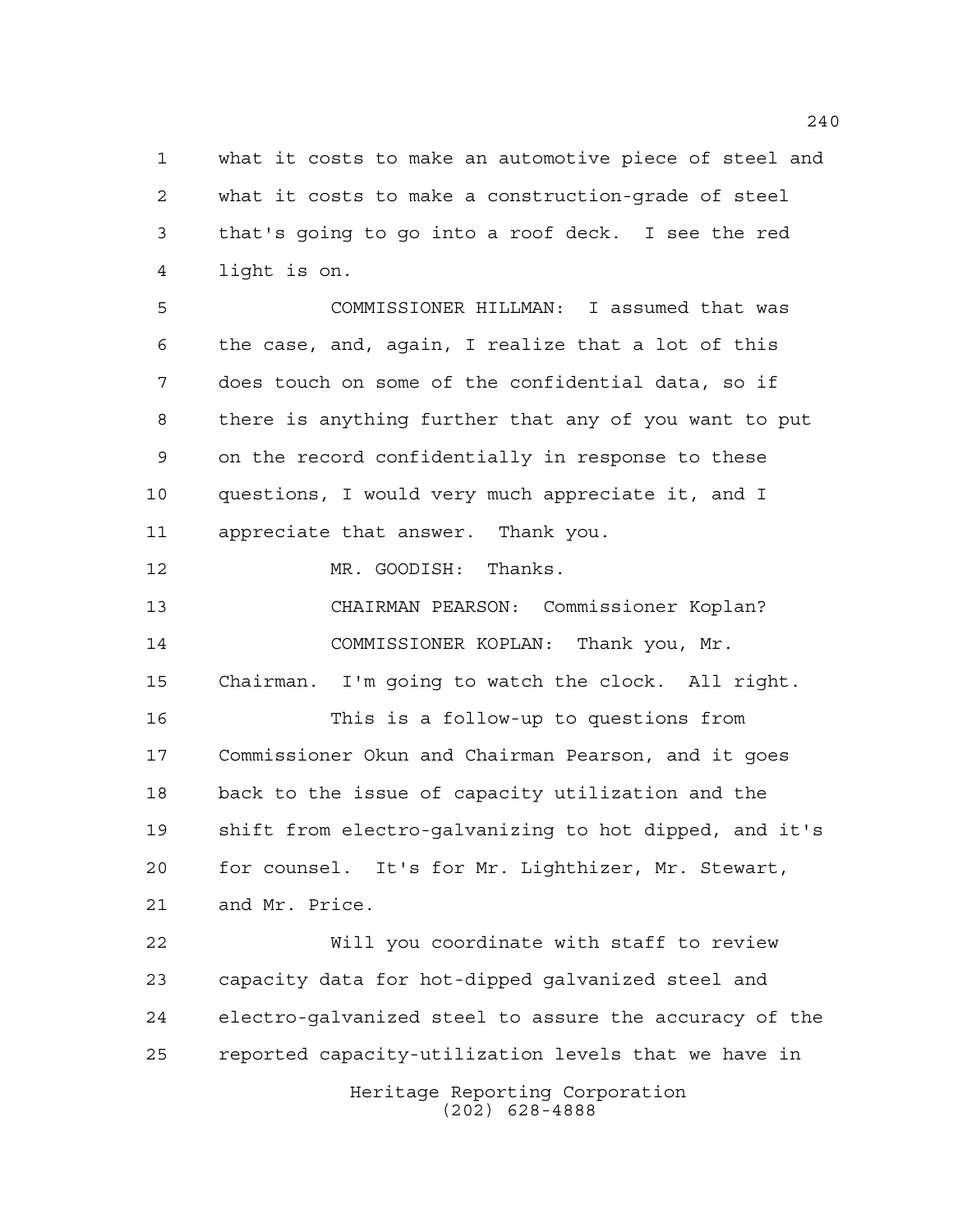what it costs to make an automotive piece of steel and what it costs to make a construction-grade of steel that's going to go into a roof deck. I see the red light is on.

COMMISSIONER HILLMAN: I assumed that was the case, and, again, I realize that a lot of this does touch on some of the confidential data, so if there is anything further that any of you want to put on the record confidentially in response to these questions, I would very much appreciate it, and I appreciate that answer. Thank you.

MR. GOODISH: Thanks.

CHAIRMAN PEARSON: Commissioner Koplan?

COMMISSIONER KOPLAN: Thank you, Mr. Chairman. I'm going to watch the clock. All right.

This is a follow-up to questions from Commissioner Okun and Chairman Pearson, and it goes back to the issue of capacity utilization and the shift from electro-galvanizing to hot dipped, and it's for counsel. It's for Mr. Lighthizer, Mr. Stewart, and Mr. Price.

Will you coordinate with staff to review capacity data for hot-dipped galvanized steel and electro-galvanized steel to assure the accuracy of the reported capacity-utilization levels that we have in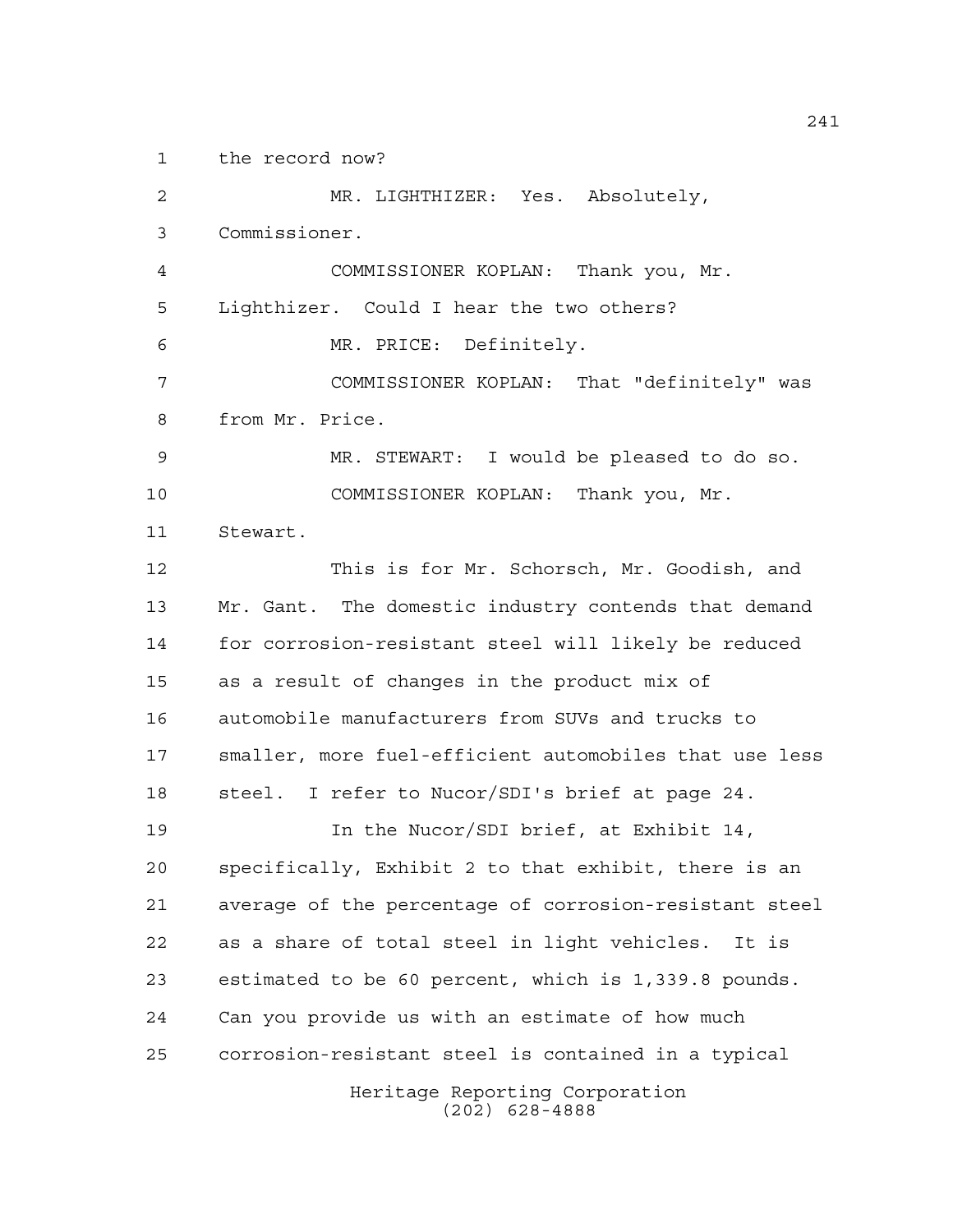the record now?

MR. LIGHTHIZER: Yes. Absolutely, Commissioner.

COMMISSIONER KOPLAN: Thank you, Mr. Lighthizer. Could I hear the two others?

MR. PRICE: Definitely.

COMMISSIONER KOPLAN: That "definitely" was from Mr. Price.

MR. STEWART: I would be pleased to do so.

COMMISSIONER KOPLAN: Thank you, Mr. Stewart.

This is for Mr. Schorsch, Mr. Goodish, and Mr. Gant. The domestic industry contends that demand for corrosion-resistant steel will likely be reduced as a result of changes in the product mix of automobile manufacturers from SUVs and trucks to smaller, more fuel-efficient automobiles that use less steel. I refer to Nucor/SDI's brief at page 24.

In the Nucor/SDI brief, at Exhibit 14, specifically, Exhibit 2 to that exhibit, there is an average of the percentage of corrosion-resistant steel as a share of total steel in light vehicles. It is estimated to be 60 percent, which is 1,339.8 pounds. Can you provide us with an estimate of how much corrosion-resistant steel is contained in a typical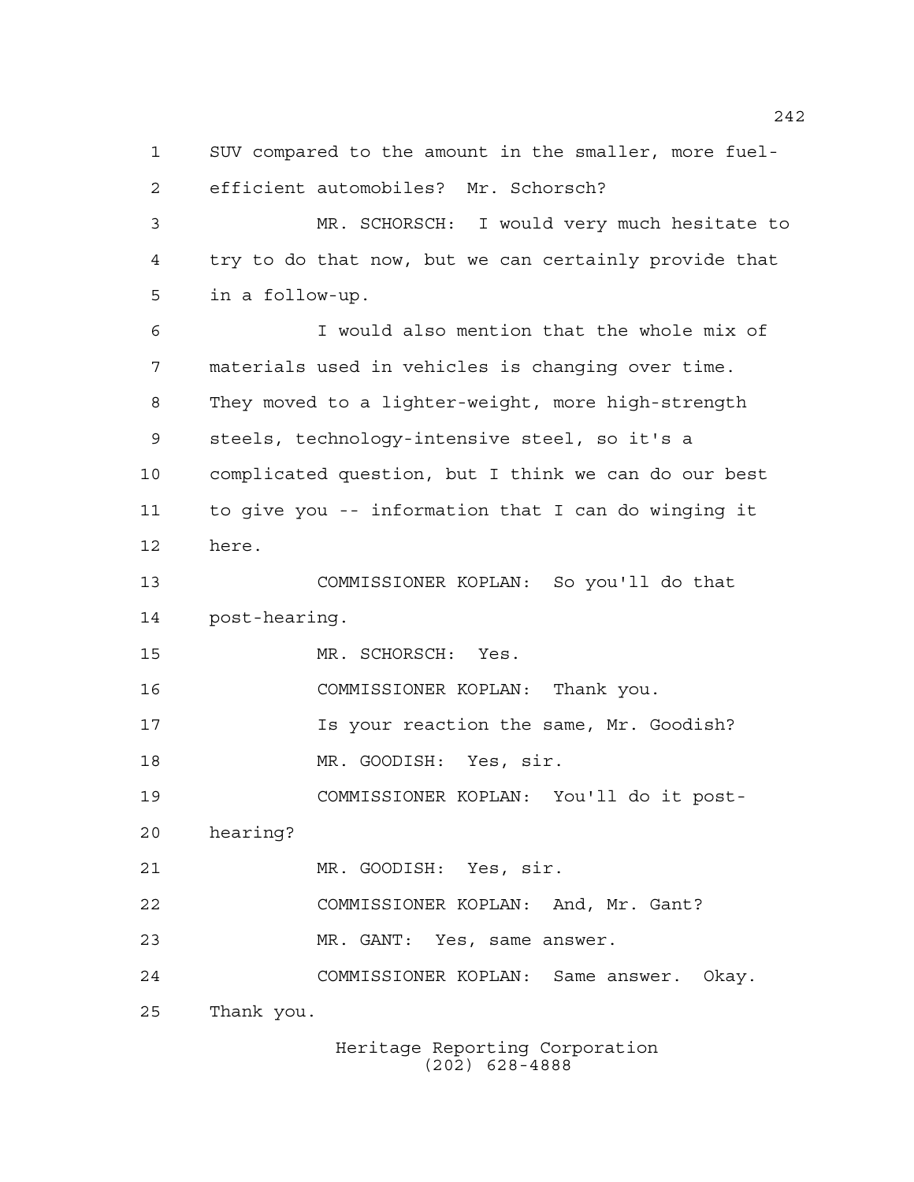SUV compared to the amount in the smaller, more fuel-efficient automobiles? Mr. Schorsch?

MR. SCHORSCH: I would very much hesitate to try to do that now, but we can certainly provide that in a follow-up.

I would also mention that the whole mix of materials used in vehicles is changing over time. They moved to a lighter-weight, more high-strength steels, technology-intensive steel, so it's a complicated question, but I think we can do our best to give you -- information that I can do winging it here.

COMMISSIONER KOPLAN: So you'll do that post-hearing.

MR. SCHORSCH: Yes.

COMMISSIONER KOPLAN: Thank you.

Is your reaction the same, Mr. Goodish?

MR. GOODISH: Yes, sir.

COMMISSIONER KOPLAN: You'll do it post-hearing?

MR. GOODISH: Yes, sir.

COMMISSIONER KOPLAN: And, Mr. Gant?

MR. GANT: Yes, same answer.

COMMISSIONER KOPLAN: Same answer. Okay. Thank you.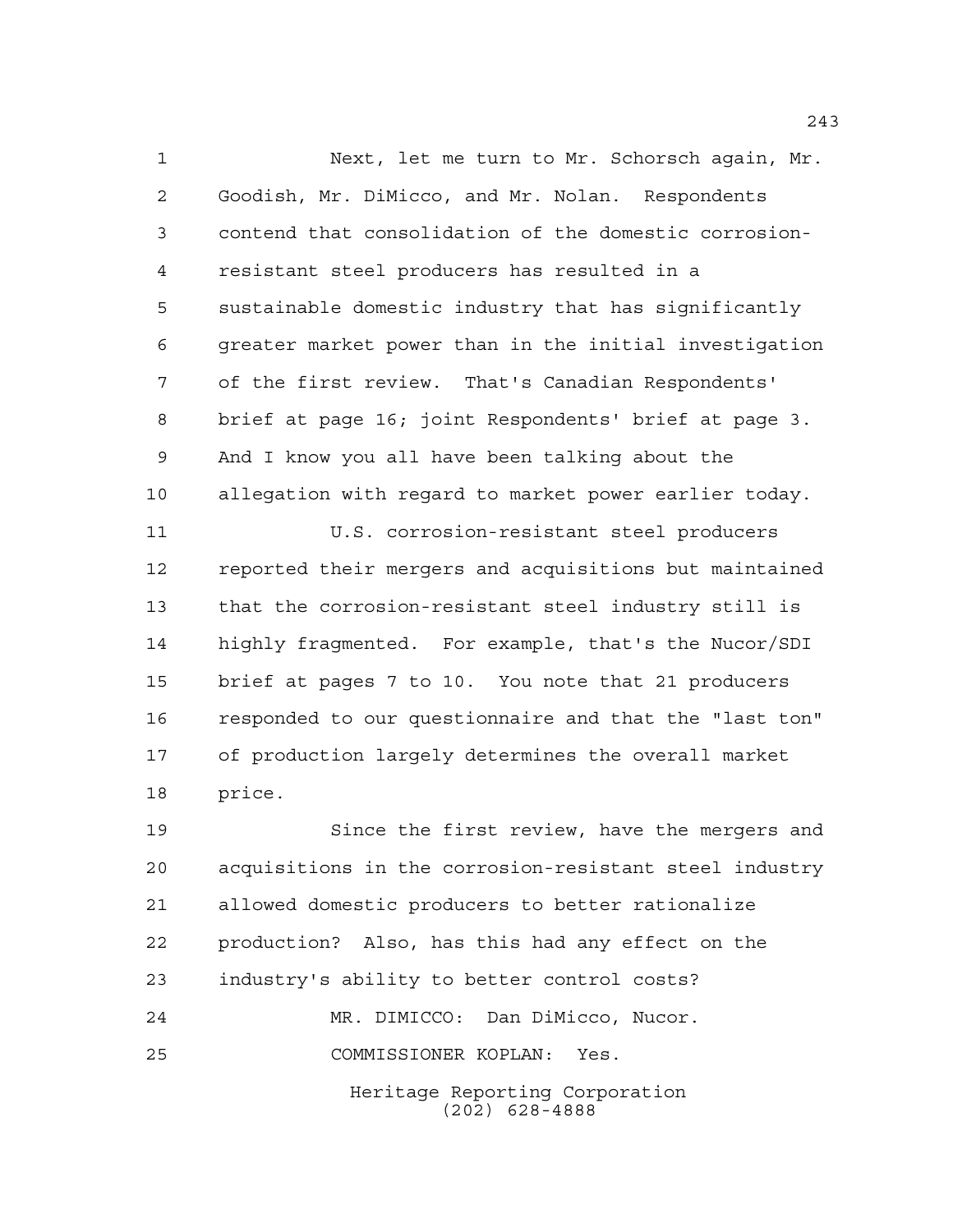Next, let me turn to Mr. Schorsch again, Mr. Goodish, Mr. DiMicco, and Mr. Nolan. Respondents contend that consolidation of the domestic corrosion-resistant steel producers has resulted in a sustainable domestic industry that has significantly greater market power than in the initial investigation of the first review. That's Canadian Respondents' brief at page 16; joint Respondents' brief at page 3. And I know you all have been talking about the allegation with regard to market power earlier today.

U.S. corrosion-resistant steel producers reported their mergers and acquisitions but maintained that the corrosion-resistant steel industry still is highly fragmented. For example, that's the Nucor/SDI brief at pages 7 to 10. You note that 21 producers responded to our questionnaire and that the "last ton" of production largely determines the overall market price.

Since the first review, have the mergers and acquisitions in the corrosion-resistant steel industry allowed domestic producers to better rationalize production? Also, has this had any effect on the industry's ability to better control costs?

MR. DIMICCO: Dan DiMicco, Nucor.

COMMISSIONER KOPLAN: Yes.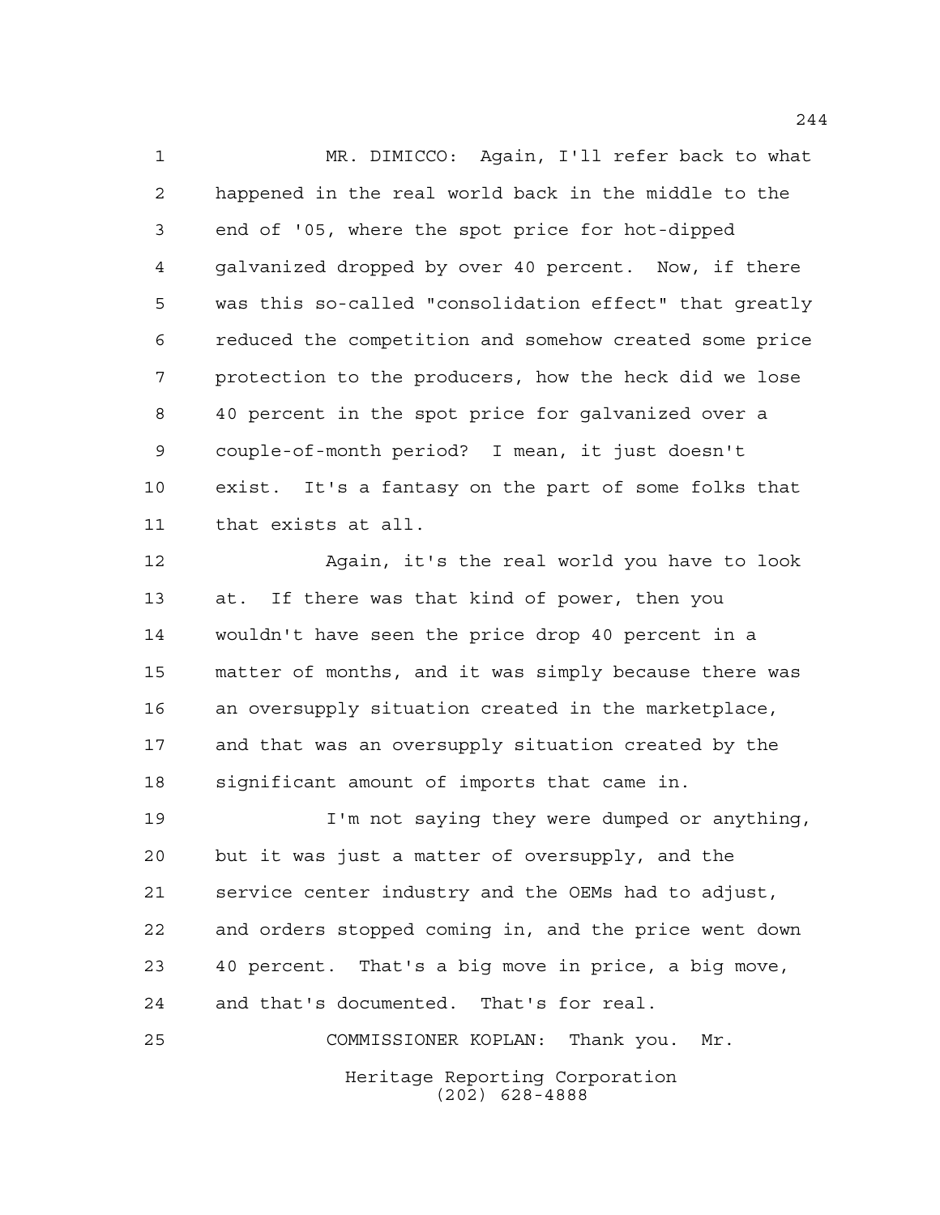MR. DIMICCO: Again, I'll refer back to what happened in the real world back in the middle to the end of '05, where the spot price for hot-dipped galvanized dropped by over 40 percent. Now, if there was this so-called "consolidation effect" that greatly reduced the competition and somehow created some price protection to the producers, how the heck did we lose 40 percent in the spot price for galvanized over a couple-of-month period? I mean, it just doesn't exist. It's a fantasy on the part of some folks that that exists at all.

Again, it's the real world you have to look at. If there was that kind of power, then you wouldn't have seen the price drop 40 percent in a matter of months, and it was simply because there was an oversupply situation created in the marketplace, and that was an oversupply situation created by the significant amount of imports that came in.

I'm not saying they were dumped or anything, but it was just a matter of oversupply, and the service center industry and the OEMs had to adjust, and orders stopped coming in, and the price went down 40 percent. That's a big move in price, a big move, and that's documented. That's for real.

COMMISSIONER KOPLAN: Thank you. Mr.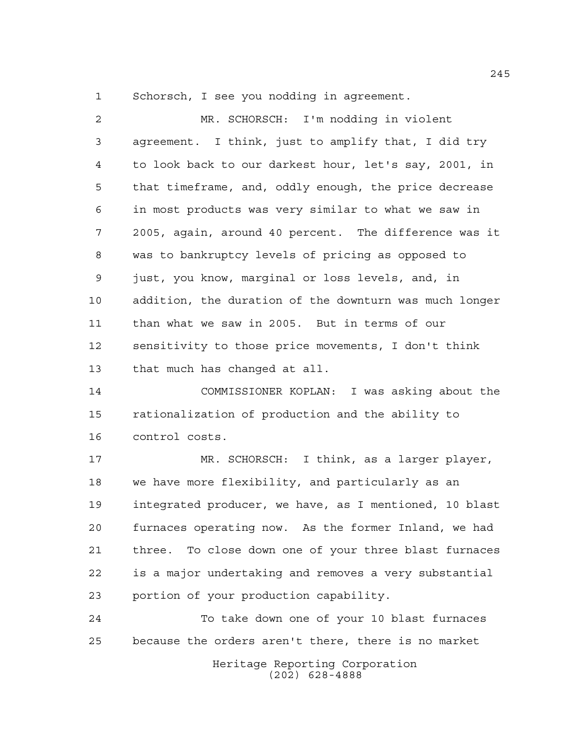Schorsch, I see you nodding in agreement.

MR. SCHORSCH: I'm nodding in violent agreement. I think, just to amplify that, I did try to look back to our darkest hour, let's say, 2001, in that timeframe, and, oddly enough, the price decrease in most products was very similar to what we saw in 2005, again, around 40 percent. The difference was it was to bankruptcy levels of pricing as opposed to just, you know, marginal or loss levels, and, in addition, the duration of the downturn was much longer than what we saw in 2005. But in terms of our sensitivity to those price movements, I don't think that much has changed at all.

COMMISSIONER KOPLAN: I was asking about the rationalization of production and the ability to control costs.

MR. SCHORSCH: I think, as a larger player, we have more flexibility, and particularly as an integrated producer, we have, as I mentioned, 10 blast furnaces operating now. As the former Inland, we had three. To close down one of your three blast furnaces is a major undertaking and removes a very substantial portion of your production capability.

To take down one of your 10 blast furnaces because the orders aren't there, there is no market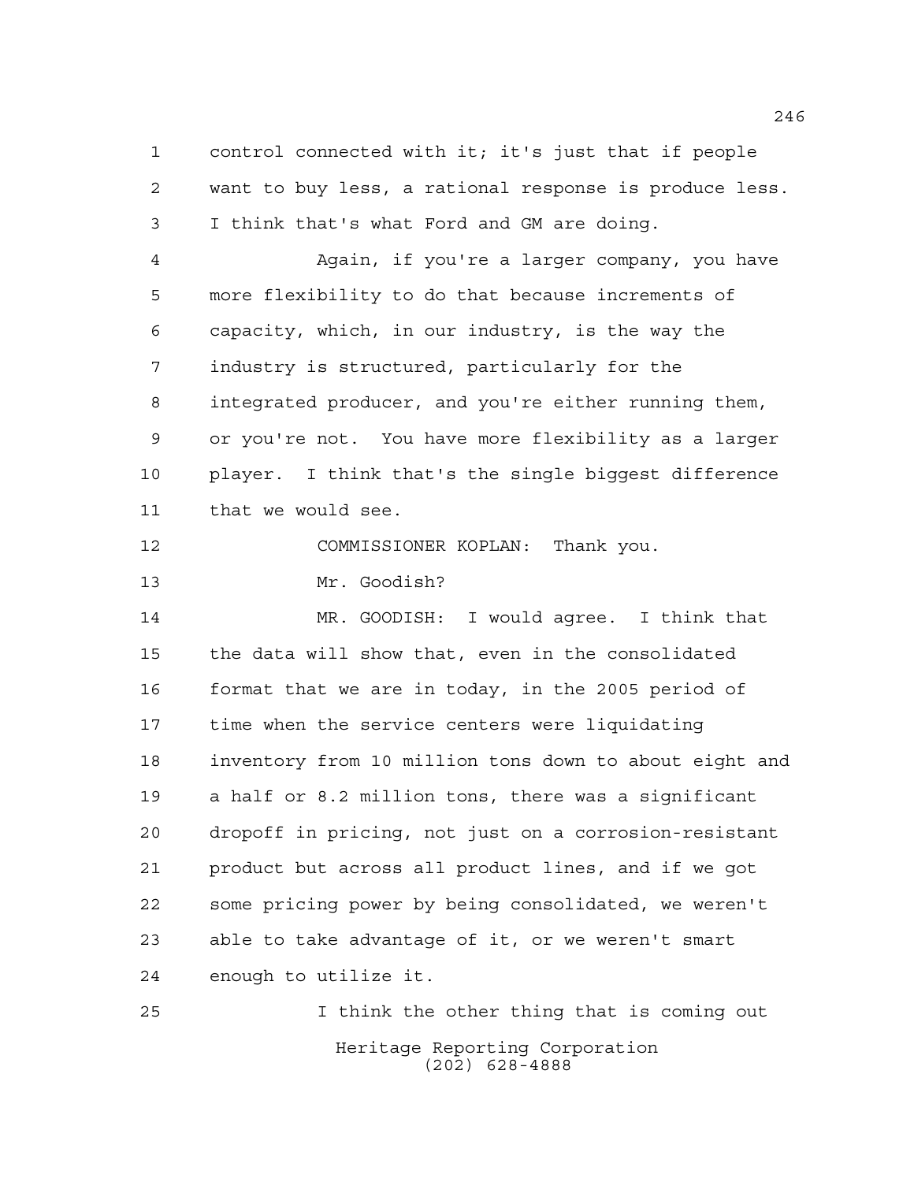control connected with it; it's just that if people want to buy less, a rational response is produce less. I think that's what Ford and GM are doing.

Again, if you're a larger company, you have more flexibility to do that because increments of capacity, which, in our industry, is the way the industry is structured, particularly for the integrated producer, and you're either running them, or you're not. You have more flexibility as a larger player. I think that's the single biggest difference that we would see.

COMMISSIONER KOPLAN: Thank you.

Mr. Goodish?

MR. GOODISH: I would agree. I think that the data will show that, even in the consolidated format that we are in today, in the 2005 period of time when the service centers were liquidating inventory from 10 million tons down to about eight and a half or 8.2 million tons, there was a significant dropoff in pricing, not just on a corrosion-resistant product but across all product lines, and if we got some pricing power by being consolidated, we weren't able to take advantage of it, or we weren't smart enough to utilize it.

I think the other thing that is coming out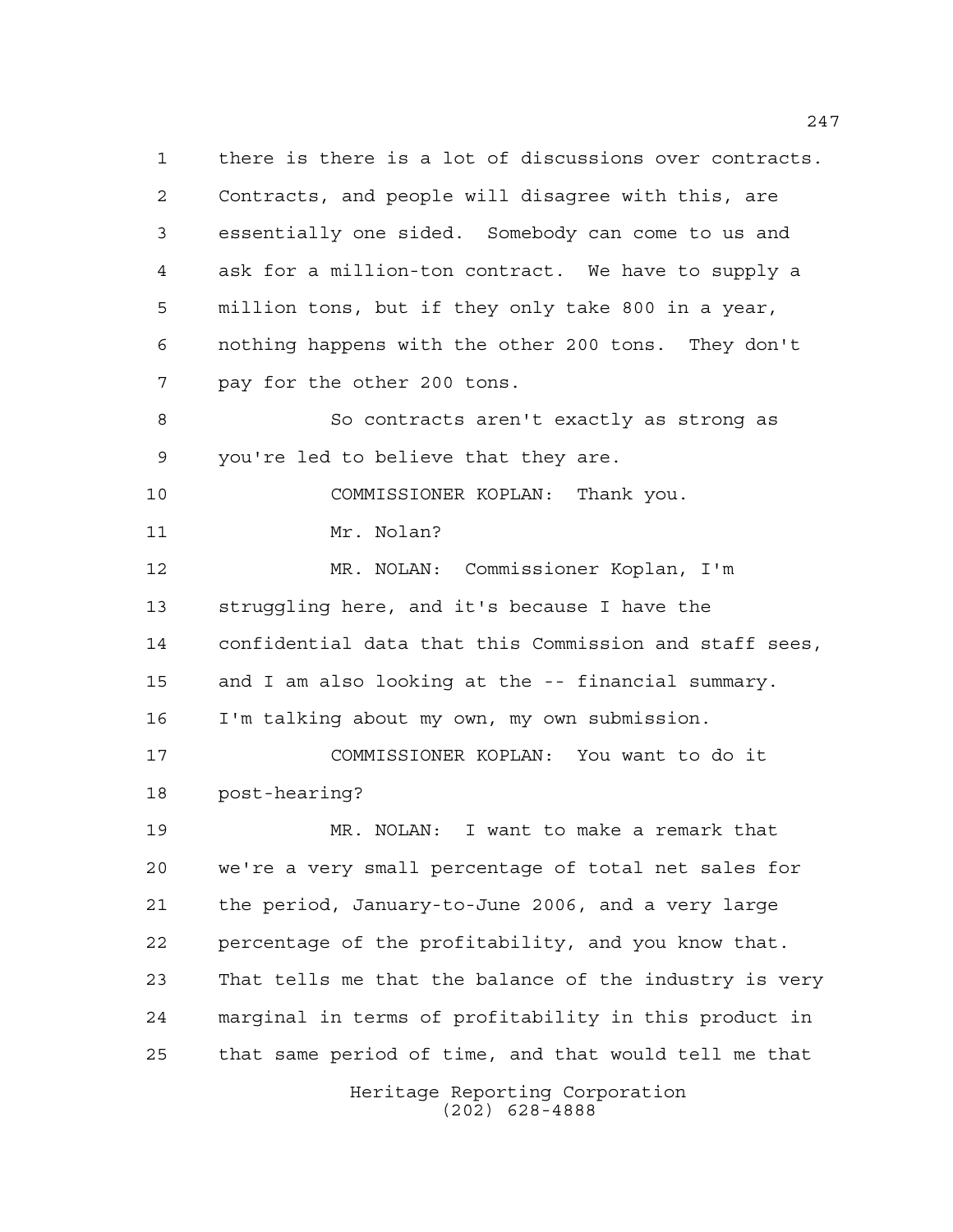there is there is a lot of discussions over contracts. Contracts, and people will disagree with this, are essentially one sided. Somebody can come to us and ask for a million-ton contract. We have to supply a million tons, but if they only take 800 in a year, nothing happens with the other 200 tons. They don't pay for the other 200 tons.

So contracts aren't exactly as strong as you're led to believe that they are.

COMMISSIONER KOPLAN: Thank you.

Mr. Nolan?

MR. NOLAN: Commissioner Koplan, I'm struggling here, and it's because I have the confidential data that this Commission and staff sees, and I am also looking at the -- financial summary. I'm talking about my own, my own submission.

COMMISSIONER KOPLAN: You want to do it post-hearing?

MR. NOLAN: I want to make a remark that we're a very small percentage of total net sales for the period, January-to-June 2006, and a very large percentage of the profitability, and you know that. That tells me that the balance of the industry is very marginal in terms of profitability in this product in that same period of time, and that would tell me that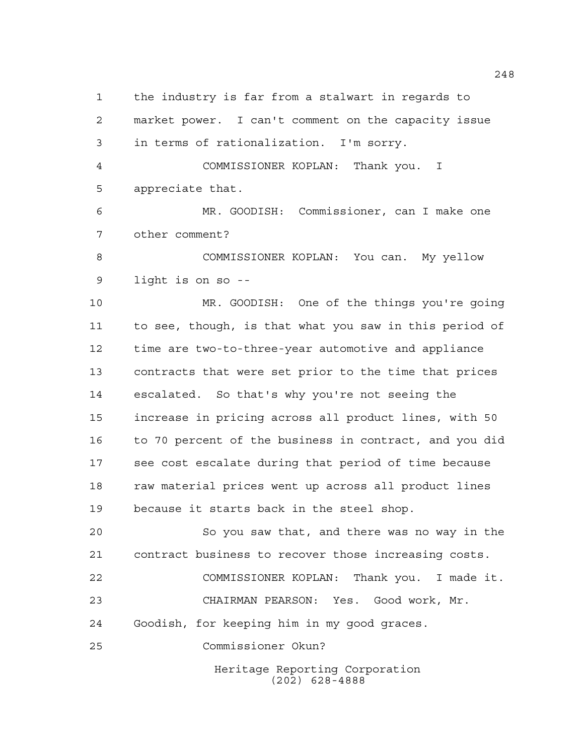the industry is far from a stalwart in regards to market power. I can't comment on the capacity issue in terms of rationalization. I'm sorry.

COMMISSIONER KOPLAN: Thank you. I appreciate that.

MR. GOODISH: Commissioner, can I make one other comment?

COMMISSIONER KOPLAN: You can. My yellow light is on so --

MR. GOODISH: One of the things you're going to see, though, is that what you saw in this period of time are two-to-three-year automotive and appliance contracts that were set prior to the time that prices escalated. So that's why you're not seeing the increase in pricing across all product lines, with 50 to 70 percent of the business in contract, and you did see cost escalate during that period of time because raw material prices went up across all product lines because it starts back in the steel shop.

So you saw that, and there was no way in the contract business to recover those increasing costs.

COMMISSIONER KOPLAN: Thank you. I made it.

CHAIRMAN PEARSON: Yes. Good work, Mr. Goodish, for keeping him in my good graces.

Commissioner Okun?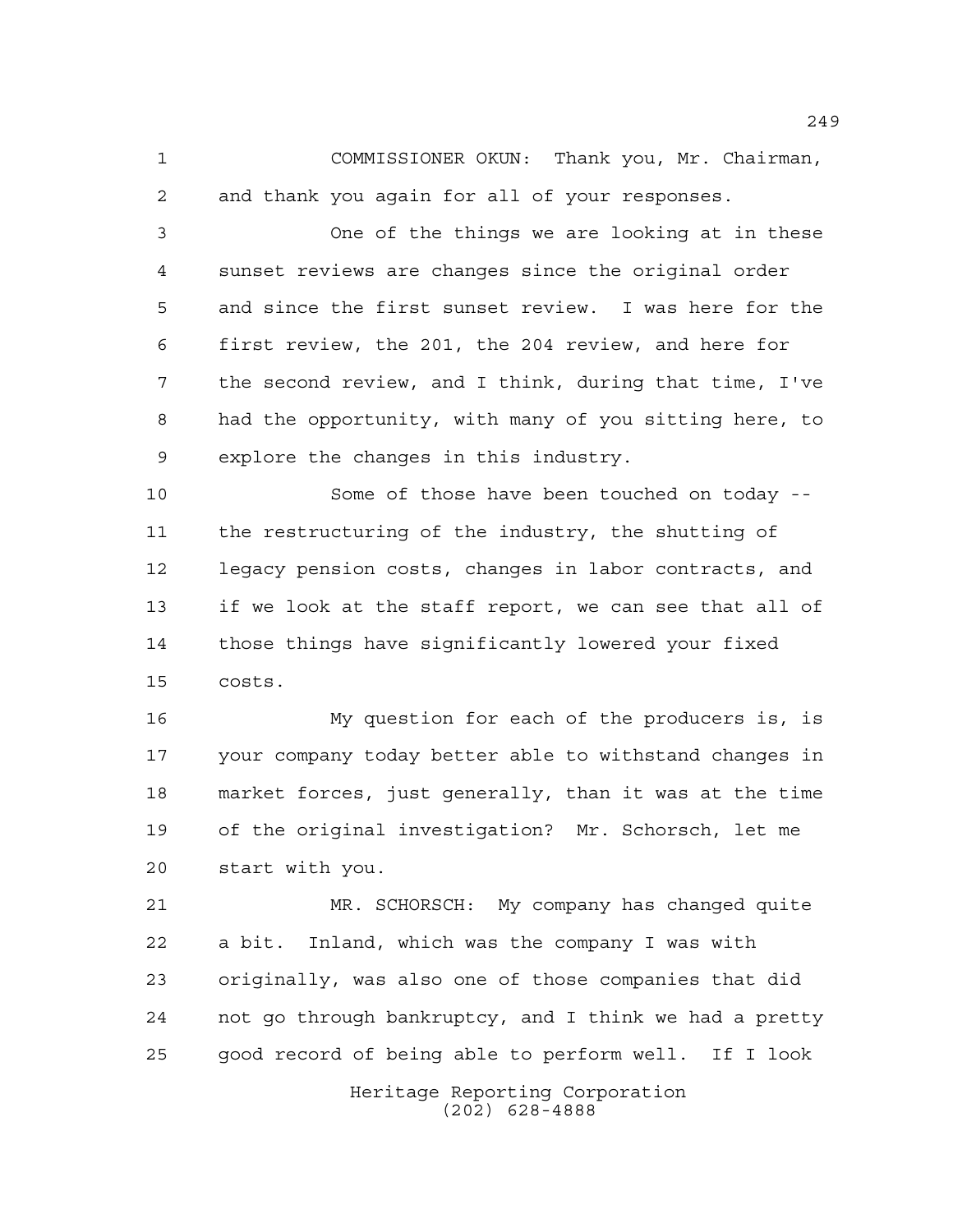COMMISSIONER OKUN: Thank you, Mr. Chairman, and thank you again for all of your responses.

One of the things we are looking at in these sunset reviews are changes since the original order and since the first sunset review. I was here for the first review, the 201, the 204 review, and here for the second review, and I think, during that time, I've had the opportunity, with many of you sitting here, to explore the changes in this industry.

Some of those have been touched on today -- the restructuring of the industry, the shutting of legacy pension costs, changes in labor contracts, and if we look at the staff report, we can see that all of those things have significantly lowered your fixed costs.

My question for each of the producers is, is your company today better able to withstand changes in market forces, just generally, than it was at the time of the original investigation? Mr. Schorsch, let me start with you.

MR. SCHORSCH: My company has changed quite a bit. Inland, which was the company I was with originally, was also one of those companies that did not go through bankruptcy, and I think we had a pretty good record of being able to perform well. If I look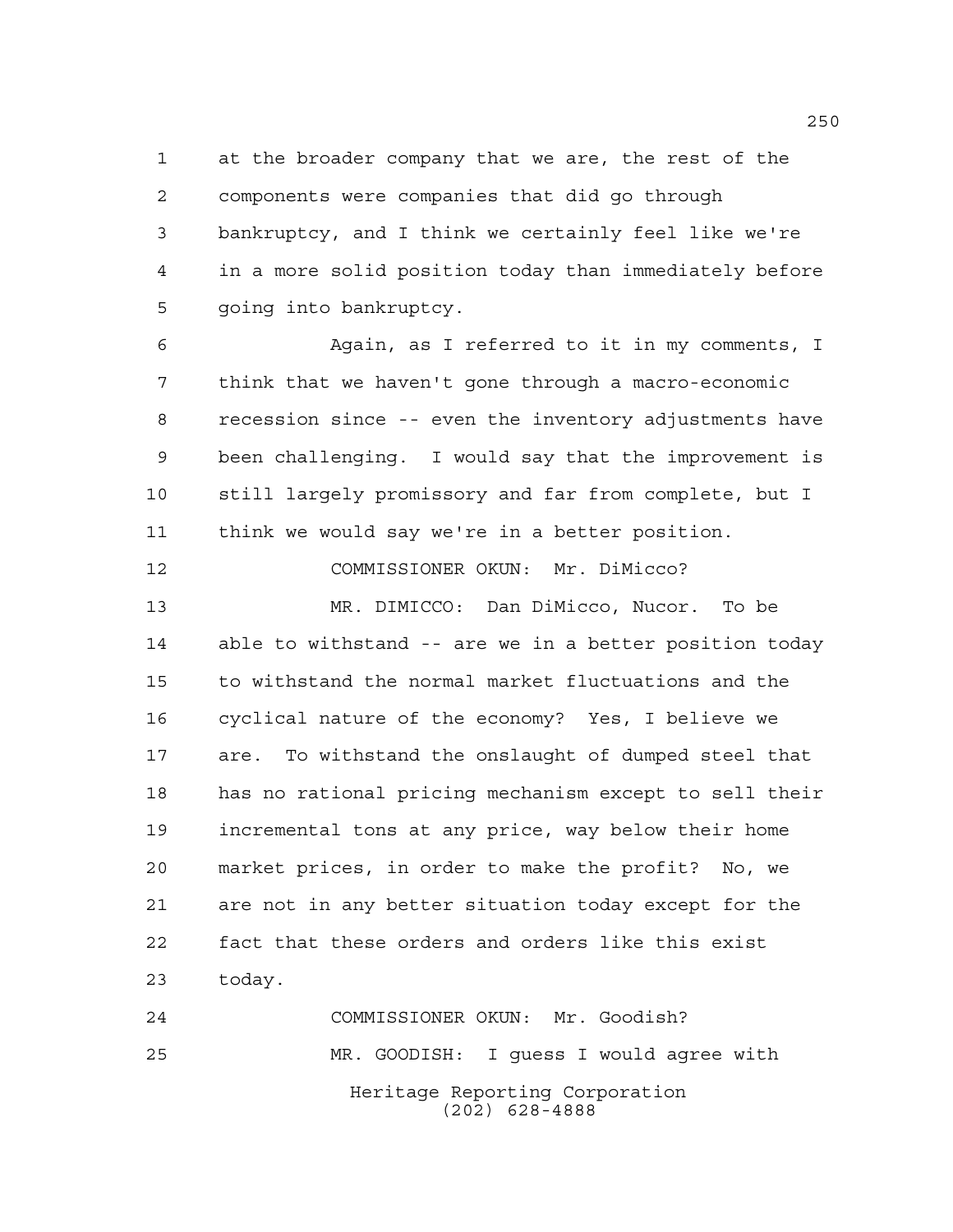at the broader company that we are, the rest of the components were companies that did go through bankruptcy, and I think we certainly feel like we're in a more solid position today than immediately before going into bankruptcy.

Again, as I referred to it in my comments, I think that we haven't gone through a macro-economic recession since -- even the inventory adjustments have been challenging. I would say that the improvement is still largely promissory and far from complete, but I think we would say we're in a better position.

COMMISSIONER OKUN: Mr. DiMicco?

MR. DIMICCO: Dan DiMicco, Nucor. To be able to withstand -- are we in a better position today to withstand the normal market fluctuations and the cyclical nature of the economy? Yes, I believe we are. To withstand the onslaught of dumped steel that has no rational pricing mechanism except to sell their incremental tons at any price, way below their home market prices, in order to make the profit? No, we are not in any better situation today except for the fact that these orders and orders like this exist today.

COMMISSIONER OKUN: Mr. Goodish?

MR. GOODISH: I guess I would agree with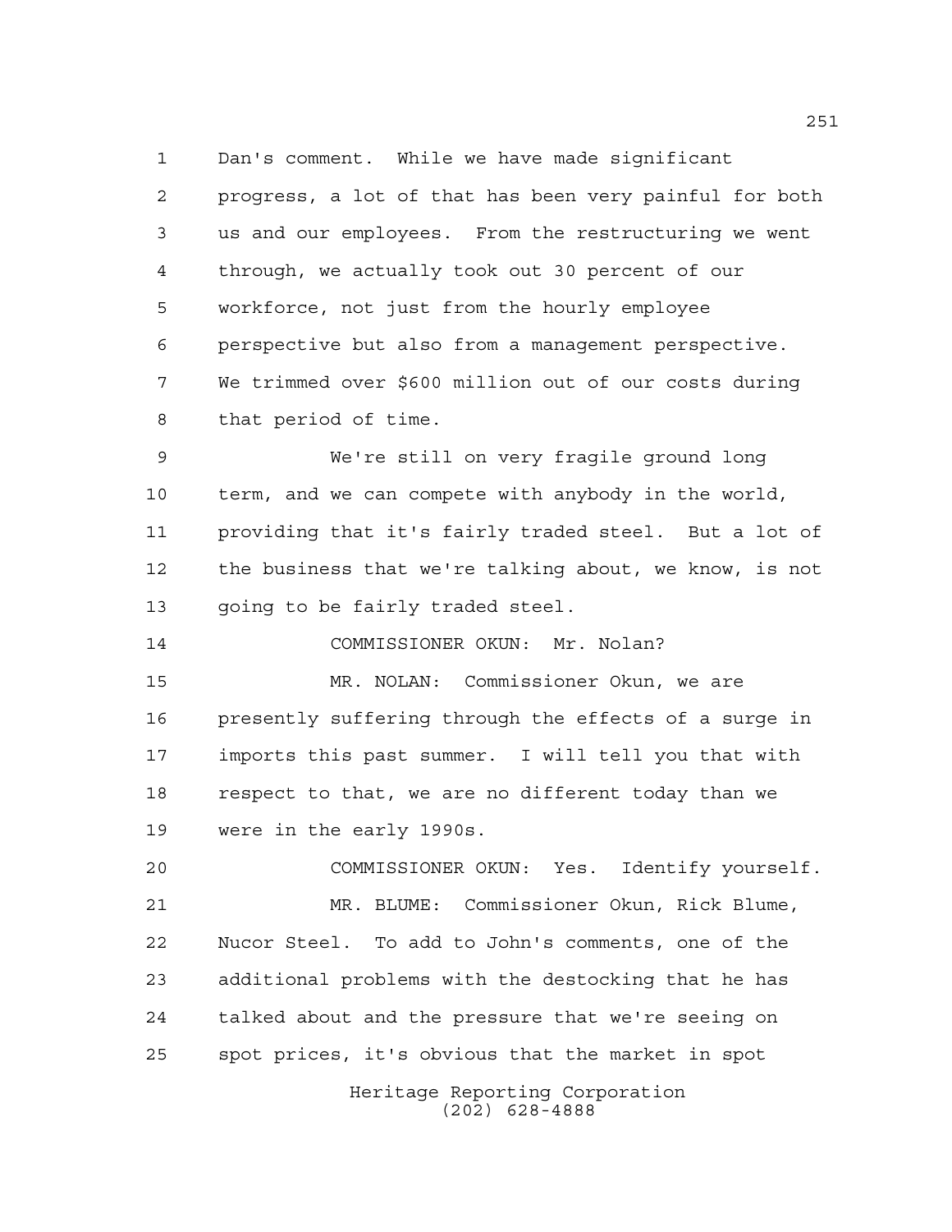Dan's comment. While we have made significant progress, a lot of that has been very painful for both us and our employees. From the restructuring we went through, we actually took out 30 percent of our workforce, not just from the hourly employee perspective but also from a management perspective. We trimmed over $600 million out of our costs during that period of time.

We're still on very fragile ground long term, and we can compete with anybody in the world, providing that it's fairly traded steel. But a lot of the business that we're talking about, we know, is not going to be fairly traded steel.

COMMISSIONER OKUN: Mr. Nolan?

MR. NOLAN: Commissioner Okun, we are presently suffering through the effects of a surge in imports this past summer. I will tell you that with respect to that, we are no different today than we were in the early 1990s.

COMMISSIONER OKUN: Yes. Identify yourself.

MR. BLUME: Commissioner Okun, Rick Blume, Nucor Steel. To add to John's comments, one of the additional problems with the destocking that he has talked about and the pressure that we're seeing on spot prices, it's obvious that the market in spot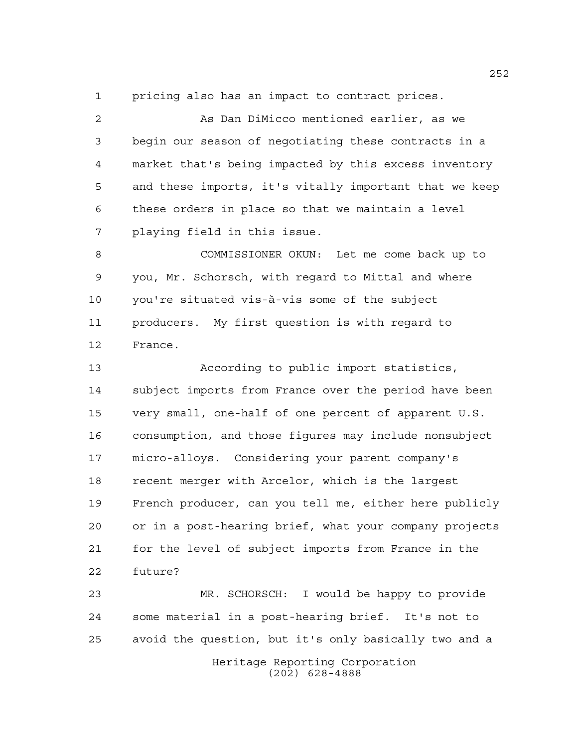pricing also has an impact to contract prices.

As Dan DiMicco mentioned earlier, as we begin our season of negotiating these contracts in a market that's being impacted by this excess inventory and these imports, it's vitally important that we keep these orders in place so that we maintain a level playing field in this issue.

COMMISSIONER OKUN: Let me come back up to you, Mr. Schorsch, with regard to Mittal and where you're situated vis-à-vis some of the subject producers. My first question is with regard to France.

According to public import statistics, subject imports from France over the period have been very small, one-half of one percent of apparent U.S. consumption, and those figures may include nonsubject micro-alloys. Considering your parent company's recent merger with Arcelor, which is the largest French producer, can you tell me, either here publicly or in a post-hearing brief, what your company projects for the level of subject imports from France in the future?

MR. SCHORSCH: I would be happy to provide some material in a post-hearing brief. It's not to avoid the question, but it's only basically two and a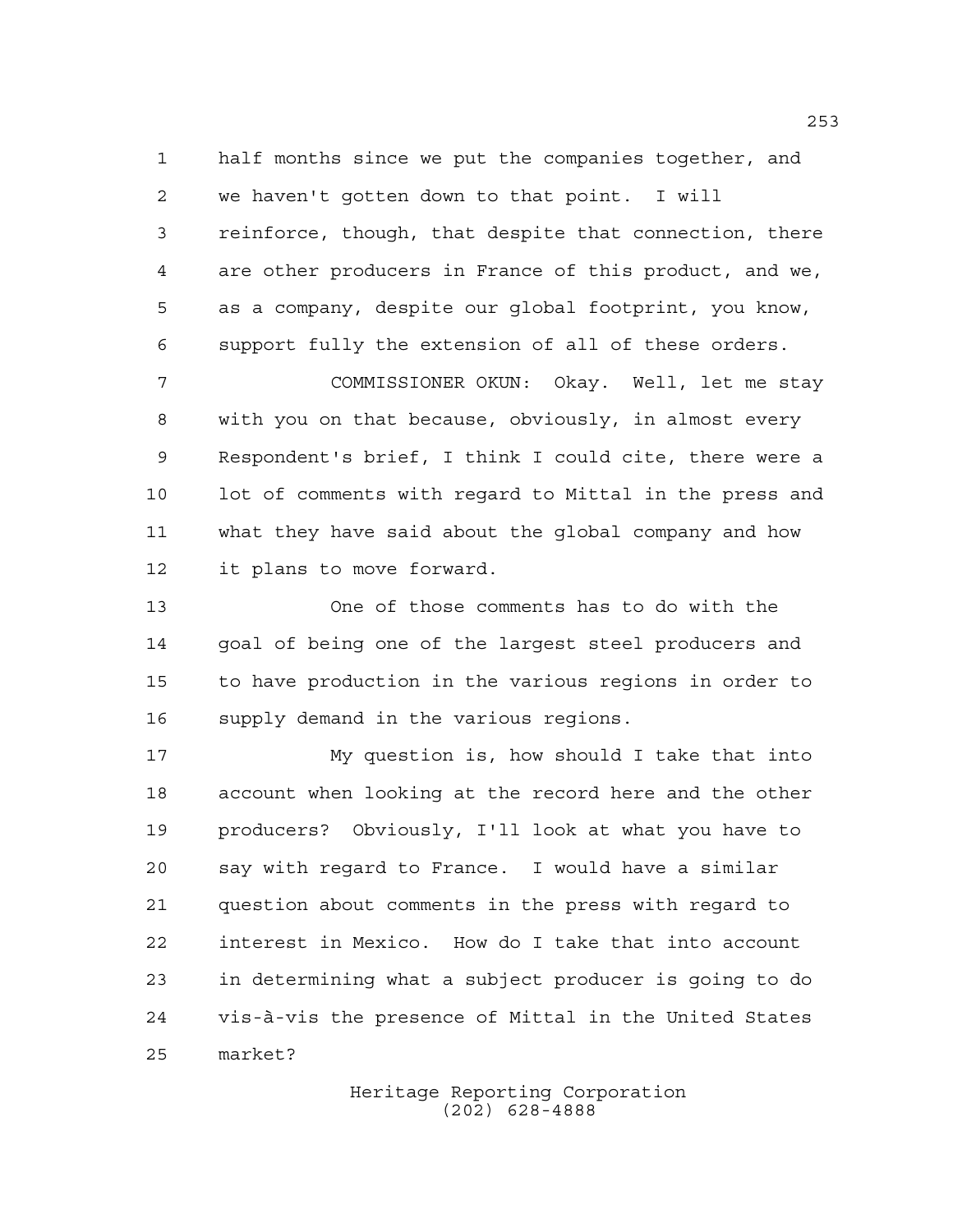half months since we put the companies together, and we haven't gotten down to that point. I will reinforce, though, that despite that connection, there are other producers in France of this product, and we, as a company, despite our global footprint, you know, support fully the extension of all of these orders.

COMMISSIONER OKUN: Okay. Well, let me stay with you on that because, obviously, in almost every Respondent's brief, I think I could cite, there were a lot of comments with regard to Mittal in the press and what they have said about the global company and how it plans to move forward.

One of those comments has to do with the goal of being one of the largest steel producers and to have production in the various regions in order to supply demand in the various regions.

My question is, how should I take that into account when looking at the record here and the other producers? Obviously, I'll look at what you have to say with regard to France. I would have a similar question about comments in the press with regard to interest in Mexico. How do I take that into account in determining what a subject producer is going to do vis-à-vis the presence of Mittal in the United States market?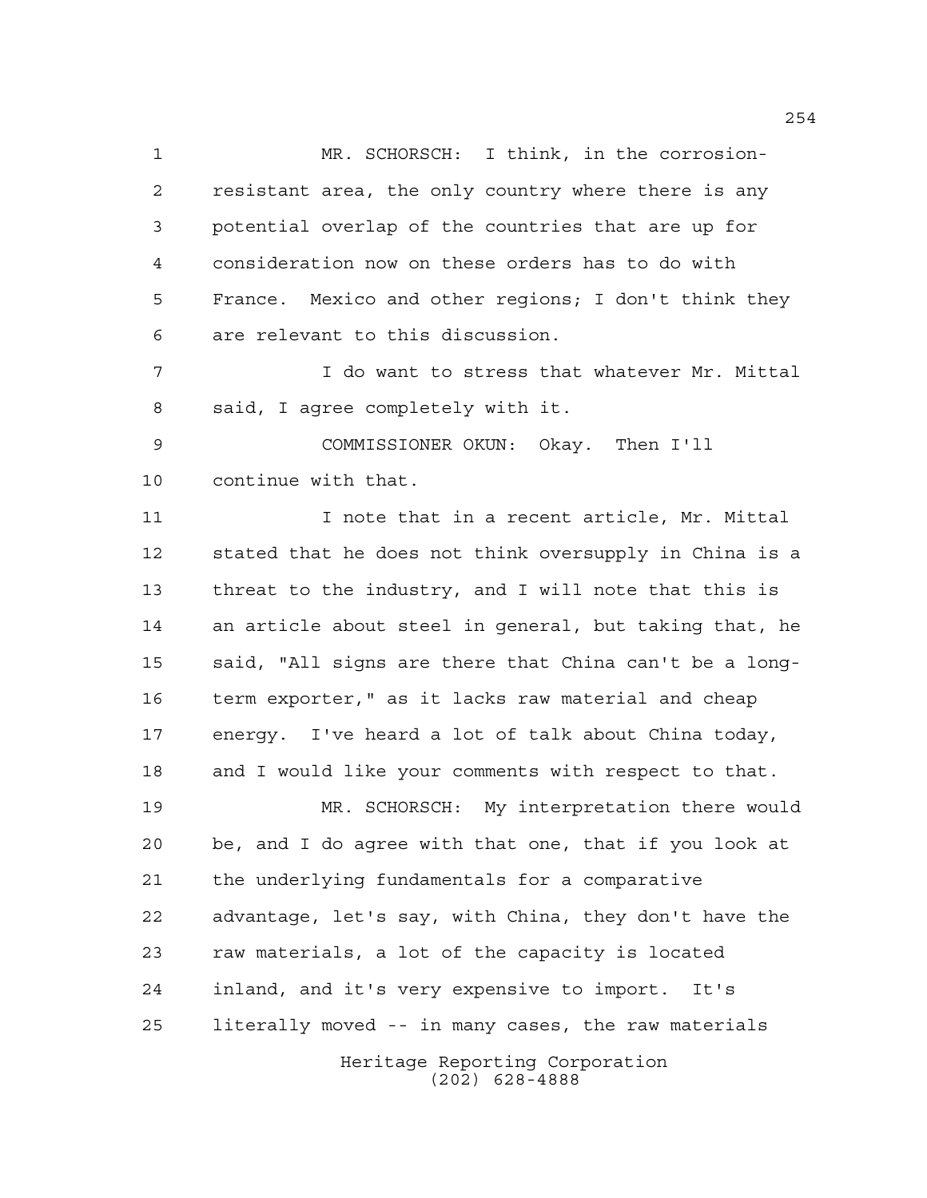MR. SCHORSCH: I think, in the corrosion-resistant area, the only country where there is any potential overlap of the countries that are up for consideration now on these orders has to do with France. Mexico and other regions; I don't think they are relevant to this discussion.

I do want to stress that whatever Mr. Mittal said, I agree completely with it.

COMMISSIONER OKUN: Okay. Then I'll continue with that.

I note that in a recent article, Mr. Mittal stated that he does not think oversupply in China is a threat to the industry, and I will note that this is an article about steel in general, but taking that, he said, "All signs are there that China can't be a long-term exporter," as it lacks raw material and cheap energy. I've heard a lot of talk about China today, and I would like your comments with respect to that.

MR. SCHORSCH: My interpretation there would be, and I do agree with that one, that if you look at the underlying fundamentals for a comparative advantage, let's say, with China, they don't have the raw materials, a lot of the capacity is located inland, and it's very expensive to import. It's literally moved -- in many cases, the raw materials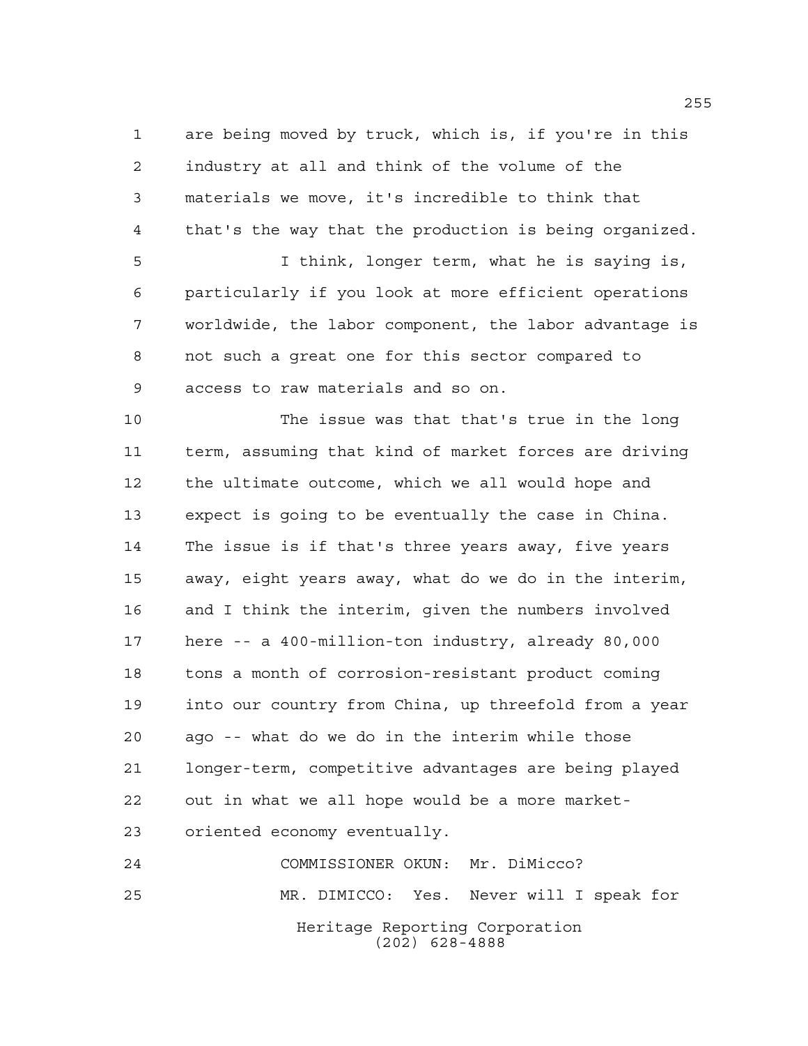are being moved by truck, which is, if you're in this industry at all and think of the volume of the materials we move, it's incredible to think that that's the way that the production is being organized.

I think, longer term, what he is saying is, particularly if you look at more efficient operations worldwide, the labor component, the labor advantage is not such a great one for this sector compared to access to raw materials and so on.

The issue was that that's true in the long term, assuming that kind of market forces are driving the ultimate outcome, which we all would hope and expect is going to be eventually the case in China. The issue is if that's three years away, five years away, eight years away, what do we do in the interim, and I think the interim, given the numbers involved here -- a 400-million-ton industry, already 80,000 tons a month of corrosion-resistant product coming into our country from China, up threefold from a year ago -- what do we do in the interim while those longer-term, competitive advantages are being played out in what we all hope would be a more market-oriented economy eventually.

COMMISSIONER OKUN: Mr. DiMicco?

MR. DIMICCO: Yes. Never will I speak for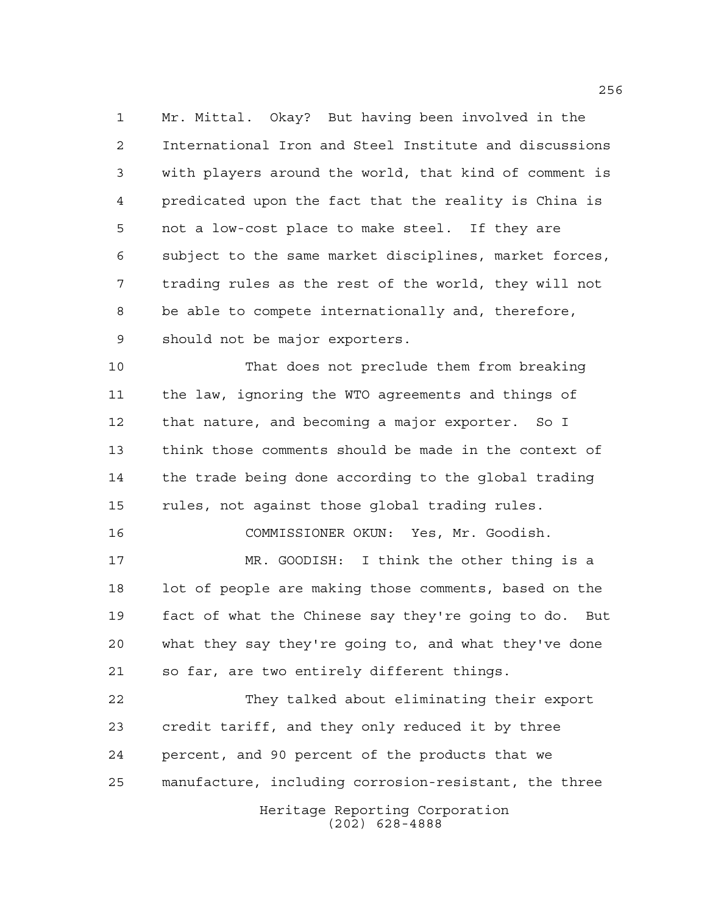Mr. Mittal. Okay? But having been involved in the International Iron and Steel Institute and discussions with players around the world, that kind of comment is predicated upon the fact that the reality is China is not a low-cost place to make steel. If they are subject to the same market disciplines, market forces, trading rules as the rest of the world, they will not be able to compete internationally and, therefore, should not be major exporters.

That does not preclude them from breaking the law, ignoring the WTO agreements and things of that nature, and becoming a major exporter. So I think those comments should be made in the context of the trade being done according to the global trading rules, not against those global trading rules.

COMMISSIONER OKUN: Yes, Mr. Goodish.

MR. GOODISH: I think the other thing is a lot of people are making those comments, based on the fact of what the Chinese say they're going to do. But what they say they're going to, and what they've done so far, are two entirely different things.

They talked about eliminating their export credit tariff, and they only reduced it by three percent, and 90 percent of the products that we manufacture, including corrosion-resistant, the three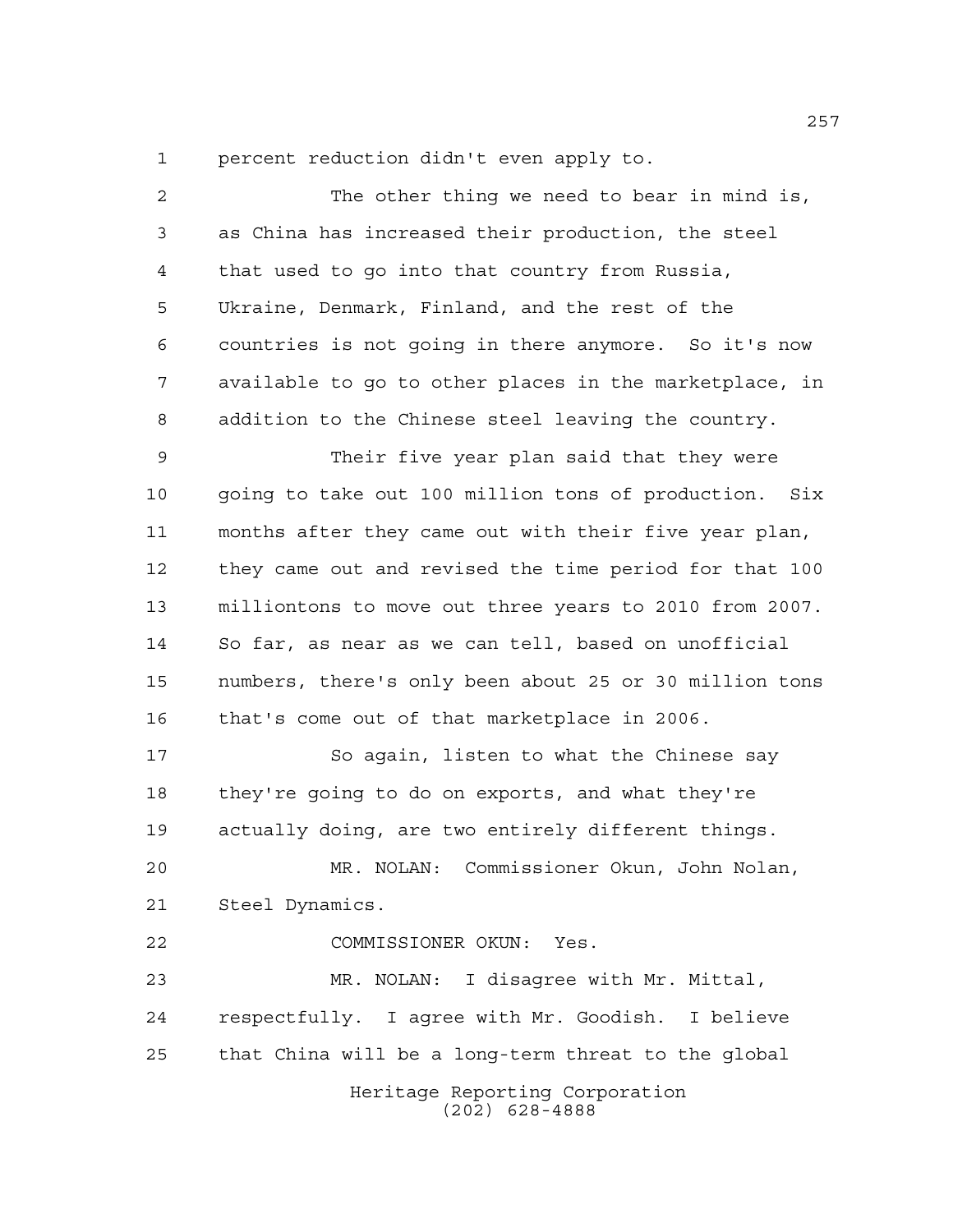percent reduction didn't even apply to.

The other thing we need to bear in mind is, as China has increased their production, the steel that used to go into that country from Russia, Ukraine, Denmark, Finland, and the rest of the countries is not going in there anymore. So it's now available to go to other places in the marketplace, in addition to the Chinese steel leaving the country.

Their five year plan said that they were going to take out 100 million tons of production. Six months after they came out with their five year plan, they came out and revised the time period for that 100 milliontons to move out three years to 2010 from 2007. So far, as near as we can tell, based on unofficial numbers, there's only been about 25 or 30 million tons that's come out of that marketplace in 2006.

So again, listen to what the Chinese say they're going to do on exports, and what they're actually doing, are two entirely different things.

MR. NOLAN: Commissioner Okun, John Nolan, Steel Dynamics.

COMMISSIONER OKUN: Yes.

MR. NOLAN: I disagree with Mr. Mittal, respectfully. I agree with Mr. Goodish. I believe that China will be a long-term threat to the global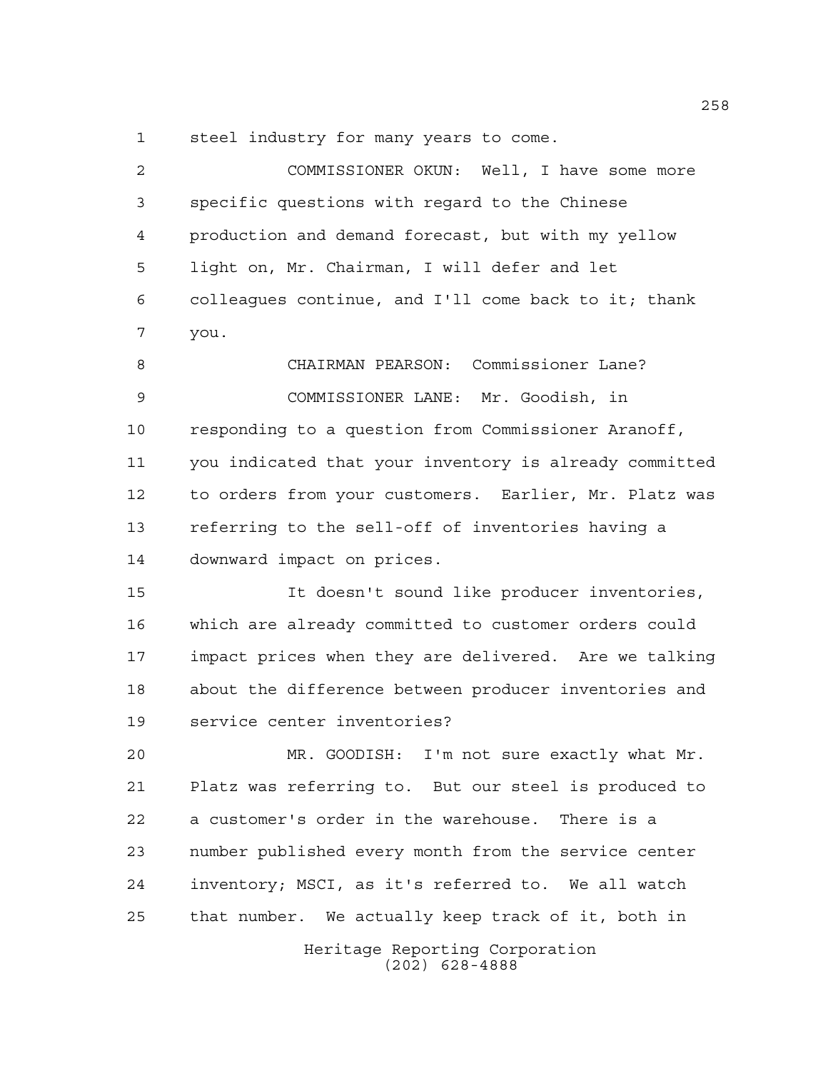steel industry for many years to come.

COMMISSIONER OKUN: Well, I have some more specific questions with regard to the Chinese production and demand forecast, but with my yellow light on, Mr. Chairman, I will defer and let colleagues continue, and I'll come back to it; thank you.

CHAIRMAN PEARSON: Commissioner Lane?

COMMISSIONER LANE: Mr. Goodish, in responding to a question from Commissioner Aranoff, you indicated that your inventory is already committed to orders from your customers. Earlier, Mr. Platz was referring to the sell-off of inventories having a downward impact on prices.

It doesn't sound like producer inventories, which are already committed to customer orders could impact prices when they are delivered. Are we talking about the difference between producer inventories and service center inventories?

MR. GOODISH: I'm not sure exactly what Mr. Platz was referring to. But our steel is produced to a customer's order in the warehouse. There is a number published every month from the service center inventory; MSCI, as it's referred to. We all watch that number. We actually keep track of it, both in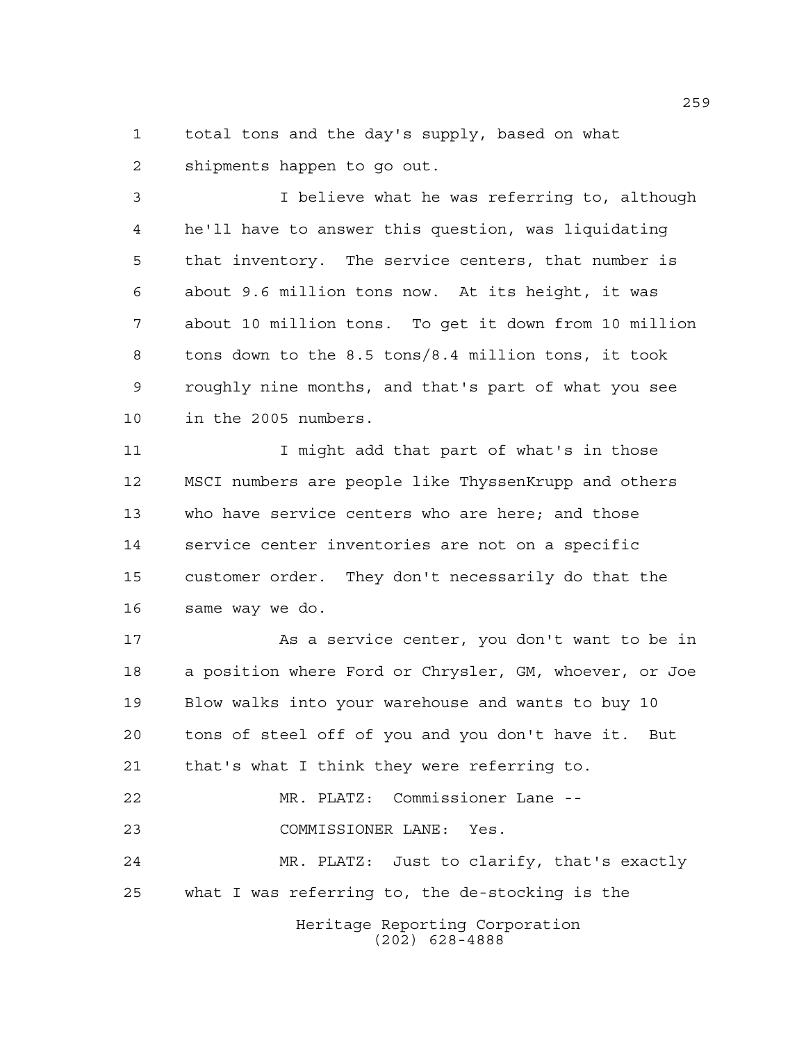total tons and the day's supply, based on what shipments happen to go out.

I believe what he was referring to, although he'll have to answer this question, was liquidating that inventory. The service centers, that number is about 9.6 million tons now. At its height, it was about 10 million tons. To get it down from 10 million tons down to the 8.5 tons/8.4 million tons, it took roughly nine months, and that's part of what you see in the 2005 numbers.

I might add that part of what's in those MSCI numbers are people like ThyssenKrupp and others who have service centers who are here; and those service center inventories are not on a specific customer order. They don't necessarily do that the same way we do.

As a service center, you don't want to be in a position where Ford or Chrysler, GM, whoever, or Joe Blow walks into your warehouse and wants to buy 10 tons of steel off of you and you don't have it. But that's what I think they were referring to.

MR. PLATZ: Commissioner Lane --

COMMISSIONER LANE: Yes.

MR. PLATZ: Just to clarify, that's exactly what I was referring to, the de-stocking is the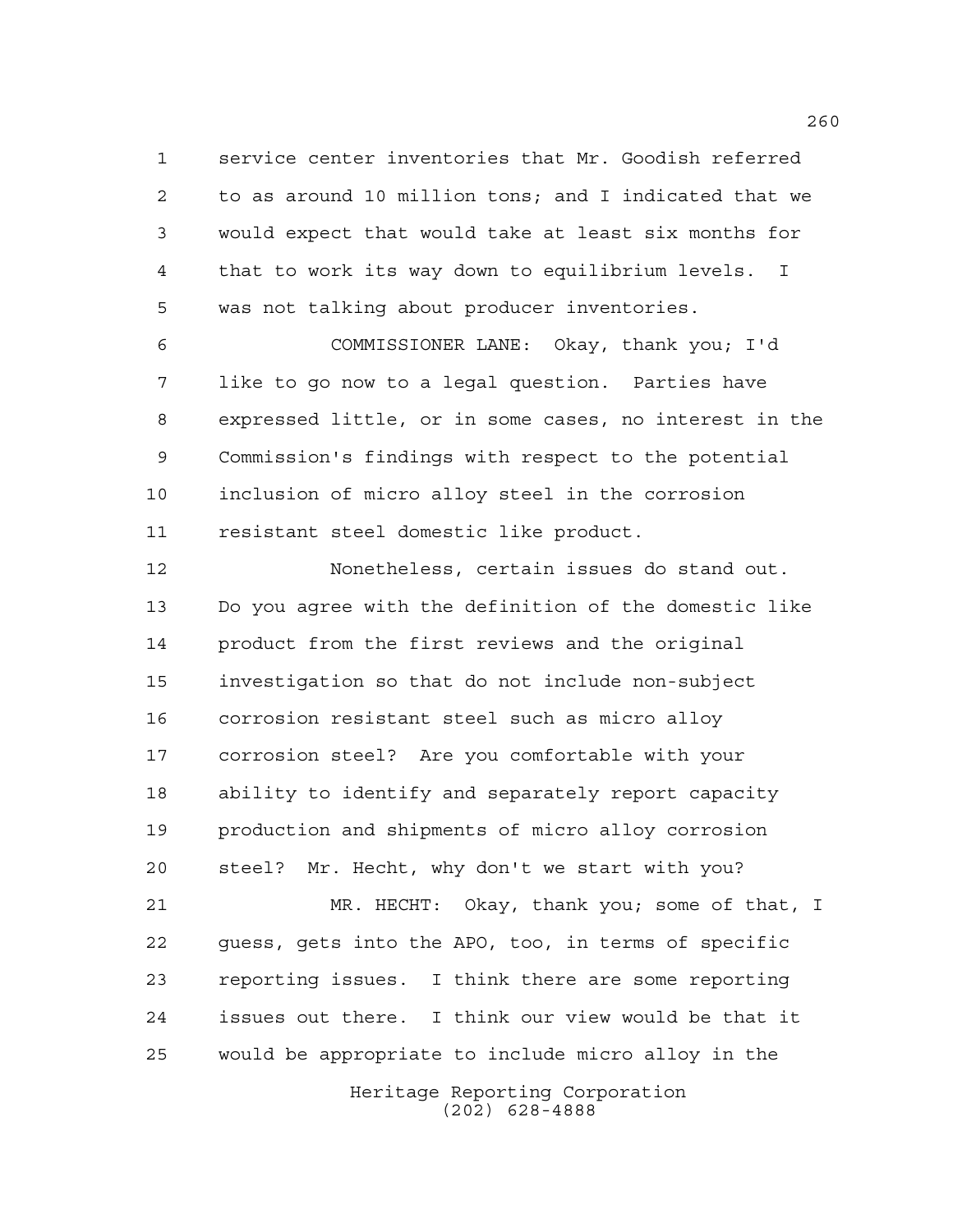service center inventories that Mr. Goodish referred to as around 10 million tons; and I indicated that we would expect that would take at least six months for that to work its way down to equilibrium levels. I was not talking about producer inventories.

COMMISSIONER LANE: Okay, thank you; I'd like to go now to a legal question. Parties have expressed little, or in some cases, no interest in the Commission's findings with respect to the potential inclusion of micro alloy steel in the corrosion resistant steel domestic like product.

Nonetheless, certain issues do stand out. Do you agree with the definition of the domestic like product from the first reviews and the original investigation so that do not include non-subject corrosion resistant steel such as micro alloy corrosion steel? Are you comfortable with your ability to identify and separately report capacity production and shipments of micro alloy corrosion steel? Mr. Hecht, why don't we start with you?

MR. HECHT: Okay, thank you; some of that, I guess, gets into the APO, too, in terms of specific reporting issues. I think there are some reporting issues out there. I think our view would be that it would be appropriate to include micro alloy in the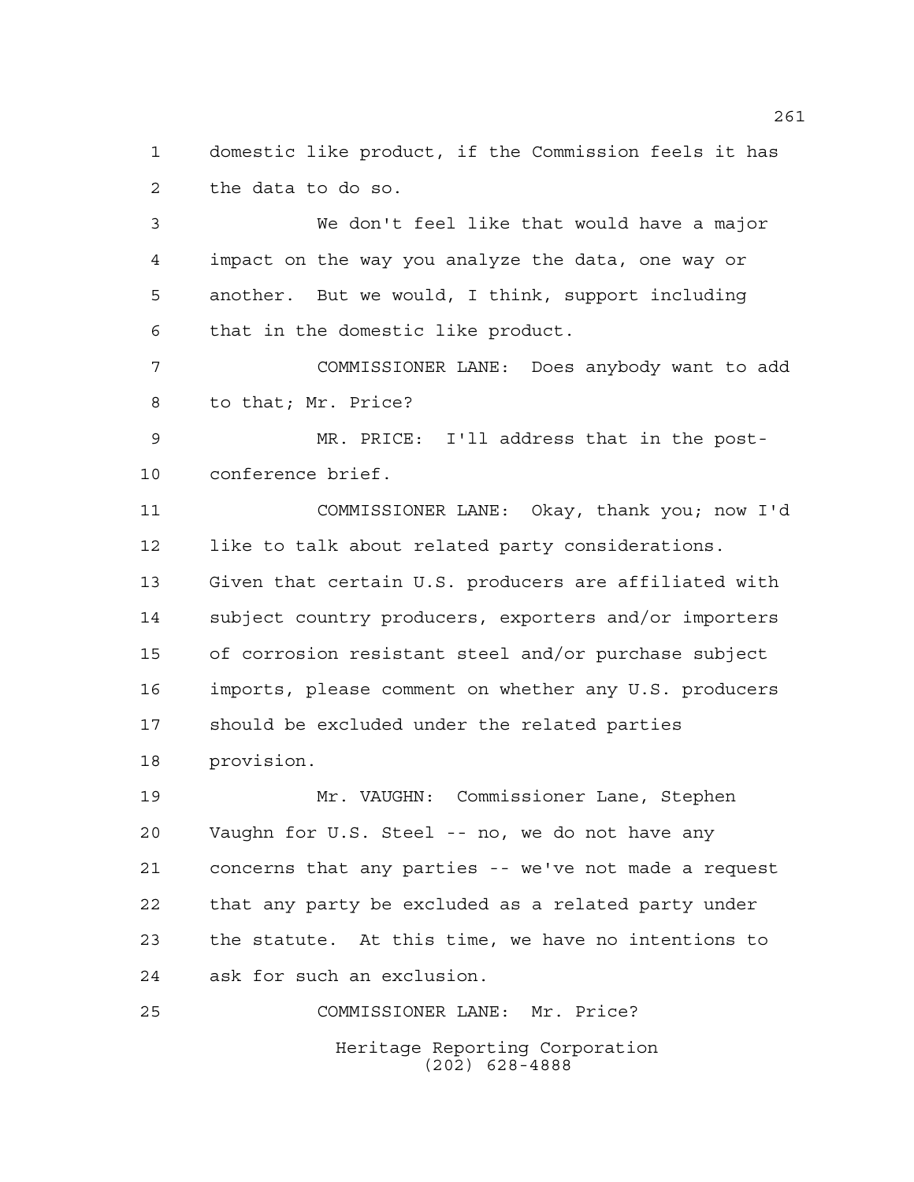domestic like product, if the Commission feels it has the data to do so.

We don't feel like that would have a major impact on the way you analyze the data, one way or another. But we would, I think, support including that in the domestic like product.

COMMISSIONER LANE: Does anybody want to add to that; Mr. Price?

MR. PRICE: I'll address that in the post-conference brief.

COMMISSIONER LANE: Okay, thank you; now I'd like to talk about related party considerations. Given that certain U.S. producers are affiliated with subject country producers, exporters and/or importers of corrosion resistant steel and/or purchase subject imports, please comment on whether any U.S. producers should be excluded under the related parties provision.

Mr. VAUGHN: Commissioner Lane, Stephen Vaughn for U.S. Steel -- no, we do not have any concerns that any parties -- we've not made a request that any party be excluded as a related party under the statute. At this time, we have no intentions to ask for such an exclusion.

COMMISSIONER LANE: Mr. Price?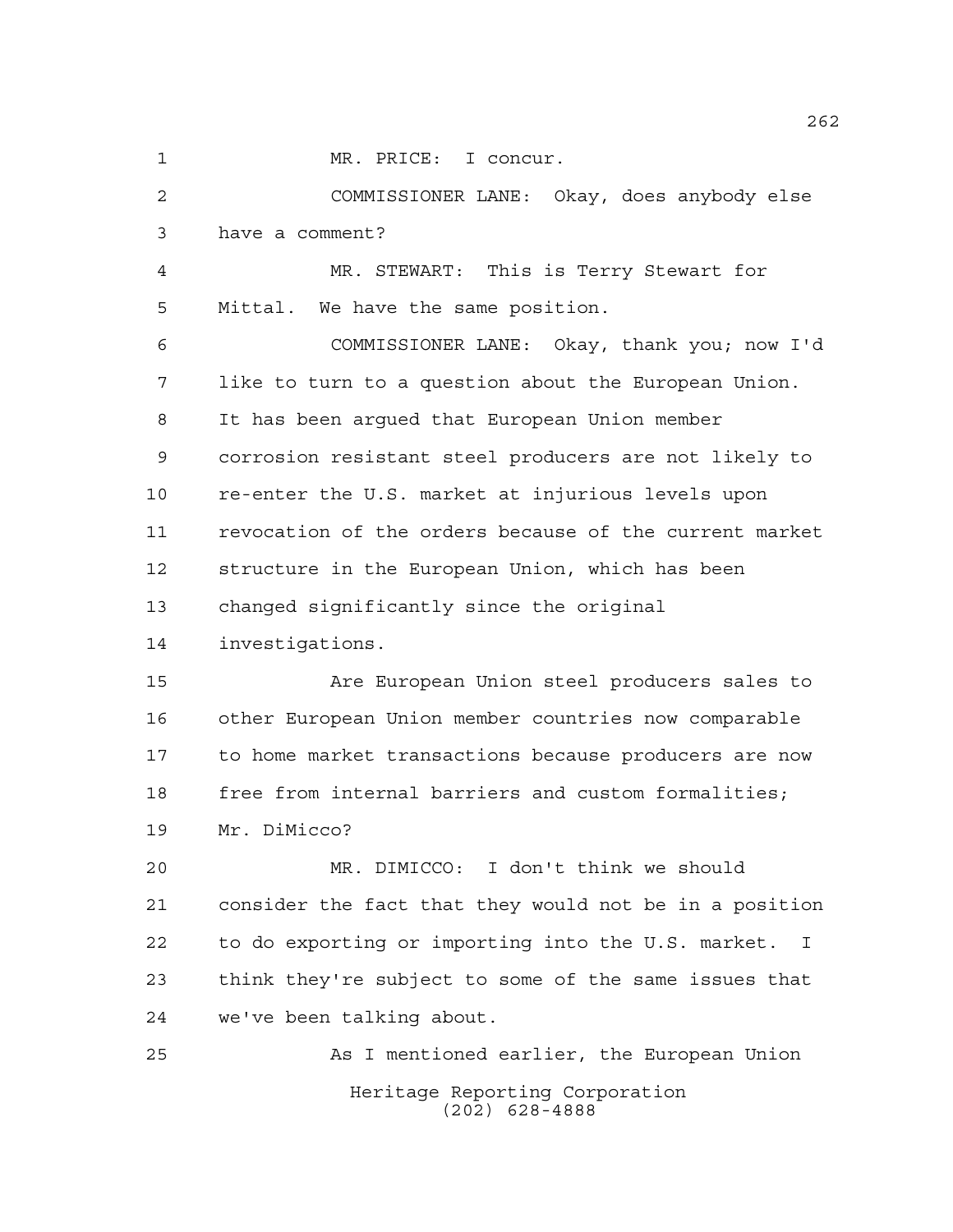MR. PRICE: I concur.

COMMISSIONER LANE: Okay, does anybody else have a comment?

MR. STEWART: This is Terry Stewart for Mittal. We have the same position.

COMMISSIONER LANE: Okay, thank you; now I'd like to turn to a question about the European Union. It has been argued that European Union member corrosion resistant steel producers are not likely to re-enter the U.S. market at injurious levels upon revocation of the orders because of the current market structure in the European Union, which has been changed significantly since the original investigations.

Are European Union steel producers sales to other European Union member countries now comparable to home market transactions because producers are now free from internal barriers and custom formalities; Mr. DiMicco?

MR. DIMICCO: I don't think we should consider the fact that they would not be in a position to do exporting or importing into the U.S. market. I think they're subject to some of the same issues that we've been talking about.

As I mentioned earlier, the European Union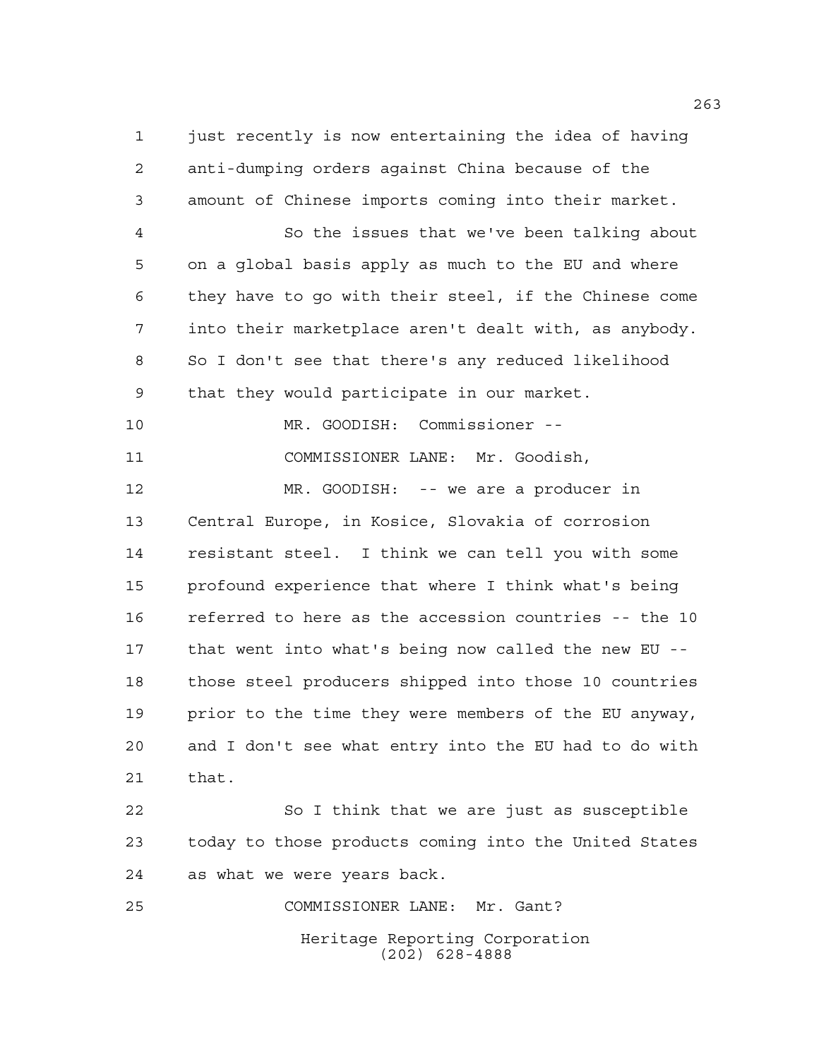just recently is now entertaining the idea of having anti-dumping orders against China because of the amount of Chinese imports coming into their market.

So the issues that we've been talking about on a global basis apply as much to the EU and where they have to go with their steel, if the Chinese come into their marketplace aren't dealt with, as anybody. So I don't see that there's any reduced likelihood that they would participate in our market.

MR. GOODISH: Commissioner --

COMMISSIONER LANE: Mr. Goodish,

MR. GOODISH: -- we are a producer in Central Europe, in Kosice, Slovakia of corrosion resistant steel. I think we can tell you with some profound experience that where I think what's being referred to here as the accession countries -- the 10 that went into what's being now called the new EU -- those steel producers shipped into those 10 countries prior to the time they were members of the EU anyway, and I don't see what entry into the EU had to do with that.

So I think that we are just as susceptible today to those products coming into the United States as what we were years back.

COMMISSIONER LANE: Mr. Gant?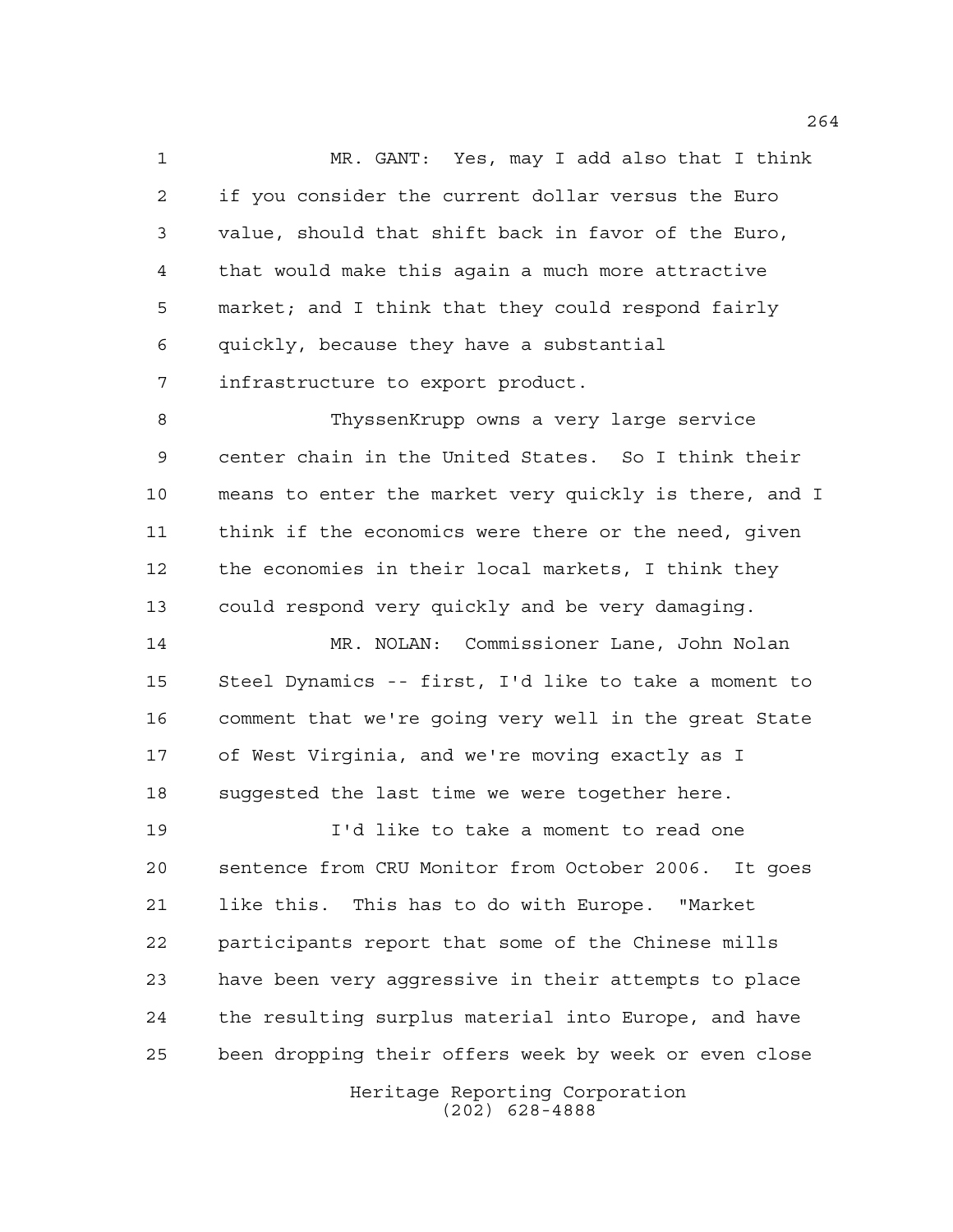MR. GANT: Yes, may I add also that I think if you consider the current dollar versus the Euro value, should that shift back in favor of the Euro, that would make this again a much more attractive market; and I think that they could respond fairly quickly, because they have a substantial infrastructure to export product.

ThyssenKrupp owns a very large service center chain in the United States. So I think their means to enter the market very quickly is there, and I think if the economics were there or the need, given the economies in their local markets, I think they could respond very quickly and be very damaging.

MR. NOLAN: Commissioner Lane, John Nolan Steel Dynamics -- first, I'd like to take a moment to comment that we're going very well in the great State of West Virginia, and we're moving exactly as I suggested the last time we were together here.

I'd like to take a moment to read one sentence from CRU Monitor from October 2006. It goes like this. This has to do with Europe. "Market participants report that some of the Chinese mills have been very aggressive in their attempts to place the resulting surplus material into Europe, and have been dropping their offers week by week or even close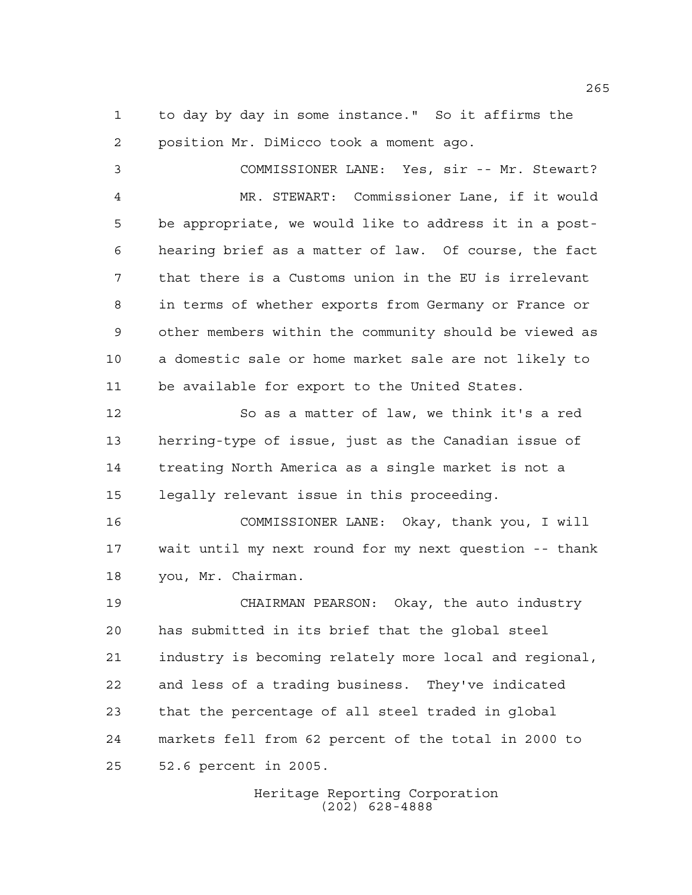to day by day in some instance." So it affirms the position Mr. DiMicco took a moment ago.

COMMISSIONER LANE: Yes, sir -- Mr. Stewart?

MR. STEWART: Commissioner Lane, if it would be appropriate, we would like to address it in a post-hearing brief as a matter of law. Of course, the fact that there is a Customs union in the EU is irrelevant in terms of whether exports from Germany or France or other members within the community should be viewed as a domestic sale or home market sale are not likely to be available for export to the United States.

So as a matter of law, we think it's a red herring-type of issue, just as the Canadian issue of treating North America as a single market is not a legally relevant issue in this proceeding.

COMMISSIONER LANE: Okay, thank you, I will wait until my next round for my next question -- thank you, Mr. Chairman.

CHAIRMAN PEARSON: Okay, the auto industry has submitted in its brief that the global steel industry is becoming relately more local and regional, and less of a trading business. They've indicated that the percentage of all steel traded in global markets fell from 62 percent of the total in 2000 to 52.6 percent in 2005.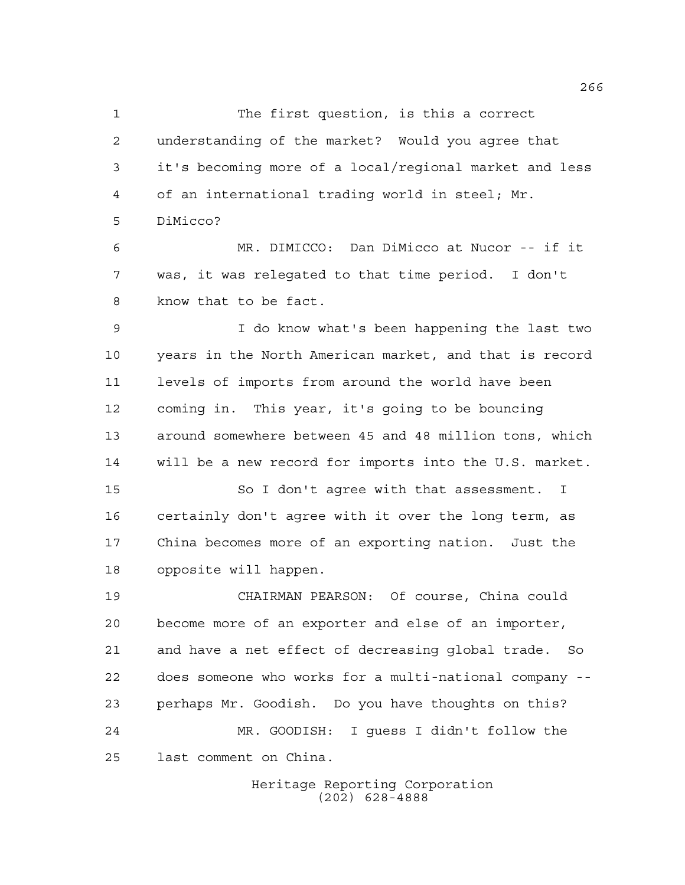The first question, is this a correct understanding of the market? Would you agree that it's becoming more of a local/regional market and less of an international trading world in steel; Mr. DiMicco?

MR. DIMICCO: Dan DiMicco at Nucor -- if it was, it was relegated to that time period. I don't know that to be fact.

I do know what's been happening the last two years in the North American market, and that is record levels of imports from around the world have been coming in. This year, it's going to be bouncing around somewhere between 45 and 48 million tons, which will be a new record for imports into the U.S. market.

So I don't agree with that assessment. I certainly don't agree with it over the long term, as China becomes more of an exporting nation. Just the opposite will happen.

CHAIRMAN PEARSON: Of course, China could become more of an exporter and else of an importer, and have a net effect of decreasing global trade. So does someone who works for a multi-national company -- perhaps Mr. Goodish. Do you have thoughts on this?

MR. GOODISH: I guess I didn't follow the last comment on China.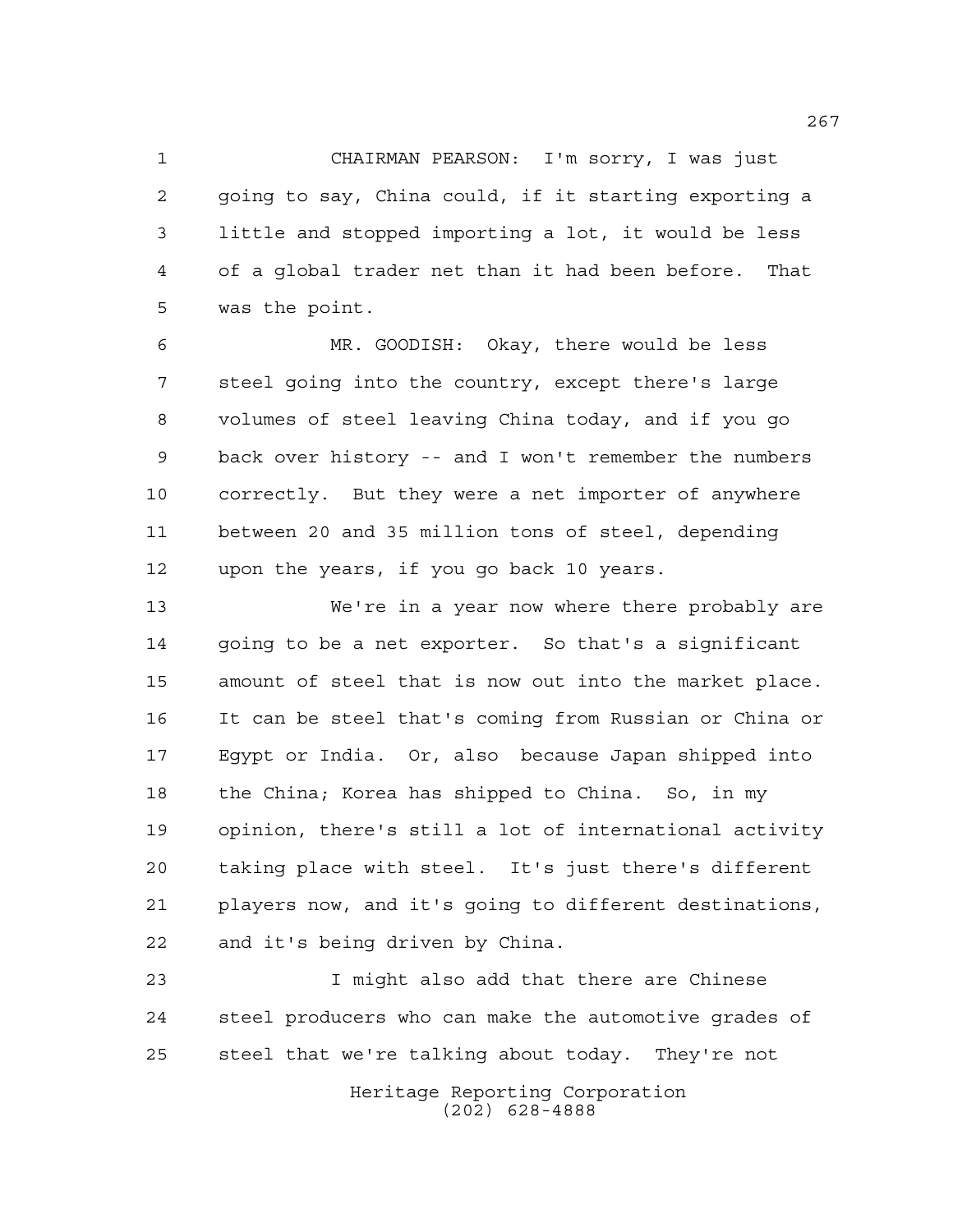CHAIRMAN PEARSON: I'm sorry, I was just going to say, China could, if it starting exporting a little and stopped importing a lot, it would be less of a global trader net than it had been before. That was the point.

MR. GOODISH: Okay, there would be less steel going into the country, except there's large volumes of steel leaving China today, and if you go back over history -- and I won't remember the numbers correctly. But they were a net importer of anywhere between 20 and 35 million tons of steel, depending upon the years, if you go back 10 years.

We're in a year now where there probably are going to be a net exporter. So that's a significant amount of steel that is now out into the market place. It can be steel that's coming from Russian or China or Egypt or India. Or, also because Japan shipped into the China; Korea has shipped to China. So, in my opinion, there's still a lot of international activity taking place with steel. It's just there's different players now, and it's going to different destinations, and it's being driven by China.

I might also add that there are Chinese steel producers who can make the automotive grades of steel that we're talking about today. They're not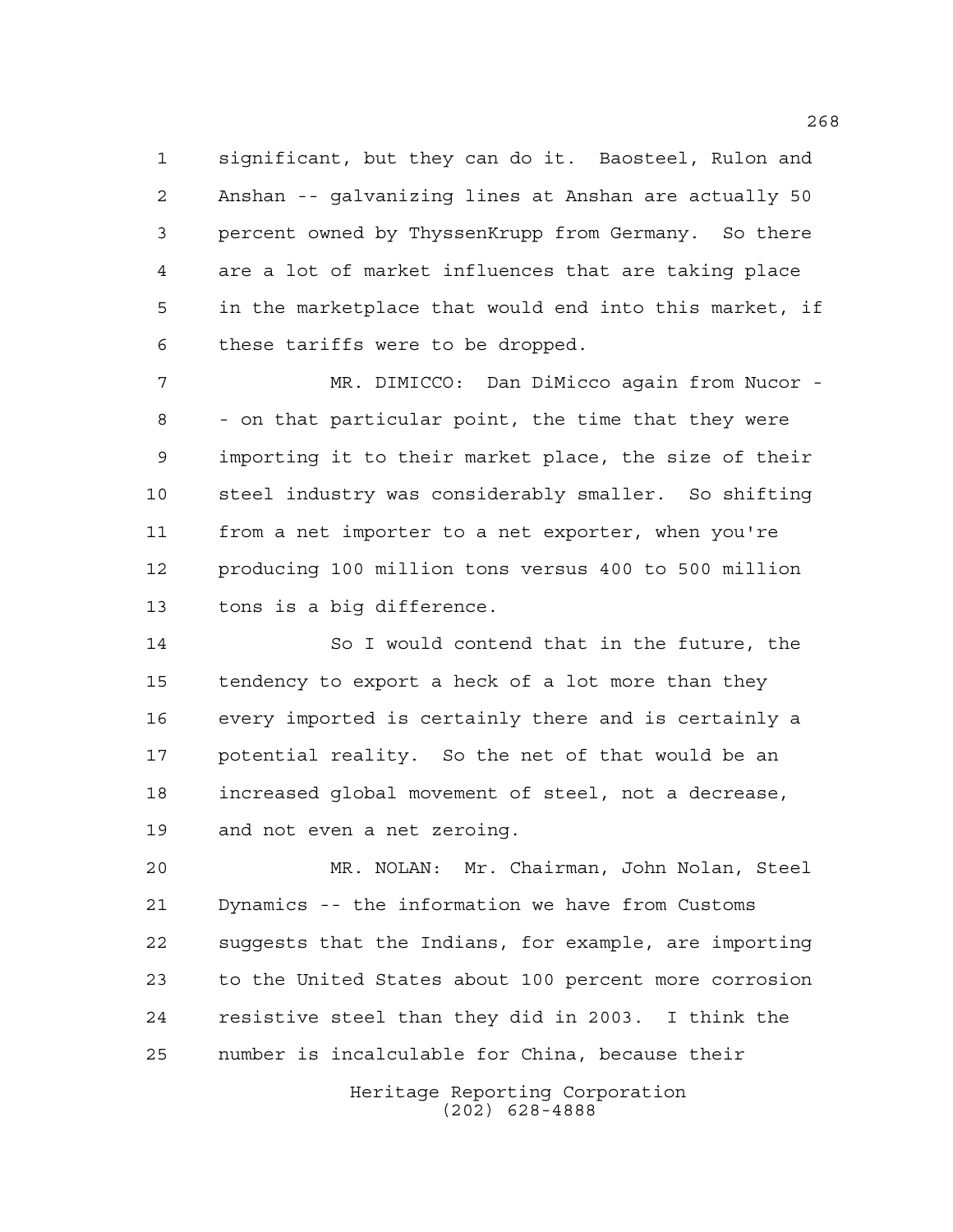significant, but they can do it. Baosteel, Rulon and Anshan -- galvanizing lines at Anshan are actually 50 percent owned by ThyssenKrupp from Germany. So there are a lot of market influences that are taking place in the marketplace that would end into this market, if these tariffs were to be dropped.

MR. DIMICCO: Dan DiMicco again from Nucor -- on that particular point, the time that they were importing it to their market place, the size of their steel industry was considerably smaller. So shifting from a net importer to a net exporter, when you're producing 100 million tons versus 400 to 500 million tons is a big difference.

So I would contend that in the future, the tendency to export a heck of a lot more than they every imported is certainly there and is certainly a potential reality. So the net of that would be an increased global movement of steel, not a decrease, and not even a net zeroing.

MR. NOLAN: Mr. Chairman, John Nolan, Steel Dynamics -- the information we have from Customs suggests that the Indians, for example, are importing to the United States about 100 percent more corrosion resistive steel than they did in 2003. I think the number is incalculable for China, because their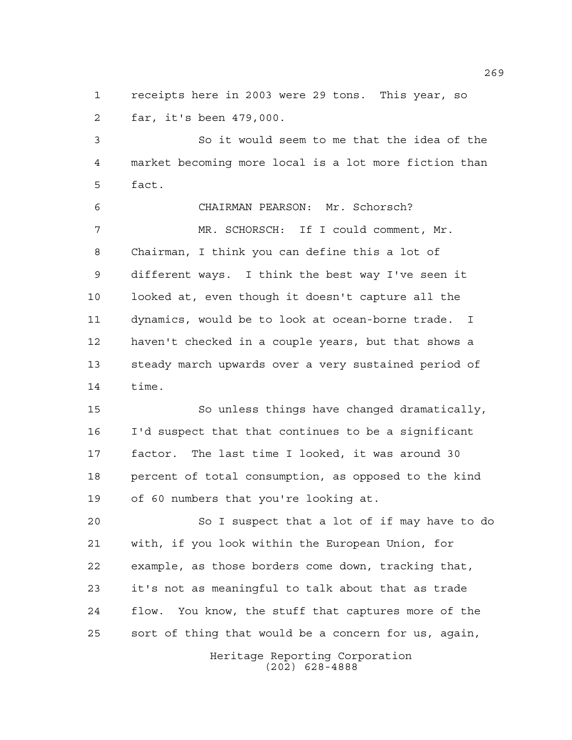receipts here in 2003 were 29 tons. This year, so far, it's been 479,000.

So it would seem to me that the idea of the market becoming more local is a lot more fiction than fact.

CHAIRMAN PEARSON: Mr. Schorsch?

MR. SCHORSCH: If I could comment, Mr. Chairman, I think you can define this a lot of different ways. I think the best way I've seen it looked at, even though it doesn't capture all the dynamics, would be to look at ocean-borne trade. I haven't checked in a couple years, but that shows a steady march upwards over a very sustained period of time.

So unless things have changed dramatically, I'd suspect that that continues to be a significant factor. The last time I looked, it was around 30 percent of total consumption, as opposed to the kind of 60 numbers that you're looking at.

So I suspect that a lot of if may have to do with, if you look within the European Union, for example, as those borders come down, tracking that, it's not as meaningful to talk about that as trade flow. You know, the stuff that captures more of the sort of thing that would be a concern for us, again,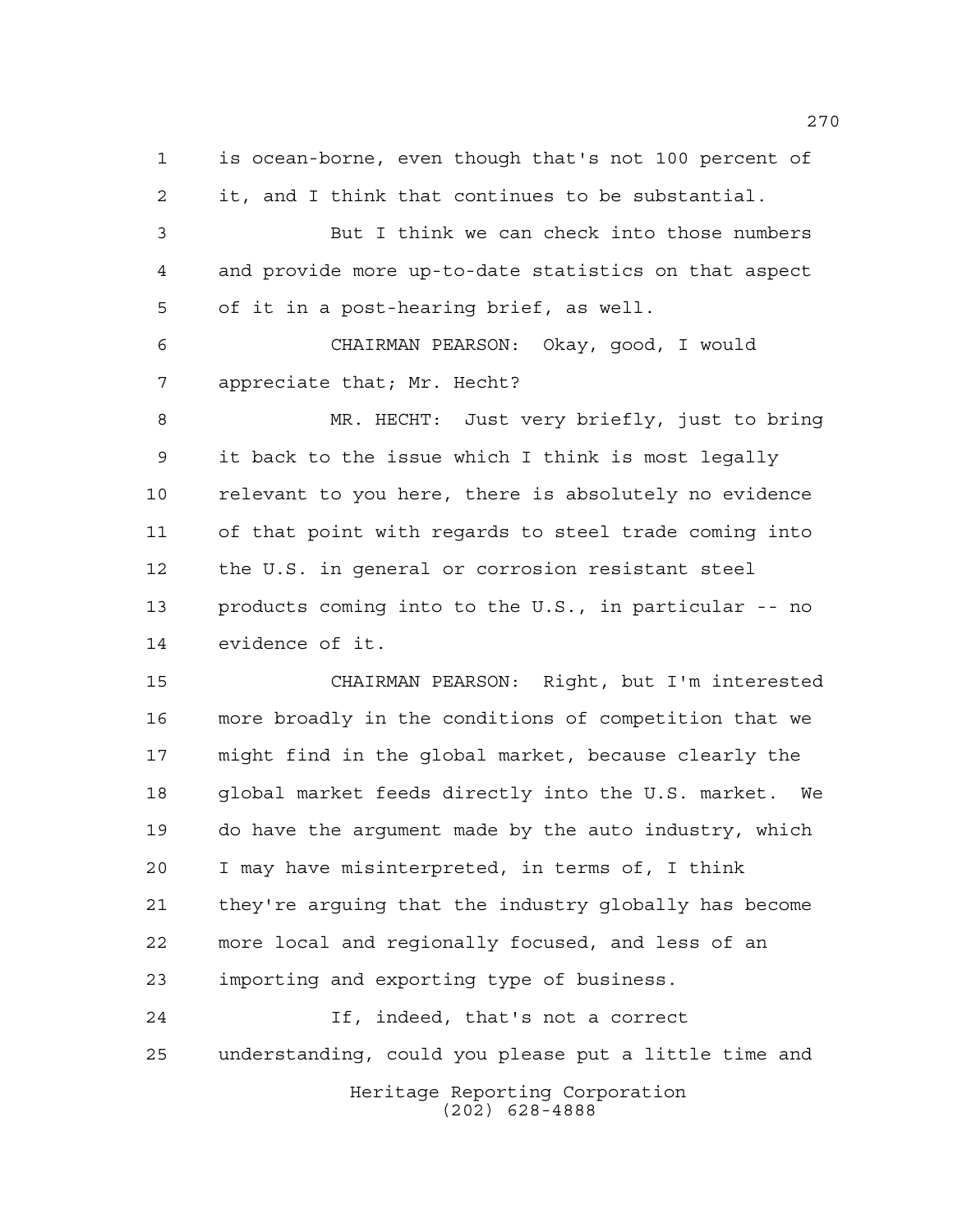is ocean-borne, even though that's not 100 percent of it, and I think that continues to be substantial.

But I think we can check into those numbers and provide more up-to-date statistics on that aspect of it in a post-hearing brief, as well.

CHAIRMAN PEARSON: Okay, good, I would appreciate that; Mr. Hecht?

MR. HECHT: Just very briefly, just to bring it back to the issue which I think is most legally relevant to you here, there is absolutely no evidence of that point with regards to steel trade coming into the U.S. in general or corrosion resistant steel products coming into to the U.S., in particular -- no evidence of it.

CHAIRMAN PEARSON: Right, but I'm interested more broadly in the conditions of competition that we might find in the global market, because clearly the global market feeds directly into the U.S. market. We do have the argument made by the auto industry, which I may have misinterpreted, in terms of, I think they're arguing that the industry globally has become more local and regionally focused, and less of an importing and exporting type of business.

If, indeed, that's not a correct understanding, could you please put a little time and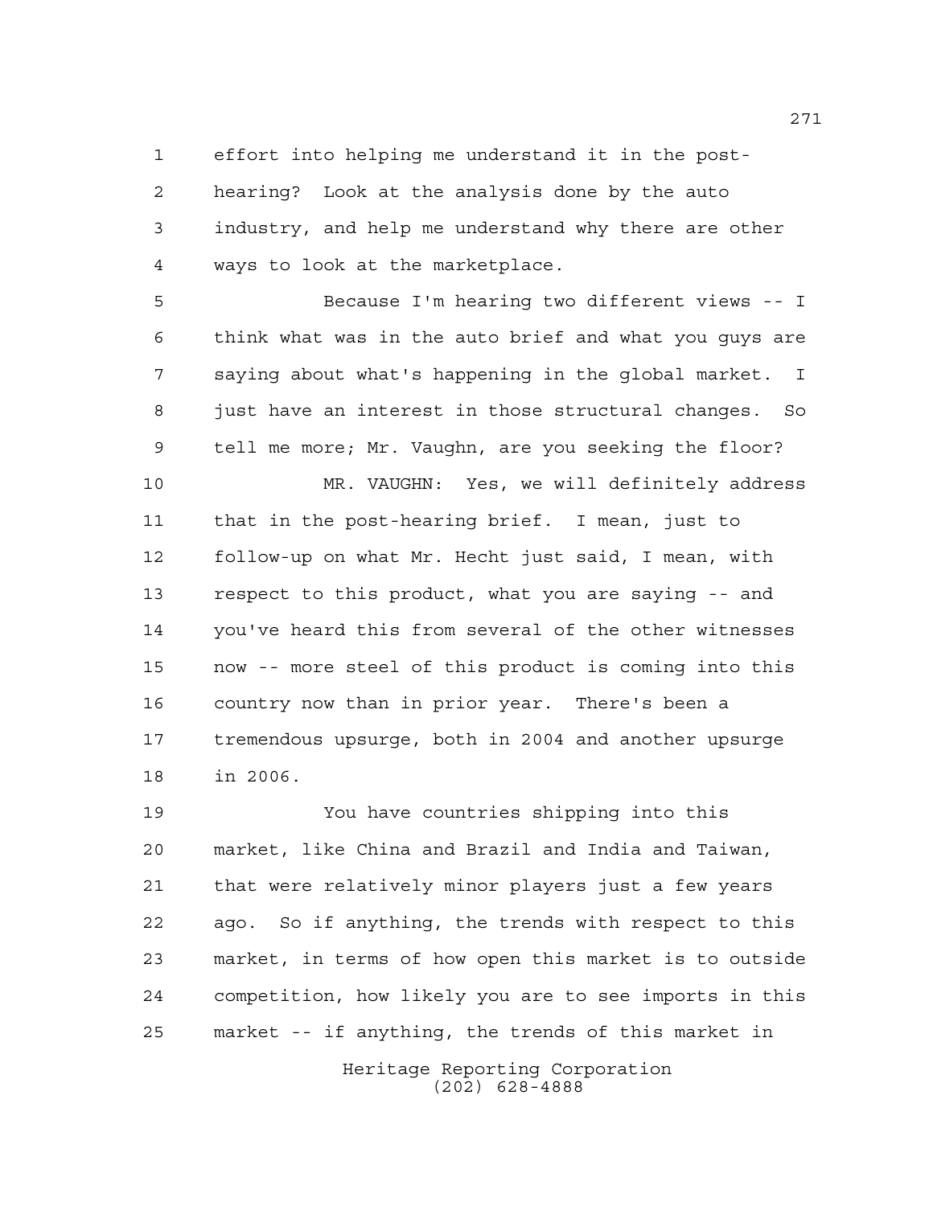effort into helping me understand it in the post-hearing? Look at the analysis done by the auto industry, and help me understand why there are other ways to look at the marketplace.

Because I'm hearing two different views -- I think what was in the auto brief and what you guys are saying about what's happening in the global market. I just have an interest in those structural changes. So tell me more; Mr. Vaughn, are you seeking the floor?

MR. VAUGHN: Yes, we will definitely address that in the post-hearing brief. I mean, just to follow-up on what Mr. Hecht just said, I mean, with respect to this product, what you are saying -- and you've heard this from several of the other witnesses now -- more steel of this product is coming into this country now than in prior year. There's been a tremendous upsurge, both in 2004 and another upsurge in 2006.

You have countries shipping into this market, like China and Brazil and India and Taiwan, that were relatively minor players just a few years ago. So if anything, the trends with respect to this market, in terms of how open this market is to outside competition, how likely you are to see imports in this market -- if anything, the trends of this market in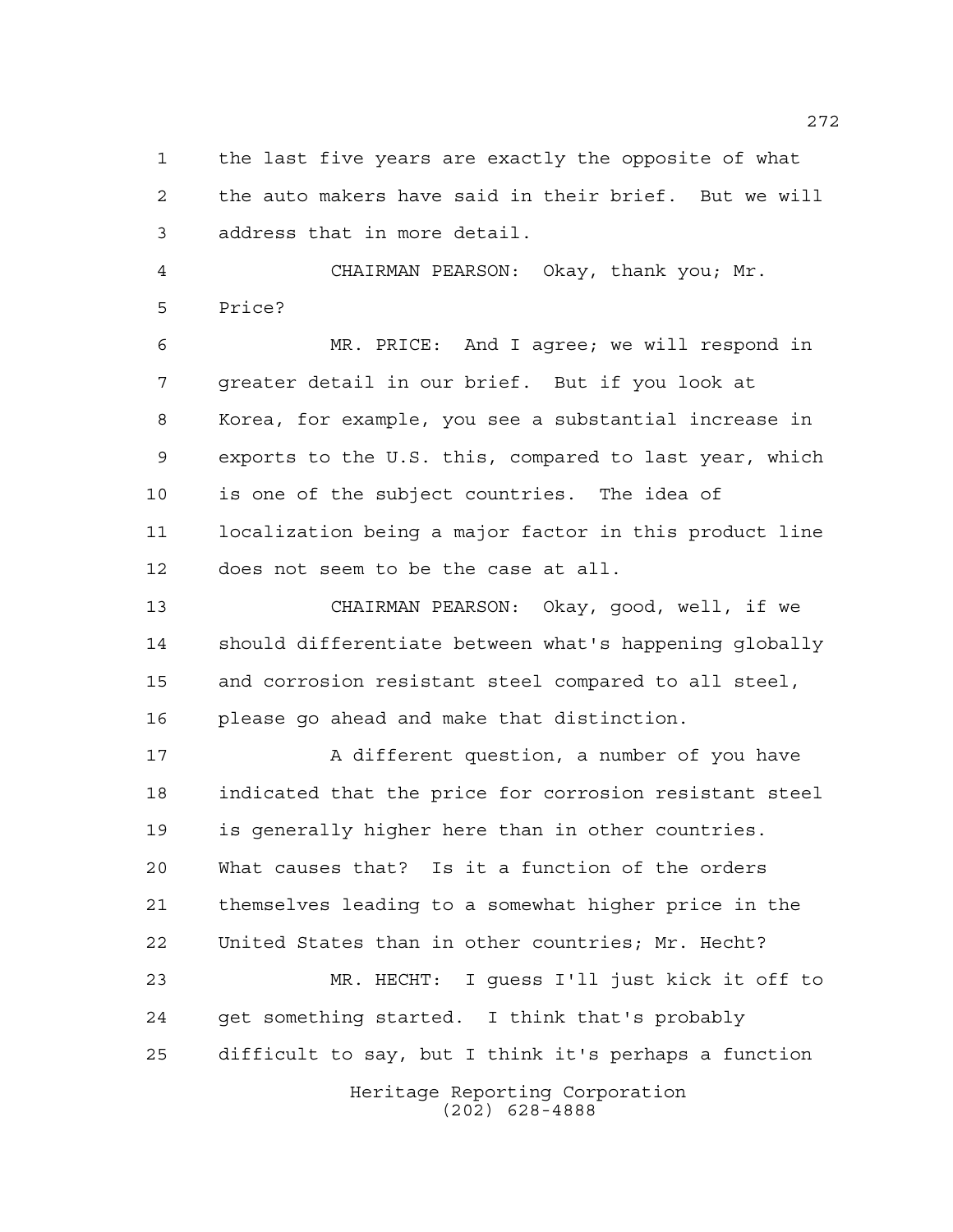the last five years are exactly the opposite of what the auto makers have said in their brief. But we will address that in more detail.

CHAIRMAN PEARSON: Okay, thank you; Mr. Price?

MR. PRICE: And I agree; we will respond in greater detail in our brief. But if you look at Korea, for example, you see a substantial increase in exports to the U.S. this, compared to last year, which is one of the subject countries. The idea of localization being a major factor in this product line does not seem to be the case at all.

CHAIRMAN PEARSON: Okay, good, well, if we should differentiate between what's happening globally and corrosion resistant steel compared to all steel, please go ahead and make that distinction.

A different question, a number of you have indicated that the price for corrosion resistant steel is generally higher here than in other countries. What causes that? Is it a function of the orders themselves leading to a somewhat higher price in the United States than in other countries; Mr. Hecht?

MR. HECHT: I guess I'll just kick it off to get something started. I think that's probably difficult to say, but I think it's perhaps a function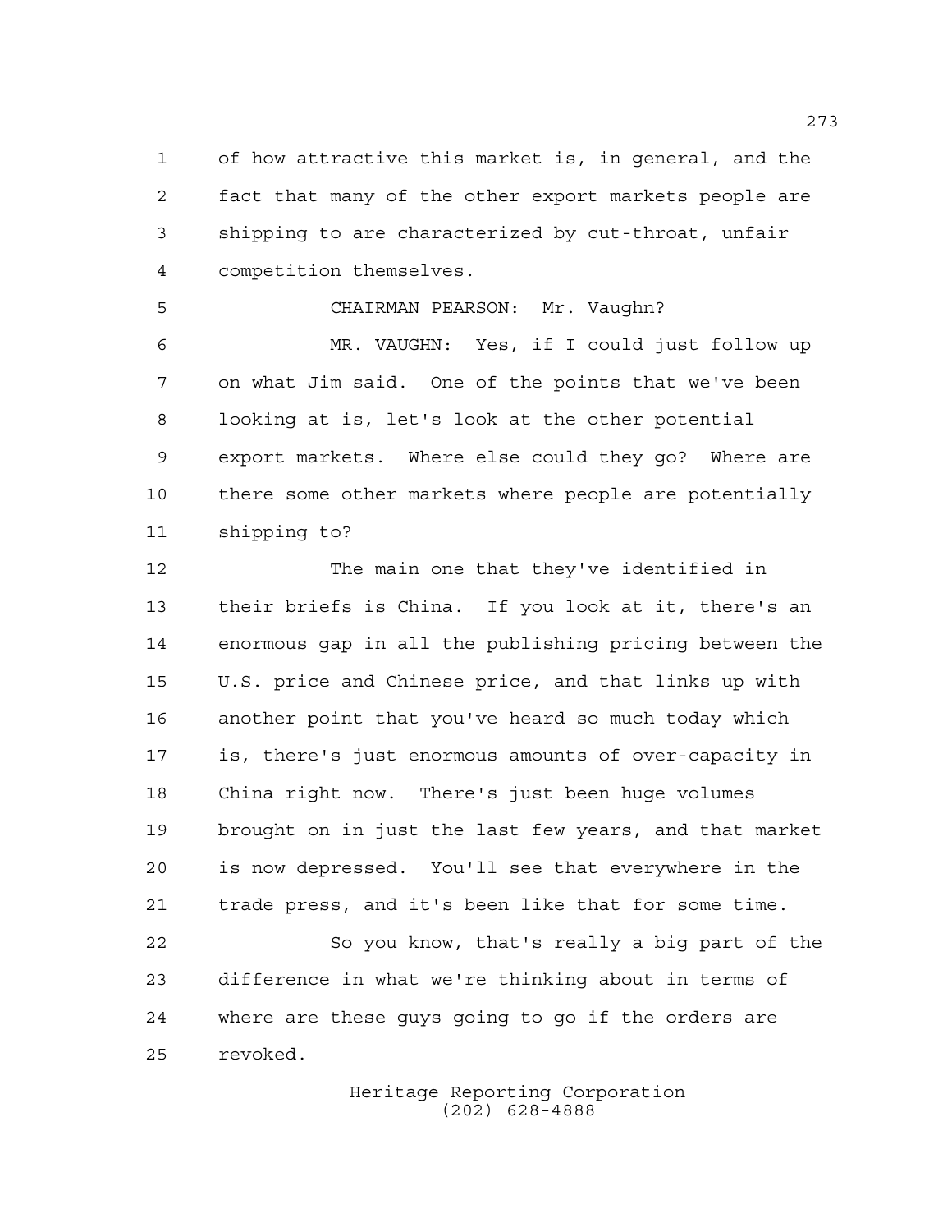of how attractive this market is, in general, and the fact that many of the other export markets people are shipping to are characterized by cut-throat, unfair competition themselves.

CHAIRMAN PEARSON: Mr. Vaughn?

MR. VAUGHN: Yes, if I could just follow up on what Jim said. One of the points that we've been looking at is, let's look at the other potential export markets. Where else could they go? Where are there some other markets where people are potentially shipping to?

The main one that they've identified in their briefs is China. If you look at it, there's an enormous gap in all the publishing pricing between the U.S. price and Chinese price, and that links up with another point that you've heard so much today which is, there's just enormous amounts of over-capacity in China right now. There's just been huge volumes brought on in just the last few years, and that market is now depressed. You'll see that everywhere in the trade press, and it's been like that for some time.

So you know, that's really a big part of the difference in what we're thinking about in terms of where are these guys going to go if the orders are revoked.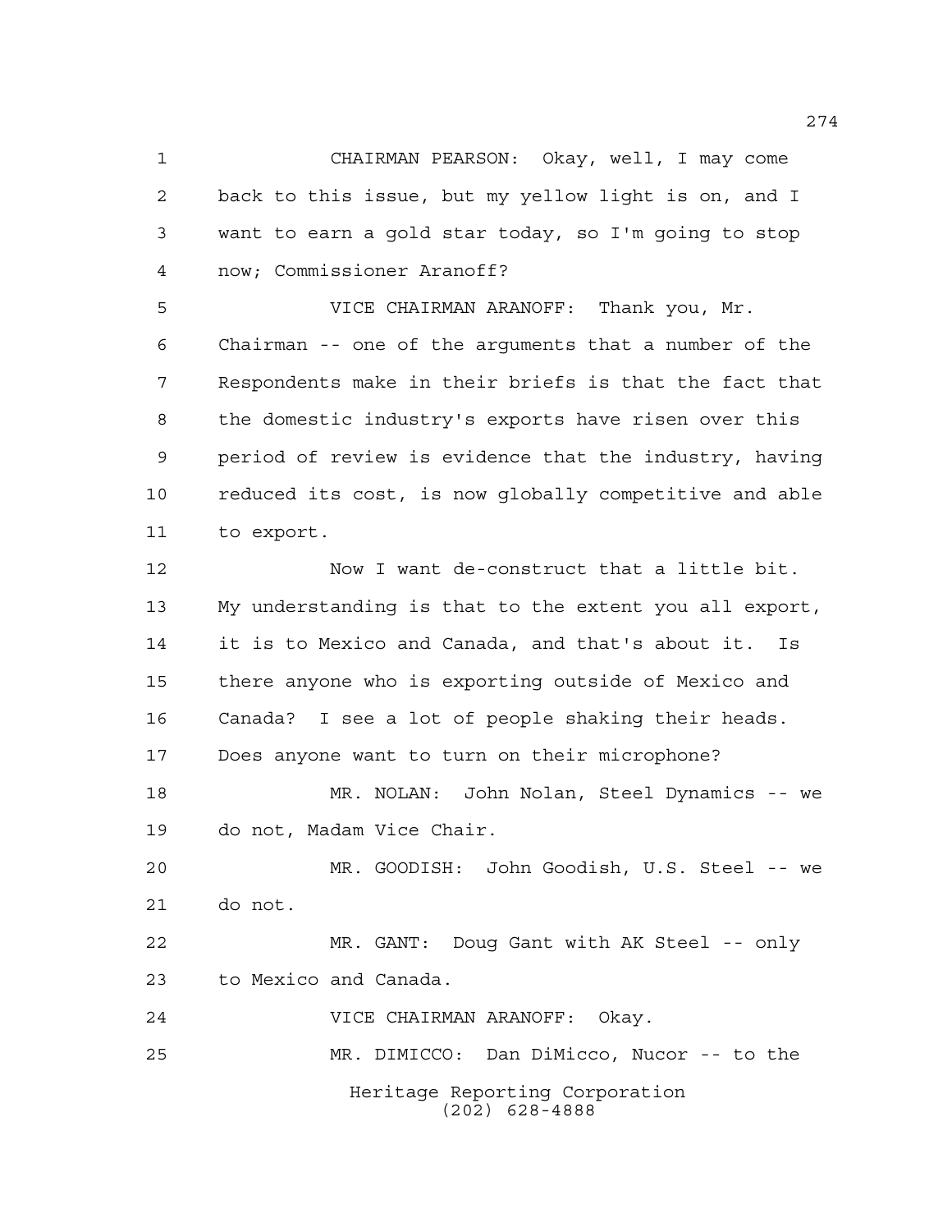CHAIRMAN PEARSON: Okay, well, I may come back to this issue, but my yellow light is on, and I want to earn a gold star today, so I'm going to stop now; Commissioner Aranoff?

VICE CHAIRMAN ARANOFF: Thank you, Mr. Chairman -- one of the arguments that a number of the Respondents make in their briefs is that the fact that the domestic industry's exports have risen over this period of review is evidence that the industry, having reduced its cost, is now globally competitive and able to export.

Now I want de-construct that a little bit. My understanding is that to the extent you all export, it is to Mexico and Canada, and that's about it. Is there anyone who is exporting outside of Mexico and Canada? I see a lot of people shaking their heads. Does anyone want to turn on their microphone?

MR. NOLAN: John Nolan, Steel Dynamics -- we do not, Madam Vice Chair.

MR. GOODISH: John Goodish, U.S. Steel -- we do not.

MR. GANT: Doug Gant with AK Steel -- only to Mexico and Canada.

VICE CHAIRMAN ARANOFF: Okay.

MR. DIMICCO: Dan DiMicco, Nucor -- to the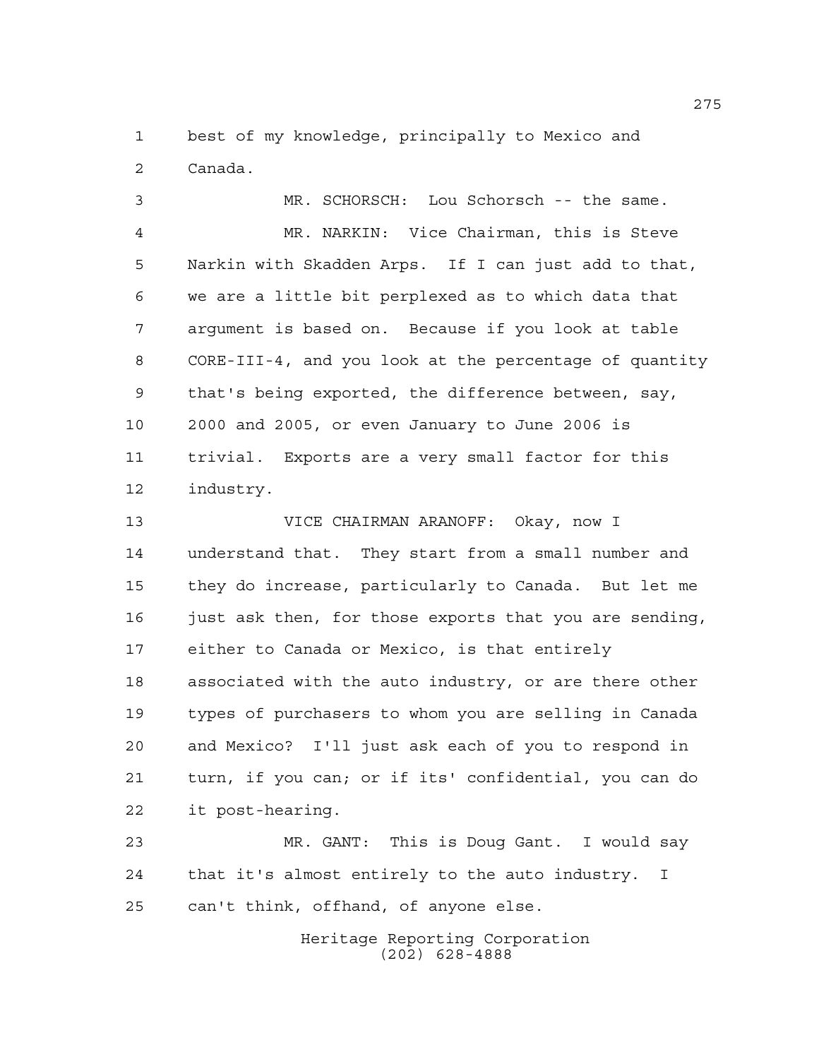best of my knowledge, principally to Mexico and Canada.

MR. SCHORSCH: Lou Schorsch -- the same.

MR. NARKIN: Vice Chairman, this is Steve Narkin with Skadden Arps. If I can just add to that, we are a little bit perplexed as to which data that argument is based on. Because if you look at table CORE-III-4, and you look at the percentage of quantity that's being exported, the difference between, say, 2000 and 2005, or even January to June 2006 is trivial. Exports are a very small factor for this industry.

VICE CHAIRMAN ARANOFF: Okay, now I understand that. They start from a small number and they do increase, particularly to Canada. But let me just ask then, for those exports that you are sending, either to Canada or Mexico, is that entirely associated with the auto industry, or are there other types of purchasers to whom you are selling in Canada and Mexico? I'll just ask each of you to respond in turn, if you can; or if its' confidential, you can do it post-hearing.

MR. GANT: This is Doug Gant. I would say that it's almost entirely to the auto industry. I can't think, offhand, of anyone else.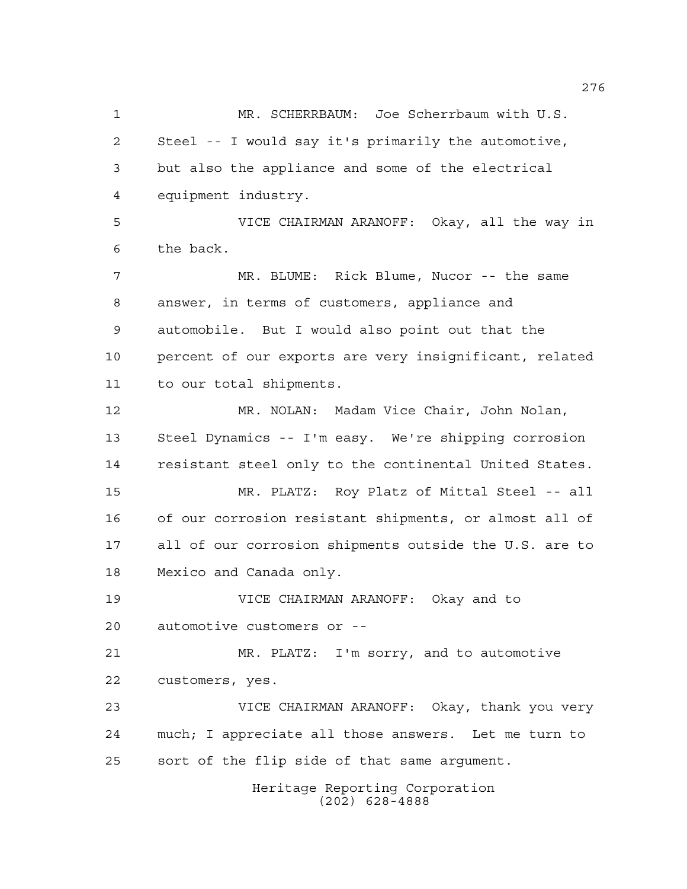MR. SCHERRBAUM: Joe Scherrbaum with U.S. Steel -- I would say it's primarily the automotive, but also the appliance and some of the electrical equipment industry.

VICE CHAIRMAN ARANOFF: Okay, all the way in the back.

MR. BLUME: Rick Blume, Nucor -- the same answer, in terms of customers, appliance and automobile. But I would also point out that the percent of our exports are very insignificant, related to our total shipments.

MR. NOLAN: Madam Vice Chair, John Nolan, Steel Dynamics -- I'm easy. We're shipping corrosion resistant steel only to the continental United States.

MR. PLATZ: Roy Platz of Mittal Steel -- all of our corrosion resistant shipments, or almost all of all of our corrosion shipments outside the U.S. are to Mexico and Canada only.

VICE CHAIRMAN ARANOFF: Okay and to automotive customers or --

MR. PLATZ: I'm sorry, and to automotive customers, yes.

VICE CHAIRMAN ARANOFF: Okay, thank you very much; I appreciate all those answers. Let me turn to sort of the flip side of that same argument.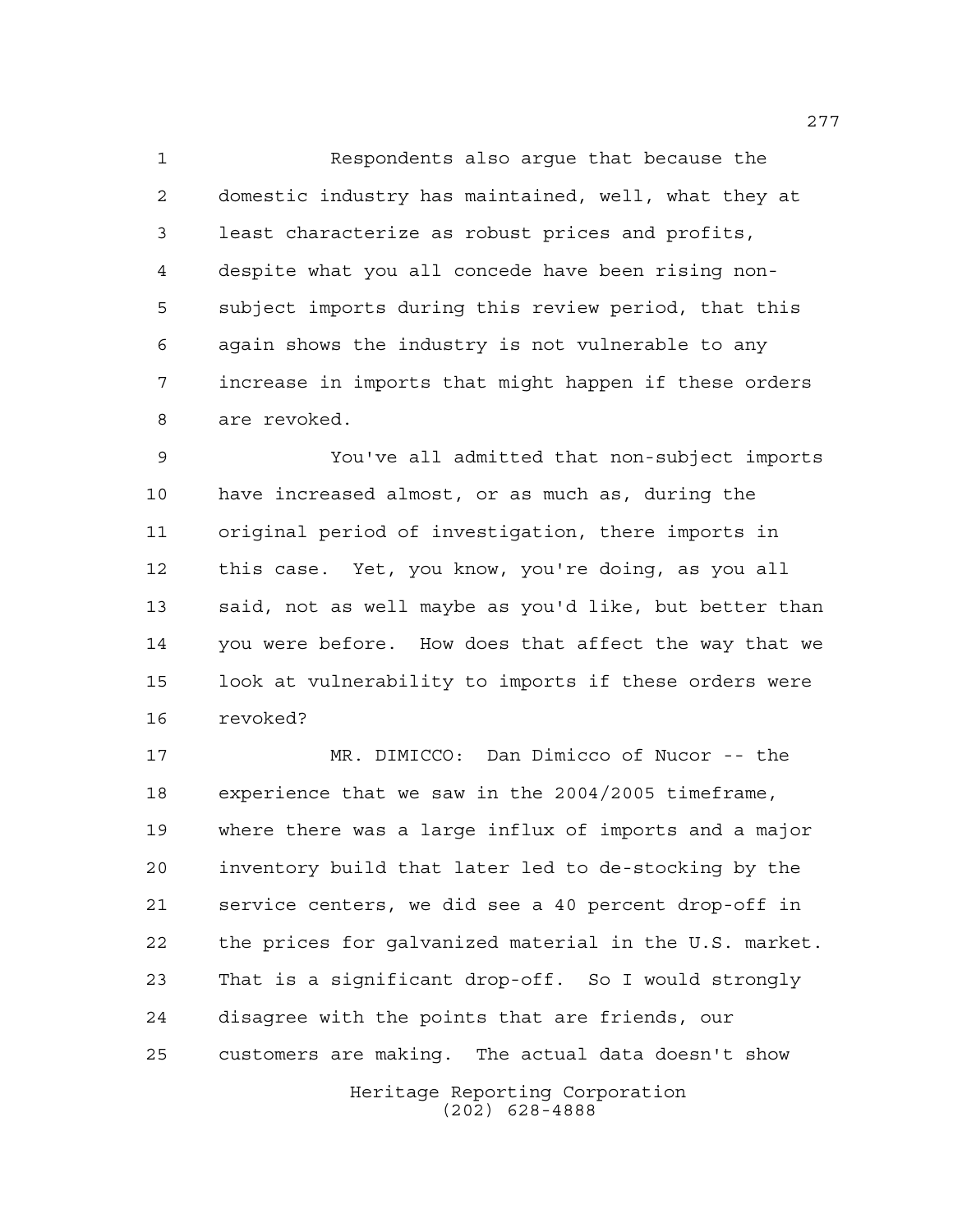Respondents also argue that because the domestic industry has maintained, well, what they at least characterize as robust prices and profits, despite what you all concede have been rising non-subject imports during this review period, that this again shows the industry is not vulnerable to any increase in imports that might happen if these orders are revoked.

You've all admitted that non-subject imports have increased almost, or as much as, during the original period of investigation, there imports in this case. Yet, you know, you're doing, as you all said, not as well maybe as you'd like, but better than you were before. How does that affect the way that we look at vulnerability to imports if these orders were revoked?

MR. DIMICCO: Dan Dimicco of Nucor -- the experience that we saw in the 2004/2005 timeframe, where there was a large influx of imports and a major inventory build that later led to de-stocking by the service centers, we did see a 40 percent drop-off in the prices for galvanized material in the U.S. market. That is a significant drop-off. So I would strongly disagree with the points that are friends, our customers are making. The actual data doesn't show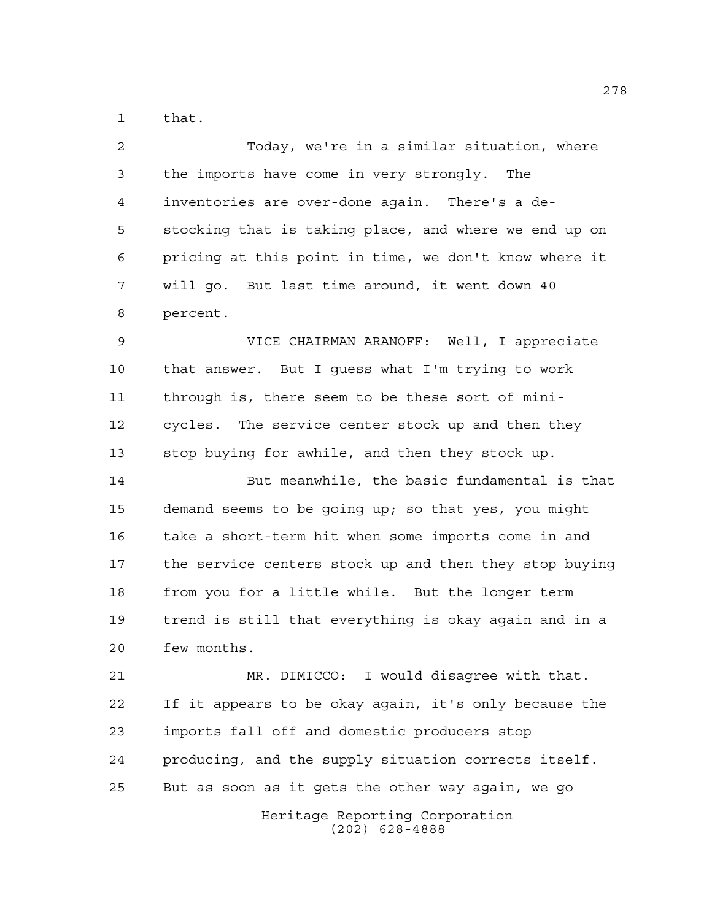that.

Today, we're in a similar situation, where the imports have come in very strongly. The inventories are over-done again. There's a de-stocking that is taking place, and where we end up on pricing at this point in time, we don't know where it will go. But last time around, it went down 40 percent.

VICE CHAIRMAN ARANOFF: Well, I appreciate that answer. But I guess what I'm trying to work through is, there seem to be these sort of mini-cycles. The service center stock up and then they stop buying for awhile, and then they stock up.

But meanwhile, the basic fundamental is that demand seems to be going up; so that yes, you might take a short-term hit when some imports come in and the service centers stock up and then they stop buying from you for a little while. But the longer term trend is still that everything is okay again and in a few months.

MR. DIMICCO: I would disagree with that. If it appears to be okay again, it's only because the imports fall off and domestic producers stop producing, and the supply situation corrects itself. But as soon as it gets the other way again, we go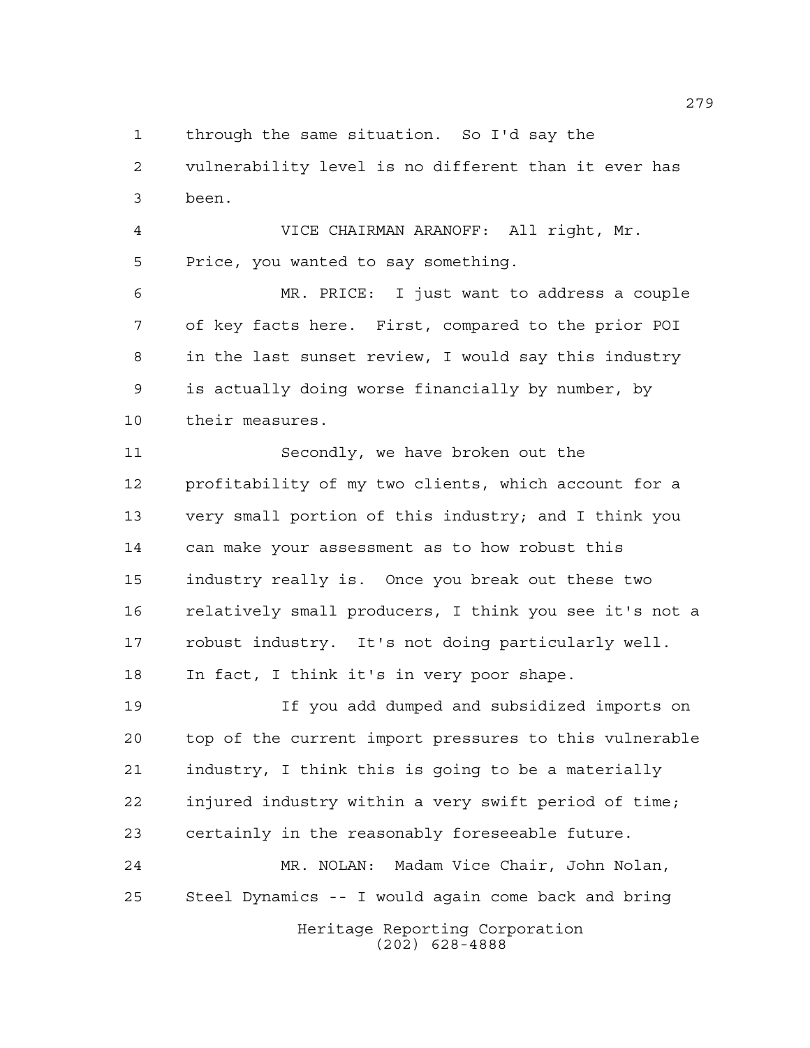through the same situation. So I'd say the vulnerability level is no different than it ever has been.

VICE CHAIRMAN ARANOFF: All right, Mr. Price, you wanted to say something.

MR. PRICE: I just want to address a couple of key facts here. First, compared to the prior POI in the last sunset review, I would say this industry is actually doing worse financially by number, by their measures.

Secondly, we have broken out the profitability of my two clients, which account for a very small portion of this industry; and I think you can make your assessment as to how robust this industry really is. Once you break out these two relatively small producers, I think you see it's not a robust industry. It's not doing particularly well. In fact, I think it's in very poor shape.

If you add dumped and subsidized imports on top of the current import pressures to this vulnerable industry, I think this is going to be a materially injured industry within a very swift period of time; certainly in the reasonably foreseeable future.

MR. NOLAN: Madam Vice Chair, John Nolan, Steel Dynamics -- I would again come back and bring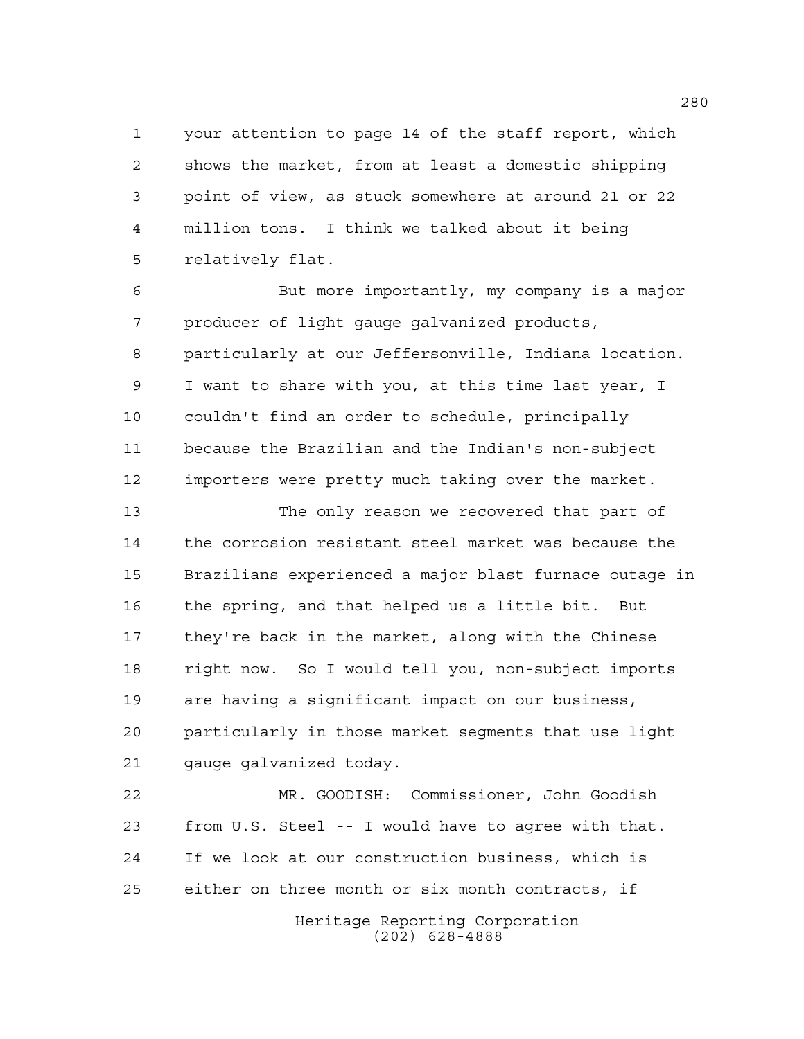your attention to page 14 of the staff report, which shows the market, from at least a domestic shipping point of view, as stuck somewhere at around 21 or 22 million tons. I think we talked about it being relatively flat.

But more importantly, my company is a major producer of light gauge galvanized products, particularly at our Jeffersonville, Indiana location. I want to share with you, at this time last year, I couldn't find an order to schedule, principally because the Brazilian and the Indian's non-subject importers were pretty much taking over the market.

The only reason we recovered that part of the corrosion resistant steel market was because the Brazilians experienced a major blast furnace outage in the spring, and that helped us a little bit. But they're back in the market, along with the Chinese right now. So I would tell you, non-subject imports are having a significant impact on our business, particularly in those market segments that use light gauge galvanized today.

MR. GOODISH: Commissioner, John Goodish from U.S. Steel -- I would have to agree with that. If we look at our construction business, which is either on three month or six month contracts, if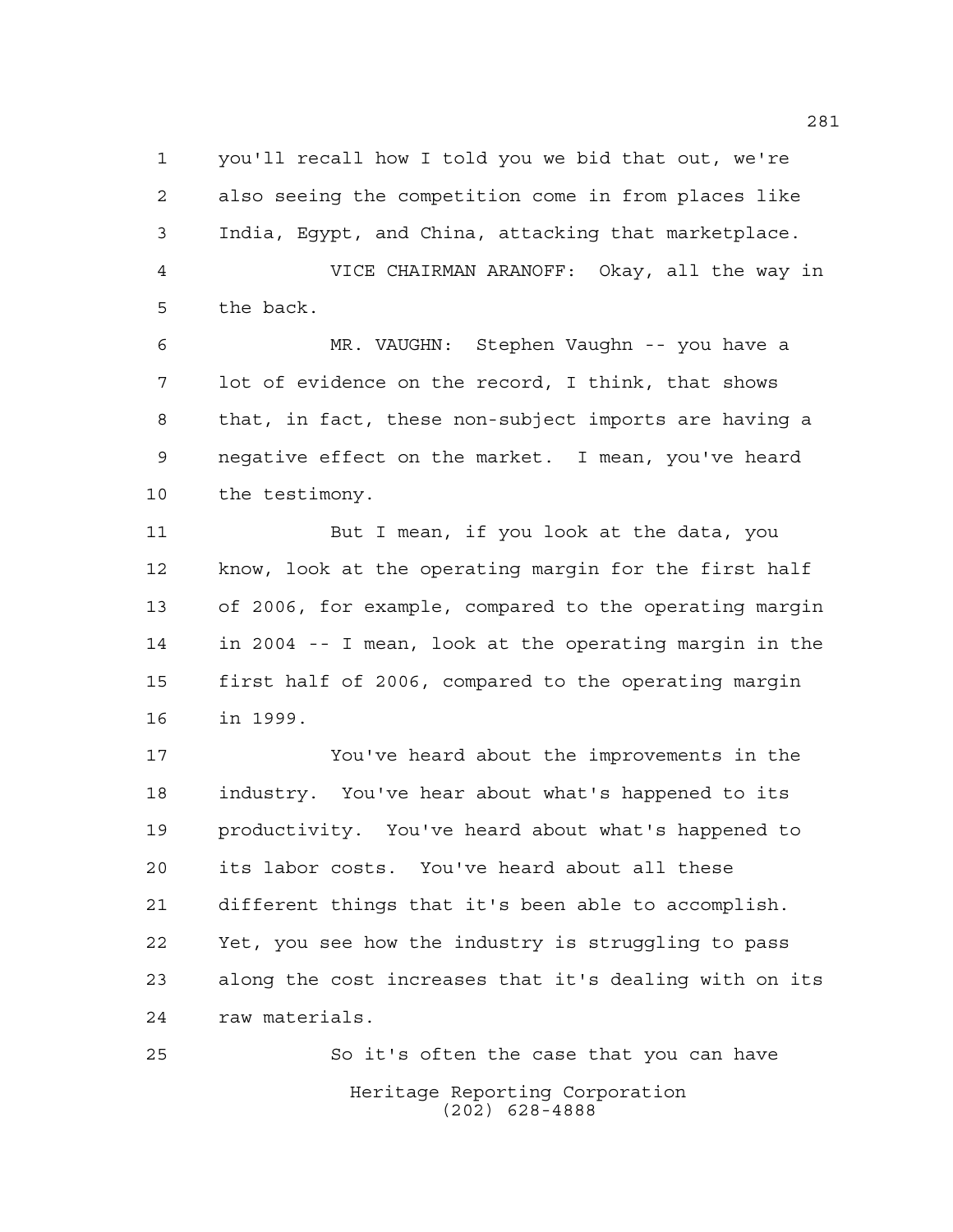you'll recall how I told you we bid that out, we're also seeing the competition come in from places like India, Egypt, and China, attacking that marketplace.

VICE CHAIRMAN ARANOFF: Okay, all the way in the back.

MR. VAUGHN: Stephen Vaughn -- you have a lot of evidence on the record, I think, that shows that, in fact, these non-subject imports are having a negative effect on the market. I mean, you've heard the testimony.

But I mean, if you look at the data, you know, look at the operating margin for the first half of 2006, for example, compared to the operating margin in 2004 -- I mean, look at the operating margin in the first half of 2006, compared to the operating margin in 1999.

You've heard about the improvements in the industry. You've hear about what's happened to its productivity. You've heard about what's happened to its labor costs. You've heard about all these different things that it's been able to accomplish. Yet, you see how the industry is struggling to pass along the cost increases that it's dealing with on its raw materials.

So it's often the case that you can have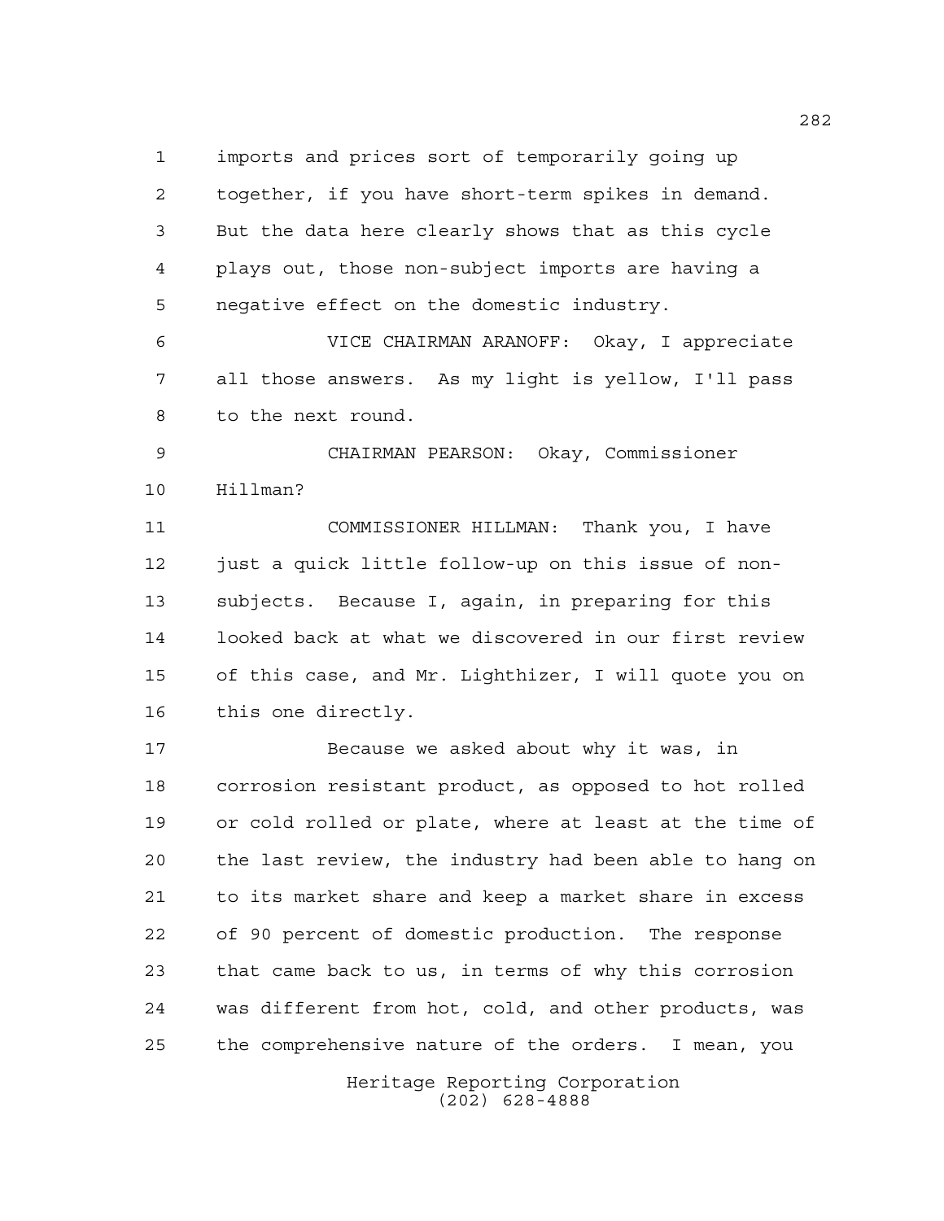imports and prices sort of temporarily going up together, if you have short-term spikes in demand. But the data here clearly shows that as this cycle plays out, those non-subject imports are having a negative effect on the domestic industry.

VICE CHAIRMAN ARANOFF: Okay, I appreciate all those answers. As my light is yellow, I'll pass to the next round.

CHAIRMAN PEARSON: Okay, Commissioner Hillman?

COMMISSIONER HILLMAN: Thank you, I have just a quick little follow-up on this issue of non-subjects. Because I, again, in preparing for this looked back at what we discovered in our first review of this case, and Mr. Lighthizer, I will quote you on this one directly.

Because we asked about why it was, in corrosion resistant product, as opposed to hot rolled or cold rolled or plate, where at least at the time of the last review, the industry had been able to hang on to its market share and keep a market share in excess of 90 percent of domestic production. The response that came back to us, in terms of why this corrosion was different from hot, cold, and other products, was the comprehensive nature of the orders. I mean, you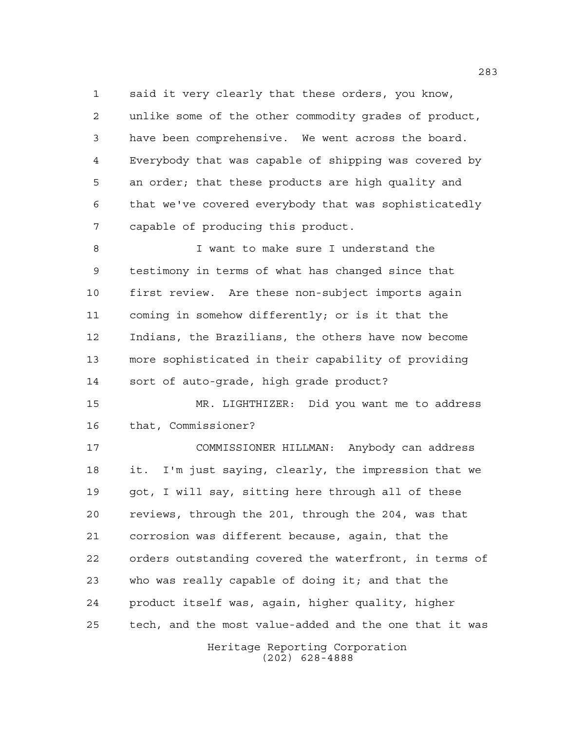said it very clearly that these orders, you know, unlike some of the other commodity grades of product, have been comprehensive. We went across the board. Everybody that was capable of shipping was covered by an order; that these products are high quality and that we've covered everybody that was sophisticatedly capable of producing this product.

I want to make sure I understand the testimony in terms of what has changed since that first review. Are these non-subject imports again coming in somehow differently; or is it that the Indians, the Brazilians, the others have now become more sophisticated in their capability of providing sort of auto-grade, high grade product?

MR. LIGHTHIZER: Did you want me to address that, Commissioner?

COMMISSIONER HILLMAN: Anybody can address it. I'm just saying, clearly, the impression that we got, I will say, sitting here through all of these reviews, through the 201, through the 204, was that corrosion was different because, again, that the orders outstanding covered the waterfront, in terms of who was really capable of doing it; and that the product itself was, again, higher quality, higher tech, and the most value-added and the one that it was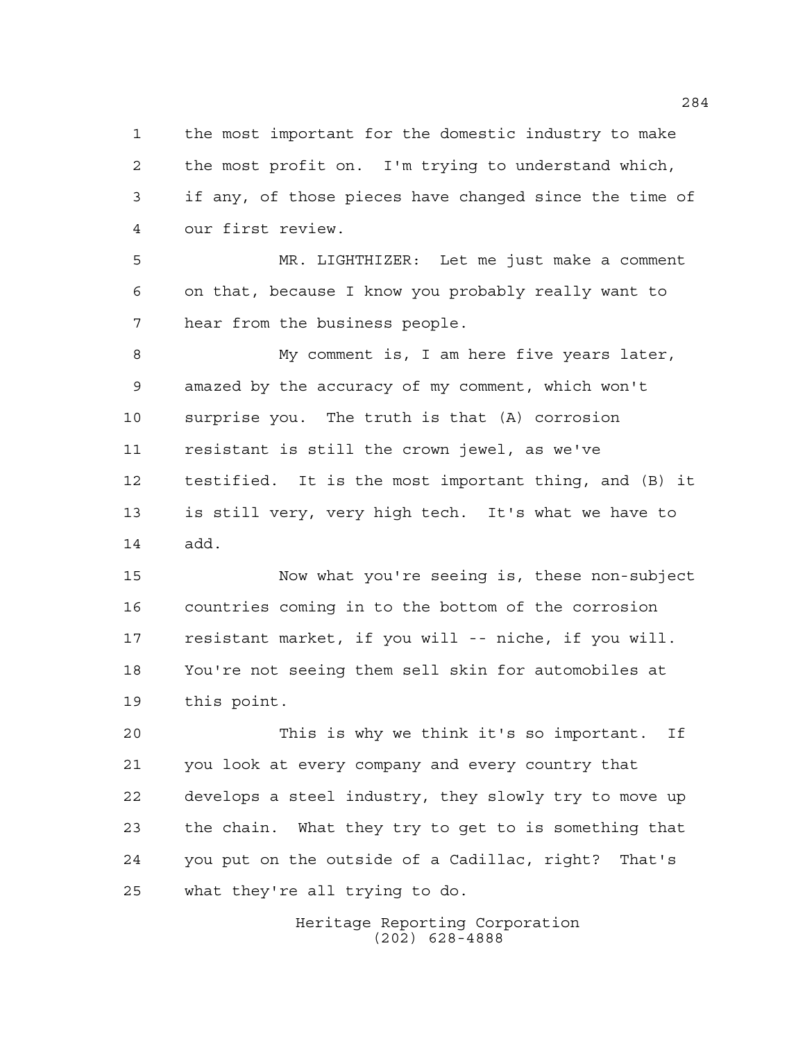the most important for the domestic industry to make the most profit on. I'm trying to understand which, if any, of those pieces have changed since the time of our first review.

MR. LIGHTHIZER: Let me just make a comment on that, because I know you probably really want to hear from the business people.

My comment is, I am here five years later, amazed by the accuracy of my comment, which won't surprise you. The truth is that (A) corrosion resistant is still the crown jewel, as we've testified. It is the most important thing, and (B) it is still very, very high tech. It's what we have to add.

Now what you're seeing is, these non-subject countries coming in to the bottom of the corrosion resistant market, if you will -- niche, if you will. You're not seeing them sell skin for automobiles at this point.

This is why we think it's so important. If you look at every company and every country that develops a steel industry, they slowly try to move up the chain. What they try to get to is something that you put on the outside of a Cadillac, right? That's what they're all trying to do.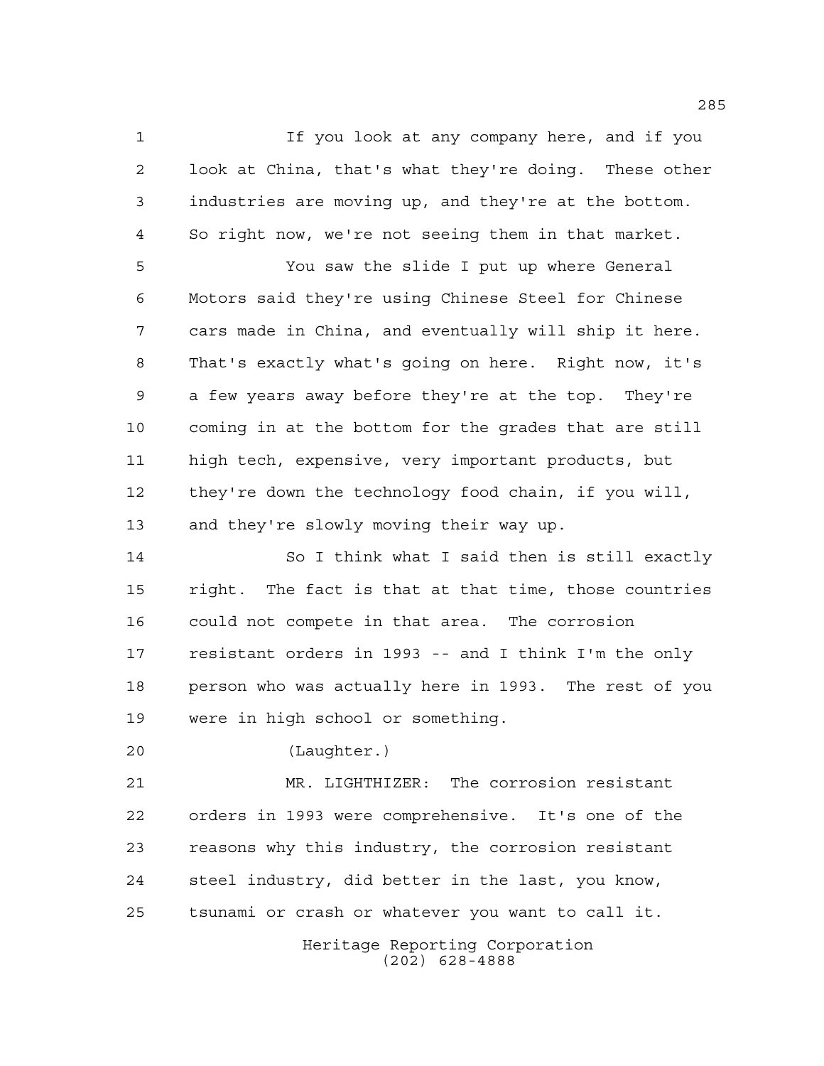If you look at any company here, and if you look at China, that's what they're doing. These other industries are moving up, and they're at the bottom. So right now, we're not seeing them in that market.

You saw the slide I put up where General Motors said they're using Chinese Steel for Chinese cars made in China, and eventually will ship it here. That's exactly what's going on here. Right now, it's a few years away before they're at the top. They're coming in at the bottom for the grades that are still high tech, expensive, very important products, but they're down the technology food chain, if you will, and they're slowly moving their way up.

So I think what I said then is still exactly right. The fact is that at that time, those countries could not compete in that area. The corrosion resistant orders in 1993 -- and I think I'm the only person who was actually here in 1993. The rest of you were in high school or something.

(Laughter.)

MR. LIGHTHIZER: The corrosion resistant orders in 1993 were comprehensive. It's one of the reasons why this industry, the corrosion resistant steel industry, did better in the last, you know, tsunami or crash or whatever you want to call it.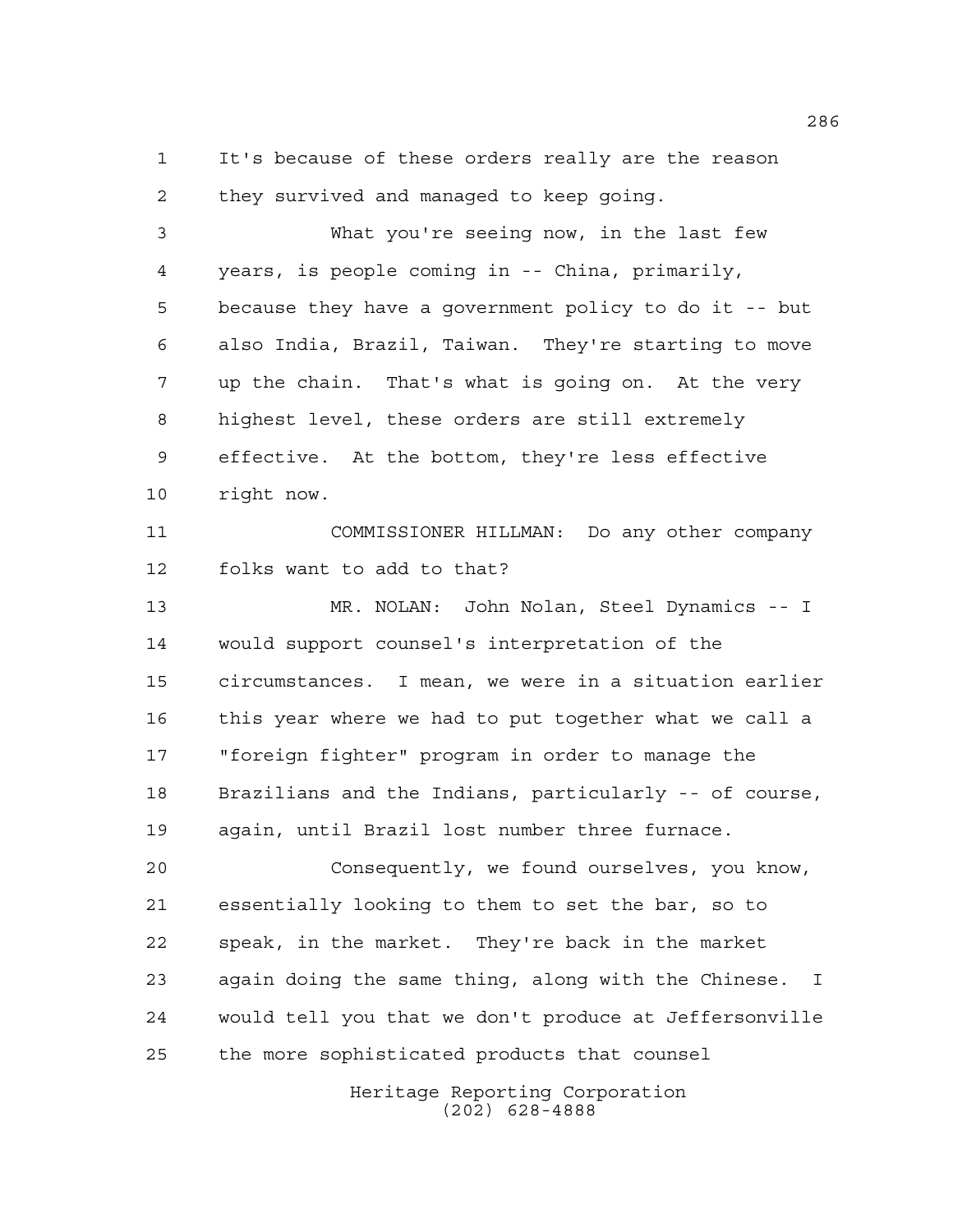It's because of these orders really are the reason they survived and managed to keep going.

What you're seeing now, in the last few years, is people coming in -- China, primarily, because they have a government policy to do it -- but also India, Brazil, Taiwan. They're starting to move up the chain. That's what is going on. At the very highest level, these orders are still extremely effective. At the bottom, they're less effective right now.

COMMISSIONER HILLMAN: Do any other company folks want to add to that?

MR. NOLAN: John Nolan, Steel Dynamics -- I would support counsel's interpretation of the circumstances. I mean, we were in a situation earlier this year where we had to put together what we call a "foreign fighter" program in order to manage the Brazilians and the Indians, particularly -- of course, again, until Brazil lost number three furnace.

Consequently, we found ourselves, you know, essentially looking to them to set the bar, so to speak, in the market. They're back in the market again doing the same thing, along with the Chinese. I would tell you that we don't produce at Jeffersonville the more sophisticated products that counsel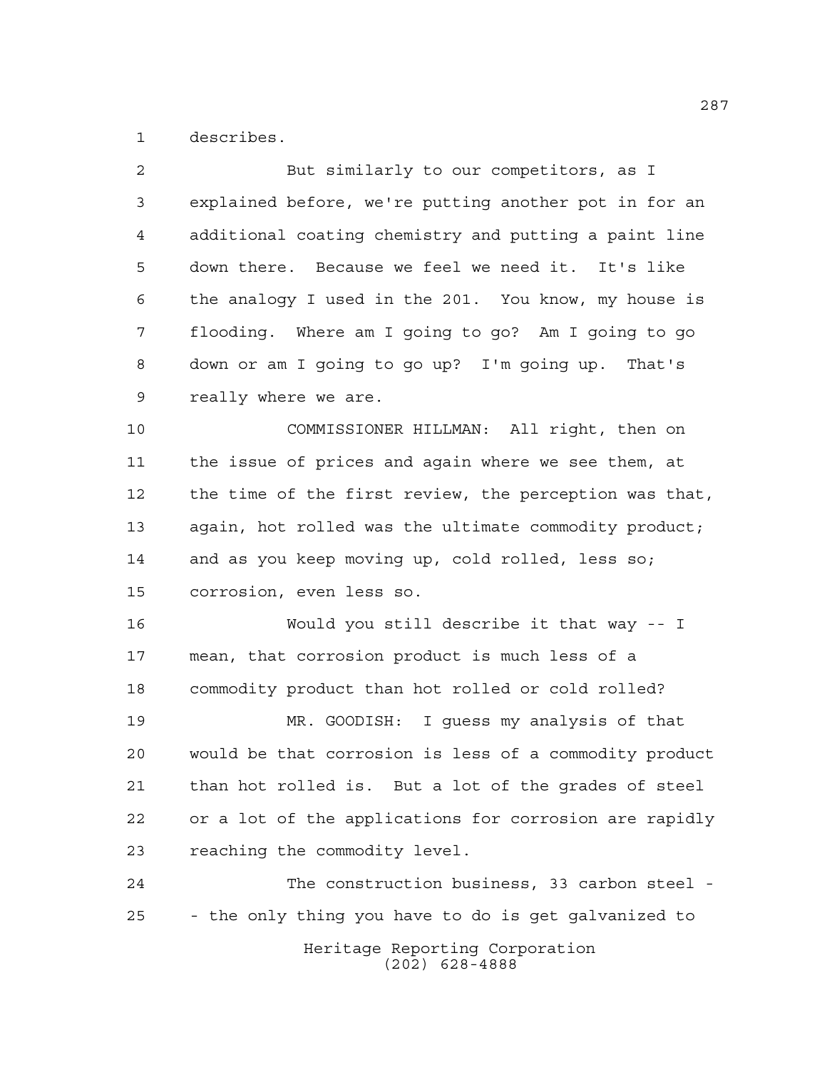describes.

But similarly to our competitors, as I explained before, we're putting another pot in for an additional coating chemistry and putting a paint line down there. Because we feel we need it. It's like the analogy I used in the 201. You know, my house is flooding. Where am I going to go? Am I going to go down or am I going to go up? I'm going up. That's really where we are.

COMMISSIONER HILLMAN: All right, then on the issue of prices and again where we see them, at the time of the first review, the perception was that, again, hot rolled was the ultimate commodity product; and as you keep moving up, cold rolled, less so; corrosion, even less so.

Would you still describe it that way -- I mean, that corrosion product is much less of a commodity product than hot rolled or cold rolled?

MR. GOODISH: I guess my analysis of that would be that corrosion is less of a commodity product than hot rolled is. But a lot of the grades of steel or a lot of the applications for corrosion are rapidly reaching the commodity level.

The construction business, 33 carbon steel -- the only thing you have to do is get galvanized to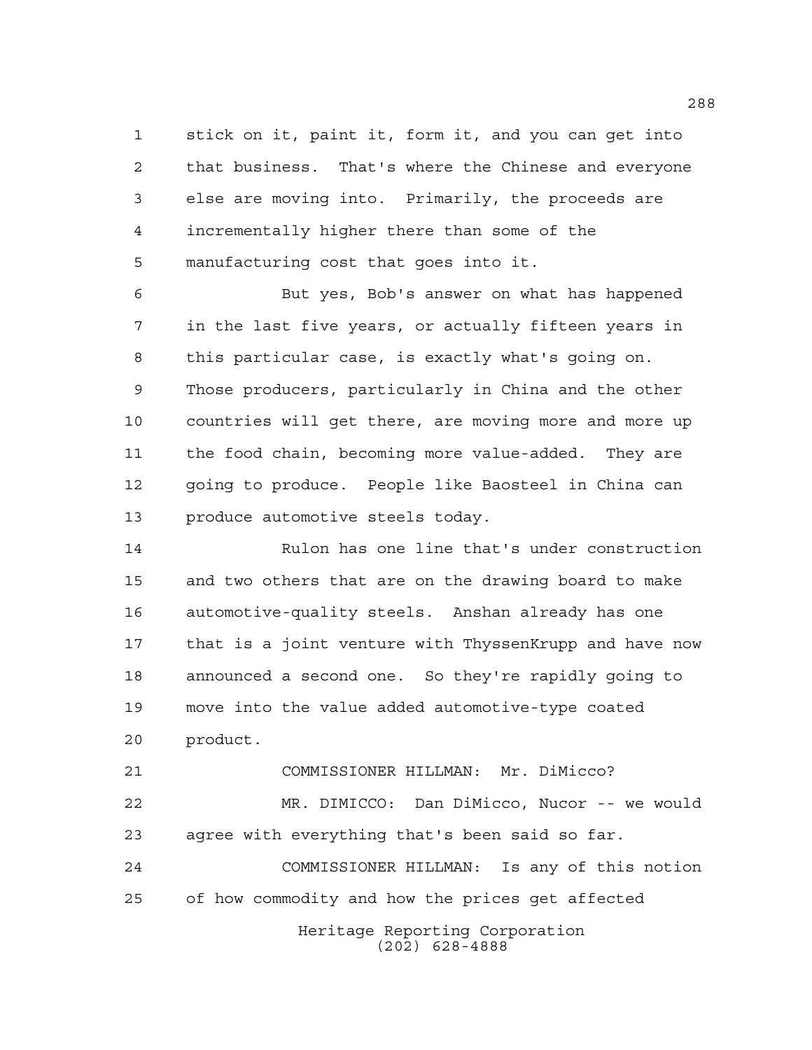stick on it, paint it, form it, and you can get into that business. That's where the Chinese and everyone else are moving into. Primarily, the proceeds are incrementally higher there than some of the manufacturing cost that goes into it.

But yes, Bob's answer on what has happened in the last five years, or actually fifteen years in this particular case, is exactly what's going on. Those producers, particularly in China and the other countries will get there, are moving more and more up the food chain, becoming more value-added. They are going to produce. People like Baosteel in China can produce automotive steels today.

Rulon has one line that's under construction and two others that are on the drawing board to make automotive-quality steels. Anshan already has one that is a joint venture with ThyssenKrupp and have now announced a second one. So they're rapidly going to move into the value added automotive-type coated product.

COMMISSIONER HILLMAN: Mr. DiMicco?

MR. DIMICCO: Dan DiMicco, Nucor -- we would agree with everything that's been said so far.

COMMISSIONER HILLMAN: Is any of this notion of how commodity and how the prices get affected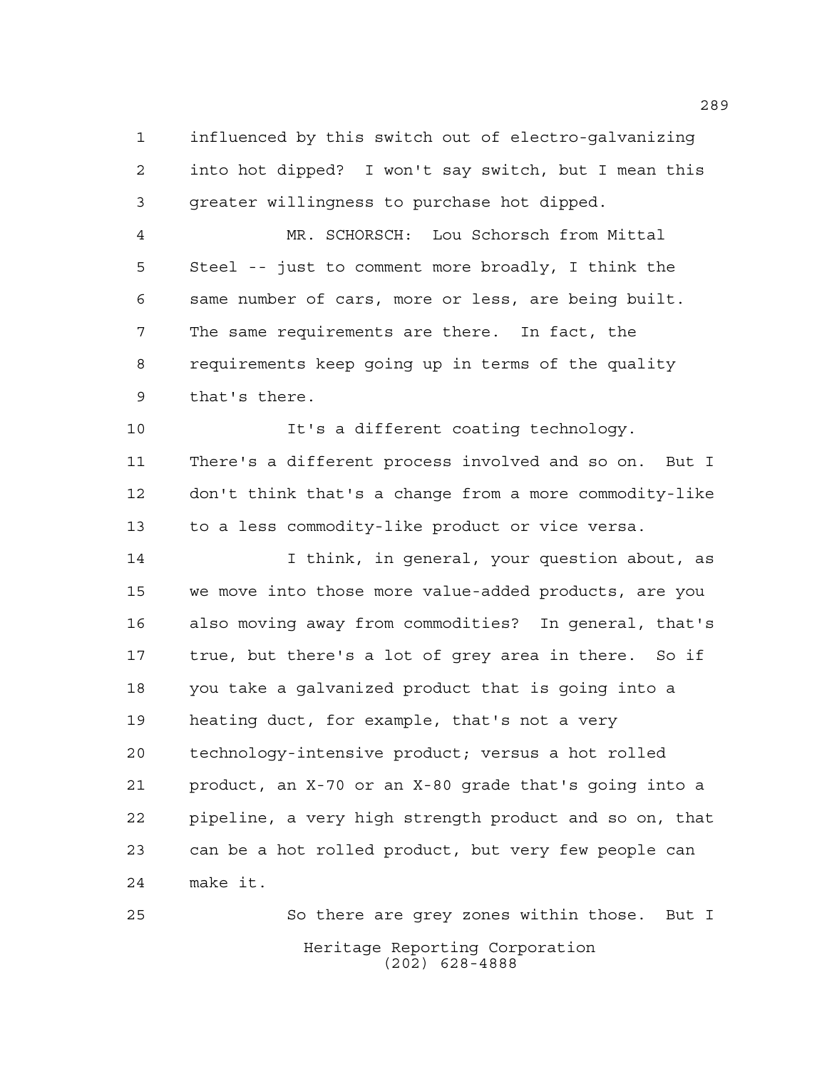influenced by this switch out of electro-galvanizing into hot dipped? I won't say switch, but I mean this greater willingness to purchase hot dipped.

MR. SCHORSCH: Lou Schorsch from Mittal Steel -- just to comment more broadly, I think the same number of cars, more or less, are being built. The same requirements are there. In fact, the requirements keep going up in terms of the quality that's there.

It's a different coating technology. There's a different process involved and so on. But I don't think that's a change from a more commodity-like to a less commodity-like product or vice versa.

I think, in general, your question about, as we move into those more value-added products, are you also moving away from commodities? In general, that's true, but there's a lot of grey area in there. So if you take a galvanized product that is going into a heating duct, for example, that's not a very technology-intensive product; versus a hot rolled product, an X-70 or an X-80 grade that's going into a pipeline, a very high strength product and so on, that can be a hot rolled product, but very few people can make it.

So there are grey zones within those. But I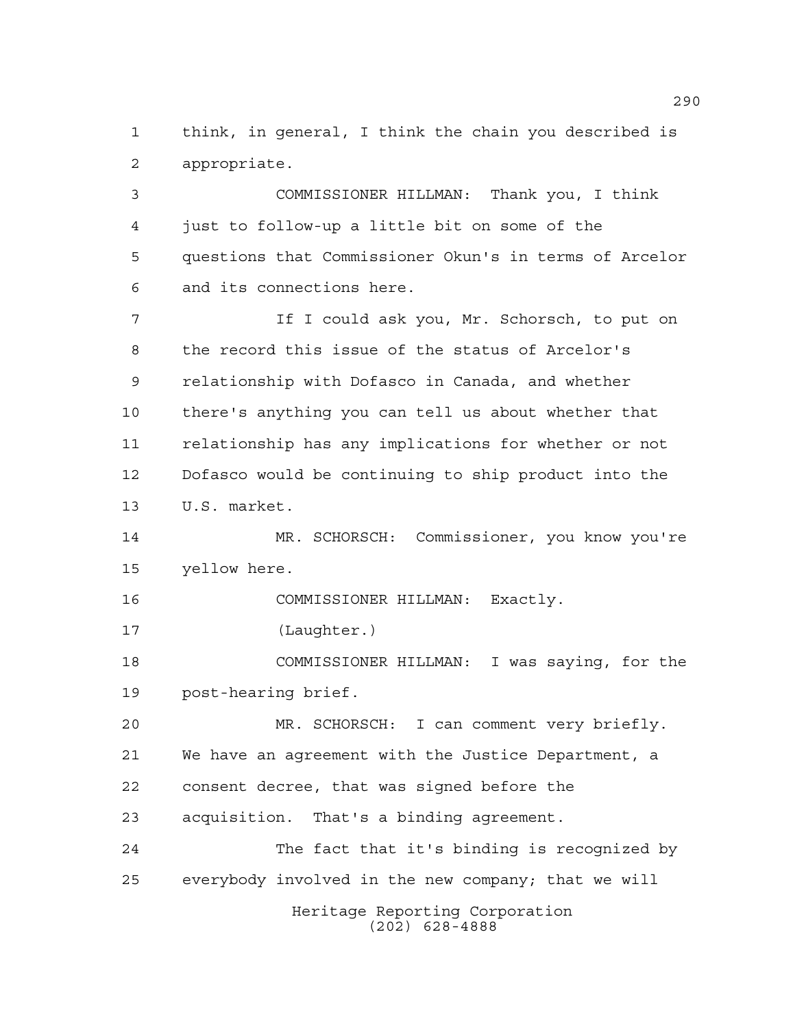think, in general, I think the chain you described is appropriate.

COMMISSIONER HILLMAN: Thank you, I think just to follow-up a little bit on some of the questions that Commissioner Okun's in terms of Arcelor and its connections here.

If I could ask you, Mr. Schorsch, to put on the record this issue of the status of Arcelor's relationship with Dofasco in Canada, and whether there's anything you can tell us about whether that relationship has any implications for whether or not Dofasco would be continuing to ship product into the U.S. market.

MR. SCHORSCH: Commissioner, you know you're yellow here.

COMMISSIONER HILLMAN: Exactly.

(Laughter.)

COMMISSIONER HILLMAN: I was saying, for the post-hearing brief.

MR. SCHORSCH: I can comment very briefly. We have an agreement with the Justice Department, a consent decree, that was signed before the acquisition. That's a binding agreement.

The fact that it's binding is recognized by everybody involved in the new company; that we will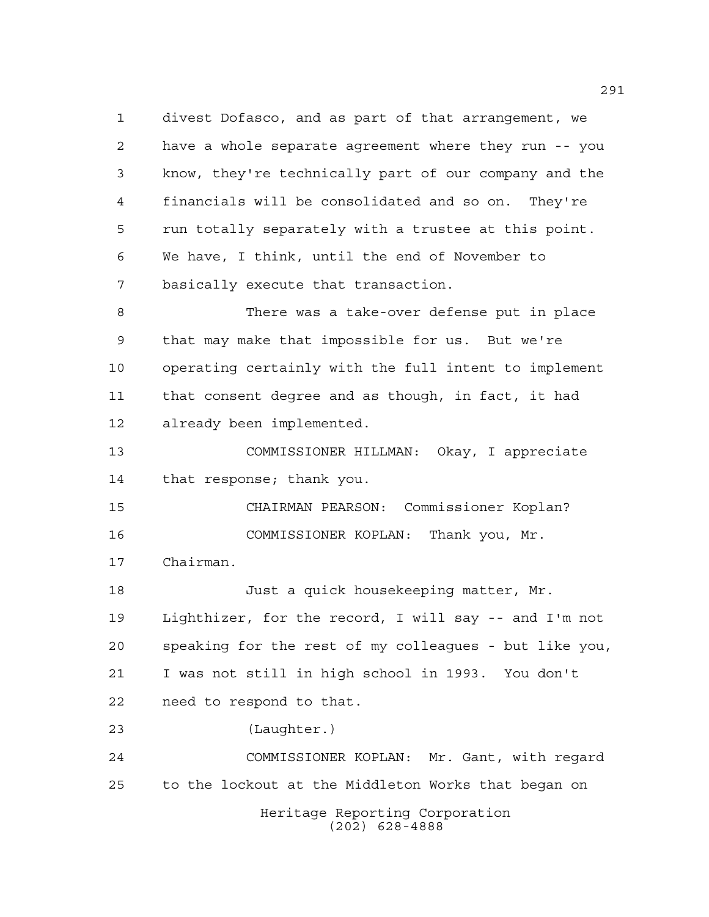divest Dofasco, and as part of that arrangement, we have a whole separate agreement where they run -- you know, they're technically part of our company and the financials will be consolidated and so on. They're run totally separately with a trustee at this point. We have, I think, until the end of November to basically execute that transaction.

There was a take-over defense put in place that may make that impossible for us. But we're operating certainly with the full intent to implement that consent degree and as though, in fact, it had already been implemented.

COMMISSIONER HILLMAN: Okay, I appreciate that response; thank you.

CHAIRMAN PEARSON: Commissioner Koplan?

COMMISSIONER KOPLAN: Thank you, Mr. Chairman.

Just a quick housekeeping matter, Mr. Lighthizer, for the record, I will say -- and I'm not speaking for the rest of my colleagues - but like you, I was not still in high school in 1993. You don't need to respond to that.

(Laughter.)

COMMISSIONER KOPLAN: Mr. Gant, with regard to the lockout at the Middleton Works that began on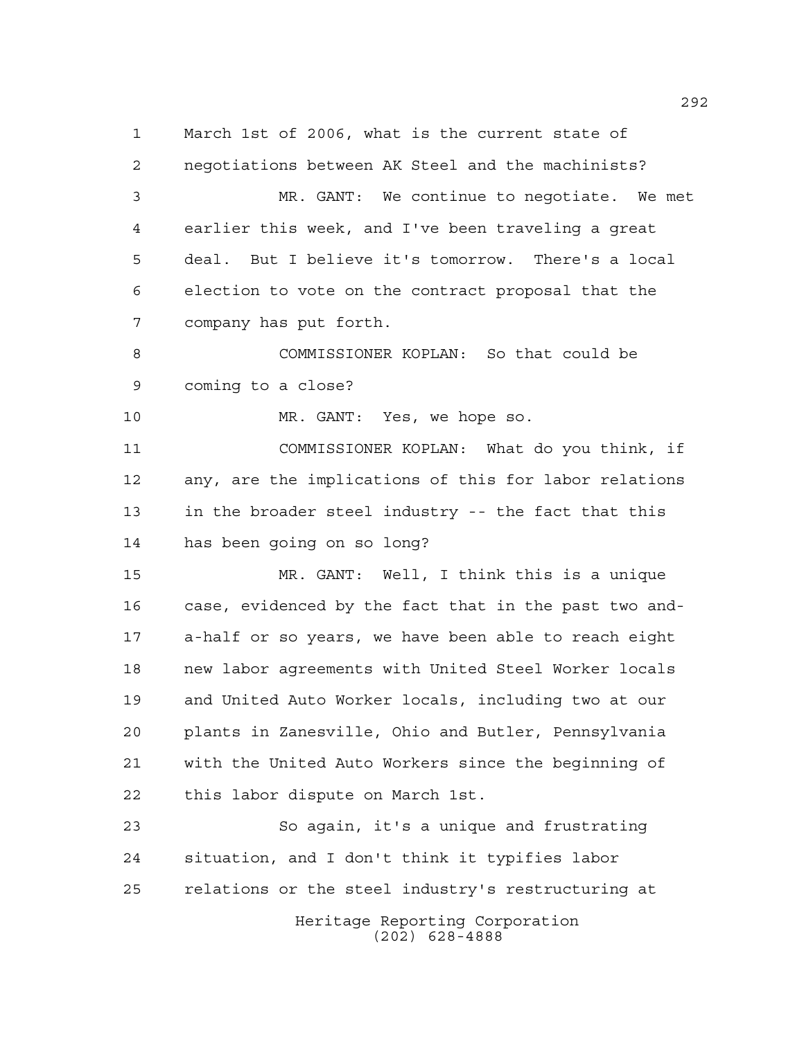March 1st of 2006, what is the current state of negotiations between AK Steel and the machinists?

MR. GANT: We continue to negotiate. We met earlier this week, and I've been traveling a great deal. But I believe it's tomorrow. There's a local election to vote on the contract proposal that the company has put forth.

COMMISSIONER KOPLAN: So that could be coming to a close?

MR. GANT: Yes, we hope so.

COMMISSIONER KOPLAN: What do you think, if any, are the implications of this for labor relations in the broader steel industry -- the fact that this has been going on so long?

MR. GANT: Well, I think this is a unique case, evidenced by the fact that in the past two and-a-half or so years, we have been able to reach eight new labor agreements with United Steel Worker locals and United Auto Worker locals, including two at our plants in Zanesville, Ohio and Butler, Pennsylvania with the United Auto Workers since the beginning of this labor dispute on March 1st.

So again, it's a unique and frustrating situation, and I don't think it typifies labor relations or the steel industry's restructuring at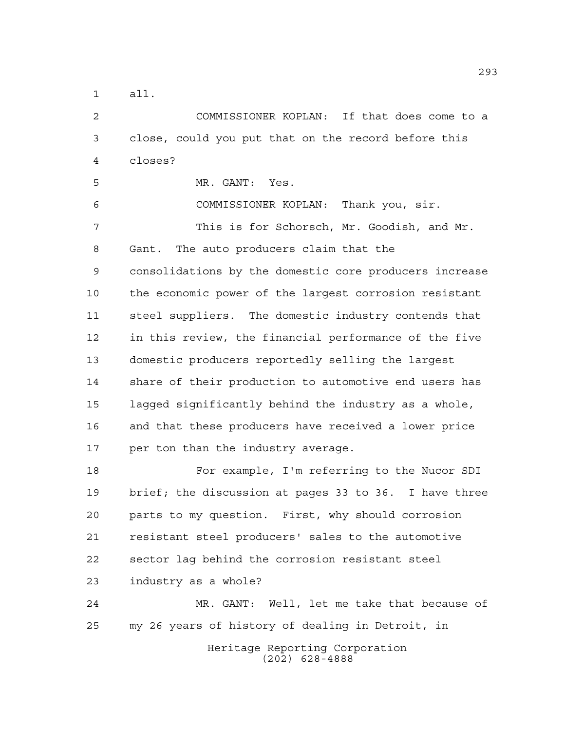all.

COMMISSIONER KOPLAN: If that does come to a close, could you put that on the record before this closes?

MR. GANT: Yes.

COMMISSIONER KOPLAN: Thank you, sir.

This is for Schorsch, Mr. Goodish, and Mr. Gant. The auto producers claim that the consolidations by the domestic core producers increase the economic power of the largest corrosion resistant steel suppliers. The domestic industry contends that in this review, the financial performance of the five domestic producers reportedly selling the largest share of their production to automotive end users has lagged significantly behind the industry as a whole, and that these producers have received a lower price per ton than the industry average.

For example, I'm referring to the Nucor SDI brief; the discussion at pages 33 to 36. I have three parts to my question. First, why should corrosion resistant steel producers' sales to the automotive sector lag behind the corrosion resistant steel industry as a whole?

MR. GANT: Well, let me take that because of my 26 years of history of dealing in Detroit, in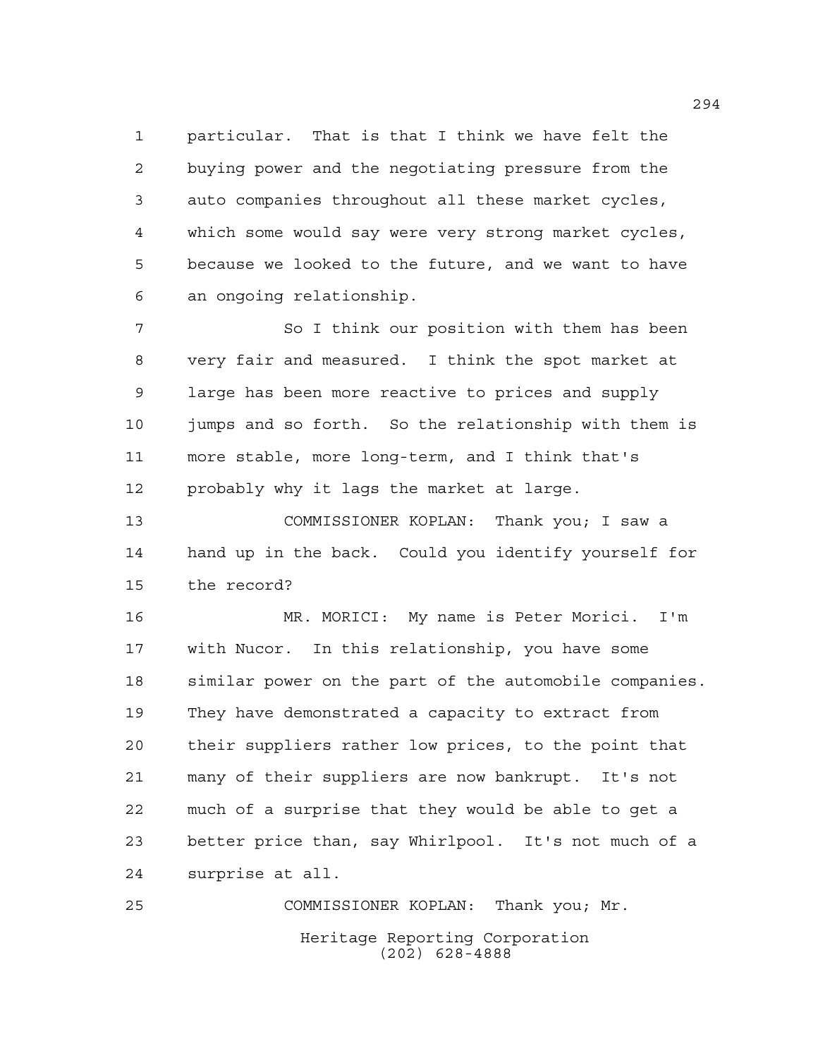particular. That is that I think we have felt the buying power and the negotiating pressure from the auto companies throughout all these market cycles, which some would say were very strong market cycles, because we looked to the future, and we want to have an ongoing relationship.

So I think our position with them has been very fair and measured. I think the spot market at large has been more reactive to prices and supply jumps and so forth. So the relationship with them is more stable, more long-term, and I think that's probably why it lags the market at large.

COMMISSIONER KOPLAN: Thank you; I saw a hand up in the back. Could you identify yourself for the record?

MR. MORICI: My name is Peter Morici. I'm with Nucor. In this relationship, you have some similar power on the part of the automobile companies. They have demonstrated a capacity to extract from their suppliers rather low prices, to the point that many of their suppliers are now bankrupt. It's not much of a surprise that they would be able to get a better price than, say Whirlpool. It's not much of a surprise at all.

COMMISSIONER KOPLAN: Thank you; Mr.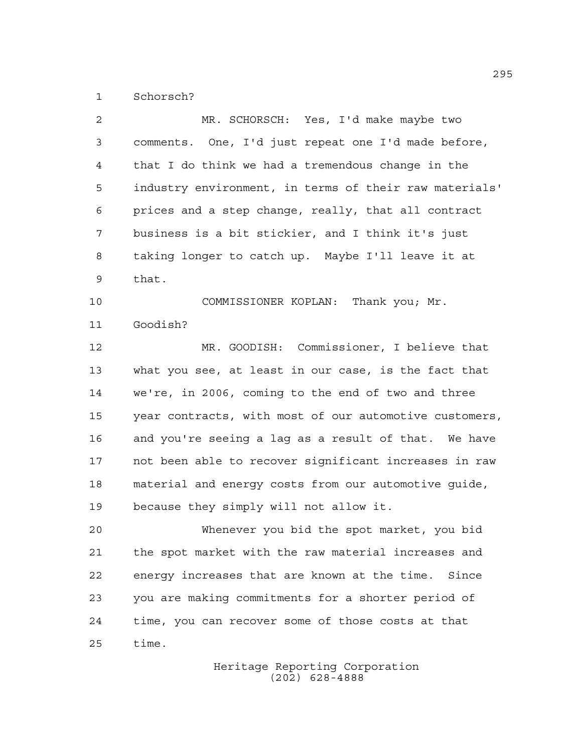Schorsch?

MR. SCHORSCH: Yes, I'd make maybe two comments. One, I'd just repeat one I'd made before, that I do think we had a tremendous change in the industry environment, in terms of their raw materials' prices and a step change, really, that all contract business is a bit stickier, and I think it's just taking longer to catch up. Maybe I'll leave it at that.

COMMISSIONER KOPLAN: Thank you; Mr. Goodish?

MR. GOODISH: Commissioner, I believe that what you see, at least in our case, is the fact that we're, in 2006, coming to the end of two and three year contracts, with most of our automotive customers, and you're seeing a lag as a result of that. We have not been able to recover significant increases in raw material and energy costs from our automotive guide, because they simply will not allow it.

Whenever you bid the spot market, you bid the spot market with the raw material increases and energy increases that are known at the time. Since you are making commitments for a shorter period of time, you can recover some of those costs at that time.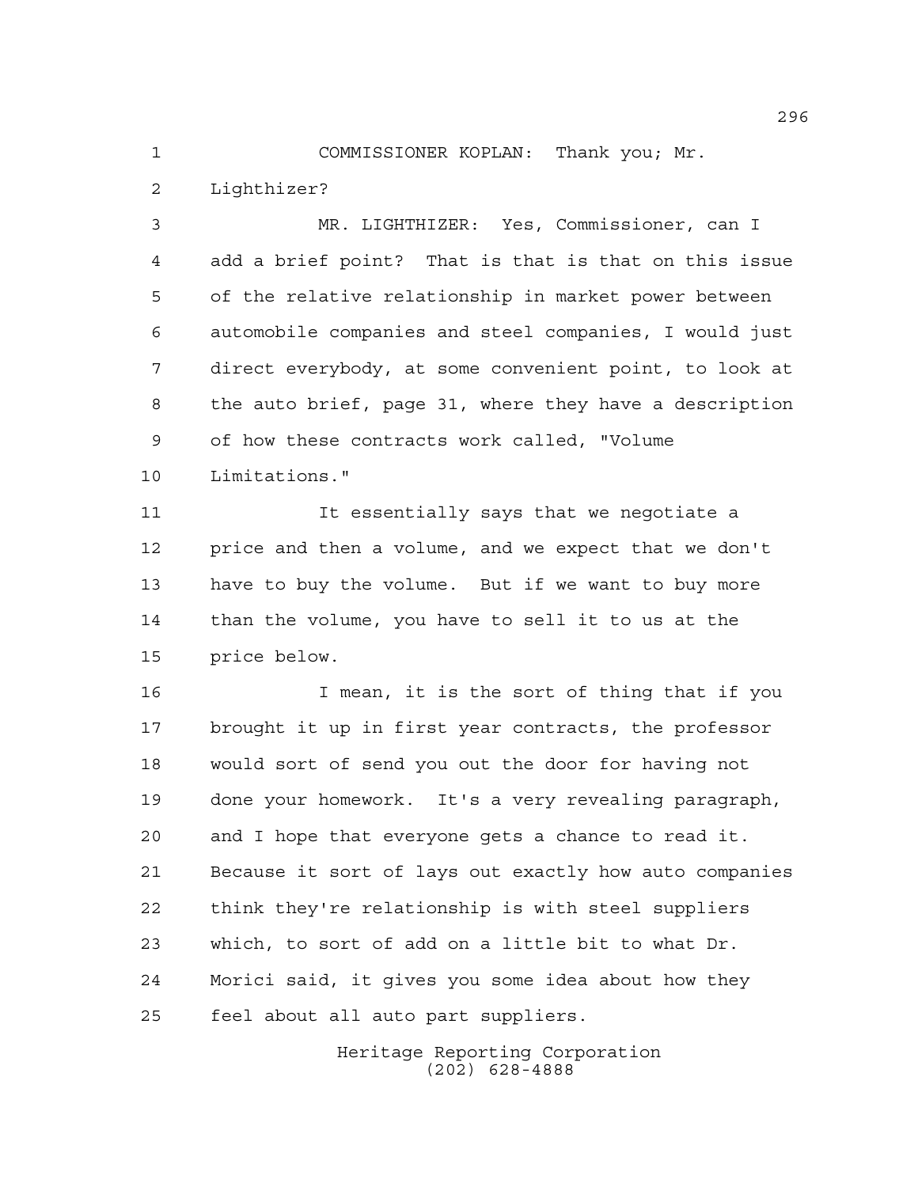COMMISSIONER KOPLAN: Thank you; Mr. Lighthizer?

MR. LIGHTHIZER: Yes, Commissioner, can I add a brief point? That is that is that on this issue of the relative relationship in market power between automobile companies and steel companies, I would just direct everybody, at some convenient point, to look at the auto brief, page 31, where they have a description of how these contracts work called, "Volume Limitations."

It essentially says that we negotiate a price and then a volume, and we expect that we don't have to buy the volume. But if we want to buy more than the volume, you have to sell it to us at the price below.

I mean, it is the sort of thing that if you brought it up in first year contracts, the professor would sort of send you out the door for having not done your homework. It's a very revealing paragraph, and I hope that everyone gets a chance to read it. Because it sort of lays out exactly how auto companies think they're relationship is with steel suppliers which, to sort of add on a little bit to what Dr. Morici said, it gives you some idea about how they feel about all auto part suppliers.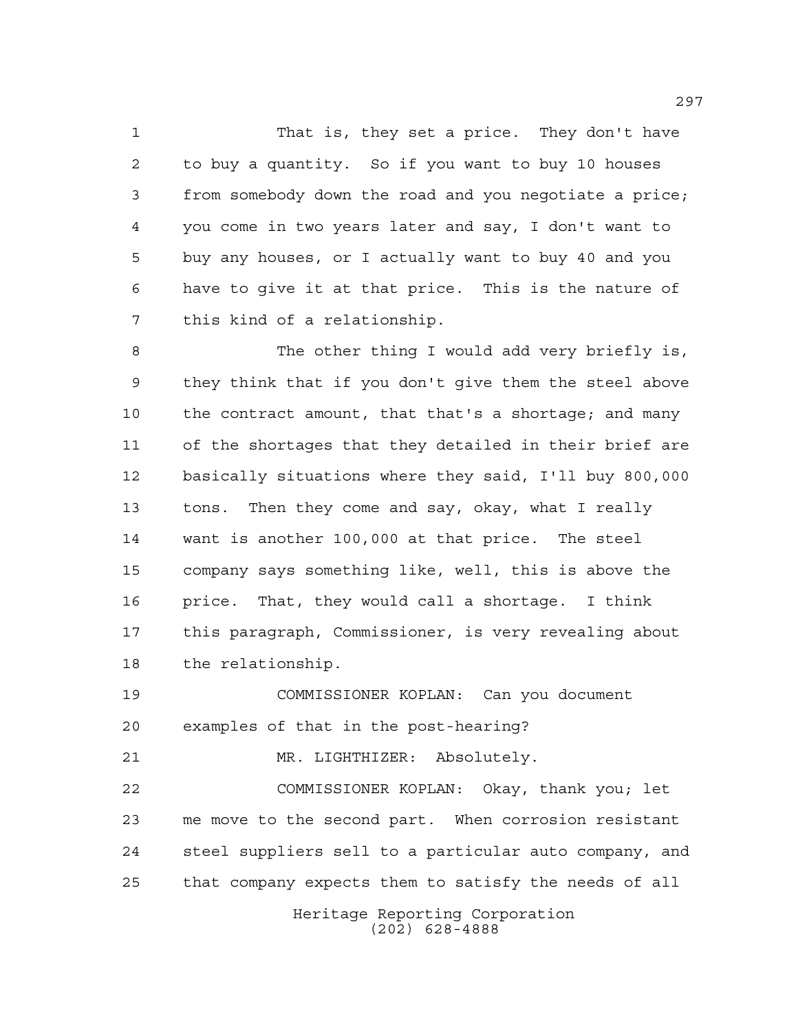That is, they set a price. They don't have to buy a quantity. So if you want to buy 10 houses from somebody down the road and you negotiate a price; you come in two years later and say, I don't want to buy any houses, or I actually want to buy 40 and you have to give it at that price. This is the nature of this kind of a relationship.

The other thing I would add very briefly is, they think that if you don't give them the steel above the contract amount, that that's a shortage; and many of the shortages that they detailed in their brief are basically situations where they said, I'll buy 800,000 tons. Then they come and say, okay, what I really want is another 100,000 at that price. The steel company says something like, well, this is above the price. That, they would call a shortage. I think this paragraph, Commissioner, is very revealing about the relationship.

COMMISSIONER KOPLAN: Can you document examples of that in the post-hearing?

MR. LIGHTHIZER: Absolutely.

COMMISSIONER KOPLAN: Okay, thank you; let me move to the second part. When corrosion resistant steel suppliers sell to a particular auto company, and that company expects them to satisfy the needs of all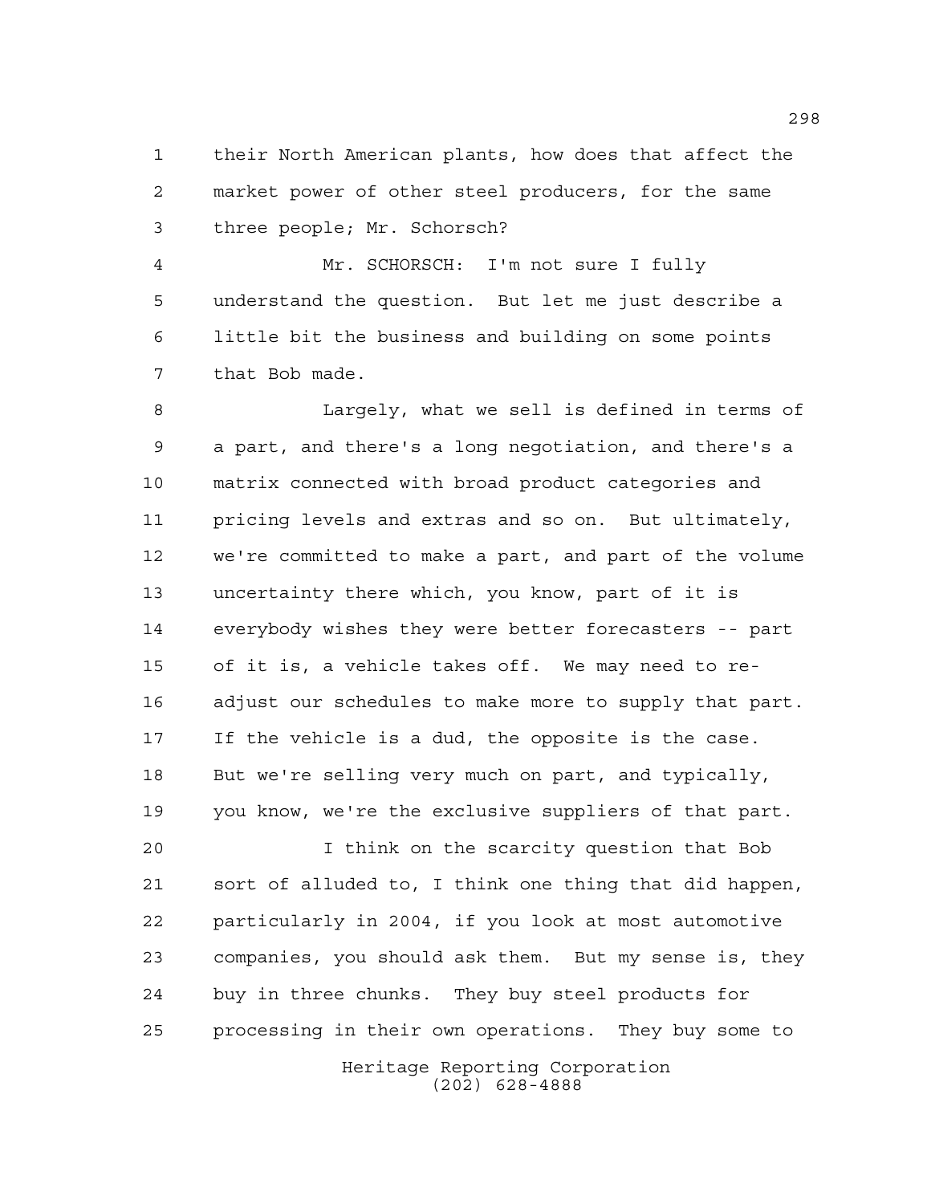their North American plants, how does that affect the market power of other steel producers, for the same three people; Mr. Schorsch?

Mr. SCHORSCH: I'm not sure I fully understand the question. But let me just describe a little bit the business and building on some points that Bob made.

Largely, what we sell is defined in terms of a part, and there's a long negotiation, and there's a matrix connected with broad product categories and pricing levels and extras and so on. But ultimately, we're committed to make a part, and part of the volume uncertainty there which, you know, part of it is everybody wishes they were better forecasters -- part of it is, a vehicle takes off. We may need to re-adjust our schedules to make more to supply that part. If the vehicle is a dud, the opposite is the case. But we're selling very much on part, and typically, you know, we're the exclusive suppliers of that part.

I think on the scarcity question that Bob sort of alluded to, I think one thing that did happen, particularly in 2004, if you look at most automotive companies, you should ask them. But my sense is, they buy in three chunks. They buy steel products for processing in their own operations. They buy some to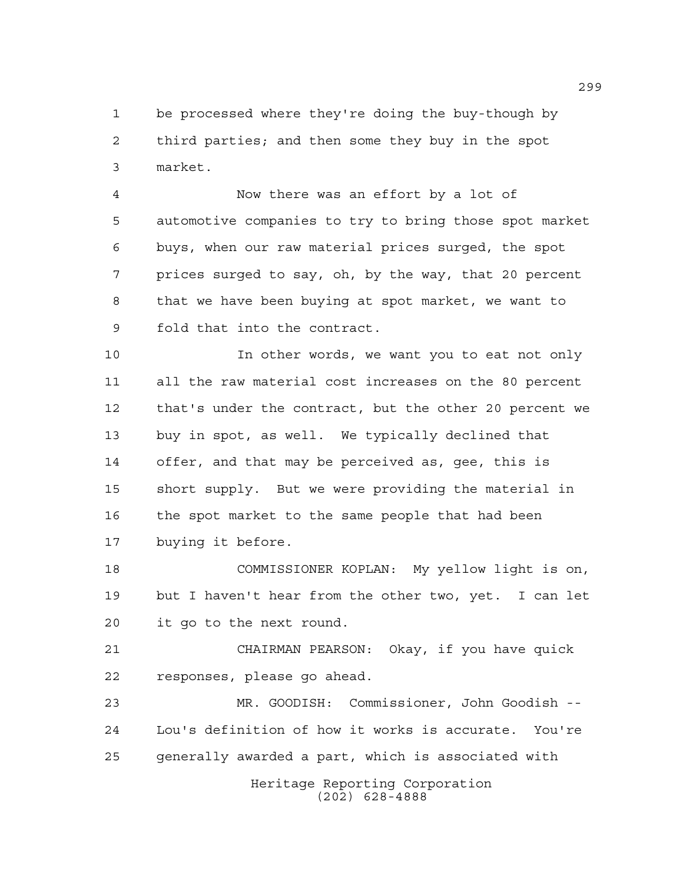be processed where they're doing the buy-though by third parties; and then some they buy in the spot market.

Now there was an effort by a lot of automotive companies to try to bring those spot market buys, when our raw material prices surged, the spot prices surged to say, oh, by the way, that 20 percent that we have been buying at spot market, we want to fold that into the contract.

In other words, we want you to eat not only all the raw material cost increases on the 80 percent that's under the contract, but the other 20 percent we buy in spot, as well. We typically declined that offer, and that may be perceived as, gee, this is short supply. But we were providing the material in the spot market to the same people that had been buying it before.

COMMISSIONER KOPLAN: My yellow light is on, but I haven't hear from the other two, yet. I can let it go to the next round.

CHAIRMAN PEARSON: Okay, if you have quick responses, please go ahead.

MR. GOODISH: Commissioner, John Goodish -- Lou's definition of how it works is accurate. You're generally awarded a part, which is associated with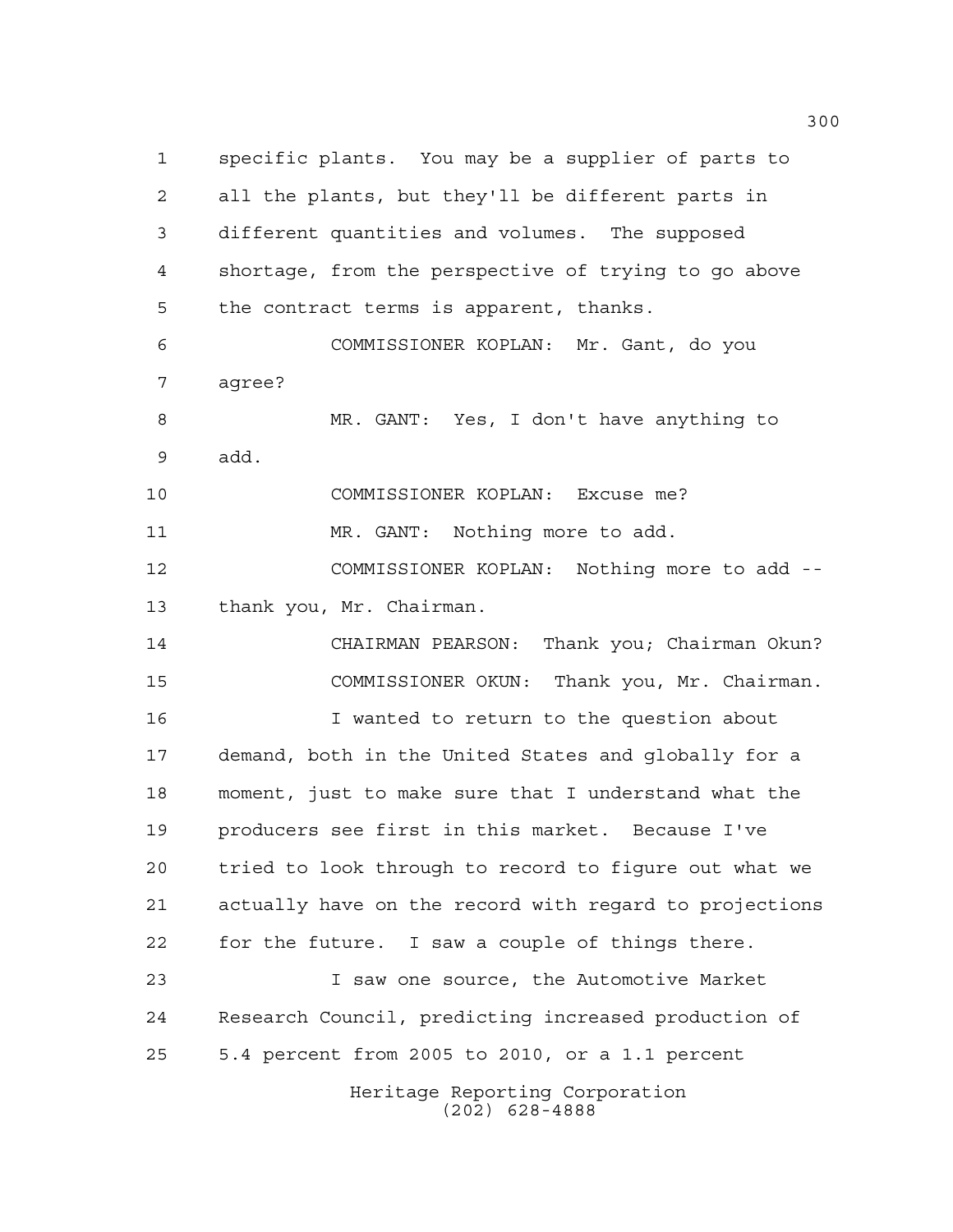specific plants. You may be a supplier of parts to all the plants, but they'll be different parts in different quantities and volumes. The supposed shortage, from the perspective of trying to go above the contract terms is apparent, thanks.

COMMISSIONER KOPLAN: Mr. Gant, do you agree?

MR. GANT: Yes, I don't have anything to add.

COMMISSIONER KOPLAN: Excuse me?

MR. GANT: Nothing more to add.

COMMISSIONER KOPLAN: Nothing more to add -- thank you, Mr. Chairman.

CHAIRMAN PEARSON: Thank you; Chairman Okun?

COMMISSIONER OKUN: Thank you, Mr. Chairman.

I wanted to return to the question about demand, both in the United States and globally for a moment, just to make sure that I understand what the producers see first in this market. Because I've tried to look through to record to figure out what we actually have on the record with regard to projections for the future. I saw a couple of things there.

I saw one source, the Automotive Market Research Council, predicting increased production of 5.4 percent from 2005 to 2010, or a 1.1 percent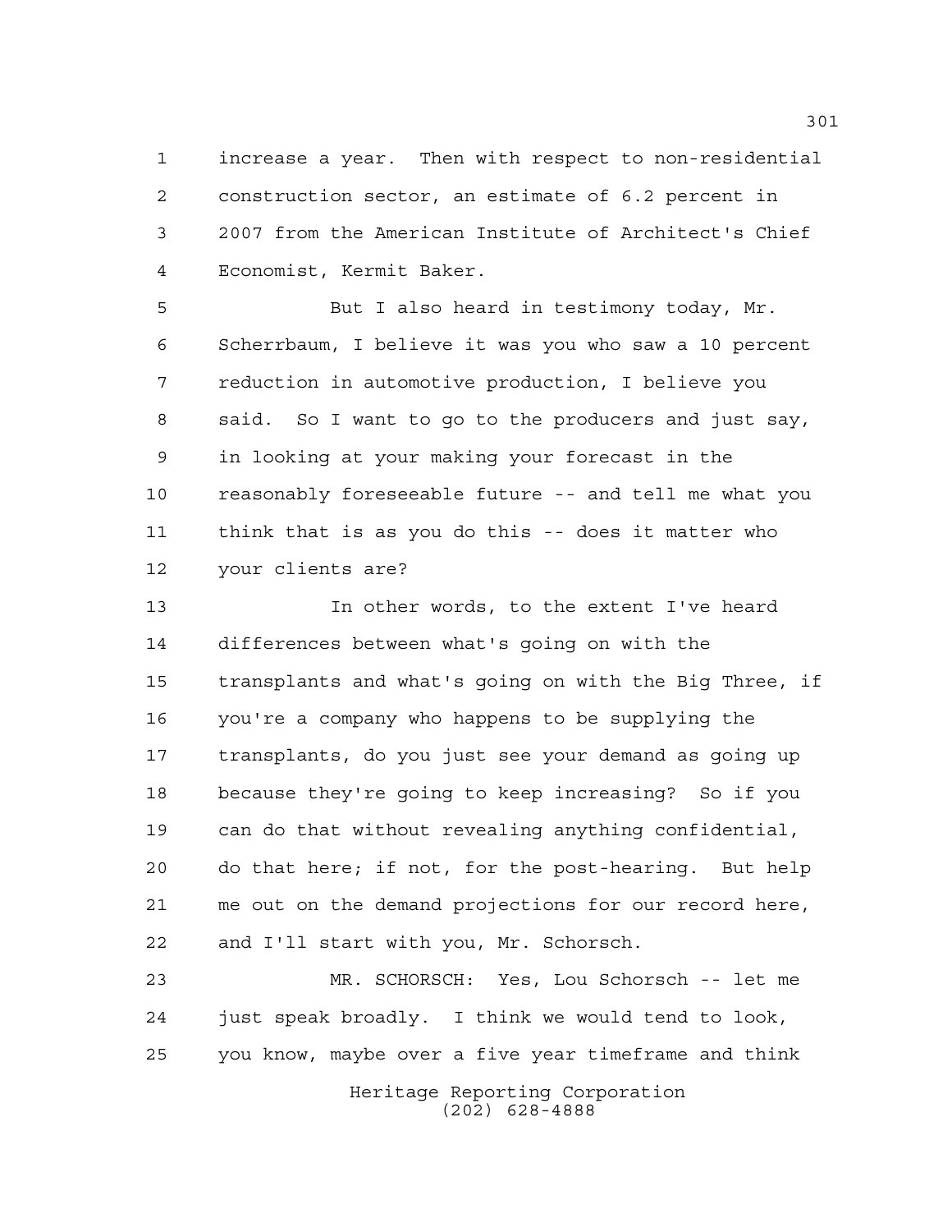increase a year. Then with respect to non-residential construction sector, an estimate of 6.2 percent in 2007 from the American Institute of Architect's Chief Economist, Kermit Baker.

But I also heard in testimony today, Mr. Scherrbaum, I believe it was you who saw a 10 percent reduction in automotive production, I believe you said. So I want to go to the producers and just say, in looking at your making your forecast in the reasonably foreseeable future -- and tell me what you think that is as you do this -- does it matter who your clients are?

In other words, to the extent I've heard differences between what's going on with the transplants and what's going on with the Big Three, if you're a company who happens to be supplying the transplants, do you just see your demand as going up because they're going to keep increasing? So if you can do that without revealing anything confidential, do that here; if not, for the post-hearing. But help me out on the demand projections for our record here, and I'll start with you, Mr. Schorsch.

MR. SCHORSCH: Yes, Lou Schorsch -- let me just speak broadly. I think we would tend to look, you know, maybe over a five year timeframe and think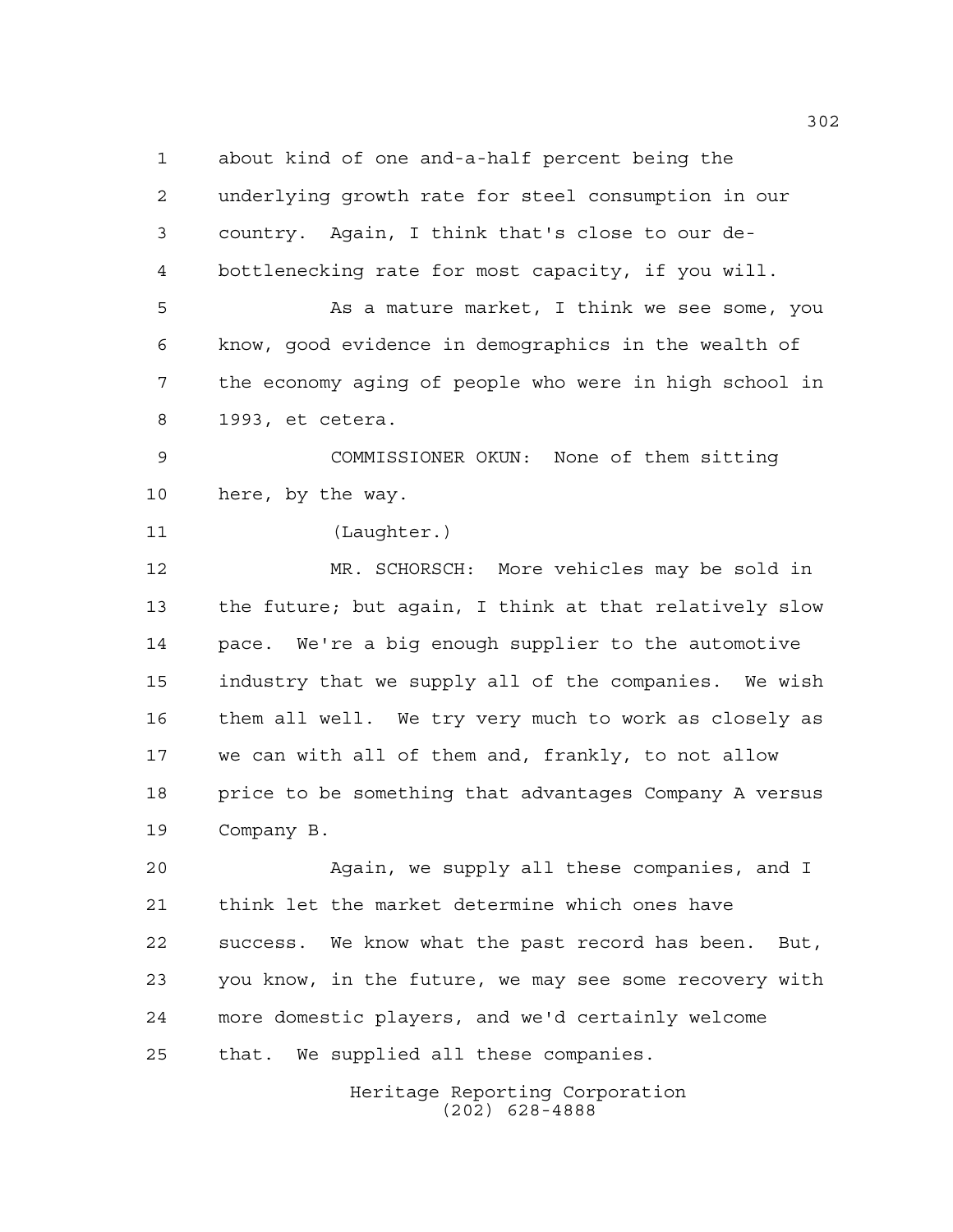about kind of one and-a-half percent being the underlying growth rate for steel consumption in our country. Again, I think that's close to our de-bottlenecking rate for most capacity, if you will.

As a mature market, I think we see some, you know, good evidence in demographics in the wealth of the economy aging of people who were in high school in 1993, et cetera.

COMMISSIONER OKUN: None of them sitting here, by the way.

(Laughter.)

MR. SCHORSCH: More vehicles may be sold in the future; but again, I think at that relatively slow pace. We're a big enough supplier to the automotive industry that we supply all of the companies. We wish them all well. We try very much to work as closely as we can with all of them and, frankly, to not allow price to be something that advantages Company A versus Company B.

Again, we supply all these companies, and I think let the market determine which ones have success. We know what the past record has been. But, you know, in the future, we may see some recovery with more domestic players, and we'd certainly welcome that. We supplied all these companies.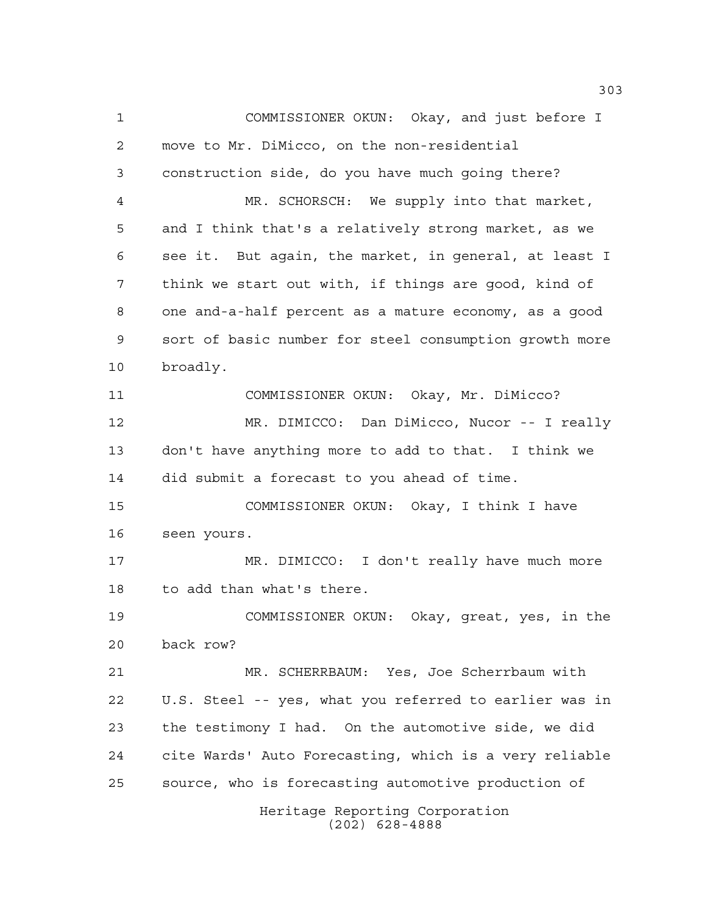COMMISSIONER OKUN: Okay, and just before I move to Mr. DiMicco, on the non-residential construction side, do you have much going there?

MR. SCHORSCH: We supply into that market, and I think that's a relatively strong market, as we see it. But again, the market, in general, at least I think we start out with, if things are good, kind of one and-a-half percent as a mature economy, as a good sort of basic number for steel consumption growth more broadly.

COMMISSIONER OKUN: Okay, Mr. DiMicco?

MR. DIMICCO: Dan DiMicco, Nucor -- I really don't have anything more to add to that. I think we did submit a forecast to you ahead of time.

COMMISSIONER OKUN: Okay, I think I have seen yours.

MR. DIMICCO: I don't really have much more to add than what's there.

COMMISSIONER OKUN: Okay, great, yes, in the back row?

MR. SCHERRBAUM: Yes, Joe Scherrbaum with U.S. Steel -- yes, what you referred to earlier was in the testimony I had. On the automotive side, we did cite Wards' Auto Forecasting, which is a very reliable source, who is forecasting automotive production of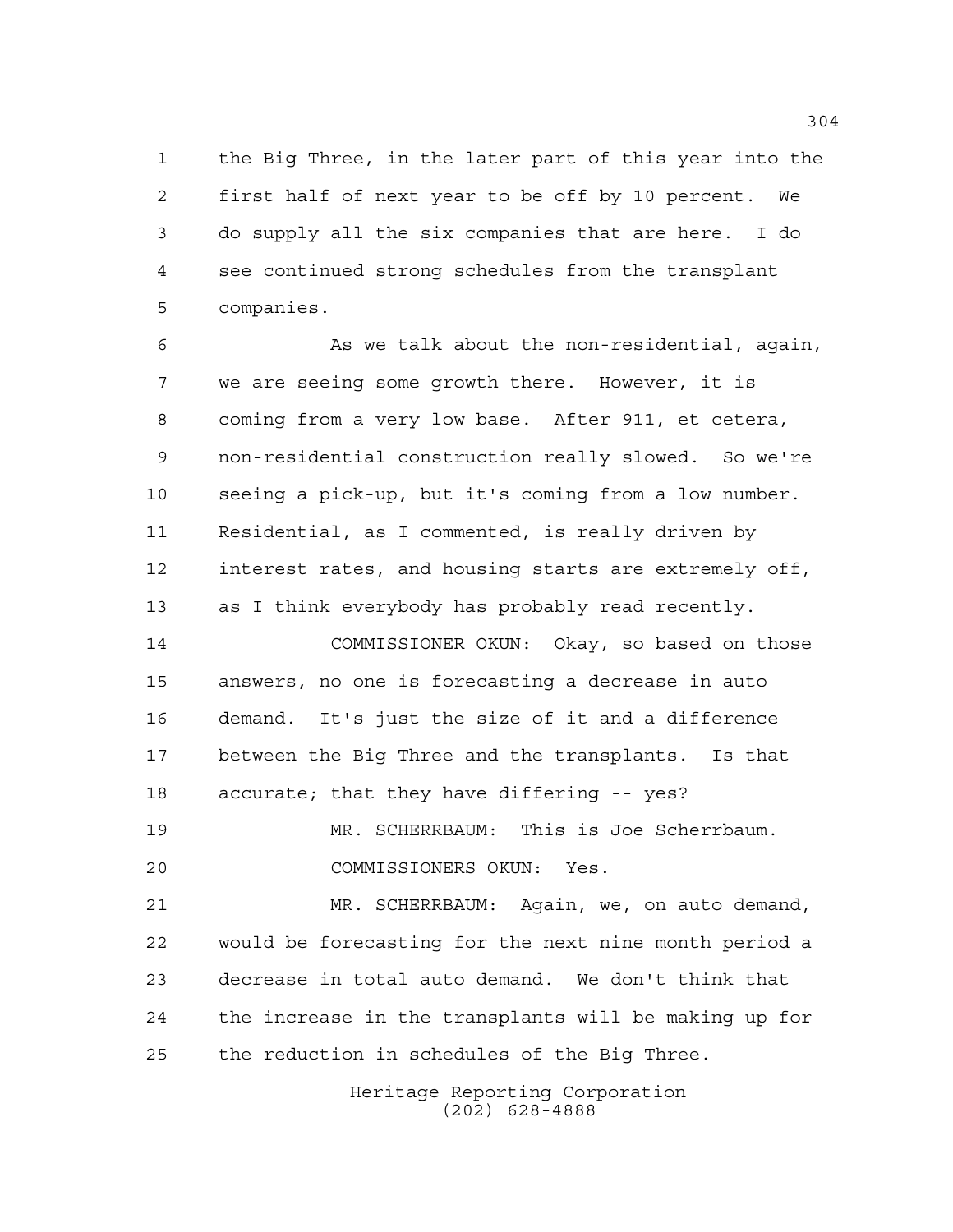the Big Three, in the later part of this year into the first half of next year to be off by 10 percent. We do supply all the six companies that are here. I do see continued strong schedules from the transplant companies.

As we talk about the non-residential, again, we are seeing some growth there. However, it is coming from a very low base. After 911, et cetera, non-residential construction really slowed. So we're seeing a pick-up, but it's coming from a low number. Residential, as I commented, is really driven by interest rates, and housing starts are extremely off, as I think everybody has probably read recently.

COMMISSIONER OKUN: Okay, so based on those answers, no one is forecasting a decrease in auto demand. It's just the size of it and a difference between the Big Three and the transplants. Is that accurate; that they have differing -- yes?

MR. SCHERRBAUM: This is Joe Scherrbaum.

COMMISSIONERS OKUN: Yes.

MR. SCHERRBAUM: Again, we, on auto demand, would be forecasting for the next nine month period a decrease in total auto demand. We don't think that the increase in the transplants will be making up for the reduction in schedules of the Big Three.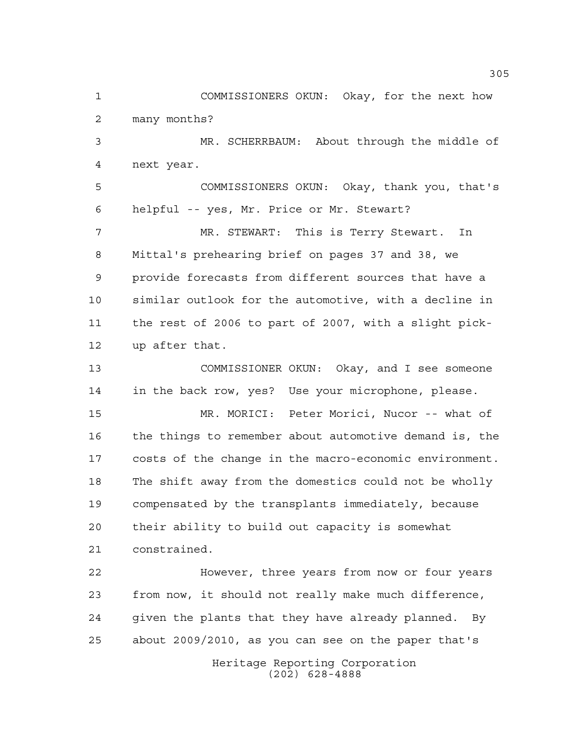COMMISSIONERS OKUN: Okay, for the next how many months?

MR. SCHERRBAUM: About through the middle of next year.

COMMISSIONERS OKUN: Okay, thank you, that's helpful -- yes, Mr. Price or Mr. Stewart?

MR. STEWART: This is Terry Stewart. In Mittal's prehearing brief on pages 37 and 38, we provide forecasts from different sources that have a similar outlook for the automotive, with a decline in the rest of 2006 to part of 2007, with a slight pick-up after that.

COMMISSIONER OKUN: Okay, and I see someone in the back row, yes? Use your microphone, please.

MR. MORICI: Peter Morici, Nucor -- what of the things to remember about automotive demand is, the costs of the change in the macro-economic environment. The shift away from the domestics could not be wholly compensated by the transplants immediately, because their ability to build out capacity is somewhat constrained.

However, three years from now or four years from now, it should not really make much difference, given the plants that they have already planned. By about 2009/2010, as you can see on the paper that's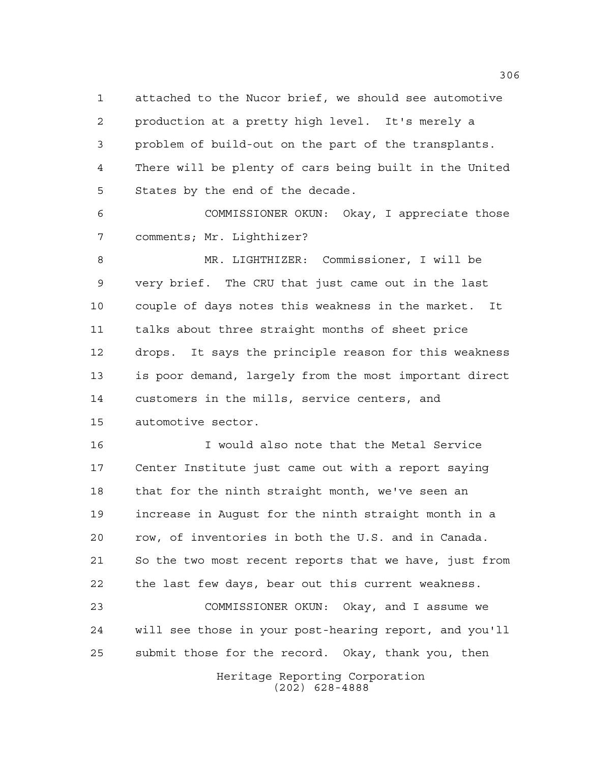attached to the Nucor brief, we should see automotive production at a pretty high level. It's merely a problem of build-out on the part of the transplants. There will be plenty of cars being built in the United States by the end of the decade.

COMMISSIONER OKUN: Okay, I appreciate those comments; Mr. Lighthizer?

MR. LIGHTHIZER: Commissioner, I will be very brief. The CRU that just came out in the last couple of days notes this weakness in the market. It talks about three straight months of sheet price drops. It says the principle reason for this weakness is poor demand, largely from the most important direct customers in the mills, service centers, and automotive sector.

I would also note that the Metal Service Center Institute just came out with a report saying that for the ninth straight month, we've seen an increase in August for the ninth straight month in a row, of inventories in both the U.S. and in Canada. So the two most recent reports that we have, just from the last few days, bear out this current weakness.

COMMISSIONER OKUN: Okay, and I assume we will see those in your post-hearing report, and you'll submit those for the record. Okay, thank you, then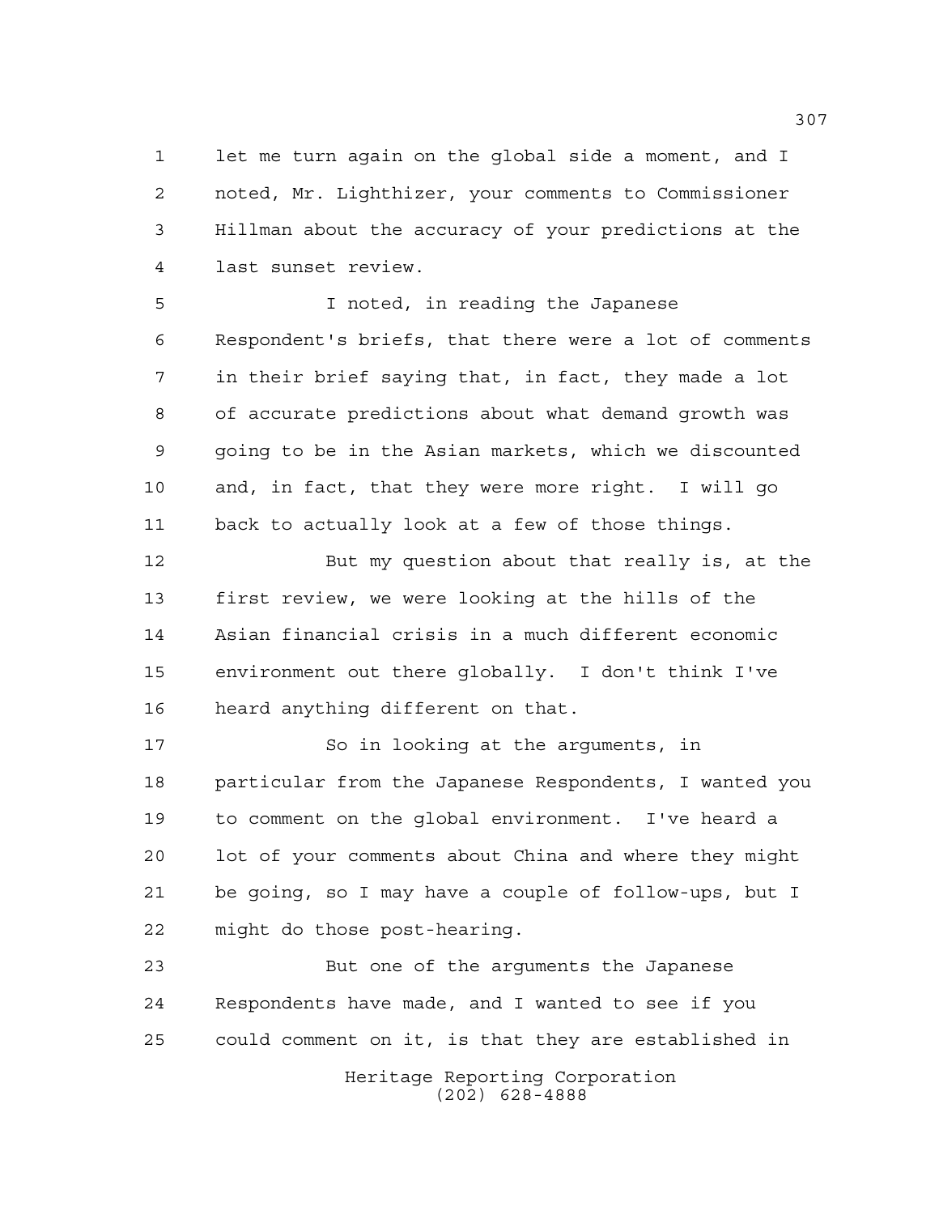let me turn again on the global side a moment, and I noted, Mr. Lighthizer, your comments to Commissioner Hillman about the accuracy of your predictions at the last sunset review.

I noted, in reading the Japanese Respondent's briefs, that there were a lot of comments in their brief saying that, in fact, they made a lot of accurate predictions about what demand growth was going to be in the Asian markets, which we discounted and, in fact, that they were more right. I will go back to actually look at a few of those things.

But my question about that really is, at the first review, we were looking at the hills of the Asian financial crisis in a much different economic environment out there globally. I don't think I've heard anything different on that.

So in looking at the arguments, in particular from the Japanese Respondents, I wanted you to comment on the global environment. I've heard a lot of your comments about China and where they might be going, so I may have a couple of follow-ups, but I might do those post-hearing.

But one of the arguments the Japanese Respondents have made, and I wanted to see if you could comment on it, is that they are established in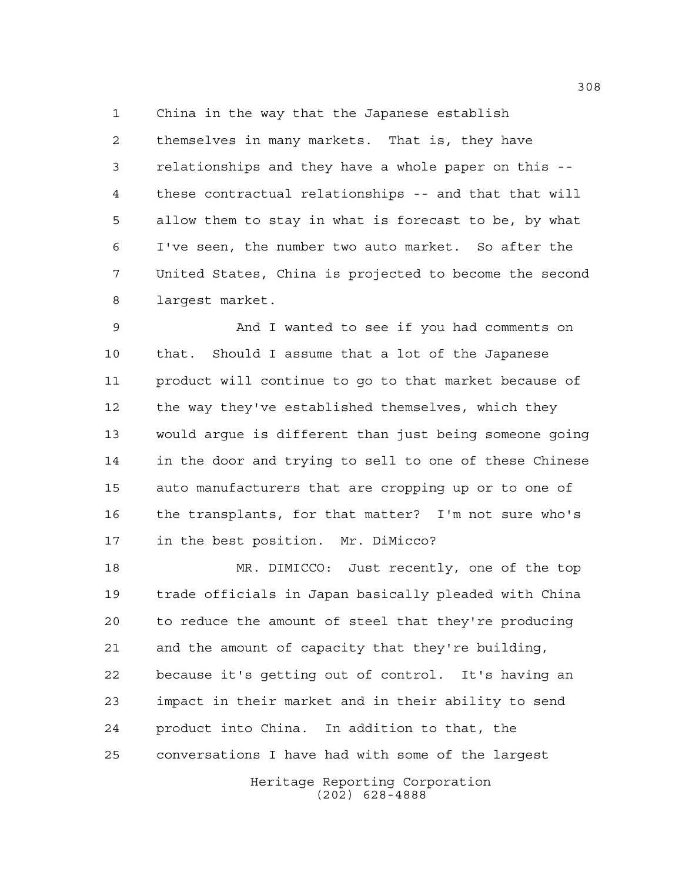China in the way that the Japanese establish themselves in many markets. That is, they have relationships and they have a whole paper on this -- these contractual relationships -- and that that will allow them to stay in what is forecast to be, by what I've seen, the number two auto market. So after the United States, China is projected to become the second largest market.

And I wanted to see if you had comments on that. Should I assume that a lot of the Japanese product will continue to go to that market because of the way they've established themselves, which they would argue is different than just being someone going in the door and trying to sell to one of these Chinese auto manufacturers that are cropping up or to one of the transplants, for that matter? I'm not sure who's in the best position. Mr. DiMicco?

MR. DIMICCO: Just recently, one of the top trade officials in Japan basically pleaded with China to reduce the amount of steel that they're producing and the amount of capacity that they're building, because it's getting out of control. It's having an impact in their market and in their ability to send product into China. In addition to that, the conversations I have had with some of the largest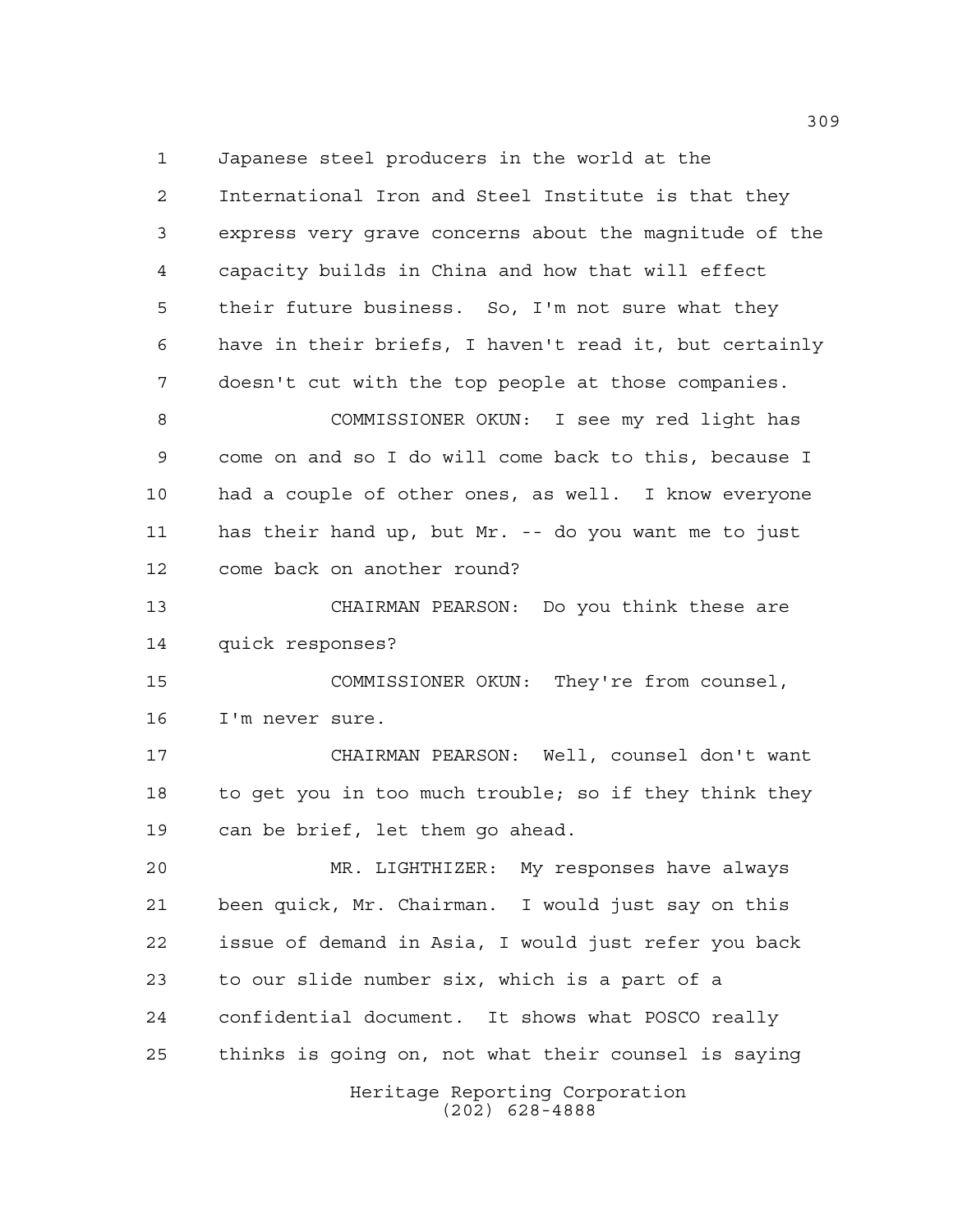Japanese steel producers in the world at the International Iron and Steel Institute is that they express very grave concerns about the magnitude of the capacity builds in China and how that will effect their future business. So, I'm not sure what they have in their briefs, I haven't read it, but certainly doesn't cut with the top people at those companies.

COMMISSIONER OKUN: I see my red light has come on and so I do will come back to this, because I had a couple of other ones, as well. I know everyone has their hand up, but Mr. -- do you want me to just come back on another round?

CHAIRMAN PEARSON: Do you think these are quick responses?

COMMISSIONER OKUN: They're from counsel, I'm never sure.

CHAIRMAN PEARSON: Well, counsel don't want to get you in too much trouble; so if they think they can be brief, let them go ahead.

MR. LIGHTHIZER: My responses have always been quick, Mr. Chairman. I would just say on this issue of demand in Asia, I would just refer you back to our slide number six, which is a part of a confidential document. It shows what POSCO really thinks is going on, not what their counsel is saying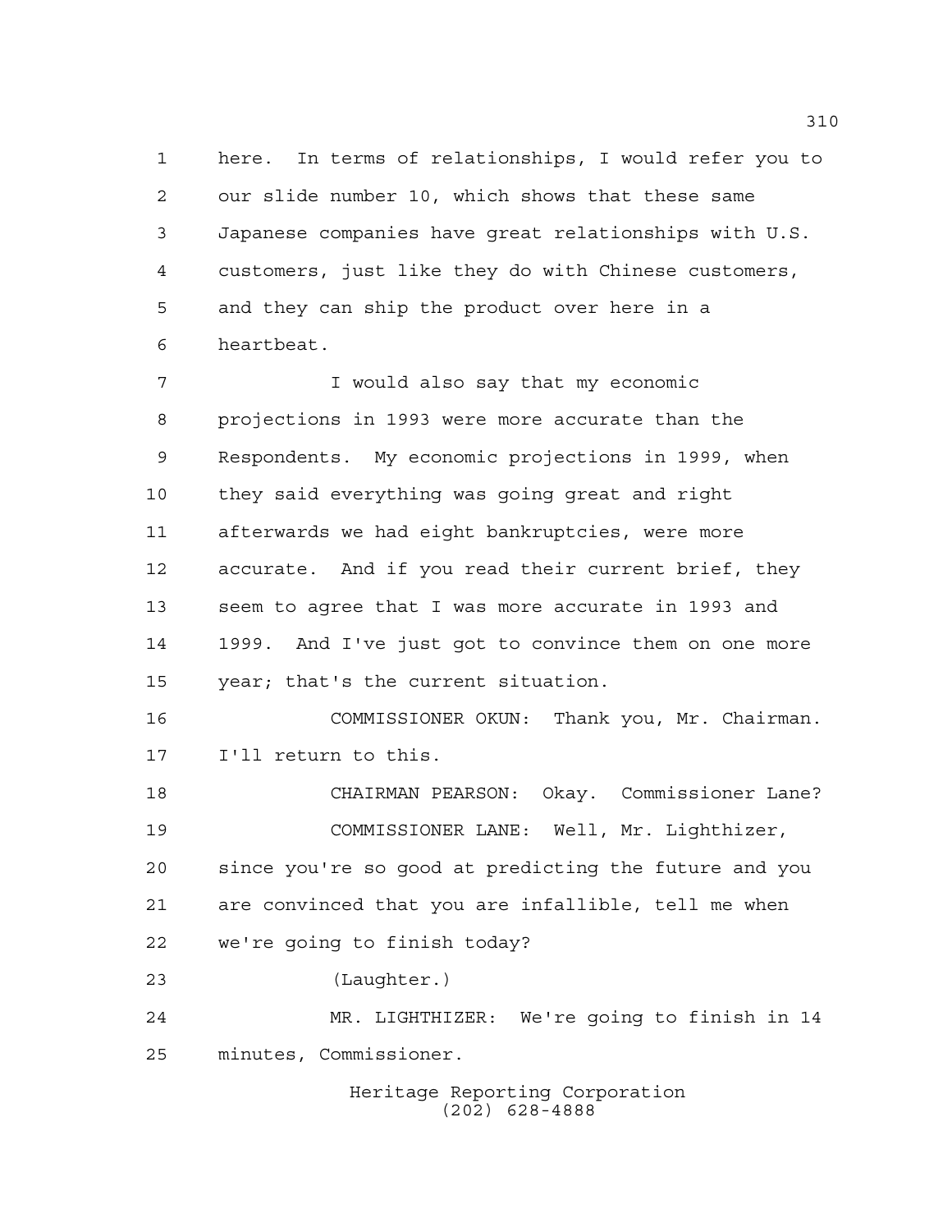here. In terms of relationships, I would refer you to our slide number 10, which shows that these same Japanese companies have great relationships with U.S. customers, just like they do with Chinese customers, and they can ship the product over here in a heartbeat.

I would also say that my economic projections in 1993 were more accurate than the Respondents. My economic projections in 1999, when they said everything was going great and right afterwards we had eight bankruptcies, were more accurate. And if you read their current brief, they seem to agree that I was more accurate in 1993 and 1999. And I've just got to convince them on one more year; that's the current situation.

COMMISSIONER OKUN: Thank you, Mr. Chairman. I'll return to this.

CHAIRMAN PEARSON: Okay. Commissioner Lane?

COMMISSIONER LANE: Well, Mr. Lighthizer, since you're so good at predicting the future and you are convinced that you are infallible, tell me when we're going to finish today?

(Laughter.)

MR. LIGHTHIZER: We're going to finish in 14 minutes, Commissioner.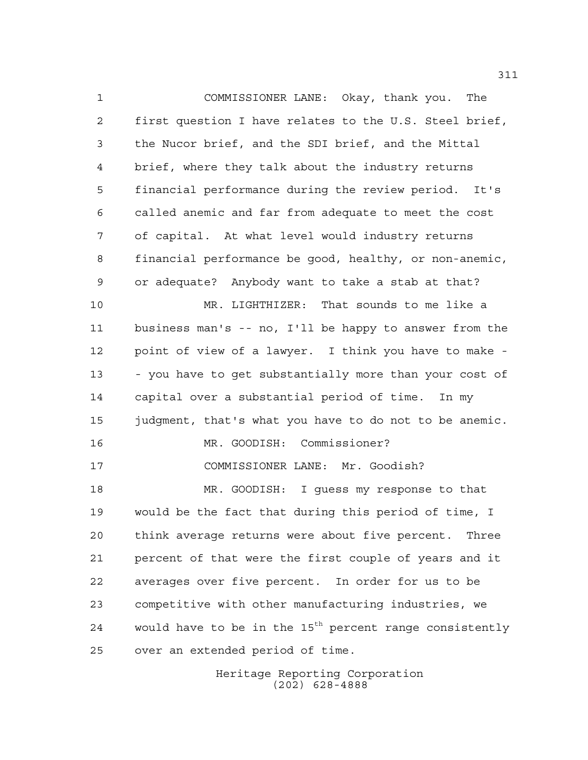COMMISSIONER LANE: Okay, thank you. The first question I have relates to the U.S. Steel brief, the Nucor brief, and the SDI brief, and the Mittal brief, where they talk about the industry returns financial performance during the review period. It's called anemic and far from adequate to meet the cost of capital. At what level would industry returns financial performance be good, healthy, or non-anemic, or adequate? Anybody want to take a stab at that?

MR. LIGHTHIZER: That sounds to me like a business man's -- no, I'll be happy to answer from the point of view of a lawyer. I think you have to make - - you have to get substantially more than your cost of capital over a substantial period of time. In my judgment, that's what you have to do not to be anemic.

MR. GOODISH: Commissioner?

COMMISSIONER LANE: Mr. Goodish?

MR. GOODISH: I guess my response to that would be the fact that during this period of time, I think average returns were about five percent. Three percent of that were the first couple of years and it averages over five percent. In order for us to be competitive with other manufacturing industries, we would have to be in the 15th percent range consistently over an extended period of time.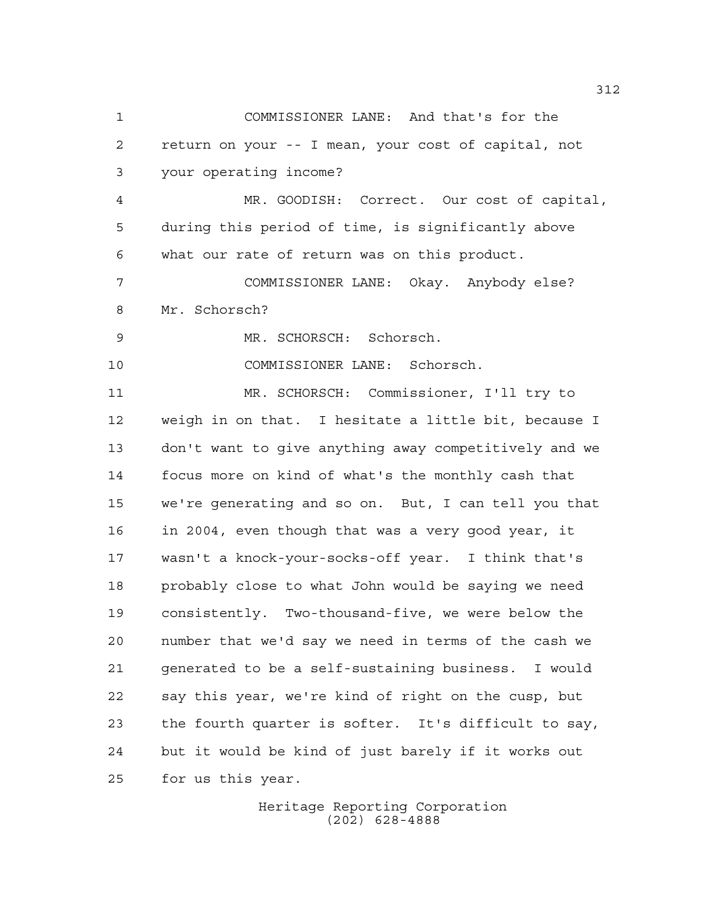COMMISSIONER LANE: And that's for the return on your -- I mean, your cost of capital, not your operating income?

MR. GOODISH: Correct. Our cost of capital, during this period of time, is significantly above what our rate of return was on this product.

COMMISSIONER LANE: Okay. Anybody else? Mr. Schorsch?

MR. SCHORSCH: Schorsch.

COMMISSIONER LANE: Schorsch.

MR. SCHORSCH: Commissioner, I'll try to weigh in on that. I hesitate a little bit, because I don't want to give anything away competitively and we focus more on kind of what's the monthly cash that we're generating and so on. But, I can tell you that in 2004, even though that was a very good year, it wasn't a knock-your-socks-off year. I think that's probably close to what John would be saying we need consistently. Two-thousand-five, we were below the number that we'd say we need in terms of the cash we generated to be a self-sustaining business. I would say this year, we're kind of right on the cusp, but the fourth quarter is softer. It's difficult to say, but it would be kind of just barely if it works out for us this year.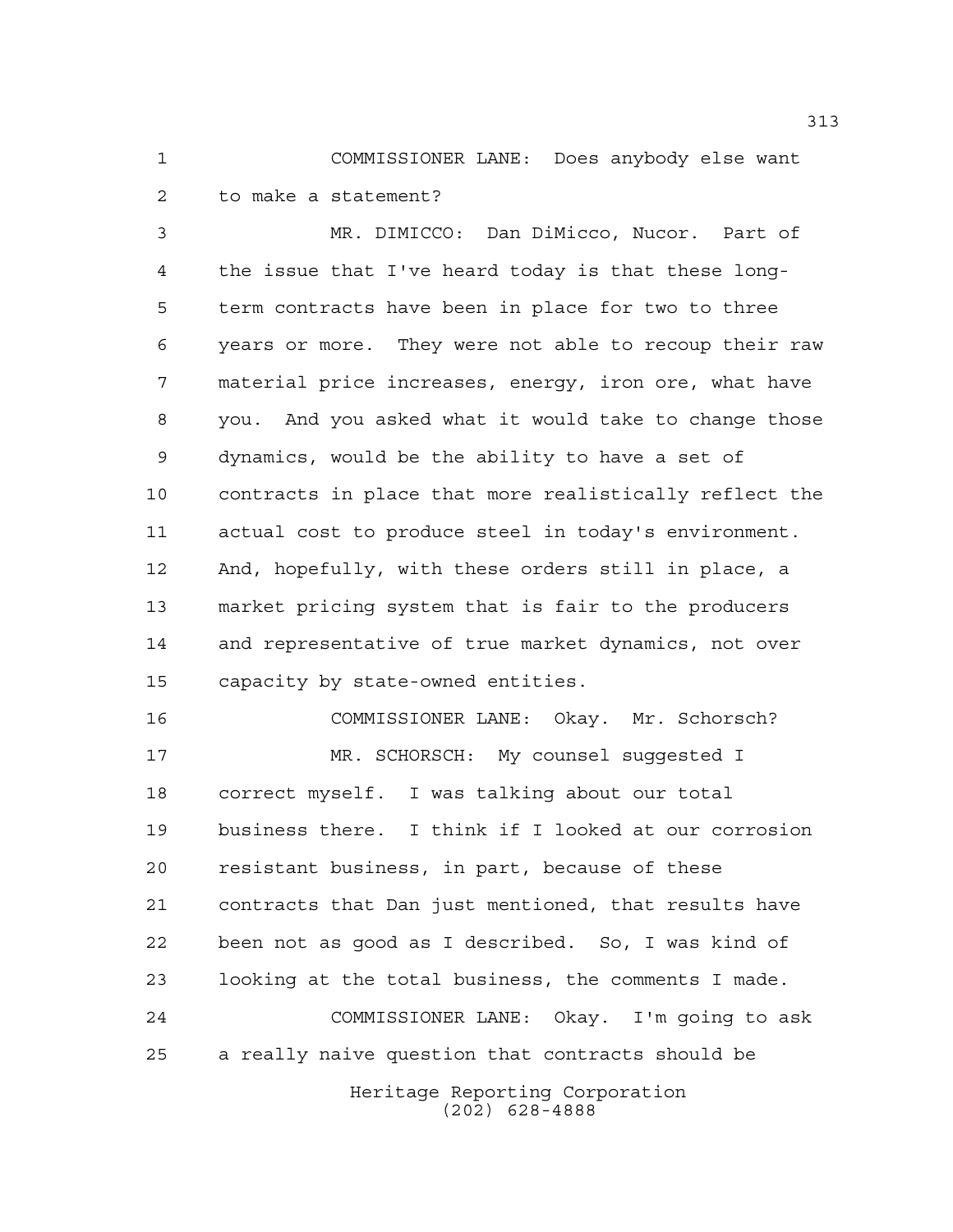COMMISSIONER LANE: Does anybody else want to make a statement?

MR. DIMICCO: Dan DiMicco, Nucor. Part of the issue that I've heard today is that these long-term contracts have been in place for two to three years or more. They were not able to recoup their raw material price increases, energy, iron ore, what have you. And you asked what it would take to change those dynamics, would be the ability to have a set of contracts in place that more realistically reflect the actual cost to produce steel in today's environment. And, hopefully, with these orders still in place, a market pricing system that is fair to the producers and representative of true market dynamics, not over capacity by state-owned entities.

COMMISSIONER LANE: Okay. Mr. Schorsch?

MR. SCHORSCH: My counsel suggested I correct myself. I was talking about our total business there. I think if I looked at our corrosion resistant business, in part, because of these contracts that Dan just mentioned, that results have been not as good as I described. So, I was kind of looking at the total business, the comments I made.

COMMISSIONER LANE: Okay. I'm going to ask a really naive question that contracts should be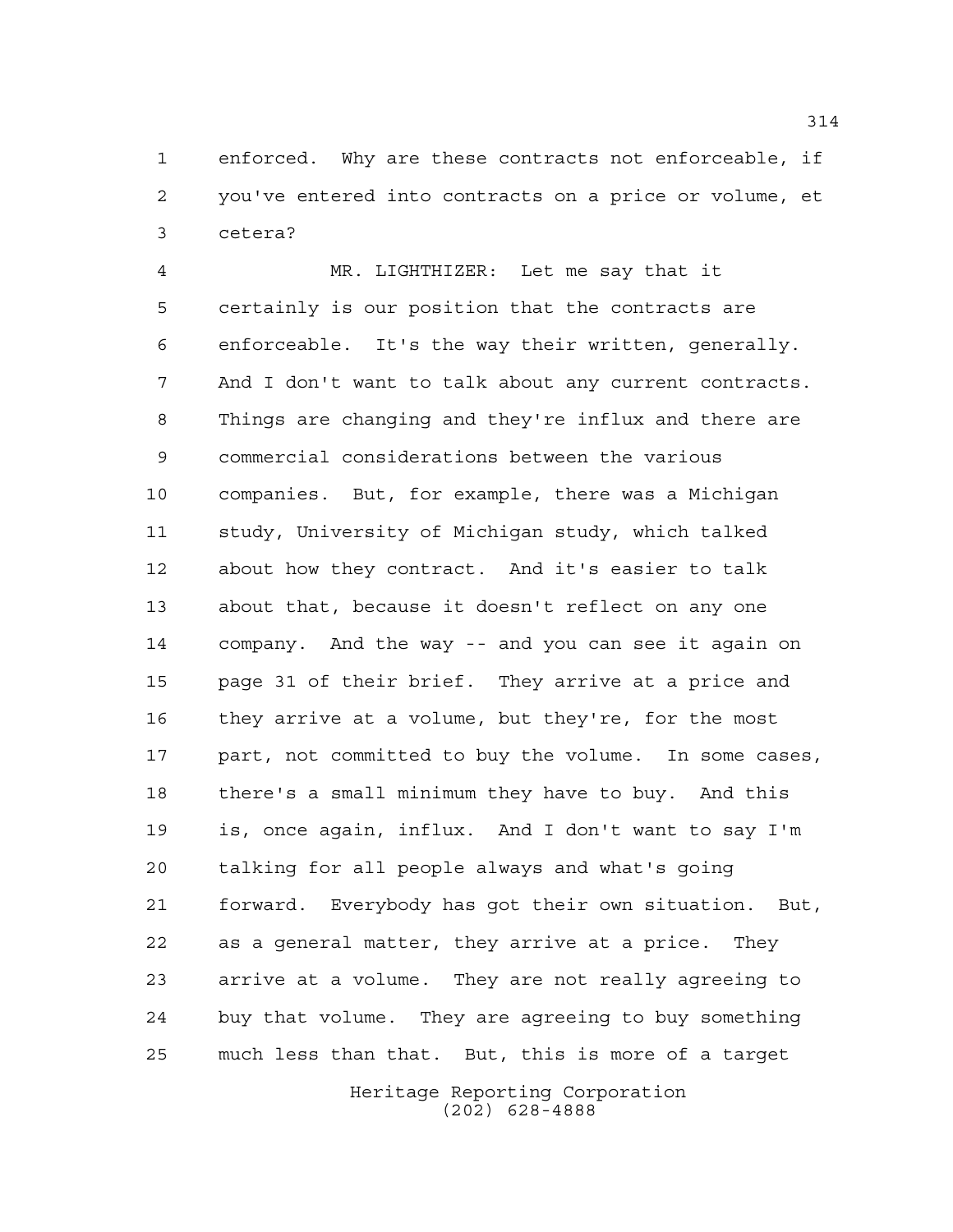enforced. Why are these contracts not enforceable, if you've entered into contracts on a price or volume, et cetera?

MR. LIGHTHIZER: Let me say that it certainly is our position that the contracts are enforceable. It's the way their written, generally. And I don't want to talk about any current contracts. Things are changing and they're influx and there are commercial considerations between the various companies. But, for example, there was a Michigan study, University of Michigan study, which talked about how they contract. And it's easier to talk about that, because it doesn't reflect on any one company. And the way -- and you can see it again on page 31 of their brief. They arrive at a price and they arrive at a volume, but they're, for the most part, not committed to buy the volume. In some cases, there's a small minimum they have to buy. And this is, once again, influx. And I don't want to say I'm talking for all people always and what's going forward. Everybody has got their own situation. But, as a general matter, they arrive at a price. They arrive at a volume. They are not really agreeing to buy that volume. They are agreeing to buy something much less than that. But, this is more of a target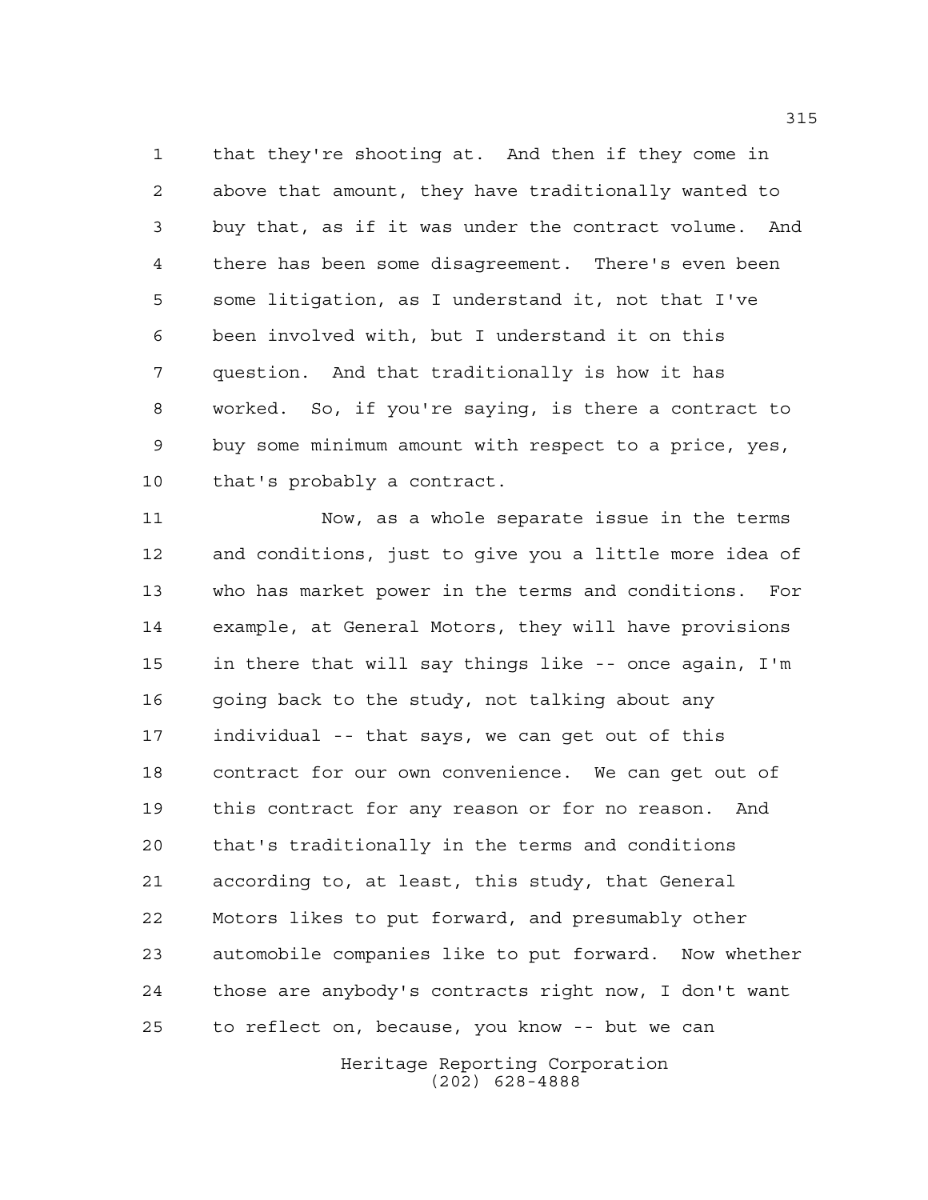that they're shooting at. And then if they come in above that amount, they have traditionally wanted to buy that, as if it was under the contract volume. And there has been some disagreement. There's even been some litigation, as I understand it, not that I've been involved with, but I understand it on this question. And that traditionally is how it has worked. So, if you're saying, is there a contract to buy some minimum amount with respect to a price, yes, that's probably a contract.

Now, as a whole separate issue in the terms and conditions, just to give you a little more idea of who has market power in the terms and conditions. For example, at General Motors, they will have provisions in there that will say things like -- once again, I'm going back to the study, not talking about any individual -- that says, we can get out of this contract for our own convenience. We can get out of this contract for any reason or for no reason. And that's traditionally in the terms and conditions according to, at least, this study, that General Motors likes to put forward, and presumably other automobile companies like to put forward. Now whether those are anybody's contracts right now, I don't want to reflect on, because, you know -- but we can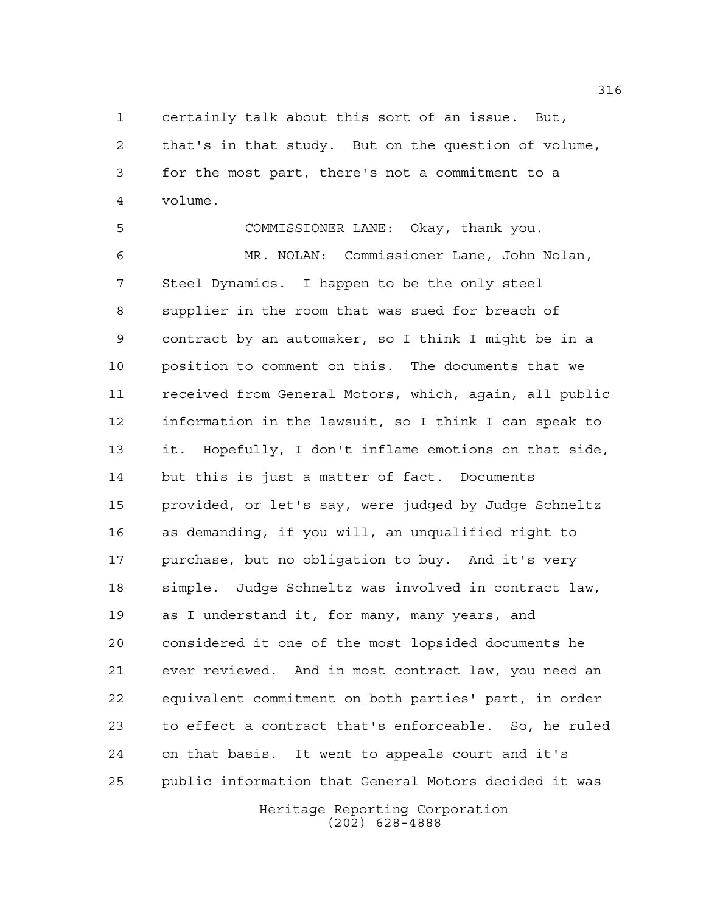certainly talk about this sort of an issue. But, that's in that study. But on the question of volume, for the most part, there's not a commitment to a volume.

COMMISSIONER LANE: Okay, thank you.

MR. NOLAN: Commissioner Lane, John Nolan, Steel Dynamics. I happen to be the only steel supplier in the room that was sued for breach of contract by an automaker, so I think I might be in a position to comment on this. The documents that we received from General Motors, which, again, all public information in the lawsuit, so I think I can speak to it. Hopefully, I don't inflame emotions on that side, but this is just a matter of fact. Documents provided, or let's say, were judged by Judge Schneltz as demanding, if you will, an unqualified right to purchase, but no obligation to buy. And it's very simple. Judge Schneltz was involved in contract law, as I understand it, for many, many years, and considered it one of the most lopsided documents he ever reviewed. And in most contract law, you need an equivalent commitment on both parties' part, in order to effect a contract that's enforceable. So, he ruled on that basis. It went to appeals court and it's public information that General Motors decided it was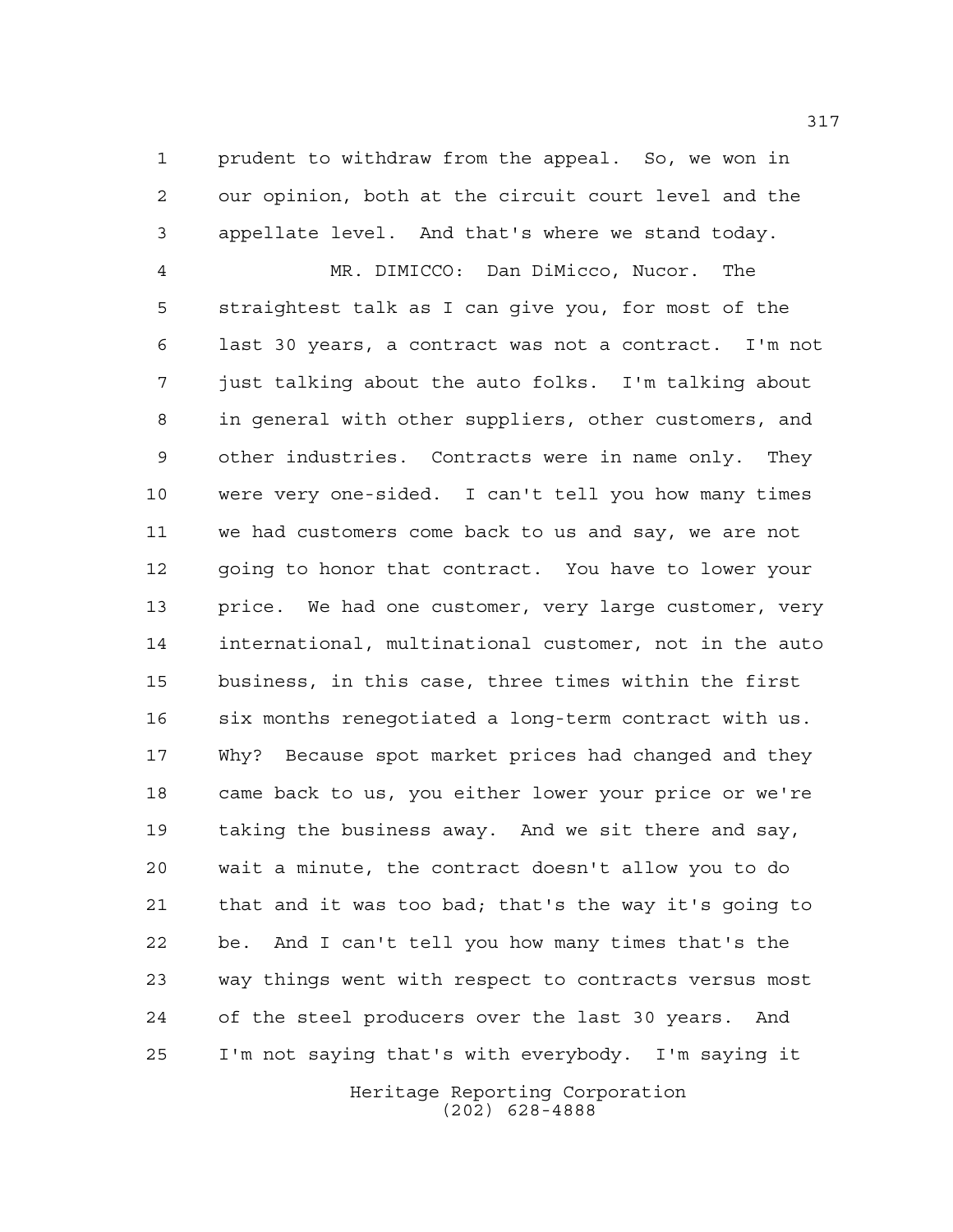prudent to withdraw from the appeal. So, we won in our opinion, both at the circuit court level and the appellate level. And that's where we stand today.

MR. DIMICCO: Dan DiMicco, Nucor. The straightest talk as I can give you, for most of the last 30 years, a contract was not a contract. I'm not just talking about the auto folks. I'm talking about in general with other suppliers, other customers, and other industries. Contracts were in name only. They were very one-sided. I can't tell you how many times we had customers come back to us and say, we are not going to honor that contract. You have to lower your price. We had one customer, very large customer, very international, multinational customer, not in the auto business, in this case, three times within the first six months renegotiated a long-term contract with us. Why? Because spot market prices had changed and they came back to us, you either lower your price or we're taking the business away. And we sit there and say, wait a minute, the contract doesn't allow you to do that and it was too bad; that's the way it's going to be. And I can't tell you how many times that's the way things went with respect to contracts versus most of the steel producers over the last 30 years. And I'm not saying that's with everybody. I'm saying it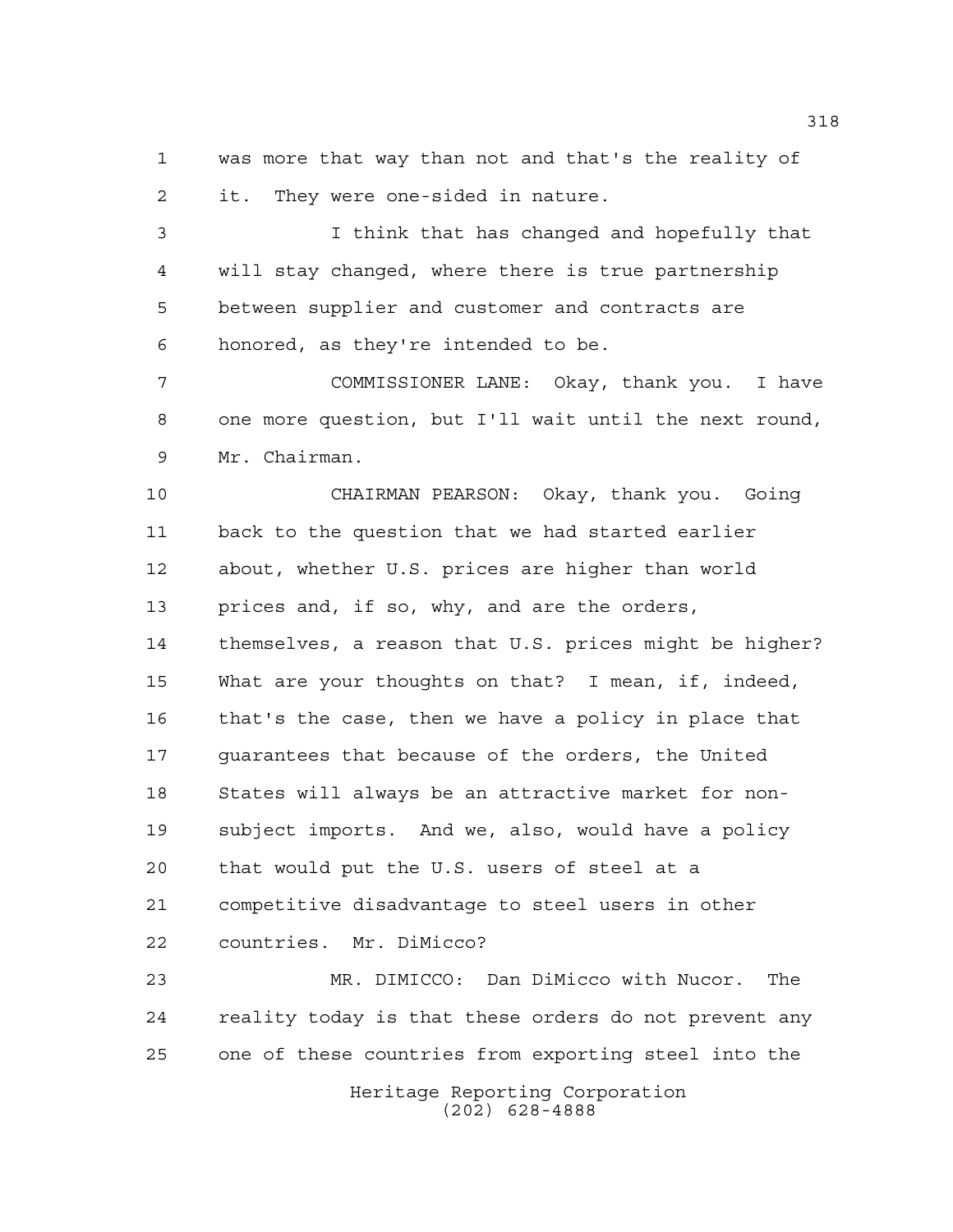was more that way than not and that's the reality of it. They were one-sided in nature.

I think that has changed and hopefully that will stay changed, where there is true partnership between supplier and customer and contracts are honored, as they're intended to be.

COMMISSIONER LANE: Okay, thank you. I have one more question, but I'll wait until the next round, Mr. Chairman.

CHAIRMAN PEARSON: Okay, thank you. Going back to the question that we had started earlier about, whether U.S. prices are higher than world prices and, if so, why, and are the orders, themselves, a reason that U.S. prices might be higher? What are your thoughts on that? I mean, if, indeed, that's the case, then we have a policy in place that guarantees that because of the orders, the United States will always be an attractive market for non-subject imports. And we, also, would have a policy that would put the U.S. users of steel at a competitive disadvantage to steel users in other countries. Mr. DiMicco?

MR. DIMICCO: Dan DiMicco with Nucor. The reality today is that these orders do not prevent any one of these countries from exporting steel into the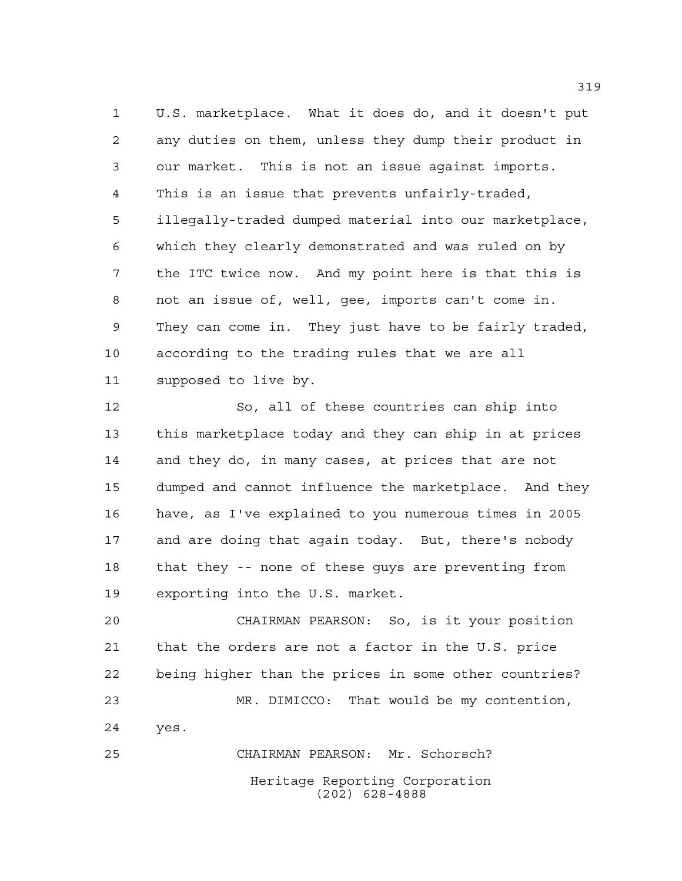U.S. marketplace. What it does do, and it doesn't put any duties on them, unless they dump their product in our market. This is not an issue against imports. This is an issue that prevents unfairly-traded, illegally-traded dumped material into our marketplace, which they clearly demonstrated and was ruled on by the ITC twice now. And my point here is that this is not an issue of, well, gee, imports can't come in. They can come in. They just have to be fairly traded, according to the trading rules that we are all supposed to live by.

So, all of these countries can ship into this marketplace today and they can ship in at prices and they do, in many cases, at prices that are not dumped and cannot influence the marketplace. And they have, as I've explained to you numerous times in 2005 and are doing that again today. But, there's nobody that they -- none of these guys are preventing from exporting into the U.S. market.

CHAIRMAN PEARSON: So, is it your position that the orders are not a factor in the U.S. price being higher than the prices in some other countries?

MR. DIMICCO: That would be my contention, yes.

CHAIRMAN PEARSON: Mr. Schorsch?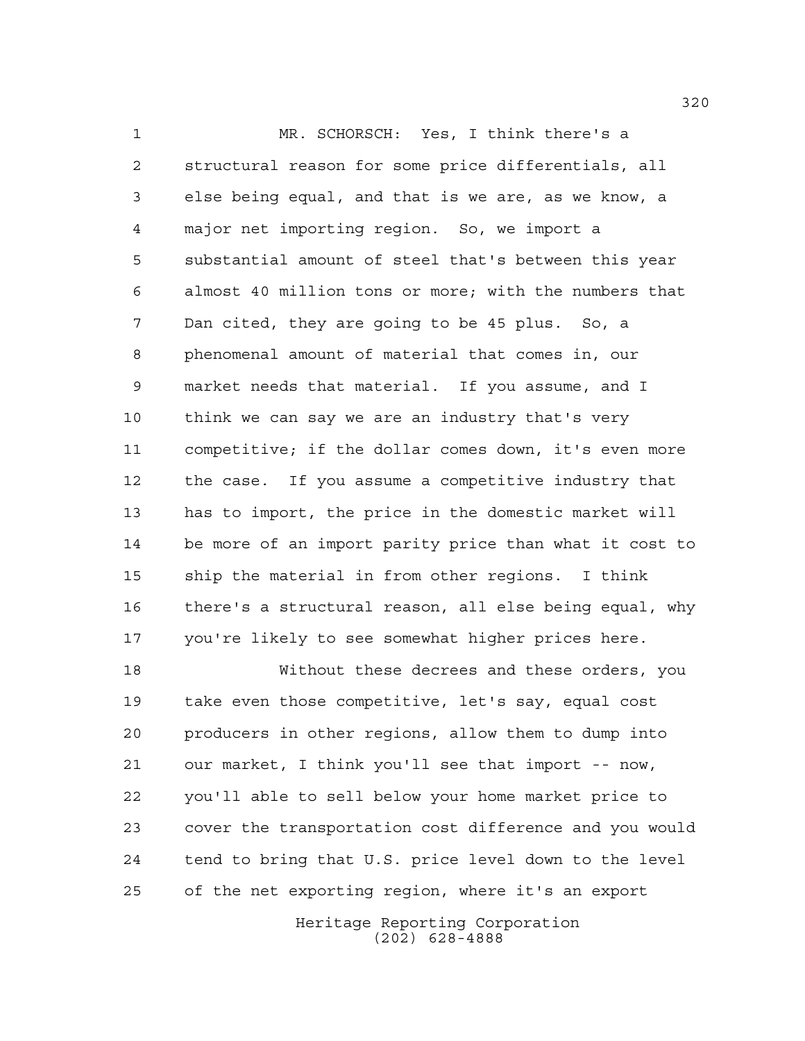MR. SCHORSCH: Yes, I think there's a structural reason for some price differentials, all else being equal, and that is we are, as we know, a major net importing region. So, we import a substantial amount of steel that's between this year almost 40 million tons or more; with the numbers that Dan cited, they are going to be 45 plus. So, a phenomenal amount of material that comes in, our market needs that material. If you assume, and I think we can say we are an industry that's very competitive; if the dollar comes down, it's even more the case. If you assume a competitive industry that has to import, the price in the domestic market will be more of an import parity price than what it cost to ship the material in from other regions. I think there's a structural reason, all else being equal, why you're likely to see somewhat higher prices here.

Without these decrees and these orders, you take even those competitive, let's say, equal cost producers in other regions, allow them to dump into our market, I think you'll see that import -- now, you'll able to sell below your home market price to cover the transportation cost difference and you would tend to bring that U.S. price level down to the level of the net exporting region, where it's an export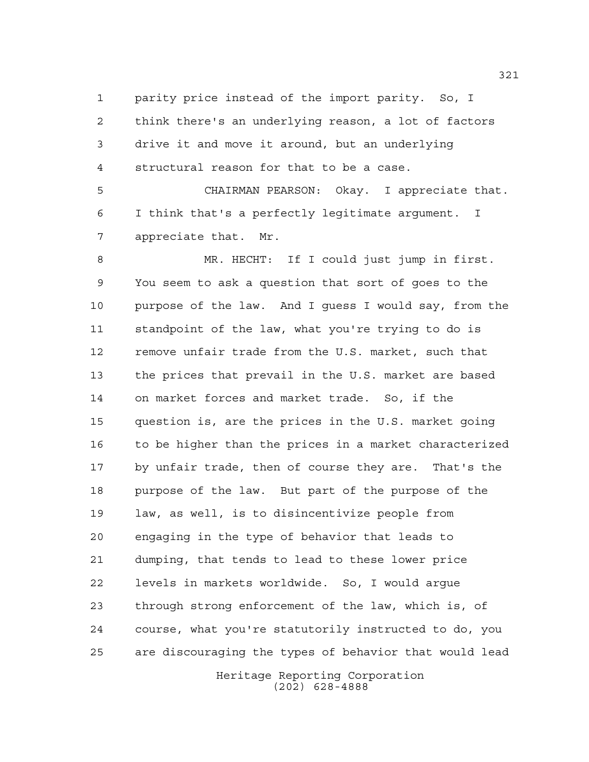parity price instead of the import parity. So, I think there's an underlying reason, a lot of factors drive it and move it around, but an underlying structural reason for that to be a case.

CHAIRMAN PEARSON: Okay. I appreciate that. I think that's a perfectly legitimate argument. I appreciate that. Mr.

MR. HECHT: If I could just jump in first. You seem to ask a question that sort of goes to the purpose of the law. And I guess I would say, from the standpoint of the law, what you're trying to do is remove unfair trade from the U.S. market, such that the prices that prevail in the U.S. market are based on market forces and market trade. So, if the question is, are the prices in the U.S. market going to be higher than the prices in a market characterized by unfair trade, then of course they are. That's the purpose of the law. But part of the purpose of the law, as well, is to disincentivize people from engaging in the type of behavior that leads to dumping, that tends to lead to these lower price levels in markets worldwide. So, I would argue through strong enforcement of the law, which is, of course, what you're statutorily instructed to do, you are discouraging the types of behavior that would lead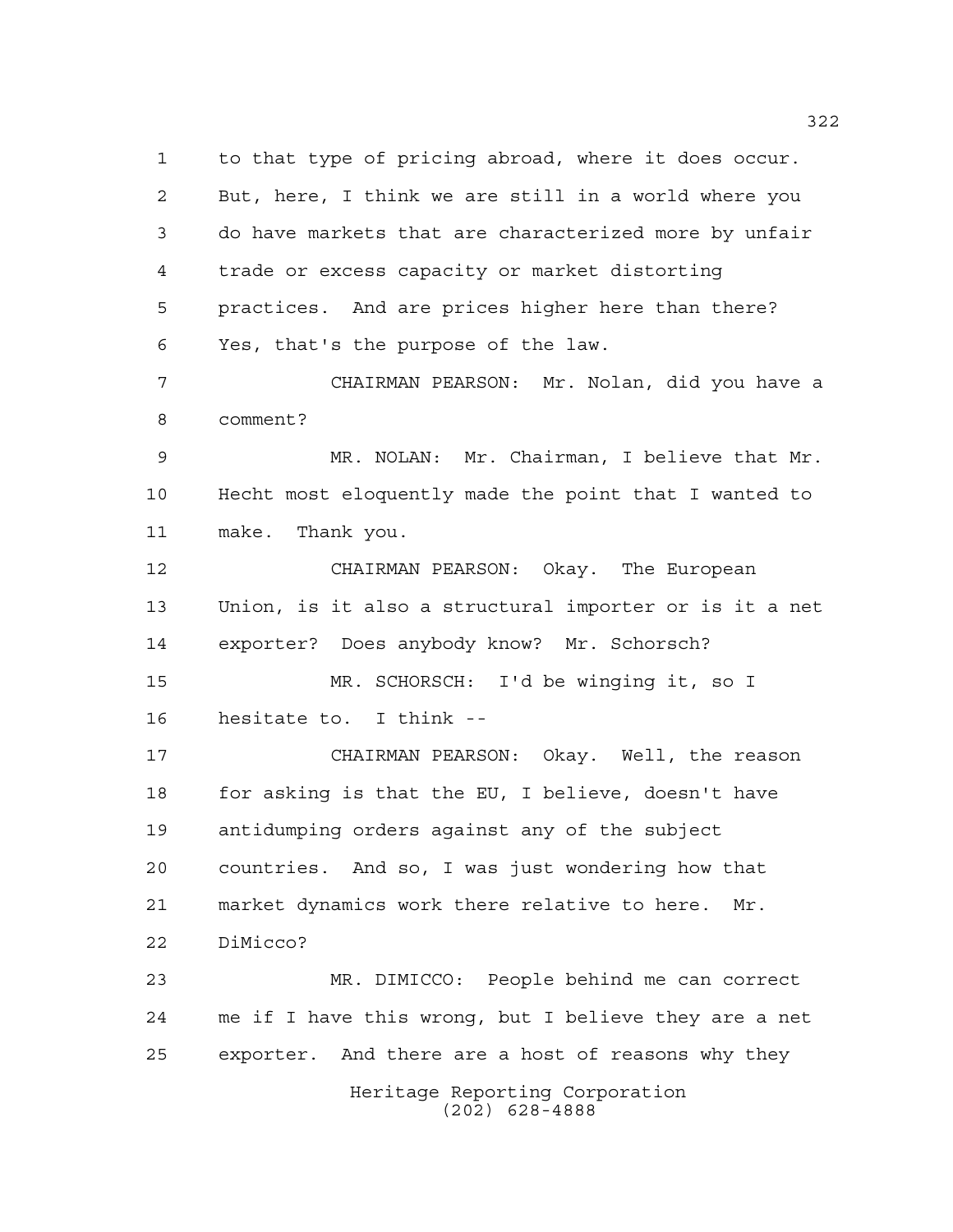to that type of pricing abroad, where it does occur. But, here, I think we are still in a world where you do have markets that are characterized more by unfair trade or excess capacity or market distorting practices. And are prices higher here than there? Yes, that's the purpose of the law.

CHAIRMAN PEARSON: Mr. Nolan, did you have a comment?

MR. NOLAN: Mr. Chairman, I believe that Mr. Hecht most eloquently made the point that I wanted to make. Thank you.

CHAIRMAN PEARSON: Okay. The European Union, is it also a structural importer or is it a net exporter? Does anybody know? Mr. Schorsch?

MR. SCHORSCH: I'd be winging it, so I hesitate to. I think --

CHAIRMAN PEARSON: Okay. Well, the reason for asking is that the EU, I believe, doesn't have antidumping orders against any of the subject countries. And so, I was just wondering how that market dynamics work there relative to here. Mr. DiMicco?

MR. DIMICCO: People behind me can correct me if I have this wrong, but I believe they are a net exporter. And there are a host of reasons why they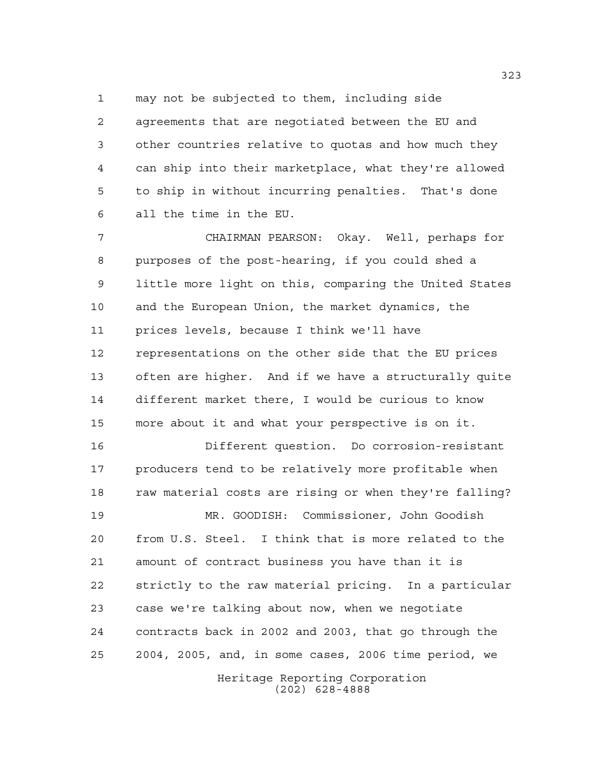may not be subjected to them, including side agreements that are negotiated between the EU and other countries relative to quotas and how much they can ship into their marketplace, what they're allowed to ship in without incurring penalties. That's done all the time in the EU.

CHAIRMAN PEARSON: Okay. Well, perhaps for purposes of the post-hearing, if you could shed a little more light on this, comparing the United States and the European Union, the market dynamics, the prices levels, because I think we'll have representations on the other side that the EU prices often are higher. And if we have a structurally quite different market there, I would be curious to know more about it and what your perspective is on it.

Different question. Do corrosion-resistant producers tend to be relatively more profitable when raw material costs are rising or when they're falling?

MR. GOODISH: Commissioner, John Goodish from U.S. Steel. I think that is more related to the amount of contract business you have than it is strictly to the raw material pricing. In a particular case we're talking about now, when we negotiate contracts back in 2002 and 2003, that go through the 2004, 2005, and, in some cases, 2006 time period, we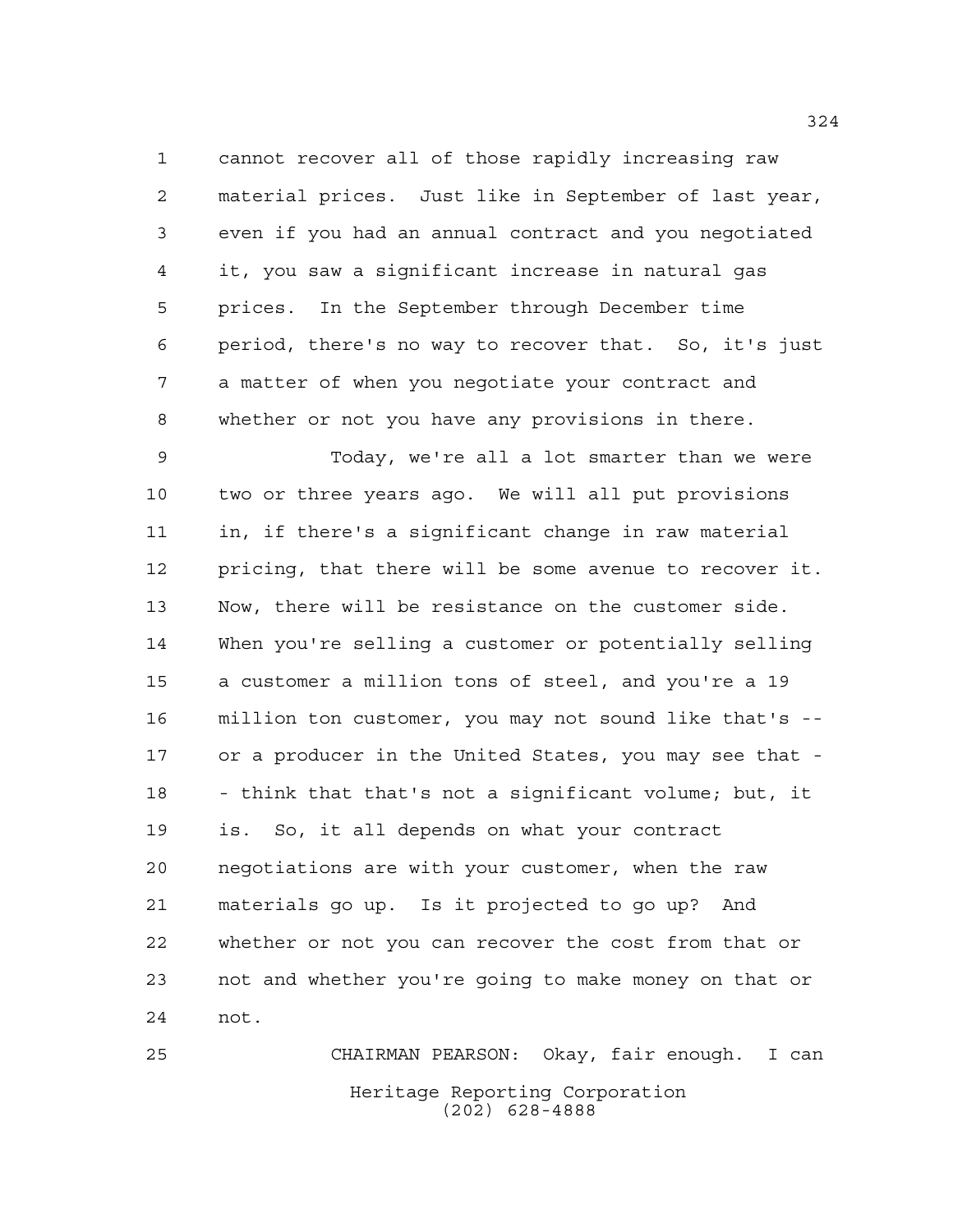cannot recover all of those rapidly increasing raw material prices. Just like in September of last year, even if you had an annual contract and you negotiated it, you saw a significant increase in natural gas prices. In the September through December time period, there's no way to recover that. So, it's just a matter of when you negotiate your contract and whether or not you have any provisions in there.

Today, we're all a lot smarter than we were two or three years ago. We will all put provisions in, if there's a significant change in raw material pricing, that there will be some avenue to recover it. Now, there will be resistance on the customer side. When you're selling a customer or potentially selling a customer a million tons of steel, and you're a 19 million ton customer, you may not sound like that's -- or a producer in the United States, you may see that -- think that that's not a significant volume; but, it is. So, it all depends on what your contract negotiations are with your customer, when the raw materials go up. Is it projected to go up? And whether or not you can recover the cost from that or not and whether you're going to make money on that or not.

CHAIRMAN PEARSON: Okay, fair enough. I can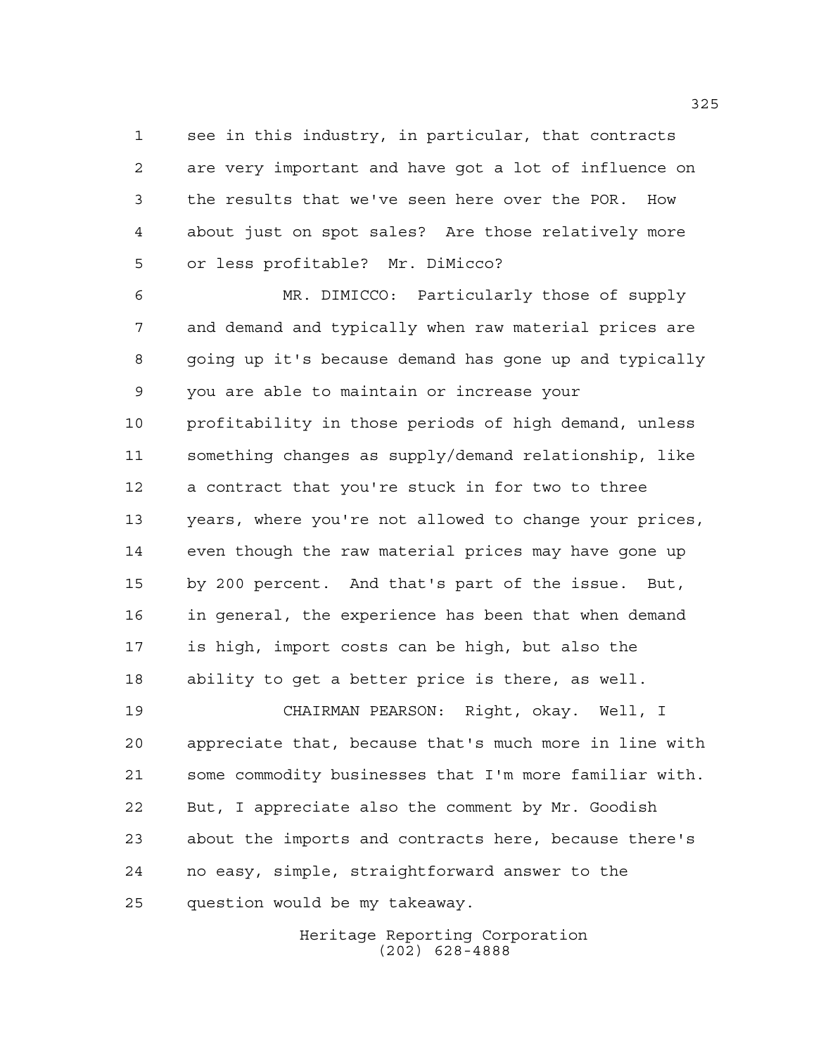see in this industry, in particular, that contracts are very important and have got a lot of influence on the results that we've seen here over the POR. How about just on spot sales? Are those relatively more or less profitable? Mr. DiMicco?

MR. DIMICCO: Particularly those of supply and demand and typically when raw material prices are going up it's because demand has gone up and typically you are able to maintain or increase your profitability in those periods of high demand, unless something changes as supply/demand relationship, like a contract that you're stuck in for two to three years, where you're not allowed to change your prices, even though the raw material prices may have gone up by 200 percent. And that's part of the issue. But, in general, the experience has been that when demand is high, import costs can be high, but also the ability to get a better price is there, as well.

CHAIRMAN PEARSON: Right, okay. Well, I appreciate that, because that's much more in line with some commodity businesses that I'm more familiar with. But, I appreciate also the comment by Mr. Goodish about the imports and contracts here, because there's no easy, simple, straightforward answer to the question would be my takeaway.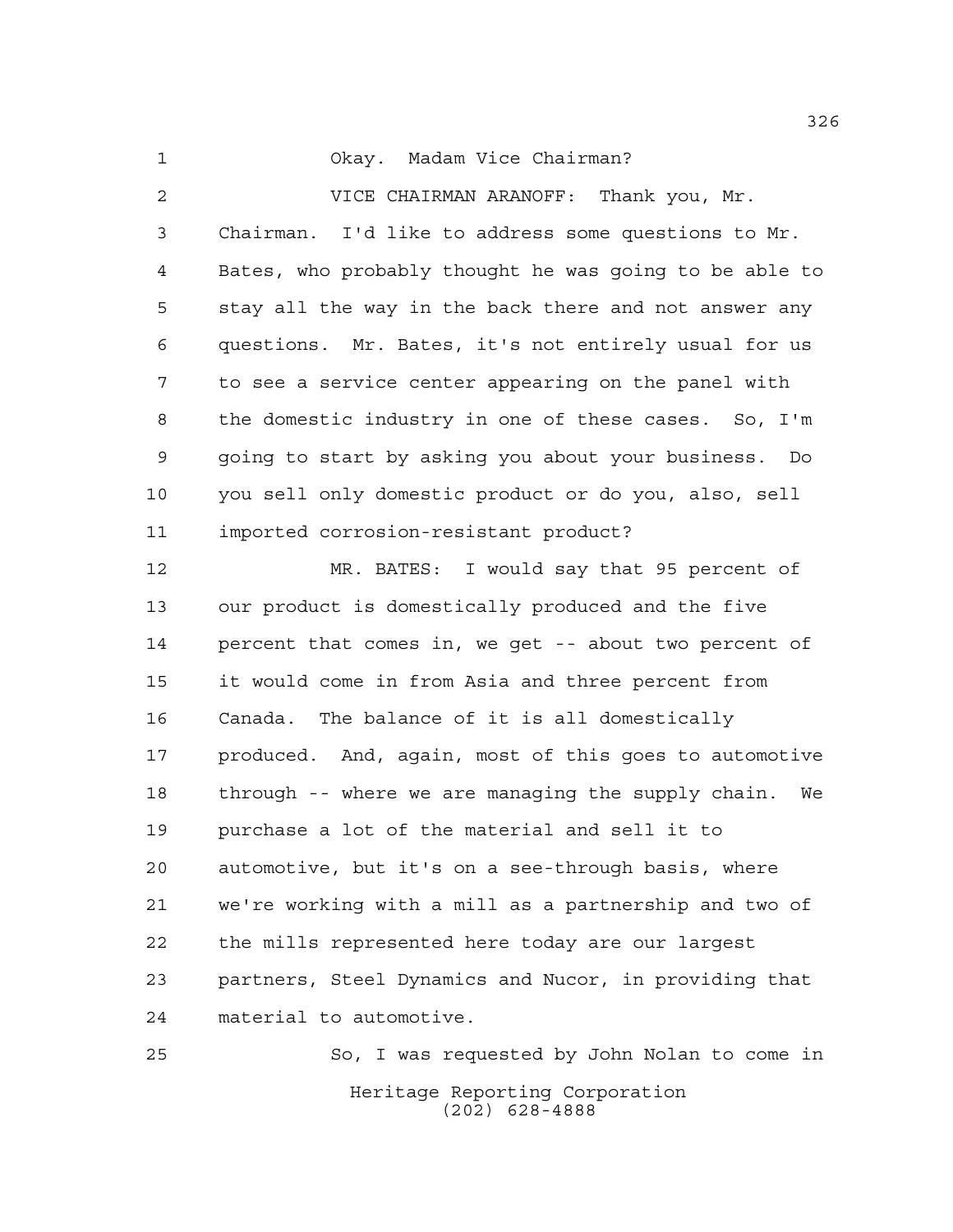Okay. Madam Vice Chairman?

VICE CHAIRMAN ARANOFF: Thank you, Mr. Chairman. I'd like to address some questions to Mr. Bates, who probably thought he was going to be able to stay all the way in the back there and not answer any questions. Mr. Bates, it's not entirely usual for us to see a service center appearing on the panel with the domestic industry in one of these cases. So, I'm going to start by asking you about your business. Do you sell only domestic product or do you, also, sell imported corrosion-resistant product?

MR. BATES: I would say that 95 percent of our product is domestically produced and the five percent that comes in, we get -- about two percent of it would come in from Asia and three percent from Canada. The balance of it is all domestically produced. And, again, most of this goes to automotive through -- where we are managing the supply chain. We purchase a lot of the material and sell it to automotive, but it's on a see-through basis, where we're working with a mill as a partnership and two of the mills represented here today are our largest partners, Steel Dynamics and Nucor, in providing that material to automotive.

So, I was requested by John Nolan to come in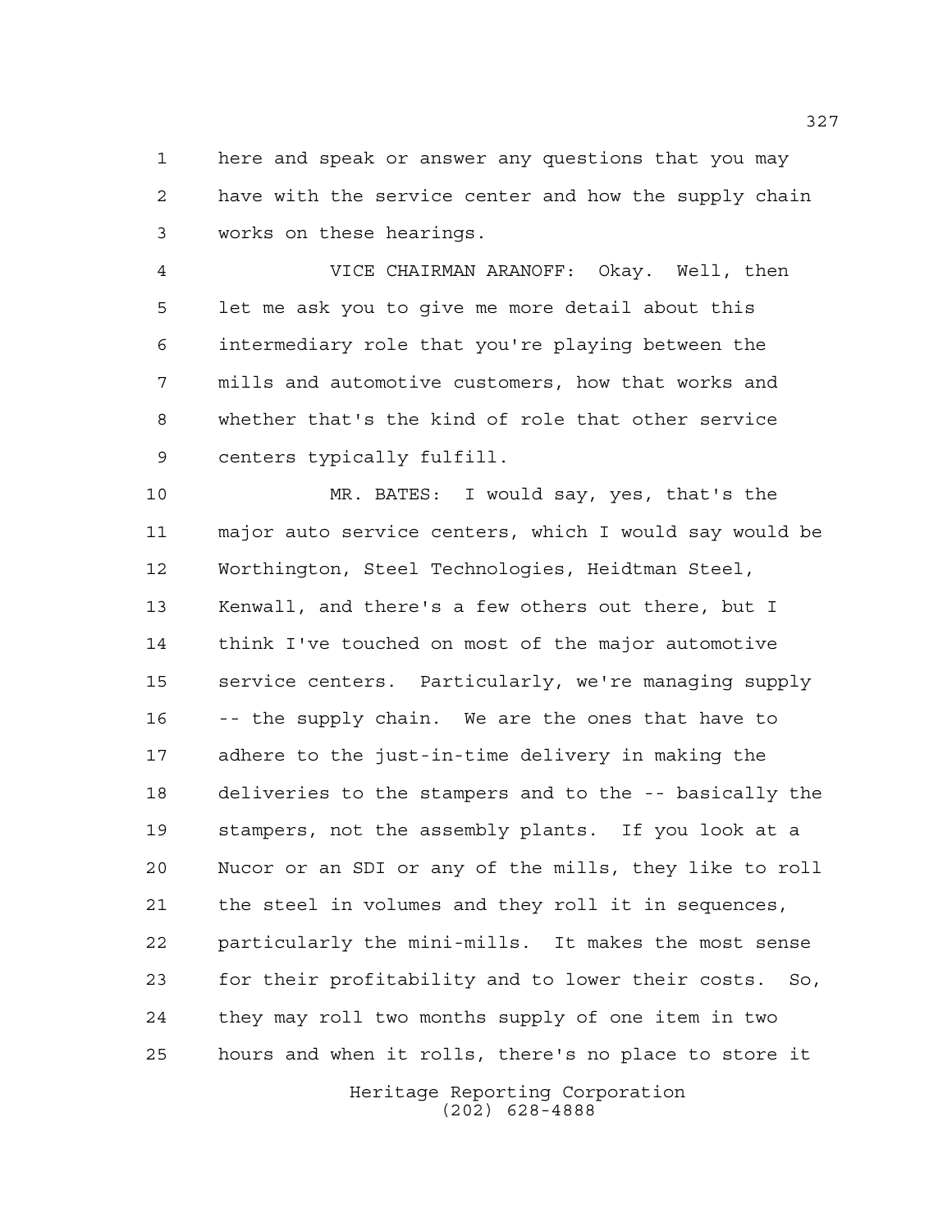here and speak or answer any questions that you may have with the service center and how the supply chain works on these hearings.

VICE CHAIRMAN ARANOFF: Okay. Well, then let me ask you to give me more detail about this intermediary role that you're playing between the mills and automotive customers, how that works and whether that's the kind of role that other service centers typically fulfill.

MR. BATES: I would say, yes, that's the major auto service centers, which I would say would be Worthington, Steel Technologies, Heidtman Steel, Kenwall, and there's a few others out there, but I think I've touched on most of the major automotive service centers. Particularly, we're managing supply -- the supply chain. We are the ones that have to adhere to the just-in-time delivery in making the deliveries to the stampers and to the -- basically the stampers, not the assembly plants. If you look at a Nucor or an SDI or any of the mills, they like to roll the steel in volumes and they roll it in sequences, particularly the mini-mills. It makes the most sense for their profitability and to lower their costs. So, they may roll two months supply of one item in two hours and when it rolls, there's no place to store it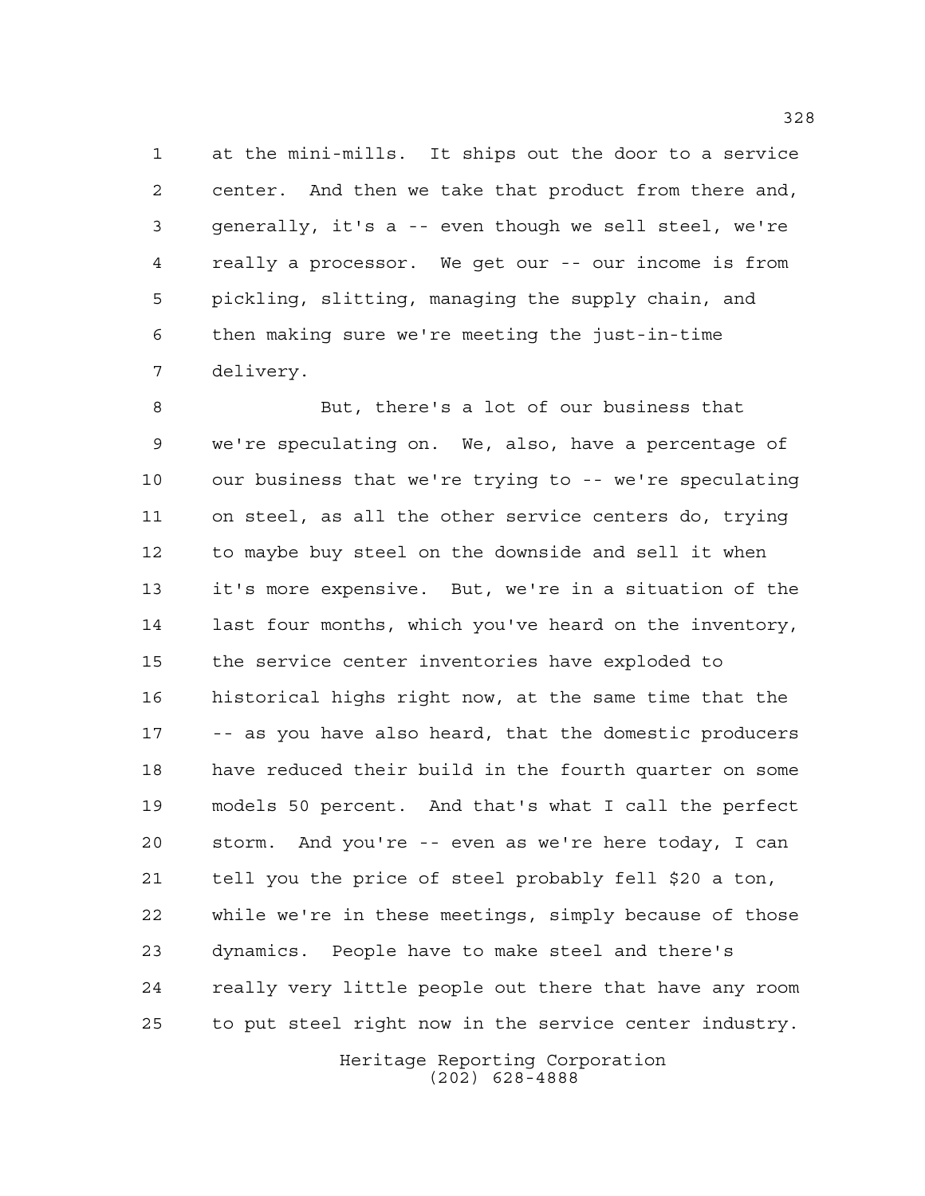at the mini-mills. It ships out the door to a service center. And then we take that product from there and, generally, it's a -- even though we sell steel, we're really a processor. We get our -- our income is from pickling, slitting, managing the supply chain, and then making sure we're meeting the just-in-time delivery.

But, there's a lot of our business that we're speculating on. We, also, have a percentage of our business that we're trying to -- we're speculating on steel, as all the other service centers do, trying to maybe buy steel on the downside and sell it when it's more expensive. But, we're in a situation of the last four months, which you've heard on the inventory, the service center inventories have exploded to historical highs right now, at the same time that the -- as you have also heard, that the domestic producers have reduced their build in the fourth quarter on some models 50 percent. And that's what I call the perfect storm. And you're -- even as we're here today, I can tell you the price of steel probably fell $20 a ton, while we're in these meetings, simply because of those dynamics. People have to make steel and there's really very little people out there that have any room to put steel right now in the service center industry.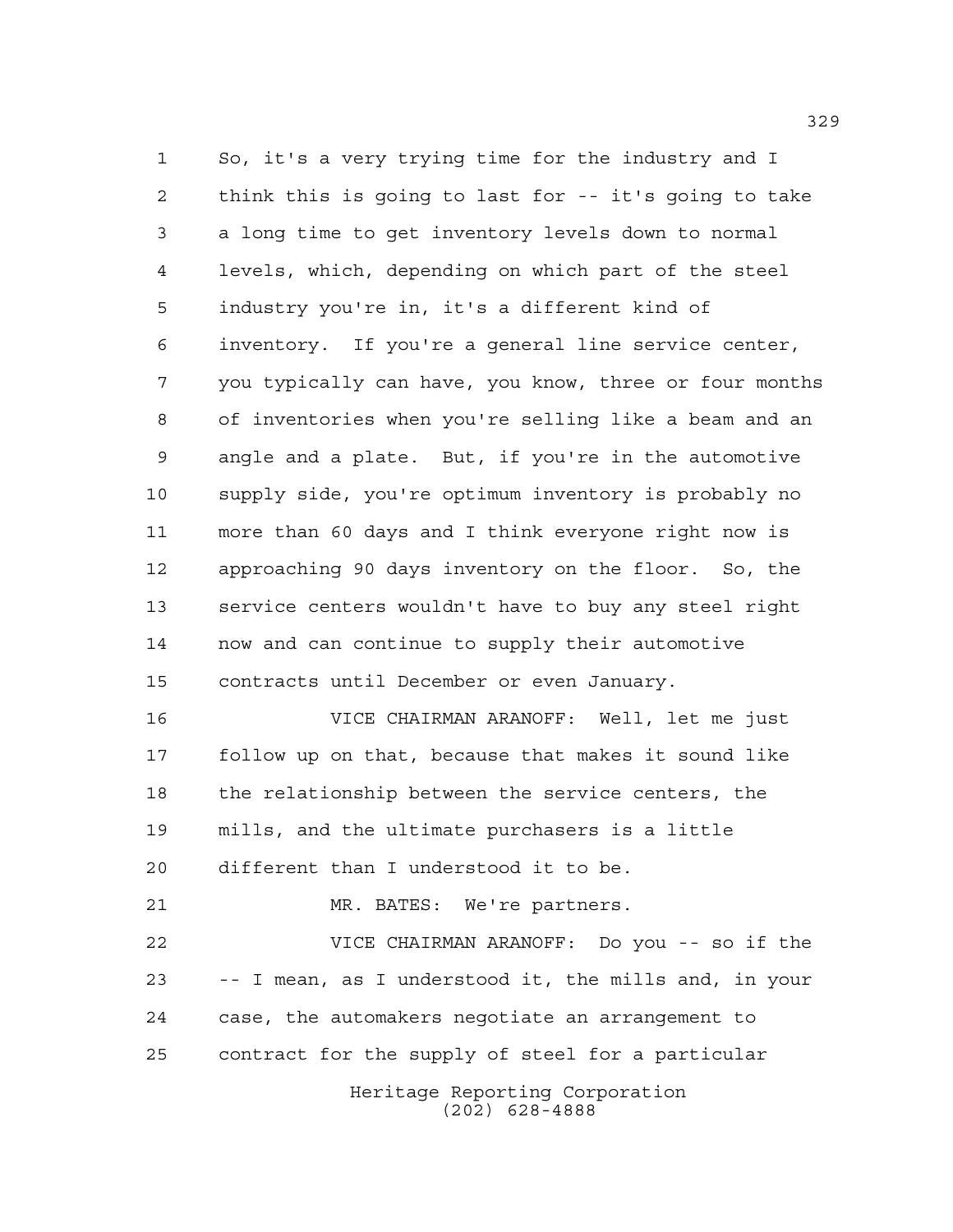So, it's a very trying time for the industry and I think this is going to last for -- it's going to take a long time to get inventory levels down to normal levels, which, depending on which part of the steel industry you're in, it's a different kind of inventory. If you're a general line service center, you typically can have, you know, three or four months of inventories when you're selling like a beam and an angle and a plate. But, if you're in the automotive supply side, you're optimum inventory is probably no more than 60 days and I think everyone right now is approaching 90 days inventory on the floor. So, the service centers wouldn't have to buy any steel right now and can continue to supply their automotive contracts until December or even January.

VICE CHAIRMAN ARANOFF: Well, let me just follow up on that, because that makes it sound like the relationship between the service centers, the mills, and the ultimate purchasers is a little different than I understood it to be.

MR. BATES: We're partners.

VICE CHAIRMAN ARANOFF: Do you -- so if the -- I mean, as I understood it, the mills and, in your case, the automakers negotiate an arrangement to contract for the supply of steel for a particular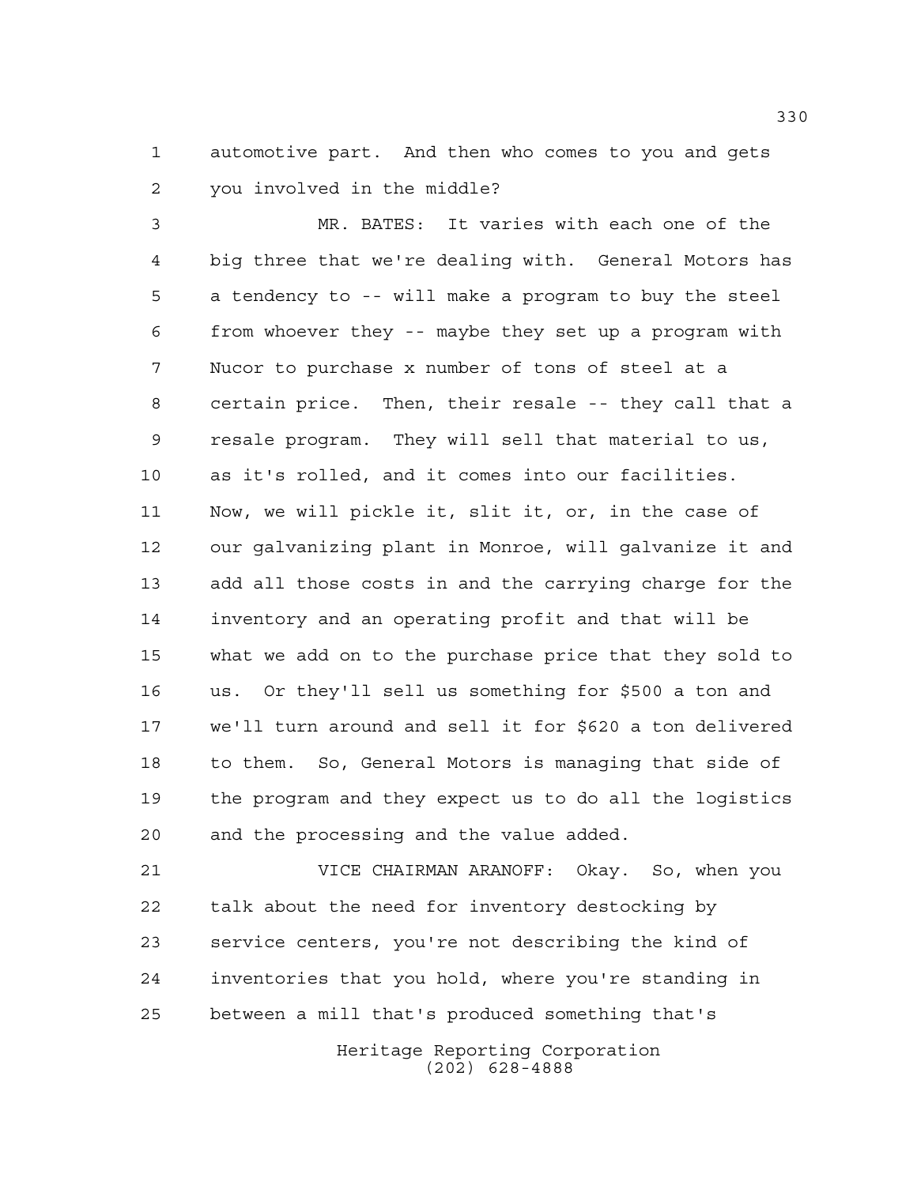automotive part. And then who comes to you and gets you involved in the middle?

MR. BATES: It varies with each one of the big three that we're dealing with. General Motors has a tendency to -- will make a program to buy the steel from whoever they -- maybe they set up a program with Nucor to purchase x number of tons of steel at a certain price. Then, their resale -- they call that a resale program. They will sell that material to us, as it's rolled, and it comes into our facilities. Now, we will pickle it, slit it, or, in the case of our galvanizing plant in Monroe, will galvanize it and add all those costs in and the carrying charge for the inventory and an operating profit and that will be what we add on to the purchase price that they sold to us. Or they'll sell us something for $500 a ton and we'll turn around and sell it for $620 a ton delivered to them. So, General Motors is managing that side of the program and they expect us to do all the logistics and the processing and the value added.

VICE CHAIRMAN ARANOFF: Okay. So, when you talk about the need for inventory destocking by service centers, you're not describing the kind of inventories that you hold, where you're standing in between a mill that's produced something that's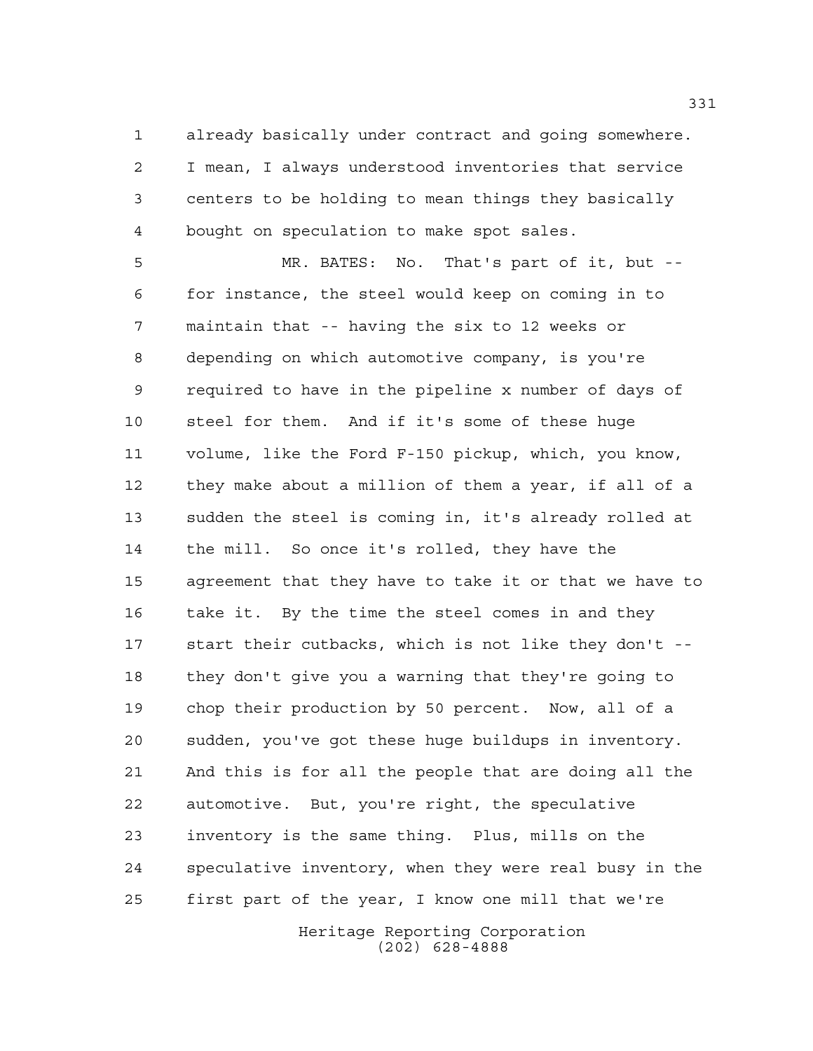already basically under contract and going somewhere. I mean, I always understood inventories that service centers to be holding to mean things they basically bought on speculation to make spot sales.

MR. BATES: No. That's part of it, but -- for instance, the steel would keep on coming in to maintain that -- having the six to 12 weeks or depending on which automotive company, is you're required to have in the pipeline x number of days of steel for them. And if it's some of these huge volume, like the Ford F-150 pickup, which, you know, they make about a million of them a year, if all of a sudden the steel is coming in, it's already rolled at the mill. So once it's rolled, they have the agreement that they have to take it or that we have to take it. By the time the steel comes in and they start their cutbacks, which is not like they don't -- they don't give you a warning that they're going to chop their production by 50 percent. Now, all of a sudden, you've got these huge buildups in inventory. And this is for all the people that are doing all the automotive. But, you're right, the speculative inventory is the same thing. Plus, mills on the speculative inventory, when they were real busy in the first part of the year, I know one mill that we're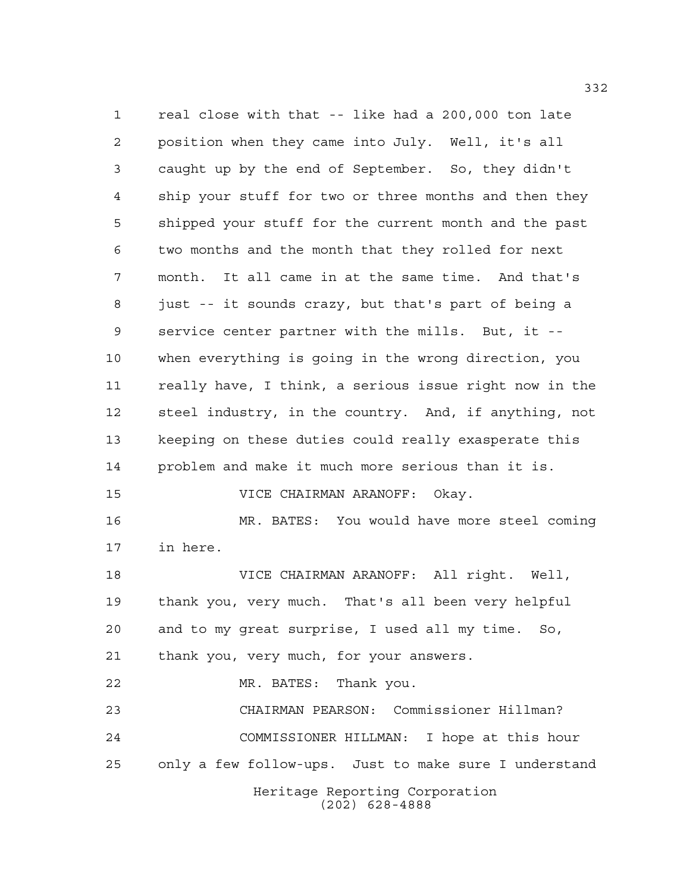real close with that -- like had a 200,000 ton late position when they came into July. Well, it's all caught up by the end of September. So, they didn't ship your stuff for two or three months and then they shipped your stuff for the current month and the past two months and the month that they rolled for next month. It all came in at the same time. And that's just -- it sounds crazy, but that's part of being a service center partner with the mills. But, it -- when everything is going in the wrong direction, you really have, I think, a serious issue right now in the steel industry, in the country. And, if anything, not keeping on these duties could really exasperate this problem and make it much more serious than it is.

VICE CHAIRMAN ARANOFF: Okay.

MR. BATES: You would have more steel coming in here.

VICE CHAIRMAN ARANOFF: All right. Well, thank you, very much. That's all been very helpful and to my great surprise, I used all my time. So, thank you, very much, for your answers.

MR. BATES: Thank you.

CHAIRMAN PEARSON: Commissioner Hillman?

COMMISSIONER HILLMAN: I hope at this hour only a few follow-ups. Just to make sure I understand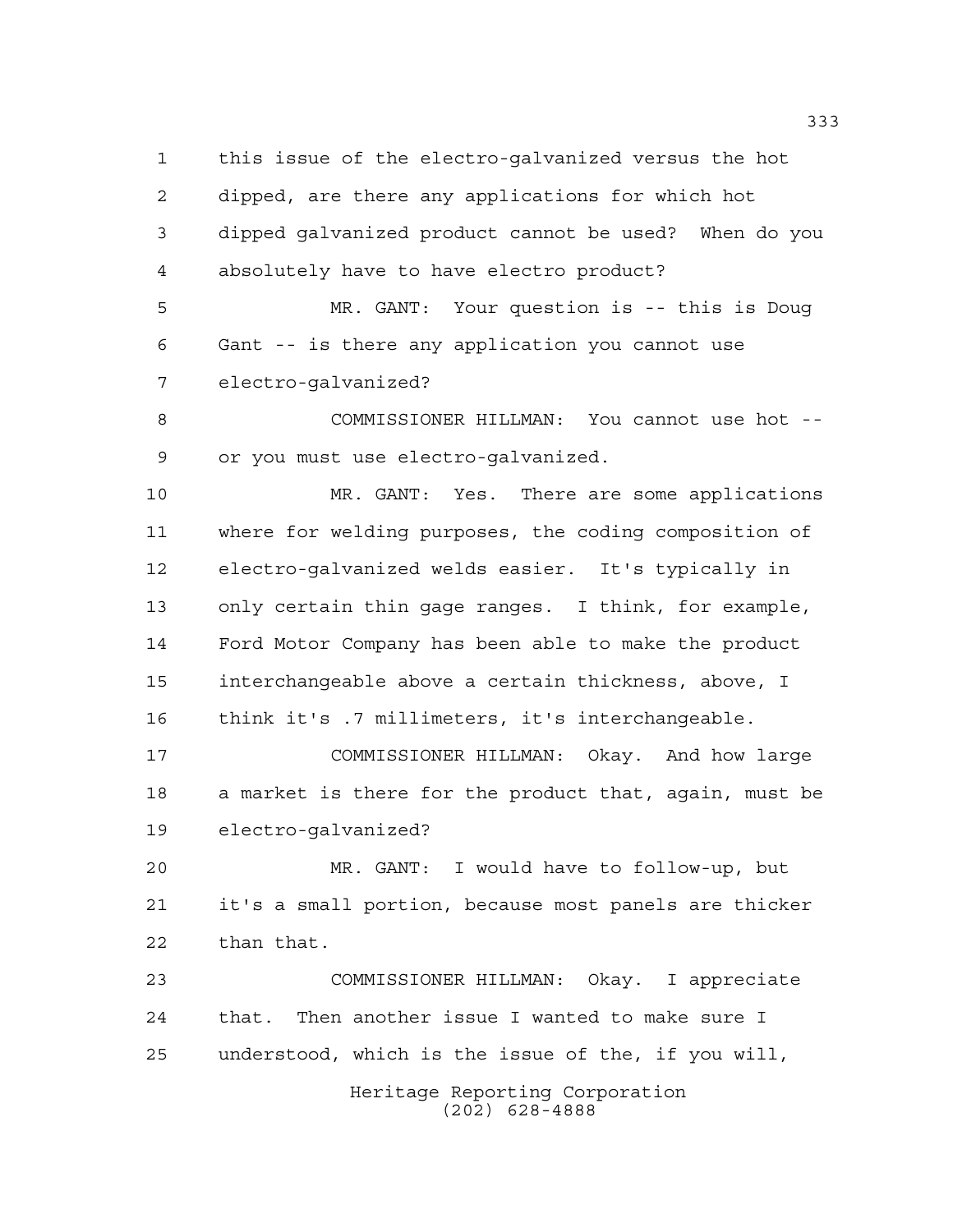this issue of the electro-galvanized versus the hot dipped, are there any applications for which hot dipped galvanized product cannot be used? When do you absolutely have to have electro product?

MR. GANT: Your question is -- this is Doug Gant -- is there any application you cannot use electro-galvanized?

COMMISSIONER HILLMAN: You cannot use hot -- or you must use electro-galvanized.

MR. GANT: Yes. There are some applications where for welding purposes, the coding composition of electro-galvanized welds easier. It's typically in only certain thin gage ranges. I think, for example, Ford Motor Company has been able to make the product interchangeable above a certain thickness, above, I think it's .7 millimeters, it's interchangeable.

COMMISSIONER HILLMAN: Okay. And how large a market is there for the product that, again, must be electro-galvanized?

MR. GANT: I would have to follow-up, but it's a small portion, because most panels are thicker than that.

COMMISSIONER HILLMAN: Okay. I appreciate that. Then another issue I wanted to make sure I understood, which is the issue of the, if you will,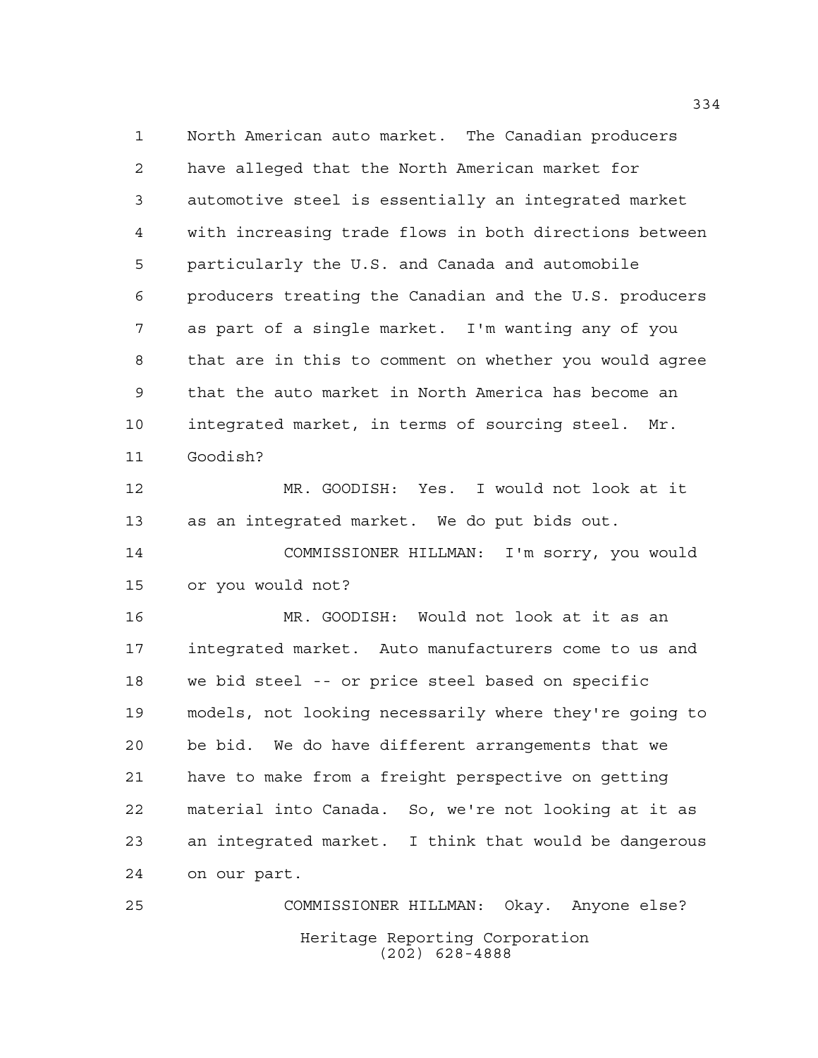North American auto market. The Canadian producers have alleged that the North American market for automotive steel is essentially an integrated market with increasing trade flows in both directions between particularly the U.S. and Canada and automobile producers treating the Canadian and the U.S. producers as part of a single market. I'm wanting any of you that are in this to comment on whether you would agree that the auto market in North America has become an integrated market, in terms of sourcing steel. Mr. Goodish?

MR. GOODISH: Yes. I would not look at it as an integrated market. We do put bids out.

COMMISSIONER HILLMAN: I'm sorry, you would or you would not?

MR. GOODISH: Would not look at it as an integrated market. Auto manufacturers come to us and we bid steel -- or price steel based on specific models, not looking necessarily where they're going to be bid. We do have different arrangements that we have to make from a freight perspective on getting material into Canada. So, we're not looking at it as an integrated market. I think that would be dangerous on our part.

COMMISSIONER HILLMAN: Okay. Anyone else?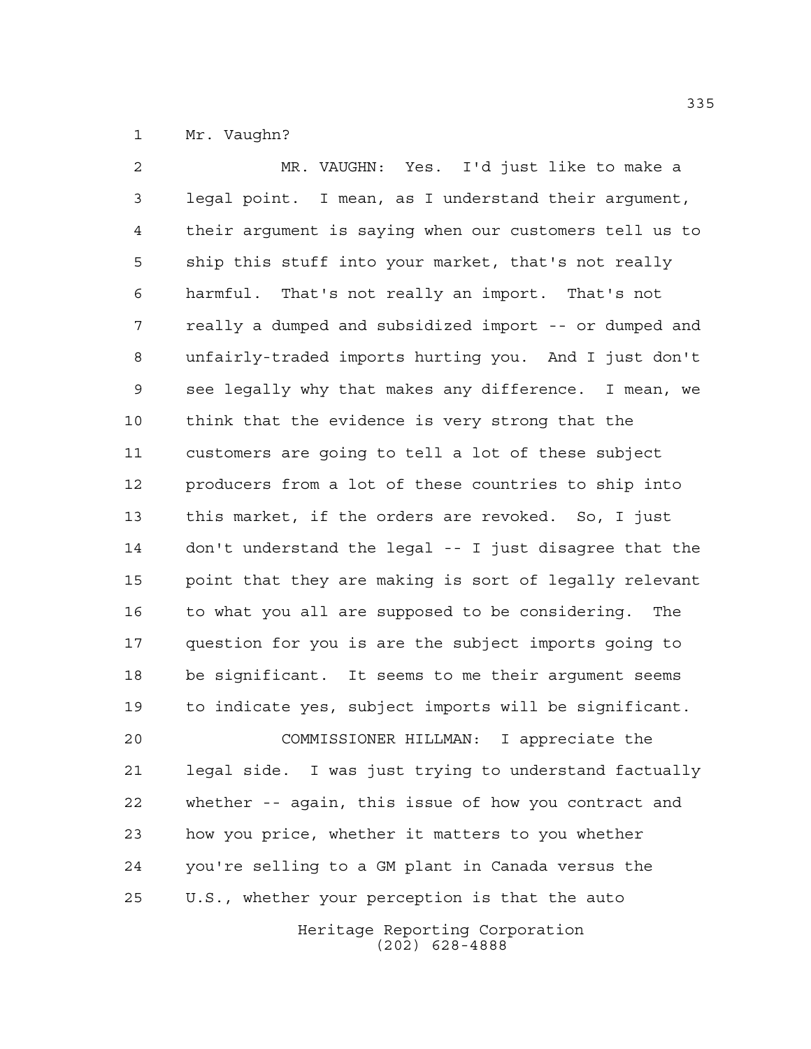Mr. Vaughn?

MR. VAUGHN: Yes. I'd just like to make a legal point. I mean, as I understand their argument, their argument is saying when our customers tell us to ship this stuff into your market, that's not really harmful. That's not really an import. That's not really a dumped and subsidized import -- or dumped and unfairly-traded imports hurting you. And I just don't see legally why that makes any difference. I mean, we think that the evidence is very strong that the customers are going to tell a lot of these subject producers from a lot of these countries to ship into this market, if the orders are revoked. So, I just don't understand the legal -- I just disagree that the point that they are making is sort of legally relevant to what you all are supposed to be considering. The question for you is are the subject imports going to be significant. It seems to me their argument seems to indicate yes, subject imports will be significant.

COMMISSIONER HILLMAN: I appreciate the legal side. I was just trying to understand factually whether -- again, this issue of how you contract and how you price, whether it matters to you whether you're selling to a GM plant in Canada versus the U.S., whether your perception is that the auto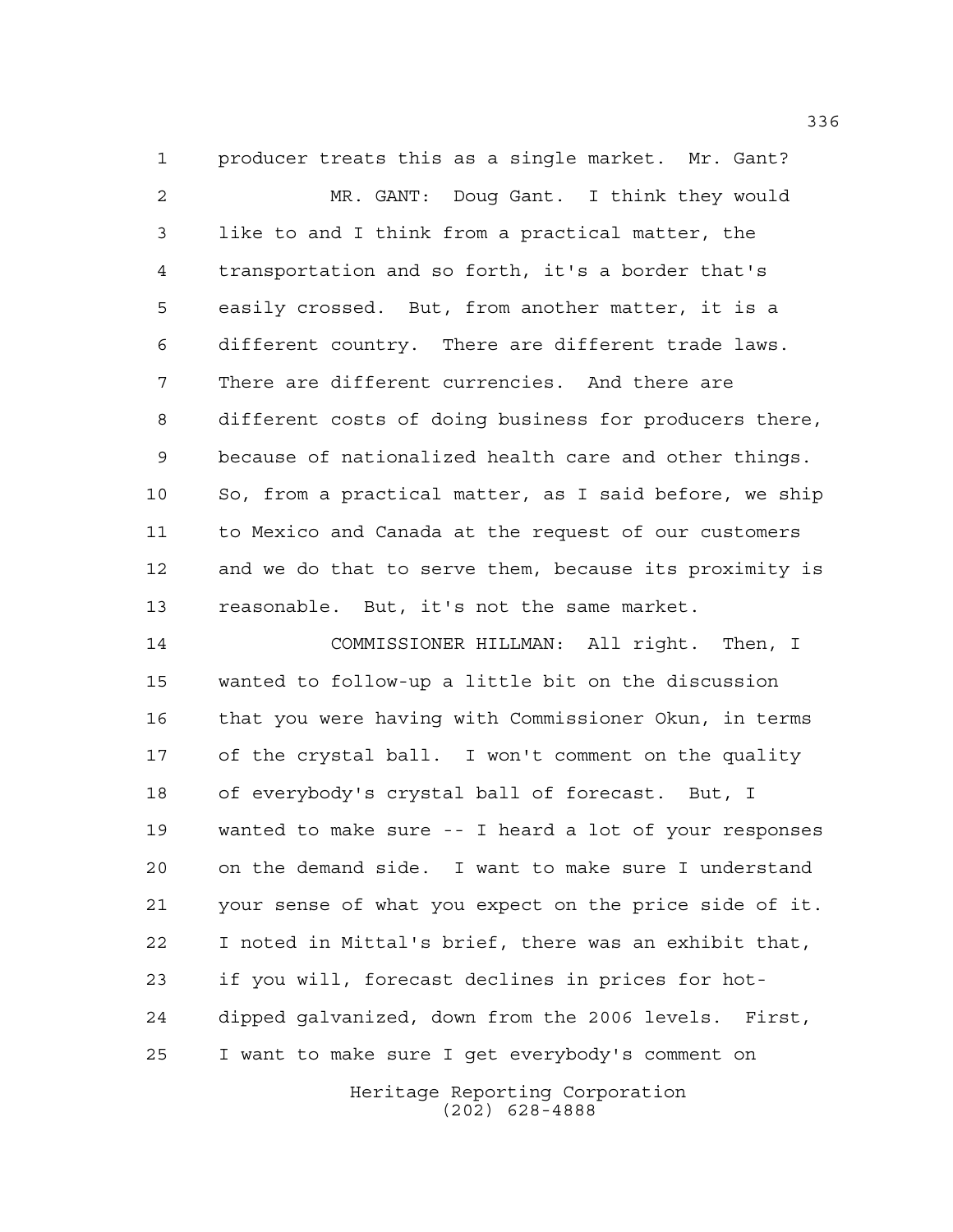producer treats this as a single market. Mr. Gant?

MR. GANT: Doug Gant. I think they would like to and I think from a practical matter, the transportation and so forth, it's a border that's easily crossed. But, from another matter, it is a different country. There are different trade laws. There are different currencies. And there are different costs of doing business for producers there, because of nationalized health care and other things. So, from a practical matter, as I said before, we ship to Mexico and Canada at the request of our customers and we do that to serve them, because its proximity is reasonable. But, it's not the same market.

COMMISSIONER HILLMAN: All right. Then, I wanted to follow-up a little bit on the discussion that you were having with Commissioner Okun, in terms of the crystal ball. I won't comment on the quality of everybody's crystal ball of forecast. But, I wanted to make sure -- I heard a lot of your responses on the demand side. I want to make sure I understand your sense of what you expect on the price side of it. I noted in Mittal's brief, there was an exhibit that, if you will, forecast declines in prices for hot-dipped galvanized, down from the 2006 levels. First, I want to make sure I get everybody's comment on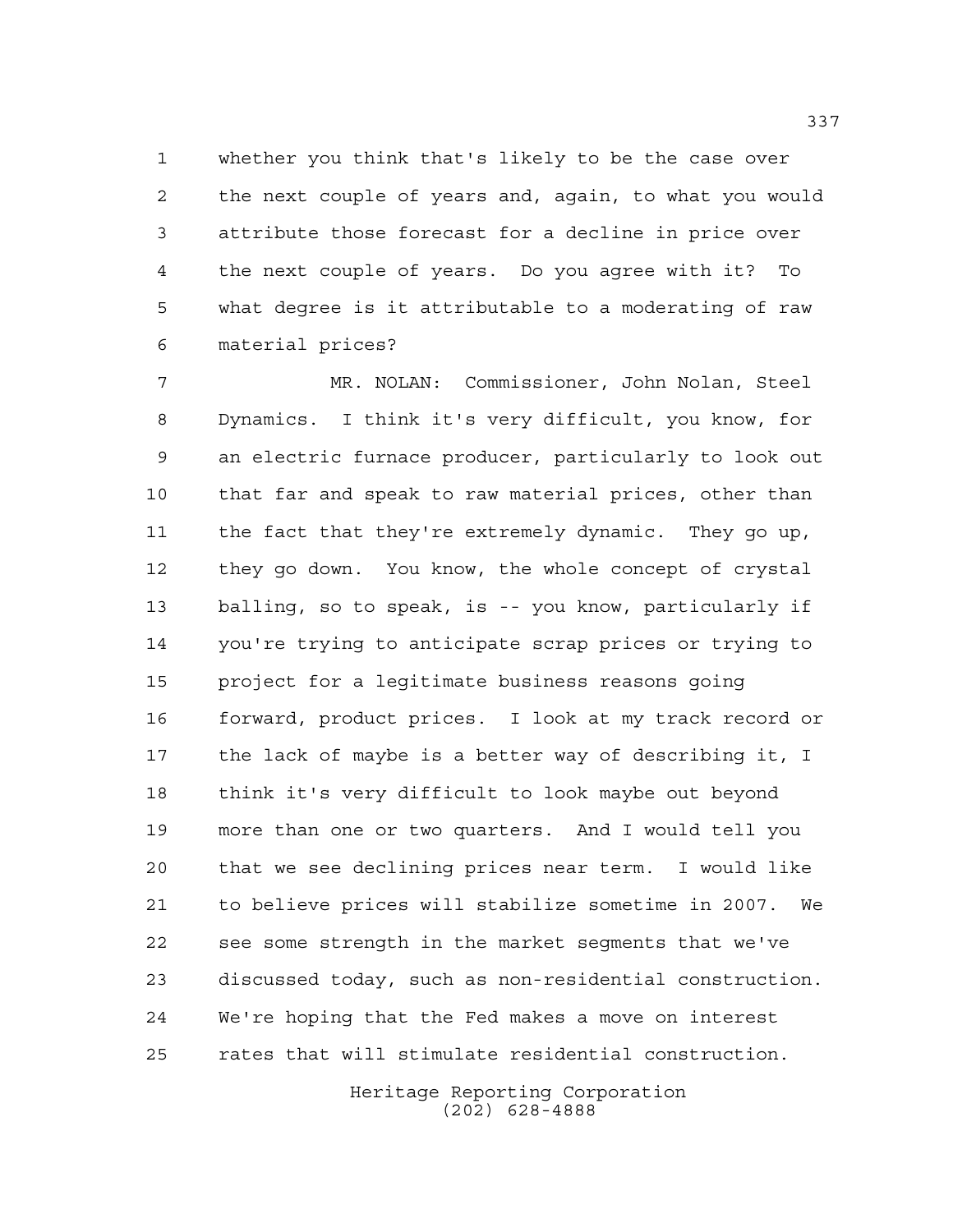whether you think that's likely to be the case over the next couple of years and, again, to what you would attribute those forecast for a decline in price over the next couple of years. Do you agree with it? To what degree is it attributable to a moderating of raw material prices?

MR. NOLAN: Commissioner, John Nolan, Steel Dynamics. I think it's very difficult, you know, for an electric furnace producer, particularly to look out that far and speak to raw material prices, other than the fact that they're extremely dynamic. They go up, they go down. You know, the whole concept of crystal balling, so to speak, is -- you know, particularly if you're trying to anticipate scrap prices or trying to project for a legitimate business reasons going forward, product prices. I look at my track record or the lack of maybe is a better way of describing it, I think it's very difficult to look maybe out beyond more than one or two quarters. And I would tell you that we see declining prices near term. I would like to believe prices will stabilize sometime in 2007. We see some strength in the market segments that we've discussed today, such as non-residential construction. We're hoping that the Fed makes a move on interest rates that will stimulate residential construction.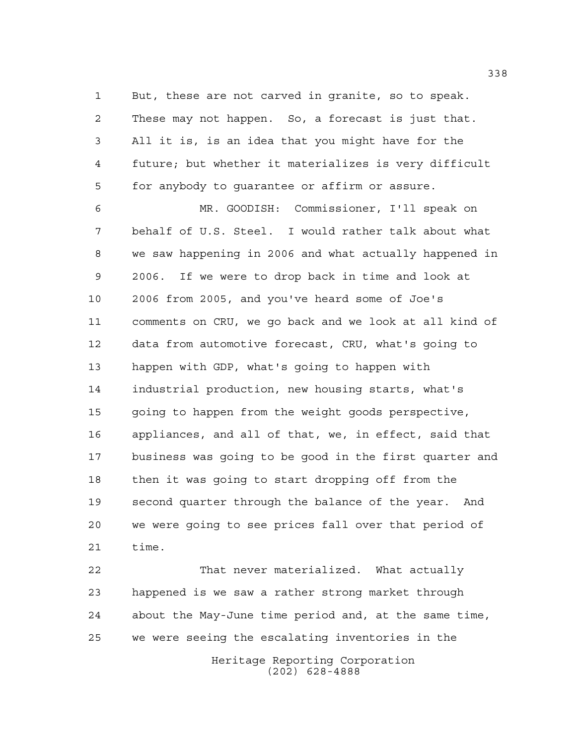But, these are not carved in granite, so to speak. These may not happen. So, a forecast is just that. All it is, is an idea that you might have for the future; but whether it materializes is very difficult for anybody to guarantee or affirm or assure.

MR. GOODISH: Commissioner, I'll speak on behalf of U.S. Steel. I would rather talk about what we saw happening in 2006 and what actually happened in 2006. If we were to drop back in time and look at 2006 from 2005, and you've heard some of Joe's comments on CRU, we go back and we look at all kind of data from automotive forecast, CRU, what's going to happen with GDP, what's going to happen with industrial production, new housing starts, what's going to happen from the weight goods perspective, appliances, and all of that, we, in effect, said that business was going to be good in the first quarter and then it was going to start dropping off from the second quarter through the balance of the year. And we were going to see prices fall over that period of time.

That never materialized. What actually happened is we saw a rather strong market through about the May-June time period and, at the same time, we were seeing the escalating inventories in the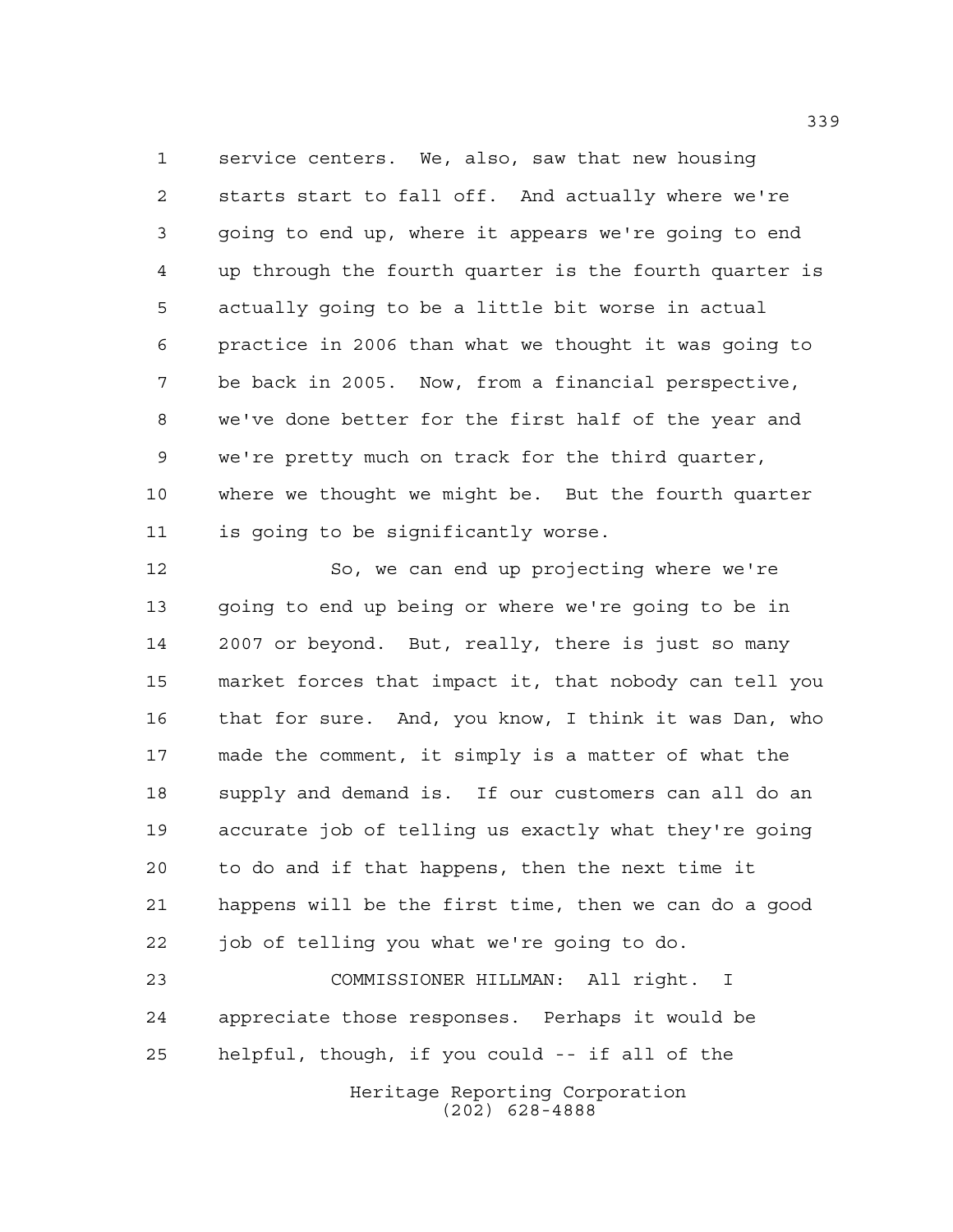service centers. We, also, saw that new housing starts start to fall off. And actually where we're going to end up, where it appears we're going to end up through the fourth quarter is the fourth quarter is actually going to be a little bit worse in actual practice in 2006 than what we thought it was going to be back in 2005. Now, from a financial perspective, we've done better for the first half of the year and we're pretty much on track for the third quarter, where we thought we might be. But the fourth quarter is going to be significantly worse.

So, we can end up projecting where we're going to end up being or where we're going to be in 2007 or beyond. But, really, there is just so many market forces that impact it, that nobody can tell you that for sure. And, you know, I think it was Dan, who made the comment, it simply is a matter of what the supply and demand is. If our customers can all do an accurate job of telling us exactly what they're going to do and if that happens, then the next time it happens will be the first time, then we can do a good job of telling you what we're going to do.

COMMISSIONER HILLMAN: All right. I appreciate those responses. Perhaps it would be helpful, though, if you could -- if all of the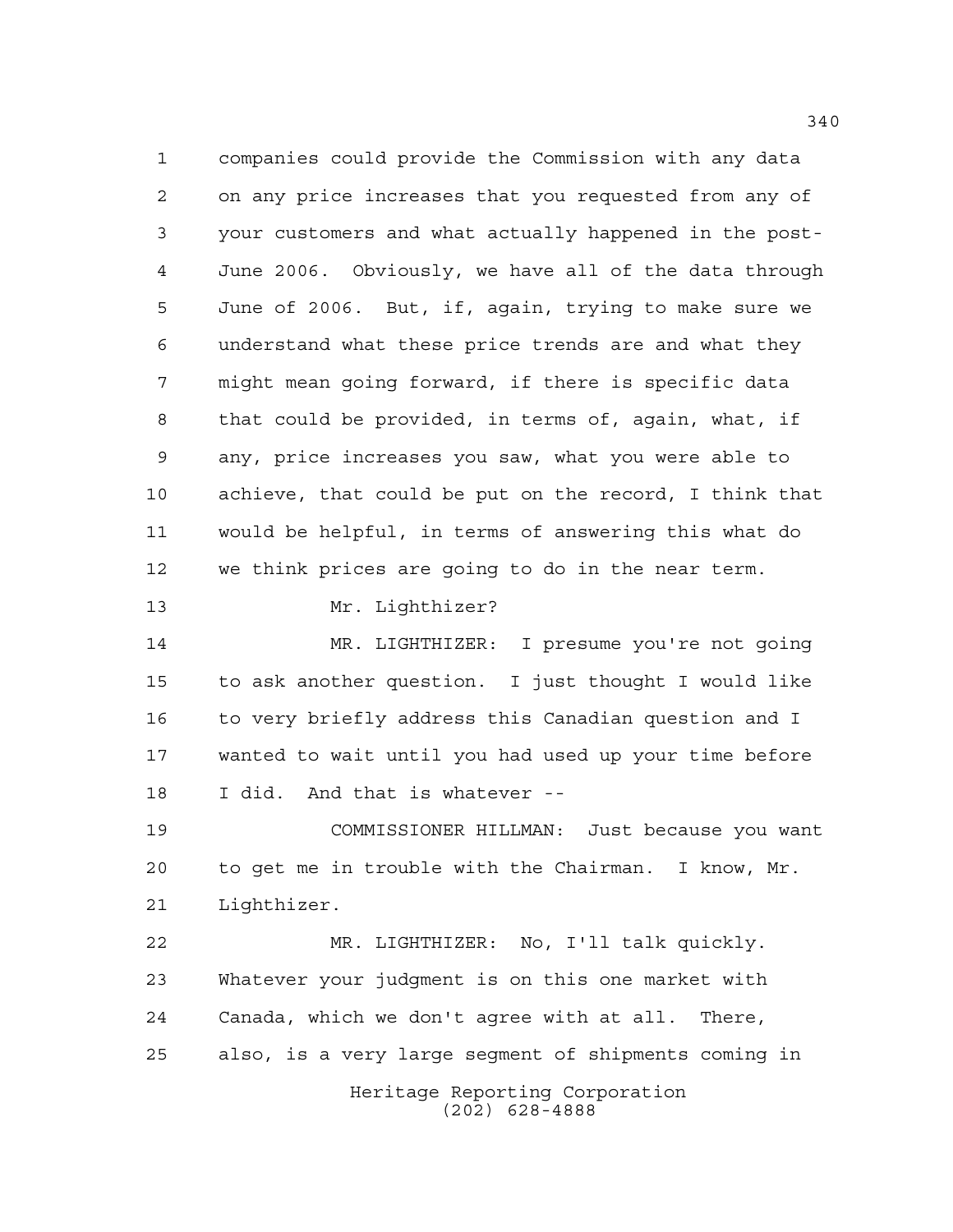companies could provide the Commission with any data on any price increases that you requested from any of your customers and what actually happened in the post-June 2006. Obviously, we have all of the data through June of 2006. But, if, again, trying to make sure we understand what these price trends are and what they might mean going forward, if there is specific data that could be provided, in terms of, again, what, if any, price increases you saw, what you were able to achieve, that could be put on the record, I think that would be helpful, in terms of answering this what do we think prices are going to do in the near term.

Mr. Lighthizer?

MR. LIGHTHIZER: I presume you're not going to ask another question. I just thought I would like to very briefly address this Canadian question and I wanted to wait until you had used up your time before I did. And that is whatever --

COMMISSIONER HILLMAN: Just because you want to get me in trouble with the Chairman. I know, Mr. Lighthizer.

MR. LIGHTHIZER: No, I'll talk quickly. Whatever your judgment is on this one market with Canada, which we don't agree with at all. There, also, is a very large segment of shipments coming in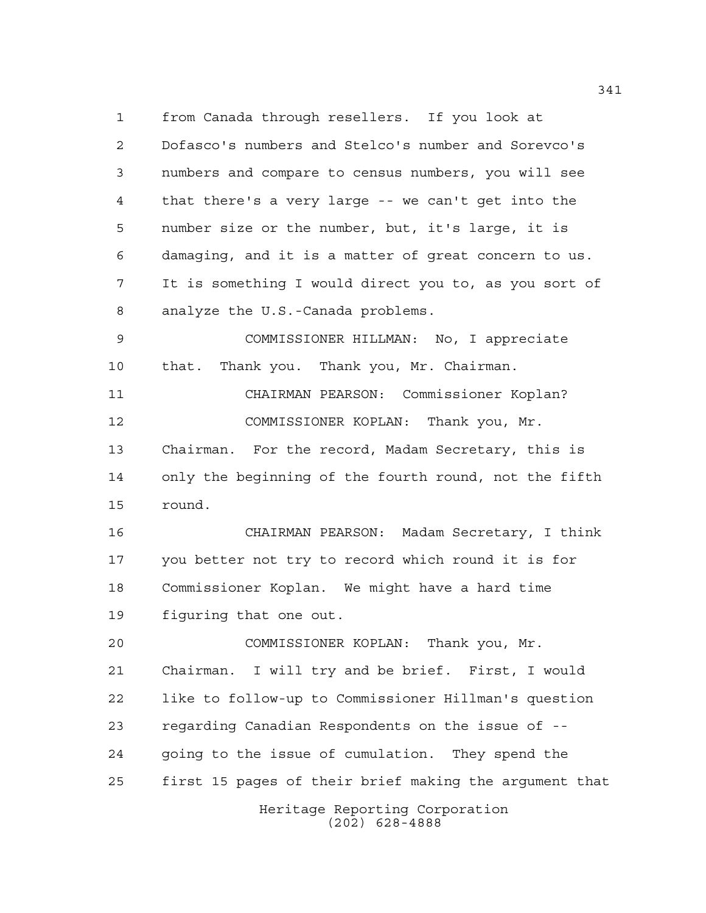from Canada through resellers. If you look at Dofasco's numbers and Stelco's number and Sorevco's numbers and compare to census numbers, you will see that there's a very large -- we can't get into the number size or the number, but, it's large, it is damaging, and it is a matter of great concern to us. It is something I would direct you to, as you sort of analyze the U.S.-Canada problems.

COMMISSIONER HILLMAN: No, I appreciate that. Thank you. Thank you, Mr. Chairman.

CHAIRMAN PEARSON: Commissioner Koplan?

COMMISSIONER KOPLAN: Thank you, Mr. Chairman. For the record, Madam Secretary, this is only the beginning of the fourth round, not the fifth round.

CHAIRMAN PEARSON: Madam Secretary, I think you better not try to record which round it is for Commissioner Koplan. We might have a hard time figuring that one out.

COMMISSIONER KOPLAN: Thank you, Mr. Chairman. I will try and be brief. First, I would like to follow-up to Commissioner Hillman's question regarding Canadian Respondents on the issue of -- going to the issue of cumulation. They spend the first 15 pages of their brief making the argument that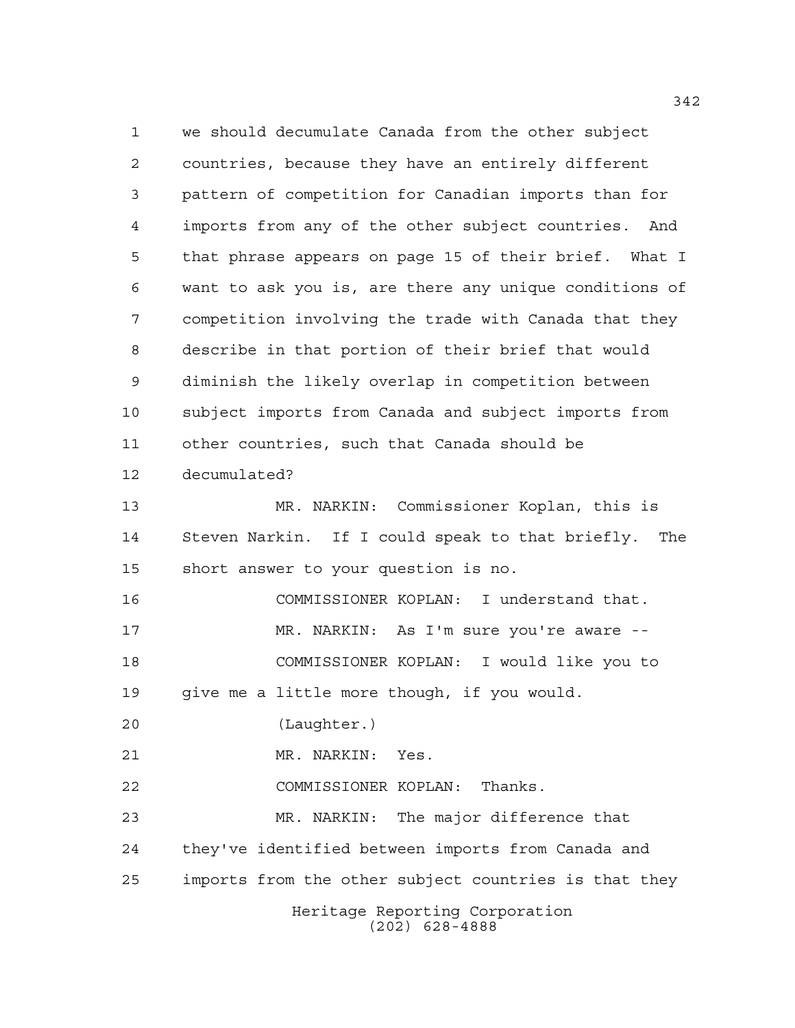we should decumulate Canada from the other subject countries, because they have an entirely different pattern of competition for Canadian imports than for imports from any of the other subject countries. And that phrase appears on page 15 of their brief. What I want to ask you is, are there any unique conditions of competition involving the trade with Canada that they describe in that portion of their brief that would diminish the likely overlap in competition between subject imports from Canada and subject imports from other countries, such that Canada should be decumulated?

MR. NARKIN: Commissioner Koplan, this is Steven Narkin. If I could speak to that briefly. The short answer to your question is no.

COMMISSIONER KOPLAN: I understand that.

MR. NARKIN: As I'm sure you're aware --

COMMISSIONER KOPLAN: I would like you to give me a little more though, if you would.

(Laughter.)

MR. NARKIN: Yes.

COMMISSIONER KOPLAN: Thanks.

MR. NARKIN: The major difference that they've identified between imports from Canada and imports from the other subject countries is that they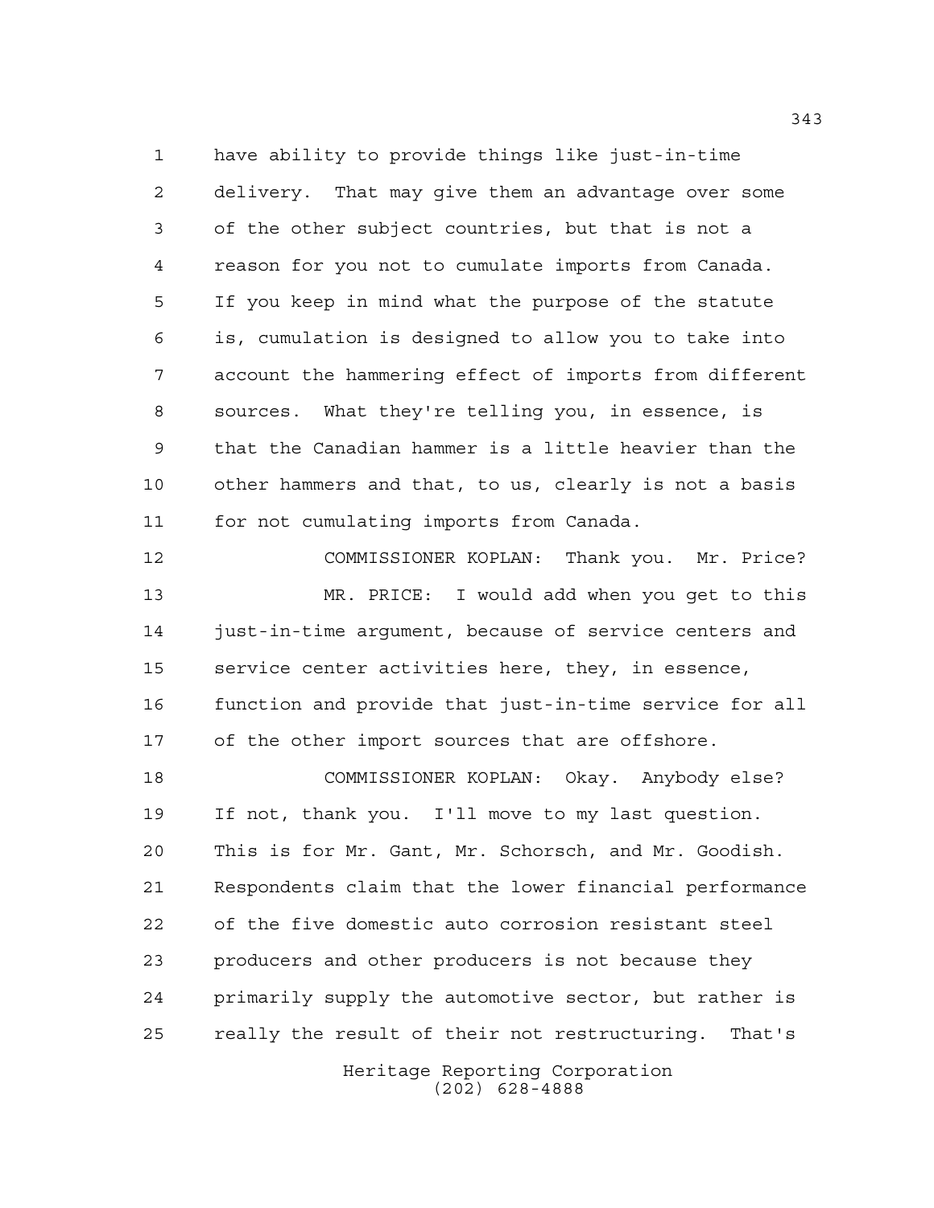have ability to provide things like just-in-time delivery. That may give them an advantage over some of the other subject countries, but that is not a reason for you not to cumulate imports from Canada. If you keep in mind what the purpose of the statute is, cumulation is designed to allow you to take into account the hammering effect of imports from different sources. What they're telling you, in essence, is that the Canadian hammer is a little heavier than the other hammers and that, to us, clearly is not a basis for not cumulating imports from Canada.

COMMISSIONER KOPLAN: Thank you. Mr. Price?

MR. PRICE: I would add when you get to this just-in-time argument, because of service centers and service center activities here, they, in essence, function and provide that just-in-time service for all of the other import sources that are offshore.

COMMISSIONER KOPLAN: Okay. Anybody else? If not, thank you. I'll move to my last question. This is for Mr. Gant, Mr. Schorsch, and Mr. Goodish. Respondents claim that the lower financial performance of the five domestic auto corrosion resistant steel producers and other producers is not because they primarily supply the automotive sector, but rather is really the result of their not restructuring. That's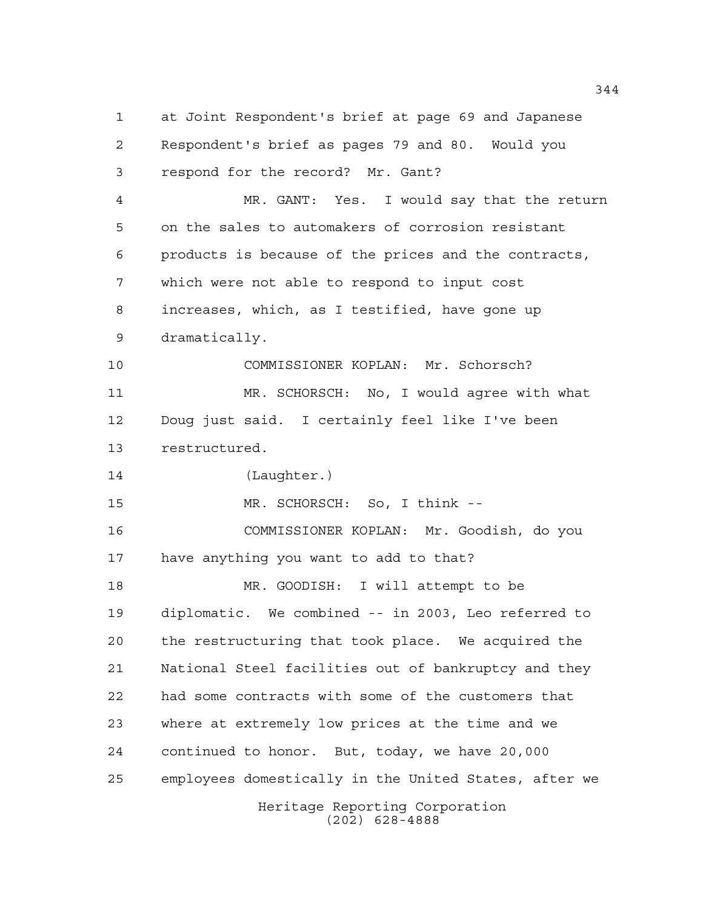at Joint Respondent's brief at page 69 and Japanese Respondent's brief as pages 79 and 80. Would you respond for the record? Mr. Gant?

MR. GANT: Yes. I would say that the return on the sales to automakers of corrosion resistant products is because of the prices and the contracts, which were not able to respond to input cost increases, which, as I testified, have gone up dramatically.

COMMISSIONER KOPLAN: Mr. Schorsch?

MR. SCHORSCH: No, I would agree with what Doug just said. I certainly feel like I've been restructured.

(Laughter.)

MR. SCHORSCH: So, I think --

COMMISSIONER KOPLAN: Mr. Goodish, do you have anything you want to add to that?

MR. GOODISH: I will attempt to be diplomatic. We combined -- in 2003, Leo referred to the restructuring that took place. We acquired the National Steel facilities out of bankruptcy and they had some contracts with some of the customers that where at extremely low prices at the time and we continued to honor. But, today, we have 20,000 employees domestically in the United States, after we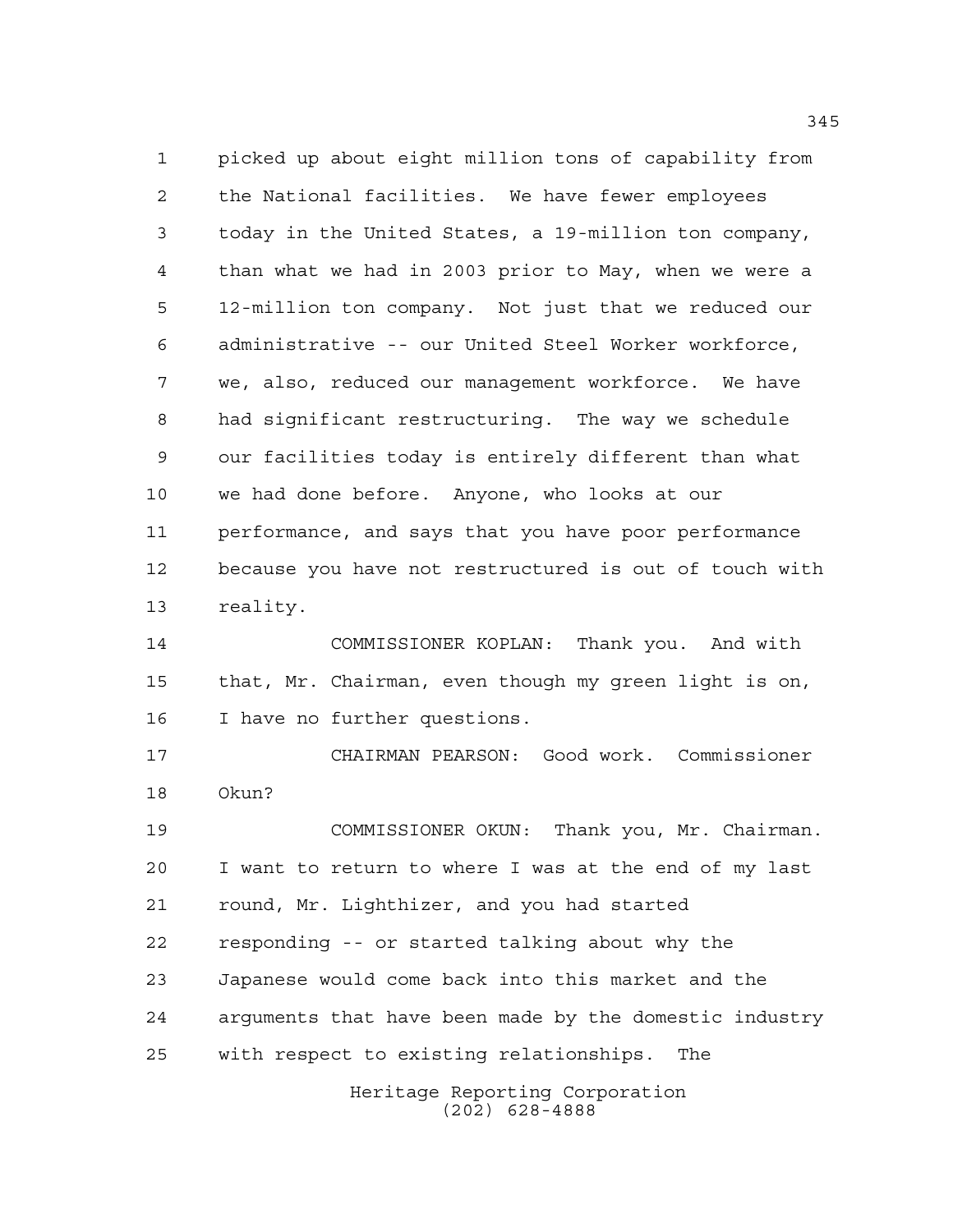picked up about eight million tons of capability from the National facilities. We have fewer employees today in the United States, a 19-million ton company, than what we had in 2003 prior to May, when we were a 12-million ton company. Not just that we reduced our administrative -- our United Steel Worker workforce, we, also, reduced our management workforce. We have had significant restructuring. The way we schedule our facilities today is entirely different than what we had done before. Anyone, who looks at our performance, and says that you have poor performance because you have not restructured is out of touch with reality.

COMMISSIONER KOPLAN: Thank you. And with that, Mr. Chairman, even though my green light is on, I have no further questions.

CHAIRMAN PEARSON: Good work. Commissioner Okun?

COMMISSIONER OKUN: Thank you, Mr. Chairman. I want to return to where I was at the end of my last round, Mr. Lighthizer, and you had started responding -- or started talking about why the Japanese would come back into this market and the arguments that have been made by the domestic industry with respect to existing relationships. The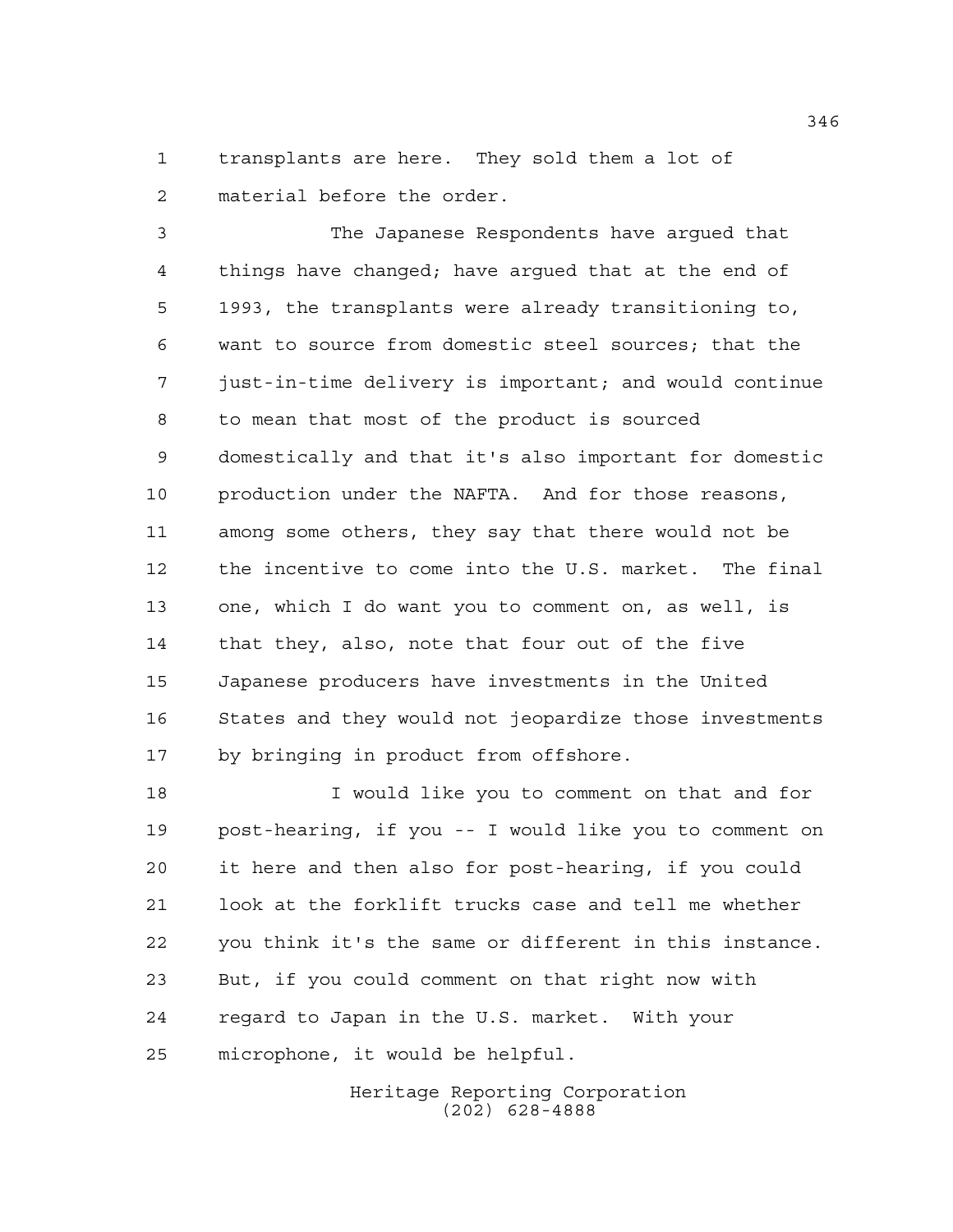transplants are here. They sold them a lot of material before the order.

The Japanese Respondents have argued that things have changed; have argued that at the end of 1993, the transplants were already transitioning to, want to source from domestic steel sources; that the just-in-time delivery is important; and would continue to mean that most of the product is sourced domestically and that it's also important for domestic production under the NAFTA. And for those reasons, among some others, they say that there would not be the incentive to come into the U.S. market. The final one, which I do want you to comment on, as well, is that they, also, note that four out of the five Japanese producers have investments in the United States and they would not jeopardize those investments by bringing in product from offshore.

I would like you to comment on that and for post-hearing, if you -- I would like you to comment on it here and then also for post-hearing, if you could look at the forklift trucks case and tell me whether you think it's the same or different in this instance. But, if you could comment on that right now with regard to Japan in the U.S. market. With your microphone, it would be helpful.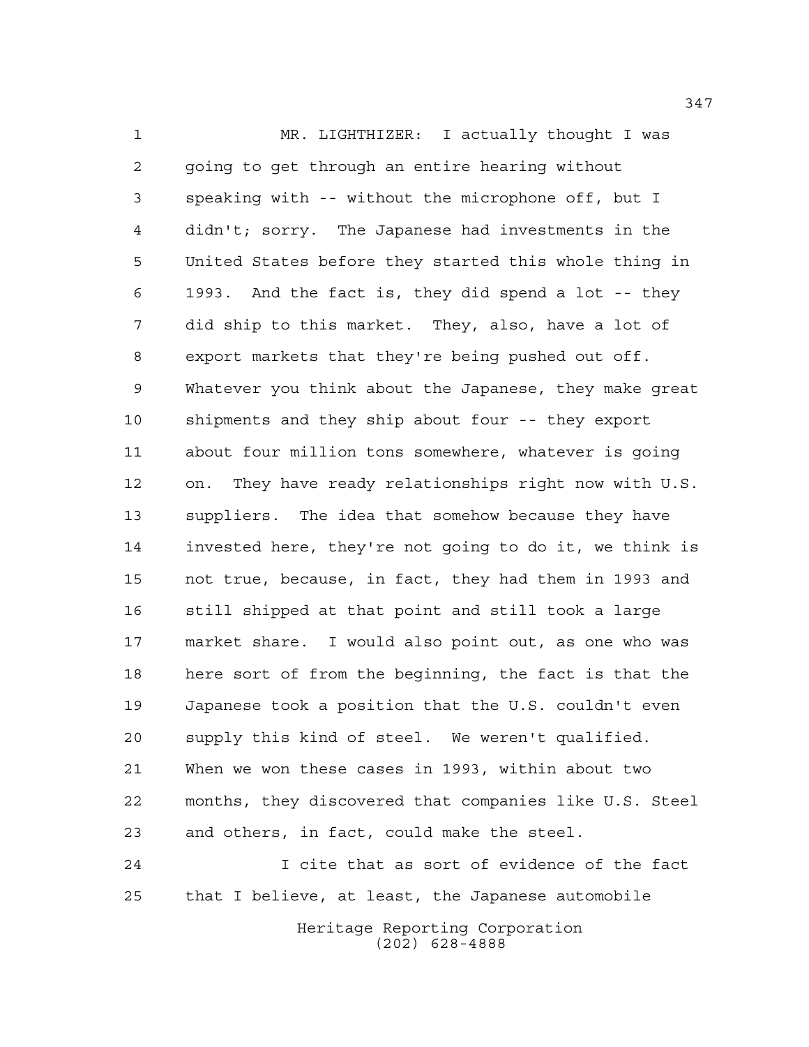MR. LIGHTHIZER: I actually thought I was going to get through an entire hearing without speaking with -- without the microphone off, but I didn't; sorry. The Japanese had investments in the United States before they started this whole thing in 1993. And the fact is, they did spend a lot -- they did ship to this market. They, also, have a lot of export markets that they're being pushed out off. Whatever you think about the Japanese, they make great shipments and they ship about four -- they export about four million tons somewhere, whatever is going on. They have ready relationships right now with U.S. suppliers. The idea that somehow because they have invested here, they're not going to do it, we think is not true, because, in fact, they had them in 1993 and still shipped at that point and still took a large market share. I would also point out, as one who was here sort of from the beginning, the fact is that the Japanese took a position that the U.S. couldn't even supply this kind of steel. We weren't qualified. When we won these cases in 1993, within about two months, they discovered that companies like U.S. Steel and others, in fact, could make the steel.

I cite that as sort of evidence of the fact that I believe, at least, the Japanese automobile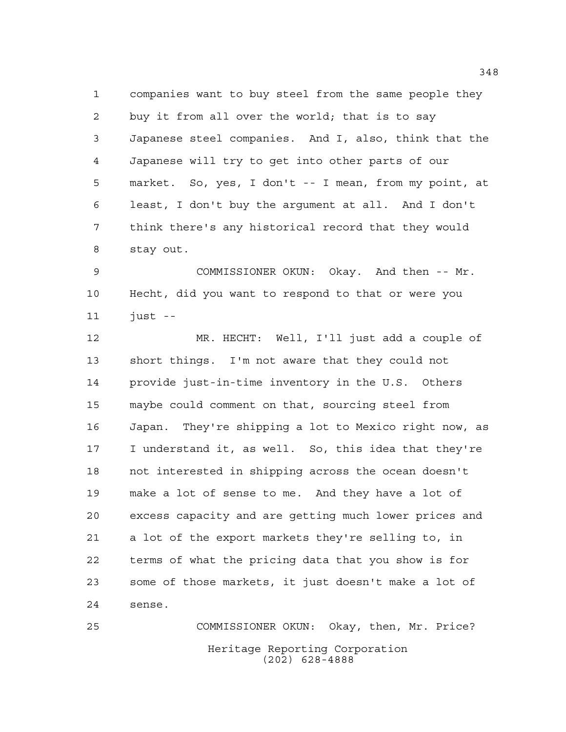companies want to buy steel from the same people they buy it from all over the world; that is to say Japanese steel companies. And I, also, think that the Japanese will try to get into other parts of our market. So, yes, I don't -- I mean, from my point, at least, I don't buy the argument at all. And I don't think there's any historical record that they would stay out.

COMMISSIONER OKUN: Okay. And then -- Mr. Hecht, did you want to respond to that or were you just --

MR. HECHT: Well, I'll just add a couple of short things. I'm not aware that they could not provide just-in-time inventory in the U.S. Others maybe could comment on that, sourcing steel from Japan. They're shipping a lot to Mexico right now, as I understand it, as well. So, this idea that they're not interested in shipping across the ocean doesn't make a lot of sense to me. And they have a lot of excess capacity and are getting much lower prices and a lot of the export markets they're selling to, in terms of what the pricing data that you show is for some of those markets, it just doesn't make a lot of sense.

COMMISSIONER OKUN: Okay, then, Mr. Price?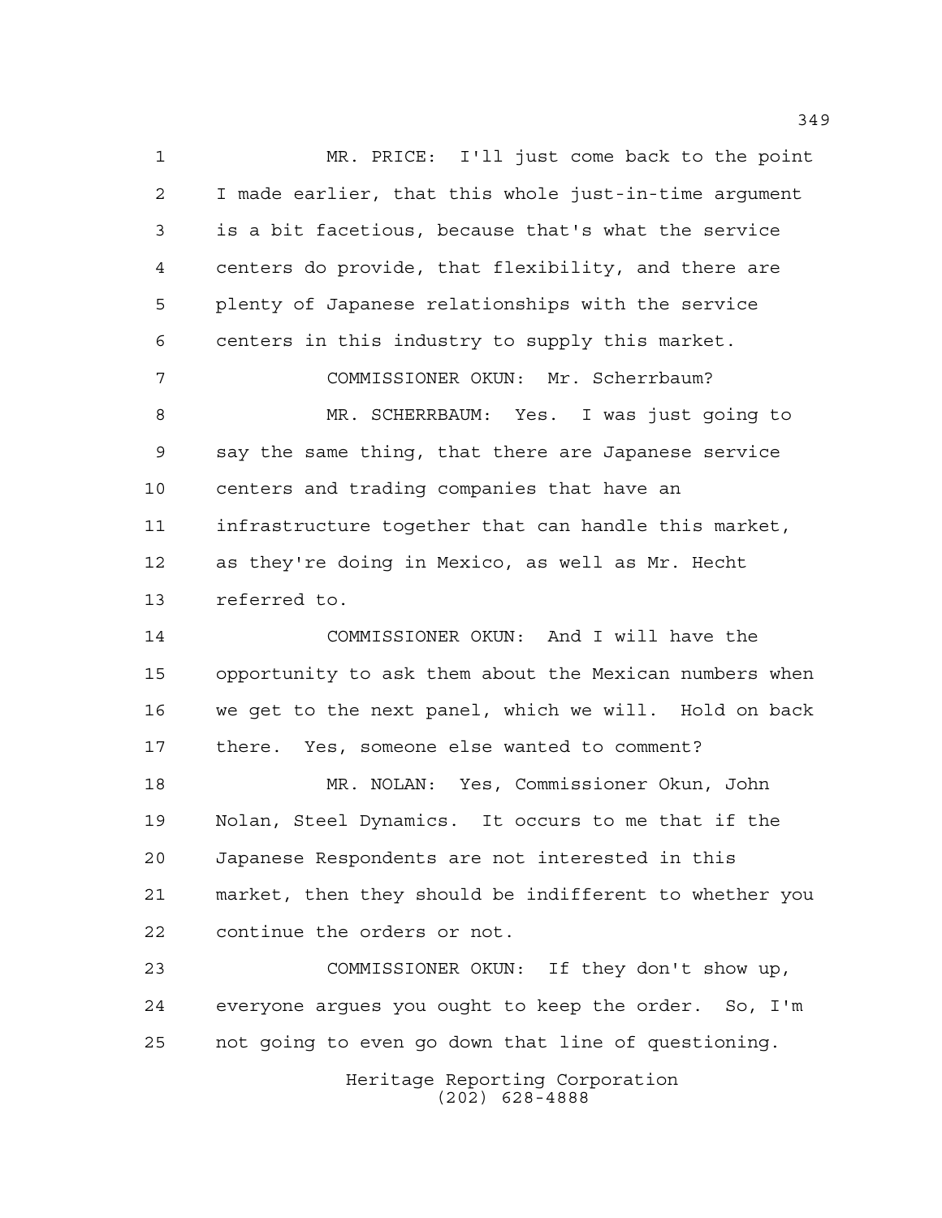MR. PRICE: I'll just come back to the point I made earlier, that this whole just-in-time argument is a bit facetious, because that's what the service centers do provide, that flexibility, and there are plenty of Japanese relationships with the service centers in this industry to supply this market.

COMMISSIONER OKUN: Mr. Scherrbaum?

MR. SCHERRBAUM: Yes. I was just going to say the same thing, that there are Japanese service centers and trading companies that have an infrastructure together that can handle this market, as they're doing in Mexico, as well as Mr. Hecht referred to.

COMMISSIONER OKUN: And I will have the opportunity to ask them about the Mexican numbers when we get to the next panel, which we will. Hold on back there. Yes, someone else wanted to comment?

MR. NOLAN: Yes, Commissioner Okun, John Nolan, Steel Dynamics. It occurs to me that if the Japanese Respondents are not interested in this market, then they should be indifferent to whether you continue the orders or not.

COMMISSIONER OKUN: If they don't show up, everyone argues you ought to keep the order. So, I'm not going to even go down that line of questioning.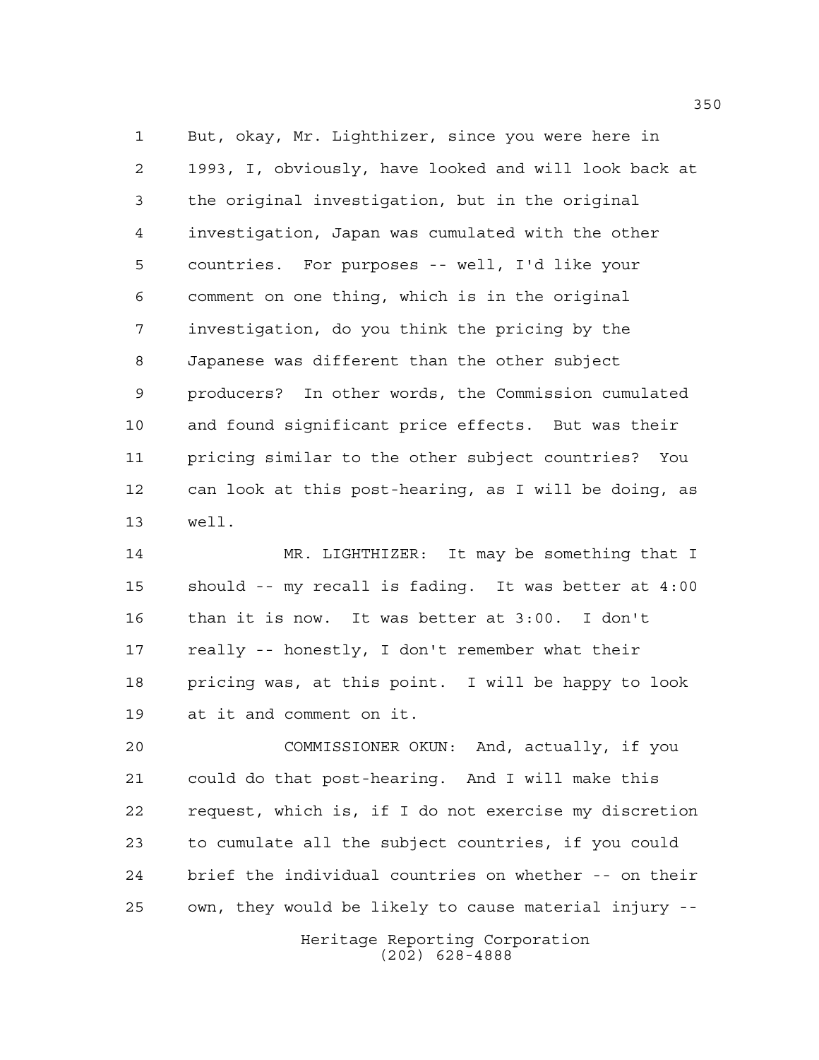But, okay, Mr. Lighthizer, since you were here in 1993, I, obviously, have looked and will look back at the original investigation, but in the original investigation, Japan was cumulated with the other countries. For purposes -- well, I'd like your comment on one thing, which is in the original investigation, do you think the pricing by the Japanese was different than the other subject producers? In other words, the Commission cumulated and found significant price effects. But was their pricing similar to the other subject countries? You can look at this post-hearing, as I will be doing, as well.

MR. LIGHTHIZER: It may be something that I should -- my recall is fading. It was better at 4:00 than it is now. It was better at 3:00. I don't really -- honestly, I don't remember what their pricing was, at this point. I will be happy to look at it and comment on it.

COMMISSIONER OKUN: And, actually, if you could do that post-hearing. And I will make this request, which is, if I do not exercise my discretion to cumulate all the subject countries, if you could brief the individual countries on whether -- on their own, they would be likely to cause material injury --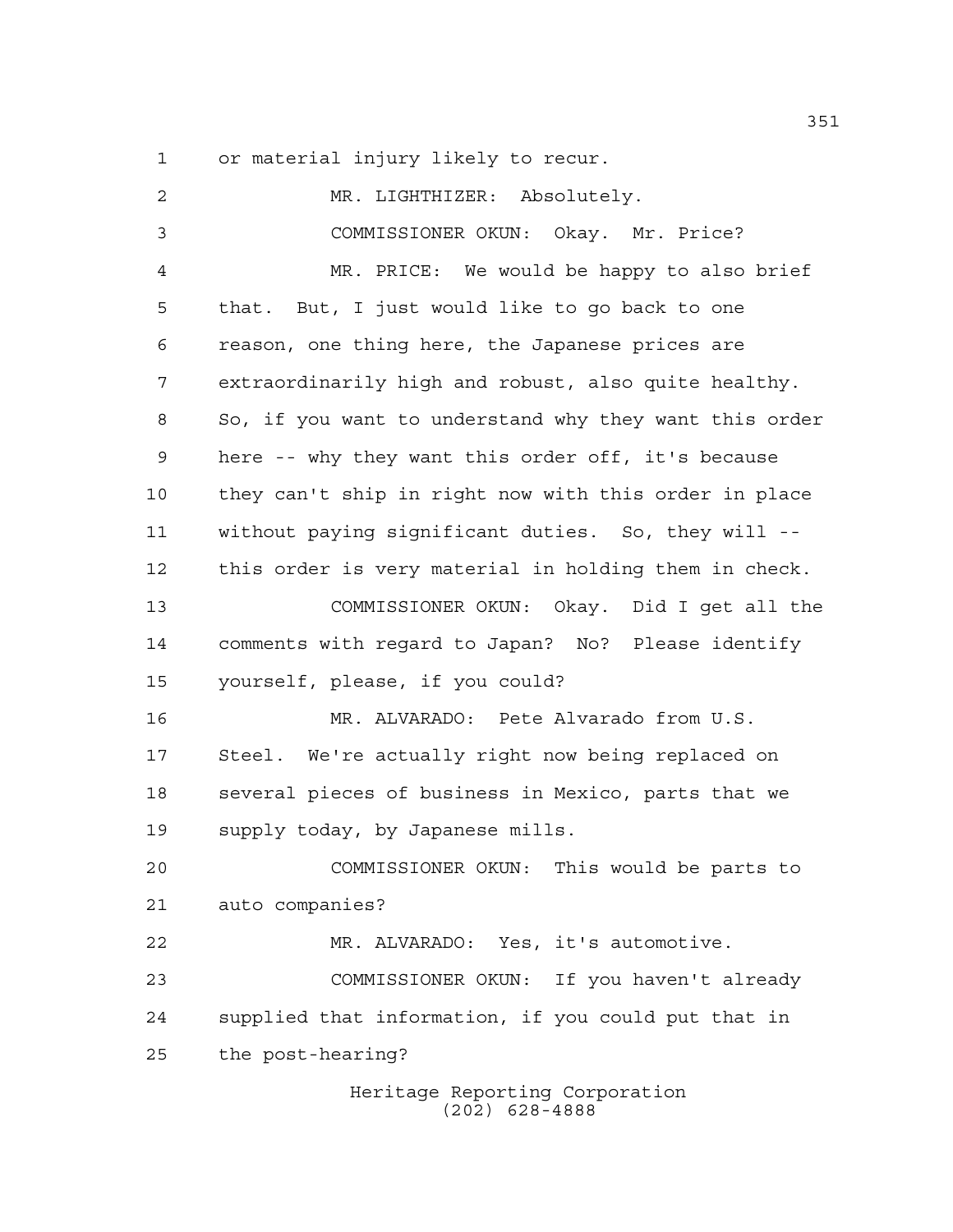or material injury likely to recur.

MR. LIGHTHIZER: Absolutely.

COMMISSIONER OKUN: Okay. Mr. Price?

MR. PRICE: We would be happy to also brief that. But, I just would like to go back to one reason, one thing here, the Japanese prices are extraordinarily high and robust, also quite healthy. So, if you want to understand why they want this order here -- why they want this order off, it's because they can't ship in right now with this order in place without paying significant duties. So, they will -- this order is very material in holding them in check.

COMMISSIONER OKUN: Okay. Did I get all the comments with regard to Japan? No? Please identify yourself, please, if you could?

MR. ALVARADO: Pete Alvarado from U.S. Steel. We're actually right now being replaced on several pieces of business in Mexico, parts that we supply today, by Japanese mills.

COMMISSIONER OKUN: This would be parts to auto companies?

MR. ALVARADO: Yes, it's automotive.

COMMISSIONER OKUN: If you haven't already supplied that information, if you could put that in the post-hearing?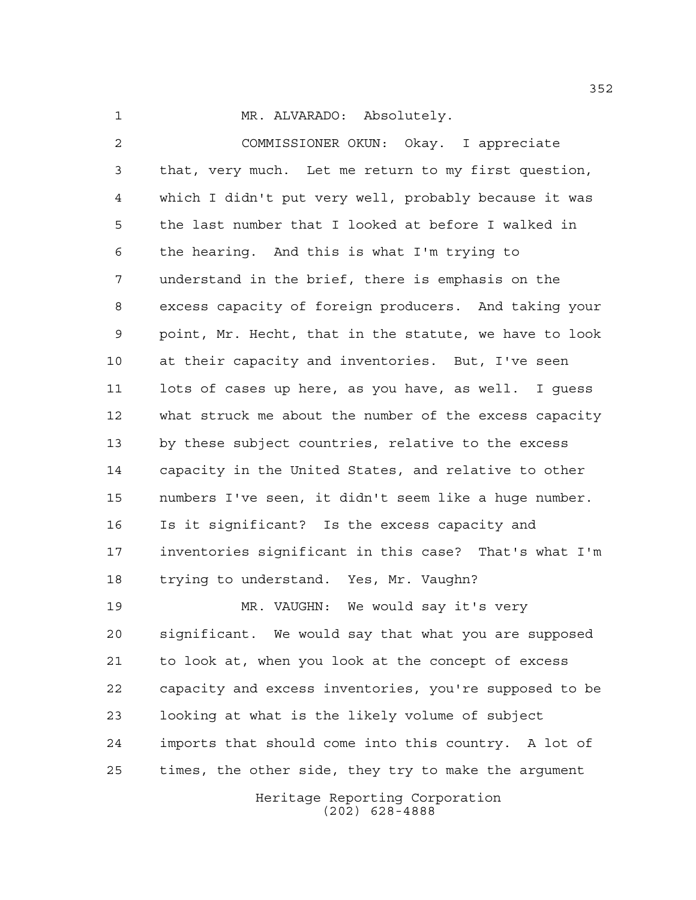MR. ALVARADO: Absolutely.

COMMISSIONER OKUN: Okay. I appreciate that, very much. Let me return to my first question, which I didn't put very well, probably because it was the last number that I looked at before I walked in the hearing. And this is what I'm trying to understand in the brief, there is emphasis on the excess capacity of foreign producers. And taking your point, Mr. Hecht, that in the statute, we have to look at their capacity and inventories. But, I've seen lots of cases up here, as you have, as well. I guess what struck me about the number of the excess capacity by these subject countries, relative to the excess capacity in the United States, and relative to other numbers I've seen, it didn't seem like a huge number. Is it significant? Is the excess capacity and inventories significant in this case? That's what I'm trying to understand. Yes, Mr. Vaughn?

MR. VAUGHN: We would say it's very significant. We would say that what you are supposed to look at, when you look at the concept of excess capacity and excess inventories, you're supposed to be looking at what is the likely volume of subject imports that should come into this country. A lot of times, the other side, they try to make the argument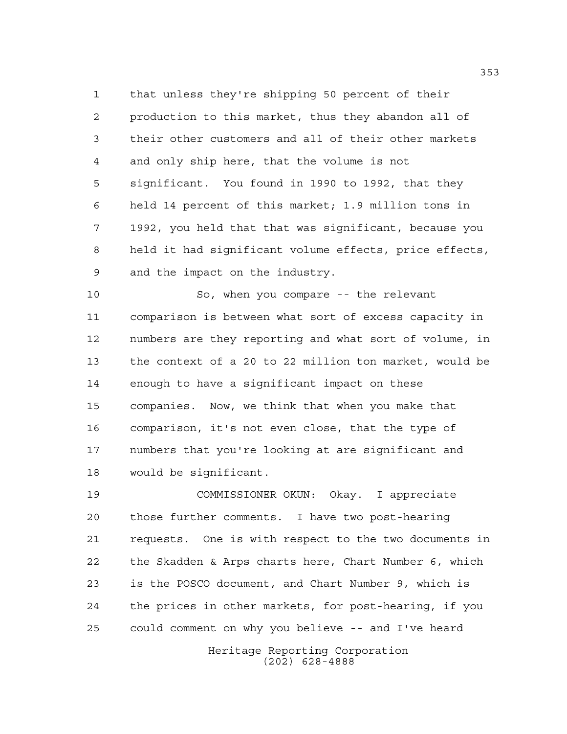that unless they're shipping 50 percent of their production to this market, thus they abandon all of their other customers and all of their other markets and only ship here, that the volume is not significant. You found in 1990 to 1992, that they held 14 percent of this market; 1.9 million tons in 1992, you held that that was significant, because you held it had significant volume effects, price effects, and the impact on the industry.

So, when you compare -- the relevant comparison is between what sort of excess capacity in numbers are they reporting and what sort of volume, in the context of a 20 to 22 million ton market, would be enough to have a significant impact on these companies. Now, we think that when you make that comparison, it's not even close, that the type of numbers that you're looking at are significant and would be significant.

COMMISSIONER OKUN: Okay. I appreciate those further comments. I have two post-hearing requests. One is with respect to the two documents in the Skadden & Arps charts here, Chart Number 6, which is the POSCO document, and Chart Number 9, which is the prices in other markets, for post-hearing, if you could comment on why you believe -- and I've heard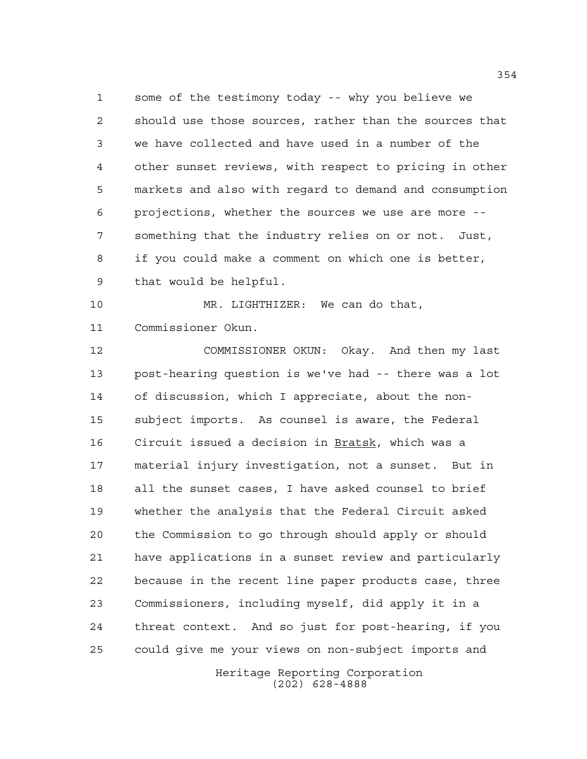some of the testimony today -- why you believe we should use those sources, rather than the sources that we have collected and have used in a number of the other sunset reviews, with respect to pricing in other markets and also with regard to demand and consumption projections, whether the sources we use are more -- something that the industry relies on or not. Just, if you could make a comment on which one is better, that would be helpful.

MR. LIGHTHIZER: We can do that, Commissioner Okun.

COMMISSIONER OKUN: Okay. And then my last post-hearing question is we've had -- there was a lot of discussion, which I appreciate, about the non-subject imports. As counsel is aware, the Federal Circuit issued a decision in Bratsk, which was a material injury investigation, not a sunset. But in all the sunset cases, I have asked counsel to brief whether the analysis that the Federal Circuit asked the Commission to go through should apply or should have applications in a sunset review and particularly because in the recent line paper products case, three Commissioners, including myself, did apply it in a threat context. And so just for post-hearing, if you could give me your views on non-subject imports and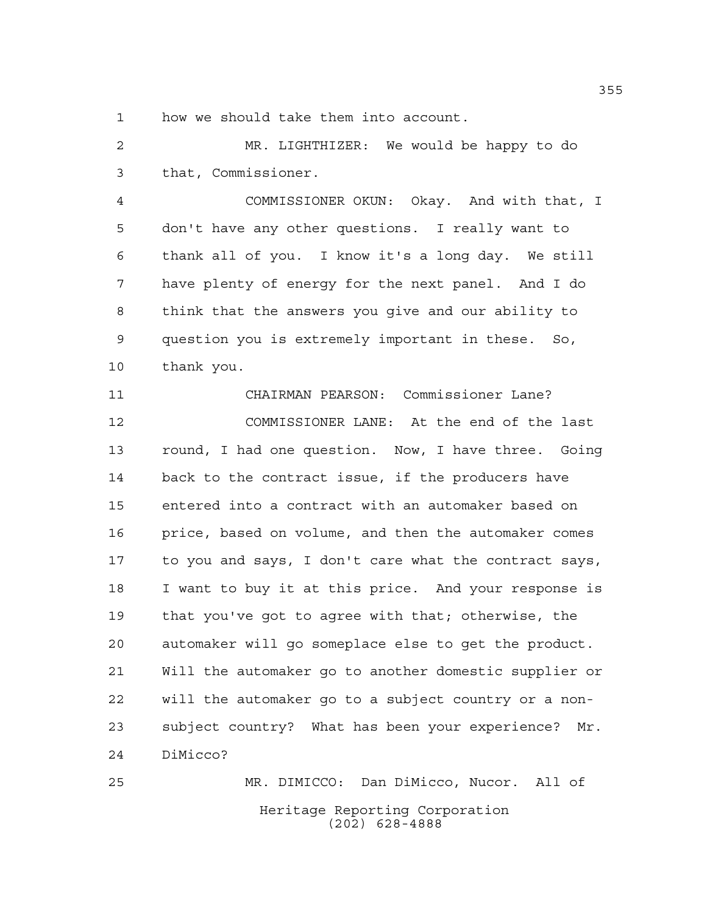how we should take them into account.

MR. LIGHTHIZER: We would be happy to do that, Commissioner.

COMMISSIONER OKUN: Okay. And with that, I don't have any other questions. I really want to thank all of you. I know it's a long day. We still have plenty of energy for the next panel. And I do think that the answers you give and our ability to question you is extremely important in these. So, thank you.

CHAIRMAN PEARSON: Commissioner Lane?

COMMISSIONER LANE: At the end of the last round, I had one question. Now, I have three. Going back to the contract issue, if the producers have entered into a contract with an automaker based on price, based on volume, and then the automaker comes to you and says, I don't care what the contract says, I want to buy it at this price. And your response is that you've got to agree with that; otherwise, the automaker will go someplace else to get the product. Will the automaker go to another domestic supplier or will the automaker go to a subject country or a non-subject country? What has been your experience? Mr. DiMicco?

MR. DIMICCO: Dan DiMicco, Nucor. All of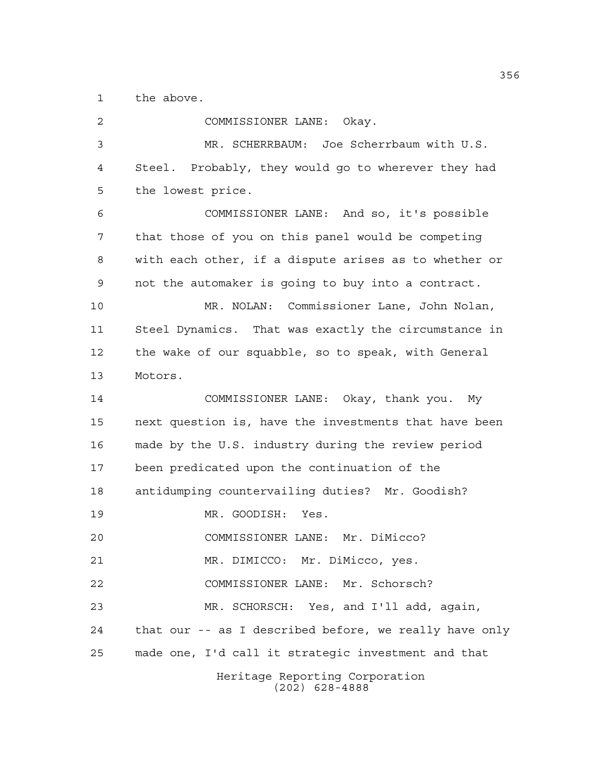the above.

COMMISSIONER LANE: Okay.

MR. SCHERRBAUM: Joe Scherrbaum with U.S. Steel. Probably, they would go to wherever they had the lowest price.

COMMISSIONER LANE: And so, it's possible that those of you on this panel would be competing with each other, if a dispute arises as to whether or not the automaker is going to buy into a contract.

MR. NOLAN: Commissioner Lane, John Nolan, Steel Dynamics. That was exactly the circumstance in the wake of our squabble, so to speak, with General Motors.

COMMISSIONER LANE: Okay, thank you. My next question is, have the investments that have been made by the U.S. industry during the review period been predicated upon the continuation of the antidumping countervailing duties? Mr. Goodish?

MR. GOODISH: Yes.

COMMISSIONER LANE: Mr. DiMicco?

MR. DIMICCO: Mr. DiMicco, yes.

COMMISSIONER LANE: Mr. Schorsch?

MR. SCHORSCH: Yes, and I'll add, again, that our -- as I described before, we really have only made one, I'd call it strategic investment and that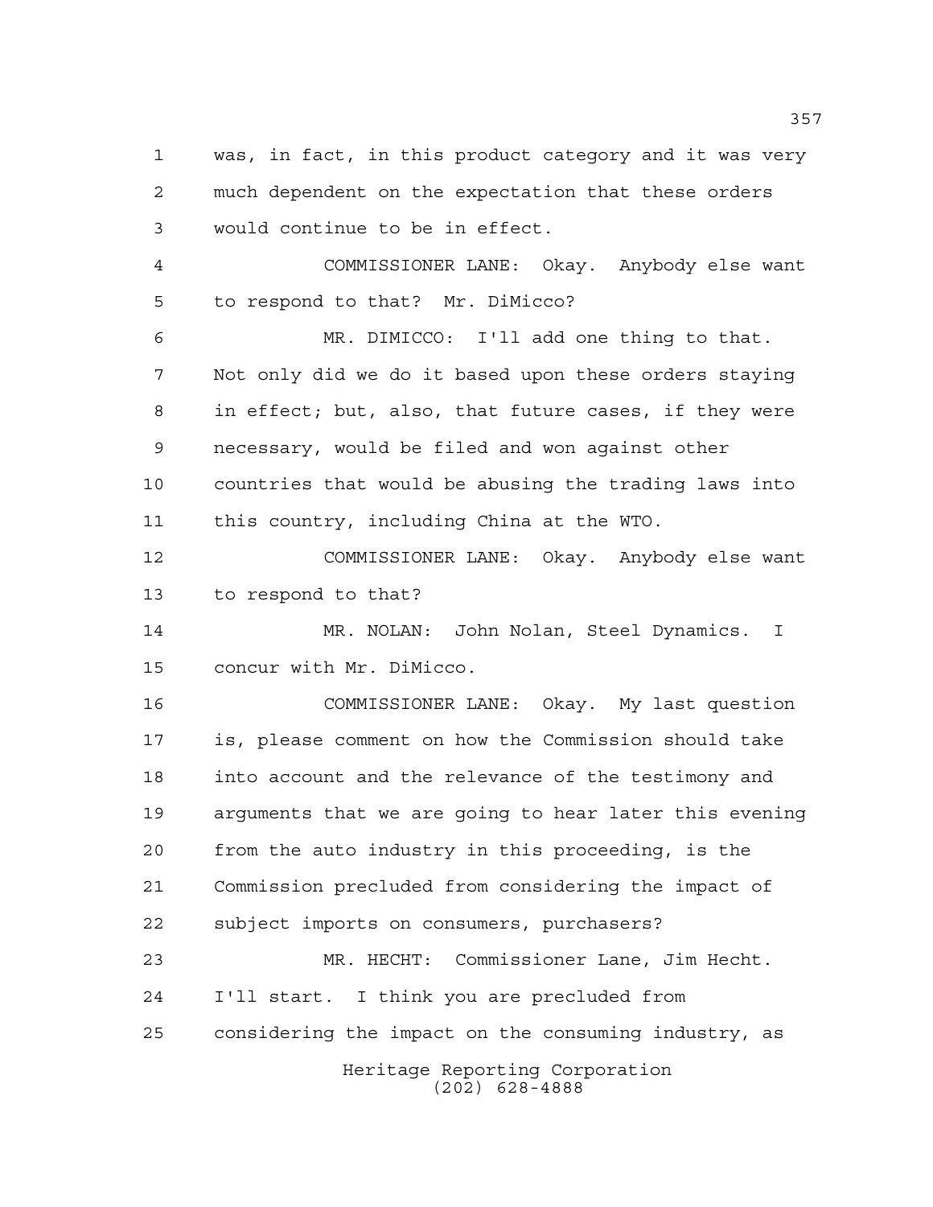was, in fact, in this product category and it was very much dependent on the expectation that these orders would continue to be in effect.

COMMISSIONER LANE: Okay. Anybody else want to respond to that? Mr. DiMicco?

MR. DIMICCO: I'll add one thing to that. Not only did we do it based upon these orders staying in effect; but, also, that future cases, if they were necessary, would be filed and won against other countries that would be abusing the trading laws into this country, including China at the WTO.

COMMISSIONER LANE: Okay. Anybody else want to respond to that?

MR. NOLAN: John Nolan, Steel Dynamics. I concur with Mr. DiMicco.

COMMISSIONER LANE: Okay. My last question is, please comment on how the Commission should take into account and the relevance of the testimony and arguments that we are going to hear later this evening from the auto industry in this proceeding, is the Commission precluded from considering the impact of subject imports on consumers, purchasers?

MR. HECHT: Commissioner Lane, Jim Hecht. I'll start. I think you are precluded from considering the impact on the consuming industry, as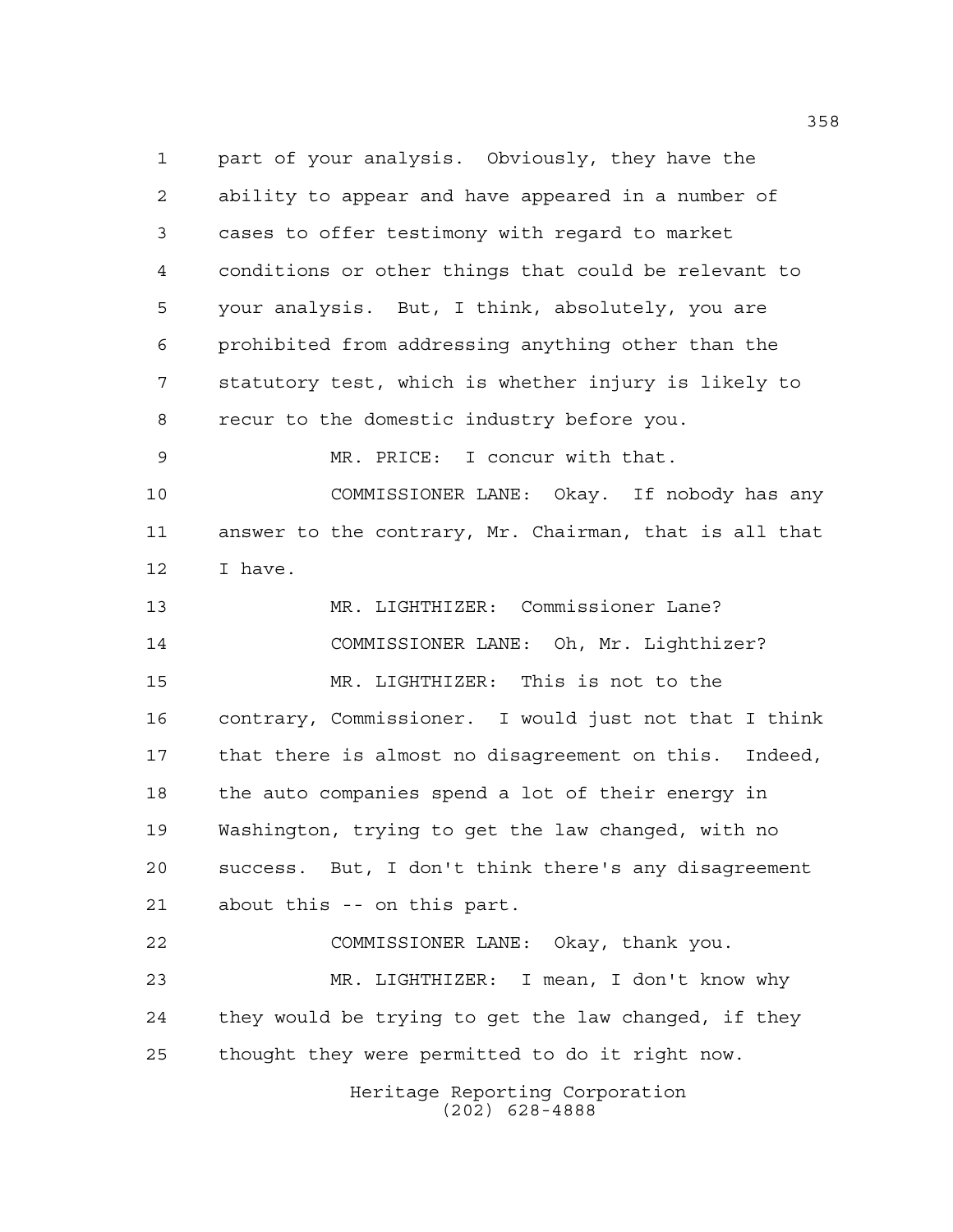part of your analysis. Obviously, they have the ability to appear and have appeared in a number of cases to offer testimony with regard to market conditions or other things that could be relevant to your analysis. But, I think, absolutely, you are prohibited from addressing anything other than the statutory test, which is whether injury is likely to recur to the domestic industry before you.

MR. PRICE: I concur with that.

COMMISSIONER LANE: Okay. If nobody has any answer to the contrary, Mr. Chairman, that is all that I have.

MR. LIGHTHIZER: Commissioner Lane?

COMMISSIONER LANE: Oh, Mr. Lighthizer?

MR. LIGHTHIZER: This is not to the contrary, Commissioner. I would just not that I think that there is almost no disagreement on this. Indeed, the auto companies spend a lot of their energy in Washington, trying to get the law changed, with no success. But, I don't think there's any disagreement about this -- on this part.

COMMISSIONER LANE: Okay, thank you.

MR. LIGHTHIZER: I mean, I don't know why they would be trying to get the law changed, if they thought they were permitted to do it right now.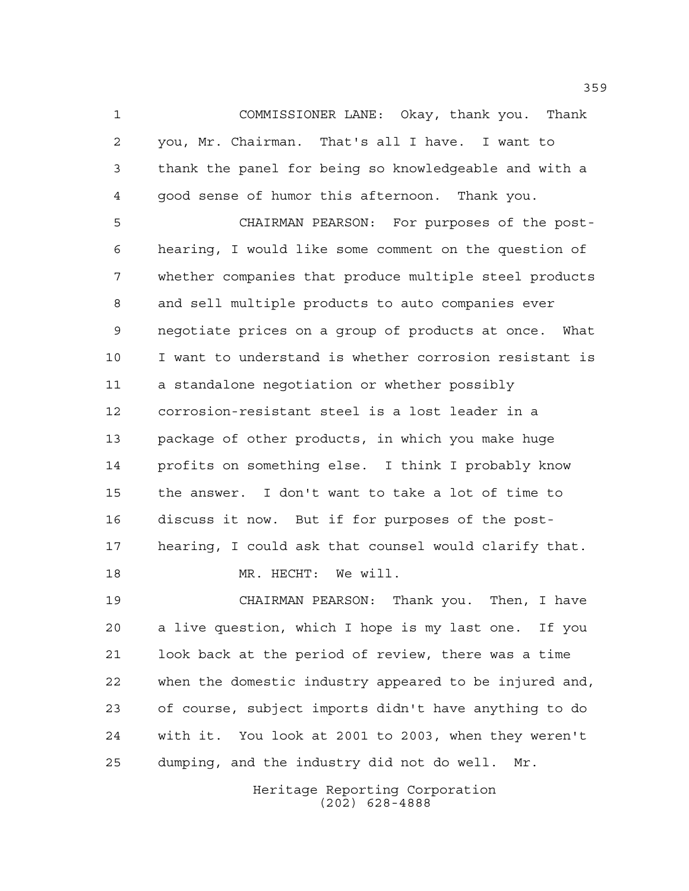COMMISSIONER LANE: Okay, thank you. Thank you, Mr. Chairman. That's all I have. I want to thank the panel for being so knowledgeable and with a good sense of humor this afternoon. Thank you.

CHAIRMAN PEARSON: For purposes of the post-hearing, I would like some comment on the question of whether companies that produce multiple steel products and sell multiple products to auto companies ever negotiate prices on a group of products at once. What I want to understand is whether corrosion resistant is a standalone negotiation or whether possibly corrosion-resistant steel is a lost leader in a package of other products, in which you make huge profits on something else. I think I probably know the answer. I don't want to take a lot of time to discuss it now. But if for purposes of the post-hearing, I could ask that counsel would clarify that.

MR. HECHT: We will.

CHAIRMAN PEARSON: Thank you. Then, I have a live question, which I hope is my last one. If you look back at the period of review, there was a time when the domestic industry appeared to be injured and, of course, subject imports didn't have anything to do with it. You look at 2001 to 2003, when they weren't dumping, and the industry did not do well. Mr.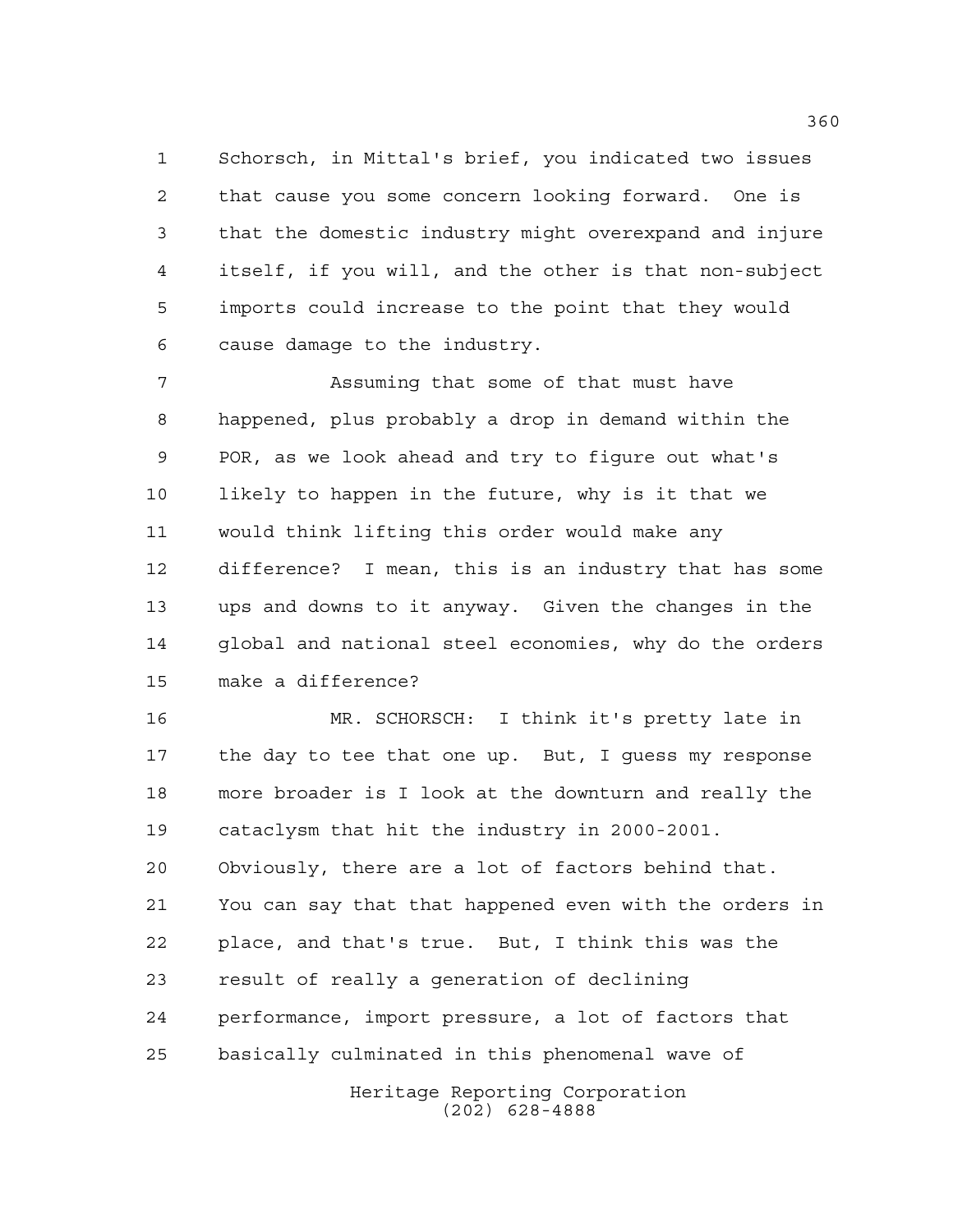Schorsch, in Mittal's brief, you indicated two issues that cause you some concern looking forward. One is that the domestic industry might overexpand and injure itself, if you will, and the other is that non-subject imports could increase to the point that they would cause damage to the industry.

Assuming that some of that must have happened, plus probably a drop in demand within the POR, as we look ahead and try to figure out what's likely to happen in the future, why is it that we would think lifting this order would make any difference? I mean, this is an industry that has some ups and downs to it anyway. Given the changes in the global and national steel economies, why do the orders make a difference?

MR. SCHORSCH: I think it's pretty late in the day to tee that one up. But, I guess my response more broader is I look at the downturn and really the cataclysm that hit the industry in 2000-2001. Obviously, there are a lot of factors behind that. You can say that that happened even with the orders in place, and that's true. But, I think this was the result of really a generation of declining performance, import pressure, a lot of factors that basically culminated in this phenomenal wave of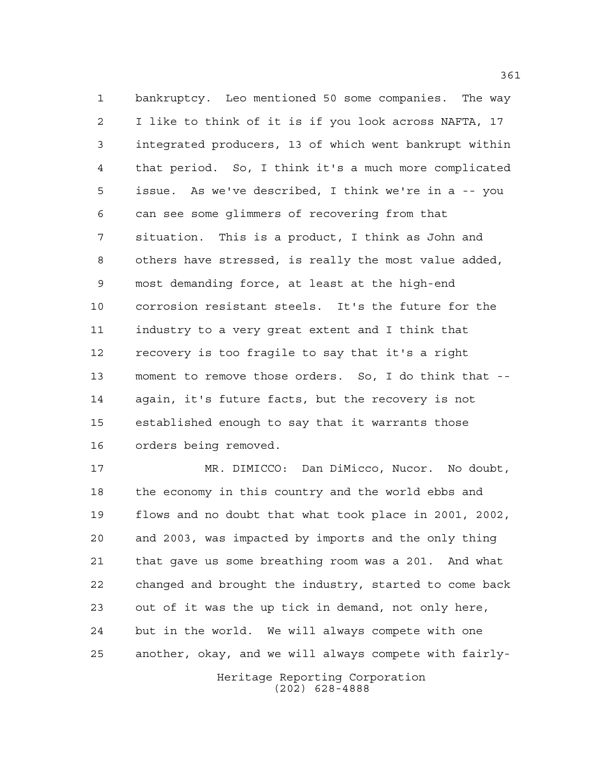bankruptcy. Leo mentioned 50 some companies. The way I like to think of it is if you look across NAFTA, 17 integrated producers, 13 of which went bankrupt within that period. So, I think it's a much more complicated issue. As we've described, I think we're in a -- you can see some glimmers of recovering from that situation. This is a product, I think as John and others have stressed, is really the most value added, most demanding force, at least at the high-end corrosion resistant steels. It's the future for the industry to a very great extent and I think that recovery is too fragile to say that it's a right moment to remove those orders. So, I do think that -- again, it's future facts, but the recovery is not established enough to say that it warrants those orders being removed.

MR. DIMICCO: Dan DiMicco, Nucor. No doubt, the economy in this country and the world ebbs and flows and no doubt that what took place in 2001, 2002, and 2003, was impacted by imports and the only thing that gave us some breathing room was a 201. And what changed and brought the industry, started to come back out of it was the up tick in demand, not only here, but in the world. We will always compete with one another, okay, and we will always compete with fairly-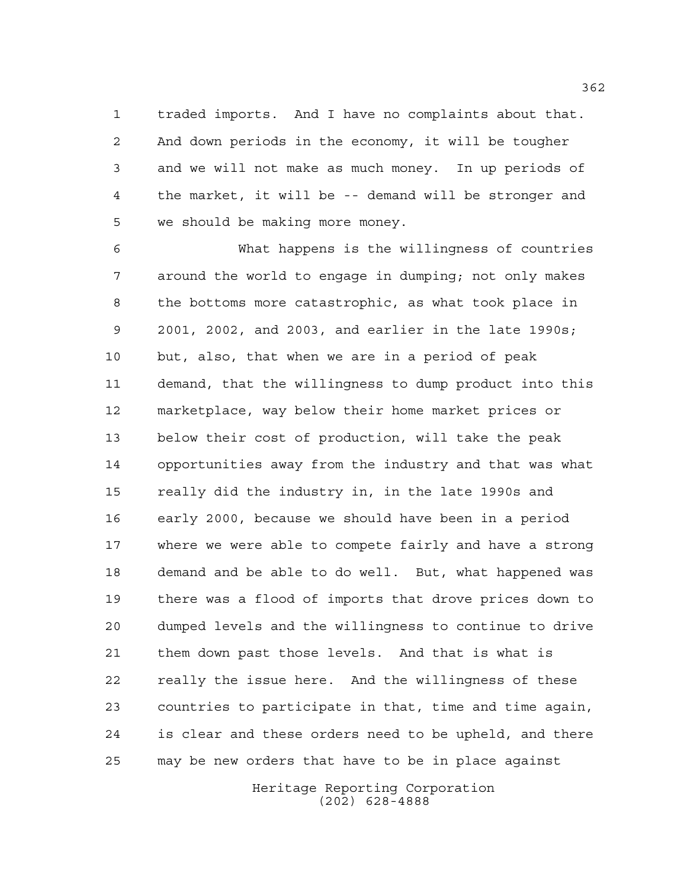traded imports. And I have no complaints about that. And down periods in the economy, it will be tougher and we will not make as much money. In up periods of the market, it will be -- demand will be stronger and we should be making more money.

What happens is the willingness of countries around the world to engage in dumping; not only makes the bottoms more catastrophic, as what took place in 2001, 2002, and 2003, and earlier in the late 1990s; but, also, that when we are in a period of peak demand, that the willingness to dump product into this marketplace, way below their home market prices or below their cost of production, will take the peak opportunities away from the industry and that was what really did the industry in, in the late 1990s and early 2000, because we should have been in a period where we were able to compete fairly and have a strong demand and be able to do well. But, what happened was there was a flood of imports that drove prices down to dumped levels and the willingness to continue to drive them down past those levels. And that is what is really the issue here. And the willingness of these countries to participate in that, time and time again, is clear and these orders need to be upheld, and there may be new orders that have to be in place against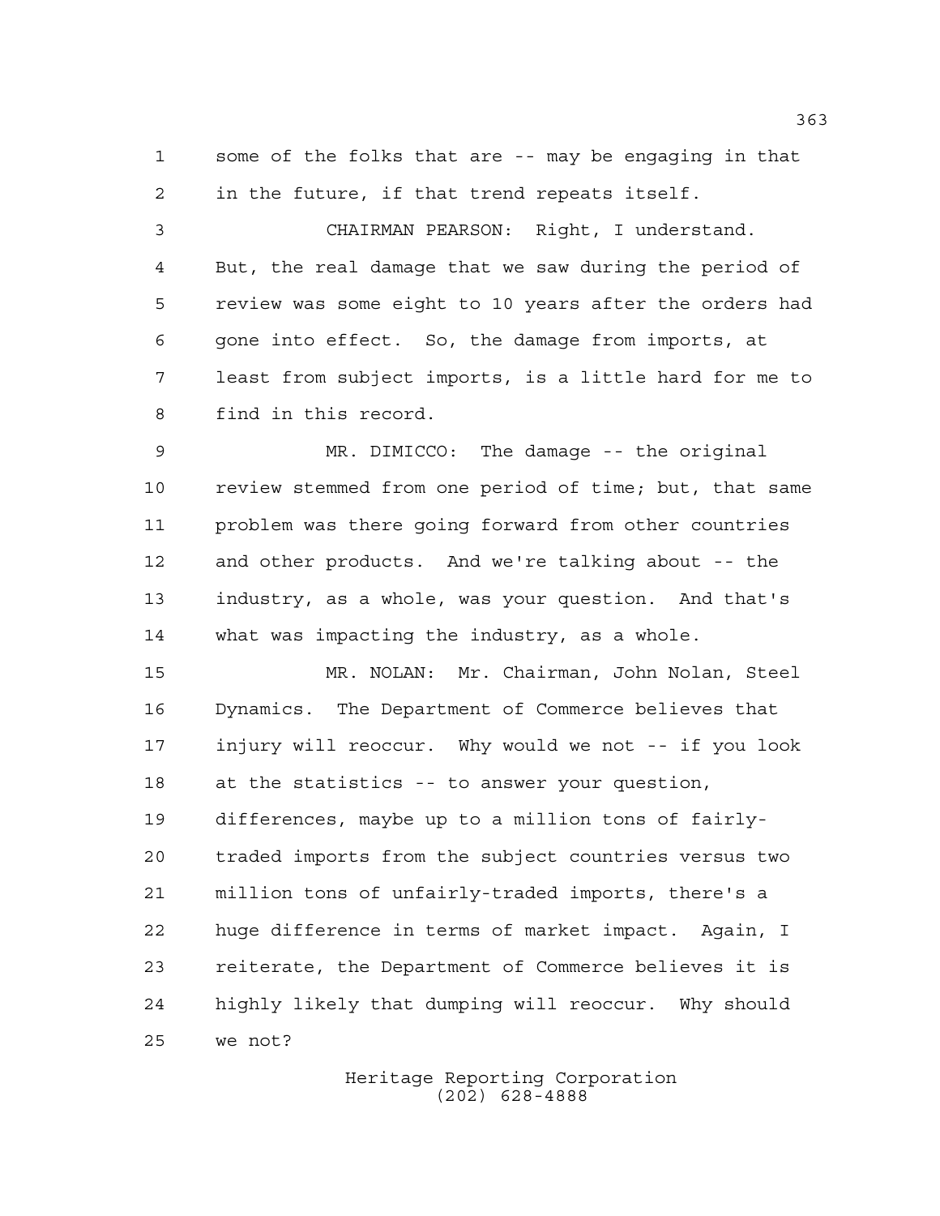some of the folks that are -- may be engaging in that in the future, if that trend repeats itself.

CHAIRMAN PEARSON: Right, I understand. But, the real damage that we saw during the period of review was some eight to 10 years after the orders had gone into effect. So, the damage from imports, at least from subject imports, is a little hard for me to find in this record.

MR. DIMICCO: The damage -- the original review stemmed from one period of time; but, that same problem was there going forward from other countries and other products. And we're talking about -- the industry, as a whole, was your question. And that's what was impacting the industry, as a whole.

MR. NOLAN: Mr. Chairman, John Nolan, Steel Dynamics. The Department of Commerce believes that injury will reoccur. Why would we not -- if you look at the statistics -- to answer your question, differences, maybe up to a million tons of fairly-traded imports from the subject countries versus two million tons of unfairly-traded imports, there's a huge difference in terms of market impact. Again, I reiterate, the Department of Commerce believes it is highly likely that dumping will reoccur. Why should we not?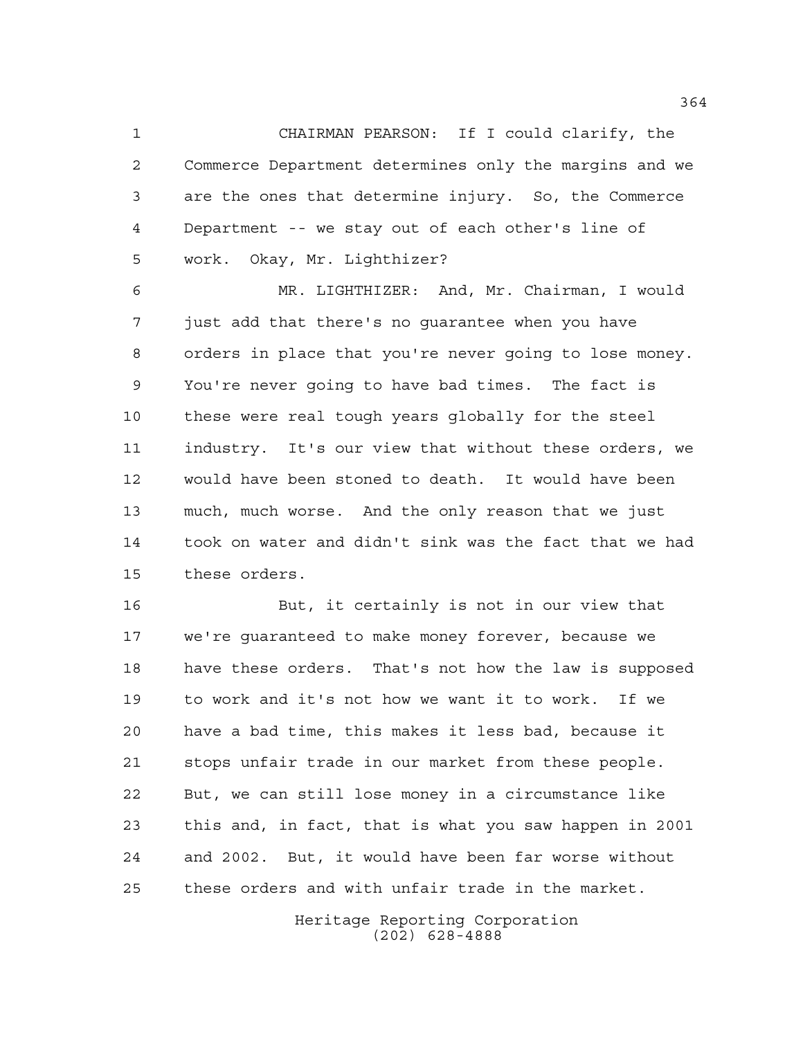CHAIRMAN PEARSON: If I could clarify, the Commerce Department determines only the margins and we are the ones that determine injury. So, the Commerce Department -- we stay out of each other's line of work. Okay, Mr. Lighthizer?

MR. LIGHTHIZER: And, Mr. Chairman, I would just add that there's no guarantee when you have orders in place that you're never going to lose money. You're never going to have bad times. The fact is these were real tough years globally for the steel industry. It's our view that without these orders, we would have been stoned to death. It would have been much, much worse. And the only reason that we just took on water and didn't sink was the fact that we had these orders.

But, it certainly is not in our view that we're guaranteed to make money forever, because we have these orders. That's not how the law is supposed to work and it's not how we want it to work. If we have a bad time, this makes it less bad, because it stops unfair trade in our market from these people. But, we can still lose money in a circumstance like this and, in fact, that is what you saw happen in 2001 and 2002. But, it would have been far worse without these orders and with unfair trade in the market.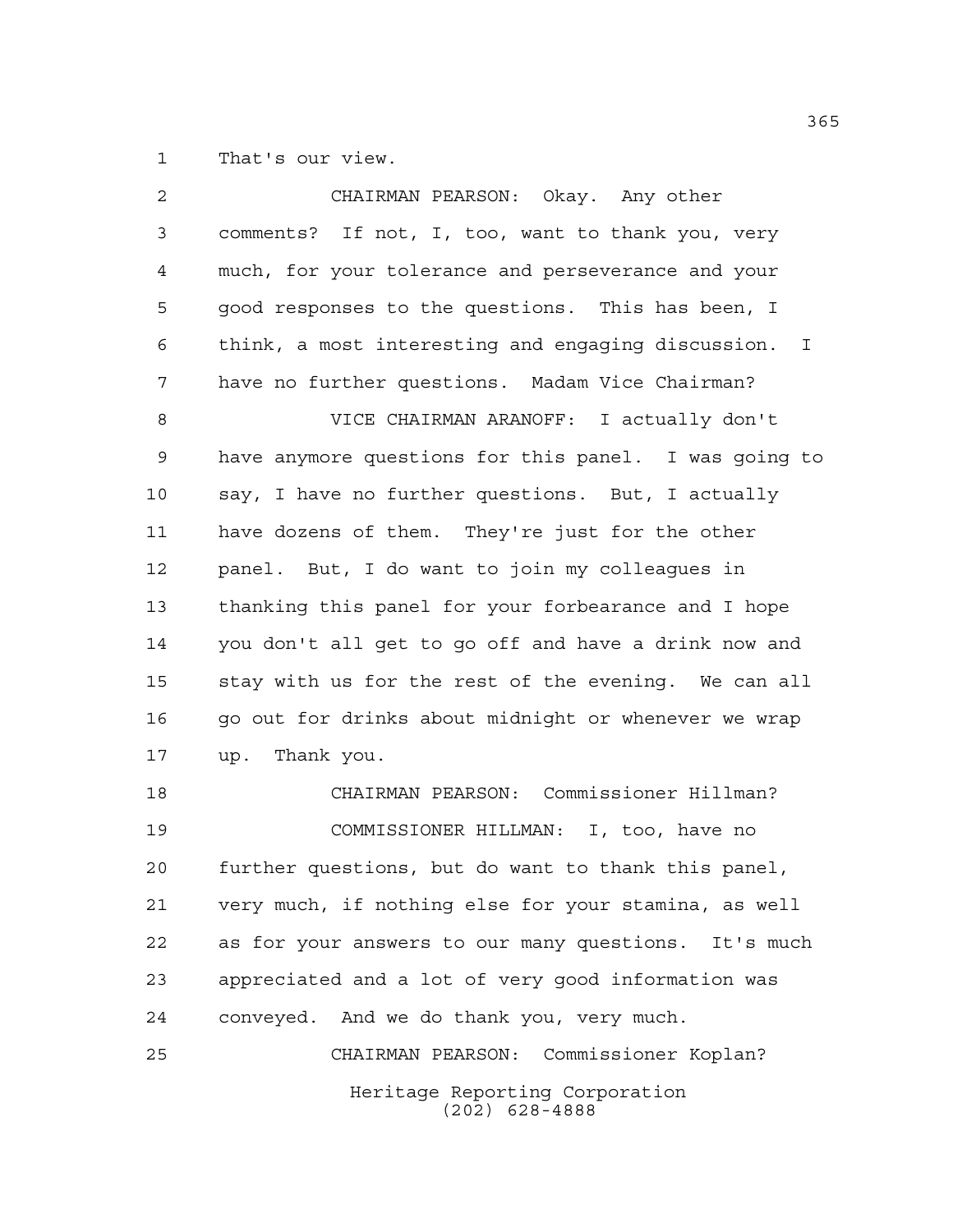That's our view.

CHAIRMAN PEARSON: Okay. Any other comments? If not, I, too, want to thank you, very much, for your tolerance and perseverance and your good responses to the questions. This has been, I think, a most interesting and engaging discussion. I have no further questions. Madam Vice Chairman?

VICE CHAIRMAN ARANOFF: I actually don't have anymore questions for this panel. I was going to say, I have no further questions. But, I actually have dozens of them. They're just for the other panel. But, I do want to join my colleagues in thanking this panel for your forbearance and I hope you don't all get to go off and have a drink now and stay with us for the rest of the evening. We can all go out for drinks about midnight or whenever we wrap up. Thank you.

CHAIRMAN PEARSON: Commissioner Hillman?

COMMISSIONER HILLMAN: I, too, have no further questions, but do want to thank this panel, very much, if nothing else for your stamina, as well as for your answers to our many questions. It's much appreciated and a lot of very good information was conveyed. And we do thank you, very much.

CHAIRMAN PEARSON: Commissioner Koplan?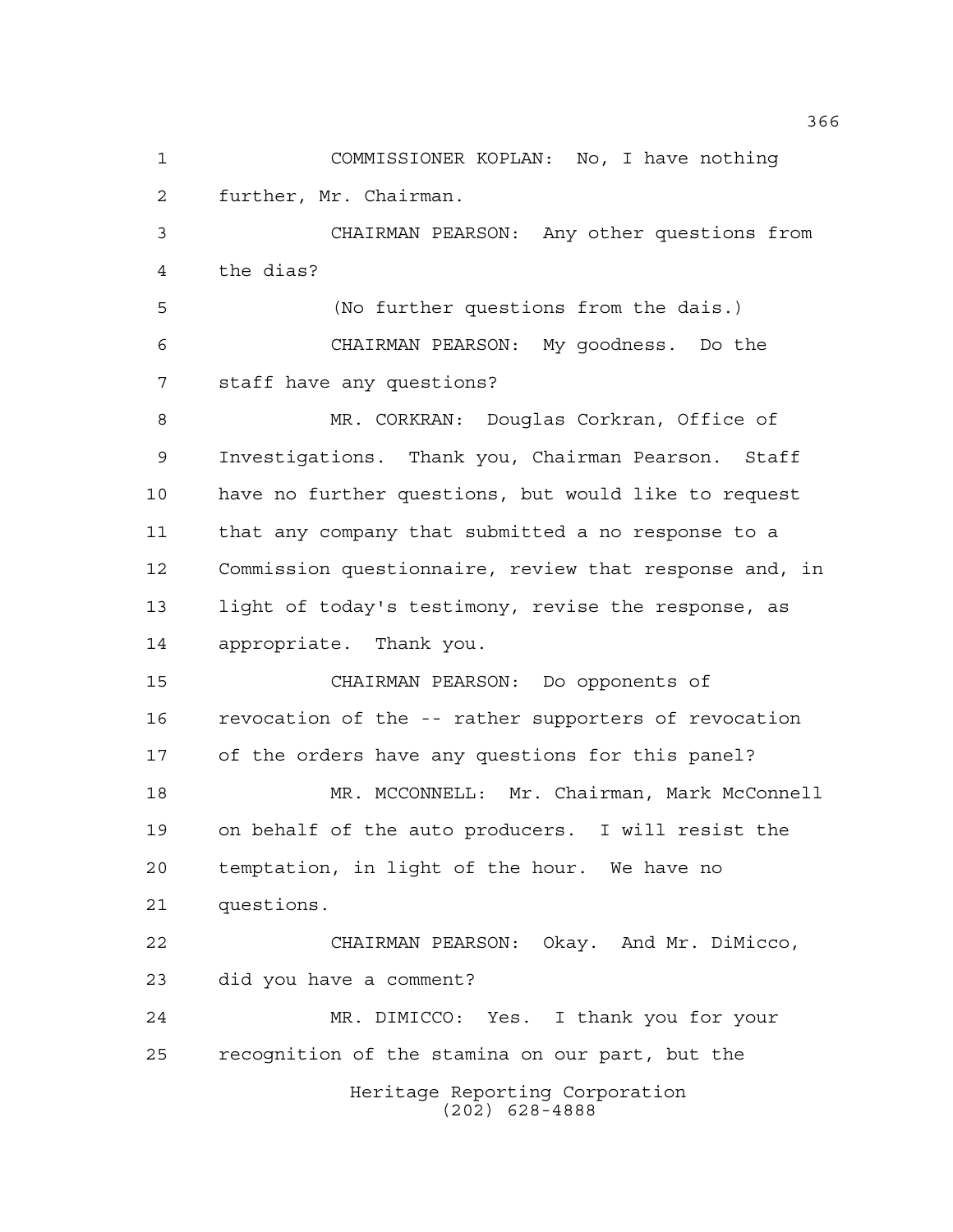COMMISSIONER KOPLAN: No, I have nothing further, Mr. Chairman.

CHAIRMAN PEARSON: Any other questions from the dias?

(No further questions from the dais.)

CHAIRMAN PEARSON: My goodness. Do the staff have any questions?

MR. CORKRAN: Douglas Corkran, Office of Investigations. Thank you, Chairman Pearson. Staff have no further questions, but would like to request that any company that submitted a no response to a Commission questionnaire, review that response and, in light of today's testimony, revise the response, as appropriate. Thank you.

CHAIRMAN PEARSON: Do opponents of revocation of the -- rather supporters of revocation of the orders have any questions for this panel?

MR. MCCONNELL: Mr. Chairman, Mark McConnell on behalf of the auto producers. I will resist the temptation, in light of the hour. We have no questions.

CHAIRMAN PEARSON: Okay. And Mr. DiMicco, did you have a comment?

MR. DIMICCO: Yes. I thank you for your recognition of the stamina on our part, but the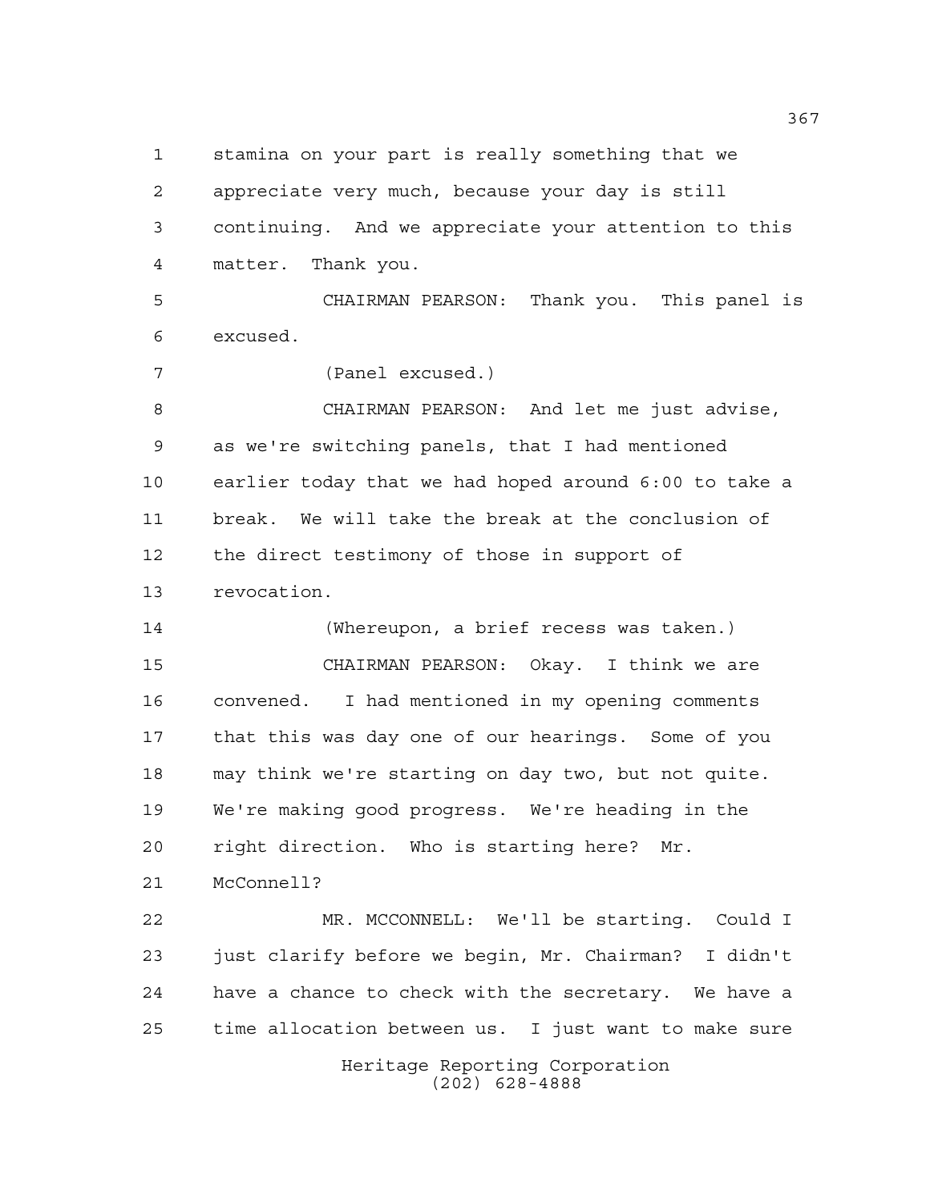stamina on your part is really something that we appreciate very much, because your day is still continuing. And we appreciate your attention to this matter. Thank you.

CHAIRMAN PEARSON: Thank you. This panel is excused.

(Panel excused.)

CHAIRMAN PEARSON: And let me just advise, as we're switching panels, that I had mentioned earlier today that we had hoped around 6:00 to take a break. We will take the break at the conclusion of the direct testimony of those in support of revocation.

(Whereupon, a brief recess was taken.)

CHAIRMAN PEARSON: Okay. I think we are convened. I had mentioned in my opening comments that this was day one of our hearings. Some of you may think we're starting on day two, but not quite. We're making good progress. We're heading in the right direction. Who is starting here? Mr. McConnell?

MR. MCCONNELL: We'll be starting. Could I just clarify before we begin, Mr. Chairman? I didn't have a chance to check with the secretary. We have a time allocation between us. I just want to make sure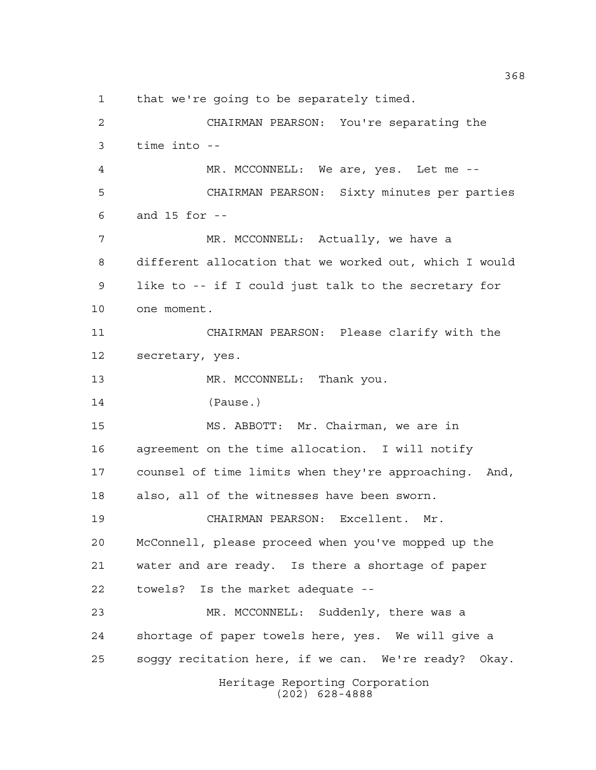that we're going to be separately timed.

CHAIRMAN PEARSON: You're separating the time into --

MR. MCCONNELL: We are, yes. Let me --

CHAIRMAN PEARSON: Sixty minutes per parties and 15 for --

MR. MCCONNELL: Actually, we have a different allocation that we worked out, which I would like to -- if I could just talk to the secretary for one moment.

CHAIRMAN PEARSON: Please clarify with the secretary, yes.

MR. MCCONNELL: Thank you.

(Pause.)

MS. ABBOTT: Mr. Chairman, we are in agreement on the time allocation. I will notify counsel of time limits when they're approaching. And, also, all of the witnesses have been sworn.

CHAIRMAN PEARSON: Excellent. Mr. McConnell, please proceed when you've mopped up the water and are ready. Is there a shortage of paper towels? Is the market adequate --

MR. MCCONNELL: Suddenly, there was a shortage of paper towels here, yes. We will give a soggy recitation here, if we can. We're ready? Okay.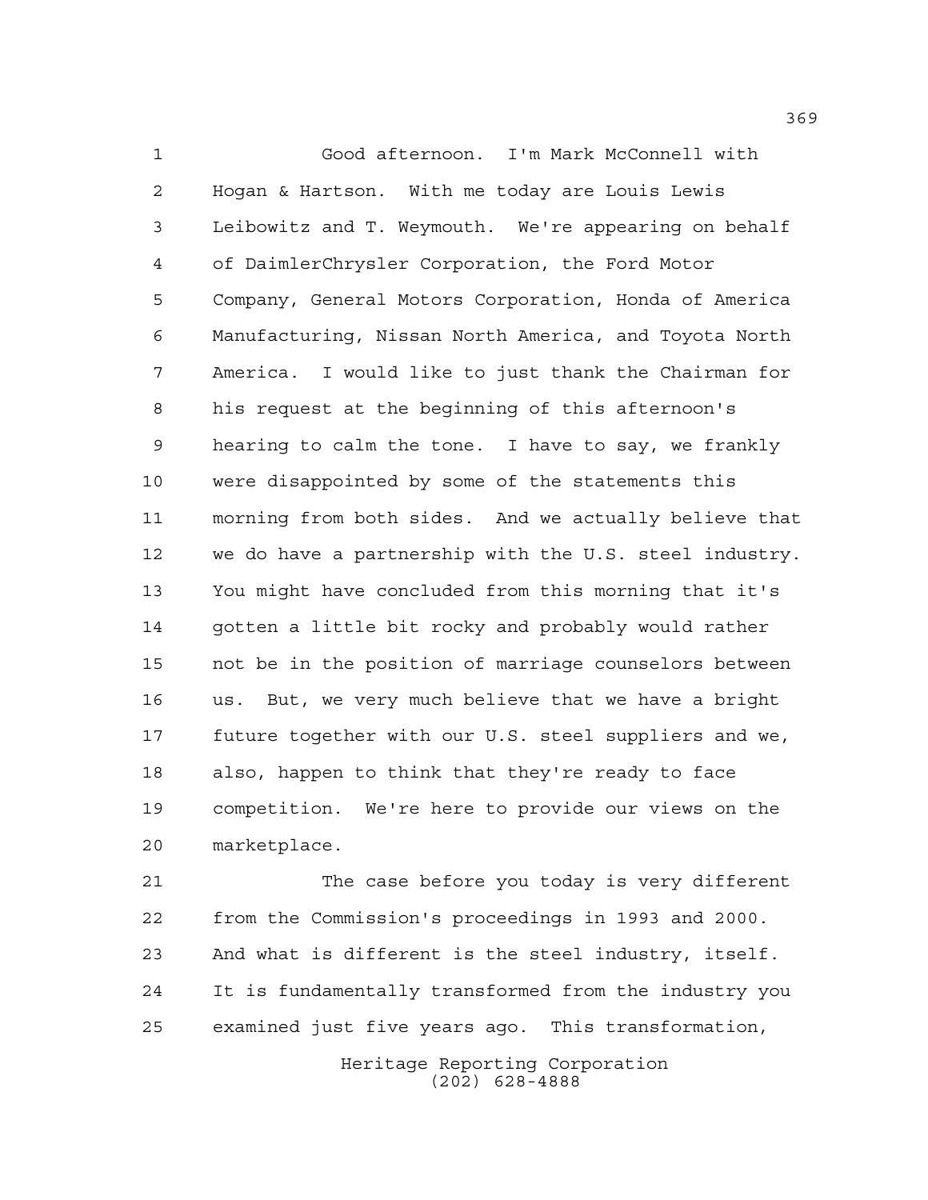Good afternoon. I'm Mark McConnell with Hogan & Hartson. With me today are Louis Lewis Leibowitz and T. Weymouth. We're appearing on behalf of DaimlerChrysler Corporation, the Ford Motor Company, General Motors Corporation, Honda of America Manufacturing, Nissan North America, and Toyota North America. I would like to just thank the Chairman for his request at the beginning of this afternoon's hearing to calm the tone. I have to say, we frankly were disappointed by some of the statements this morning from both sides. And we actually believe that we do have a partnership with the U.S. steel industry. You might have concluded from this morning that it's gotten a little bit rocky and probably would rather not be in the position of marriage counselors between us. But, we very much believe that we have a bright future together with our U.S. steel suppliers and we, also, happen to think that they're ready to face competition. We're here to provide our views on the marketplace.

The case before you today is very different from the Commission's proceedings in 1993 and 2000. And what is different is the steel industry, itself. It is fundamentally transformed from the industry you examined just five years ago. This transformation,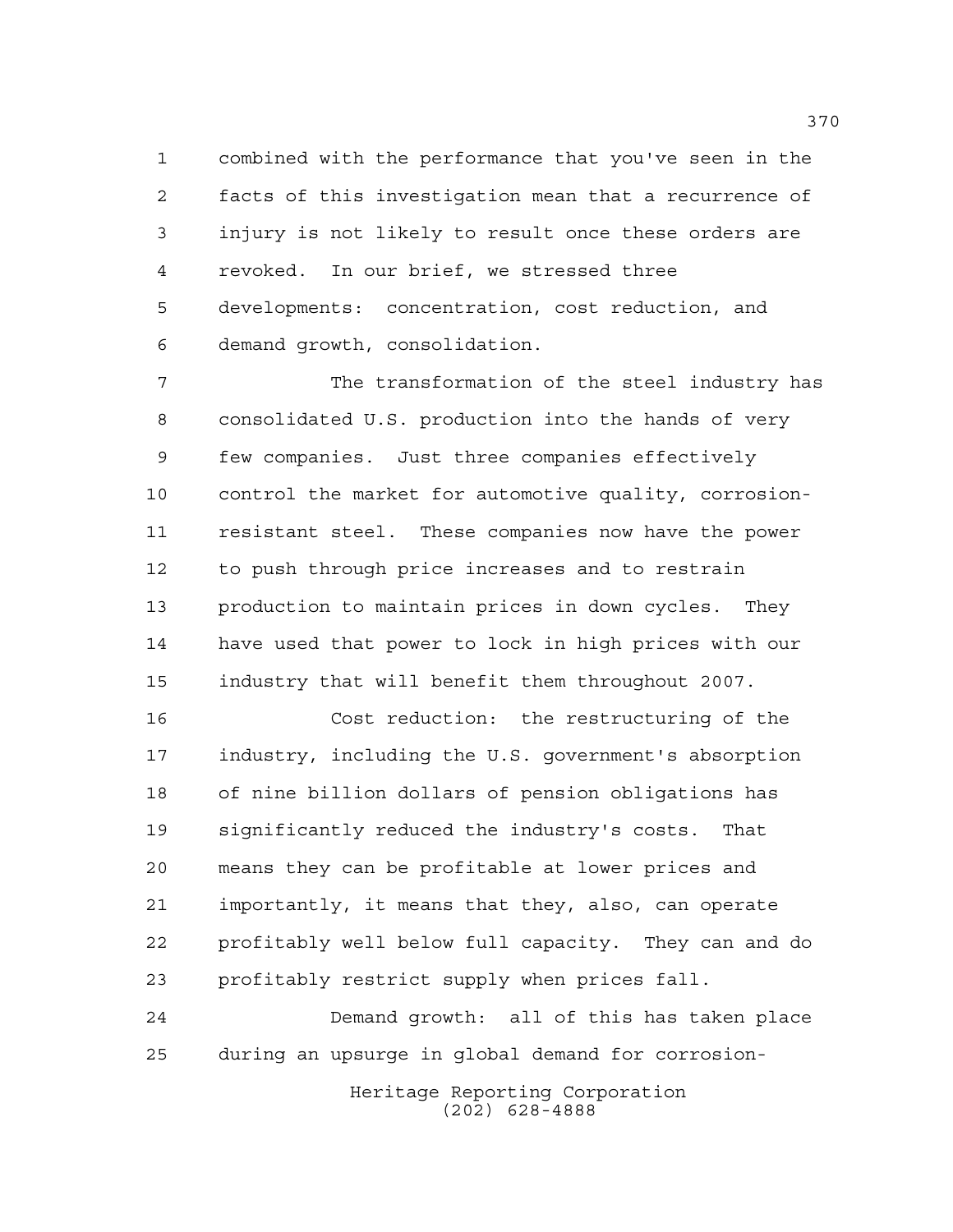combined with the performance that you've seen in the facts of this investigation mean that a recurrence of injury is not likely to result once these orders are revoked. In our brief, we stressed three developments: concentration, cost reduction, and demand growth, consolidation.

The transformation of the steel industry has consolidated U.S. production into the hands of very few companies. Just three companies effectively control the market for automotive quality, corrosion-resistant steel. These companies now have the power to push through price increases and to restrain production to maintain prices in down cycles. They have used that power to lock in high prices with our industry that will benefit them throughout 2007.

Cost reduction: the restructuring of the industry, including the U.S. government's absorption of nine billion dollars of pension obligations has significantly reduced the industry's costs. That means they can be profitable at lower prices and importantly, it means that they, also, can operate profitably well below full capacity. They can and do profitably restrict supply when prices fall.

Demand growth: all of this has taken place during an upsurge in global demand for corrosion-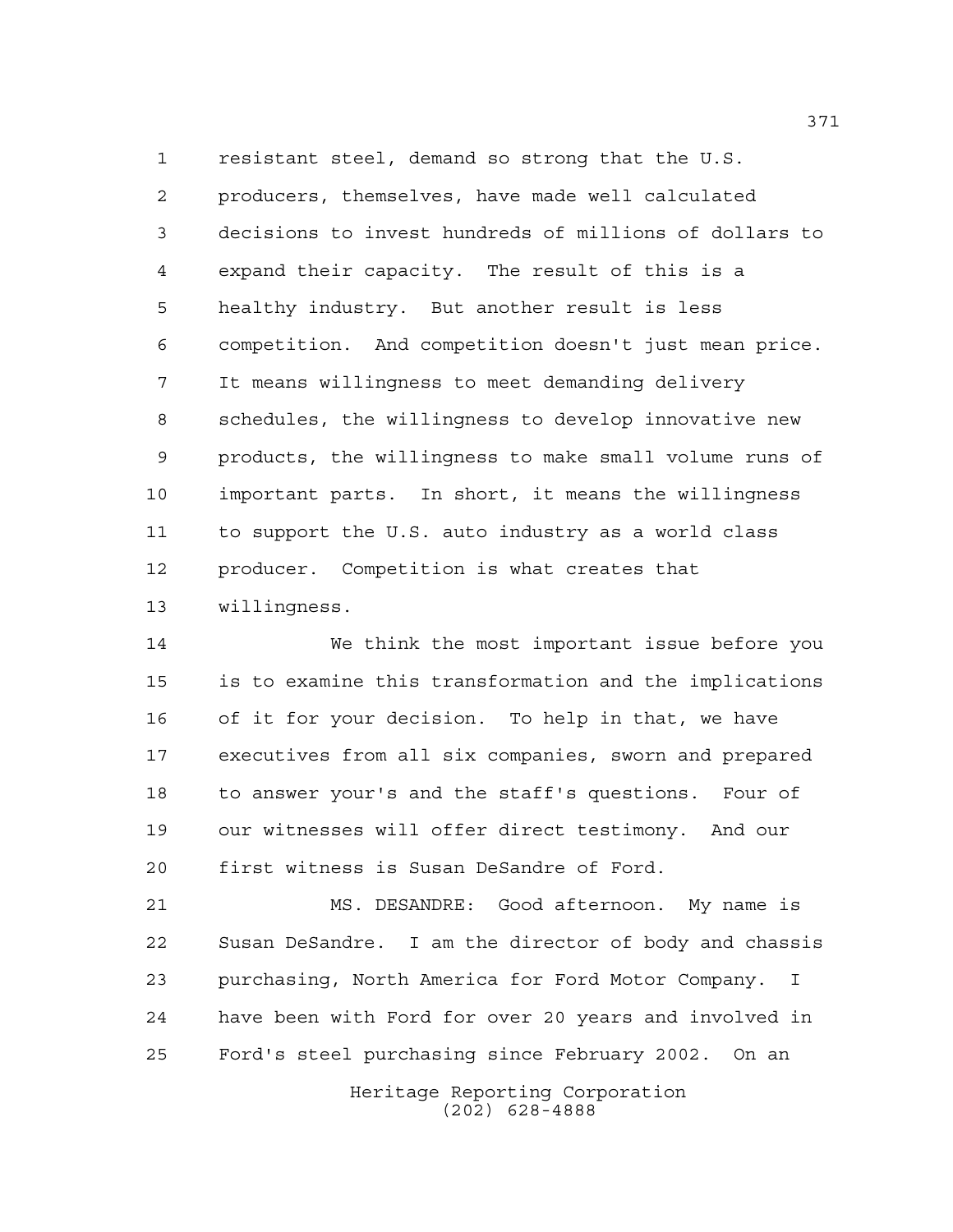resistant steel, demand so strong that the U.S. producers, themselves, have made well calculated decisions to invest hundreds of millions of dollars to expand their capacity. The result of this is a healthy industry. But another result is less competition. And competition doesn't just mean price. It means willingness to meet demanding delivery schedules, the willingness to develop innovative new products, the willingness to make small volume runs of important parts. In short, it means the willingness to support the U.S. auto industry as a world class producer. Competition is what creates that willingness.

We think the most important issue before you is to examine this transformation and the implications of it for your decision. To help in that, we have executives from all six companies, sworn and prepared to answer your's and the staff's questions. Four of our witnesses will offer direct testimony. And our first witness is Susan DeSandre of Ford.

MS. DESANDRE: Good afternoon. My name is Susan DeSandre. I am the director of body and chassis purchasing, North America for Ford Motor Company. I have been with Ford for over 20 years and involved in Ford's steel purchasing since February 2002. On an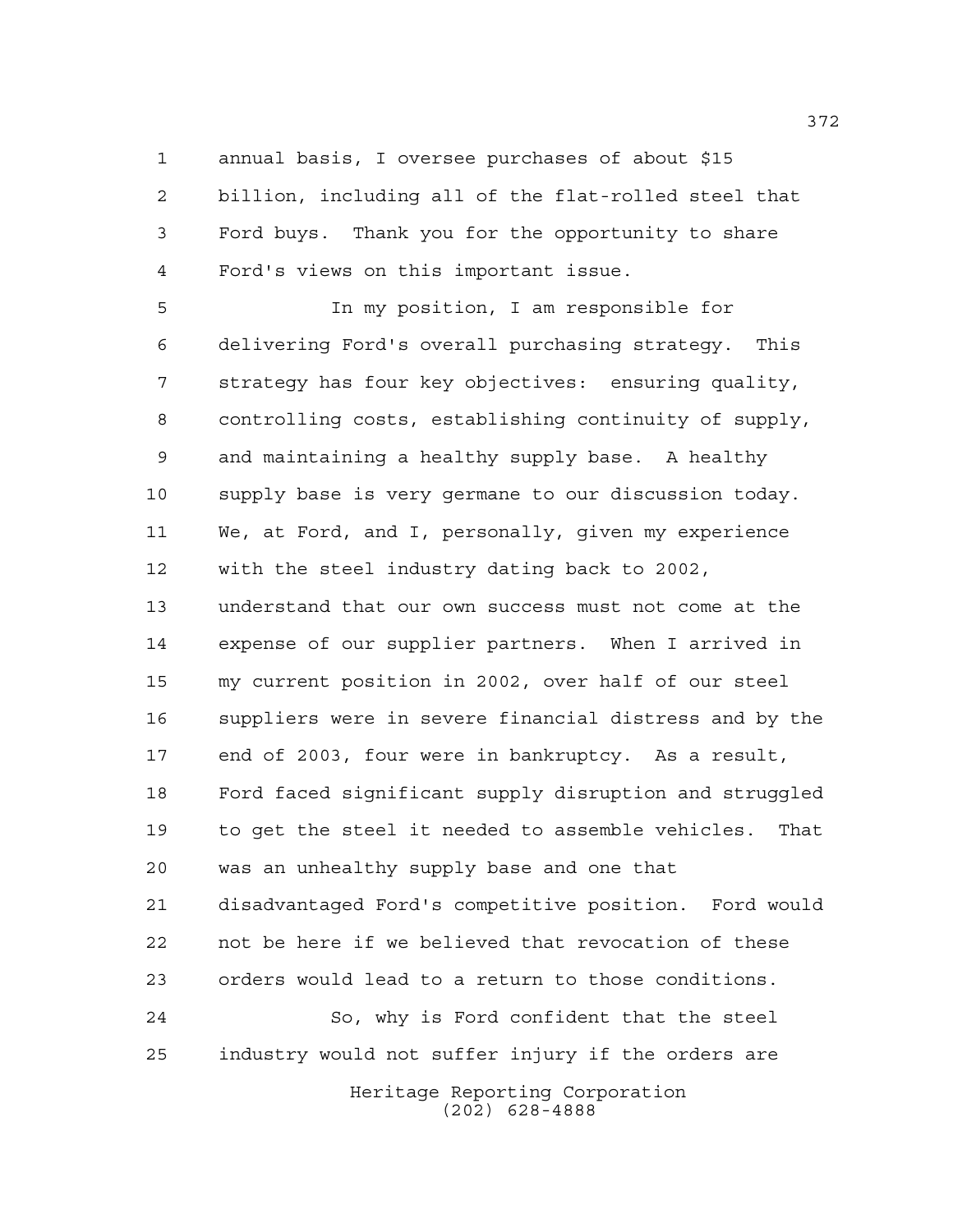annual basis, I oversee purchases of about $15 billion, including all of the flat-rolled steel that Ford buys. Thank you for the opportunity to share Ford's views on this important issue.

In my position, I am responsible for delivering Ford's overall purchasing strategy. This strategy has four key objectives: ensuring quality, controlling costs, establishing continuity of supply, and maintaining a healthy supply base. A healthy supply base is very germane to our discussion today. We, at Ford, and I, personally, given my experience with the steel industry dating back to 2002, understand that our own success must not come at the expense of our supplier partners. When I arrived in my current position in 2002, over half of our steel suppliers were in severe financial distress and by the end of 2003, four were in bankruptcy. As a result, Ford faced significant supply disruption and struggled to get the steel it needed to assemble vehicles. That was an unhealthy supply base and one that disadvantaged Ford's competitive position. Ford would not be here if we believed that revocation of these orders would lead to a return to those conditions.

So, why is Ford confident that the steel industry would not suffer injury if the orders are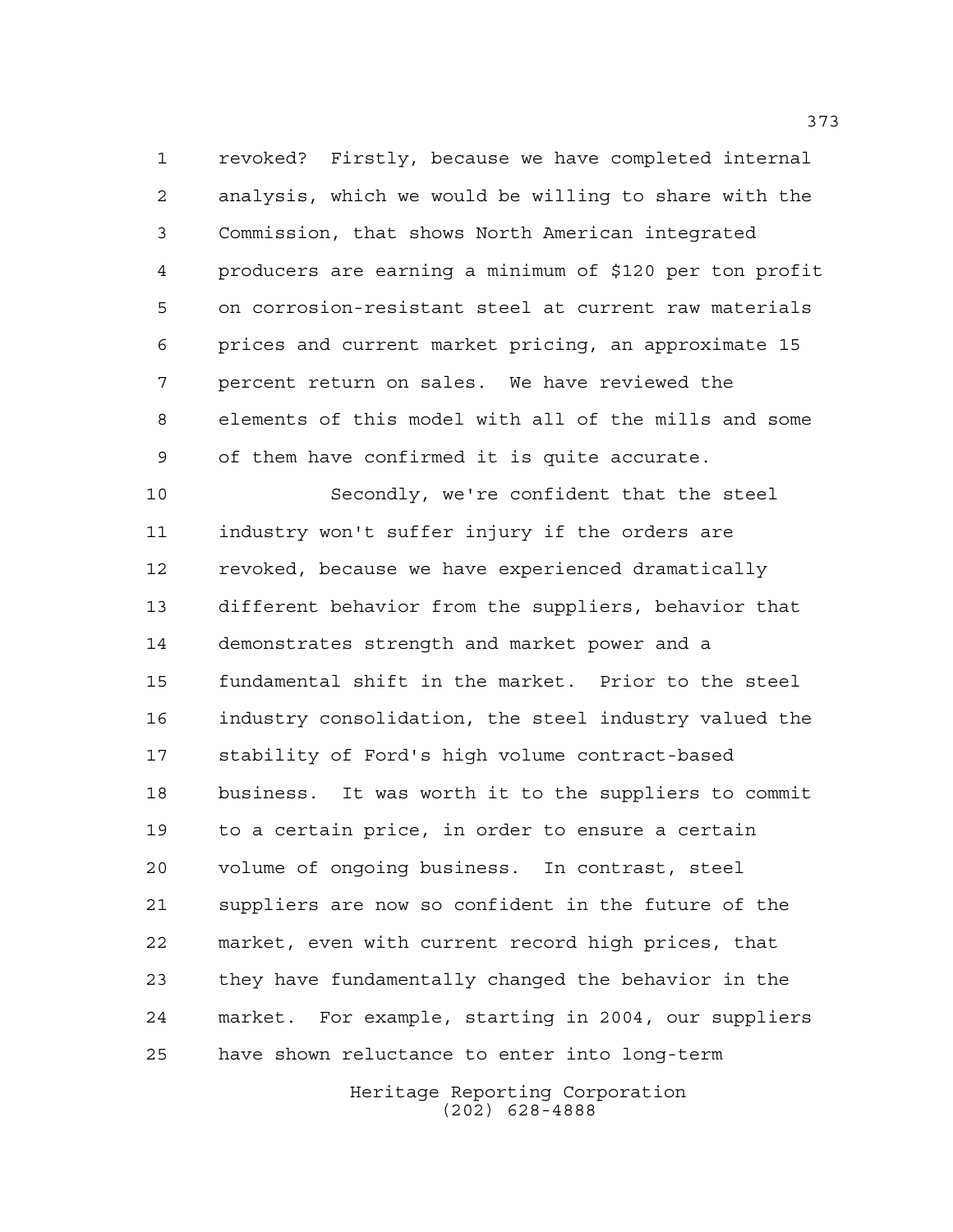revoked? Firstly, because we have completed internal analysis, which we would be willing to share with the Commission, that shows North American integrated producers are earning a minimum of $120 per ton profit on corrosion-resistant steel at current raw materials prices and current market pricing, an approximate 15 percent return on sales. We have reviewed the elements of this model with all of the mills and some of them have confirmed it is quite accurate.

Secondly, we're confident that the steel industry won't suffer injury if the orders are revoked, because we have experienced dramatically different behavior from the suppliers, behavior that demonstrates strength and market power and a fundamental shift in the market. Prior to the steel industry consolidation, the steel industry valued the stability of Ford's high volume contract-based business. It was worth it to the suppliers to commit to a certain price, in order to ensure a certain volume of ongoing business. In contrast, steel suppliers are now so confident in the future of the market, even with current record high prices, that they have fundamentally changed the behavior in the market. For example, starting in 2004, our suppliers have shown reluctance to enter into long-term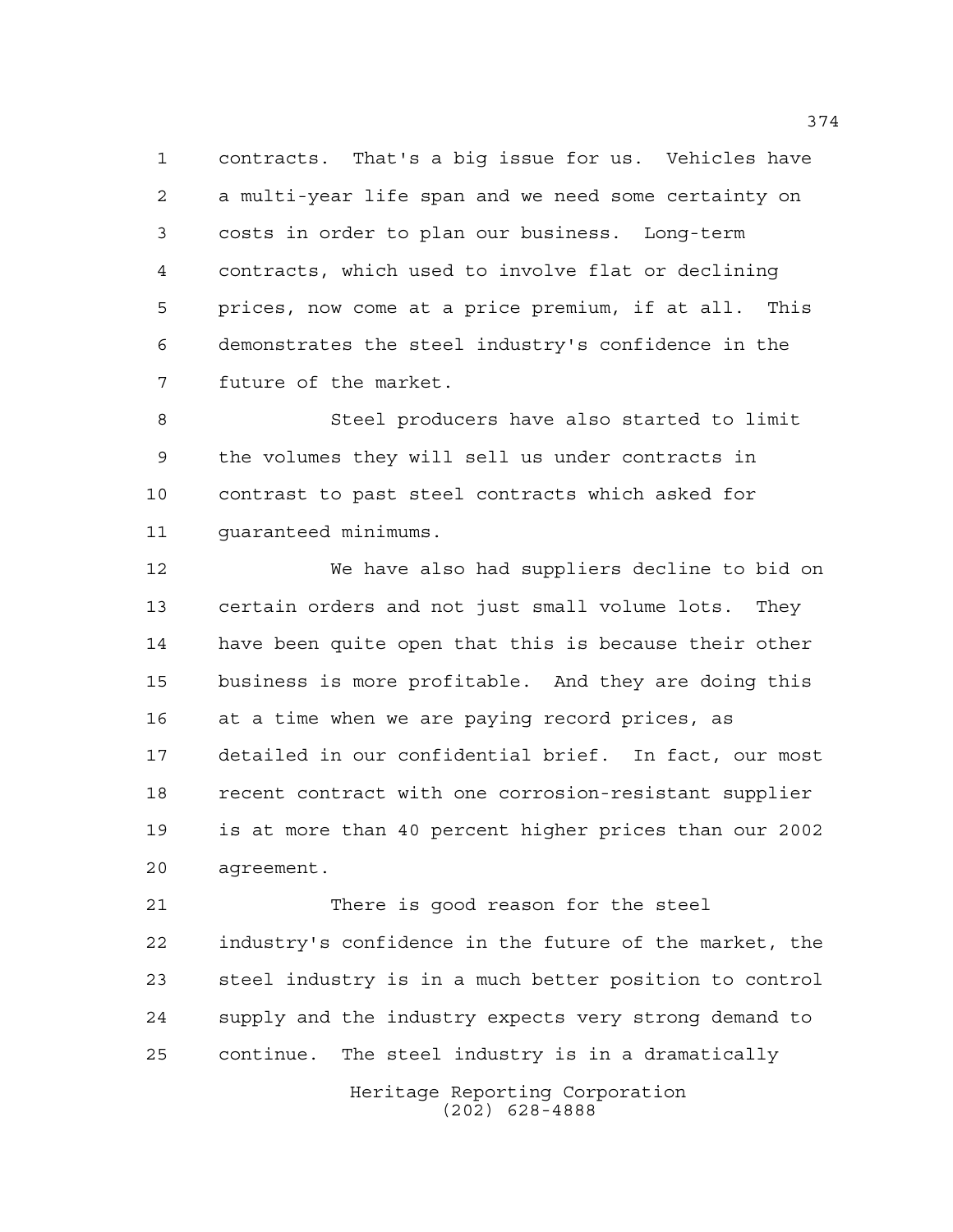contracts. That's a big issue for us. Vehicles have a multi-year life span and we need some certainty on costs in order to plan our business. Long-term contracts, which used to involve flat or declining prices, now come at a price premium, if at all. This demonstrates the steel industry's confidence in the future of the market.

Steel producers have also started to limit the volumes they will sell us under contracts in contrast to past steel contracts which asked for guaranteed minimums.

We have also had suppliers decline to bid on certain orders and not just small volume lots. They have been quite open that this is because their other business is more profitable. And they are doing this at a time when we are paying record prices, as detailed in our confidential brief. In fact, our most recent contract with one corrosion-resistant supplier is at more than 40 percent higher prices than our 2002 agreement.

There is good reason for the steel industry's confidence in the future of the market, the steel industry is in a much better position to control supply and the industry expects very strong demand to continue. The steel industry is in a dramatically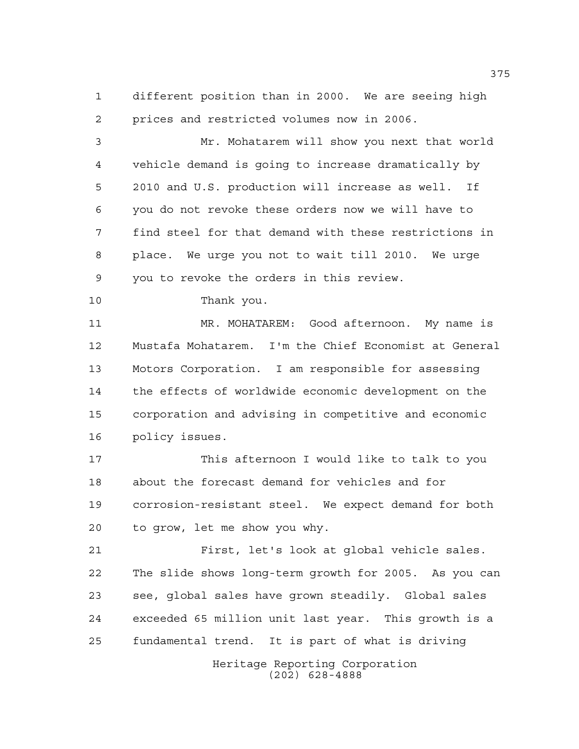different position than in 2000. We are seeing high prices and restricted volumes now in 2006.

Mr. Mohatarem will show you next that world vehicle demand is going to increase dramatically by 2010 and U.S. production will increase as well. If you do not revoke these orders now we will have to find steel for that demand with these restrictions in place. We urge you not to wait till 2010. We urge you to revoke the orders in this review.

Thank you.

MR. MOHATAREM: Good afternoon. My name is Mustafa Mohatarem. I'm the Chief Economist at General Motors Corporation. I am responsible for assessing the effects of worldwide economic development on the corporation and advising in competitive and economic policy issues.

This afternoon I would like to talk to you about the forecast demand for vehicles and for corrosion-resistant steel. We expect demand for both to grow, let me show you why.

First, let's look at global vehicle sales. The slide shows long-term growth for 2005. As you can see, global sales have grown steadily. Global sales exceeded 65 million unit last year. This growth is a fundamental trend. It is part of what is driving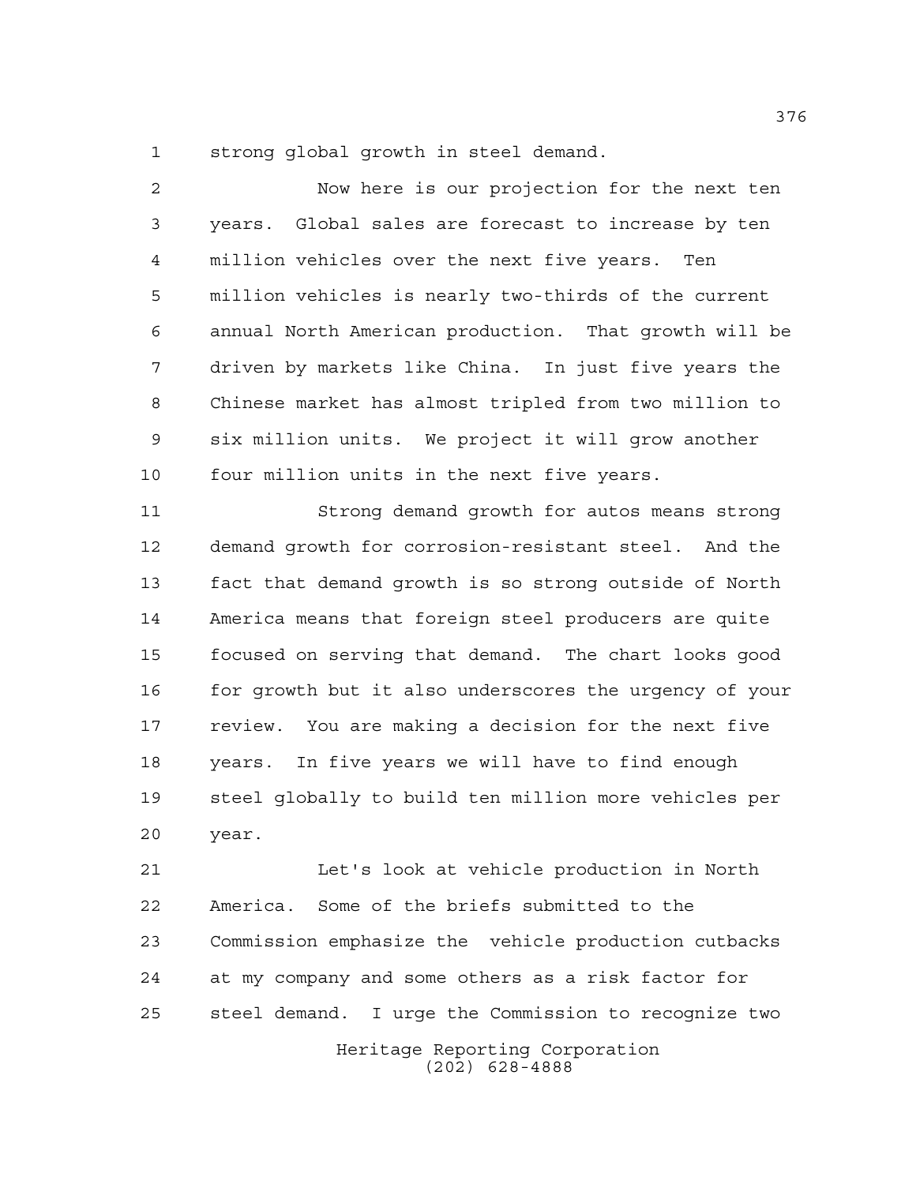strong global growth in steel demand.

Now here is our projection for the next ten years. Global sales are forecast to increase by ten million vehicles over the next five years. Ten million vehicles is nearly two-thirds of the current annual North American production. That growth will be driven by markets like China. In just five years the Chinese market has almost tripled from two million to six million units. We project it will grow another four million units in the next five years.

Strong demand growth for autos means strong demand growth for corrosion-resistant steel. And the fact that demand growth is so strong outside of North America means that foreign steel producers are quite focused on serving that demand. The chart looks good for growth but it also underscores the urgency of your review. You are making a decision for the next five years. In five years we will have to find enough steel globally to build ten million more vehicles per year.

Let's look at vehicle production in North America. Some of the briefs submitted to the Commission emphasize the vehicle production cutbacks at my company and some others as a risk factor for steel demand. I urge the Commission to recognize two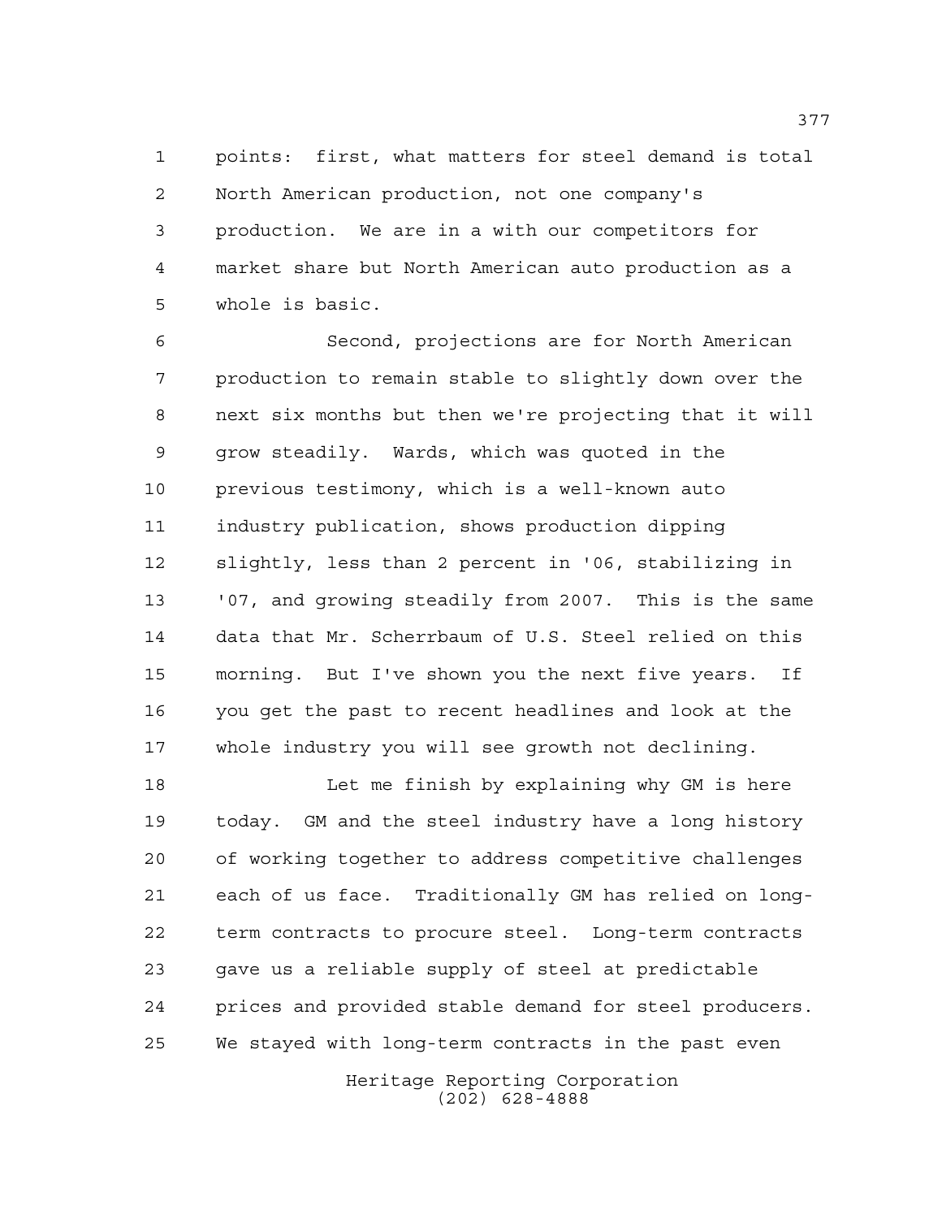points: first, what matters for steel demand is total North American production, not one company's production. We are in a with our competitors for market share but North American auto production as a whole is basic.

Second, projections are for North American production to remain stable to slightly down over the next six months but then we're projecting that it will grow steadily. Wards, which was quoted in the previous testimony, which is a well-known auto industry publication, shows production dipping slightly, less than 2 percent in '06, stabilizing in '07, and growing steadily from 2007. This is the same data that Mr. Scherrbaum of U.S. Steel relied on this morning. But I've shown you the next five years. If you get the past to recent headlines and look at the whole industry you will see growth not declining.

Let me finish by explaining why GM is here today. GM and the steel industry have a long history of working together to address competitive challenges each of us face. Traditionally GM has relied on long-term contracts to procure steel. Long-term contracts gave us a reliable supply of steel at predictable prices and provided stable demand for steel producers. We stayed with long-term contracts in the past even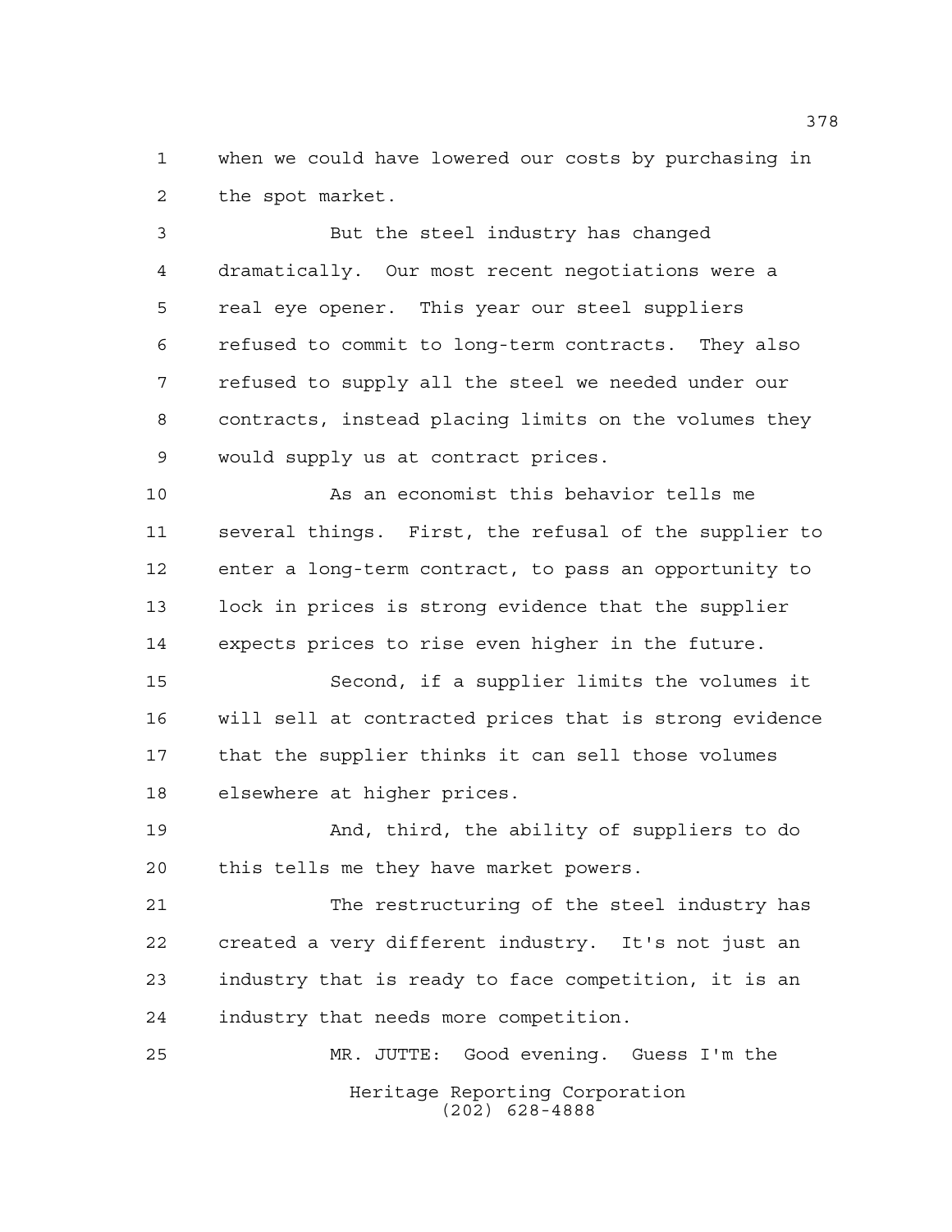when we could have lowered our costs by purchasing in the spot market.

But the steel industry has changed dramatically. Our most recent negotiations were a real eye opener. This year our steel suppliers refused to commit to long-term contracts. They also refused to supply all the steel we needed under our contracts, instead placing limits on the volumes they would supply us at contract prices.

As an economist this behavior tells me several things. First, the refusal of the supplier to enter a long-term contract, to pass an opportunity to lock in prices is strong evidence that the supplier expects prices to rise even higher in the future.

Second, if a supplier limits the volumes it will sell at contracted prices that is strong evidence that the supplier thinks it can sell those volumes elsewhere at higher prices.

And, third, the ability of suppliers to do this tells me they have market powers.

The restructuring of the steel industry has created a very different industry. It's not just an industry that is ready to face competition, it is an industry that needs more competition.

MR. JUTTE: Good evening. Guess I'm the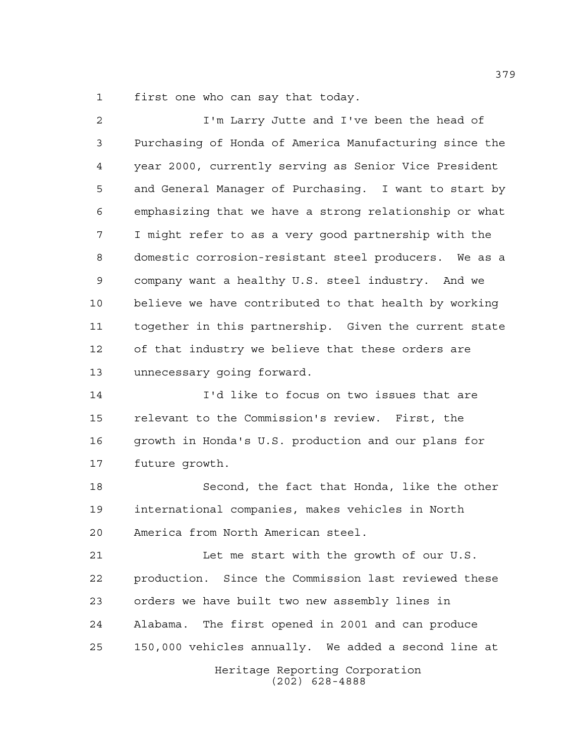first one who can say that today.

I'm Larry Jutte and I've been the head of Purchasing of Honda of America Manufacturing since the year 2000, currently serving as Senior Vice President and General Manager of Purchasing. I want to start by emphasizing that we have a strong relationship or what I might refer to as a very good partnership with the domestic corrosion-resistant steel producers. We as a company want a healthy U.S. steel industry. And we believe we have contributed to that health by working together in this partnership. Given the current state of that industry we believe that these orders are unnecessary going forward.

I'd like to focus on two issues that are relevant to the Commission's review. First, the growth in Honda's U.S. production and our plans for future growth.

Second, the fact that Honda, like the other international companies, makes vehicles in North America from North American steel.

Let me start with the growth of our U.S. production. Since the Commission last reviewed these orders we have built two new assembly lines in Alabama. The first opened in 2001 and can produce 150,000 vehicles annually. We added a second line at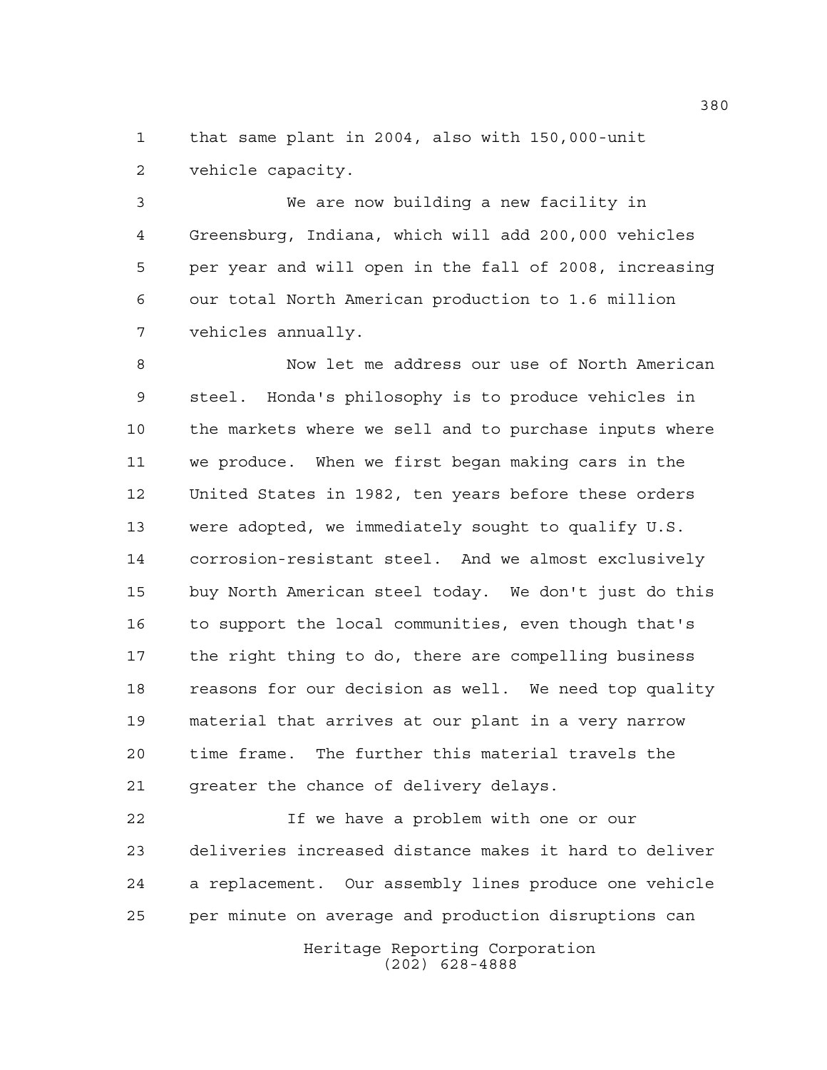that same plant in 2004, also with 150,000-unit vehicle capacity.

We are now building a new facility in Greensburg, Indiana, which will add 200,000 vehicles per year and will open in the fall of 2008, increasing our total North American production to 1.6 million vehicles annually.

Now let me address our use of North American steel. Honda's philosophy is to produce vehicles in the markets where we sell and to purchase inputs where we produce. When we first began making cars in the United States in 1982, ten years before these orders were adopted, we immediately sought to qualify U.S. corrosion-resistant steel. And we almost exclusively buy North American steel today. We don't just do this to support the local communities, even though that's the right thing to do, there are compelling business reasons for our decision as well. We need top quality material that arrives at our plant in a very narrow time frame. The further this material travels the greater the chance of delivery delays.

If we have a problem with one or our deliveries increased distance makes it hard to deliver a replacement. Our assembly lines produce one vehicle per minute on average and production disruptions can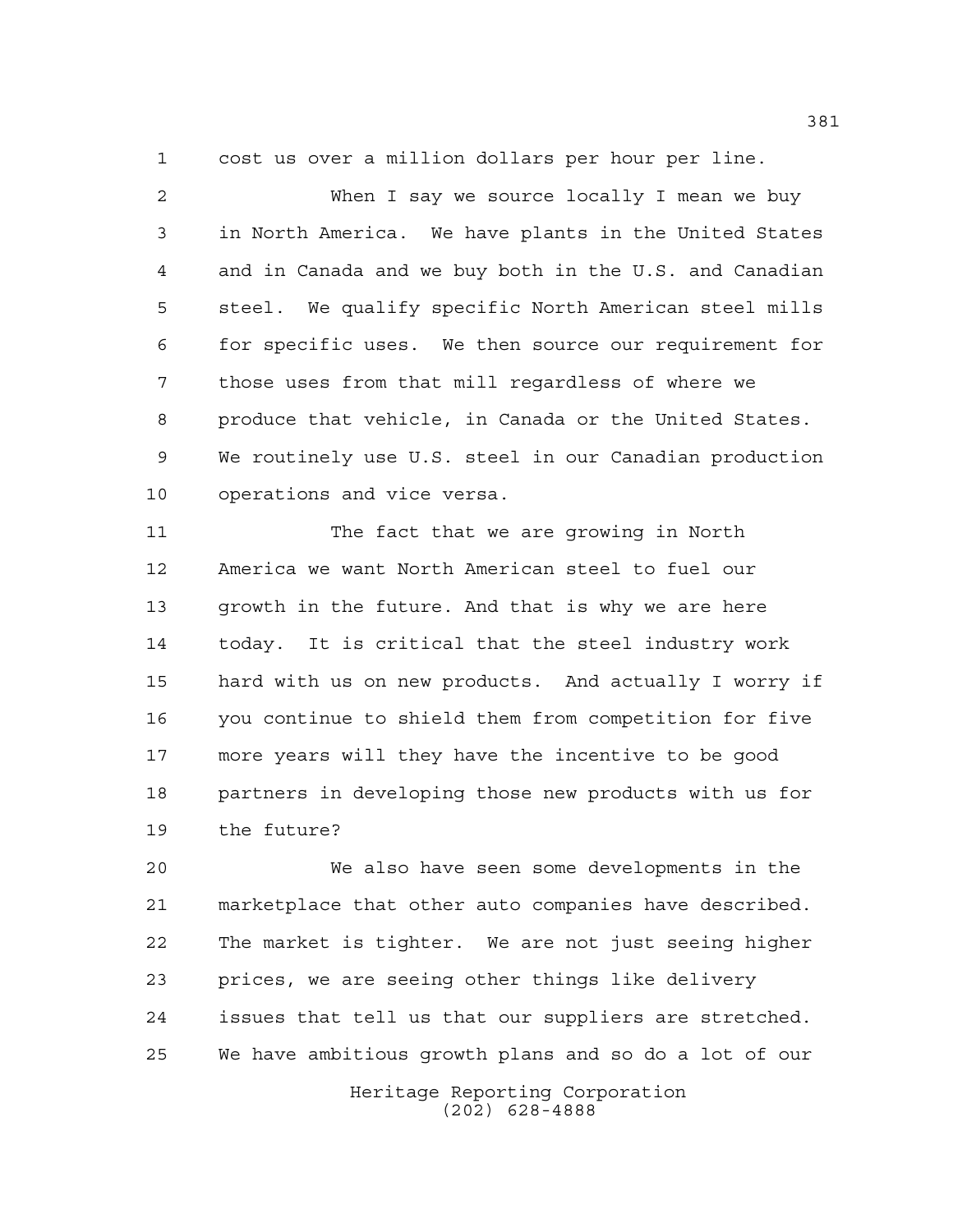cost us over a million dollars per hour per line.

When I say we source locally I mean we buy in North America. We have plants in the United States and in Canada and we buy both in the U.S. and Canadian steel. We qualify specific North American steel mills for specific uses. We then source our requirement for those uses from that mill regardless of where we produce that vehicle, in Canada or the United States. We routinely use U.S. steel in our Canadian production operations and vice versa.

The fact that we are growing in North America we want North American steel to fuel our growth in the future. And that is why we are here today. It is critical that the steel industry work hard with us on new products. And actually I worry if you continue to shield them from competition for five more years will they have the incentive to be good partners in developing those new products with us for the future?

We also have seen some developments in the marketplace that other auto companies have described. The market is tighter. We are not just seeing higher prices, we are seeing other things like delivery issues that tell us that our suppliers are stretched. We have ambitious growth plans and so do a lot of our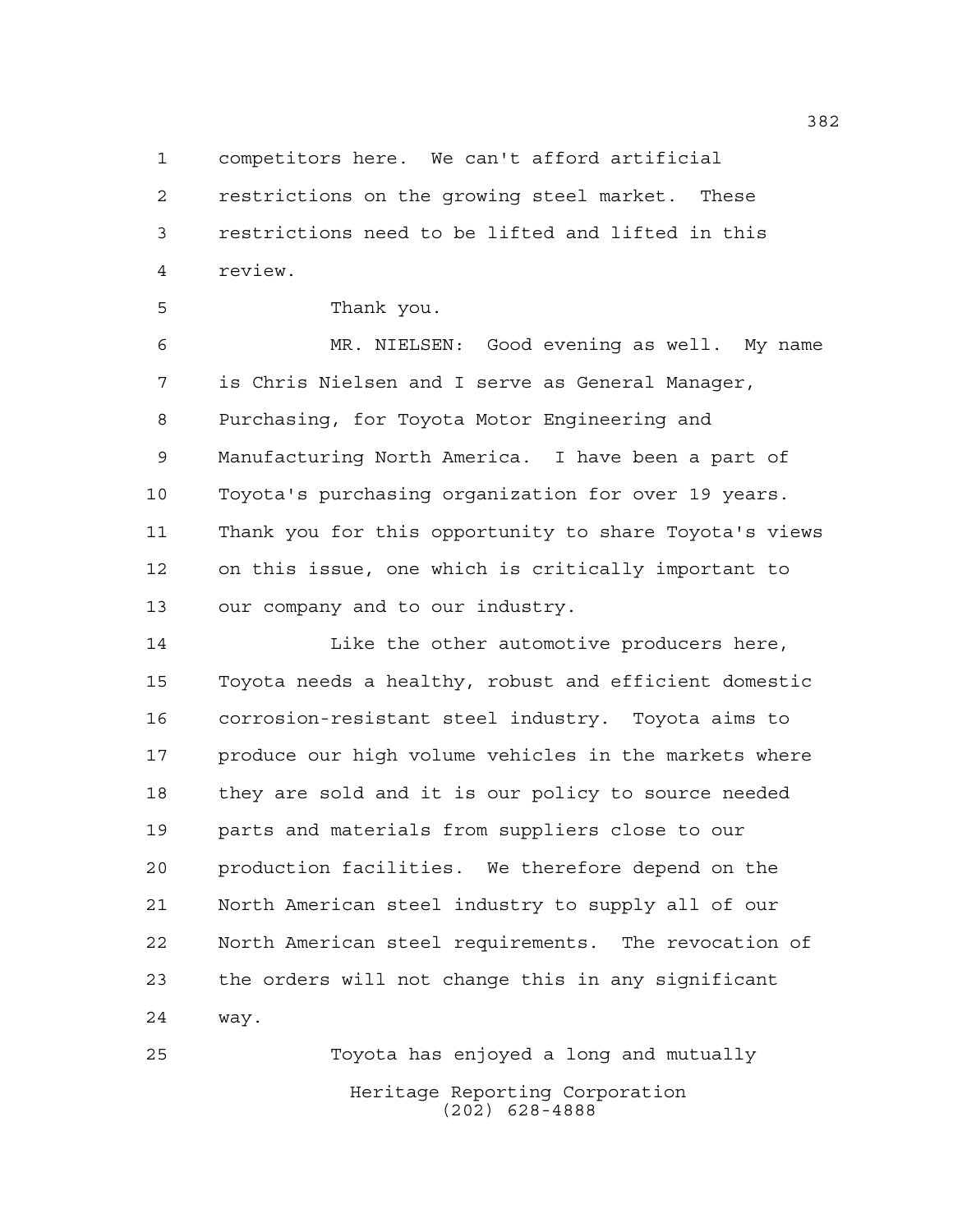competitors here. We can't afford artificial restrictions on the growing steel market. These restrictions need to be lifted and lifted in this review.

Thank you.

MR. NIELSEN: Good evening as well. My name is Chris Nielsen and I serve as General Manager, Purchasing, for Toyota Motor Engineering and Manufacturing North America. I have been a part of Toyota's purchasing organization for over 19 years. Thank you for this opportunity to share Toyota's views on this issue, one which is critically important to our company and to our industry.

Like the other automotive producers here, Toyota needs a healthy, robust and efficient domestic corrosion-resistant steel industry. Toyota aims to produce our high volume vehicles in the markets where they are sold and it is our policy to source needed parts and materials from suppliers close to our production facilities. We therefore depend on the North American steel industry to supply all of our North American steel requirements. The revocation of the orders will not change this in any significant way.

Toyota has enjoyed a long and mutually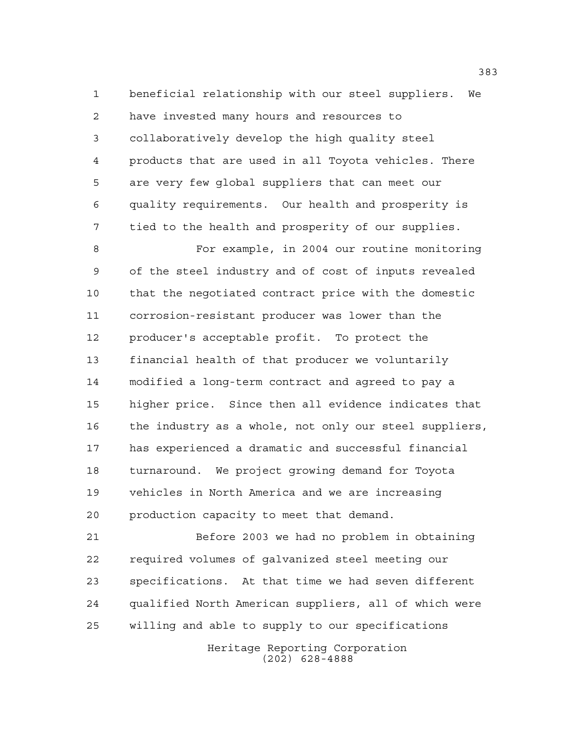beneficial relationship with our steel suppliers. We have invested many hours and resources to collaboratively develop the high quality steel products that are used in all Toyota vehicles. There are very few global suppliers that can meet our quality requirements. Our health and prosperity is tied to the health and prosperity of our supplies.

For example, in 2004 our routine monitoring of the steel industry and of cost of inputs revealed that the negotiated contract price with the domestic corrosion-resistant producer was lower than the producer's acceptable profit. To protect the financial health of that producer we voluntarily modified a long-term contract and agreed to pay a higher price. Since then all evidence indicates that the industry as a whole, not only our steel suppliers, has experienced a dramatic and successful financial turnaround. We project growing demand for Toyota vehicles in North America and we are increasing production capacity to meet that demand.

Before 2003 we had no problem in obtaining required volumes of galvanized steel meeting our specifications. At that time we had seven different qualified North American suppliers, all of which were willing and able to supply to our specifications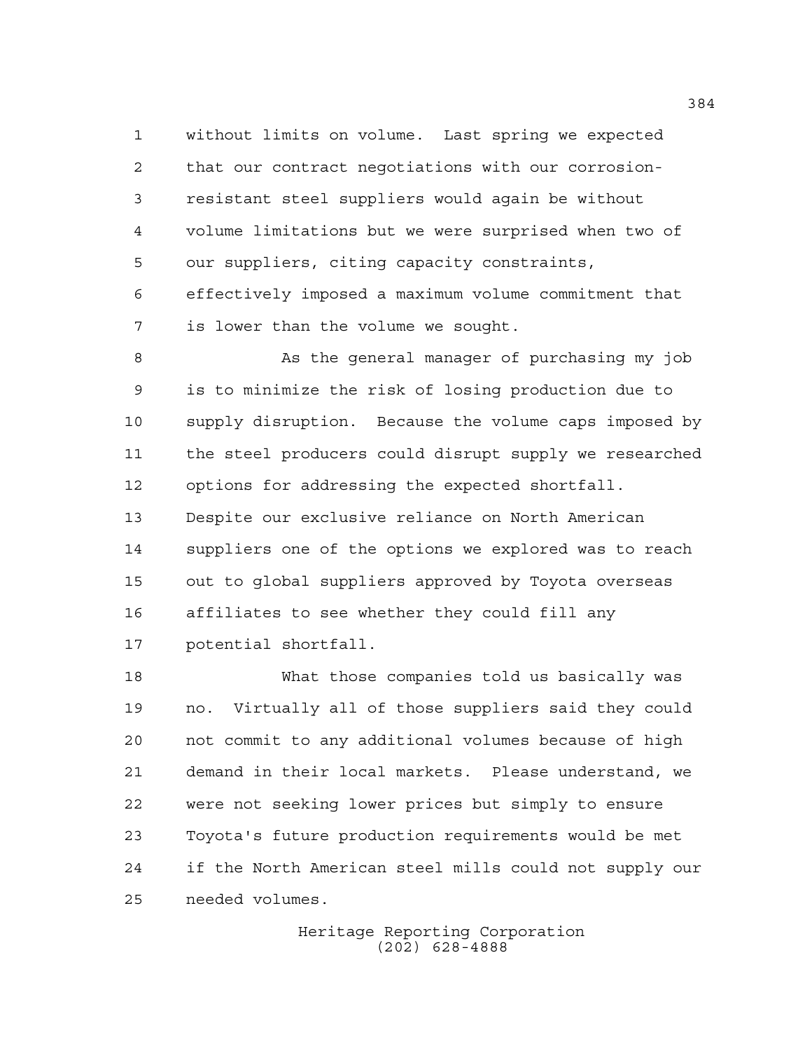without limits on volume. Last spring we expected that our contract negotiations with our corrosion-resistant steel suppliers would again be without volume limitations but we were surprised when two of our suppliers, citing capacity constraints, effectively imposed a maximum volume commitment that is lower than the volume we sought.

As the general manager of purchasing my job is to minimize the risk of losing production due to supply disruption. Because the volume caps imposed by the steel producers could disrupt supply we researched options for addressing the expected shortfall. Despite our exclusive reliance on North American suppliers one of the options we explored was to reach out to global suppliers approved by Toyota overseas affiliates to see whether they could fill any potential shortfall.

What those companies told us basically was no. Virtually all of those suppliers said they could not commit to any additional volumes because of high demand in their local markets. Please understand, we were not seeking lower prices but simply to ensure Toyota's future production requirements would be met if the North American steel mills could not supply our needed volumes.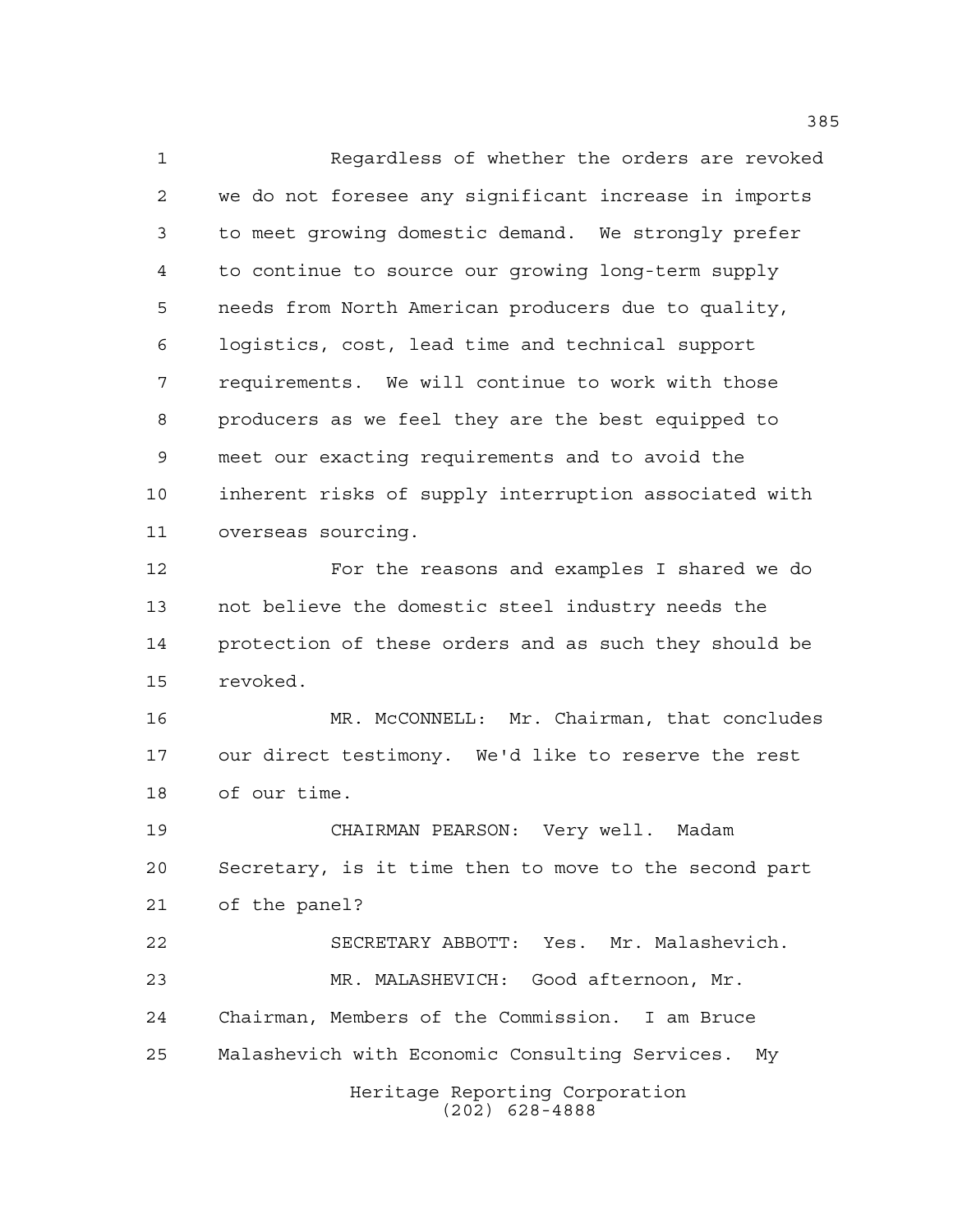Regardless of whether the orders are revoked we do not foresee any significant increase in imports to meet growing domestic demand. We strongly prefer to continue to source our growing long-term supply needs from North American producers due to quality, logistics, cost, lead time and technical support requirements. We will continue to work with those producers as we feel they are the best equipped to meet our exacting requirements and to avoid the inherent risks of supply interruption associated with overseas sourcing.

For the reasons and examples I shared we do not believe the domestic steel industry needs the protection of these orders and as such they should be revoked.

MR. McCONNELL: Mr. Chairman, that concludes our direct testimony. We'd like to reserve the rest of our time.

CHAIRMAN PEARSON: Very well. Madam Secretary, is it time then to move to the second part of the panel?

SECRETARY ABBOTT: Yes. Mr. Malashevich.

MR. MALASHEVICH: Good afternoon, Mr. Chairman, Members of the Commission. I am Bruce Malashevich with Economic Consulting Services. My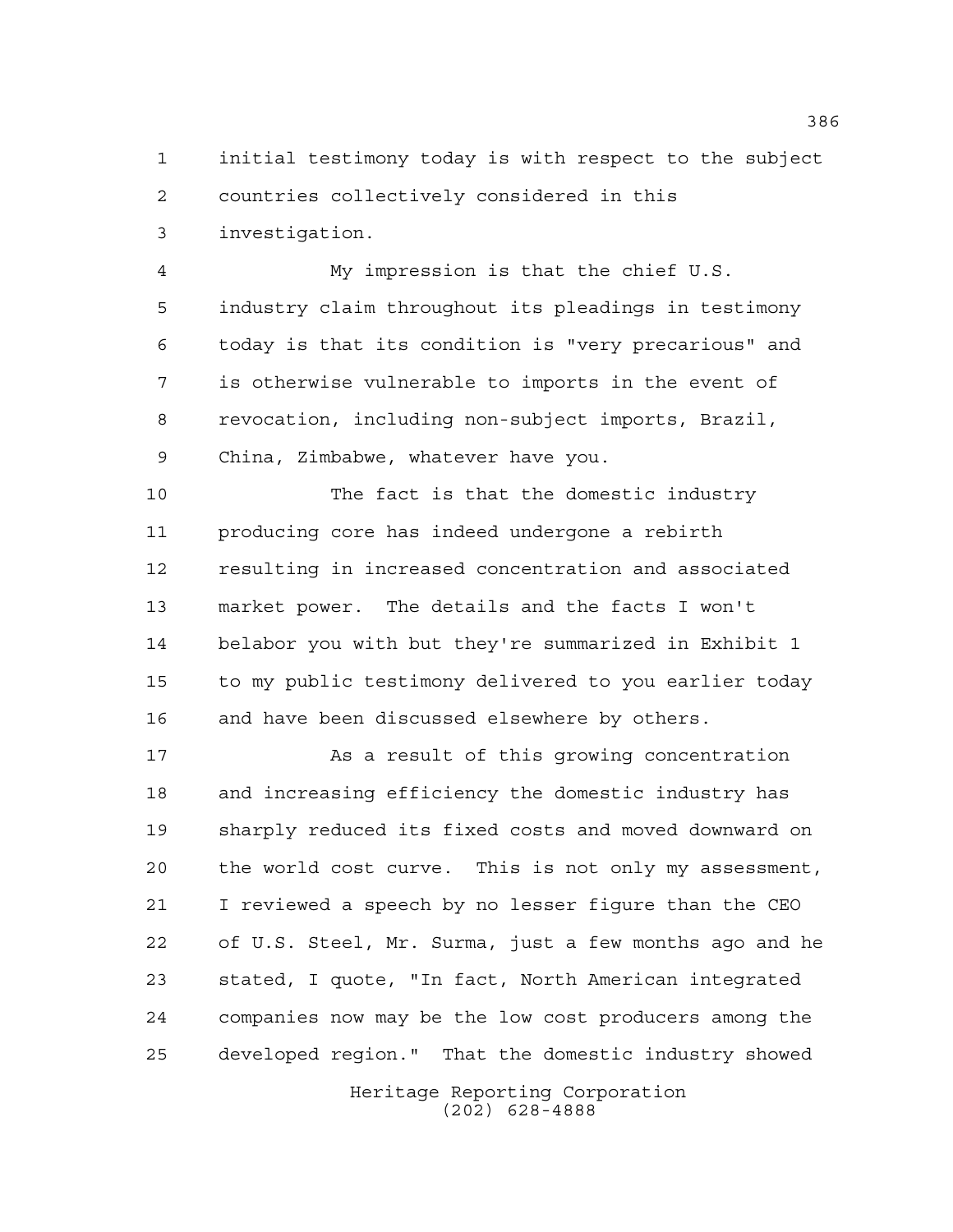initial testimony today is with respect to the subject countries collectively considered in this investigation.

My impression is that the chief U.S. industry claim throughout its pleadings in testimony today is that its condition is "very precarious" and is otherwise vulnerable to imports in the event of revocation, including non-subject imports, Brazil, China, Zimbabwe, whatever have you.

The fact is that the domestic industry producing core has indeed undergone a rebirth resulting in increased concentration and associated market power. The details and the facts I won't belabor you with but they're summarized in Exhibit 1 to my public testimony delivered to you earlier today and have been discussed elsewhere by others.

As a result of this growing concentration and increasing efficiency the domestic industry has sharply reduced its fixed costs and moved downward on the world cost curve. This is not only my assessment, I reviewed a speech by no lesser figure than the CEO of U.S. Steel, Mr. Surma, just a few months ago and he stated, I quote, "In fact, North American integrated companies now may be the low cost producers among the developed region." That the domestic industry showed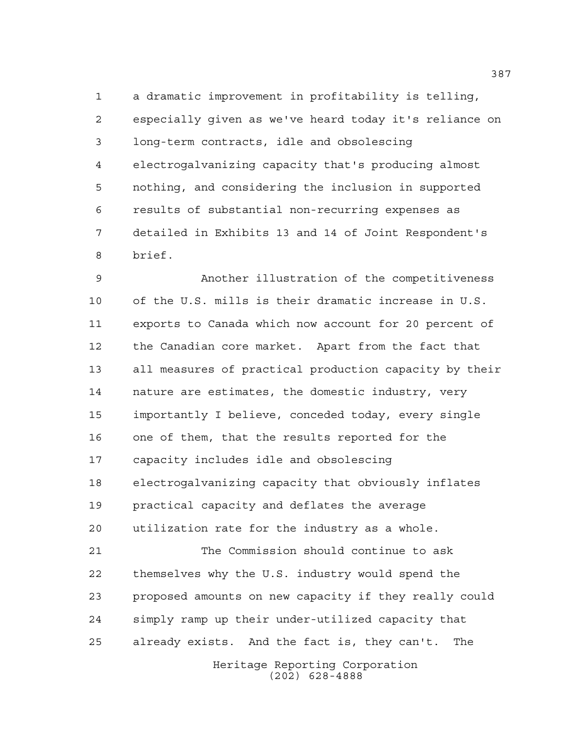a dramatic improvement in profitability is telling, especially given as we've heard today it's reliance on long-term contracts, idle and obsolescing electrogalvanizing capacity that's producing almost nothing, and considering the inclusion in supported results of substantial non-recurring expenses as detailed in Exhibits 13 and 14 of Joint Respondent's brief.

Another illustration of the competitiveness of the U.S. mills is their dramatic increase in U.S. exports to Canada which now account for 20 percent of the Canadian core market. Apart from the fact that all measures of practical production capacity by their nature are estimates, the domestic industry, very importantly I believe, conceded today, every single one of them, that the results reported for the capacity includes idle and obsolescing electrogalvanizing capacity that obviously inflates practical capacity and deflates the average utilization rate for the industry as a whole.

The Commission should continue to ask themselves why the U.S. industry would spend the proposed amounts on new capacity if they really could simply ramp up their under-utilized capacity that already exists. And the fact is, they can't. The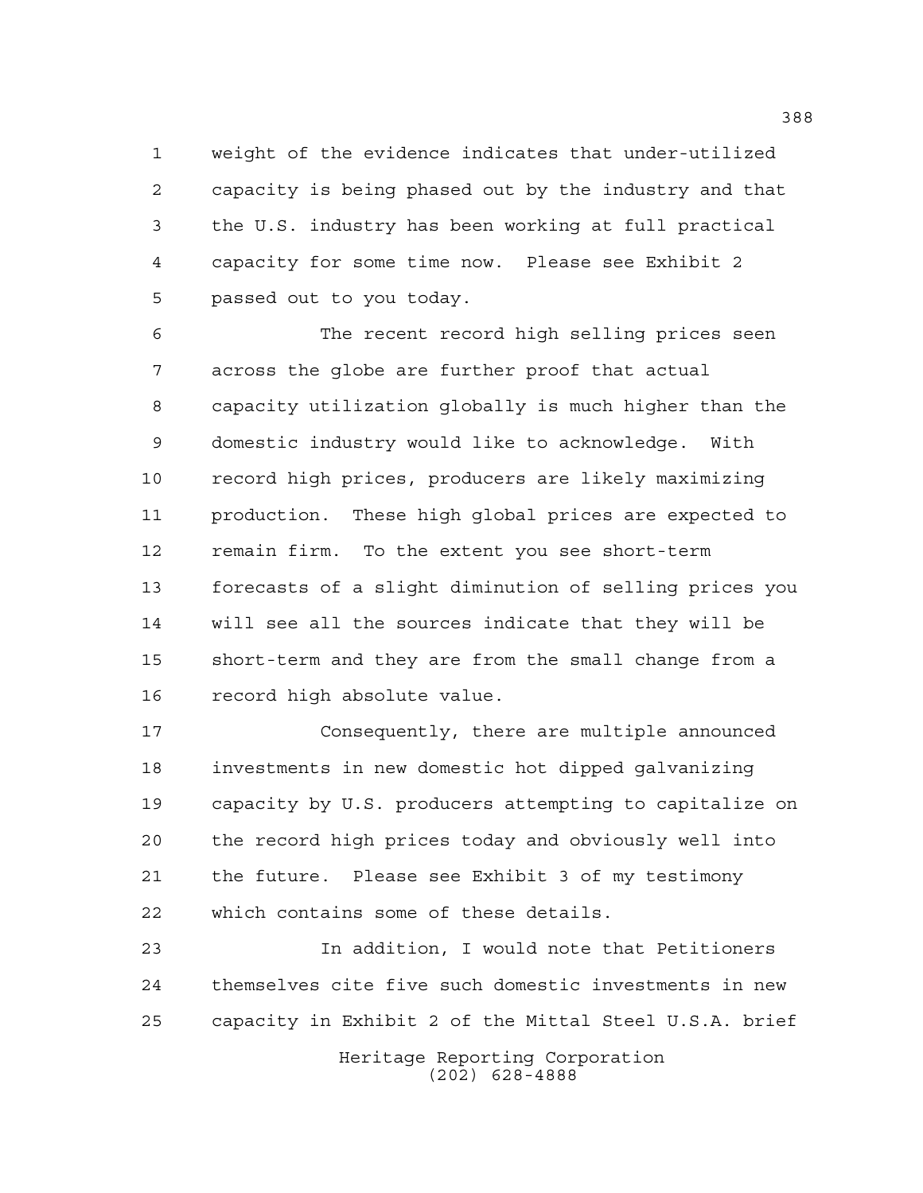weight of the evidence indicates that under-utilized capacity is being phased out by the industry and that the U.S. industry has been working at full practical capacity for some time now. Please see Exhibit 2 passed out to you today.

The recent record high selling prices seen across the globe are further proof that actual capacity utilization globally is much higher than the domestic industry would like to acknowledge. With record high prices, producers are likely maximizing production. These high global prices are expected to remain firm. To the extent you see short-term forecasts of a slight diminution of selling prices you will see all the sources indicate that they will be short-term and they are from the small change from a record high absolute value.

Consequently, there are multiple announced investments in new domestic hot dipped galvanizing capacity by U.S. producers attempting to capitalize on the record high prices today and obviously well into the future. Please see Exhibit 3 of my testimony which contains some of these details.

In addition, I would note that Petitioners themselves cite five such domestic investments in new capacity in Exhibit 2 of the Mittal Steel U.S.A. brief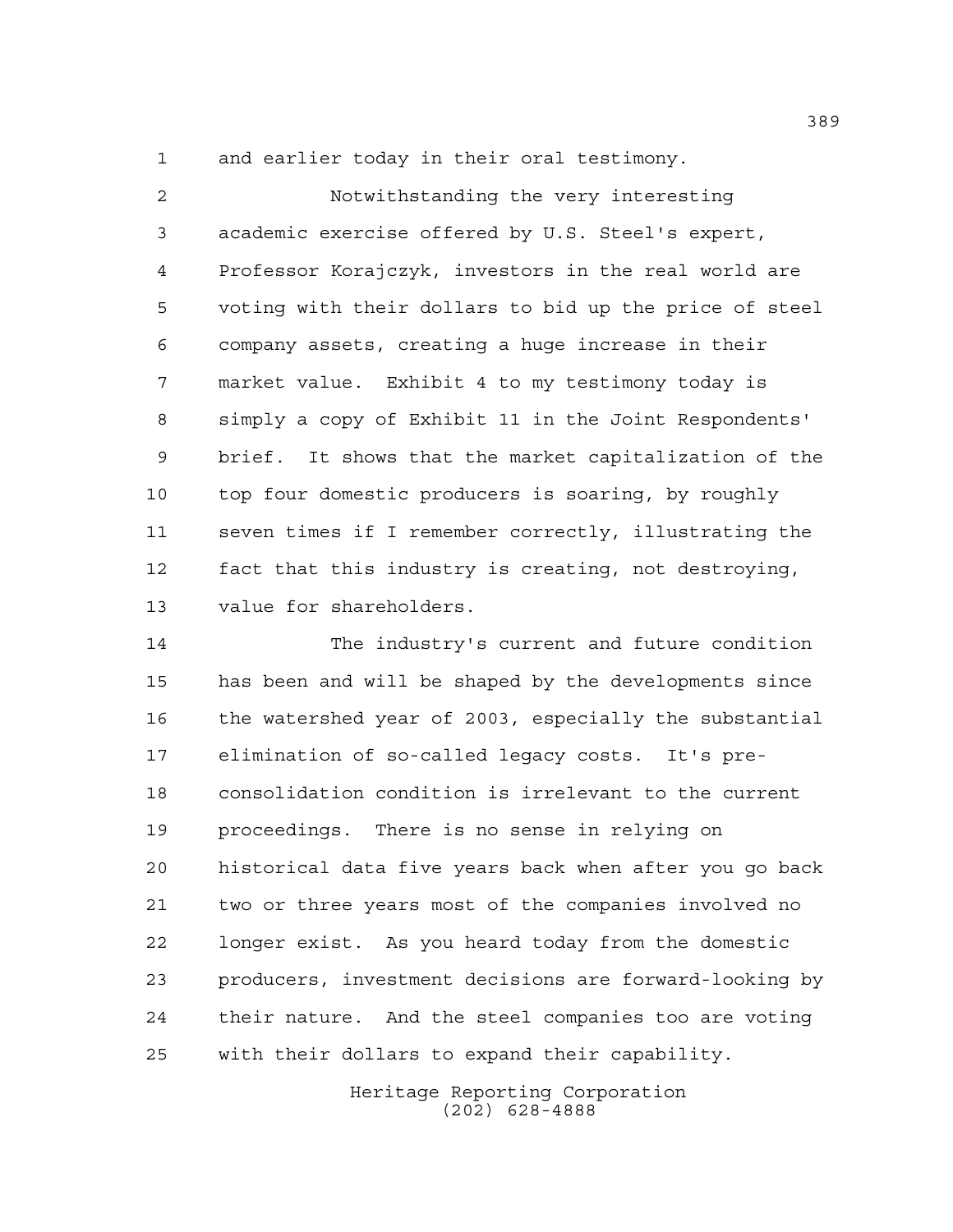and earlier today in their oral testimony.

Notwithstanding the very interesting academic exercise offered by U.S. Steel's expert, Professor Korajczyk, investors in the real world are voting with their dollars to bid up the price of steel company assets, creating a huge increase in their market value. Exhibit 4 to my testimony today is simply a copy of Exhibit 11 in the Joint Respondents' brief. It shows that the market capitalization of the top four domestic producers is soaring, by roughly seven times if I remember correctly, illustrating the fact that this industry is creating, not destroying, value for shareholders.

The industry's current and future condition has been and will be shaped by the developments since the watershed year of 2003, especially the substantial elimination of so-called legacy costs. It's pre-consolidation condition is irrelevant to the current proceedings. There is no sense in relying on historical data five years back when after you go back two or three years most of the companies involved no longer exist. As you heard today from the domestic producers, investment decisions are forward-looking by their nature. And the steel companies too are voting with their dollars to expand their capability.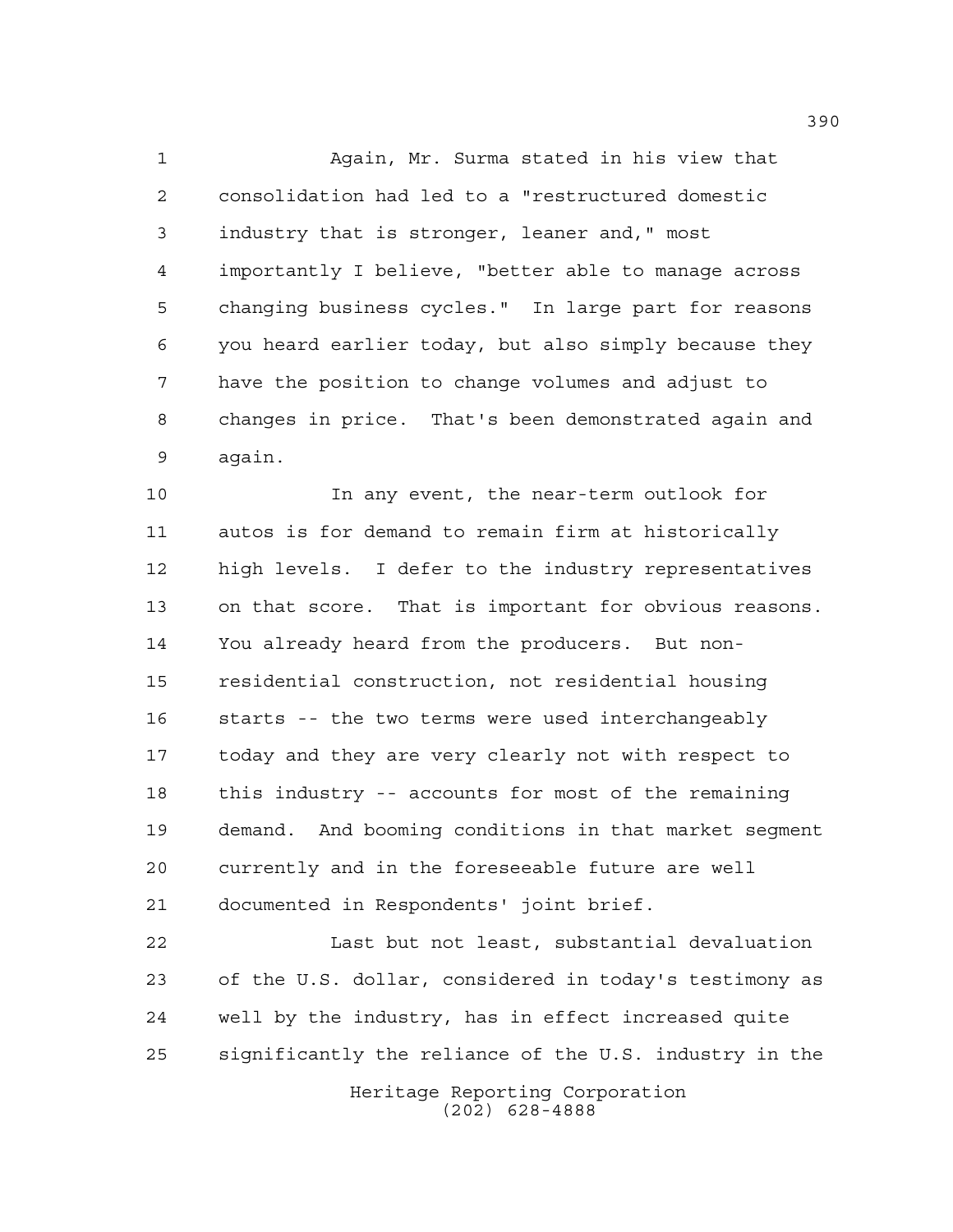Again, Mr. Surma stated in his view that consolidation had led to a "restructured domestic industry that is stronger, leaner and," most importantly I believe, "better able to manage across changing business cycles." In large part for reasons you heard earlier today, but also simply because they have the position to change volumes and adjust to changes in price. That's been demonstrated again and again.

In any event, the near-term outlook for autos is for demand to remain firm at historically high levels. I defer to the industry representatives on that score. That is important for obvious reasons. You already heard from the producers. But non-residential construction, not residential housing starts -- the two terms were used interchangeably today and they are very clearly not with respect to this industry -- accounts for most of the remaining demand. And booming conditions in that market segment currently and in the foreseeable future are well documented in Respondents' joint brief.

Last but not least, substantial devaluation of the U.S. dollar, considered in today's testimony as well by the industry, has in effect increased quite significantly the reliance of the U.S. industry in the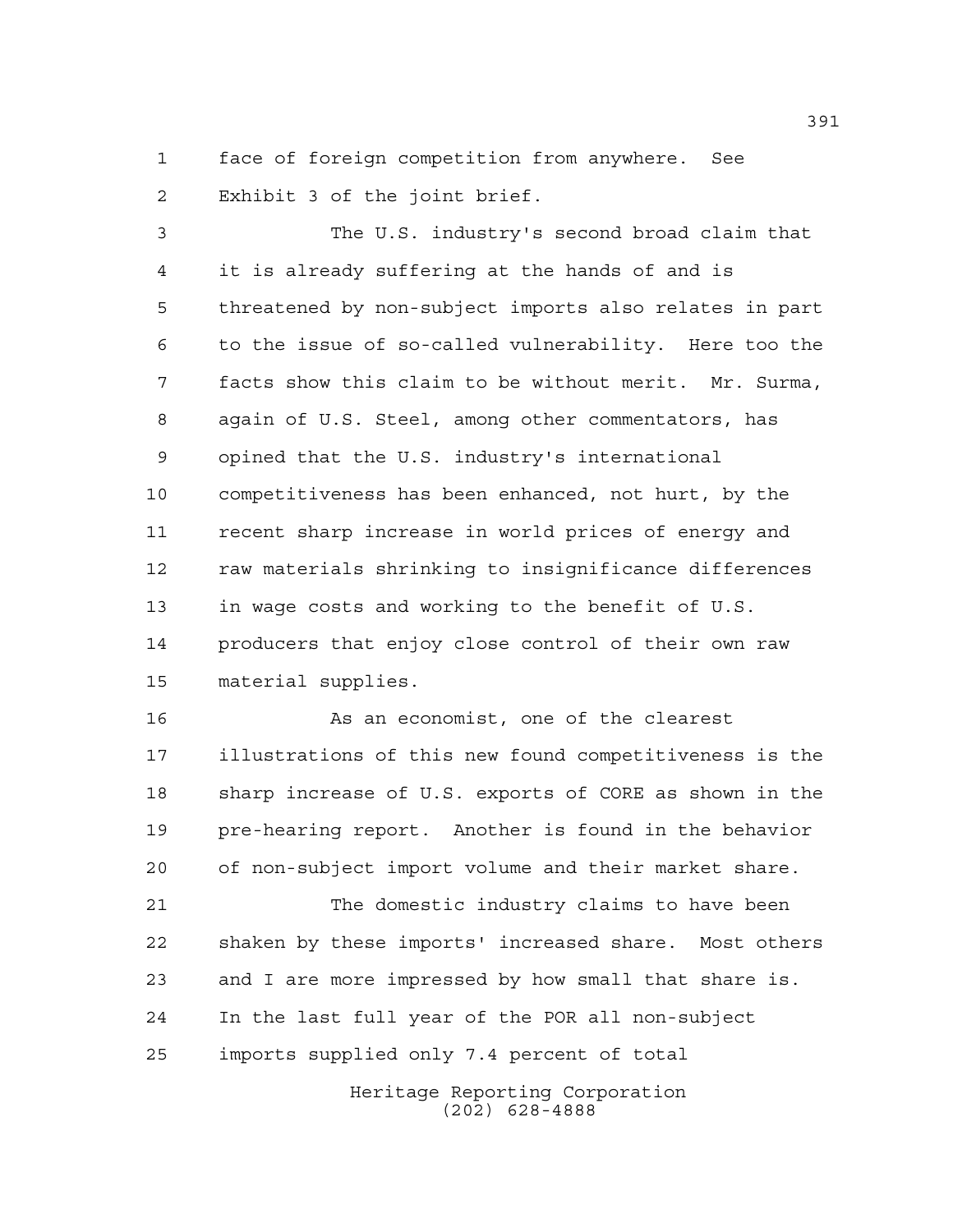face of foreign competition from anywhere. See Exhibit 3 of the joint brief.

The U.S. industry's second broad claim that it is already suffering at the hands of and is threatened by non-subject imports also relates in part to the issue of so-called vulnerability. Here too the facts show this claim to be without merit. Mr. Surma, again of U.S. Steel, among other commentators, has opined that the U.S. industry's international competitiveness has been enhanced, not hurt, by the recent sharp increase in world prices of energy and raw materials shrinking to insignificance differences in wage costs and working to the benefit of U.S. producers that enjoy close control of their own raw material supplies.

As an economist, one of the clearest illustrations of this new found competitiveness is the sharp increase of U.S. exports of CORE as shown in the pre-hearing report. Another is found in the behavior of non-subject import volume and their market share.

The domestic industry claims to have been shaken by these imports' increased share. Most others and I are more impressed by how small that share is. In the last full year of the POR all non-subject imports supplied only 7.4 percent of total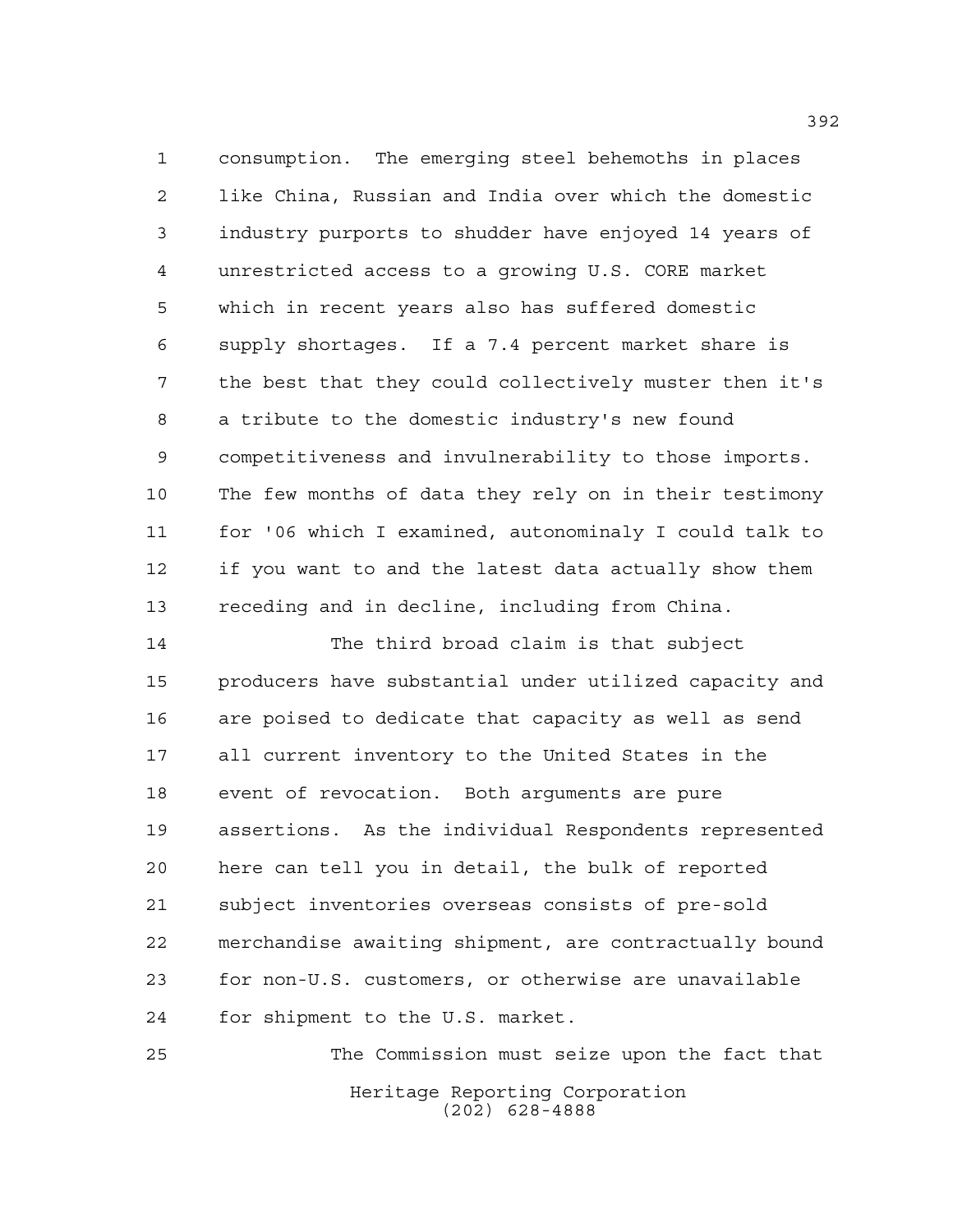consumption. The emerging steel behemoths in places like China, Russian and India over which the domestic industry purports to shudder have enjoyed 14 years of unrestricted access to a growing U.S. CORE market which in recent years also has suffered domestic supply shortages. If a 7.4 percent market share is the best that they could collectively muster then it's a tribute to the domestic industry's new found competitiveness and invulnerability to those imports. The few months of data they rely on in their testimony for '06 which I examined, autonominaly I could talk to if you want to and the latest data actually show them receding and in decline, including from China.

The third broad claim is that subject producers have substantial under utilized capacity and are poised to dedicate that capacity as well as send all current inventory to the United States in the event of revocation. Both arguments are pure assertions. As the individual Respondents represented here can tell you in detail, the bulk of reported subject inventories overseas consists of pre-sold merchandise awaiting shipment, are contractually bound for non-U.S. customers, or otherwise are unavailable for shipment to the U.S. market.

The Commission must seize upon the fact that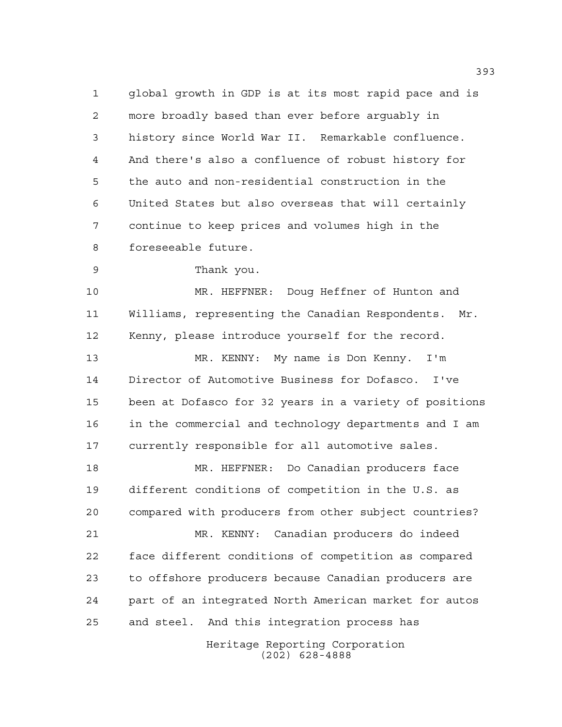global growth in GDP is at its most rapid pace and is more broadly based than ever before arguably in history since World War II. Remarkable confluence. And there's also a confluence of robust history for the auto and non-residential construction in the United States but also overseas that will certainly continue to keep prices and volumes high in the foreseeable future.

Thank you.

MR. HEFFNER: Doug Heffner of Hunton and Williams, representing the Canadian Respondents. Mr. Kenny, please introduce yourself for the record.

MR. KENNY: My name is Don Kenny. I'm Director of Automotive Business for Dofasco. I've been at Dofasco for 32 years in a variety of positions in the commercial and technology departments and I am currently responsible for all automotive sales.

MR. HEFFNER: Do Canadian producers face different conditions of competition in the U.S. as compared with producers from other subject countries?

MR. KENNY: Canadian producers do indeed face different conditions of competition as compared to offshore producers because Canadian producers are part of an integrated North American market for autos and steel. And this integration process has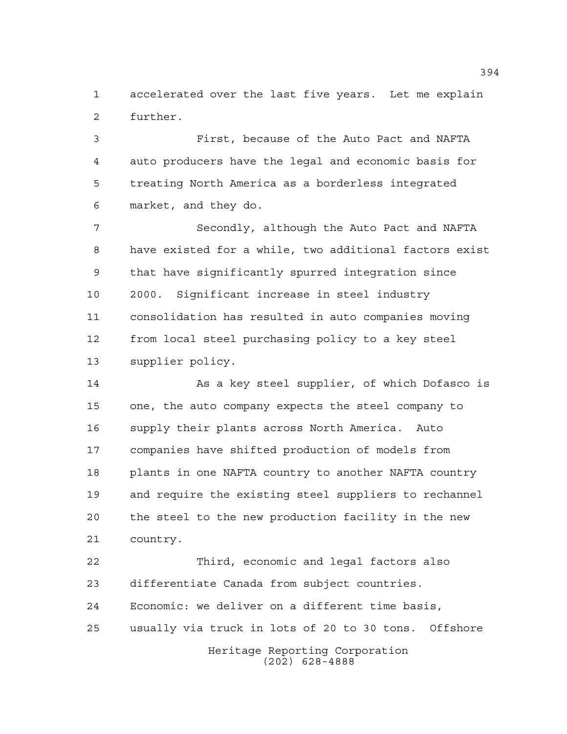accelerated over the last five years. Let me explain further.

First, because of the Auto Pact and NAFTA auto producers have the legal and economic basis for treating North America as a borderless integrated market, and they do.

Secondly, although the Auto Pact and NAFTA have existed for a while, two additional factors exist that have significantly spurred integration since 2000. Significant increase in steel industry consolidation has resulted in auto companies moving from local steel purchasing policy to a key steel supplier policy.

As a key steel supplier, of which Dofasco is one, the auto company expects the steel company to supply their plants across North America. Auto companies have shifted production of models from plants in one NAFTA country to another NAFTA country and require the existing steel suppliers to rechannel the steel to the new production facility in the new country.

Third, economic and legal factors also differentiate Canada from subject countries. Economic: we deliver on a different time basis, usually via truck in lots of 20 to 30 tons. Offshore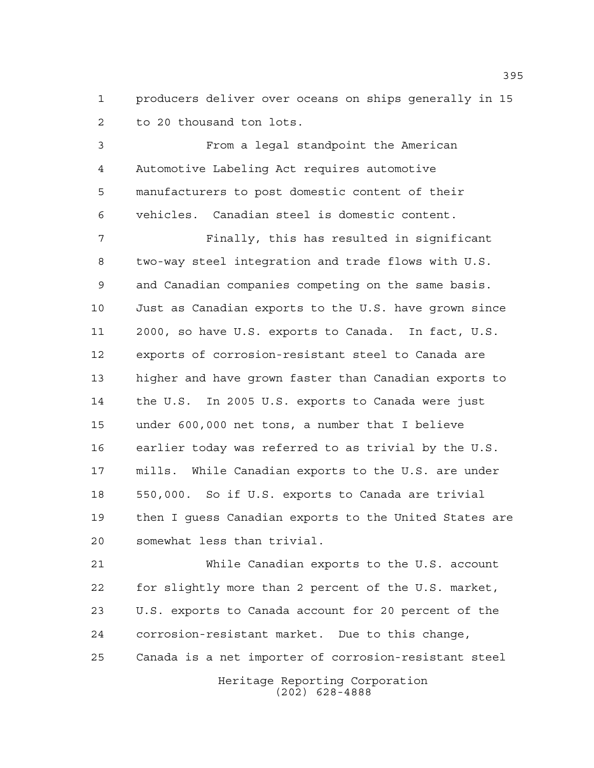producers deliver over oceans on ships generally in 15 to 20 thousand ton lots.

From a legal standpoint the American Automotive Labeling Act requires automotive manufacturers to post domestic content of their vehicles. Canadian steel is domestic content.

Finally, this has resulted in significant two-way steel integration and trade flows with U.S. and Canadian companies competing on the same basis. Just as Canadian exports to the U.S. have grown since 2000, so have U.S. exports to Canada. In fact, U.S. exports of corrosion-resistant steel to Canada are higher and have grown faster than Canadian exports to the U.S. In 2005 U.S. exports to Canada were just under 600,000 net tons, a number that I believe earlier today was referred to as trivial by the U.S. mills. While Canadian exports to the U.S. are under 550,000. So if U.S. exports to Canada are trivial then I guess Canadian exports to the United States are somewhat less than trivial.

While Canadian exports to the U.S. account for slightly more than 2 percent of the U.S. market, U.S. exports to Canada account for 20 percent of the corrosion-resistant market. Due to this change, Canada is a net importer of corrosion-resistant steel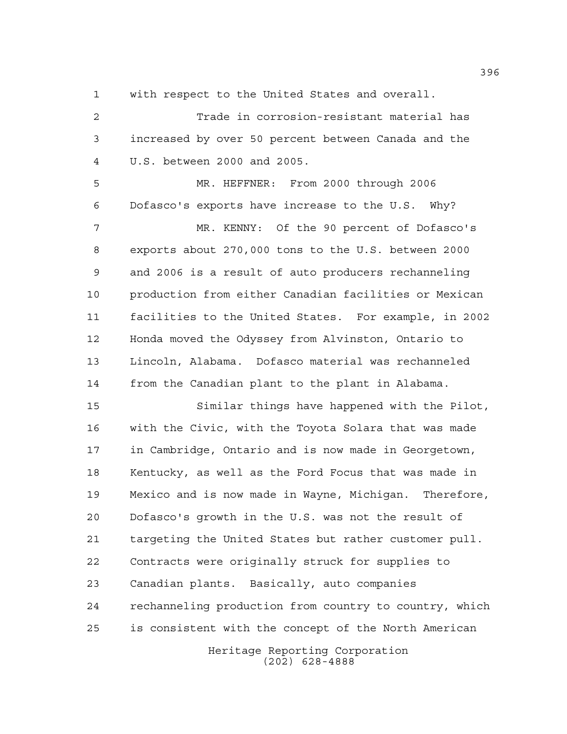with respect to the United States and overall.

Trade in corrosion-resistant material has increased by over 50 percent between Canada and the U.S. between 2000 and 2005.

MR. HEFFNER: From 2000 through 2006 Dofasco's exports have increase to the U.S. Why?

MR. KENNY: Of the 90 percent of Dofasco's exports about 270,000 tons to the U.S. between 2000 and 2006 is a result of auto producers rechanneling production from either Canadian facilities or Mexican facilities to the United States. For example, in 2002 Honda moved the Odyssey from Alvinston, Ontario to Lincoln, Alabama. Dofasco material was rechanneled from the Canadian plant to the plant in Alabama.

Similar things have happened with the Pilot, with the Civic, with the Toyota Solara that was made in Cambridge, Ontario and is now made in Georgetown, Kentucky, as well as the Ford Focus that was made in Mexico and is now made in Wayne, Michigan. Therefore, Dofasco's growth in the U.S. was not the result of targeting the United States but rather customer pull. Contracts were originally struck for supplies to Canadian plants. Basically, auto companies rechanneling production from country to country, which is consistent with the concept of the North American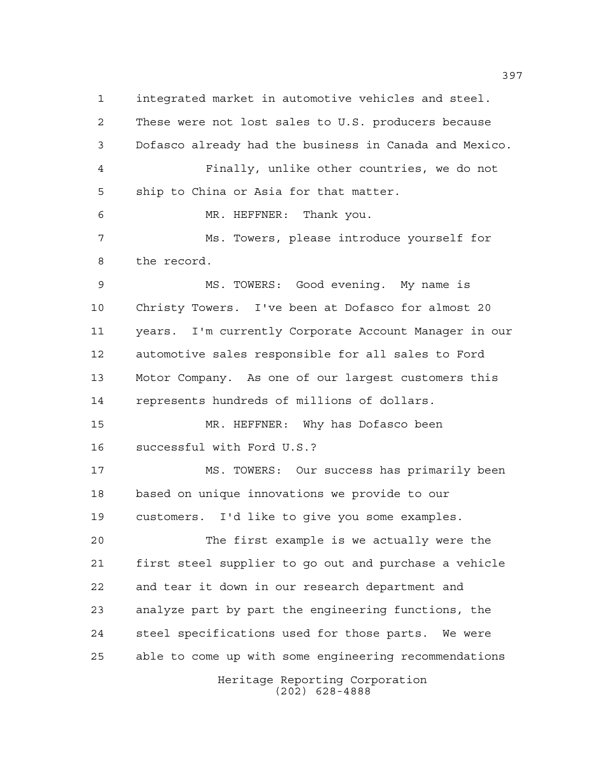integrated market in automotive vehicles and steel. These were not lost sales to U.S. producers because Dofasco already had the business in Canada and Mexico.

Finally, unlike other countries, we do not ship to China or Asia for that matter.

MR. HEFFNER: Thank you.

Ms. Towers, please introduce yourself for the record.

MS. TOWERS: Good evening. My name is Christy Towers. I've been at Dofasco for almost 20 years. I'm currently Corporate Account Manager in our automotive sales responsible for all sales to Ford Motor Company. As one of our largest customers this represents hundreds of millions of dollars.

MR. HEFFNER: Why has Dofasco been successful with Ford U.S.?

MS. TOWERS: Our success has primarily been based on unique innovations we provide to our customers. I'd like to give you some examples.

The first example is we actually were the first steel supplier to go out and purchase a vehicle and tear it down in our research department and analyze part by part the engineering functions, the steel specifications used for those parts. We were able to come up with some engineering recommendations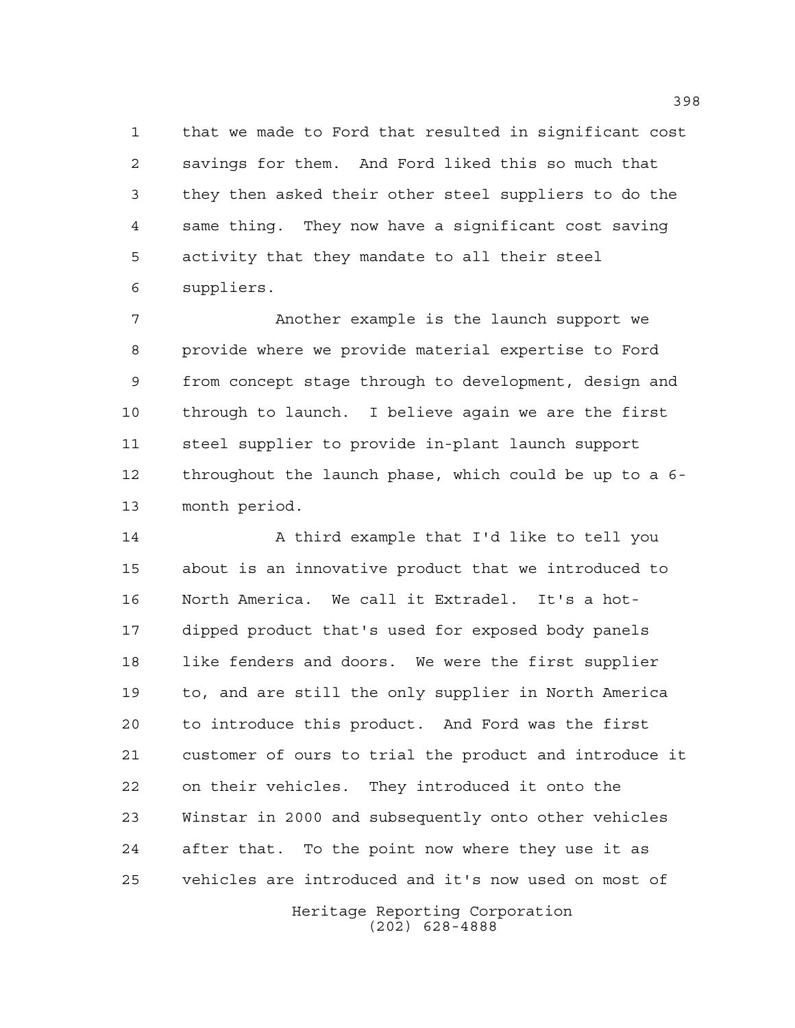that we made to Ford that resulted in significant cost savings for them. And Ford liked this so much that they then asked their other steel suppliers to do the same thing. They now have a significant cost saving activity that they mandate to all their steel suppliers.

Another example is the launch support we provide where we provide material expertise to Ford from concept stage through to development, design and through to launch. I believe again we are the first steel supplier to provide in-plant launch support throughout the launch phase, which could be up to a 6-month period.

A third example that I'd like to tell you about is an innovative product that we introduced to North America. We call it Extradel. It's a hot-dipped product that's used for exposed body panels like fenders and doors. We were the first supplier to, and are still the only supplier in North America to introduce this product. And Ford was the first customer of ours to trial the product and introduce it on their vehicles. They introduced it onto the Winstar in 2000 and subsequently onto other vehicles after that. To the point now where they use it as vehicles are introduced and it's now used on most of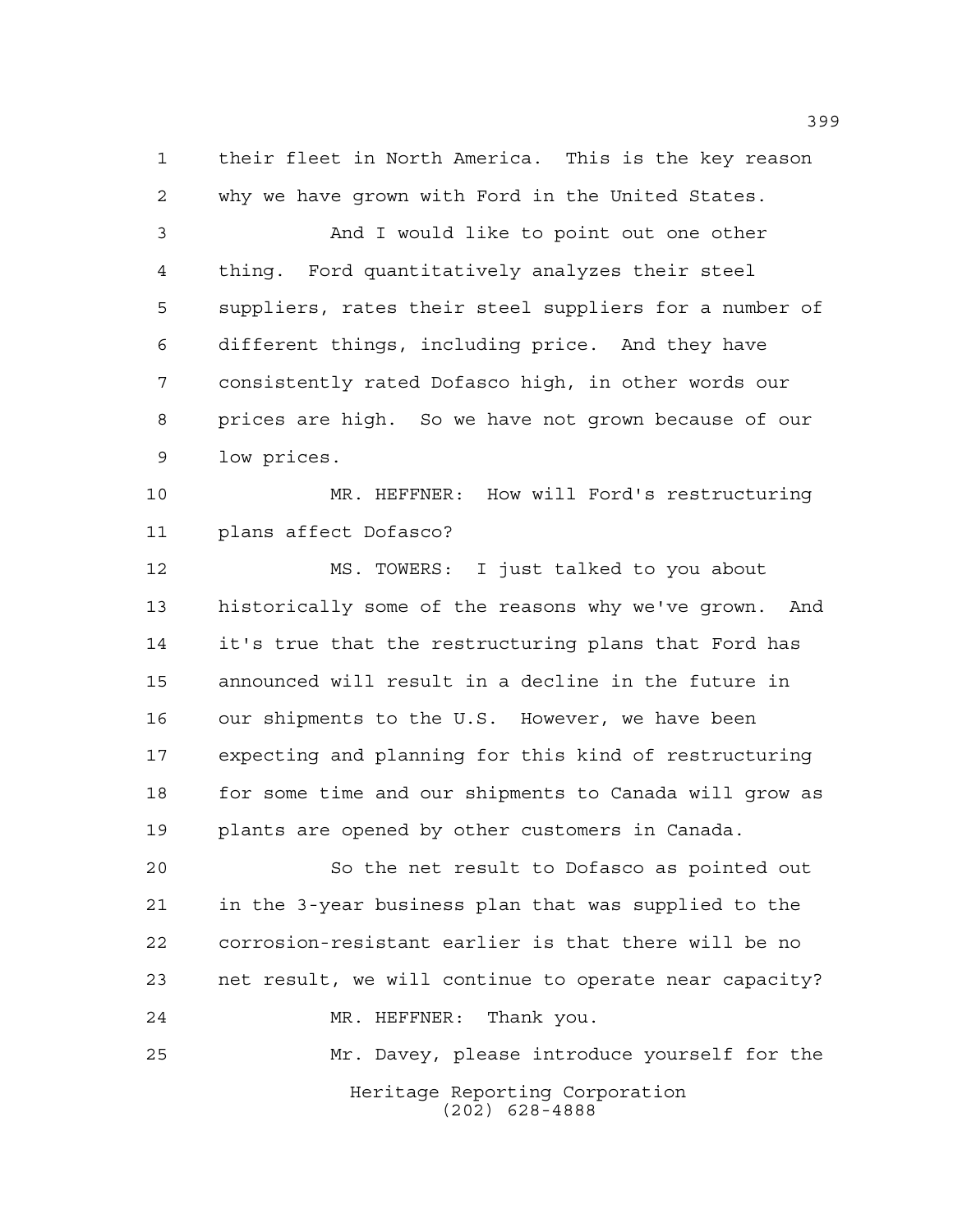their fleet in North America. This is the key reason why we have grown with Ford in the United States.

And I would like to point out one other thing. Ford quantitatively analyzes their steel suppliers, rates their steel suppliers for a number of different things, including price. And they have consistently rated Dofasco high, in other words our prices are high. So we have not grown because of our low prices.

MR. HEFFNER: How will Ford's restructuring plans affect Dofasco?

MS. TOWERS: I just talked to you about historically some of the reasons why we've grown. And it's true that the restructuring plans that Ford has announced will result in a decline in the future in our shipments to the U.S. However, we have been expecting and planning for this kind of restructuring for some time and our shipments to Canada will grow as plants are opened by other customers in Canada.

So the net result to Dofasco as pointed out in the 3-year business plan that was supplied to the corrosion-resistant earlier is that there will be no net result, we will continue to operate near capacity?

MR. HEFFNER: Thank you.

Mr. Davey, please introduce yourself for the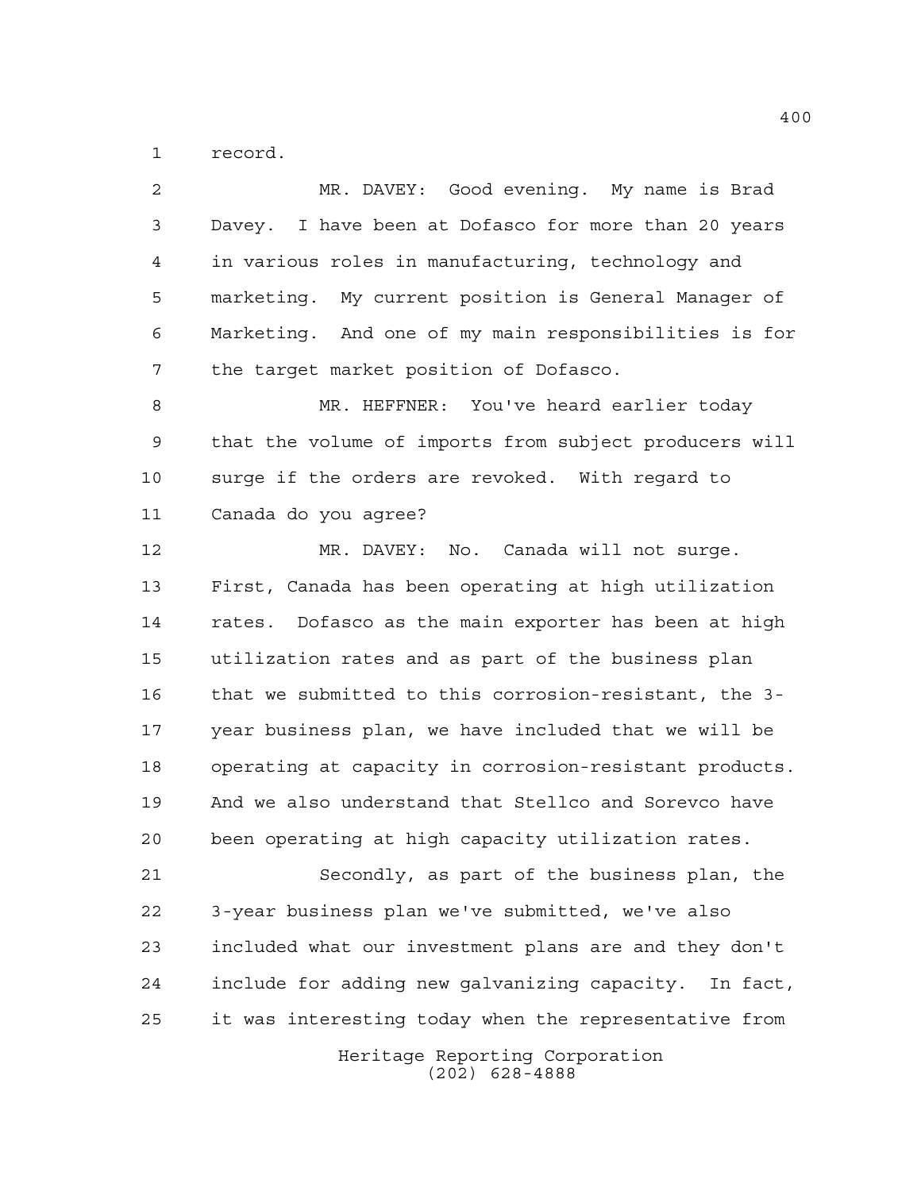record.

MR. DAVEY: Good evening. My name is Brad Davey. I have been at Dofasco for more than 20 years in various roles in manufacturing, technology and marketing. My current position is General Manager of Marketing. And one of my main responsibilities is for the target market position of Dofasco.

MR. HEFFNER: You've heard earlier today that the volume of imports from subject producers will surge if the orders are revoked. With regard to Canada do you agree?

MR. DAVEY: No. Canada will not surge. First, Canada has been operating at high utilization rates. Dofasco as the main exporter has been at high utilization rates and as part of the business plan that we submitted to this corrosion-resistant, the 3-year business plan, we have included that we will be operating at capacity in corrosion-resistant products. And we also understand that Stellco and Sorevco have been operating at high capacity utilization rates.

Secondly, as part of the business plan, the 3-year business plan we've submitted, we've also included what our investment plans are and they don't include for adding new galvanizing capacity. In fact, it was interesting today when the representative from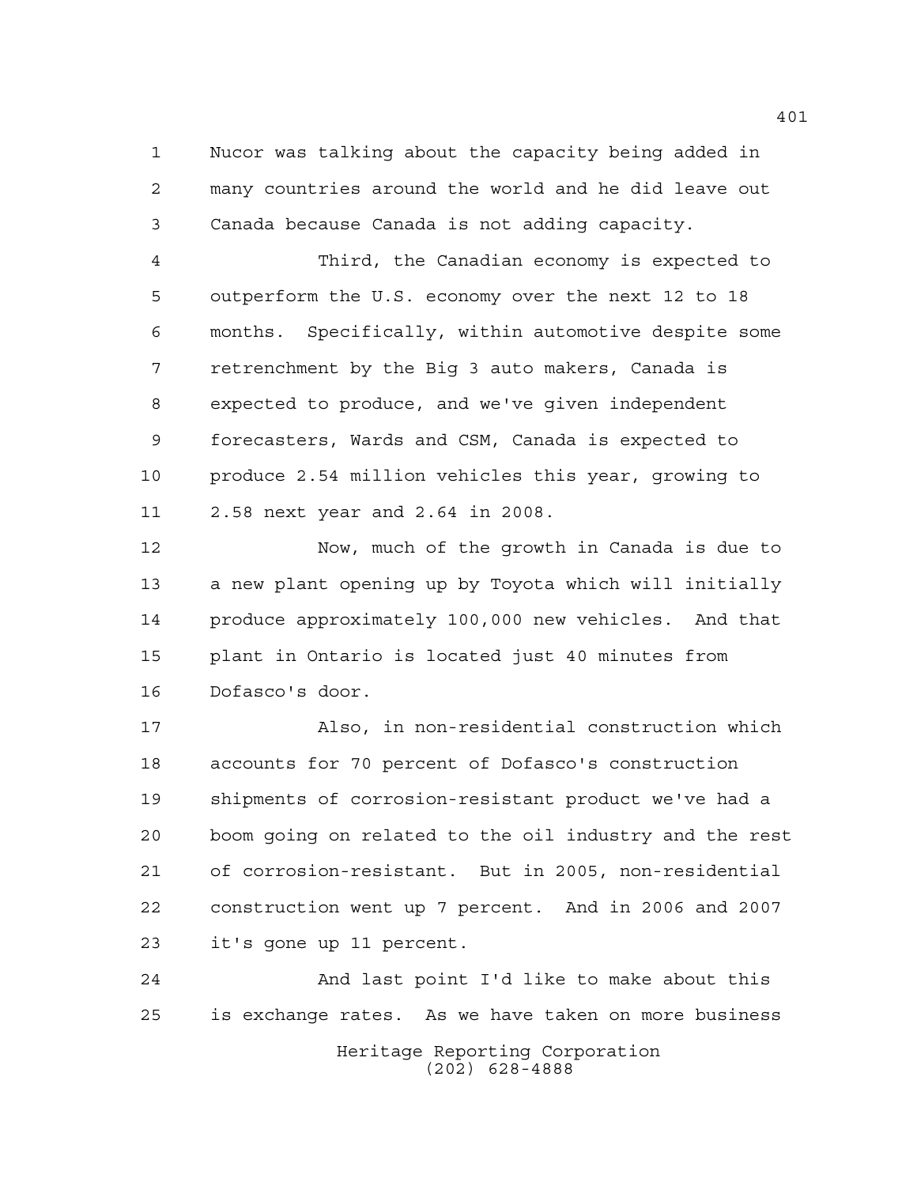Nucor was talking about the capacity being added in many countries around the world and he did leave out Canada because Canada is not adding capacity.

Third, the Canadian economy is expected to outperform the U.S. economy over the next 12 to 18 months. Specifically, within automotive despite some retrenchment by the Big 3 auto makers, Canada is expected to produce, and we've given independent forecasters, Wards and CSM, Canada is expected to produce 2.54 million vehicles this year, growing to 2.58 next year and 2.64 in 2008.

Now, much of the growth in Canada is due to a new plant opening up by Toyota which will initially produce approximately 100,000 new vehicles. And that plant in Ontario is located just 40 minutes from Dofasco's door.

Also, in non-residential construction which accounts for 70 percent of Dofasco's construction shipments of corrosion-resistant product we've had a boom going on related to the oil industry and the rest of corrosion-resistant. But in 2005, non-residential construction went up 7 percent. And in 2006 and 2007 it's gone up 11 percent.

And last point I'd like to make about this is exchange rates. As we have taken on more business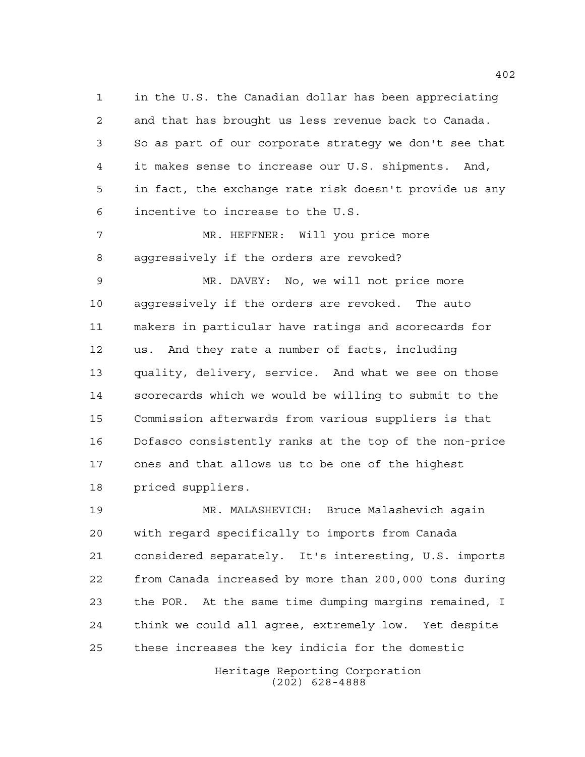in the U.S. the Canadian dollar has been appreciating and that has brought us less revenue back to Canada. So as part of our corporate strategy we don't see that it makes sense to increase our U.S. shipments. And, in fact, the exchange rate risk doesn't provide us any incentive to increase to the U.S.

MR. HEFFNER: Will you price more aggressively if the orders are revoked?

MR. DAVEY: No, we will not price more aggressively if the orders are revoked. The auto makers in particular have ratings and scorecards for us. And they rate a number of facts, including quality, delivery, service. And what we see on those scorecards which we would be willing to submit to the Commission afterwards from various suppliers is that Dofasco consistently ranks at the top of the non-price ones and that allows us to be one of the highest priced suppliers.

MR. MALASHEVICH: Bruce Malashevich again with regard specifically to imports from Canada considered separately. It's interesting, U.S. imports from Canada increased by more than 200,000 tons during the POR. At the same time dumping margins remained, I think we could all agree, extremely low. Yet despite these increases the key indicia for the domestic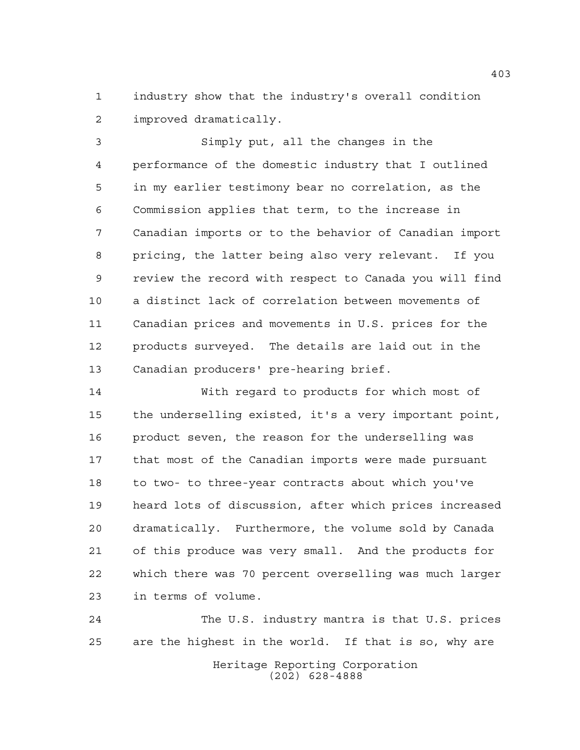industry show that the industry's overall condition improved dramatically.

Simply put, all the changes in the performance of the domestic industry that I outlined in my earlier testimony bear no correlation, as the Commission applies that term, to the increase in Canadian imports or to the behavior of Canadian import pricing, the latter being also very relevant. If you review the record with respect to Canada you will find a distinct lack of correlation between movements of Canadian prices and movements in U.S. prices for the products surveyed. The details are laid out in the Canadian producers' pre-hearing brief.

With regard to products for which most of the underselling existed, it's a very important point, product seven, the reason for the underselling was that most of the Canadian imports were made pursuant to two- to three-year contracts about which you've heard lots of discussion, after which prices increased dramatically. Furthermore, the volume sold by Canada of this produce was very small. And the products for which there was 70 percent overselling was much larger in terms of volume.

The U.S. industry mantra is that U.S. prices are the highest in the world. If that is so, why are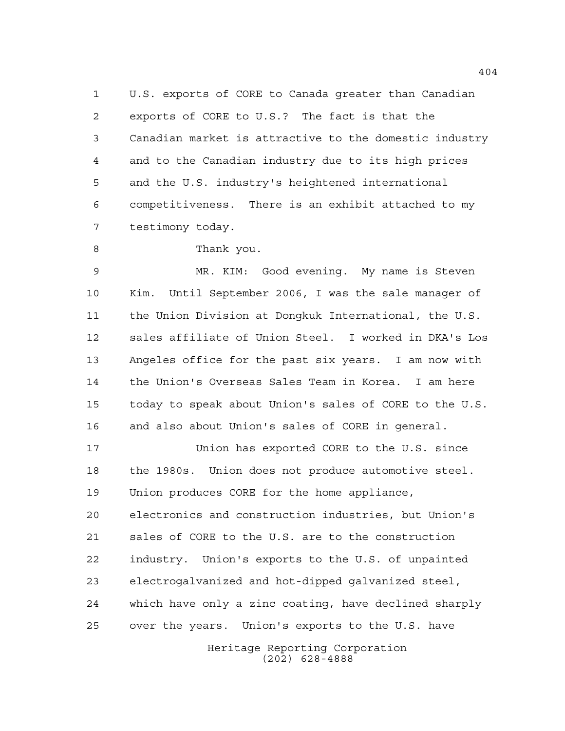U.S. exports of CORE to Canada greater than Canadian exports of CORE to U.S.? The fact is that the Canadian market is attractive to the domestic industry and to the Canadian industry due to its high prices and the U.S. industry's heightened international competitiveness. There is an exhibit attached to my testimony today.

Thank you.

MR. KIM: Good evening. My name is Steven Kim. Until September 2006, I was the sale manager of the Union Division at Dongkuk International, the U.S. sales affiliate of Union Steel. I worked in DKA's Los Angeles office for the past six years. I am now with the Union's Overseas Sales Team in Korea. I am here today to speak about Union's sales of CORE to the U.S. and also about Union's sales of CORE in general.

Union has exported CORE to the U.S. since the 1980s. Union does not produce automotive steel. Union produces CORE for the home appliance, electronics and construction industries, but Union's sales of CORE to the U.S. are to the construction industry. Union's exports to the U.S. of unpainted electrogalvanized and hot-dipped galvanized steel, which have only a zinc coating, have declined sharply over the years. Union's exports to the U.S. have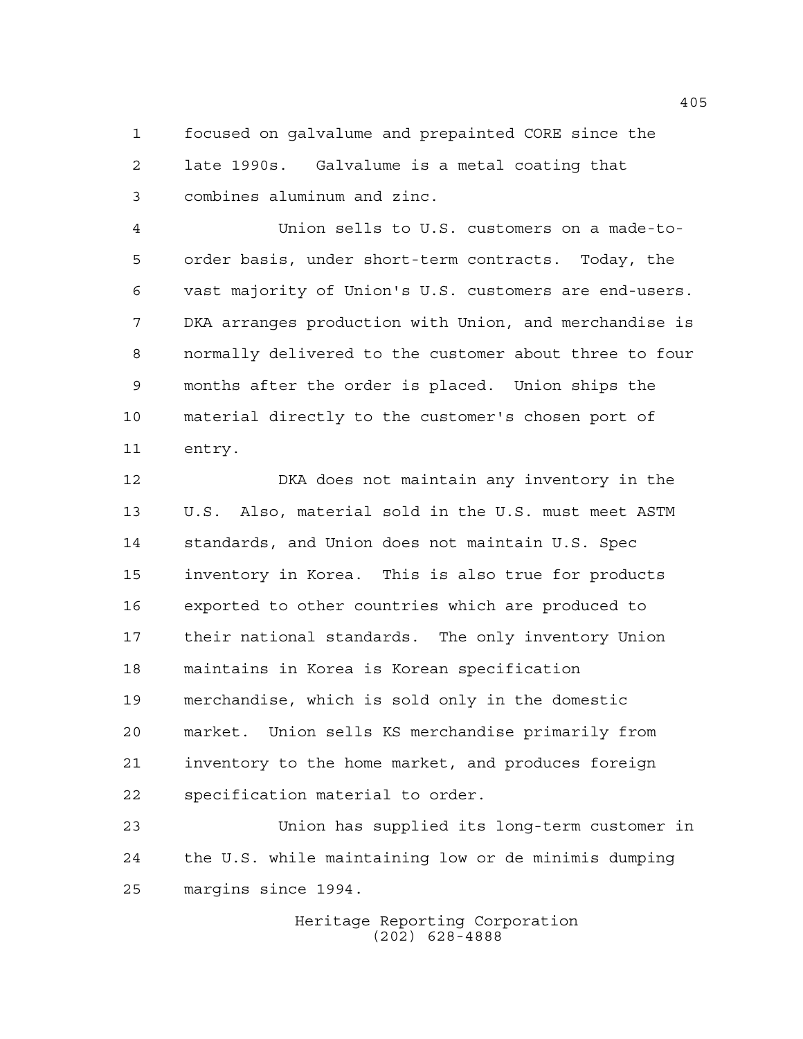focused on galvalume and prepainted CORE since the late 1990s. Galvalume is a metal coating that combines aluminum and zinc.

Union sells to U.S. customers on a made-to-order basis, under short-term contracts. Today, the vast majority of Union's U.S. customers are end-users. DKA arranges production with Union, and merchandise is normally delivered to the customer about three to four months after the order is placed. Union ships the material directly to the customer's chosen port of entry.

DKA does not maintain any inventory in the U.S. Also, material sold in the U.S. must meet ASTM standards, and Union does not maintain U.S. Spec inventory in Korea. This is also true for products exported to other countries which are produced to their national standards. The only inventory Union maintains in Korea is Korean specification merchandise, which is sold only in the domestic market. Union sells KS merchandise primarily from inventory to the home market, and produces foreign specification material to order.

Union has supplied its long-term customer in the U.S. while maintaining low or de minimis dumping margins since 1994.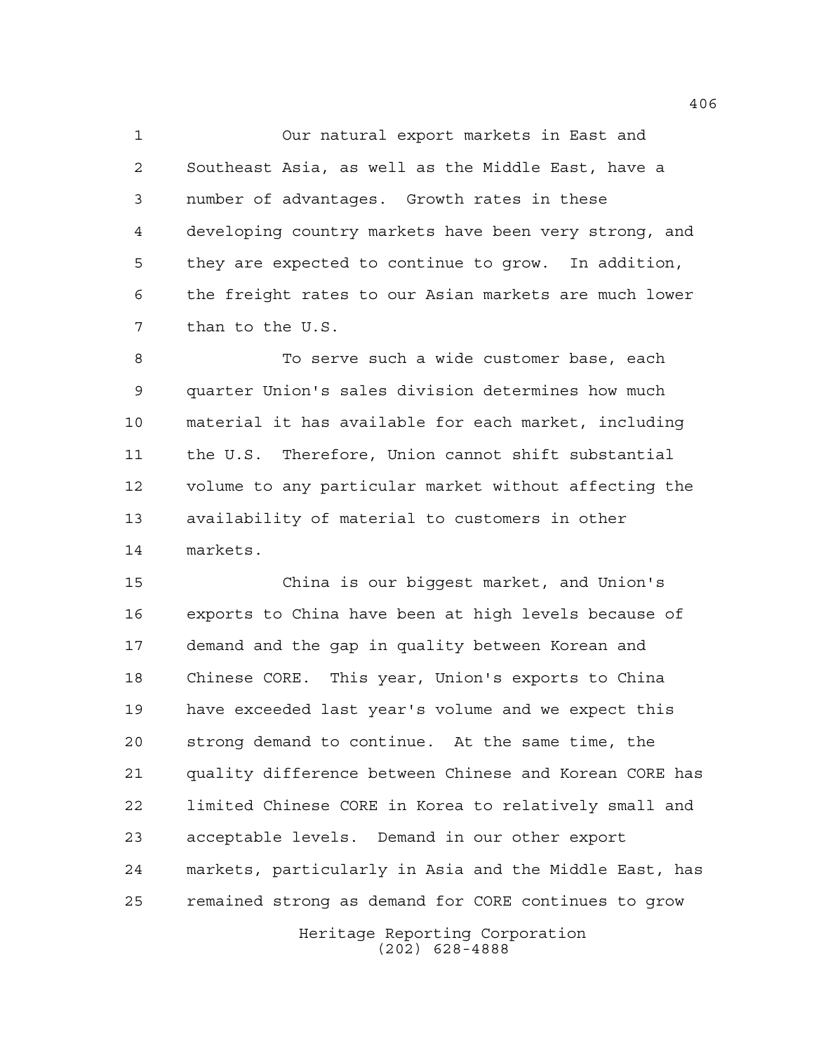Our natural export markets in East and Southeast Asia, as well as the Middle East, have a number of advantages. Growth rates in these developing country markets have been very strong, and they are expected to continue to grow. In addition, the freight rates to our Asian markets are much lower than to the U.S.

To serve such a wide customer base, each quarter Union's sales division determines how much material it has available for each market, including the U.S. Therefore, Union cannot shift substantial volume to any particular market without affecting the availability of material to customers in other markets.

China is our biggest market, and Union's exports to China have been at high levels because of demand and the gap in quality between Korean and Chinese CORE. This year, Union's exports to China have exceeded last year's volume and we expect this strong demand to continue. At the same time, the quality difference between Chinese and Korean CORE has limited Chinese CORE in Korea to relatively small and acceptable levels. Demand in our other export markets, particularly in Asia and the Middle East, has remained strong as demand for CORE continues to grow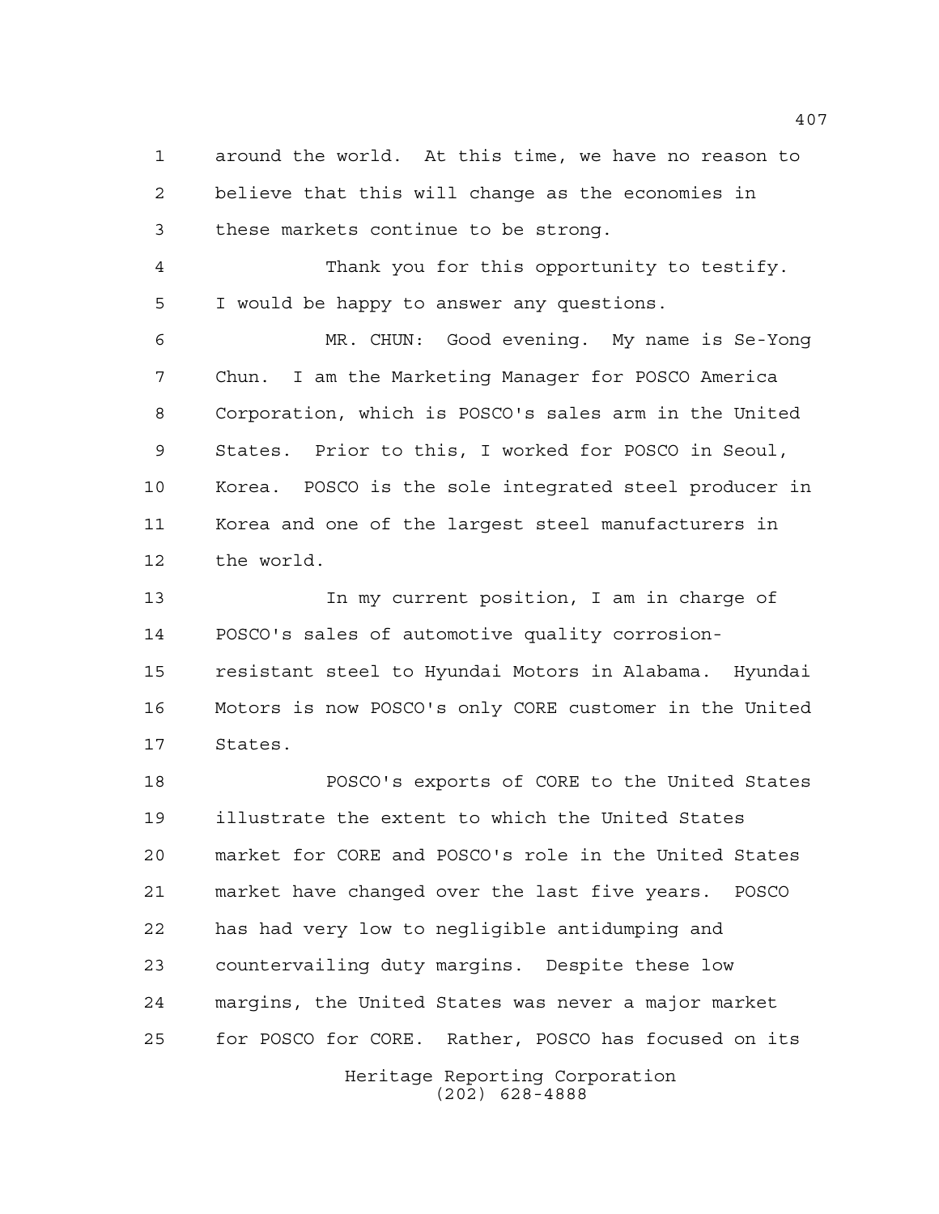around the world. At this time, we have no reason to believe that this will change as the economies in these markets continue to be strong.

Thank you for this opportunity to testify. I would be happy to answer any questions.

MR. CHUN: Good evening. My name is Se-Yong Chun. I am the Marketing Manager for POSCO America Corporation, which is POSCO's sales arm in the United States. Prior to this, I worked for POSCO in Seoul, Korea. POSCO is the sole integrated steel producer in Korea and one of the largest steel manufacturers in the world.

In my current position, I am in charge of POSCO's sales of automotive quality corrosion-resistant steel to Hyundai Motors in Alabama. Hyundai Motors is now POSCO's only CORE customer in the United States.

POSCO's exports of CORE to the United States illustrate the extent to which the United States market for CORE and POSCO's role in the United States market have changed over the last five years. POSCO has had very low to negligible antidumping and countervailing duty margins. Despite these low margins, the United States was never a major market for POSCO for CORE. Rather, POSCO has focused on its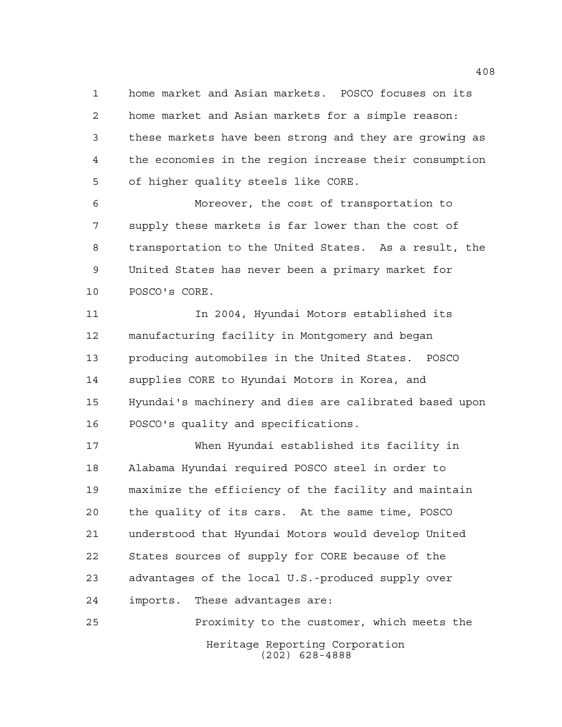home market and Asian markets. POSCO focuses on its home market and Asian markets for a simple reason: these markets have been strong and they are growing as the economies in the region increase their consumption of higher quality steels like CORE.

Moreover, the cost of transportation to supply these markets is far lower than the cost of transportation to the United States. As a result, the United States has never been a primary market for POSCO's CORE.

In 2004, Hyundai Motors established its manufacturing facility in Montgomery and began producing automobiles in the United States. POSCO supplies CORE to Hyundai Motors in Korea, and Hyundai's machinery and dies are calibrated based upon POSCO's quality and specifications.

When Hyundai established its facility in Alabama Hyundai required POSCO steel in order to maximize the efficiency of the facility and maintain the quality of its cars. At the same time, POSCO understood that Hyundai Motors would develop United States sources of supply for CORE because of the advantages of the local U.S.-produced supply over imports. These advantages are:

Proximity to the customer, which meets the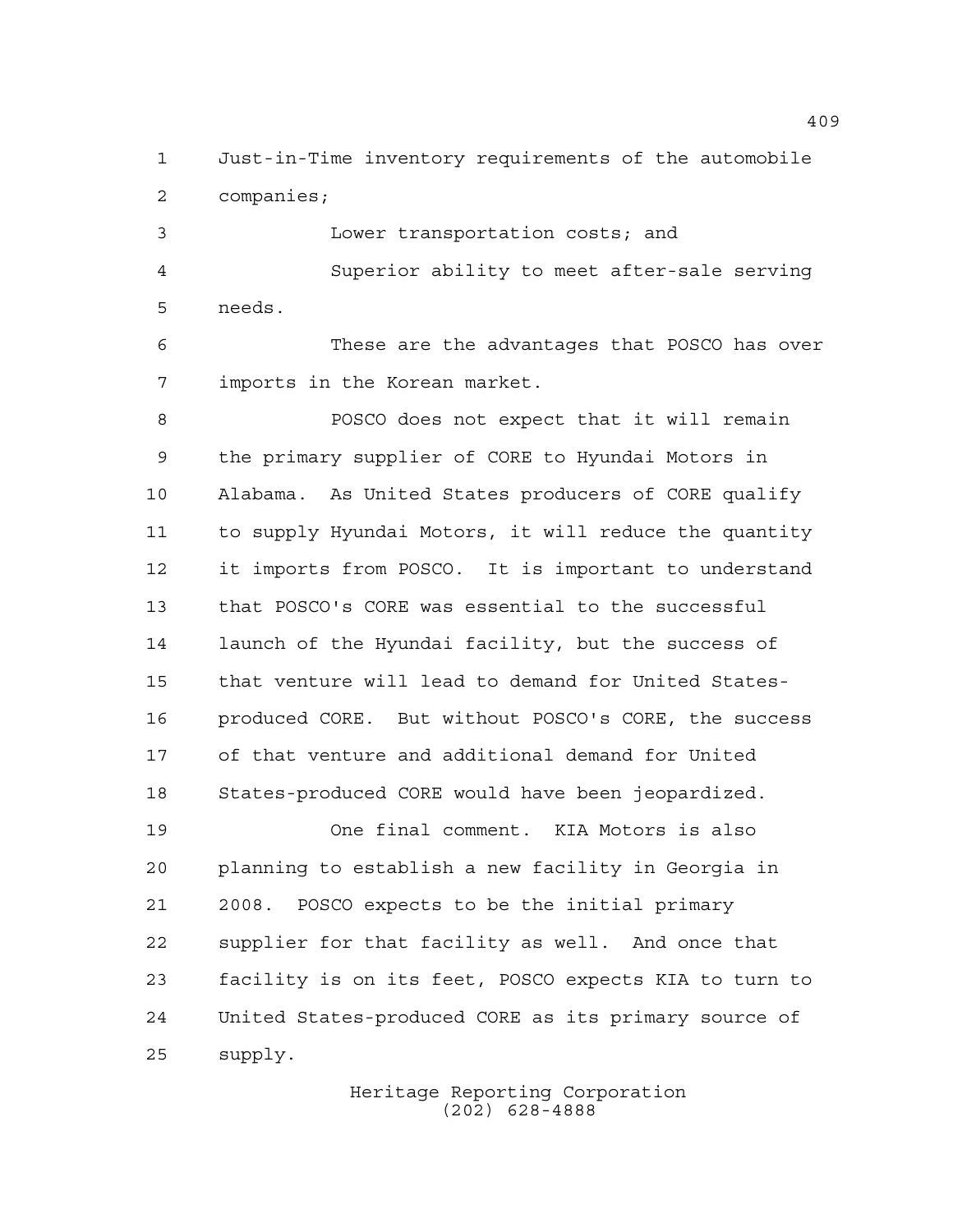Just-in-Time inventory requirements of the automobile companies;

Lower transportation costs; and

Superior ability to meet after-sale serving needs.

These are the advantages that POSCO has over imports in the Korean market.

POSCO does not expect that it will remain the primary supplier of CORE to Hyundai Motors in Alabama. As United States producers of CORE qualify to supply Hyundai Motors, it will reduce the quantity it imports from POSCO. It is important to understand that POSCO's CORE was essential to the successful launch of the Hyundai facility, but the success of that venture will lead to demand for United States-produced CORE. But without POSCO's CORE, the success of that venture and additional demand for United States-produced CORE would have been jeopardized.

One final comment. KIA Motors is also planning to establish a new facility in Georgia in 2008. POSCO expects to be the initial primary supplier for that facility as well. And once that facility is on its feet, POSCO expects KIA to turn to United States-produced CORE as its primary source of supply.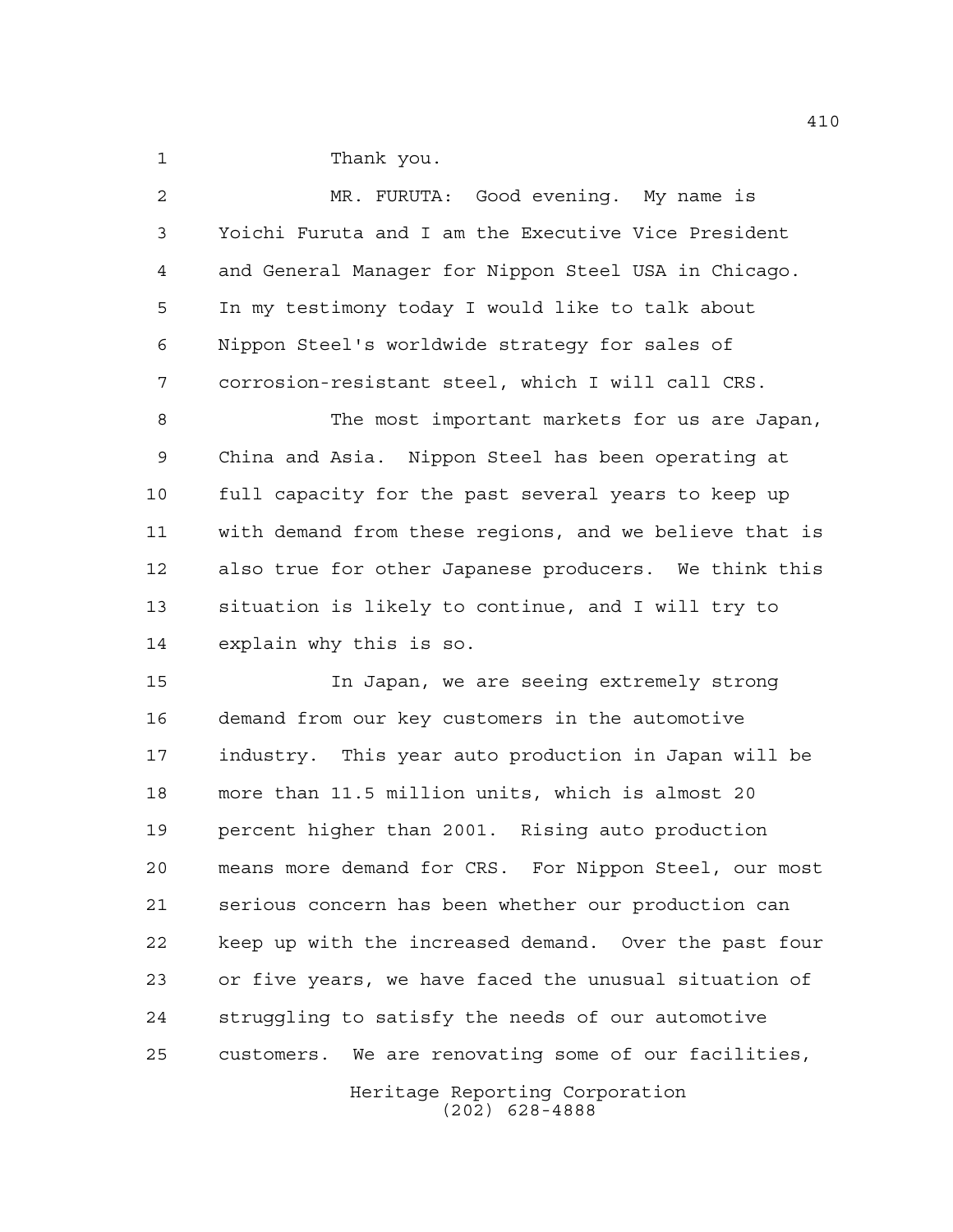Thank you.

MR. FURUTA: Good evening. My name is Yoichi Furuta and I am the Executive Vice President and General Manager for Nippon Steel USA in Chicago. In my testimony today I would like to talk about Nippon Steel's worldwide strategy for sales of corrosion-resistant steel, which I will call CRS.

The most important markets for us are Japan, China and Asia. Nippon Steel has been operating at full capacity for the past several years to keep up with demand from these regions, and we believe that is also true for other Japanese producers. We think this situation is likely to continue, and I will try to explain why this is so.

In Japan, we are seeing extremely strong demand from our key customers in the automotive industry. This year auto production in Japan will be more than 11.5 million units, which is almost 20 percent higher than 2001. Rising auto production means more demand for CRS. For Nippon Steel, our most serious concern has been whether our production can keep up with the increased demand. Over the past four or five years, we have faced the unusual situation of struggling to satisfy the needs of our automotive customers. We are renovating some of our facilities,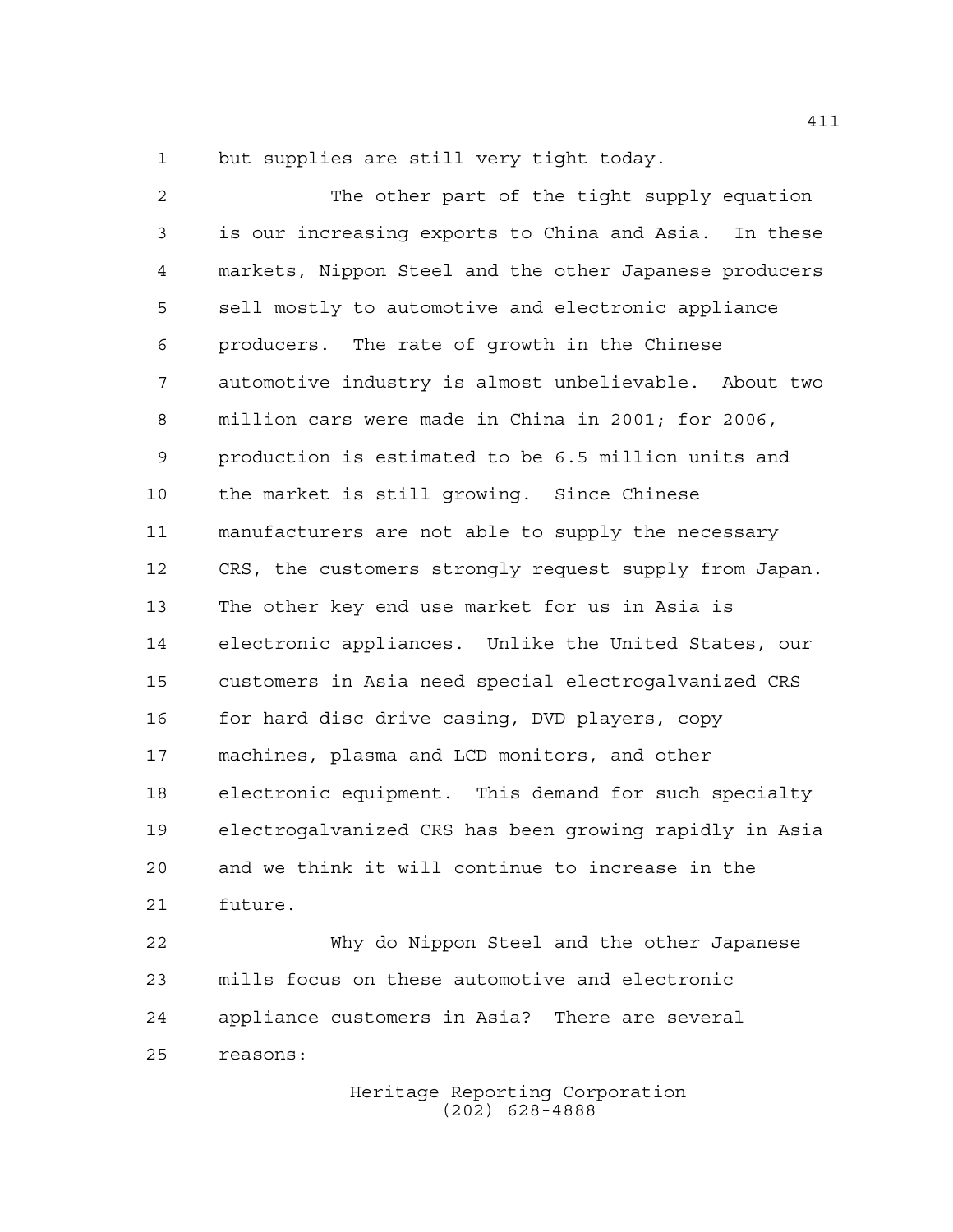but supplies are still very tight today.

The other part of the tight supply equation is our increasing exports to China and Asia. In these markets, Nippon Steel and the other Japanese producers sell mostly to automotive and electronic appliance producers. The rate of growth in the Chinese automotive industry is almost unbelievable. About two million cars were made in China in 2001; for 2006, production is estimated to be 6.5 million units and the market is still growing. Since Chinese manufacturers are not able to supply the necessary CRS, the customers strongly request supply from Japan. The other key end use market for us in Asia is electronic appliances. Unlike the United States, our customers in Asia need special electrogalvanized CRS for hard disc drive casing, DVD players, copy machines, plasma and LCD monitors, and other electronic equipment. This demand for such specialty electrogalvanized CRS has been growing rapidly in Asia and we think it will continue to increase in the future.

Why do Nippon Steel and the other Japanese mills focus on these automotive and electronic appliance customers in Asia? There are several reasons: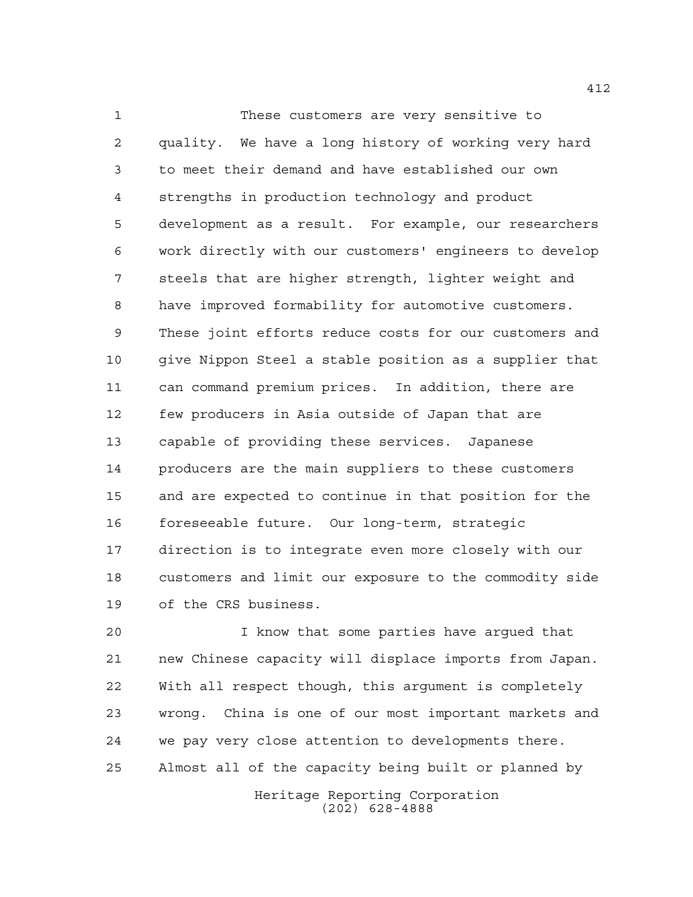These customers are very sensitive to quality. We have a long history of working very hard to meet their demand and have established our own strengths in production technology and product development as a result. For example, our researchers work directly with our customers' engineers to develop steels that are higher strength, lighter weight and have improved formability for automotive customers. These joint efforts reduce costs for our customers and give Nippon Steel a stable position as a supplier that can command premium prices. In addition, there are few producers in Asia outside of Japan that are capable of providing these services. Japanese producers are the main suppliers to these customers and are expected to continue in that position for the foreseeable future. Our long-term, strategic direction is to integrate even more closely with our customers and limit our exposure to the commodity side of the CRS business.

I know that some parties have argued that new Chinese capacity will displace imports from Japan. With all respect though, this argument is completely wrong. China is one of our most important markets and we pay very close attention to developments there. Almost all of the capacity being built or planned by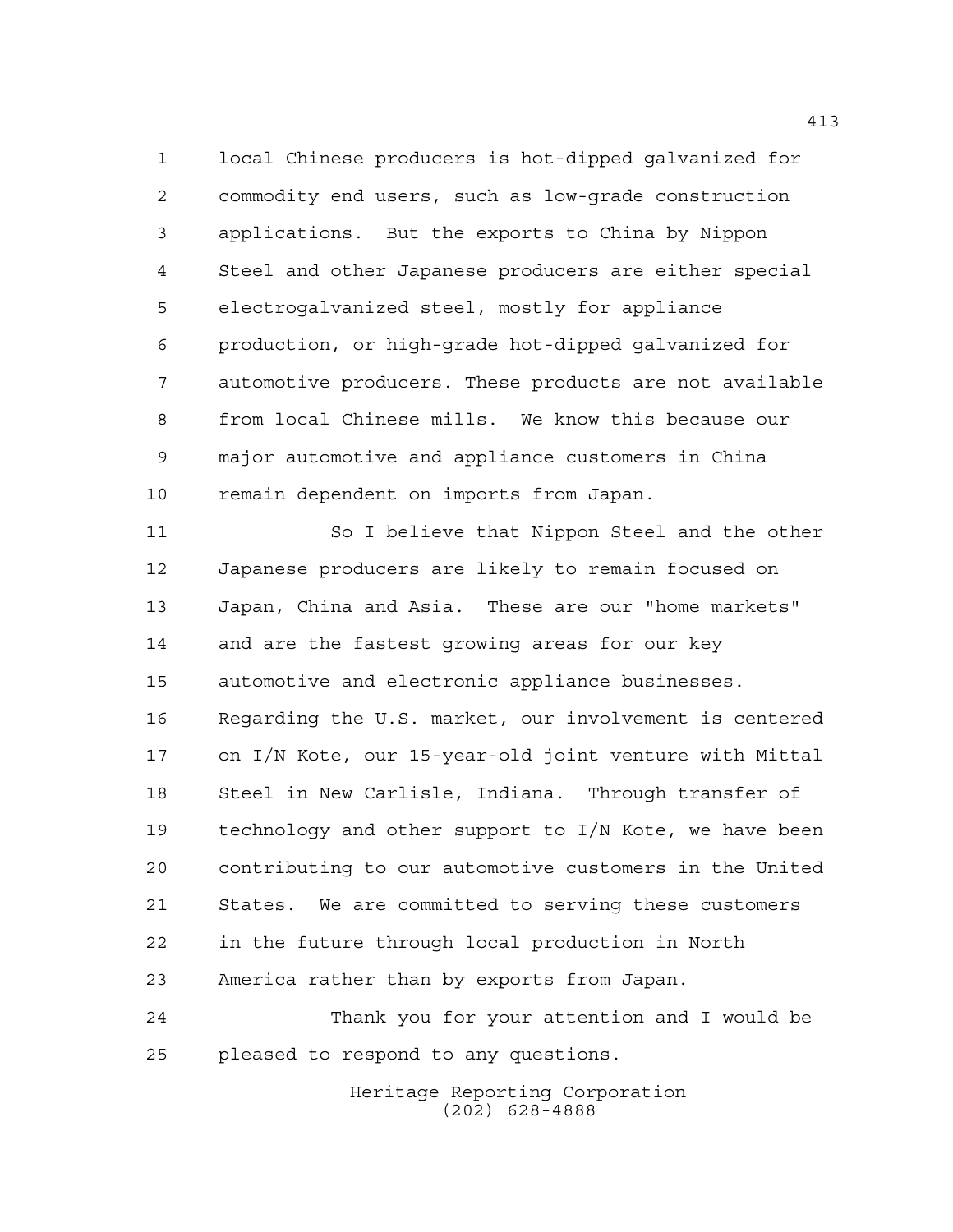local Chinese producers is hot-dipped galvanized for commodity end users, such as low-grade construction applications. But the exports to China by Nippon Steel and other Japanese producers are either special electrogalvanized steel, mostly for appliance production, or high-grade hot-dipped galvanized for automotive producers. These products are not available from local Chinese mills. We know this because our major automotive and appliance customers in China remain dependent on imports from Japan.

So I believe that Nippon Steel and the other Japanese producers are likely to remain focused on Japan, China and Asia. These are our "home markets" and are the fastest growing areas for our key automotive and electronic appliance businesses. Regarding the U.S. market, our involvement is centered on I/N Kote, our 15-year-old joint venture with Mittal Steel in New Carlisle, Indiana. Through transfer of technology and other support to I/N Kote, we have been contributing to our automotive customers in the United States. We are committed to serving these customers in the future through local production in North America rather than by exports from Japan.

Thank you for your attention and I would be pleased to respond to any questions.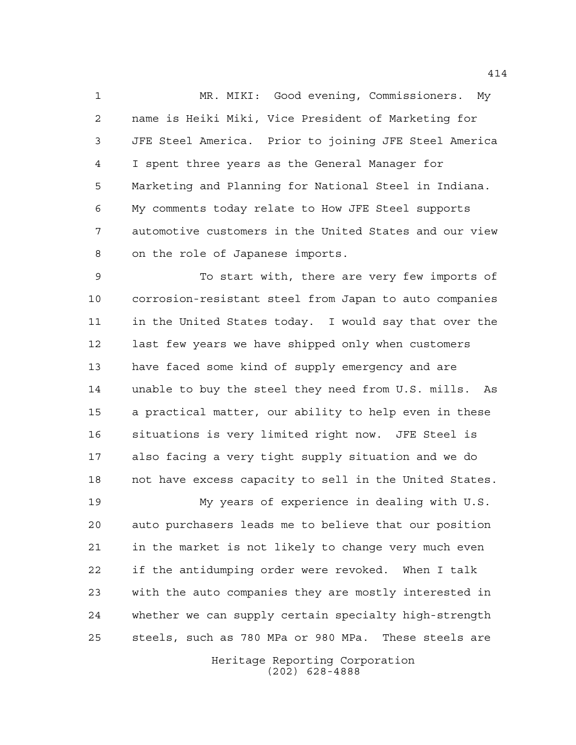MR. MIKI: Good evening, Commissioners. My name is Heiki Miki, Vice President of Marketing for JFE Steel America. Prior to joining JFE Steel America I spent three years as the General Manager for Marketing and Planning for National Steel in Indiana. My comments today relate to How JFE Steel supports automotive customers in the United States and our view on the role of Japanese imports.

To start with, there are very few imports of corrosion-resistant steel from Japan to auto companies in the United States today. I would say that over the last few years we have shipped only when customers have faced some kind of supply emergency and are unable to buy the steel they need from U.S. mills. As a practical matter, our ability to help even in these situations is very limited right now. JFE Steel is also facing a very tight supply situation and we do not have excess capacity to sell in the United States.

My years of experience in dealing with U.S. auto purchasers leads me to believe that our position in the market is not likely to change very much even if the antidumping order were revoked. When I talk with the auto companies they are mostly interested in whether we can supply certain specialty high-strength steels, such as 780 MPa or 980 MPa. These steels are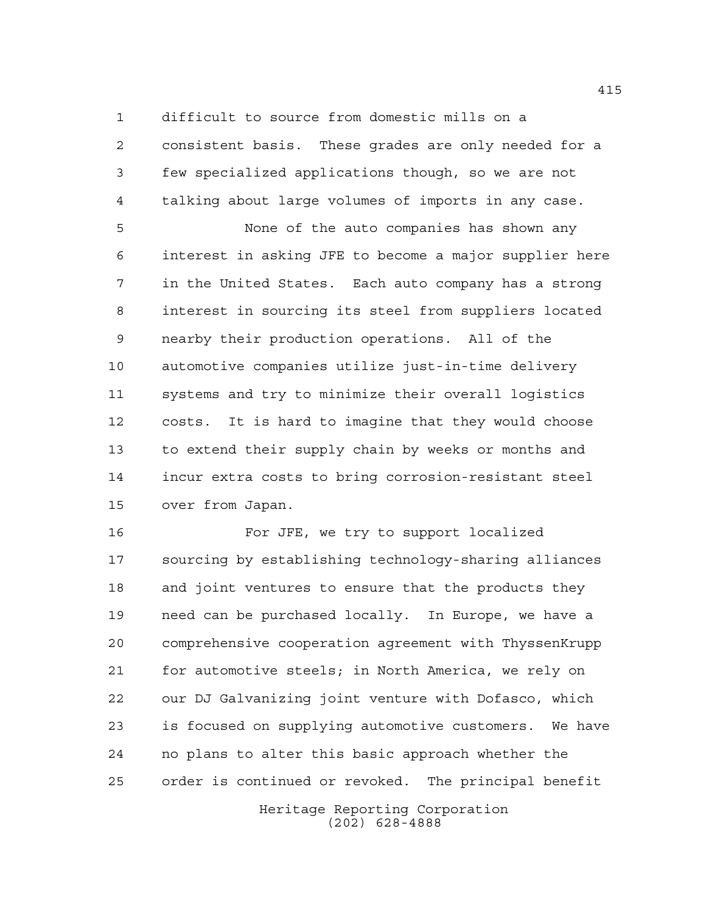difficult to source from domestic mills on a consistent basis. These grades are only needed for a few specialized applications though, so we are not talking about large volumes of imports in any case.

None of the auto companies has shown any interest in asking JFE to become a major supplier here in the United States. Each auto company has a strong interest in sourcing its steel from suppliers located nearby their production operations. All of the automotive companies utilize just-in-time delivery systems and try to minimize their overall logistics costs. It is hard to imagine that they would choose to extend their supply chain by weeks or months and incur extra costs to bring corrosion-resistant steel over from Japan.

For JFE, we try to support localized sourcing by establishing technology-sharing alliances and joint ventures to ensure that the products they need can be purchased locally. In Europe, we have a comprehensive cooperation agreement with ThyssenKrupp for automotive steels; in North America, we rely on our DJ Galvanizing joint venture with Dofasco, which is focused on supplying automotive customers. We have no plans to alter this basic approach whether the order is continued or revoked. The principal benefit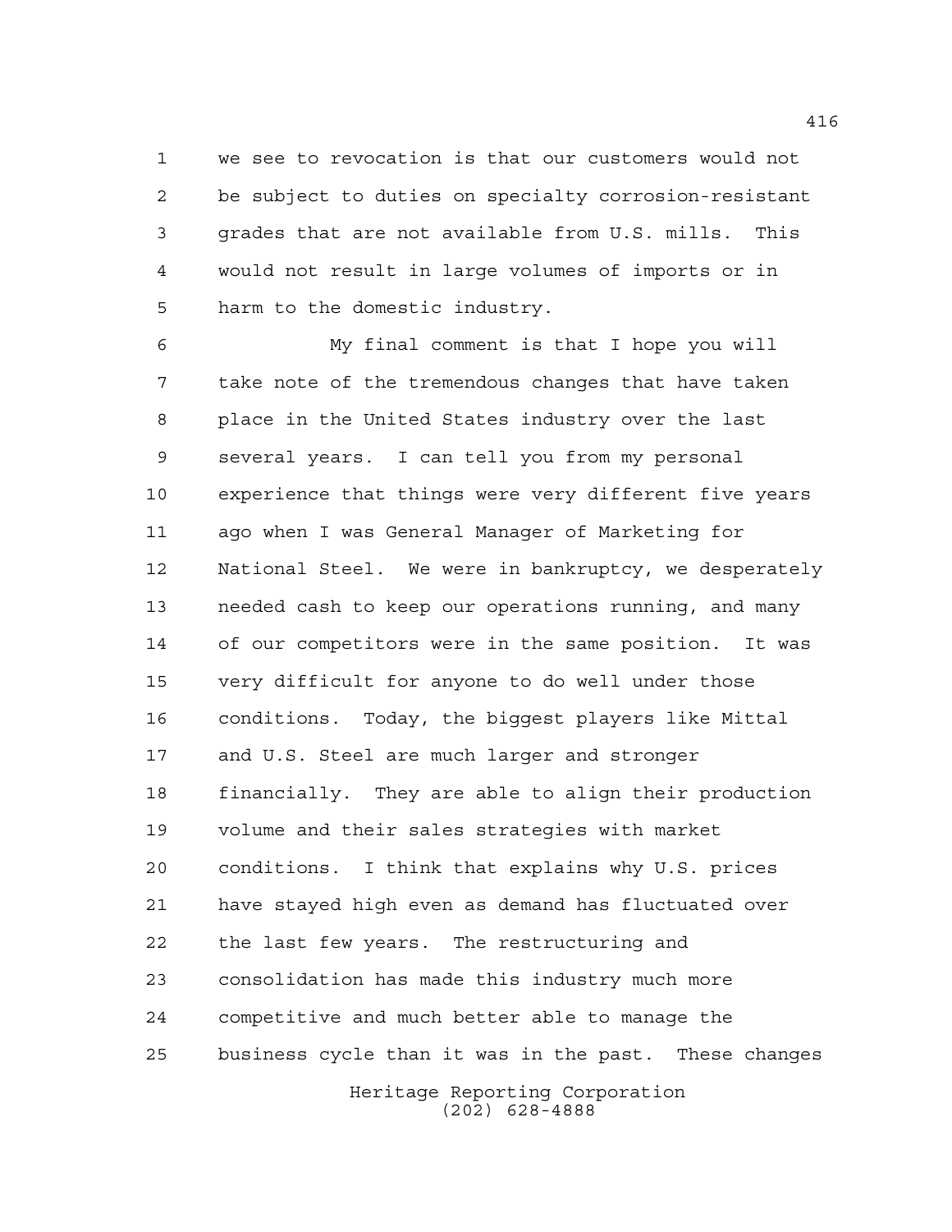we see to revocation is that our customers would not be subject to duties on specialty corrosion-resistant grades that are not available from U.S. mills. This would not result in large volumes of imports or in harm to the domestic industry.

My final comment is that I hope you will take note of the tremendous changes that have taken place in the United States industry over the last several years. I can tell you from my personal experience that things were very different five years ago when I was General Manager of Marketing for National Steel. We were in bankruptcy, we desperately needed cash to keep our operations running, and many of our competitors were in the same position. It was very difficult for anyone to do well under those conditions. Today, the biggest players like Mittal and U.S. Steel are much larger and stronger financially. They are able to align their production volume and their sales strategies with market conditions. I think that explains why U.S. prices have stayed high even as demand has fluctuated over the last few years. The restructuring and consolidation has made this industry much more competitive and much better able to manage the business cycle than it was in the past. These changes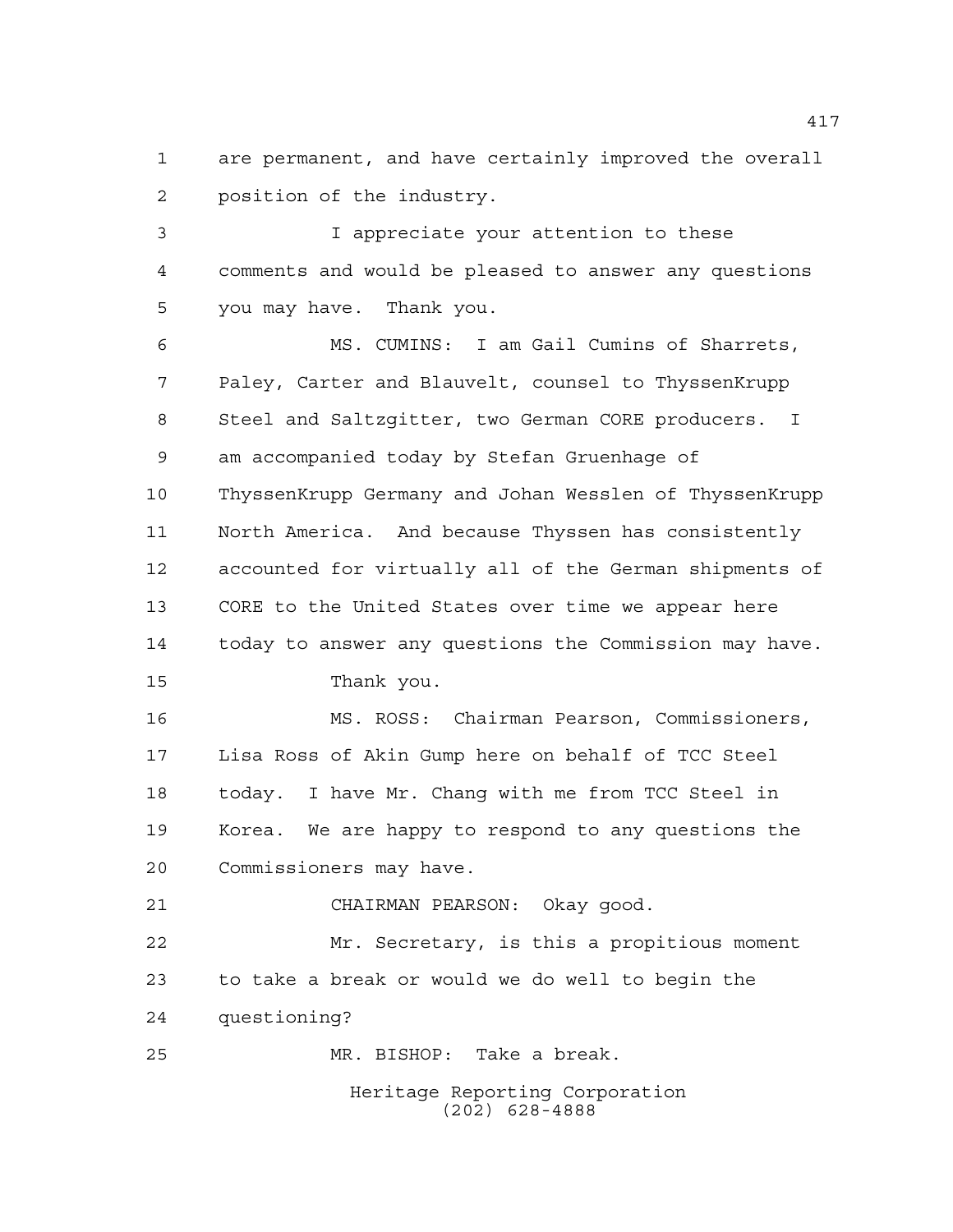are permanent, and have certainly improved the overall position of the industry.

I appreciate your attention to these comments and would be pleased to answer any questions you may have. Thank you.

MS. CUMINS: I am Gail Cumins of Sharrets, Paley, Carter and Blauvelt, counsel to ThyssenKrupp Steel and Saltzgitter, two German CORE producers. I am accompanied today by Stefan Gruenhage of ThyssenKrupp Germany and Johan Wesslen of ThyssenKrupp North America. And because Thyssen has consistently accounted for virtually all of the German shipments of CORE to the United States over time we appear here today to answer any questions the Commission may have. Thank you.

MS. ROSS: Chairman Pearson, Commissioners, Lisa Ross of Akin Gump here on behalf of TCC Steel today. I have Mr. Chang with me from TCC Steel in Korea. We are happy to respond to any questions the Commissioners may have.

CHAIRMAN PEARSON: Okay good.

Mr. Secretary, is this a propitious moment to take a break or would we do well to begin the questioning?

MR. BISHOP: Take a break.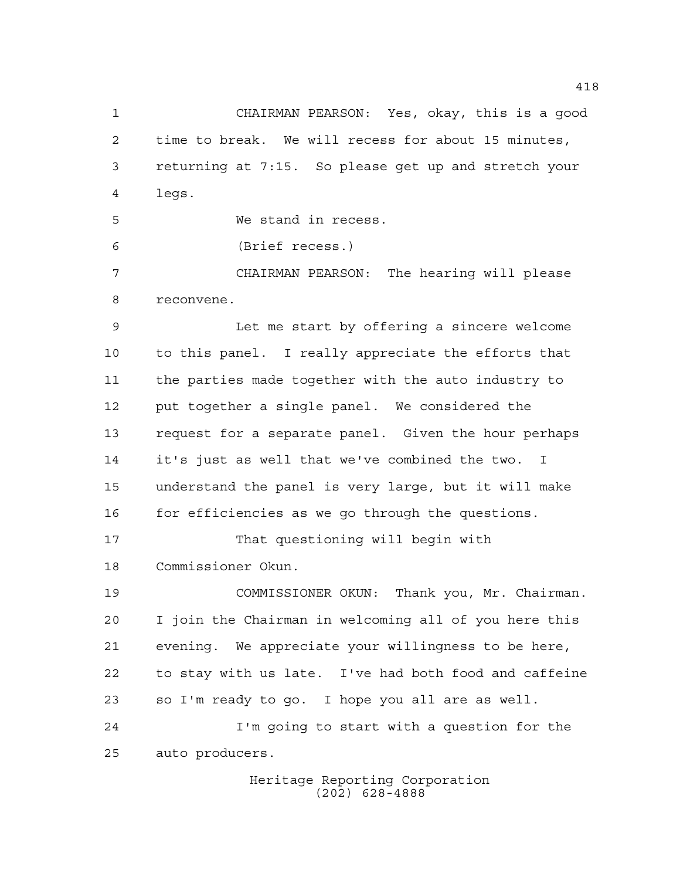CHAIRMAN PEARSON: Yes, okay, this is a good time to break. We will recess for about 15 minutes, returning at 7:15. So please get up and stretch your legs.

We stand in recess.

(Brief recess.)

CHAIRMAN PEARSON: The hearing will please reconvene.

Let me start by offering a sincere welcome to this panel. I really appreciate the efforts that the parties made together with the auto industry to put together a single panel. We considered the request for a separate panel. Given the hour perhaps it's just as well that we've combined the two. I understand the panel is very large, but it will make for efficiencies as we go through the questions.

That questioning will begin with Commissioner Okun.

COMMISSIONER OKUN: Thank you, Mr. Chairman. I join the Chairman in welcoming all of you here this evening. We appreciate your willingness to be here, to stay with us late. I've had both food and caffeine so I'm ready to go. I hope you all are as well.

I'm going to start with a question for the auto producers.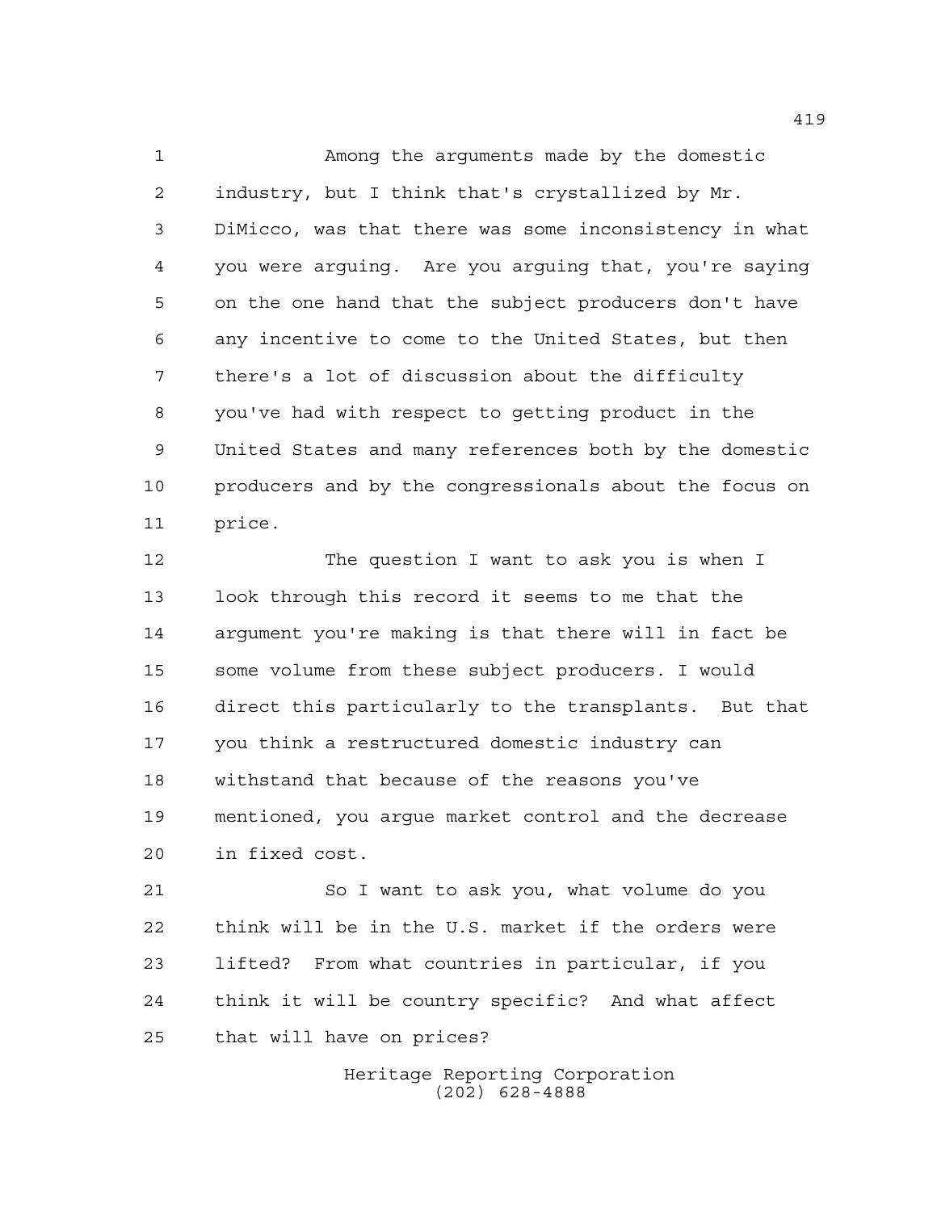Among the arguments made by the domestic industry, but I think that's crystallized by Mr. DiMicco, was that there was some inconsistency in what you were arguing. Are you arguing that, you're saying on the one hand that the subject producers don't have any incentive to come to the United States, but then there's a lot of discussion about the difficulty you've had with respect to getting product in the United States and many references both by the domestic producers and by the congressionals about the focus on price.

The question I want to ask you is when I look through this record it seems to me that the argument you're making is that there will in fact be some volume from these subject producers. I would direct this particularly to the transplants. But that you think a restructured domestic industry can withstand that because of the reasons you've mentioned, you argue market control and the decrease in fixed cost.

So I want to ask you, what volume do you think will be in the U.S. market if the orders were lifted? From what countries in particular, if you think it will be country specific? And what affect that will have on prices?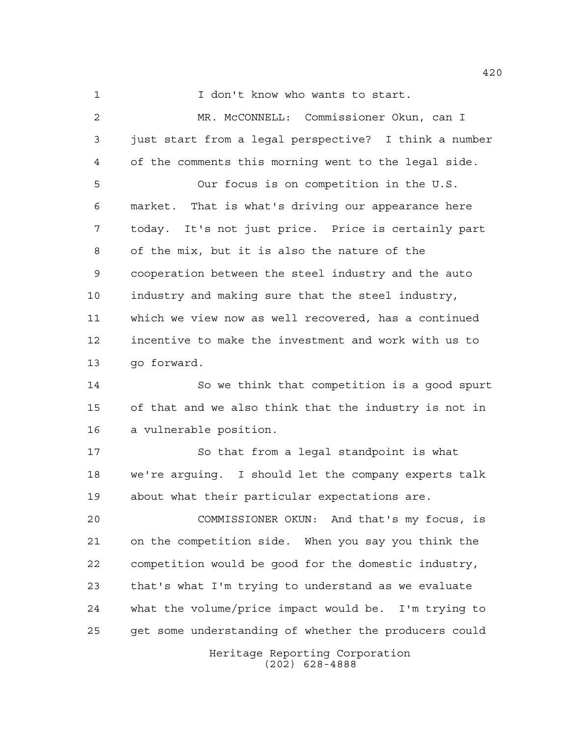I don't know who wants to start.

MR. McCONNELL: Commissioner Okun, can I just start from a legal perspective? I think a number of the comments this morning went to the legal side.

Our focus is on competition in the U.S. market. That is what's driving our appearance here today. It's not just price. Price is certainly part of the mix, but it is also the nature of the cooperation between the steel industry and the auto industry and making sure that the steel industry, which we view now as well recovered, has a continued incentive to make the investment and work with us to go forward.

So we think that competition is a good spurt of that and we also think that the industry is not in a vulnerable position.

So that from a legal standpoint is what we're arguing. I should let the company experts talk about what their particular expectations are.

COMMISSIONER OKUN: And that's my focus, is on the competition side. When you say you think the competition would be good for the domestic industry, that's what I'm trying to understand as we evaluate what the volume/price impact would be. I'm trying to get some understanding of whether the producers could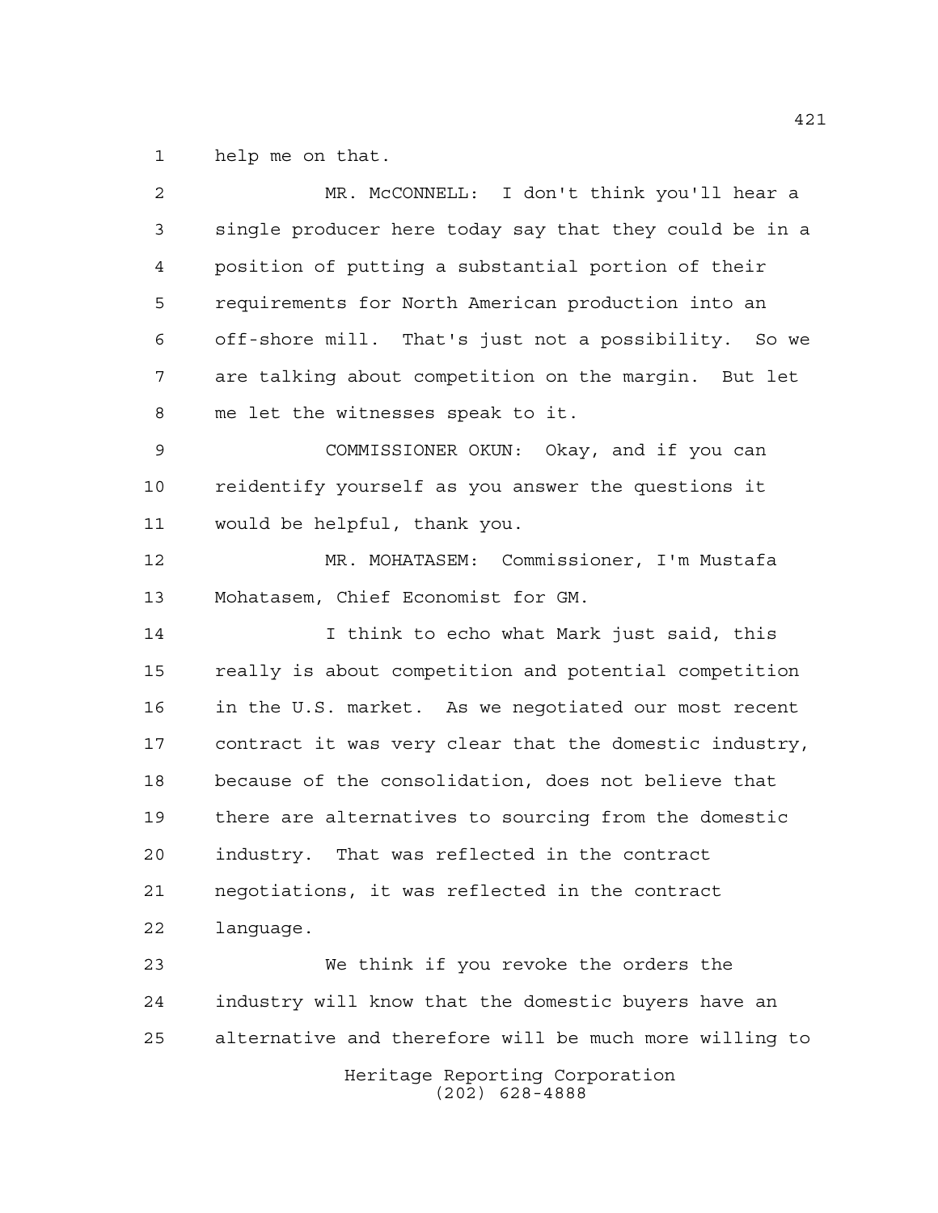help me on that.

MR. McCONNELL: I don't think you'll hear a single producer here today say that they could be in a position of putting a substantial portion of their requirements for North American production into an off-shore mill. That's just not a possibility. So we are talking about competition on the margin. But let me let the witnesses speak to it.

COMMISSIONER OKUN: Okay, and if you can reidentify yourself as you answer the questions it would be helpful, thank you.

MR. MOHATASEM: Commissioner, I'm Mustafa Mohatasem, Chief Economist for GM.

I think to echo what Mark just said, this really is about competition and potential competition in the U.S. market. As we negotiated our most recent contract it was very clear that the domestic industry, because of the consolidation, does not believe that there are alternatives to sourcing from the domestic industry. That was reflected in the contract negotiations, it was reflected in the contract language.

We think if you revoke the orders the industry will know that the domestic buyers have an alternative and therefore will be much more willing to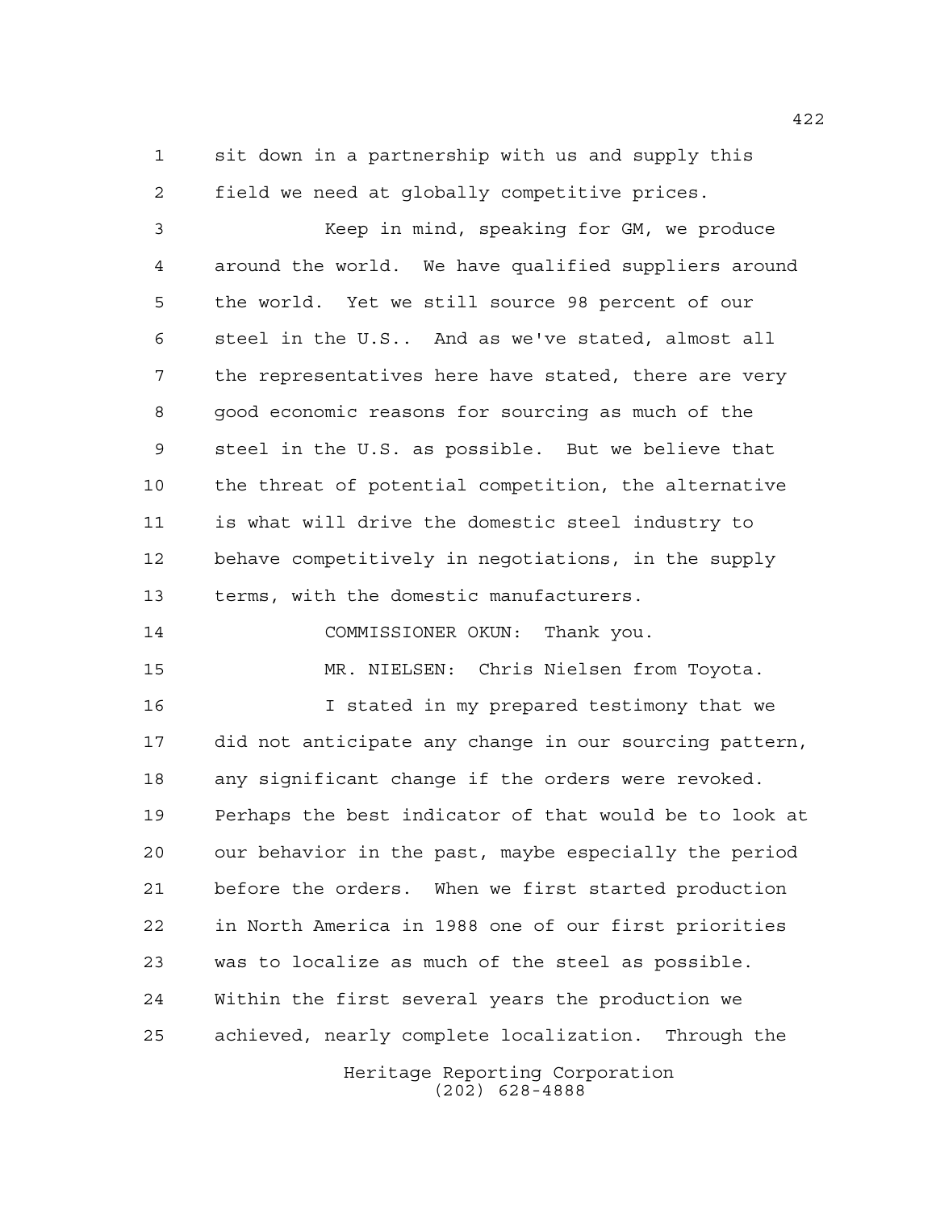sit down in a partnership with us and supply this field we need at globally competitive prices.

Keep in mind, speaking for GM, we produce around the world. We have qualified suppliers around the world. Yet we still source 98 percent of our steel in the U.S.. And as we've stated, almost all the representatives here have stated, there are very good economic reasons for sourcing as much of the steel in the U.S. as possible. But we believe that the threat of potential competition, the alternative is what will drive the domestic steel industry to behave competitively in negotiations, in the supply terms, with the domestic manufacturers.

COMMISSIONER OKUN: Thank you.

MR. NIELSEN: Chris Nielsen from Toyota.

I stated in my prepared testimony that we did not anticipate any change in our sourcing pattern, any significant change if the orders were revoked. Perhaps the best indicator of that would be to look at our behavior in the past, maybe especially the period before the orders. When we first started production in North America in 1988 one of our first priorities was to localize as much of the steel as possible. Within the first several years the production we achieved, nearly complete localization. Through the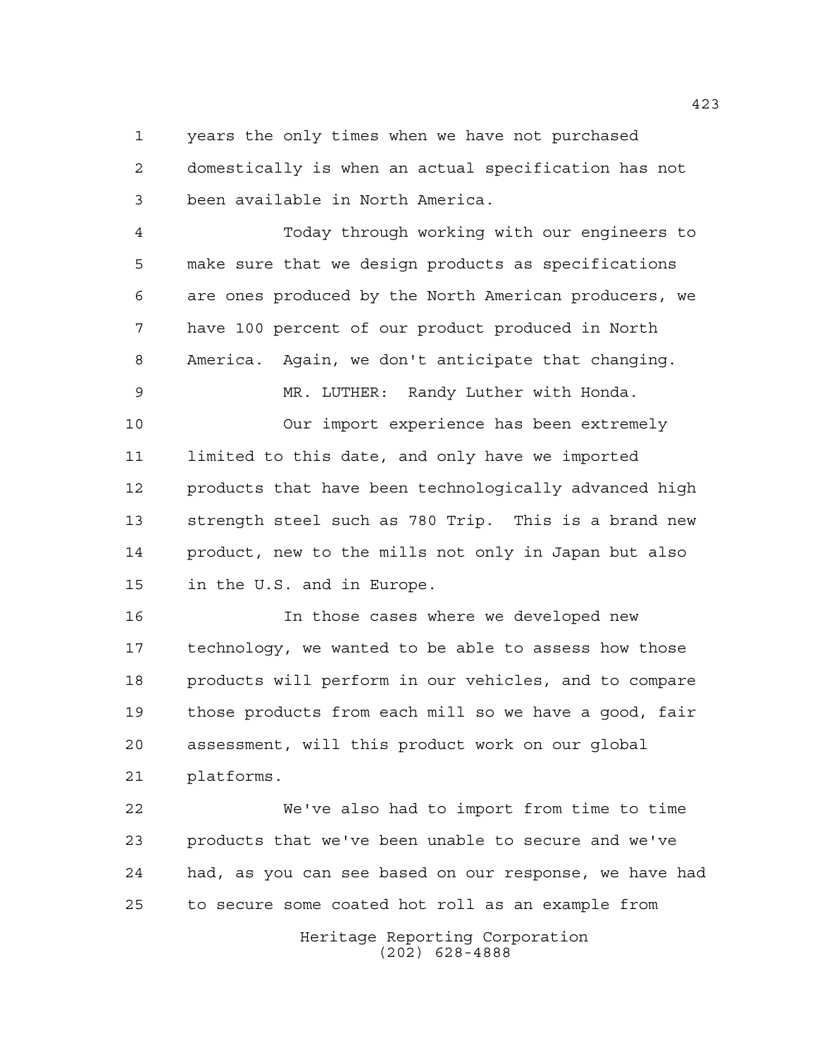years the only times when we have not purchased domestically is when an actual specification has not been available in North America.

Today through working with our engineers to make sure that we design products as specifications are ones produced by the North American producers, we have 100 percent of our product produced in North America. Again, we don't anticipate that changing.

MR. LUTHER: Randy Luther with Honda.

Our import experience has been extremely limited to this date, and only have we imported products that have been technologically advanced high strength steel such as 780 Trip. This is a brand new product, new to the mills not only in Japan but also in the U.S. and in Europe.

In those cases where we developed new technology, we wanted to be able to assess how those products will perform in our vehicles, and to compare those products from each mill so we have a good, fair assessment, will this product work on our global platforms.

We've also had to import from time to time products that we've been unable to secure and we've had, as you can see based on our response, we have had to secure some coated hot roll as an example from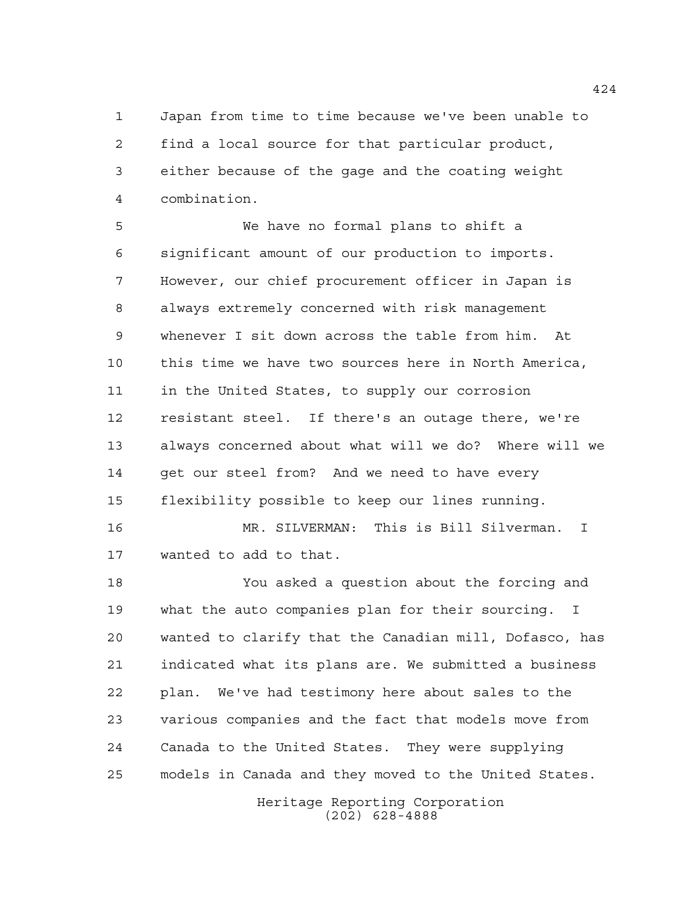Japan from time to time because we've been unable to find a local source for that particular product, either because of the gage and the coating weight combination.

We have no formal plans to shift a significant amount of our production to imports. However, our chief procurement officer in Japan is always extremely concerned with risk management whenever I sit down across the table from him. At this time we have two sources here in North America, in the United States, to supply our corrosion resistant steel. If there's an outage there, we're always concerned about what will we do? Where will we get our steel from? And we need to have every flexibility possible to keep our lines running.

MR. SILVERMAN: This is Bill Silverman. I wanted to add to that.

You asked a question about the forcing and what the auto companies plan for their sourcing. I wanted to clarify that the Canadian mill, Dofasco, has indicated what its plans are. We submitted a business plan. We've had testimony here about sales to the various companies and the fact that models move from Canada to the United States. They were supplying models in Canada and they moved to the United States.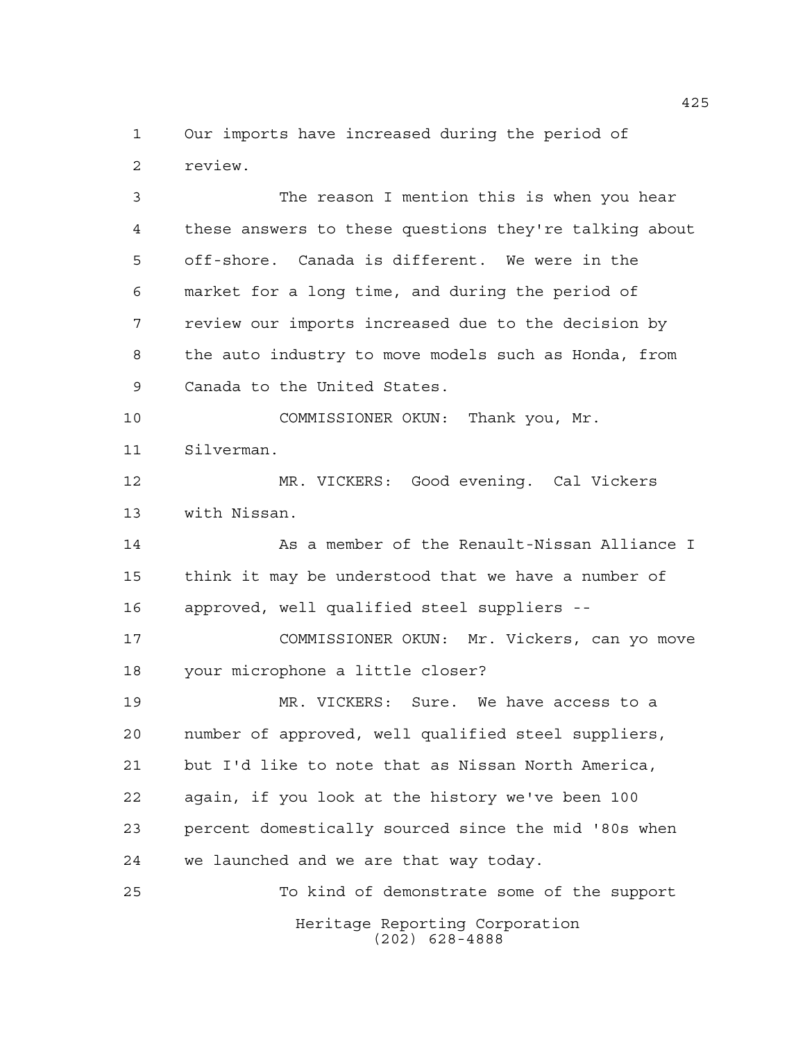Our imports have increased during the period of review.

The reason I mention this is when you hear these answers to these questions they're talking about off-shore. Canada is different. We were in the market for a long time, and during the period of review our imports increased due to the decision by the auto industry to move models such as Honda, from Canada to the United States.

COMMISSIONER OKUN: Thank you, Mr. Silverman.

MR. VICKERS: Good evening. Cal Vickers with Nissan.

As a member of the Renault-Nissan Alliance I think it may be understood that we have a number of approved, well qualified steel suppliers --

COMMISSIONER OKUN: Mr. Vickers, can yo move your microphone a little closer?

MR. VICKERS: Sure. We have access to a number of approved, well qualified steel suppliers, but I'd like to note that as Nissan North America, again, if you look at the history we've been 100 percent domestically sourced since the mid '80s when we launched and we are that way today.

To kind of demonstrate some of the support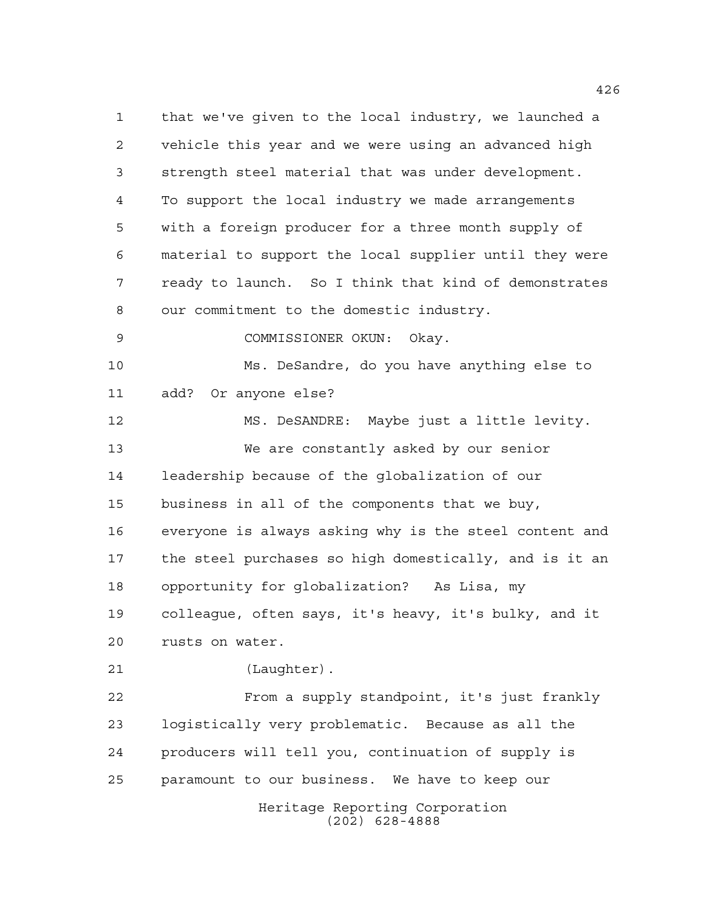that we've given to the local industry, we launched a vehicle this year and we were using an advanced high strength steel material that was under development. To support the local industry we made arrangements with a foreign producer for a three month supply of material to support the local supplier until they were ready to launch. So I think that kind of demonstrates our commitment to the domestic industry.

COMMISSIONER OKUN: Okay.

Ms. DeSandre, do you have anything else to add? Or anyone else?

MS. DeSANDRE: Maybe just a little levity.

We are constantly asked by our senior leadership because of the globalization of our business in all of the components that we buy, everyone is always asking why is the steel content and the steel purchases so high domestically, and is it an opportunity for globalization? As Lisa, my colleague, often says, it's heavy, it's bulky, and it rusts on water.

(Laughter).

From a supply standpoint, it's just frankly logistically very problematic. Because as all the producers will tell you, continuation of supply is paramount to our business. We have to keep our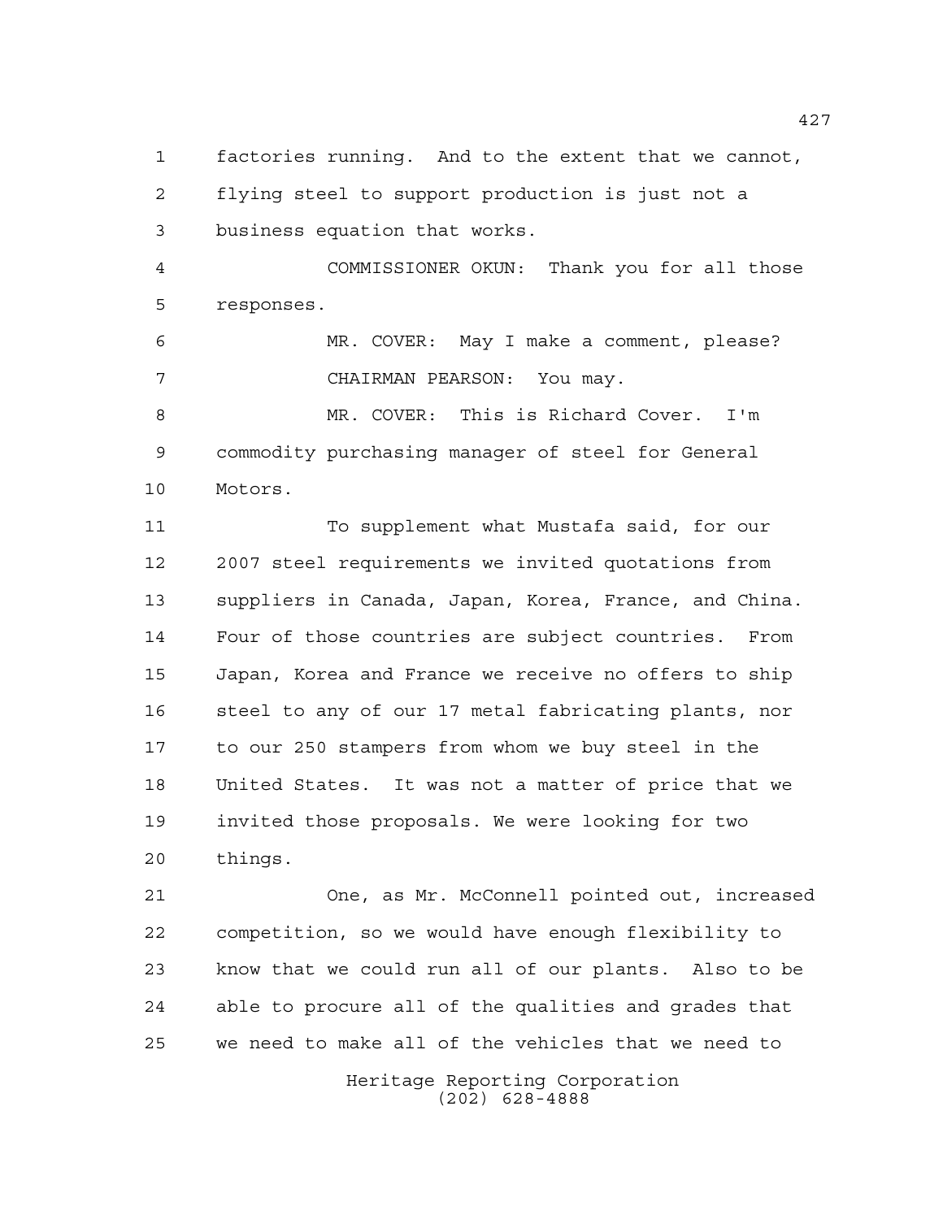factories running. And to the extent that we cannot, flying steel to support production is just not a business equation that works.

COMMISSIONER OKUN: Thank you for all those responses.

MR. COVER: May I make a comment, please?

CHAIRMAN PEARSON: You may.

MR. COVER: This is Richard Cover. I'm commodity purchasing manager of steel for General Motors.

To supplement what Mustafa said, for our 2007 steel requirements we invited quotations from suppliers in Canada, Japan, Korea, France, and China. Four of those countries are subject countries. From Japan, Korea and France we receive no offers to ship steel to any of our 17 metal fabricating plants, nor to our 250 stampers from whom we buy steel in the United States. It was not a matter of price that we invited those proposals. We were looking for two things.

One, as Mr. McConnell pointed out, increased competition, so we would have enough flexibility to know that we could run all of our plants. Also to be able to procure all of the qualities and grades that we need to make all of the vehicles that we need to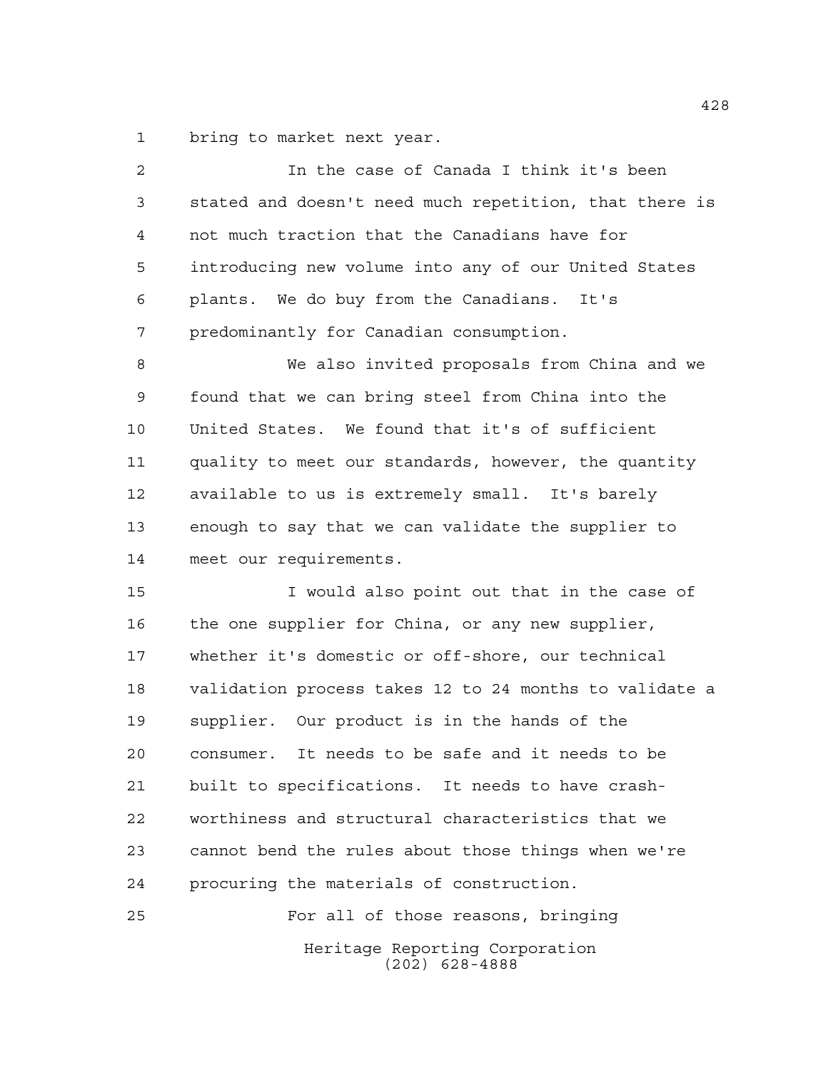bring to market next year.

In the case of Canada I think it's been stated and doesn't need much repetition, that there is not much traction that the Canadians have for introducing new volume into any of our United States plants. We do buy from the Canadians. It's predominantly for Canadian consumption.

We also invited proposals from China and we found that we can bring steel from China into the United States. We found that it's of sufficient quality to meet our standards, however, the quantity available to us is extremely small. It's barely enough to say that we can validate the supplier to meet our requirements.

I would also point out that in the case of the one supplier for China, or any new supplier, whether it's domestic or off-shore, our technical validation process takes 12 to 24 months to validate a supplier. Our product is in the hands of the consumer. It needs to be safe and it needs to be built to specifications. It needs to have crash-worthiness and structural characteristics that we cannot bend the rules about those things when we're procuring the materials of construction.

For all of those reasons, bringing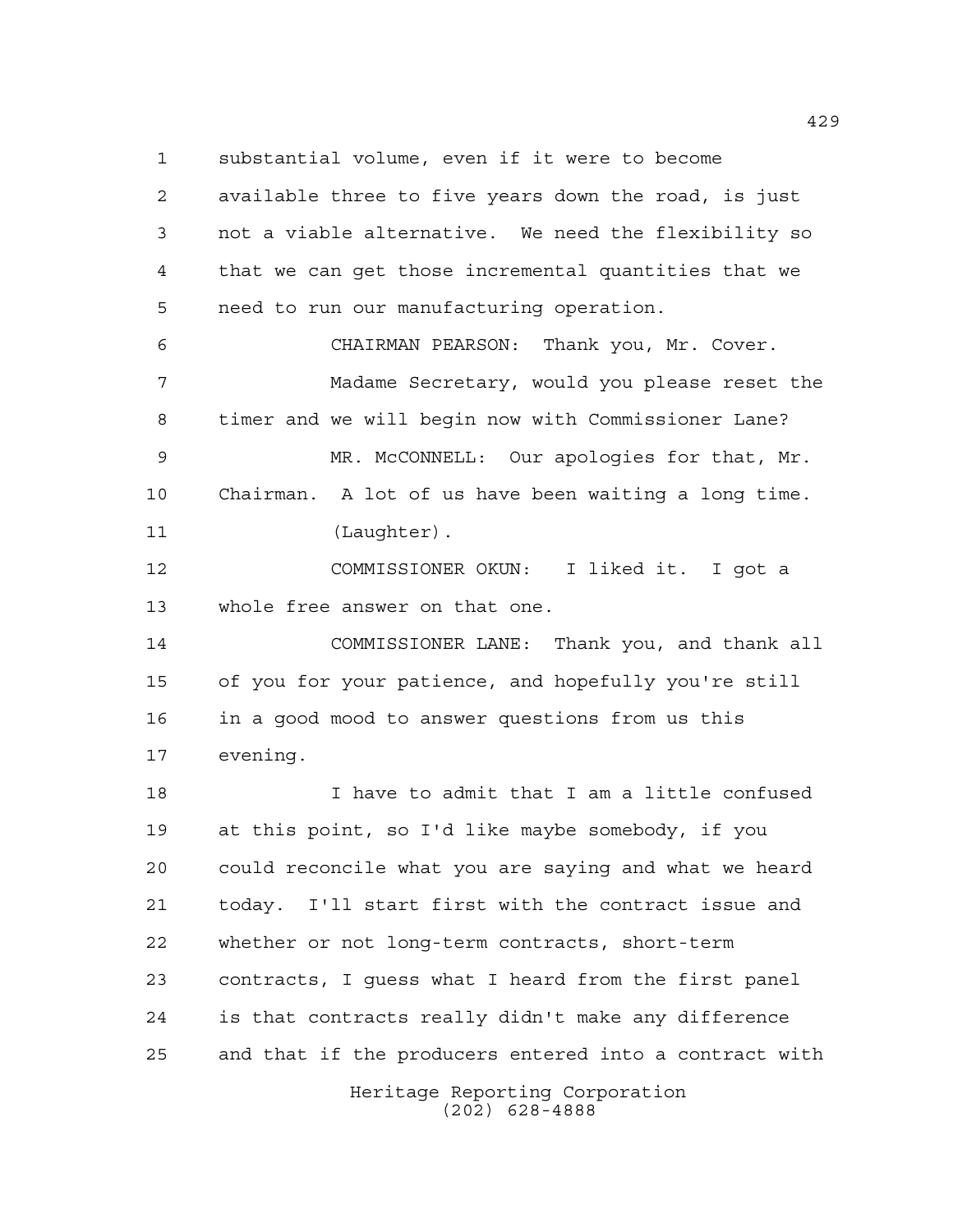substantial volume, even if it were to become available three to five years down the road, is just not a viable alternative. We need the flexibility so that we can get those incremental quantities that we need to run our manufacturing operation.

CHAIRMAN PEARSON: Thank you, Mr. Cover.

Madame Secretary, would you please reset the timer and we will begin now with Commissioner Lane?

MR. McCONNELL: Our apologies for that, Mr. Chairman. A lot of us have been waiting a long time.

(Laughter).

COMMISSIONER OKUN: I liked it. I got a whole free answer on that one.

COMMISSIONER LANE: Thank you, and thank all of you for your patience, and hopefully you're still in a good mood to answer questions from us this evening.

I have to admit that I am a little confused at this point, so I'd like maybe somebody, if you could reconcile what you are saying and what we heard today. I'll start first with the contract issue and whether or not long-term contracts, short-term contracts, I guess what I heard from the first panel is that contracts really didn't make any difference and that if the producers entered into a contract with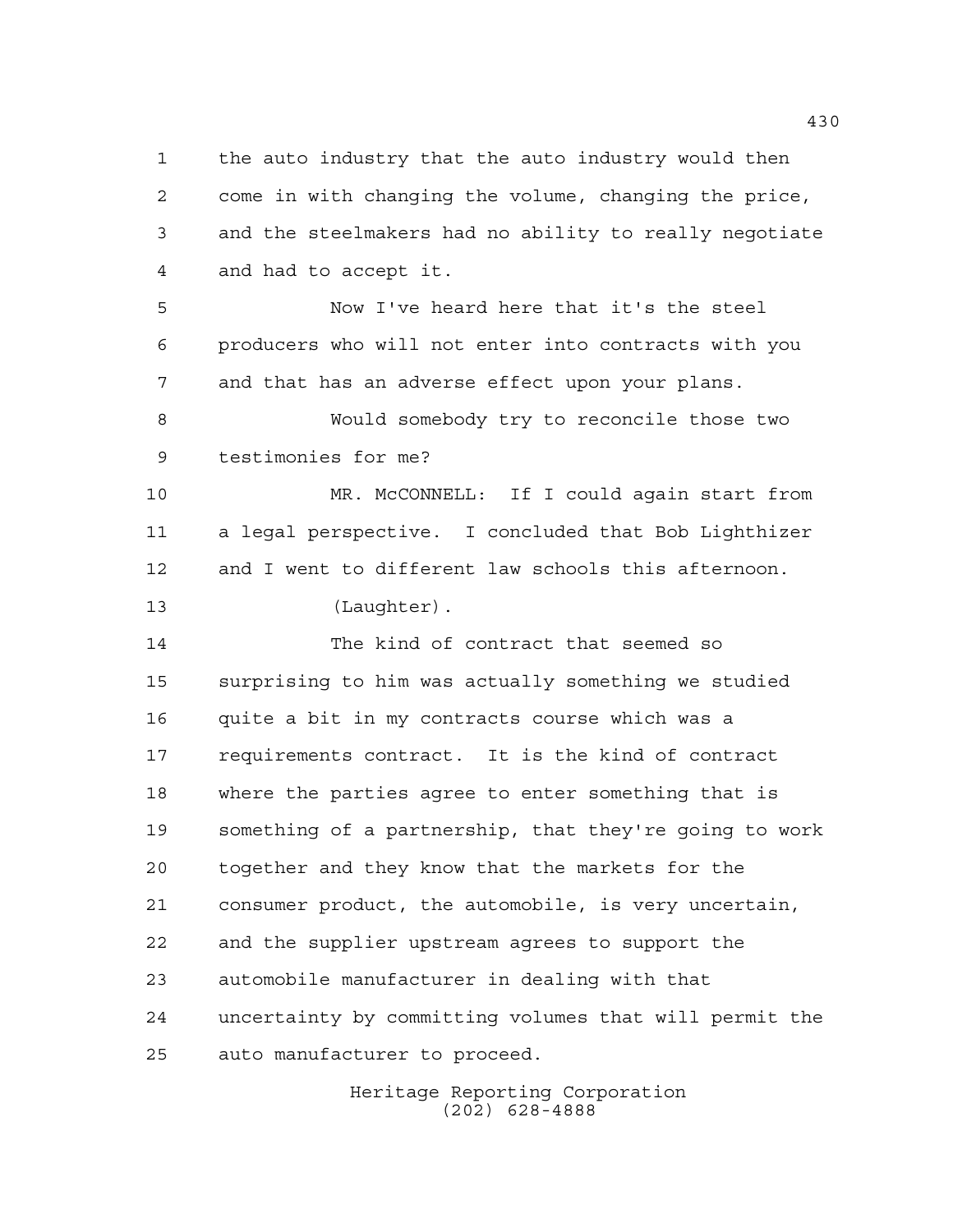the auto industry that the auto industry would then come in with changing the volume, changing the price, and the steelmakers had no ability to really negotiate and had to accept it.

Now I've heard here that it's the steel producers who will not enter into contracts with you and that has an adverse effect upon your plans.

Would somebody try to reconcile those two testimonies for me?

MR. McCONNELL: If I could again start from a legal perspective. I concluded that Bob Lighthizer and I went to different law schools this afternoon.

(Laughter).

The kind of contract that seemed so surprising to him was actually something we studied quite a bit in my contracts course which was a requirements contract. It is the kind of contract where the parties agree to enter something that is something of a partnership, that they're going to work together and they know that the markets for the consumer product, the automobile, is very uncertain, and the supplier upstream agrees to support the automobile manufacturer in dealing with that uncertainty by committing volumes that will permit the auto manufacturer to proceed.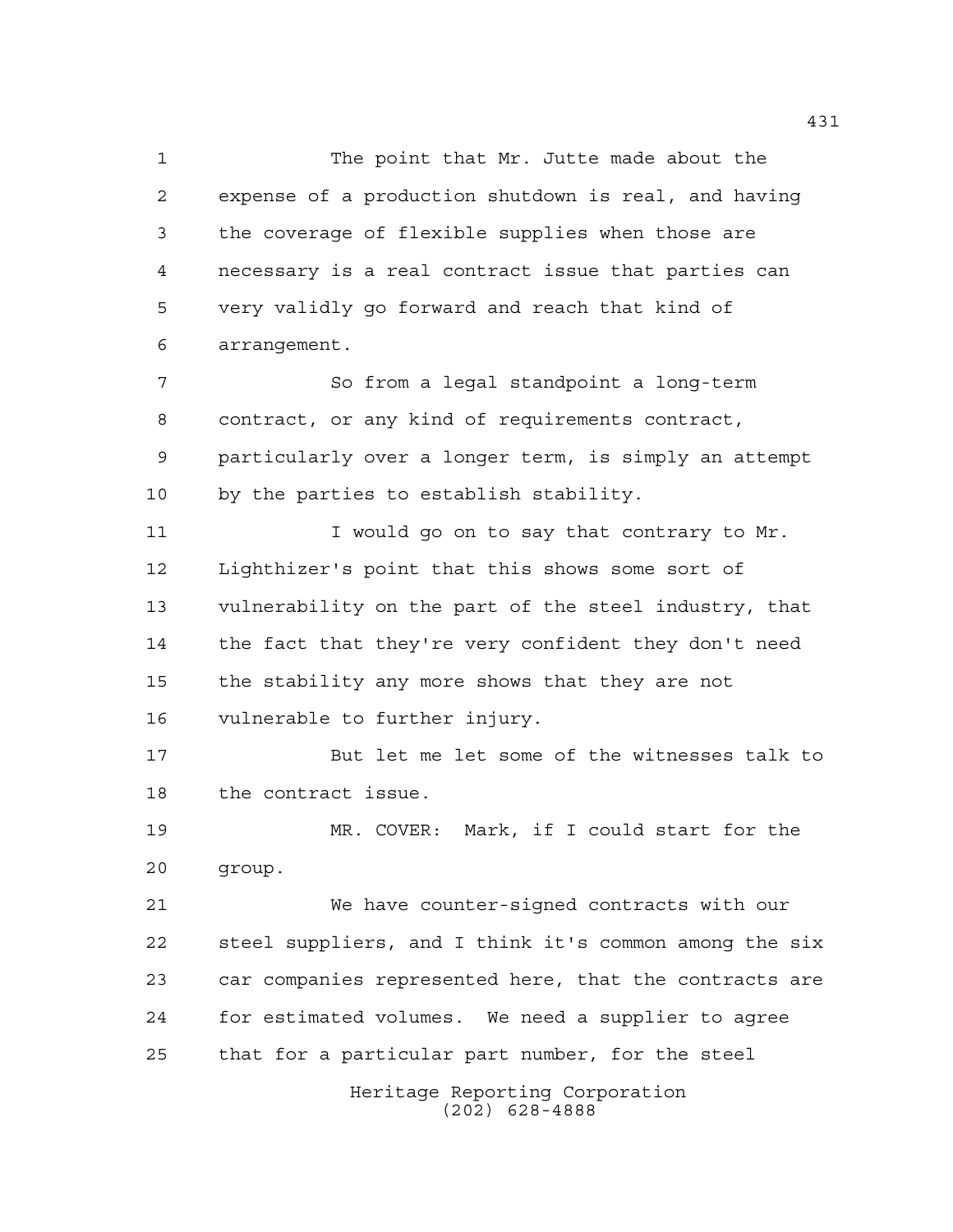The point that Mr. Jutte made about the expense of a production shutdown is real, and having the coverage of flexible supplies when those are necessary is a real contract issue that parties can very validly go forward and reach that kind of arrangement.

So from a legal standpoint a long-term contract, or any kind of requirements contract, particularly over a longer term, is simply an attempt by the parties to establish stability.

I would go on to say that contrary to Mr. Lighthizer's point that this shows some sort of vulnerability on the part of the steel industry, that the fact that they're very confident they don't need the stability any more shows that they are not vulnerable to further injury.

But let me let some of the witnesses talk to the contract issue.

MR. COVER: Mark, if I could start for the group.

We have counter-signed contracts with our steel suppliers, and I think it's common among the six car companies represented here, that the contracts are for estimated volumes. We need a supplier to agree that for a particular part number, for the steel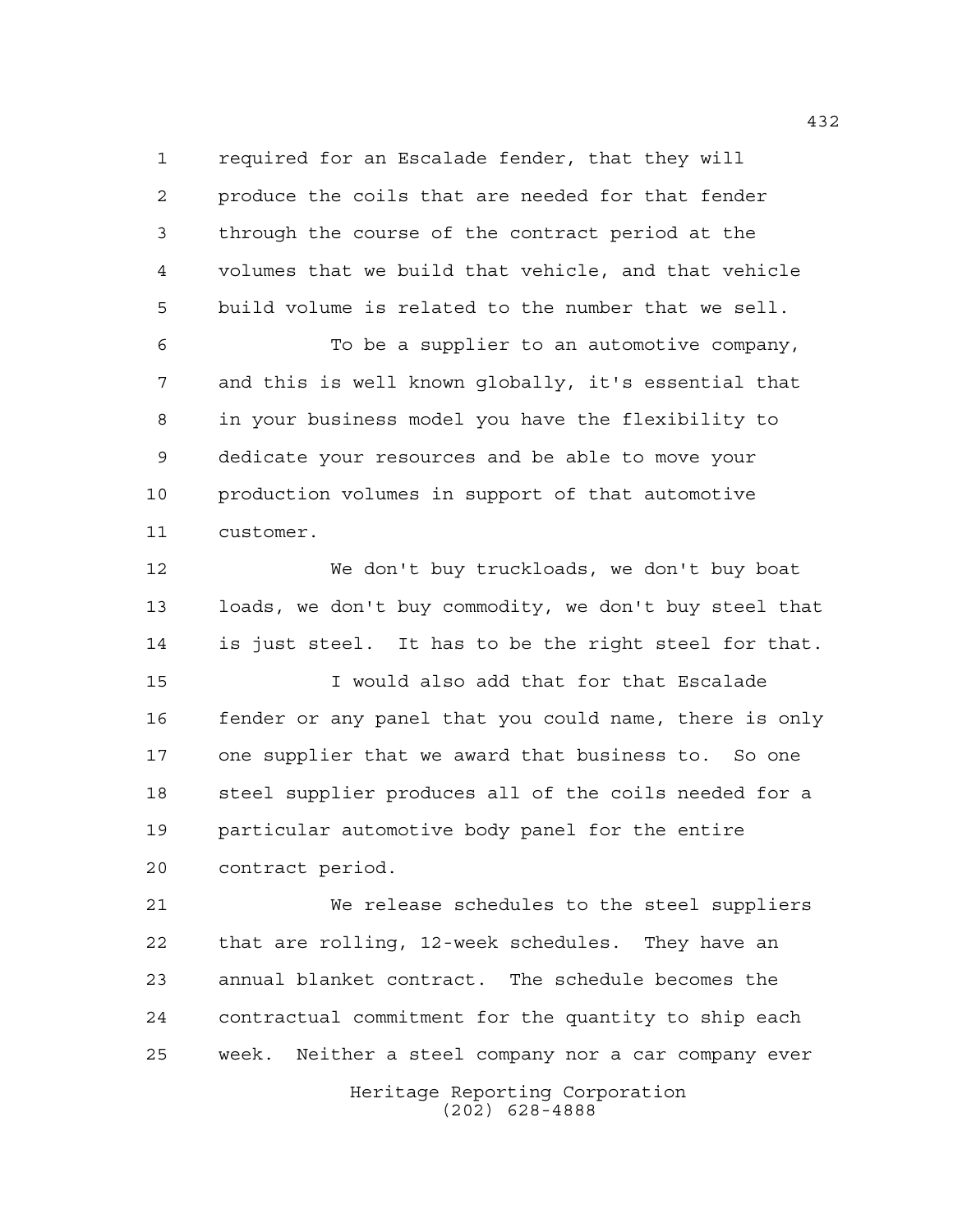required for an Escalade fender, that they will produce the coils that are needed for that fender through the course of the contract period at the volumes that we build that vehicle, and that vehicle build volume is related to the number that we sell.

To be a supplier to an automotive company, and this is well known globally, it's essential that in your business model you have the flexibility to dedicate your resources and be able to move your production volumes in support of that automotive customer.

We don't buy truckloads, we don't buy boat loads, we don't buy commodity, we don't buy steel that is just steel. It has to be the right steel for that.

I would also add that for that Escalade fender or any panel that you could name, there is only one supplier that we award that business to. So one steel supplier produces all of the coils needed for a particular automotive body panel for the entire contract period.

We release schedules to the steel suppliers that are rolling, 12-week schedules. They have an annual blanket contract. The schedule becomes the contractual commitment for the quantity to ship each week. Neither a steel company nor a car company ever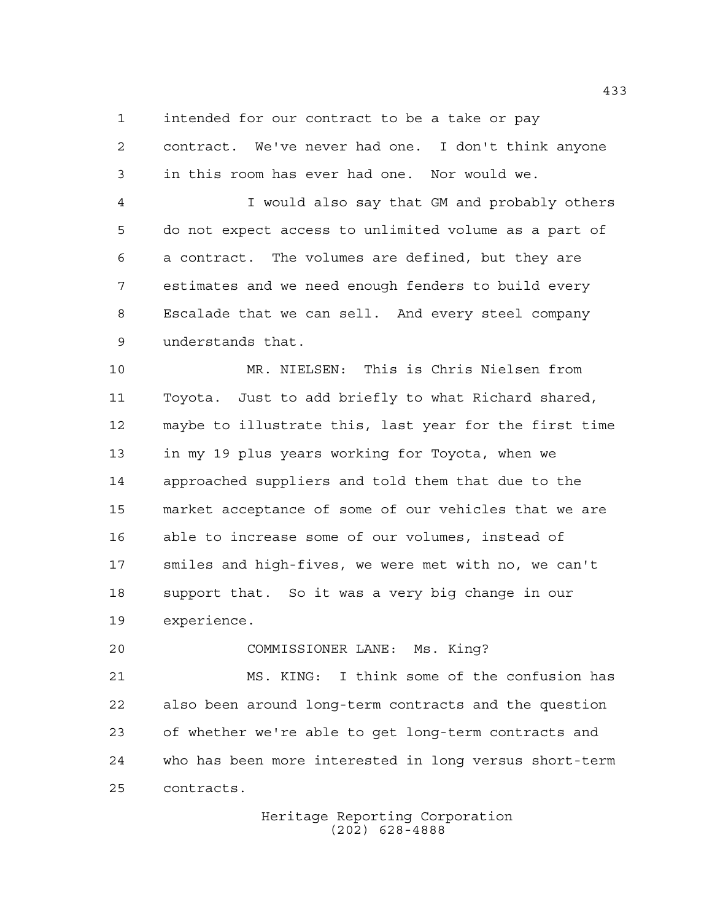intended for our contract to be a take or pay contract. We've never had one. I don't think anyone in this room has ever had one. Nor would we.

I would also say that GM and probably others do not expect access to unlimited volume as a part of a contract. The volumes are defined, but they are estimates and we need enough fenders to build every Escalade that we can sell. And every steel company understands that.

MR. NIELSEN: This is Chris Nielsen from Toyota. Just to add briefly to what Richard shared, maybe to illustrate this, last year for the first time in my 19 plus years working for Toyota, when we approached suppliers and told them that due to the market acceptance of some of our vehicles that we are able to increase some of our volumes, instead of smiles and high-fives, we were met with no, we can't support that. So it was a very big change in our experience.

COMMISSIONER LANE: Ms. King?

MS. KING: I think some of the confusion has also been around long-term contracts and the question of whether we're able to get long-term contracts and who has been more interested in long versus short-term contracts.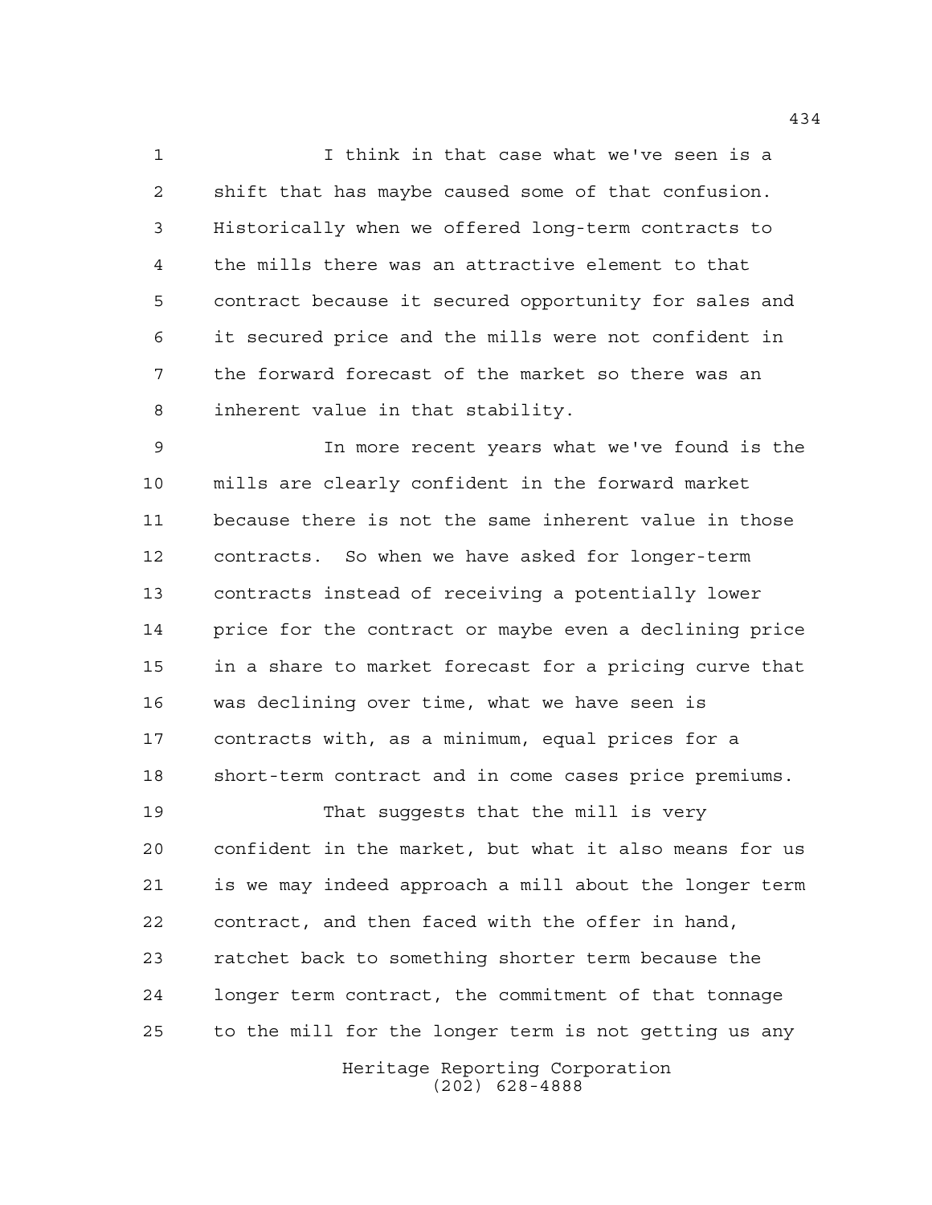I think in that case what we've seen is a shift that has maybe caused some of that confusion. Historically when we offered long-term contracts to the mills there was an attractive element to that contract because it secured opportunity for sales and it secured price and the mills were not confident in the forward forecast of the market so there was an inherent value in that stability.

In more recent years what we've found is the mills are clearly confident in the forward market because there is not the same inherent value in those contracts. So when we have asked for longer-term contracts instead of receiving a potentially lower price for the contract or maybe even a declining price in a share to market forecast for a pricing curve that was declining over time, what we have seen is contracts with, as a minimum, equal prices for a short-term contract and in come cases price premiums.

That suggests that the mill is very confident in the market, but what it also means for us is we may indeed approach a mill about the longer term contract, and then faced with the offer in hand, ratchet back to something shorter term because the longer term contract, the commitment of that tonnage to the mill for the longer term is not getting us any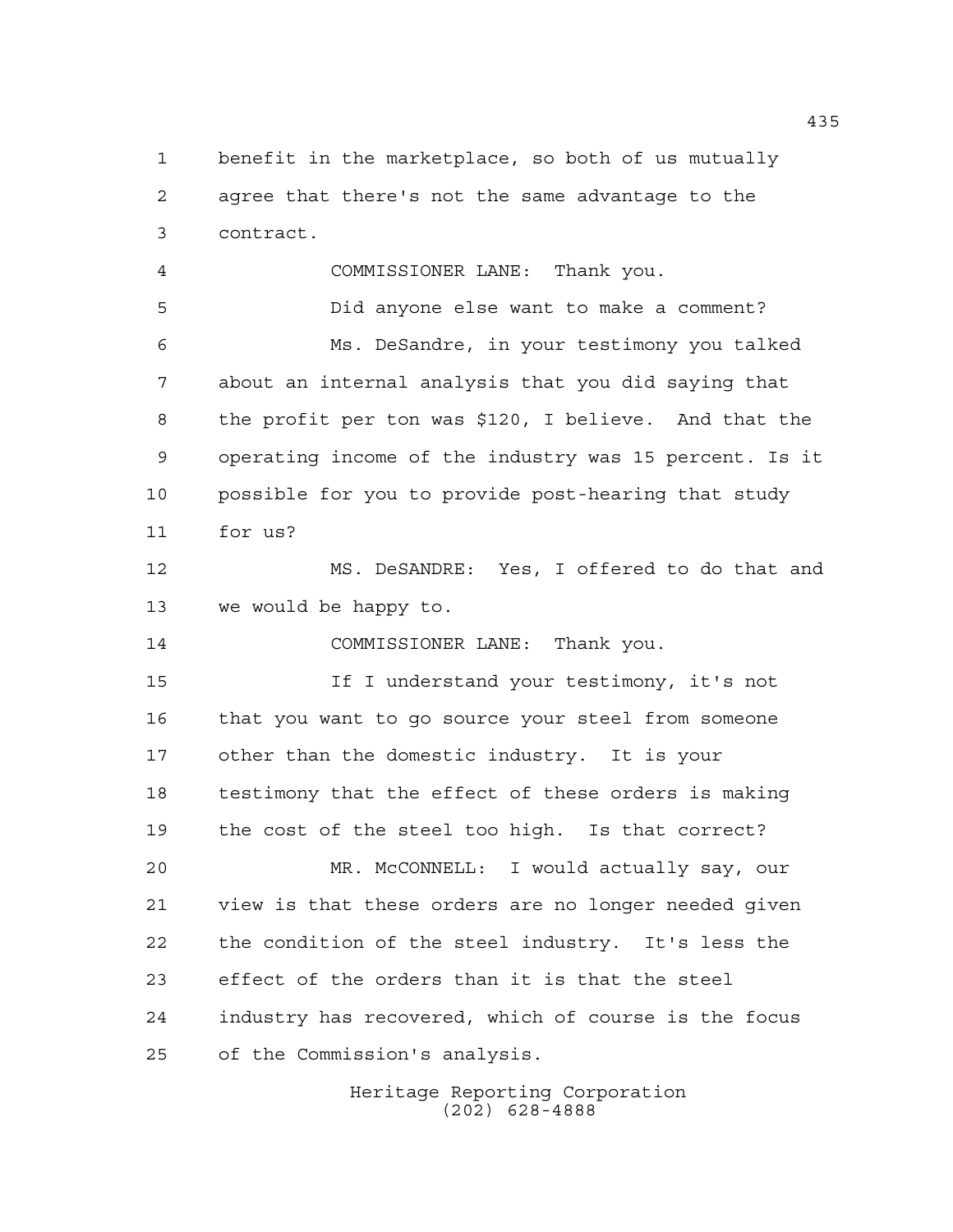benefit in the marketplace, so both of us mutually agree that there's not the same advantage to the contract.

COMMISSIONER LANE: Thank you.

Did anyone else want to make a comment?

Ms. DeSandre, in your testimony you talked about an internal analysis that you did saying that the profit per ton was $120, I believe. And that the operating income of the industry was 15 percent. Is it possible for you to provide post-hearing that study for us?

MS. DeSANDRE: Yes, I offered to do that and we would be happy to.

COMMISSIONER LANE: Thank you.

If I understand your testimony, it's not that you want to go source your steel from someone other than the domestic industry. It is your testimony that the effect of these orders is making the cost of the steel too high. Is that correct?

MR. McCONNELL: I would actually say, our view is that these orders are no longer needed given the condition of the steel industry. It's less the effect of the orders than it is that the steel industry has recovered, which of course is the focus of the Commission's analysis.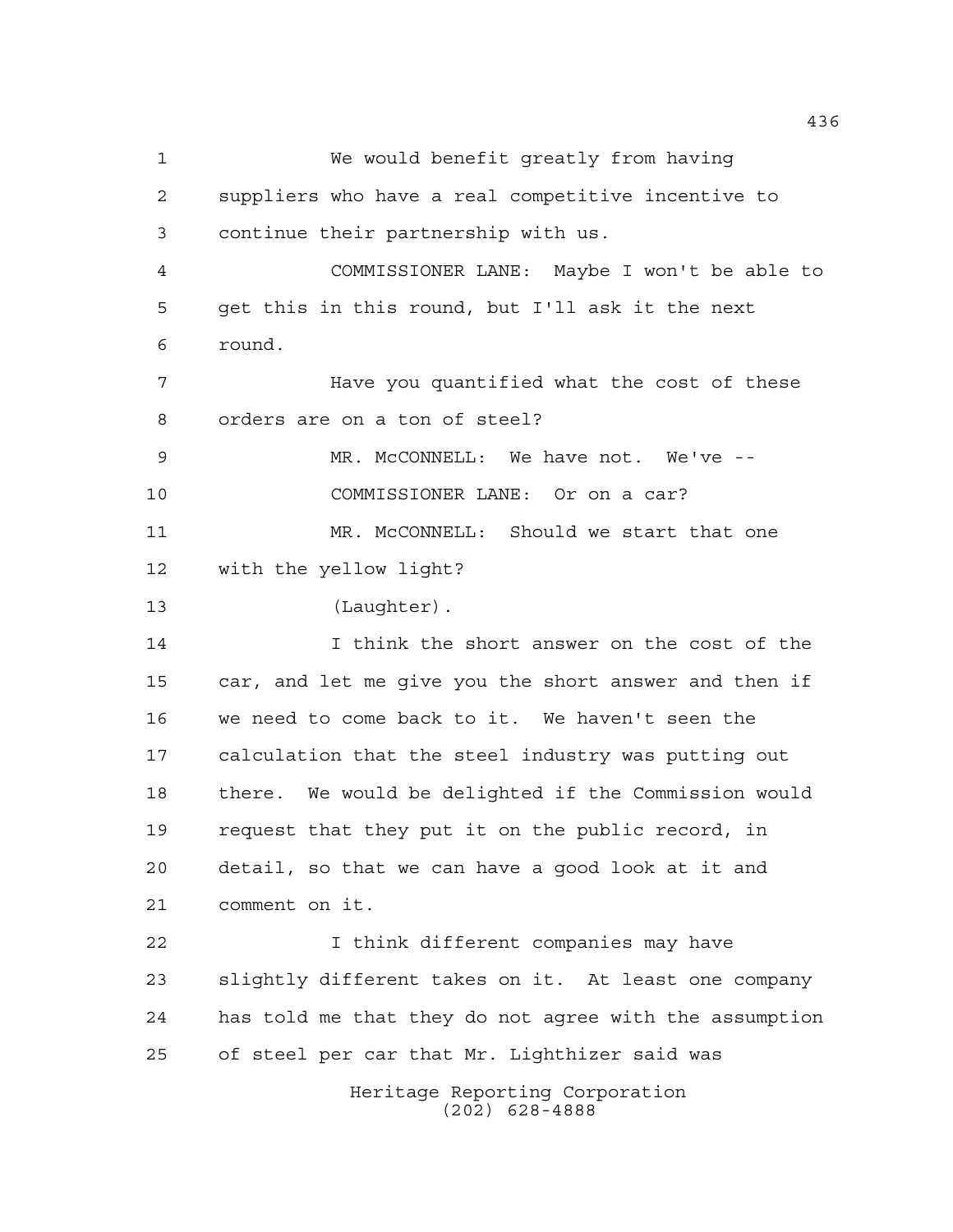We would benefit greatly from having suppliers who have a real competitive incentive to continue their partnership with us.

COMMISSIONER LANE: Maybe I won't be able to get this in this round, but I'll ask it the next round.

Have you quantified what the cost of these orders are on a ton of steel?

MR. McCONNELL: We have not. We've --

COMMISSIONER LANE: Or on a car?

MR. McCONNELL: Should we start that one with the yellow light?

(Laughter).

I think the short answer on the cost of the car, and let me give you the short answer and then if we need to come back to it. We haven't seen the calculation that the steel industry was putting out there. We would be delighted if the Commission would request that they put it on the public record, in detail, so that we can have a good look at it and comment on it.

I think different companies may have slightly different takes on it. At least one company has told me that they do not agree with the assumption of steel per car that Mr. Lighthizer said was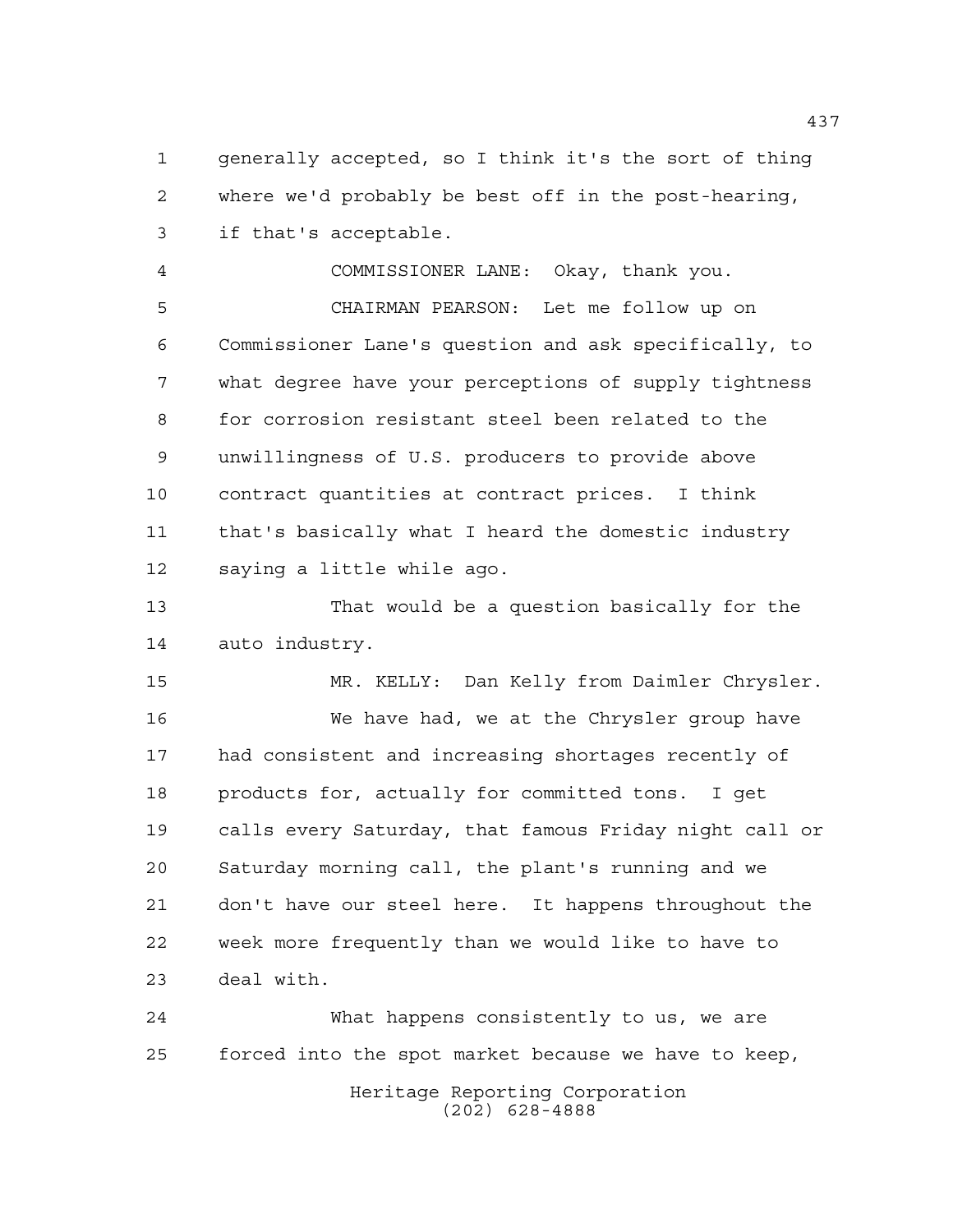generally accepted, so I think it's the sort of thing where we'd probably be best off in the post-hearing, if that's acceptable.

COMMISSIONER LANE: Okay, thank you.

CHAIRMAN PEARSON: Let me follow up on Commissioner Lane's question and ask specifically, to what degree have your perceptions of supply tightness for corrosion resistant steel been related to the unwillingness of U.S. producers to provide above contract quantities at contract prices. I think that's basically what I heard the domestic industry saying a little while ago.

That would be a question basically for the auto industry.

MR. KELLY: Dan Kelly from Daimler Chrysler.

We have had, we at the Chrysler group have had consistent and increasing shortages recently of products for, actually for committed tons. I get calls every Saturday, that famous Friday night call or Saturday morning call, the plant's running and we don't have our steel here. It happens throughout the week more frequently than we would like to have to deal with.

What happens consistently to us, we are forced into the spot market because we have to keep,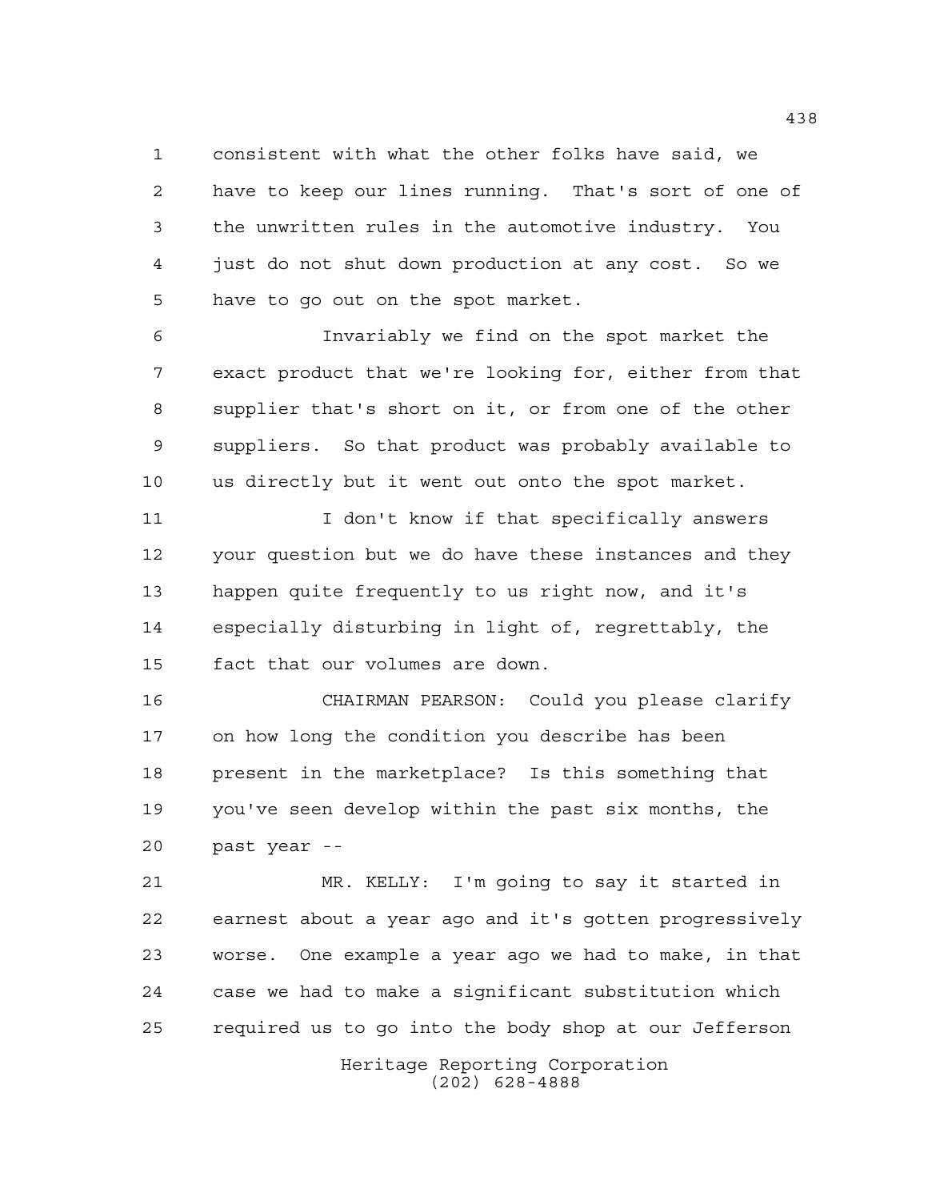consistent with what the other folks have said, we have to keep our lines running. That's sort of one of the unwritten rules in the automotive industry. You just do not shut down production at any cost. So we have to go out on the spot market.

Invariably we find on the spot market the exact product that we're looking for, either from that supplier that's short on it, or from one of the other suppliers. So that product was probably available to us directly but it went out onto the spot market.

I don't know if that specifically answers your question but we do have these instances and they happen quite frequently to us right now, and it's especially disturbing in light of, regrettably, the fact that our volumes are down.

CHAIRMAN PEARSON: Could you please clarify on how long the condition you describe has been present in the marketplace? Is this something that you've seen develop within the past six months, the past year --

MR. KELLY: I'm going to say it started in earnest about a year ago and it's gotten progressively worse. One example a year ago we had to make, in that case we had to make a significant substitution which required us to go into the body shop at our Jefferson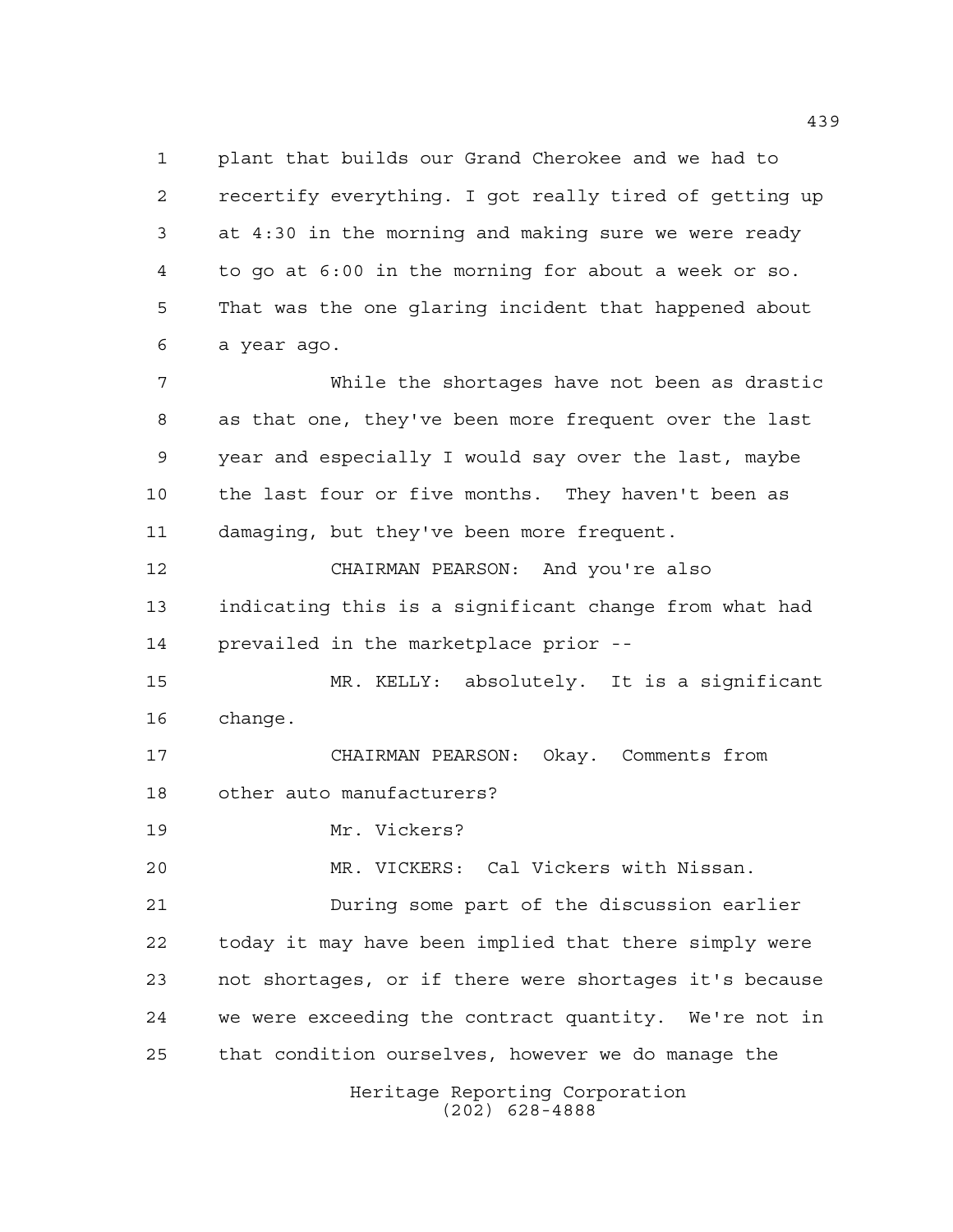plant that builds our Grand Cherokee and we had to recertify everything. I got really tired of getting up at 4:30 in the morning and making sure we were ready to go at 6:00 in the morning for about a week or so. That was the one glaring incident that happened about a year ago.

While the shortages have not been as drastic as that one, they've been more frequent over the last year and especially I would say over the last, maybe the last four or five months. They haven't been as damaging, but they've been more frequent.

CHAIRMAN PEARSON: And you're also indicating this is a significant change from what had prevailed in the marketplace prior --

MR. KELLY: absolutely. It is a significant change.

CHAIRMAN PEARSON: Okay. Comments from other auto manufacturers?

Mr. Vickers?

MR. VICKERS: Cal Vickers with Nissan.

During some part of the discussion earlier today it may have been implied that there simply were not shortages, or if there were shortages it's because we were exceeding the contract quantity. We're not in that condition ourselves, however we do manage the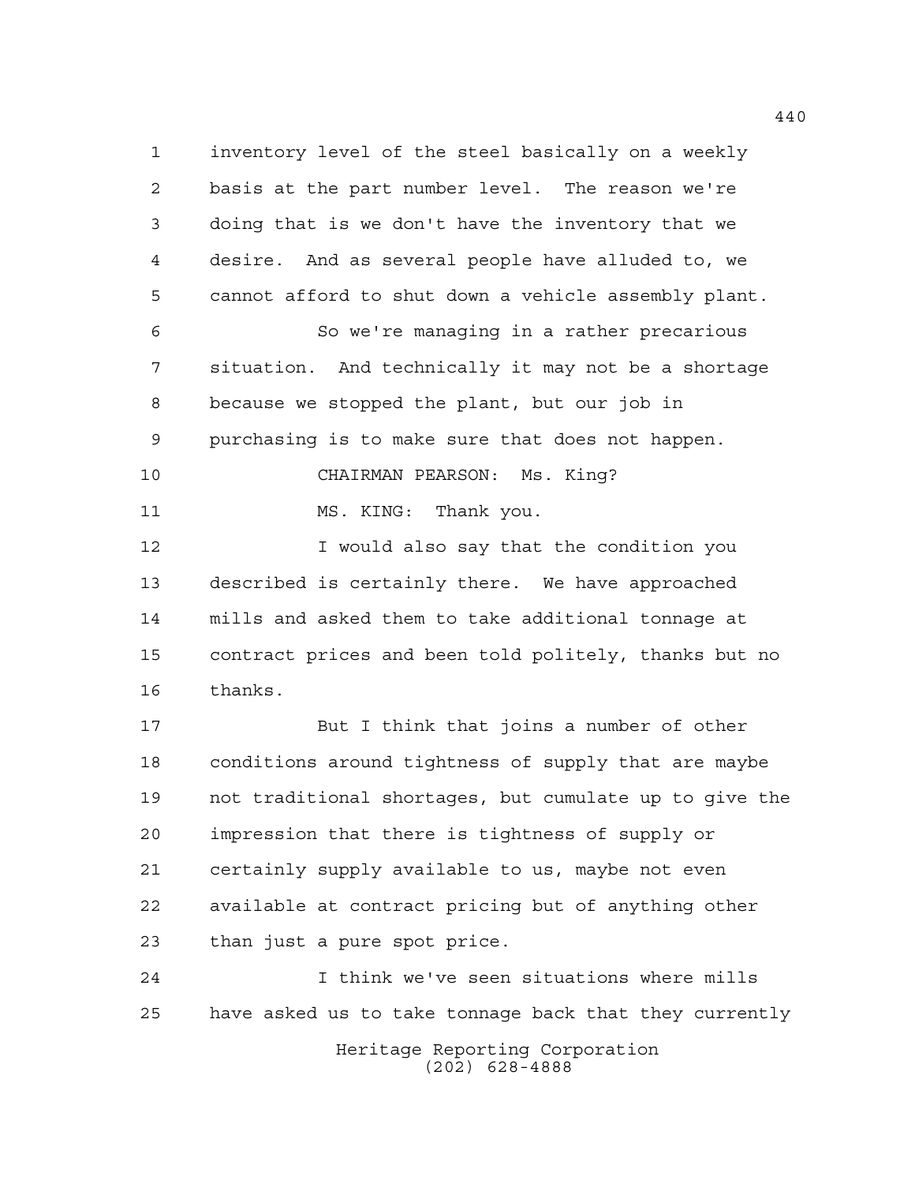inventory level of the steel basically on a weekly basis at the part number level. The reason we're doing that is we don't have the inventory that we desire. And as several people have alluded to, we cannot afford to shut down a vehicle assembly plant.

So we're managing in a rather precarious situation. And technically it may not be a shortage because we stopped the plant, but our job in purchasing is to make sure that does not happen.

CHAIRMAN PEARSON: Ms. King?

MS. KING: Thank you.

I would also say that the condition you described is certainly there. We have approached mills and asked them to take additional tonnage at contract prices and been told politely, thanks but no thanks.

But I think that joins a number of other conditions around tightness of supply that are maybe not traditional shortages, but cumulate up to give the impression that there is tightness of supply or certainly supply available to us, maybe not even available at contract pricing but of anything other than just a pure spot price.

I think we've seen situations where mills have asked us to take tonnage back that they currently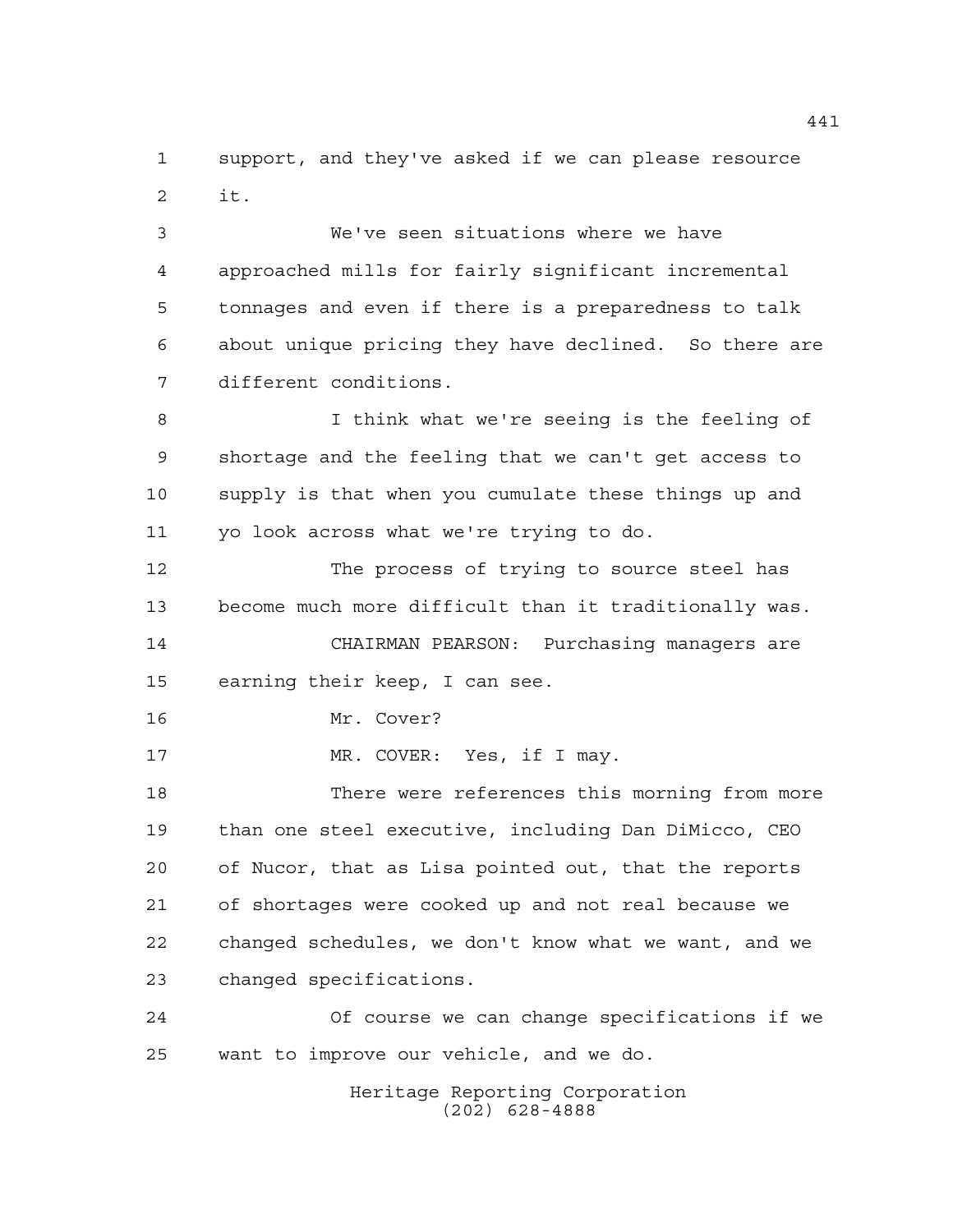support, and they've asked if we can please resource it.

We've seen situations where we have approached mills for fairly significant incremental tonnages and even if there is a preparedness to talk about unique pricing they have declined. So there are different conditions.

I think what we're seeing is the feeling of shortage and the feeling that we can't get access to supply is that when you cumulate these things up and yo look across what we're trying to do.

The process of trying to source steel has become much more difficult than it traditionally was.

CHAIRMAN PEARSON: Purchasing managers are earning their keep, I can see.

Mr. Cover?

MR. COVER: Yes, if I may.

There were references this morning from more than one steel executive, including Dan DiMicco, CEO of Nucor, that as Lisa pointed out, that the reports of shortages were cooked up and not real because we changed schedules, we don't know what we want, and we changed specifications.

Of course we can change specifications if we want to improve our vehicle, and we do.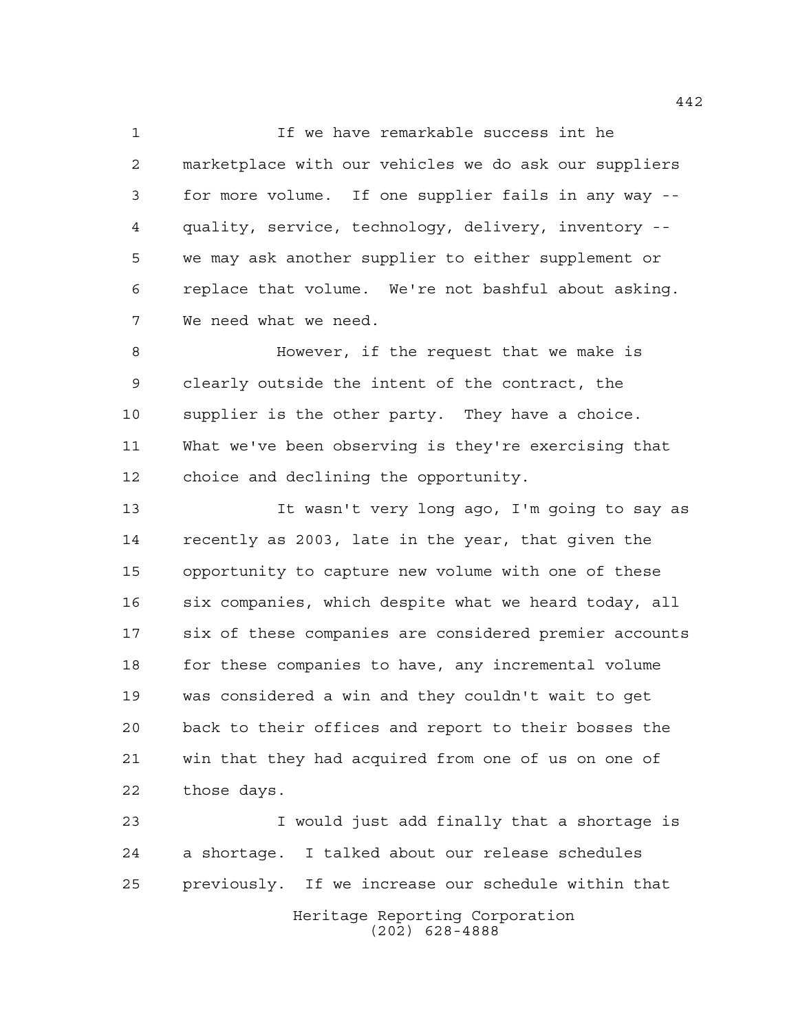If we have remarkable success int he marketplace with our vehicles we do ask our suppliers for more volume. If one supplier fails in any way -- quality, service, technology, delivery, inventory -- we may ask another supplier to either supplement or replace that volume. We're not bashful about asking. We need what we need.

However, if the request that we make is clearly outside the intent of the contract, the supplier is the other party. They have a choice. What we've been observing is they're exercising that choice and declining the opportunity.

It wasn't very long ago, I'm going to say as recently as 2003, late in the year, that given the opportunity to capture new volume with one of these six companies, which despite what we heard today, all six of these companies are considered premier accounts for these companies to have, any incremental volume was considered a win and they couldn't wait to get back to their offices and report to their bosses the win that they had acquired from one of us on one of those days.

I would just add finally that a shortage is a shortage. I talked about our release schedules previously. If we increase our schedule within that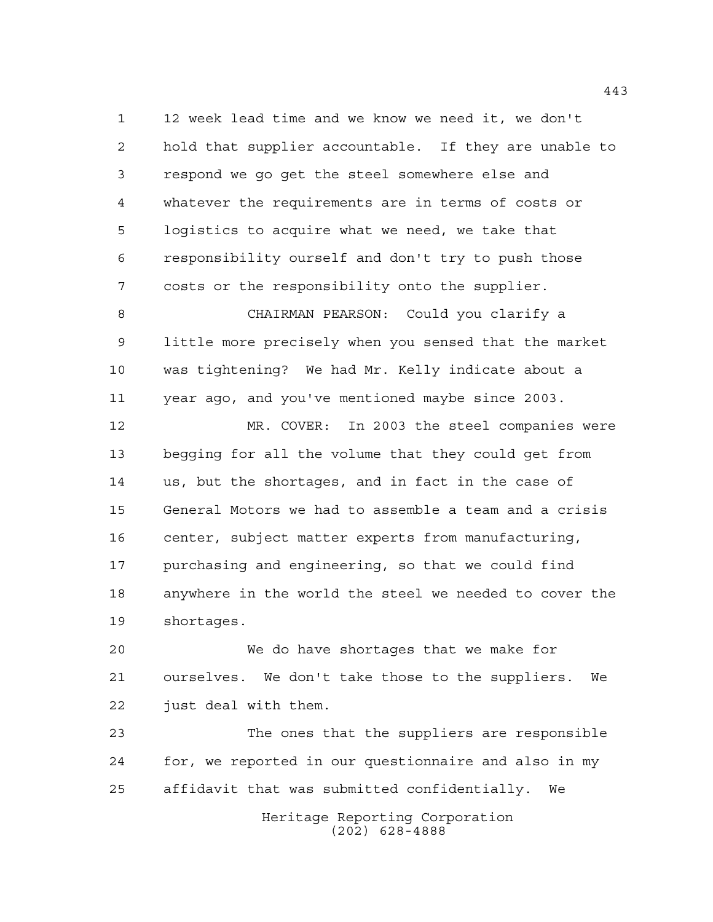12 week lead time and we know we need it, we don't hold that supplier accountable. If they are unable to respond we go get the steel somewhere else and whatever the requirements are in terms of costs or logistics to acquire what we need, we take that responsibility ourself and don't try to push those costs or the responsibility onto the supplier.

CHAIRMAN PEARSON: Could you clarify a little more precisely when you sensed that the market was tightening? We had Mr. Kelly indicate about a year ago, and you've mentioned maybe since 2003.

MR. COVER: In 2003 the steel companies were begging for all the volume that they could get from us, but the shortages, and in fact in the case of General Motors we had to assemble a team and a crisis center, subject matter experts from manufacturing, purchasing and engineering, so that we could find anywhere in the world the steel we needed to cover the shortages.

We do have shortages that we make for ourselves. We don't take those to the suppliers. We just deal with them.

The ones that the suppliers are responsible for, we reported in our questionnaire and also in my affidavit that was submitted confidentially. We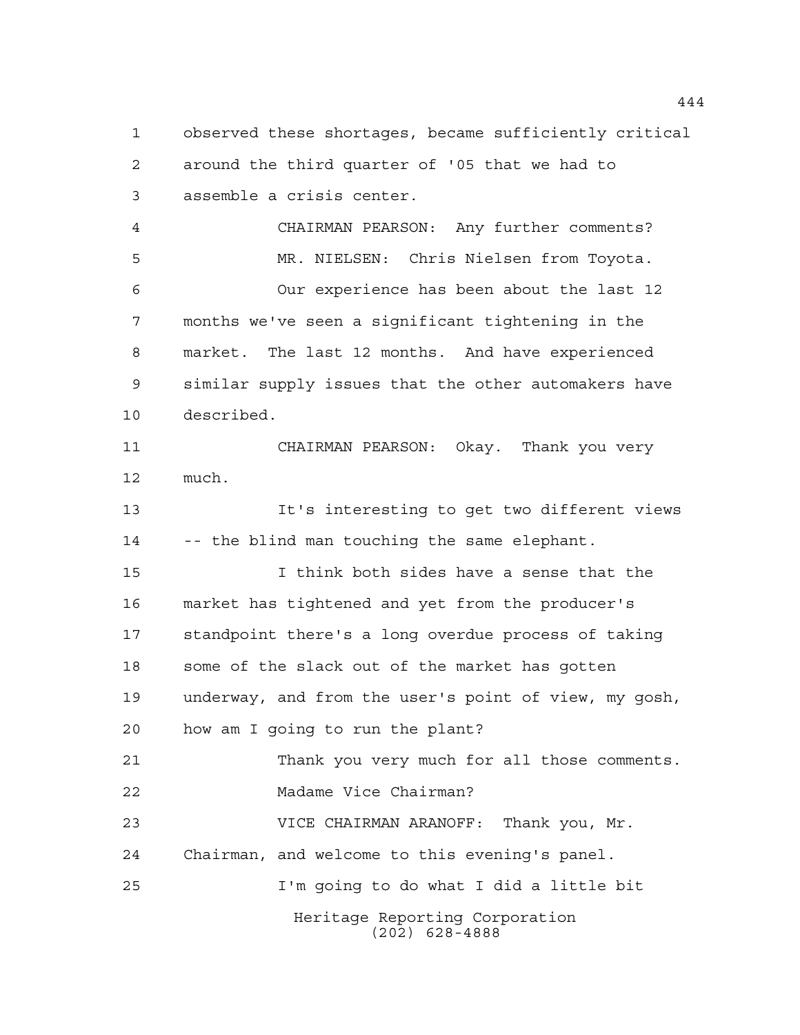observed these shortages, became sufficiently critical around the third quarter of '05 that we had to assemble a crisis center.

CHAIRMAN PEARSON: Any further comments?

MR. NIELSEN: Chris Nielsen from Toyota.

Our experience has been about the last 12 months we've seen a significant tightening in the market. The last 12 months. And have experienced similar supply issues that the other automakers have described.

CHAIRMAN PEARSON: Okay. Thank you very much.

It's interesting to get two different views -- the blind man touching the same elephant.

I think both sides have a sense that the market has tightened and yet from the producer's standpoint there's a long overdue process of taking some of the slack out of the market has gotten underway, and from the user's point of view, my gosh, how am I going to run the plant?

Thank you very much for all those comments.

Madame Vice Chairman?

VICE CHAIRMAN ARANOFF: Thank you, Mr. Chairman, and welcome to this evening's panel.

I'm going to do what I did a little bit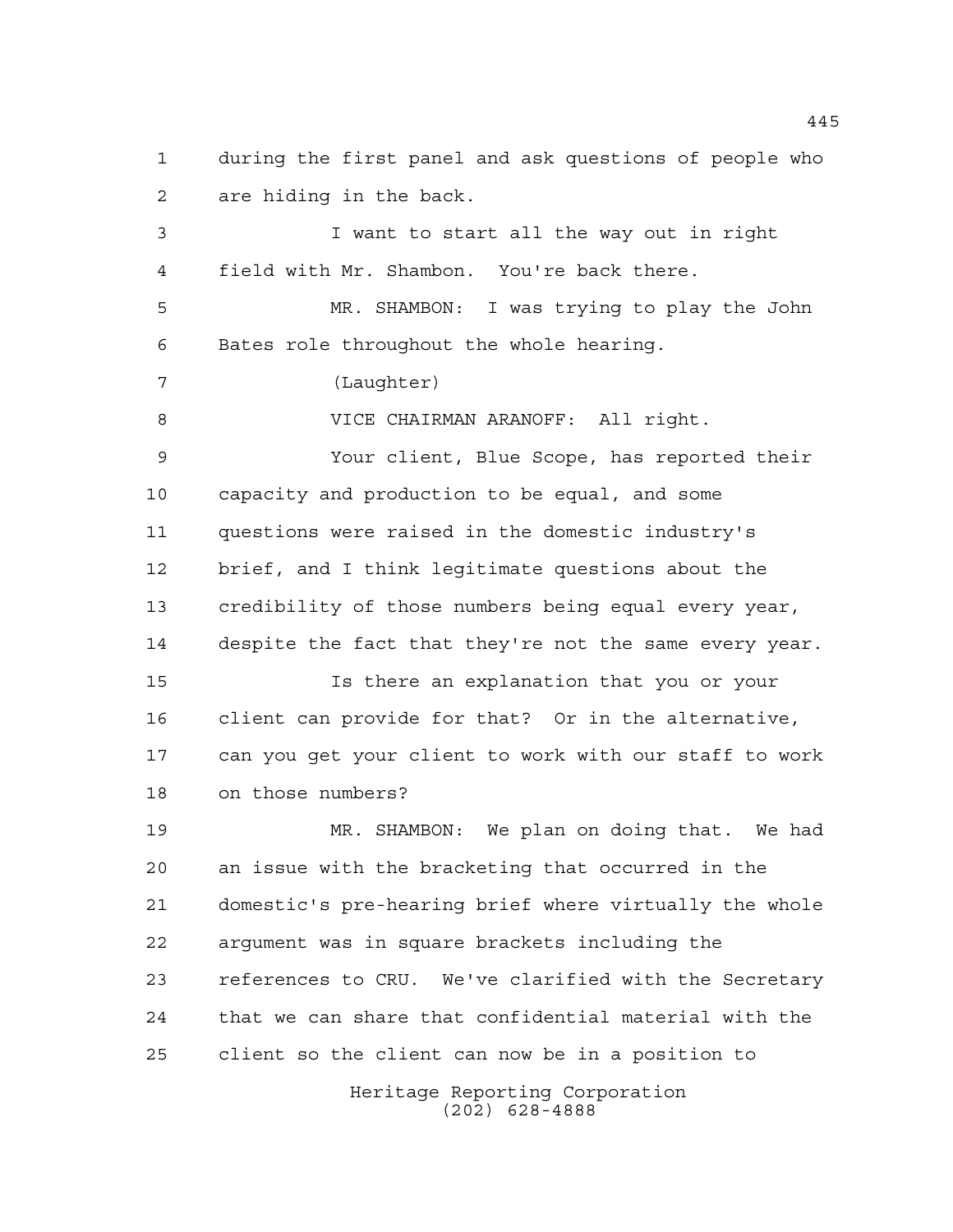during the first panel and ask questions of people who are hiding in the back.

I want to start all the way out in right field with Mr. Shambon. You're back there.

MR. SHAMBON: I was trying to play the John Bates role throughout the whole hearing.

(Laughter)

VICE CHAIRMAN ARANOFF: All right.

Your client, Blue Scope, has reported their capacity and production to be equal, and some questions were raised in the domestic industry's brief, and I think legitimate questions about the credibility of those numbers being equal every year, despite the fact that they're not the same every year.

Is there an explanation that you or your client can provide for that? Or in the alternative, can you get your client to work with our staff to work on those numbers?

MR. SHAMBON: We plan on doing that. We had an issue with the bracketing that occurred in the domestic's pre-hearing brief where virtually the whole argument was in square brackets including the references to CRU. We've clarified with the Secretary that we can share that confidential material with the client so the client can now be in a position to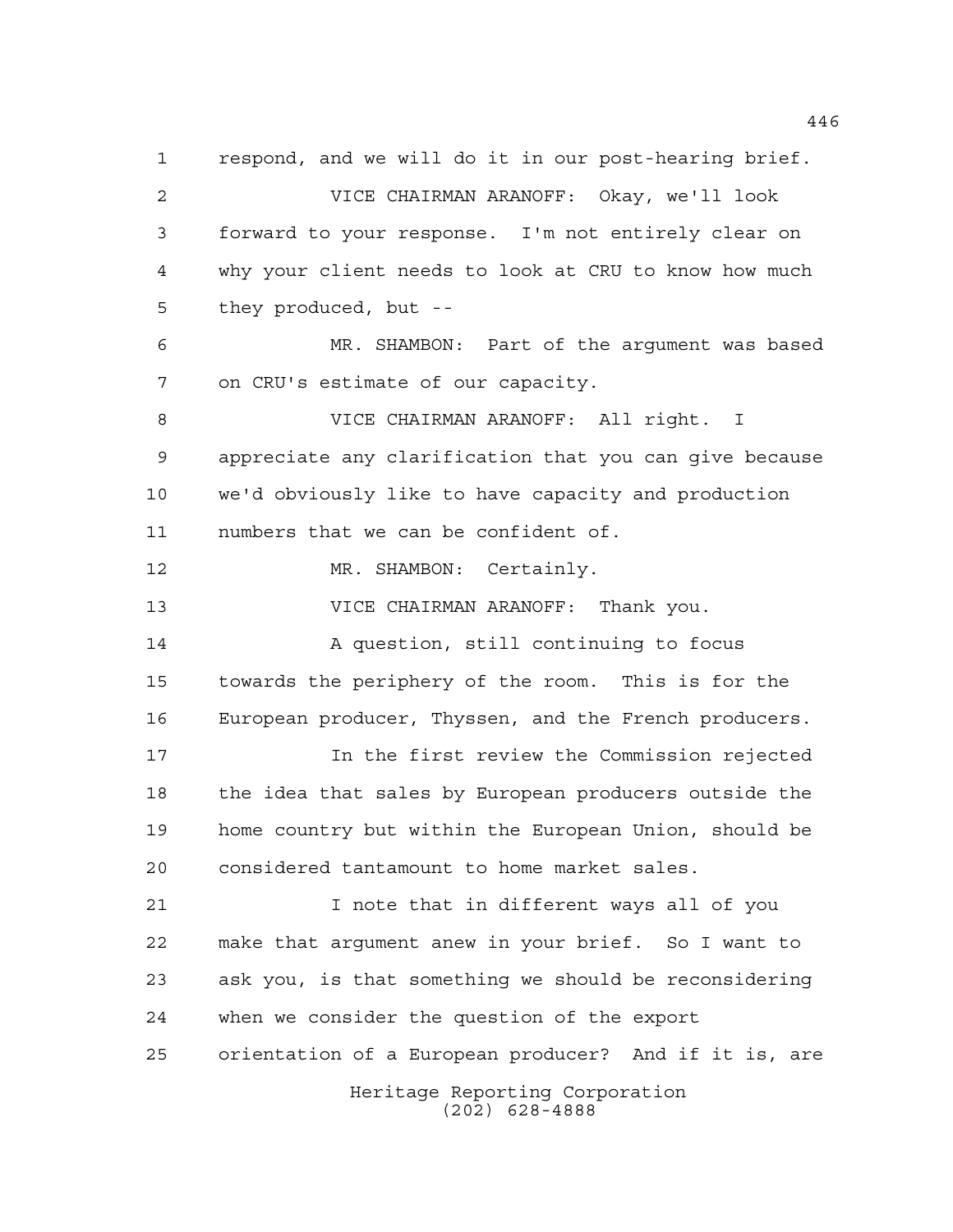respond, and we will do it in our post-hearing brief.

VICE CHAIRMAN ARANOFF: Okay, we'll look forward to your response. I'm not entirely clear on why your client needs to look at CRU to know how much they produced, but --

MR. SHAMBON: Part of the argument was based on CRU's estimate of our capacity.

VICE CHAIRMAN ARANOFF: All right. I appreciate any clarification that you can give because we'd obviously like to have capacity and production numbers that we can be confident of.

MR. SHAMBON: Certainly.

VICE CHAIRMAN ARANOFF: Thank you.

A question, still continuing to focus towards the periphery of the room. This is for the European producer, Thyssen, and the French producers.

In the first review the Commission rejected the idea that sales by European producers outside the home country but within the European Union, should be considered tantamount to home market sales.

I note that in different ways all of you make that argument anew in your brief. So I want to ask you, is that something we should be reconsidering when we consider the question of the export orientation of a European producer? And if it is, are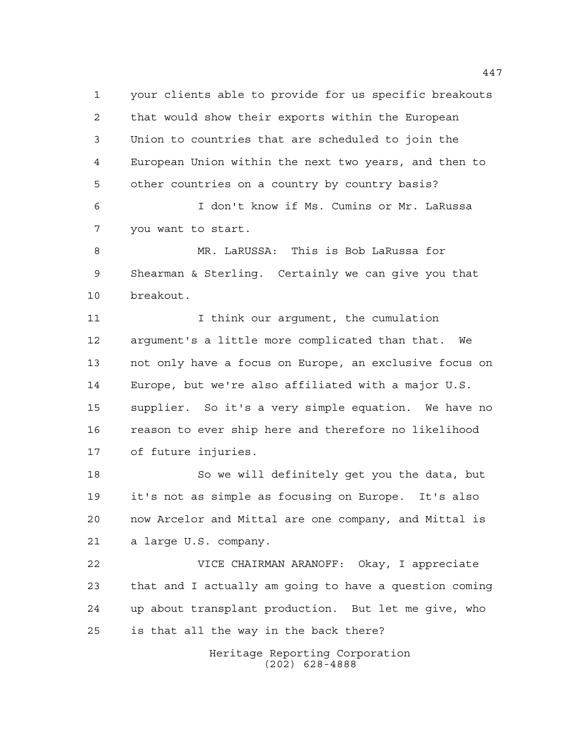your clients able to provide for us specific breakouts that would show their exports within the European Union to countries that are scheduled to join the European Union within the next two years, and then to other countries on a country by country basis?

I don't know if Ms. Cumins or Mr. LaRussa you want to start.

MR. LaRUSSA: This is Bob LaRussa for Shearman & Sterling. Certainly we can give you that breakout.

I think our argument, the cumulation argument's a little more complicated than that. We not only have a focus on Europe, an exclusive focus on Europe, but we're also affiliated with a major U.S. supplier. So it's a very simple equation. We have no reason to ever ship here and therefore no likelihood of future injuries.

So we will definitely get you the data, but it's not as simple as focusing on Europe. It's also now Arcelor and Mittal are one company, and Mittal is a large U.S. company.

VICE CHAIRMAN ARANOFF: Okay, I appreciate that and I actually am going to have a question coming up about transplant production. But let me give, who is that all the way in the back there?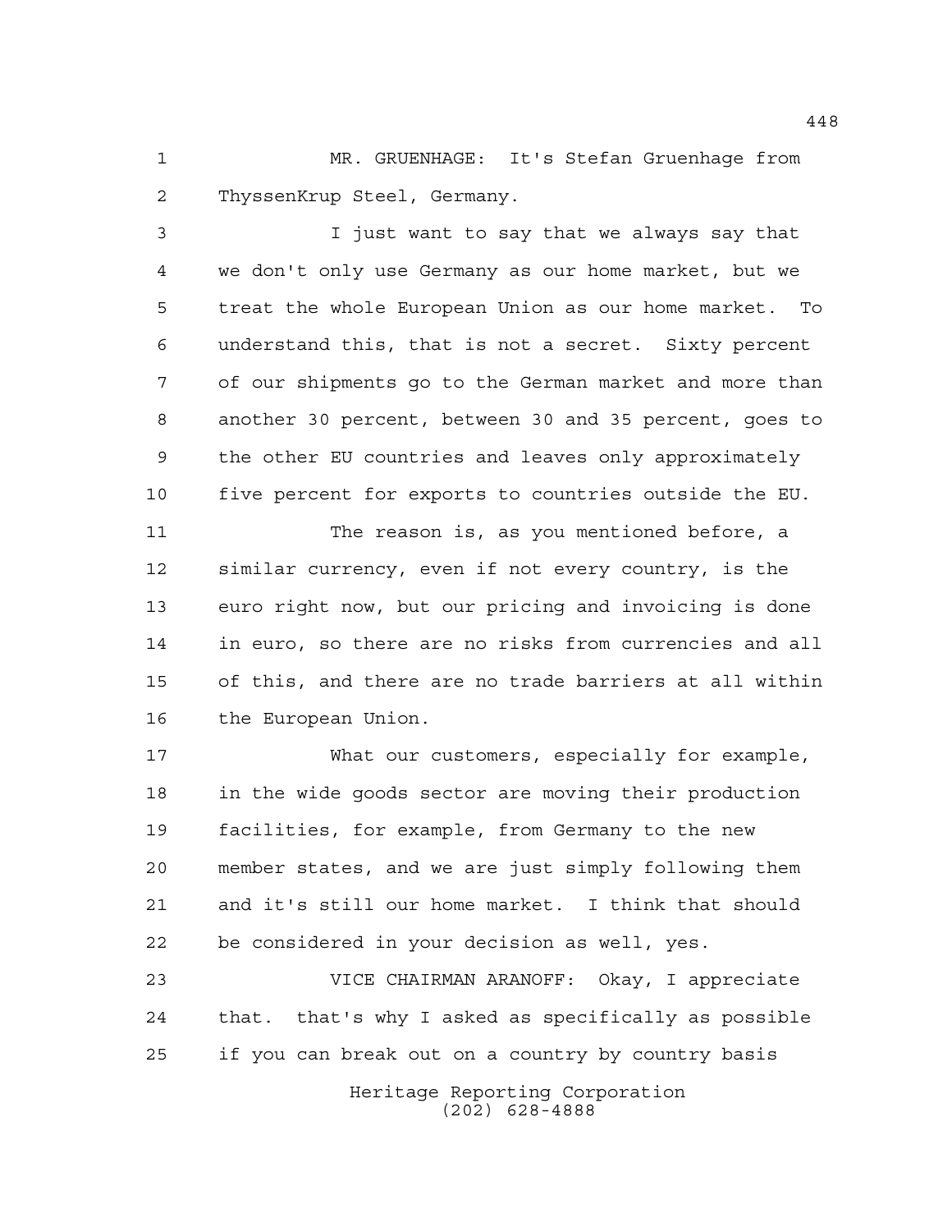MR. GRUENHAGE: It's Stefan Gruenhage from ThyssenKrup Steel, Germany.

I just want to say that we always say that we don't only use Germany as our home market, but we treat the whole European Union as our home market. To understand this, that is not a secret. Sixty percent of our shipments go to the German market and more than another 30 percent, between 30 and 35 percent, goes to the other EU countries and leaves only approximately five percent for exports to countries outside the EU.

The reason is, as you mentioned before, a similar currency, even if not every country, is the euro right now, but our pricing and invoicing is done in euro, so there are no risks from currencies and all of this, and there are no trade barriers at all within the European Union.

What our customers, especially for example, in the wide goods sector are moving their production facilities, for example, from Germany to the new member states, and we are just simply following them and it's still our home market. I think that should be considered in your decision as well, yes.

VICE CHAIRMAN ARANOFF: Okay, I appreciate that. that's why I asked as specifically as possible if you can break out on a country by country basis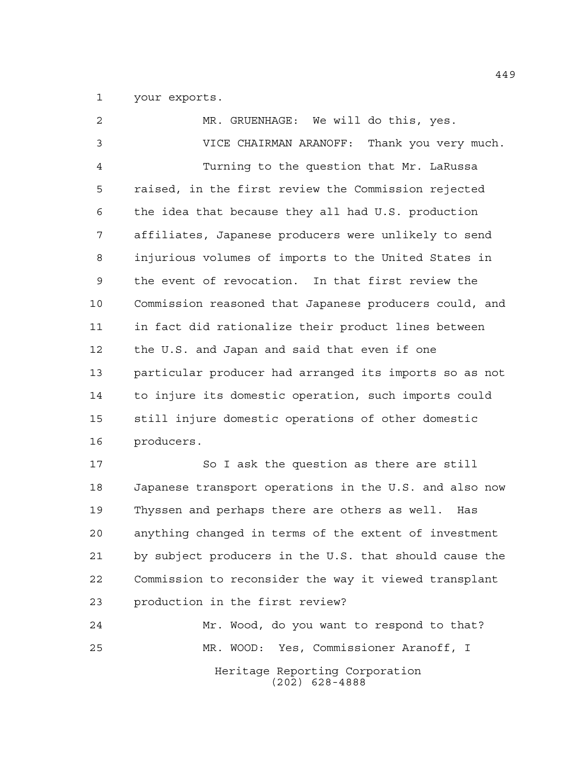1 your exports.

2 MR. GRUENHAGE: We will do this, yes.

3 VICE CHAIRMAN ARANOFF: Thank you very much.

4 Turning to the question that Mr. LaRussa
5 raised, in the first review the Commission rejected
6 the idea that because they all had U.S. production
7 affiliates, Japanese producers were unlikely to send
8 injurious volumes of imports to the United States in
9 the event of revocation. In that first review the
10 Commission reasoned that Japanese producers could, and
11 in fact did rationalize their product lines between
12 the U.S. and Japan and said that even if one
13 particular producer had arranged its imports so as not
14 to injure its domestic operation, such imports could
15 still injure domestic operations of other domestic
16 producers.

17 So I ask the question as there are still
18 Japanese transport operations in the U.S. and also now
19 Thyssen and perhaps there are others as well. Has
20 anything changed in terms of the extent of investment
21 by subject producers in the U.S. that should cause the
22 Commission to reconsider the way it viewed transplant
23 production in the first review?

24 Mr. Wood, do you want to respond to that?

25 MR. WOOD: Yes, Commissioner Aranoff, I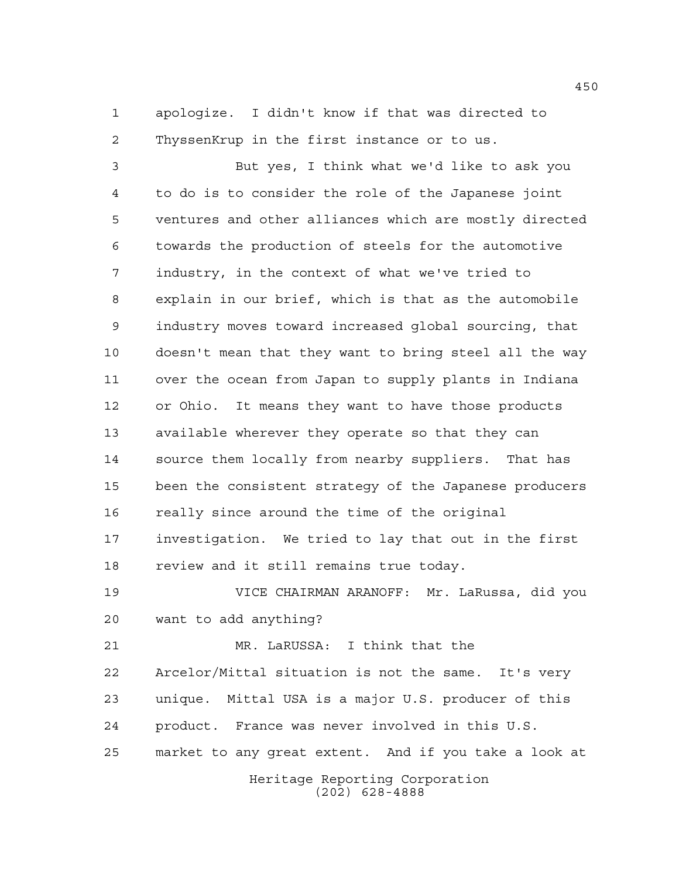apologize. I didn't know if that was directed to ThyssenKrup in the first instance or to us.

But yes, I think what we'd like to ask you to do is to consider the role of the Japanese joint ventures and other alliances which are mostly directed towards the production of steels for the automotive industry, in the context of what we've tried to explain in our brief, which is that as the automobile industry moves toward increased global sourcing, that doesn't mean that they want to bring steel all the way over the ocean from Japan to supply plants in Indiana or Ohio. It means they want to have those products available wherever they operate so that they can source them locally from nearby suppliers. That has been the consistent strategy of the Japanese producers really since around the time of the original investigation. We tried to lay that out in the first review and it still remains true today.

VICE CHAIRMAN ARANOFF: Mr. LaRussa, did you want to add anything?

MR. LaRUSSA: I think that the Arcelor/Mittal situation is not the same. It's very unique. Mittal USA is a major U.S. producer of this product. France was never involved in this U.S. market to any great extent. And if you take a look at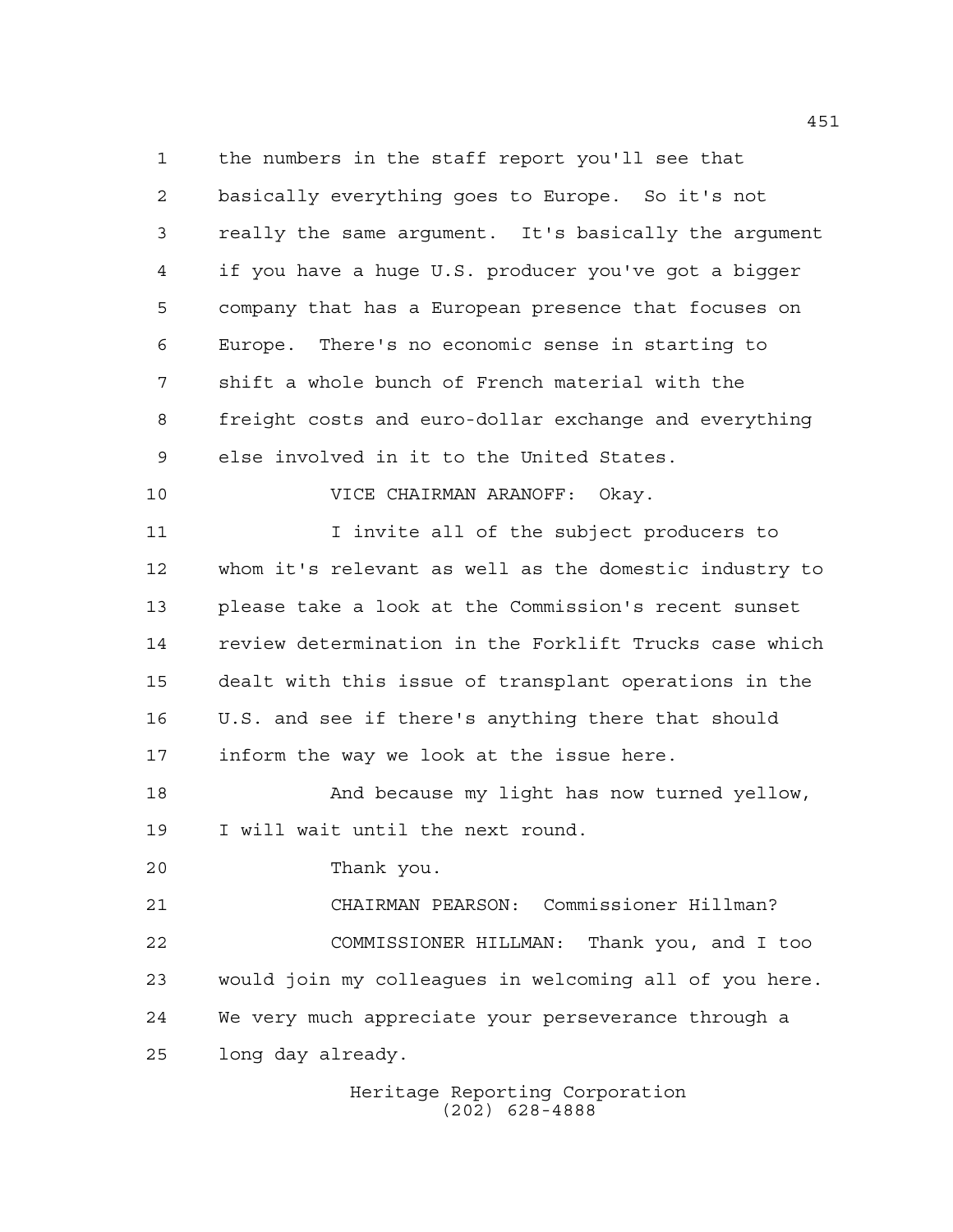the numbers in the staff report you'll see that basically everything goes to Europe. So it's not really the same argument. It's basically the argument if you have a huge U.S. producer you've got a bigger company that has a European presence that focuses on Europe. There's no economic sense in starting to shift a whole bunch of French material with the freight costs and euro-dollar exchange and everything else involved in it to the United States.

VICE CHAIRMAN ARANOFF: Okay.

I invite all of the subject producers to whom it's relevant as well as the domestic industry to please take a look at the Commission's recent sunset review determination in the Forklift Trucks case which dealt with this issue of transplant operations in the U.S. and see if there's anything there that should inform the way we look at the issue here.

And because my light has now turned yellow, I will wait until the next round.

Thank you.

CHAIRMAN PEARSON: Commissioner Hillman?

COMMISSIONER HILLMAN: Thank you, and I too would join my colleagues in welcoming all of you here. We very much appreciate your perseverance through a long day already.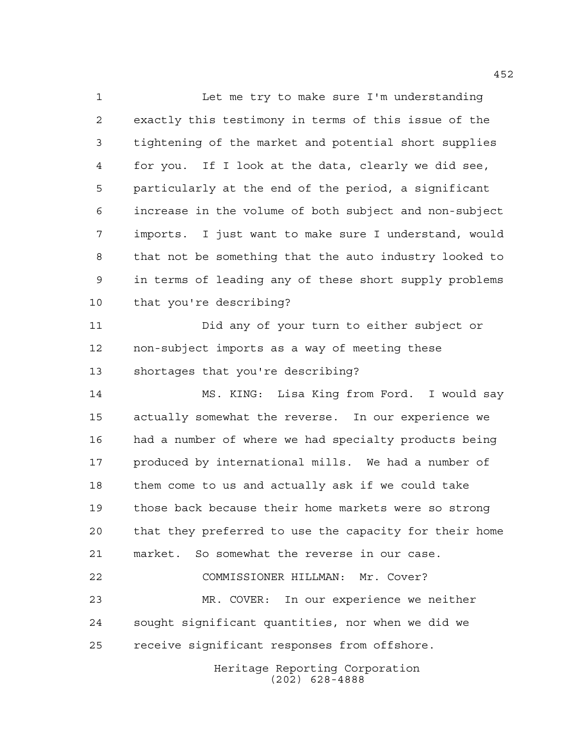Let me try to make sure I'm understanding exactly this testimony in terms of this issue of the tightening of the market and potential short supplies for you. If I look at the data, clearly we did see, particularly at the end of the period, a significant increase in the volume of both subject and non-subject imports. I just want to make sure I understand, would that not be something that the auto industry looked to in terms of leading any of these short supply problems that you're describing?

Did any of your turn to either subject or non-subject imports as a way of meeting these shortages that you're describing?

MS. KING: Lisa King from Ford. I would say actually somewhat the reverse. In our experience we had a number of where we had specialty products being produced by international mills. We had a number of them come to us and actually ask if we could take those back because their home markets were so strong that they preferred to use the capacity for their home market. So somewhat the reverse in our case.

COMMISSIONER HILLMAN: Mr. Cover?

MR. COVER: In our experience we neither sought significant quantities, nor when we did we receive significant responses from offshore.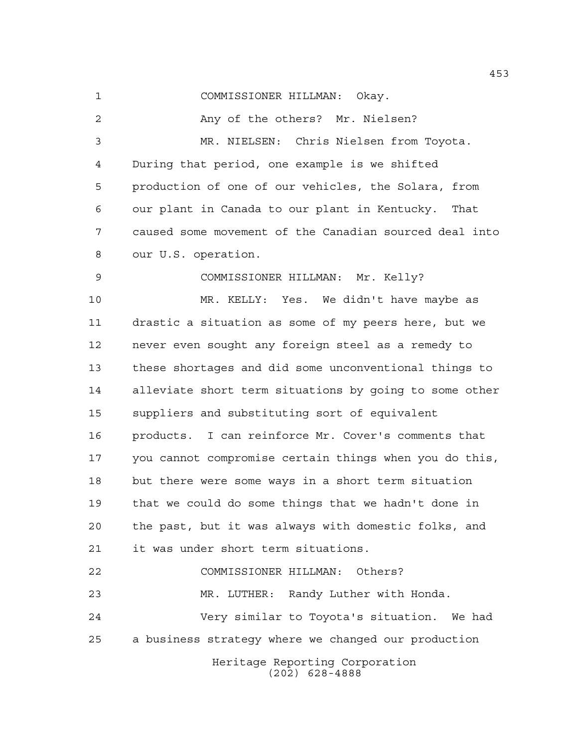COMMISSIONER HILLMAN: Okay.

Any of the others? Mr. Nielsen?

MR. NIELSEN: Chris Nielsen from Toyota. During that period, one example is we shifted production of one of our vehicles, the Solara, from our plant in Canada to our plant in Kentucky. That caused some movement of the Canadian sourced deal into our U.S. operation.

COMMISSIONER HILLMAN: Mr. Kelly?

MR. KELLY: Yes. We didn't have maybe as drastic a situation as some of my peers here, but we never even sought any foreign steel as a remedy to these shortages and did some unconventional things to alleviate short term situations by going to some other suppliers and substituting sort of equivalent products. I can reinforce Mr. Cover's comments that you cannot compromise certain things when you do this, but there were some ways in a short term situation that we could do some things that we hadn't done in the past, but it was always with domestic folks, and it was under short term situations.

COMMISSIONER HILLMAN: Others?

MR. LUTHER: Randy Luther with Honda.

Very similar to Toyota's situation. We had a business strategy where we changed our production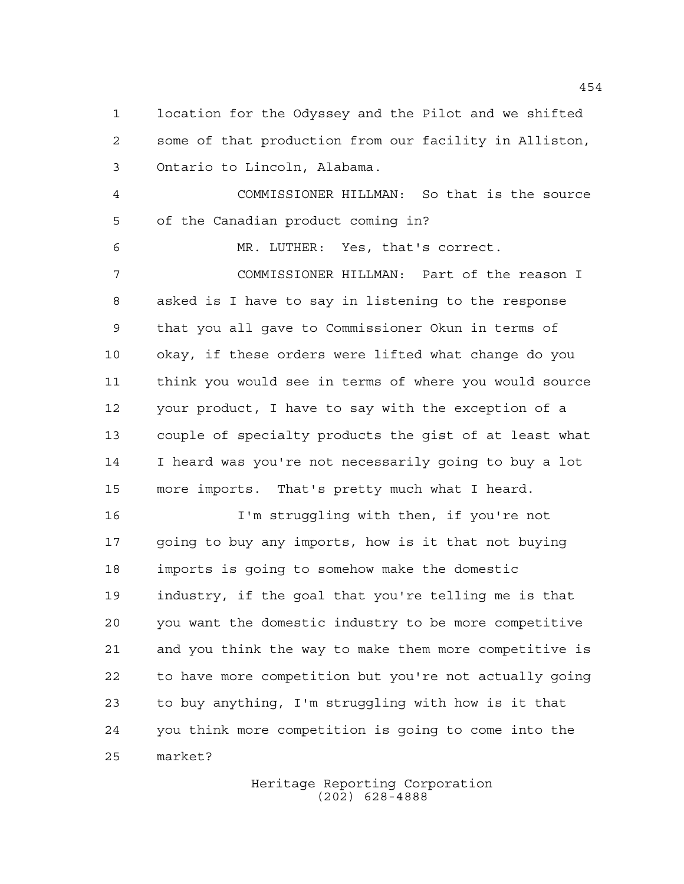location for the Odyssey and the Pilot and we shifted some of that production from our facility in Alliston, Ontario to Lincoln, Alabama.

COMMISSIONER HILLMAN: So that is the source of the Canadian product coming in?

MR. LUTHER: Yes, that's correct.

COMMISSIONER HILLMAN: Part of the reason I asked is I have to say in listening to the response that you all gave to Commissioner Okun in terms of okay, if these orders were lifted what change do you think you would see in terms of where you would source your product, I have to say with the exception of a couple of specialty products the gist of at least what I heard was you're not necessarily going to buy a lot more imports. That's pretty much what I heard.

I'm struggling with then, if you're not going to buy any imports, how is it that not buying imports is going to somehow make the domestic industry, if the goal that you're telling me is that you want the domestic industry to be more competitive and you think the way to make them more competitive is to have more competition but you're not actually going to buy anything, I'm struggling with how is it that you think more competition is going to come into the market?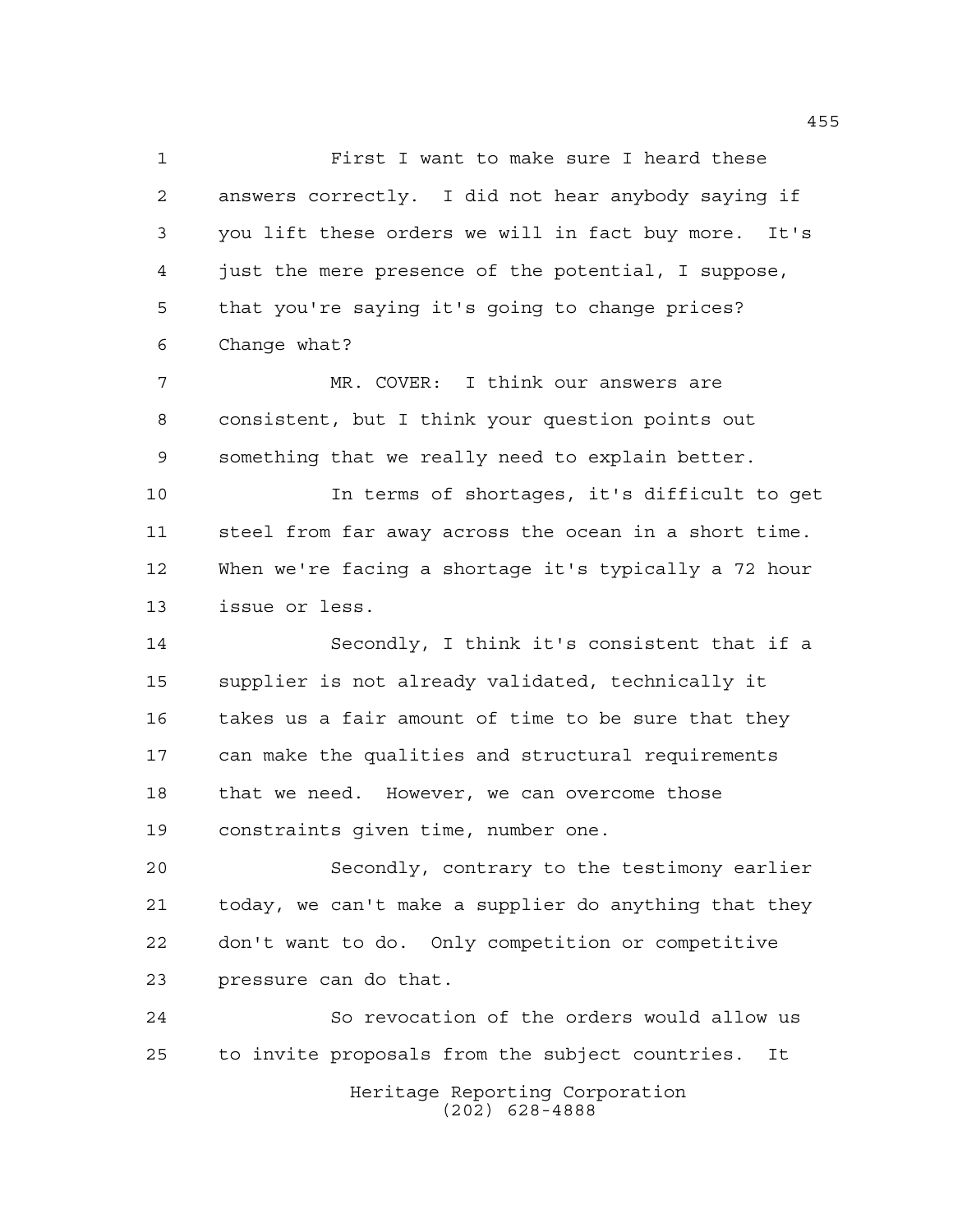First I want to make sure I heard these answers correctly. I did not hear anybody saying if you lift these orders we will in fact buy more. It's just the mere presence of the potential, I suppose, that you're saying it's going to change prices? Change what?

MR. COVER: I think our answers are consistent, but I think your question points out something that we really need to explain better.

In terms of shortages, it's difficult to get steel from far away across the ocean in a short time. When we're facing a shortage it's typically a 72 hour issue or less.

Secondly, I think it's consistent that if a supplier is not already validated, technically it takes us a fair amount of time to be sure that they can make the qualities and structural requirements that we need. However, we can overcome those constraints given time, number one.

Secondly, contrary to the testimony earlier today, we can't make a supplier do anything that they don't want to do. Only competition or competitive pressure can do that.

So revocation of the orders would allow us to invite proposals from the subject countries. It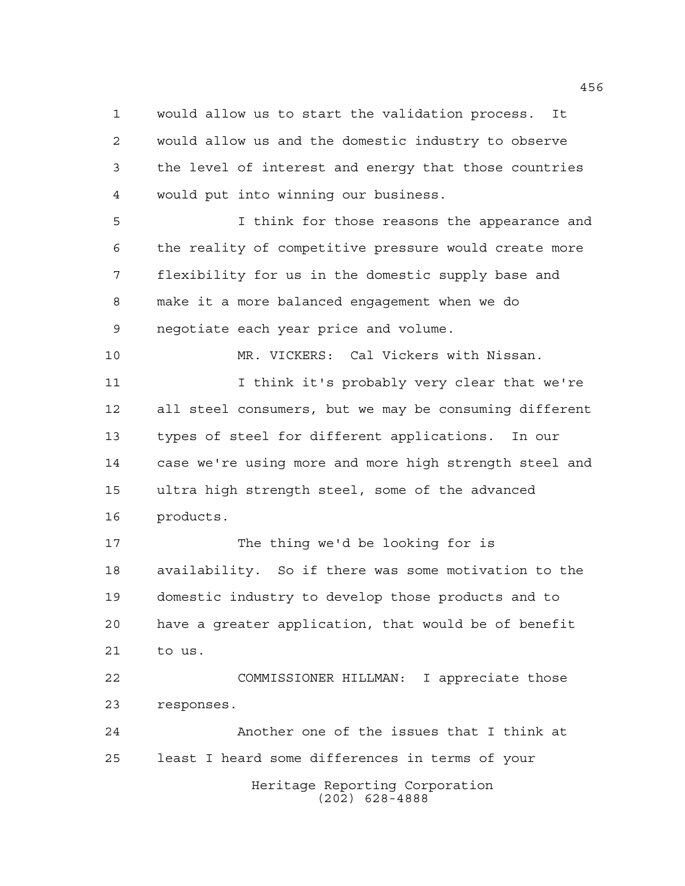would allow us to start the validation process. It would allow us and the domestic industry to observe the level of interest and energy that those countries would put into winning our business.

I think for those reasons the appearance and the reality of competitive pressure would create more flexibility for us in the domestic supply base and make it a more balanced engagement when we do negotiate each year price and volume.

MR. VICKERS: Cal Vickers with Nissan.

I think it's probably very clear that we're all steel consumers, but we may be consuming different types of steel for different applications. In our case we're using more and more high strength steel and ultra high strength steel, some of the advanced products.

The thing we'd be looking for is availability. So if there was some motivation to the domestic industry to develop those products and to have a greater application, that would be of benefit to us.

COMMISSIONER HILLMAN: I appreciate those responses.

Another one of the issues that I think at least I heard some differences in terms of your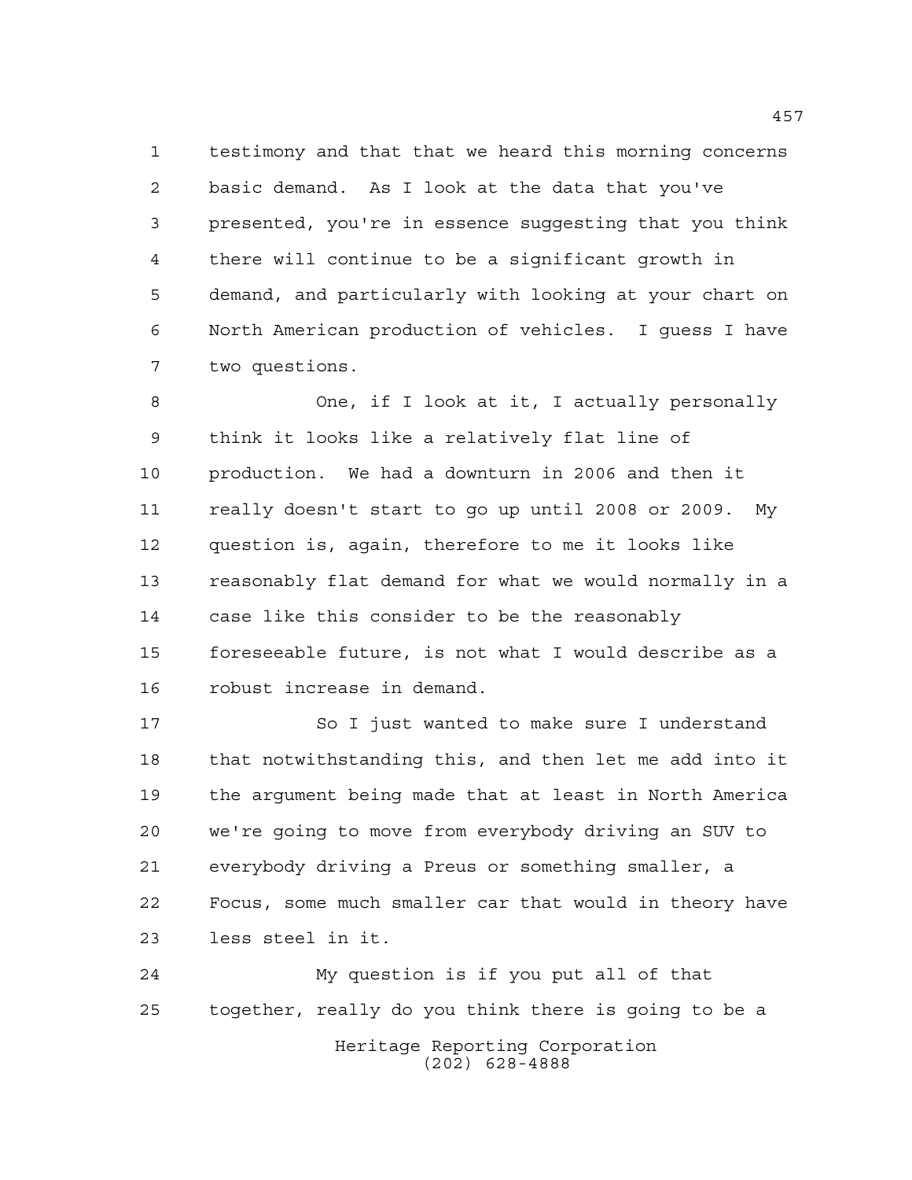testimony and that that we heard this morning concerns basic demand. As I look at the data that you've presented, you're in essence suggesting that you think there will continue to be a significant growth in demand, and particularly with looking at your chart on North American production of vehicles. I guess I have two questions.

One, if I look at it, I actually personally think it looks like a relatively flat line of production. We had a downturn in 2006 and then it really doesn't start to go up until 2008 or 2009. My question is, again, therefore to me it looks like reasonably flat demand for what we would normally in a case like this consider to be the reasonably foreseeable future, is not what I would describe as a robust increase in demand.

So I just wanted to make sure I understand that notwithstanding this, and then let me add into it the argument being made that at least in North America we're going to move from everybody driving an SUV to everybody driving a Preus or something smaller, a Focus, some much smaller car that would in theory have less steel in it.

My question is if you put all of that together, really do you think there is going to be a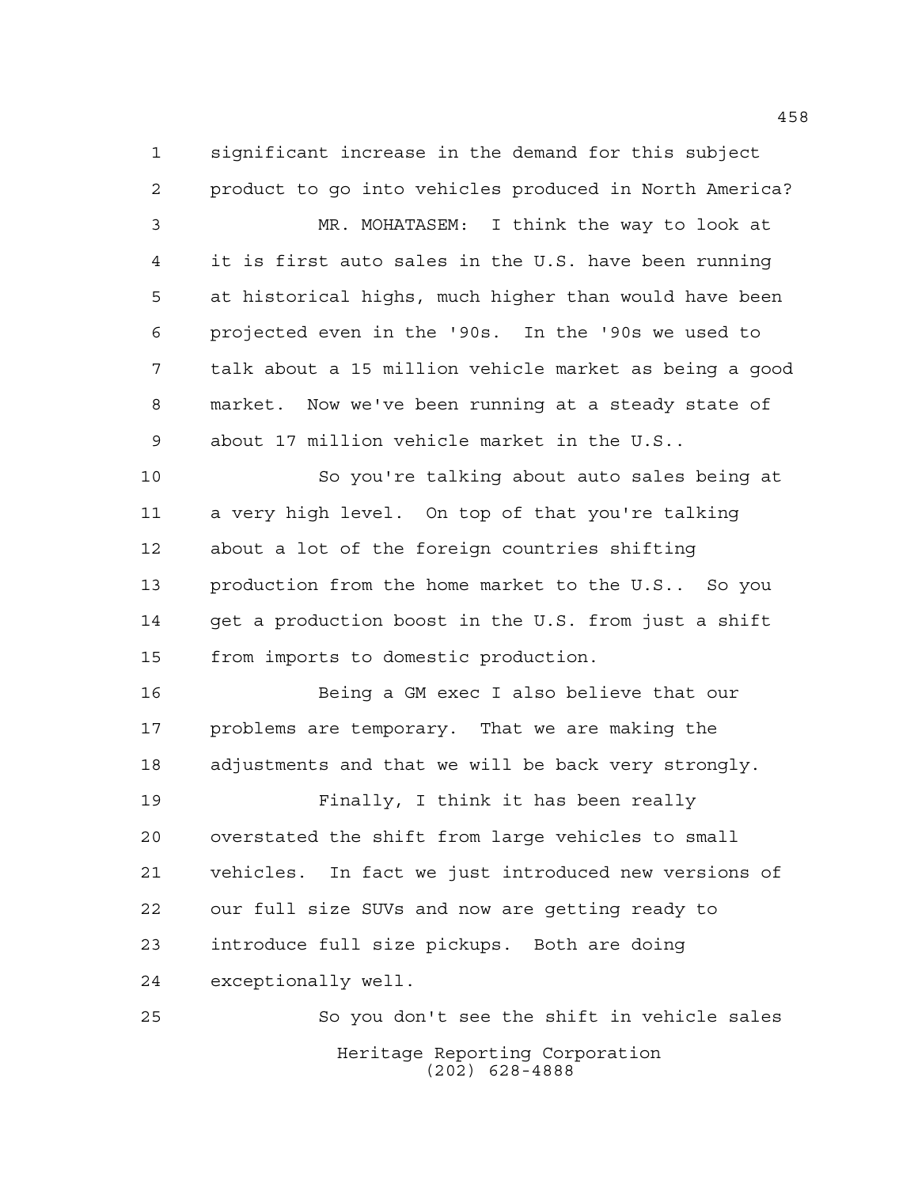significant increase in the demand for this subject product to go into vehicles produced in North America?

MR. MOHATASEM: I think the way to look at it is first auto sales in the U.S. have been running at historical highs, much higher than would have been projected even in the '90s. In the '90s we used to talk about a 15 million vehicle market as being a good market. Now we've been running at a steady state of about 17 million vehicle market in the U.S..

So you're talking about auto sales being at a very high level. On top of that you're talking about a lot of the foreign countries shifting production from the home market to the U.S.. So you get a production boost in the U.S. from just a shift from imports to domestic production.

Being a GM exec I also believe that our problems are temporary. That we are making the adjustments and that we will be back very strongly.

Finally, I think it has been really overstated the shift from large vehicles to small vehicles. In fact we just introduced new versions of our full size SUVs and now are getting ready to introduce full size pickups. Both are doing exceptionally well.

So you don't see the shift in vehicle sales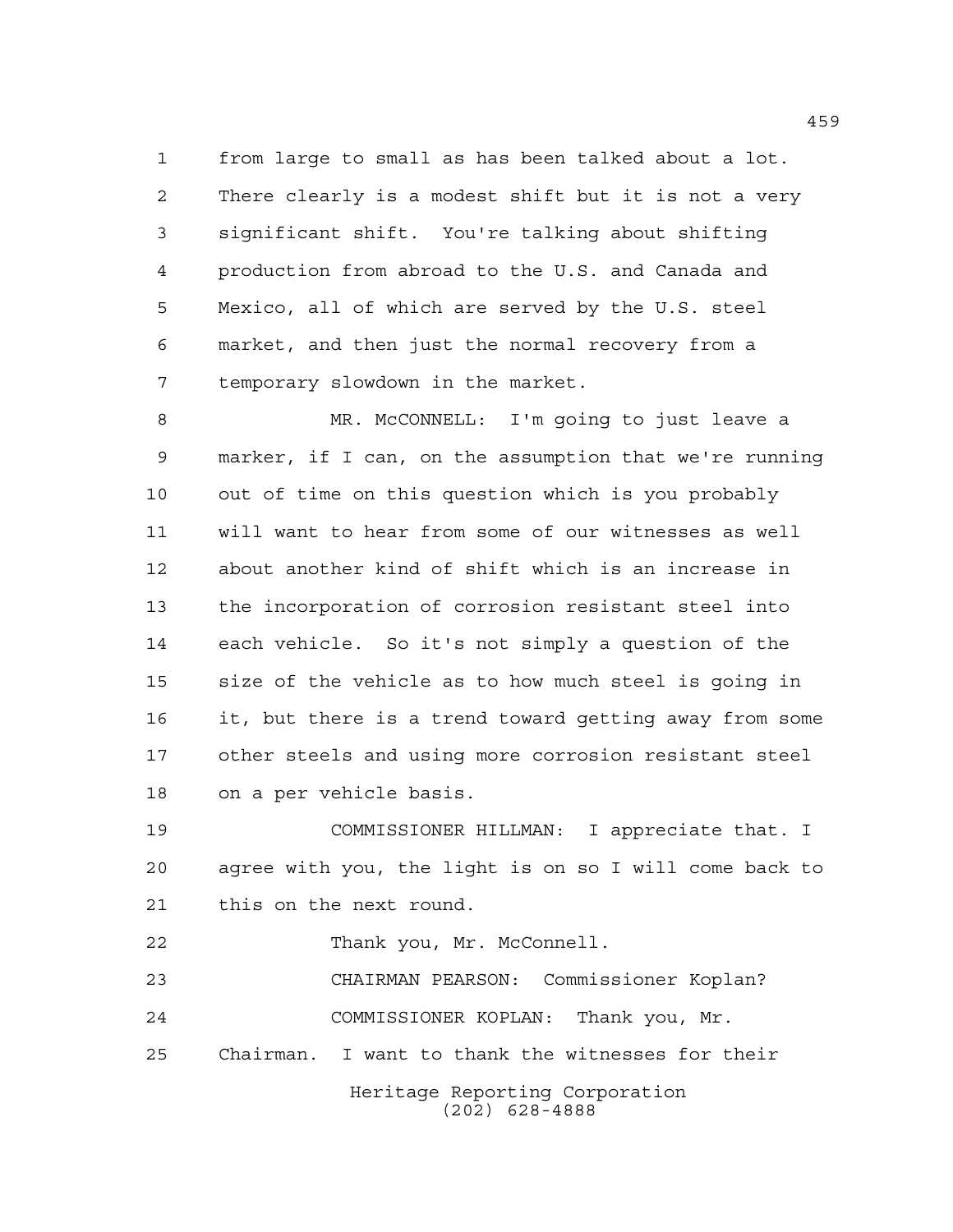from large to small as has been talked about a lot. There clearly is a modest shift but it is not a very significant shift. You're talking about shifting production from abroad to the U.S. and Canada and Mexico, all of which are served by the U.S. steel market, and then just the normal recovery from a temporary slowdown in the market.

MR. McCONNELL: I'm going to just leave a marker, if I can, on the assumption that we're running out of time on this question which is you probably will want to hear from some of our witnesses as well about another kind of shift which is an increase in the incorporation of corrosion resistant steel into each vehicle. So it's not simply a question of the size of the vehicle as to how much steel is going in it, but there is a trend toward getting away from some other steels and using more corrosion resistant steel on a per vehicle basis.

COMMISSIONER HILLMAN: I appreciate that. I agree with you, the light is on so I will come back to this on the next round.

Thank you, Mr. McConnell.

CHAIRMAN PEARSON: Commissioner Koplan?

COMMISSIONER KOPLAN: Thank you, Mr. Chairman. I want to thank the witnesses for their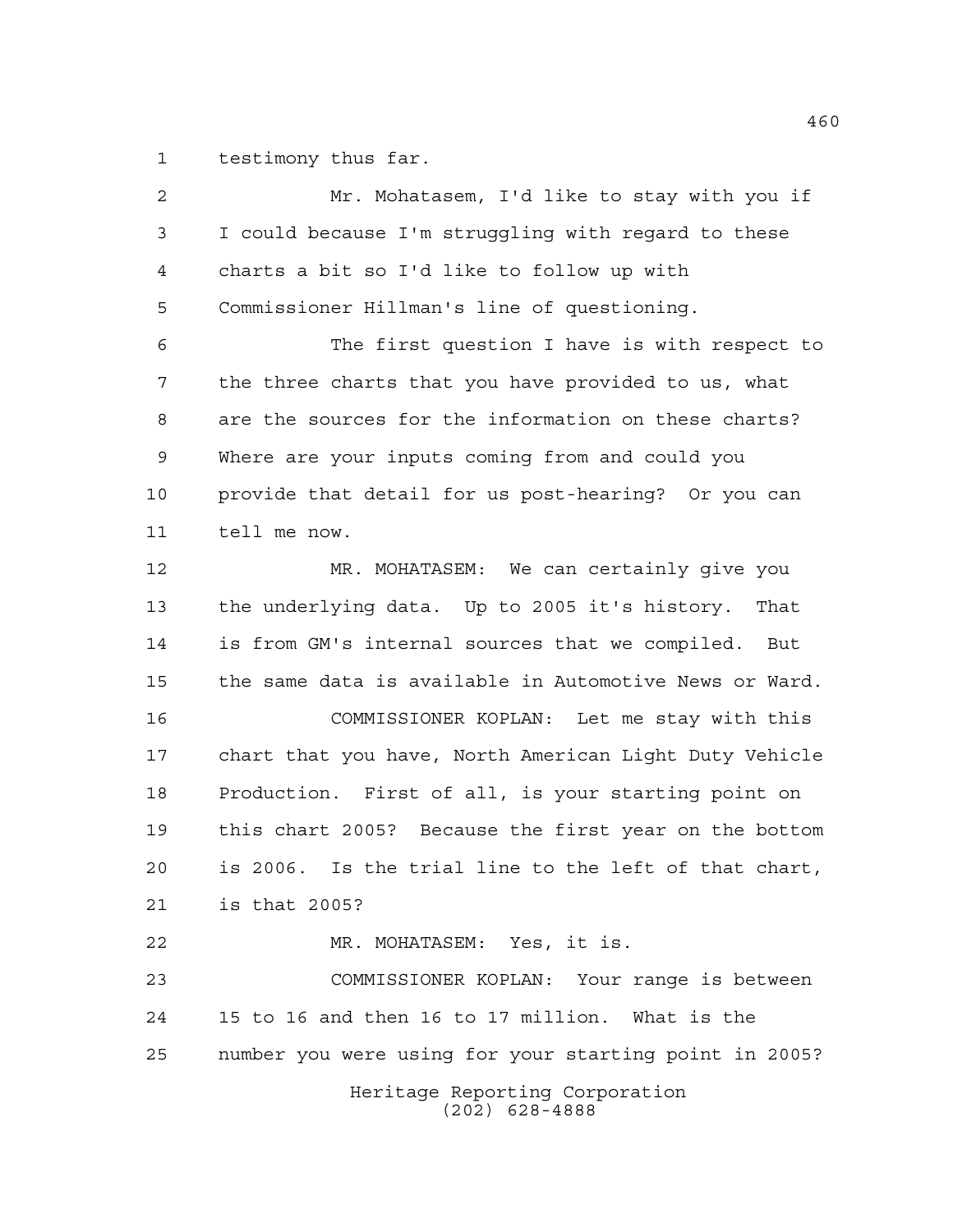testimony thus far.

Mr. Mohatasem, I'd like to stay with you if I could because I'm struggling with regard to these charts a bit so I'd like to follow up with Commissioner Hillman's line of questioning.

The first question I have is with respect to the three charts that you have provided to us, what are the sources for the information on these charts? Where are your inputs coming from and could you provide that detail for us post-hearing? Or you can tell me now.

MR. MOHATASEM: We can certainly give you the underlying data. Up to 2005 it's history. That is from GM's internal sources that we compiled. But the same data is available in Automotive News or Ward.

COMMISSIONER KOPLAN: Let me stay with this chart that you have, North American Light Duty Vehicle Production. First of all, is your starting point on this chart 2005? Because the first year on the bottom is 2006. Is the trial line to the left of that chart, is that 2005?

MR. MOHATASEM: Yes, it is.

COMMISSIONER KOPLAN: Your range is between 15 to 16 and then 16 to 17 million. What is the number you were using for your starting point in 2005?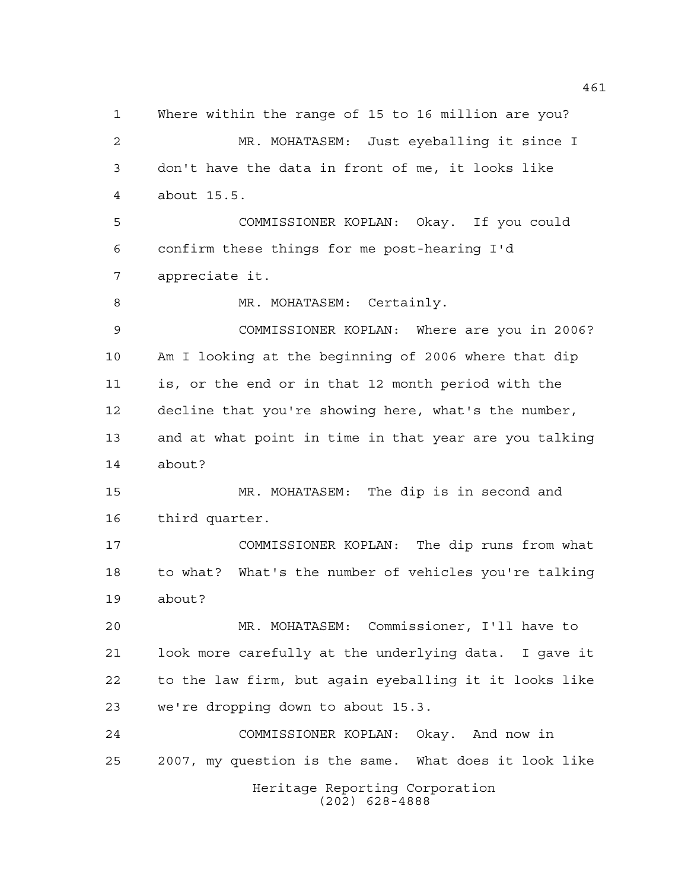Where within the range of 15 to 16 million are you?

MR. MOHATASEM: Just eyeballing it since I don't have the data in front of me, it looks like about 15.5.

COMMISSIONER KOPLAN: Okay. If you could confirm these things for me post-hearing I'd appreciate it.

MR. MOHATASEM: Certainly.

COMMISSIONER KOPLAN: Where are you in 2006? Am I looking at the beginning of 2006 where that dip is, or the end or in that 12 month period with the decline that you're showing here, what's the number, and at what point in time in that year are you talking about?

MR. MOHATASEM: The dip is in second and third quarter.

COMMISSIONER KOPLAN: The dip runs from what to what? What's the number of vehicles you're talking about?

MR. MOHATASEM: Commissioner, I'll have to look more carefully at the underlying data. I gave it to the law firm, but again eyeballing it it looks like we're dropping down to about 15.3.

COMMISSIONER KOPLAN: Okay. And now in 2007, my question is the same. What does it look like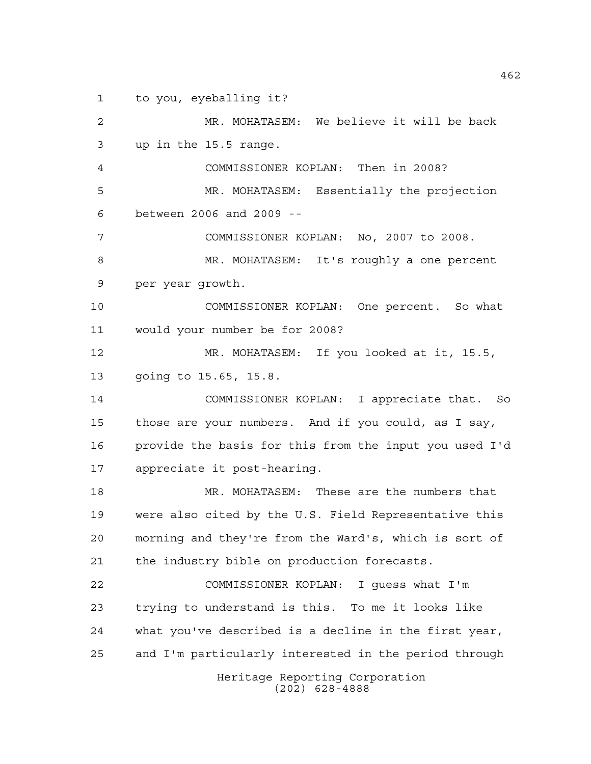1 to you, eyeballing it?

2 MR. MOHATASEM: We believe it will be back

3 up in the 15.5 range.

4 COMMISSIONER KOPLAN: Then in 2008?

5 MR. MOHATASEM: Essentially the projection

6 between 2006 and 2009 --

7 COMMISSIONER KOPLAN: No, 2007 to 2008.

8 MR. MOHATASEM: It's roughly a one percent

9 per year growth.

10 COMMISSIONER KOPLAN: One percent. So what

11 would your number be for 2008?

12 MR. MOHATASEM: If you looked at it, 15.5,

13 going to 15.65, 15.8.

14 COMMISSIONER KOPLAN: I appreciate that. So

15 those are your numbers. And if you could, as I say,

16 provide the basis for this from the input you used I'd

17 appreciate it post-hearing.

18 MR. MOHATASEM: These are the numbers that

19 were also cited by the U.S. Field Representative this

20 morning and they're from the Ward's, which is sort of

21 the industry bible on production forecasts.

22 COMMISSIONER KOPLAN: I guess what I'm

23 trying to understand is this. To me it looks like

24 what you've described is a decline in the first year,

25 and I'm particularly interested in the period through

Heritage Reporting Corporation
(202) 628-4888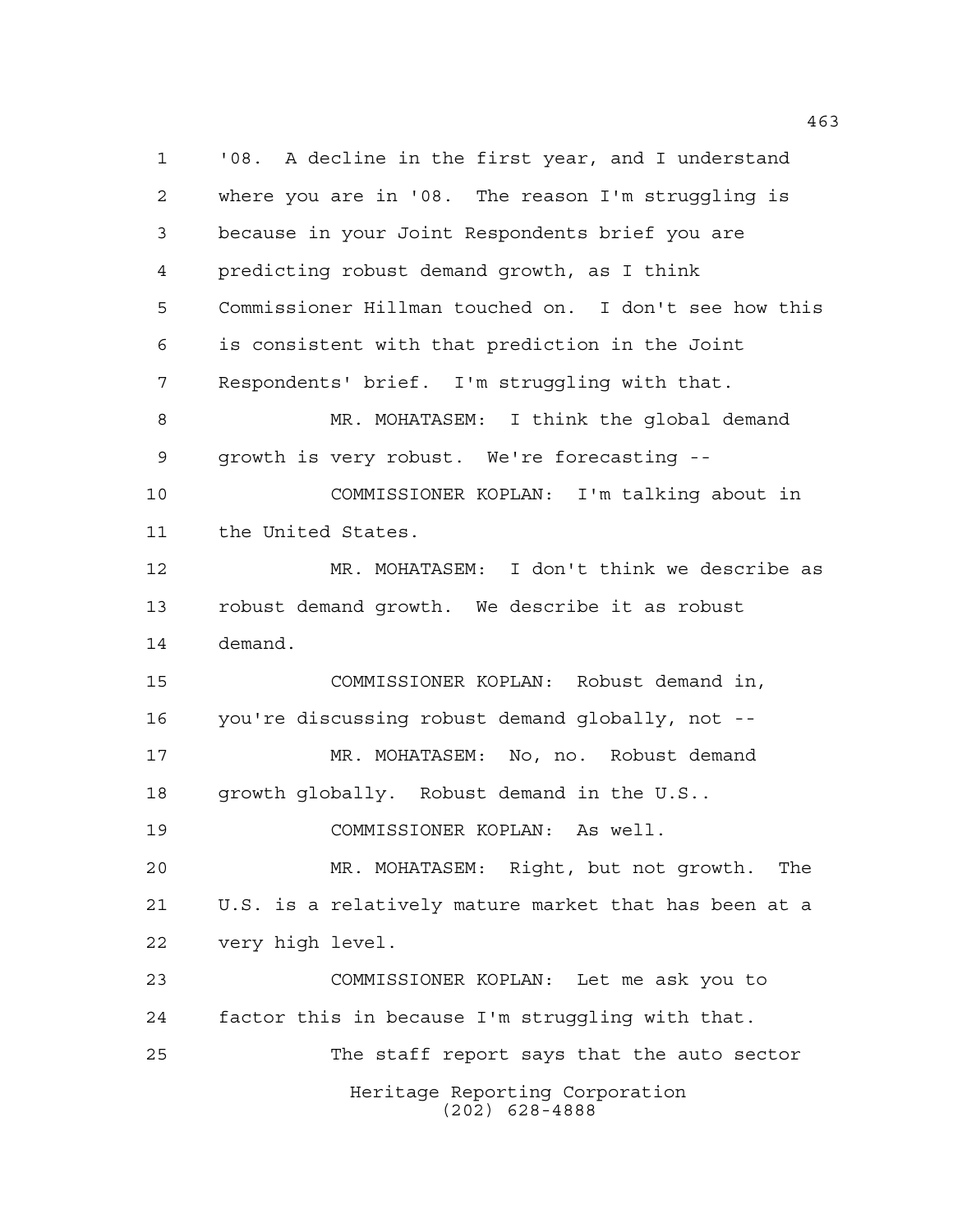'08. A decline in the first year, and I understand where you are in '08. The reason I'm struggling is because in your Joint Respondents brief you are predicting robust demand growth, as I think Commissioner Hillman touched on. I don't see how this is consistent with that prediction in the Joint Respondents' brief. I'm struggling with that.

MR. MOHATASEM: I think the global demand growth is very robust. We're forecasting --

COMMISSIONER KOPLAN: I'm talking about in the United States.

MR. MOHATASEM: I don't think we describe as robust demand growth. We describe it as robust demand.

COMMISSIONER KOPLAN: Robust demand in, you're discussing robust demand globally, not --

MR. MOHATASEM: No, no. Robust demand growth globally. Robust demand in the U.S..

COMMISSIONER KOPLAN: As well.

MR. MOHATASEM: Right, but not growth. The U.S. is a relatively mature market that has been at a very high level.

COMMISSIONER KOPLAN: Let me ask you to factor this in because I'm struggling with that.

The staff report says that the auto sector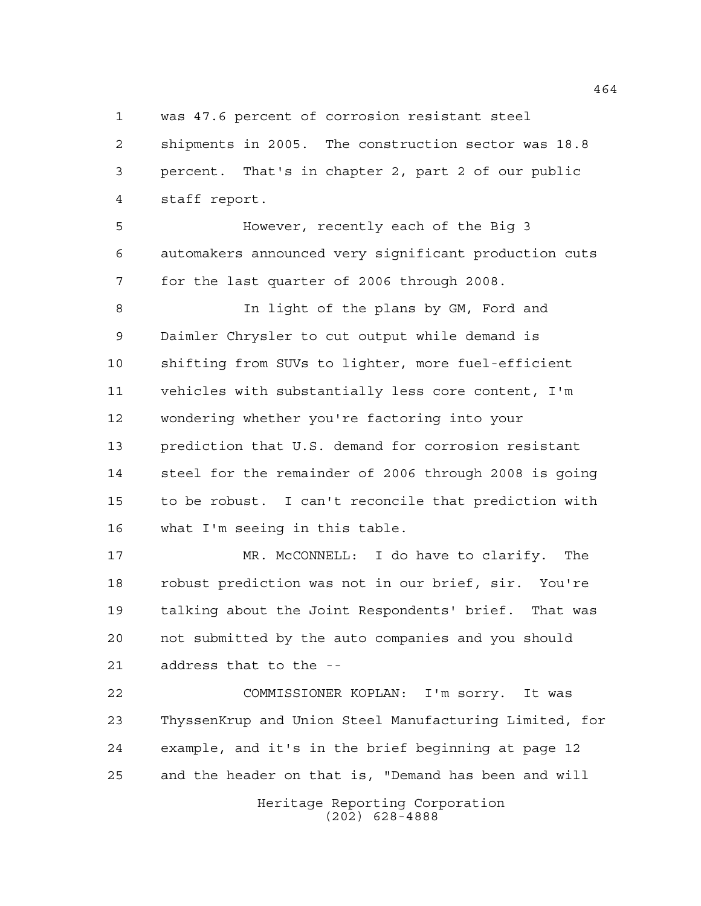was 47.6 percent of corrosion resistant steel shipments in 2005. The construction sector was 18.8 percent. That's in chapter 2, part 2 of our public staff report.

However, recently each of the Big 3 automakers announced very significant production cuts for the last quarter of 2006 through 2008.

In light of the plans by GM, Ford and Daimler Chrysler to cut output while demand is shifting from SUVs to lighter, more fuel-efficient vehicles with substantially less core content, I'm wondering whether you're factoring into your prediction that U.S. demand for corrosion resistant steel for the remainder of 2006 through 2008 is going to be robust. I can't reconcile that prediction with what I'm seeing in this table.

MR. McCONNELL: I do have to clarify. The robust prediction was not in our brief, sir. You're talking about the Joint Respondents' brief. That was not submitted by the auto companies and you should address that to the --

COMMISSIONER KOPLAN: I'm sorry. It was ThyssenKrup and Union Steel Manufacturing Limited, for example, and it's in the brief beginning at page 12 and the header on that is, "Demand has been and will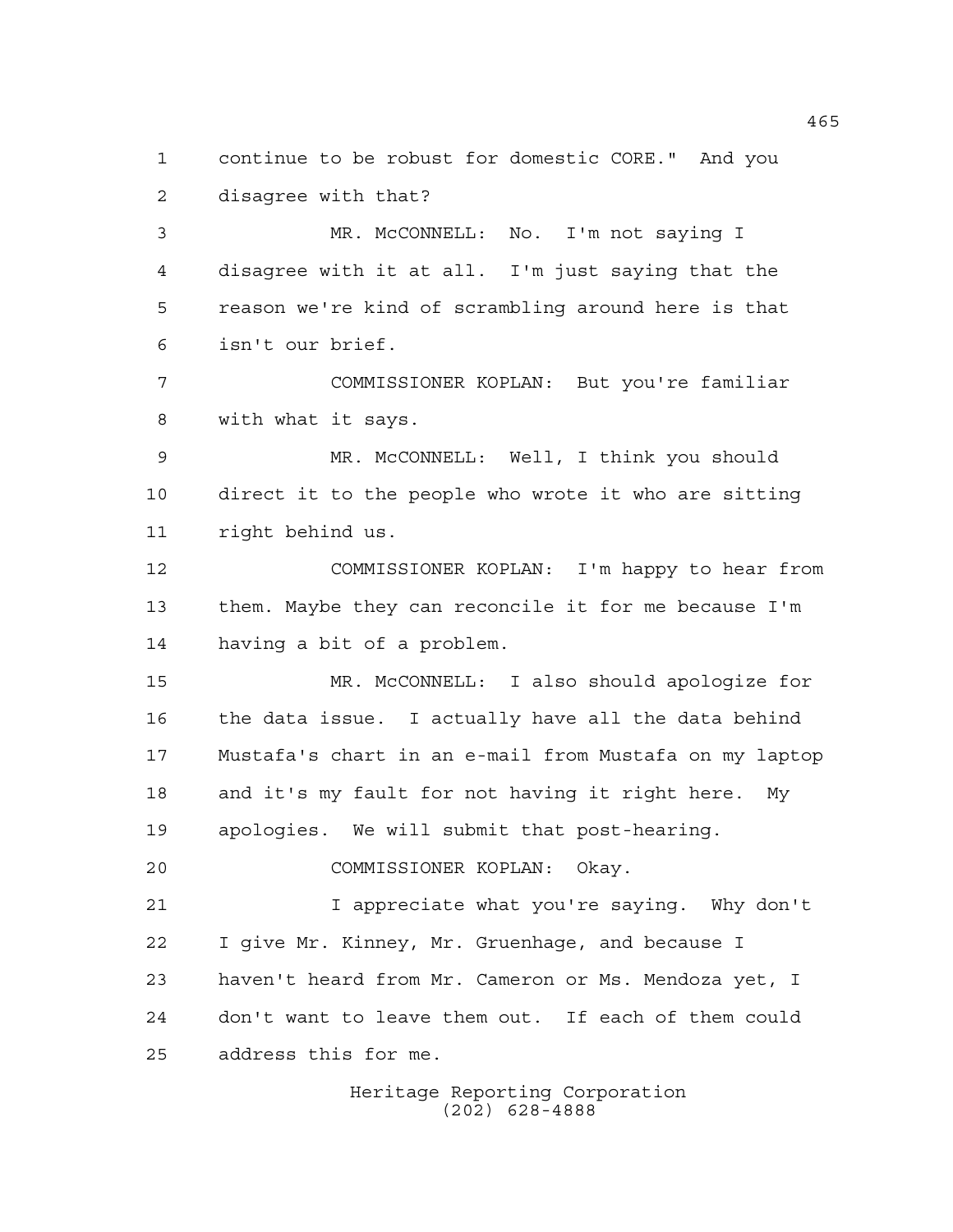continue to be robust for domestic CORE." And you disagree with that?

MR. McCONNELL: No. I'm not saying I disagree with it at all. I'm just saying that the reason we're kind of scrambling around here is that isn't our brief.

COMMISSIONER KOPLAN: But you're familiar with what it says.

MR. McCONNELL: Well, I think you should direct it to the people who wrote it who are sitting right behind us.

COMMISSIONER KOPLAN: I'm happy to hear from them. Maybe they can reconcile it for me because I'm having a bit of a problem.

MR. McCONNELL: I also should apologize for the data issue. I actually have all the data behind Mustafa's chart in an e-mail from Mustafa on my laptop and it's my fault for not having it right here. My apologies. We will submit that post-hearing.

COMMISSIONER KOPLAN: Okay.

I appreciate what you're saying. Why don't I give Mr. Kinney, Mr. Gruenhage, and because I haven't heard from Mr. Cameron or Ms. Mendoza yet, I don't want to leave them out. If each of them could address this for me.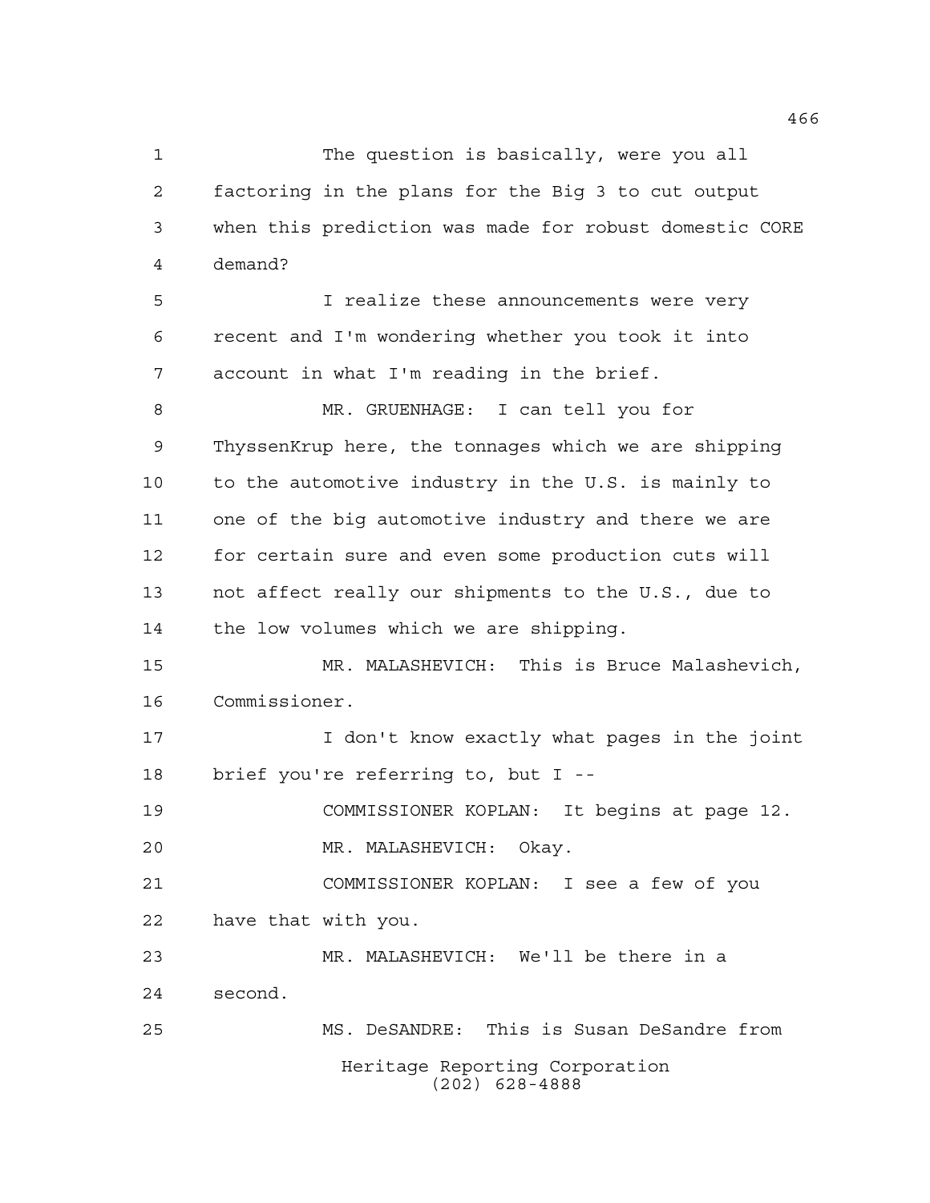The question is basically, were you all factoring in the plans for the Big 3 to cut output when this prediction was made for robust domestic CORE demand?

I realize these announcements were very recent and I'm wondering whether you took it into account in what I'm reading in the brief.

MR. GRUENHAGE: I can tell you for ThyssenKrup here, the tonnages which we are shipping to the automotive industry in the U.S. is mainly to one of the big automotive industry and there we are for certain sure and even some production cuts will not affect really our shipments to the U.S., due to the low volumes which we are shipping.

MR. MALASHEVICH: This is Bruce Malashevich, Commissioner.

I don't know exactly what pages in the joint brief you're referring to, but I --

COMMISSIONER KOPLAN: It begins at page 12.

MR. MALASHEVICH: Okay.

COMMISSIONER KOPLAN: I see a few of you have that with you.

MR. MALASHEVICH: We'll be there in a second.

MS. DeSANDRE: This is Susan DeSandre from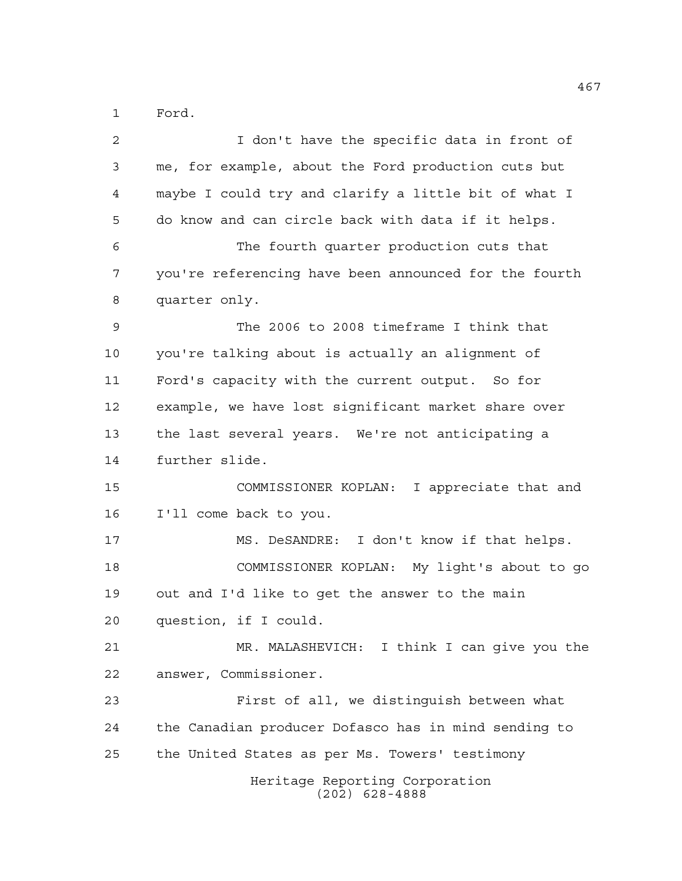Ford.

I don't have the specific data in front of me, for example, about the Ford production cuts but maybe I could try and clarify a little bit of what I do know and can circle back with data if it helps.

The fourth quarter production cuts that you're referencing have been announced for the fourth quarter only.

The 2006 to 2008 timeframe I think that you're talking about is actually an alignment of Ford's capacity with the current output. So for example, we have lost significant market share over the last several years. We're not anticipating a further slide.

COMMISSIONER KOPLAN: I appreciate that and I'll come back to you.

MS. DeSANDRE: I don't know if that helps.

COMMISSIONER KOPLAN: My light's about to go out and I'd like to get the answer to the main question, if I could.

MR. MALASHEVICH: I think I can give you the answer, Commissioner.

First of all, we distinguish between what the Canadian producer Dofasco has in mind sending to the United States as per Ms. Towers' testimony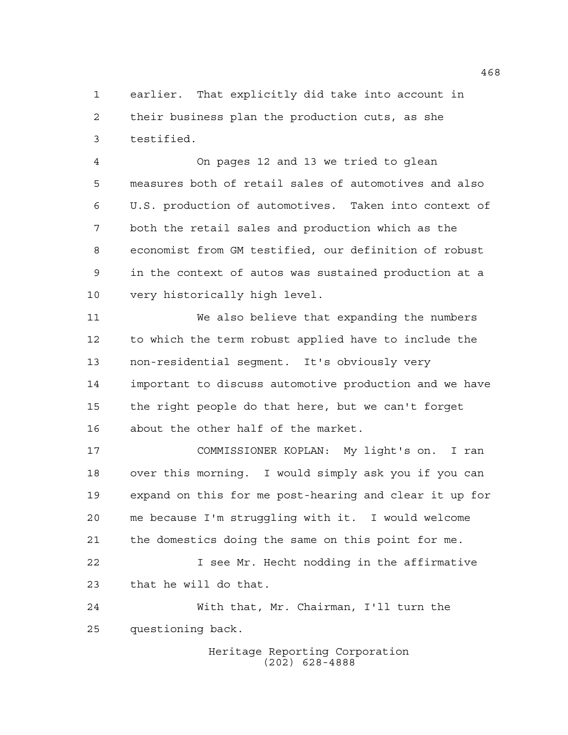earlier. That explicitly did take into account in their business plan the production cuts, as she testified.

On pages 12 and 13 we tried to glean measures both of retail sales of automotives and also U.S. production of automotives. Taken into context of both the retail sales and production which as the economist from GM testified, our definition of robust in the context of autos was sustained production at a very historically high level.

We also believe that expanding the numbers to which the term robust applied have to include the non-residential segment. It's obviously very important to discuss automotive production and we have the right people do that here, but we can't forget about the other half of the market.

COMMISSIONER KOPLAN: My light's on. I ran over this morning. I would simply ask you if you can expand on this for me post-hearing and clear it up for me because I'm struggling with it. I would welcome the domestics doing the same on this point for me.

I see Mr. Hecht nodding in the affirmative that he will do that.

With that, Mr. Chairman, I'll turn the questioning back.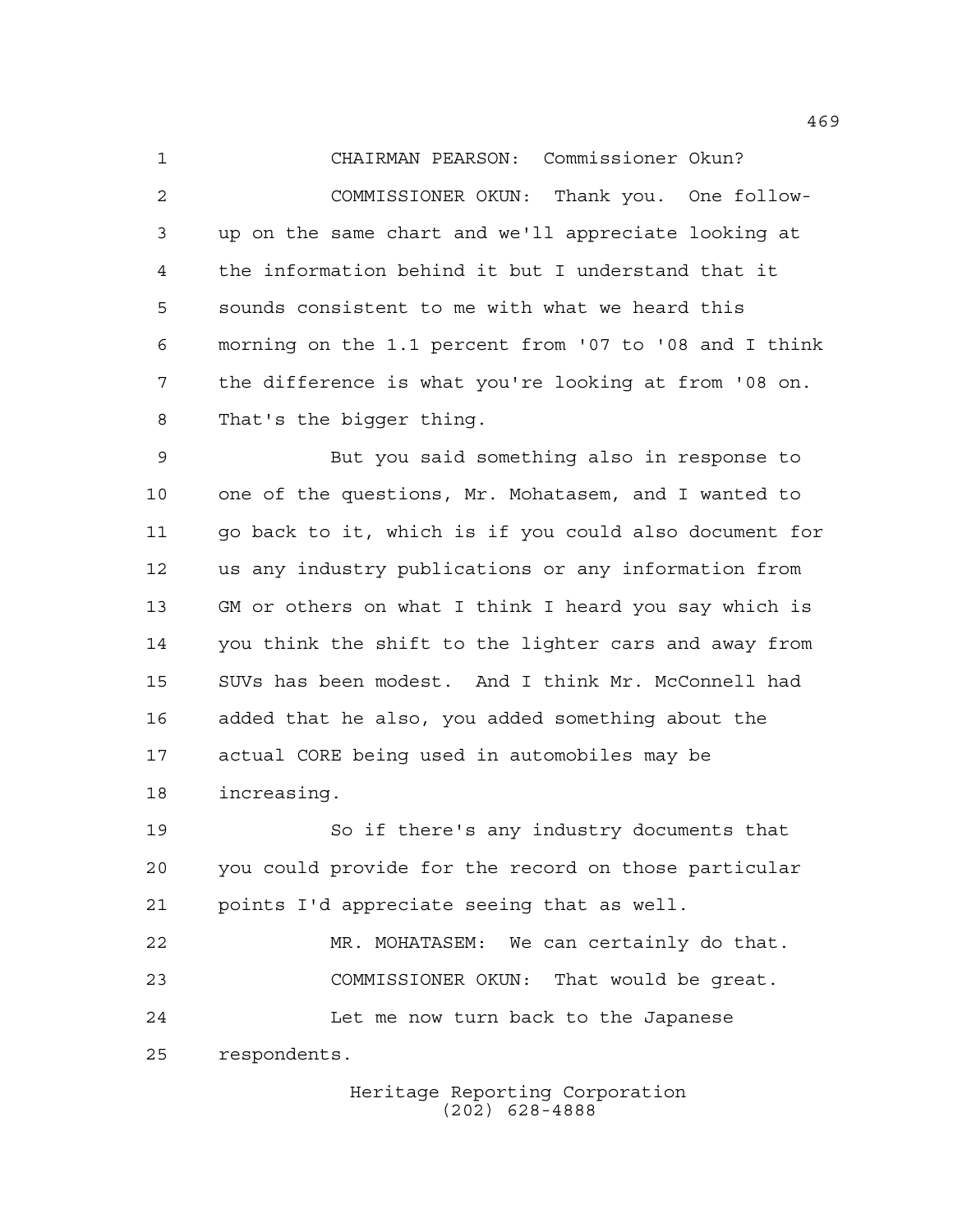CHAIRMAN PEARSON: Commissioner Okun?

COMMISSIONER OKUN: Thank you. One follow-up on the same chart and we'll appreciate looking at the information behind it but I understand that it sounds consistent to me with what we heard this morning on the 1.1 percent from '07 to '08 and I think the difference is what you're looking at from '08 on. That's the bigger thing.

But you said something also in response to one of the questions, Mr. Mohatasem, and I wanted to go back to it, which is if you could also document for us any industry publications or any information from GM or others on what I think I heard you say which is you think the shift to the lighter cars and away from SUVs has been modest. And I think Mr. McConnell had added that he also, you added something about the actual CORE being used in automobiles may be increasing.

So if there's any industry documents that you could provide for the record on those particular points I'd appreciate seeing that as well.

MR. MOHATASEM: We can certainly do that.

COMMISSIONER OKUN: That would be great.

Let me now turn back to the Japanese respondents.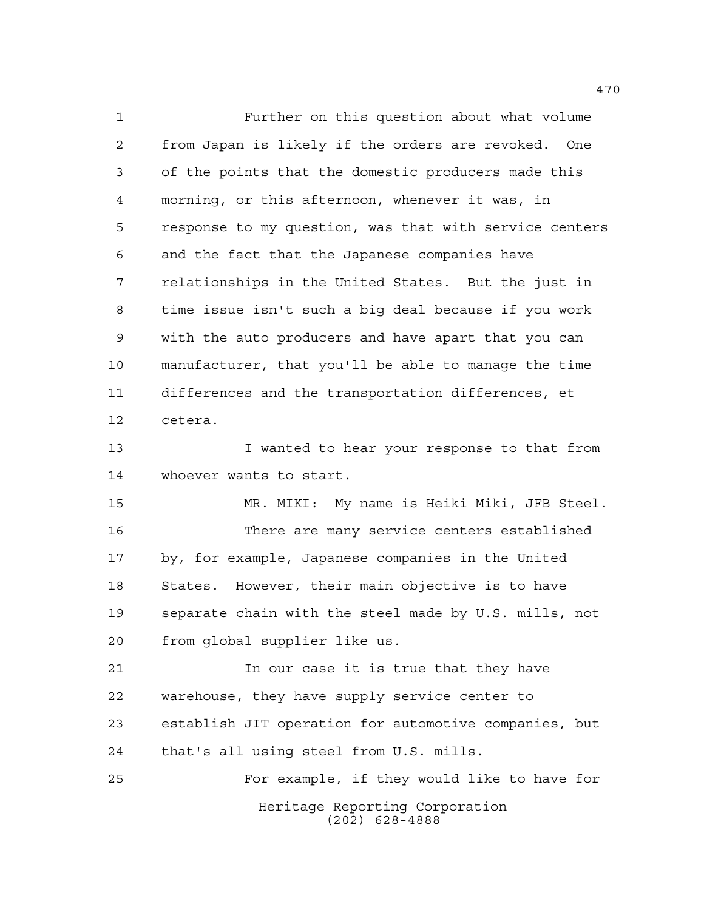Further on this question about what volume from Japan is likely if the orders are revoked. One of the points that the domestic producers made this morning, or this afternoon, whenever it was, in response to my question, was that with service centers and the fact that the Japanese companies have relationships in the United States. But the just in time issue isn't such a big deal because if you work with the auto producers and have apart that you can manufacturer, that you'll be able to manage the time differences and the transportation differences, et cetera.

I wanted to hear your response to that from whoever wants to start.

MR. MIKI: My name is Heiki Miki, JFB Steel.

There are many service centers established by, for example, Japanese companies in the United States. However, their main objective is to have separate chain with the steel made by U.S. mills, not from global supplier like us.

In our case it is true that they have warehouse, they have supply service center to establish JIT operation for automotive companies, but that's all using steel from U.S. mills.

For example, if they would like to have for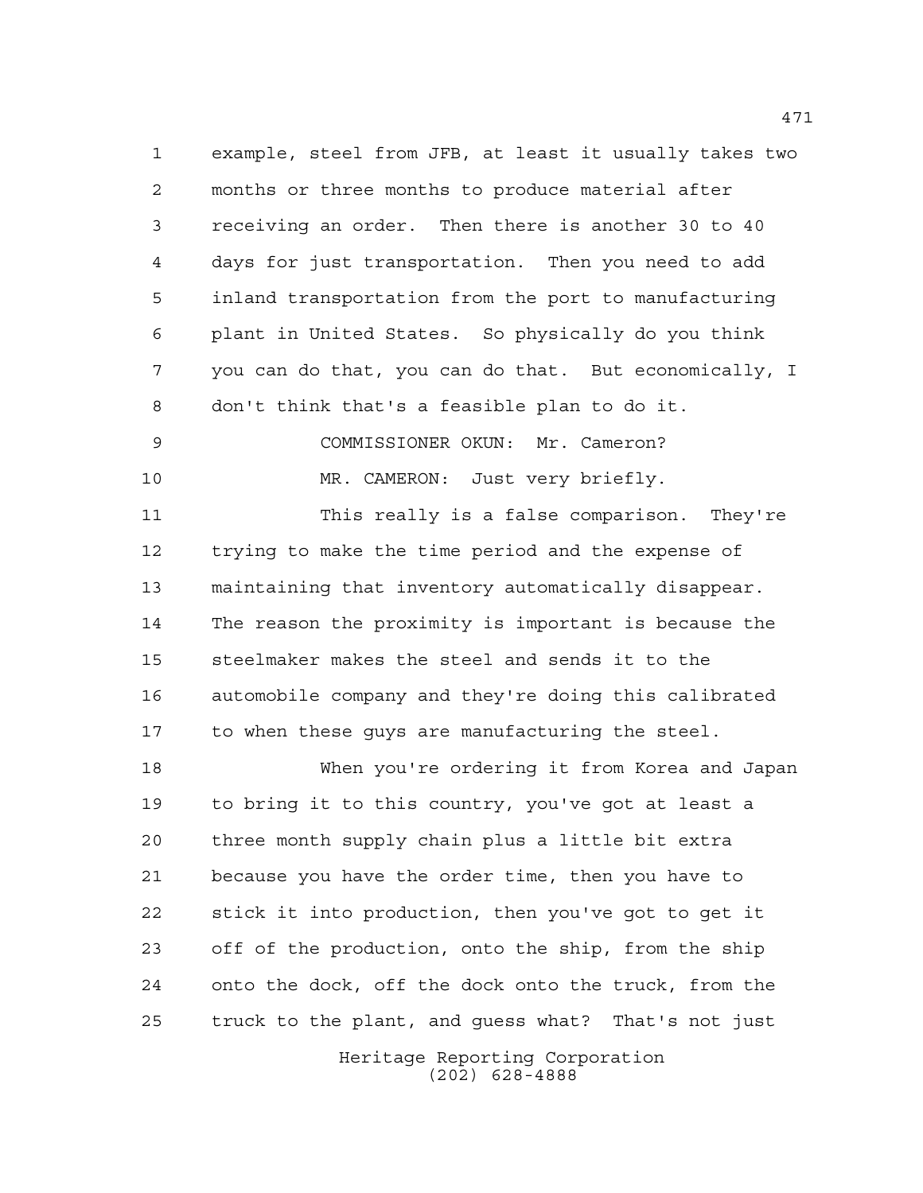example, steel from JFB, at least it usually takes two months or three months to produce material after receiving an order. Then there is another 30 to 40 days for just transportation. Then you need to add inland transportation from the port to manufacturing plant in United States. So physically do you think you can do that, you can do that. But economically, I don't think that's a feasible plan to do it.

COMMISSIONER OKUN: Mr. Cameron?

MR. CAMERON: Just very briefly.

This really is a false comparison. They're trying to make the time period and the expense of maintaining that inventory automatically disappear. The reason the proximity is important is because the steelmaker makes the steel and sends it to the automobile company and they're doing this calibrated to when these guys are manufacturing the steel.

When you're ordering it from Korea and Japan to bring it to this country, you've got at least a three month supply chain plus a little bit extra because you have the order time, then you have to stick it into production, then you've got to get it off of the production, onto the ship, from the ship onto the dock, off the dock onto the truck, from the truck to the plant, and guess what? That's not just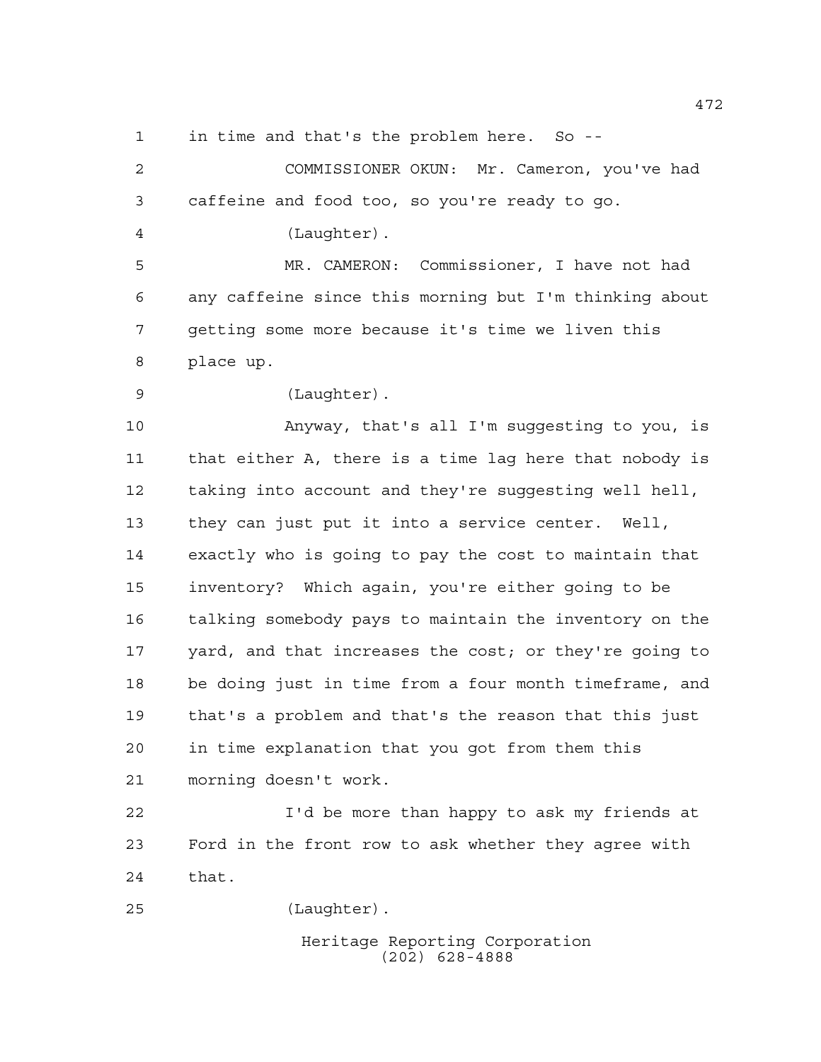in time and that's the problem here. So --

COMMISSIONER OKUN: Mr. Cameron, you've had caffeine and food too, so you're ready to go.

(Laughter).

MR. CAMERON: Commissioner, I have not had any caffeine since this morning but I'm thinking about getting some more because it's time we liven this place up.

(Laughter).

Anyway, that's all I'm suggesting to you, is that either A, there is a time lag here that nobody is taking into account and they're suggesting well hell, they can just put it into a service center. Well, exactly who is going to pay the cost to maintain that inventory? Which again, you're either going to be talking somebody pays to maintain the inventory on the yard, and that increases the cost; or they're going to be doing just in time from a four month timeframe, and that's a problem and that's the reason that this just in time explanation that you got from them this morning doesn't work.

I'd be more than happy to ask my friends at Ford in the front row to ask whether they agree with that.

(Laughter).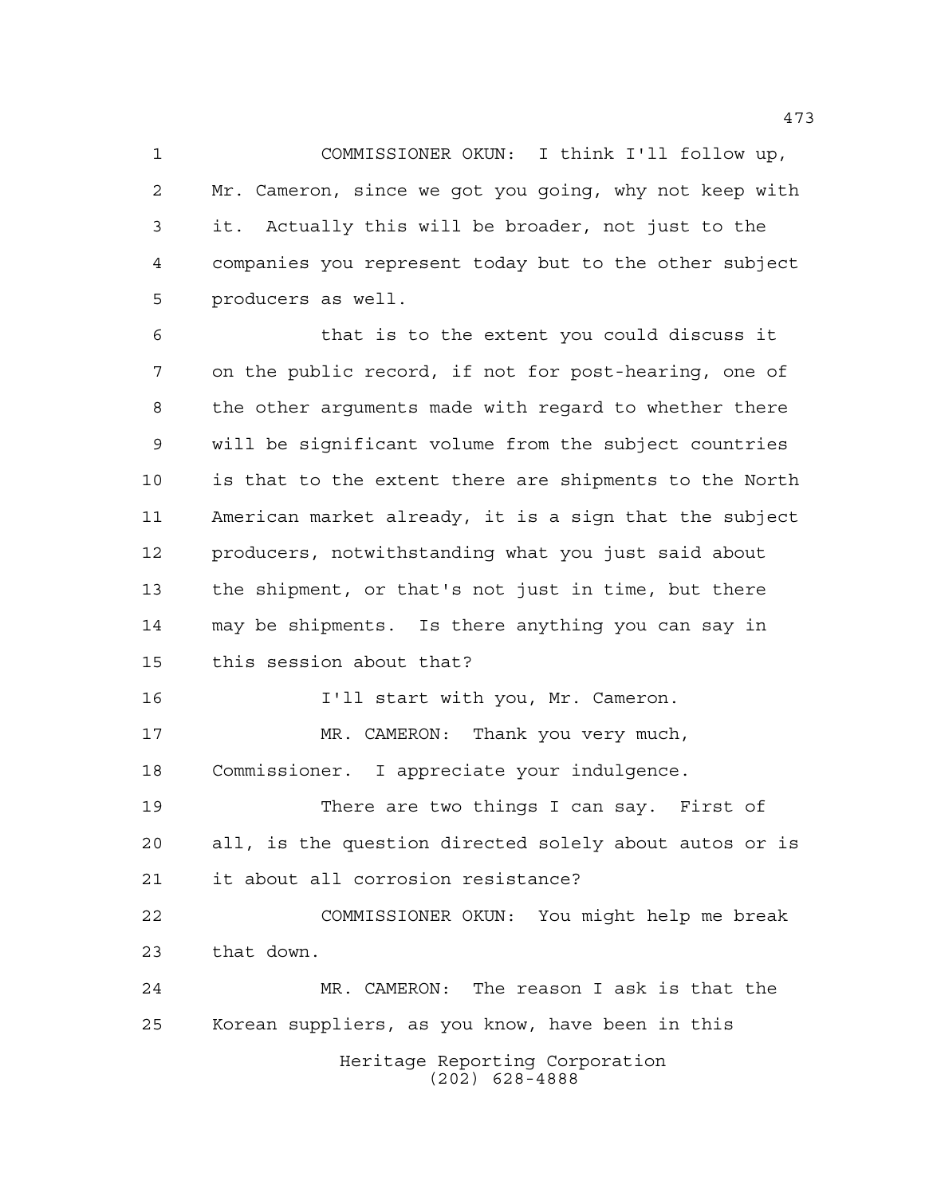COMMISSIONER OKUN: I think I'll follow up, Mr. Cameron, since we got you going, why not keep with it. Actually this will be broader, not just to the companies you represent today but to the other subject producers as well.

that is to the extent you could discuss it on the public record, if not for post-hearing, one of the other arguments made with regard to whether there will be significant volume from the subject countries is that to the extent there are shipments to the North American market already, it is a sign that the subject producers, notwithstanding what you just said about the shipment, or that's not just in time, but there may be shipments. Is there anything you can say in this session about that?

I'll start with you, Mr. Cameron.

MR. CAMERON: Thank you very much, Commissioner. I appreciate your indulgence.

There are two things I can say. First of all, is the question directed solely about autos or is it about all corrosion resistance?

COMMISSIONER OKUN: You might help me break that down.

MR. CAMERON: The reason I ask is that the Korean suppliers, as you know, have been in this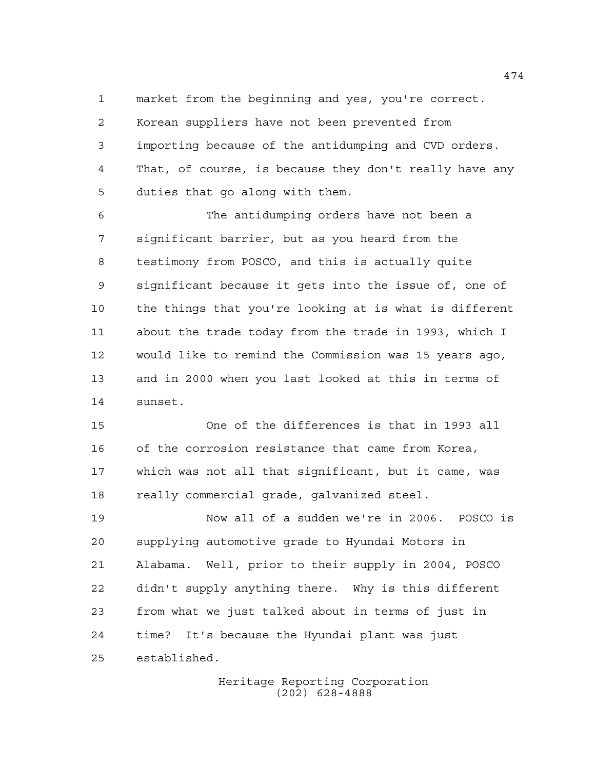market from the beginning and yes, you're correct. Korean suppliers have not been prevented from importing because of the antidumping and CVD orders. That, of course, is because they don't really have any duties that go along with them.

The antidumping orders have not been a significant barrier, but as you heard from the testimony from POSCO, and this is actually quite significant because it gets into the issue of, one of the things that you're looking at is what is different about the trade today from the trade in 1993, which I would like to remind the Commission was 15 years ago, and in 2000 when you last looked at this in terms of sunset.

One of the differences is that in 1993 all of the corrosion resistance that came from Korea, which was not all that significant, but it came, was really commercial grade, galvanized steel.

Now all of a sudden we're in 2006. POSCO is supplying automotive grade to Hyundai Motors in Alabama. Well, prior to their supply in 2004, POSCO didn't supply anything there. Why is this different from what we just talked about in terms of just in time? It's because the Hyundai plant was just established.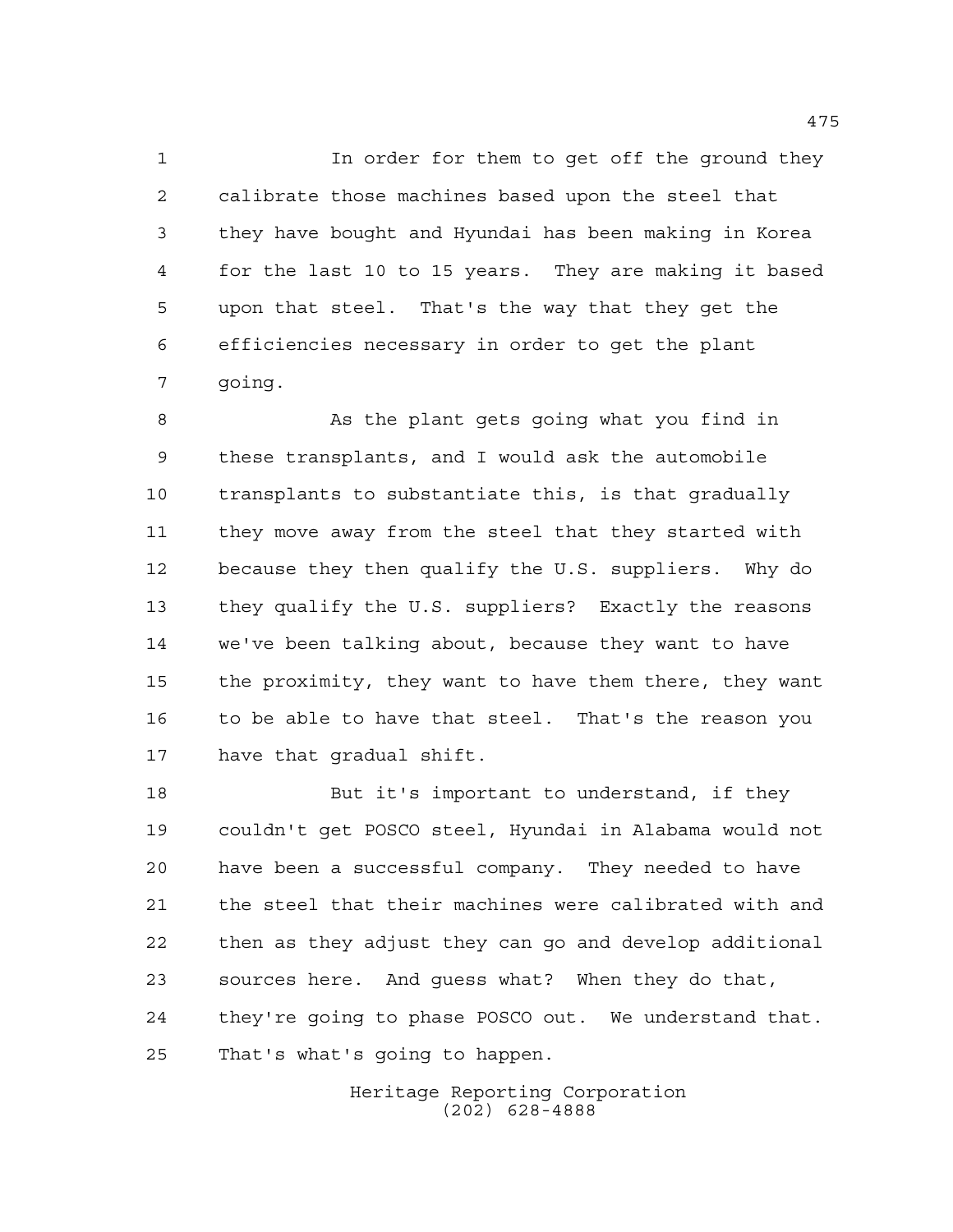In order for them to get off the ground they calibrate those machines based upon the steel that they have bought and Hyundai has been making in Korea for the last 10 to 15 years. They are making it based upon that steel. That's the way that they get the efficiencies necessary in order to get the plant going.

As the plant gets going what you find in these transplants, and I would ask the automobile transplants to substantiate this, is that gradually they move away from the steel that they started with because they then qualify the U.S. suppliers. Why do they qualify the U.S. suppliers? Exactly the reasons we've been talking about, because they want to have the proximity, they want to have them there, they want to be able to have that steel. That's the reason you have that gradual shift.

But it's important to understand, if they couldn't get POSCO steel, Hyundai in Alabama would not have been a successful company. They needed to have the steel that their machines were calibrated with and then as they adjust they can go and develop additional sources here. And guess what? When they do that, they're going to phase POSCO out. We understand that. That's what's going to happen.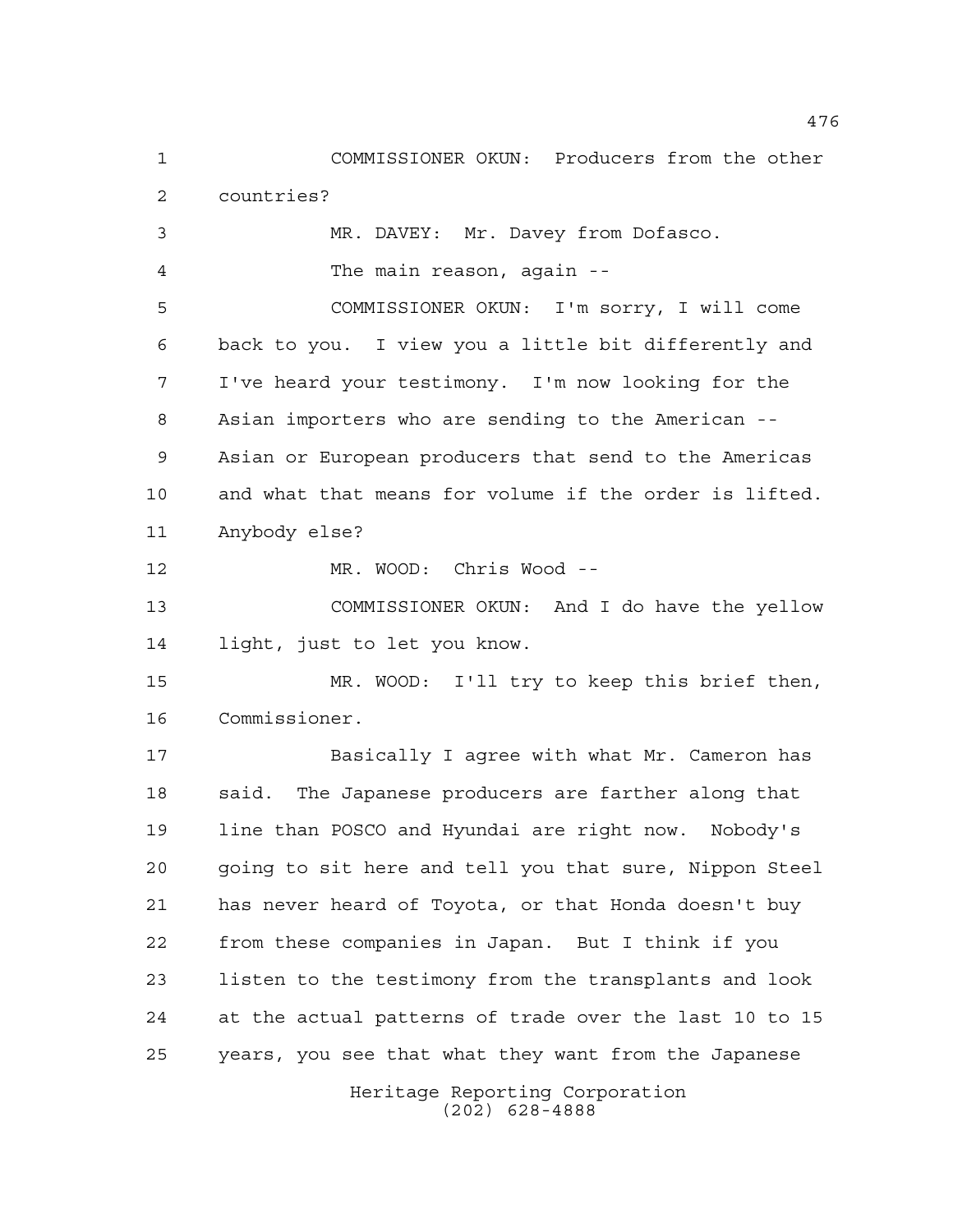COMMISSIONER OKUN: Producers from the other countries?

MR. DAVEY: Mr. Davey from Dofasco.

The main reason, again --

COMMISSIONER OKUN: I'm sorry, I will come back to you. I view you a little bit differently and I've heard your testimony. I'm now looking for the Asian importers who are sending to the American -- Asian or European producers that send to the Americas and what that means for volume if the order is lifted. Anybody else?

MR. WOOD: Chris Wood --

COMMISSIONER OKUN: And I do have the yellow light, just to let you know.

MR. WOOD: I'll try to keep this brief then, Commissioner.

Basically I agree with what Mr. Cameron has said. The Japanese producers are farther along that line than POSCO and Hyundai are right now. Nobody's going to sit here and tell you that sure, Nippon Steel has never heard of Toyota, or that Honda doesn't buy from these companies in Japan. But I think if you listen to the testimony from the transplants and look at the actual patterns of trade over the last 10 to 15 years, you see that what they want from the Japanese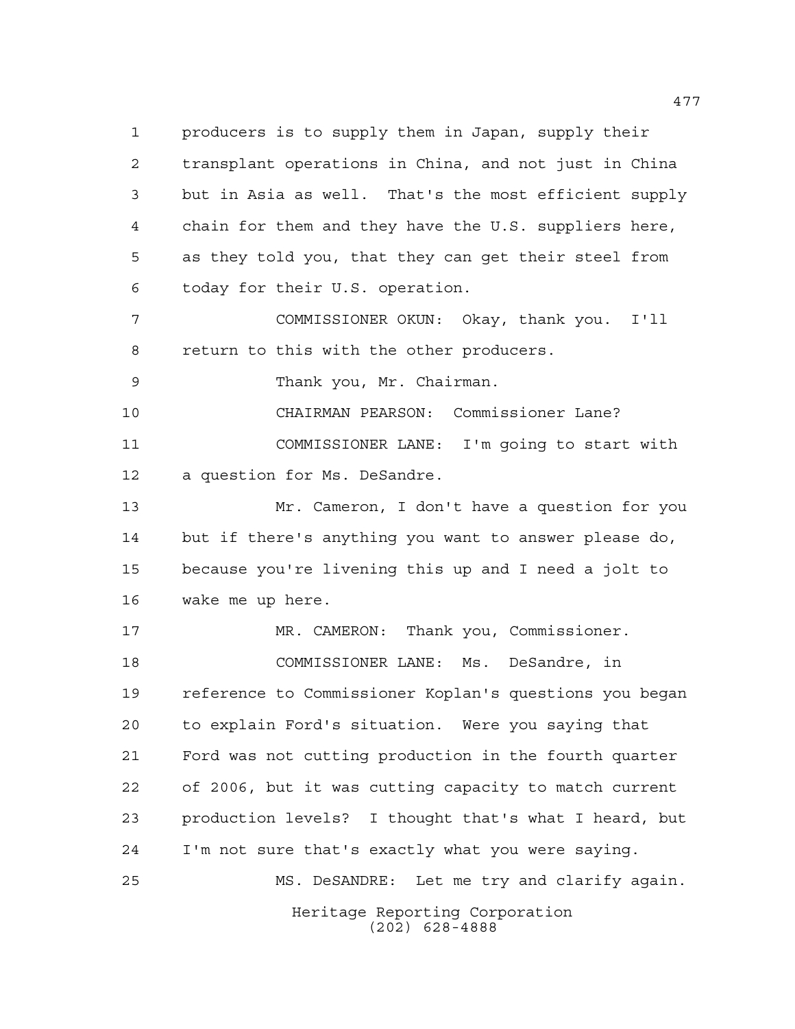producers is to supply them in Japan, supply their transplant operations in China, and not just in China but in Asia as well. That's the most efficient supply chain for them and they have the U.S. suppliers here, as they told you, that they can get their steel from today for their U.S. operation.

COMMISSIONER OKUN: Okay, thank you. I'll return to this with the other producers.

Thank you, Mr. Chairman.

CHAIRMAN PEARSON: Commissioner Lane?

COMMISSIONER LANE: I'm going to start with a question for Ms. DeSandre.

Mr. Cameron, I don't have a question for you but if there's anything you want to answer please do, because you're livening this up and I need a jolt to wake me up here.

MR. CAMERON: Thank you, Commissioner.

COMMISSIONER LANE: Ms. DeSandre, in reference to Commissioner Koplan's questions you began to explain Ford's situation. Were you saying that Ford was not cutting production in the fourth quarter of 2006, but it was cutting capacity to match current production levels? I thought that's what I heard, but I'm not sure that's exactly what you were saying.

MS. DeSANDRE: Let me try and clarify again.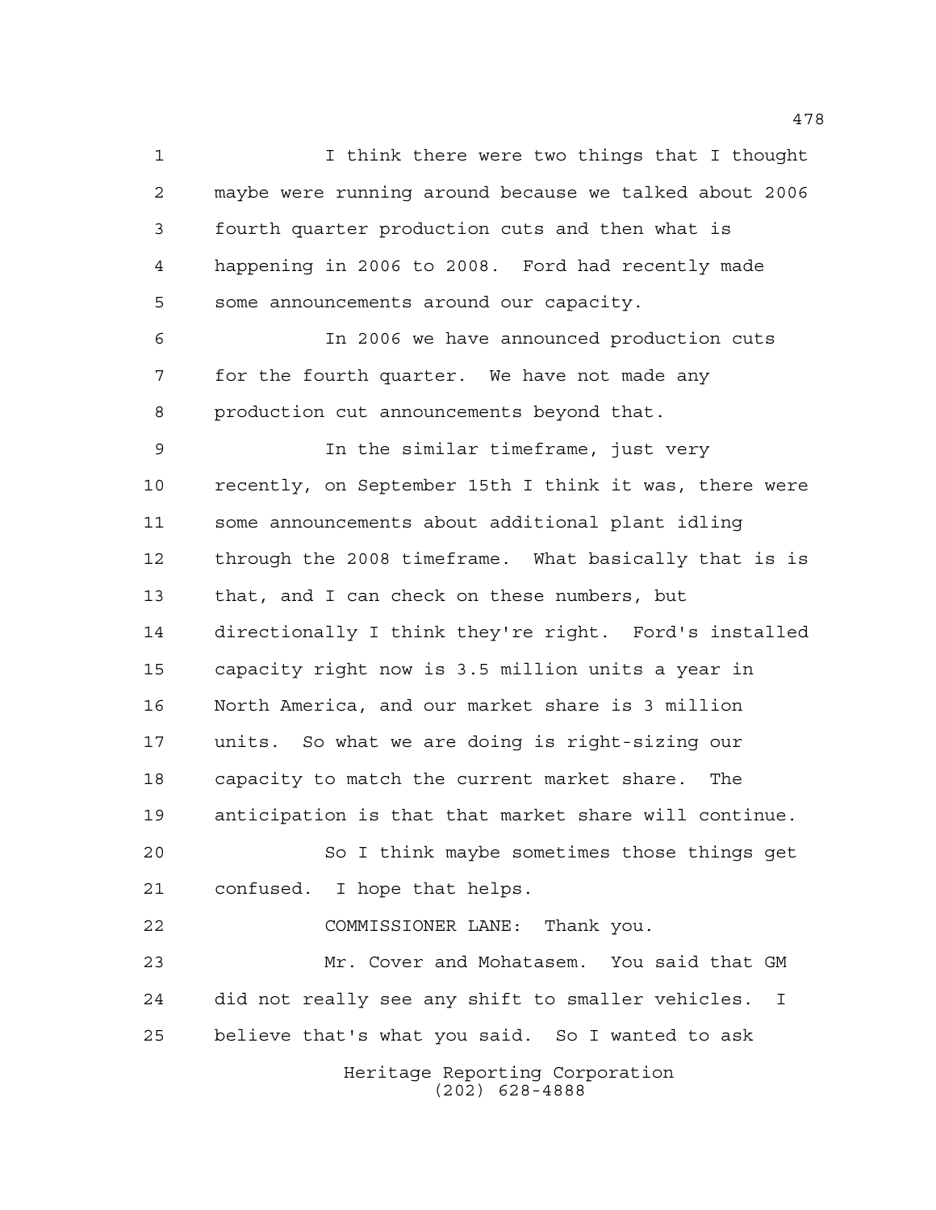I think there were two things that I thought maybe were running around because we talked about 2006 fourth quarter production cuts and then what is happening in 2006 to 2008. Ford had recently made some announcements around our capacity.

In 2006 we have announced production cuts for the fourth quarter. We have not made any production cut announcements beyond that.

In the similar timeframe, just very recently, on September 15th I think it was, there were some announcements about additional plant idling through the 2008 timeframe. What basically that is is that, and I can check on these numbers, but directionally I think they're right. Ford's installed capacity right now is 3.5 million units a year in North America, and our market share is 3 million units. So what we are doing is right-sizing our capacity to match the current market share. The anticipation is that that market share will continue.

So I think maybe sometimes those things get confused. I hope that helps.

COMMISSIONER LANE: Thank you.

Mr. Cover and Mohatasem. You said that GM did not really see any shift to smaller vehicles. I believe that's what you said. So I wanted to ask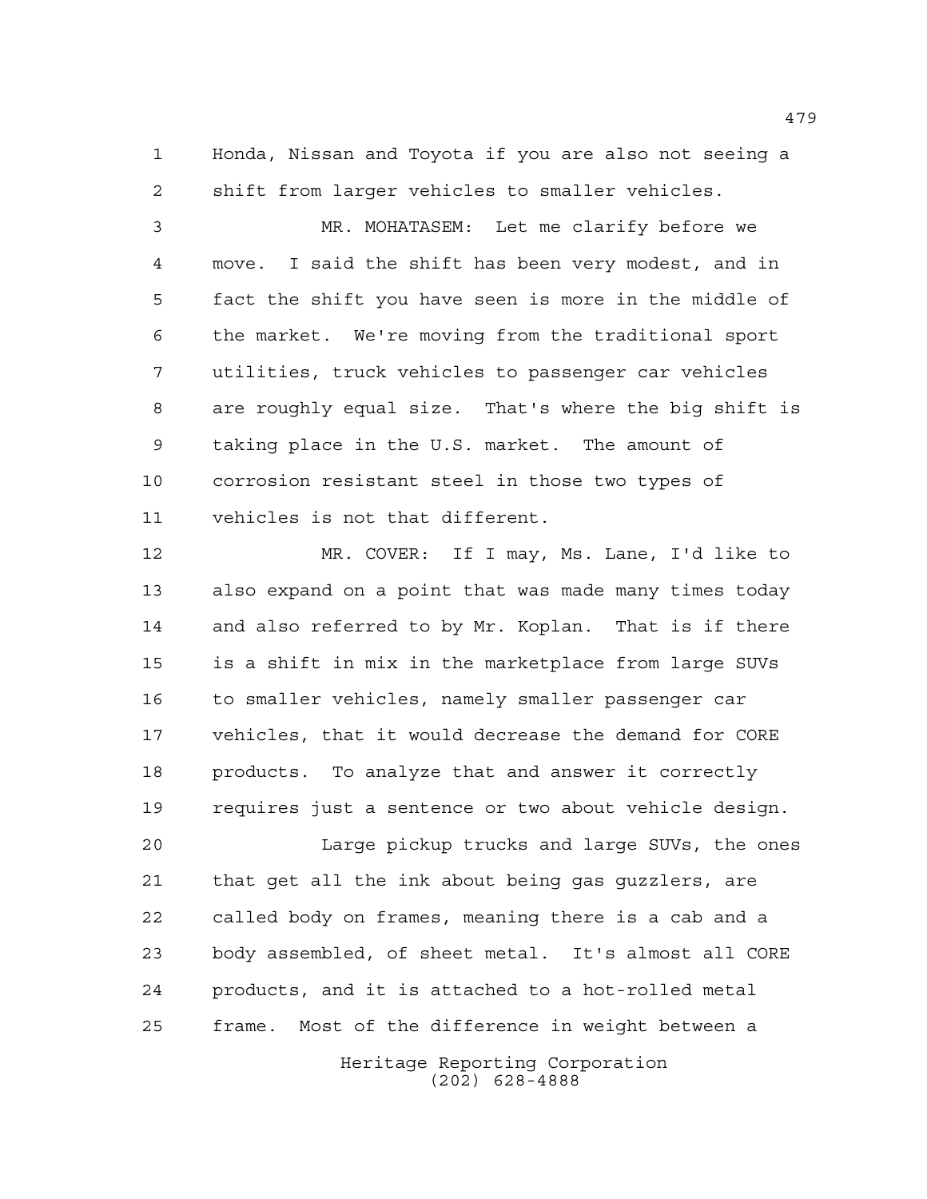Honda, Nissan and Toyota if you are also not seeing a shift from larger vehicles to smaller vehicles.

MR. MOHATASEM: Let me clarify before we move. I said the shift has been very modest, and in fact the shift you have seen is more in the middle of the market. We're moving from the traditional sport utilities, truck vehicles to passenger car vehicles are roughly equal size. That's where the big shift is taking place in the U.S. market. The amount of corrosion resistant steel in those two types of vehicles is not that different.

MR. COVER: If I may, Ms. Lane, I'd like to also expand on a point that was made many times today and also referred to by Mr. Koplan. That is if there is a shift in mix in the marketplace from large SUVs to smaller vehicles, namely smaller passenger car vehicles, that it would decrease the demand for CORE products. To analyze that and answer it correctly requires just a sentence or two about vehicle design.

Large pickup trucks and large SUVs, the ones that get all the ink about being gas guzzlers, are called body on frames, meaning there is a cab and a body assembled, of sheet metal. It's almost all CORE products, and it is attached to a hot-rolled metal frame. Most of the difference in weight between a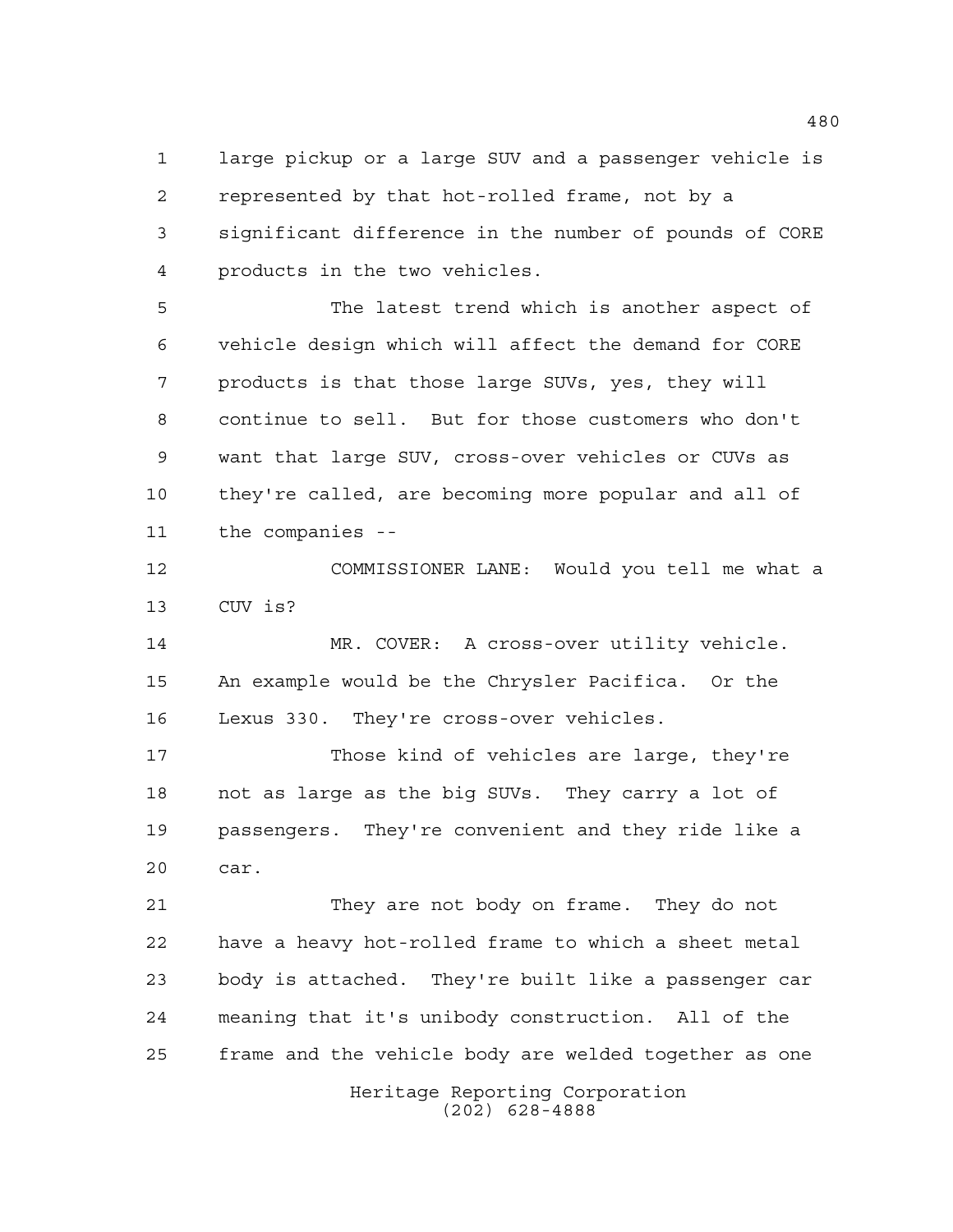large pickup or a large SUV and a passenger vehicle is represented by that hot-rolled frame, not by a significant difference in the number of pounds of CORE products in the two vehicles.

The latest trend which is another aspect of vehicle design which will affect the demand for CORE products is that those large SUVs, yes, they will continue to sell. But for those customers who don't want that large SUV, cross-over vehicles or CUVs as they're called, are becoming more popular and all of the companies --

COMMISSIONER LANE: Would you tell me what a CUV is?

MR. COVER: A cross-over utility vehicle. An example would be the Chrysler Pacifica. Or the Lexus 330. They're cross-over vehicles.

Those kind of vehicles are large, they're not as large as the big SUVs. They carry a lot of passengers. They're convenient and they ride like a car.

They are not body on frame. They do not have a heavy hot-rolled frame to which a sheet metal body is attached. They're built like a passenger car meaning that it's unibody construction. All of the frame and the vehicle body are welded together as one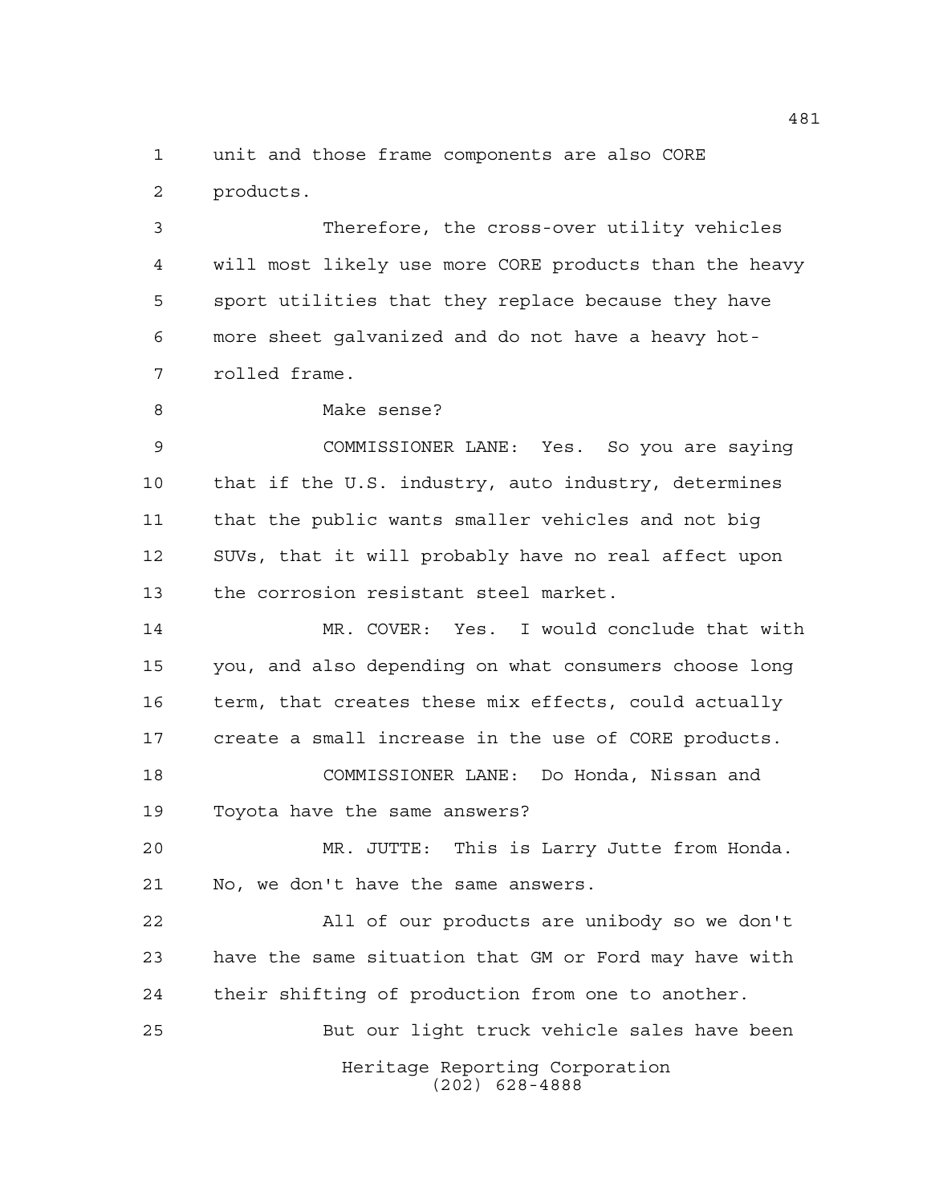unit and those frame components are also CORE products.

Therefore, the cross-over utility vehicles will most likely use more CORE products than the heavy sport utilities that they replace because they have more sheet galvanized and do not have a heavy hot-rolled frame.

Make sense?

COMMISSIONER LANE: Yes. So you are saying that if the U.S. industry, auto industry, determines that the public wants smaller vehicles and not big SUVs, that it will probably have no real affect upon the corrosion resistant steel market.

MR. COVER: Yes. I would conclude that with you, and also depending on what consumers choose long term, that creates these mix effects, could actually create a small increase in the use of CORE products.

COMMISSIONER LANE: Do Honda, Nissan and Toyota have the same answers?

MR. JUTTE: This is Larry Jutte from Honda. No, we don't have the same answers.

All of our products are unibody so we don't have the same situation that GM or Ford may have with their shifting of production from one to another.

But our light truck vehicle sales have been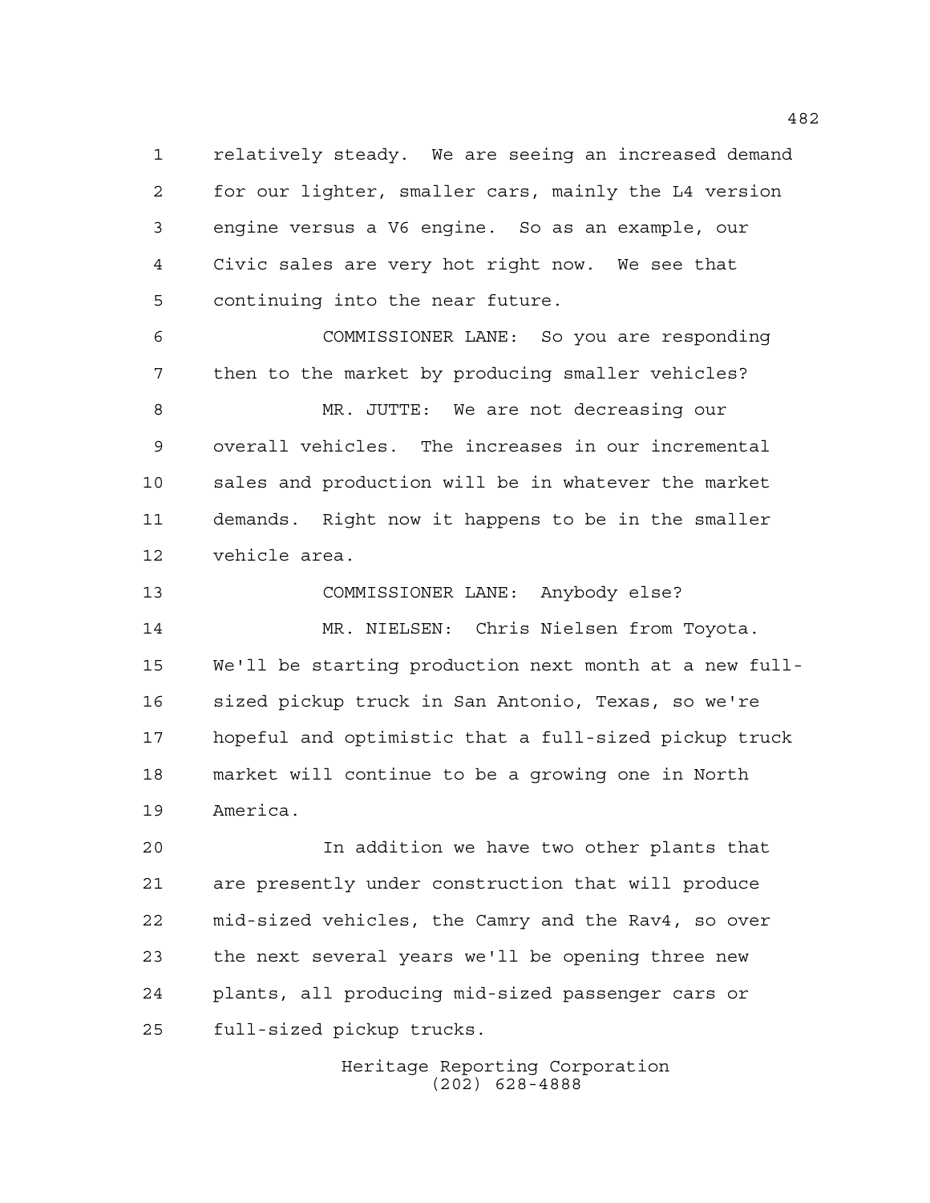relatively steady. We are seeing an increased demand for our lighter, smaller cars, mainly the L4 version engine versus a V6 engine. So as an example, our Civic sales are very hot right now. We see that continuing into the near future.

COMMISSIONER LANE: So you are responding then to the market by producing smaller vehicles?

MR. JUTTE: We are not decreasing our overall vehicles. The increases in our incremental sales and production will be in whatever the market demands. Right now it happens to be in the smaller vehicle area.

COMMISSIONER LANE: Anybody else?

MR. NIELSEN: Chris Nielsen from Toyota. We'll be starting production next month at a new full-sized pickup truck in San Antonio, Texas, so we're hopeful and optimistic that a full-sized pickup truck market will continue to be a growing one in North America.

In addition we have two other plants that are presently under construction that will produce mid-sized vehicles, the Camry and the Rav4, so over the next several years we'll be opening three new plants, all producing mid-sized passenger cars or full-sized pickup trucks.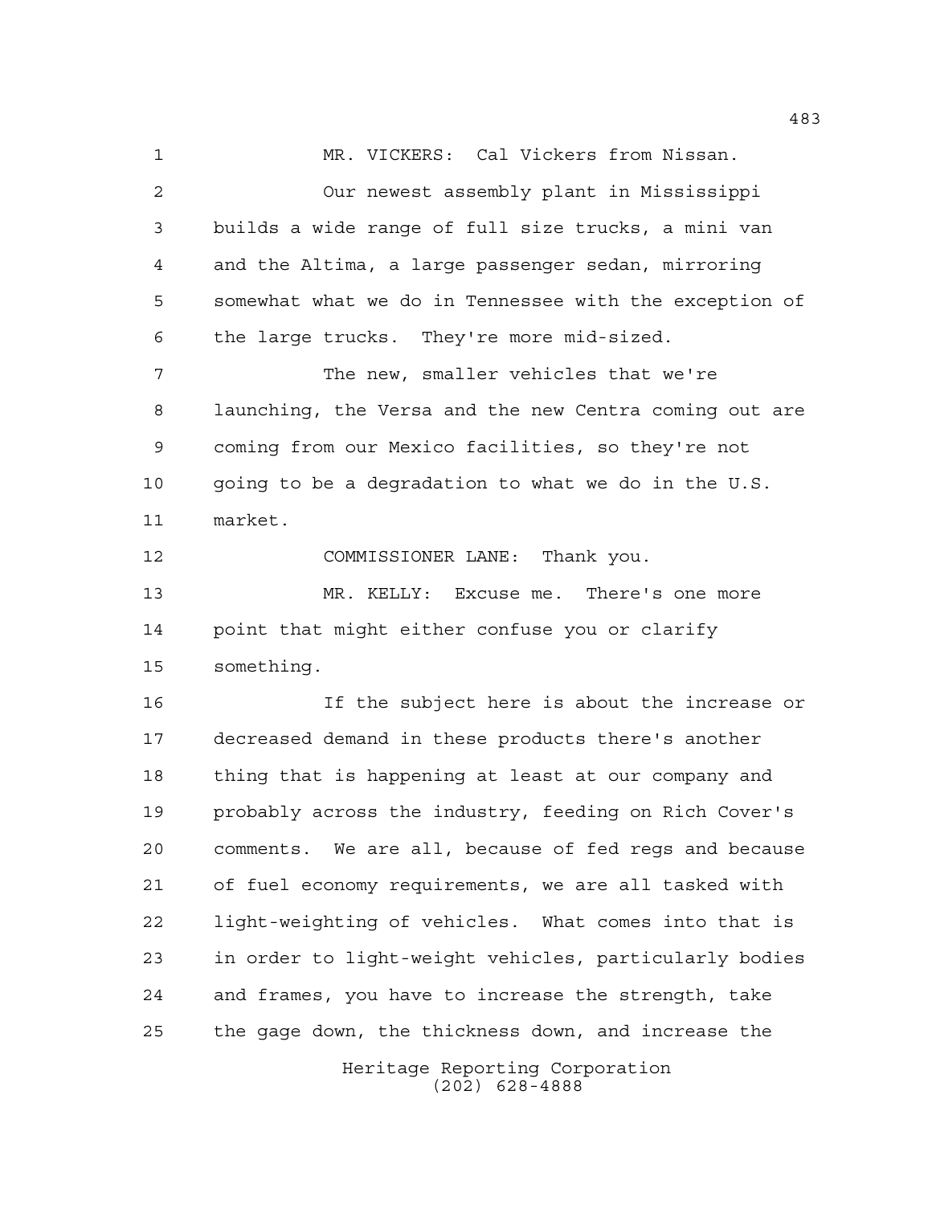MR. VICKERS: Cal Vickers from Nissan.

Our newest assembly plant in Mississippi builds a wide range of full size trucks, a mini van and the Altima, a large passenger sedan, mirroring somewhat what we do in Tennessee with the exception of the large trucks. They're more mid-sized.

The new, smaller vehicles that we're launching, the Versa and the new Centra coming out are coming from our Mexico facilities, so they're not going to be a degradation to what we do in the U.S. market.

COMMISSIONER LANE: Thank you.

MR. KELLY: Excuse me. There's one more point that might either confuse you or clarify something.

If the subject here is about the increase or decreased demand in these products there's another thing that is happening at least at our company and probably across the industry, feeding on Rich Cover's comments. We are all, because of fed regs and because of fuel economy requirements, we are all tasked with light-weighting of vehicles. What comes into that is in order to light-weight vehicles, particularly bodies and frames, you have to increase the strength, take the gage down, the thickness down, and increase the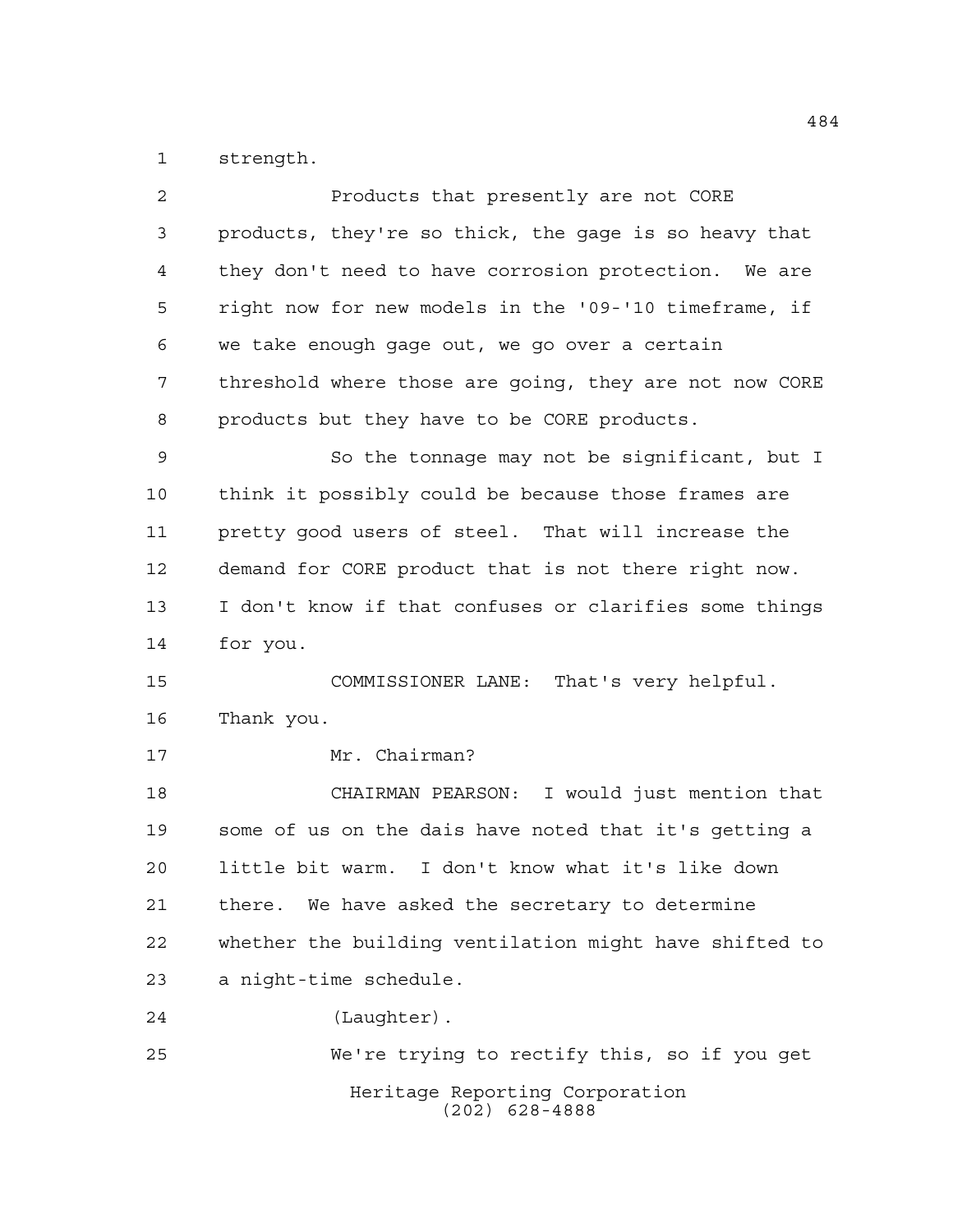strength.

Products that presently are not CORE products, they're so thick, the gage is so heavy that they don't need to have corrosion protection. We are right now for new models in the '09-'10 timeframe, if we take enough gage out, we go over a certain threshold where those are going, they are not now CORE products but they have to be CORE products.

So the tonnage may not be significant, but I think it possibly could be because those frames are pretty good users of steel. That will increase the demand for CORE product that is not there right now. I don't know if that confuses or clarifies some things for you.

COMMISSIONER LANE: That's very helpful. Thank you.

Mr. Chairman?

CHAIRMAN PEARSON: I would just mention that some of us on the dais have noted that it's getting a little bit warm. I don't know what it's like down there. We have asked the secretary to determine whether the building ventilation might have shifted to a night-time schedule.

(Laughter).

We're trying to rectify this, so if you get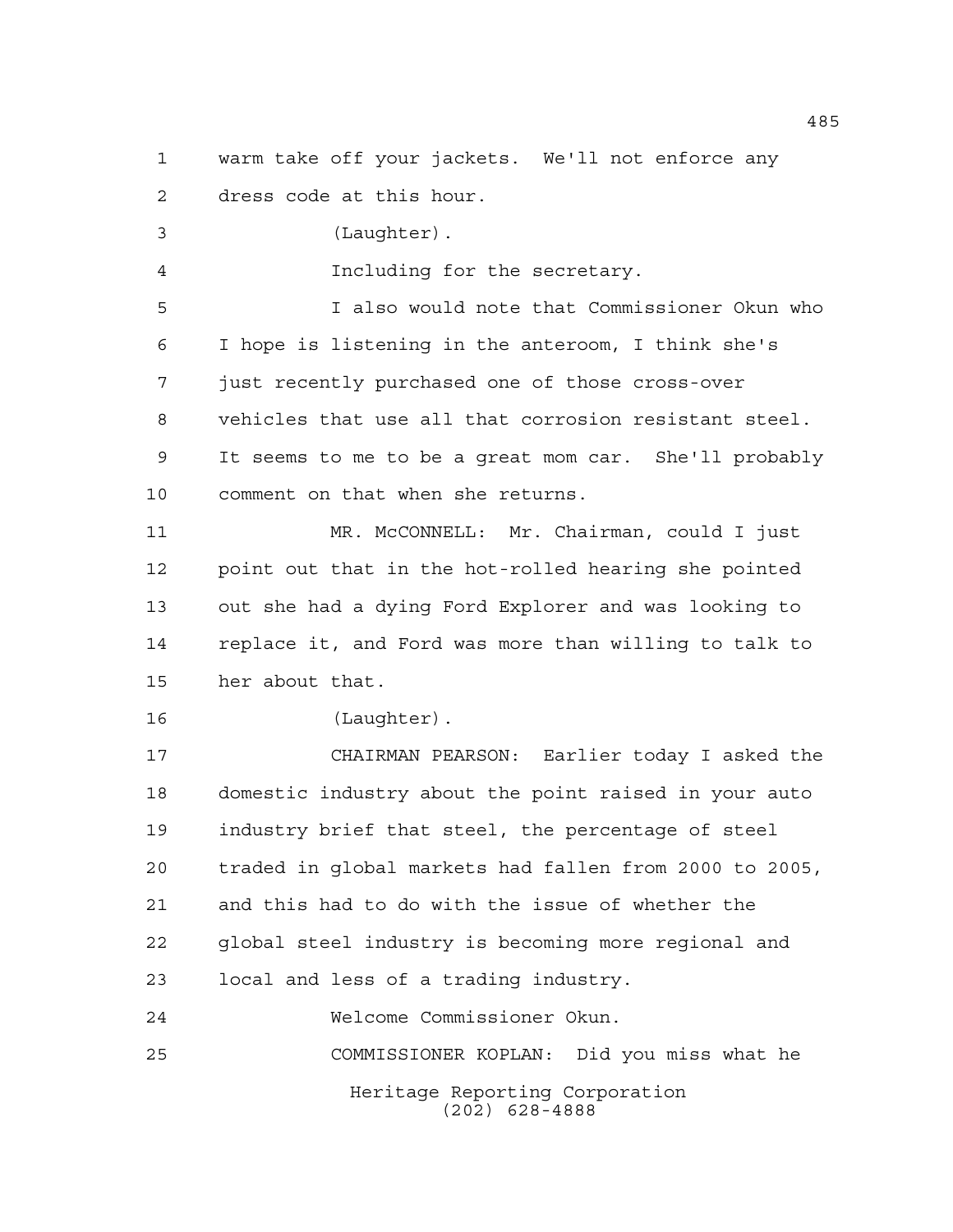warm take off your jackets.  We'll not enforce any dress code at this hour.

(Laughter).

Including for the secretary.

I also would note that Commissioner Okun who I hope is listening in the anteroom, I think she's just recently purchased one of those cross-over vehicles that use all that corrosion resistant steel. It seems to me to be a great mom car.  She'll probably comment on that when she returns.

MR. McCONNELL:  Mr. Chairman, could I just point out that in the hot-rolled hearing she pointed out she had a dying Ford Explorer and was looking to replace it, and Ford was more than willing to talk to her about that.

(Laughter).

CHAIRMAN PEARSON:  Earlier today I asked the domestic industry about the point raised in your auto industry brief that steel, the percentage of steel traded in global markets had fallen from 2000 to 2005, and this had to do with the issue of whether the global steel industry is becoming more regional and local and less of a trading industry.

Welcome Commissioner Okun.

COMMISSIONER KOPLAN:  Did you miss what he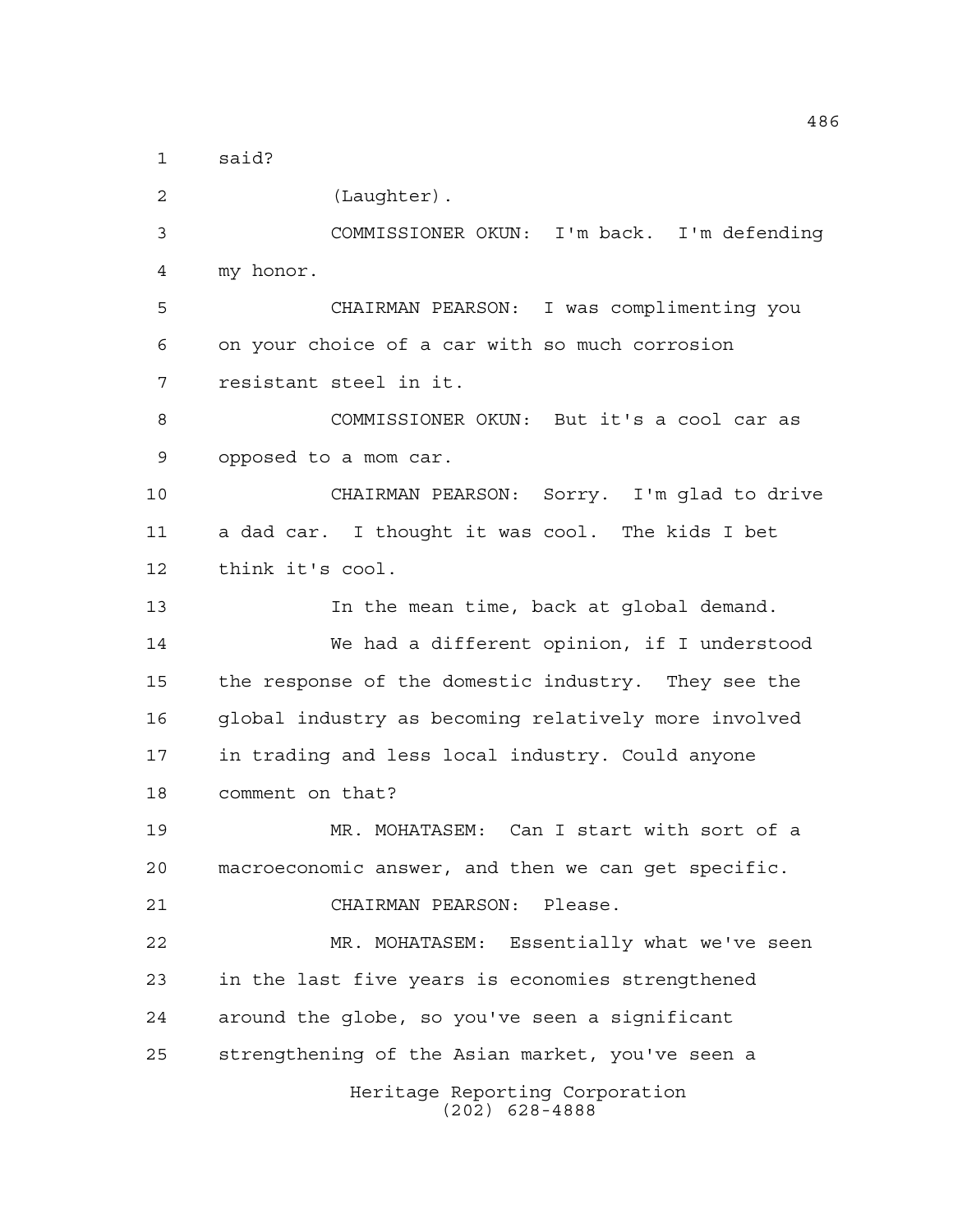said?

(Laughter).

COMMISSIONER OKUN: I'm back. I'm defending my honor.

CHAIRMAN PEARSON: I was complimenting you on your choice of a car with so much corrosion resistant steel in it.

COMMISSIONER OKUN: But it's a cool car as opposed to a mom car.

CHAIRMAN PEARSON: Sorry. I'm glad to drive a dad car. I thought it was cool. The kids I bet think it's cool.

In the mean time, back at global demand.

We had a different opinion, if I understood the response of the domestic industry. They see the global industry as becoming relatively more involved in trading and less local industry. Could anyone comment on that?

MR. MOHATASEM: Can I start with sort of a macroeconomic answer, and then we can get specific.

CHAIRMAN PEARSON: Please.

MR. MOHATASEM: Essentially what we've seen in the last five years is economies strengthened around the globe, so you've seen a significant strengthening of the Asian market, you've seen a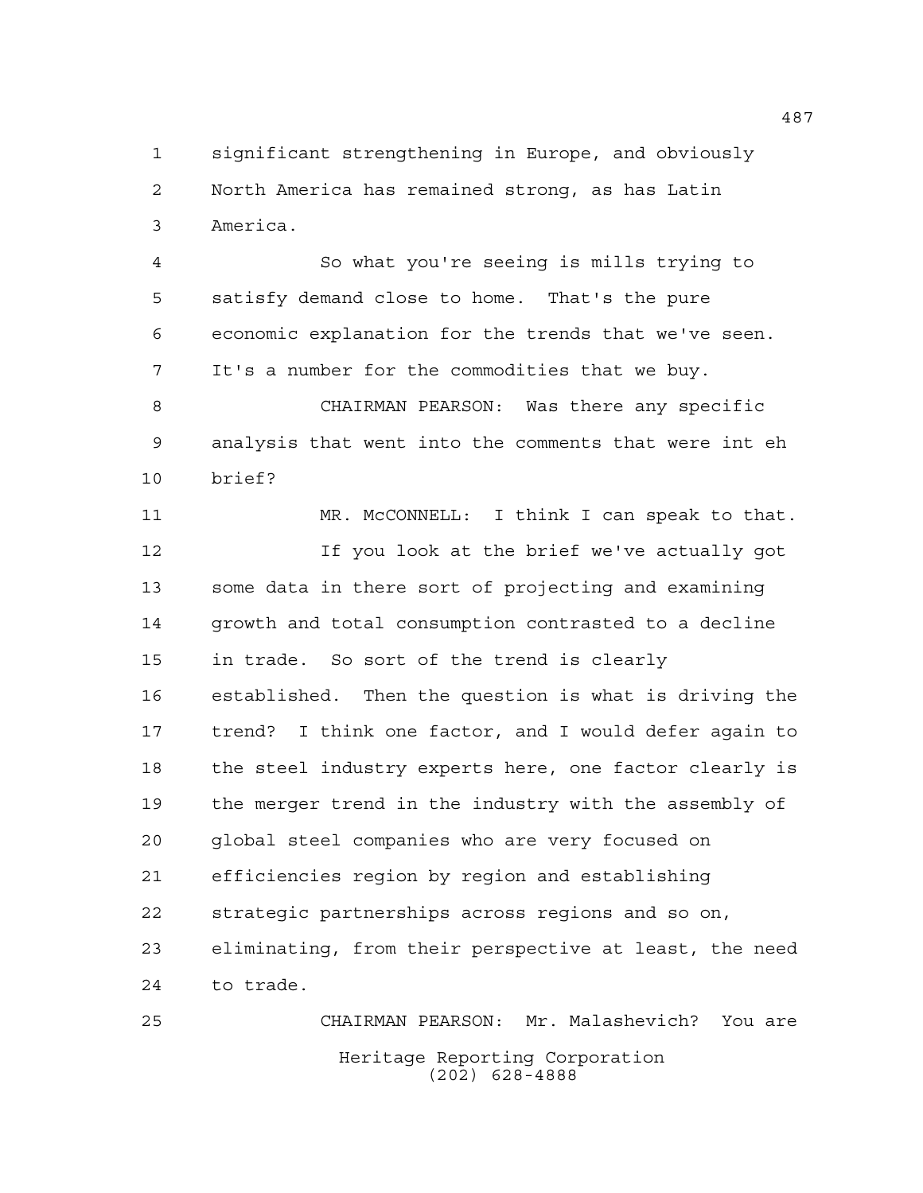significant strengthening in Europe, and obviously North America has remained strong, as has Latin America.

So what you're seeing is mills trying to satisfy demand close to home. That's the pure economic explanation for the trends that we've seen. It's a number for the commodities that we buy.

CHAIRMAN PEARSON: Was there any specific analysis that went into the comments that were int eh brief?

MR. McCONNELL: I think I can speak to that.

If you look at the brief we've actually got some data in there sort of projecting and examining growth and total consumption contrasted to a decline in trade. So sort of the trend is clearly established. Then the question is what is driving the trend? I think one factor, and I would defer again to the steel industry experts here, one factor clearly is the merger trend in the industry with the assembly of global steel companies who are very focused on efficiencies region by region and establishing strategic partnerships across regions and so on, eliminating, from their perspective at least, the need to trade.

CHAIRMAN PEARSON: Mr. Malashevich? You are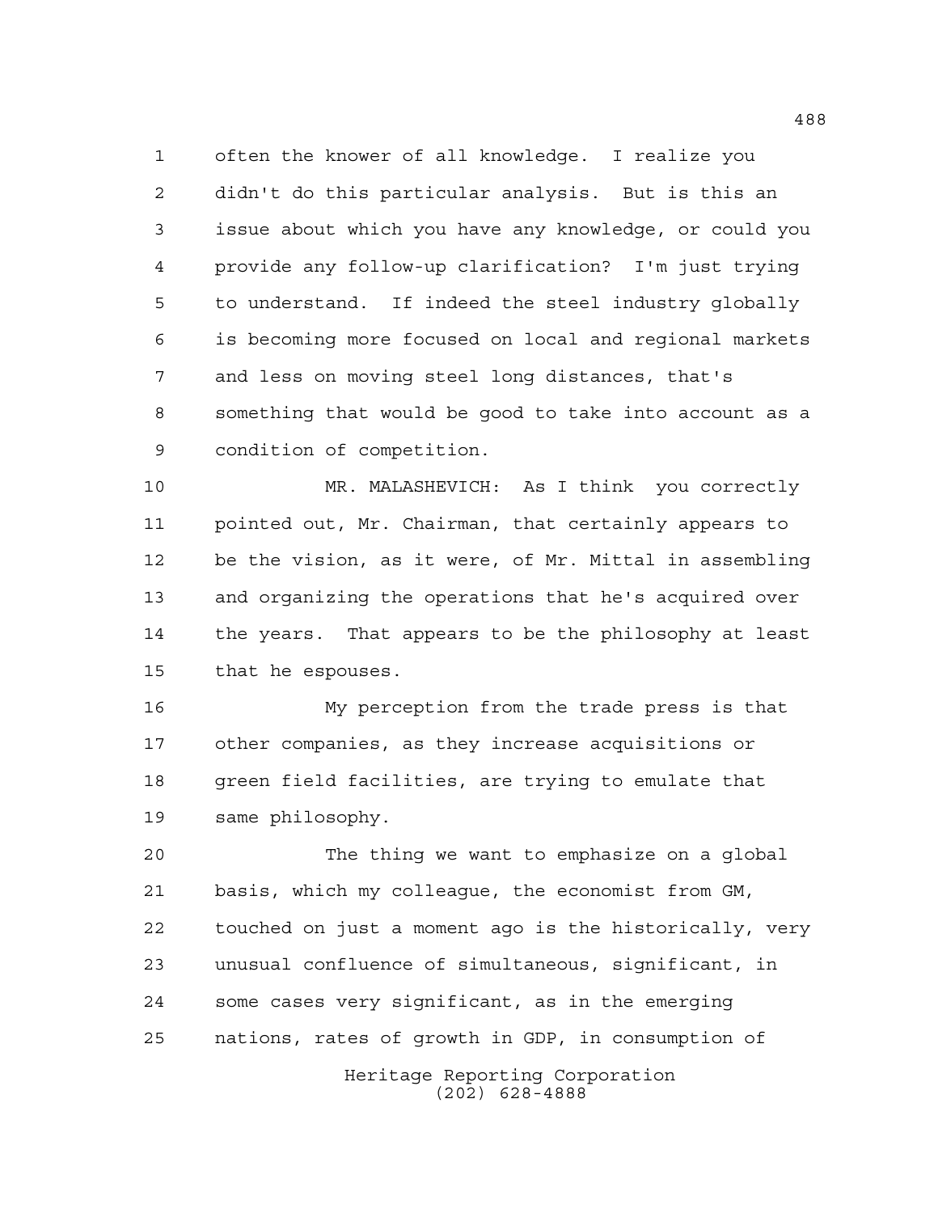often the knower of all knowledge. I realize you didn't do this particular analysis. But is this an issue about which you have any knowledge, or could you provide any follow-up clarification? I'm just trying to understand. If indeed the steel industry globally is becoming more focused on local and regional markets and less on moving steel long distances, that's something that would be good to take into account as a condition of competition.

MR. MALASHEVICH: As I think you correctly pointed out, Mr. Chairman, that certainly appears to be the vision, as it were, of Mr. Mittal in assembling and organizing the operations that he's acquired over the years. That appears to be the philosophy at least that he espouses.

My perception from the trade press is that other companies, as they increase acquisitions or green field facilities, are trying to emulate that same philosophy.

The thing we want to emphasize on a global basis, which my colleague, the economist from GM, touched on just a moment ago is the historically, very unusual confluence of simultaneous, significant, in some cases very significant, as in the emerging nations, rates of growth in GDP, in consumption of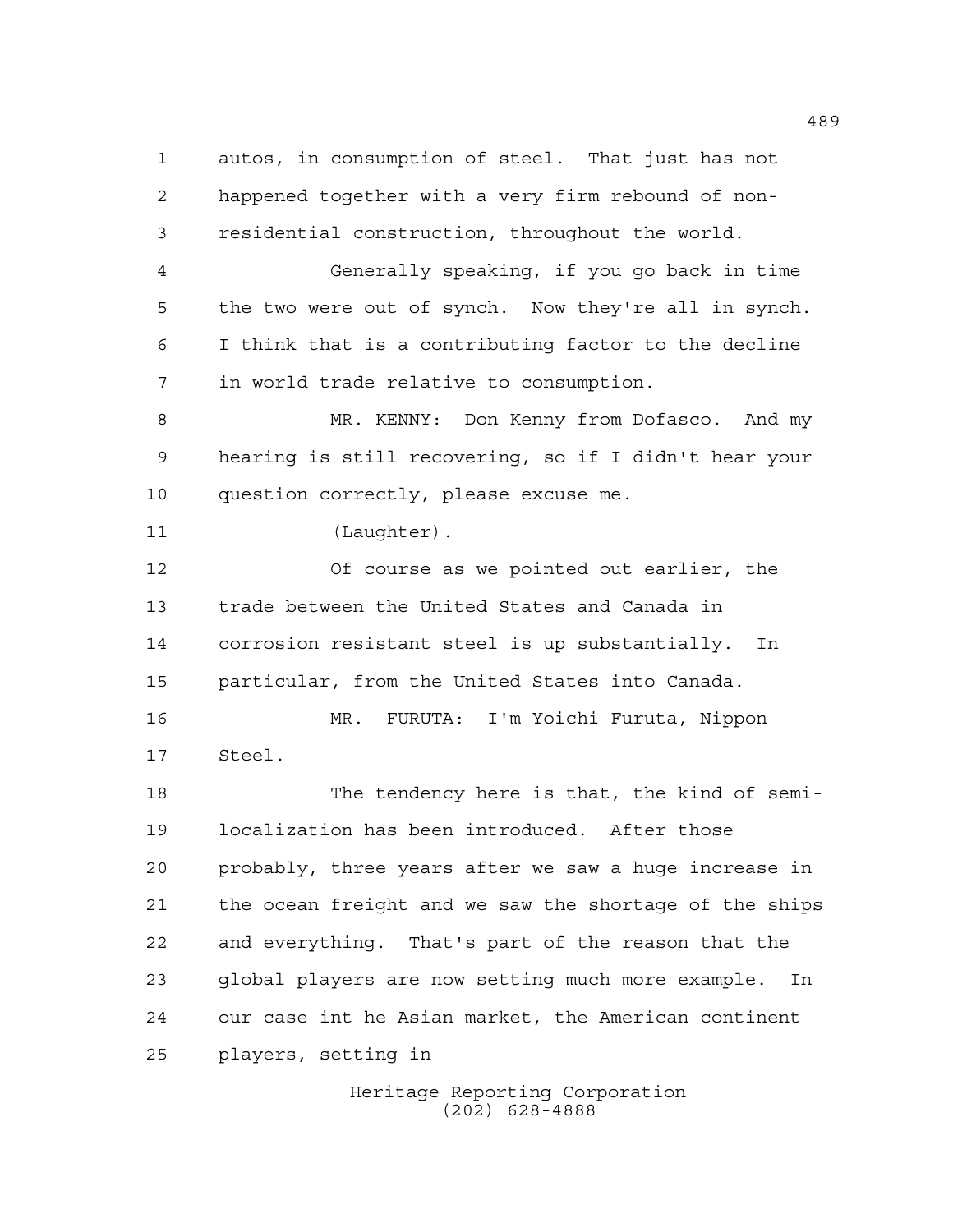autos, in consumption of steel. That just has not happened together with a very firm rebound of non-residential construction, throughout the world.

Generally speaking, if you go back in time the two were out of synch. Now they're all in synch. I think that is a contributing factor to the decline in world trade relative to consumption.

MR. KENNY: Don Kenny from Dofasco. And my hearing is still recovering, so if I didn't hear your question correctly, please excuse me.

(Laughter).

Of course as we pointed out earlier, the trade between the United States and Canada in corrosion resistant steel is up substantially. In particular, from the United States into Canada.

MR. FURUTA: I'm Yoichi Furuta, Nippon Steel.

The tendency here is that, the kind of semi-localization has been introduced. After those probably, three years after we saw a huge increase in the ocean freight and we saw the shortage of the ships and everything. That's part of the reason that the global players are now setting much more example. In our case int he Asian market, the American continent players, setting in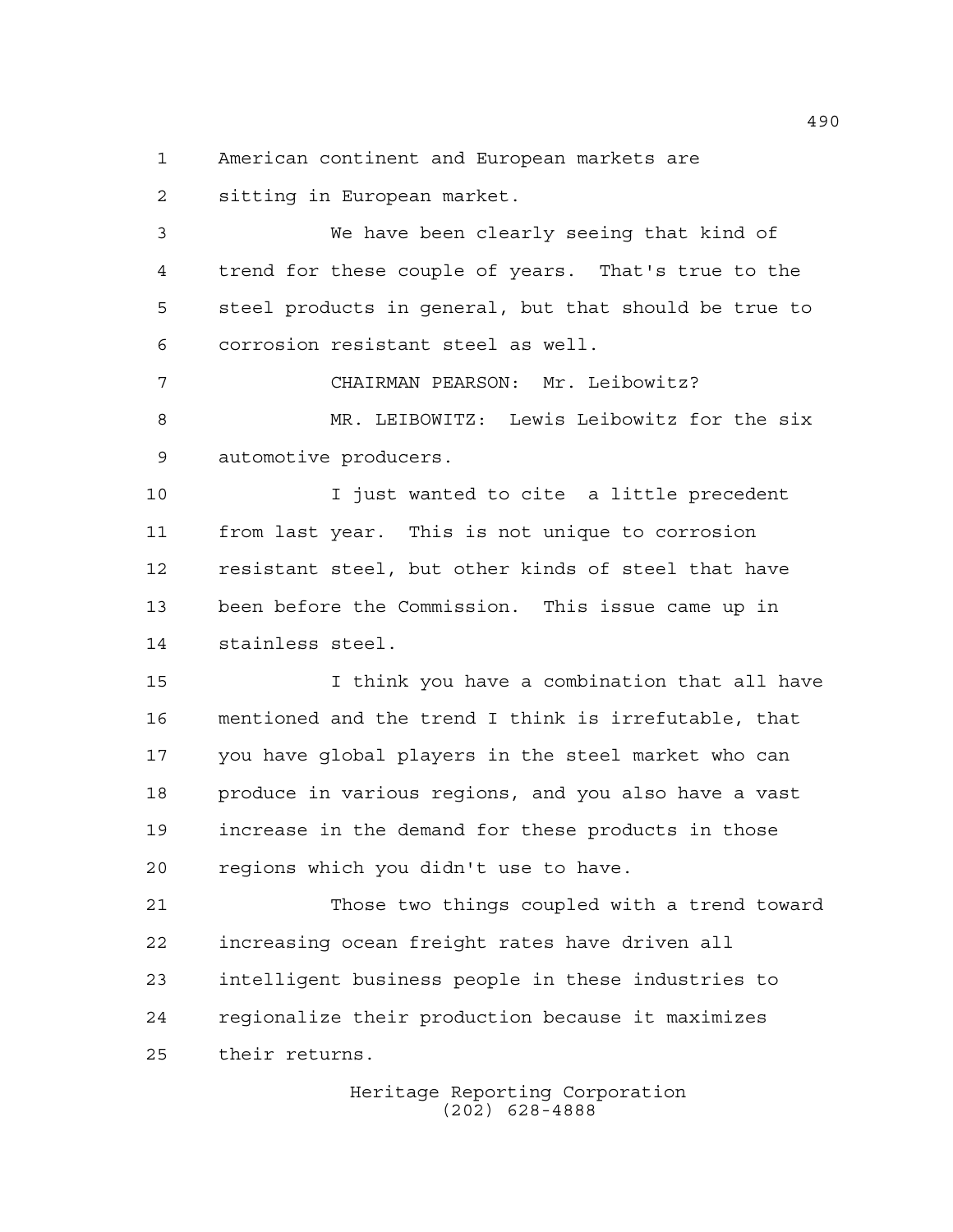American continent and European markets are sitting in European market.

We have been clearly seeing that kind of trend for these couple of years. That's true to the steel products in general, but that should be true to corrosion resistant steel as well.

CHAIRMAN PEARSON: Mr. Leibowitz?

MR. LEIBOWITZ: Lewis Leibowitz for the six automotive producers.

I just wanted to cite a little precedent from last year. This is not unique to corrosion resistant steel, but other kinds of steel that have been before the Commission. This issue came up in stainless steel.

I think you have a combination that all have mentioned and the trend I think is irrefutable, that you have global players in the steel market who can produce in various regions, and you also have a vast increase in the demand for these products in those regions which you didn't use to have.

Those two things coupled with a trend toward increasing ocean freight rates have driven all intelligent business people in these industries to regionalize their production because it maximizes their returns.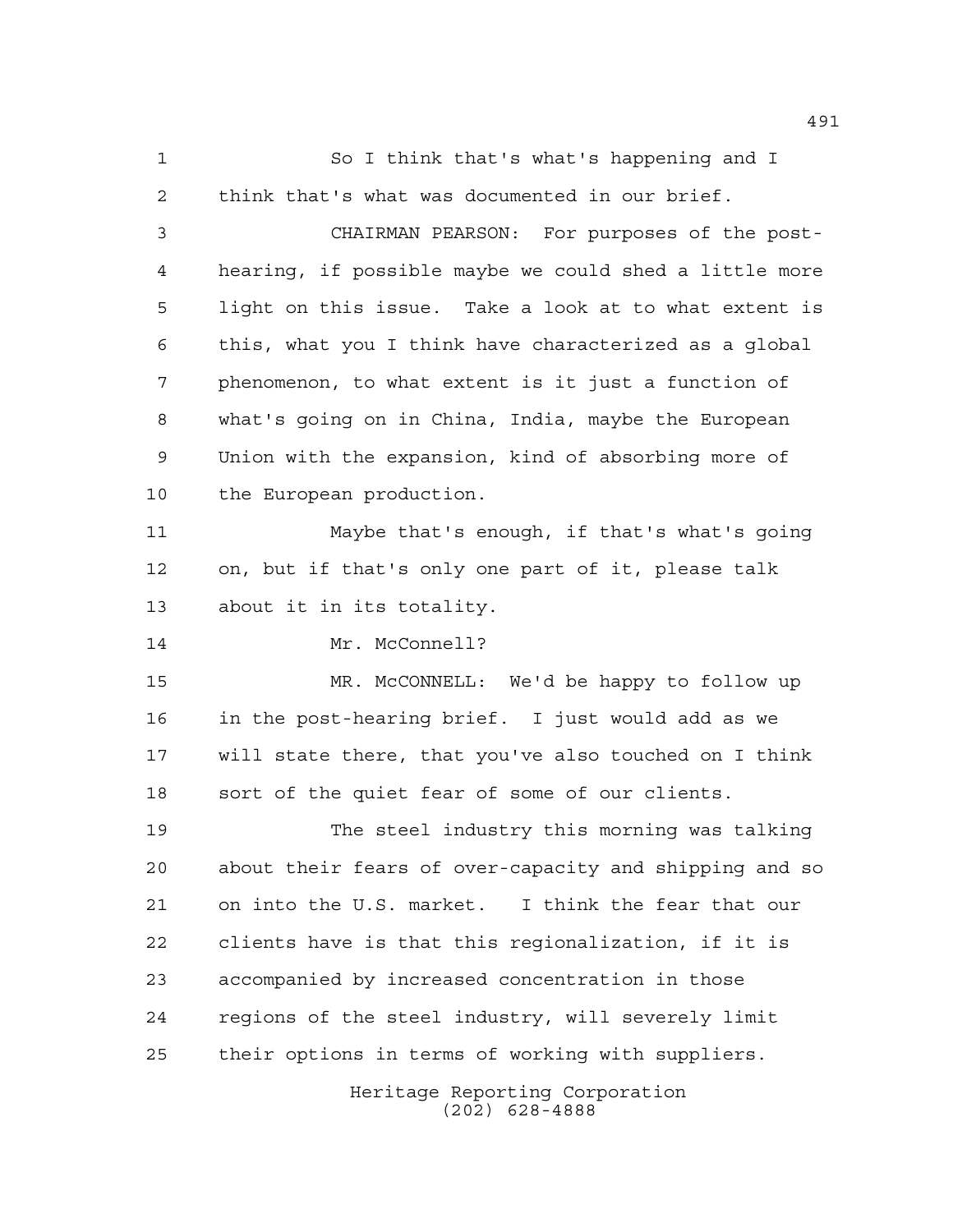So I think that's what's happening and I think that's what was documented in our brief.

CHAIRMAN PEARSON: For purposes of the post-hearing, if possible maybe we could shed a little more light on this issue. Take a look at to what extent is this, what you I think have characterized as a global phenomenon, to what extent is it just a function of what's going on in China, India, maybe the European Union with the expansion, kind of absorbing more of the European production.

Maybe that's enough, if that's what's going on, but if that's only one part of it, please talk about it in its totality.

Mr. McConnell?

MR. McCONNELL: We'd be happy to follow up in the post-hearing brief. I just would add as we will state there, that you've also touched on I think sort of the quiet fear of some of our clients.

The steel industry this morning was talking about their fears of over-capacity and shipping and so on into the U.S. market. I think the fear that our clients have is that this regionalization, if it is accompanied by increased concentration in those regions of the steel industry, will severely limit their options in terms of working with suppliers.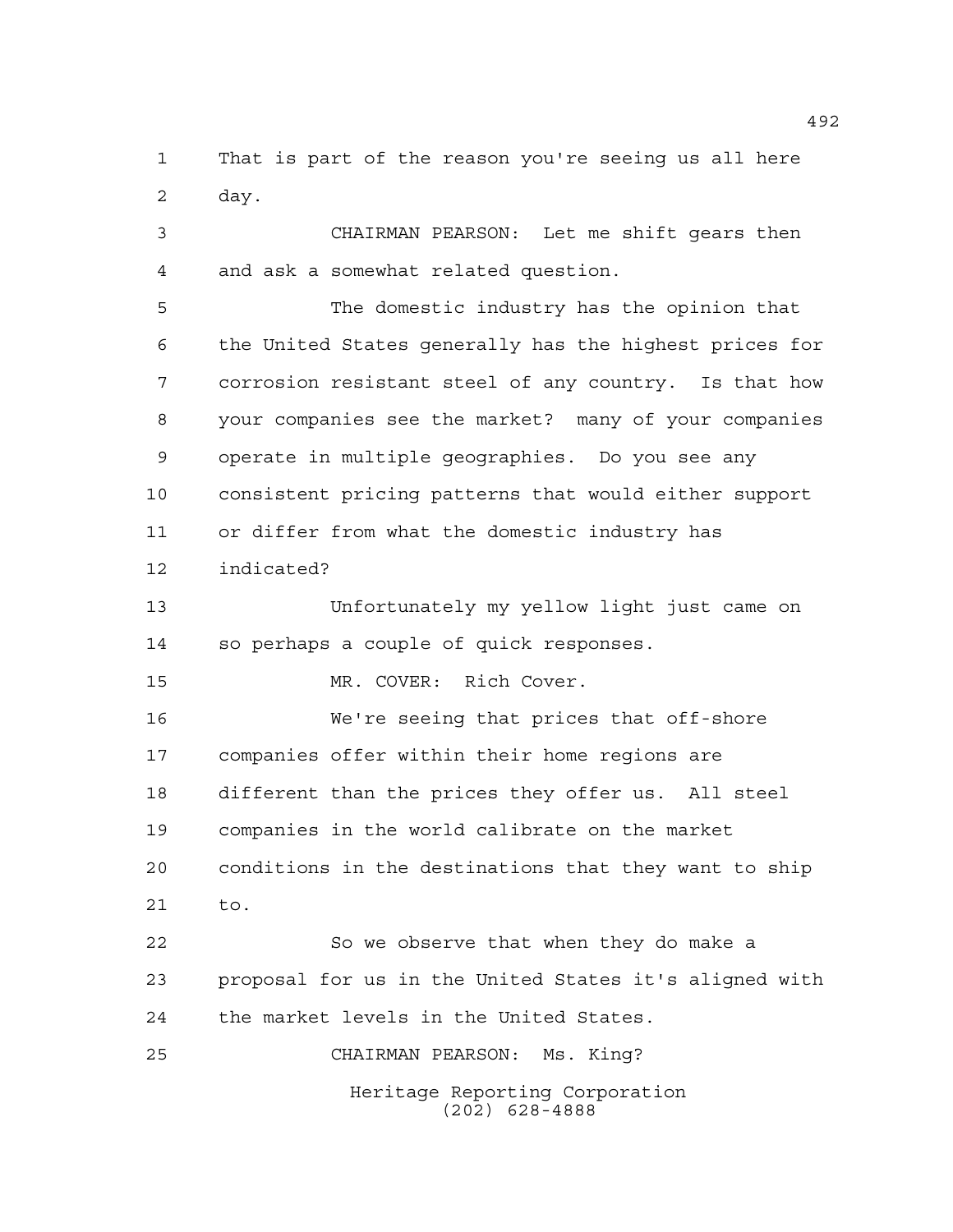That is part of the reason you're seeing us all here day.

CHAIRMAN PEARSON: Let me shift gears then and ask a somewhat related question.

The domestic industry has the opinion that the United States generally has the highest prices for corrosion resistant steel of any country. Is that how your companies see the market? many of your companies operate in multiple geographies. Do you see any consistent pricing patterns that would either support or differ from what the domestic industry has indicated?

Unfortunately my yellow light just came on so perhaps a couple of quick responses.

MR. COVER: Rich Cover.

We're seeing that prices that off-shore companies offer within their home regions are different than the prices they offer us. All steel companies in the world calibrate on the market conditions in the destinations that they want to ship to.

So we observe that when they do make a proposal for us in the United States it's aligned with the market levels in the United States.

CHAIRMAN PEARSON: Ms. King?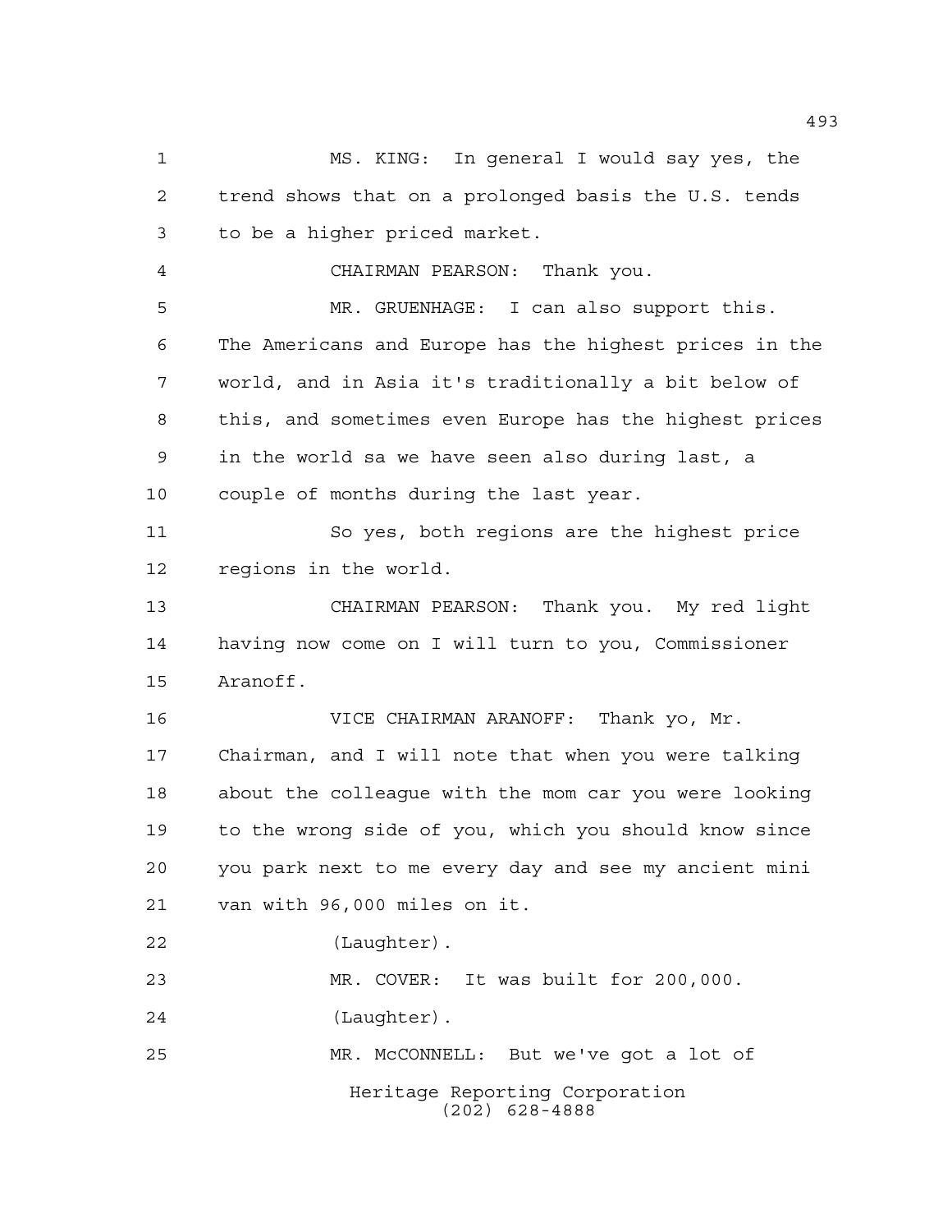MS. KING: In general I would say yes, the trend shows that on a prolonged basis the U.S. tends to be a higher priced market.

CHAIRMAN PEARSON: Thank you.

MR. GRUENHAGE: I can also support this. The Americans and Europe has the highest prices in the world, and in Asia it's traditionally a bit below of this, and sometimes even Europe has the highest prices in the world sa we have seen also during last, a couple of months during the last year.

So yes, both regions are the highest price regions in the world.

CHAIRMAN PEARSON: Thank you. My red light having now come on I will turn to you, Commissioner Aranoff.

VICE CHAIRMAN ARANOFF: Thank yo, Mr. Chairman, and I will note that when you were talking about the colleague with the mom car you were looking to the wrong side of you, which you should know since you park next to me every day and see my ancient mini van with 96,000 miles on it.

(Laughter).

MR. COVER: It was built for 200,000.

(Laughter).

MR. McCONNELL: But we've got a lot of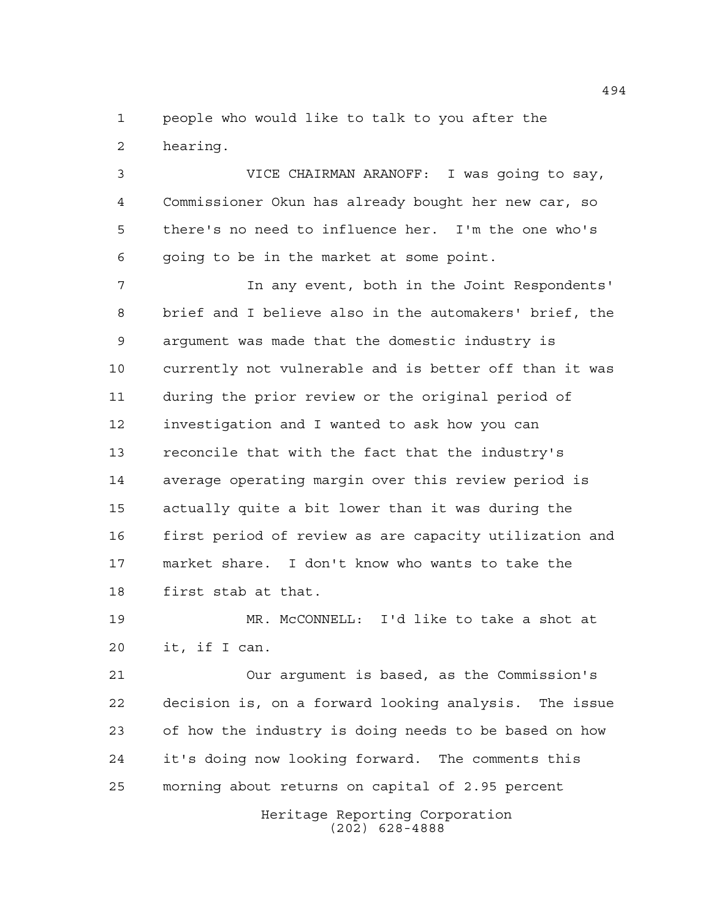people who would like to talk to you after the hearing.

VICE CHAIRMAN ARANOFF: I was going to say, Commissioner Okun has already bought her new car, so there's no need to influence her. I'm the one who's going to be in the market at some point.

In any event, both in the Joint Respondents' brief and I believe also in the automakers' brief, the argument was made that the domestic industry is currently not vulnerable and is better off than it was during the prior review or the original period of investigation and I wanted to ask how you can reconcile that with the fact that the industry's average operating margin over this review period is actually quite a bit lower than it was during the first period of review as are capacity utilization and market share. I don't know who wants to take the first stab at that.

MR. McCONNELL: I'd like to take a shot at it, if I can.

Our argument is based, as the Commission's decision is, on a forward looking analysis. The issue of how the industry is doing needs to be based on how it's doing now looking forward. The comments this morning about returns on capital of 2.95 percent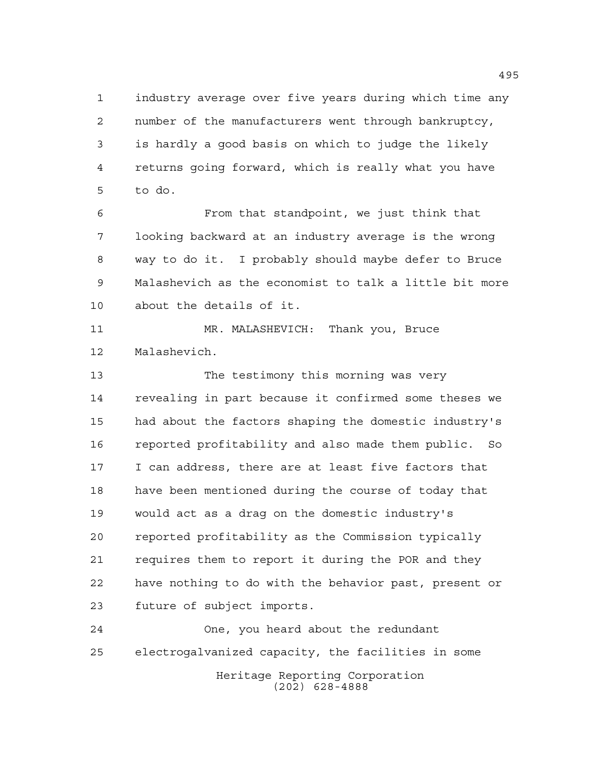industry average over five years during which time any number of the manufacturers went through bankruptcy, is hardly a good basis on which to judge the likely returns going forward, which is really what you have to do.

From that standpoint, we just think that looking backward at an industry average is the wrong way to do it. I probably should maybe defer to Bruce Malashevich as the economist to talk a little bit more about the details of it.

MR. MALASHEVICH: Thank you, Bruce Malashevich.

The testimony this morning was very revealing in part because it confirmed some theses we had about the factors shaping the domestic industry's reported profitability and also made them public. So I can address, there are at least five factors that have been mentioned during the course of today that would act as a drag on the domestic industry's reported profitability as the Commission typically requires them to report it during the POR and they have nothing to do with the behavior past, present or future of subject imports.

One, you heard about the redundant electrogalvanized capacity, the facilities in some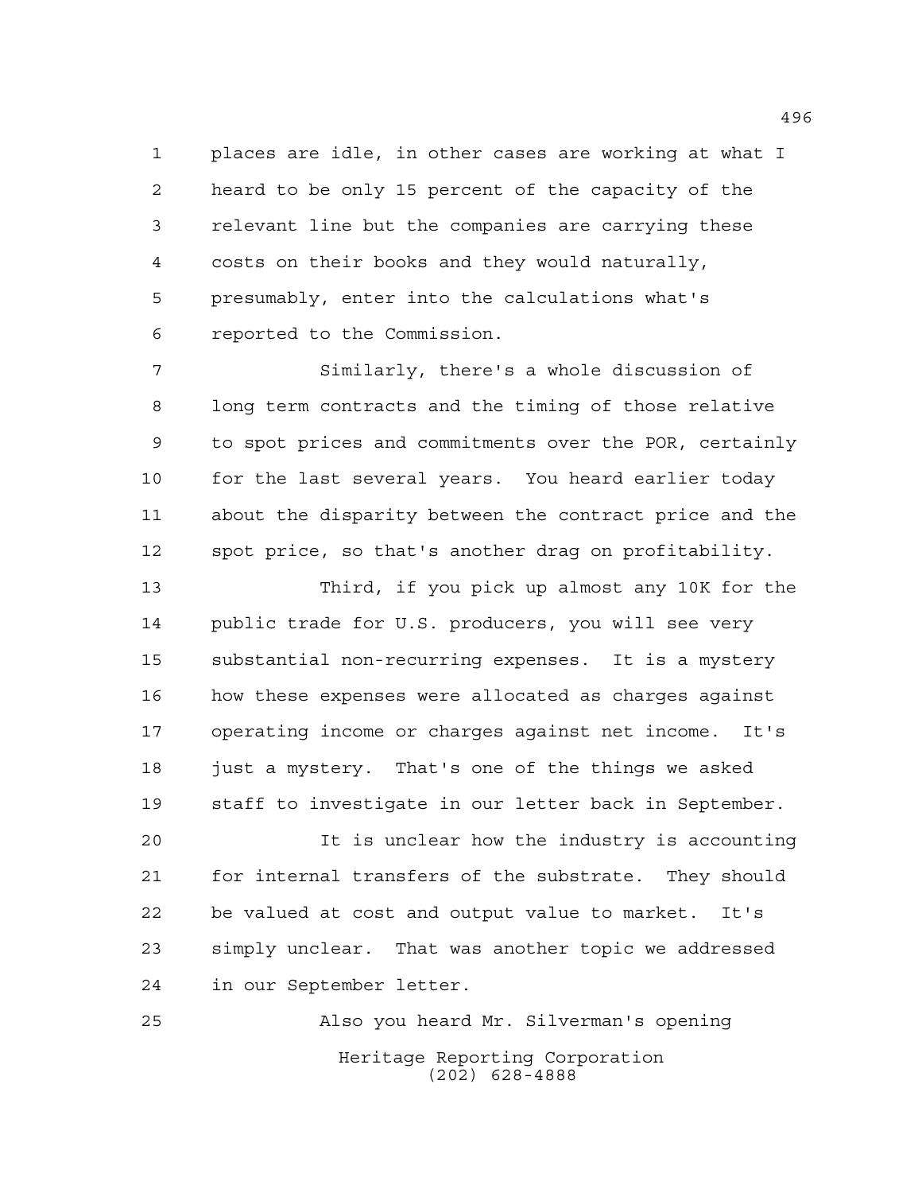places are idle, in other cases are working at what I heard to be only 15 percent of the capacity of the relevant line but the companies are carrying these costs on their books and they would naturally, presumably, enter into the calculations what's reported to the Commission.

Similarly, there's a whole discussion of long term contracts and the timing of those relative to spot prices and commitments over the POR, certainly for the last several years. You heard earlier today about the disparity between the contract price and the spot price, so that's another drag on profitability.

Third, if you pick up almost any 10K for the public trade for U.S. producers, you will see very substantial non-recurring expenses. It is a mystery how these expenses were allocated as charges against operating income or charges against net income. It's just a mystery. That's one of the things we asked staff to investigate in our letter back in September.

It is unclear how the industry is accounting for internal transfers of the substrate. They should be valued at cost and output value to market. It's simply unclear. That was another topic we addressed in our September letter.

Also you heard Mr. Silverman's opening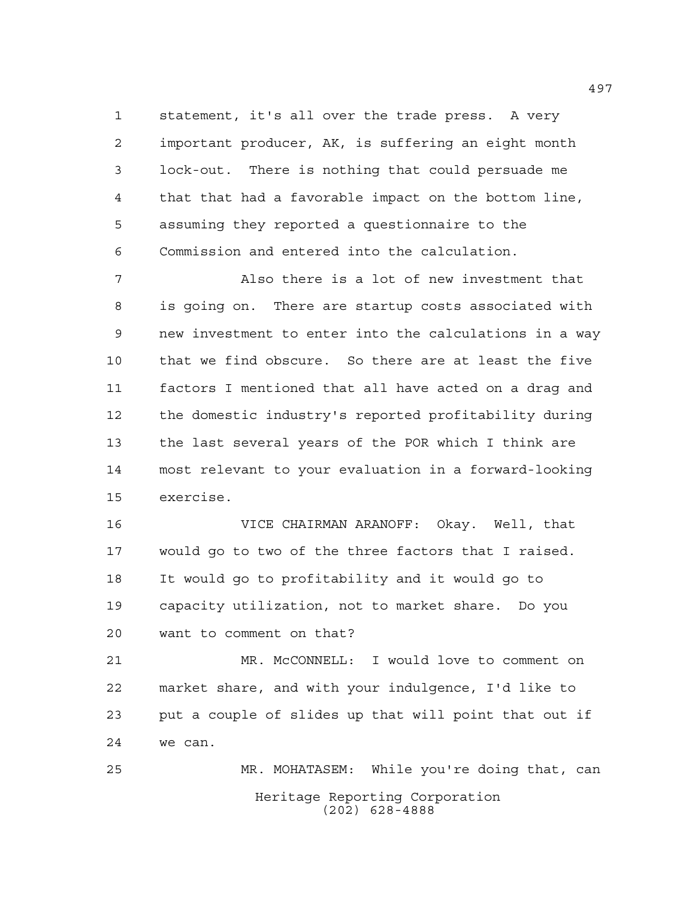statement, it's all over the trade press. A very important producer, AK, is suffering an eight month lock-out. There is nothing that could persuade me that that had a favorable impact on the bottom line, assuming they reported a questionnaire to the Commission and entered into the calculation.

Also there is a lot of new investment that is going on. There are startup costs associated with new investment to enter into the calculations in a way that we find obscure. So there are at least the five factors I mentioned that all have acted on a drag and the domestic industry's reported profitability during the last several years of the POR which I think are most relevant to your evaluation in a forward-looking exercise.

VICE CHAIRMAN ARANOFF: Okay. Well, that would go to two of the three factors that I raised. It would go to profitability and it would go to capacity utilization, not to market share. Do you want to comment on that?

MR. McCONNELL: I would love to comment on market share, and with your indulgence, I'd like to put a couple of slides up that will point that out if we can.

MR. MOHATASEM: While you're doing that, can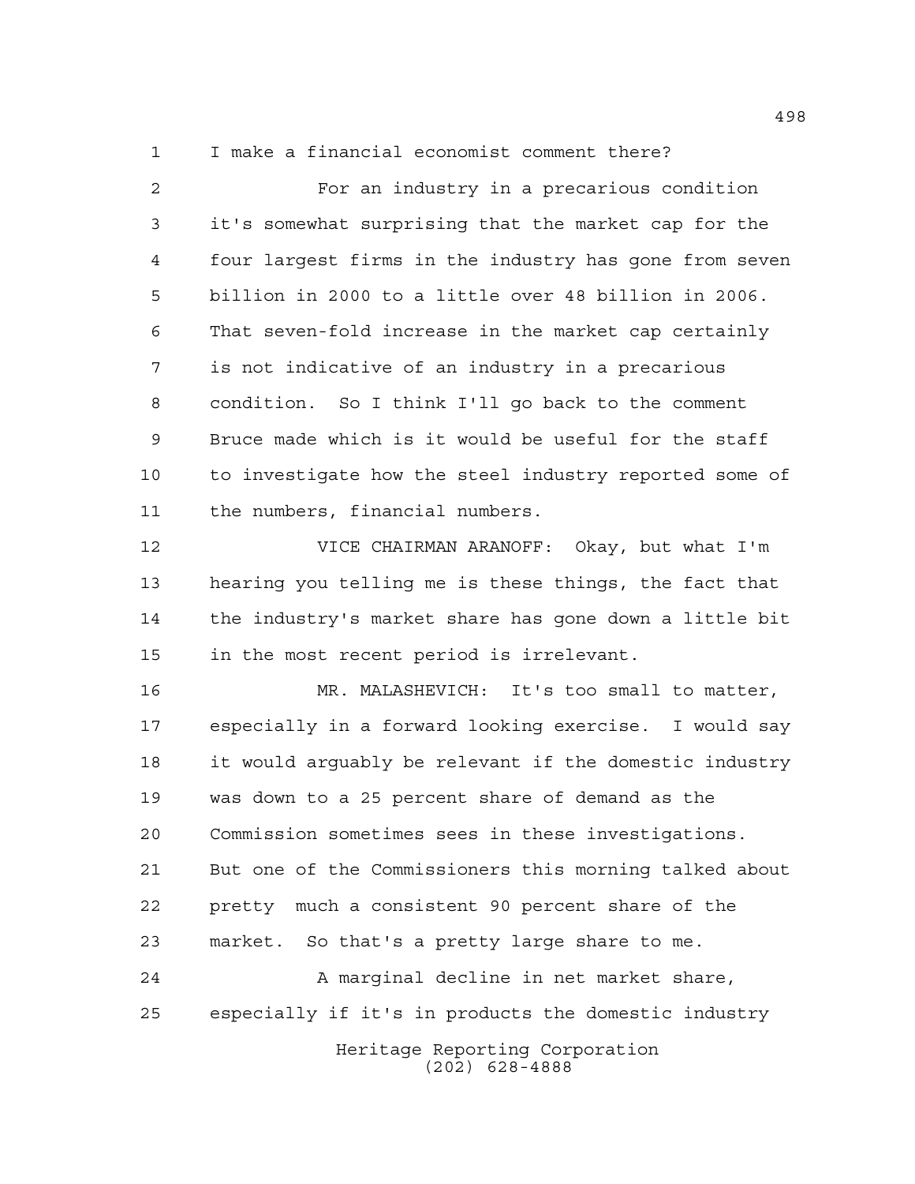I make a financial economist comment there?

For an industry in a precarious condition it's somewhat surprising that the market cap for the four largest firms in the industry has gone from seven billion in 2000 to a little over 48 billion in 2006. That seven-fold increase in the market cap certainly is not indicative of an industry in a precarious condition. So I think I'll go back to the comment Bruce made which is it would be useful for the staff to investigate how the steel industry reported some of the numbers, financial numbers.

VICE CHAIRMAN ARANOFF: Okay, but what I'm hearing you telling me is these things, the fact that the industry's market share has gone down a little bit in the most recent period is irrelevant.

MR. MALASHEVICH: It's too small to matter, especially in a forward looking exercise. I would say it would arguably be relevant if the domestic industry was down to a 25 percent share of demand as the Commission sometimes sees in these investigations. But one of the Commissioners this morning talked about pretty much a consistent 90 percent share of the market. So that's a pretty large share to me.

A marginal decline in net market share, especially if it's in products the domestic industry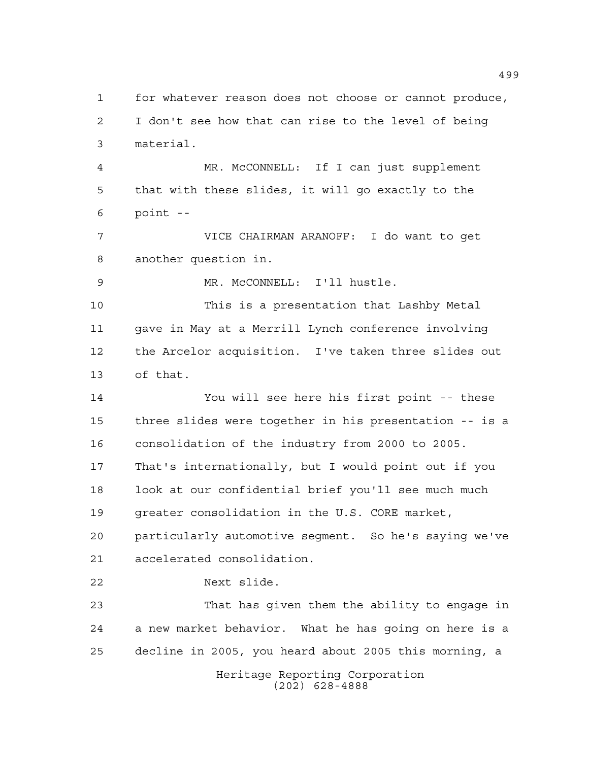for whatever reason does not choose or cannot produce, I don't see how that can rise to the level of being material.

MR. McCONNELL: If I can just supplement that with these slides, it will go exactly to the point --

VICE CHAIRMAN ARANOFF: I do want to get another question in.

MR. McCONNELL: I'll hustle.

This is a presentation that Lashby Metal gave in May at a Merrill Lynch conference involving the Arcelor acquisition. I've taken three slides out of that.

You will see here his first point -- these three slides were together in his presentation -- is a consolidation of the industry from 2000 to 2005. That's internationally, but I would point out if you look at our confidential brief you'll see much much greater consolidation in the U.S. CORE market, particularly automotive segment. So he's saying we've accelerated consolidation.

Next slide.

That has given them the ability to engage in a new market behavior. What he has going on here is a decline in 2005, you heard about 2005 this morning, a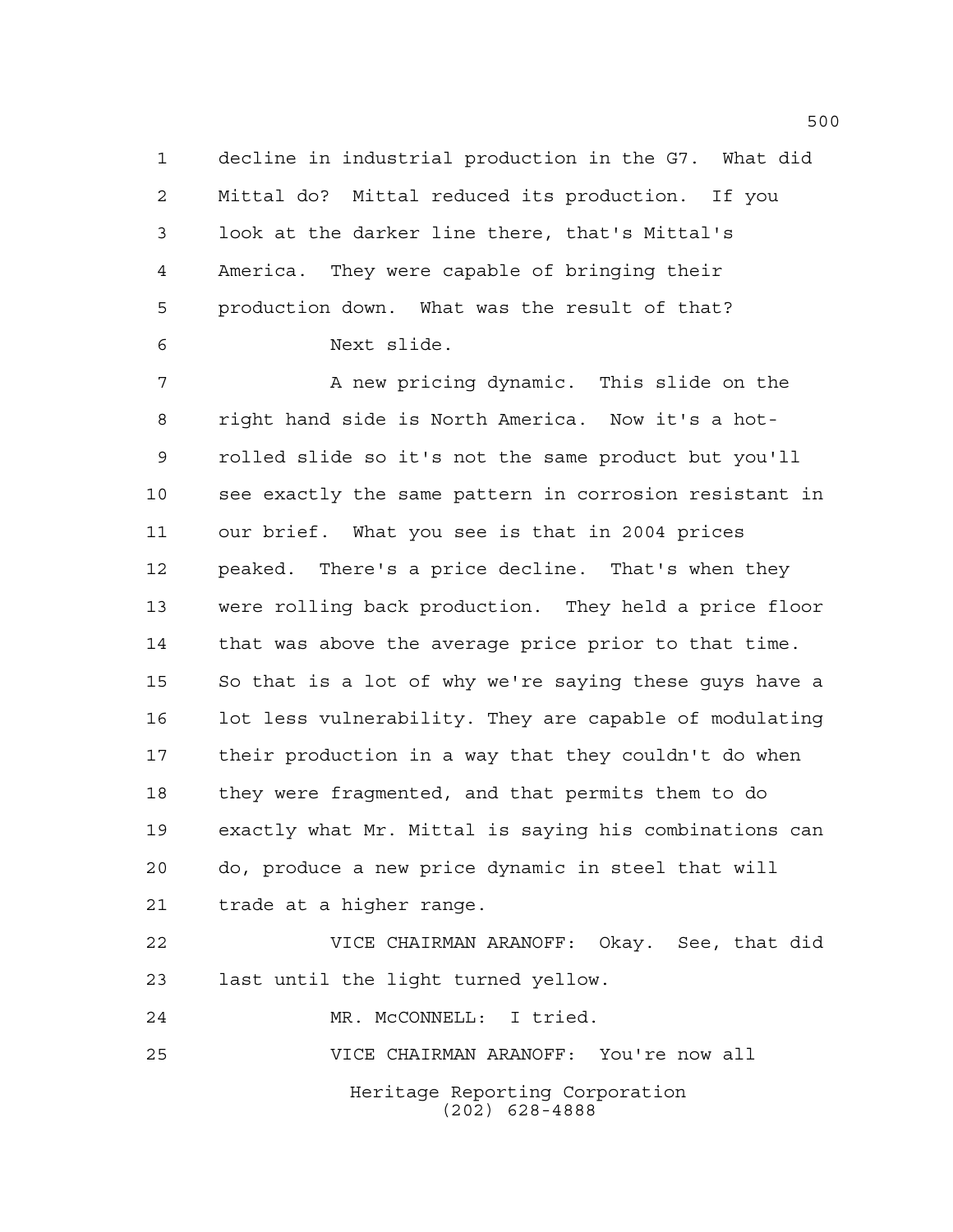decline in industrial production in the G7. What did Mittal do? Mittal reduced its production. If you look at the darker line there, that's Mittal's America. They were capable of bringing their production down. What was the result of that?

Next slide.

A new pricing dynamic. This slide on the right hand side is North America. Now it's a hot-rolled slide so it's not the same product but you'll see exactly the same pattern in corrosion resistant in our brief. What you see is that in 2004 prices peaked. There's a price decline. That's when they were rolling back production. They held a price floor that was above the average price prior to that time. So that is a lot of why we're saying these guys have a lot less vulnerability. They are capable of modulating their production in a way that they couldn't do when they were fragmented, and that permits them to do exactly what Mr. Mittal is saying his combinations can do, produce a new price dynamic in steel that will trade at a higher range.

VICE CHAIRMAN ARANOFF: Okay. See, that did last until the light turned yellow.

MR. McCONNELL: I tried.

VICE CHAIRMAN ARANOFF: You're now all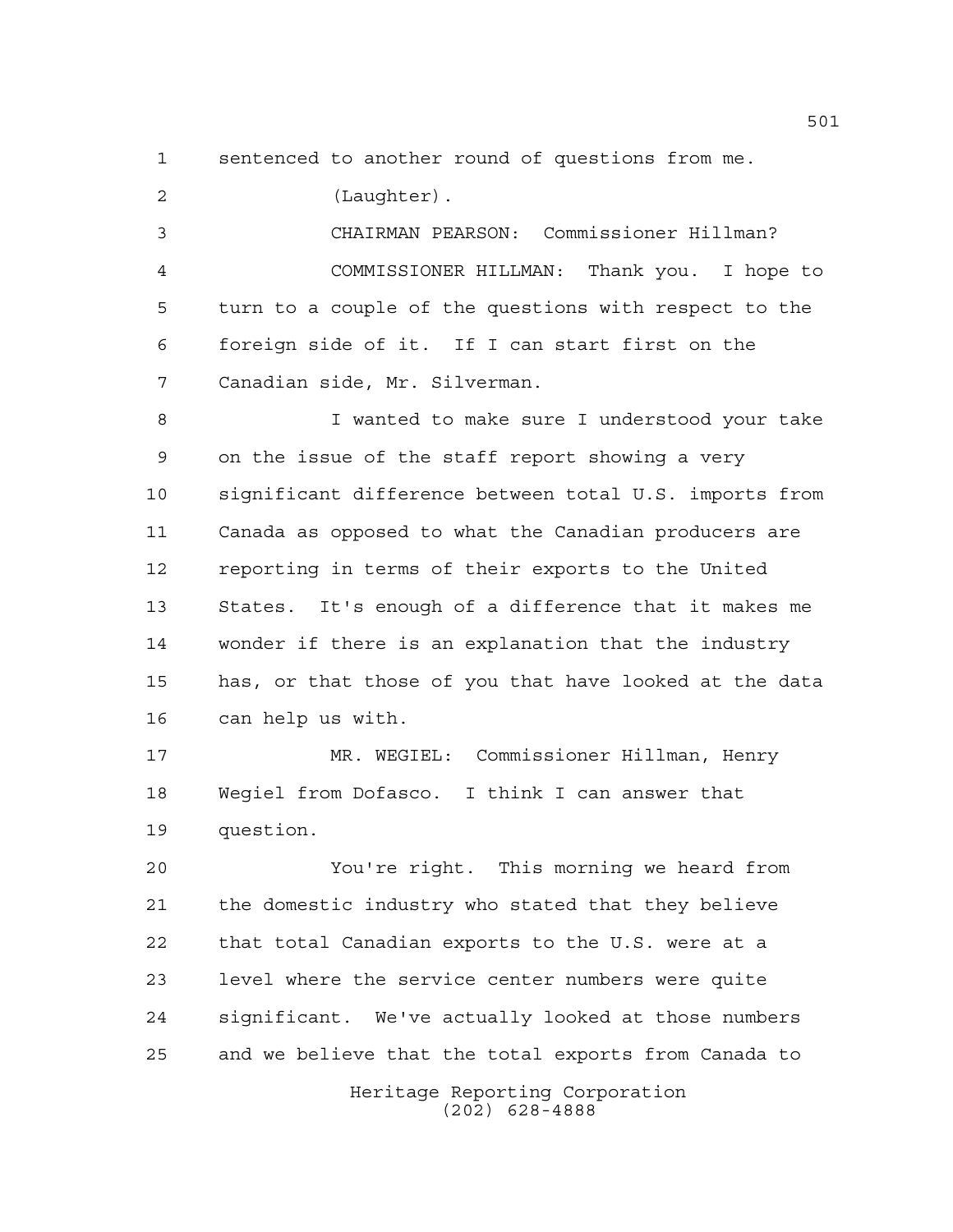sentenced to another round of questions from me.

(Laughter).

CHAIRMAN PEARSON: Commissioner Hillman?

COMMISSIONER HILLMAN: Thank you. I hope to turn to a couple of the questions with respect to the foreign side of it. If I can start first on the Canadian side, Mr. Silverman.

I wanted to make sure I understood your take on the issue of the staff report showing a very significant difference between total U.S. imports from Canada as opposed to what the Canadian producers are reporting in terms of their exports to the United States. It's enough of a difference that it makes me wonder if there is an explanation that the industry has, or that those of you that have looked at the data can help us with.

MR. WEGIEL: Commissioner Hillman, Henry Wegiel from Dofasco. I think I can answer that question.

You're right. This morning we heard from the domestic industry who stated that they believe that total Canadian exports to the U.S. were at a level where the service center numbers were quite significant. We've actually looked at those numbers and we believe that the total exports from Canada to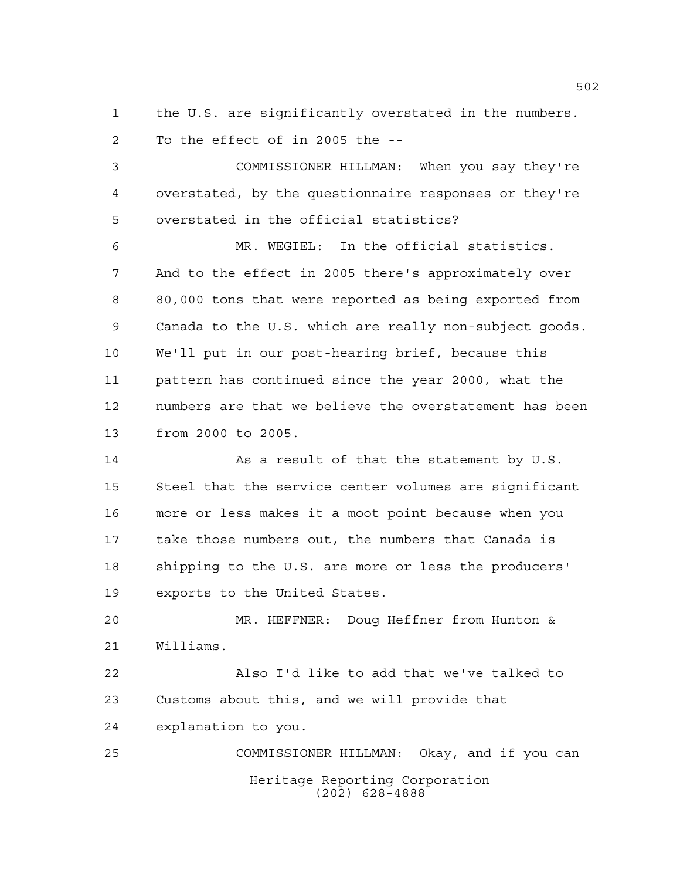the U.S. are significantly overstated in the numbers. To the effect of in 2005 the --

COMMISSIONER HILLMAN: When you say they're overstated, by the questionnaire responses or they're overstated in the official statistics?

MR. WEGIEL: In the official statistics. And to the effect in 2005 there's approximately over 80,000 tons that were reported as being exported from Canada to the U.S. which are really non-subject goods. We'll put in our post-hearing brief, because this pattern has continued since the year 2000, what the numbers are that we believe the overstatement has been from 2000 to 2005.

As a result of that the statement by U.S. Steel that the service center volumes are significant more or less makes it a moot point because when you take those numbers out, the numbers that Canada is shipping to the U.S. are more or less the producers' exports to the United States.

MR. HEFFNER: Doug Heffner from Hunton & Williams.

Also I'd like to add that we've talked to Customs about this, and we will provide that explanation to you.

COMMISSIONER HILLMAN: Okay, and if you can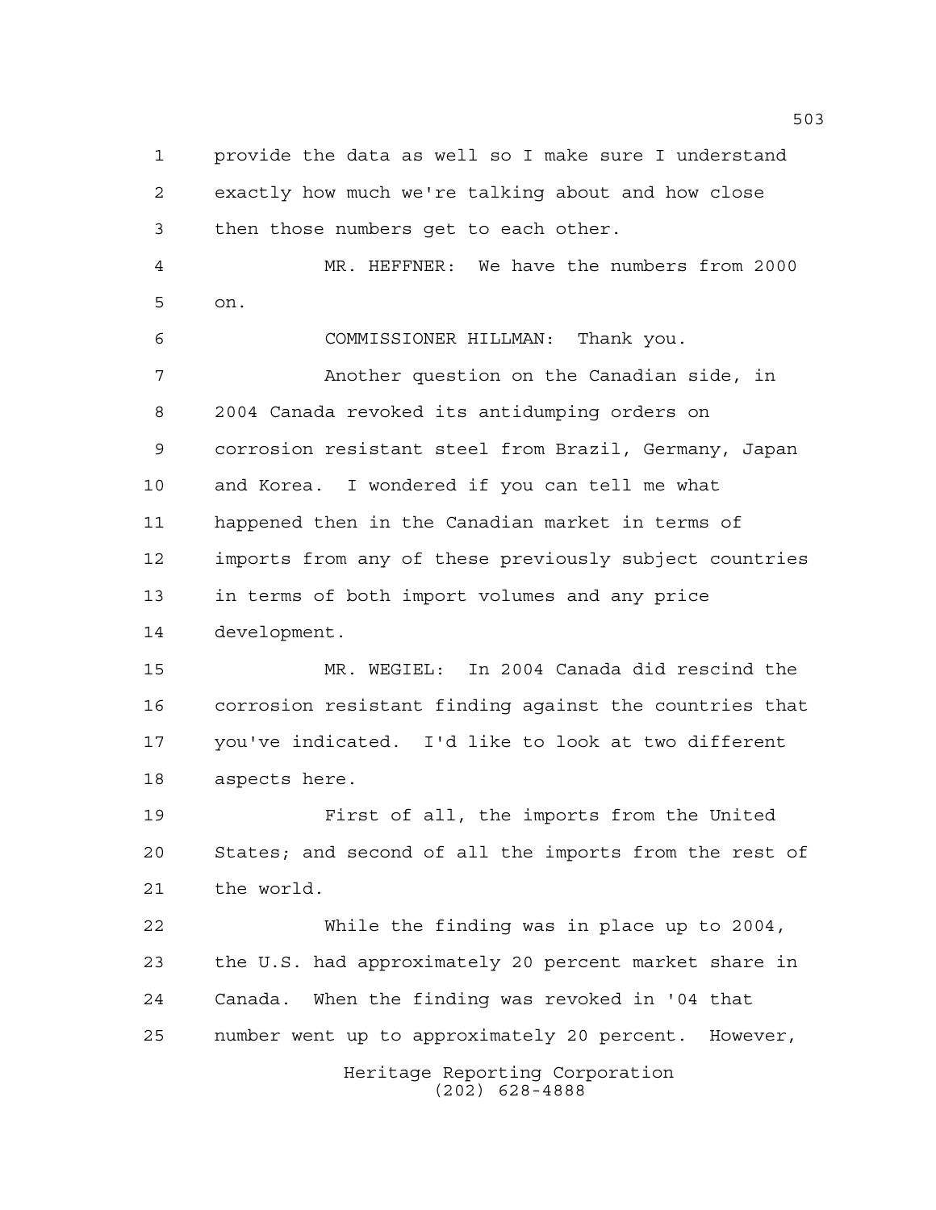provide the data as well so I make sure I understand exactly how much we're talking about and how close then those numbers get to each other.

MR. HEFFNER: We have the numbers from 2000 on.

COMMISSIONER HILLMAN: Thank you.

Another question on the Canadian side, in 2004 Canada revoked its antidumping orders on corrosion resistant steel from Brazil, Germany, Japan and Korea. I wondered if you can tell me what happened then in the Canadian market in terms of imports from any of these previously subject countries in terms of both import volumes and any price development.

MR. WEGIEL: In 2004 Canada did rescind the corrosion resistant finding against the countries that you've indicated. I'd like to look at two different aspects here.

First of all, the imports from the United States; and second of all the imports from the rest of the world.

While the finding was in place up to 2004, the U.S. had approximately 20 percent market share in Canada. When the finding was revoked in '04 that number went up to approximately 20 percent. However,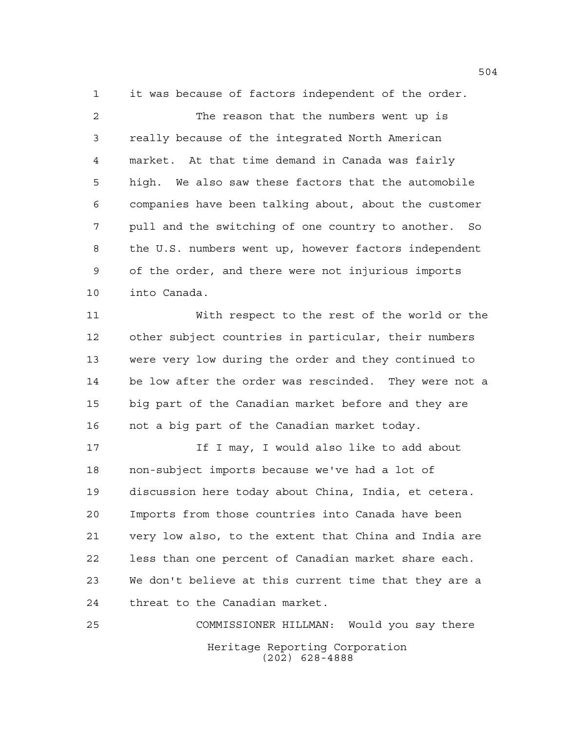it was because of factors independent of the order.

The reason that the numbers went up is really because of the integrated North American market. At that time demand in Canada was fairly high. We also saw these factors that the automobile companies have been talking about, about the customer pull and the switching of one country to another. So the U.S. numbers went up, however factors independent of the order, and there were not injurious imports into Canada.

With respect to the rest of the world or the other subject countries in particular, their numbers were very low during the order and they continued to be low after the order was rescinded. They were not a big part of the Canadian market before and they are not a big part of the Canadian market today.

If I may, I would also like to add about non-subject imports because we've had a lot of discussion here today about China, India, et cetera. Imports from those countries into Canada have been very low also, to the extent that China and India are less than one percent of Canadian market share each. We don't believe at this current time that they are a threat to the Canadian market.

COMMISSIONER HILLMAN: Would you say there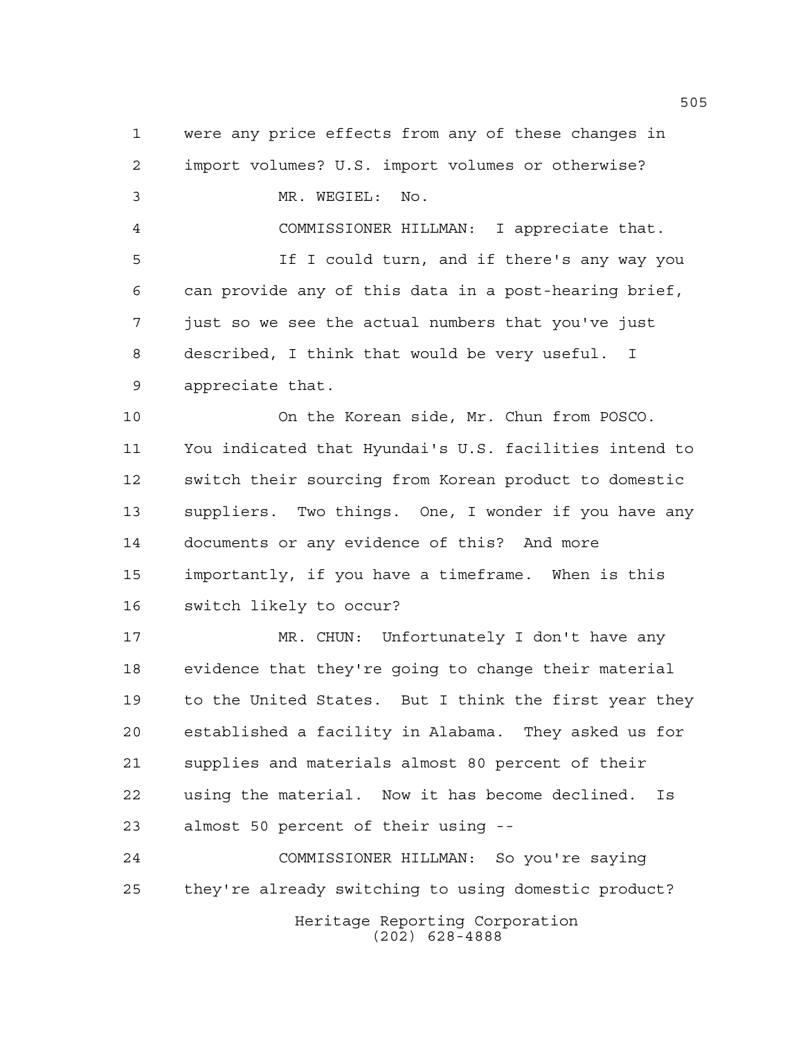were any price effects from any of these changes in import volumes? U.S. import volumes or otherwise?

MR. WEGIEL: No.

COMMISSIONER HILLMAN: I appreciate that.

If I could turn, and if there's any way you can provide any of this data in a post-hearing brief, just so we see the actual numbers that you've just described, I think that would be very useful. I appreciate that.

On the Korean side, Mr. Chun from POSCO. You indicated that Hyundai's U.S. facilities intend to switch their sourcing from Korean product to domestic suppliers. Two things. One, I wonder if you have any documents or any evidence of this? And more importantly, if you have a timeframe. When is this switch likely to occur?

MR. CHUN: Unfortunately I don't have any evidence that they're going to change their material to the United States. But I think the first year they established a facility in Alabama. They asked us for supplies and materials almost 80 percent of their using the material. Now it has become declined. Is almost 50 percent of their using --

COMMISSIONER HILLMAN: So you're saying they're already switching to using domestic product?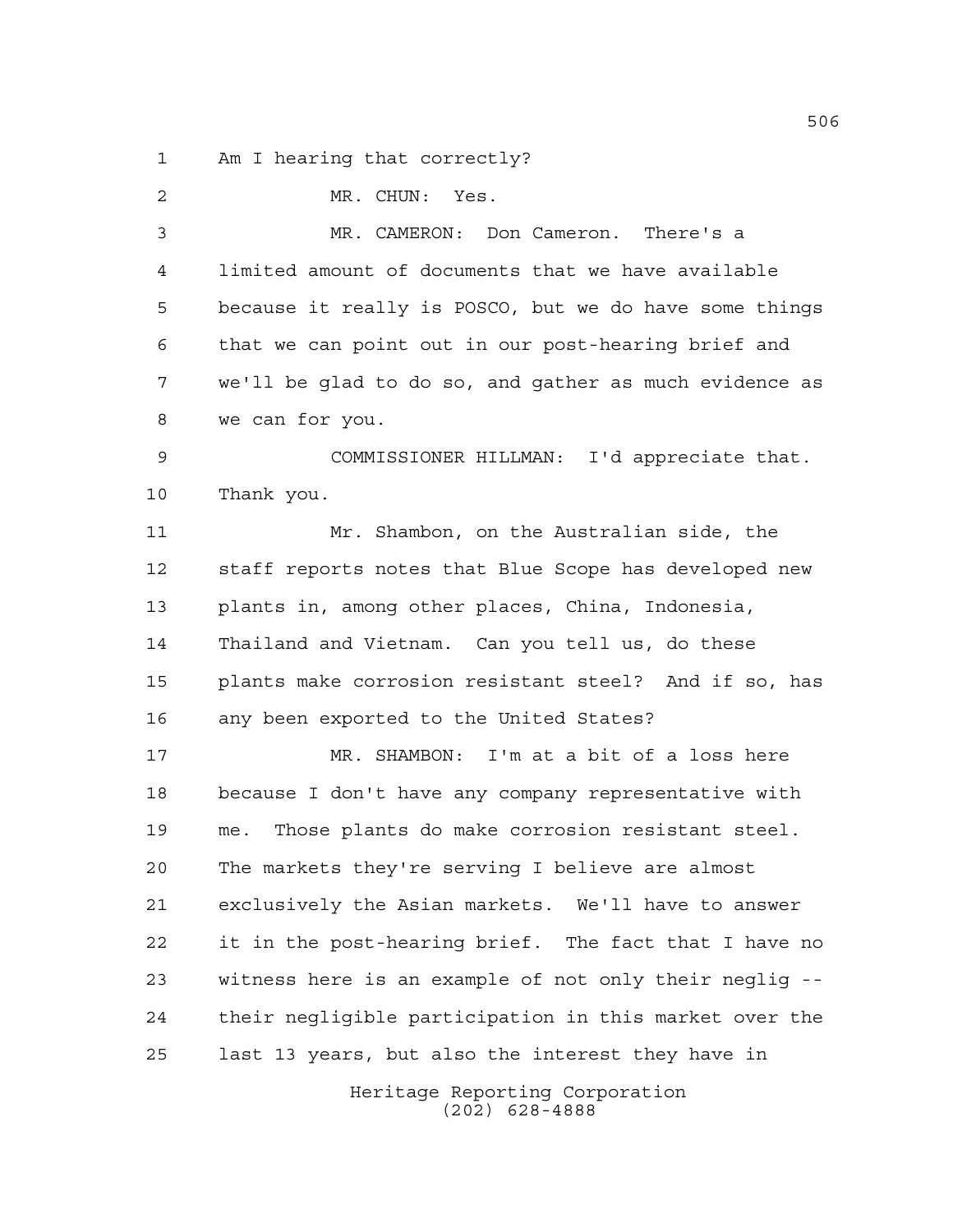Am I hearing that correctly?

MR. CHUN: Yes.

MR. CAMERON: Don Cameron. There's a limited amount of documents that we have available because it really is POSCO, but we do have some things that we can point out in our post-hearing brief and we'll be glad to do so, and gather as much evidence as we can for you.

COMMISSIONER HILLMAN: I'd appreciate that. Thank you.

Mr. Shambon, on the Australian side, the staff reports notes that Blue Scope has developed new plants in, among other places, China, Indonesia, Thailand and Vietnam. Can you tell us, do these plants make corrosion resistant steel? And if so, has any been exported to the United States?

MR. SHAMBON: I'm at a bit of a loss here because I don't have any company representative with me. Those plants do make corrosion resistant steel. The markets they're serving I believe are almost exclusively the Asian markets. We'll have to answer it in the post-hearing brief. The fact that I have no witness here is an example of not only their neglig -- their negligible participation in this market over the last 13 years, but also the interest they have in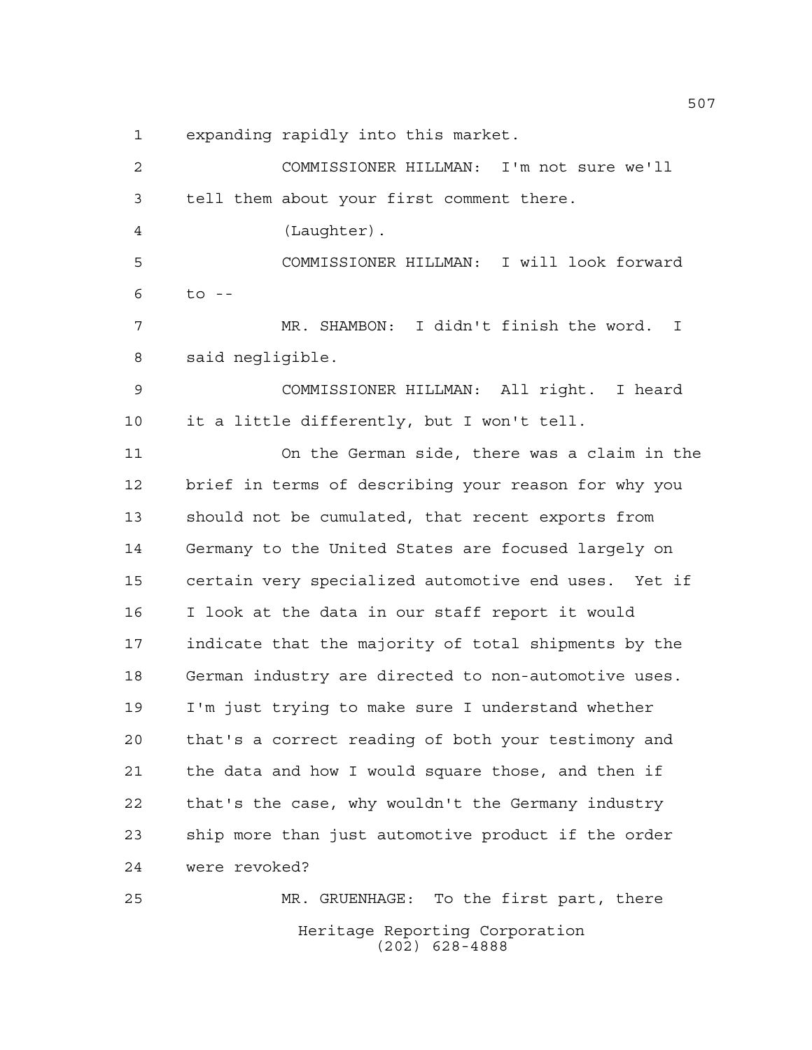expanding rapidly into this market.

COMMISSIONER HILLMAN: I'm not sure we'll tell them about your first comment there.

(Laughter).

COMMISSIONER HILLMAN: I will look forward to --

MR. SHAMBON: I didn't finish the word. I said negligible.

COMMISSIONER HILLMAN: All right. I heard it a little differently, but I won't tell.

On the German side, there was a claim in the brief in terms of describing your reason for why you should not be cumulated, that recent exports from Germany to the United States are focused largely on certain very specialized automotive end uses. Yet if I look at the data in our staff report it would indicate that the majority of total shipments by the German industry are directed to non-automotive uses. I'm just trying to make sure I understand whether that's a correct reading of both your testimony and the data and how I would square those, and then if that's the case, why wouldn't the Germany industry ship more than just automotive product if the order were revoked?

MR. GRUENHAGE: To the first part, there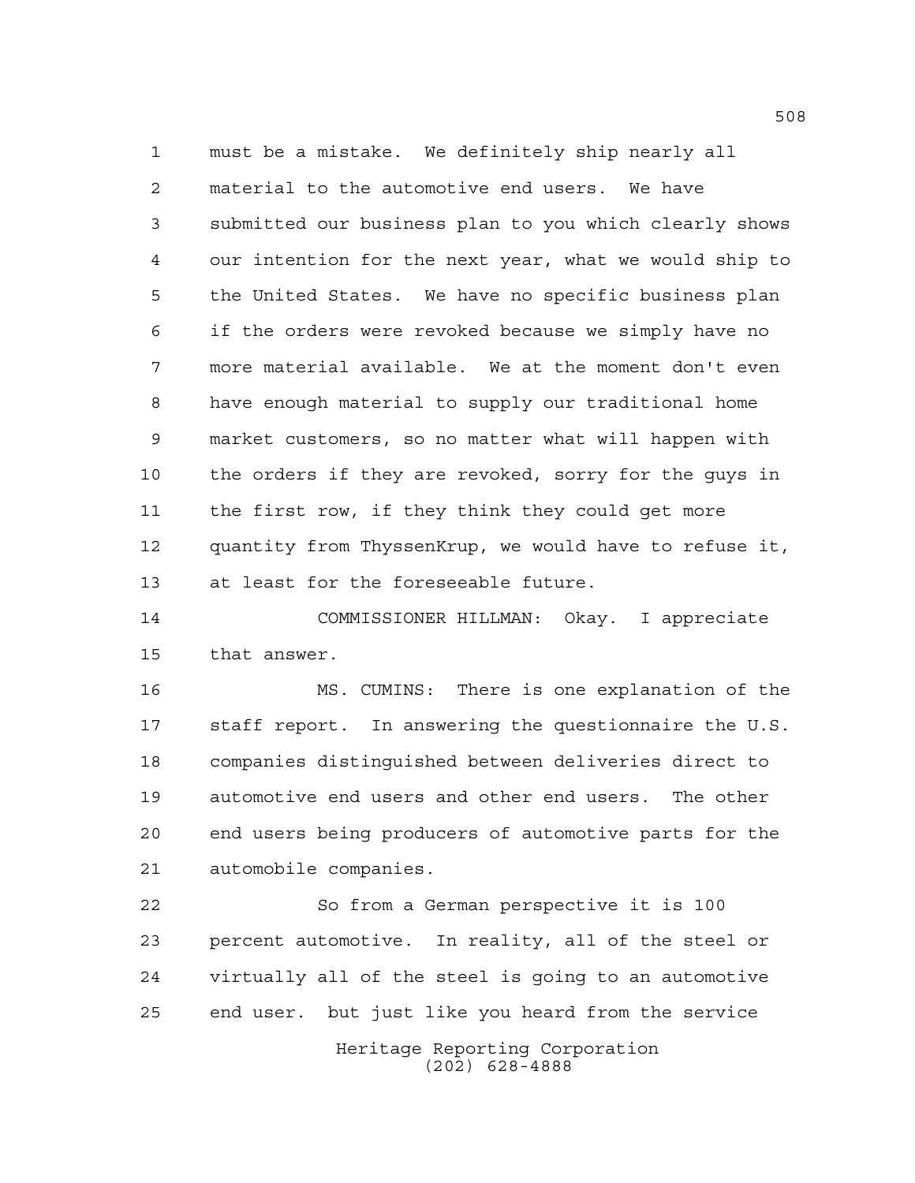must be a mistake. We definitely ship nearly all material to the automotive end users. We have submitted our business plan to you which clearly shows our intention for the next year, what we would ship to the United States. We have no specific business plan if the orders were revoked because we simply have no more material available. We at the moment don't even have enough material to supply our traditional home market customers, so no matter what will happen with the orders if they are revoked, sorry for the guys in the first row, if they think they could get more quantity from ThyssenKrup, we would have to refuse it, at least for the foreseeable future.

COMMISSIONER HILLMAN: Okay. I appreciate that answer.

MS. CUMINS: There is one explanation of the staff report. In answering the questionnaire the U.S. companies distinguished between deliveries direct to automotive end users and other end users. The other end users being producers of automotive parts for the automobile companies.

So from a German perspective it is 100 percent automotive. In reality, all of the steel or virtually all of the steel is going to an automotive end user. but just like you heard from the service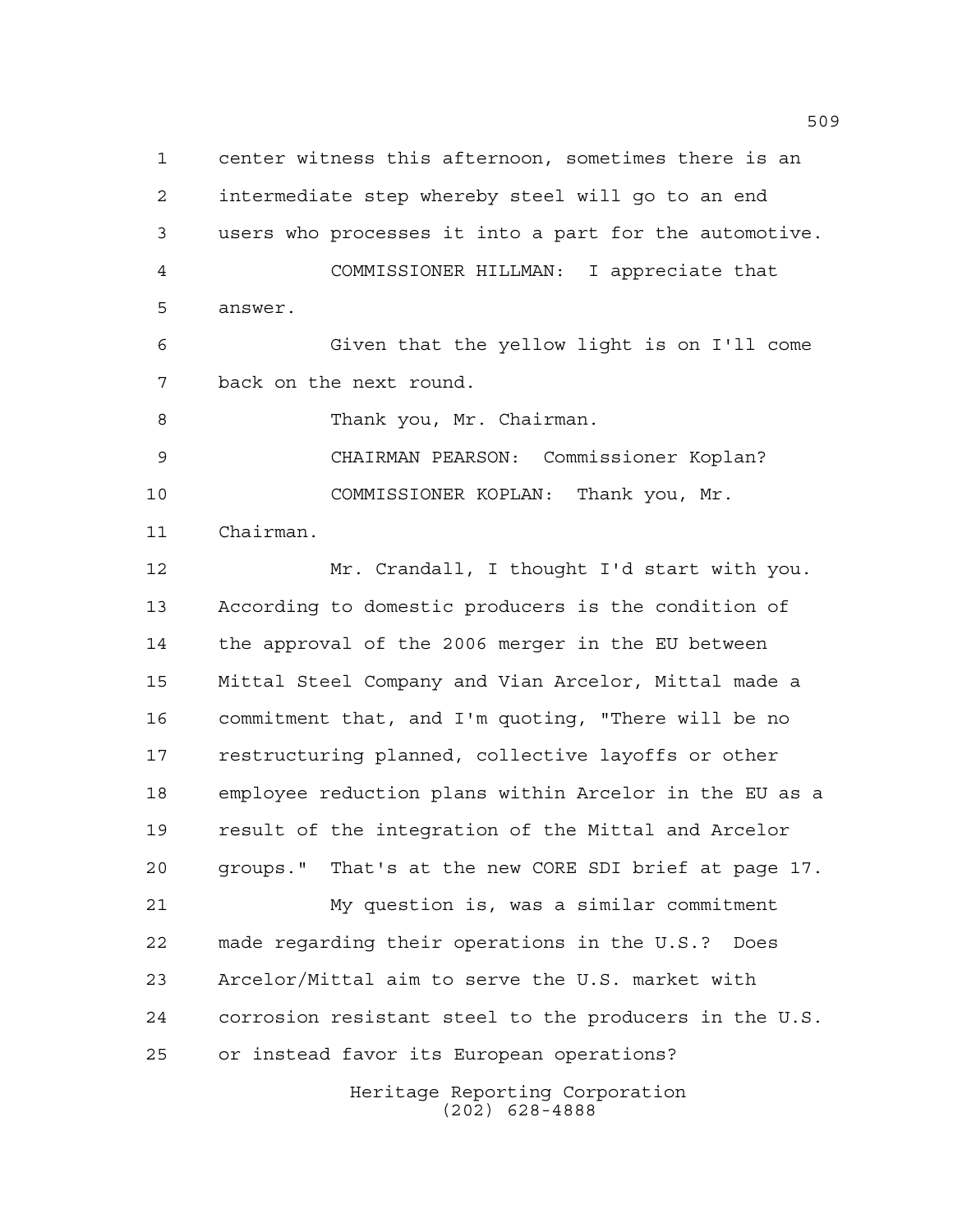center witness this afternoon, sometimes there is an intermediate step whereby steel will go to an end users who processes it into a part for the automotive.

COMMISSIONER HILLMAN: I appreciate that answer.

Given that the yellow light is on I'll come back on the next round.

Thank you, Mr. Chairman.

CHAIRMAN PEARSON: Commissioner Koplan?

COMMISSIONER KOPLAN: Thank you, Mr. Chairman.

Mr. Crandall, I thought I'd start with you. According to domestic producers is the condition of the approval of the 2006 merger in the EU between Mittal Steel Company and Vian Arcelor, Mittal made a commitment that, and I'm quoting, "There will be no restructuring planned, collective layoffs or other employee reduction plans within Arcelor in the EU as a result of the integration of the Mittal and Arcelor groups." That's at the new CORE SDI brief at page 17.

My question is, was a similar commitment made regarding their operations in the U.S.? Does Arcelor/Mittal aim to serve the U.S. market with corrosion resistant steel to the producers in the U.S. or instead favor its European operations?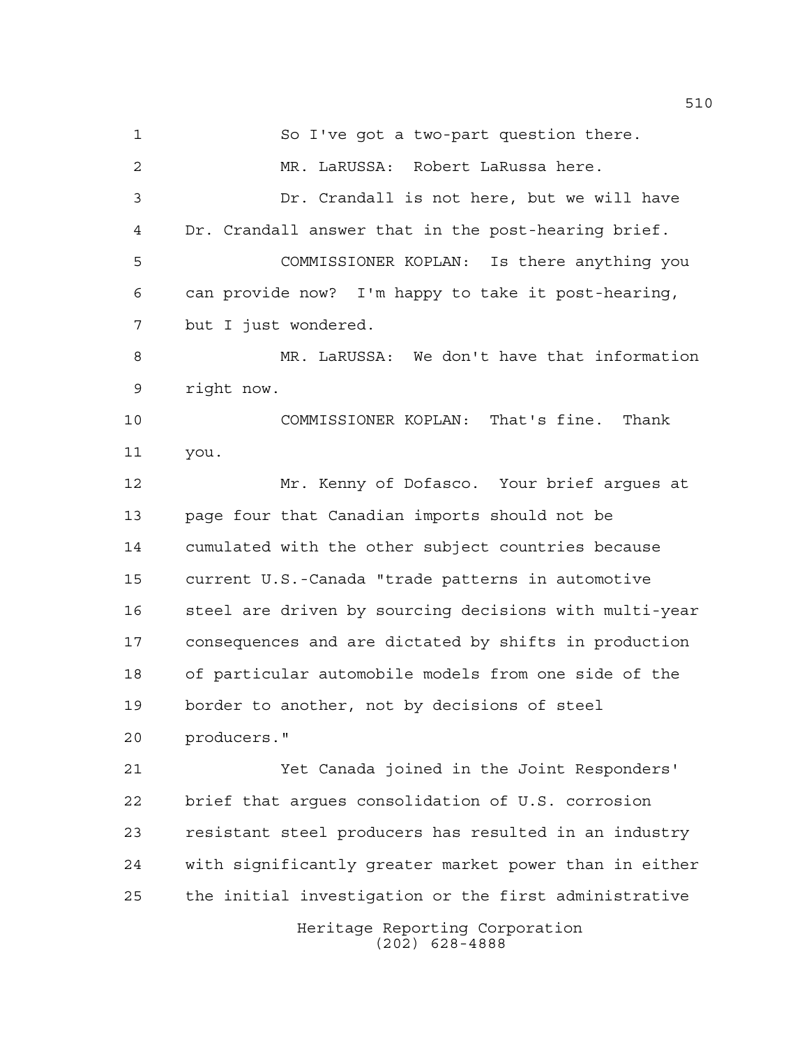1 So I've got a two-part question there.

2 MR. LaRUSSA: Robert LaRussa here.

3 Dr. Crandall is not here, but we will have

4 Dr. Crandall answer that in the post-hearing brief.

5 COMMISSIONER KOPLAN: Is there anything you

6 can provide now? I'm happy to take it post-hearing,

7 but I just wondered.

8 MR. LaRUSSA: We don't have that information

9 right now.

10 COMMISSIONER KOPLAN: That's fine. Thank

11 you.

12 Mr. Kenny of Dofasco. Your brief argues at

13 page four that Canadian imports should not be

14 cumulated with the other subject countries because

15 current U.S.-Canada "trade patterns in automotive

16 steel are driven by sourcing decisions with multi-year

17 consequences and are dictated by shifts in production

18 of particular automobile models from one side of the

19 border to another, not by decisions of steel

20 producers."

21 Yet Canada joined in the Joint Responders'

22 brief that argues consolidation of U.S. corrosion

23 resistant steel producers has resulted in an industry

24 with significantly greater market power than in either

25 the initial investigation or the first administrative

Heritage Reporting Corporation
(202) 628-4888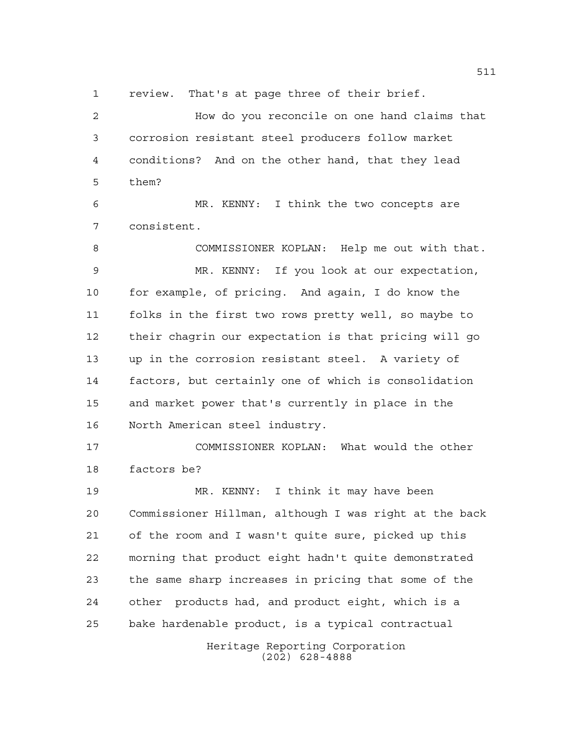review. That's at page three of their brief.

How do you reconcile on one hand claims that corrosion resistant steel producers follow market conditions? And on the other hand, that they lead them?

MR. KENNY: I think the two concepts are consistent.

COMMISSIONER KOPLAN: Help me out with that.

MR. KENNY: If you look at our expectation, for example, of pricing. And again, I do know the folks in the first two rows pretty well, so maybe to their chagrin our expectation is that pricing will go up in the corrosion resistant steel. A variety of factors, but certainly one of which is consolidation and market power that's currently in place in the North American steel industry.

COMMISSIONER KOPLAN: What would the other factors be?

MR. KENNY: I think it may have been Commissioner Hillman, although I was right at the back of the room and I wasn't quite sure, picked up this morning that product eight hadn't quite demonstrated the same sharp increases in pricing that some of the other products had, and product eight, which is a bake hardenable product, is a typical contractual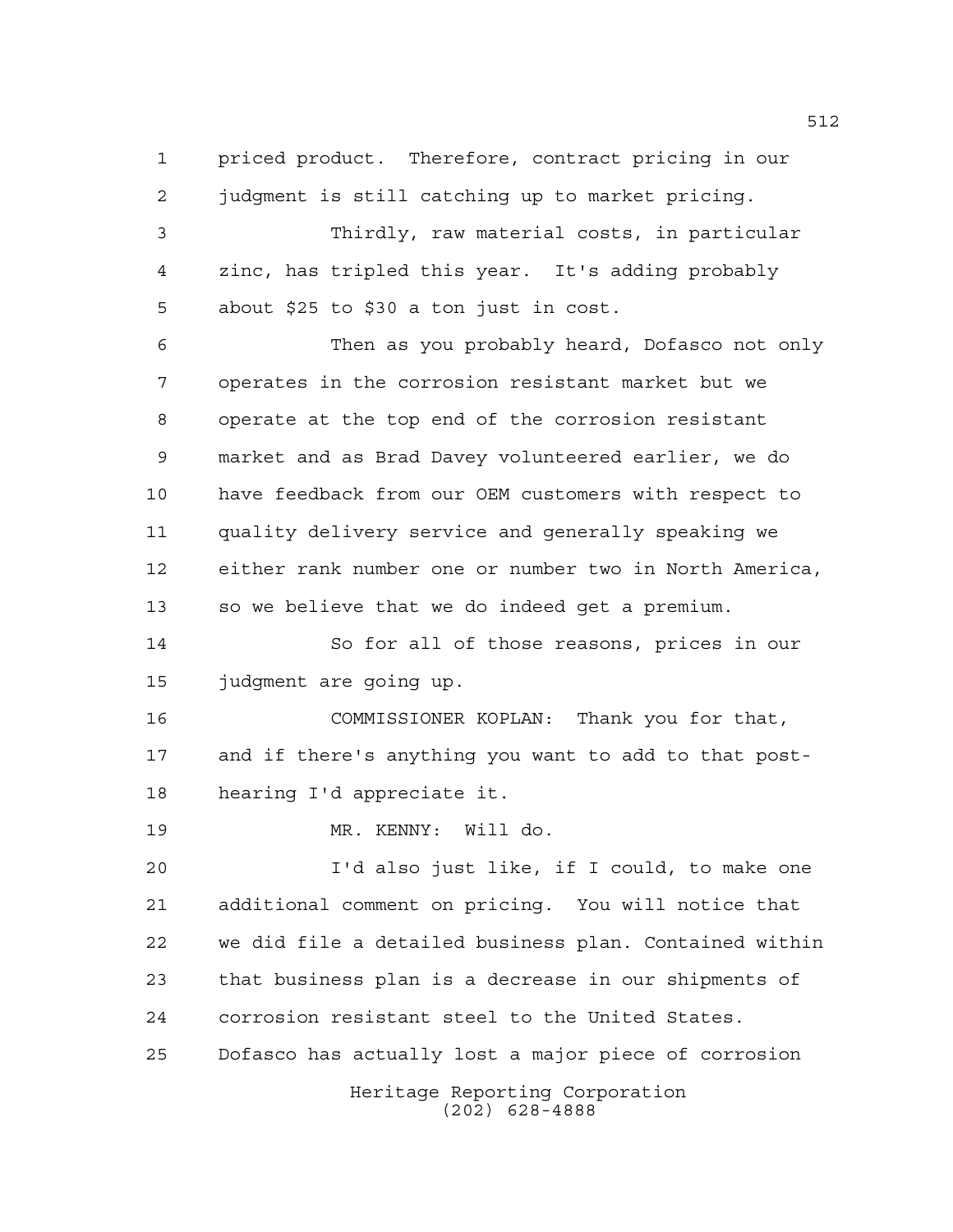priced product. Therefore, contract pricing in our judgment is still catching up to market pricing.

Thirdly, raw material costs, in particular zinc, has tripled this year. It's adding probably about $25 to $30 a ton just in cost.

Then as you probably heard, Dofasco not only operates in the corrosion resistant market but we operate at the top end of the corrosion resistant market and as Brad Davey volunteered earlier, we do have feedback from our OEM customers with respect to quality delivery service and generally speaking we either rank number one or number two in North America, so we believe that we do indeed get a premium.

So for all of those reasons, prices in our judgment are going up.

COMMISSIONER KOPLAN: Thank you for that, and if there's anything you want to add to that post-hearing I'd appreciate it.

MR. KENNY: Will do.

I'd also just like, if I could, to make one additional comment on pricing. You will notice that we did file a detailed business plan. Contained within that business plan is a decrease in our shipments of corrosion resistant steel to the United States. Dofasco has actually lost a major piece of corrosion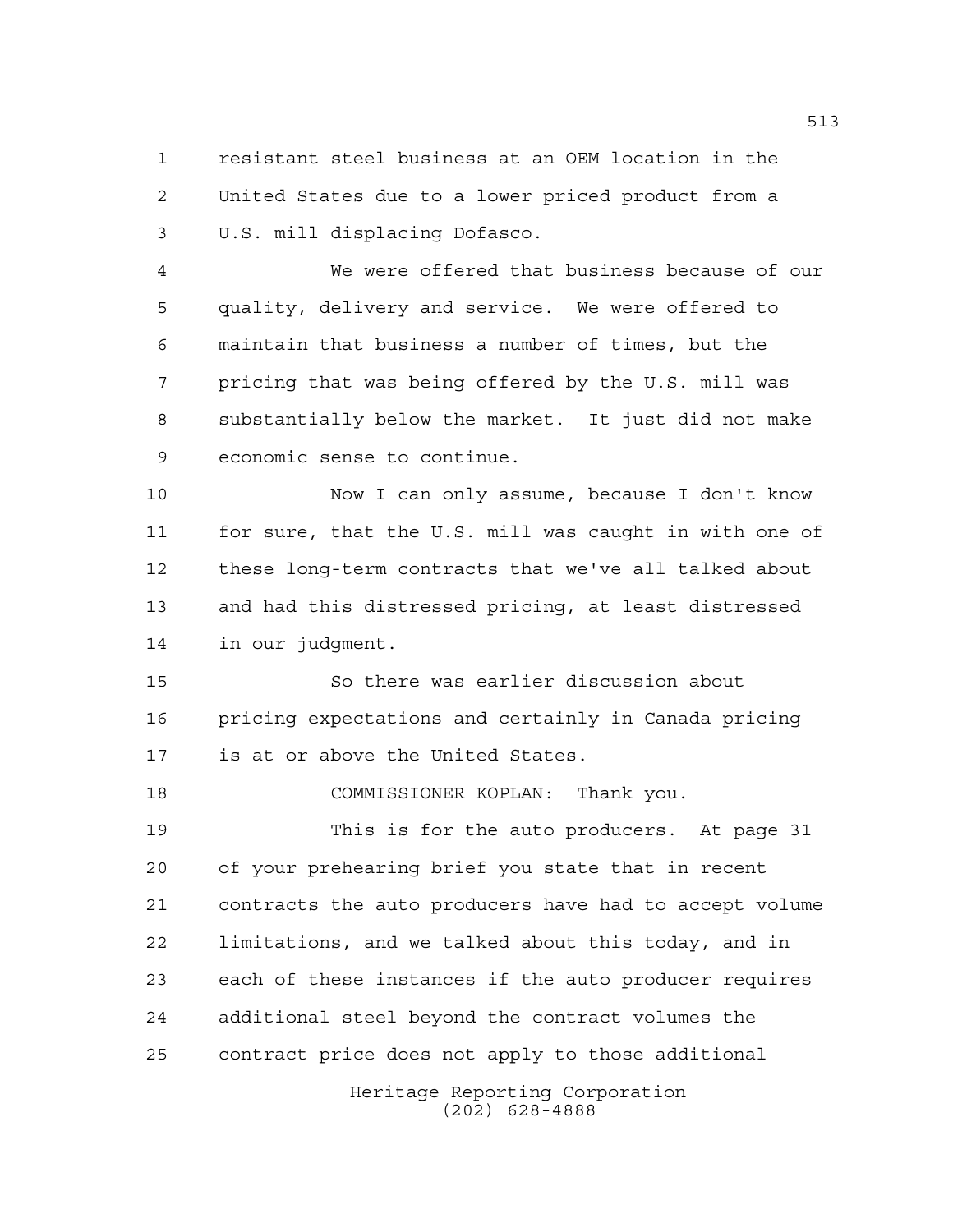resistant steel business at an OEM location in the United States due to a lower priced product from a U.S. mill displacing Dofasco.

We were offered that business because of our quality, delivery and service. We were offered to maintain that business a number of times, but the pricing that was being offered by the U.S. mill was substantially below the market. It just did not make economic sense to continue.

Now I can only assume, because I don't know for sure, that the U.S. mill was caught in with one of these long-term contracts that we've all talked about and had this distressed pricing, at least distressed in our judgment.

So there was earlier discussion about pricing expectations and certainly in Canada pricing is at or above the United States.

COMMISSIONER KOPLAN: Thank you.

This is for the auto producers. At page 31 of your prehearing brief you state that in recent contracts the auto producers have had to accept volume limitations, and we talked about this today, and in each of these instances if the auto producer requires additional steel beyond the contract volumes the contract price does not apply to those additional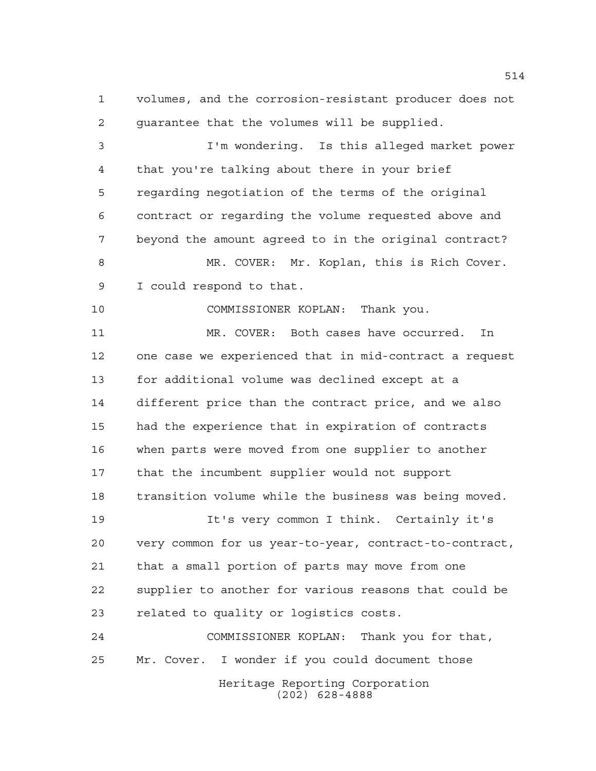volumes, and the corrosion-resistant producer does not guarantee that the volumes will be supplied.

I'm wondering. Is this alleged market power that you're talking about there in your brief regarding negotiation of the terms of the original contract or regarding the volume requested above and beyond the amount agreed to in the original contract?

MR. COVER: Mr. Koplan, this is Rich Cover. I could respond to that.

COMMISSIONER KOPLAN: Thank you.

MR. COVER: Both cases have occurred. In one case we experienced that in mid-contract a request for additional volume was declined except at a different price than the contract price, and we also had the experience that in expiration of contracts when parts were moved from one supplier to another that the incumbent supplier would not support transition volume while the business was being moved.

It's very common I think. Certainly it's very common for us year-to-year, contract-to-contract, that a small portion of parts may move from one supplier to another for various reasons that could be related to quality or logistics costs.

COMMISSIONER KOPLAN: Thank you for that, Mr. Cover. I wonder if you could document those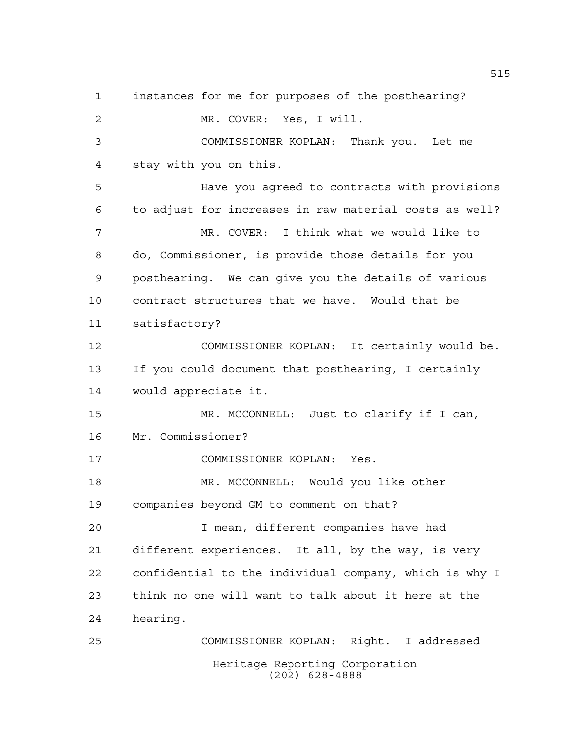instances for me for purposes of the posthearing?

MR. COVER: Yes, I will.

COMMISSIONER KOPLAN: Thank you. Let me stay with you on this.

Have you agreed to contracts with provisions to adjust for increases in raw material costs as well?

MR. COVER: I think what we would like to do, Commissioner, is provide those details for you posthearing. We can give you the details of various contract structures that we have. Would that be satisfactory?

COMMISSIONER KOPLAN: It certainly would be. If you could document that posthearing, I certainly would appreciate it.

MR. MCCONNELL: Just to clarify if I can, Mr. Commissioner?

COMMISSIONER KOPLAN: Yes.

MR. MCCONNELL: Would you like other companies beyond GM to comment on that?

I mean, different companies have had different experiences. It all, by the way, is very confidential to the individual company, which is why I think no one will want to talk about it here at the hearing.

COMMISSIONER KOPLAN: Right. I addressed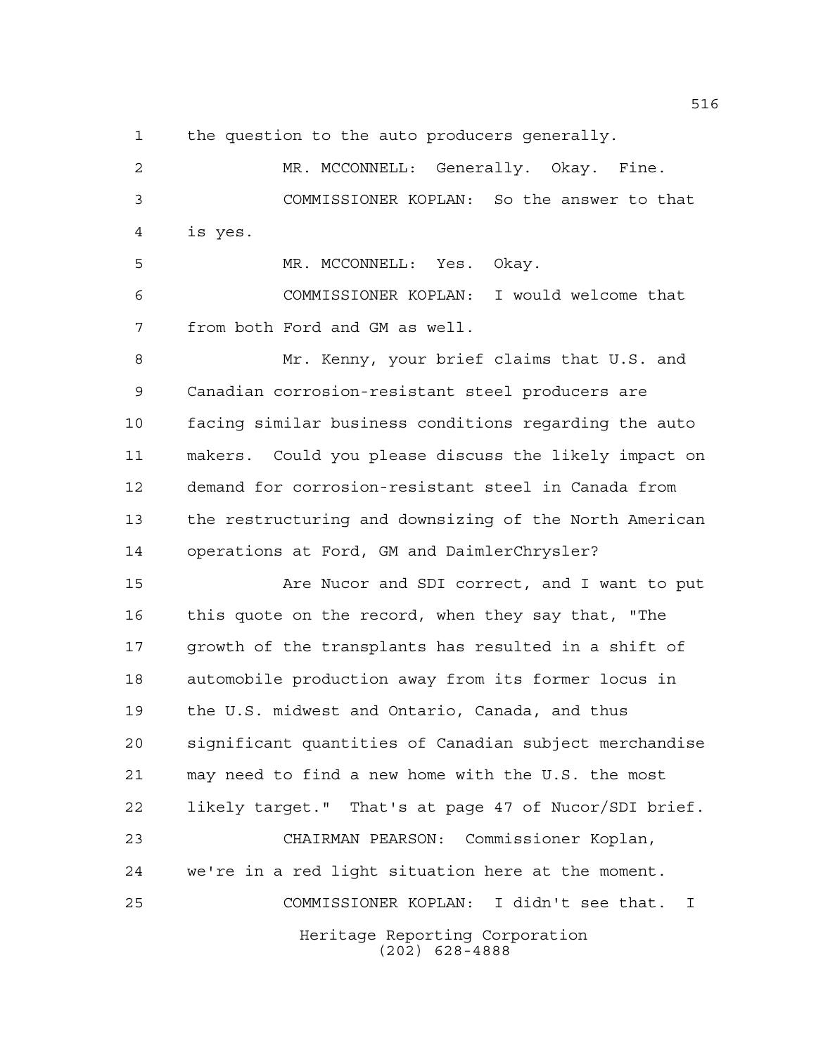the question to the auto producers generally.

MR. MCCONNELL: Generally. Okay. Fine.

COMMISSIONER KOPLAN: So the answer to that is yes.

MR. MCCONNELL: Yes. Okay.

COMMISSIONER KOPLAN: I would welcome that from both Ford and GM as well.

Mr. Kenny, your brief claims that U.S. and Canadian corrosion-resistant steel producers are facing similar business conditions regarding the auto makers. Could you please discuss the likely impact on demand for corrosion-resistant steel in Canada from the restructuring and downsizing of the North American operations at Ford, GM and DaimlerChrysler?

Are Nucor and SDI correct, and I want to put this quote on the record, when they say that, "The growth of the transplants has resulted in a shift of automobile production away from its former locus in the U.S. midwest and Ontario, Canada, and thus significant quantities of Canadian subject merchandise may need to find a new home with the U.S. the most likely target." That's at page 47 of Nucor/SDI brief.

CHAIRMAN PEARSON: Commissioner Koplan, we're in a red light situation here at the moment.

COMMISSIONER KOPLAN: I didn't see that. I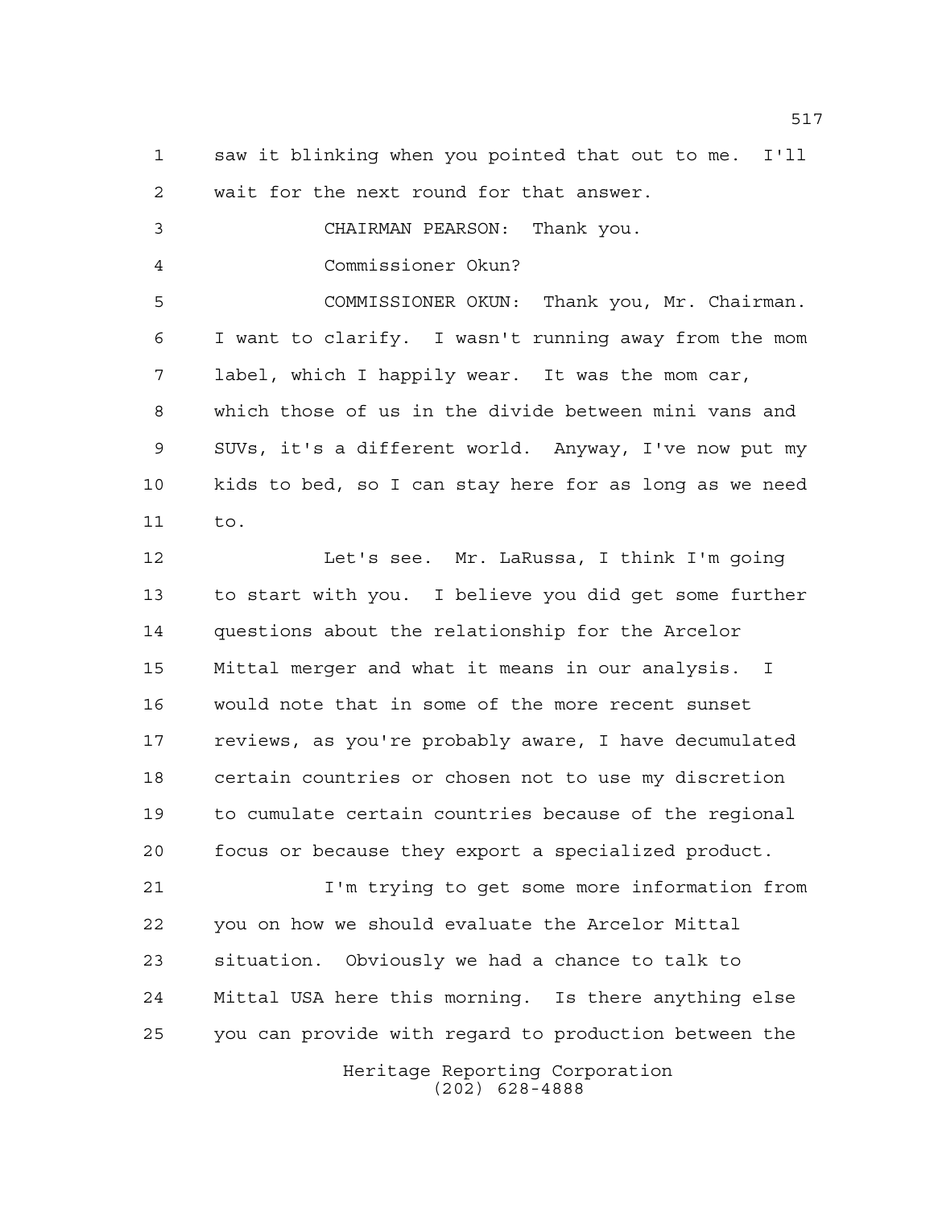saw it blinking when you pointed that out to me. I'll wait for the next round for that answer.

CHAIRMAN PEARSON: Thank you.

Commissioner Okun?

COMMISSIONER OKUN: Thank you, Mr. Chairman. I want to clarify. I wasn't running away from the mom label, which I happily wear. It was the mom car, which those of us in the divide between mini vans and SUVs, it's a different world. Anyway, I've now put my kids to bed, so I can stay here for as long as we need to.

Let's see. Mr. LaRussa, I think I'm going to start with you. I believe you did get some further questions about the relationship for the Arcelor Mittal merger and what it means in our analysis. I would note that in some of the more recent sunset reviews, as you're probably aware, I have decumulated certain countries or chosen not to use my discretion to cumulate certain countries because of the regional focus or because they export a specialized product.

I'm trying to get some more information from you on how we should evaluate the Arcelor Mittal situation. Obviously we had a chance to talk to Mittal USA here this morning. Is there anything else you can provide with regard to production between the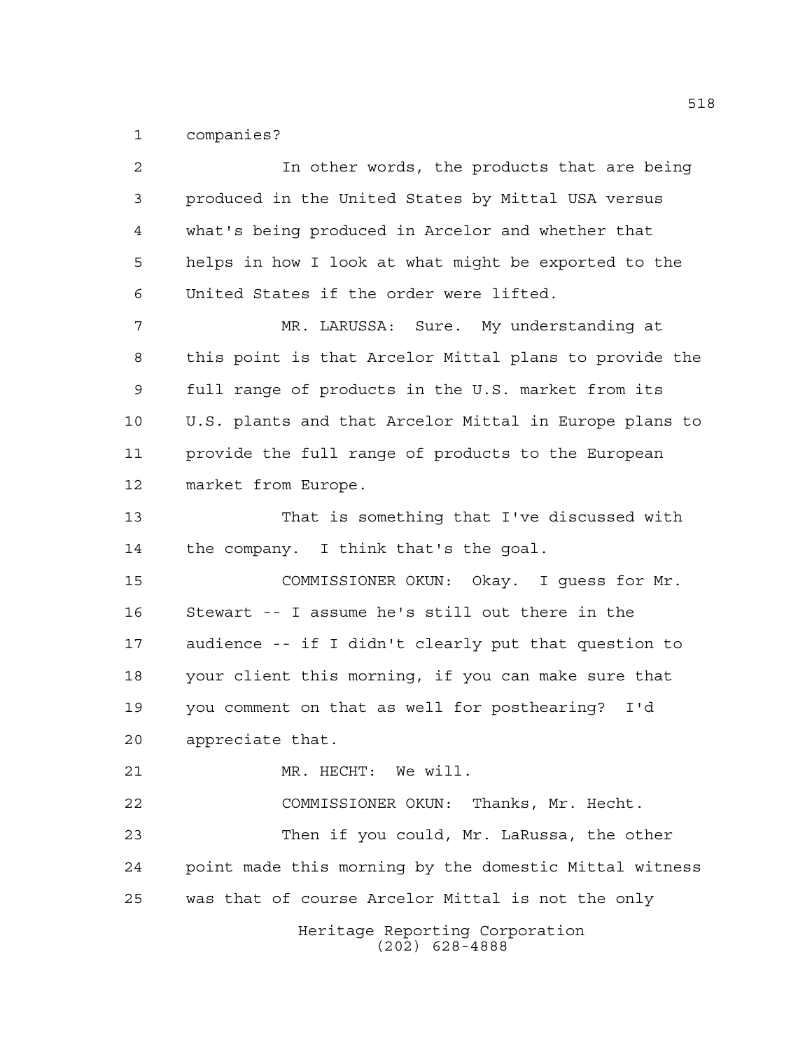companies?

In other words, the products that are being produced in the United States by Mittal USA versus what's being produced in Arcelor and whether that helps in how I look at what might be exported to the United States if the order were lifted.

MR. LARUSSA: Sure. My understanding at this point is that Arcelor Mittal plans to provide the full range of products in the U.S. market from its U.S. plants and that Arcelor Mittal in Europe plans to provide the full range of products to the European market from Europe.

That is something that I've discussed with the company. I think that's the goal.

COMMISSIONER OKUN: Okay. I guess for Mr. Stewart -- I assume he's still out there in the audience -- if I didn't clearly put that question to your client this morning, if you can make sure that you comment on that as well for posthearing? I'd appreciate that.

MR. HECHT: We will.

COMMISSIONER OKUN: Thanks, Mr. Hecht.

Then if you could, Mr. LaRussa, the other point made this morning by the domestic Mittal witness was that of course Arcelor Mittal is not the only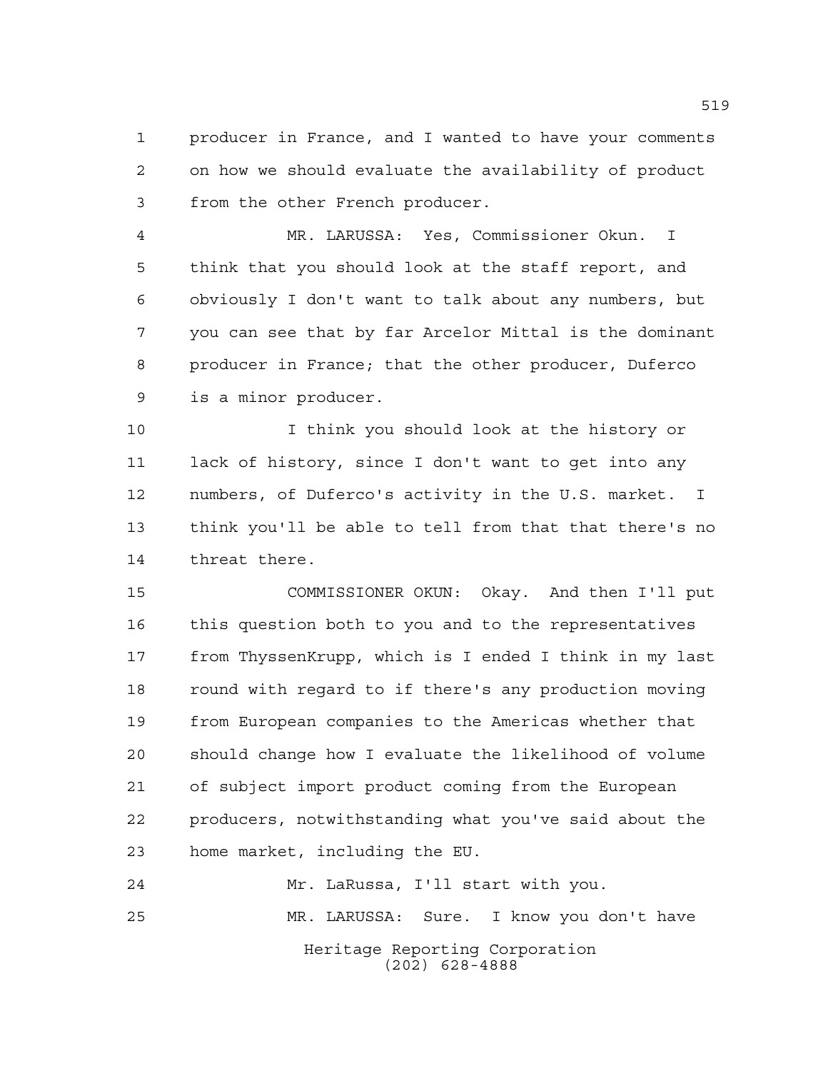producer in France, and I wanted to have your comments on how we should evaluate the availability of product from the other French producer.

MR. LARUSSA: Yes, Commissioner Okun. I think that you should look at the staff report, and obviously I don't want to talk about any numbers, but you can see that by far Arcelor Mittal is the dominant producer in France; that the other producer, Duferco is a minor producer.

I think you should look at the history or lack of history, since I don't want to get into any numbers, of Duferco's activity in the U.S. market. I think you'll be able to tell from that that there's no threat there.

COMMISSIONER OKUN: Okay. And then I'll put this question both to you and to the representatives from ThyssenKrupp, which is I ended I think in my last round with regard to if there's any production moving from European companies to the Americas whether that should change how I evaluate the likelihood of volume of subject import product coming from the European producers, notwithstanding what you've said about the home market, including the EU.

Mr. LaRussa, I'll start with you.

MR. LARUSSA: Sure. I know you don't have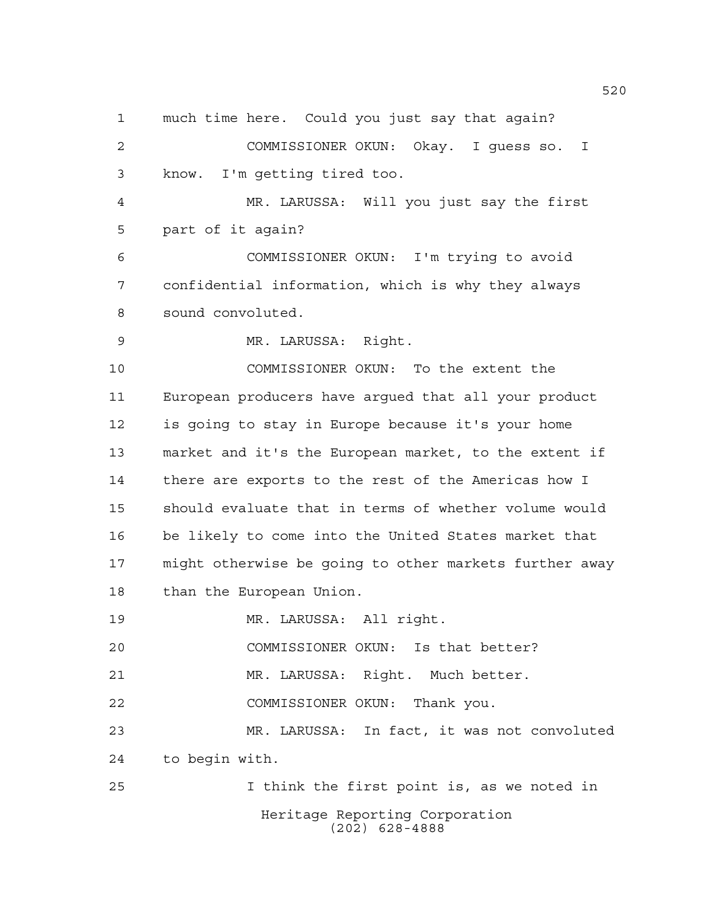much time here. Could you just say that again?

COMMISSIONER OKUN: Okay. I guess so. I know. I'm getting tired too.

MR. LARUSSA: Will you just say the first part of it again?

COMMISSIONER OKUN: I'm trying to avoid confidential information, which is why they always sound convoluted.

MR. LARUSSA: Right.

COMMISSIONER OKUN: To the extent the European producers have argued that all your product is going to stay in Europe because it's your home market and it's the European market, to the extent if there are exports to the rest of the Americas how I should evaluate that in terms of whether volume would be likely to come into the United States market that might otherwise be going to other markets further away than the European Union.

MR. LARUSSA: All right.

COMMISSIONER OKUN: Is that better?

MR. LARUSSA: Right. Much better.

COMMISSIONER OKUN: Thank you.

MR. LARUSSA: In fact, it was not convoluted to begin with.

I think the first point is, as we noted in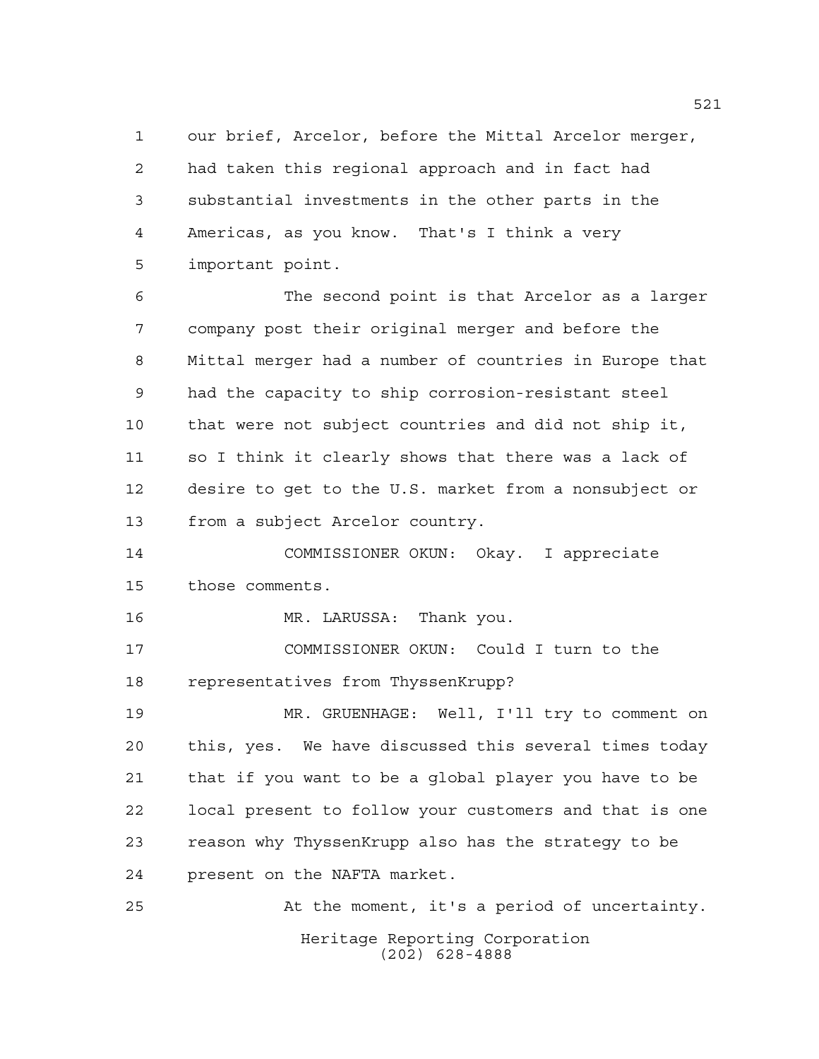our brief, Arcelor, before the Mittal Arcelor merger, had taken this regional approach and in fact had substantial investments in the other parts in the Americas, as you know. That's I think a very important point.

The second point is that Arcelor as a larger company post their original merger and before the Mittal merger had a number of countries in Europe that had the capacity to ship corrosion-resistant steel that were not subject countries and did not ship it, so I think it clearly shows that there was a lack of desire to get to the U.S. market from a nonsubject or from a subject Arcelor country.

COMMISSIONER OKUN: Okay. I appreciate those comments.

MR. LARUSSA: Thank you.

COMMISSIONER OKUN: Could I turn to the representatives from ThyssenKrupp?

MR. GRUENHAGE: Well, I'll try to comment on this, yes. We have discussed this several times today that if you want to be a global player you have to be local present to follow your customers and that is one reason why ThyssenKrupp also has the strategy to be present on the NAFTA market.

At the moment, it's a period of uncertainty.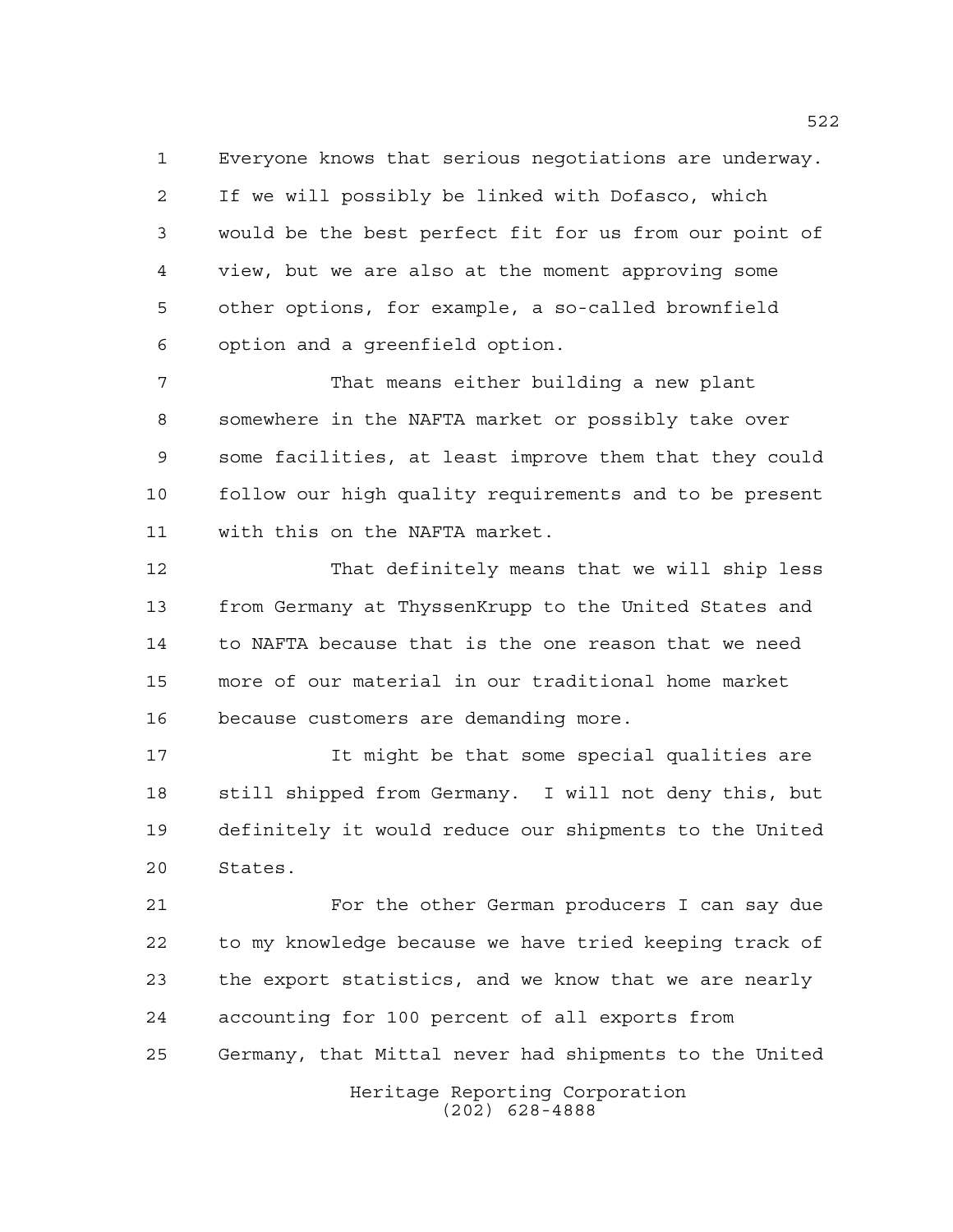Everyone knows that serious negotiations are underway. If we will possibly be linked with Dofasco, which would be the best perfect fit for us from our point of view, but we are also at the moment approving some other options, for example, a so-called brownfield option and a greenfield option.

That means either building a new plant somewhere in the NAFTA market or possibly take over some facilities, at least improve them that they could follow our high quality requirements and to be present with this on the NAFTA market.

That definitely means that we will ship less from Germany at ThyssenKrupp to the United States and to NAFTA because that is the one reason that we need more of our material in our traditional home market because customers are demanding more.

It might be that some special qualities are still shipped from Germany. I will not deny this, but definitely it would reduce our shipments to the United States.

For the other German producers I can say due to my knowledge because we have tried keeping track of the export statistics, and we know that we are nearly accounting for 100 percent of all exports from Germany, that Mittal never had shipments to the United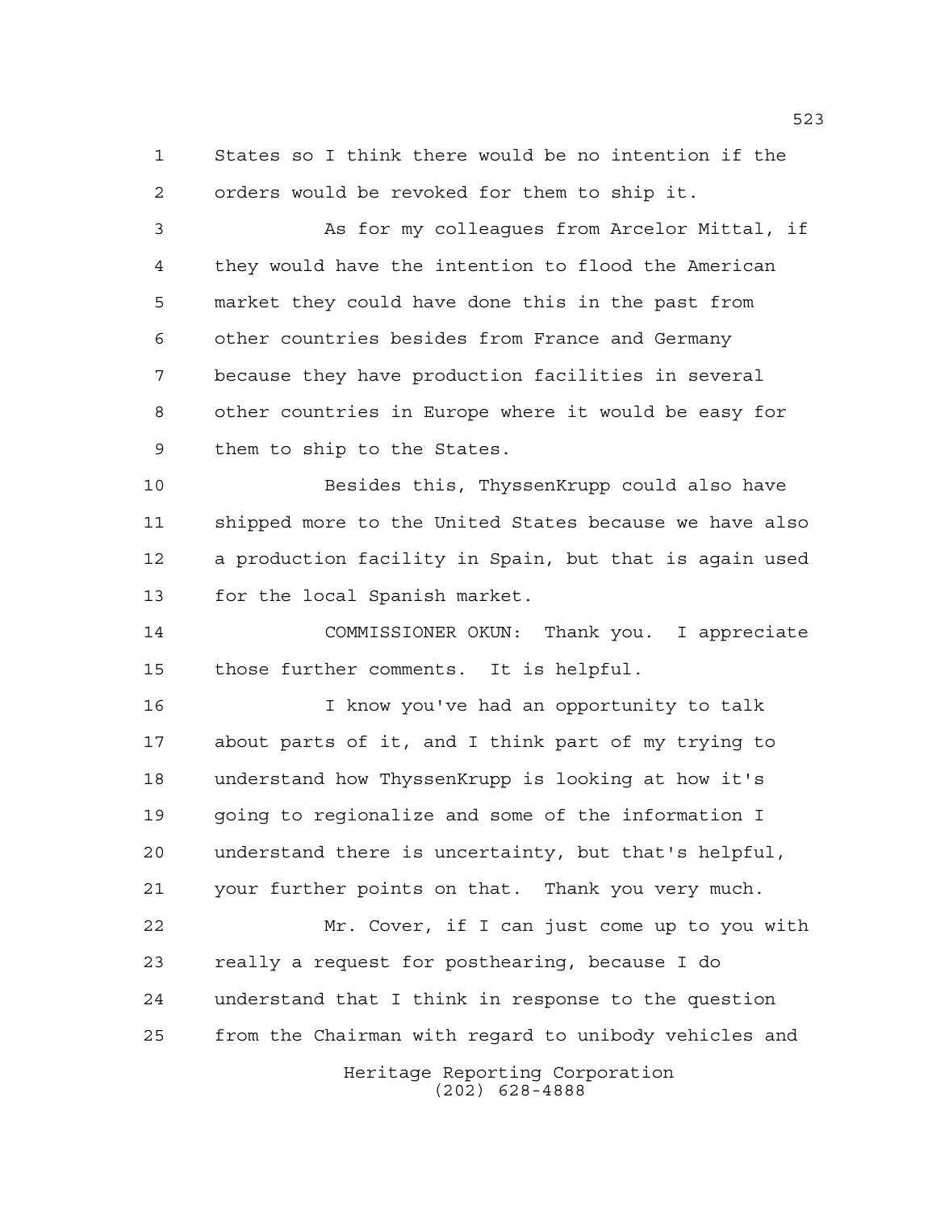States so I think there would be no intention if the orders would be revoked for them to ship it.

As for my colleagues from Arcelor Mittal, if they would have the intention to flood the American market they could have done this in the past from other countries besides from France and Germany because they have production facilities in several other countries in Europe where it would be easy for them to ship to the States.

Besides this, ThyssenKrupp could also have shipped more to the United States because we have also a production facility in Spain, but that is again used for the local Spanish market.

COMMISSIONER OKUN: Thank you. I appreciate those further comments. It is helpful.

I know you've had an opportunity to talk about parts of it, and I think part of my trying to understand how ThyssenKrupp is looking at how it's going to regionalize and some of the information I understand there is uncertainty, but that's helpful, your further points on that. Thank you very much.

Mr. Cover, if I can just come up to you with really a request for posthearing, because I do understand that I think in response to the question from the Chairman with regard to unibody vehicles and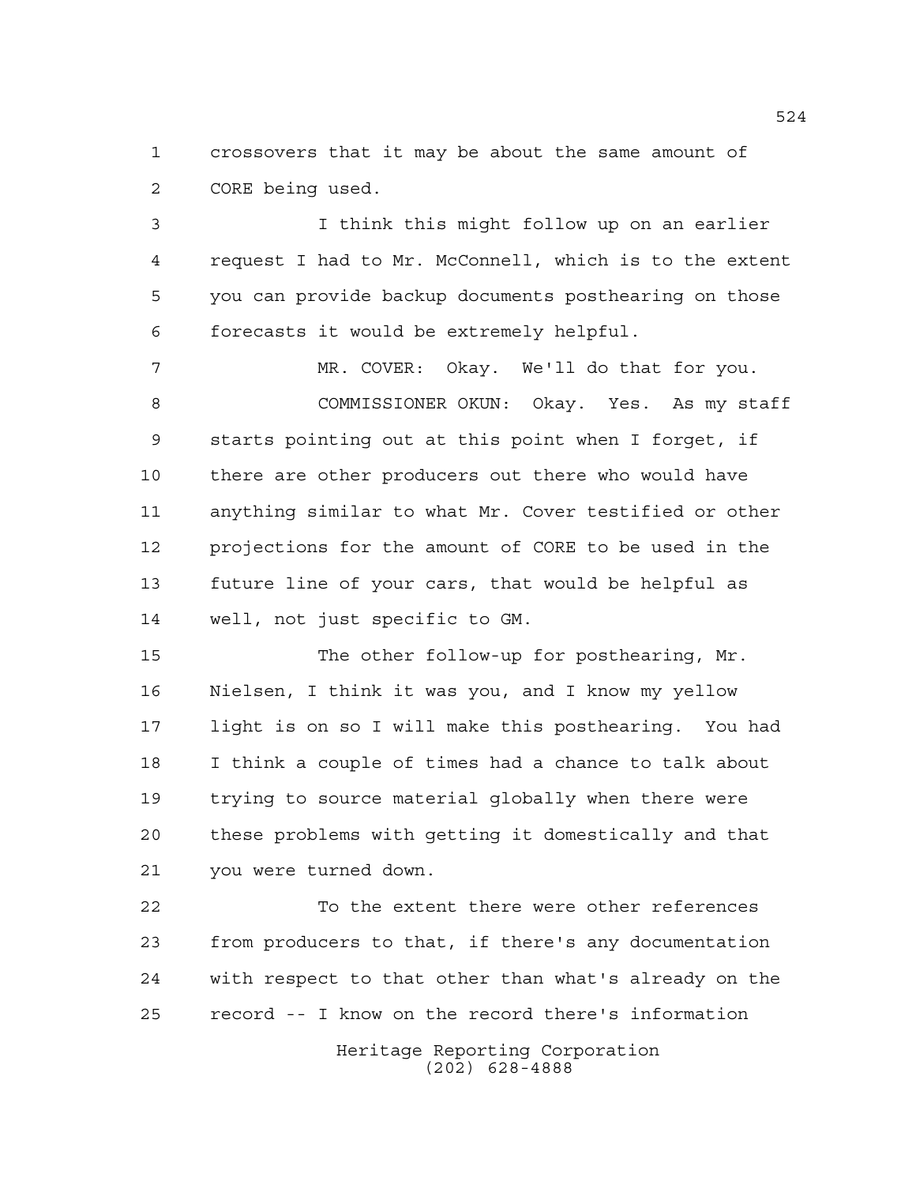crossovers that it may be about the same amount of CORE being used.

I think this might follow up on an earlier request I had to Mr. McConnell, which is to the extent you can provide backup documents posthearing on those forecasts it would be extremely helpful.

MR. COVER: Okay. We'll do that for you.

COMMISSIONER OKUN: Okay. Yes. As my staff starts pointing out at this point when I forget, if there are other producers out there who would have anything similar to what Mr. Cover testified or other projections for the amount of CORE to be used in the future line of your cars, that would be helpful as well, not just specific to GM.

The other follow-up for posthearing, Mr. Nielsen, I think it was you, and I know my yellow light is on so I will make this posthearing. You had I think a couple of times had a chance to talk about trying to source material globally when there were these problems with getting it domestically and that you were turned down.

To the extent there were other references from producers to that, if there's any documentation with respect to that other than what's already on the record -- I know on the record there's information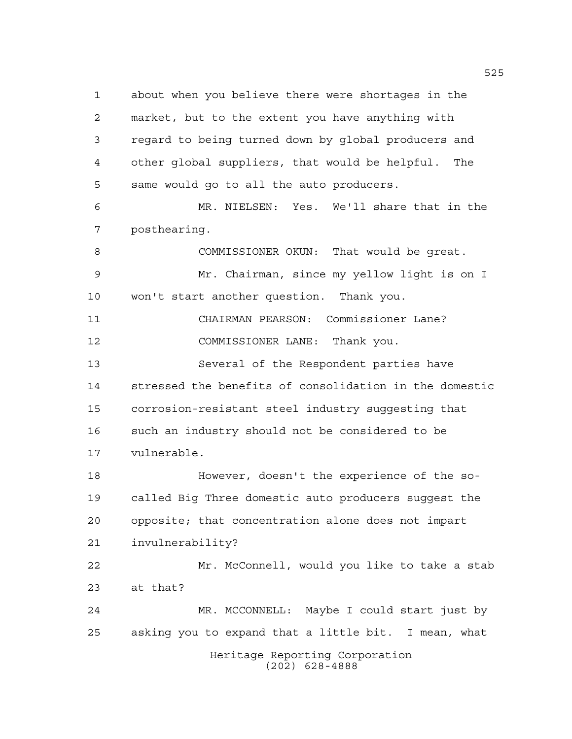about when you believe there were shortages in the market, but to the extent you have anything with regard to being turned down by global producers and other global suppliers, that would be helpful. The same would go to all the auto producers.

MR. NIELSEN: Yes. We'll share that in the posthearing.

COMMISSIONER OKUN: That would be great.

Mr. Chairman, since my yellow light is on I won't start another question. Thank you.

CHAIRMAN PEARSON: Commissioner Lane?

COMMISSIONER LANE: Thank you.

Several of the Respondent parties have stressed the benefits of consolidation in the domestic corrosion-resistant steel industry suggesting that such an industry should not be considered to be vulnerable.

However, doesn't the experience of the so-called Big Three domestic auto producers suggest the opposite; that concentration alone does not impart invulnerability?

Mr. McConnell, would you like to take a stab at that?

MR. MCCONNELL: Maybe I could start just by asking you to expand that a little bit. I mean, what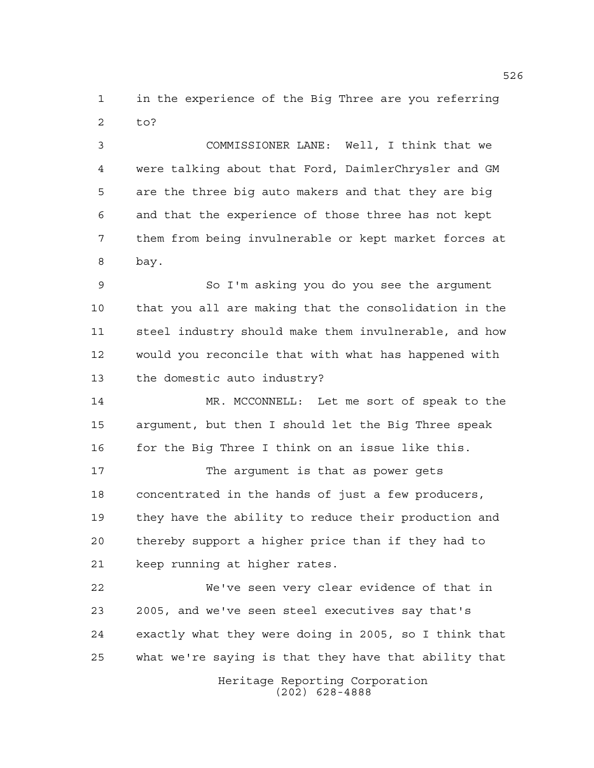in the experience of the Big Three are you referring to?

COMMISSIONER LANE: Well, I think that we were talking about that Ford, DaimlerChrysler and GM are the three big auto makers and that they are big and that the experience of those three has not kept them from being invulnerable or kept market forces at bay.

So I'm asking you do you see the argument that you all are making that the consolidation in the steel industry should make them invulnerable, and how would you reconcile that with what has happened with the domestic auto industry?

MR. MCCONNELL: Let me sort of speak to the argument, but then I should let the Big Three speak for the Big Three I think on an issue like this.

The argument is that as power gets concentrated in the hands of just a few producers, they have the ability to reduce their production and thereby support a higher price than if they had to keep running at higher rates.

We've seen very clear evidence of that in 2005, and we've seen steel executives say that's exactly what they were doing in 2005, so I think that what we're saying is that they have that ability that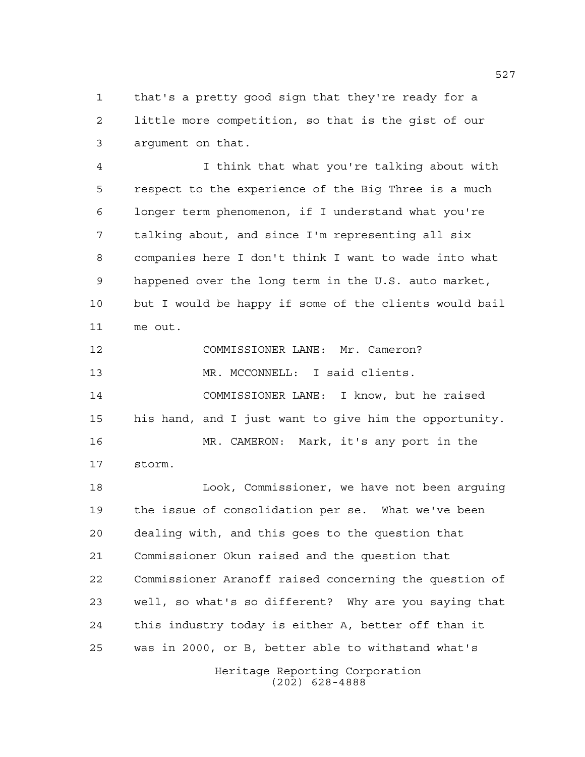that's a pretty good sign that they're ready for a little more competition, so that is the gist of our argument on that.

I think that what you're talking about with respect to the experience of the Big Three is a much longer term phenomenon, if I understand what you're talking about, and since I'm representing all six companies here I don't think I want to wade into what happened over the long term in the U.S. auto market, but I would be happy if some of the clients would bail me out.

COMMISSIONER LANE: Mr. Cameron?

MR. MCCONNELL: I said clients.

COMMISSIONER LANE: I know, but he raised his hand, and I just want to give him the opportunity.

MR. CAMERON: Mark, it's any port in the storm.

Look, Commissioner, we have not been arguing the issue of consolidation per se. What we've been dealing with, and this goes to the question that Commissioner Okun raised and the question that Commissioner Aranoff raised concerning the question of well, so what's so different? Why are you saying that this industry today is either A, better off than it was in 2000, or B, better able to withstand what's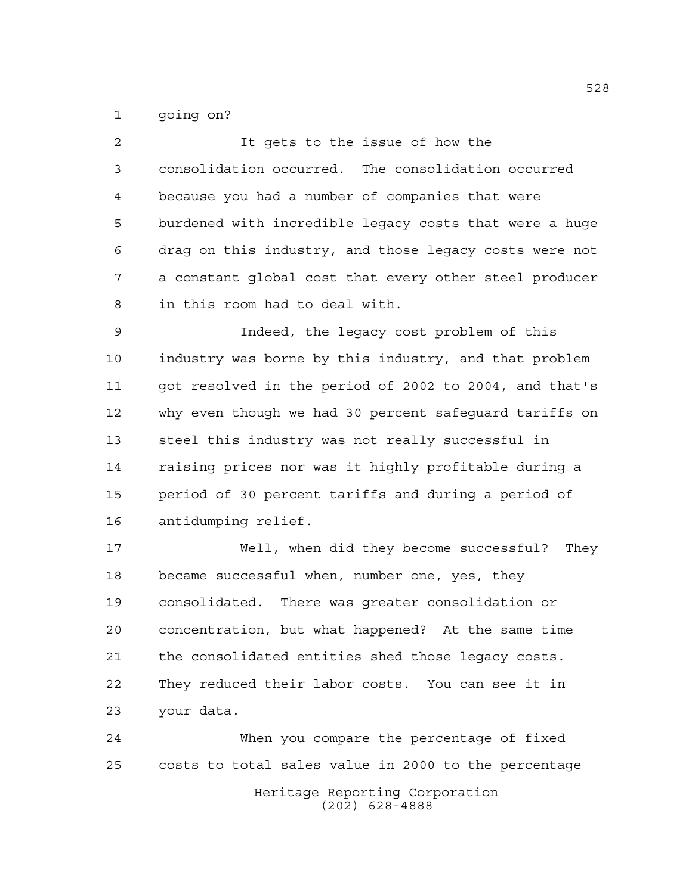going on?

It gets to the issue of how the consolidation occurred. The consolidation occurred because you had a number of companies that were burdened with incredible legacy costs that were a huge drag on this industry, and those legacy costs were not a constant global cost that every other steel producer in this room had to deal with.

Indeed, the legacy cost problem of this industry was borne by this industry, and that problem got resolved in the period of 2002 to 2004, and that's why even though we had 30 percent safeguard tariffs on steel this industry was not really successful in raising prices nor was it highly profitable during a period of 30 percent tariffs and during a period of antidumping relief.

Well, when did they become successful? They became successful when, number one, yes, they consolidated. There was greater consolidation or concentration, but what happened? At the same time the consolidated entities shed those legacy costs. They reduced their labor costs. You can see it in your data.

When you compare the percentage of fixed costs to total sales value in 2000 to the percentage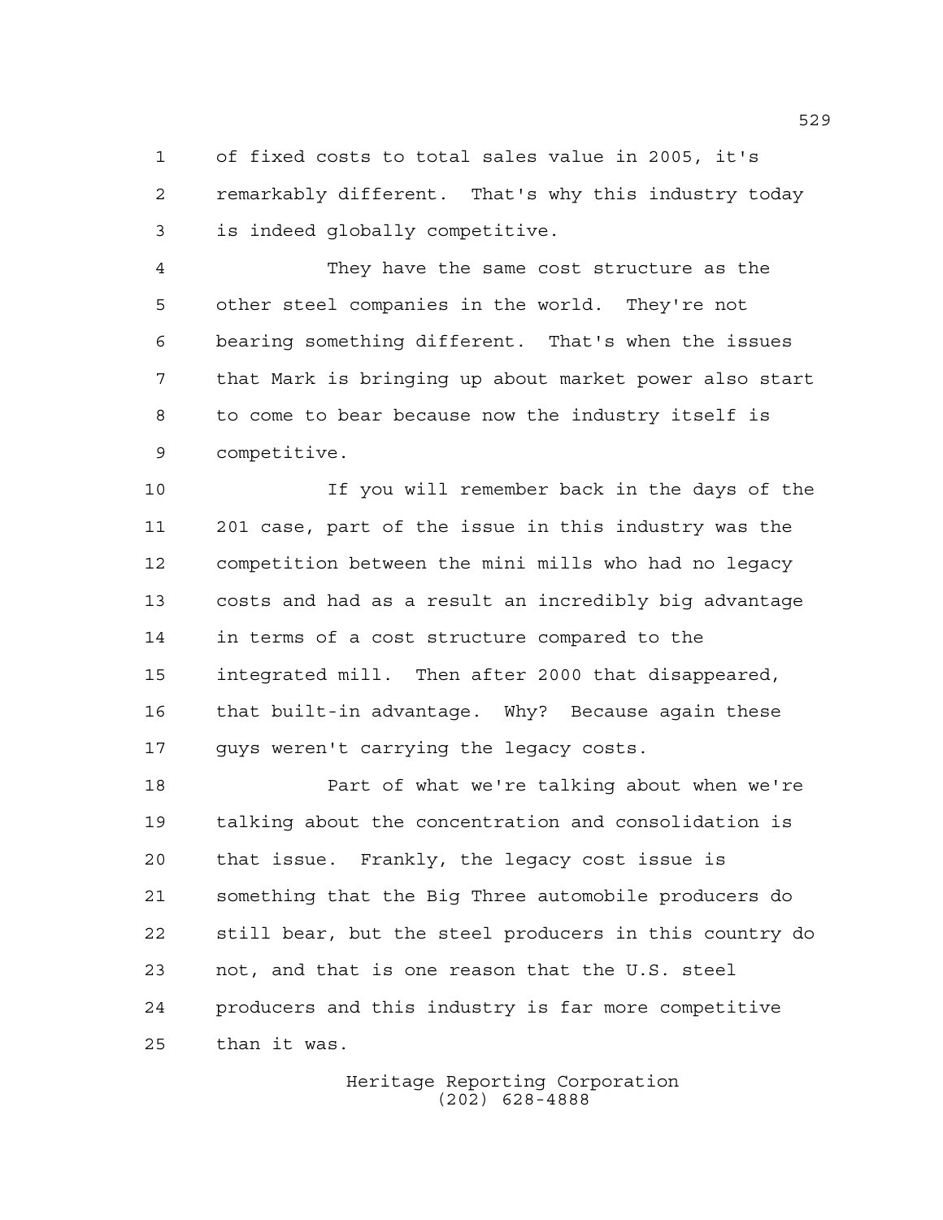of fixed costs to total sales value in 2005, it's remarkably different. That's why this industry today is indeed globally competitive.

They have the same cost structure as the other steel companies in the world. They're not bearing something different. That's when the issues that Mark is bringing up about market power also start to come to bear because now the industry itself is competitive.

If you will remember back in the days of the 201 case, part of the issue in this industry was the competition between the mini mills who had no legacy costs and had as a result an incredibly big advantage in terms of a cost structure compared to the integrated mill. Then after 2000 that disappeared, that built-in advantage. Why? Because again these guys weren't carrying the legacy costs.

Part of what we're talking about when we're talking about the concentration and consolidation is that issue. Frankly, the legacy cost issue is something that the Big Three automobile producers do still bear, but the steel producers in this country do not, and that is one reason that the U.S. steel producers and this industry is far more competitive than it was.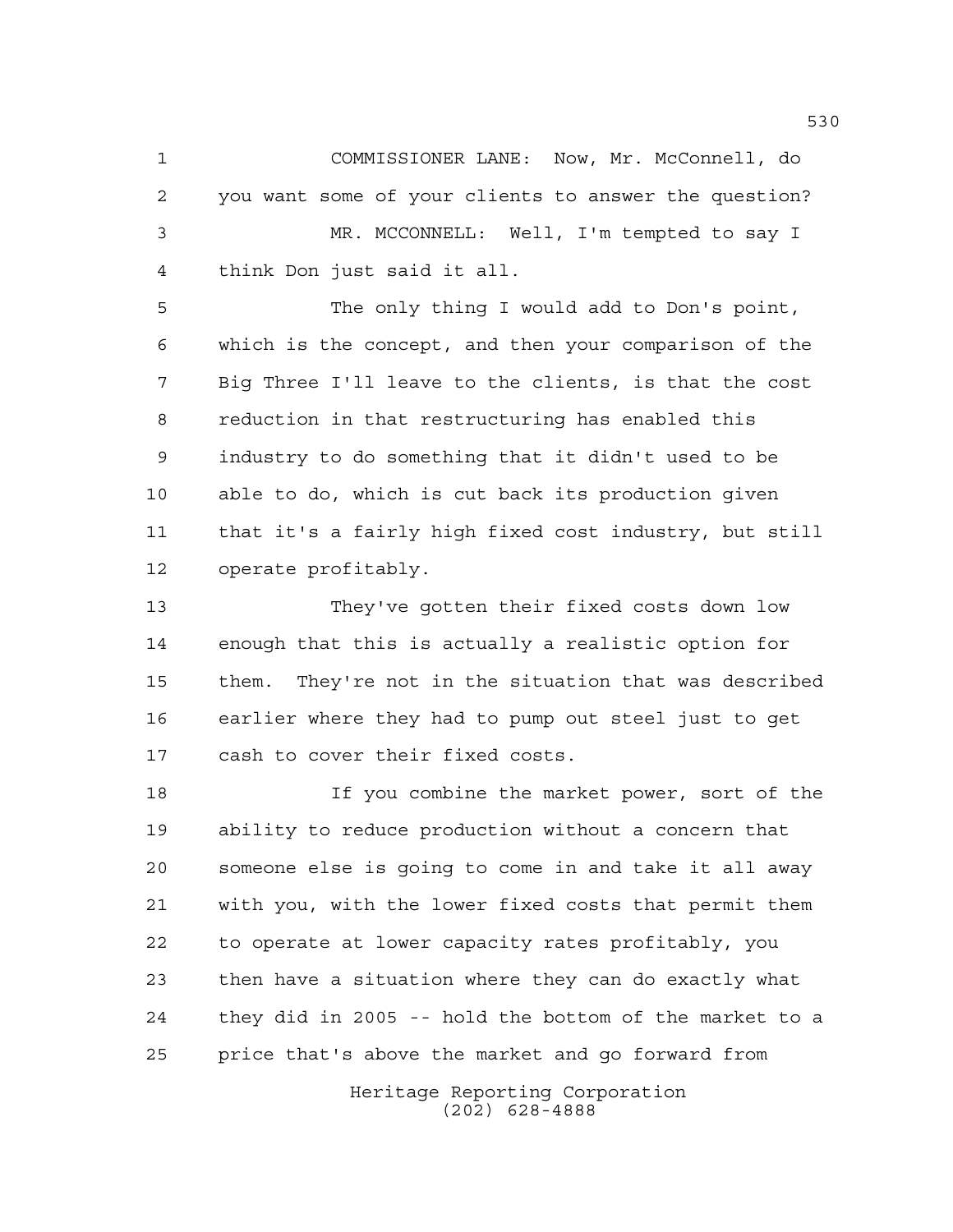COMMISSIONER LANE: Now, Mr. McConnell, do you want some of your clients to answer the question?

MR. MCCONNELL: Well, I'm tempted to say I think Don just said it all.

The only thing I would add to Don's point, which is the concept, and then your comparison of the Big Three I'll leave to the clients, is that the cost reduction in that restructuring has enabled this industry to do something that it didn't used to be able to do, which is cut back its production given that it's a fairly high fixed cost industry, but still operate profitably.

They've gotten their fixed costs down low enough that this is actually a realistic option for them. They're not in the situation that was described earlier where they had to pump out steel just to get cash to cover their fixed costs.

If you combine the market power, sort of the ability to reduce production without a concern that someone else is going to come in and take it all away with you, with the lower fixed costs that permit them to operate at lower capacity rates profitably, you then have a situation where they can do exactly what they did in 2005 -- hold the bottom of the market to a price that's above the market and go forward from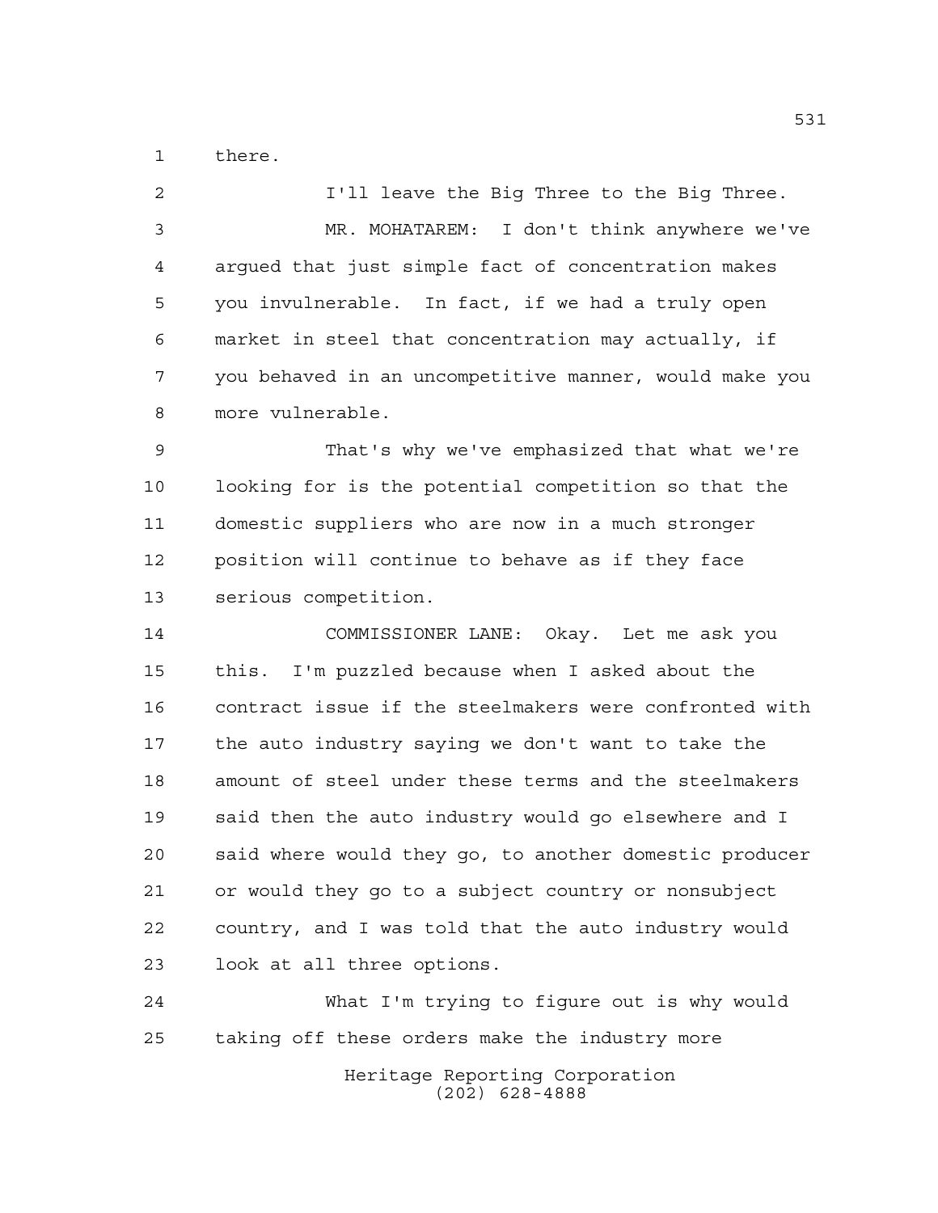there.

I'll leave the Big Three to the Big Three.

MR. MOHATAREM: I don't think anywhere we've argued that just simple fact of concentration makes you invulnerable. In fact, if we had a truly open market in steel that concentration may actually, if you behaved in an uncompetitive manner, would make you more vulnerable.

That's why we've emphasized that what we're looking for is the potential competition so that the domestic suppliers who are now in a much stronger position will continue to behave as if they face serious competition.

COMMISSIONER LANE: Okay. Let me ask you this. I'm puzzled because when I asked about the contract issue if the steelmakers were confronted with the auto industry saying we don't want to take the amount of steel under these terms and the steelmakers said then the auto industry would go elsewhere and I said where would they go, to another domestic producer or would they go to a subject country or nonsubject country, and I was told that the auto industry would look at all three options.

What I'm trying to figure out is why would taking off these orders make the industry more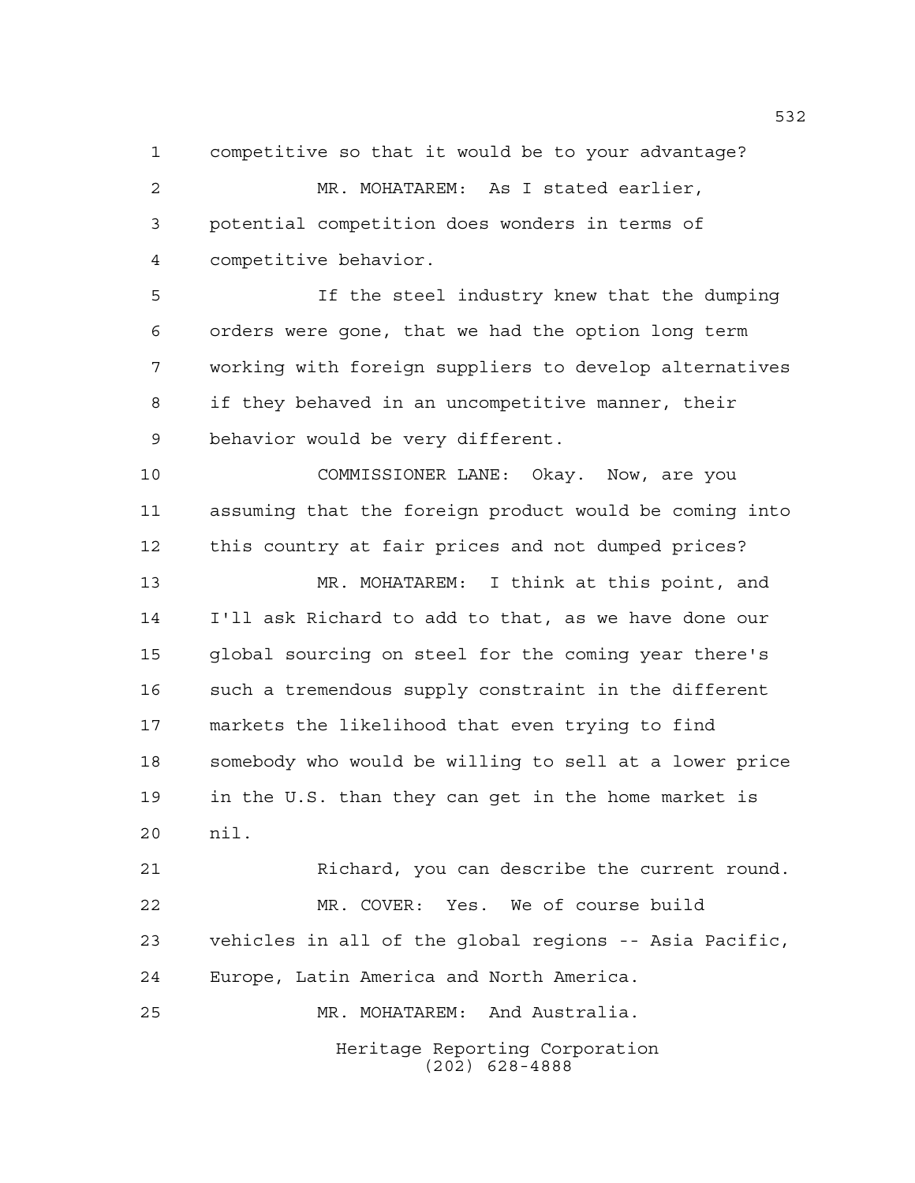competitive so that it would be to your advantage?

MR. MOHATAREM: As I stated earlier, potential competition does wonders in terms of competitive behavior.

If the steel industry knew that the dumping orders were gone, that we had the option long term working with foreign suppliers to develop alternatives if they behaved in an uncompetitive manner, their behavior would be very different.

COMMISSIONER LANE: Okay. Now, are you assuming that the foreign product would be coming into this country at fair prices and not dumped prices?

MR. MOHATAREM: I think at this point, and I'll ask Richard to add to that, as we have done our global sourcing on steel for the coming year there's such a tremendous supply constraint in the different markets the likelihood that even trying to find somebody who would be willing to sell at a lower price in the U.S. than they can get in the home market is nil.

Richard, you can describe the current round.

MR. COVER: Yes. We of course build vehicles in all of the global regions -- Asia Pacific, Europe, Latin America and North America.

MR. MOHATAREM: And Australia.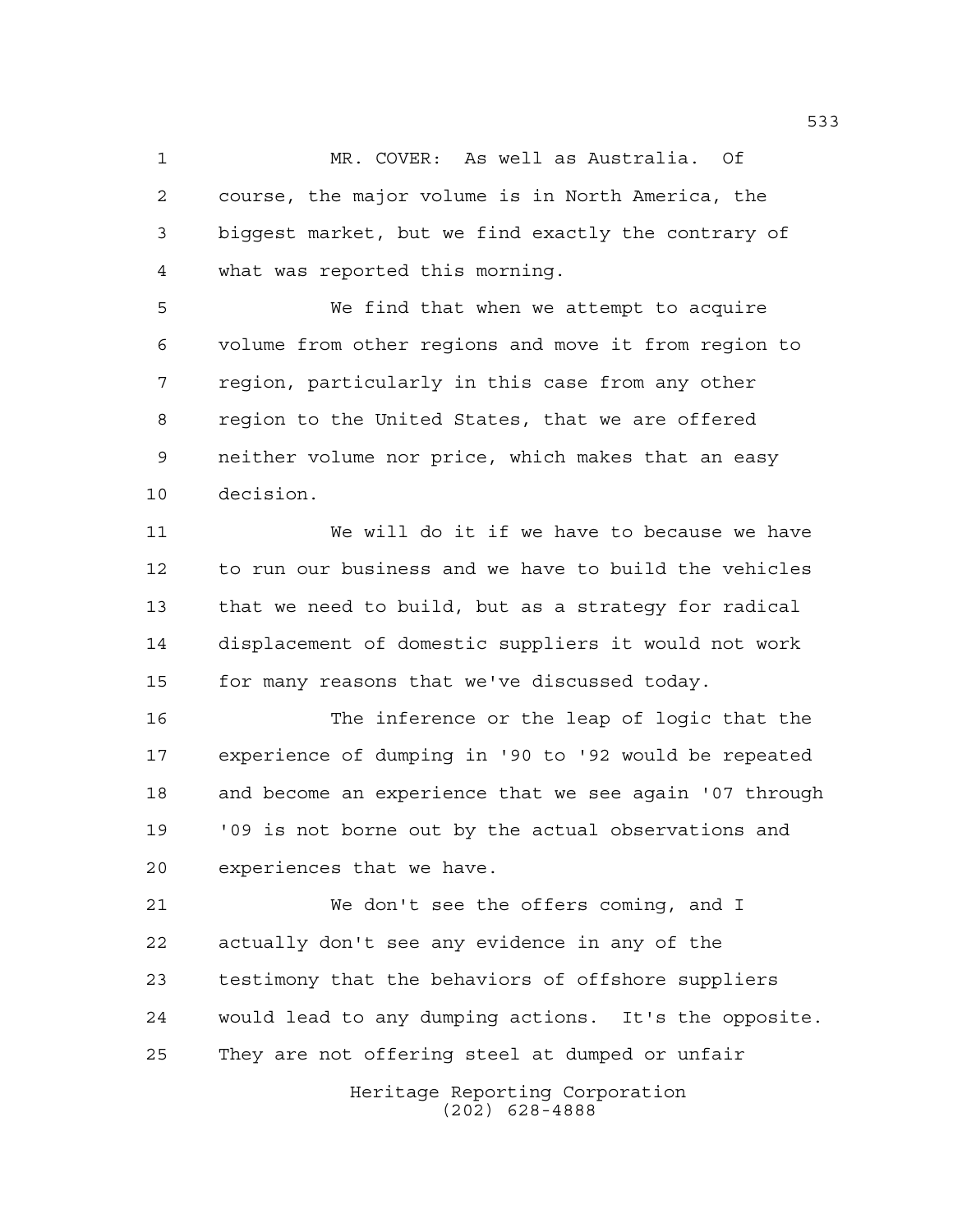MR. COVER: As well as Australia. Of course, the major volume is in North America, the biggest market, but we find exactly the contrary of what was reported this morning.

We find that when we attempt to acquire volume from other regions and move it from region to region, particularly in this case from any other region to the United States, that we are offered neither volume nor price, which makes that an easy decision.

We will do it if we have to because we have to run our business and we have to build the vehicles that we need to build, but as a strategy for radical displacement of domestic suppliers it would not work for many reasons that we've discussed today.

The inference or the leap of logic that the experience of dumping in '90 to '92 would be repeated and become an experience that we see again '07 through '09 is not borne out by the actual observations and experiences that we have.

We don't see the offers coming, and I actually don't see any evidence in any of the testimony that the behaviors of offshore suppliers would lead to any dumping actions. It's the opposite. They are not offering steel at dumped or unfair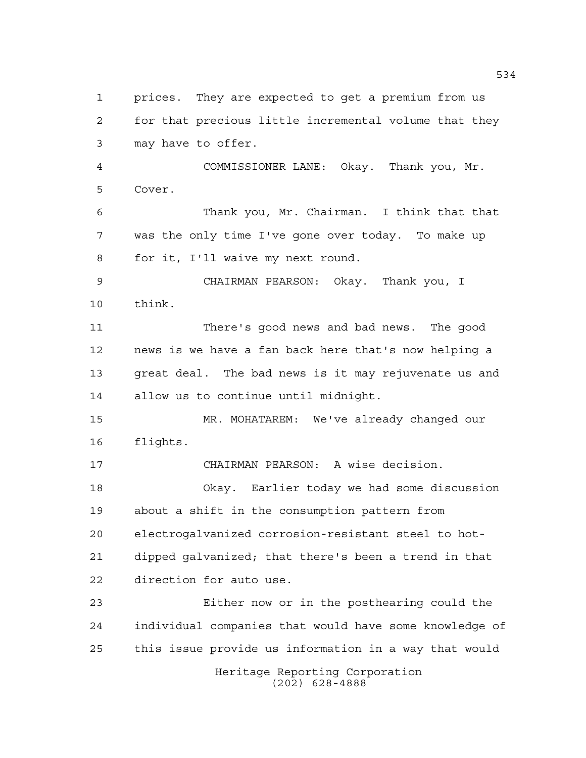prices. They are expected to get a premium from us for that precious little incremental volume that they may have to offer.

COMMISSIONER LANE: Okay. Thank you, Mr. Cover.

Thank you, Mr. Chairman. I think that that was the only time I've gone over today. To make up for it, I'll waive my next round.

CHAIRMAN PEARSON: Okay. Thank you, I think.

There's good news and bad news. The good news is we have a fan back here that's now helping a great deal. The bad news is it may rejuvenate us and allow us to continue until midnight.

MR. MOHATAREM: We've already changed our flights.

CHAIRMAN PEARSON: A wise decision.

Okay. Earlier today we had some discussion about a shift in the consumption pattern from electrogalvanized corrosion-resistant steel to hot-dipped galvanized; that there's been a trend in that direction for auto use.

Either now or in the posthearing could the individual companies that would have some knowledge of this issue provide us information in a way that would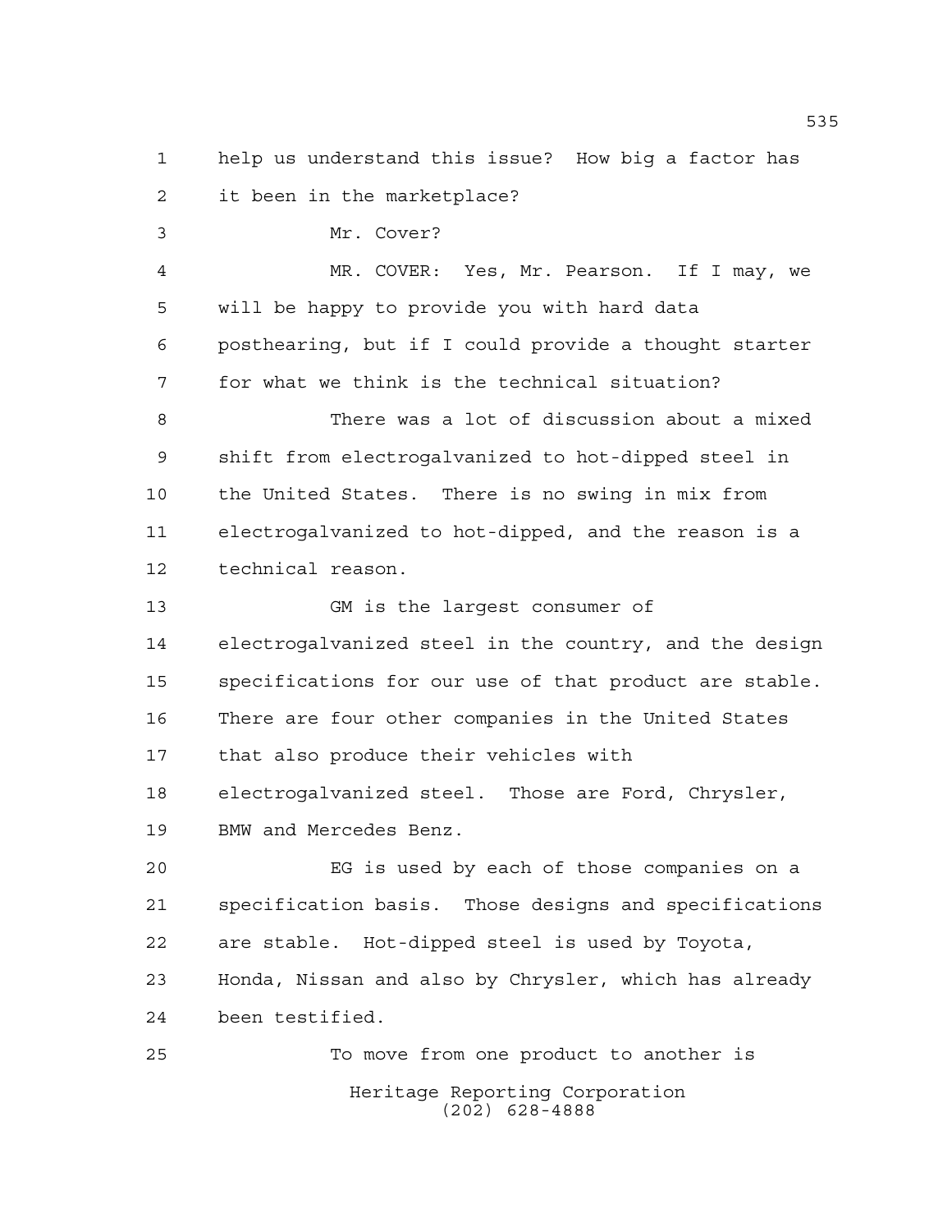help us understand this issue? How big a factor has it been in the marketplace?

Mr. Cover?

MR. COVER: Yes, Mr. Pearson. If I may, we will be happy to provide you with hard data posthearing, but if I could provide a thought starter for what we think is the technical situation?

There was a lot of discussion about a mixed shift from electrogalvanized to hot-dipped steel in the United States. There is no swing in mix from electrogalvanized to hot-dipped, and the reason is a technical reason.

GM is the largest consumer of electrogalvanized steel in the country, and the design specifications for our use of that product are stable. There are four other companies in the United States that also produce their vehicles with electrogalvanized steel. Those are Ford, Chrysler, BMW and Mercedes Benz.

EG is used by each of those companies on a specification basis. Those designs and specifications are stable. Hot-dipped steel is used by Toyota, Honda, Nissan and also by Chrysler, which has already been testified.

To move from one product to another is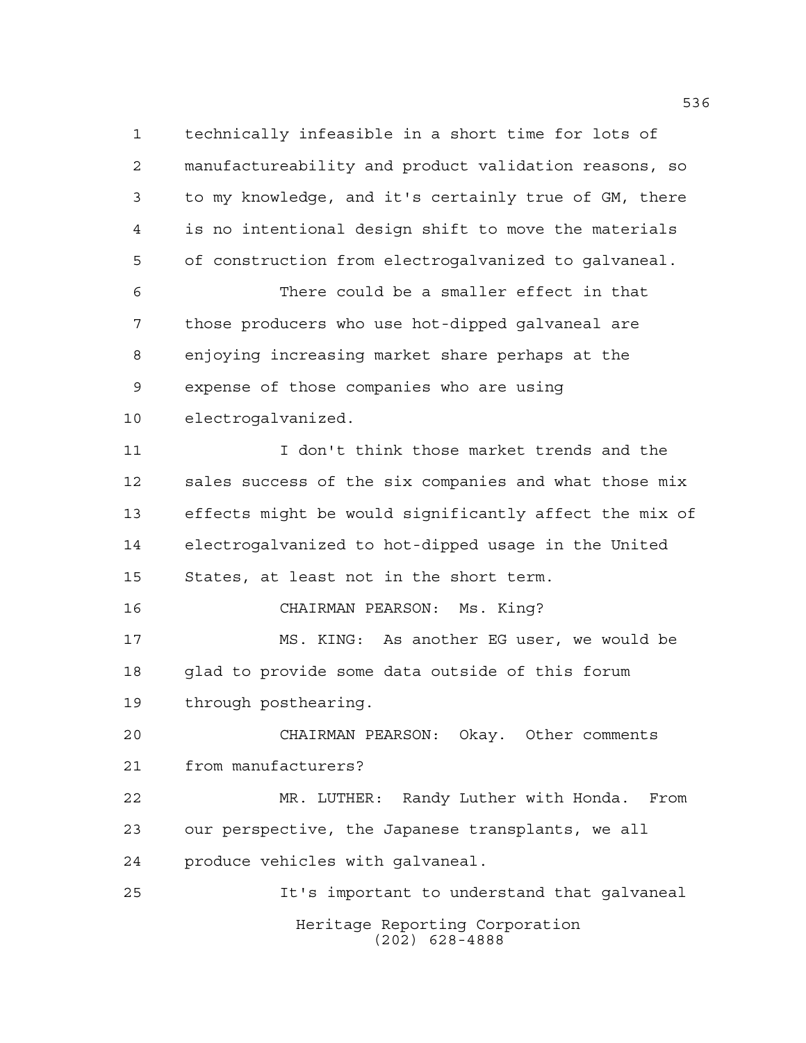technically infeasible in a short time for lots of manufactureability and product validation reasons, so to my knowledge, and it's certainly true of GM, there is no intentional design shift to move the materials of construction from electrogalvanized to galvaneal.

There could be a smaller effect in that those producers who use hot-dipped galvaneal are enjoying increasing market share perhaps at the expense of those companies who are using electrogalvanized.

I don't think those market trends and the sales success of the six companies and what those mix effects might be would significantly affect the mix of electrogalvanized to hot-dipped usage in the United States, at least not in the short term.

CHAIRMAN PEARSON: Ms. King?

MS. KING: As another EG user, we would be glad to provide some data outside of this forum through posthearing.

CHAIRMAN PEARSON: Okay. Other comments from manufacturers?

MR. LUTHER: Randy Luther with Honda. From our perspective, the Japanese transplants, we all produce vehicles with galvaneal.

It's important to understand that galvaneal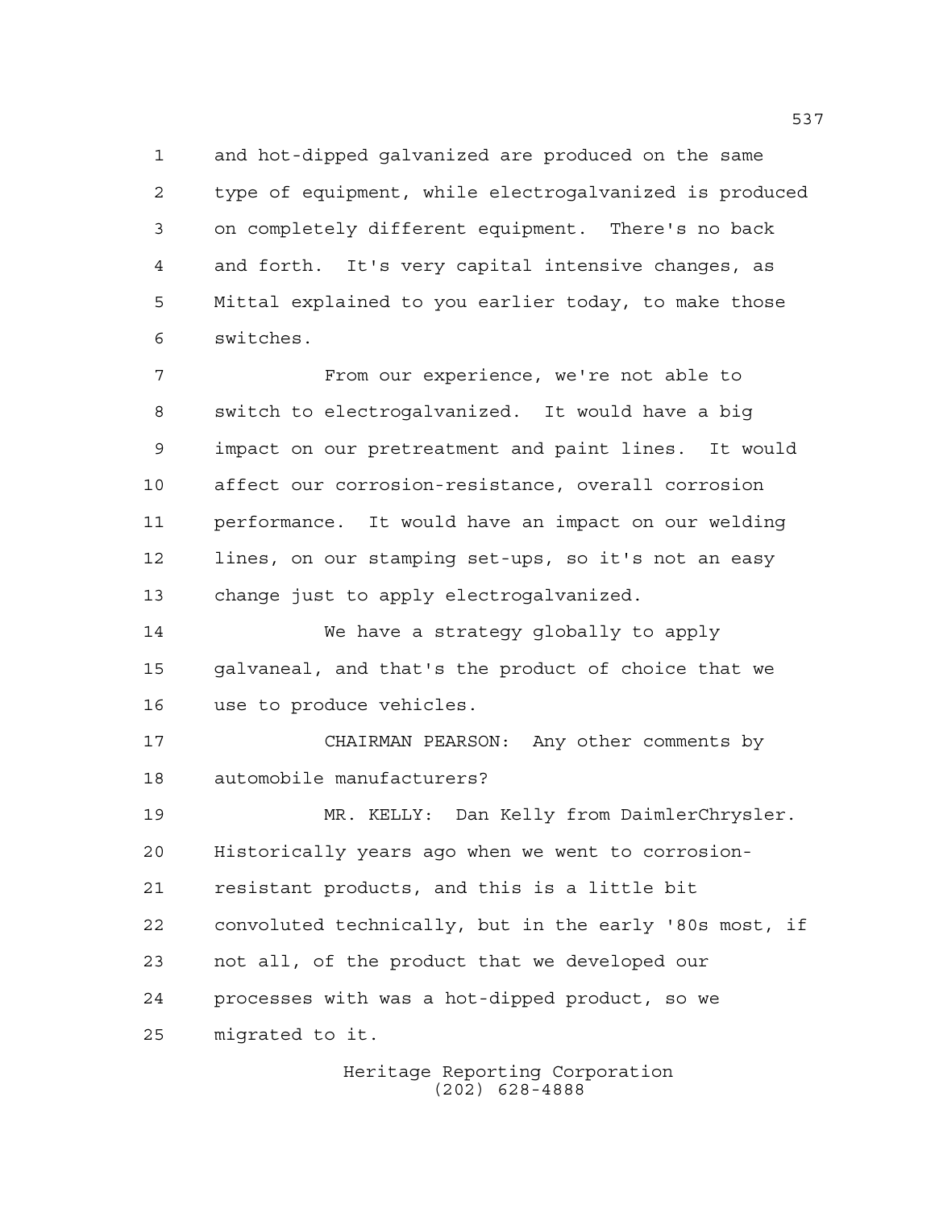and hot-dipped galvanized are produced on the same type of equipment, while electrogalvanized is produced on completely different equipment. There's no back and forth. It's very capital intensive changes, as Mittal explained to you earlier today, to make those switches.

From our experience, we're not able to switch to electrogalvanized. It would have a big impact on our pretreatment and paint lines. It would affect our corrosion-resistance, overall corrosion performance. It would have an impact on our welding lines, on our stamping set-ups, so it's not an easy change just to apply electrogalvanized.

We have a strategy globally to apply galvaneal, and that's the product of choice that we use to produce vehicles.

CHAIRMAN PEARSON: Any other comments by automobile manufacturers?

MR. KELLY: Dan Kelly from DaimlerChrysler. Historically years ago when we went to corrosion-resistant products, and this is a little bit convoluted technically, but in the early '80s most, if not all, of the product that we developed our processes with was a hot-dipped product, so we migrated to it.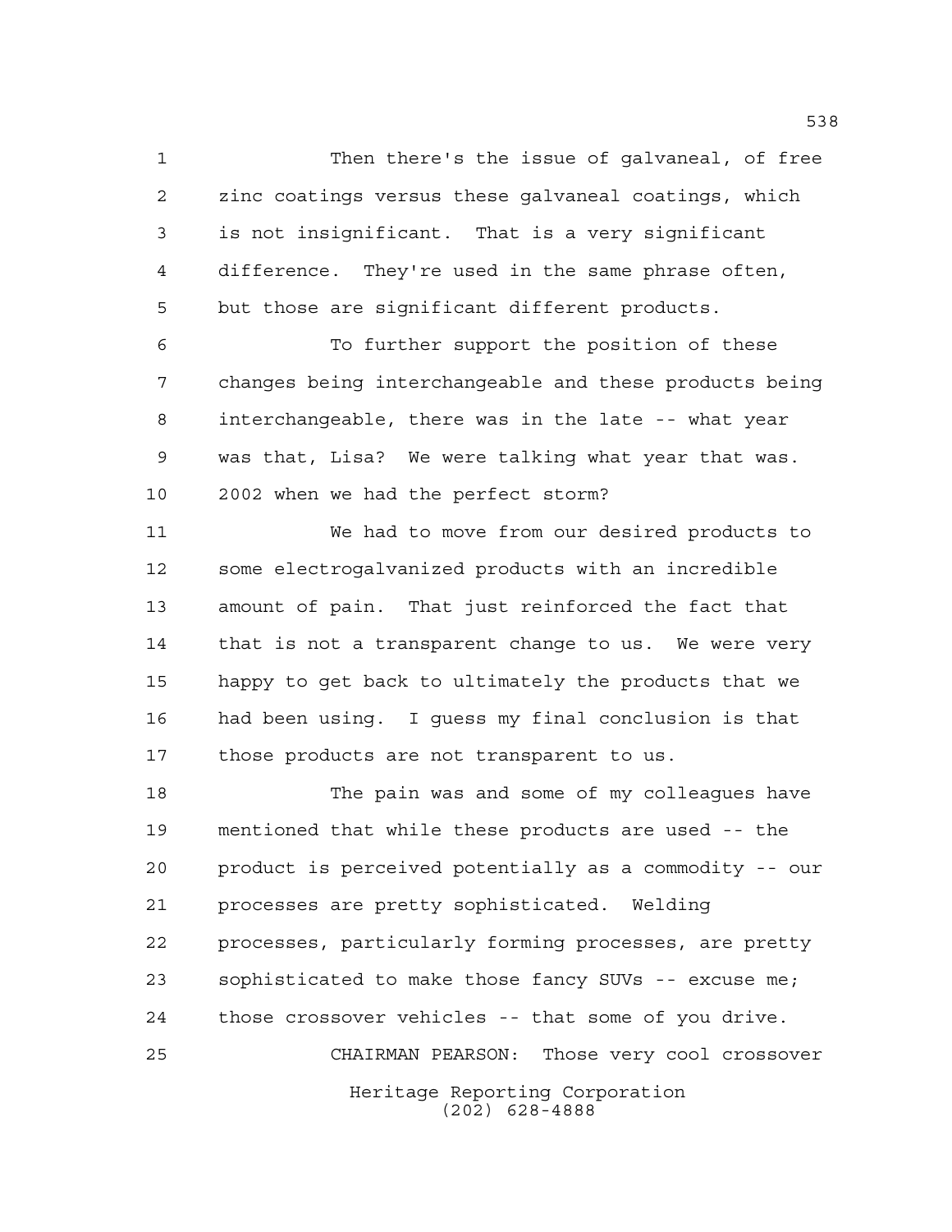Then there's the issue of galvaneal, of free zinc coatings versus these galvaneal coatings, which is not insignificant. That is a very significant difference. They're used in the same phrase often, but those are significant different products.

To further support the position of these changes being interchangeable and these products being interchangeable, there was in the late -- what year was that, Lisa? We were talking what year that was. 2002 when we had the perfect storm?

We had to move from our desired products to some electrogalvanized products with an incredible amount of pain. That just reinforced the fact that that is not a transparent change to us. We were very happy to get back to ultimately the products that we had been using. I guess my final conclusion is that those products are not transparent to us.

The pain was and some of my colleagues have mentioned that while these products are used -- the product is perceived potentially as a commodity -- our processes are pretty sophisticated. Welding processes, particularly forming processes, are pretty sophisticated to make those fancy SUVs -- excuse me; those crossover vehicles -- that some of you drive.

CHAIRMAN PEARSON: Those very cool crossover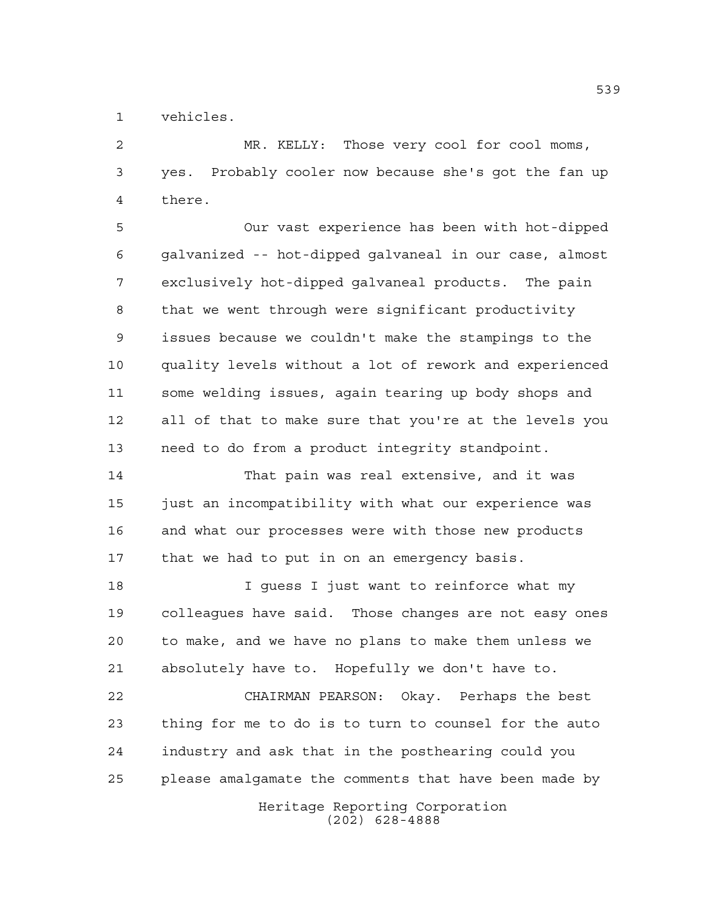vehicles.

MR. KELLY: Those very cool for cool moms, yes. Probably cooler now because she's got the fan up there.

Our vast experience has been with hot-dipped galvanized -- hot-dipped galvaneal in our case, almost exclusively hot-dipped galvaneal products. The pain that we went through were significant productivity issues because we couldn't make the stampings to the quality levels without a lot of rework and experienced some welding issues, again tearing up body shops and all of that to make sure that you're at the levels you need to do from a product integrity standpoint.

That pain was real extensive, and it was just an incompatibility with what our experience was and what our processes were with those new products that we had to put in on an emergency basis.

I guess I just want to reinforce what my colleagues have said. Those changes are not easy ones to make, and we have no plans to make them unless we absolutely have to. Hopefully we don't have to.

CHAIRMAN PEARSON: Okay. Perhaps the best thing for me to do is to turn to counsel for the auto industry and ask that in the posthearing could you please amalgamate the comments that have been made by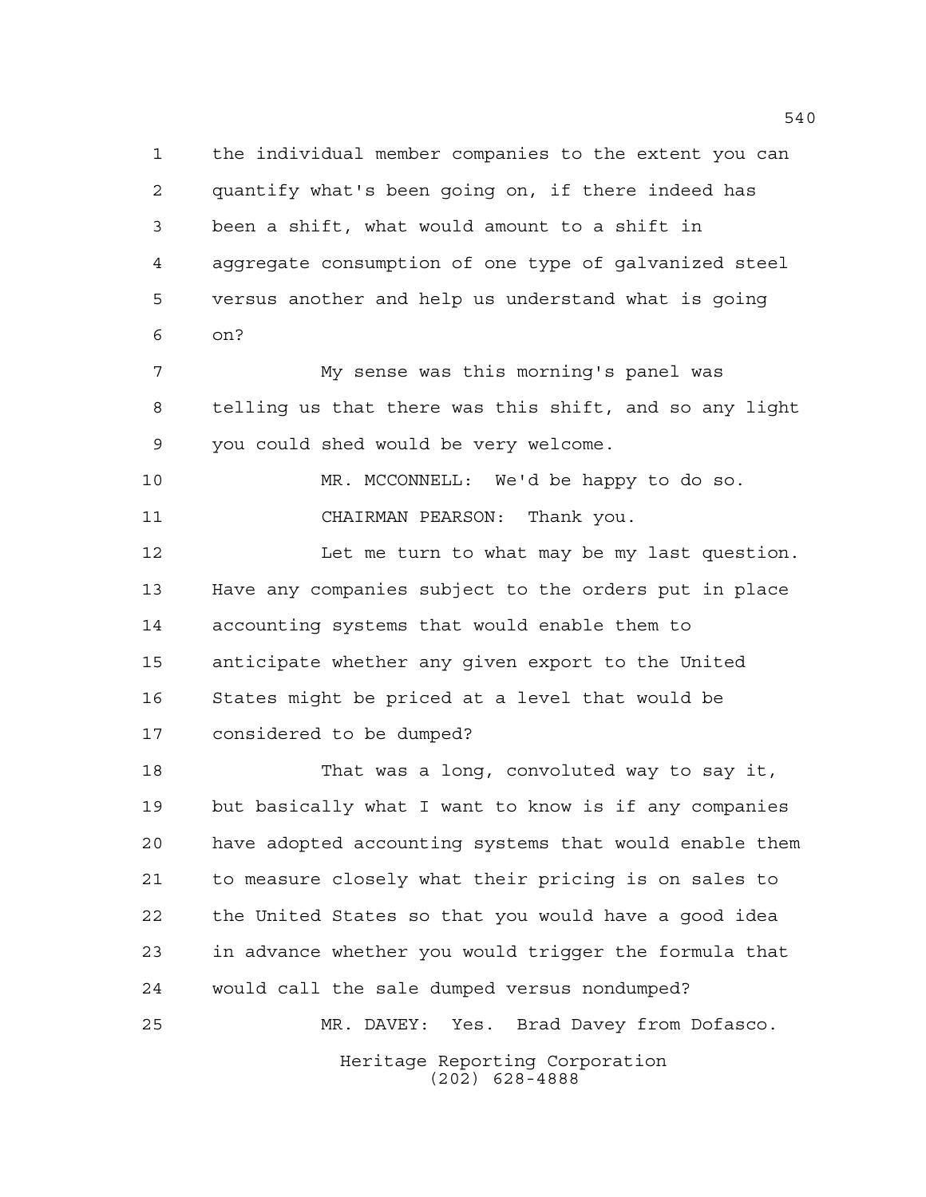the individual member companies to the extent you can quantify what's been going on, if there indeed has been a shift, what would amount to a shift in aggregate consumption of one type of galvanized steel versus another and help us understand what is going on?

My sense was this morning's panel was telling us that there was this shift, and so any light you could shed would be very welcome.

MR. MCCONNELL: We'd be happy to do so.

CHAIRMAN PEARSON: Thank you.

Let me turn to what may be my last question. Have any companies subject to the orders put in place accounting systems that would enable them to anticipate whether any given export to the United States might be priced at a level that would be considered to be dumped?

That was a long, convoluted way to say it, but basically what I want to know is if any companies have adopted accounting systems that would enable them to measure closely what their pricing is on sales to the United States so that you would have a good idea in advance whether you would trigger the formula that would call the sale dumped versus nondumped?

MR. DAVEY: Yes. Brad Davey from Dofasco.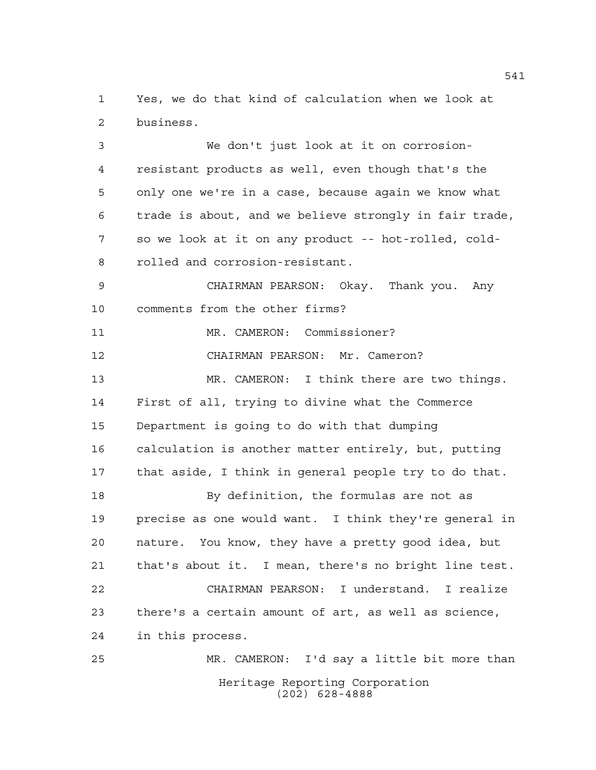Yes, we do that kind of calculation when we look at business.

We don't just look at it on corrosion-resistant products as well, even though that's the only one we're in a case, because again we know what trade is about, and we believe strongly in fair trade, so we look at it on any product -- hot-rolled, cold-rolled and corrosion-resistant.

CHAIRMAN PEARSON: Okay. Thank you. Any comments from the other firms?

MR. CAMERON: Commissioner?

CHAIRMAN PEARSON: Mr. Cameron?

MR. CAMERON: I think there are two things. First of all, trying to divine what the Commerce Department is going to do with that dumping calculation is another matter entirely, but, putting that aside, I think in general people try to do that.

By definition, the formulas are not as precise as one would want. I think they're general in nature. You know, they have a pretty good idea, but that's about it. I mean, there's no bright line test.

CHAIRMAN PEARSON: I understand. I realize there's a certain amount of art, as well as science, in this process.

MR. CAMERON: I'd say a little bit more than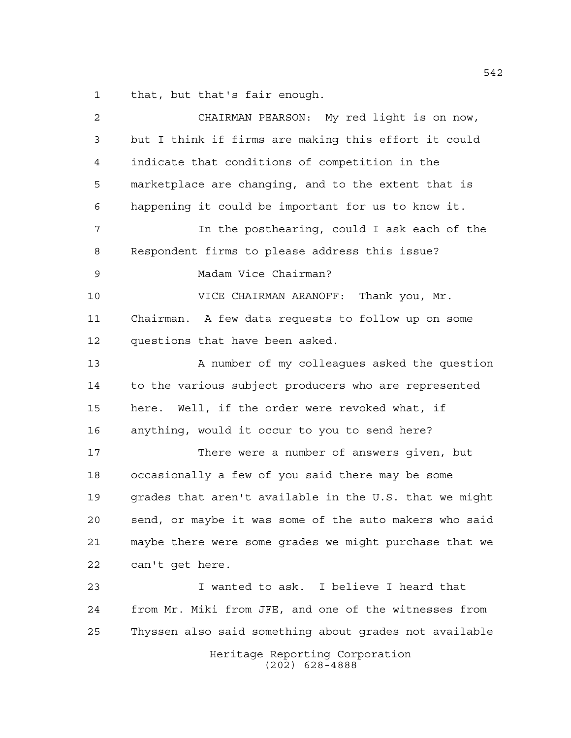that, but that's fair enough.

CHAIRMAN PEARSON: My red light is on now, but I think if firms are making this effort it could indicate that conditions of competition in the marketplace are changing, and to the extent that is happening it could be important for us to know it.

In the posthearing, could I ask each of the Respondent firms to please address this issue?

Madam Vice Chairman?

VICE CHAIRMAN ARANOFF: Thank you, Mr. Chairman. A few data requests to follow up on some questions that have been asked.

A number of my colleagues asked the question to the various subject producers who are represented here. Well, if the order were revoked what, if anything, would it occur to you to send here?

There were a number of answers given, but occasionally a few of you said there may be some grades that aren't available in the U.S. that we might send, or maybe it was some of the auto makers who said maybe there were some grades we might purchase that we can't get here.

I wanted to ask. I believe I heard that from Mr. Miki from JFE, and one of the witnesses from Thyssen also said something about grades not available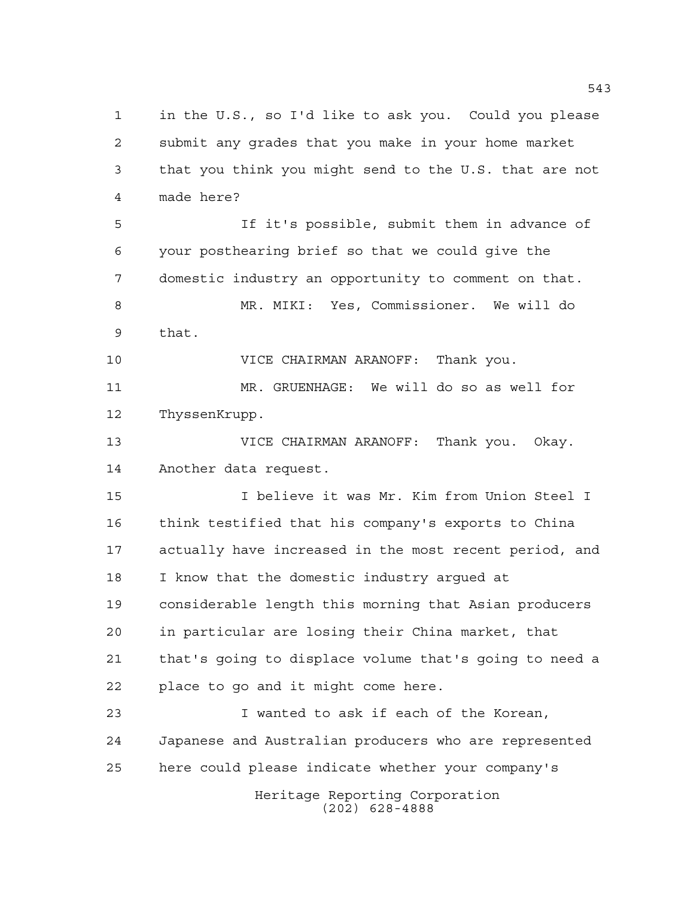in the U.S., so I'd like to ask you. Could you please submit any grades that you make in your home market that you think you might send to the U.S. that are not made here?

If it's possible, submit them in advance of your posthearing brief so that we could give the domestic industry an opportunity to comment on that.

MR. MIKI: Yes, Commissioner. We will do that.

VICE CHAIRMAN ARANOFF: Thank you.

MR. GRUENHAGE: We will do so as well for ThyssenKrupp.

VICE CHAIRMAN ARANOFF: Thank you. Okay. Another data request.

I believe it was Mr. Kim from Union Steel I think testified that his company's exports to China actually have increased in the most recent period, and I know that the domestic industry argued at considerable length this morning that Asian producers in particular are losing their China market, that that's going to displace volume that's going to need a place to go and it might come here.

I wanted to ask if each of the Korean, Japanese and Australian producers who are represented here could please indicate whether your company's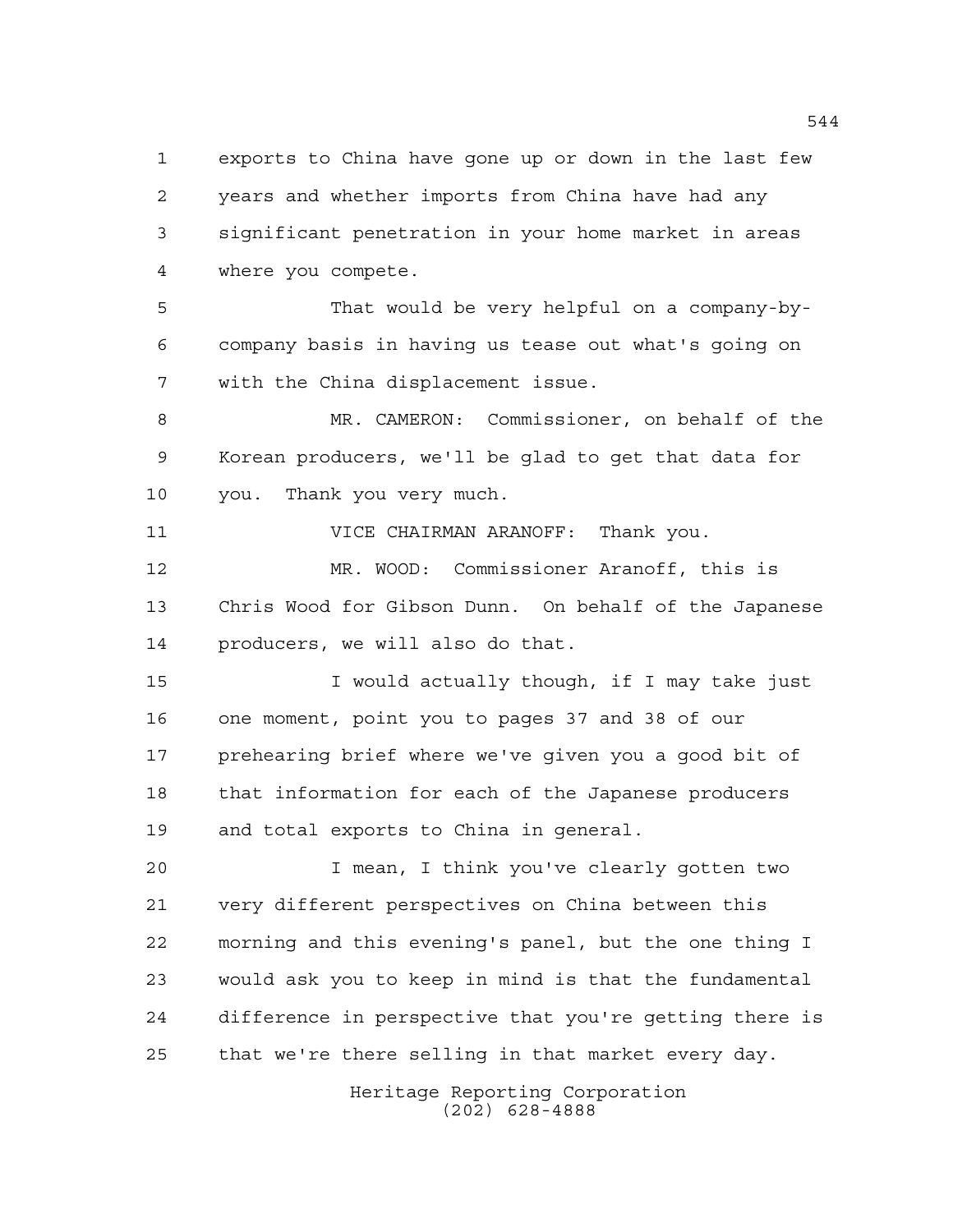exports to China have gone up or down in the last few years and whether imports from China have had any significant penetration in your home market in areas where you compete.

That would be very helpful on a company-by-company basis in having us tease out what's going on with the China displacement issue.

MR. CAMERON: Commissioner, on behalf of the Korean producers, we'll be glad to get that data for you. Thank you very much.

VICE CHAIRMAN ARANOFF: Thank you.

MR. WOOD: Commissioner Aranoff, this is Chris Wood for Gibson Dunn. On behalf of the Japanese producers, we will also do that.

I would actually though, if I may take just one moment, point you to pages 37 and 38 of our prehearing brief where we've given you a good bit of that information for each of the Japanese producers and total exports to China in general.

I mean, I think you've clearly gotten two very different perspectives on China between this morning and this evening's panel, but the one thing I would ask you to keep in mind is that the fundamental difference in perspective that you're getting there is that we're there selling in that market every day.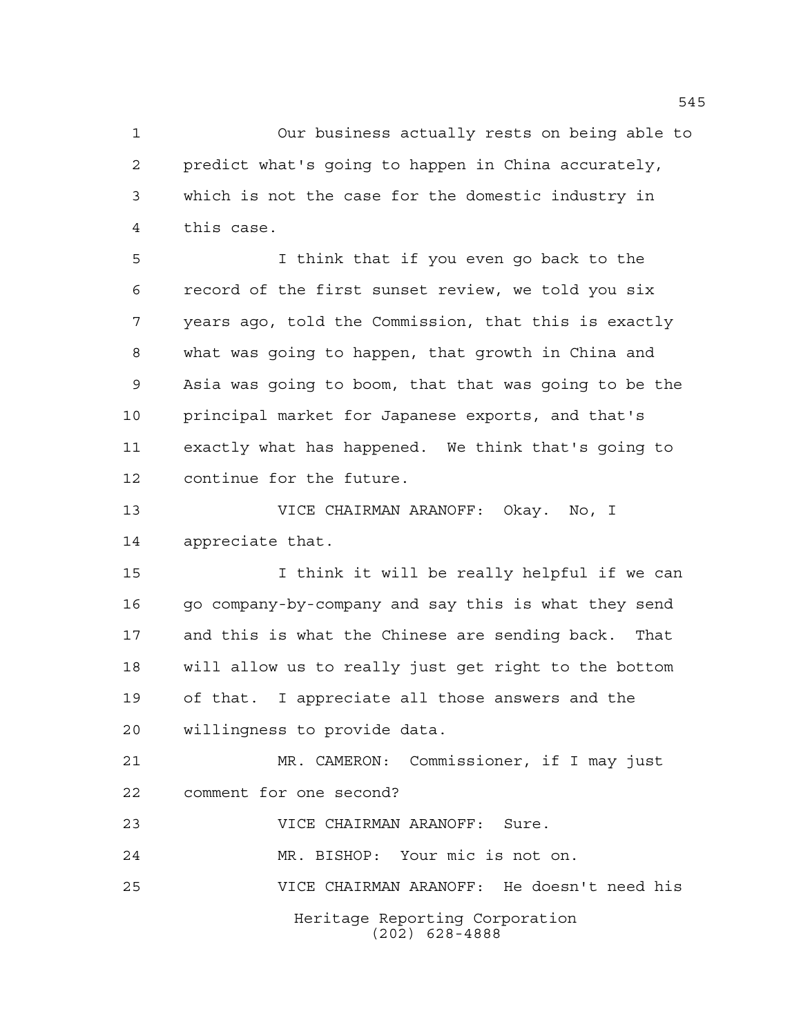Our business actually rests on being able to predict what's going to happen in China accurately, which is not the case for the domestic industry in this case.

I think that if you even go back to the record of the first sunset review, we told you six years ago, told the Commission, that this is exactly what was going to happen, that growth in China and Asia was going to boom, that that was going to be the principal market for Japanese exports, and that's exactly what has happened. We think that's going to continue for the future.

VICE CHAIRMAN ARANOFF: Okay. No, I appreciate that.

I think it will be really helpful if we can go company-by-company and say this is what they send and this is what the Chinese are sending back. That will allow us to really just get right to the bottom of that. I appreciate all those answers and the willingness to provide data.

MR. CAMERON: Commissioner, if I may just comment for one second?

VICE CHAIRMAN ARANOFF: Sure.

MR. BISHOP: Your mic is not on.

VICE CHAIRMAN ARANOFF: He doesn't need his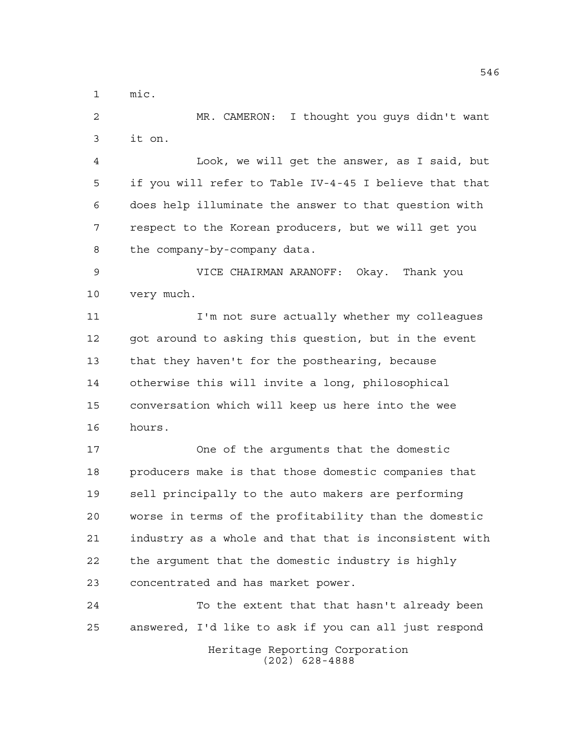mic.

MR. CAMERON: I thought you guys didn't want it on.

Look, we will get the answer, as I said, but if you will refer to Table IV-4-45 I believe that that does help illuminate the answer to that question with respect to the Korean producers, but we will get you the company-by-company data.

VICE CHAIRMAN ARANOFF: Okay. Thank you very much.

I'm not sure actually whether my colleagues got around to asking this question, but in the event that they haven't for the posthearing, because otherwise this will invite a long, philosophical conversation which will keep us here into the wee hours.

One of the arguments that the domestic producers make is that those domestic companies that sell principally to the auto makers are performing worse in terms of the profitability than the domestic industry as a whole and that that is inconsistent with the argument that the domestic industry is highly concentrated and has market power.

To the extent that that hasn't already been answered, I'd like to ask if you can all just respond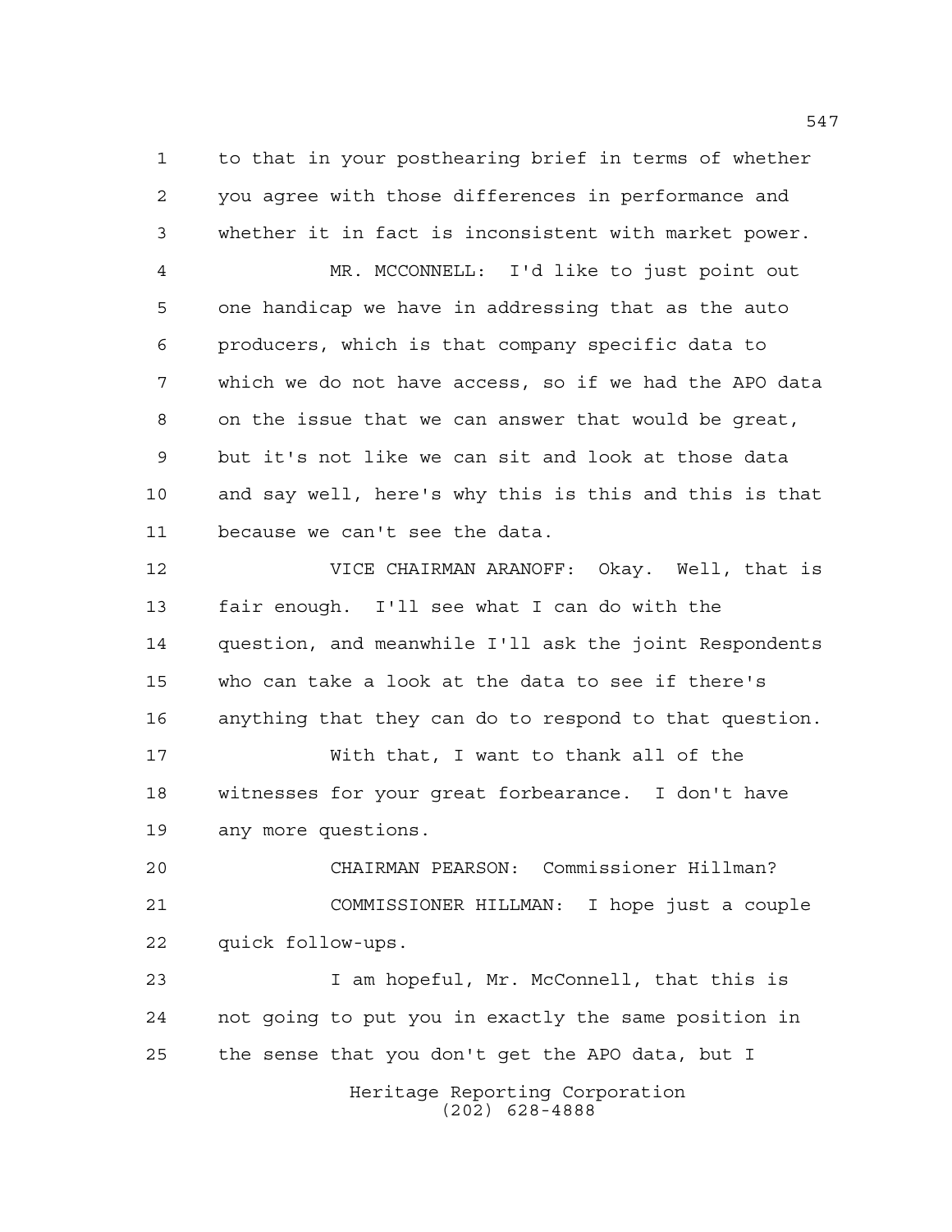to that in your posthearing brief in terms of whether you agree with those differences in performance and whether it in fact is inconsistent with market power.

MR. MCCONNELL: I'd like to just point out one handicap we have in addressing that as the auto producers, which is that company specific data to which we do not have access, so if we had the APO data on the issue that we can answer that would be great, but it's not like we can sit and look at those data and say well, here's why this is this and this is that because we can't see the data.

VICE CHAIRMAN ARANOFF: Okay. Well, that is fair enough. I'll see what I can do with the question, and meanwhile I'll ask the joint Respondents who can take a look at the data to see if there's anything that they can do to respond to that question.

With that, I want to thank all of the witnesses for your great forbearance. I don't have any more questions.

CHAIRMAN PEARSON: Commissioner Hillman?

COMMISSIONER HILLMAN: I hope just a couple quick follow-ups.

I am hopeful, Mr. McConnell, that this is not going to put you in exactly the same position in the sense that you don't get the APO data, but I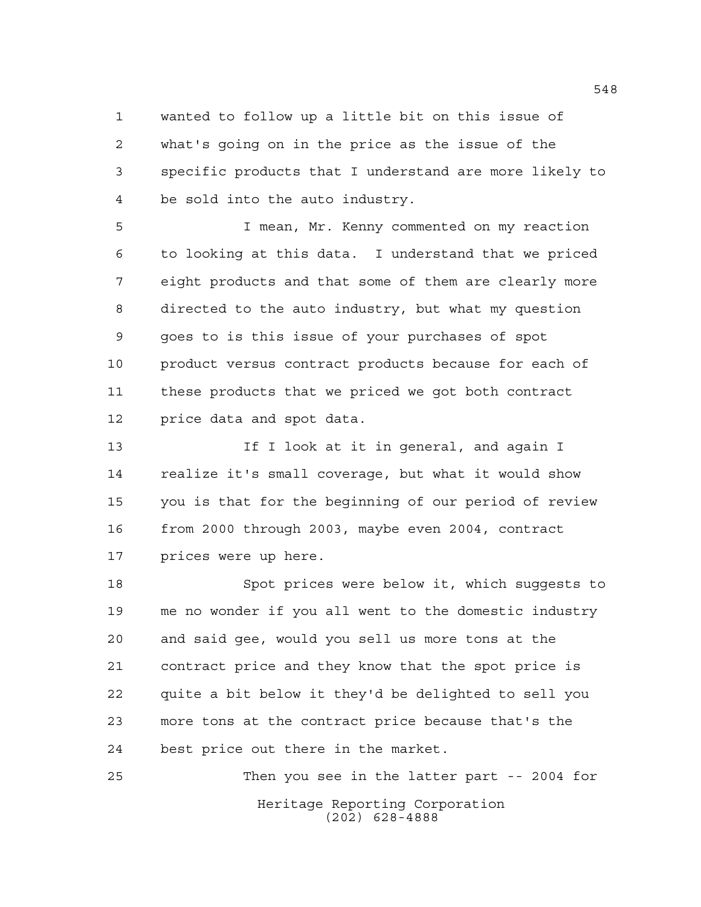wanted to follow up a little bit on this issue of what's going on in the price as the issue of the specific products that I understand are more likely to be sold into the auto industry.

I mean, Mr. Kenny commented on my reaction to looking at this data. I understand that we priced eight products and that some of them are clearly more directed to the auto industry, but what my question goes to is this issue of your purchases of spot product versus contract products because for each of these products that we priced we got both contract price data and spot data.

If I look at it in general, and again I realize it's small coverage, but what it would show you is that for the beginning of our period of review from 2000 through 2003, maybe even 2004, contract prices were up here.

Spot prices were below it, which suggests to me no wonder if you all went to the domestic industry and said gee, would you sell us more tons at the contract price and they know that the spot price is quite a bit below it they'd be delighted to sell you more tons at the contract price because that's the best price out there in the market.

Then you see in the latter part -- 2004 for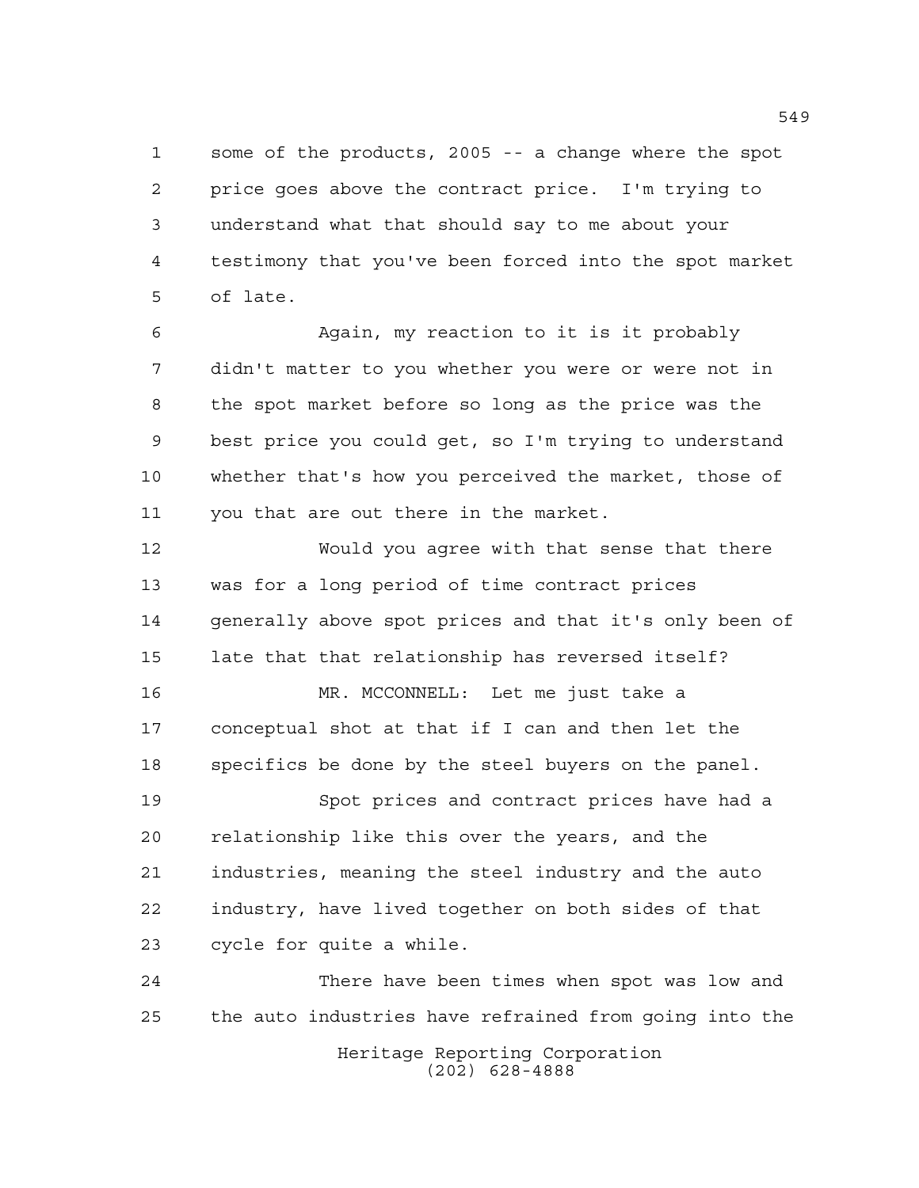some of the products, 2005 -- a change where the spot price goes above the contract price. I'm trying to understand what that should say to me about your testimony that you've been forced into the spot market of late.

Again, my reaction to it is it probably didn't matter to you whether you were or were not in the spot market before so long as the price was the best price you could get, so I'm trying to understand whether that's how you perceived the market, those of you that are out there in the market.

Would you agree with that sense that there was for a long period of time contract prices generally above spot prices and that it's only been of late that that relationship has reversed itself?

MR. MCCONNELL: Let me just take a conceptual shot at that if I can and then let the specifics be done by the steel buyers on the panel.

Spot prices and contract prices have had a relationship like this over the years, and the industries, meaning the steel industry and the auto industry, have lived together on both sides of that cycle for quite a while.

There have been times when spot was low and the auto industries have refrained from going into the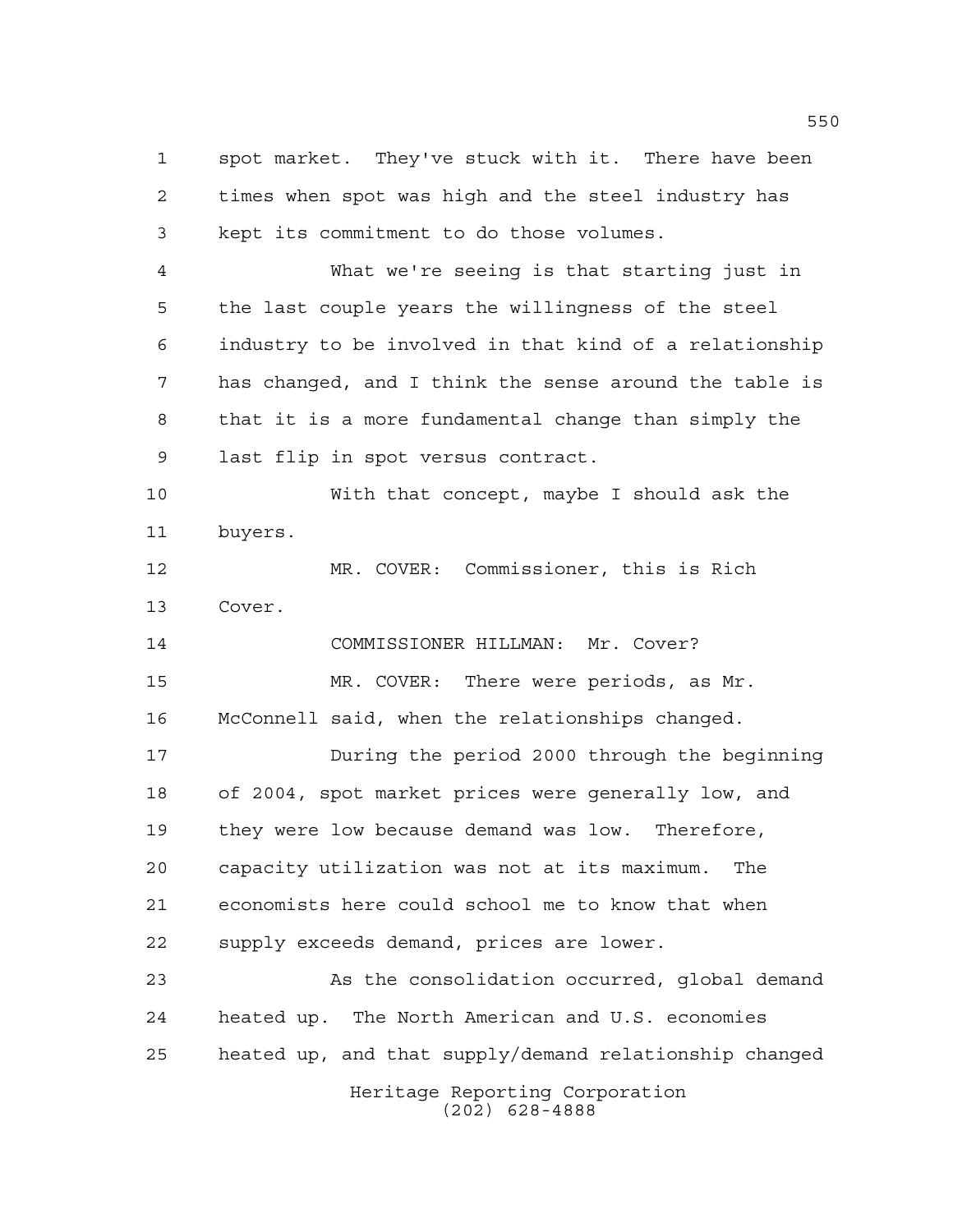spot market. They've stuck with it. There have been times when spot was high and the steel industry has kept its commitment to do those volumes.

What we're seeing is that starting just in the last couple years the willingness of the steel industry to be involved in that kind of a relationship has changed, and I think the sense around the table is that it is a more fundamental change than simply the last flip in spot versus contract.

With that concept, maybe I should ask the buyers.

MR. COVER: Commissioner, this is Rich Cover.

COMMISSIONER HILLMAN: Mr. Cover?

MR. COVER: There were periods, as Mr. McConnell said, when the relationships changed.

During the period 2000 through the beginning of 2004, spot market prices were generally low, and they were low because demand was low. Therefore, capacity utilization was not at its maximum. The economists here could school me to know that when supply exceeds demand, prices are lower.

As the consolidation occurred, global demand heated up. The North American and U.S. economies heated up, and that supply/demand relationship changed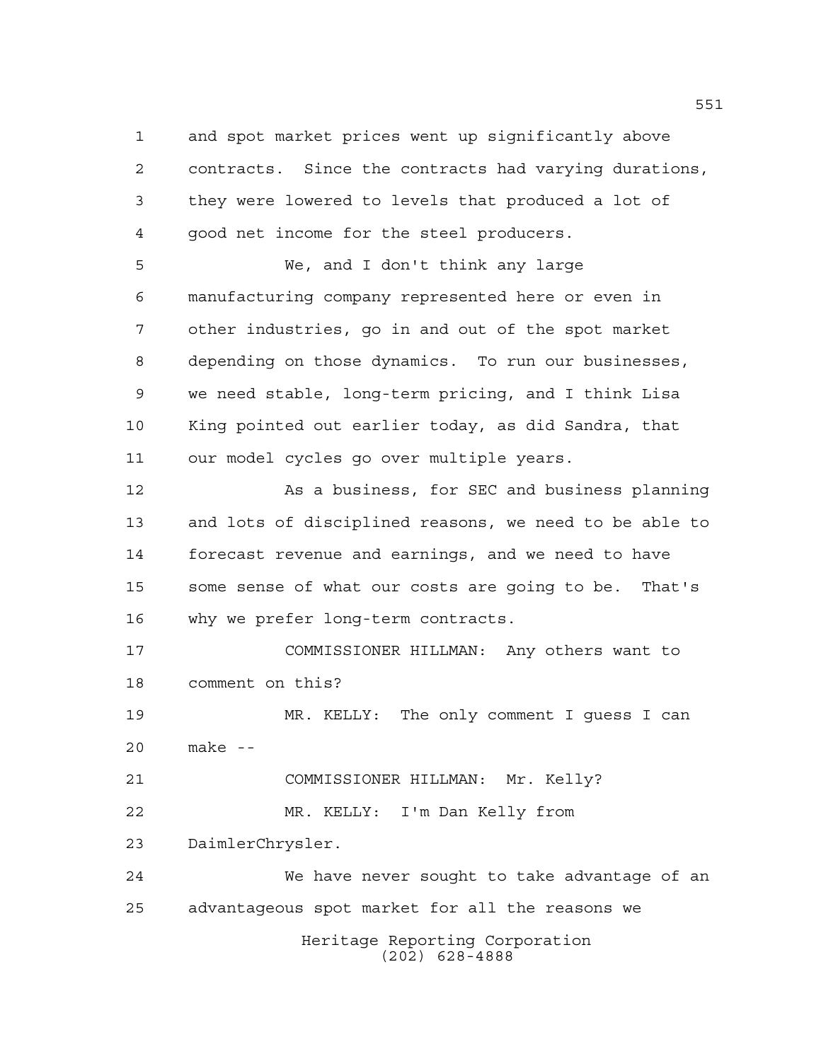and spot market prices went up significantly above contracts. Since the contracts had varying durations, they were lowered to levels that produced a lot of good net income for the steel producers.

We, and I don't think any large manufacturing company represented here or even in other industries, go in and out of the spot market depending on those dynamics. To run our businesses, we need stable, long-term pricing, and I think Lisa King pointed out earlier today, as did Sandra, that our model cycles go over multiple years.

As a business, for SEC and business planning and lots of disciplined reasons, we need to be able to forecast revenue and earnings, and we need to have some sense of what our costs are going to be. That's why we prefer long-term contracts.

COMMISSIONER HILLMAN: Any others want to comment on this?

MR. KELLY: The only comment I guess I can make --

COMMISSIONER HILLMAN: Mr. Kelly?

MR. KELLY: I'm Dan Kelly from DaimlerChrysler.

We have never sought to take advantage of an advantageous spot market for all the reasons we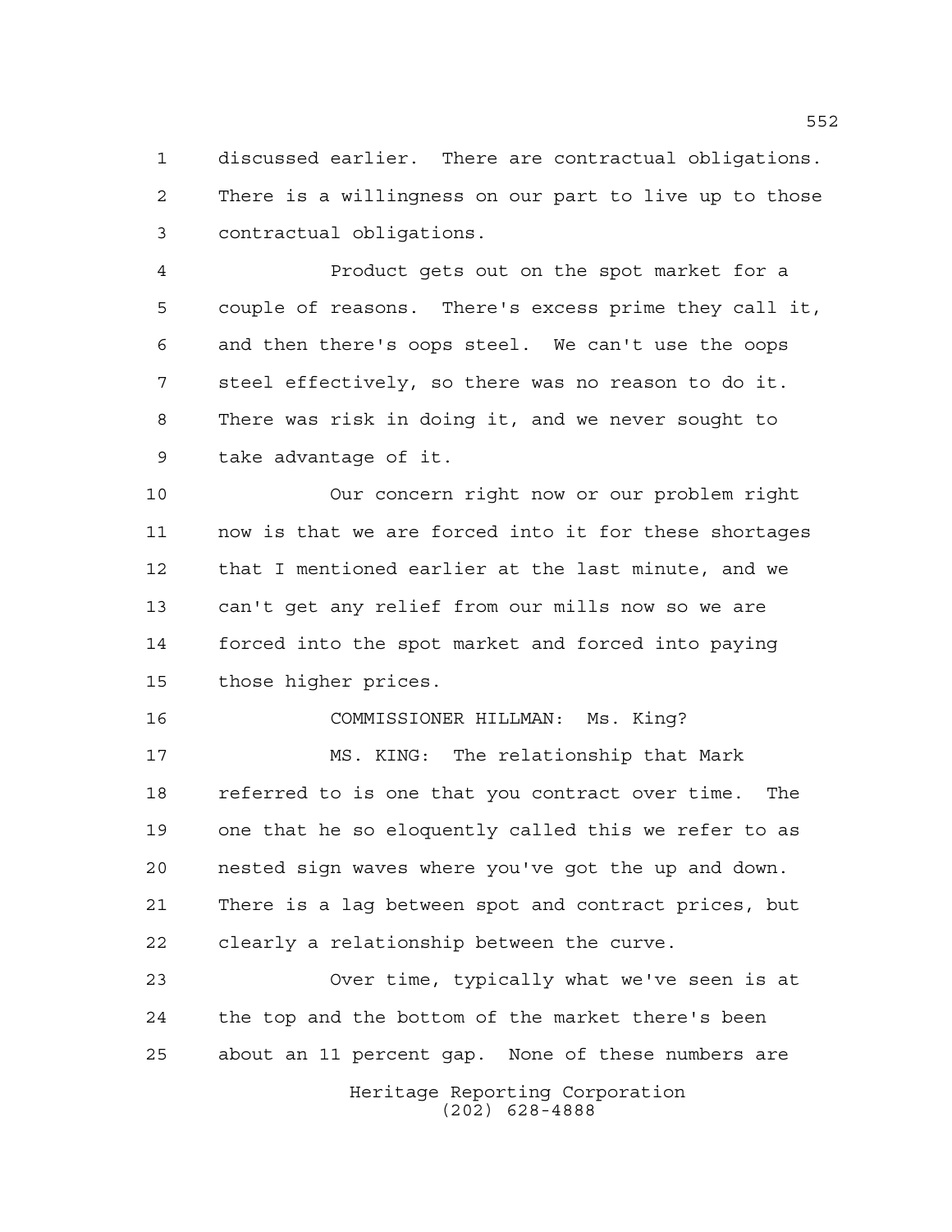discussed earlier. There are contractual obligations. There is a willingness on our part to live up to those contractual obligations.

Product gets out on the spot market for a couple of reasons. There's excess prime they call it, and then there's oops steel. We can't use the oops steel effectively, so there was no reason to do it. There was risk in doing it, and we never sought to take advantage of it.

Our concern right now or our problem right now is that we are forced into it for these shortages that I mentioned earlier at the last minute, and we can't get any relief from our mills now so we are forced into the spot market and forced into paying those higher prices.

COMMISSIONER HILLMAN: Ms. King?

MS. KING: The relationship that Mark referred to is one that you contract over time. The one that he so eloquently called this we refer to as nested sign waves where you've got the up and down. There is a lag between spot and contract prices, but clearly a relationship between the curve.

Over time, typically what we've seen is at the top and the bottom of the market there's been about an 11 percent gap. None of these numbers are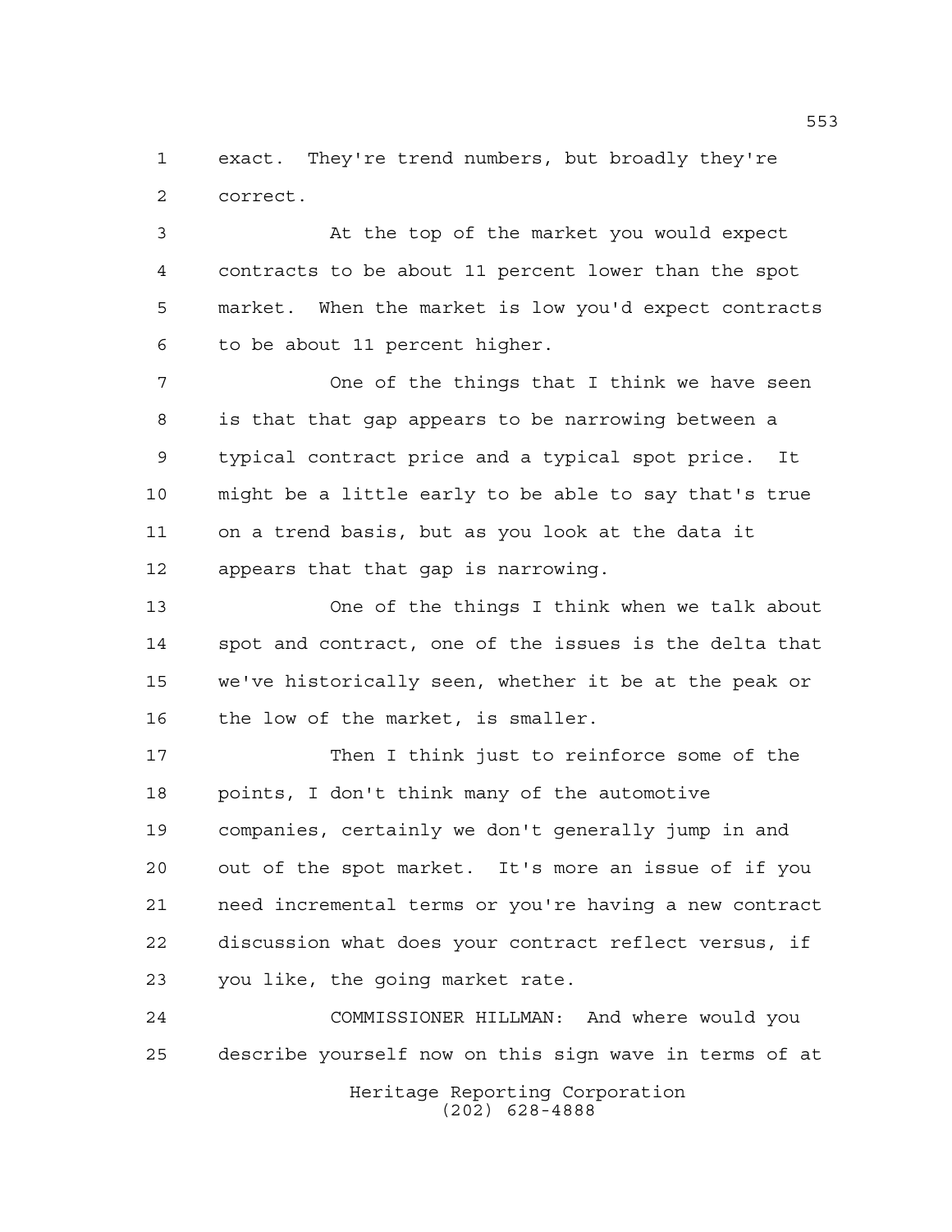exact. They're trend numbers, but broadly they're correct.

At the top of the market you would expect contracts to be about 11 percent lower than the spot market. When the market is low you'd expect contracts to be about 11 percent higher.

One of the things that I think we have seen is that that gap appears to be narrowing between a typical contract price and a typical spot price. It might be a little early to be able to say that's true on a trend basis, but as you look at the data it appears that that gap is narrowing.

One of the things I think when we talk about spot and contract, one of the issues is the delta that we've historically seen, whether it be at the peak or the low of the market, is smaller.

Then I think just to reinforce some of the points, I don't think many of the automotive companies, certainly we don't generally jump in and out of the spot market. It's more an issue of if you need incremental terms or you're having a new contract discussion what does your contract reflect versus, if you like, the going market rate.

COMMISSIONER HILLMAN: And where would you describe yourself now on this sign wave in terms of at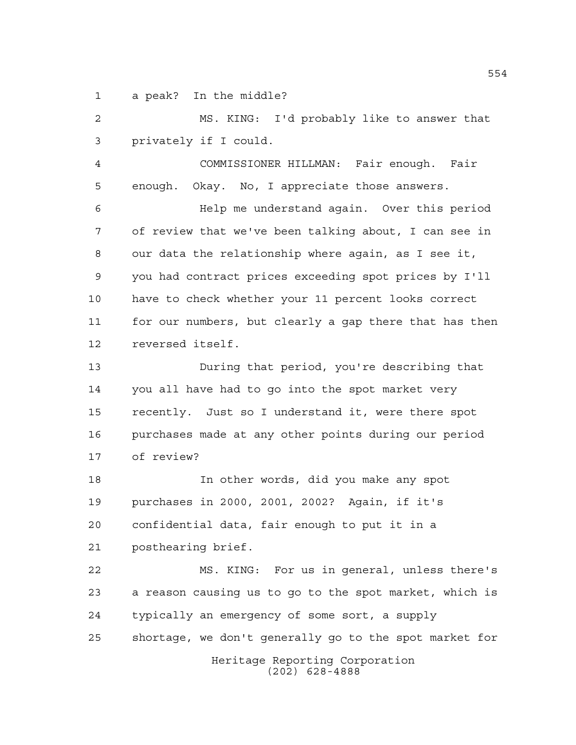a peak? In the middle?

MS. KING: I'd probably like to answer that privately if I could.

COMMISSIONER HILLMAN: Fair enough. Fair enough. Okay. No, I appreciate those answers.

Help me understand again. Over this period of review that we've been talking about, I can see in our data the relationship where again, as I see it, you had contract prices exceeding spot prices by I'll have to check whether your 11 percent looks correct for our numbers, but clearly a gap there that has then reversed itself.

During that period, you're describing that you all have had to go into the spot market very recently. Just so I understand it, were there spot purchases made at any other points during our period of review?

In other words, did you make any spot purchases in 2000, 2001, 2002? Again, if it's confidential data, fair enough to put it in a posthearing brief.

MS. KING: For us in general, unless there's a reason causing us to go to the spot market, which is typically an emergency of some sort, a supply shortage, we don't generally go to the spot market for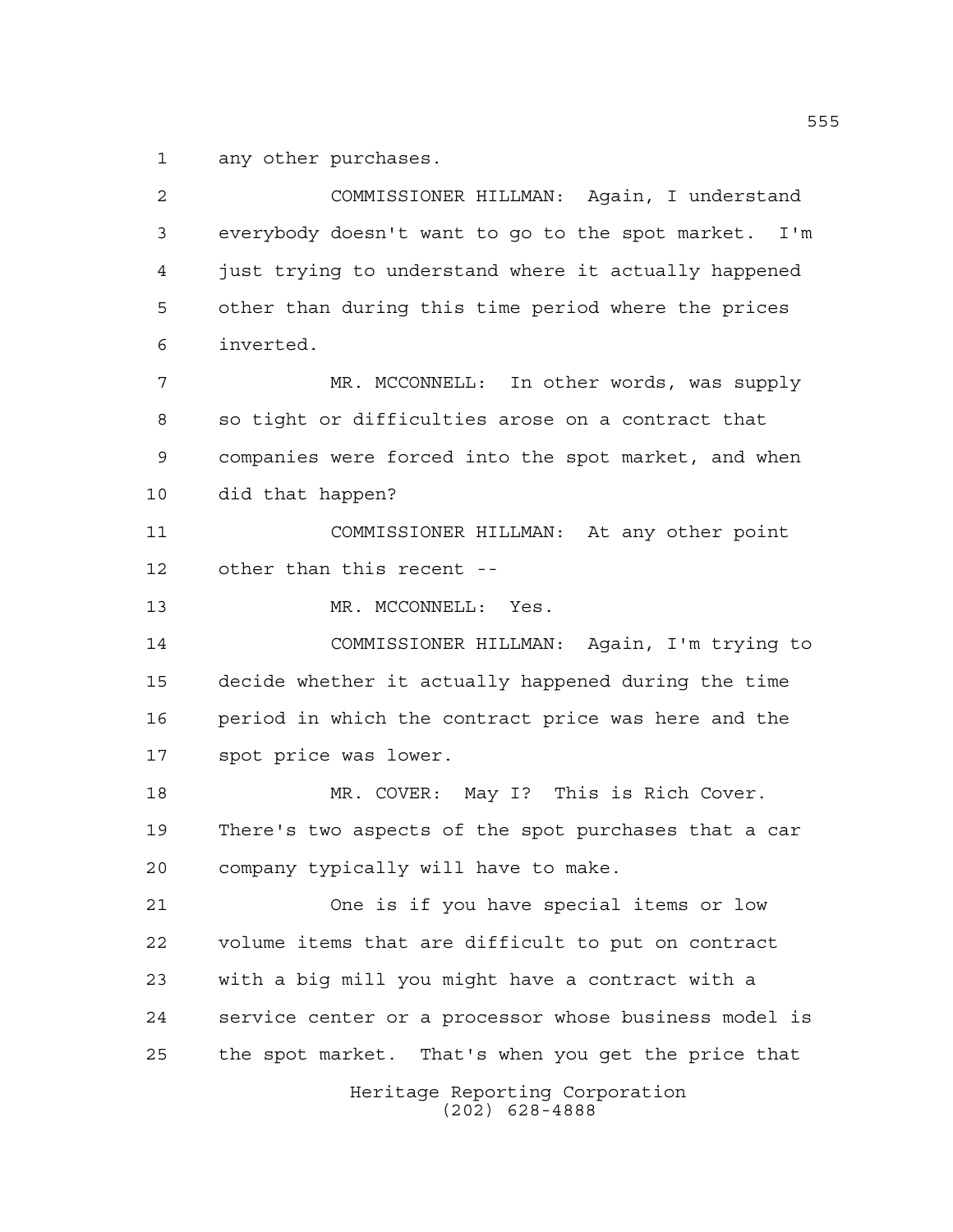any other purchases.

COMMISSIONER HILLMAN: Again, I understand everybody doesn't want to go to the spot market. I'm just trying to understand where it actually happened other than during this time period where the prices inverted.

MR. MCCONNELL: In other words, was supply so tight or difficulties arose on a contract that companies were forced into the spot market, and when did that happen?

COMMISSIONER HILLMAN: At any other point other than this recent --

MR. MCCONNELL: Yes.

COMMISSIONER HILLMAN: Again, I'm trying to decide whether it actually happened during the time period in which the contract price was here and the spot price was lower.

MR. COVER: May I? This is Rich Cover. There's two aspects of the spot purchases that a car company typically will have to make.

One is if you have special items or low volume items that are difficult to put on contract with a big mill you might have a contract with a service center or a processor whose business model is the spot market. That's when you get the price that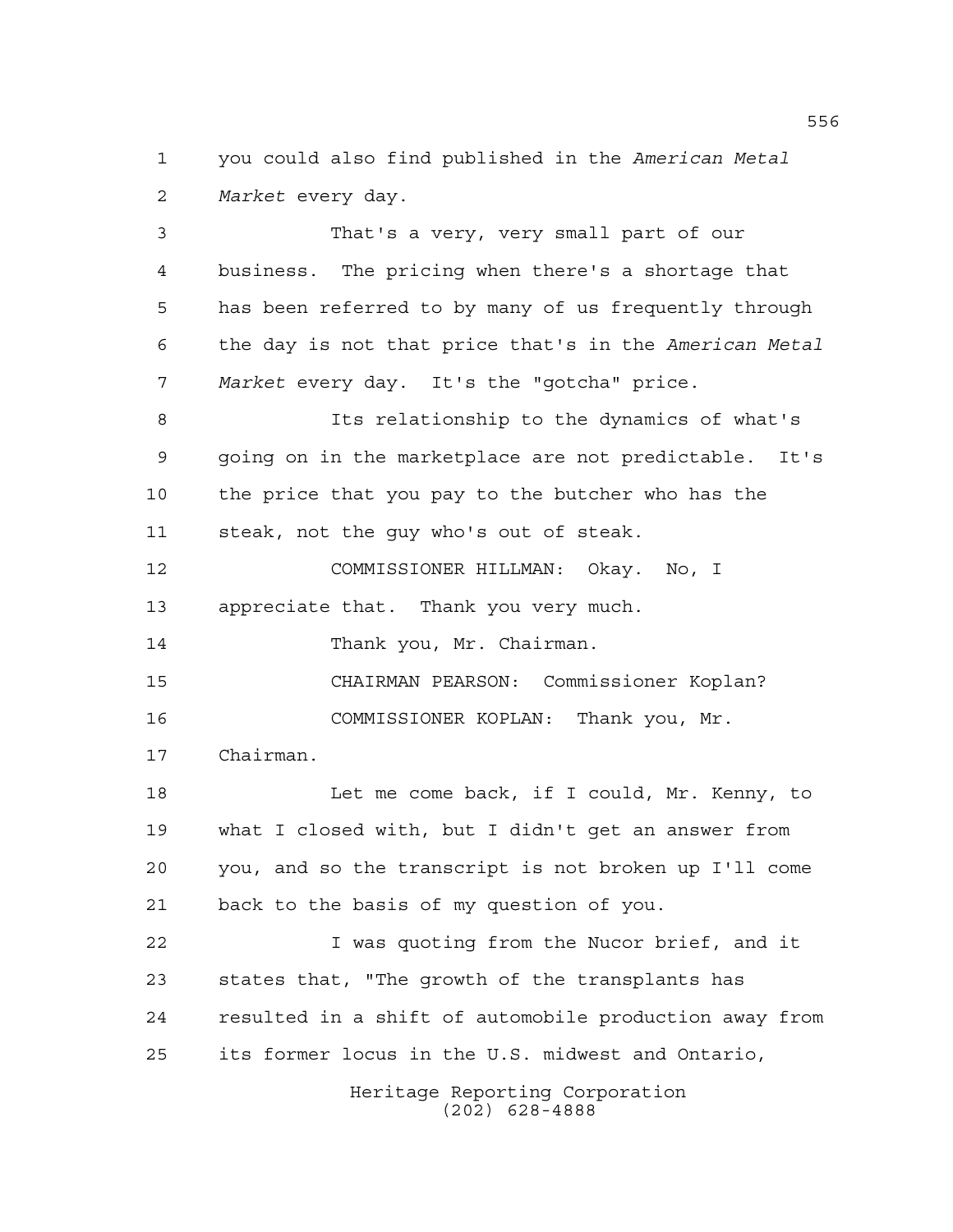you could also find published in the *American Metal Market* every day.

That's a very, very small part of our business. The pricing when there's a shortage that has been referred to by many of us frequently through the day is not that price that's in the *American Metal Market* every day. It's the "gotcha" price.

Its relationship to the dynamics of what's going on in the marketplace are not predictable. It's the price that you pay to the butcher who has the steak, not the guy who's out of steak.

COMMISSIONER HILLMAN: Okay. No, I appreciate that. Thank you very much.

Thank you, Mr. Chairman.

CHAIRMAN PEARSON: Commissioner Koplan?

COMMISSIONER KOPLAN: Thank you, Mr. Chairman.

Let me come back, if I could, Mr. Kenny, to what I closed with, but I didn't get an answer from you, and so the transcript is not broken up I'll come back to the basis of my question of you.

I was quoting from the Nucor brief, and it states that, "The growth of the transplants has resulted in a shift of automobile production away from its former locus in the U.S. midwest and Ontario,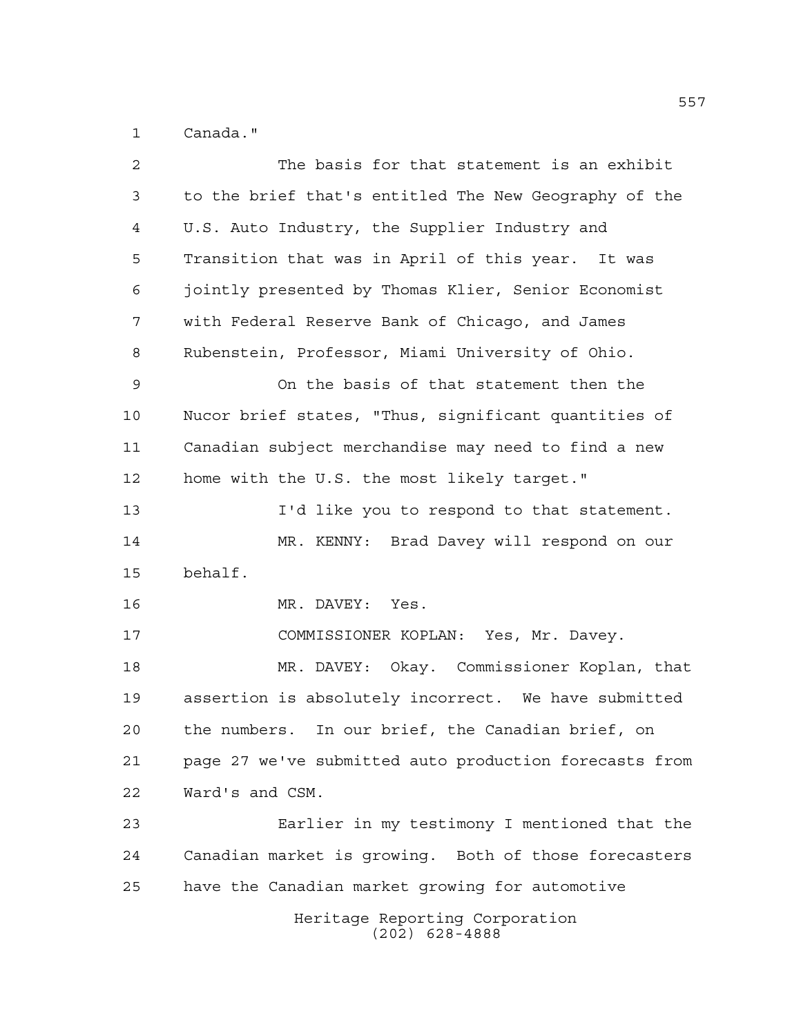Canada."

The basis for that statement is an exhibit to the brief that's entitled The New Geography of the U.S. Auto Industry, the Supplier Industry and Transition that was in April of this year. It was jointly presented by Thomas Klier, Senior Economist with Federal Reserve Bank of Chicago, and James Rubenstein, Professor, Miami University of Ohio.

On the basis of that statement then the Nucor brief states, "Thus, significant quantities of Canadian subject merchandise may need to find a new home with the U.S. the most likely target."

I'd like you to respond to that statement.

MR. KENNY: Brad Davey will respond on our behalf.

MR. DAVEY: Yes.

COMMISSIONER KOPLAN: Yes, Mr. Davey.

MR. DAVEY: Okay. Commissioner Koplan, that assertion is absolutely incorrect. We have submitted the numbers. In our brief, the Canadian brief, on page 27 we've submitted auto production forecasts from Ward's and CSM.

Earlier in my testimony I mentioned that the Canadian market is growing. Both of those forecasters have the Canadian market growing for automotive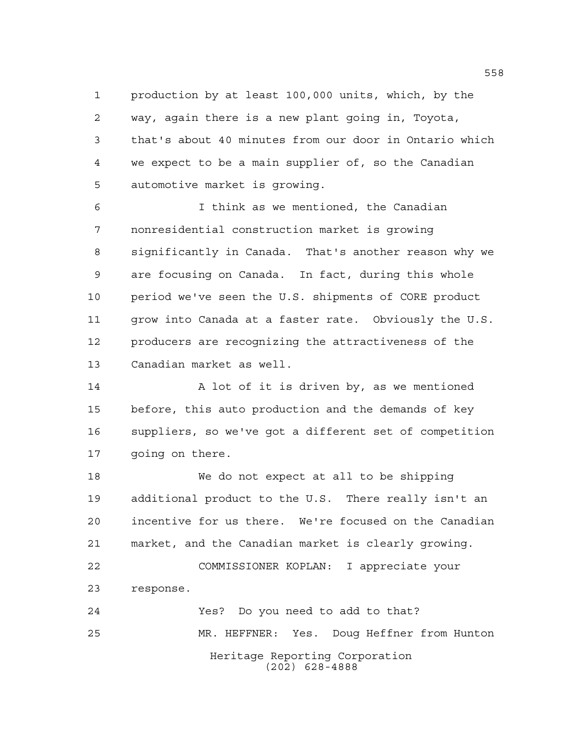production by at least 100,000 units, which, by the way, again there is a new plant going in, Toyota, that's about 40 minutes from our door in Ontario which we expect to be a main supplier of, so the Canadian automotive market is growing.

I think as we mentioned, the Canadian nonresidential construction market is growing significantly in Canada. That's another reason why we are focusing on Canada. In fact, during this whole period we've seen the U.S. shipments of CORE product grow into Canada at a faster rate. Obviously the U.S. producers are recognizing the attractiveness of the Canadian market as well.

A lot of it is driven by, as we mentioned before, this auto production and the demands of key suppliers, so we've got a different set of competition going on there.

We do not expect at all to be shipping additional product to the U.S. There really isn't an incentive for us there. We're focused on the Canadian market, and the Canadian market is clearly growing.

COMMISSIONER KOPLAN: I appreciate your response.

Yes? Do you need to add to that?

MR. HEFFNER: Yes. Doug Heffner from Hunton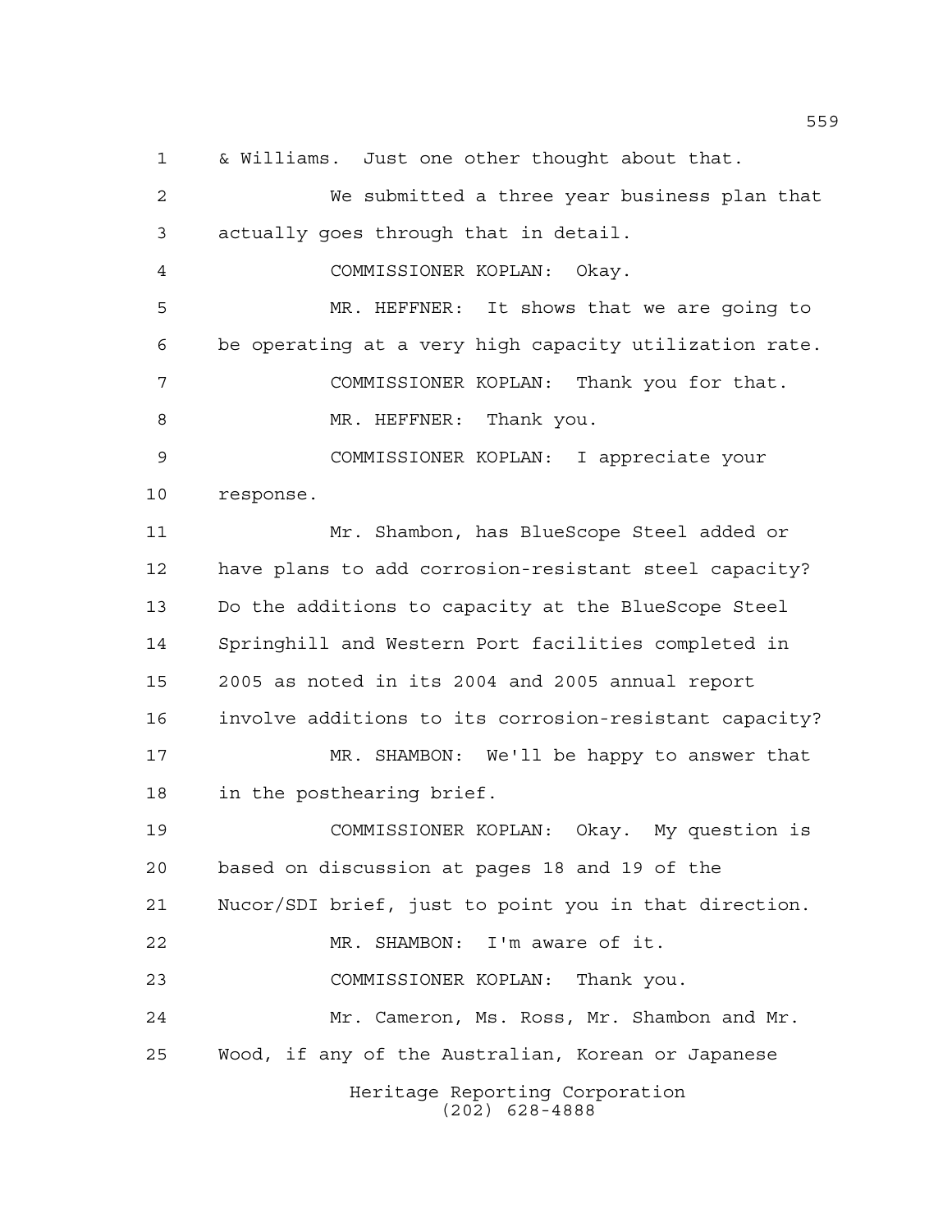& Williams. Just one other thought about that.

We submitted a three year business plan that actually goes through that in detail.

COMMISSIONER KOPLAN: Okay.

MR. HEFFNER: It shows that we are going to be operating at a very high capacity utilization rate.

COMMISSIONER KOPLAN: Thank you for that.

MR. HEFFNER: Thank you.

COMMISSIONER KOPLAN: I appreciate your response.

Mr. Shambon, has BlueScope Steel added or have plans to add corrosion-resistant steel capacity? Do the additions to capacity at the BlueScope Steel Springhill and Western Port facilities completed in 2005 as noted in its 2004 and 2005 annual report involve additions to its corrosion-resistant capacity?

MR. SHAMBON: We'll be happy to answer that in the posthearing brief.

COMMISSIONER KOPLAN: Okay. My question is based on discussion at pages 18 and 19 of the Nucor/SDI brief, just to point you in that direction.

MR. SHAMBON: I'm aware of it.

COMMISSIONER KOPLAN: Thank you.

Mr. Cameron, Ms. Ross, Mr. Shambon and Mr. Wood, if any of the Australian, Korean or Japanese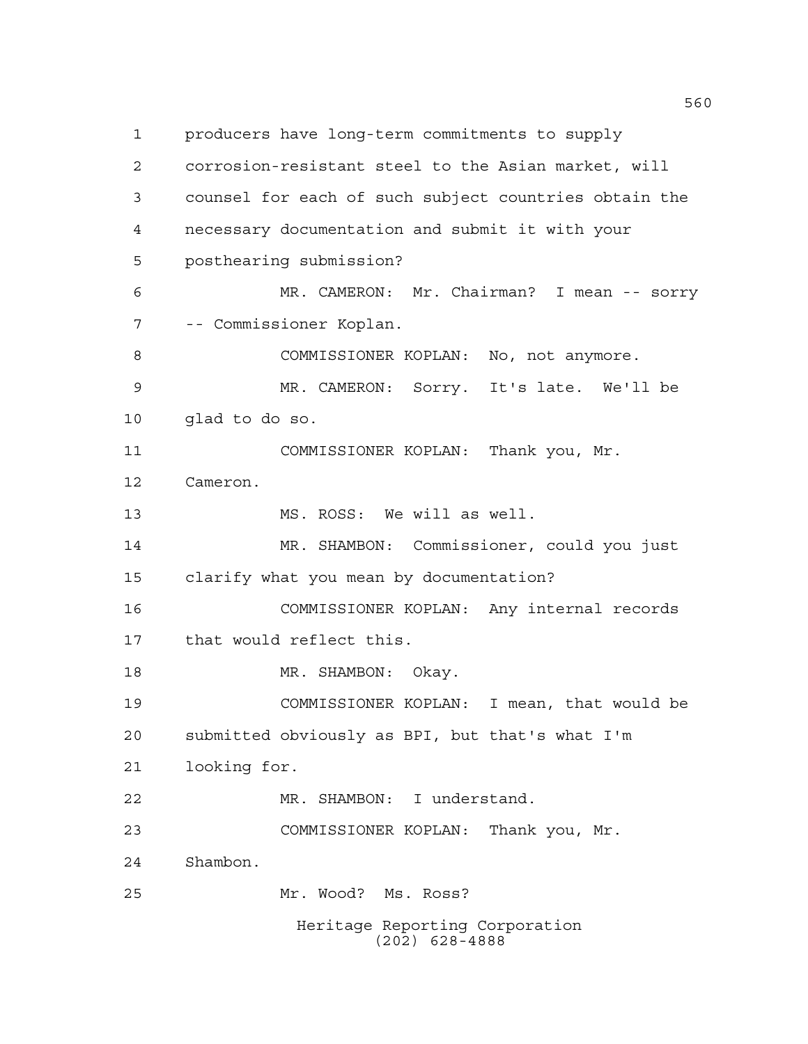producers have long-term commitments to supply corrosion-resistant steel to the Asian market, will counsel for each of such subject countries obtain the necessary documentation and submit it with your posthearing submission?

MR. CAMERON: Mr. Chairman? I mean -- sorry -- Commissioner Koplan.

COMMISSIONER KOPLAN: No, not anymore.

MR. CAMERON: Sorry. It's late. We'll be glad to do so.

COMMISSIONER KOPLAN: Thank you, Mr. Cameron.

MS. ROSS: We will as well.

MR. SHAMBON: Commissioner, could you just clarify what you mean by documentation?

COMMISSIONER KOPLAN: Any internal records that would reflect this.

MR. SHAMBON: Okay.

COMMISSIONER KOPLAN: I mean, that would be submitted obviously as BPI, but that's what I'm looking for.

MR. SHAMBON: I understand.

COMMISSIONER KOPLAN: Thank you, Mr. Shambon.

Mr. Wood? Ms. Ross?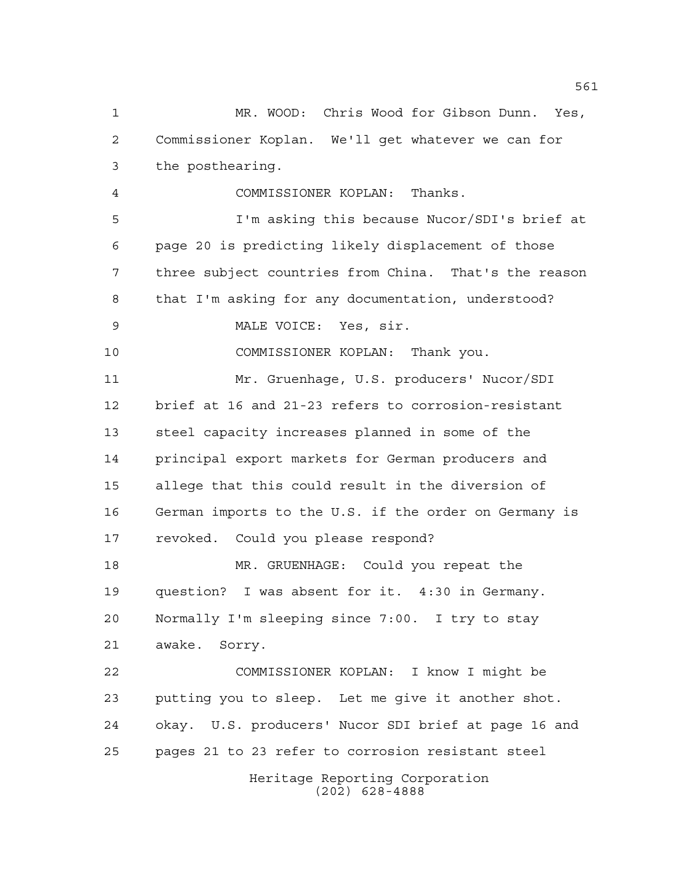MR. WOOD: Chris Wood for Gibson Dunn. Yes, Commissioner Koplan. We'll get whatever we can for the posthearing.

COMMISSIONER KOPLAN: Thanks.

I'm asking this because Nucor/SDI's brief at page 20 is predicting likely displacement of those three subject countries from China. That's the reason that I'm asking for any documentation, understood?

MALE VOICE: Yes, sir.

COMMISSIONER KOPLAN: Thank you.

Mr. Gruenhage, U.S. producers' Nucor/SDI brief at 16 and 21-23 refers to corrosion-resistant steel capacity increases planned in some of the principal export markets for German producers and allege that this could result in the diversion of German imports to the U.S. if the order on Germany is revoked. Could you please respond?

MR. GRUENHAGE: Could you repeat the question? I was absent for it. 4:30 in Germany. Normally I'm sleeping since 7:00. I try to stay awake. Sorry.

COMMISSIONER KOPLAN: I know I might be putting you to sleep. Let me give it another shot. okay. U.S. producers' Nucor SDI brief at page 16 and pages 21 to 23 refer to corrosion resistant steel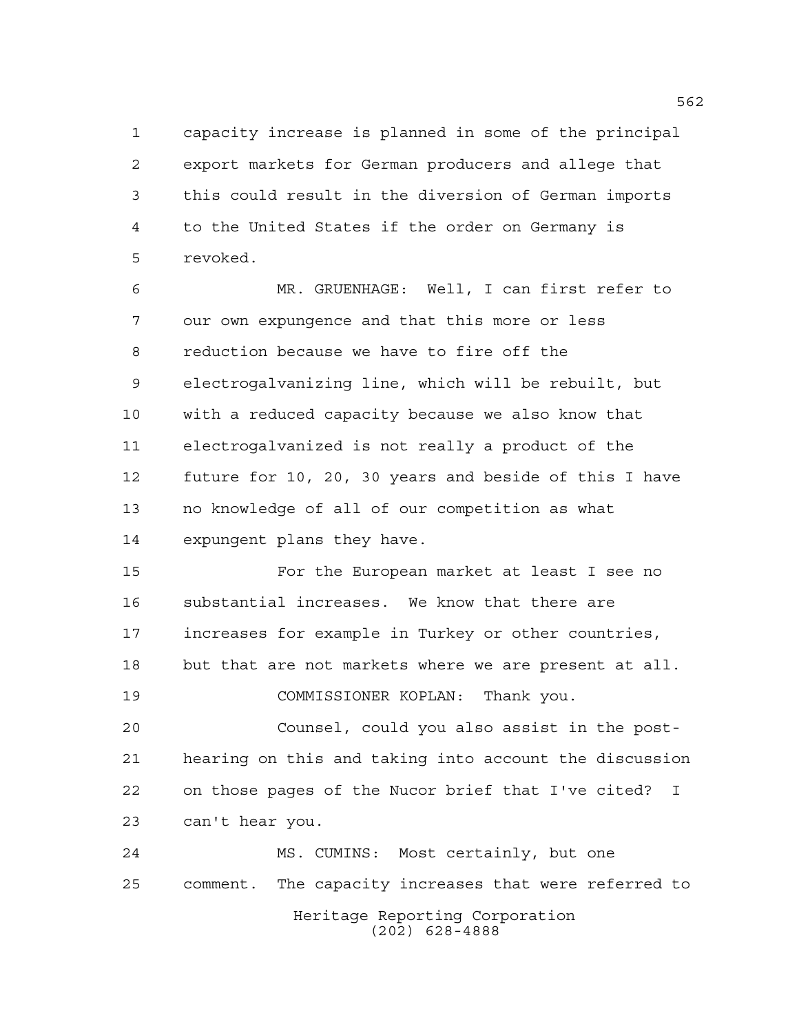capacity increase is planned in some of the principal export markets for German producers and allege that this could result in the diversion of German imports to the United States if the order on Germany is revoked.

MR. GRUENHAGE: Well, I can first refer to our own expungence and that this more or less reduction because we have to fire off the electrogalvanizing line, which will be rebuilt, but with a reduced capacity because we also know that electrogalvanized is not really a product of the future for 10, 20, 30 years and beside of this I have no knowledge of all of our competition as what expungent plans they have.

For the European market at least I see no substantial increases. We know that there are increases for example in Turkey or other countries, but that are not markets where we are present at all.

COMMISSIONER KOPLAN: Thank you.

Counsel, could you also assist in the post-hearing on this and taking into account the discussion on those pages of the Nucor brief that I've cited? I can't hear you.

MS. CUMINS: Most certainly, but one comment. The capacity increases that were referred to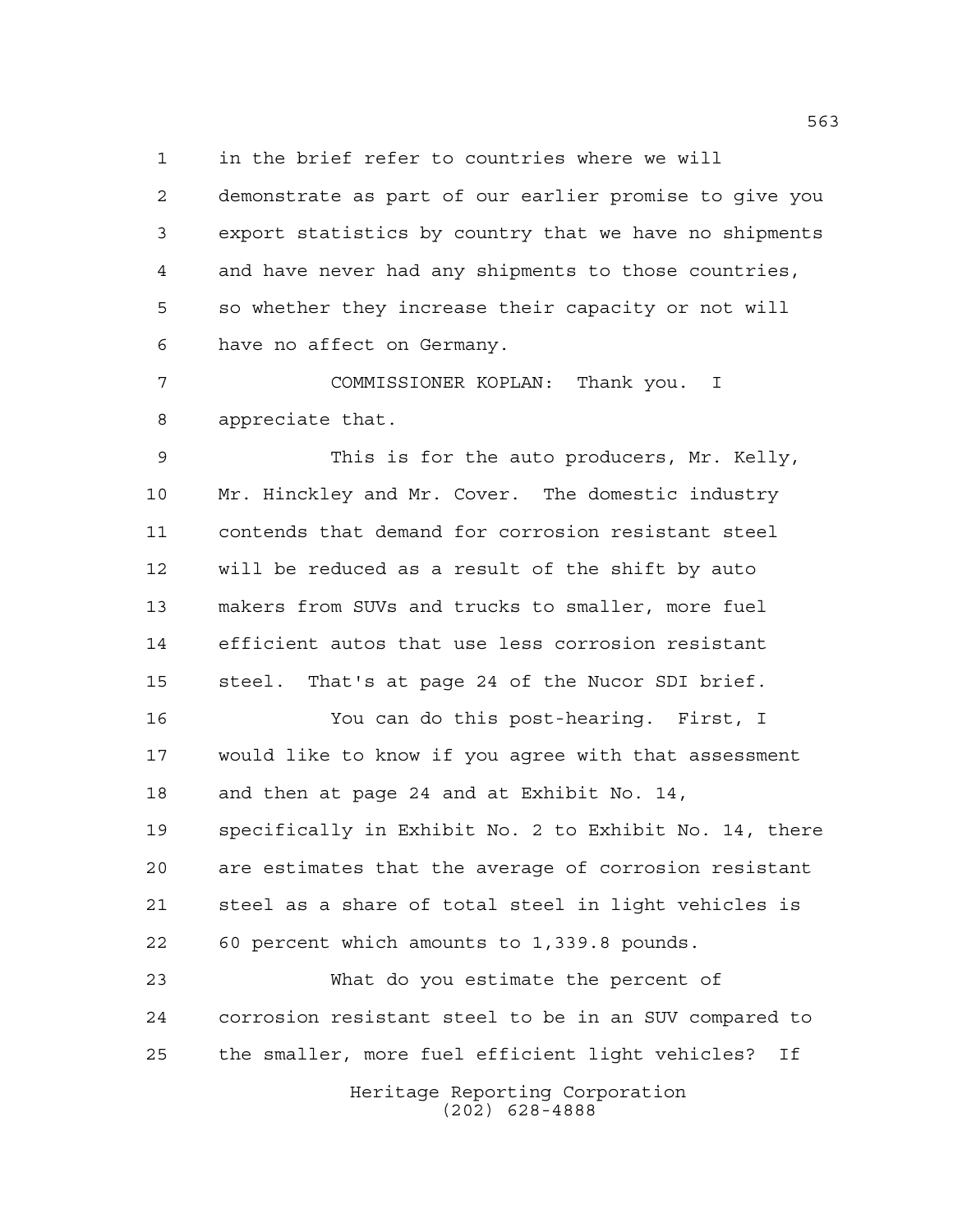in the brief refer to countries where we will demonstrate as part of our earlier promise to give you export statistics by country that we have no shipments and have never had any shipments to those countries, so whether they increase their capacity or not will have no affect on Germany.

COMMISSIONER KOPLAN: Thank you. I appreciate that.

This is for the auto producers, Mr. Kelly, Mr. Hinckley and Mr. Cover. The domestic industry contends that demand for corrosion resistant steel will be reduced as a result of the shift by auto makers from SUVs and trucks to smaller, more fuel efficient autos that use less corrosion resistant steel. That's at page 24 of the Nucor SDI brief.

You can do this post-hearing. First, I would like to know if you agree with that assessment and then at page 24 and at Exhibit No. 14, specifically in Exhibit No. 2 to Exhibit No. 14, there are estimates that the average of corrosion resistant steel as a share of total steel in light vehicles is 60 percent which amounts to 1,339.8 pounds.

What do you estimate the percent of corrosion resistant steel to be in an SUV compared to the smaller, more fuel efficient light vehicles? If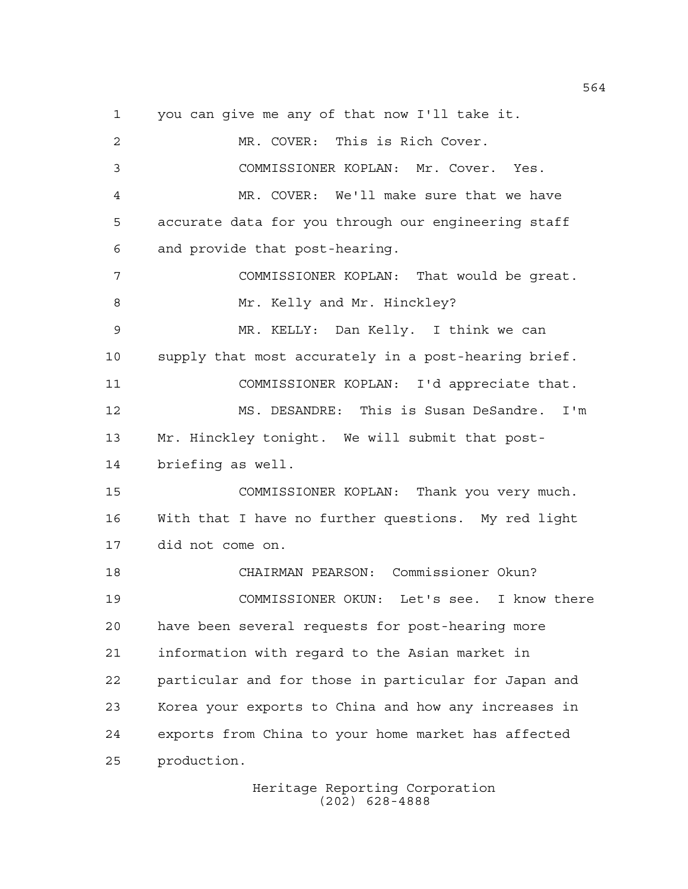you can give me any of that now I'll take it.

MR. COVER: This is Rich Cover.

COMMISSIONER KOPLAN: Mr. Cover. Yes.

MR. COVER: We'll make sure that we have accurate data for you through our engineering staff and provide that post-hearing.

COMMISSIONER KOPLAN: That would be great. Mr. Kelly and Mr. Hinckley?

MR. KELLY: Dan Kelly. I think we can supply that most accurately in a post-hearing brief.

COMMISSIONER KOPLAN: I'd appreciate that.

MS. DESANDRE: This is Susan DeSandre. I'm Mr. Hinckley tonight. We will submit that post-briefing as well.

COMMISSIONER KOPLAN: Thank you very much. With that I have no further questions. My red light did not come on.

CHAIRMAN PEARSON: Commissioner Okun?

COMMISSIONER OKUN: Let's see. I know there have been several requests for post-hearing more information with regard to the Asian market in particular and for those in particular for Japan and Korea your exports to China and how any increases in exports from China to your home market has affected production.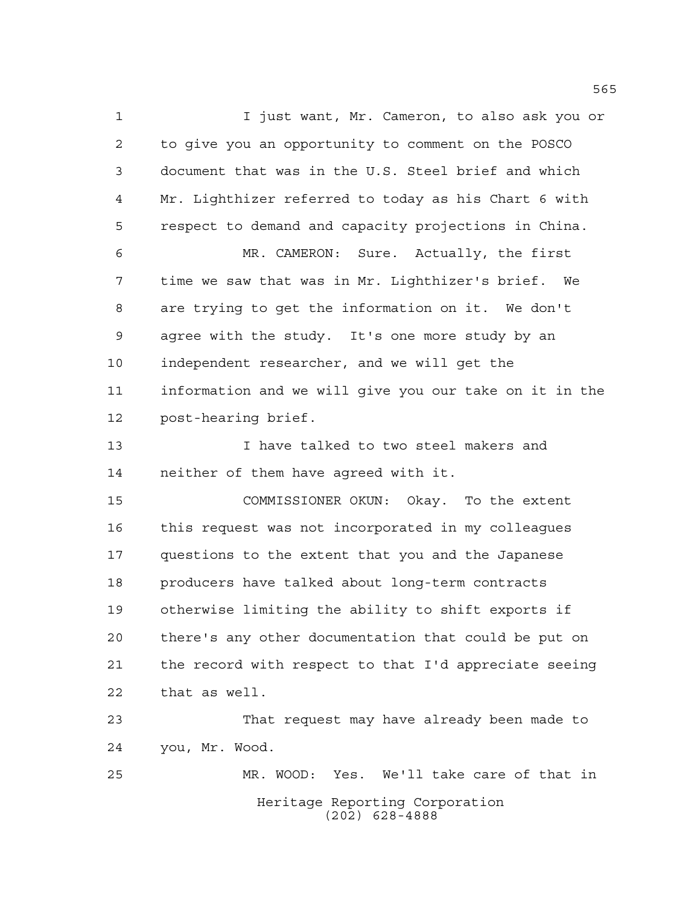I just want, Mr. Cameron, to also ask you or to give you an opportunity to comment on the POSCO document that was in the U.S. Steel brief and which Mr. Lighthizer referred to today as his Chart 6 with respect to demand and capacity projections in China.

MR. CAMERON: Sure. Actually, the first time we saw that was in Mr. Lighthizer's brief. We are trying to get the information on it. We don't agree with the study. It's one more study by an independent researcher, and we will get the information and we will give you our take on it in the post-hearing brief.

I have talked to two steel makers and neither of them have agreed with it.

COMMISSIONER OKUN: Okay. To the extent this request was not incorporated in my colleagues questions to the extent that you and the Japanese producers have talked about long-term contracts otherwise limiting the ability to shift exports if there's any other documentation that could be put on the record with respect to that I'd appreciate seeing that as well.

That request may have already been made to you, Mr. Wood.

MR. WOOD: Yes. We'll take care of that in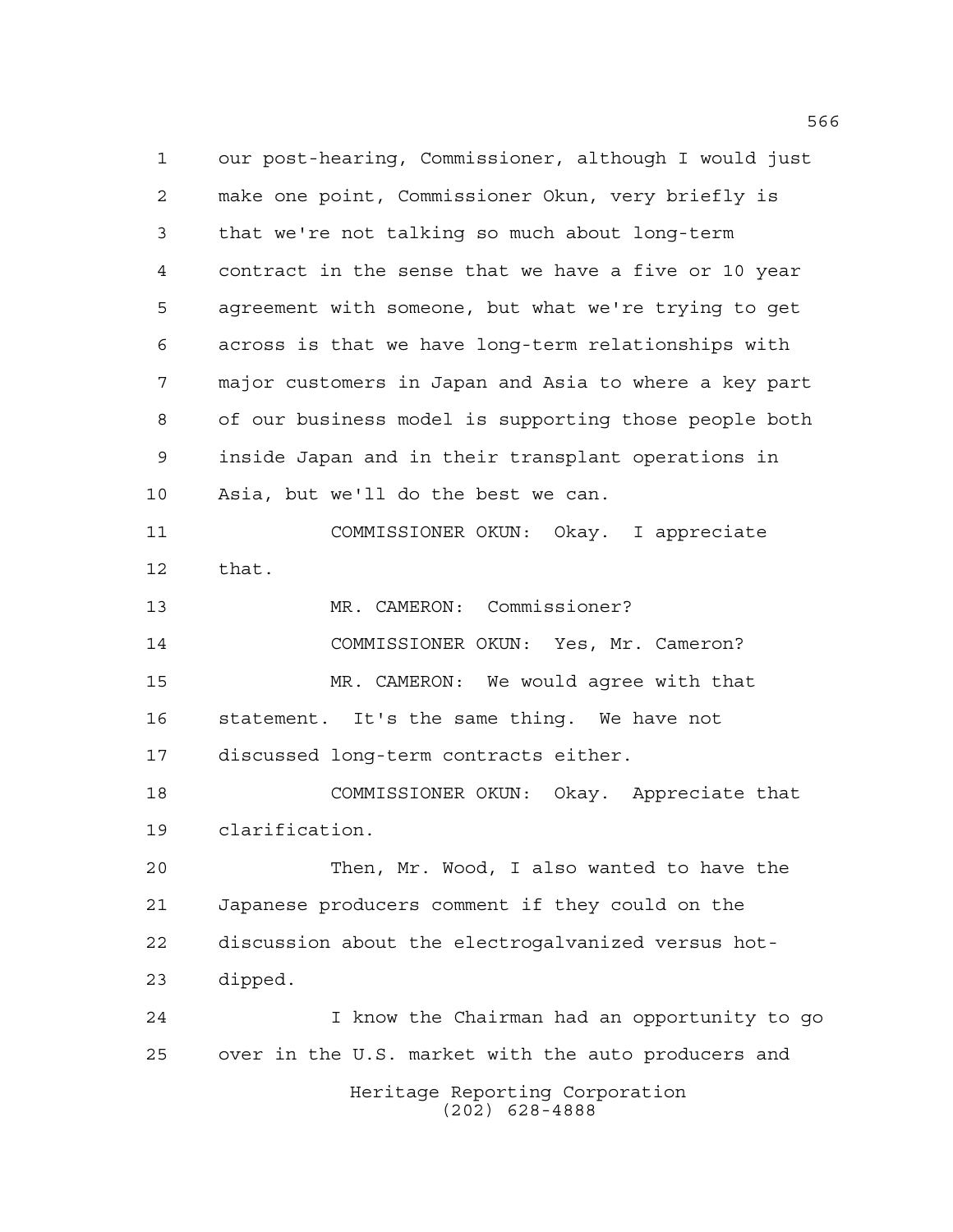our post-hearing, Commissioner, although I would just make one point, Commissioner Okun, very briefly is that we're not talking so much about long-term contract in the sense that we have a five or 10 year agreement with someone, but what we're trying to get across is that we have long-term relationships with major customers in Japan and Asia to where a key part of our business model is supporting those people both inside Japan and in their transplant operations in Asia, but we'll do the best we can.

COMMISSIONER OKUN: Okay. I appreciate that.

MR. CAMERON: Commissioner?

COMMISSIONER OKUN: Yes, Mr. Cameron?

MR. CAMERON: We would agree with that statement. It's the same thing. We have not discussed long-term contracts either.

COMMISSIONER OKUN: Okay. Appreciate that clarification.

Then, Mr. Wood, I also wanted to have the Japanese producers comment if they could on the discussion about the electrogalvanized versus hot-dipped.

I know the Chairman had an opportunity to go over in the U.S. market with the auto producers and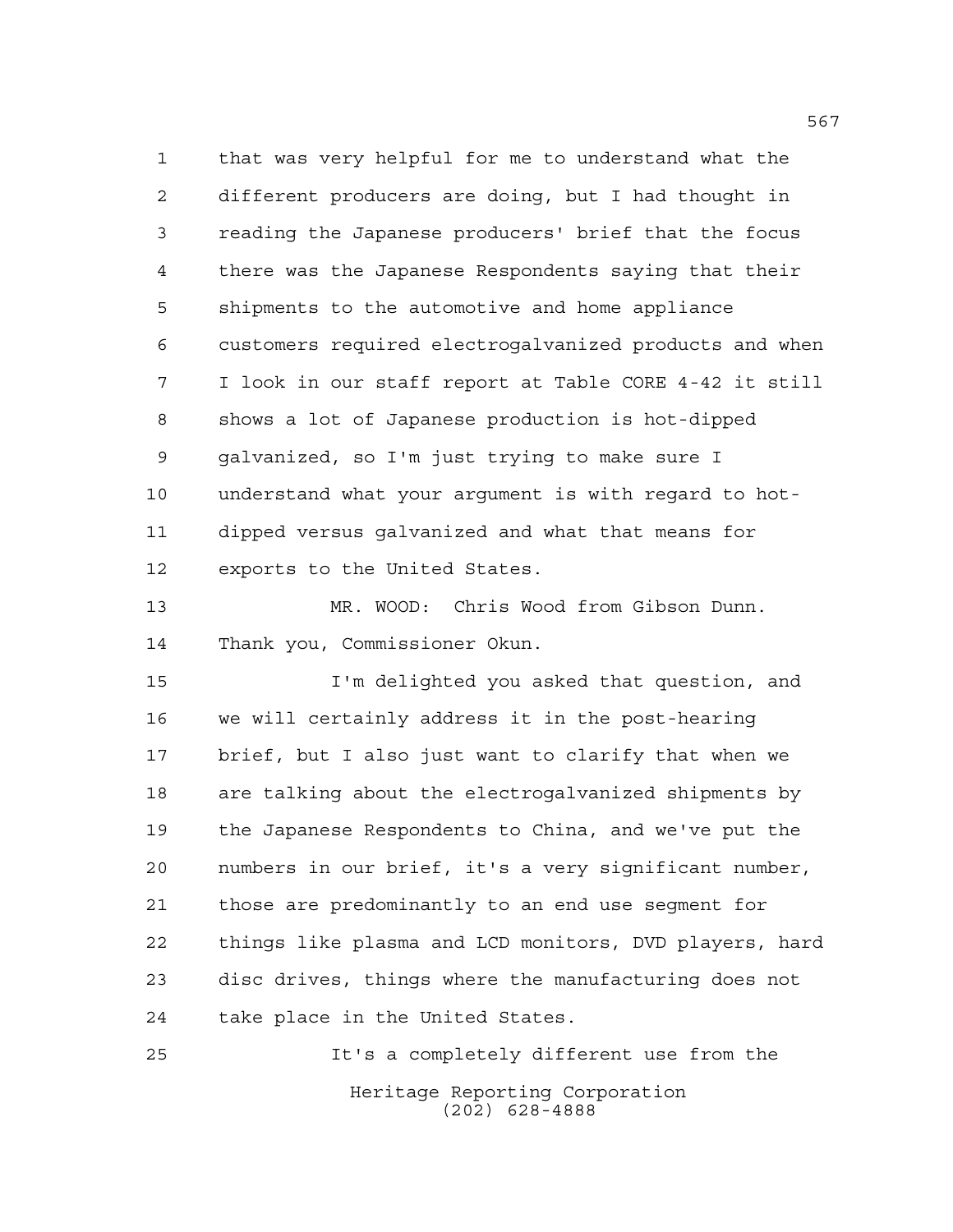that was very helpful for me to understand what the different producers are doing, but I had thought in reading the Japanese producers' brief that the focus there was the Japanese Respondents saying that their shipments to the automotive and home appliance customers required electrogalvanized products and when I look in our staff report at Table CORE 4-42 it still shows a lot of Japanese production is hot-dipped galvanized, so I'm just trying to make sure I understand what your argument is with regard to hot-dipped versus galvanized and what that means for exports to the United States.

MR. WOOD: Chris Wood from Gibson Dunn. Thank you, Commissioner Okun.

I'm delighted you asked that question, and we will certainly address it in the post-hearing brief, but I also just want to clarify that when we are talking about the electrogalvanized shipments by the Japanese Respondents to China, and we've put the numbers in our brief, it's a very significant number, those are predominantly to an end use segment for things like plasma and LCD monitors, DVD players, hard disc drives, things where the manufacturing does not take place in the United States.

It's a completely different use from the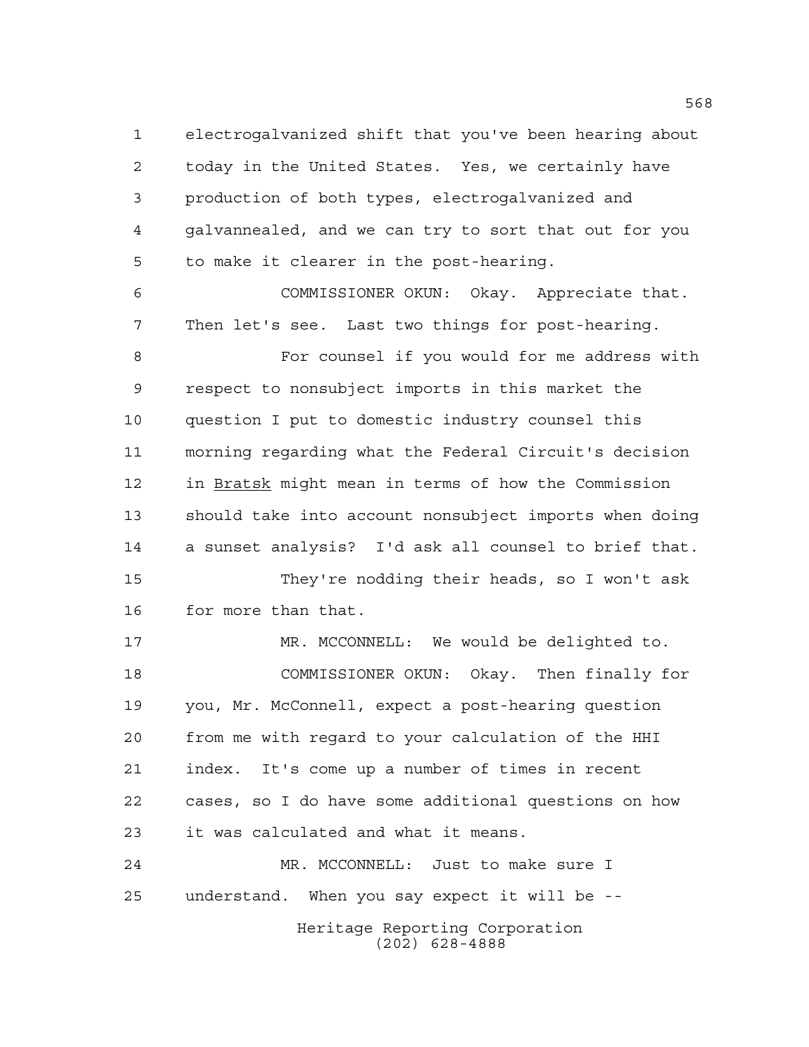electrogalvanized shift that you've been hearing about today in the United States. Yes, we certainly have production of both types, electrogalvanized and galvannealed, and we can try to sort that out for you to make it clearer in the post-hearing.

COMMISSIONER OKUN: Okay. Appreciate that. Then let's see. Last two things for post-hearing.

For counsel if you would for me address with respect to nonsubject imports in this market the question I put to domestic industry counsel this morning regarding what the Federal Circuit's decision in Bratsk might mean in terms of how the Commission should take into account nonsubject imports when doing a sunset analysis? I'd ask all counsel to brief that.

They're nodding their heads, so I won't ask for more than that.

MR. MCCONNELL: We would be delighted to.

COMMISSIONER OKUN: Okay. Then finally for you, Mr. McConnell, expect a post-hearing question from me with regard to your calculation of the HHI index. It's come up a number of times in recent cases, so I do have some additional questions on how it was calculated and what it means.

MR. MCCONNELL: Just to make sure I understand. When you say expect it will be --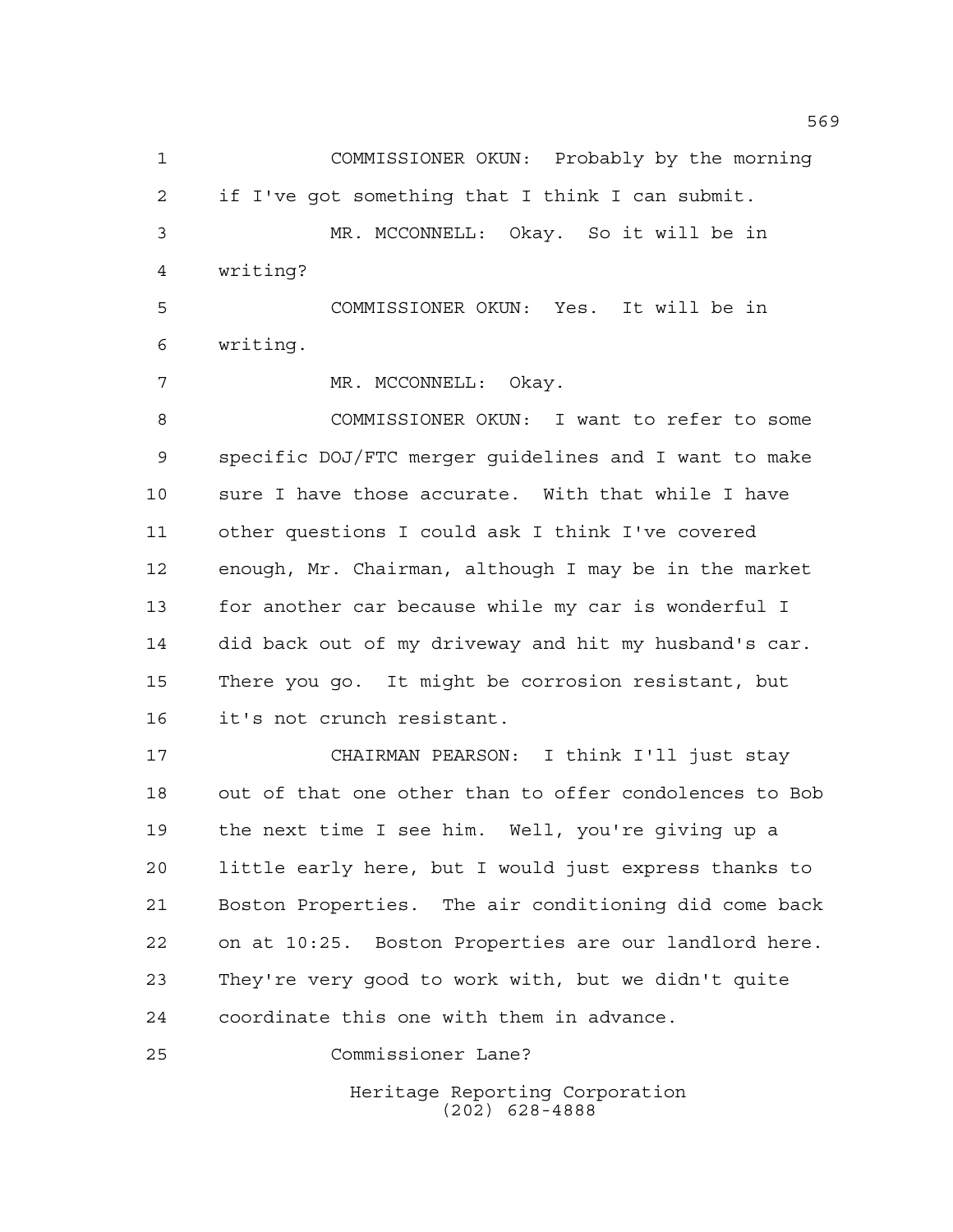COMMISSIONER OKUN: Probably by the morning if I've got something that I think I can submit.

MR. MCCONNELL: Okay. So it will be in writing?

COMMISSIONER OKUN: Yes. It will be in writing.

MR. MCCONNELL: Okay.

COMMISSIONER OKUN: I want to refer to some specific DOJ/FTC merger guidelines and I want to make sure I have those accurate. With that while I have other questions I could ask I think I've covered enough, Mr. Chairman, although I may be in the market for another car because while my car is wonderful I did back out of my driveway and hit my husband's car. There you go. It might be corrosion resistant, but it's not crunch resistant.

CHAIRMAN PEARSON: I think I'll just stay out of that one other than to offer condolences to Bob the next time I see him. Well, you're giving up a little early here, but I would just express thanks to Boston Properties. The air conditioning did come back on at 10:25. Boston Properties are our landlord here. They're very good to work with, but we didn't quite coordinate this one with them in advance.

Commissioner Lane?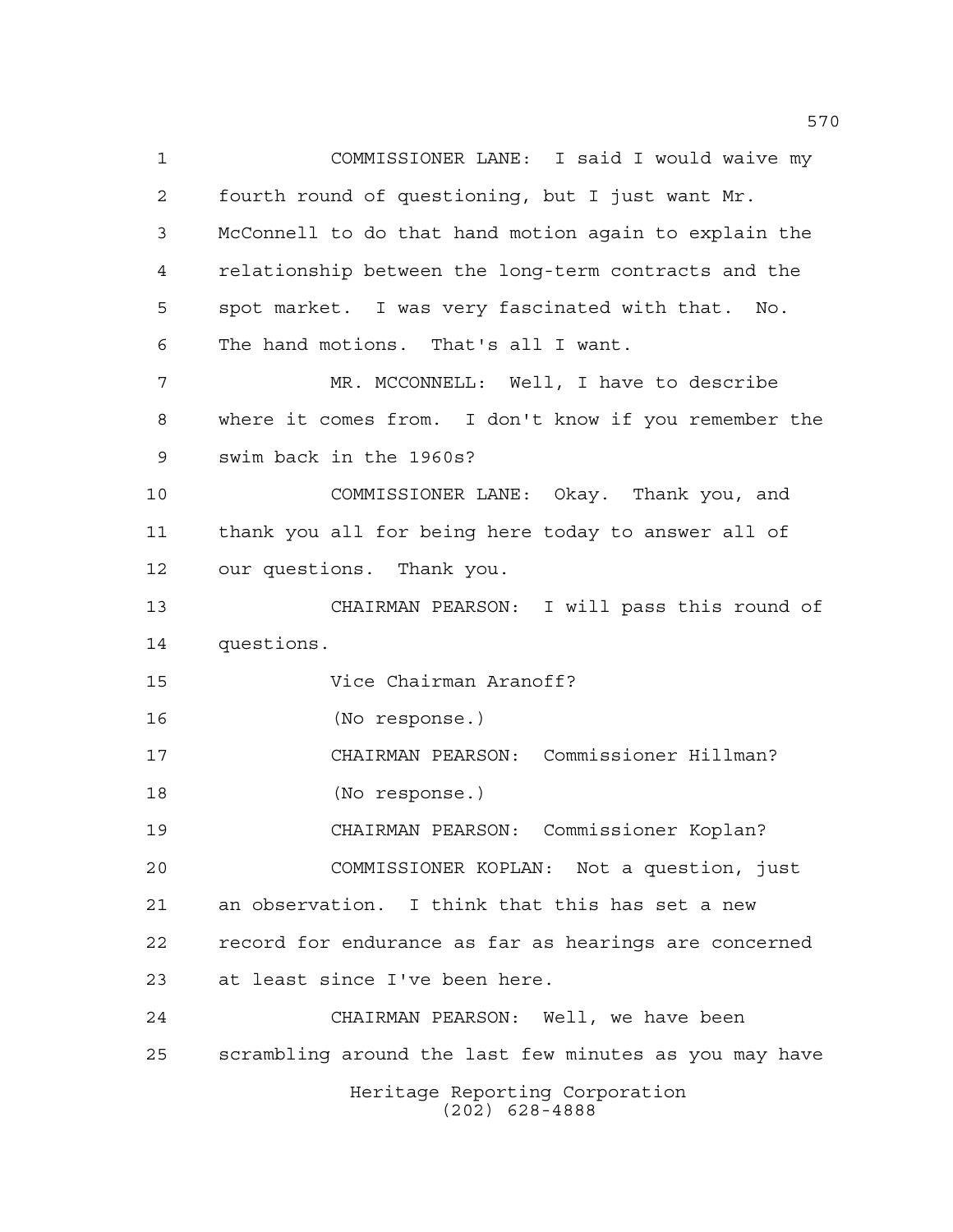COMMISSIONER LANE: I said I would waive my fourth round of questioning, but I just want Mr. McConnell to do that hand motion again to explain the relationship between the long-term contracts and the spot market. I was very fascinated with that. No. The hand motions. That's all I want.

MR. MCCONNELL: Well, I have to describe where it comes from. I don't know if you remember the swim back in the 1960s?

COMMISSIONER LANE: Okay. Thank you, and thank you all for being here today to answer all of our questions. Thank you.

CHAIRMAN PEARSON: I will pass this round of questions.

Vice Chairman Aranoff?

(No response.)

CHAIRMAN PEARSON: Commissioner Hillman?

(No response.)

CHAIRMAN PEARSON: Commissioner Koplan?

COMMISSIONER KOPLAN: Not a question, just an observation. I think that this has set a new record for endurance as far as hearings are concerned at least since I've been here.

CHAIRMAN PEARSON: Well, we have been scrambling around the last few minutes as you may have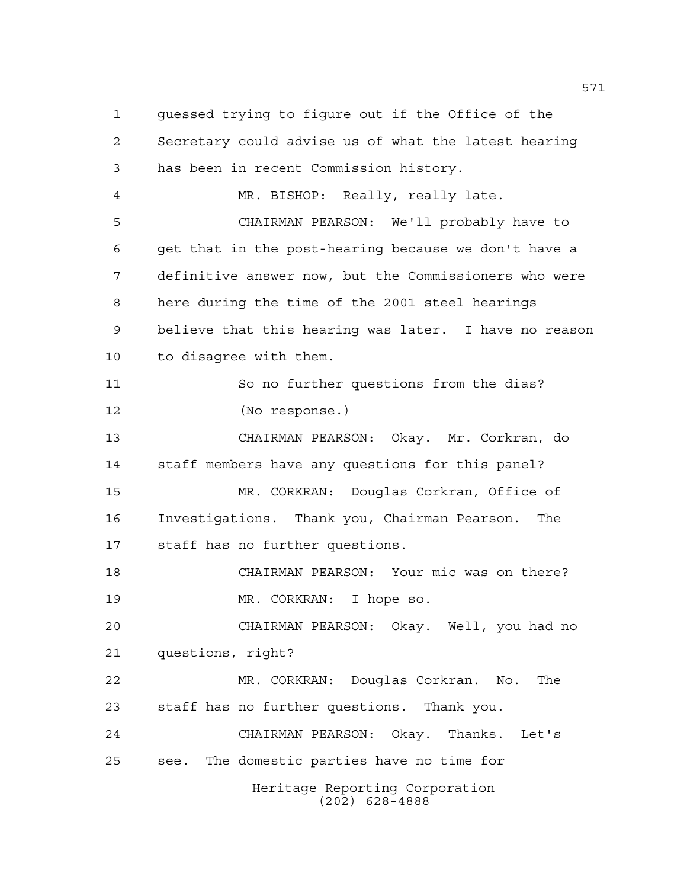guessed trying to figure out if the Office of the Secretary could advise us of what the latest hearing has been in recent Commission history.

MR. BISHOP: Really, really late.

CHAIRMAN PEARSON: We'll probably have to get that in the post-hearing because we don't have a definitive answer now, but the Commissioners who were here during the time of the 2001 steel hearings believe that this hearing was later. I have no reason to disagree with them.

So no further questions from the dias?

(No response.)

CHAIRMAN PEARSON: Okay. Mr. Corkran, do staff members have any questions for this panel?

MR. CORKRAN: Douglas Corkran, Office of Investigations. Thank you, Chairman Pearson. The staff has no further questions.

CHAIRMAN PEARSON: Your mic was on there?

MR. CORKRAN: I hope so.

CHAIRMAN PEARSON: Okay. Well, you had no questions, right?

MR. CORKRAN: Douglas Corkran. No. The staff has no further questions. Thank you.

CHAIRMAN PEARSON: Okay. Thanks. Let's see. The domestic parties have no time for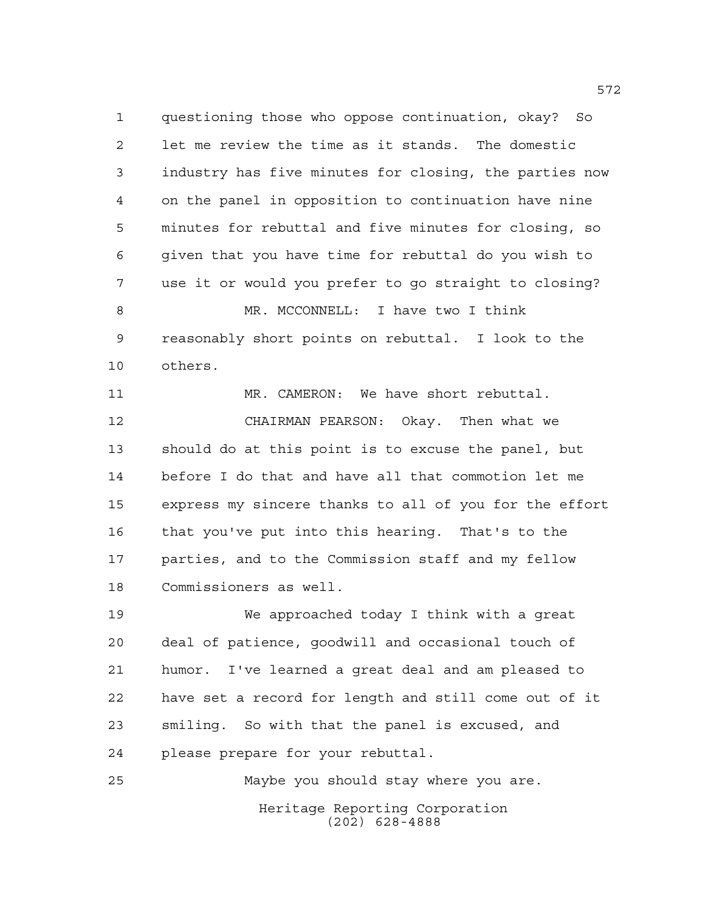questioning those who oppose continuation, okay? So let me review the time as it stands. The domestic industry has five minutes for closing, the parties now on the panel in opposition to continuation have nine minutes for rebuttal and five minutes for closing, so given that you have time for rebuttal do you wish to use it or would you prefer to go straight to closing?

MR. MCCONNELL: I have two I think reasonably short points on rebuttal. I look to the others.

MR. CAMERON: We have short rebuttal.

CHAIRMAN PEARSON: Okay. Then what we should do at this point is to excuse the panel, but before I do that and have all that commotion let me express my sincere thanks to all of you for the effort that you've put into this hearing. That's to the parties, and to the Commission staff and my fellow Commissioners as well.

We approached today I think with a great deal of patience, goodwill and occasional touch of humor. I've learned a great deal and am pleased to have set a record for length and still come out of it smiling. So with that the panel is excused, and please prepare for your rebuttal.

Maybe you should stay where you are.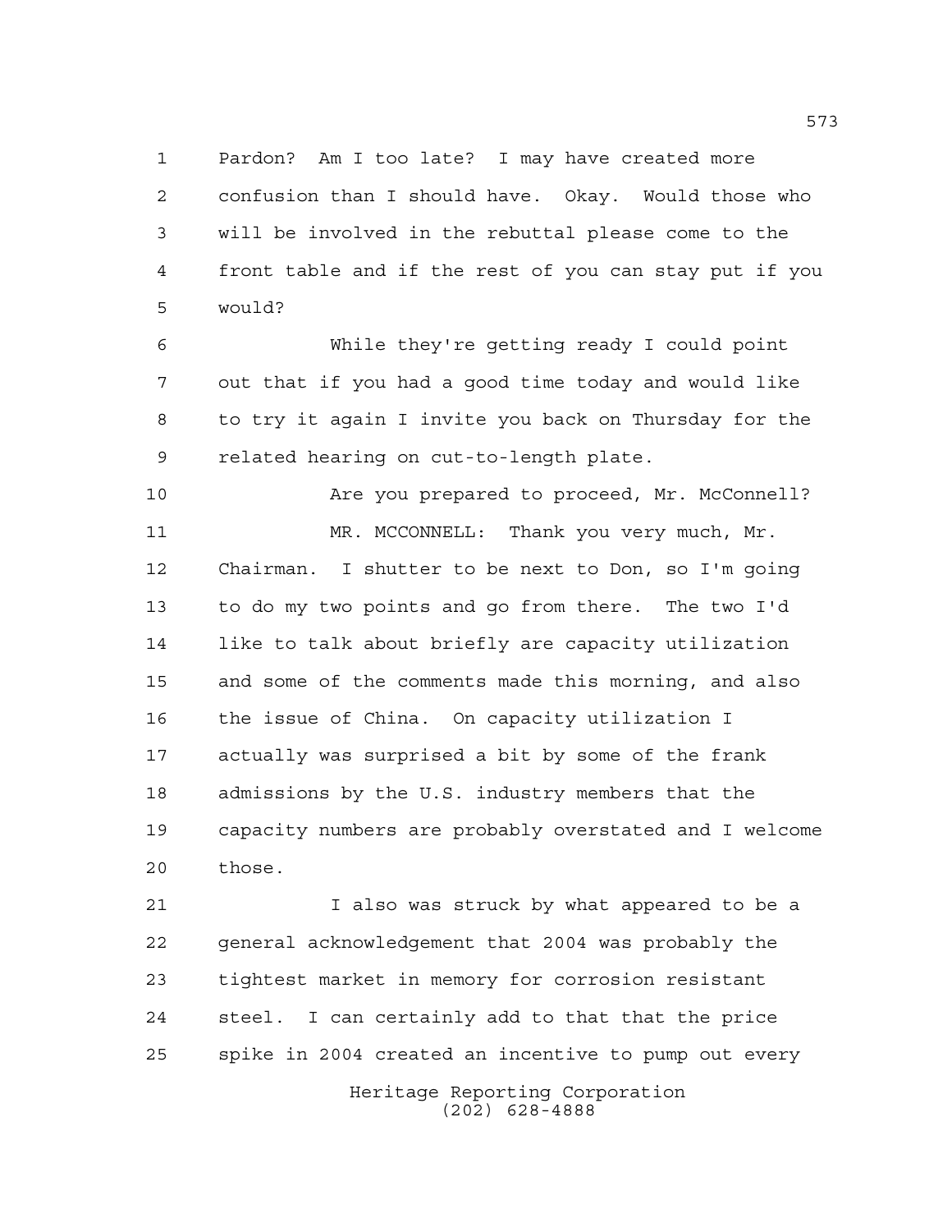Pardon? Am I too late? I may have created more confusion than I should have. Okay. Would those who will be involved in the rebuttal please come to the front table and if the rest of you can stay put if you would?

While they're getting ready I could point out that if you had a good time today and would like to try it again I invite you back on Thursday for the related hearing on cut-to-length plate.

Are you prepared to proceed, Mr. McConnell?

MR. MCCONNELL: Thank you very much, Mr. Chairman. I shutter to be next to Don, so I'm going to do my two points and go from there. The two I'd like to talk about briefly are capacity utilization and some of the comments made this morning, and also the issue of China. On capacity utilization I actually was surprised a bit by some of the frank admissions by the U.S. industry members that the capacity numbers are probably overstated and I welcome those.

I also was struck by what appeared to be a general acknowledgement that 2004 was probably the tightest market in memory for corrosion resistant steel. I can certainly add to that that the price spike in 2004 created an incentive to pump out every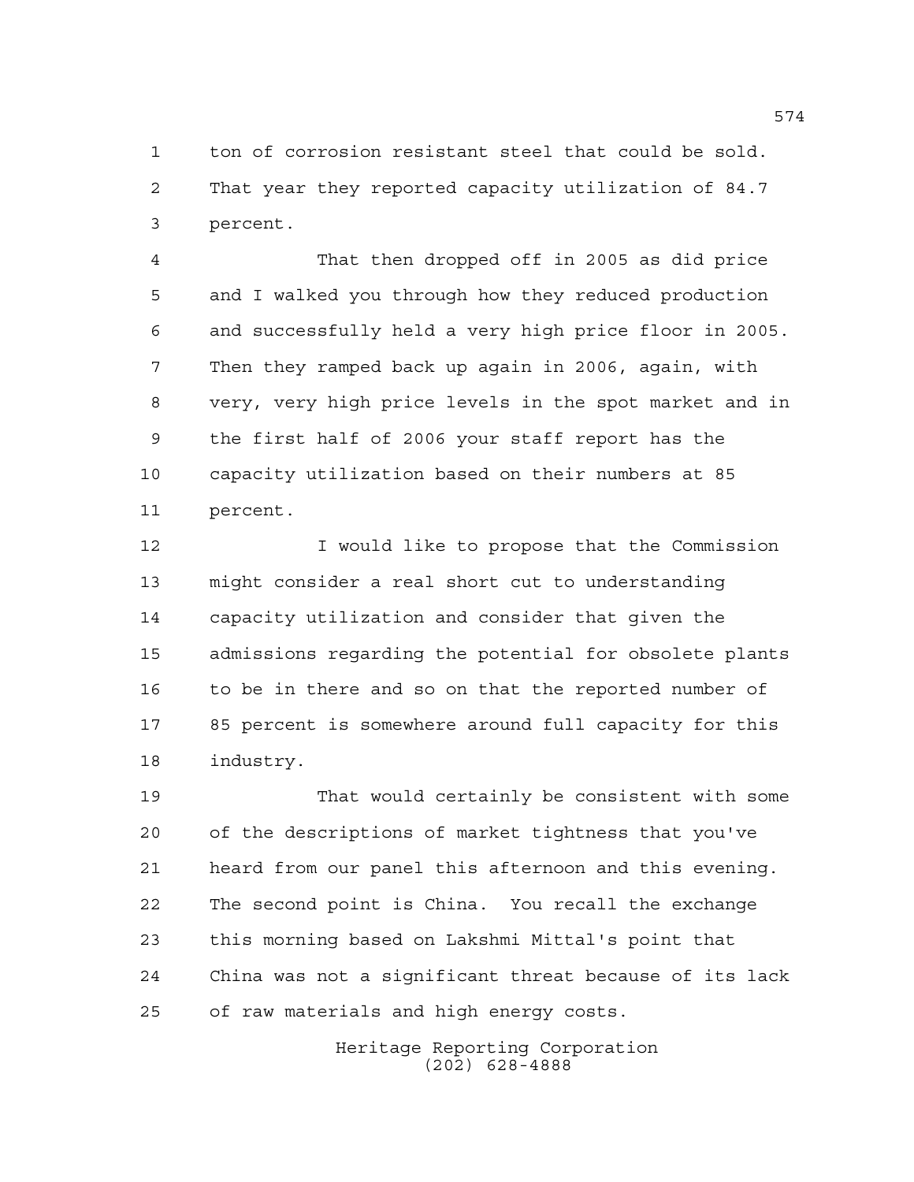ton of corrosion resistant steel that could be sold. That year they reported capacity utilization of 84.7 percent.

That then dropped off in 2005 as did price and I walked you through how they reduced production and successfully held a very high price floor in 2005. Then they ramped back up again in 2006, again, with very, very high price levels in the spot market and in the first half of 2006 your staff report has the capacity utilization based on their numbers at 85 percent.

I would like to propose that the Commission might consider a real short cut to understanding capacity utilization and consider that given the admissions regarding the potential for obsolete plants to be in there and so on that the reported number of 85 percent is somewhere around full capacity for this industry.

That would certainly be consistent with some of the descriptions of market tightness that you've heard from our panel this afternoon and this evening. The second point is China. You recall the exchange this morning based on Lakshmi Mittal's point that China was not a significant threat because of its lack of raw materials and high energy costs.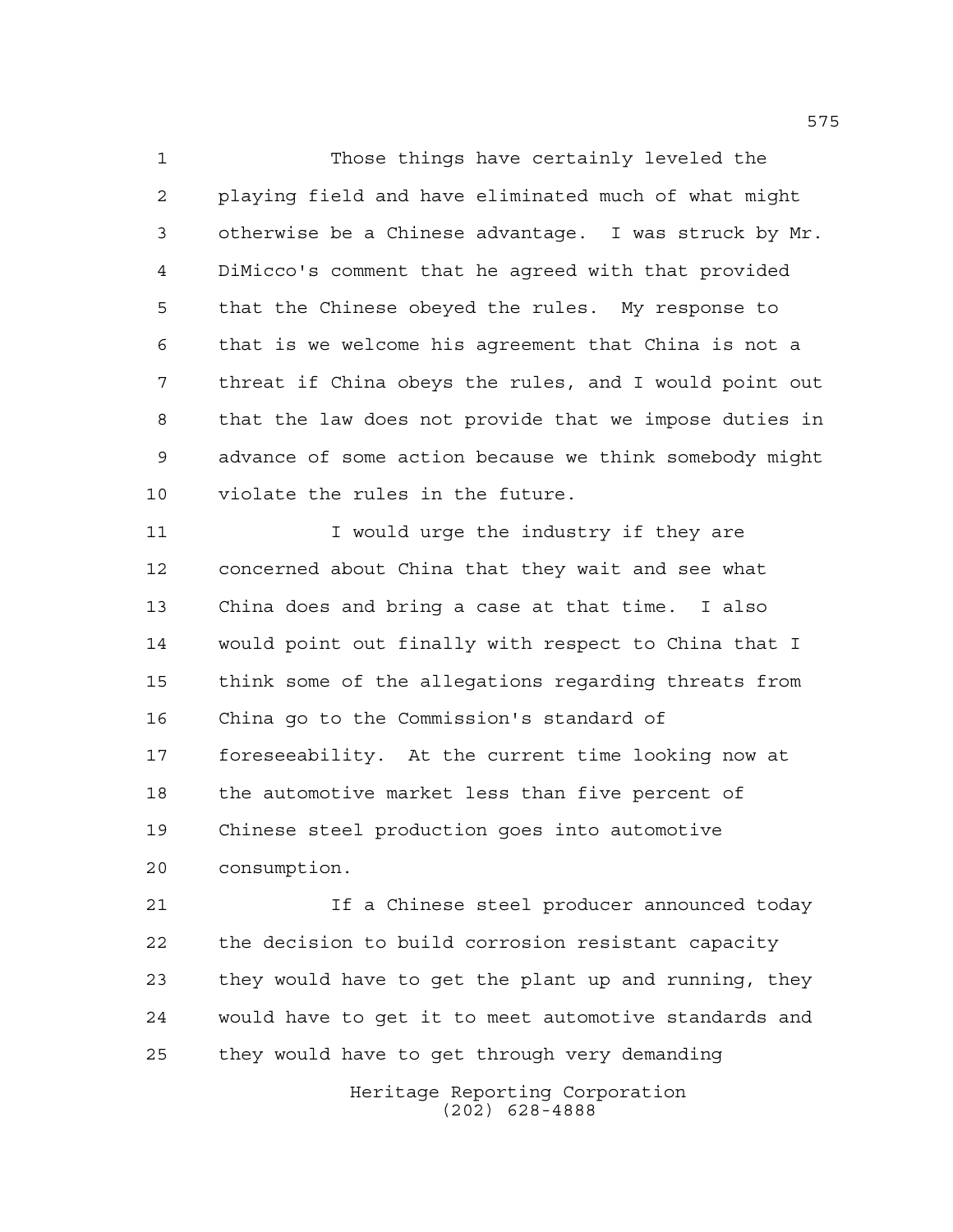Those things have certainly leveled the playing field and have eliminated much of what might otherwise be a Chinese advantage. I was struck by Mr. DiMicco's comment that he agreed with that provided that the Chinese obeyed the rules. My response to that is we welcome his agreement that China is not a threat if China obeys the rules, and I would point out that the law does not provide that we impose duties in advance of some action because we think somebody might violate the rules in the future.

I would urge the industry if they are concerned about China that they wait and see what China does and bring a case at that time. I also would point out finally with respect to China that I think some of the allegations regarding threats from China go to the Commission's standard of foreseeability. At the current time looking now at the automotive market less than five percent of Chinese steel production goes into automotive consumption.

If a Chinese steel producer announced today the decision to build corrosion resistant capacity they would have to get the plant up and running, they would have to get it to meet automotive standards and they would have to get through very demanding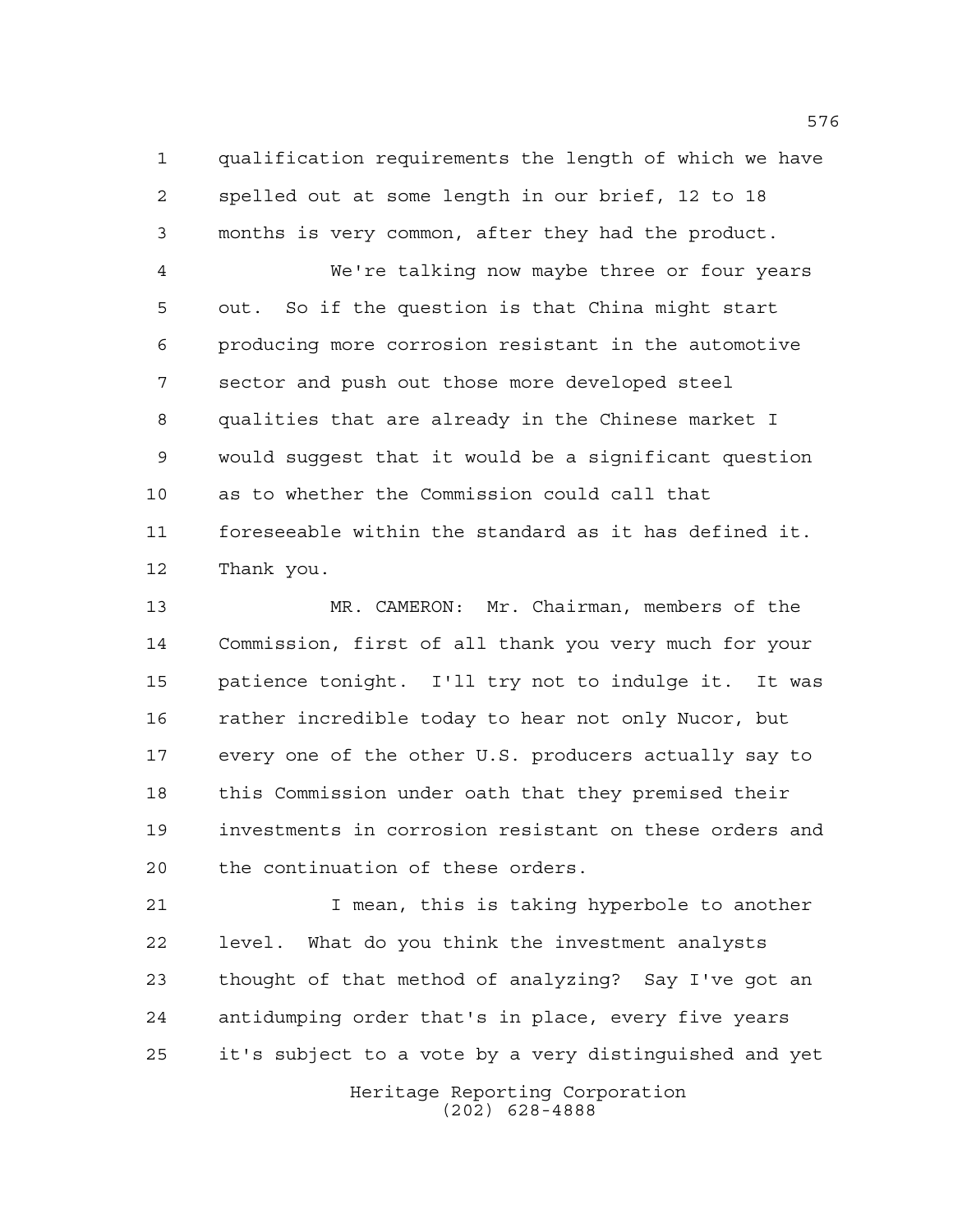qualification requirements the length of which we have spelled out at some length in our brief, 12 to 18 months is very common, after they had the product.

We're talking now maybe three or four years out. So if the question is that China might start producing more corrosion resistant in the automotive sector and push out those more developed steel qualities that are already in the Chinese market I would suggest that it would be a significant question as to whether the Commission could call that foreseeable within the standard as it has defined it. Thank you.

MR. CAMERON: Mr. Chairman, members of the Commission, first of all thank you very much for your patience tonight. I'll try not to indulge it. It was rather incredible today to hear not only Nucor, but every one of the other U.S. producers actually say to this Commission under oath that they premised their investments in corrosion resistant on these orders and the continuation of these orders.

I mean, this is taking hyperbole to another level. What do you think the investment analysts thought of that method of analyzing? Say I've got an antidumping order that's in place, every five years it's subject to a vote by a very distinguished and yet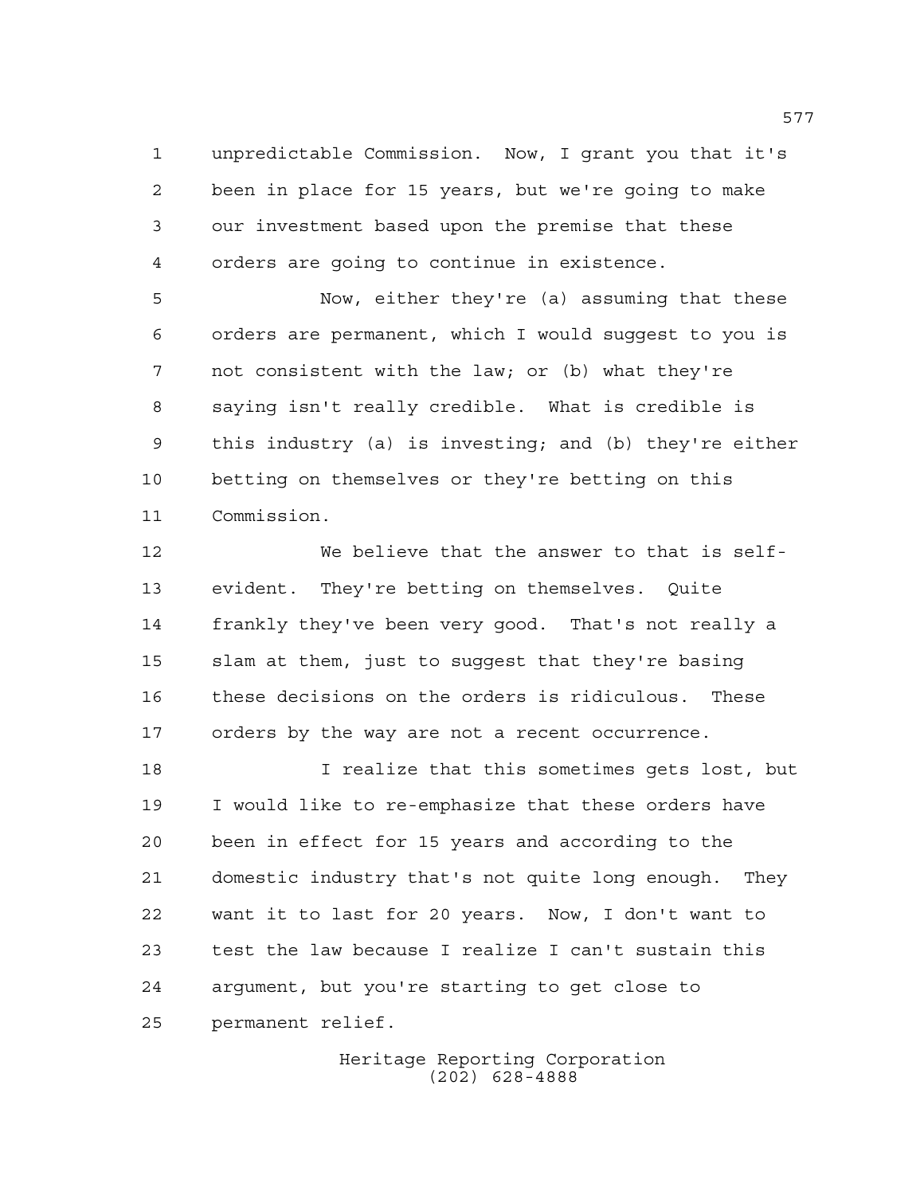unpredictable Commission. Now, I grant you that it's been in place for 15 years, but we're going to make our investment based upon the premise that these orders are going to continue in existence.

Now, either they're (a) assuming that these orders are permanent, which I would suggest to you is not consistent with the law; or (b) what they're saying isn't really credible. What is credible is this industry (a) is investing; and (b) they're either betting on themselves or they're betting on this Commission.

We believe that the answer to that is self-evident. They're betting on themselves. Quite frankly they've been very good. That's not really a slam at them, just to suggest that they're basing these decisions on the orders is ridiculous. These orders by the way are not a recent occurrence.

I realize that this sometimes gets lost, but I would like to re-emphasize that these orders have been in effect for 15 years and according to the domestic industry that's not quite long enough. They want it to last for 20 years. Now, I don't want to test the law because I realize I can't sustain this argument, but you're starting to get close to permanent relief.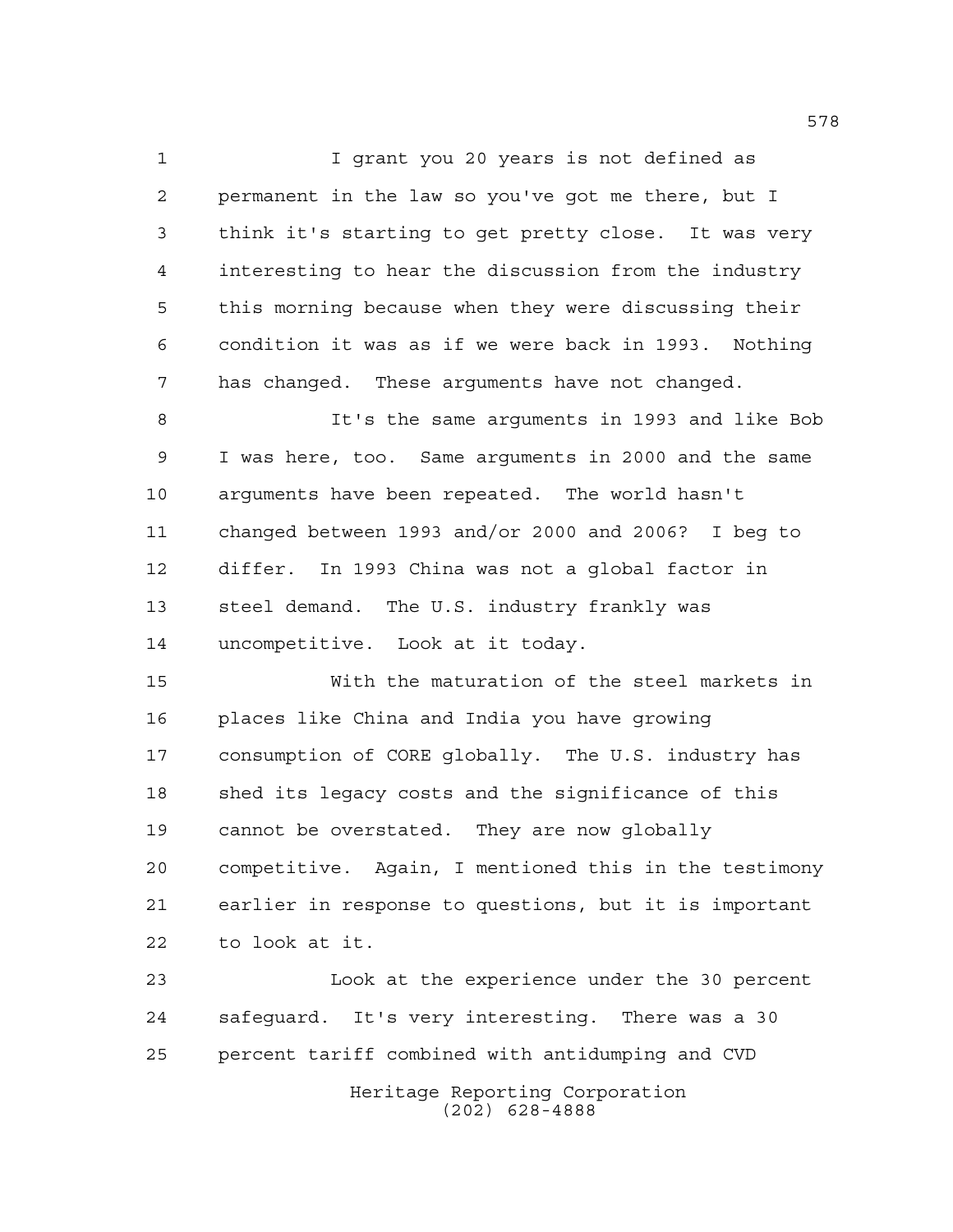I grant you 20 years is not defined as permanent in the law so you've got me there, but I think it's starting to get pretty close. It was very interesting to hear the discussion from the industry this morning because when they were discussing their condition it was as if we were back in 1993. Nothing has changed. These arguments have not changed.

It's the same arguments in 1993 and like Bob I was here, too. Same arguments in 2000 and the same arguments have been repeated. The world hasn't changed between 1993 and/or 2000 and 2006? I beg to differ. In 1993 China was not a global factor in steel demand. The U.S. industry frankly was uncompetitive. Look at it today.

With the maturation of the steel markets in places like China and India you have growing consumption of CORE globally. The U.S. industry has shed its legacy costs and the significance of this cannot be overstated. They are now globally competitive. Again, I mentioned this in the testimony earlier in response to questions, but it is important to look at it.

Look at the experience under the 30 percent safeguard. It's very interesting. There was a 30 percent tariff combined with antidumping and CVD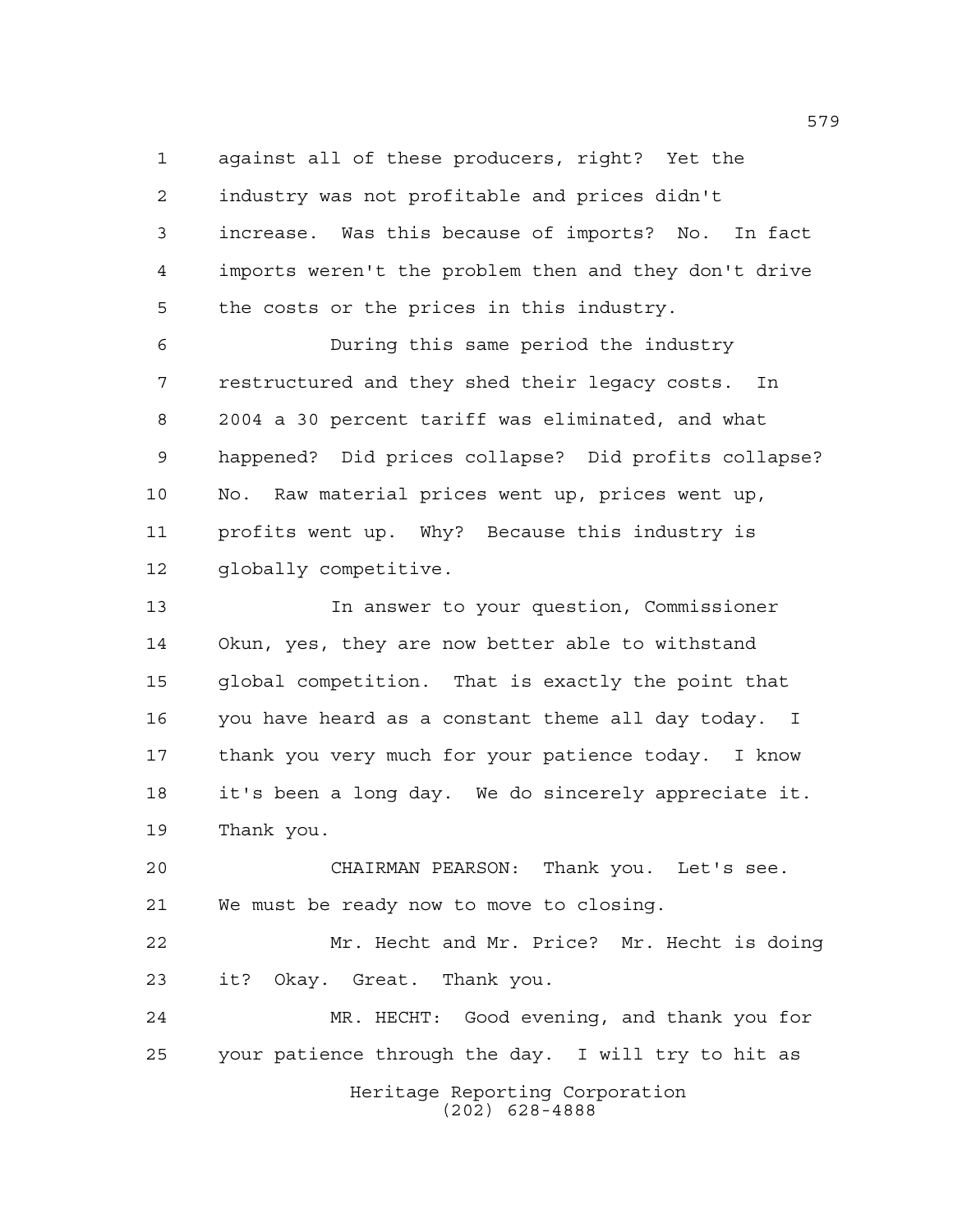against all of these producers, right? Yet the industry was not profitable and prices didn't increase. Was this because of imports? No. In fact imports weren't the problem then and they don't drive the costs or the prices in this industry.

During this same period the industry restructured and they shed their legacy costs. In 2004 a 30 percent tariff was eliminated, and what happened? Did prices collapse? Did profits collapse? No. Raw material prices went up, prices went up, profits went up. Why? Because this industry is globally competitive.

In answer to your question, Commissioner Okun, yes, they are now better able to withstand global competition. That is exactly the point that you have heard as a constant theme all day today. I thank you very much for your patience today. I know it's been a long day. We do sincerely appreciate it. Thank you.

CHAIRMAN PEARSON: Thank you. Let's see. We must be ready now to move to closing.

Mr. Hecht and Mr. Price? Mr. Hecht is doing it? Okay. Great. Thank you.

MR. HECHT: Good evening, and thank you for your patience through the day. I will try to hit as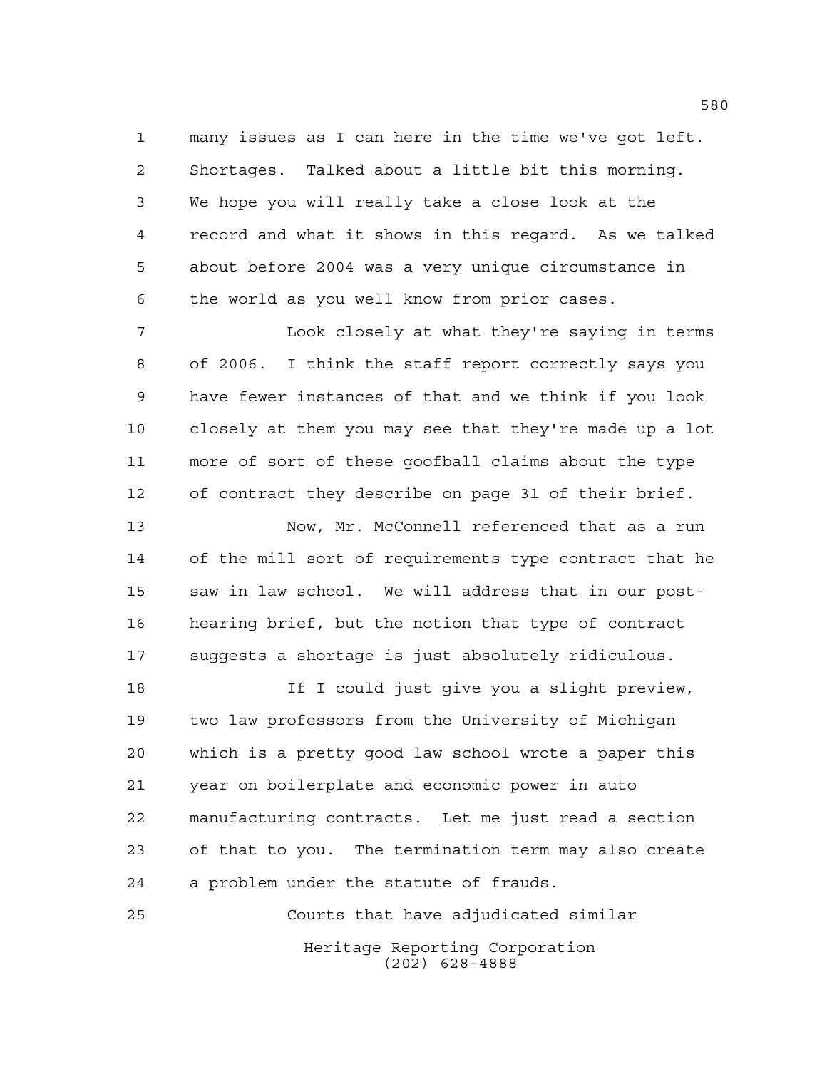many issues as I can here in the time we've got left. Shortages. Talked about a little bit this morning. We hope you will really take a close look at the record and what it shows in this regard. As we talked about before 2004 was a very unique circumstance in the world as you well know from prior cases.

Look closely at what they're saying in terms of 2006. I think the staff report correctly says you have fewer instances of that and we think if you look closely at them you may see that they're made up a lot more of sort of these goofball claims about the type of contract they describe on page 31 of their brief.

Now, Mr. McConnell referenced that as a run of the mill sort of requirements type contract that he saw in law school. We will address that in our post-hearing brief, but the notion that type of contract suggests a shortage is just absolutely ridiculous.

If I could just give you a slight preview, two law professors from the University of Michigan which is a pretty good law school wrote a paper this year on boilerplate and economic power in auto manufacturing contracts. Let me just read a section of that to you. The termination term may also create a problem under the statute of frauds.

Courts that have adjudicated similar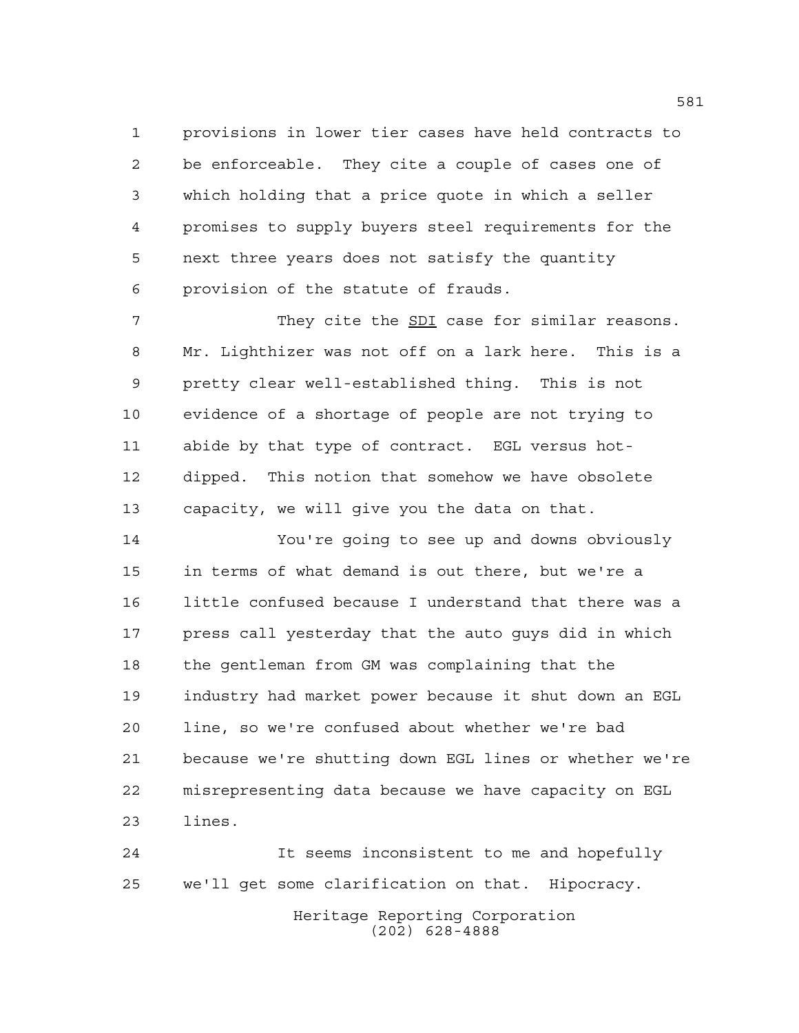provisions in lower tier cases have held contracts to be enforceable. They cite a couple of cases one of which holding that a price quote in which a seller promises to supply buyers steel requirements for the next three years does not satisfy the quantity provision of the statute of frauds.

They cite the SDI case for similar reasons. Mr. Lighthizer was not off on a lark here. This is a pretty clear well-established thing. This is not evidence of a shortage of people are not trying to abide by that type of contract. EGL versus hot-dipped. This notion that somehow we have obsolete capacity, we will give you the data on that.

You're going to see up and downs obviously in terms of what demand is out there, but we're a little confused because I understand that there was a press call yesterday that the auto guys did in which the gentleman from GM was complaining that the industry had market power because it shut down an EGL line, so we're confused about whether we're bad because we're shutting down EGL lines or whether we're misrepresenting data because we have capacity on EGL lines.

It seems inconsistent to me and hopefully we'll get some clarification on that. Hipocracy.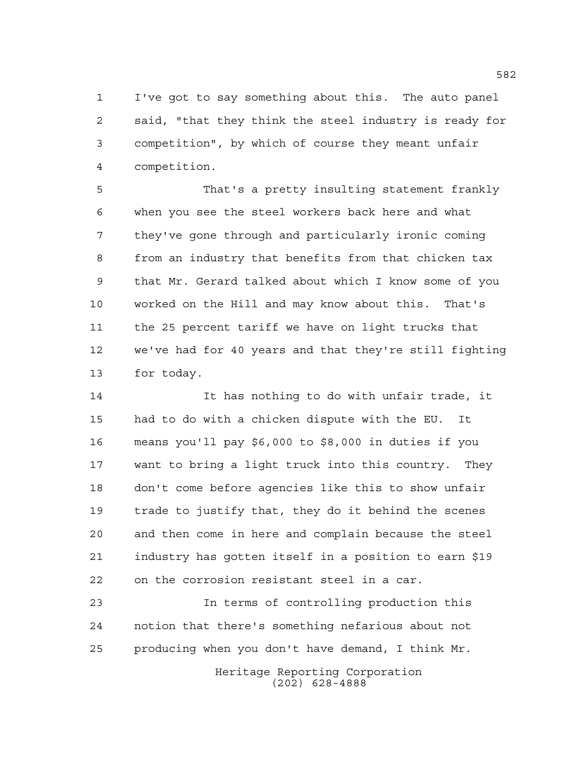I've got to say something about this. The auto panel said, "that they think the steel industry is ready for competition", by which of course they meant unfair competition.

That's a pretty insulting statement frankly when you see the steel workers back here and what they've gone through and particularly ironic coming from an industry that benefits from that chicken tax that Mr. Gerard talked about which I know some of you worked on the Hill and may know about this. That's the 25 percent tariff we have on light trucks that we've had for 40 years and that they're still fighting for today.

It has nothing to do with unfair trade, it had to do with a chicken dispute with the EU. It means you'll pay $6,000 to $8,000 in duties if you want to bring a light truck into this country. They don't come before agencies like this to show unfair trade to justify that, they do it behind the scenes and then come in here and complain because the steel industry has gotten itself in a position to earn $19 on the corrosion resistant steel in a car.

In terms of controlling production this notion that there's something nefarious about not producing when you don't have demand, I think Mr.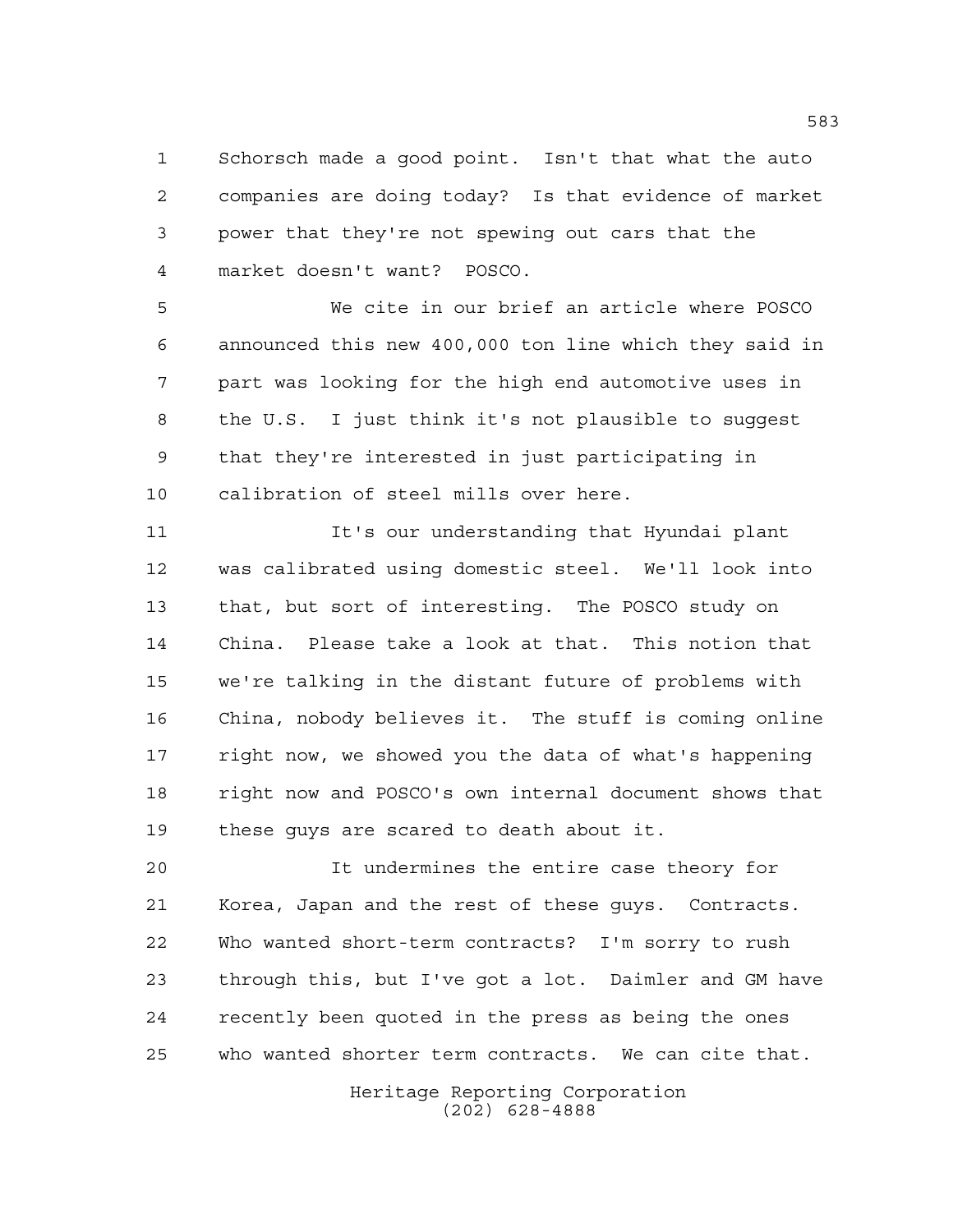Schorsch made a good point. Isn't that what the auto companies are doing today? Is that evidence of market power that they're not spewing out cars that the market doesn't want? POSCO.

We cite in our brief an article where POSCO announced this new 400,000 ton line which they said in part was looking for the high end automotive uses in the U.S. I just think it's not plausible to suggest that they're interested in just participating in calibration of steel mills over here.

It's our understanding that Hyundai plant was calibrated using domestic steel. We'll look into that, but sort of interesting. The POSCO study on China. Please take a look at that. This notion that we're talking in the distant future of problems with China, nobody believes it. The stuff is coming online right now, we showed you the data of what's happening right now and POSCO's own internal document shows that these guys are scared to death about it.

It undermines the entire case theory for Korea, Japan and the rest of these guys. Contracts. Who wanted short-term contracts? I'm sorry to rush through this, but I've got a lot. Daimler and GM have recently been quoted in the press as being the ones who wanted shorter term contracts. We can cite that.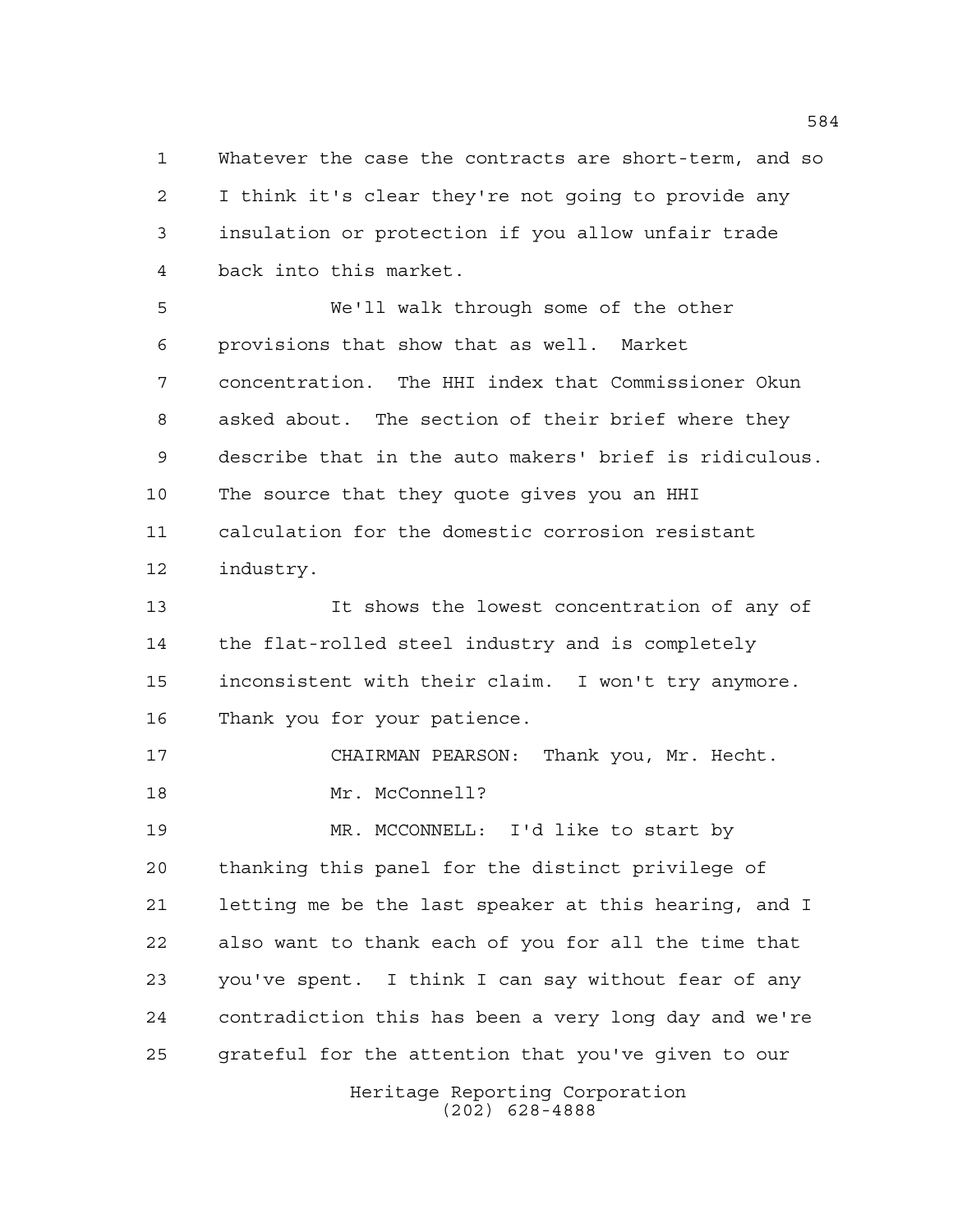Whatever the case the contracts are short-term, and so I think it's clear they're not going to provide any insulation or protection if you allow unfair trade back into this market.

We'll walk through some of the other provisions that show that as well. Market concentration. The HHI index that Commissioner Okun asked about. The section of their brief where they describe that in the auto makers' brief is ridiculous. The source that they quote gives you an HHI calculation for the domestic corrosion resistant industry.

It shows the lowest concentration of any of the flat-rolled steel industry and is completely inconsistent with their claim. I won't try anymore. Thank you for your patience.

CHAIRMAN PEARSON: Thank you, Mr. Hecht.

Mr. McConnell?

MR. MCCONNELL: I'd like to start by thanking this panel for the distinct privilege of letting me be the last speaker at this hearing, and I also want to thank each of you for all the time that you've spent. I think I can say without fear of any contradiction this has been a very long day and we're grateful for the attention that you've given to our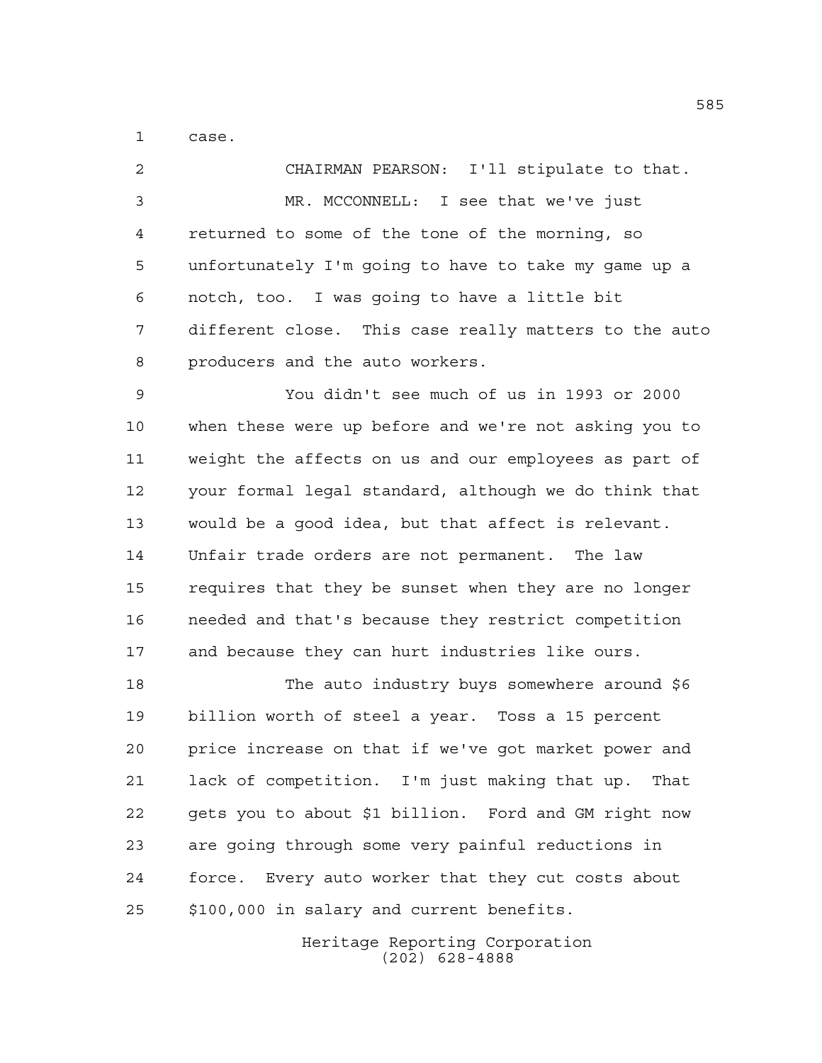case.

CHAIRMAN PEARSON: I'll stipulate to that.

MR. MCCONNELL: I see that we've just returned to some of the tone of the morning, so unfortunately I'm going to have to take my game up a notch, too. I was going to have a little bit different close. This case really matters to the auto producers and the auto workers.

You didn't see much of us in 1993 or 2000 when these were up before and we're not asking you to weight the affects on us and our employees as part of your formal legal standard, although we do think that would be a good idea, but that affect is relevant. Unfair trade orders are not permanent. The law requires that they be sunset when they are no longer needed and that's because they restrict competition and because they can hurt industries like ours.

The auto industry buys somewhere around $6 billion worth of steel a year. Toss a 15 percent price increase on that if we've got market power and lack of competition. I'm just making that up. That gets you to about $1 billion. Ford and GM right now are going through some very painful reductions in force. Every auto worker that they cut costs about $100,000 in salary and current benefits.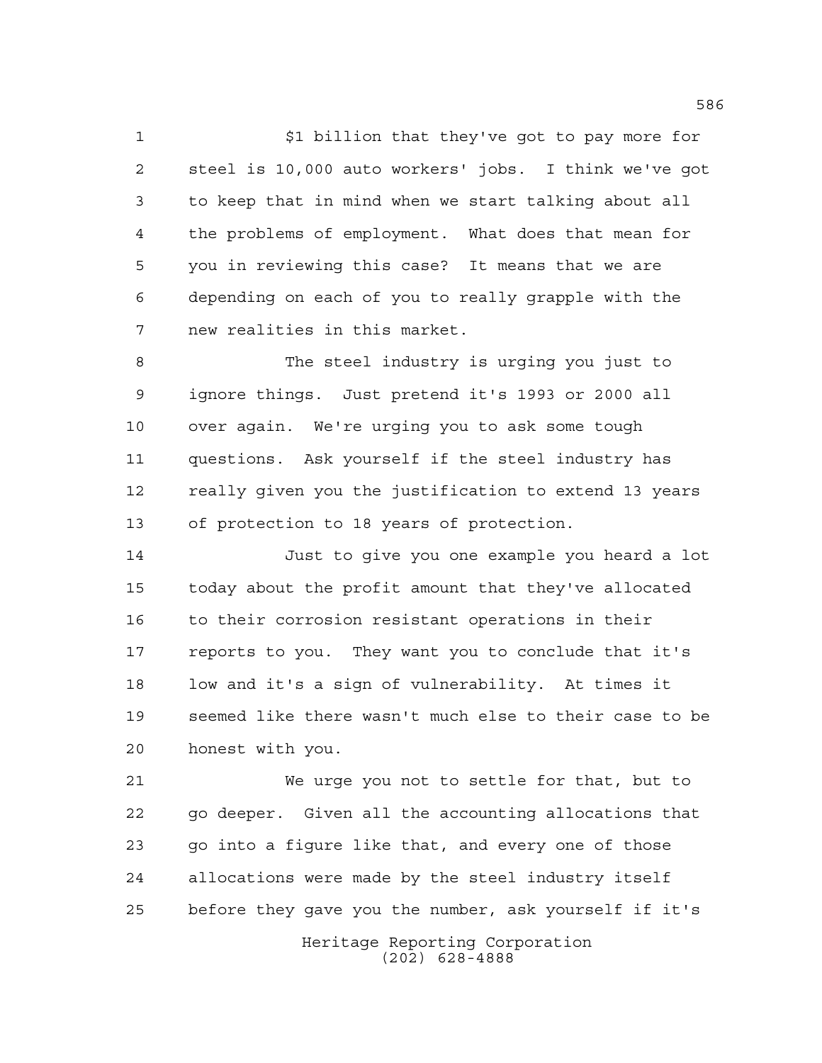$1 billion that they've got to pay more for steel is 10,000 auto workers' jobs. I think we've got to keep that in mind when we start talking about all the problems of employment. What does that mean for you in reviewing this case? It means that we are depending on each of you to really grapple with the new realities in this market.

The steel industry is urging you just to ignore things. Just pretend it's 1993 or 2000 all over again. We're urging you to ask some tough questions. Ask yourself if the steel industry has really given you the justification to extend 13 years of protection to 18 years of protection.

Just to give you one example you heard a lot today about the profit amount that they've allocated to their corrosion resistant operations in their reports to you. They want you to conclude that it's low and it's a sign of vulnerability. At times it seemed like there wasn't much else to their case to be honest with you.

We urge you not to settle for that, but to go deeper. Given all the accounting allocations that go into a figure like that, and every one of those allocations were made by the steel industry itself before they gave you the number, ask yourself if it's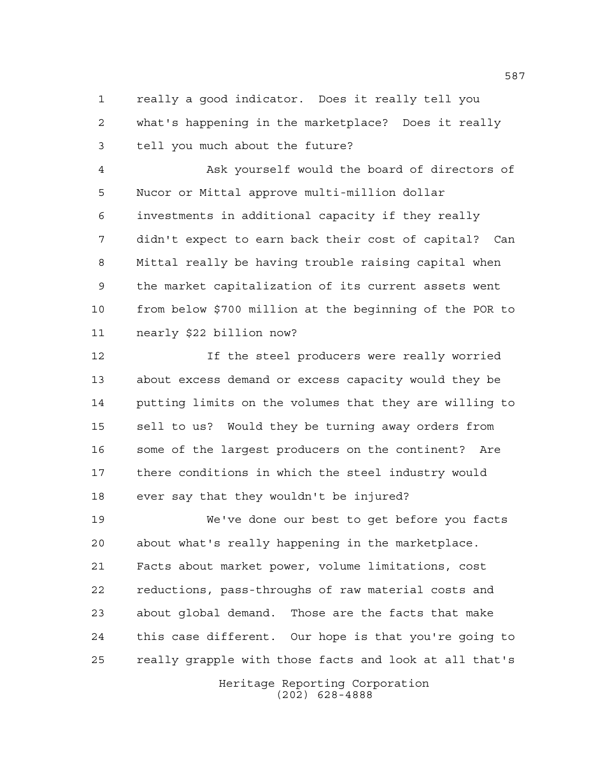really a good indicator. Does it really tell you what's happening in the marketplace? Does it really tell you much about the future?

Ask yourself would the board of directors of Nucor or Mittal approve multi-million dollar investments in additional capacity if they really didn't expect to earn back their cost of capital? Can Mittal really be having trouble raising capital when the market capitalization of its current assets went from below $700 million at the beginning of the POR to nearly $22 billion now?

If the steel producers were really worried about excess demand or excess capacity would they be putting limits on the volumes that they are willing to sell to us? Would they be turning away orders from some of the largest producers on the continent? Are there conditions in which the steel industry would ever say that they wouldn't be injured?

We've done our best to get before you facts about what's really happening in the marketplace. Facts about market power, volume limitations, cost reductions, pass-throughs of raw material costs and about global demand. Those are the facts that make this case different. Our hope is that you're going to really grapple with those facts and look at all that's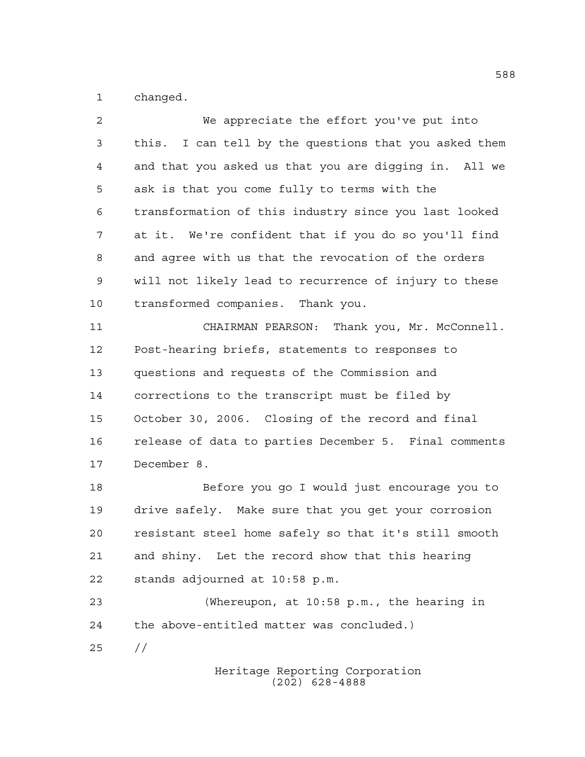changed.

We appreciate the effort you've put into this. I can tell by the questions that you asked them and that you asked us that you are digging in. All we ask is that you come fully to terms with the transformation of this industry since you last looked at it. We're confident that if you do so you'll find and agree with us that the revocation of the orders will not likely lead to recurrence of injury to these transformed companies. Thank you.

CHAIRMAN PEARSON: Thank you, Mr. McConnell. Post-hearing briefs, statements to responses to questions and requests of the Commission and corrections to the transcript must be filed by October 30, 2006. Closing of the record and final release of data to parties December 5. Final comments December 8.

Before you go I would just encourage you to drive safely. Make sure that you get your corrosion resistant steel home safely so that it's still smooth and shiny. Let the record show that this hearing stands adjourned at 10:58 p.m.

(Whereupon, at 10:58 p.m., the hearing in the above-entitled matter was concluded.)

//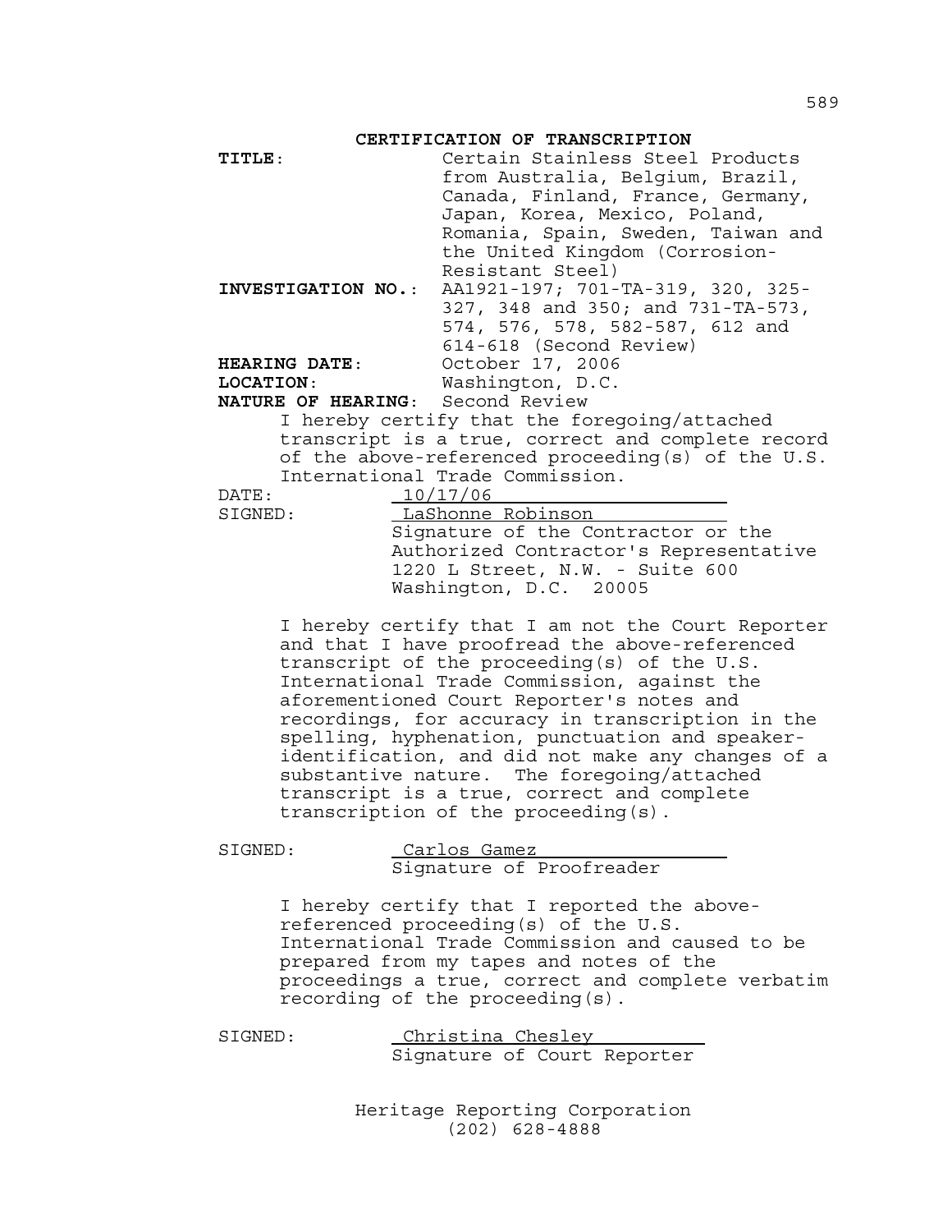## CERTIFICATION OF TRANSCRIPTION

**TITLE**: Certain Stainless Steel Products from Australia, Belgium, Brazil, Canada, Finland, France, Germany, Japan, Korea, Mexico, Poland, Romania, Spain, Sweden, Taiwan and the United Kingdom (Corrosion-Resistant Steel)

**INVESTIGATION NO.**: AA1921-197; 701-TA-319, 320, 325-327, 348 and 350; and 731-TA-573, 574, 576, 578, 582-587, 612 and 614-618 (Second Review)

**HEARING DATE**: October 17, 2006

**LOCATION**: Washington, D.C.

**NATURE OF HEARING**: Second Review

I hereby certify that the foregoing/attached transcript is a true, correct and complete record of the above-referenced proceeding(s) of the U.S. International Trade Commission.

DATE: 10/17/06

SIGNED: LaShonne Robinson
Signature of the Contractor or the Authorized Contractor's Representative
1220 L Street, N.W. - Suite 600
Washington, D.C. 20005

I hereby certify that I am not the Court Reporter and that I have proofread the above-referenced transcript of the proceeding(s) of the U.S. International Trade Commission, against the aforementioned Court Reporter's notes and recordings, for accuracy in transcription in the spelling, hyphenation, punctuation and speaker-identification, and did not make any changes of a substantive nature. The foregoing/attached transcript is a true, correct and complete transcription of the proceeding(s).

SIGNED: Carlos Gamez
Signature of Proofreader

I hereby certify that I reported the above-referenced proceeding(s) of the U.S. International Trade Commission and caused to be prepared from my tapes and notes of the proceedings a true, correct and complete verbatim recording of the proceeding(s).

SIGNED: Christina Chesley
Signature of Court Reporter